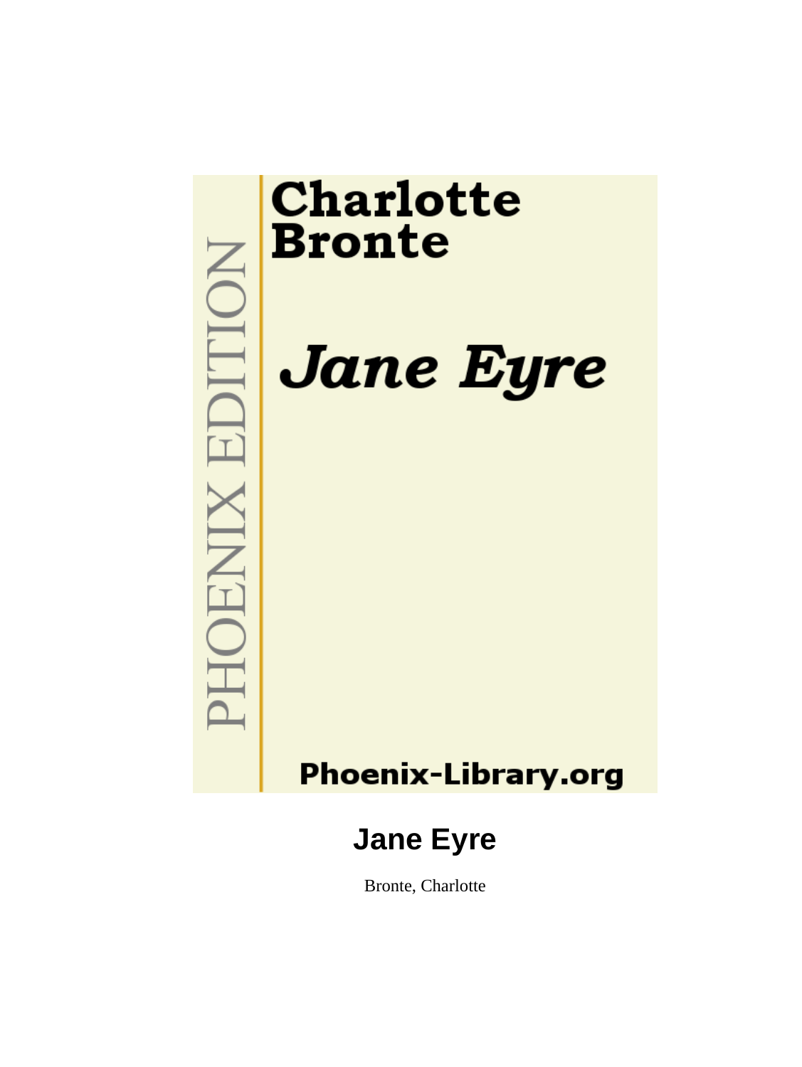Charlotte Bronte

*Jane Eyre*

PHOENIX EDITION

Phoenix-Library.org

# Jane Eyre

Bronte, Charlotte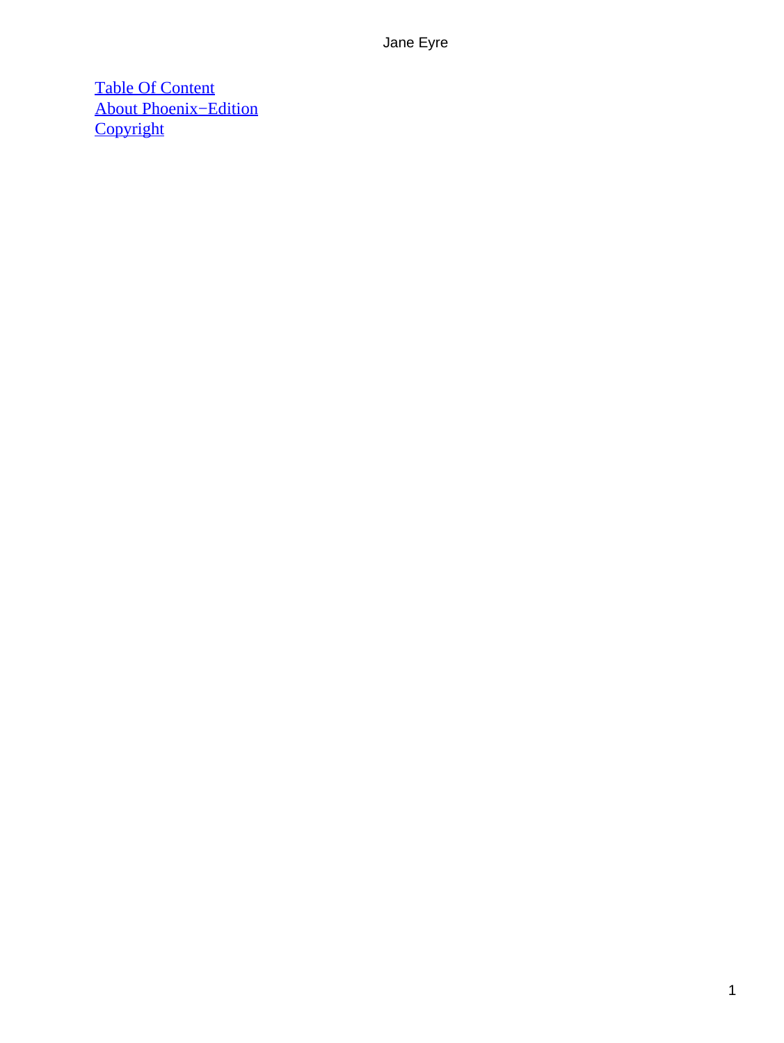Table Of Content
About Phoenix−Edition
Copyright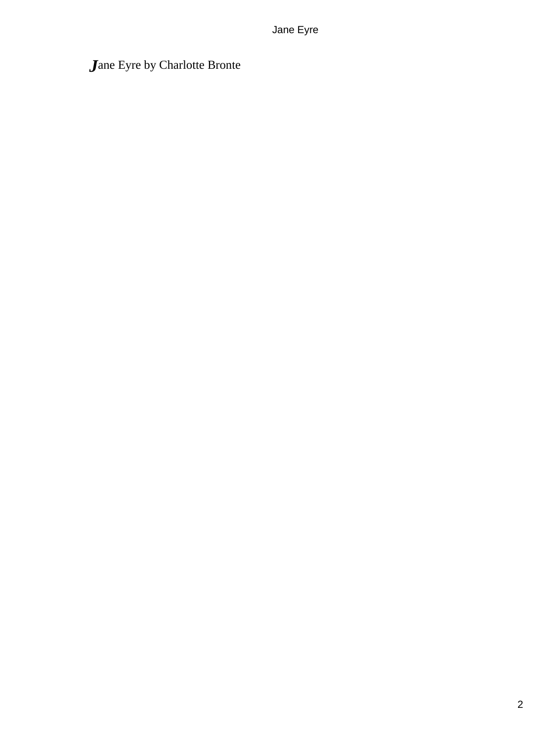Jane Eyre by Charlotte Bronte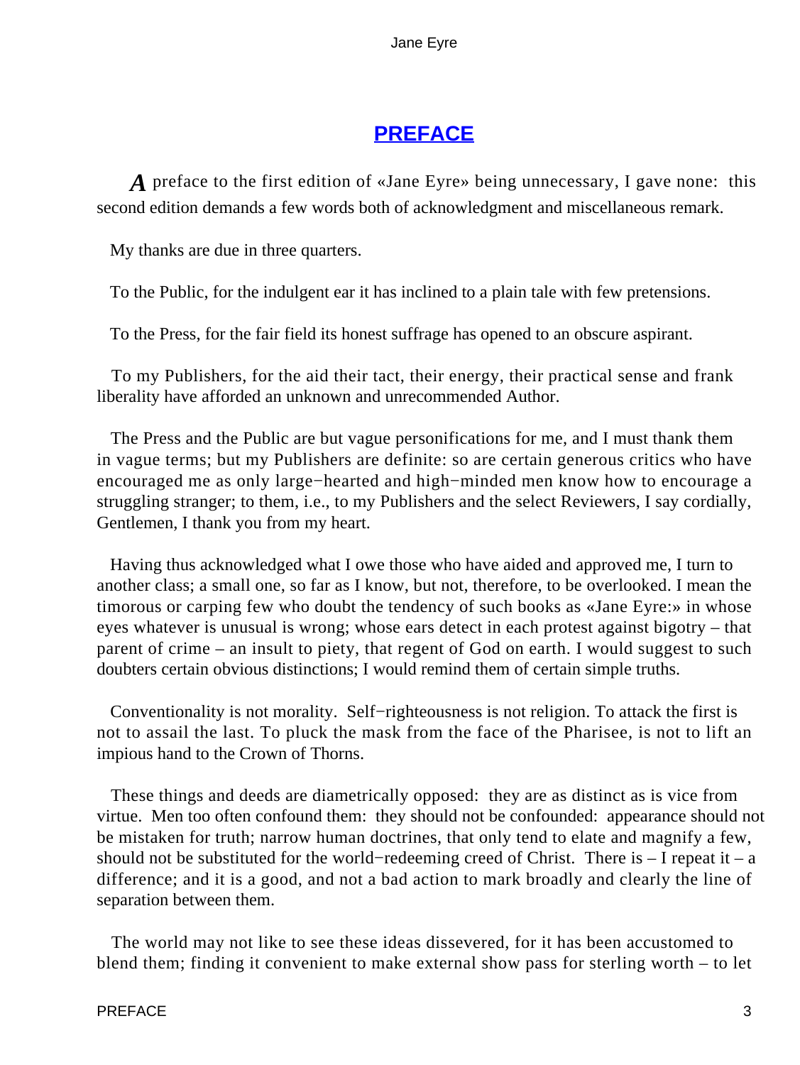# PREFACE

*A* preface to the first edition of «Jane Eyre» being unnecessary, I gave none: this second edition demands a few words both of acknowledgment and miscellaneous remark.

My thanks are due in three quarters.

To the Public, for the indulgent ear it has inclined to a plain tale with few pretensions.

To the Press, for the fair field its honest suffrage has opened to an obscure aspirant.

To my Publishers, for the aid their tact, their energy, their practical sense and frank liberality have afforded an unknown and unrecommended Author.

The Press and the Public are but vague personifications for me, and I must thank them in vague terms; but my Publishers are definite: so are certain generous critics who have encouraged me as only large−hearted and high−minded men know how to encourage a struggling stranger; to them, i.e., to my Publishers and the select Reviewers, I say cordially, Gentlemen, I thank you from my heart.

Having thus acknowledged what I owe those who have aided and approved me, I turn to another class; a small one, so far as I know, but not, therefore, to be overlooked. I mean the timorous or carping few who doubt the tendency of such books as «Jane Eyre:» in whose eyes whatever is unusual is wrong; whose ears detect in each protest against bigotry – that parent of crime – an insult to piety, that regent of God on earth. I would suggest to such doubters certain obvious distinctions; I would remind them of certain simple truths.

Conventionality is not morality. Self−righteousness is not religion. To attack the first is not to assail the last. To pluck the mask from the face of the Pharisee, is not to lift an impious hand to the Crown of Thorns.

These things and deeds are diametrically opposed: they are as distinct as is vice from virtue. Men too often confound them: they should not be confounded: appearance should not be mistaken for truth; narrow human doctrines, that only tend to elate and magnify a few, should not be substituted for the world−redeeming creed of Christ. There is – I repeat it – a difference; and it is a good, and not a bad action to mark broadly and clearly the line of separation between them.

The world may not like to see these ideas dissevered, for it has been accustomed to blend them; finding it convenient to make external show pass for sterling worth – to let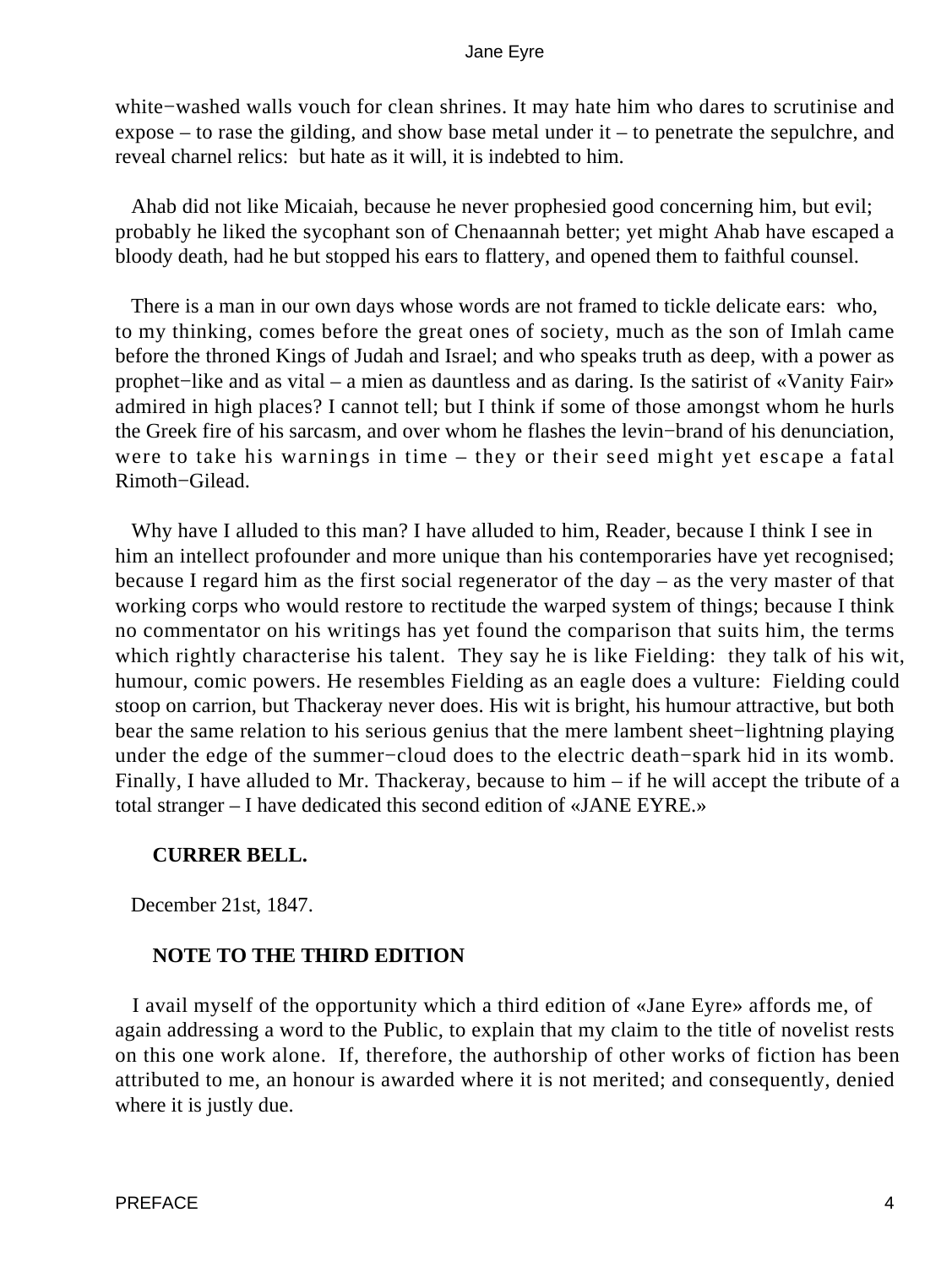white−washed walls vouch for clean shrines. It may hate him who dares to scrutinise and expose – to rase the gilding, and show base metal under it – to penetrate the sepulchre, and reveal charnel relics: but hate as it will, it is indebted to him.

Ahab did not like Micaiah, because he never prophesied good concerning him, but evil; probably he liked the sycophant son of Chenaannah better; yet might Ahab have escaped a bloody death, had he but stopped his ears to flattery, and opened them to faithful counsel.

There is a man in our own days whose words are not framed to tickle delicate ears: who, to my thinking, comes before the great ones of society, much as the son of Imlah came before the throned Kings of Judah and Israel; and who speaks truth as deep, with a power as prophet−like and as vital – a mien as dauntless and as daring. Is the satirist of «Vanity Fair» admired in high places? I cannot tell; but I think if some of those amongst whom he hurls the Greek fire of his sarcasm, and over whom he flashes the levin−brand of his denunciation, were to take his warnings in time – they or their seed might yet escape a fatal Rimoth−Gilead.

Why have I alluded to this man? I have alluded to him, Reader, because I think I see in him an intellect profounder and more unique than his contemporaries have yet recognised; because I regard him as the first social regenerator of the day – as the very master of that working corps who would restore to rectitude the warped system of things; because I think no commentator on his writings has yet found the comparison that suits him, the terms which rightly characterise his talent. They say he is like Fielding: they talk of his wit, humour, comic powers. He resembles Fielding as an eagle does a vulture: Fielding could stoop on carrion, but Thackeray never does. His wit is bright, his humour attractive, but both bear the same relation to his serious genius that the mere lambent sheet−lightning playing under the edge of the summer−cloud does to the electric death−spark hid in its womb. Finally, I have alluded to Mr. Thackeray, because to him – if he will accept the tribute of a total stranger – I have dedicated this second edition of «JANE EYRE.»

**CURRER BELL.**

December 21st, 1847.

## NOTE TO THE THIRD EDITION

I avail myself of the opportunity which a third edition of «Jane Eyre» affords me, of again addressing a word to the Public, to explain that my claim to the title of novelist rests on this one work alone. If, therefore, the authorship of other works of fiction has been attributed to me, an honour is awarded where it is not merited; and consequently, denied where it is justly due.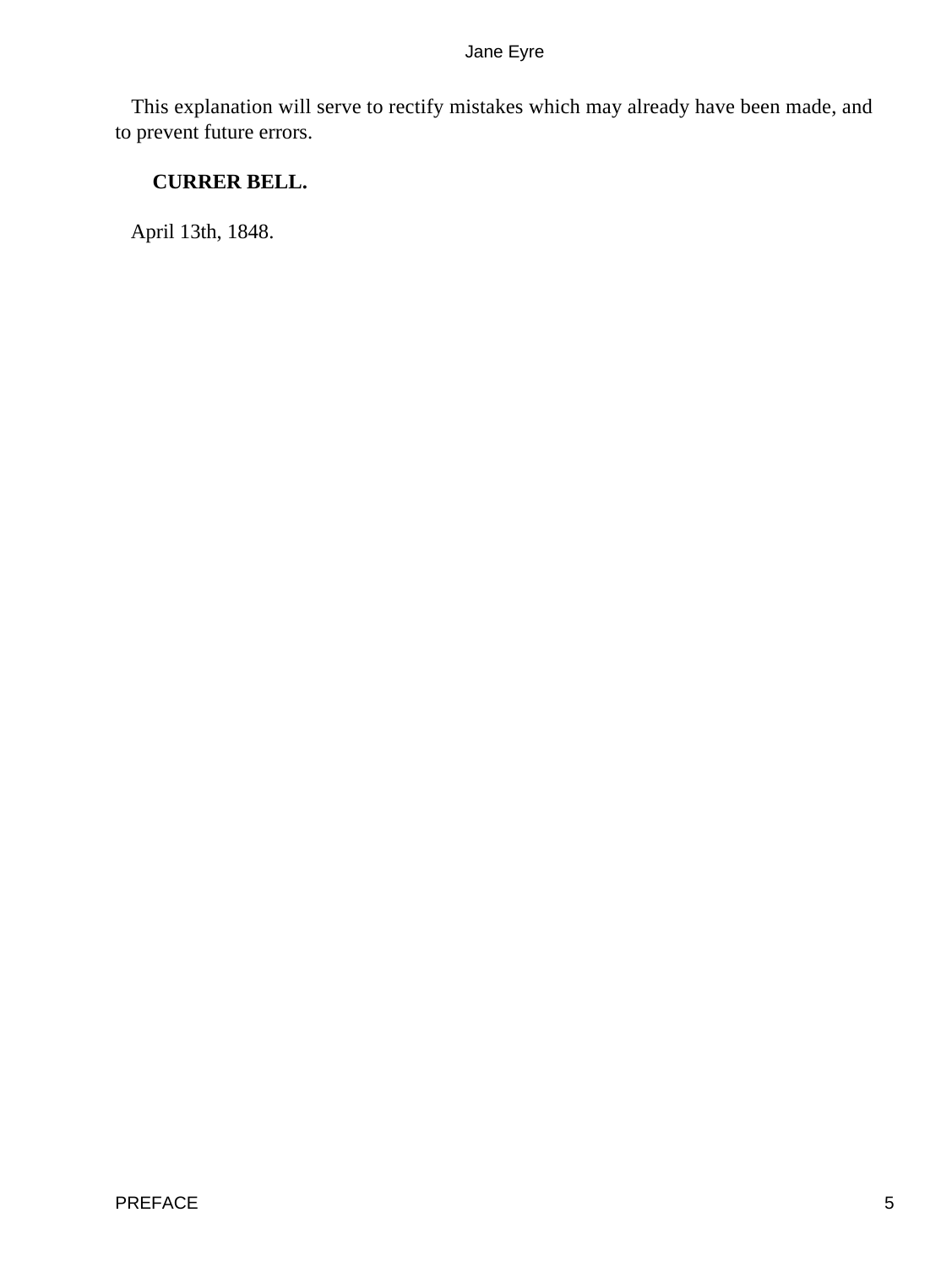This explanation will serve to rectify mistakes which may already have been made, and to prevent future errors.

**CURRER BELL.**

April 13th, 1848.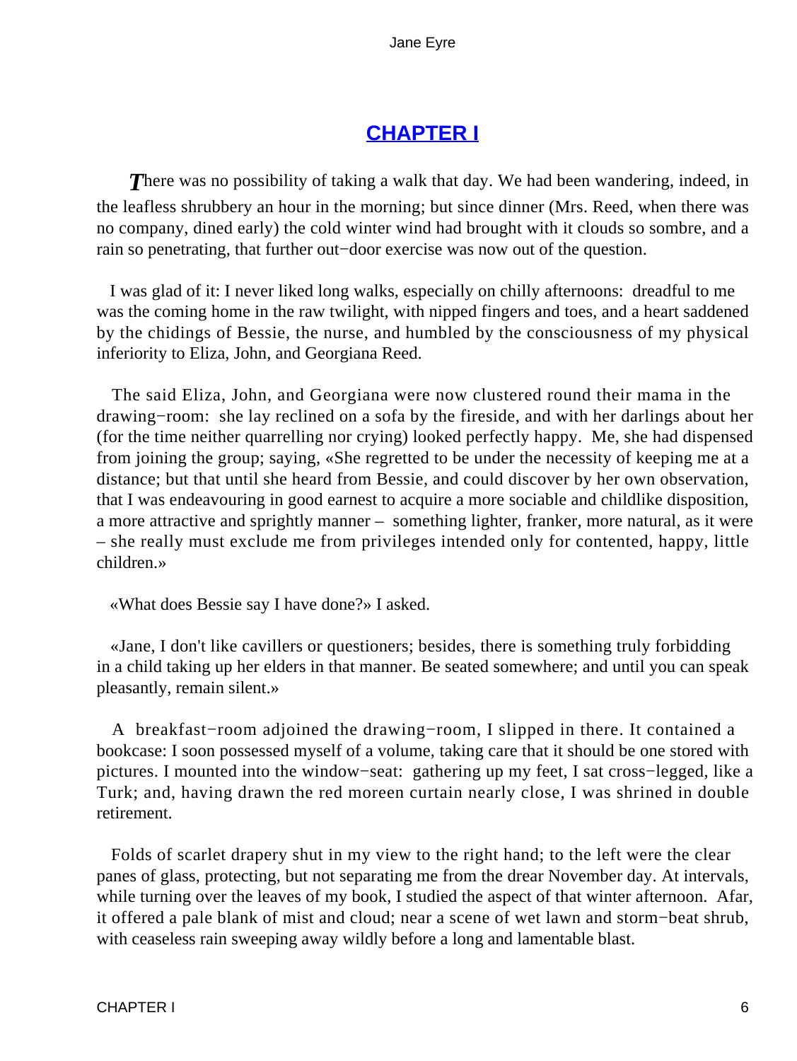# [CHAPTER I]

*T*here was no possibility of taking a walk that day. We had been wandering, indeed, in the leafless shrubbery an hour in the morning; but since dinner (Mrs. Reed, when there was no company, dined early) the cold winter wind had brought with it clouds so sombre, and a rain so penetrating, that further out−door exercise was now out of the question.

I was glad of it: I never liked long walks, especially on chilly afternoons: dreadful to me was the coming home in the raw twilight, with nipped fingers and toes, and a heart saddened by the chidings of Bessie, the nurse, and humbled by the consciousness of my physical inferiority to Eliza, John, and Georgiana Reed.

The said Eliza, John, and Georgiana were now clustered round their mama in the drawing−room: she lay reclined on a sofa by the fireside, and with her darlings about her (for the time neither quarrelling nor crying) looked perfectly happy. Me, she had dispensed from joining the group; saying, «She regretted to be under the necessity of keeping me at a distance; but that until she heard from Bessie, and could discover by her own observation, that I was endeavouring in good earnest to acquire a more sociable and childlike disposition, a more attractive and sprightly manner – something lighter, franker, more natural, as it were – she really must exclude me from privileges intended only for contented, happy, little children.»

«What does Bessie say I have done?» I asked.

«Jane, I don't like cavillers or questioners; besides, there is something truly forbidding in a child taking up her elders in that manner. Be seated somewhere; and until you can speak pleasantly, remain silent.»

A breakfast−room adjoined the drawing−room, I slipped in there. It contained a bookcase: I soon possessed myself of a volume, taking care that it should be one stored with pictures. I mounted into the window−seat: gathering up my feet, I sat cross−legged, like a Turk; and, having drawn the red moreen curtain nearly close, I was shrined in double retirement.

Folds of scarlet drapery shut in my view to the right hand; to the left were the clear panes of glass, protecting, but not separating me from the drear November day. At intervals, while turning over the leaves of my book, I studied the aspect of that winter afternoon. Afar, it offered a pale blank of mist and cloud; near a scene of wet lawn and storm−beat shrub, with ceaseless rain sweeping away wildly before a long and lamentable blast.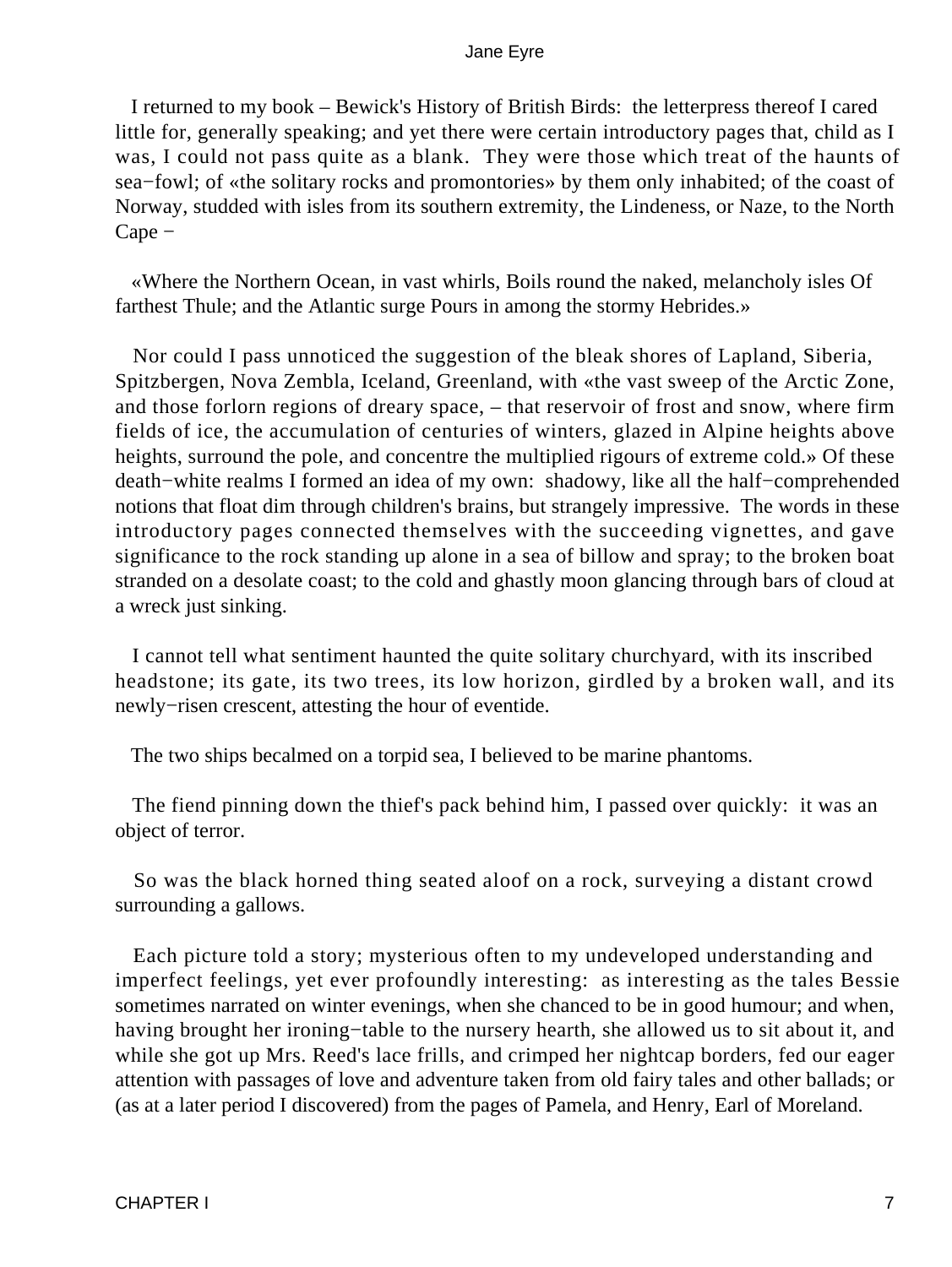I returned to my book – Bewick's History of British Birds: the letterpress thereof I cared little for, generally speaking; and yet there were certain introductory pages that, child as I was, I could not pass quite as a blank. They were those which treat of the haunts of sea−fowl; of «the solitary rocks and promontories» by them only inhabited; of the coast of Norway, studded with isles from its southern extremity, the Lindeness, or Naze, to the North Cape −

«Where the Northern Ocean, in vast whirls, Boils round the naked, melancholy isles Of farthest Thule; and the Atlantic surge Pours in among the stormy Hebrides.»

Nor could I pass unnoticed the suggestion of the bleak shores of Lapland, Siberia, Spitzbergen, Nova Zembla, Iceland, Greenland, with «the vast sweep of the Arctic Zone, and those forlorn regions of dreary space, – that reservoir of frost and snow, where firm fields of ice, the accumulation of centuries of winters, glazed in Alpine heights above heights, surround the pole, and concentre the multiplied rigours of extreme cold.» Of these death−white realms I formed an idea of my own: shadowy, like all the half−comprehended notions that float dim through children's brains, but strangely impressive. The words in these introductory pages connected themselves with the succeeding vignettes, and gave significance to the rock standing up alone in a sea of billow and spray; to the broken boat stranded on a desolate coast; to the cold and ghastly moon glancing through bars of cloud at a wreck just sinking.

I cannot tell what sentiment haunted the quite solitary churchyard, with its inscribed headstone; its gate, its two trees, its low horizon, girdled by a broken wall, and its newly−risen crescent, attesting the hour of eventide.

The two ships becalmed on a torpid sea, I believed to be marine phantoms.

The fiend pinning down the thief's pack behind him, I passed over quickly: it was an object of terror.

So was the black horned thing seated aloof on a rock, surveying a distant crowd surrounding a gallows.

Each picture told a story; mysterious often to my undeveloped understanding and imperfect feelings, yet ever profoundly interesting: as interesting as the tales Bessie sometimes narrated on winter evenings, when she chanced to be in good humour; and when, having brought her ironing−table to the nursery hearth, she allowed us to sit about it, and while she got up Mrs. Reed's lace frills, and crimped her nightcap borders, fed our eager attention with passages of love and adventure taken from old fairy tales and other ballads; or (as at a later period I discovered) from the pages of Pamela, and Henry, Earl of Moreland.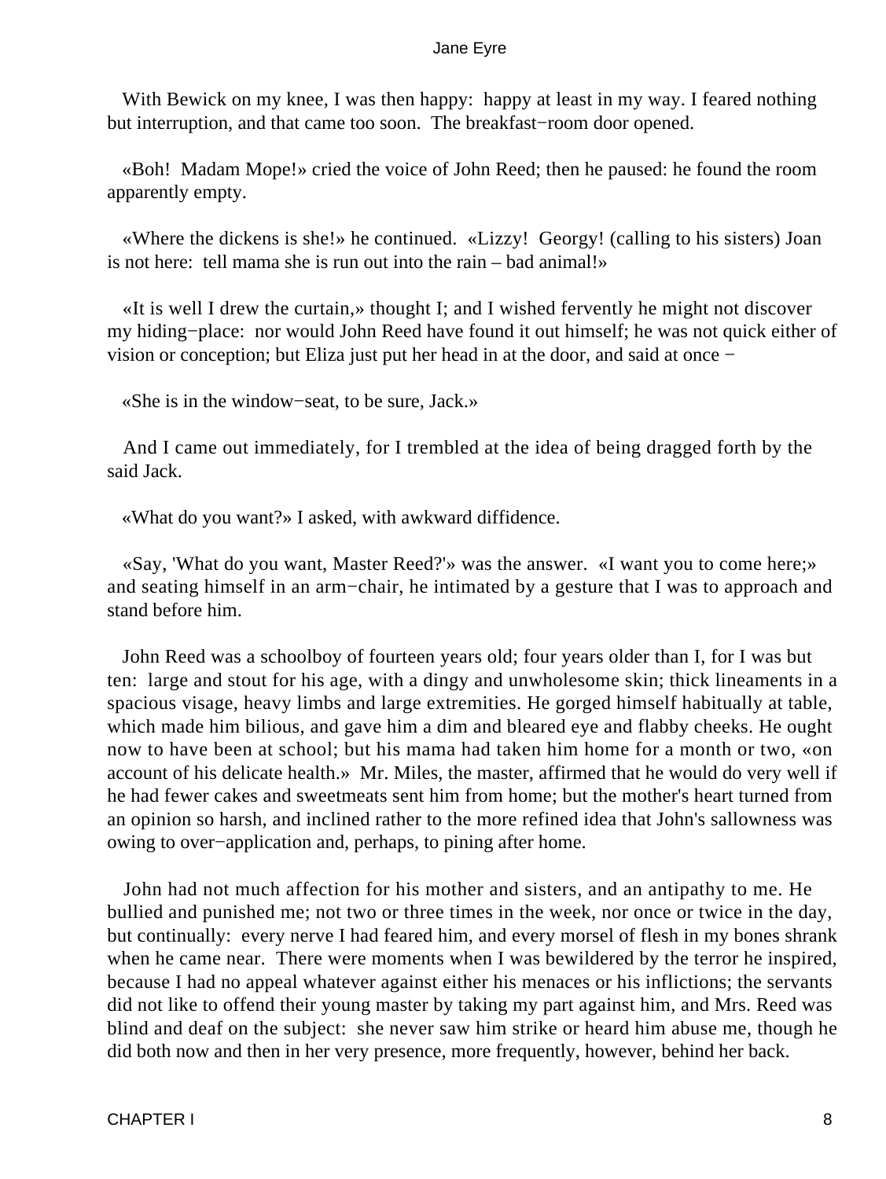With Bewick on my knee, I was then happy: happy at least in my way. I feared nothing but interruption, and that came too soon. The breakfast−room door opened.

«Boh! Madam Mope!» cried the voice of John Reed; then he paused: he found the room apparently empty.

«Where the dickens is she!» he continued. «Lizzy! Georgy! (calling to his sisters) Joan is not here: tell mama she is run out into the rain – bad animal!»

«It is well I drew the curtain,» thought I; and I wished fervently he might not discover my hiding−place: nor would John Reed have found it out himself; he was not quick either of vision or conception; but Eliza just put her head in at the door, and said at once −

«She is in the window−seat, to be sure, Jack.»

And I came out immediately, for I trembled at the idea of being dragged forth by the said Jack.

«What do you want?» I asked, with awkward diffidence.

«Say, 'What do you want, Master Reed?'» was the answer. «I want you to come here;» and seating himself in an arm−chair, he intimated by a gesture that I was to approach and stand before him.

John Reed was a schoolboy of fourteen years old; four years older than I, for I was but ten: large and stout for his age, with a dingy and unwholesome skin; thick lineaments in a spacious visage, heavy limbs and large extremities. He gorged himself habitually at table, which made him bilious, and gave him a dim and bleared eye and flabby cheeks. He ought now to have been at school; but his mama had taken him home for a month or two, «on account of his delicate health.» Mr. Miles, the master, affirmed that he would do very well if he had fewer cakes and sweetmeats sent him from home; but the mother's heart turned from an opinion so harsh, and inclined rather to the more refined idea that John's sallowness was owing to over−application and, perhaps, to pining after home.

John had not much affection for his mother and sisters, and an antipathy to me. He bullied and punished me; not two or three times in the week, nor once or twice in the day, but continually: every nerve I had feared him, and every morsel of flesh in my bones shrank when he came near. There were moments when I was bewildered by the terror he inspired, because I had no appeal whatever against either his menaces or his inflictions; the servants did not like to offend their young master by taking my part against him, and Mrs. Reed was blind and deaf on the subject: she never saw him strike or heard him abuse me, though he did both now and then in her very presence, more frequently, however, behind her back.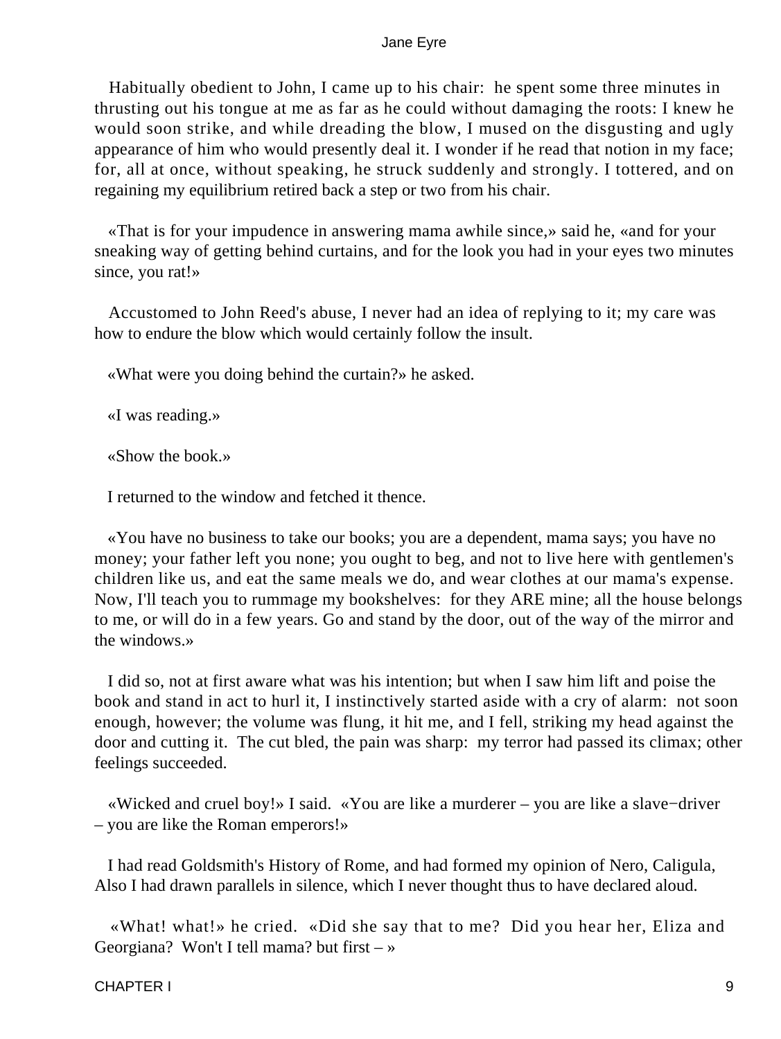Habitually obedient to John, I came up to his chair: he spent some three minutes in thrusting out his tongue at me as far as he could without damaging the roots: I knew he would soon strike, and while dreading the blow, I mused on the disgusting and ugly appearance of him who would presently deal it. I wonder if he read that notion in my face; for, all at once, without speaking, he struck suddenly and strongly. I tottered, and on regaining my equilibrium retired back a step or two from his chair.

«That is for your impudence in answering mama awhile since,» said he, «and for your sneaking way of getting behind curtains, and for the look you had in your eyes two minutes since, you rat!»

Accustomed to John Reed's abuse, I never had an idea of replying to it; my care was how to endure the blow which would certainly follow the insult.

«What were you doing behind the curtain?» he asked.

«I was reading.»

«Show the book.»

I returned to the window and fetched it thence.

«You have no business to take our books; you are a dependent, mama says; you have no money; your father left you none; you ought to beg, and not to live here with gentlemen's children like us, and eat the same meals we do, and wear clothes at our mama's expense. Now, I'll teach you to rummage my bookshelves: for they ARE mine; all the house belongs to me, or will do in a few years. Go and stand by the door, out of the way of the mirror and the windows.»

I did so, not at first aware what was his intention; but when I saw him lift and poise the book and stand in act to hurl it, I instinctively started aside with a cry of alarm: not soon enough, however; the volume was flung, it hit me, and I fell, striking my head against the door and cutting it. The cut bled, the pain was sharp: my terror had passed its climax; other feelings succeeded.

«Wicked and cruel boy!» I said. «You are like a murderer – you are like a slave−driver – you are like the Roman emperors!»

I had read Goldsmith's History of Rome, and had formed my opinion of Nero, Caligula, Also I had drawn parallels in silence, which I never thought thus to have declared aloud.

«What! what!» he cried. «Did she say that to me? Did you hear her, Eliza and Georgiana? Won't I tell mama? but first – »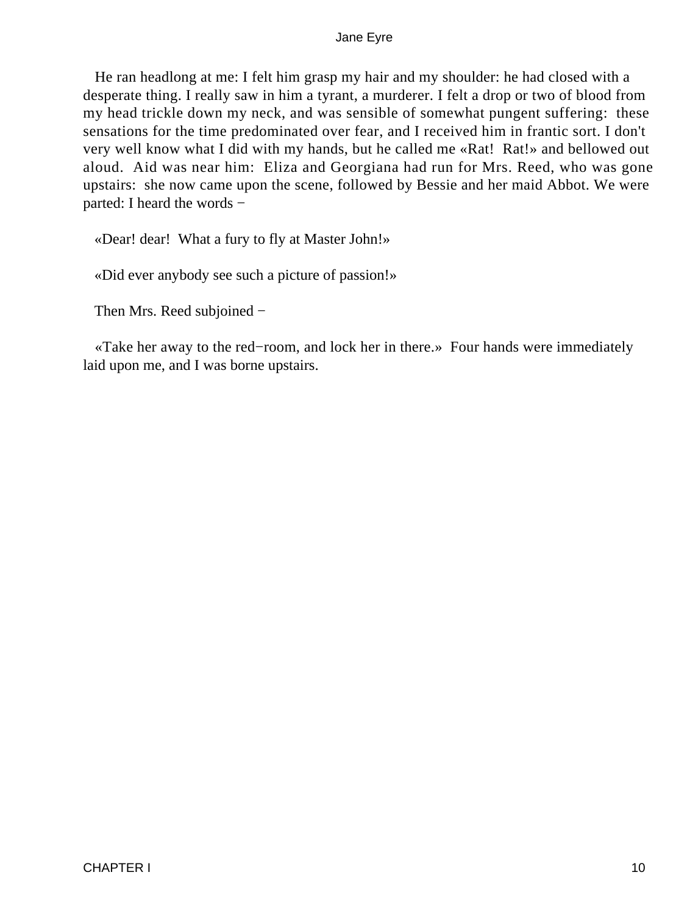He ran headlong at me: I felt him grasp my hair and my shoulder: he had closed with a desperate thing. I really saw in him a tyrant, a murderer. I felt a drop or two of blood from my head trickle down my neck, and was sensible of somewhat pungent suffering: these sensations for the time predominated over fear, and I received him in frantic sort. I don't very well know what I did with my hands, but he called me «Rat! Rat!» and bellowed out aloud. Aid was near him: Eliza and Georgiana had run for Mrs. Reed, who was gone upstairs: she now came upon the scene, followed by Bessie and her maid Abbot. We were parted: I heard the words −

«Dear! dear! What a fury to fly at Master John!»

«Did ever anybody see such a picture of passion!»

Then Mrs. Reed subjoined −

«Take her away to the red−room, and lock her in there.» Four hands were immediately laid upon me, and I was borne upstairs.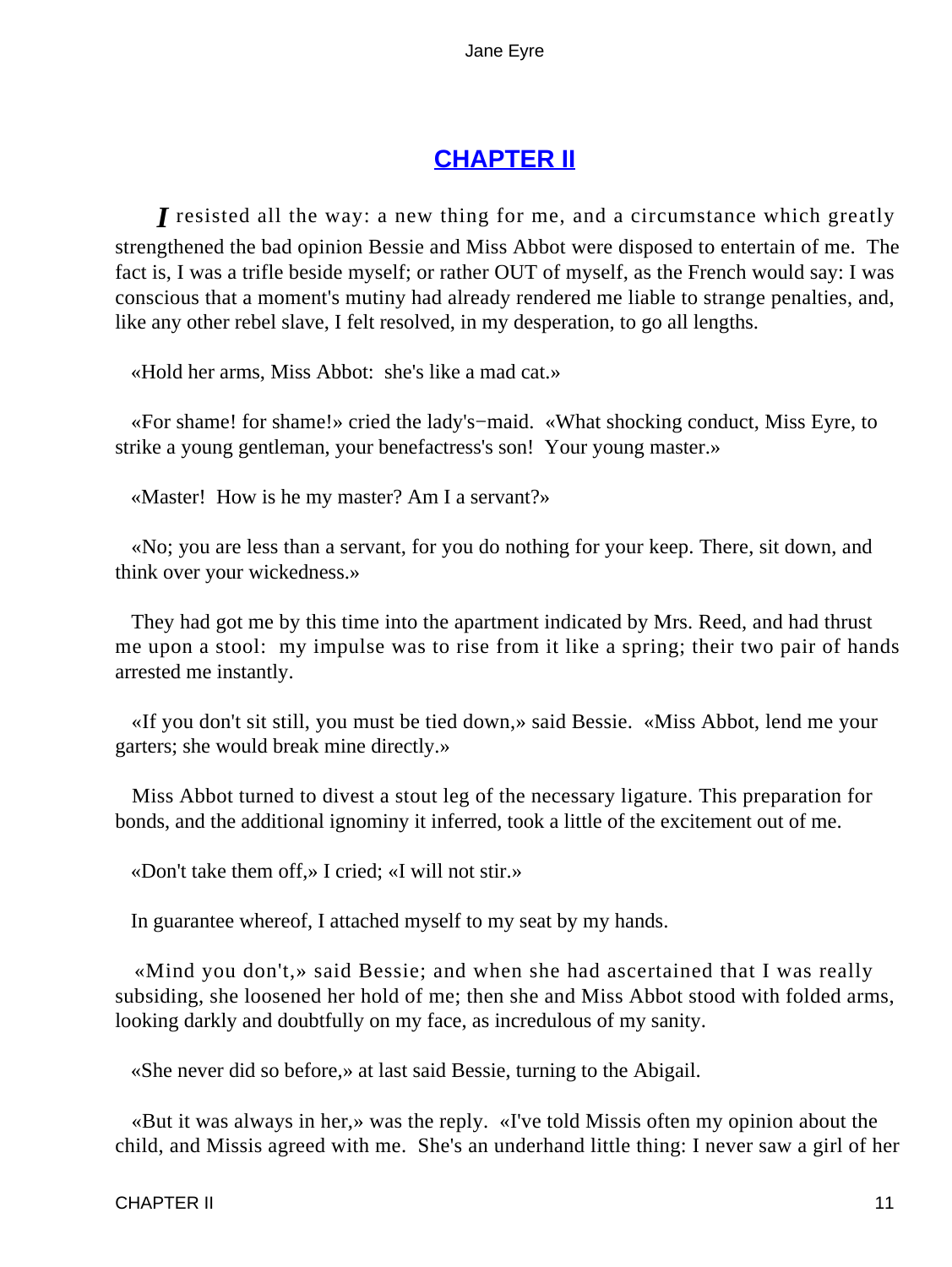## CHAPTER II

I resisted all the way: a new thing for me, and a circumstance which greatly strengthened the bad opinion Bessie and Miss Abbot were disposed to entertain of me. The fact is, I was a trifle beside myself; or rather OUT of myself, as the French would say: I was conscious that a moment's mutiny had already rendered me liable to strange penalties, and, like any other rebel slave, I felt resolved, in my desperation, to go all lengths.

«Hold her arms, Miss Abbot: she's like a mad cat.»

«For shame! for shame!» cried the lady's−maid. «What shocking conduct, Miss Eyre, to strike a young gentleman, your benefactress's son! Your young master.»

«Master! How is he my master? Am I a servant?»

«No; you are less than a servant, for you do nothing for your keep. There, sit down, and think over your wickedness.»

They had got me by this time into the apartment indicated by Mrs. Reed, and had thrust me upon a stool: my impulse was to rise from it like a spring; their two pair of hands arrested me instantly.

«If you don't sit still, you must be tied down,» said Bessie. «Miss Abbot, lend me your garters; she would break mine directly.»

Miss Abbot turned to divest a stout leg of the necessary ligature. This preparation for bonds, and the additional ignominy it inferred, took a little of the excitement out of me.

«Don't take them off,» I cried; «I will not stir.»

In guarantee whereof, I attached myself to my seat by my hands.

«Mind you don't,» said Bessie; and when she had ascertained that I was really subsiding, she loosened her hold of me; then she and Miss Abbot stood with folded arms, looking darkly and doubtfully on my face, as incredulous of my sanity.

«She never did so before,» at last said Bessie, turning to the Abigail.

«But it was always in her,» was the reply. «I've told Missis often my opinion about the child, and Missis agreed with me. She's an underhand little thing: I never saw a girl of her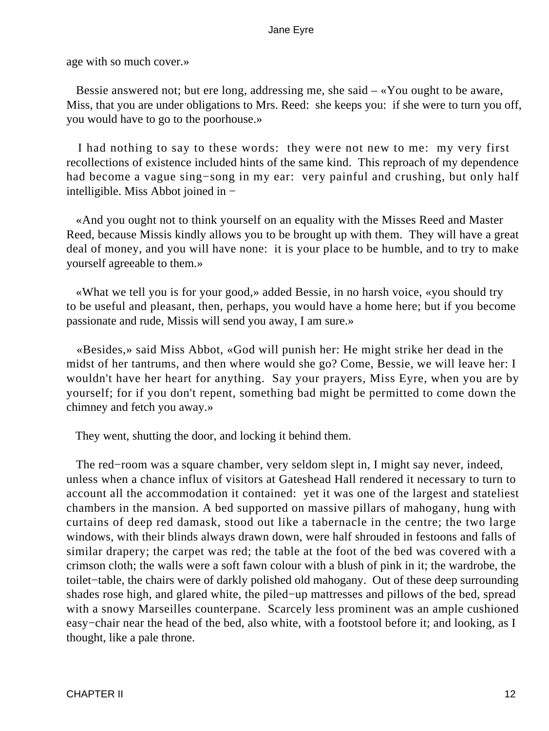age with so much cover.»

Bessie answered not; but ere long, addressing me, she said – «You ought to be aware, Miss, that you are under obligations to Mrs. Reed: she keeps you: if she were to turn you off, you would have to go to the poorhouse.»

I had nothing to say to these words: they were not new to me: my very first recollections of existence included hints of the same kind. This reproach of my dependence had become a vague sing−song in my ear: very painful and crushing, but only half intelligible. Miss Abbot joined in −

«And you ought not to think yourself on an equality with the Misses Reed and Master Reed, because Missis kindly allows you to be brought up with them. They will have a great deal of money, and you will have none: it is your place to be humble, and to try to make yourself agreeable to them.»

«What we tell you is for your good,» added Bessie, in no harsh voice, «you should try to be useful and pleasant, then, perhaps, you would have a home here; but if you become passionate and rude, Missis will send you away, I am sure.»

«Besides,» said Miss Abbot, «God will punish her: He might strike her dead in the midst of her tantrums, and then where would she go? Come, Bessie, we will leave her: I wouldn't have her heart for anything. Say your prayers, Miss Eyre, when you are by yourself; for if you don't repent, something bad might be permitted to come down the chimney and fetch you away.»

They went, shutting the door, and locking it behind them.

The red−room was a square chamber, very seldom slept in, I might say never, indeed, unless when a chance influx of visitors at Gateshead Hall rendered it necessary to turn to account all the accommodation it contained: yet it was one of the largest and stateliest chambers in the mansion. A bed supported on massive pillars of mahogany, hung with curtains of deep red damask, stood out like a tabernacle in the centre; the two large windows, with their blinds always drawn down, were half shrouded in festoons and falls of similar drapery; the carpet was red; the table at the foot of the bed was covered with a crimson cloth; the walls were a soft fawn colour with a blush of pink in it; the wardrobe, the toilet−table, the chairs were of darkly polished old mahogany. Out of these deep surrounding shades rose high, and glared white, the piled−up mattresses and pillows of the bed, spread with a snowy Marseilles counterpane. Scarcely less prominent was an ample cushioned easy−chair near the head of the bed, also white, with a footstool before it; and looking, as I thought, like a pale throne.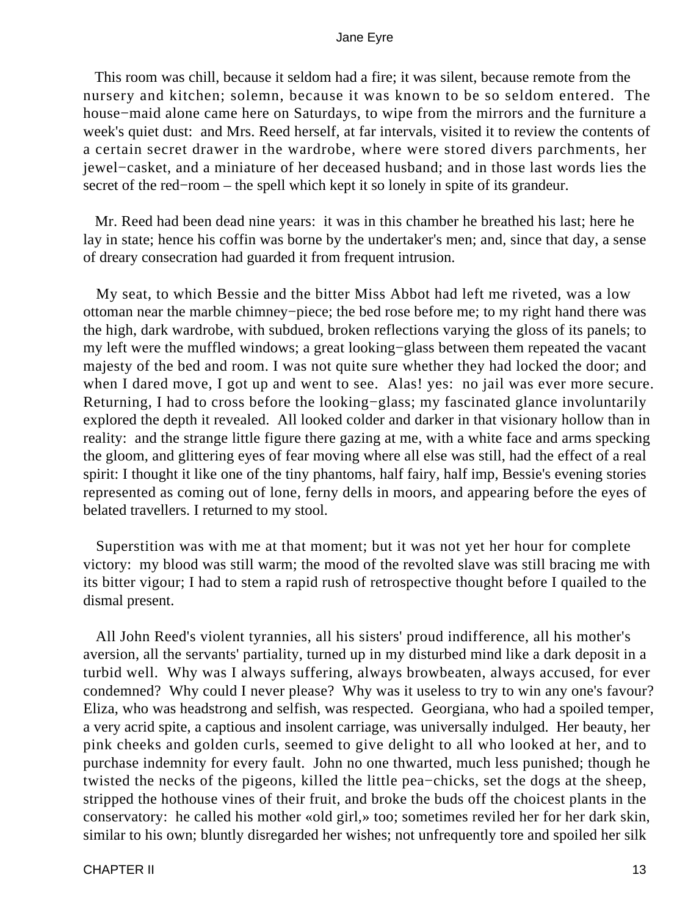This room was chill, because it seldom had a fire; it was silent, because remote from the nursery and kitchen; solemn, because it was known to be so seldom entered. The house−maid alone came here on Saturdays, to wipe from the mirrors and the furniture a week's quiet dust: and Mrs. Reed herself, at far intervals, visited it to review the contents of a certain secret drawer in the wardrobe, where were stored divers parchments, her jewel−casket, and a miniature of her deceased husband; and in those last words lies the secret of the red−room – the spell which kept it so lonely in spite of its grandeur.

Mr. Reed had been dead nine years: it was in this chamber he breathed his last; here he lay in state; hence his coffin was borne by the undertaker's men; and, since that day, a sense of dreary consecration had guarded it from frequent intrusion.

My seat, to which Bessie and the bitter Miss Abbot had left me riveted, was a low ottoman near the marble chimney−piece; the bed rose before me; to my right hand there was the high, dark wardrobe, with subdued, broken reflections varying the gloss of its panels; to my left were the muffled windows; a great looking−glass between them repeated the vacant majesty of the bed and room. I was not quite sure whether they had locked the door; and when I dared move, I got up and went to see. Alas! yes: no jail was ever more secure. Returning, I had to cross before the looking−glass; my fascinated glance involuntarily explored the depth it revealed. All looked colder and darker in that visionary hollow than in reality: and the strange little figure there gazing at me, with a white face and arms specking the gloom, and glittering eyes of fear moving where all else was still, had the effect of a real spirit: I thought it like one of the tiny phantoms, half fairy, half imp, Bessie's evening stories represented as coming out of lone, ferny dells in moors, and appearing before the eyes of belated travellers. I returned to my stool.

Superstition was with me at that moment; but it was not yet her hour for complete victory: my blood was still warm; the mood of the revolted slave was still bracing me with its bitter vigour; I had to stem a rapid rush of retrospective thought before I quailed to the dismal present.

All John Reed's violent tyrannies, all his sisters' proud indifference, all his mother's aversion, all the servants' partiality, turned up in my disturbed mind like a dark deposit in a turbid well. Why was I always suffering, always browbeaten, always accused, for ever condemned? Why could I never please? Why was it useless to try to win any one's favour? Eliza, who was headstrong and selfish, was respected. Georgiana, who had a spoiled temper, a very acrid spite, a captious and insolent carriage, was universally indulged. Her beauty, her pink cheeks and golden curls, seemed to give delight to all who looked at her, and to purchase indemnity for every fault. John no one thwarted, much less punished; though he twisted the necks of the pigeons, killed the little pea−chicks, set the dogs at the sheep, stripped the hothouse vines of their fruit, and broke the buds off the choicest plants in the conservatory: he called his mother «old girl,» too; sometimes reviled her for her dark skin, similar to his own; bluntly disregarded her wishes; not unfrequently tore and spoiled her silk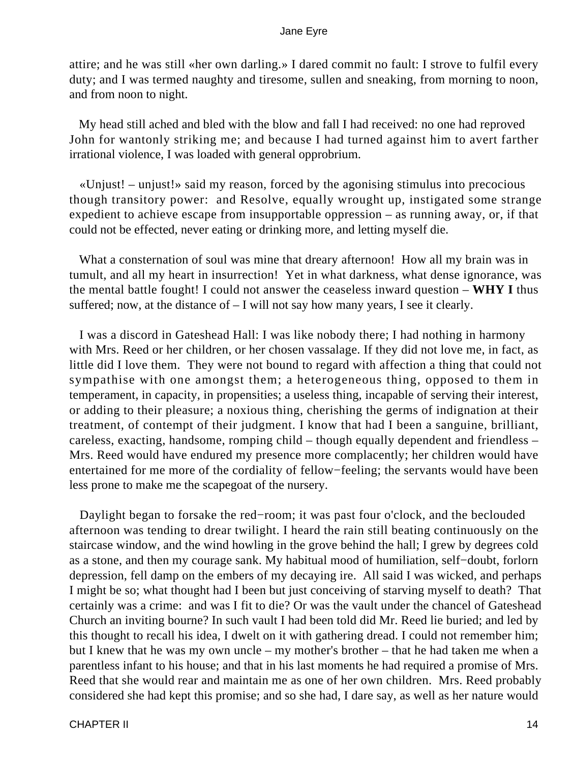attire; and he was still «her own darling.» I dared commit no fault: I strove to fulfil every duty; and I was termed naughty and tiresome, sullen and sneaking, from morning to noon, and from noon to night.

My head still ached and bled with the blow and fall I had received: no one had reproved John for wantonly striking me; and because I had turned against him to avert farther irrational violence, I was loaded with general opprobrium.

«Unjust! – unjust!» said my reason, forced by the agonising stimulus into precocious though transitory power: and Resolve, equally wrought up, instigated some strange expedient to achieve escape from insupportable oppression – as running away, or, if that could not be effected, never eating or drinking more, and letting myself die.

What a consternation of soul was mine that dreary afternoon! How all my brain was in tumult, and all my heart in insurrection! Yet in what darkness, what dense ignorance, was the mental battle fought! I could not answer the ceaseless inward question – **WHY I** thus suffered; now, at the distance of – I will not say how many years, I see it clearly.

I was a discord in Gateshead Hall: I was like nobody there; I had nothing in harmony with Mrs. Reed or her children, or her chosen vassalage. If they did not love me, in fact, as little did I love them. They were not bound to regard with affection a thing that could not sympathise with one amongst them; a heterogeneous thing, opposed to them in temperament, in capacity, in propensities; a useless thing, incapable of serving their interest, or adding to their pleasure; a noxious thing, cherishing the germs of indignation at their treatment, of contempt of their judgment. I know that had I been a sanguine, brilliant, careless, exacting, handsome, romping child – though equally dependent and friendless – Mrs. Reed would have endured my presence more complacently; her children would have entertained for me more of the cordiality of fellow−feeling; the servants would have been less prone to make me the scapegoat of the nursery.

Daylight began to forsake the red−room; it was past four o'clock, and the beclouded afternoon was tending to drear twilight. I heard the rain still beating continuously on the staircase window, and the wind howling in the grove behind the hall; I grew by degrees cold as a stone, and then my courage sank. My habitual mood of humiliation, self−doubt, forlorn depression, fell damp on the embers of my decaying ire. All said I was wicked, and perhaps I might be so; what thought had I been but just conceiving of starving myself to death? That certainly was a crime: and was I fit to die? Or was the vault under the chancel of Gateshead Church an inviting bourne? In such vault I had been told did Mr. Reed lie buried; and led by this thought to recall his idea, I dwelt on it with gathering dread. I could not remember him; but I knew that he was my own uncle – my mother's brother – that he had taken me when a parentless infant to his house; and that in his last moments he had required a promise of Mrs. Reed that she would rear and maintain me as one of her own children. Mrs. Reed probably considered she had kept this promise; and so she had, I dare say, as well as her nature would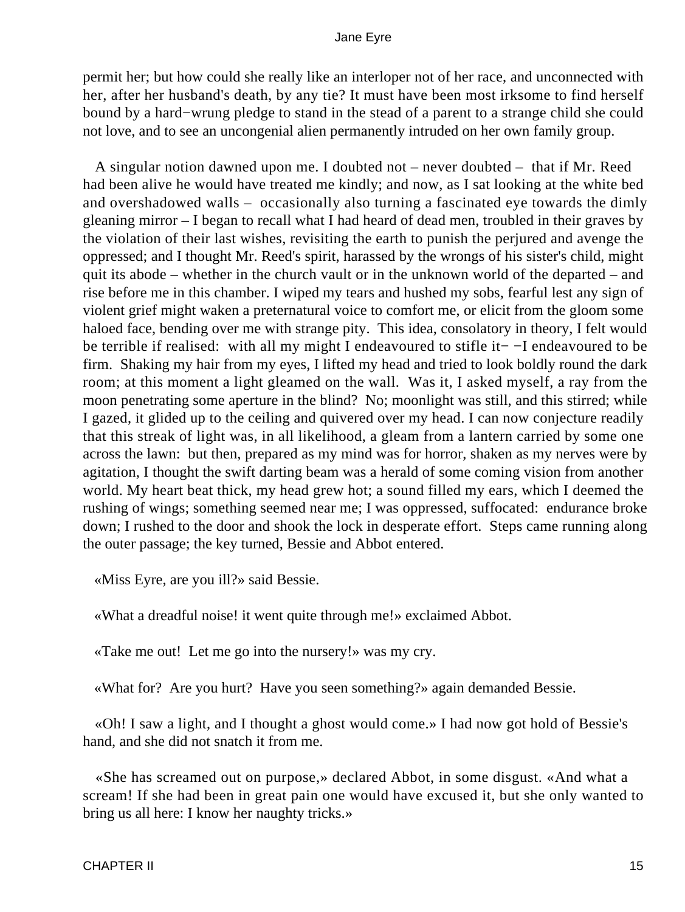permit her; but how could she really like an interloper not of her race, and unconnected with her, after her husband's death, by any tie? It must have been most irksome to find herself bound by a hard−wrung pledge to stand in the stead of a parent to a strange child she could not love, and to see an uncongenial alien permanently intruded on her own family group.

A singular notion dawned upon me. I doubted not – never doubted – that if Mr. Reed had been alive he would have treated me kindly; and now, as I sat looking at the white bed and overshadowed walls – occasionally also turning a fascinated eye towards the dimly gleaning mirror – I began to recall what I had heard of dead men, troubled in their graves by the violation of their last wishes, revisiting the earth to punish the perjured and avenge the oppressed; and I thought Mr. Reed's spirit, harassed by the wrongs of his sister's child, might quit its abode – whether in the church vault or in the unknown world of the departed – and rise before me in this chamber. I wiped my tears and hushed my sobs, fearful lest any sign of violent grief might waken a preternatural voice to comfort me, or elicit from the gloom some haloed face, bending over me with strange pity. This idea, consolatory in theory, I felt would be terrible if realised: with all my might I endeavoured to stifle it− −I endeavoured to be firm. Shaking my hair from my eyes, I lifted my head and tried to look boldly round the dark room; at this moment a light gleamed on the wall. Was it, I asked myself, a ray from the moon penetrating some aperture in the blind? No; moonlight was still, and this stirred; while I gazed, it glided up to the ceiling and quivered over my head. I can now conjecture readily that this streak of light was, in all likelihood, a gleam from a lantern carried by some one across the lawn: but then, prepared as my mind was for horror, shaken as my nerves were by agitation, I thought the swift darting beam was a herald of some coming vision from another world. My heart beat thick, my head grew hot; a sound filled my ears, which I deemed the rushing of wings; something seemed near me; I was oppressed, suffocated: endurance broke down; I rushed to the door and shook the lock in desperate effort. Steps came running along the outer passage; the key turned, Bessie and Abbot entered.

«Miss Eyre, are you ill?» said Bessie.

«What a dreadful noise! it went quite through me!» exclaimed Abbot.

«Take me out! Let me go into the nursery!» was my cry.

«What for? Are you hurt? Have you seen something?» again demanded Bessie.

«Oh! I saw a light, and I thought a ghost would come.» I had now got hold of Bessie's hand, and she did not snatch it from me.

«She has screamed out on purpose,» declared Abbot, in some disgust. «And what a scream! If she had been in great pain one would have excused it, but she only wanted to bring us all here: I know her naughty tricks.»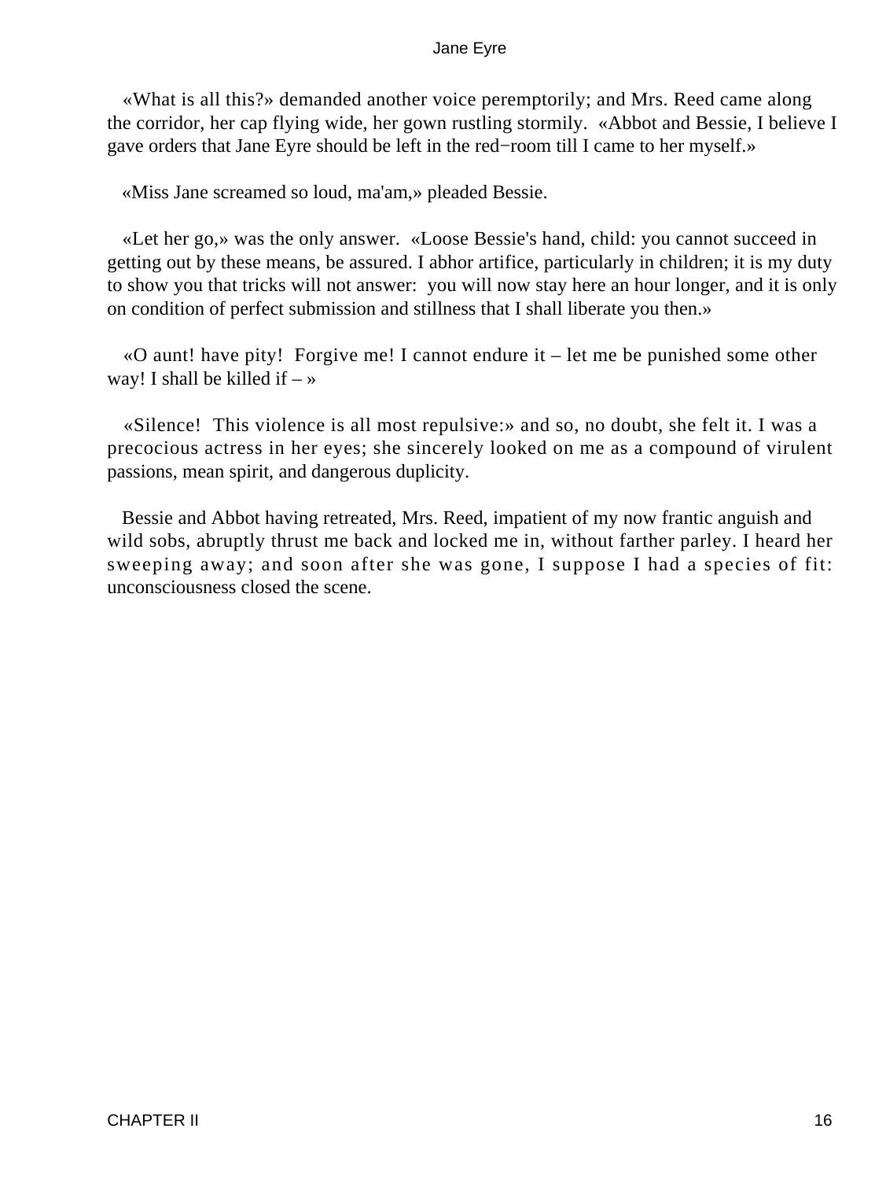«What is all this?» demanded another voice peremptorily; and Mrs. Reed came along the corridor, her cap flying wide, her gown rustling stormily. «Abbot and Bessie, I believe I gave orders that Jane Eyre should be left in the red−room till I came to her myself.»

«Miss Jane screamed so loud, ma'am,» pleaded Bessie.

«Let her go,» was the only answer. «Loose Bessie's hand, child: you cannot succeed in getting out by these means, be assured. I abhor artifice, particularly in children; it is my duty to show you that tricks will not answer: you will now stay here an hour longer, and it is only on condition of perfect submission and stillness that I shall liberate you then.»

«O aunt! have pity! Forgive me! I cannot endure it – let me be punished some other way! I shall be killed if – »

«Silence! This violence is all most repulsive:» and so, no doubt, she felt it. I was a precocious actress in her eyes; she sincerely looked on me as a compound of virulent passions, mean spirit, and dangerous duplicity.

Bessie and Abbot having retreated, Mrs. Reed, impatient of my now frantic anguish and wild sobs, abruptly thrust me back and locked me in, without farther parley. I heard her sweeping away; and soon after she was gone, I suppose I had a species of fit: unconsciousness closed the scene.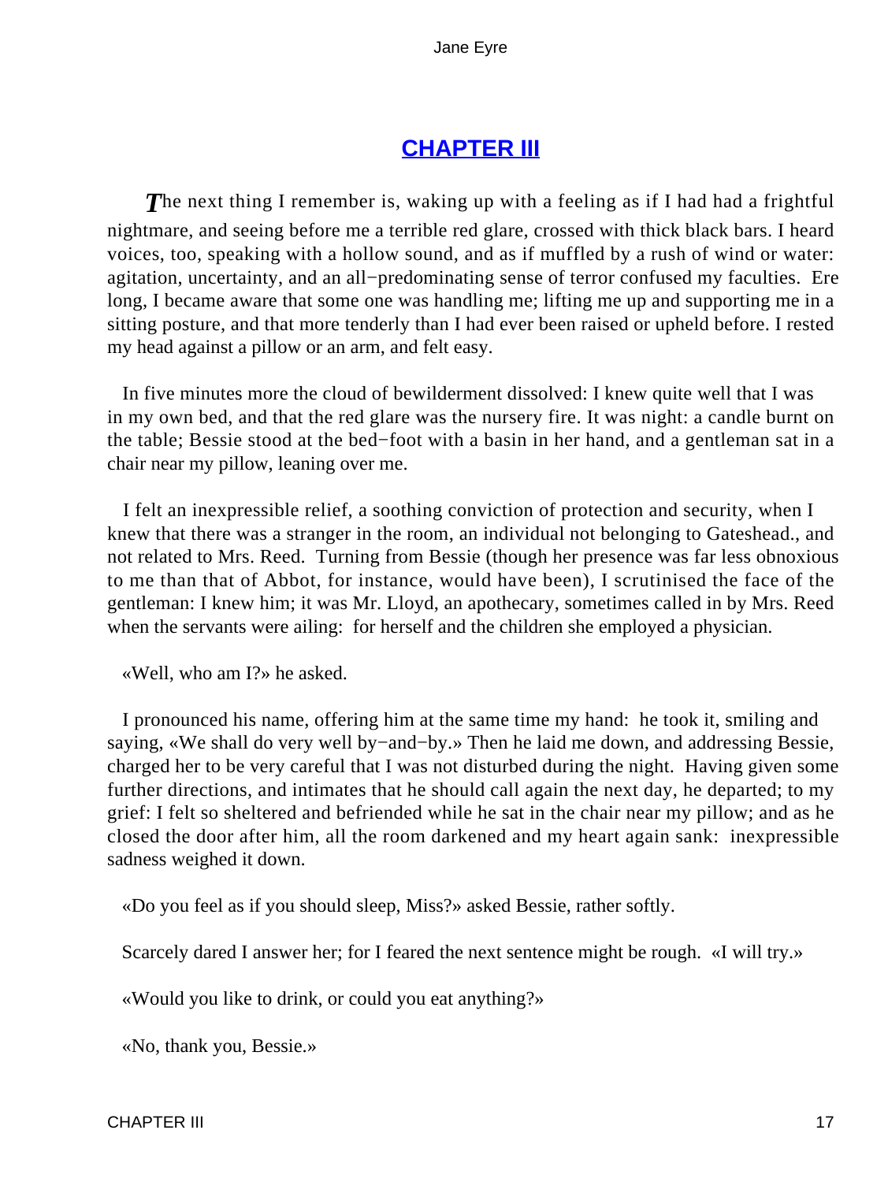# CHAPTER III

*T*he next thing I remember is, waking up with a feeling as if I had had a frightful nightmare, and seeing before me a terrible red glare, crossed with thick black bars. I heard voices, too, speaking with a hollow sound, and as if muffled by a rush of wind or water: agitation, uncertainty, and an all−predominating sense of terror confused my faculties. Ere long, I became aware that some one was handling me; lifting me up and supporting me in a sitting posture, and that more tenderly than I had ever been raised or upheld before. I rested my head against a pillow or an arm, and felt easy.

In five minutes more the cloud of bewilderment dissolved: I knew quite well that I was in my own bed, and that the red glare was the nursery fire. It was night: a candle burnt on the table; Bessie stood at the bed−foot with a basin in her hand, and a gentleman sat in a chair near my pillow, leaning over me.

I felt an inexpressible relief, a soothing conviction of protection and security, when I knew that there was a stranger in the room, an individual not belonging to Gateshead., and not related to Mrs. Reed. Turning from Bessie (though her presence was far less obnoxious to me than that of Abbot, for instance, would have been), I scrutinised the face of the gentleman: I knew him; it was Mr. Lloyd, an apothecary, sometimes called in by Mrs. Reed when the servants were ailing: for herself and the children she employed a physician.

«Well, who am I?» he asked.

I pronounced his name, offering him at the same time my hand: he took it, smiling and saying, «We shall do very well by−and−by.» Then he laid me down, and addressing Bessie, charged her to be very careful that I was not disturbed during the night. Having given some further directions, and intimates that he should call again the next day, he departed; to my grief: I felt so sheltered and befriended while he sat in the chair near my pillow; and as he closed the door after him, all the room darkened and my heart again sank: inexpressible sadness weighed it down.

«Do you feel as if you should sleep, Miss?» asked Bessie, rather softly.

Scarcely dared I answer her; for I feared the next sentence might be rough. «I will try.»

«Would you like to drink, or could you eat anything?»

«No, thank you, Bessie.»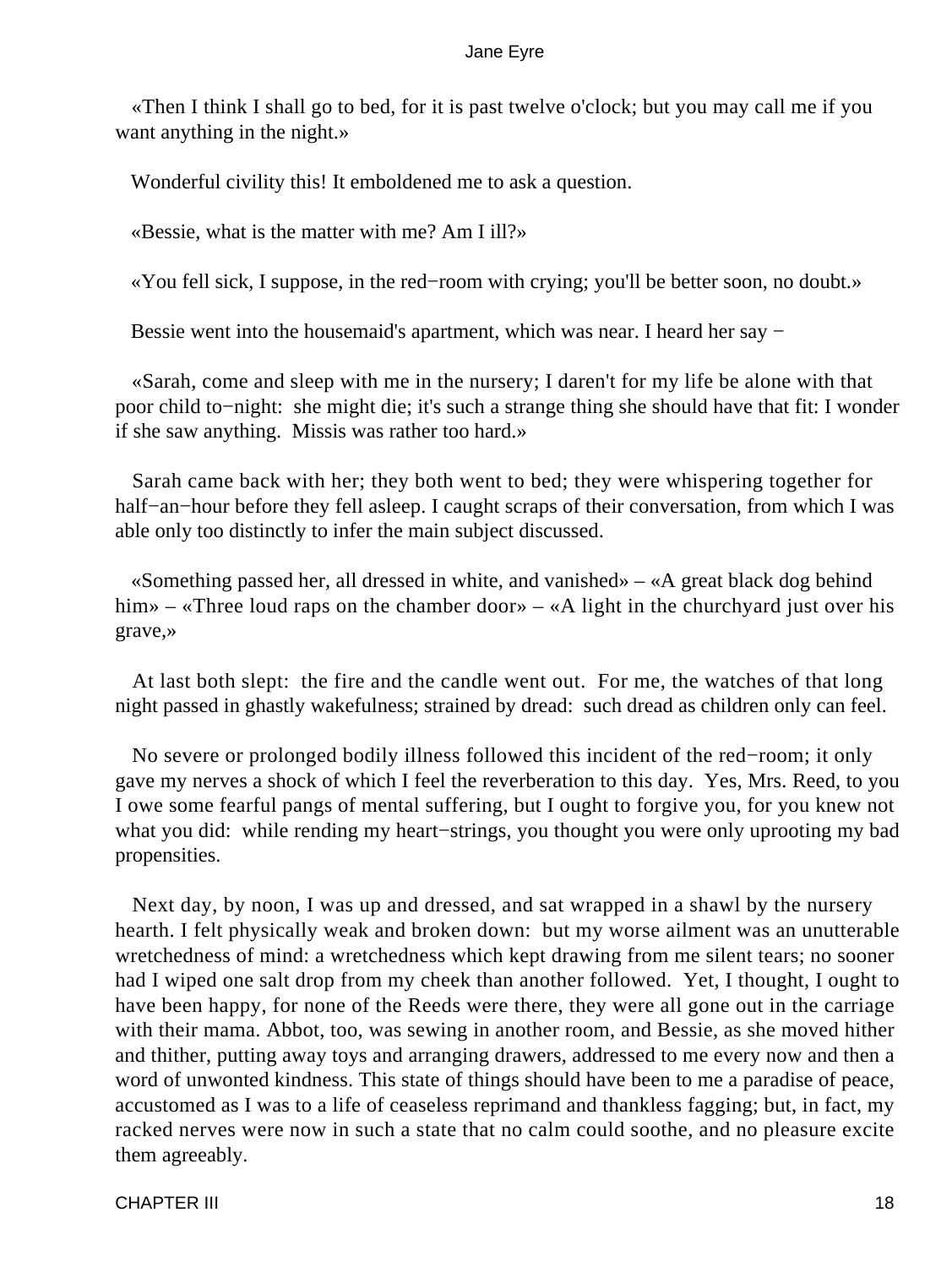«Then I think I shall go to bed, for it is past twelve o'clock; but you may call me if you want anything in the night.»

Wonderful civility this! It emboldened me to ask a question.

«Bessie, what is the matter with me? Am I ill?»

«You fell sick, I suppose, in the red−room with crying; you'll be better soon, no doubt.»

Bessie went into the housemaid's apartment, which was near. I heard her say −

«Sarah, come and sleep with me in the nursery; I daren't for my life be alone with that poor child to−night: she might die; it's such a strange thing she should have that fit: I wonder if she saw anything. Missis was rather too hard.»

Sarah came back with her; they both went to bed; they were whispering together for half−an−hour before they fell asleep. I caught scraps of their conversation, from which I was able only too distinctly to infer the main subject discussed.

«Something passed her, all dressed in white, and vanished» – «A great black dog behind him» – «Three loud raps on the chamber door» – «A light in the churchyard just over his grave,»

At last both slept: the fire and the candle went out. For me, the watches of that long night passed in ghastly wakefulness; strained by dread: such dread as children only can feel.

No severe or prolonged bodily illness followed this incident of the red−room; it only gave my nerves a shock of which I feel the reverberation to this day. Yes, Mrs. Reed, to you I owe some fearful pangs of mental suffering, but I ought to forgive you, for you knew not what you did: while rending my heart−strings, you thought you were only uprooting my bad propensities.

Next day, by noon, I was up and dressed, and sat wrapped in a shawl by the nursery hearth. I felt physically weak and broken down: but my worse ailment was an unutterable wretchedness of mind: a wretchedness which kept drawing from me silent tears; no sooner had I wiped one salt drop from my cheek than another followed. Yet, I thought, I ought to have been happy, for none of the Reeds were there, they were all gone out in the carriage with their mama. Abbot, too, was sewing in another room, and Bessie, as she moved hither and thither, putting away toys and arranging drawers, addressed to me every now and then a word of unwonted kindness. This state of things should have been to me a paradise of peace, accustomed as I was to a life of ceaseless reprimand and thankless fagging; but, in fact, my racked nerves were now in such a state that no calm could soothe, and no pleasure excite them agreeably.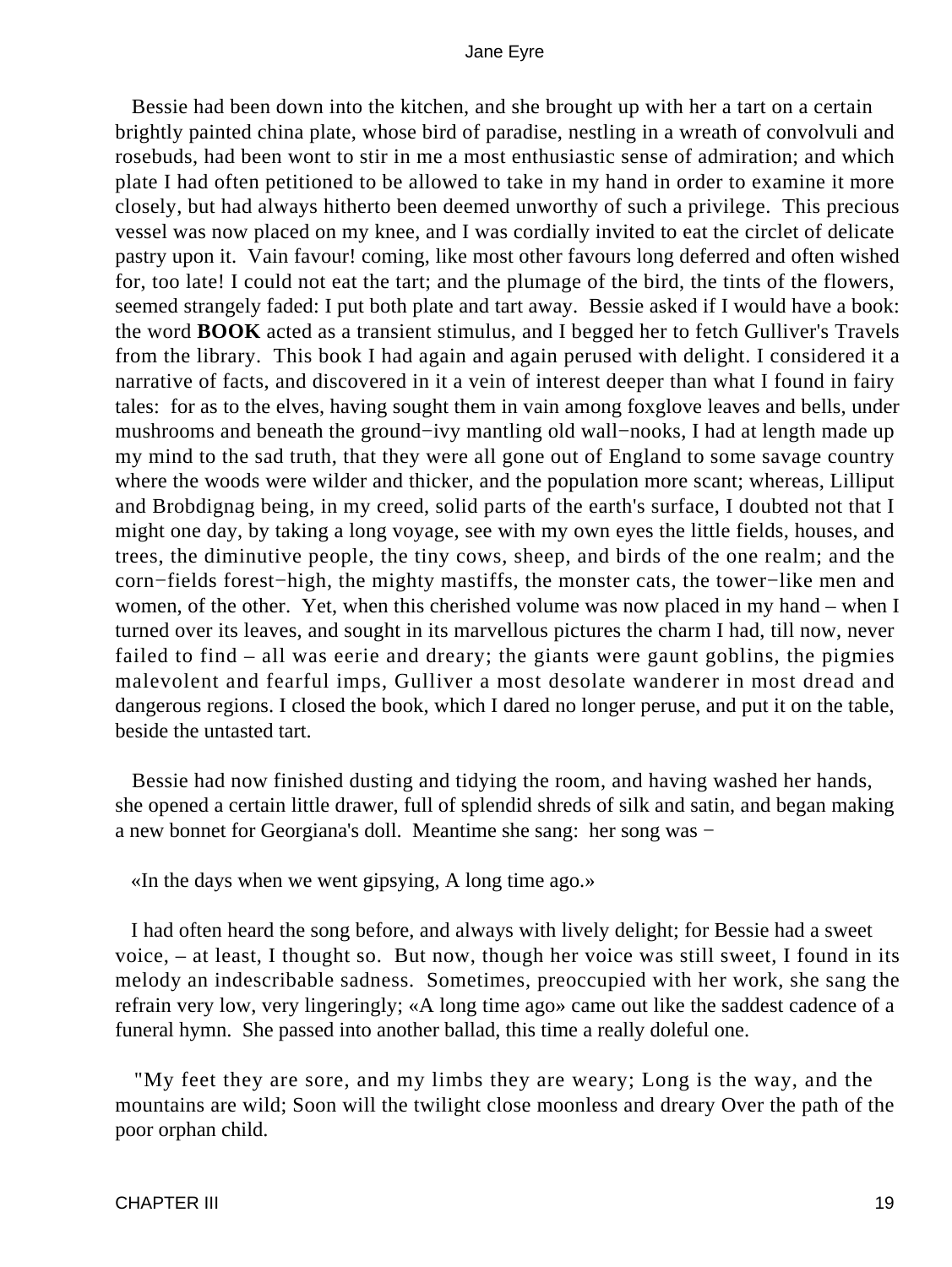Bessie had been down into the kitchen, and she brought up with her a tart on a certain brightly painted china plate, whose bird of paradise, nestling in a wreath of convolvuli and rosebuds, had been wont to stir in me a most enthusiastic sense of admiration; and which plate I had often petitioned to be allowed to take in my hand in order to examine it more closely, but had always hitherto been deemed unworthy of such a privilege. This precious vessel was now placed on my knee, and I was cordially invited to eat the circlet of delicate pastry upon it. Vain favour! coming, like most other favours long deferred and often wished for, too late! I could not eat the tart; and the plumage of the bird, the tints of the flowers, seemed strangely faded: I put both plate and tart away. Bessie asked if I would have a book: the word **BOOK** acted as a transient stimulus, and I begged her to fetch Gulliver's Travels from the library. This book I had again and again perused with delight. I considered it a narrative of facts, and discovered in it a vein of interest deeper than what I found in fairy tales: for as to the elves, having sought them in vain among foxglove leaves and bells, under mushrooms and beneath the ground−ivy mantling old wall−nooks, I had at length made up my mind to the sad truth, that they were all gone out of England to some savage country where the woods were wilder and thicker, and the population more scant; whereas, Lilliput and Brobdignag being, in my creed, solid parts of the earth's surface, I doubted not that I might one day, by taking a long voyage, see with my own eyes the little fields, houses, and trees, the diminutive people, the tiny cows, sheep, and birds of the one realm; and the corn−fields forest−high, the mighty mastiffs, the monster cats, the tower−like men and women, of the other. Yet, when this cherished volume was now placed in my hand – when I turned over its leaves, and sought in its marvellous pictures the charm I had, till now, never failed to find – all was eerie and dreary; the giants were gaunt goblins, the pigmies malevolent and fearful imps, Gulliver a most desolate wanderer in most dread and dangerous regions. I closed the book, which I dared no longer peruse, and put it on the table, beside the untasted tart.

Bessie had now finished dusting and tidying the room, and having washed her hands, she opened a certain little drawer, full of splendid shreds of silk and satin, and began making a new bonnet for Georgiana's doll. Meantime she sang: her song was −

«In the days when we went gipsying, A long time ago.»

I had often heard the song before, and always with lively delight; for Bessie had a sweet voice, – at least, I thought so. But now, though her voice was still sweet, I found in its melody an indescribable sadness. Sometimes, preoccupied with her work, she sang the refrain very low, very lingeringly; «A long time ago» came out like the saddest cadence of a funeral hymn. She passed into another ballad, this time a really doleful one.

"My feet they are sore, and my limbs they are weary; Long is the way, and the mountains are wild; Soon will the twilight close moonless and dreary Over the path of the poor orphan child.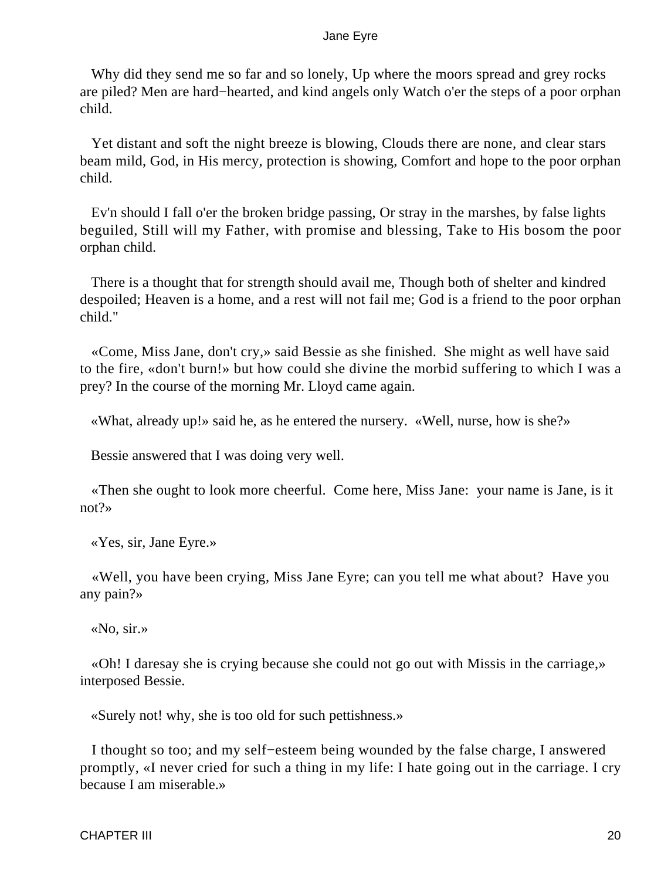Why did they send me so far and so lonely, Up where the moors spread and grey rocks are piled? Men are hard−hearted, and kind angels only Watch o'er the steps of a poor orphan child.

Yet distant and soft the night breeze is blowing, Clouds there are none, and clear stars beam mild, God, in His mercy, protection is showing, Comfort and hope to the poor orphan child.

Ev'n should I fall o'er the broken bridge passing, Or stray in the marshes, by false lights beguiled, Still will my Father, with promise and blessing, Take to His bosom the poor orphan child.

There is a thought that for strength should avail me, Though both of shelter and kindred despoiled; Heaven is a home, and a rest will not fail me; God is a friend to the poor orphan child."

«Come, Miss Jane, don't cry,» said Bessie as she finished. She might as well have said to the fire, «don't burn!» but how could she divine the morbid suffering to which I was a prey? In the course of the morning Mr. Lloyd came again.

«What, already up!» said he, as he entered the nursery. «Well, nurse, how is she?»

Bessie answered that I was doing very well.

«Then she ought to look more cheerful. Come here, Miss Jane: your name is Jane, is it not?»

«Yes, sir, Jane Eyre.»

«Well, you have been crying, Miss Jane Eyre; can you tell me what about? Have you any pain?»

«No, sir.»

«Oh! I daresay she is crying because she could not go out with Missis in the carriage,» interposed Bessie.

«Surely not! why, she is too old for such pettishness.»

I thought so too; and my self−esteem being wounded by the false charge, I answered promptly, «I never cried for such a thing in my life: I hate going out in the carriage. I cry because I am miserable.»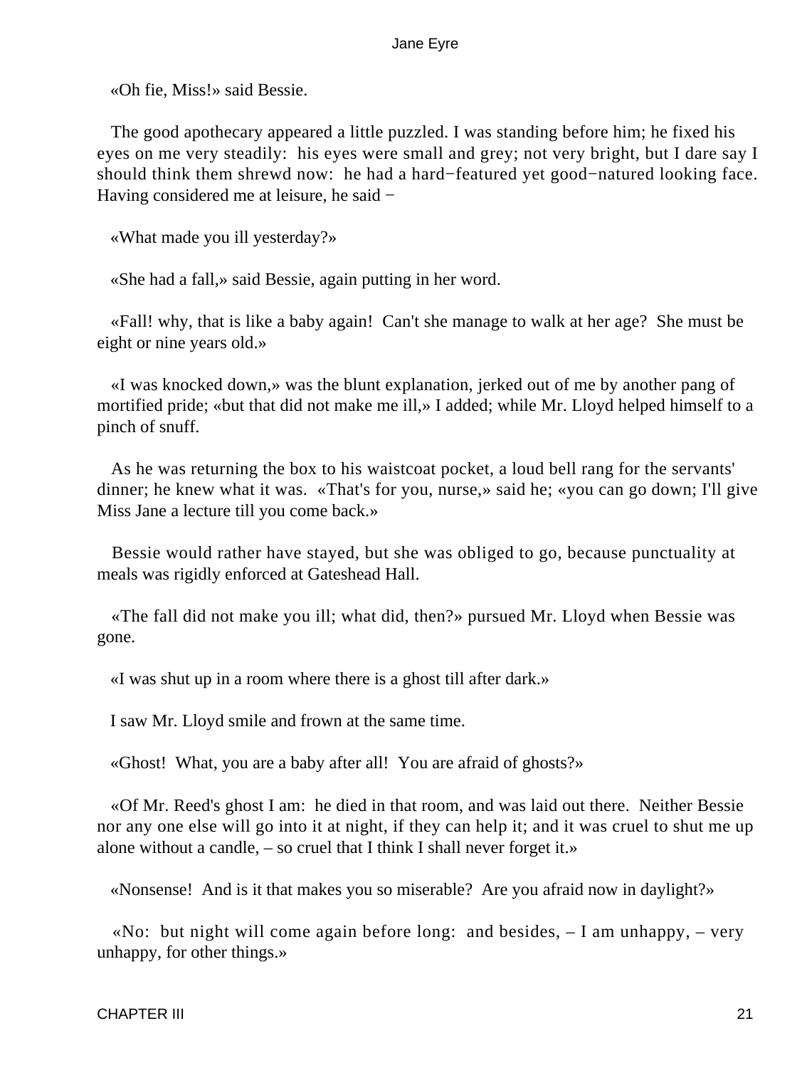«Oh fie, Miss!» said Bessie.

The good apothecary appeared a little puzzled. I was standing before him; he fixed his eyes on me very steadily: his eyes were small and grey; not very bright, but I dare say I should think them shrewd now: he had a hard−featured yet good−natured looking face. Having considered me at leisure, he said −

«What made you ill yesterday?»

«She had a fall,» said Bessie, again putting in her word.

«Fall! why, that is like a baby again! Can't she manage to walk at her age? She must be eight or nine years old.»

«I was knocked down,» was the blunt explanation, jerked out of me by another pang of mortified pride; «but that did not make me ill,» I added; while Mr. Lloyd helped himself to a pinch of snuff.

As he was returning the box to his waistcoat pocket, a loud bell rang for the servants' dinner; he knew what it was. «That's for you, nurse,» said he; «you can go down; I'll give Miss Jane a lecture till you come back.»

Bessie would rather have stayed, but she was obliged to go, because punctuality at meals was rigidly enforced at Gateshead Hall.

«The fall did not make you ill; what did, then?» pursued Mr. Lloyd when Bessie was gone.

«I was shut up in a room where there is a ghost till after dark.»

I saw Mr. Lloyd smile and frown at the same time.

«Ghost! What, you are a baby after all! You are afraid of ghosts?»

«Of Mr. Reed's ghost I am: he died in that room, and was laid out there. Neither Bessie nor any one else will go into it at night, if they can help it; and it was cruel to shut me up alone without a candle, – so cruel that I think I shall never forget it.»

«Nonsense! And is it that makes you so miserable? Are you afraid now in daylight?»

«No: but night will come again before long: and besides, – I am unhappy, – very unhappy, for other things.»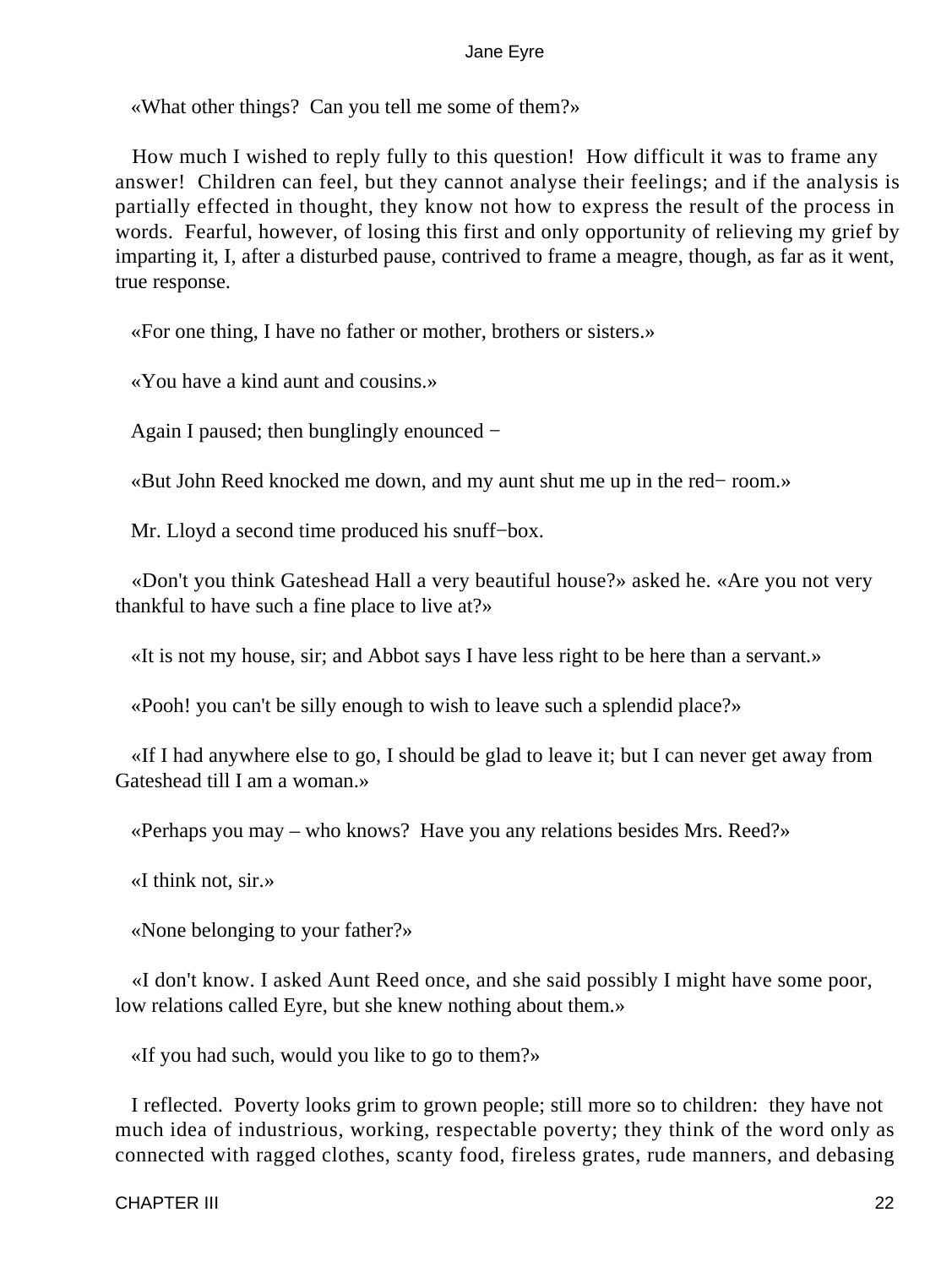«What other things?  Can you tell me some of them?»

How much I wished to reply fully to this question!  How difficult it was to frame any answer!  Children can feel, but they cannot analyse their feelings; and if the analysis is partially effected in thought, they know not how to express the result of the process in words.  Fearful, however, of losing this first and only opportunity of relieving my grief by imparting it, I, after a disturbed pause, contrived to frame a meagre, though, as far as it went, true response.

«For one thing, I have no father or mother, brothers or sisters.»

«You have a kind aunt and cousins.»

Again I paused; then bunglingly enounced −

«But John Reed knocked me down, and my aunt shut me up in the red− room.»

Mr. Lloyd a second time produced his snuff−box.

«Don't you think Gateshead Hall a very beautiful house?» asked he. «Are you not very thankful to have such a fine place to live at?»

«It is not my house, sir; and Abbot says I have less right to be here than a servant.»

«Pooh! you can't be silly enough to wish to leave such a splendid place?»

«If I had anywhere else to go, I should be glad to leave it; but I can never get away from Gateshead till I am a woman.»

«Perhaps you may – who knows?  Have you any relations besides Mrs. Reed?»

«I think not, sir.»

«None belonging to your father?»

«I don't know. I asked Aunt Reed once, and she said possibly I might have some poor, low relations called Eyre, but she knew nothing about them.»

«If you had such, would you like to go to them?»

I reflected.  Poverty looks grim to grown people; still more so to children:  they have not much idea of industrious, working, respectable poverty; they think of the word only as connected with ragged clothes, scanty food, fireless grates, rude manners, and debasing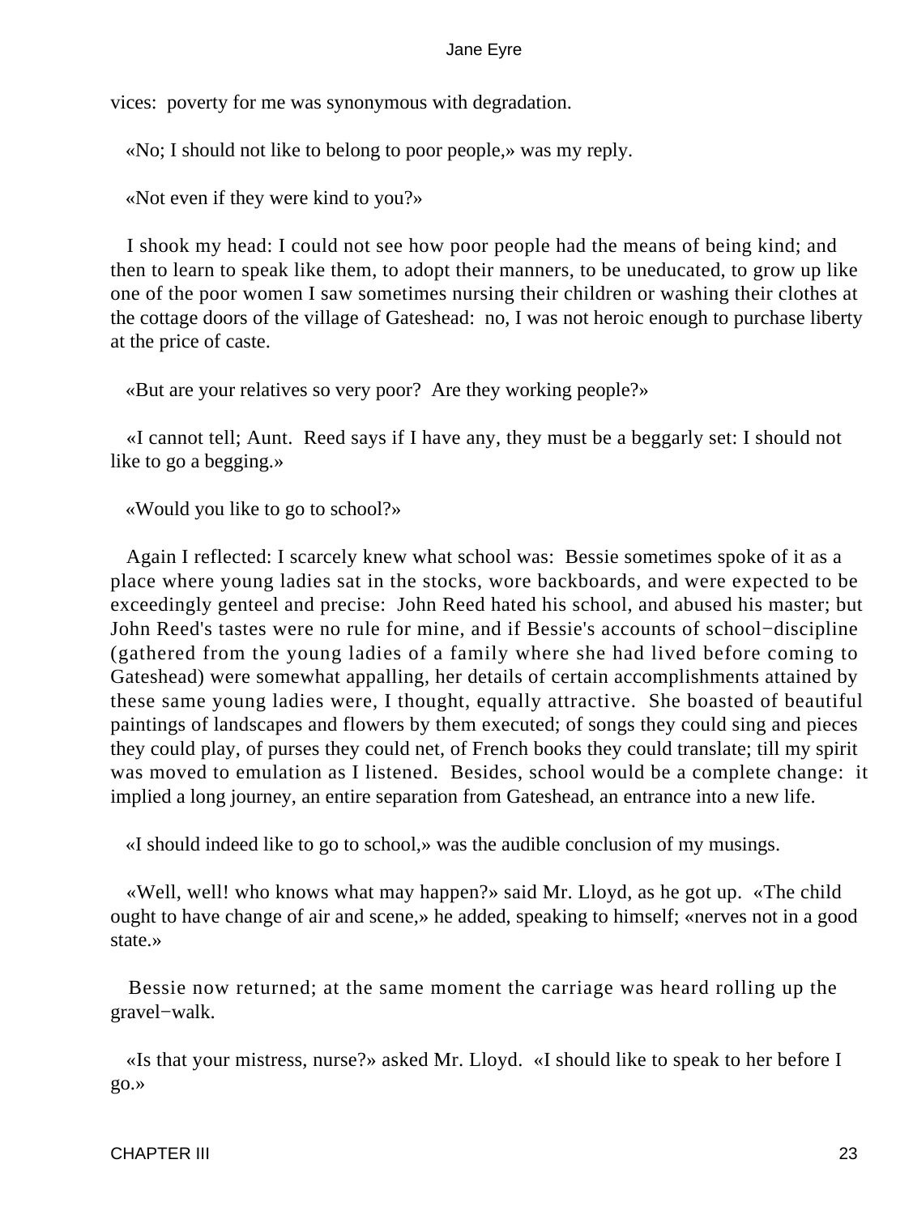vices: poverty for me was synonymous with degradation.

«No; I should not like to belong to poor people,» was my reply.

«Not even if they were kind to you?»

I shook my head: I could not see how poor people had the means of being kind; and then to learn to speak like them, to adopt their manners, to be uneducated, to grow up like one of the poor women I saw sometimes nursing their children or washing their clothes at the cottage doors of the village of Gateshead: no, I was not heroic enough to purchase liberty at the price of caste.

«But are your relatives so very poor? Are they working people?»

«I cannot tell; Aunt. Reed says if I have any, they must be a beggarly set: I should not like to go a begging.»

«Would you like to go to school?»

Again I reflected: I scarcely knew what school was: Bessie sometimes spoke of it as a place where young ladies sat in the stocks, wore backboards, and were expected to be exceedingly genteel and precise: John Reed hated his school, and abused his master; but John Reed's tastes were no rule for mine, and if Bessie's accounts of school−discipline (gathered from the young ladies of a family where she had lived before coming to Gateshead) were somewhat appalling, her details of certain accomplishments attained by these same young ladies were, I thought, equally attractive. She boasted of beautiful paintings of landscapes and flowers by them executed; of songs they could sing and pieces they could play, of purses they could net, of French books they could translate; till my spirit was moved to emulation as I listened. Besides, school would be a complete change: it implied a long journey, an entire separation from Gateshead, an entrance into a new life.

«I should indeed like to go to school,» was the audible conclusion of my musings.

«Well, well! who knows what may happen?» said Mr. Lloyd, as he got up. «The child ought to have change of air and scene,» he added, speaking to himself; «nerves not in a good state.»

Bessie now returned; at the same moment the carriage was heard rolling up the gravel−walk.

«Is that your mistress, nurse?» asked Mr. Lloyd. «I should like to speak to her before I go.»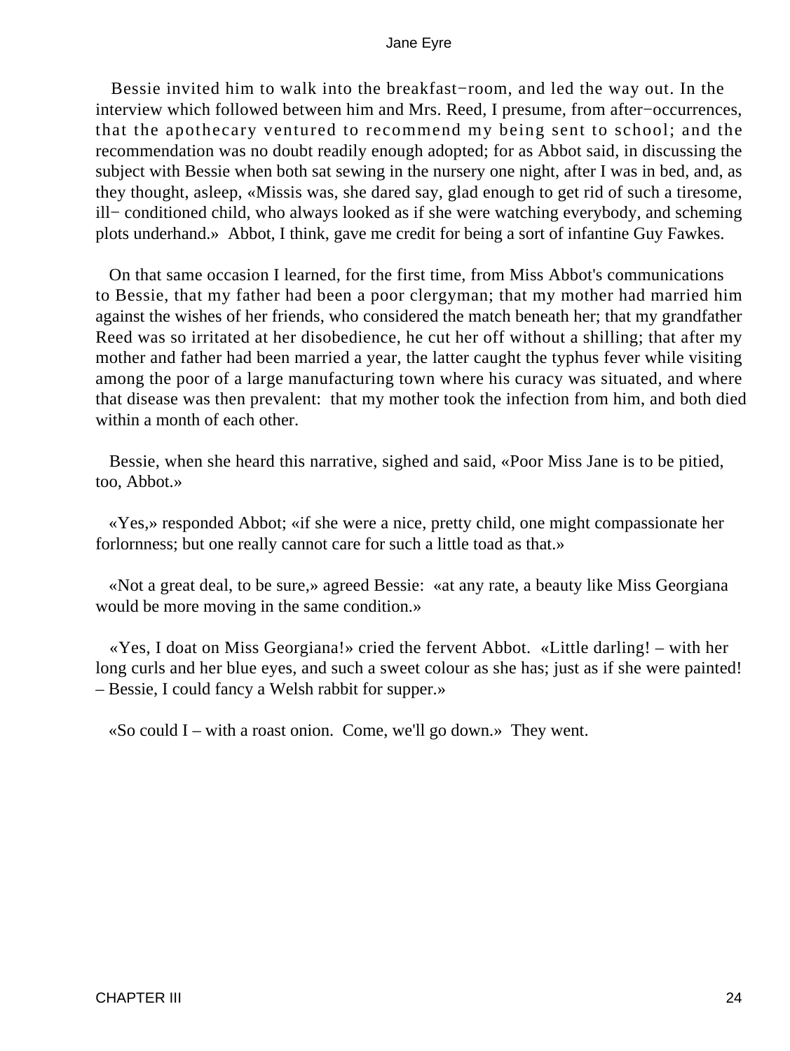Bessie invited him to walk into the breakfast−room, and led the way out. In the interview which followed between him and Mrs. Reed, I presume, from after−occurrences, that the apothecary ventured to recommend my being sent to school; and the recommendation was no doubt readily enough adopted; for as Abbot said, in discussing the subject with Bessie when both sat sewing in the nursery one night, after I was in bed, and, as they thought, asleep, «Missis was, she dared say, glad enough to get rid of such a tiresome, ill− conditioned child, who always looked as if she were watching everybody, and scheming plots underhand.» Abbot, I think, gave me credit for being a sort of infantine Guy Fawkes.

On that same occasion I learned, for the first time, from Miss Abbot's communications to Bessie, that my father had been a poor clergyman; that my mother had married him against the wishes of her friends, who considered the match beneath her; that my grandfather Reed was so irritated at her disobedience, he cut her off without a shilling; that after my mother and father had been married a year, the latter caught the typhus fever while visiting among the poor of a large manufacturing town where his curacy was situated, and where that disease was then prevalent: that my mother took the infection from him, and both died within a month of each other.

Bessie, when she heard this narrative, sighed and said, «Poor Miss Jane is to be pitied, too, Abbot.»

«Yes,» responded Abbot; «if she were a nice, pretty child, one might compassionate her forlornness; but one really cannot care for such a little toad as that.»

«Not a great deal, to be sure,» agreed Bessie: «at any rate, a beauty like Miss Georgiana would be more moving in the same condition.»

«Yes, I doat on Miss Georgiana!» cried the fervent Abbot. «Little darling! – with her long curls and her blue eyes, and such a sweet colour as she has; just as if she were painted! – Bessie, I could fancy a Welsh rabbit for supper.»

«So could I – with a roast onion. Come, we'll go down.» They went.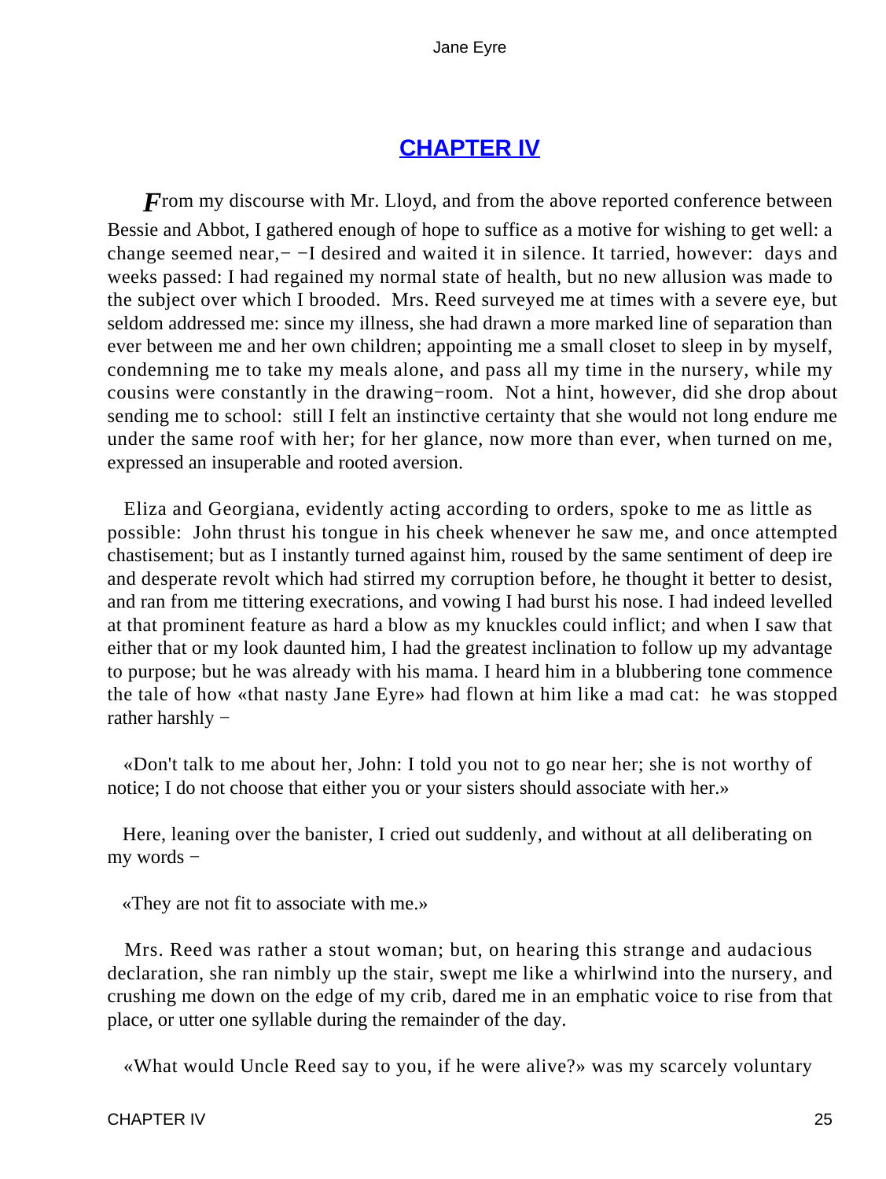# CHAPTER IV

*F*rom my discourse with Mr. Lloyd, and from the above reported conference between Bessie and Abbot, I gathered enough of hope to suffice as a motive for wishing to get well: a change seemed near,− −I desired and waited it in silence. It tarried, however: days and weeks passed: I had regained my normal state of health, but no new allusion was made to the subject over which I brooded. Mrs. Reed surveyed me at times with a severe eye, but seldom addressed me: since my illness, she had drawn a more marked line of separation than ever between me and her own children; appointing me a small closet to sleep in by myself, condemning me to take my meals alone, and pass all my time in the nursery, while my cousins were constantly in the drawing−room. Not a hint, however, did she drop about sending me to school: still I felt an instinctive certainty that she would not long endure me under the same roof with her; for her glance, now more than ever, when turned on me, expressed an insuperable and rooted aversion.

Eliza and Georgiana, evidently acting according to orders, spoke to me as little as possible: John thrust his tongue in his cheek whenever he saw me, and once attempted chastisement; but as I instantly turned against him, roused by the same sentiment of deep ire and desperate revolt which had stirred my corruption before, he thought it better to desist, and ran from me tittering execrations, and vowing I had burst his nose. I had indeed levelled at that prominent feature as hard a blow as my knuckles could inflict; and when I saw that either that or my look daunted him, I had the greatest inclination to follow up my advantage to purpose; but he was already with his mama. I heard him in a blubbering tone commence the tale of how «that nasty Jane Eyre» had flown at him like a mad cat: he was stopped rather harshly −

«Don't talk to me about her, John: I told you not to go near her; she is not worthy of notice; I do not choose that either you or your sisters should associate with her.»

Here, leaning over the banister, I cried out suddenly, and without at all deliberating on my words −

«They are not fit to associate with me.»

Mrs. Reed was rather a stout woman; but, on hearing this strange and audacious declaration, she ran nimbly up the stair, swept me like a whirlwind into the nursery, and crushing me down on the edge of my crib, dared me in an emphatic voice to rise from that place, or utter one syllable during the remainder of the day.

«What would Uncle Reed say to you, if he were alive?» was my scarcely voluntary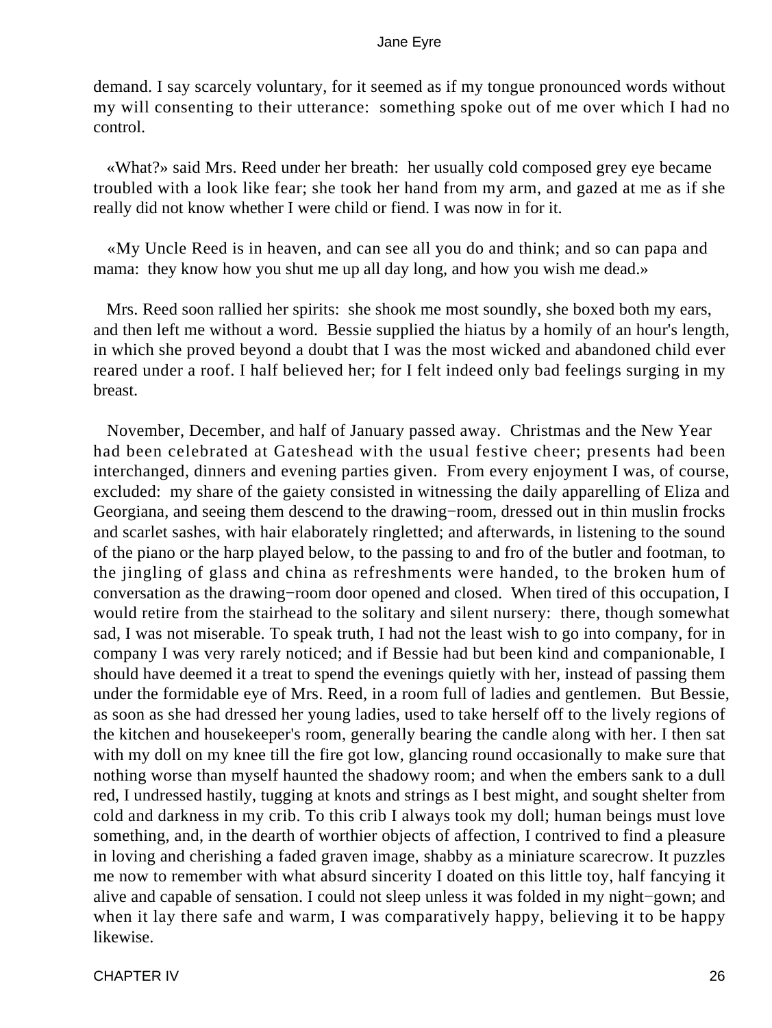demand. I say scarcely voluntary, for it seemed as if my tongue pronounced words without my will consenting to their utterance: something spoke out of me over which I had no control.

«What?» said Mrs. Reed under her breath: her usually cold composed grey eye became troubled with a look like fear; she took her hand from my arm, and gazed at me as if she really did not know whether I were child or fiend. I was now in for it.

«My Uncle Reed is in heaven, and can see all you do and think; and so can papa and mama: they know how you shut me up all day long, and how you wish me dead.»

Mrs. Reed soon rallied her spirits: she shook me most soundly, she boxed both my ears, and then left me without a word. Bessie supplied the hiatus by a homily of an hour's length, in which she proved beyond a doubt that I was the most wicked and abandoned child ever reared under a roof. I half believed her; for I felt indeed only bad feelings surging in my breast.

November, December, and half of January passed away. Christmas and the New Year had been celebrated at Gateshead with the usual festive cheer; presents had been interchanged, dinners and evening parties given. From every enjoyment I was, of course, excluded: my share of the gaiety consisted in witnessing the daily apparelling of Eliza and Georgiana, and seeing them descend to the drawing−room, dressed out in thin muslin frocks and scarlet sashes, with hair elaborately ringletted; and afterwards, in listening to the sound of the piano or the harp played below, to the passing to and fro of the butler and footman, to the jingling of glass and china as refreshments were handed, to the broken hum of conversation as the drawing−room door opened and closed. When tired of this occupation, I would retire from the stairhead to the solitary and silent nursery: there, though somewhat sad, I was not miserable. To speak truth, I had not the least wish to go into company, for in company I was very rarely noticed; and if Bessie had but been kind and companionable, I should have deemed it a treat to spend the evenings quietly with her, instead of passing them under the formidable eye of Mrs. Reed, in a room full of ladies and gentlemen. But Bessie, as soon as she had dressed her young ladies, used to take herself off to the lively regions of the kitchen and housekeeper's room, generally bearing the candle along with her. I then sat with my doll on my knee till the fire got low, glancing round occasionally to make sure that nothing worse than myself haunted the shadowy room; and when the embers sank to a dull red, I undressed hastily, tugging at knots and strings as I best might, and sought shelter from cold and darkness in my crib. To this crib I always took my doll; human beings must love something, and, in the dearth of worthier objects of affection, I contrived to find a pleasure in loving and cherishing a faded graven image, shabby as a miniature scarecrow. It puzzles me now to remember with what absurd sincerity I doated on this little toy, half fancying it alive and capable of sensation. I could not sleep unless it was folded in my night−gown; and when it lay there safe and warm, I was comparatively happy, believing it to be happy likewise.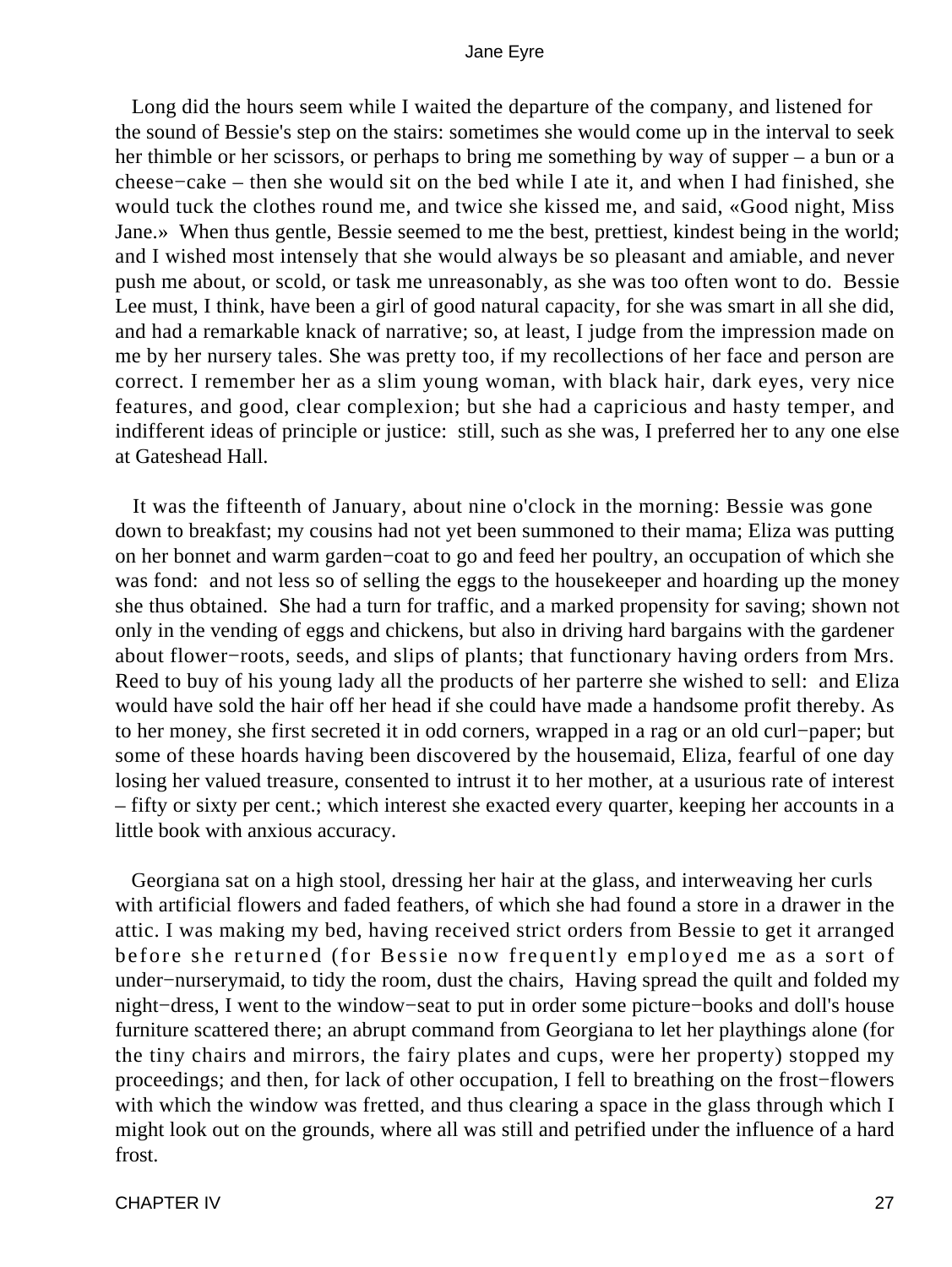Long did the hours seem while I waited the departure of the company, and listened for the sound of Bessie's step on the stairs: sometimes she would come up in the interval to seek her thimble or her scissors, or perhaps to bring me something by way of supper – a bun or a cheese−cake – then she would sit on the bed while I ate it, and when I had finished, she would tuck the clothes round me, and twice she kissed me, and said, «Good night, Miss Jane.» When thus gentle, Bessie seemed to me the best, prettiest, kindest being in the world; and I wished most intensely that she would always be so pleasant and amiable, and never push me about, or scold, or task me unreasonably, as she was too often wont to do. Bessie Lee must, I think, have been a girl of good natural capacity, for she was smart in all she did, and had a remarkable knack of narrative; so, at least, I judge from the impression made on me by her nursery tales. She was pretty too, if my recollections of her face and person are correct. I remember her as a slim young woman, with black hair, dark eyes, very nice features, and good, clear complexion; but she had a capricious and hasty temper, and indifferent ideas of principle or justice: still, such as she was, I preferred her to any one else at Gateshead Hall.

It was the fifteenth of January, about nine o'clock in the morning: Bessie was gone down to breakfast; my cousins had not yet been summoned to their mama; Eliza was putting on her bonnet and warm garden−coat to go and feed her poultry, an occupation of which she was fond: and not less so of selling the eggs to the housekeeper and hoarding up the money she thus obtained. She had a turn for traffic, and a marked propensity for saving; shown not only in the vending of eggs and chickens, but also in driving hard bargains with the gardener about flower−roots, seeds, and slips of plants; that functionary having orders from Mrs. Reed to buy of his young lady all the products of her parterre she wished to sell: and Eliza would have sold the hair off her head if she could have made a handsome profit thereby. As to her money, she first secreted it in odd corners, wrapped in a rag or an old curl−paper; but some of these hoards having been discovered by the housemaid, Eliza, fearful of one day losing her valued treasure, consented to intrust it to her mother, at a usurious rate of interest – fifty or sixty per cent.; which interest she exacted every quarter, keeping her accounts in a little book with anxious accuracy.

Georgiana sat on a high stool, dressing her hair at the glass, and interweaving her curls with artificial flowers and faded feathers, of which she had found a store in a drawer in the attic. I was making my bed, having received strict orders from Bessie to get it arranged before she returned (for Bessie now frequently employed me as a sort of under−nurserymaid, to tidy the room, dust the chairs, Having spread the quilt and folded my night−dress, I went to the window−seat to put in order some picture−books and doll's house furniture scattered there; an abrupt command from Georgiana to let her playthings alone (for the tiny chairs and mirrors, the fairy plates and cups, were her property) stopped my proceedings; and then, for lack of other occupation, I fell to breathing on the frost−flowers with which the window was fretted, and thus clearing a space in the glass through which I might look out on the grounds, where all was still and petrified under the influence of a hard frost.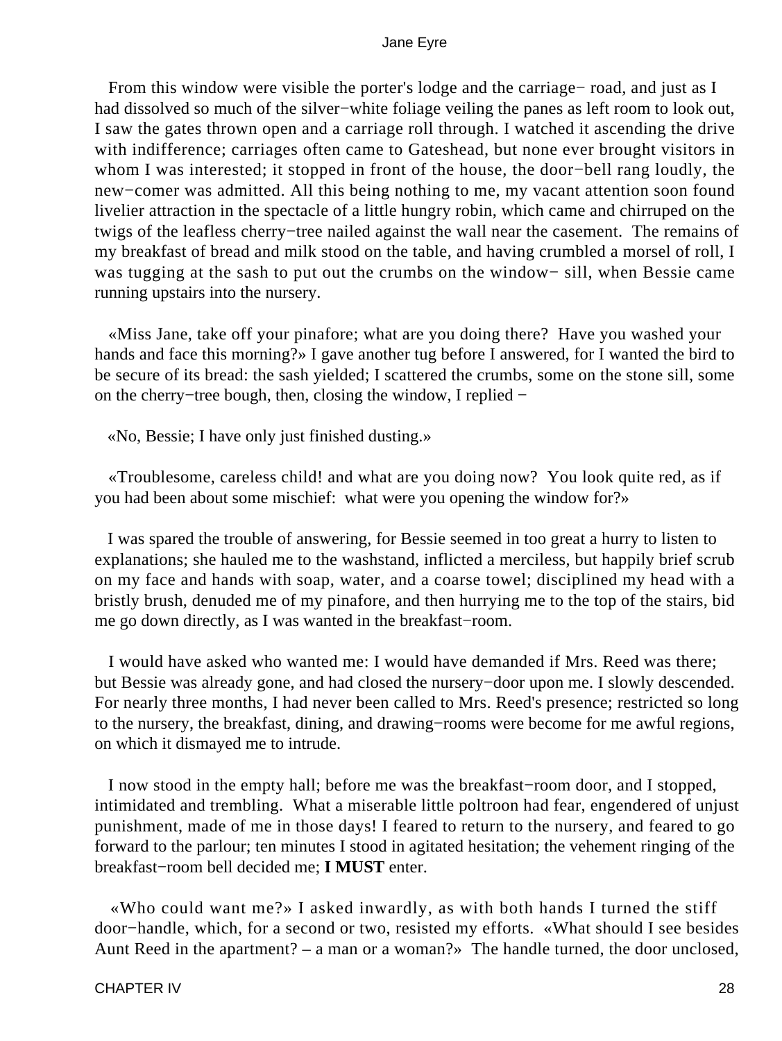From this window were visible the porter's lodge and the carriage− road, and just as I had dissolved so much of the silver−white foliage veiling the panes as left room to look out, I saw the gates thrown open and a carriage roll through. I watched it ascending the drive with indifference; carriages often came to Gateshead, but none ever brought visitors in whom I was interested; it stopped in front of the house, the door−bell rang loudly, the new−comer was admitted. All this being nothing to me, my vacant attention soon found livelier attraction in the spectacle of a little hungry robin, which came and chirruped on the twigs of the leafless cherry−tree nailed against the wall near the casement. The remains of my breakfast of bread and milk stood on the table, and having crumbled a morsel of roll, I was tugging at the sash to put out the crumbs on the window− sill, when Bessie came running upstairs into the nursery.

«Miss Jane, take off your pinafore; what are you doing there? Have you washed your hands and face this morning?» I gave another tug before I answered, for I wanted the bird to be secure of its bread: the sash yielded; I scattered the crumbs, some on the stone sill, some on the cherry−tree bough, then, closing the window, I replied −

«No, Bessie; I have only just finished dusting.»

«Troublesome, careless child! and what are you doing now? You look quite red, as if you had been about some mischief: what were you opening the window for?»

I was spared the trouble of answering, for Bessie seemed in too great a hurry to listen to explanations; she hauled me to the washstand, inflicted a merciless, but happily brief scrub on my face and hands with soap, water, and a coarse towel; disciplined my head with a bristly brush, denuded me of my pinafore, and then hurrying me to the top of the stairs, bid me go down directly, as I was wanted in the breakfast−room.

I would have asked who wanted me: I would have demanded if Mrs. Reed was there; but Bessie was already gone, and had closed the nursery−door upon me. I slowly descended. For nearly three months, I had never been called to Mrs. Reed's presence; restricted so long to the nursery, the breakfast, dining, and drawing−rooms were become for me awful regions, on which it dismayed me to intrude.

I now stood in the empty hall; before me was the breakfast−room door, and I stopped, intimidated and trembling. What a miserable little poltroon had fear, engendered of unjust punishment, made of me in those days! I feared to return to the nursery, and feared to go forward to the parlour; ten minutes I stood in agitated hesitation; the vehement ringing of the breakfast−room bell decided me; **I MUST** enter.

«Who could want me?» I asked inwardly, as with both hands I turned the stiff door−handle, which, for a second or two, resisted my efforts. «What should I see besides Aunt Reed in the apartment? – a man or a woman?» The handle turned, the door unclosed,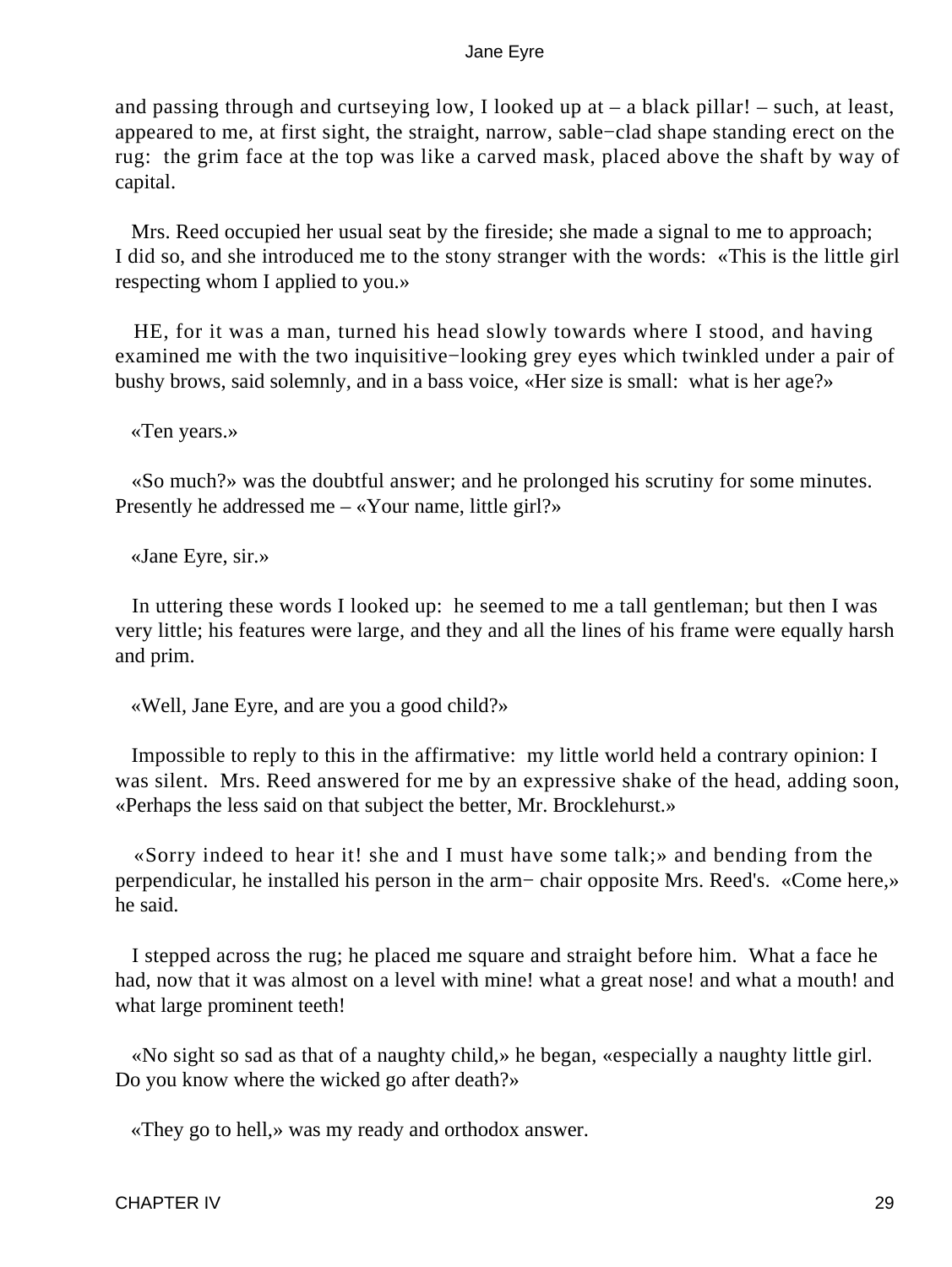and passing through and curtseying low, I looked up at – a black pillar! – such, at least, appeared to me, at first sight, the straight, narrow, sable−clad shape standing erect on the rug: the grim face at the top was like a carved mask, placed above the shaft by way of capital.

Mrs. Reed occupied her usual seat by the fireside; she made a signal to me to approach; I did so, and she introduced me to the stony stranger with the words: «This is the little girl respecting whom I applied to you.»

HE, for it was a man, turned his head slowly towards where I stood, and having examined me with the two inquisitive−looking grey eyes which twinkled under a pair of bushy brows, said solemnly, and in a bass voice, «Her size is small: what is her age?»

«Ten years.»

«So much?» was the doubtful answer; and he prolonged his scrutiny for some minutes. Presently he addressed me – «Your name, little girl?»

«Jane Eyre, sir.»

In uttering these words I looked up: he seemed to me a tall gentleman; but then I was very little; his features were large, and they and all the lines of his frame were equally harsh and prim.

«Well, Jane Eyre, and are you a good child?»

Impossible to reply to this in the affirmative: my little world held a contrary opinion: I was silent. Mrs. Reed answered for me by an expressive shake of the head, adding soon, «Perhaps the less said on that subject the better, Mr. Brocklehurst.»

«Sorry indeed to hear it! she and I must have some talk;» and bending from the perpendicular, he installed his person in the arm− chair opposite Mrs. Reed's. «Come here,» he said.

I stepped across the rug; he placed me square and straight before him. What a face he had, now that it was almost on a level with mine! what a great nose! and what a mouth! and what large prominent teeth!

«No sight so sad as that of a naughty child,» he began, «especially a naughty little girl. Do you know where the wicked go after death?»

«They go to hell,» was my ready and orthodox answer.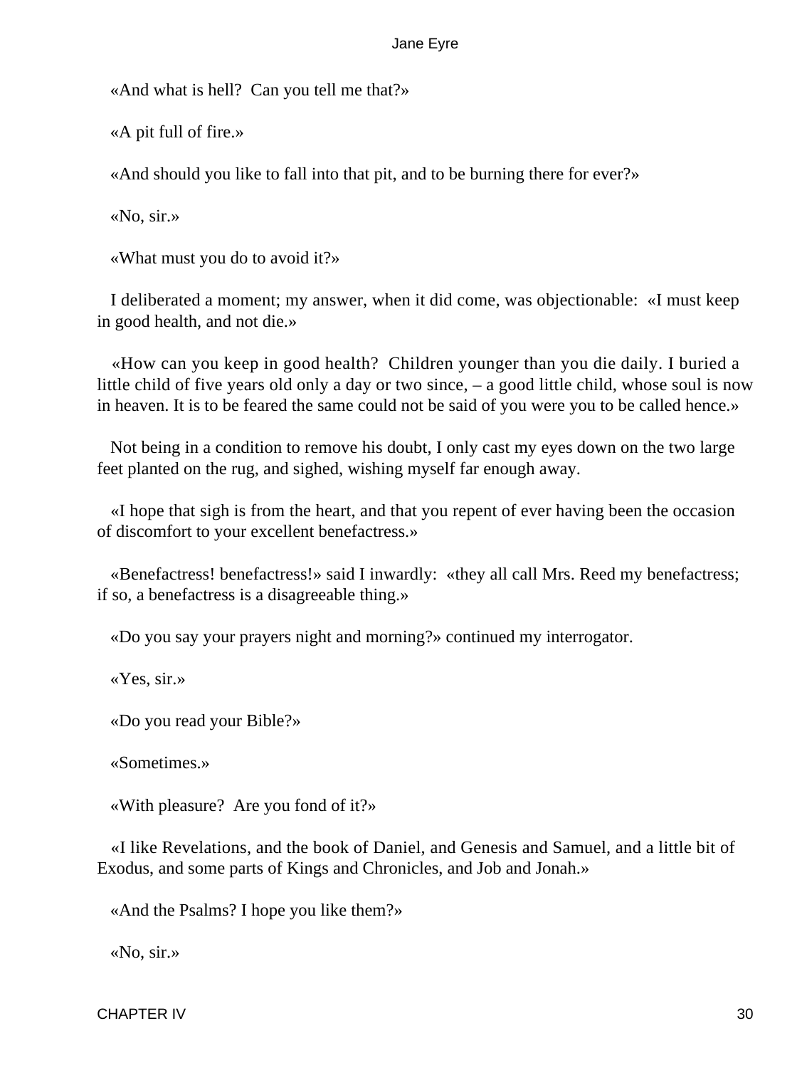«And what is hell? Can you tell me that?»

«A pit full of fire.»

«And should you like to fall into that pit, and to be burning there for ever?»

«No, sir.»

«What must you do to avoid it?»

I deliberated a moment; my answer, when it did come, was objectionable: «I must keep in good health, and not die.»

«How can you keep in good health? Children younger than you die daily. I buried a little child of five years old only a day or two since, – a good little child, whose soul is now in heaven. It is to be feared the same could not be said of you were you to be called hence.»

Not being in a condition to remove his doubt, I only cast my eyes down on the two large feet planted on the rug, and sighed, wishing myself far enough away.

«I hope that sigh is from the heart, and that you repent of ever having been the occasion of discomfort to your excellent benefactress.»

«Benefactress! benefactress!» said I inwardly: «they all call Mrs. Reed my benefactress; if so, a benefactress is a disagreeable thing.»

«Do you say your prayers night and morning?» continued my interrogator.

«Yes, sir.»

«Do you read your Bible?»

«Sometimes.»

«With pleasure? Are you fond of it?»

«I like Revelations, and the book of Daniel, and Genesis and Samuel, and a little bit of Exodus, and some parts of Kings and Chronicles, and Job and Jonah.»

«And the Psalms? I hope you like them?»

«No, sir.»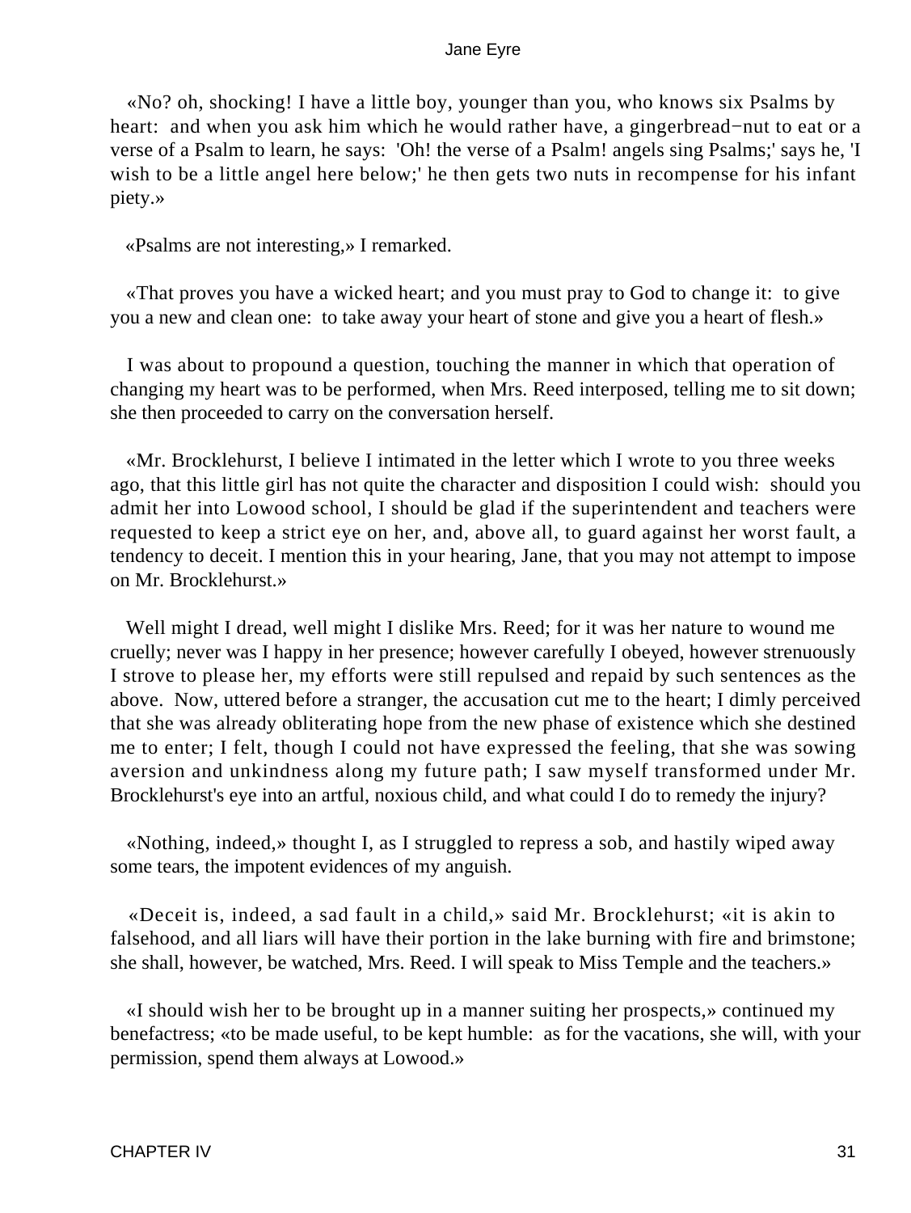«No? oh, shocking! I have a little boy, younger than you, who knows six Psalms by heart: and when you ask him which he would rather have, a gingerbread−nut to eat or a verse of a Psalm to learn, he says: 'Oh! the verse of a Psalm! angels sing Psalms;' says he, 'I wish to be a little angel here below;' he then gets two nuts in recompense for his infant piety.»

«Psalms are not interesting,» I remarked.

«That proves you have a wicked heart; and you must pray to God to change it: to give you a new and clean one: to take away your heart of stone and give you a heart of flesh.»

I was about to propound a question, touching the manner in which that operation of changing my heart was to be performed, when Mrs. Reed interposed, telling me to sit down; she then proceeded to carry on the conversation herself.

«Mr. Brocklehurst, I believe I intimated in the letter which I wrote to you three weeks ago, that this little girl has not quite the character and disposition I could wish: should you admit her into Lowood school, I should be glad if the superintendent and teachers were requested to keep a strict eye on her, and, above all, to guard against her worst fault, a tendency to deceit. I mention this in your hearing, Jane, that you may not attempt to impose on Mr. Brocklehurst.»

Well might I dread, well might I dislike Mrs. Reed; for it was her nature to wound me cruelly; never was I happy in her presence; however carefully I obeyed, however strenuously I strove to please her, my efforts were still repulsed and repaid by such sentences as the above. Now, uttered before a stranger, the accusation cut me to the heart; I dimly perceived that she was already obliterating hope from the new phase of existence which she destined me to enter; I felt, though I could not have expressed the feeling, that she was sowing aversion and unkindness along my future path; I saw myself transformed under Mr. Brocklehurst's eye into an artful, noxious child, and what could I do to remedy the injury?

«Nothing, indeed,» thought I, as I struggled to repress a sob, and hastily wiped away some tears, the impotent evidences of my anguish.

«Deceit is, indeed, a sad fault in a child,» said Mr. Brocklehurst; «it is akin to falsehood, and all liars will have their portion in the lake burning with fire and brimstone; she shall, however, be watched, Mrs. Reed. I will speak to Miss Temple and the teachers.»

«I should wish her to be brought up in a manner suiting her prospects,» continued my benefactress; «to be made useful, to be kept humble: as for the vacations, she will, with your permission, spend them always at Lowood.»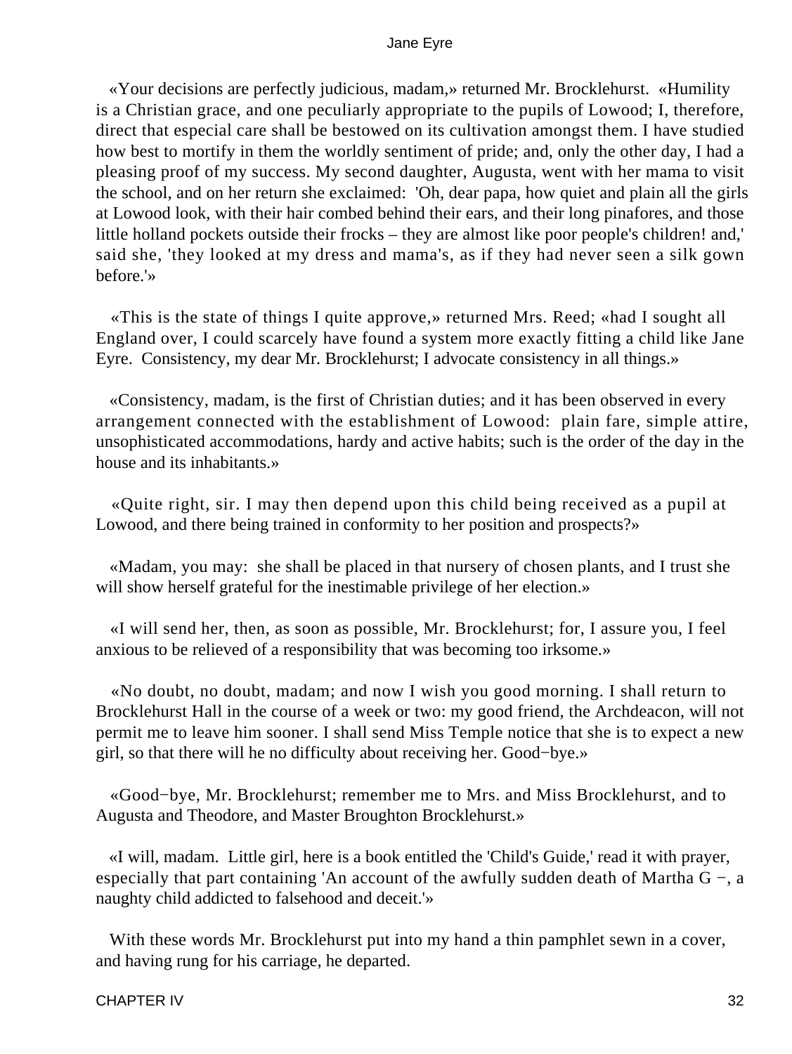«Your decisions are perfectly judicious, madam,» returned Mr. Brocklehurst. «Humility is a Christian grace, and one peculiarly appropriate to the pupils of Lowood; I, therefore, direct that especial care shall be bestowed on its cultivation amongst them. I have studied how best to mortify in them the worldly sentiment of pride; and, only the other day, I had a pleasing proof of my success. My second daughter, Augusta, went with her mama to visit the school, and on her return she exclaimed: 'Oh, dear papa, how quiet and plain all the girls at Lowood look, with their hair combed behind their ears, and their long pinafores, and those little holland pockets outside their frocks – they are almost like poor people's children! and,' said she, 'they looked at my dress and mama's, as if they had never seen a silk gown before.'»

«This is the state of things I quite approve,» returned Mrs. Reed; «had I sought all England over, I could scarcely have found a system more exactly fitting a child like Jane Eyre. Consistency, my dear Mr. Brocklehurst; I advocate consistency in all things.»

«Consistency, madam, is the first of Christian duties; and it has been observed in every arrangement connected with the establishment of Lowood: plain fare, simple attire, unsophisticated accommodations, hardy and active habits; such is the order of the day in the house and its inhabitants.»

«Quite right, sir. I may then depend upon this child being received as a pupil at Lowood, and there being trained in conformity to her position and prospects?»

«Madam, you may: she shall be placed in that nursery of chosen plants, and I trust she will show herself grateful for the inestimable privilege of her election.»

«I will send her, then, as soon as possible, Mr. Brocklehurst; for, I assure you, I feel anxious to be relieved of a responsibility that was becoming too irksome.»

«No doubt, no doubt, madam; and now I wish you good morning. I shall return to Brocklehurst Hall in the course of a week or two: my good friend, the Archdeacon, will not permit me to leave him sooner. I shall send Miss Temple notice that she is to expect a new girl, so that there will he no difficulty about receiving her. Good−bye.»

«Good−bye, Mr. Brocklehurst; remember me to Mrs. and Miss Brocklehurst, and to Augusta and Theodore, and Master Broughton Brocklehurst.»

«I will, madam. Little girl, here is a book entitled the 'Child's Guide,' read it with prayer, especially that part containing 'An account of the awfully sudden death of Martha G −, a naughty child addicted to falsehood and deceit.'»

With these words Mr. Brocklehurst put into my hand a thin pamphlet sewn in a cover, and having rung for his carriage, he departed.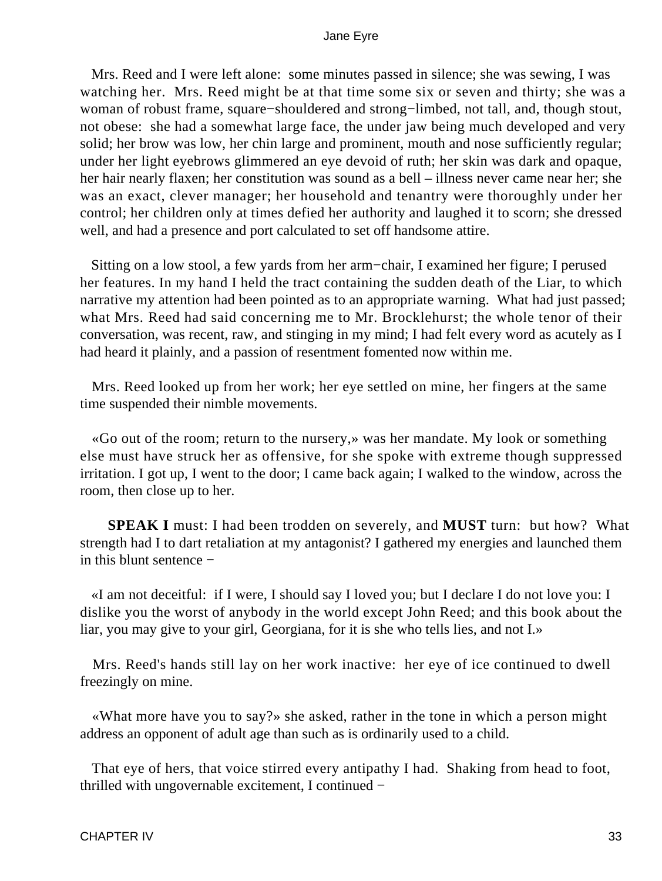Mrs. Reed and I were left alone: some minutes passed in silence; she was sewing, I was watching her. Mrs. Reed might be at that time some six or seven and thirty; she was a woman of robust frame, square−shouldered and strong−limbed, not tall, and, though stout, not obese: she had a somewhat large face, the under jaw being much developed and very solid; her brow was low, her chin large and prominent, mouth and nose sufficiently regular; under her light eyebrows glimmered an eye devoid of ruth; her skin was dark and opaque, her hair nearly flaxen; her constitution was sound as a bell – illness never came near her; she was an exact, clever manager; her household and tenantry were thoroughly under her control; her children only at times defied her authority and laughed it to scorn; she dressed well, and had a presence and port calculated to set off handsome attire.

Sitting on a low stool, a few yards from her arm−chair, I examined her figure; I perused her features. In my hand I held the tract containing the sudden death of the Liar, to which narrative my attention had been pointed as to an appropriate warning. What had just passed; what Mrs. Reed had said concerning me to Mr. Brocklehurst; the whole tenor of their conversation, was recent, raw, and stinging in my mind; I had felt every word as acutely as I had heard it plainly, and a passion of resentment fomented now within me.

Mrs. Reed looked up from her work; her eye settled on mine, her fingers at the same time suspended their nimble movements.

«Go out of the room; return to the nursery,» was her mandate. My look or something else must have struck her as offensive, for she spoke with extreme though suppressed irritation. I got up, I went to the door; I came back again; I walked to the window, across the room, then close up to her.

**SPEAK I** must: I had been trodden on severely, and **MUST** turn: but how? What strength had I to dart retaliation at my antagonist? I gathered my energies and launched them in this blunt sentence −

«I am not deceitful: if I were, I should say I loved you; but I declare I do not love you: I dislike you the worst of anybody in the world except John Reed; and this book about the liar, you may give to your girl, Georgiana, for it is she who tells lies, and not I.»

Mrs. Reed's hands still lay on her work inactive: her eye of ice continued to dwell freezingly on mine.

«What more have you to say?» she asked, rather in the tone in which a person might address an opponent of adult age than such as is ordinarily used to a child.

That eye of hers, that voice stirred every antipathy I had. Shaking from head to foot, thrilled with ungovernable excitement, I continued −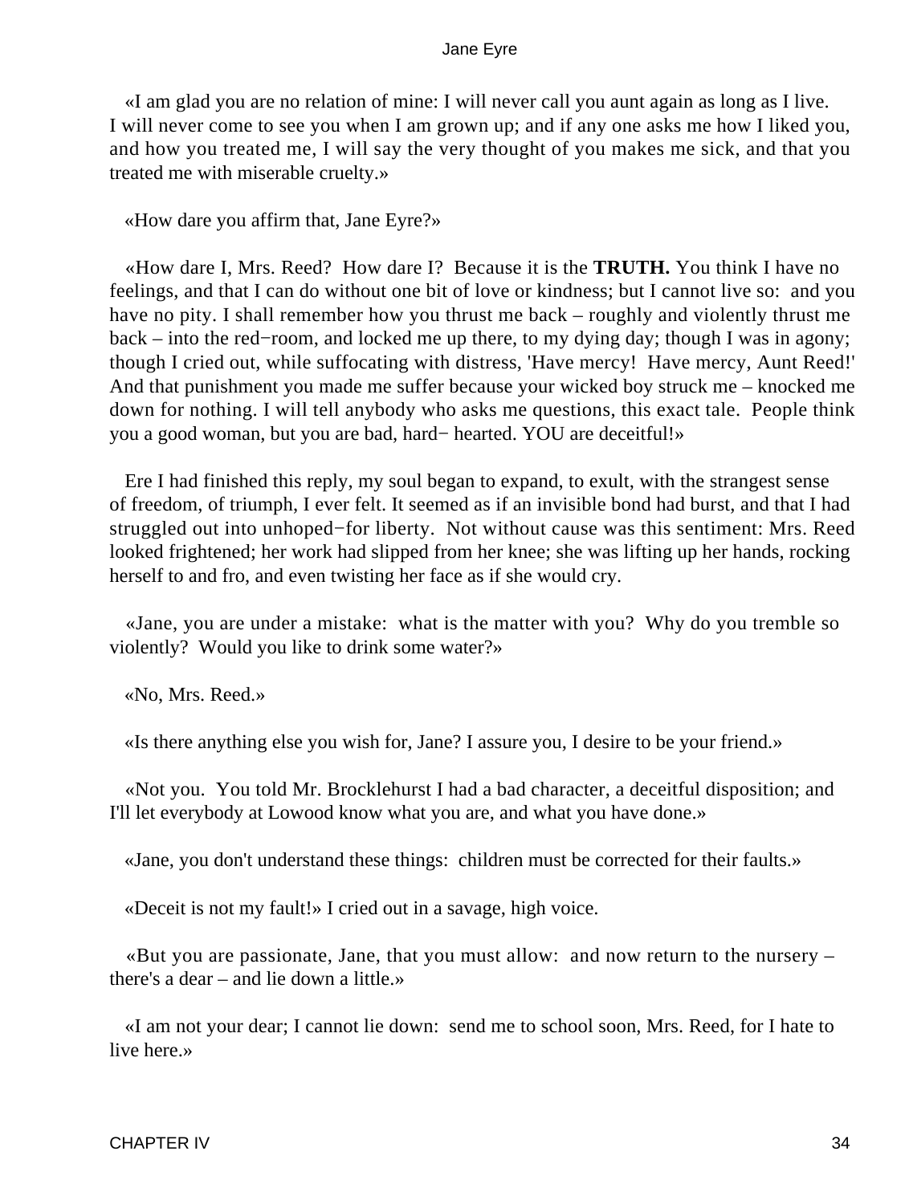«I am glad you are no relation of mine: I will never call you aunt again as long as I live. I will never come to see you when I am grown up; and if any one asks me how I liked you, and how you treated me, I will say the very thought of you makes me sick, and that you treated me with miserable cruelty.»

«How dare you affirm that, Jane Eyre?»

«How dare I, Mrs. Reed? How dare I? Because it is the **TRUTH.** You think I have no feelings, and that I can do without one bit of love or kindness; but I cannot live so: and you have no pity. I shall remember how you thrust me back – roughly and violently thrust me back – into the red−room, and locked me up there, to my dying day; though I was in agony; though I cried out, while suffocating with distress, 'Have mercy! Have mercy, Aunt Reed!' And that punishment you made me suffer because your wicked boy struck me – knocked me down for nothing. I will tell anybody who asks me questions, this exact tale. People think you a good woman, but you are bad, hard− hearted. YOU are deceitful!»

Ere I had finished this reply, my soul began to expand, to exult, with the strangest sense of freedom, of triumph, I ever felt. It seemed as if an invisible bond had burst, and that I had struggled out into unhoped−for liberty. Not without cause was this sentiment: Mrs. Reed looked frightened; her work had slipped from her knee; she was lifting up her hands, rocking herself to and fro, and even twisting her face as if she would cry.

«Jane, you are under a mistake: what is the matter with you? Why do you tremble so violently? Would you like to drink some water?»

«No, Mrs. Reed.»

«Is there anything else you wish for, Jane? I assure you, I desire to be your friend.»

«Not you. You told Mr. Brocklehurst I had a bad character, a deceitful disposition; and I'll let everybody at Lowood know what you are, and what you have done.»

«Jane, you don't understand these things: children must be corrected for their faults.»

«Deceit is not my fault!» I cried out in a savage, high voice.

«But you are passionate, Jane, that you must allow: and now return to the nursery – there's a dear – and lie down a little.»

«I am not your dear; I cannot lie down: send me to school soon, Mrs. Reed, for I hate to live here.»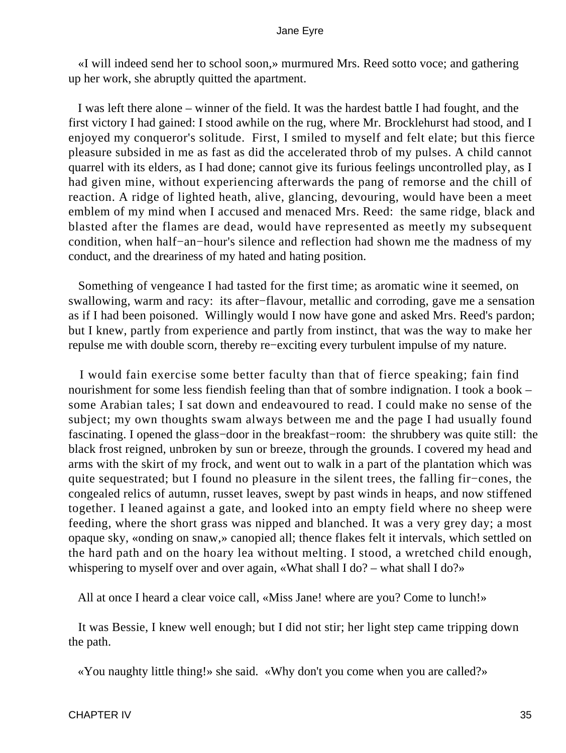«I will indeed send her to school soon,» murmured Mrs. Reed sotto voce; and gathering up her work, she abruptly quitted the apartment.

I was left there alone – winner of the field. It was the hardest battle I had fought, and the first victory I had gained: I stood awhile on the rug, where Mr. Brocklehurst had stood, and I enjoyed my conqueror's solitude. First, I smiled to myself and felt elate; but this fierce pleasure subsided in me as fast as did the accelerated throb of my pulses. A child cannot quarrel with its elders, as I had done; cannot give its furious feelings uncontrolled play, as I had given mine, without experiencing afterwards the pang of remorse and the chill of reaction. A ridge of lighted heath, alive, glancing, devouring, would have been a meet emblem of my mind when I accused and menaced Mrs. Reed: the same ridge, black and blasted after the flames are dead, would have represented as meetly my subsequent condition, when half−an−hour's silence and reflection had shown me the madness of my conduct, and the dreariness of my hated and hating position.

Something of vengeance I had tasted for the first time; as aromatic wine it seemed, on swallowing, warm and racy: its after−flavour, metallic and corroding, gave me a sensation as if I had been poisoned. Willingly would I now have gone and asked Mrs. Reed's pardon; but I knew, partly from experience and partly from instinct, that was the way to make her repulse me with double scorn, thereby re−exciting every turbulent impulse of my nature.

I would fain exercise some better faculty than that of fierce speaking; fain find nourishment for some less fiendish feeling than that of sombre indignation. I took a book – some Arabian tales; I sat down and endeavoured to read. I could make no sense of the subject; my own thoughts swam always between me and the page I had usually found fascinating. I opened the glass−door in the breakfast−room: the shrubbery was quite still: the black frost reigned, unbroken by sun or breeze, through the grounds. I covered my head and arms with the skirt of my frock, and went out to walk in a part of the plantation which was quite sequestrated; but I found no pleasure in the silent trees, the falling fir−cones, the congealed relics of autumn, russet leaves, swept by past winds in heaps, and now stiffened together. I leaned against a gate, and looked into an empty field where no sheep were feeding, where the short grass was nipped and blanched. It was a very grey day; a most opaque sky, «onding on snaw,» canopied all; thence flakes felt it intervals, which settled on the hard path and on the hoary lea without melting. I stood, a wretched child enough, whispering to myself over and over again, «What shall I do? – what shall I do?»

All at once I heard a clear voice call, «Miss Jane! where are you? Come to lunch!»

It was Bessie, I knew well enough; but I did not stir; her light step came tripping down the path.

«You naughty little thing!» she said. «Why don't you come when you are called?»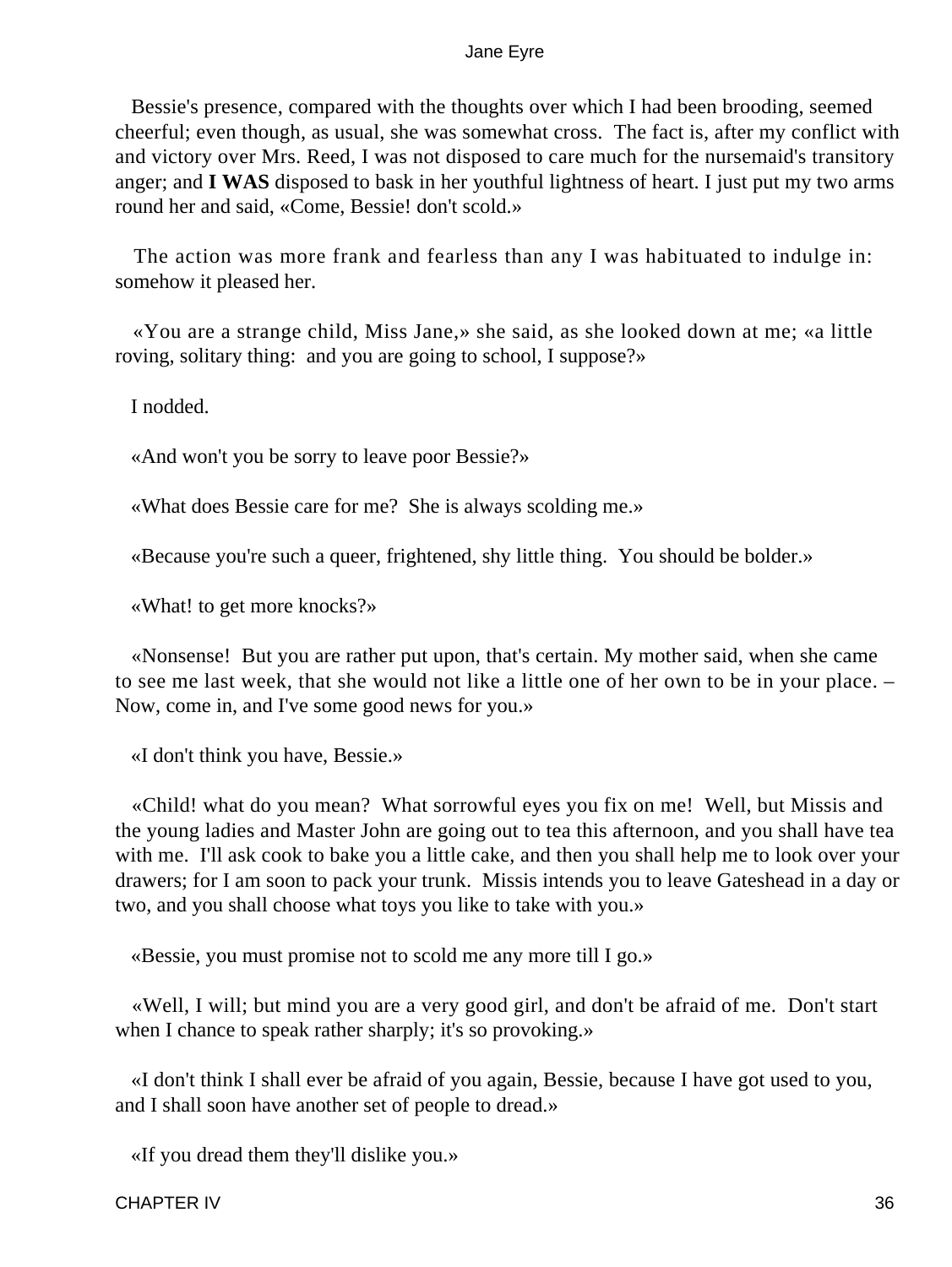Bessie's presence, compared with the thoughts over which I had been brooding, seemed cheerful; even though, as usual, she was somewhat cross. The fact is, after my conflict with and victory over Mrs. Reed, I was not disposed to care much for the nursemaid's transitory anger; and **I WAS** disposed to bask in her youthful lightness of heart. I just put my two arms round her and said, «Come, Bessie! don't scold.»

The action was more frank and fearless than any I was habituated to indulge in: somehow it pleased her.

«You are a strange child, Miss Jane,» she said, as she looked down at me; «a little roving, solitary thing: and you are going to school, I suppose?»

I nodded.

«And won't you be sorry to leave poor Bessie?»

«What does Bessie care for me? She is always scolding me.»

«Because you're such a queer, frightened, shy little thing. You should be bolder.»

«What! to get more knocks?»

«Nonsense! But you are rather put upon, that's certain. My mother said, when she came to see me last week, that she would not like a little one of her own to be in your place. – Now, come in, and I've some good news for you.»

«I don't think you have, Bessie.»

«Child! what do you mean? What sorrowful eyes you fix on me! Well, but Missis and the young ladies and Master John are going out to tea this afternoon, and you shall have tea with me. I'll ask cook to bake you a little cake, and then you shall help me to look over your drawers; for I am soon to pack your trunk. Missis intends you to leave Gateshead in a day or two, and you shall choose what toys you like to take with you.»

«Bessie, you must promise not to scold me any more till I go.»

«Well, I will; but mind you are a very good girl, and don't be afraid of me. Don't start when I chance to speak rather sharply; it's so provoking.»

«I don't think I shall ever be afraid of you again, Bessie, because I have got used to you, and I shall soon have another set of people to dread.»

«If you dread them they'll dislike you.»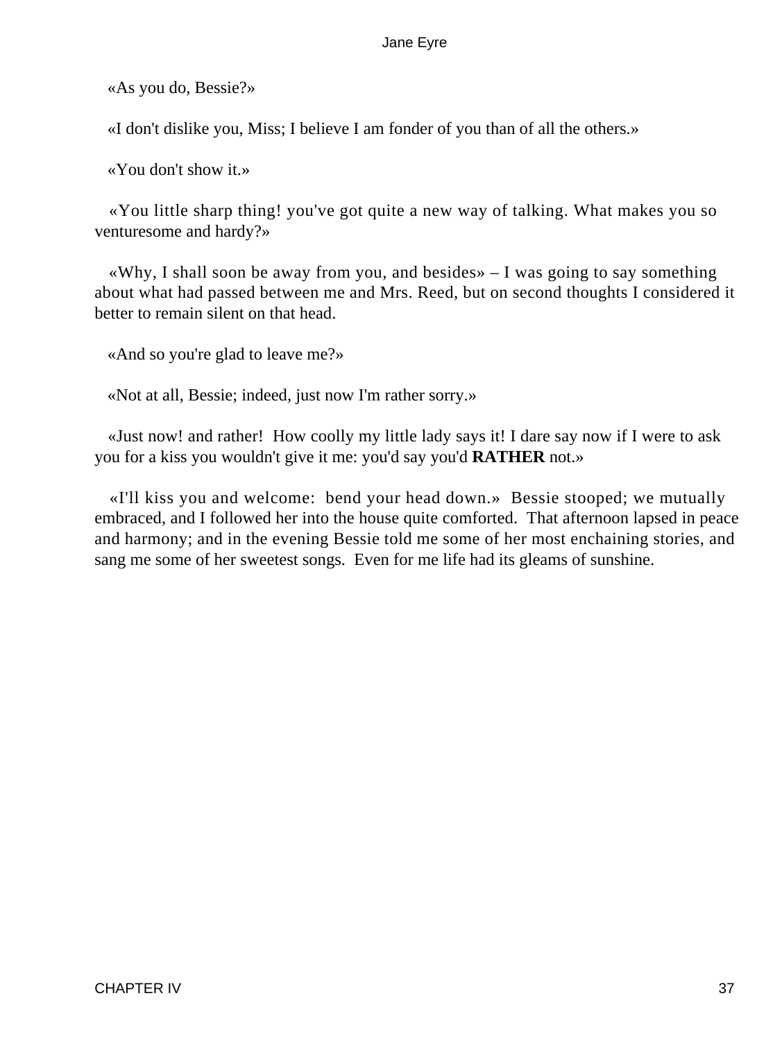«As you do, Bessie?»

«I don't dislike you, Miss; I believe I am fonder of you than of all the others.»

«You don't show it.»

«You little sharp thing! you've got quite a new way of talking. What makes you so venturesome and hardy?»

«Why, I shall soon be away from you, and besides» – I was going to say something about what had passed between me and Mrs. Reed, but on second thoughts I considered it better to remain silent on that head.

«And so you're glad to leave me?»

«Not at all, Bessie; indeed, just now I'm rather sorry.»

«Just now! and rather! How coolly my little lady says it! I dare say now if I were to ask you for a kiss you wouldn't give it me: you'd say you'd **RATHER** not.»

«I'll kiss you and welcome: bend your head down.» Bessie stooped; we mutually embraced, and I followed her into the house quite comforted. That afternoon lapsed in peace and harmony; and in the evening Bessie told me some of her most enchaining stories, and sang me some of her sweetest songs. Even for me life had its gleams of sunshine.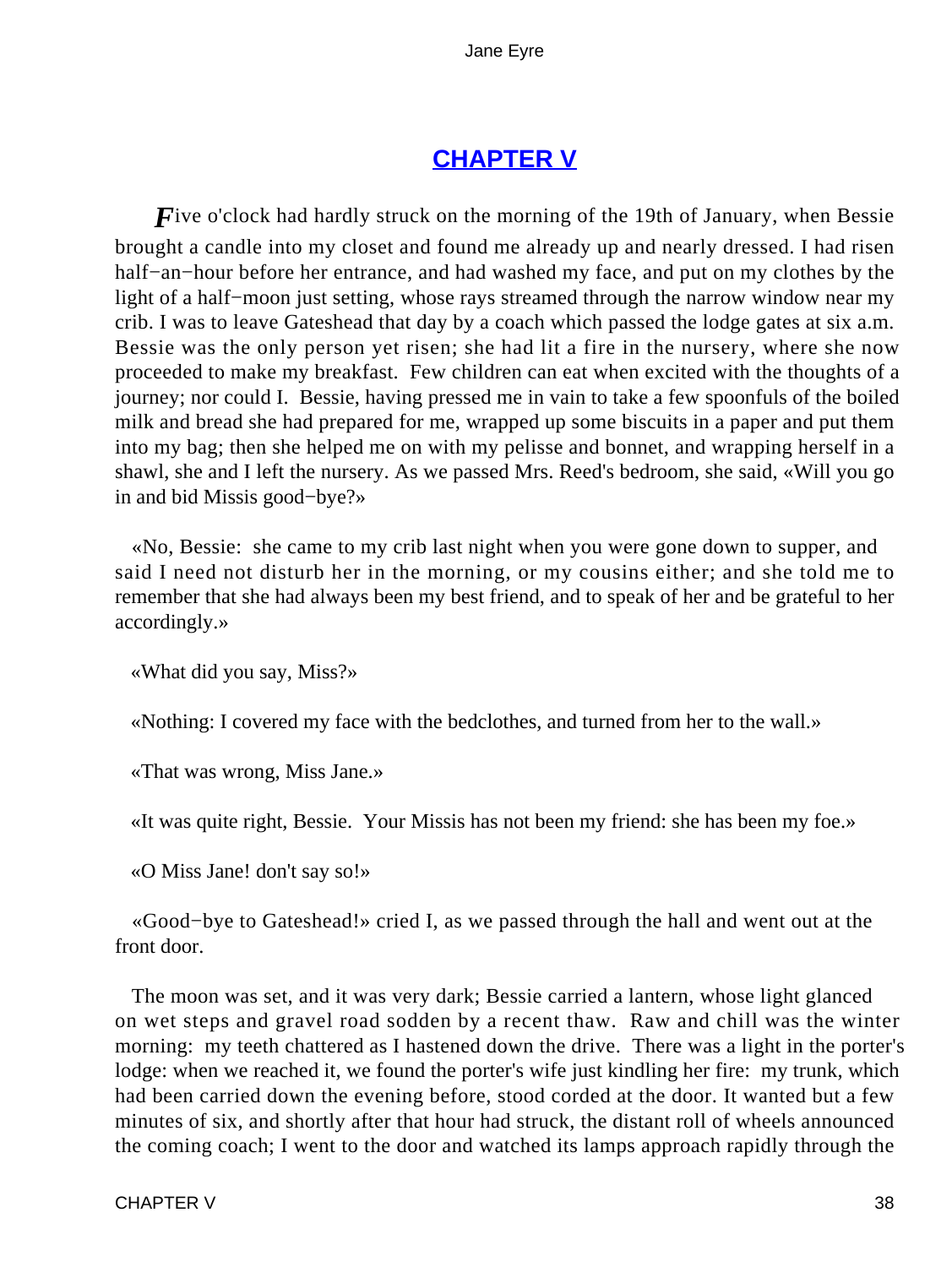## CHAPTER V

*F*ive o'clock had hardly struck on the morning of the 19th of January, when Bessie brought a candle into my closet and found me already up and nearly dressed. I had risen half−an−hour before her entrance, and had washed my face, and put on my clothes by the light of a half−moon just setting, whose rays streamed through the narrow window near my crib. I was to leave Gateshead that day by a coach which passed the lodge gates at six a.m. Bessie was the only person yet risen; she had lit a fire in the nursery, where she now proceeded to make my breakfast. Few children can eat when excited with the thoughts of a journey; nor could I. Bessie, having pressed me in vain to take a few spoonfuls of the boiled milk and bread she had prepared for me, wrapped up some biscuits in a paper and put them into my bag; then she helped me on with my pelisse and bonnet, and wrapping herself in a shawl, she and I left the nursery. As we passed Mrs. Reed's bedroom, she said, «Will you go in and bid Missis good−bye?»

«No, Bessie: she came to my crib last night when you were gone down to supper, and said I need not disturb her in the morning, or my cousins either; and she told me to remember that she had always been my best friend, and to speak of her and be grateful to her accordingly.»

«What did you say, Miss?»

«Nothing: I covered my face with the bedclothes, and turned from her to the wall.»

«That was wrong, Miss Jane.»

«It was quite right, Bessie. Your Missis has not been my friend: she has been my foe.»

«O Miss Jane! don't say so!»

«Good−bye to Gateshead!» cried I, as we passed through the hall and went out at the front door.

The moon was set, and it was very dark; Bessie carried a lantern, whose light glanced on wet steps and gravel road sodden by a recent thaw. Raw and chill was the winter morning: my teeth chattered as I hastened down the drive. There was a light in the porter's lodge: when we reached it, we found the porter's wife just kindling her fire: my trunk, which had been carried down the evening before, stood corded at the door. It wanted but a few minutes of six, and shortly after that hour had struck, the distant roll of wheels announced the coming coach; I went to the door and watched its lamps approach rapidly through the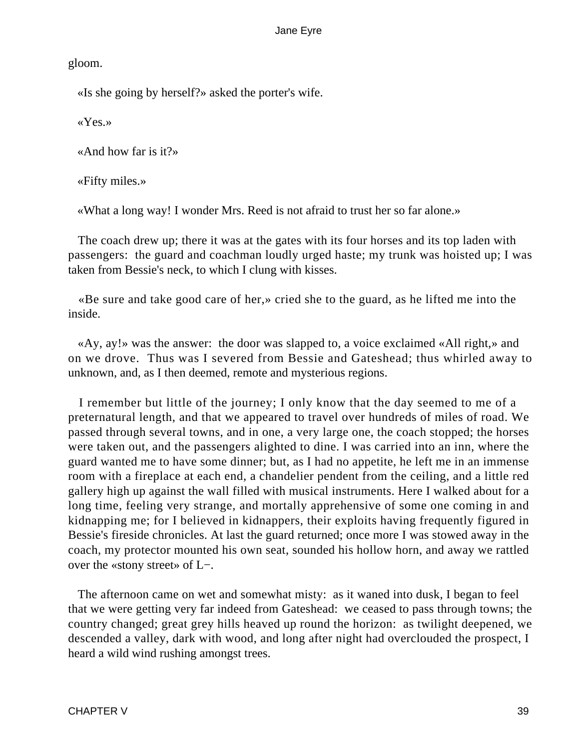gloom.

«Is she going by herself?» asked the porter's wife.

«Yes.»

«And how far is it?»

«Fifty miles.»

«What a long way! I wonder Mrs. Reed is not afraid to trust her so far alone.»

The coach drew up; there it was at the gates with its four horses and its top laden with passengers: the guard and coachman loudly urged haste; my trunk was hoisted up; I was taken from Bessie's neck, to which I clung with kisses.

«Be sure and take good care of her,» cried she to the guard, as he lifted me into the inside.

«Ay, ay!» was the answer: the door was slapped to, a voice exclaimed «All right,» and on we drove. Thus was I severed from Bessie and Gateshead; thus whirled away to unknown, and, as I then deemed, remote and mysterious regions.

I remember but little of the journey; I only know that the day seemed to me of a preternatural length, and that we appeared to travel over hundreds of miles of road. We passed through several towns, and in one, a very large one, the coach stopped; the horses were taken out, and the passengers alighted to dine. I was carried into an inn, where the guard wanted me to have some dinner; but, as I had no appetite, he left me in an immense room with a fireplace at each end, a chandelier pendent from the ceiling, and a little red gallery high up against the wall filled with musical instruments. Here I walked about for a long time, feeling very strange, and mortally apprehensive of some one coming in and kidnapping me; for I believed in kidnappers, their exploits having frequently figured in Bessie's fireside chronicles. At last the guard returned; once more I was stowed away in the coach, my protector mounted his own seat, sounded his hollow horn, and away we rattled over the «stony street» of L−.

The afternoon came on wet and somewhat misty: as it waned into dusk, I began to feel that we were getting very far indeed from Gateshead: we ceased to pass through towns; the country changed; great grey hills heaved up round the horizon: as twilight deepened, we descended a valley, dark with wood, and long after night had overclouded the prospect, I heard a wild wind rushing amongst trees.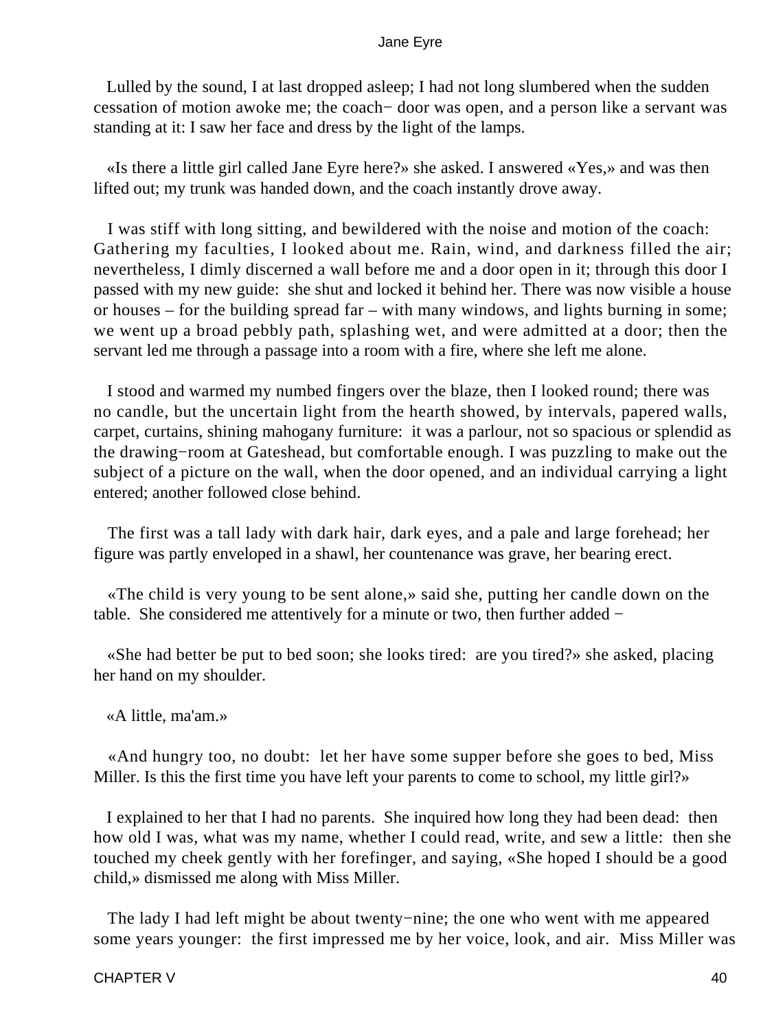Lulled by the sound, I at last dropped asleep; I had not long slumbered when the sudden cessation of motion awoke me; the coach− door was open, and a person like a servant was standing at it: I saw her face and dress by the light of the lamps.

«Is there a little girl called Jane Eyre here?» she asked. I answered «Yes,» and was then lifted out; my trunk was handed down, and the coach instantly drove away.

I was stiff with long sitting, and bewildered with the noise and motion of the coach: Gathering my faculties, I looked about me. Rain, wind, and darkness filled the air; nevertheless, I dimly discerned a wall before me and a door open in it; through this door I passed with my new guide: she shut and locked it behind her. There was now visible a house or houses – for the building spread far – with many windows, and lights burning in some; we went up a broad pebbly path, splashing wet, and were admitted at a door; then the servant led me through a passage into a room with a fire, where she left me alone.

I stood and warmed my numbed fingers over the blaze, then I looked round; there was no candle, but the uncertain light from the hearth showed, by intervals, papered walls, carpet, curtains, shining mahogany furniture: it was a parlour, not so spacious or splendid as the drawing−room at Gateshead, but comfortable enough. I was puzzling to make out the subject of a picture on the wall, when the door opened, and an individual carrying a light entered; another followed close behind.

The first was a tall lady with dark hair, dark eyes, and a pale and large forehead; her figure was partly enveloped in a shawl, her countenance was grave, her bearing erect.

«The child is very young to be sent alone,» said she, putting her candle down on the table. She considered me attentively for a minute or two, then further added −

«She had better be put to bed soon; she looks tired: are you tired?» she asked, placing her hand on my shoulder.

«A little, ma'am.»

«And hungry too, no doubt: let her have some supper before she goes to bed, Miss Miller. Is this the first time you have left your parents to come to school, my little girl?»

I explained to her that I had no parents. She inquired how long they had been dead: then how old I was, what was my name, whether I could read, write, and sew a little: then she touched my cheek gently with her forefinger, and saying, «She hoped I should be a good child,» dismissed me along with Miss Miller.

The lady I had left might be about twenty−nine; the one who went with me appeared some years younger: the first impressed me by her voice, look, and air. Miss Miller was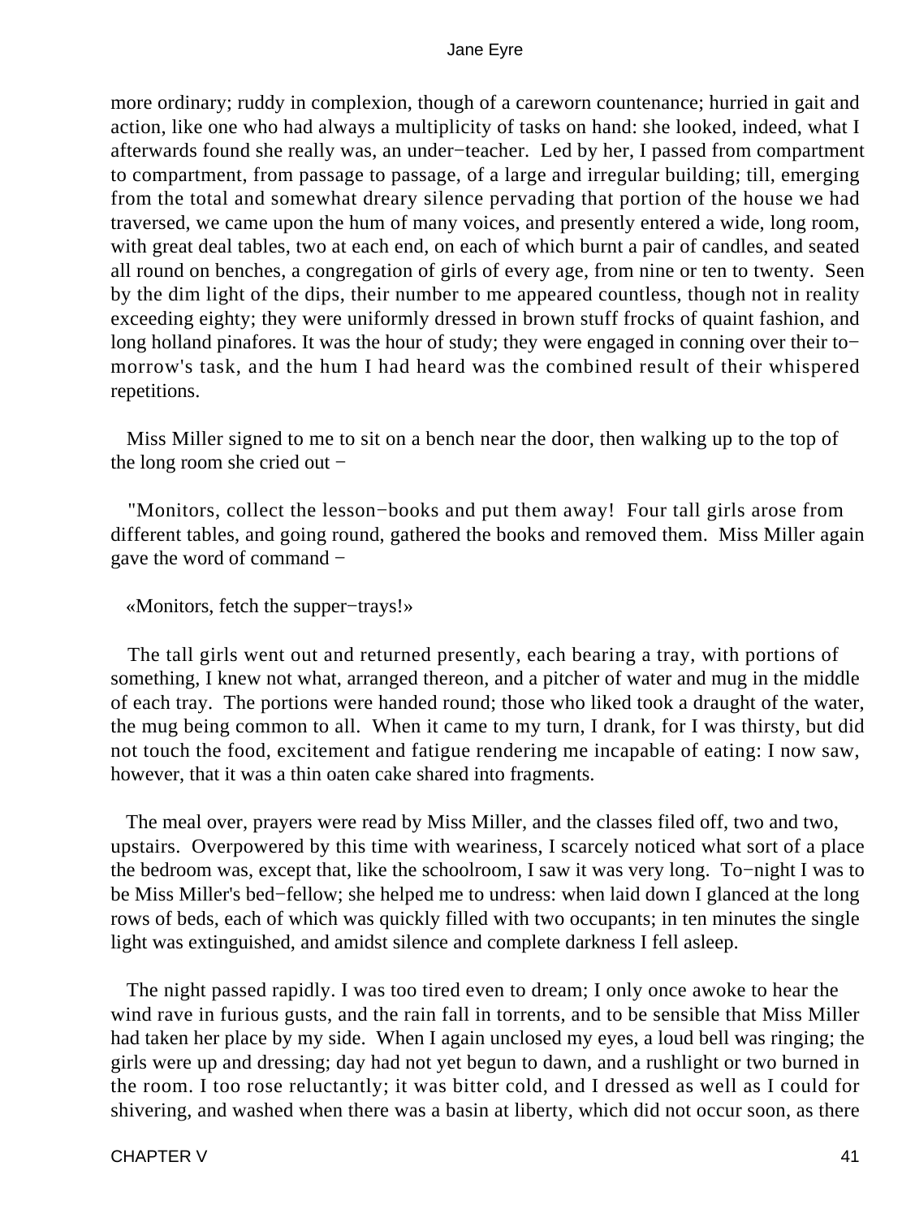more ordinary; ruddy in complexion, though of a careworn countenance; hurried in gait and action, like one who had always a multiplicity of tasks on hand: she looked, indeed, what I afterwards found she really was, an under−teacher. Led by her, I passed from compartment to compartment, from passage to passage, of a large and irregular building; till, emerging from the total and somewhat dreary silence pervading that portion of the house we had traversed, we came upon the hum of many voices, and presently entered a wide, long room, with great deal tables, two at each end, on each of which burnt a pair of candles, and seated all round on benches, a congregation of girls of every age, from nine or ten to twenty. Seen by the dim light of the dips, their number to me appeared countless, though not in reality exceeding eighty; they were uniformly dressed in brown stuff frocks of quaint fashion, and long holland pinafores. It was the hour of study; they were engaged in conning over their to−morrow's task, and the hum I had heard was the combined result of their whispered repetitions.

Miss Miller signed to me to sit on a bench near the door, then walking up to the top of the long room she cried out −

"Monitors, collect the lesson−books and put them away! Four tall girls arose from different tables, and going round, gathered the books and removed them. Miss Miller again gave the word of command −

«Monitors, fetch the supper−trays!»

The tall girls went out and returned presently, each bearing a tray, with portions of something, I knew not what, arranged thereon, and a pitcher of water and mug in the middle of each tray. The portions were handed round; those who liked took a draught of the water, the mug being common to all. When it came to my turn, I drank, for I was thirsty, but did not touch the food, excitement and fatigue rendering me incapable of eating: I now saw, however, that it was a thin oaten cake shared into fragments.

The meal over, prayers were read by Miss Miller, and the classes filed off, two and two, upstairs. Overpowered by this time with weariness, I scarcely noticed what sort of a place the bedroom was, except that, like the schoolroom, I saw it was very long. To−night I was to be Miss Miller's bed−fellow; she helped me to undress: when laid down I glanced at the long rows of beds, each of which was quickly filled with two occupants; in ten minutes the single light was extinguished, and amidst silence and complete darkness I fell asleep.

The night passed rapidly. I was too tired even to dream; I only once awoke to hear the wind rave in furious gusts, and the rain fall in torrents, and to be sensible that Miss Miller had taken her place by my side. When I again unclosed my eyes, a loud bell was ringing; the girls were up and dressing; day had not yet begun to dawn, and a rushlight or two burned in the room. I too rose reluctantly; it was bitter cold, and I dressed as well as I could for shivering, and washed when there was a basin at liberty, which did not occur soon, as there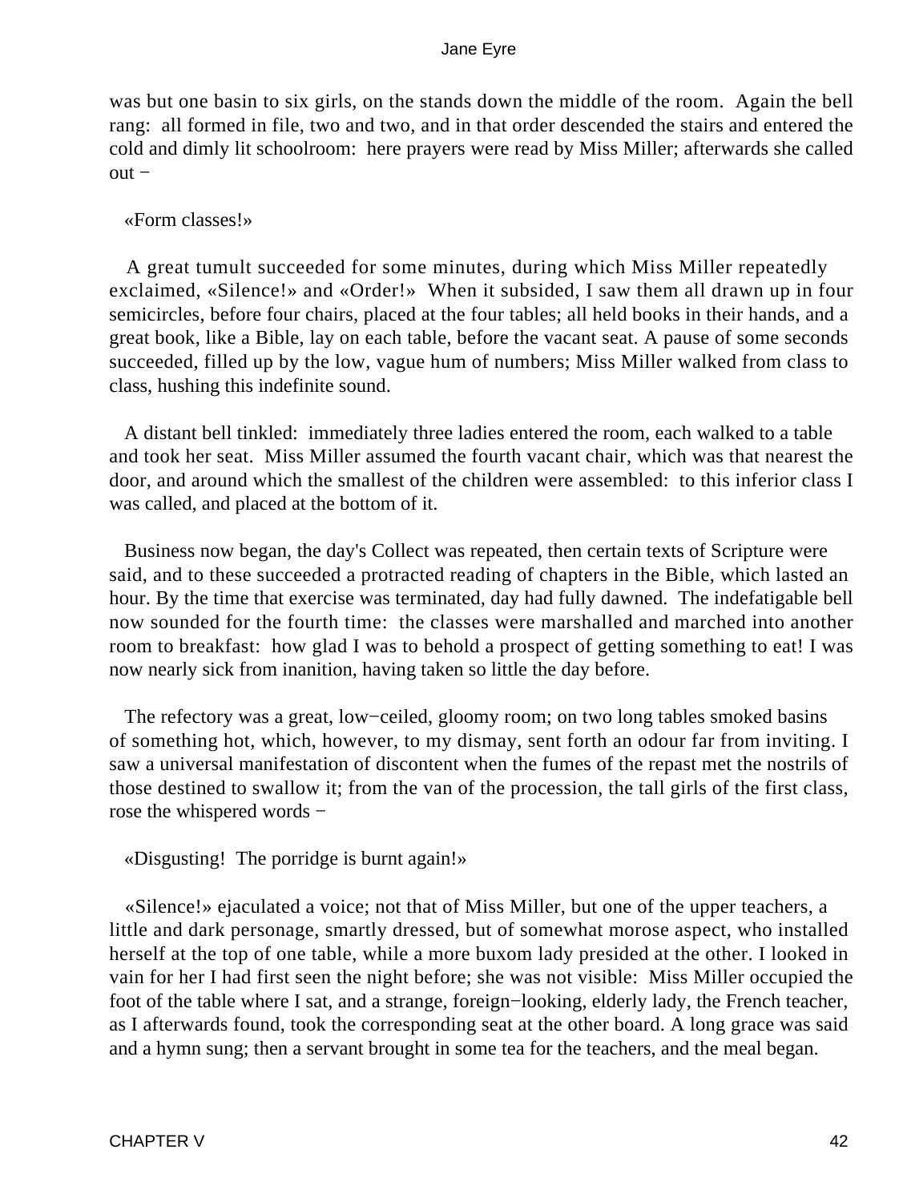was but one basin to six girls, on the stands down the middle of the room. Again the bell rang: all formed in file, two and two, and in that order descended the stairs and entered the cold and dimly lit schoolroom: here prayers were read by Miss Miller; afterwards she called out −

«Form classes!»

A great tumult succeeded for some minutes, during which Miss Miller repeatedly exclaimed, «Silence!» and «Order!» When it subsided, I saw them all drawn up in four semicircles, before four chairs, placed at the four tables; all held books in their hands, and a great book, like a Bible, lay on each table, before the vacant seat. A pause of some seconds succeeded, filled up by the low, vague hum of numbers; Miss Miller walked from class to class, hushing this indefinite sound.

A distant bell tinkled: immediately three ladies entered the room, each walked to a table and took her seat. Miss Miller assumed the fourth vacant chair, which was that nearest the door, and around which the smallest of the children were assembled: to this inferior class I was called, and placed at the bottom of it.

Business now began, the day's Collect was repeated, then certain texts of Scripture were said, and to these succeeded a protracted reading of chapters in the Bible, which lasted an hour. By the time that exercise was terminated, day had fully dawned. The indefatigable bell now sounded for the fourth time: the classes were marshalled and marched into another room to breakfast: how glad I was to behold a prospect of getting something to eat! I was now nearly sick from inanition, having taken so little the day before.

The refectory was a great, low−ceiled, gloomy room; on two long tables smoked basins of something hot, which, however, to my dismay, sent forth an odour far from inviting. I saw a universal manifestation of discontent when the fumes of the repast met the nostrils of those destined to swallow it; from the van of the procession, the tall girls of the first class, rose the whispered words −

«Disgusting! The porridge is burnt again!»

«Silence!» ejaculated a voice; not that of Miss Miller, but one of the upper teachers, a little and dark personage, smartly dressed, but of somewhat morose aspect, who installed herself at the top of one table, while a more buxom lady presided at the other. I looked in vain for her I had first seen the night before; she was not visible: Miss Miller occupied the foot of the table where I sat, and a strange, foreign−looking, elderly lady, the French teacher, as I afterwards found, took the corresponding seat at the other board. A long grace was said and a hymn sung; then a servant brought in some tea for the teachers, and the meal began.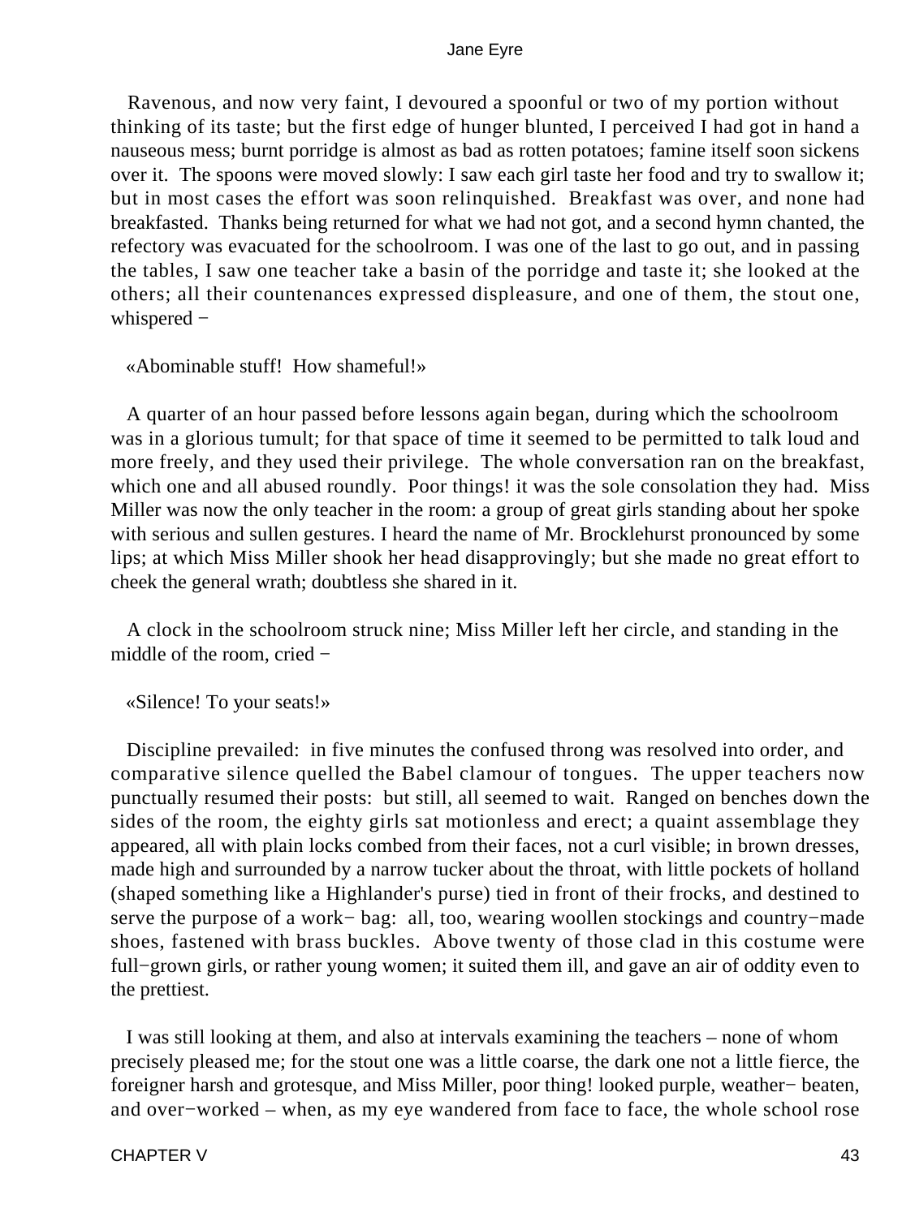Ravenous, and now very faint, I devoured a spoonful or two of my portion without thinking of its taste; but the first edge of hunger blunted, I perceived I had got in hand a nauseous mess; burnt porridge is almost as bad as rotten potatoes; famine itself soon sickens over it. The spoons were moved slowly: I saw each girl taste her food and try to swallow it; but in most cases the effort was soon relinquished. Breakfast was over, and none had breakfasted. Thanks being returned for what we had not got, and a second hymn chanted, the refectory was evacuated for the schoolroom. I was one of the last to go out, and in passing the tables, I saw one teacher take a basin of the porridge and taste it; she looked at the others; all their countenances expressed displeasure, and one of them, the stout one, whispered −

«Abominable stuff! How shameful!»

A quarter of an hour passed before lessons again began, during which the schoolroom was in a glorious tumult; for that space of time it seemed to be permitted to talk loud and more freely, and they used their privilege. The whole conversation ran on the breakfast, which one and all abused roundly. Poor things! it was the sole consolation they had. Miss Miller was now the only teacher in the room: a group of great girls standing about her spoke with serious and sullen gestures. I heard the name of Mr. Brocklehurst pronounced by some lips; at which Miss Miller shook her head disapprovingly; but she made no great effort to cheek the general wrath; doubtless she shared in it.

A clock in the schoolroom struck nine; Miss Miller left her circle, and standing in the middle of the room, cried −

«Silence! To your seats!»

Discipline prevailed: in five minutes the confused throng was resolved into order, and comparative silence quelled the Babel clamour of tongues. The upper teachers now punctually resumed their posts: but still, all seemed to wait. Ranged on benches down the sides of the room, the eighty girls sat motionless and erect; a quaint assemblage they appeared, all with plain locks combed from their faces, not a curl visible; in brown dresses, made high and surrounded by a narrow tucker about the throat, with little pockets of holland (shaped something like a Highlander's purse) tied in front of their frocks, and destined to serve the purpose of a work− bag: all, too, wearing woollen stockings and country−made shoes, fastened with brass buckles. Above twenty of those clad in this costume were full−grown girls, or rather young women; it suited them ill, and gave an air of oddity even to the prettiest.

I was still looking at them, and also at intervals examining the teachers – none of whom precisely pleased me; for the stout one was a little coarse, the dark one not a little fierce, the foreigner harsh and grotesque, and Miss Miller, poor thing! looked purple, weather− beaten, and over−worked – when, as my eye wandered from face to face, the whole school rose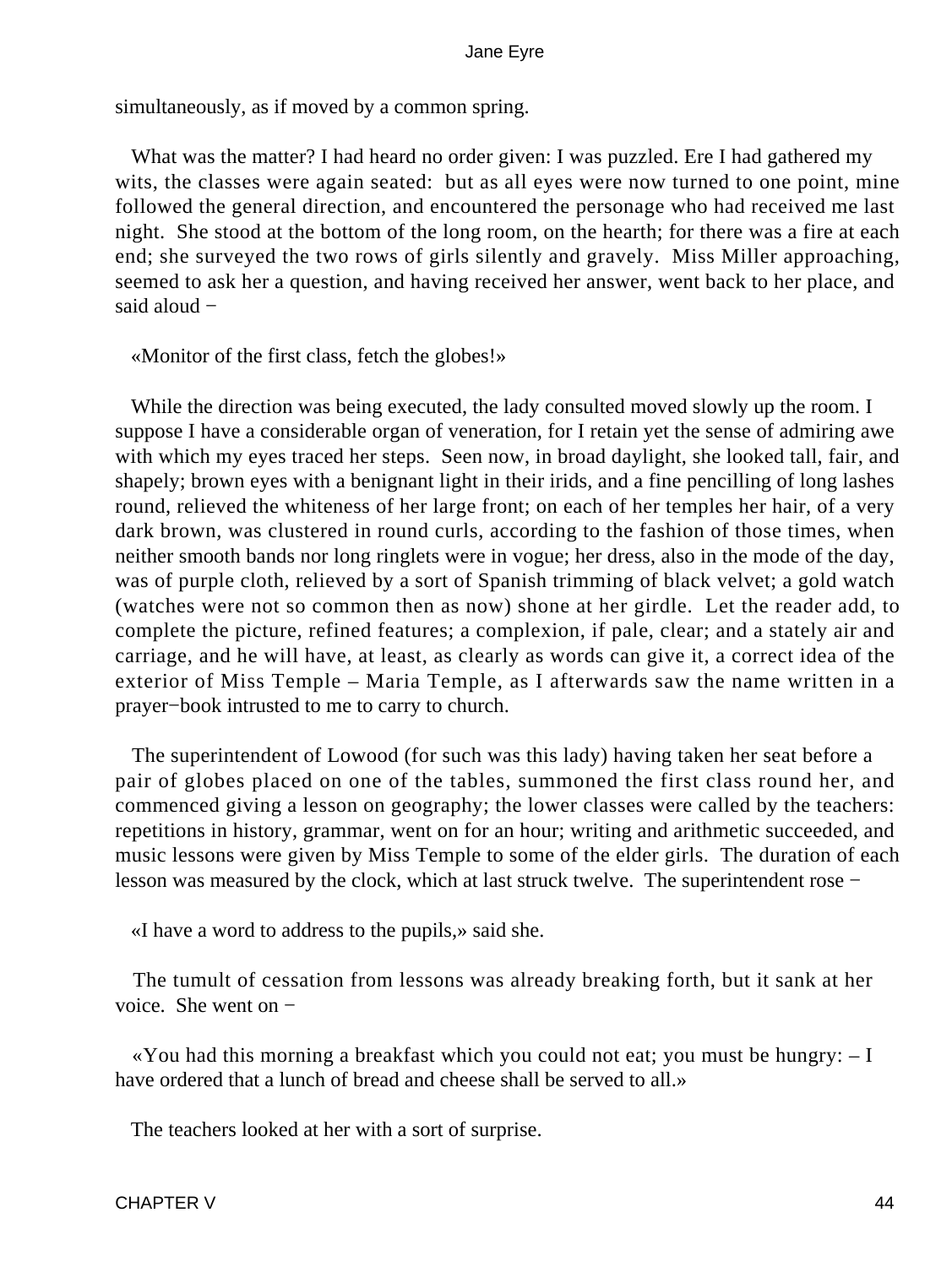simultaneously, as if moved by a common spring.

What was the matter? I had heard no order given: I was puzzled. Ere I had gathered my wits, the classes were again seated: but as all eyes were now turned to one point, mine followed the general direction, and encountered the personage who had received me last night. She stood at the bottom of the long room, on the hearth; for there was a fire at each end; she surveyed the two rows of girls silently and gravely. Miss Miller approaching, seemed to ask her a question, and having received her answer, went back to her place, and said aloud −

«Monitor of the first class, fetch the globes!»

While the direction was being executed, the lady consulted moved slowly up the room. I suppose I have a considerable organ of veneration, for I retain yet the sense of admiring awe with which my eyes traced her steps. Seen now, in broad daylight, she looked tall, fair, and shapely; brown eyes with a benignant light in their irids, and a fine pencilling of long lashes round, relieved the whiteness of her large front; on each of her temples her hair, of a very dark brown, was clustered in round curls, according to the fashion of those times, when neither smooth bands nor long ringlets were in vogue; her dress, also in the mode of the day, was of purple cloth, relieved by a sort of Spanish trimming of black velvet; a gold watch (watches were not so common then as now) shone at her girdle. Let the reader add, to complete the picture, refined features; a complexion, if pale, clear; and a stately air and carriage, and he will have, at least, as clearly as words can give it, a correct idea of the exterior of Miss Temple – Maria Temple, as I afterwards saw the name written in a prayer−book intrusted to me to carry to church.

The superintendent of Lowood (for such was this lady) having taken her seat before a pair of globes placed on one of the tables, summoned the first class round her, and commenced giving a lesson on geography; the lower classes were called by the teachers: repetitions in history, grammar, went on for an hour; writing and arithmetic succeeded, and music lessons were given by Miss Temple to some of the elder girls. The duration of each lesson was measured by the clock, which at last struck twelve. The superintendent rose −

«I have a word to address to the pupils,» said she.

The tumult of cessation from lessons was already breaking forth, but it sank at her voice. She went on −

«You had this morning a breakfast which you could not eat; you must be hungry: – I have ordered that a lunch of bread and cheese shall be served to all.»

The teachers looked at her with a sort of surprise.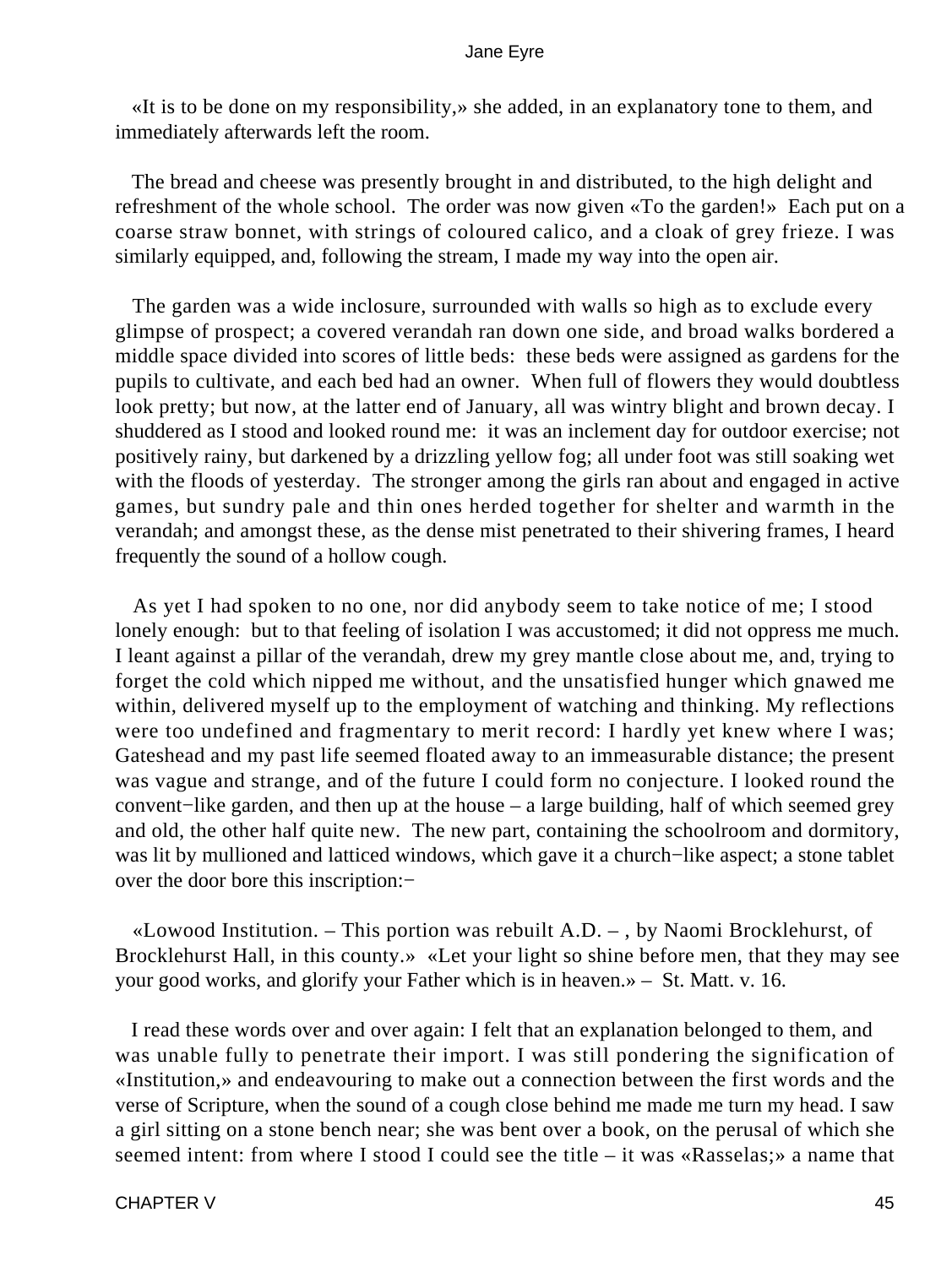«It is to be done on my responsibility,» she added, in an explanatory tone to them, and immediately afterwards left the room.

The bread and cheese was presently brought in and distributed, to the high delight and refreshment of the whole school. The order was now given «To the garden!» Each put on a coarse straw bonnet, with strings of coloured calico, and a cloak of grey frieze. I was similarly equipped, and, following the stream, I made my way into the open air.

The garden was a wide inclosure, surrounded with walls so high as to exclude every glimpse of prospect; a covered verandah ran down one side, and broad walks bordered a middle space divided into scores of little beds: these beds were assigned as gardens for the pupils to cultivate, and each bed had an owner. When full of flowers they would doubtless look pretty; but now, at the latter end of January, all was wintry blight and brown decay. I shuddered as I stood and looked round me: it was an inclement day for outdoor exercise; not positively rainy, but darkened by a drizzling yellow fog; all under foot was still soaking wet with the floods of yesterday. The stronger among the girls ran about and engaged in active games, but sundry pale and thin ones herded together for shelter and warmth in the verandah; and amongst these, as the dense mist penetrated to their shivering frames, I heard frequently the sound of a hollow cough.

As yet I had spoken to no one, nor did anybody seem to take notice of me; I stood lonely enough: but to that feeling of isolation I was accustomed; it did not oppress me much. I leant against a pillar of the verandah, drew my grey mantle close about me, and, trying to forget the cold which nipped me without, and the unsatisfied hunger which gnawed me within, delivered myself up to the employment of watching and thinking. My reflections were too undefined and fragmentary to merit record: I hardly yet knew where I was; Gateshead and my past life seemed floated away to an immeasurable distance; the present was vague and strange, and of the future I could form no conjecture. I looked round the convent−like garden, and then up at the house – a large building, half of which seemed grey and old, the other half quite new. The new part, containing the schoolroom and dormitory, was lit by mullioned and latticed windows, which gave it a church−like aspect; a stone tablet over the door bore this inscription:−

«Lowood Institution. – This portion was rebuilt A.D. – , by Naomi Brocklehurst, of Brocklehurst Hall, in this county.» «Let your light so shine before men, that they may see your good works, and glorify your Father which is in heaven.» – St. Matt. v. 16.

I read these words over and over again: I felt that an explanation belonged to them, and was unable fully to penetrate their import. I was still pondering the signification of «Institution,» and endeavouring to make out a connection between the first words and the verse of Scripture, when the sound of a cough close behind me made me turn my head. I saw a girl sitting on a stone bench near; she was bent over a book, on the perusal of which she seemed intent: from where I stood I could see the title – it was «Rasselas;» a name that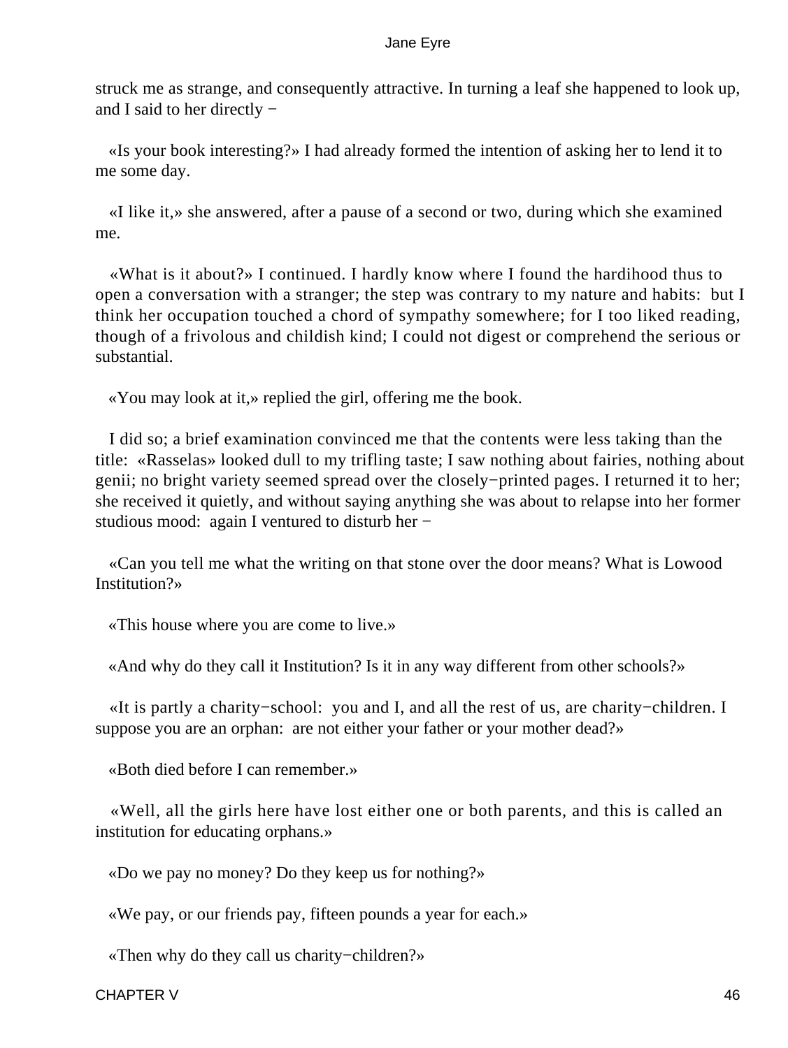struck me as strange, and consequently attractive. In turning a leaf she happened to look up, and I said to her directly −

«Is your book interesting?» I had already formed the intention of asking her to lend it to me some day.

«I like it,» she answered, after a pause of a second or two, during which she examined me.

«What is it about?» I continued. I hardly know where I found the hardihood thus to open a conversation with a stranger; the step was contrary to my nature and habits: but I think her occupation touched a chord of sympathy somewhere; for I too liked reading, though of a frivolous and childish kind; I could not digest or comprehend the serious or substantial.

«You may look at it,» replied the girl, offering me the book.

I did so; a brief examination convinced me that the contents were less taking than the title: «Rasselas» looked dull to my trifling taste; I saw nothing about fairies, nothing about genii; no bright variety seemed spread over the closely−printed pages. I returned it to her; she received it quietly, and without saying anything she was about to relapse into her former studious mood: again I ventured to disturb her −

«Can you tell me what the writing on that stone over the door means? What is Lowood Institution?»

«This house where you are come to live.»

«And why do they call it Institution? Is it in any way different from other schools?»

«It is partly a charity−school: you and I, and all the rest of us, are charity−children. I suppose you are an orphan: are not either your father or your mother dead?»

«Both died before I can remember.»

«Well, all the girls here have lost either one or both parents, and this is called an institution for educating orphans.»

«Do we pay no money? Do they keep us for nothing?»

«We pay, or our friends pay, fifteen pounds a year for each.»

«Then why do they call us charity−children?»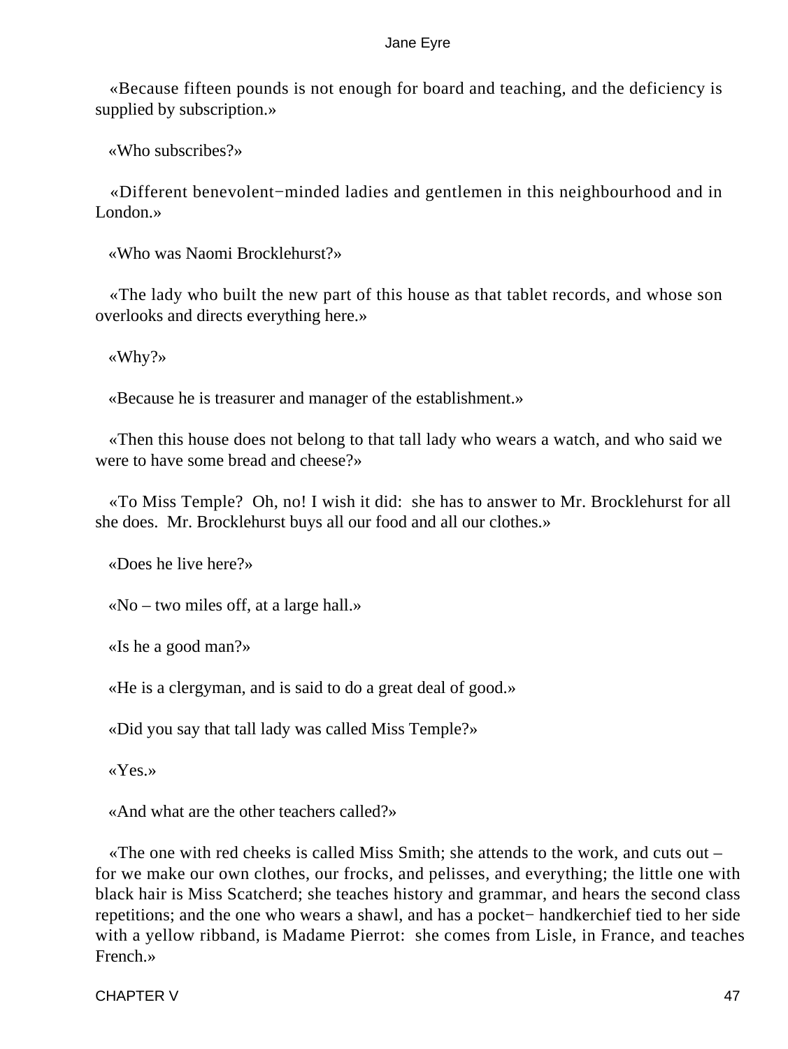«Because fifteen pounds is not enough for board and teaching, and the deficiency is supplied by subscription.»

«Who subscribes?»

«Different benevolent−minded ladies and gentlemen in this neighbourhood and in London.»

«Who was Naomi Brocklehurst?»

«The lady who built the new part of this house as that tablet records, and whose son overlooks and directs everything here.»

«Why?»

«Because he is treasurer and manager of the establishment.»

«Then this house does not belong to that tall lady who wears a watch, and who said we were to have some bread and cheese?»

«To Miss Temple? Oh, no! I wish it did: she has to answer to Mr. Brocklehurst for all she does. Mr. Brocklehurst buys all our food and all our clothes.»

«Does he live here?»

«No – two miles off, at a large hall.»

«Is he a good man?»

«He is a clergyman, and is said to do a great deal of good.»

«Did you say that tall lady was called Miss Temple?»

«Yes.»

«And what are the other teachers called?»

«The one with red cheeks is called Miss Smith; she attends to the work, and cuts out – for we make our own clothes, our frocks, and pelisses, and everything; the little one with black hair is Miss Scatcherd; she teaches history and grammar, and hears the second class repetitions; and the one who wears a shawl, and has a pocket− handkerchief tied to her side with a yellow ribband, is Madame Pierrot: she comes from Lisle, in France, and teaches French.»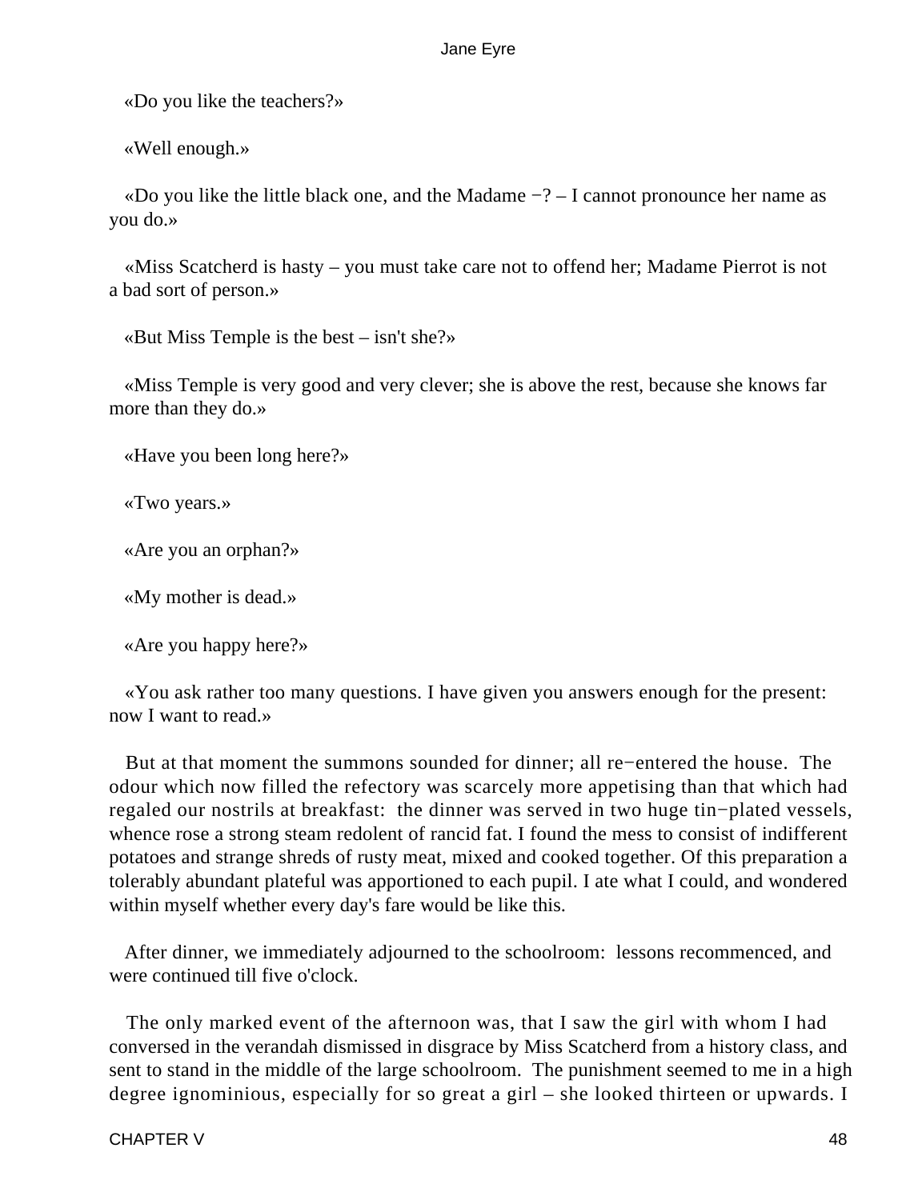«Do you like the teachers?»

«Well enough.»

«Do you like the little black one, and the Madame −? – I cannot pronounce her name as you do.»

«Miss Scatcherd is hasty – you must take care not to offend her; Madame Pierrot is not a bad sort of person.»

«But Miss Temple is the best – isn't she?»

«Miss Temple is very good and very clever; she is above the rest, because she knows far more than they do.»

«Have you been long here?»

«Two years.»

«Are you an orphan?»

«My mother is dead.»

«Are you happy here?»

«You ask rather too many questions. I have given you answers enough for the present: now I want to read.»

But at that moment the summons sounded for dinner; all re−entered the house. The odour which now filled the refectory was scarcely more appetising than that which had regaled our nostrils at breakfast: the dinner was served in two huge tin−plated vessels, whence rose a strong steam redolent of rancid fat. I found the mess to consist of indifferent potatoes and strange shreds of rusty meat, mixed and cooked together. Of this preparation a tolerably abundant plateful was apportioned to each pupil. I ate what I could, and wondered within myself whether every day's fare would be like this.

After dinner, we immediately adjourned to the schoolroom: lessons recommenced, and were continued till five o'clock.

The only marked event of the afternoon was, that I saw the girl with whom I had conversed in the verandah dismissed in disgrace by Miss Scatcherd from a history class, and sent to stand in the middle of the large schoolroom. The punishment seemed to me in a high degree ignominious, especially for so great a girl – she looked thirteen or upwards. I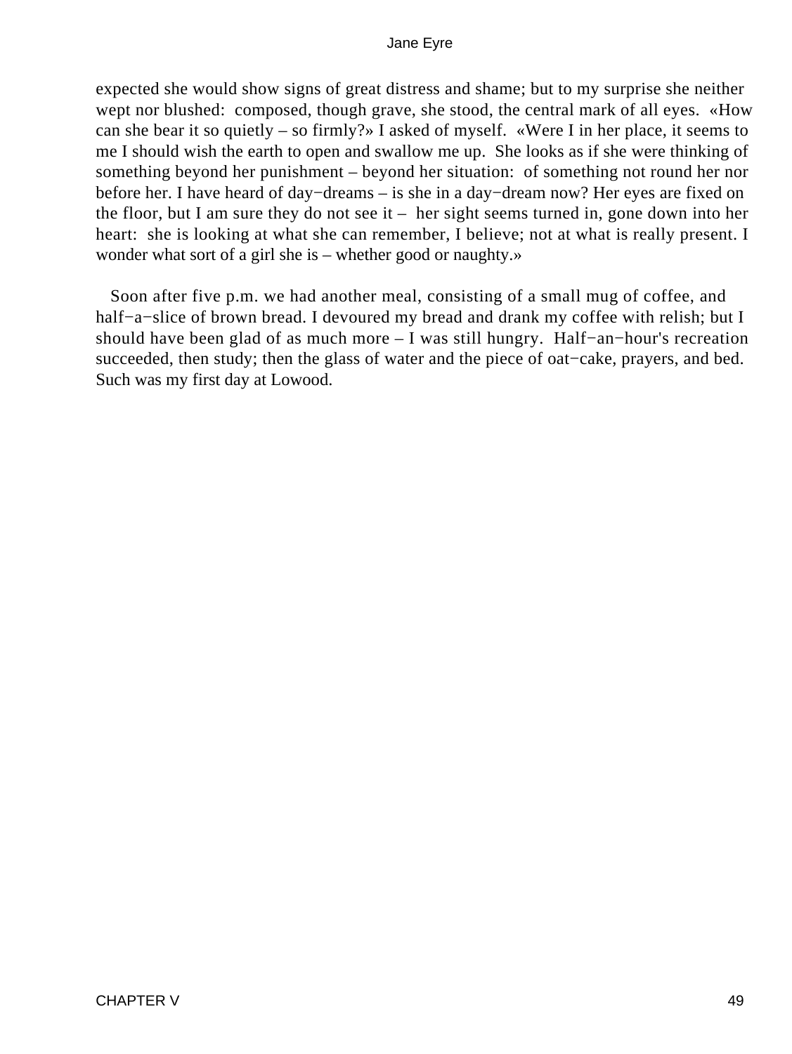expected she would show signs of great distress and shame; but to my surprise she neither wept nor blushed: composed, though grave, she stood, the central mark of all eyes. «How can she bear it so quietly – so firmly?» I asked of myself. «Were I in her place, it seems to me I should wish the earth to open and swallow me up. She looks as if she were thinking of something beyond her punishment – beyond her situation: of something not round her nor before her. I have heard of day−dreams – is she in a day−dream now? Her eyes are fixed on the floor, but I am sure they do not see it – her sight seems turned in, gone down into her heart: she is looking at what she can remember, I believe; not at what is really present. I wonder what sort of a girl she is – whether good or naughty.»

Soon after five p.m. we had another meal, consisting of a small mug of coffee, and half−a−slice of brown bread. I devoured my bread and drank my coffee with relish; but I should have been glad of as much more – I was still hungry. Half−an−hour's recreation succeeded, then study; then the glass of water and the piece of oat−cake, prayers, and bed. Such was my first day at Lowood.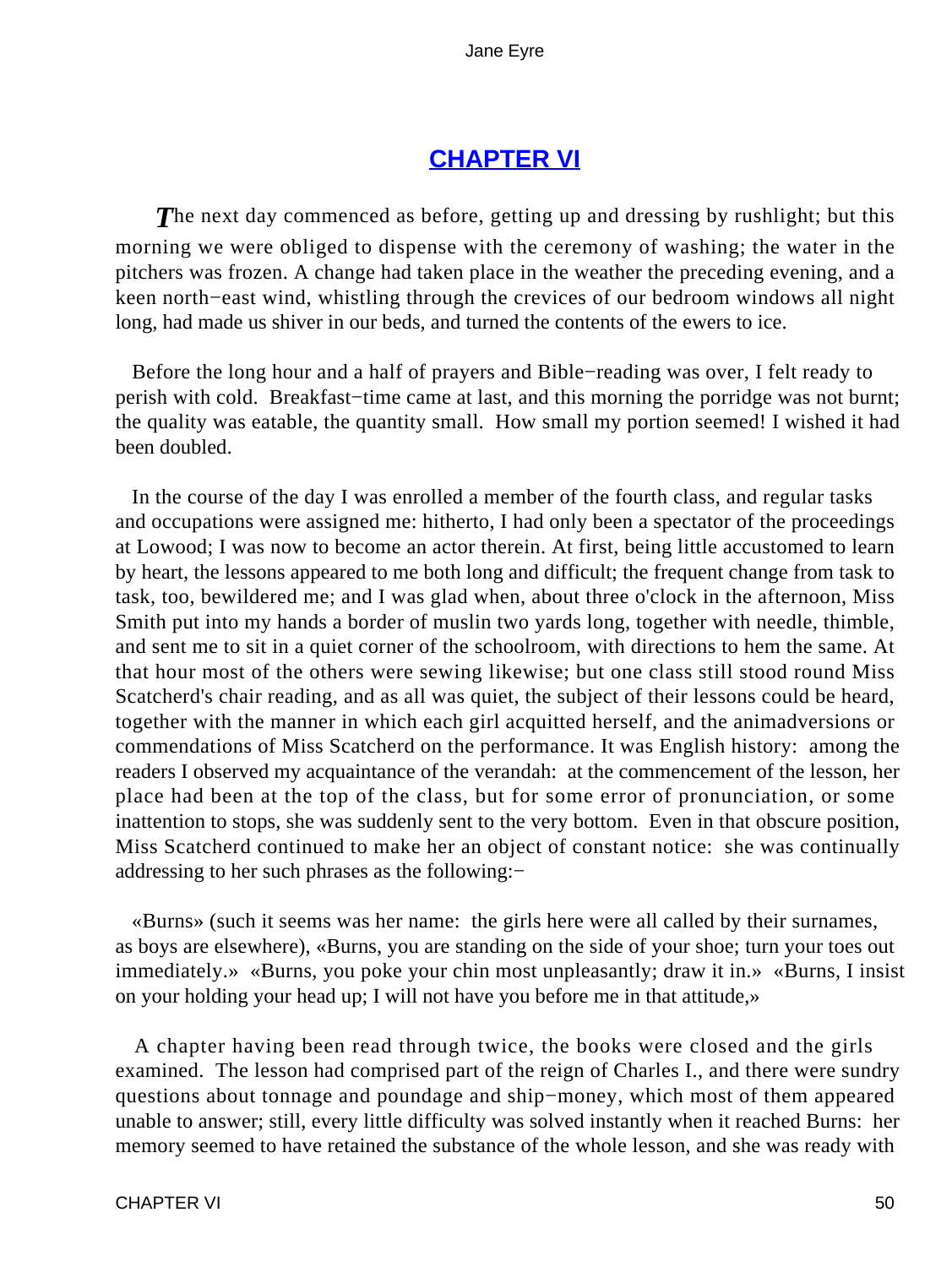# CHAPTER VI

*T*he next day commenced as before, getting up and dressing by rushlight; but this morning we were obliged to dispense with the ceremony of washing; the water in the pitchers was frozen. A change had taken place in the weather the preceding evening, and a keen north−east wind, whistling through the crevices of our bedroom windows all night long, had made us shiver in our beds, and turned the contents of the ewers to ice.

Before the long hour and a half of prayers and Bible−reading was over, I felt ready to perish with cold. Breakfast−time came at last, and this morning the porridge was not burnt; the quality was eatable, the quantity small. How small my portion seemed! I wished it had been doubled.

In the course of the day I was enrolled a member of the fourth class, and regular tasks and occupations were assigned me: hitherto, I had only been a spectator of the proceedings at Lowood; I was now to become an actor therein. At first, being little accustomed to learn by heart, the lessons appeared to me both long and difficult; the frequent change from task to task, too, bewildered me; and I was glad when, about three o'clock in the afternoon, Miss Smith put into my hands a border of muslin two yards long, together with needle, thimble, and sent me to sit in a quiet corner of the schoolroom, with directions to hem the same. At that hour most of the others were sewing likewise; but one class still stood round Miss Scatcherd's chair reading, and as all was quiet, the subject of their lessons could be heard, together with the manner in which each girl acquitted herself, and the animadversions or commendations of Miss Scatcherd on the performance. It was English history: among the readers I observed my acquaintance of the verandah: at the commencement of the lesson, her place had been at the top of the class, but for some error of pronunciation, or some inattention to stops, she was suddenly sent to the very bottom. Even in that obscure position, Miss Scatcherd continued to make her an object of constant notice: she was continually addressing to her such phrases as the following:−

«Burns» (such it seems was her name: the girls here were all called by their surnames, as boys are elsewhere), «Burns, you are standing on the side of your shoe; turn your toes out immediately.» «Burns, you poke your chin most unpleasantly; draw it in.» «Burns, I insist on your holding your head up; I will not have you before me in that attitude,»

A chapter having been read through twice, the books were closed and the girls examined. The lesson had comprised part of the reign of Charles I., and there were sundry questions about tonnage and poundage and ship−money, which most of them appeared unable to answer; still, every little difficulty was solved instantly when it reached Burns: her memory seemed to have retained the substance of the whole lesson, and she was ready with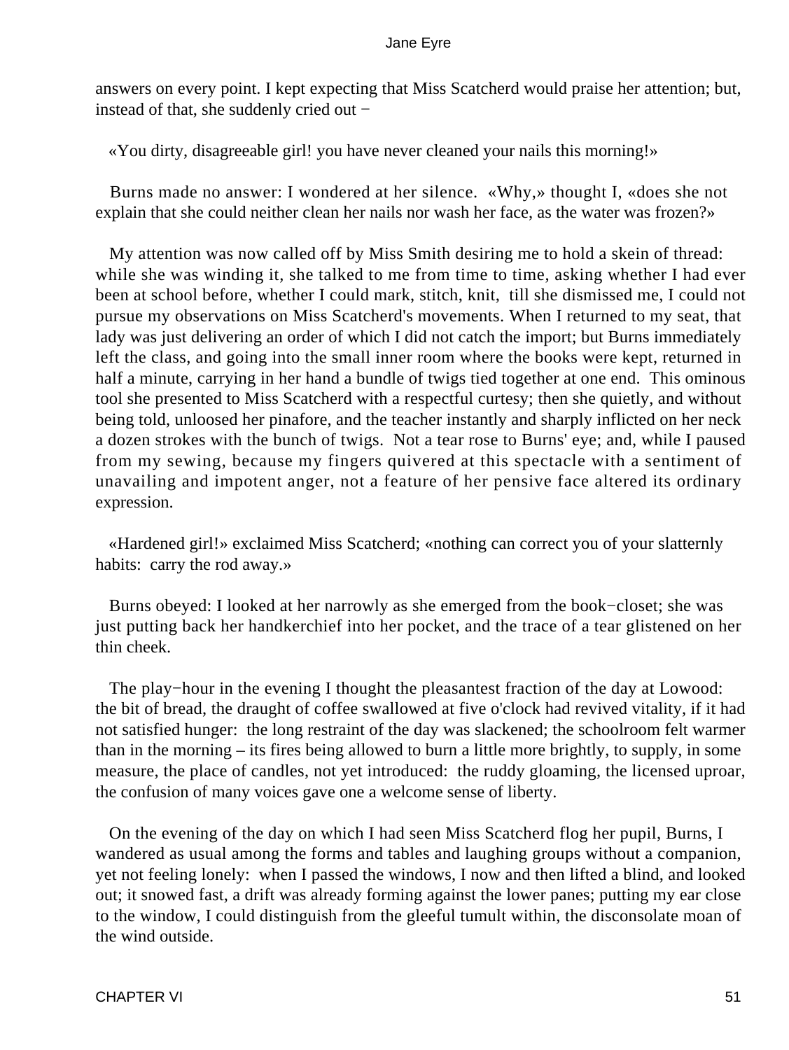answers on every point. I kept expecting that Miss Scatcherd would praise her attention; but, instead of that, she suddenly cried out −

«You dirty, disagreeable girl! you have never cleaned your nails this morning!»

Burns made no answer: I wondered at her silence. «Why,» thought I, «does she not explain that she could neither clean her nails nor wash her face, as the water was frozen?»

My attention was now called off by Miss Smith desiring me to hold a skein of thread: while she was winding it, she talked to me from time to time, asking whether I had ever been at school before, whether I could mark, stitch, knit, till she dismissed me, I could not pursue my observations on Miss Scatcherd's movements. When I returned to my seat, that lady was just delivering an order of which I did not catch the import; but Burns immediately left the class, and going into the small inner room where the books were kept, returned in half a minute, carrying in her hand a bundle of twigs tied together at one end. This ominous tool she presented to Miss Scatcherd with a respectful curtesy; then she quietly, and without being told, unloosed her pinafore, and the teacher instantly and sharply inflicted on her neck a dozen strokes with the bunch of twigs. Not a tear rose to Burns' eye; and, while I paused from my sewing, because my fingers quivered at this spectacle with a sentiment of unavailing and impotent anger, not a feature of her pensive face altered its ordinary expression.

«Hardened girl!» exclaimed Miss Scatcherd; «nothing can correct you of your slatternly habits: carry the rod away.»

Burns obeyed: I looked at her narrowly as she emerged from the book−closet; she was just putting back her handkerchief into her pocket, and the trace of a tear glistened on her thin cheek.

The play−hour in the evening I thought the pleasantest fraction of the day at Lowood: the bit of bread, the draught of coffee swallowed at five o'clock had revived vitality, if it had not satisfied hunger: the long restraint of the day was slackened; the schoolroom felt warmer than in the morning – its fires being allowed to burn a little more brightly, to supply, in some measure, the place of candles, not yet introduced: the ruddy gloaming, the licensed uproar, the confusion of many voices gave one a welcome sense of liberty.

On the evening of the day on which I had seen Miss Scatcherd flog her pupil, Burns, I wandered as usual among the forms and tables and laughing groups without a companion, yet not feeling lonely: when I passed the windows, I now and then lifted a blind, and looked out; it snowed fast, a drift was already forming against the lower panes; putting my ear close to the window, I could distinguish from the gleeful tumult within, the disconsolate moan of the wind outside.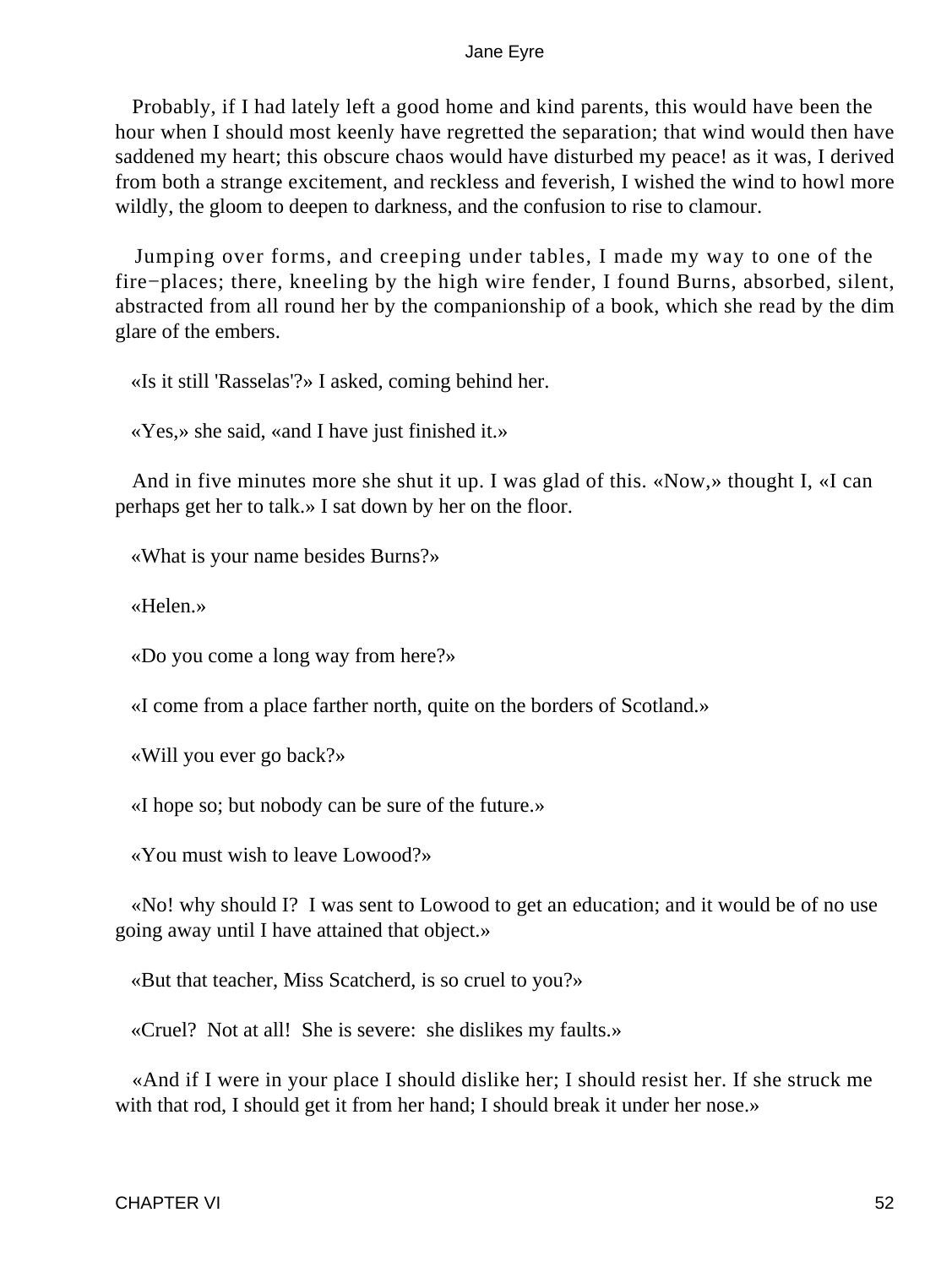Probably, if I had lately left a good home and kind parents, this would have been the hour when I should most keenly have regretted the separation; that wind would then have saddened my heart; this obscure chaos would have disturbed my peace! as it was, I derived from both a strange excitement, and reckless and feverish, I wished the wind to howl more wildly, the gloom to deepen to darkness, and the confusion to rise to clamour.

Jumping over forms, and creeping under tables, I made my way to one of the fire−places; there, kneeling by the high wire fender, I found Burns, absorbed, silent, abstracted from all round her by the companionship of a book, which she read by the dim glare of the embers.

«Is it still 'Rasselas'?» I asked, coming behind her.

«Yes,» she said, «and I have just finished it.»

And in five minutes more she shut it up. I was glad of this. «Now,» thought I, «I can perhaps get her to talk.» I sat down by her on the floor.

«What is your name besides Burns?»

«Helen.»

«Do you come a long way from here?»

«I come from a place farther north, quite on the borders of Scotland.»

«Will you ever go back?»

«I hope so; but nobody can be sure of the future.»

«You must wish to leave Lowood?»

«No! why should I? I was sent to Lowood to get an education; and it would be of no use going away until I have attained that object.»

«But that teacher, Miss Scatcherd, is so cruel to you?»

«Cruel? Not at all! She is severe: she dislikes my faults.»

«And if I were in your place I should dislike her; I should resist her. If she struck me with that rod, I should get it from her hand; I should break it under her nose.»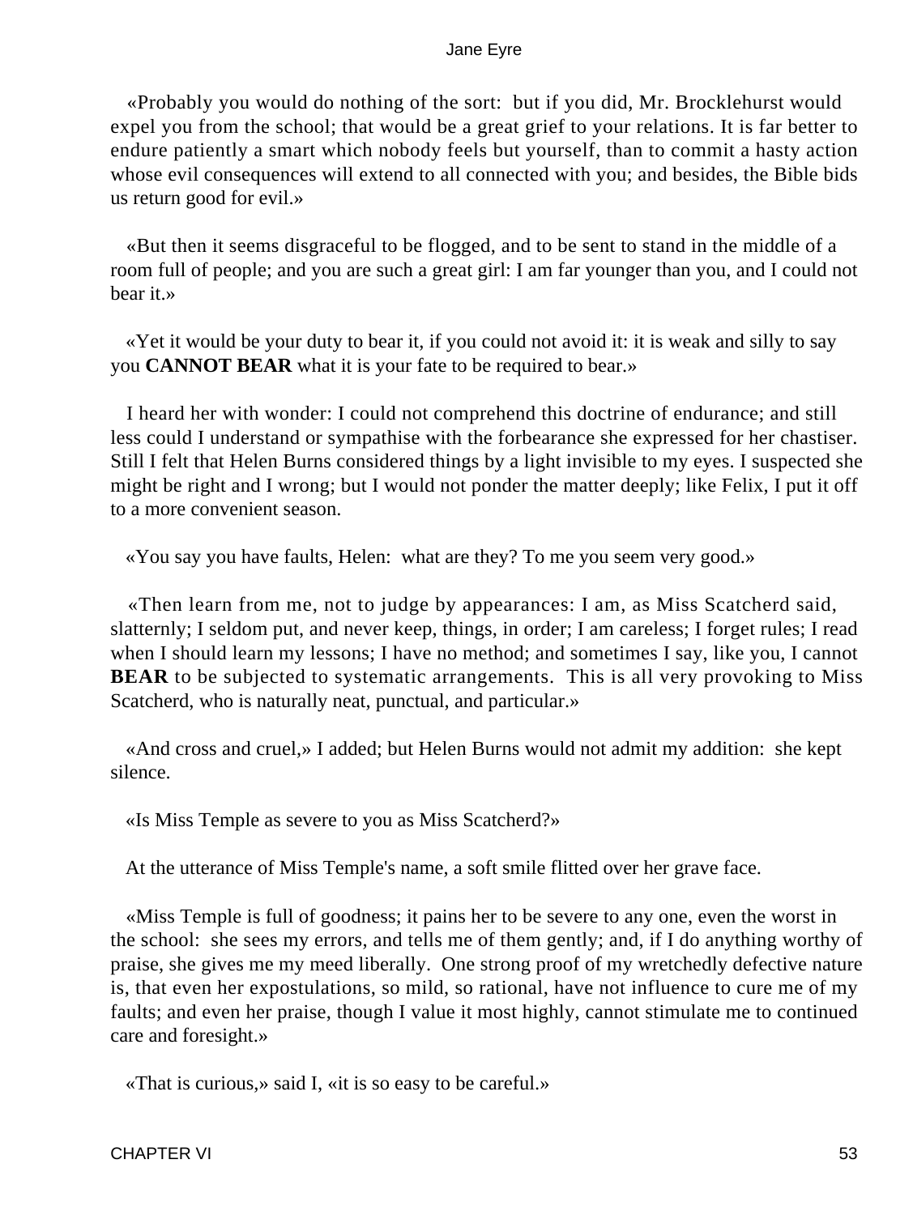«Probably you would do nothing of the sort: but if you did, Mr. Brocklehurst would expel you from the school; that would be a great grief to your relations. It is far better to endure patiently a smart which nobody feels but yourself, than to commit a hasty action whose evil consequences will extend to all connected with you; and besides, the Bible bids us return good for evil.»

«But then it seems disgraceful to be flogged, and to be sent to stand in the middle of a room full of people; and you are such a great girl: I am far younger than you, and I could not bear it.»

«Yet it would be your duty to bear it, if you could not avoid it: it is weak and silly to say you **CANNOT BEAR** what it is your fate to be required to bear.»

I heard her with wonder: I could not comprehend this doctrine of endurance; and still less could I understand or sympathise with the forbearance she expressed for her chastiser. Still I felt that Helen Burns considered things by a light invisible to my eyes. I suspected she might be right and I wrong; but I would not ponder the matter deeply; like Felix, I put it off to a more convenient season.

«You say you have faults, Helen: what are they? To me you seem very good.»

«Then learn from me, not to judge by appearances: I am, as Miss Scatcherd said, slatternly; I seldom put, and never keep, things, in order; I am careless; I forget rules; I read when I should learn my lessons; I have no method; and sometimes I say, like you, I cannot **BEAR** to be subjected to systematic arrangements. This is all very provoking to Miss Scatcherd, who is naturally neat, punctual, and particular.»

«And cross and cruel,» I added; but Helen Burns would not admit my addition: she kept silence.

«Is Miss Temple as severe to you as Miss Scatcherd?»

At the utterance of Miss Temple's name, a soft smile flitted over her grave face.

«Miss Temple is full of goodness; it pains her to be severe to any one, even the worst in the school: she sees my errors, and tells me of them gently; and, if I do anything worthy of praise, she gives me my meed liberally. One strong proof of my wretchedly defective nature is, that even her expostulations, so mild, so rational, have not influence to cure me of my faults; and even her praise, though I value it most highly, cannot stimulate me to continued care and foresight.»

«That is curious,» said I, «it is so easy to be careful.»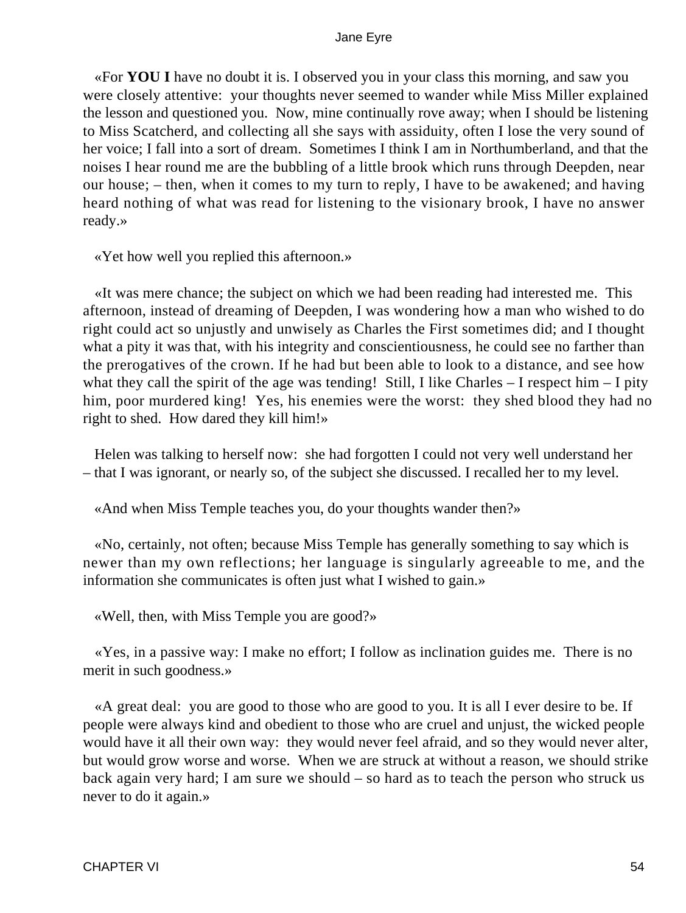«For **YOU I** have no doubt it is. I observed you in your class this morning, and saw you were closely attentive: your thoughts never seemed to wander while Miss Miller explained the lesson and questioned you. Now, mine continually rove away; when I should be listening to Miss Scatcherd, and collecting all she says with assiduity, often I lose the very sound of her voice; I fall into a sort of dream. Sometimes I think I am in Northumberland, and that the noises I hear round me are the bubbling of a little brook which runs through Deepden, near our house; – then, when it comes to my turn to reply, I have to be awakened; and having heard nothing of what was read for listening to the visionary brook, I have no answer ready.»

«Yet how well you replied this afternoon.»

«It was mere chance; the subject on which we had been reading had interested me. This afternoon, instead of dreaming of Deepden, I was wondering how a man who wished to do right could act so unjustly and unwisely as Charles the First sometimes did; and I thought what a pity it was that, with his integrity and conscientiousness, he could see no farther than the prerogatives of the crown. If he had but been able to look to a distance, and see how what they call the spirit of the age was tending! Still, I like Charles – I respect him – I pity him, poor murdered king! Yes, his enemies were the worst: they shed blood they had no right to shed. How dared they kill him!»

Helen was talking to herself now: she had forgotten I could not very well understand her – that I was ignorant, or nearly so, of the subject she discussed. I recalled her to my level.

«And when Miss Temple teaches you, do your thoughts wander then?»

«No, certainly, not often; because Miss Temple has generally something to say which is newer than my own reflections; her language is singularly agreeable to me, and the information she communicates is often just what I wished to gain.»

«Well, then, with Miss Temple you are good?»

«Yes, in a passive way: I make no effort; I follow as inclination guides me. There is no merit in such goodness.»

«A great deal: you are good to those who are good to you. It is all I ever desire to be. If people were always kind and obedient to those who are cruel and unjust, the wicked people would have it all their own way: they would never feel afraid, and so they would never alter, but would grow worse and worse. When we are struck at without a reason, we should strike back again very hard; I am sure we should – so hard as to teach the person who struck us never to do it again.»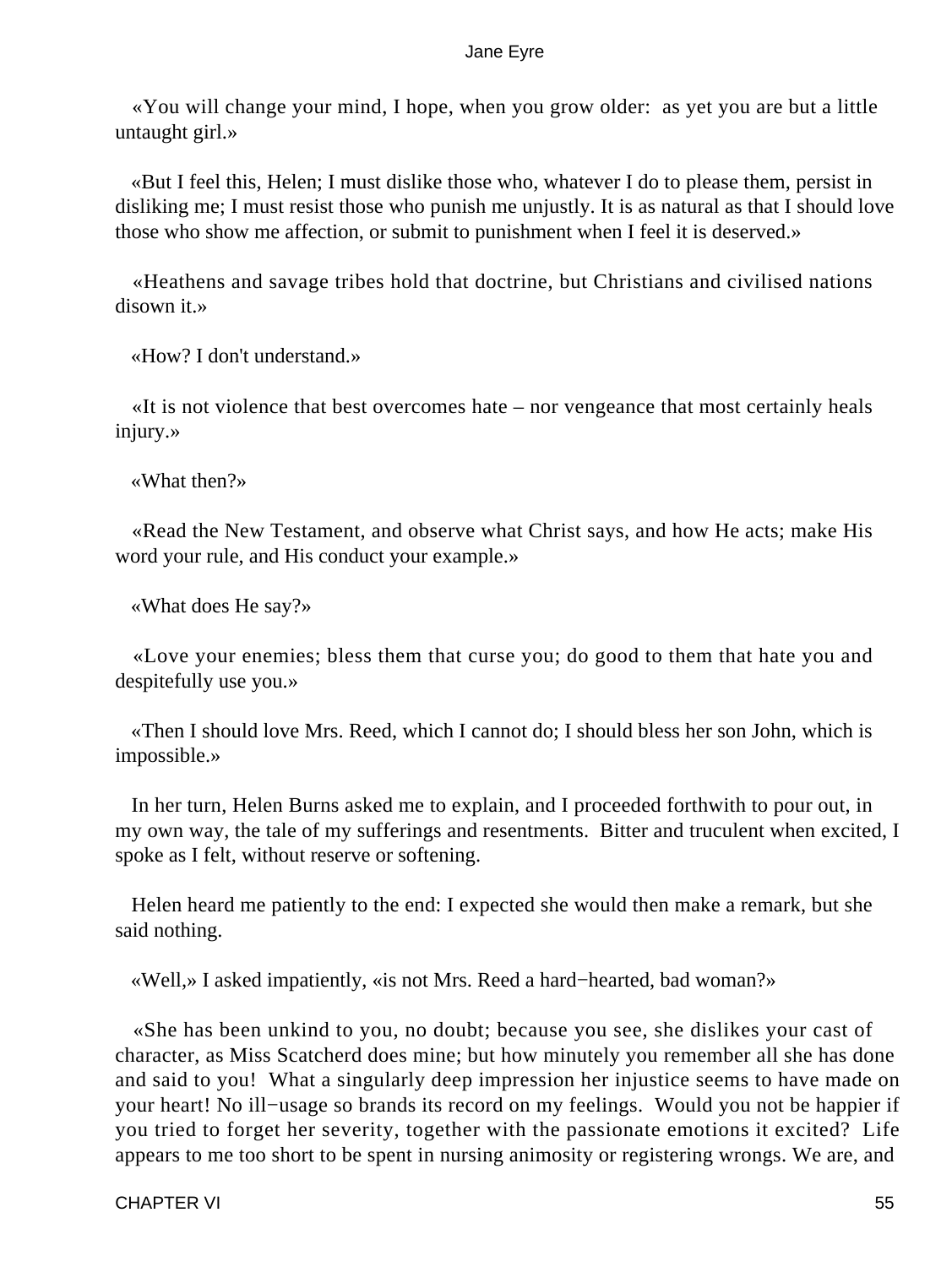«You will change your mind, I hope, when you grow older: as yet you are but a little untaught girl.»

«But I feel this, Helen; I must dislike those who, whatever I do to please them, persist in disliking me; I must resist those who punish me unjustly. It is as natural as that I should love those who show me affection, or submit to punishment when I feel it is deserved.»

«Heathens and savage tribes hold that doctrine, but Christians and civilised nations disown it.»

«How? I don't understand.»

«It is not violence that best overcomes hate – nor vengeance that most certainly heals injury.»

«What then?»

«Read the New Testament, and observe what Christ says, and how He acts; make His word your rule, and His conduct your example.»

«What does He say?»

«Love your enemies; bless them that curse you; do good to them that hate you and despitefully use you.»

«Then I should love Mrs. Reed, which I cannot do; I should bless her son John, which is impossible.»

In her turn, Helen Burns asked me to explain, and I proceeded forthwith to pour out, in my own way, the tale of my sufferings and resentments. Bitter and truculent when excited, I spoke as I felt, without reserve or softening.

Helen heard me patiently to the end: I expected she would then make a remark, but she said nothing.

«Well,» I asked impatiently, «is not Mrs. Reed a hard−hearted, bad woman?»

«She has been unkind to you, no doubt; because you see, she dislikes your cast of character, as Miss Scatcherd does mine; but how minutely you remember all she has done and said to you! What a singularly deep impression her injustice seems to have made on your heart! No ill−usage so brands its record on my feelings. Would you not be happier if you tried to forget her severity, together with the passionate emotions it excited? Life appears to me too short to be spent in nursing animosity or registering wrongs. We are, and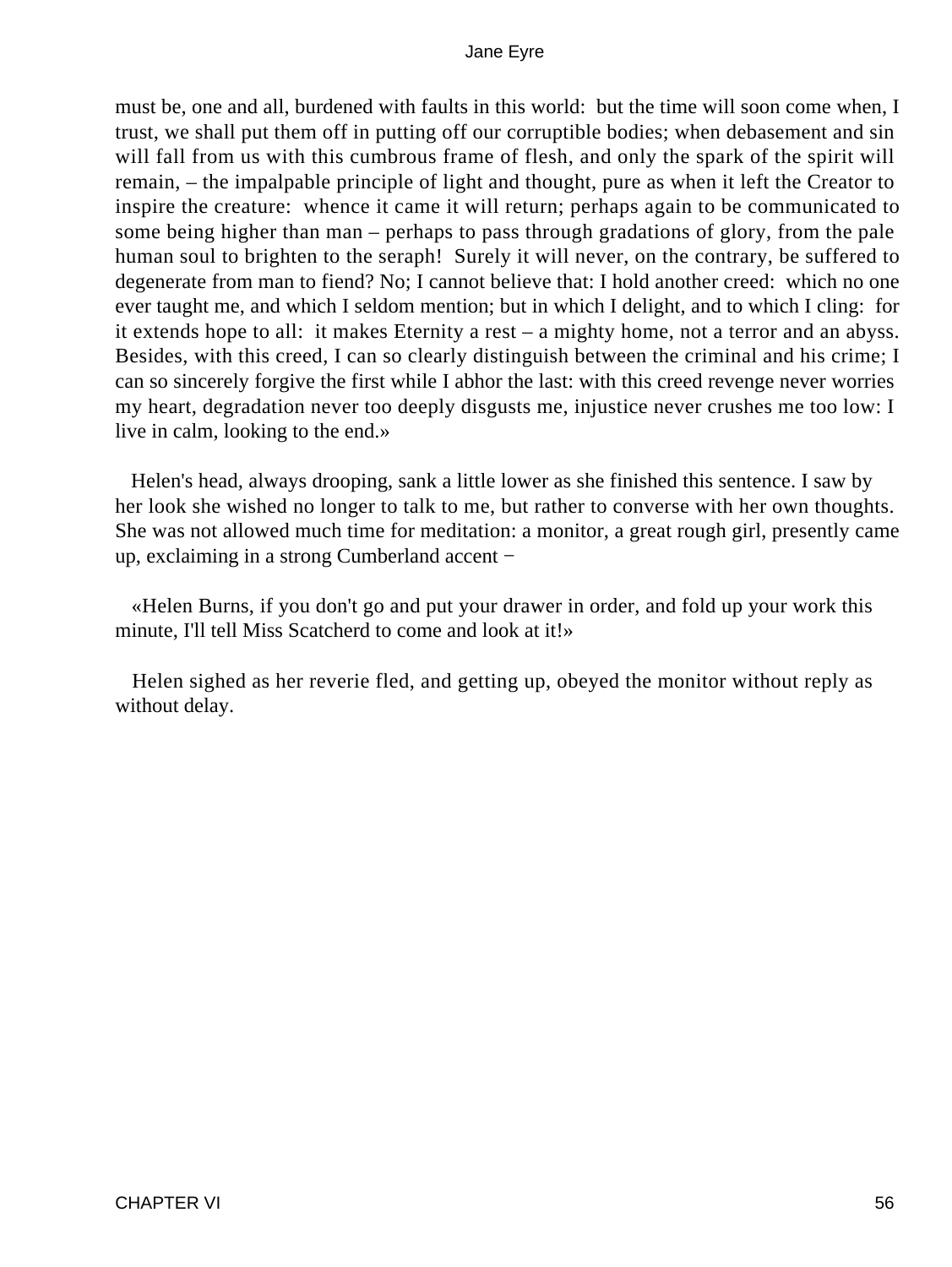must be, one and all, burdened with faults in this world: but the time will soon come when, I trust, we shall put them off in putting off our corruptible bodies; when debasement and sin will fall from us with this cumbrous frame of flesh, and only the spark of the spirit will remain, – the impalpable principle of light and thought, pure as when it left the Creator to inspire the creature: whence it came it will return; perhaps again to be communicated to some being higher than man – perhaps to pass through gradations of glory, from the pale human soul to brighten to the seraph! Surely it will never, on the contrary, be suffered to degenerate from man to fiend? No; I cannot believe that: I hold another creed: which no one ever taught me, and which I seldom mention; but in which I delight, and to which I cling: for it extends hope to all: it makes Eternity a rest – a mighty home, not a terror and an abyss. Besides, with this creed, I can so clearly distinguish between the criminal and his crime; I can so sincerely forgive the first while I abhor the last: with this creed revenge never worries my heart, degradation never too deeply disgusts me, injustice never crushes me too low: I live in calm, looking to the end.»

Helen's head, always drooping, sank a little lower as she finished this sentence. I saw by her look she wished no longer to talk to me, but rather to converse with her own thoughts. She was not allowed much time for meditation: a monitor, a great rough girl, presently came up, exclaiming in a strong Cumberland accent −

«Helen Burns, if you don't go and put your drawer in order, and fold up your work this minute, I'll tell Miss Scatcherd to come and look at it!»

Helen sighed as her reverie fled, and getting up, obeyed the monitor without reply as without delay.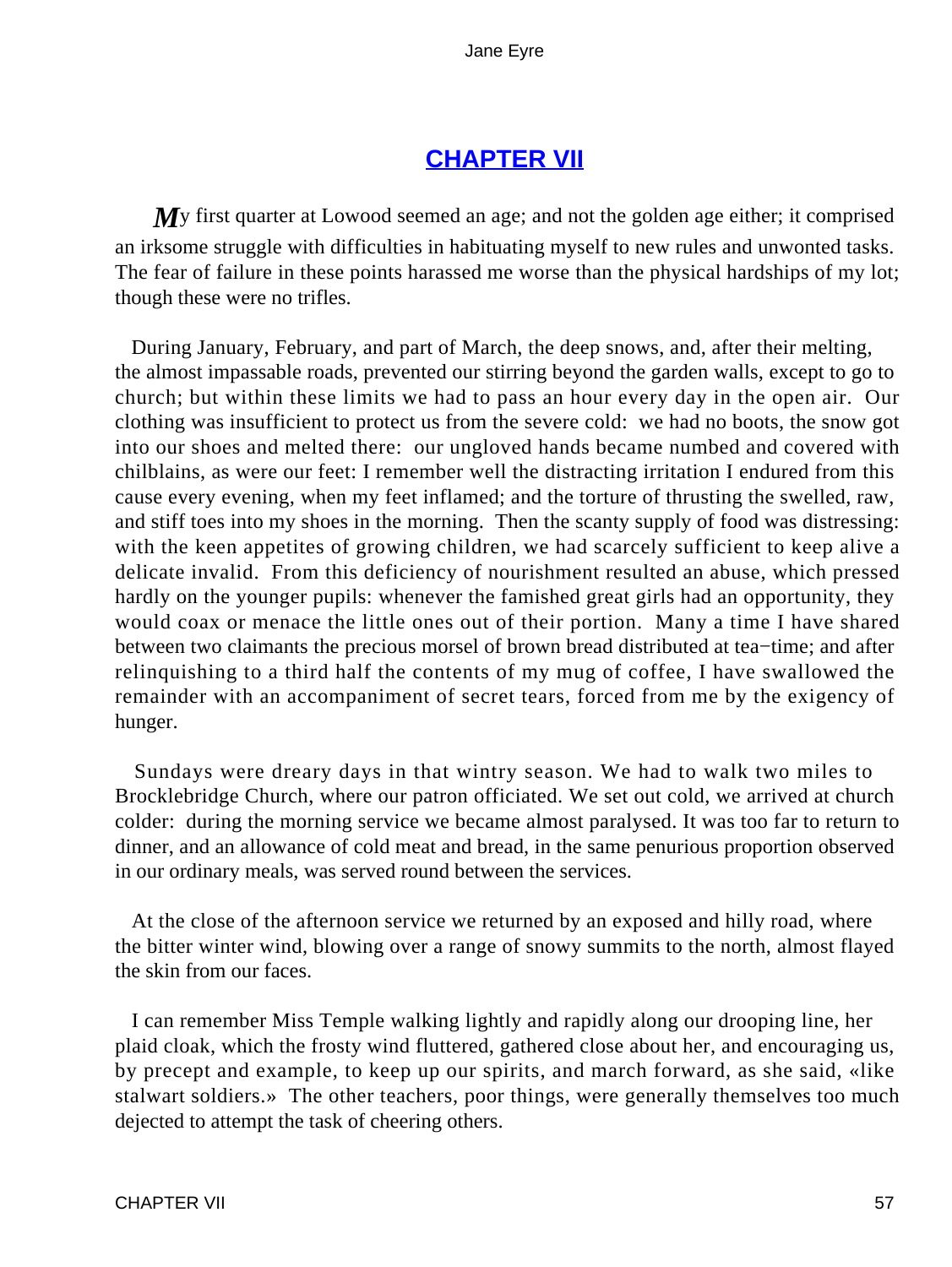# CHAPTER VII

My first quarter at Lowood seemed an age; and not the golden age either; it comprised an irksome struggle with difficulties in habituating myself to new rules and unwonted tasks. The fear of failure in these points harassed me worse than the physical hardships of my lot; though these were no trifles.

During January, February, and part of March, the deep snows, and, after their melting, the almost impassable roads, prevented our stirring beyond the garden walls, except to go to church; but within these limits we had to pass an hour every day in the open air. Our clothing was insufficient to protect us from the severe cold: we had no boots, the snow got into our shoes and melted there: our ungloved hands became numbed and covered with chilblains, as were our feet: I remember well the distracting irritation I endured from this cause every evening, when my feet inflamed; and the torture of thrusting the swelled, raw, and stiff toes into my shoes in the morning. Then the scanty supply of food was distressing: with the keen appetites of growing children, we had scarcely sufficient to keep alive a delicate invalid. From this deficiency of nourishment resulted an abuse, which pressed hardly on the younger pupils: whenever the famished great girls had an opportunity, they would coax or menace the little ones out of their portion. Many a time I have shared between two claimants the precious morsel of brown bread distributed at tea−time; and after relinquishing to a third half the contents of my mug of coffee, I have swallowed the remainder with an accompaniment of secret tears, forced from me by the exigency of hunger.

Sundays were dreary days in that wintry season. We had to walk two miles to Brocklebridge Church, where our patron officiated. We set out cold, we arrived at church colder: during the morning service we became almost paralysed. It was too far to return to dinner, and an allowance of cold meat and bread, in the same penurious proportion observed in our ordinary meals, was served round between the services.

At the close of the afternoon service we returned by an exposed and hilly road, where the bitter winter wind, blowing over a range of snowy summits to the north, almost flayed the skin from our faces.

I can remember Miss Temple walking lightly and rapidly along our drooping line, her plaid cloak, which the frosty wind fluttered, gathered close about her, and encouraging us, by precept and example, to keep up our spirits, and march forward, as she said, «like stalwart soldiers.» The other teachers, poor things, were generally themselves too much dejected to attempt the task of cheering others.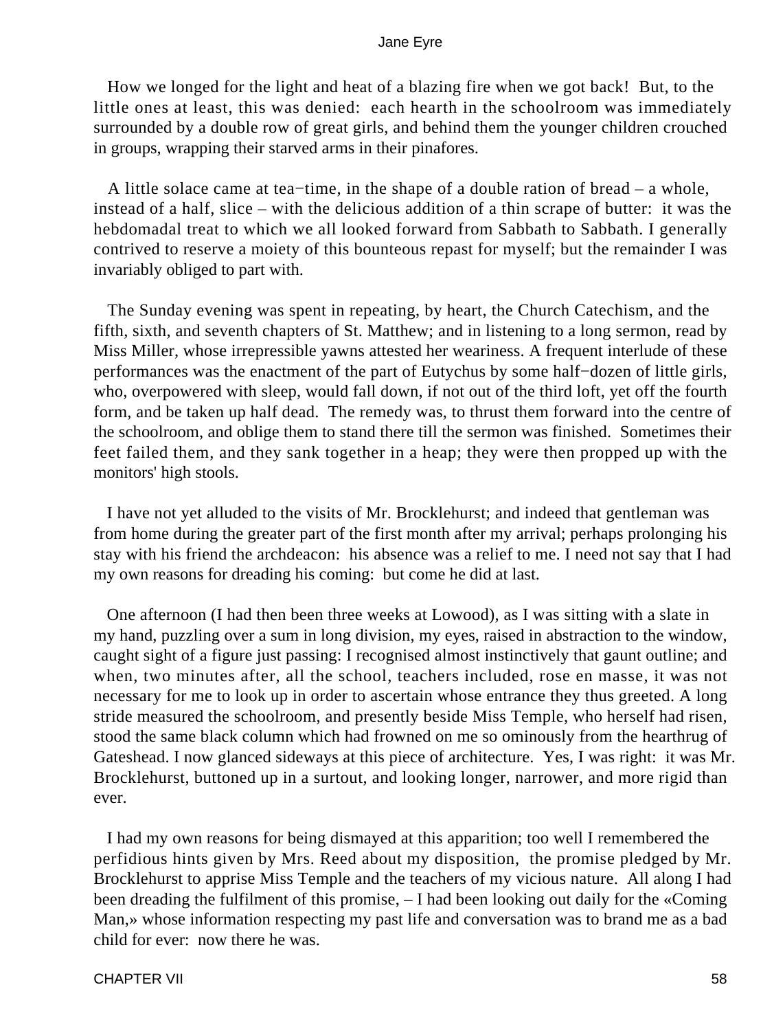How we longed for the light and heat of a blazing fire when we got back! But, to the little ones at least, this was denied: each hearth in the schoolroom was immediately surrounded by a double row of great girls, and behind them the younger children crouched in groups, wrapping their starved arms in their pinafores.

A little solace came at tea−time, in the shape of a double ration of bread – a whole, instead of a half, slice – with the delicious addition of a thin scrape of butter: it was the hebdomadal treat to which we all looked forward from Sabbath to Sabbath. I generally contrived to reserve a moiety of this bounteous repast for myself; but the remainder I was invariably obliged to part with.

The Sunday evening was spent in repeating, by heart, the Church Catechism, and the fifth, sixth, and seventh chapters of St. Matthew; and in listening to a long sermon, read by Miss Miller, whose irrepressible yawns attested her weariness. A frequent interlude of these performances was the enactment of the part of Eutychus by some half−dozen of little girls, who, overpowered with sleep, would fall down, if not out of the third loft, yet off the fourth form, and be taken up half dead. The remedy was, to thrust them forward into the centre of the schoolroom, and oblige them to stand there till the sermon was finished. Sometimes their feet failed them, and they sank together in a heap; they were then propped up with the monitors' high stools.

I have not yet alluded to the visits of Mr. Brocklehurst; and indeed that gentleman was from home during the greater part of the first month after my arrival; perhaps prolonging his stay with his friend the archdeacon: his absence was a relief to me. I need not say that I had my own reasons for dreading his coming: but come he did at last.

One afternoon (I had then been three weeks at Lowood), as I was sitting with a slate in my hand, puzzling over a sum in long division, my eyes, raised in abstraction to the window, caught sight of a figure just passing: I recognised almost instinctively that gaunt outline; and when, two minutes after, all the school, teachers included, rose en masse, it was not necessary for me to look up in order to ascertain whose entrance they thus greeted. A long stride measured the schoolroom, and presently beside Miss Temple, who herself had risen, stood the same black column which had frowned on me so ominously from the hearthrug of Gateshead. I now glanced sideways at this piece of architecture. Yes, I was right: it was Mr. Brocklehurst, buttoned up in a surtout, and looking longer, narrower, and more rigid than ever.

I had my own reasons for being dismayed at this apparition; too well I remembered the perfidious hints given by Mrs. Reed about my disposition, the promise pledged by Mr. Brocklehurst to apprise Miss Temple and the teachers of my vicious nature. All along I had been dreading the fulfilment of this promise, – I had been looking out daily for the «Coming Man,» whose information respecting my past life and conversation was to brand me as a bad child for ever: now there he was.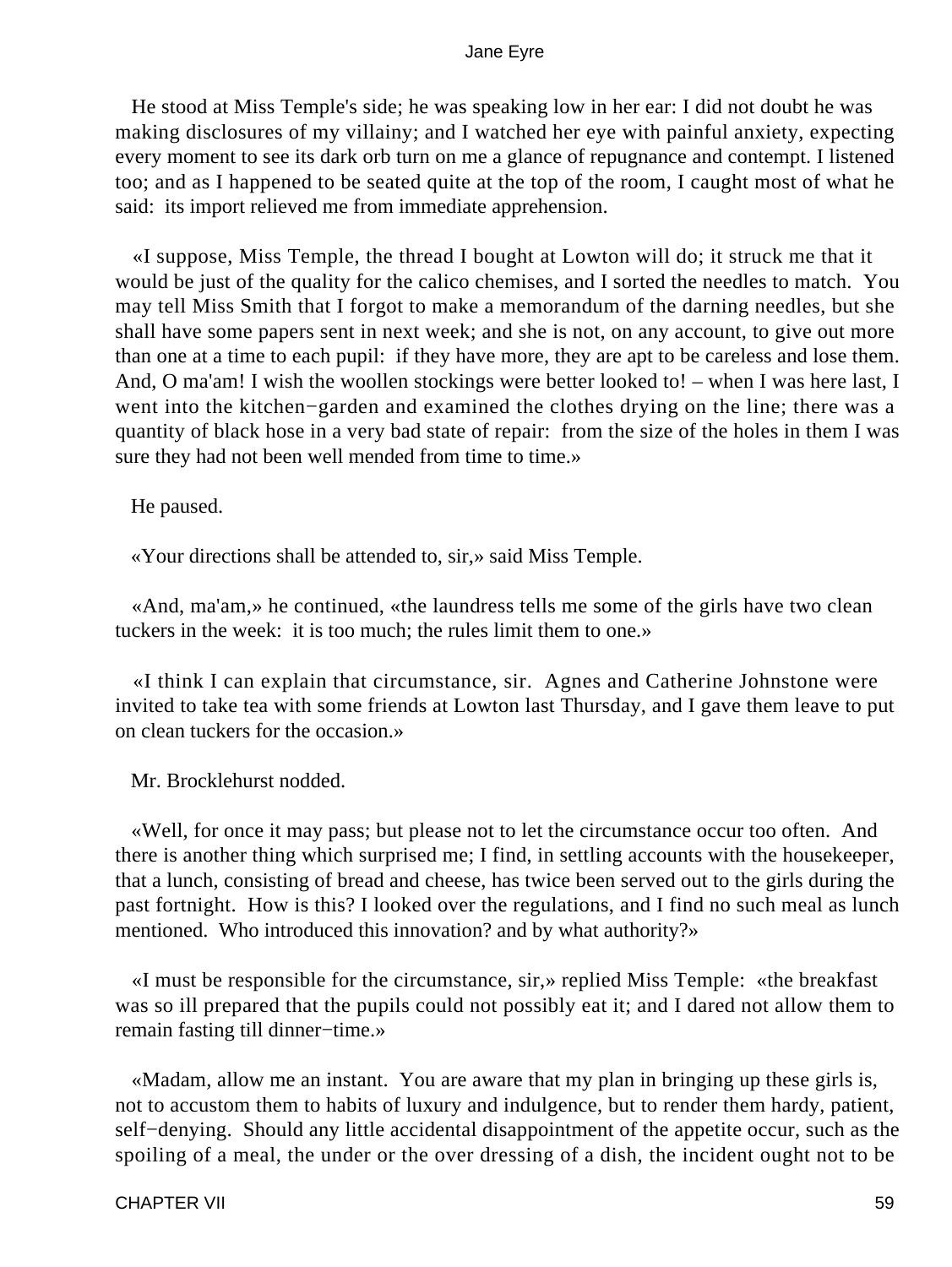He stood at Miss Temple's side; he was speaking low in her ear: I did not doubt he was making disclosures of my villainy; and I watched her eye with painful anxiety, expecting every moment to see its dark orb turn on me a glance of repugnance and contempt. I listened too; and as I happened to be seated quite at the top of the room, I caught most of what he said: its import relieved me from immediate apprehension.

«I suppose, Miss Temple, the thread I bought at Lowton will do; it struck me that it would be just of the quality for the calico chemises, and I sorted the needles to match. You may tell Miss Smith that I forgot to make a memorandum of the darning needles, but she shall have some papers sent in next week; and she is not, on any account, to give out more than one at a time to each pupil: if they have more, they are apt to be careless and lose them. And, O ma'am! I wish the woollen stockings were better looked to! – when I was here last, I went into the kitchen−garden and examined the clothes drying on the line; there was a quantity of black hose in a very bad state of repair: from the size of the holes in them I was sure they had not been well mended from time to time.»

He paused.

«Your directions shall be attended to, sir,» said Miss Temple.

«And, ma'am,» he continued, «the laundress tells me some of the girls have two clean tuckers in the week: it is too much; the rules limit them to one.»

«I think I can explain that circumstance, sir. Agnes and Catherine Johnstone were invited to take tea with some friends at Lowton last Thursday, and I gave them leave to put on clean tuckers for the occasion.»

Mr. Brocklehurst nodded.

«Well, for once it may pass; but please not to let the circumstance occur too often. And there is another thing which surprised me; I find, in settling accounts with the housekeeper, that a lunch, consisting of bread and cheese, has twice been served out to the girls during the past fortnight. How is this? I looked over the regulations, and I find no such meal as lunch mentioned. Who introduced this innovation? and by what authority?»

«I must be responsible for the circumstance, sir,» replied Miss Temple: «the breakfast was so ill prepared that the pupils could not possibly eat it; and I dared not allow them to remain fasting till dinner−time.»

«Madam, allow me an instant. You are aware that my plan in bringing up these girls is, not to accustom them to habits of luxury and indulgence, but to render them hardy, patient, self−denying. Should any little accidental disappointment of the appetite occur, such as the spoiling of a meal, the under or the over dressing of a dish, the incident ought not to be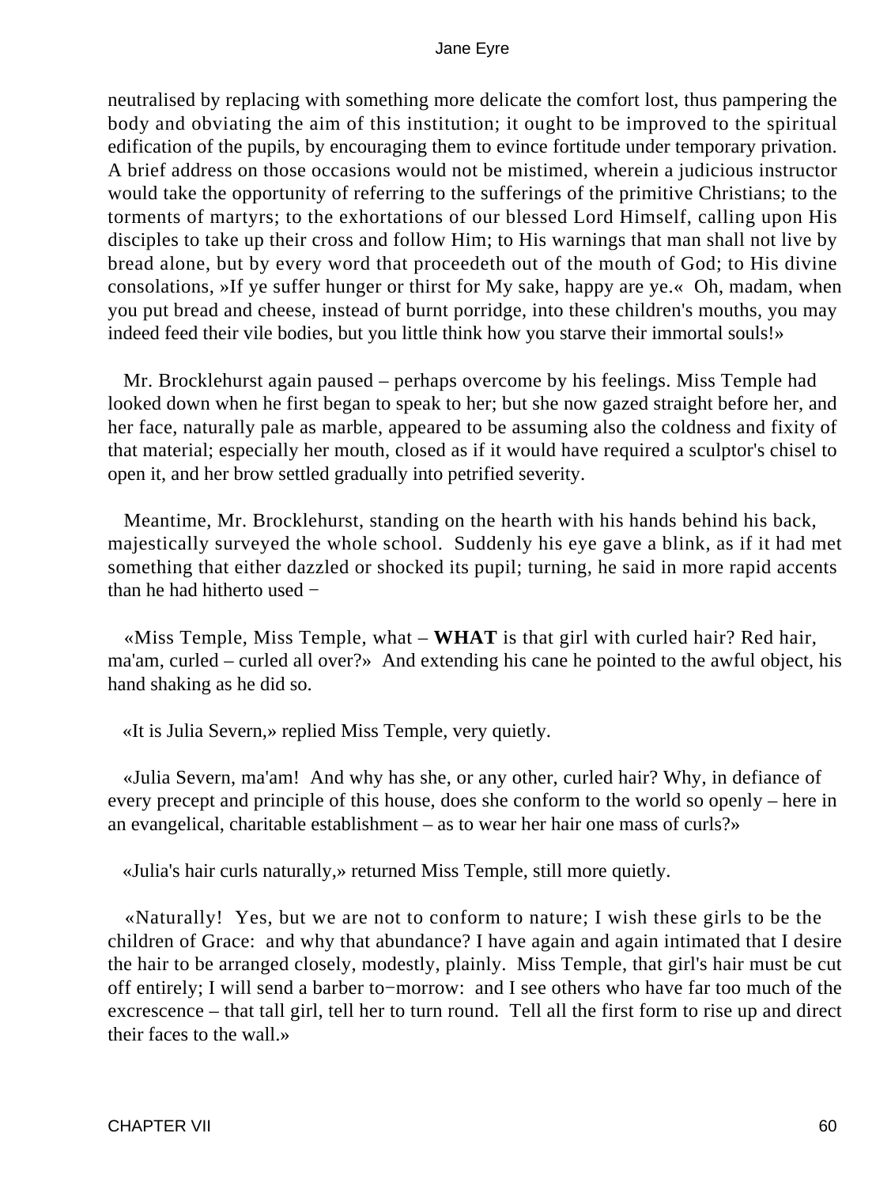neutralised by replacing with something more delicate the comfort lost, thus pampering the body and obviating the aim of this institution; it ought to be improved to the spiritual edification of the pupils, by encouraging them to evince fortitude under temporary privation. A brief address on those occasions would not be mistimed, wherein a judicious instructor would take the opportunity of referring to the sufferings of the primitive Christians; to the torments of martyrs; to the exhortations of our blessed Lord Himself, calling upon His disciples to take up their cross and follow Him; to His warnings that man shall not live by bread alone, but by every word that proceedeth out of the mouth of God; to His divine consolations, »If ye suffer hunger or thirst for My sake, happy are ye.« Oh, madam, when you put bread and cheese, instead of burnt porridge, into these children's mouths, you may indeed feed their vile bodies, but you little think how you starve their immortal souls!»

Mr. Brocklehurst again paused – perhaps overcome by his feelings. Miss Temple had looked down when he first began to speak to her; but she now gazed straight before her, and her face, naturally pale as marble, appeared to be assuming also the coldness and fixity of that material; especially her mouth, closed as if it would have required a sculptor's chisel to open it, and her brow settled gradually into petrified severity.

Meantime, Mr. Brocklehurst, standing on the hearth with his hands behind his back, majestically surveyed the whole school. Suddenly his eye gave a blink, as if it had met something that either dazzled or shocked its pupil; turning, he said in more rapid accents than he had hitherto used −

«Miss Temple, Miss Temple, what – **WHAT** is that girl with curled hair? Red hair, ma'am, curled – curled all over?» And extending his cane he pointed to the awful object, his hand shaking as he did so.

«It is Julia Severn,» replied Miss Temple, very quietly.

«Julia Severn, ma'am! And why has she, or any other, curled hair? Why, in defiance of every precept and principle of this house, does she conform to the world so openly – here in an evangelical, charitable establishment – as to wear her hair one mass of curls?»

«Julia's hair curls naturally,» returned Miss Temple, still more quietly.

«Naturally! Yes, but we are not to conform to nature; I wish these girls to be the children of Grace: and why that abundance? I have again and again intimated that I desire the hair to be arranged closely, modestly, plainly. Miss Temple, that girl's hair must be cut off entirely; I will send a barber to−morrow: and I see others who have far too much of the excrescence – that tall girl, tell her to turn round. Tell all the first form to rise up and direct their faces to the wall.»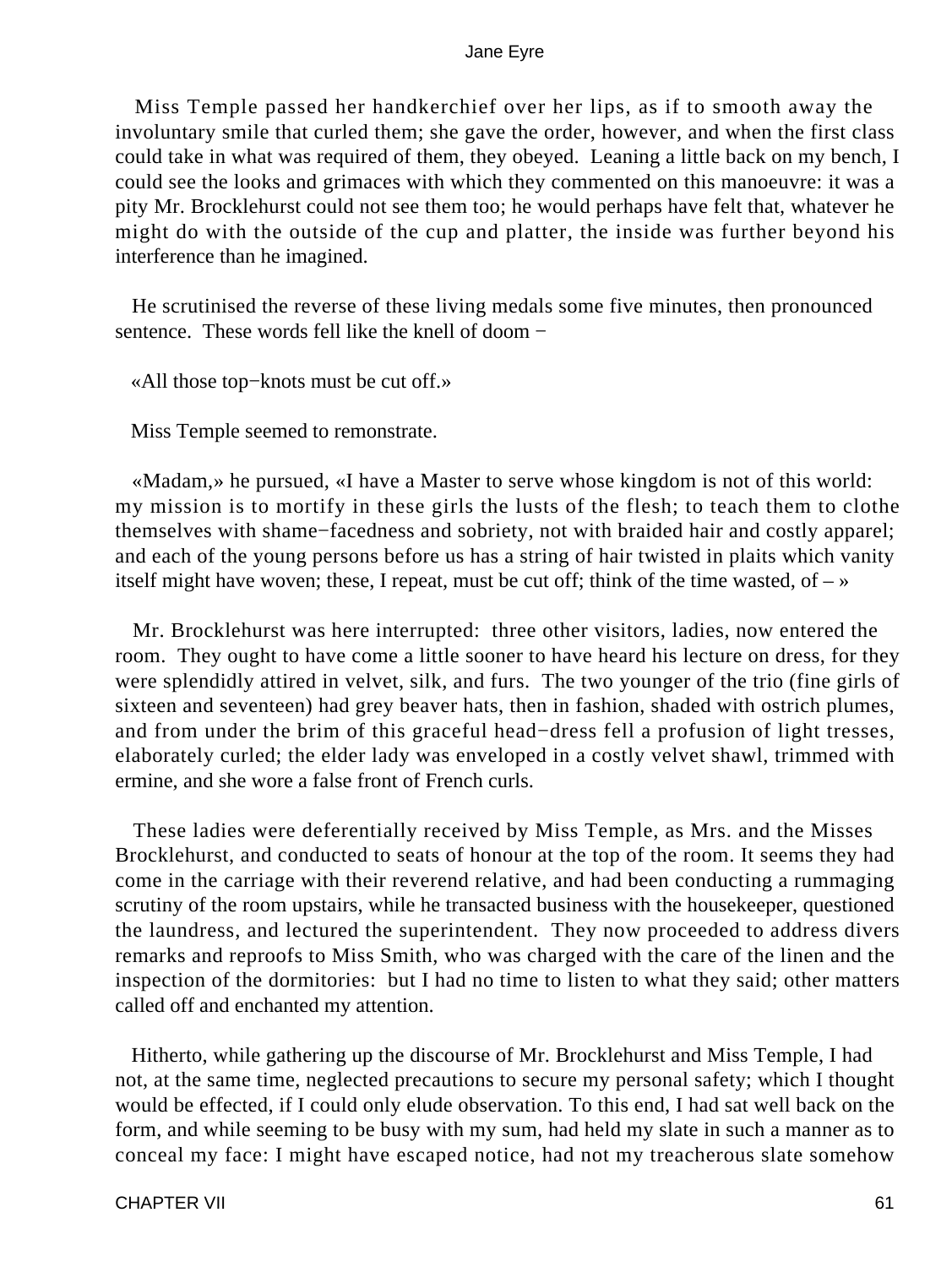Miss Temple passed her handkerchief over her lips, as if to smooth away the involuntary smile that curled them; she gave the order, however, and when the first class could take in what was required of them, they obeyed. Leaning a little back on my bench, I could see the looks and grimaces with which they commented on this manoeuvre: it was a pity Mr. Brocklehurst could not see them too; he would perhaps have felt that, whatever he might do with the outside of the cup and platter, the inside was further beyond his interference than he imagined.

He scrutinised the reverse of these living medals some five minutes, then pronounced sentence. These words fell like the knell of doom −

«All those top−knots must be cut off.»

Miss Temple seemed to remonstrate.

«Madam,» he pursued, «I have a Master to serve whose kingdom is not of this world: my mission is to mortify in these girls the lusts of the flesh; to teach them to clothe themselves with shame−facedness and sobriety, not with braided hair and costly apparel; and each of the young persons before us has a string of hair twisted in plaits which vanity itself might have woven; these, I repeat, must be cut off; think of the time wasted, of – »

Mr. Brocklehurst was here interrupted: three other visitors, ladies, now entered the room. They ought to have come a little sooner to have heard his lecture on dress, for they were splendidly attired in velvet, silk, and furs. The two younger of the trio (fine girls of sixteen and seventeen) had grey beaver hats, then in fashion, shaded with ostrich plumes, and from under the brim of this graceful head−dress fell a profusion of light tresses, elaborately curled; the elder lady was enveloped in a costly velvet shawl, trimmed with ermine, and she wore a false front of French curls.

These ladies were deferentially received by Miss Temple, as Mrs. and the Misses Brocklehurst, and conducted to seats of honour at the top of the room. It seems they had come in the carriage with their reverend relative, and had been conducting a rummaging scrutiny of the room upstairs, while he transacted business with the housekeeper, questioned the laundress, and lectured the superintendent. They now proceeded to address divers remarks and reproofs to Miss Smith, who was charged with the care of the linen and the inspection of the dormitories: but I had no time to listen to what they said; other matters called off and enchanted my attention.

Hitherto, while gathering up the discourse of Mr. Brocklehurst and Miss Temple, I had not, at the same time, neglected precautions to secure my personal safety; which I thought would be effected, if I could only elude observation. To this end, I had sat well back on the form, and while seeming to be busy with my sum, had held my slate in such a manner as to conceal my face: I might have escaped notice, had not my treacherous slate somehow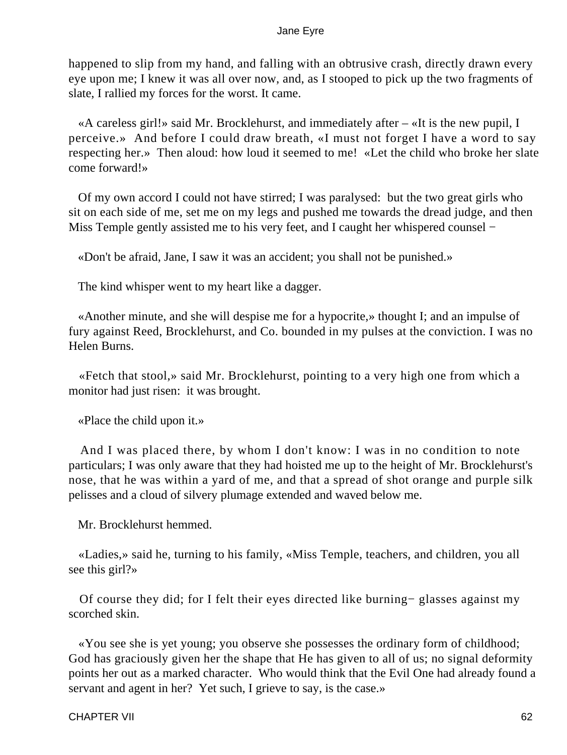happened to slip from my hand, and falling with an obtrusive crash, directly drawn every eye upon me; I knew it was all over now, and, as I stooped to pick up the two fragments of slate, I rallied my forces for the worst. It came.

«A careless girl!» said Mr. Brocklehurst, and immediately after – «It is the new pupil, I perceive.» And before I could draw breath, «I must not forget I have a word to say respecting her.» Then aloud: how loud it seemed to me! «Let the child who broke her slate come forward!»

Of my own accord I could not have stirred; I was paralysed: but the two great girls who sit on each side of me, set me on my legs and pushed me towards the dread judge, and then Miss Temple gently assisted me to his very feet, and I caught her whispered counsel −

«Don't be afraid, Jane, I saw it was an accident; you shall not be punished.»

The kind whisper went to my heart like a dagger.

«Another minute, and she will despise me for a hypocrite,» thought I; and an impulse of fury against Reed, Brocklehurst, and Co. bounded in my pulses at the conviction. I was no Helen Burns.

«Fetch that stool,» said Mr. Brocklehurst, pointing to a very high one from which a monitor had just risen: it was brought.

«Place the child upon it.»

And I was placed there, by whom I don't know: I was in no condition to note particulars; I was only aware that they had hoisted me up to the height of Mr. Brocklehurst's nose, that he was within a yard of me, and that a spread of shot orange and purple silk pelisses and a cloud of silvery plumage extended and waved below me.

Mr. Brocklehurst hemmed.

«Ladies,» said he, turning to his family, «Miss Temple, teachers, and children, you all see this girl?»

Of course they did; for I felt their eyes directed like burning− glasses against my scorched skin.

«You see she is yet young; you observe she possesses the ordinary form of childhood; God has graciously given her the shape that He has given to all of us; no signal deformity points her out as a marked character. Who would think that the Evil One had already found a servant and agent in her? Yet such, I grieve to say, is the case.»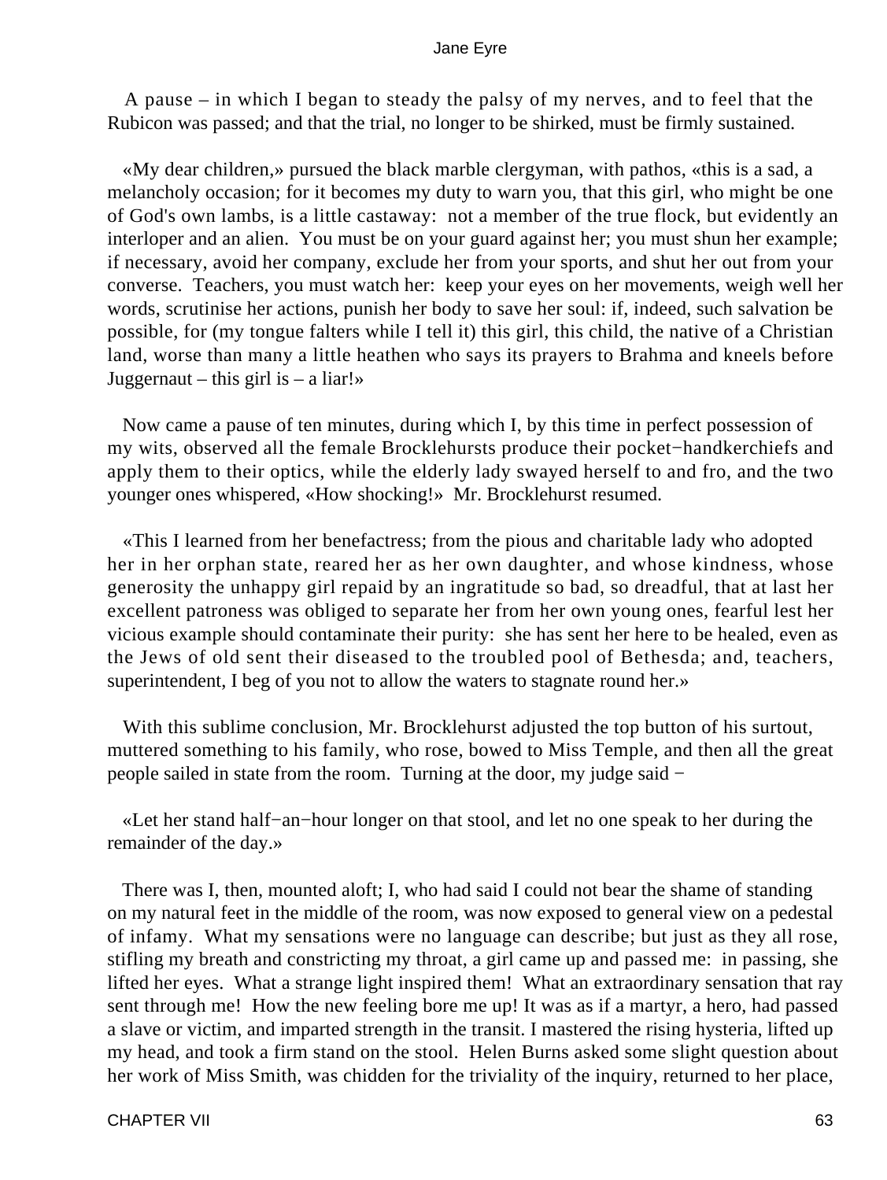A pause – in which I began to steady the palsy of my nerves, and to feel that the Rubicon was passed; and that the trial, no longer to be shirked, must be firmly sustained.

«My dear children,» pursued the black marble clergyman, with pathos, «this is a sad, a melancholy occasion; for it becomes my duty to warn you, that this girl, who might be one of God's own lambs, is a little castaway: not a member of the true flock, but evidently an interloper and an alien. You must be on your guard against her; you must shun her example; if necessary, avoid her company, exclude her from your sports, and shut her out from your converse. Teachers, you must watch her: keep your eyes on her movements, weigh well her words, scrutinise her actions, punish her body to save her soul: if, indeed, such salvation be possible, for (my tongue falters while I tell it) this girl, this child, the native of a Christian land, worse than many a little heathen who says its prayers to Brahma and kneels before Juggernaut – this girl is – a liar!»

Now came a pause of ten minutes, during which I, by this time in perfect possession of my wits, observed all the female Brocklehursts produce their pocket−handkerchiefs and apply them to their optics, while the elderly lady swayed herself to and fro, and the two younger ones whispered, «How shocking!» Mr. Brocklehurst resumed.

«This I learned from her benefactress; from the pious and charitable lady who adopted her in her orphan state, reared her as her own daughter, and whose kindness, whose generosity the unhappy girl repaid by an ingratitude so bad, so dreadful, that at last her excellent patroness was obliged to separate her from her own young ones, fearful lest her vicious example should contaminate their purity: she has sent her here to be healed, even as the Jews of old sent their diseased to the troubled pool of Bethesda; and, teachers, superintendent, I beg of you not to allow the waters to stagnate round her.»

With this sublime conclusion, Mr. Brocklehurst adjusted the top button of his surtout, muttered something to his family, who rose, bowed to Miss Temple, and then all the great people sailed in state from the room. Turning at the door, my judge said −

«Let her stand half−an−hour longer on that stool, and let no one speak to her during the remainder of the day.»

There was I, then, mounted aloft; I, who had said I could not bear the shame of standing on my natural feet in the middle of the room, was now exposed to general view on a pedestal of infamy. What my sensations were no language can describe; but just as they all rose, stifling my breath and constricting my throat, a girl came up and passed me: in passing, she lifted her eyes. What a strange light inspired them! What an extraordinary sensation that ray sent through me! How the new feeling bore me up! It was as if a martyr, a hero, had passed a slave or victim, and imparted strength in the transit. I mastered the rising hysteria, lifted up my head, and took a firm stand on the stool. Helen Burns asked some slight question about her work of Miss Smith, was chidden for the triviality of the inquiry, returned to her place,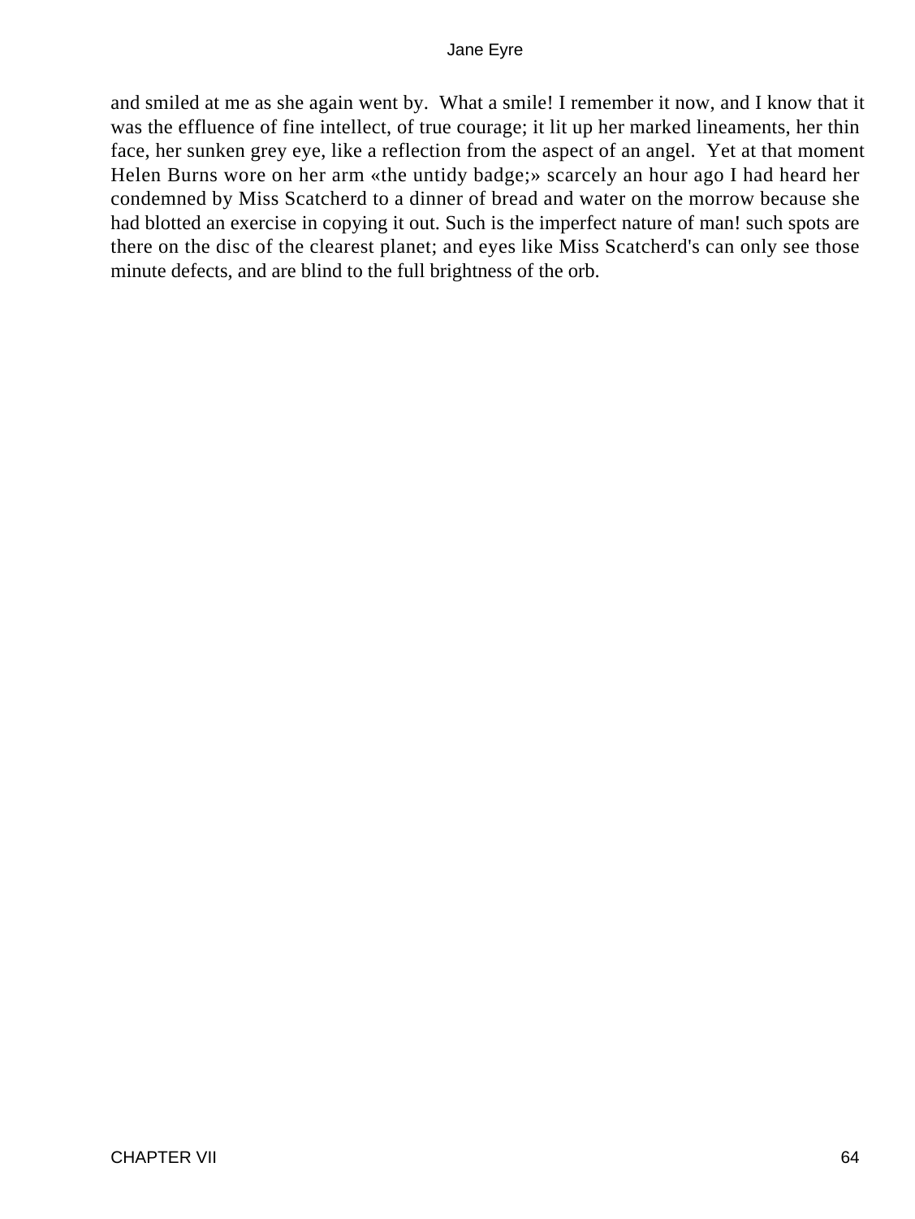and smiled at me as she again went by. What a smile! I remember it now, and I know that it was the effluence of fine intellect, of true courage; it lit up her marked lineaments, her thin face, her sunken grey eye, like a reflection from the aspect of an angel. Yet at that moment Helen Burns wore on her arm «the untidy badge;» scarcely an hour ago I had heard her condemned by Miss Scatcherd to a dinner of bread and water on the morrow because she had blotted an exercise in copying it out. Such is the imperfect nature of man! such spots are there on the disc of the clearest planet; and eyes like Miss Scatcherd's can only see those minute defects, and are blind to the full brightness of the orb.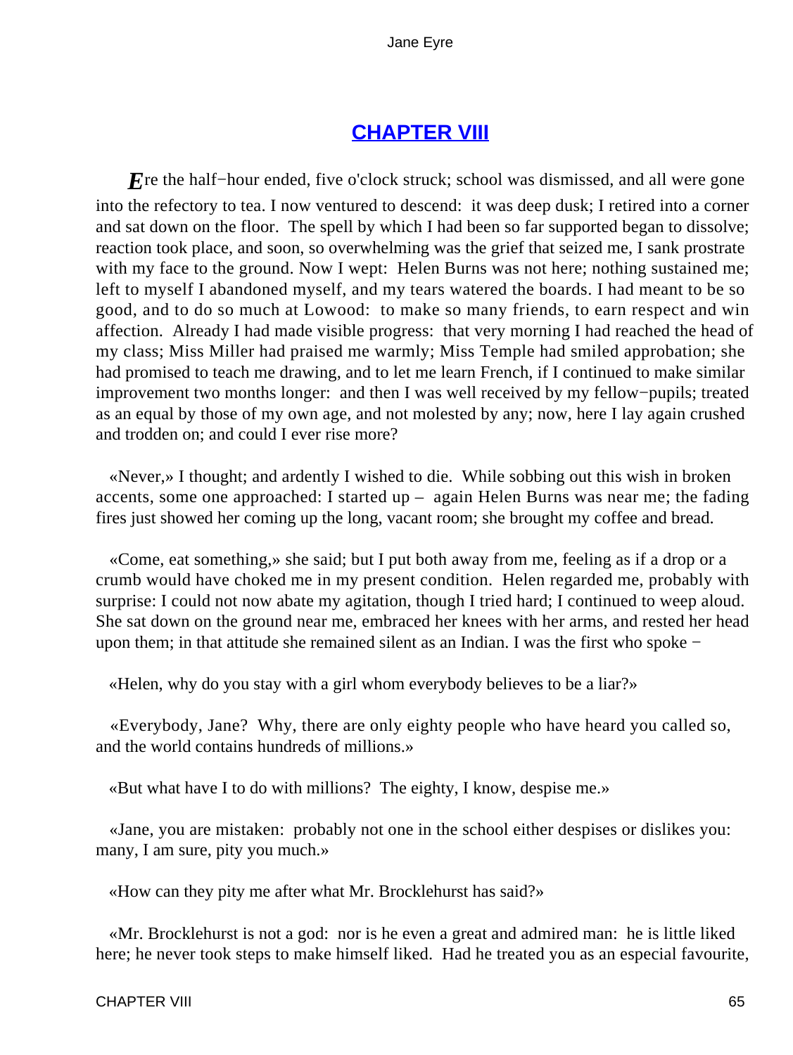## CHAPTER VIII

*E*re the half−hour ended, five o'clock struck; school was dismissed, and all were gone into the refectory to tea. I now ventured to descend: it was deep dusk; I retired into a corner and sat down on the floor. The spell by which I had been so far supported began to dissolve; reaction took place, and soon, so overwhelming was the grief that seized me, I sank prostrate with my face to the ground. Now I wept: Helen Burns was not here; nothing sustained me; left to myself I abandoned myself, and my tears watered the boards. I had meant to be so good, and to do so much at Lowood: to make so many friends, to earn respect and win affection. Already I had made visible progress: that very morning I had reached the head of my class; Miss Miller had praised me warmly; Miss Temple had smiled approbation; she had promised to teach me drawing, and to let me learn French, if I continued to make similar improvement two months longer: and then I was well received by my fellow−pupils; treated as an equal by those of my own age, and not molested by any; now, here I lay again crushed and trodden on; and could I ever rise more?

«Never,» I thought; and ardently I wished to die. While sobbing out this wish in broken accents, some one approached: I started up – again Helen Burns was near me; the fading fires just showed her coming up the long, vacant room; she brought my coffee and bread.

«Come, eat something,» she said; but I put both away from me, feeling as if a drop or a crumb would have choked me in my present condition. Helen regarded me, probably with surprise: I could not now abate my agitation, though I tried hard; I continued to weep aloud. She sat down on the ground near me, embraced her knees with her arms, and rested her head upon them; in that attitude she remained silent as an Indian. I was the first who spoke −

«Helen, why do you stay with a girl whom everybody believes to be a liar?»

«Everybody, Jane? Why, there are only eighty people who have heard you called so, and the world contains hundreds of millions.»

«But what have I to do with millions? The eighty, I know, despise me.»

«Jane, you are mistaken: probably not one in the school either despises or dislikes you: many, I am sure, pity you much.»

«How can they pity me after what Mr. Brocklehurst has said?»

«Mr. Brocklehurst is not a god: nor is he even a great and admired man: he is little liked here; he never took steps to make himself liked. Had he treated you as an especial favourite,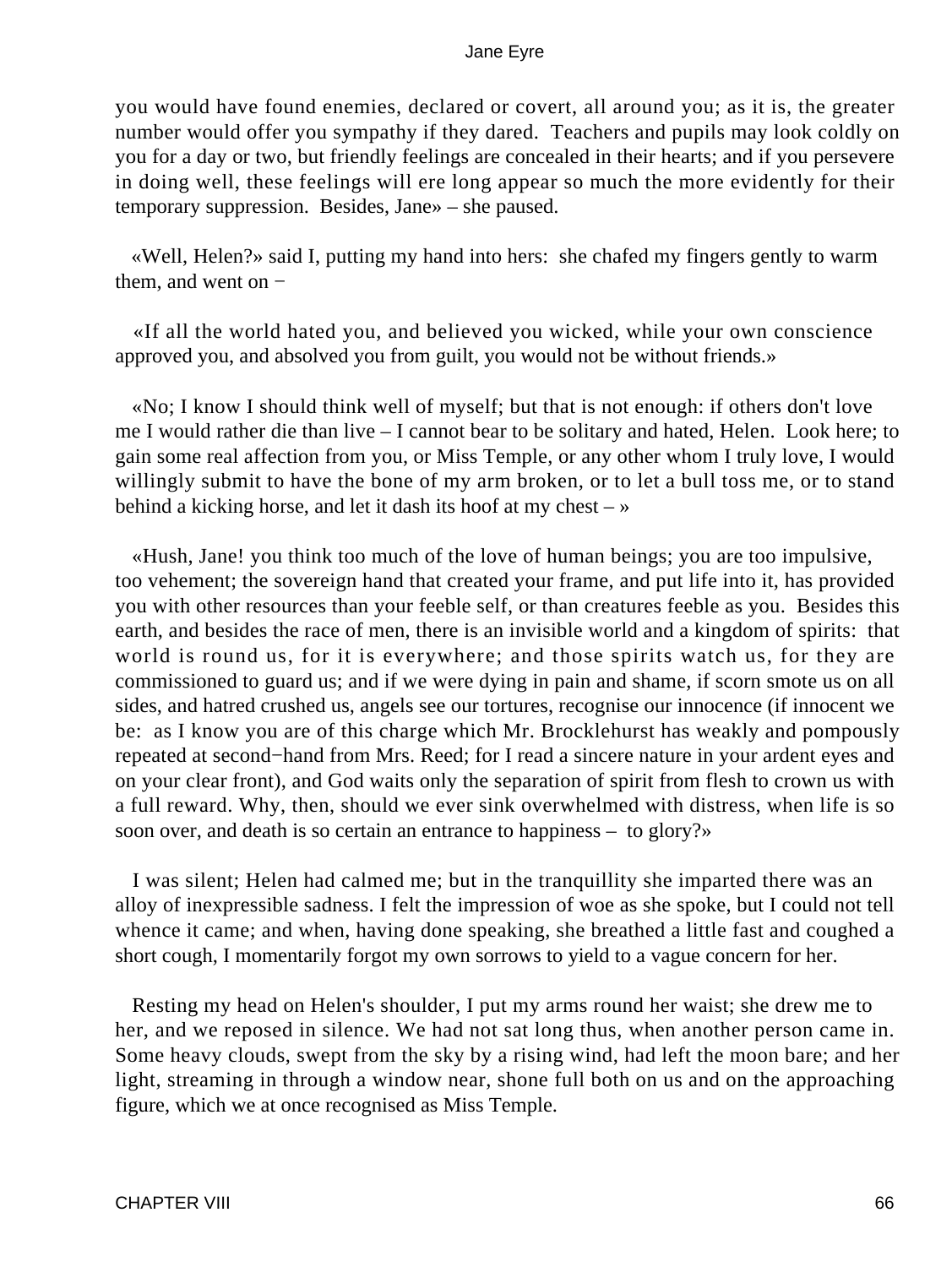you would have found enemies, declared or covert, all around you; as it is, the greater number would offer you sympathy if they dared. Teachers and pupils may look coldly on you for a day or two, but friendly feelings are concealed in their hearts; and if you persevere in doing well, these feelings will ere long appear so much the more evidently for their temporary suppression. Besides, Jane» – she paused.

«Well, Helen?» said I, putting my hand into hers: she chafed my fingers gently to warm them, and went on −

«If all the world hated you, and believed you wicked, while your own conscience approved you, and absolved you from guilt, you would not be without friends.»

«No; I know I should think well of myself; but that is not enough: if others don't love me I would rather die than live – I cannot bear to be solitary and hated, Helen. Look here; to gain some real affection from you, or Miss Temple, or any other whom I truly love, I would willingly submit to have the bone of my arm broken, or to let a bull toss me, or to stand behind a kicking horse, and let it dash its hoof at my chest – »

«Hush, Jane! you think too much of the love of human beings; you are too impulsive, too vehement; the sovereign hand that created your frame, and put life into it, has provided you with other resources than your feeble self, or than creatures feeble as you. Besides this earth, and besides the race of men, there is an invisible world and a kingdom of spirits: that world is round us, for it is everywhere; and those spirits watch us, for they are commissioned to guard us; and if we were dying in pain and shame, if scorn smote us on all sides, and hatred crushed us, angels see our tortures, recognise our innocence (if innocent we be: as I know you are of this charge which Mr. Brocklehurst has weakly and pompously repeated at second−hand from Mrs. Reed; for I read a sincere nature in your ardent eyes and on your clear front), and God waits only the separation of spirit from flesh to crown us with a full reward. Why, then, should we ever sink overwhelmed with distress, when life is so soon over, and death is so certain an entrance to happiness – to glory?»

I was silent; Helen had calmed me; but in the tranquillity she imparted there was an alloy of inexpressible sadness. I felt the impression of woe as she spoke, but I could not tell whence it came; and when, having done speaking, she breathed a little fast and coughed a short cough, I momentarily forgot my own sorrows to yield to a vague concern for her.

Resting my head on Helen's shoulder, I put my arms round her waist; she drew me to her, and we reposed in silence. We had not sat long thus, when another person came in. Some heavy clouds, swept from the sky by a rising wind, had left the moon bare; and her light, streaming in through a window near, shone full both on us and on the approaching figure, which we at once recognised as Miss Temple.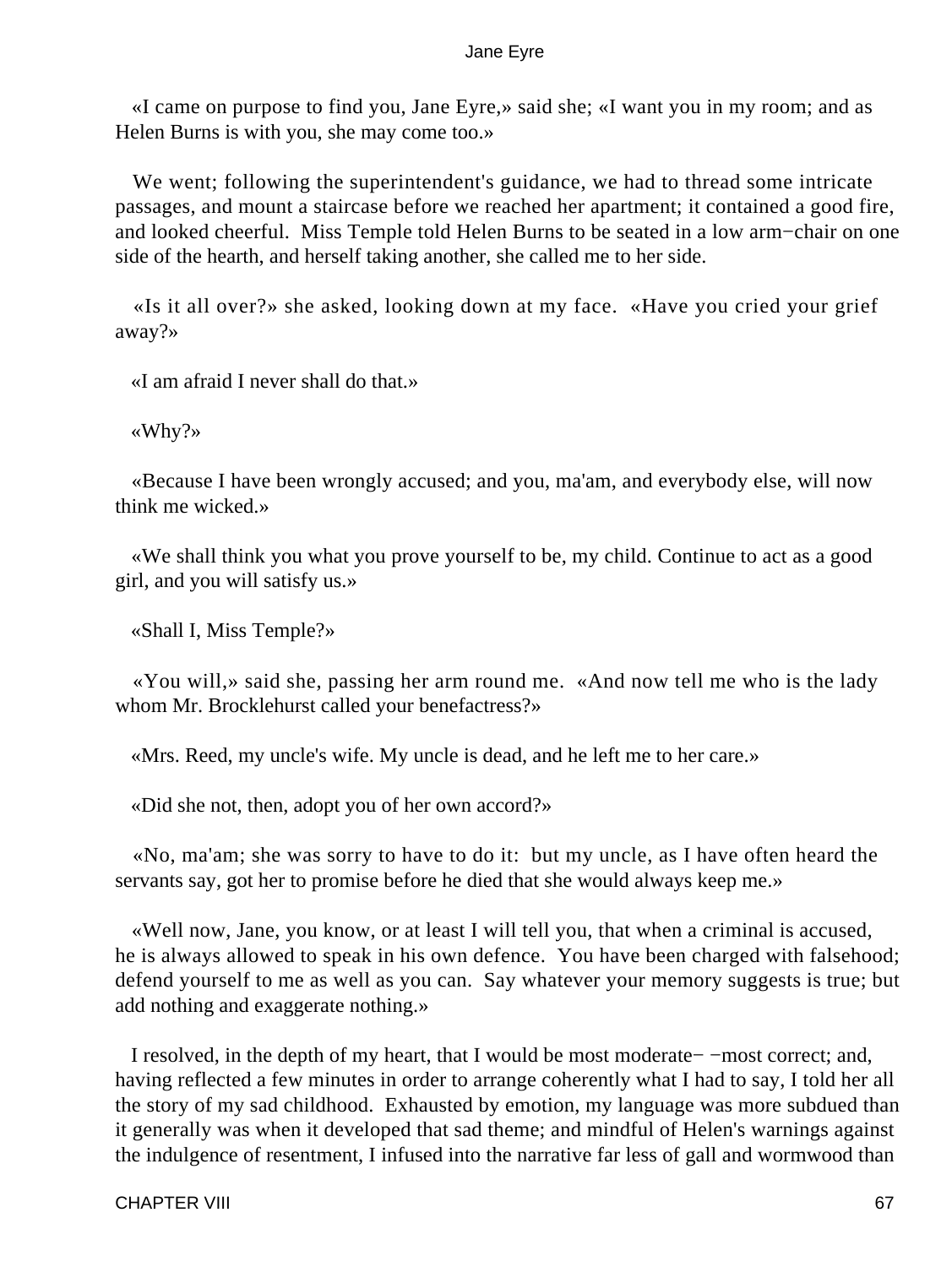«I came on purpose to find you, Jane Eyre,» said she; «I want you in my room; and as Helen Burns is with you, she may come too.»

We went; following the superintendent's guidance, we had to thread some intricate passages, and mount a staircase before we reached her apartment; it contained a good fire, and looked cheerful. Miss Temple told Helen Burns to be seated in a low arm−chair on one side of the hearth, and herself taking another, she called me to her side.

«Is it all over?» she asked, looking down at my face. «Have you cried your grief away?»

«I am afraid I never shall do that.»

«Why?»

«Because I have been wrongly accused; and you, ma'am, and everybody else, will now think me wicked.»

«We shall think you what you prove yourself to be, my child. Continue to act as a good girl, and you will satisfy us.»

«Shall I, Miss Temple?»

«You will,» said she, passing her arm round me. «And now tell me who is the lady whom Mr. Brocklehurst called your benefactress?»

«Mrs. Reed, my uncle's wife. My uncle is dead, and he left me to her care.»

«Did she not, then, adopt you of her own accord?»

«No, ma'am; she was sorry to have to do it: but my uncle, as I have often heard the servants say, got her to promise before he died that she would always keep me.»

«Well now, Jane, you know, or at least I will tell you, that when a criminal is accused, he is always allowed to speak in his own defence. You have been charged with falsehood; defend yourself to me as well as you can. Say whatever your memory suggests is true; but add nothing and exaggerate nothing.»

I resolved, in the depth of my heart, that I would be most moderate− −most correct; and, having reflected a few minutes in order to arrange coherently what I had to say, I told her all the story of my sad childhood. Exhausted by emotion, my language was more subdued than it generally was when it developed that sad theme; and mindful of Helen's warnings against the indulgence of resentment, I infused into the narrative far less of gall and wormwood than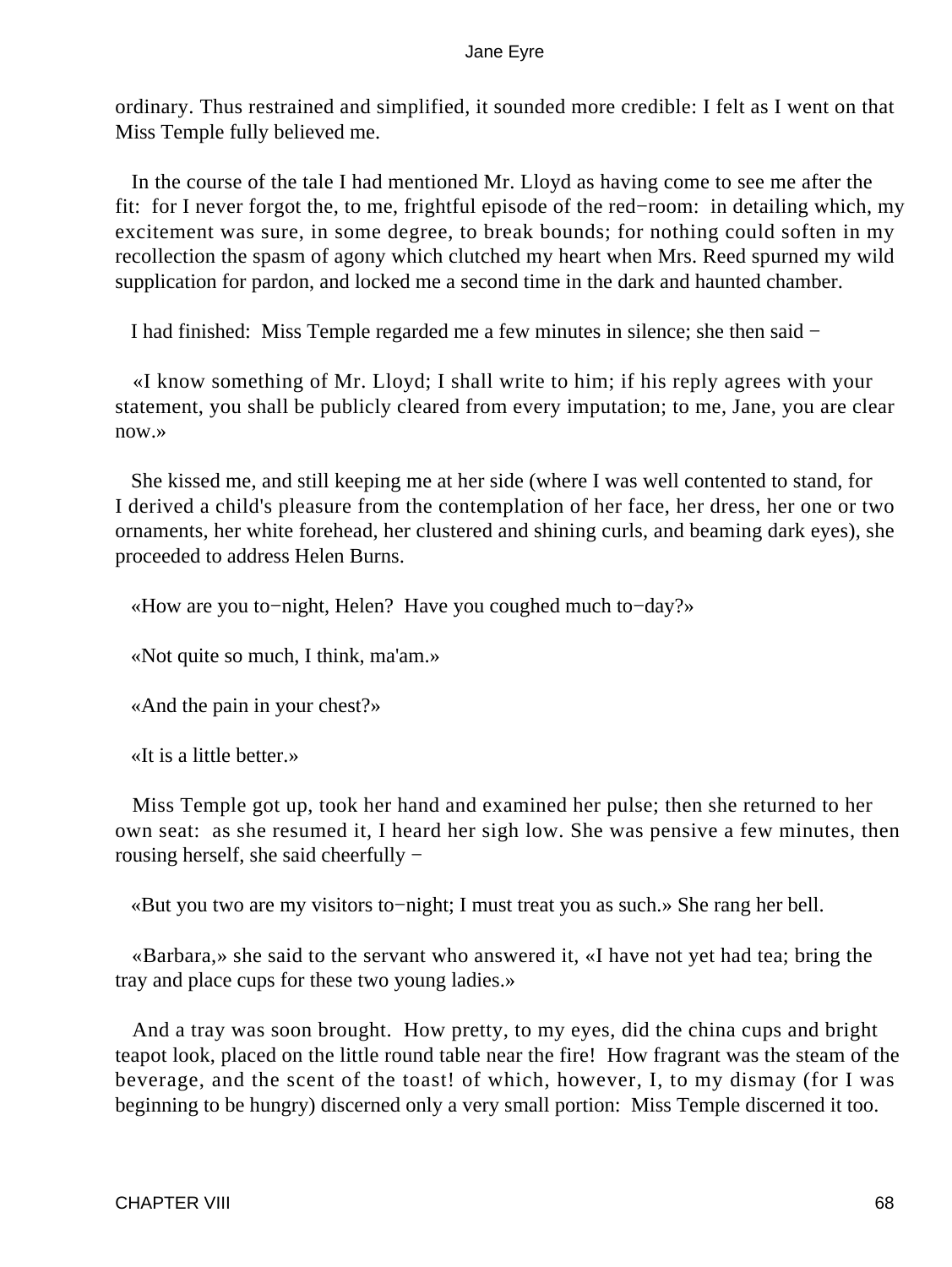ordinary. Thus restrained and simplified, it sounded more credible: I felt as I went on that Miss Temple fully believed me.

In the course of the tale I had mentioned Mr. Lloyd as having come to see me after the fit: for I never forgot the, to me, frightful episode of the red−room: in detailing which, my excitement was sure, in some degree, to break bounds; for nothing could soften in my recollection the spasm of agony which clutched my heart when Mrs. Reed spurned my wild supplication for pardon, and locked me a second time in the dark and haunted chamber.

I had finished: Miss Temple regarded me a few minutes in silence; she then said −

«I know something of Mr. Lloyd; I shall write to him; if his reply agrees with your statement, you shall be publicly cleared from every imputation; to me, Jane, you are clear now.»

She kissed me, and still keeping me at her side (where I was well contented to stand, for I derived a child's pleasure from the contemplation of her face, her dress, her one or two ornaments, her white forehead, her clustered and shining curls, and beaming dark eyes), she proceeded to address Helen Burns.

«How are you to−night, Helen? Have you coughed much to−day?»

«Not quite so much, I think, ma'am.»

«And the pain in your chest?»

«It is a little better.»

Miss Temple got up, took her hand and examined her pulse; then she returned to her own seat: as she resumed it, I heard her sigh low. She was pensive a few minutes, then rousing herself, she said cheerfully −

«But you two are my visitors to−night; I must treat you as such.» She rang her bell.

«Barbara,» she said to the servant who answered it, «I have not yet had tea; bring the tray and place cups for these two young ladies.»

And a tray was soon brought. How pretty, to my eyes, did the china cups and bright teapot look, placed on the little round table near the fire! How fragrant was the steam of the beverage, and the scent of the toast! of which, however, I, to my dismay (for I was beginning to be hungry) discerned only a very small portion: Miss Temple discerned it too.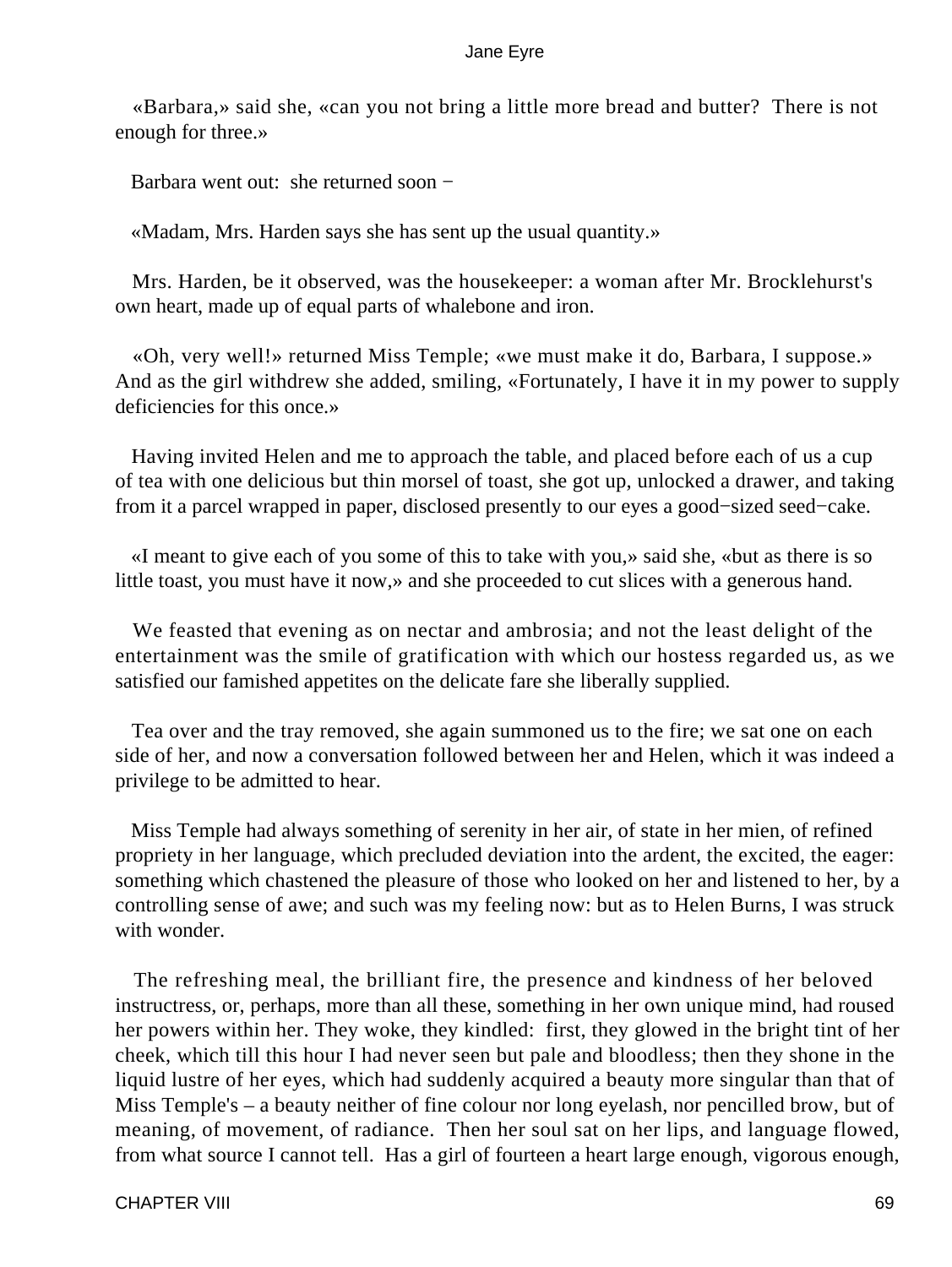«Barbara,» said she, «can you not bring a little more bread and butter? There is not enough for three.»

Barbara went out: she returned soon −

«Madam, Mrs. Harden says she has sent up the usual quantity.»

Mrs. Harden, be it observed, was the housekeeper: a woman after Mr. Brocklehurst's own heart, made up of equal parts of whalebone and iron.

«Oh, very well!» returned Miss Temple; «we must make it do, Barbara, I suppose.» And as the girl withdrew she added, smiling, «Fortunately, I have it in my power to supply deficiencies for this once.»

Having invited Helen and me to approach the table, and placed before each of us a cup of tea with one delicious but thin morsel of toast, she got up, unlocked a drawer, and taking from it a parcel wrapped in paper, disclosed presently to our eyes a good−sized seed−cake.

«I meant to give each of you some of this to take with you,» said she, «but as there is so little toast, you must have it now,» and she proceeded to cut slices with a generous hand.

We feasted that evening as on nectar and ambrosia; and not the least delight of the entertainment was the smile of gratification with which our hostess regarded us, as we satisfied our famished appetites on the delicate fare she liberally supplied.

Tea over and the tray removed, she again summoned us to the fire; we sat one on each side of her, and now a conversation followed between her and Helen, which it was indeed a privilege to be admitted to hear.

Miss Temple had always something of serenity in her air, of state in her mien, of refined propriety in her language, which precluded deviation into the ardent, the excited, the eager: something which chastened the pleasure of those who looked on her and listened to her, by a controlling sense of awe; and such was my feeling now: but as to Helen Burns, I was struck with wonder.

The refreshing meal, the brilliant fire, the presence and kindness of her beloved instructress, or, perhaps, more than all these, something in her own unique mind, had roused her powers within her. They woke, they kindled: first, they glowed in the bright tint of her cheek, which till this hour I had never seen but pale and bloodless; then they shone in the liquid lustre of her eyes, which had suddenly acquired a beauty more singular than that of Miss Temple's – a beauty neither of fine colour nor long eyelash, nor pencilled brow, but of meaning, of movement, of radiance. Then her soul sat on her lips, and language flowed, from what source I cannot tell. Has a girl of fourteen a heart large enough, vigorous enough,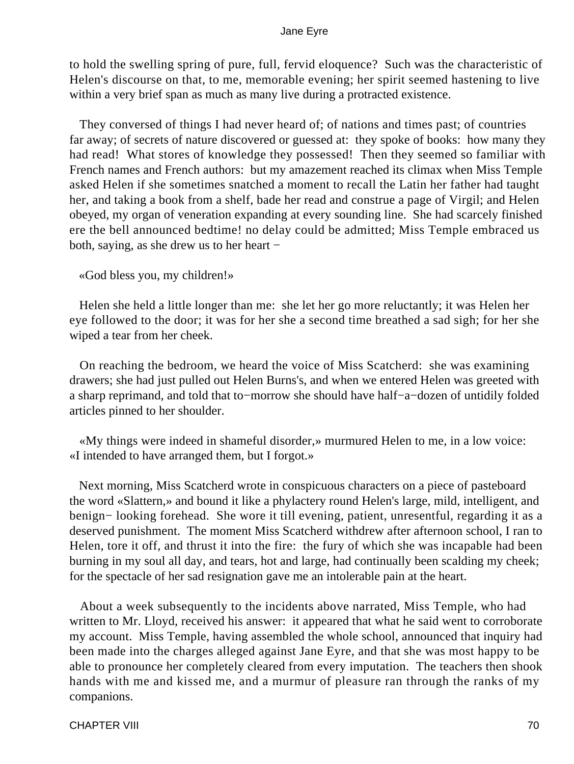to hold the swelling spring of pure, full, fervid eloquence? Such was the characteristic of Helen's discourse on that, to me, memorable evening; her spirit seemed hastening to live within a very brief span as much as many live during a protracted existence.

They conversed of things I had never heard of; of nations and times past; of countries far away; of secrets of nature discovered or guessed at: they spoke of books: how many they had read! What stores of knowledge they possessed! Then they seemed so familiar with French names and French authors: but my amazement reached its climax when Miss Temple asked Helen if she sometimes snatched a moment to recall the Latin her father had taught her, and taking a book from a shelf, bade her read and construe a page of Virgil; and Helen obeyed, my organ of veneration expanding at every sounding line. She had scarcely finished ere the bell announced bedtime! no delay could be admitted; Miss Temple embraced us both, saying, as she drew us to her heart −

«God bless you, my children!»

Helen she held a little longer than me: she let her go more reluctantly; it was Helen her eye followed to the door; it was for her she a second time breathed a sad sigh; for her she wiped a tear from her cheek.

On reaching the bedroom, we heard the voice of Miss Scatcherd: she was examining drawers; she had just pulled out Helen Burns's, and when we entered Helen was greeted with a sharp reprimand, and told that to−morrow she should have half−a−dozen of untidily folded articles pinned to her shoulder.

«My things were indeed in shameful disorder,» murmured Helen to me, in a low voice: «I intended to have arranged them, but I forgot.»

Next morning, Miss Scatcherd wrote in conspicuous characters on a piece of pasteboard the word «Slattern,» and bound it like a phylactery round Helen's large, mild, intelligent, and benign− looking forehead. She wore it till evening, patient, unresentful, regarding it as a deserved punishment. The moment Miss Scatcherd withdrew after afternoon school, I ran to Helen, tore it off, and thrust it into the fire: the fury of which she was incapable had been burning in my soul all day, and tears, hot and large, had continually been scalding my cheek; for the spectacle of her sad resignation gave me an intolerable pain at the heart.

About a week subsequently to the incidents above narrated, Miss Temple, who had written to Mr. Lloyd, received his answer: it appeared that what he said went to corroborate my account. Miss Temple, having assembled the whole school, announced that inquiry had been made into the charges alleged against Jane Eyre, and that she was most happy to be able to pronounce her completely cleared from every imputation. The teachers then shook hands with me and kissed me, and a murmur of pleasure ran through the ranks of my companions.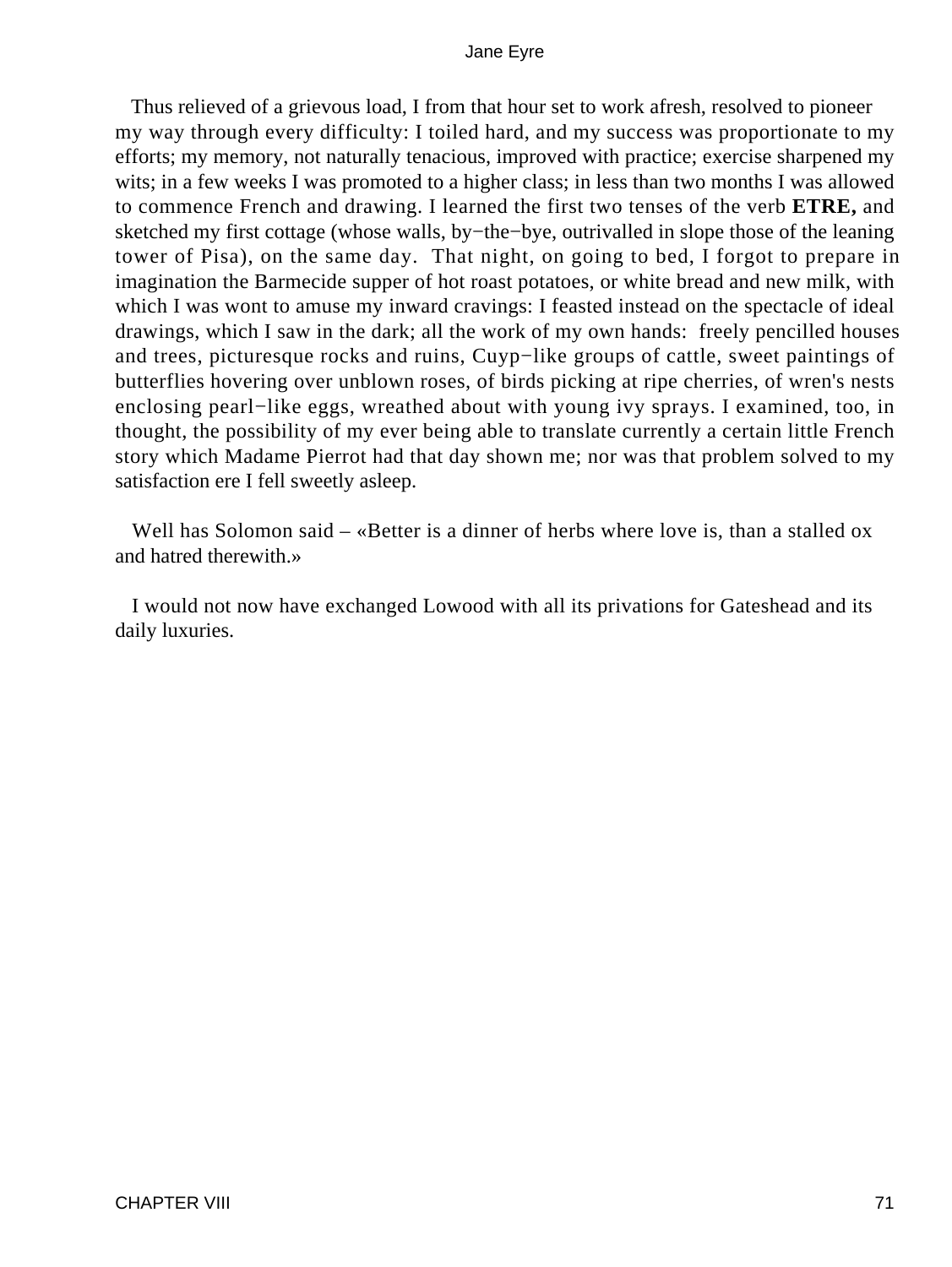Thus relieved of a grievous load, I from that hour set to work afresh, resolved to pioneer my way through every difficulty: I toiled hard, and my success was proportionate to my efforts; my memory, not naturally tenacious, improved with practice; exercise sharpened my wits; in a few weeks I was promoted to a higher class; in less than two months I was allowed to commence French and drawing. I learned the first two tenses of the verb **ETRE,** and sketched my first cottage (whose walls, by−the−bye, outrivalled in slope those of the leaning tower of Pisa), on the same day. That night, on going to bed, I forgot to prepare in imagination the Barmecide supper of hot roast potatoes, or white bread and new milk, with which I was wont to amuse my inward cravings: I feasted instead on the spectacle of ideal drawings, which I saw in the dark; all the work of my own hands: freely pencilled houses and trees, picturesque rocks and ruins, Cuyp−like groups of cattle, sweet paintings of butterflies hovering over unblown roses, of birds picking at ripe cherries, of wren's nests enclosing pearl−like eggs, wreathed about with young ivy sprays. I examined, too, in thought, the possibility of my ever being able to translate currently a certain little French story which Madame Pierrot had that day shown me; nor was that problem solved to my satisfaction ere I fell sweetly asleep.

Well has Solomon said – «Better is a dinner of herbs where love is, than a stalled ox and hatred therewith.»

I would not now have exchanged Lowood with all its privations for Gateshead and its daily luxuries.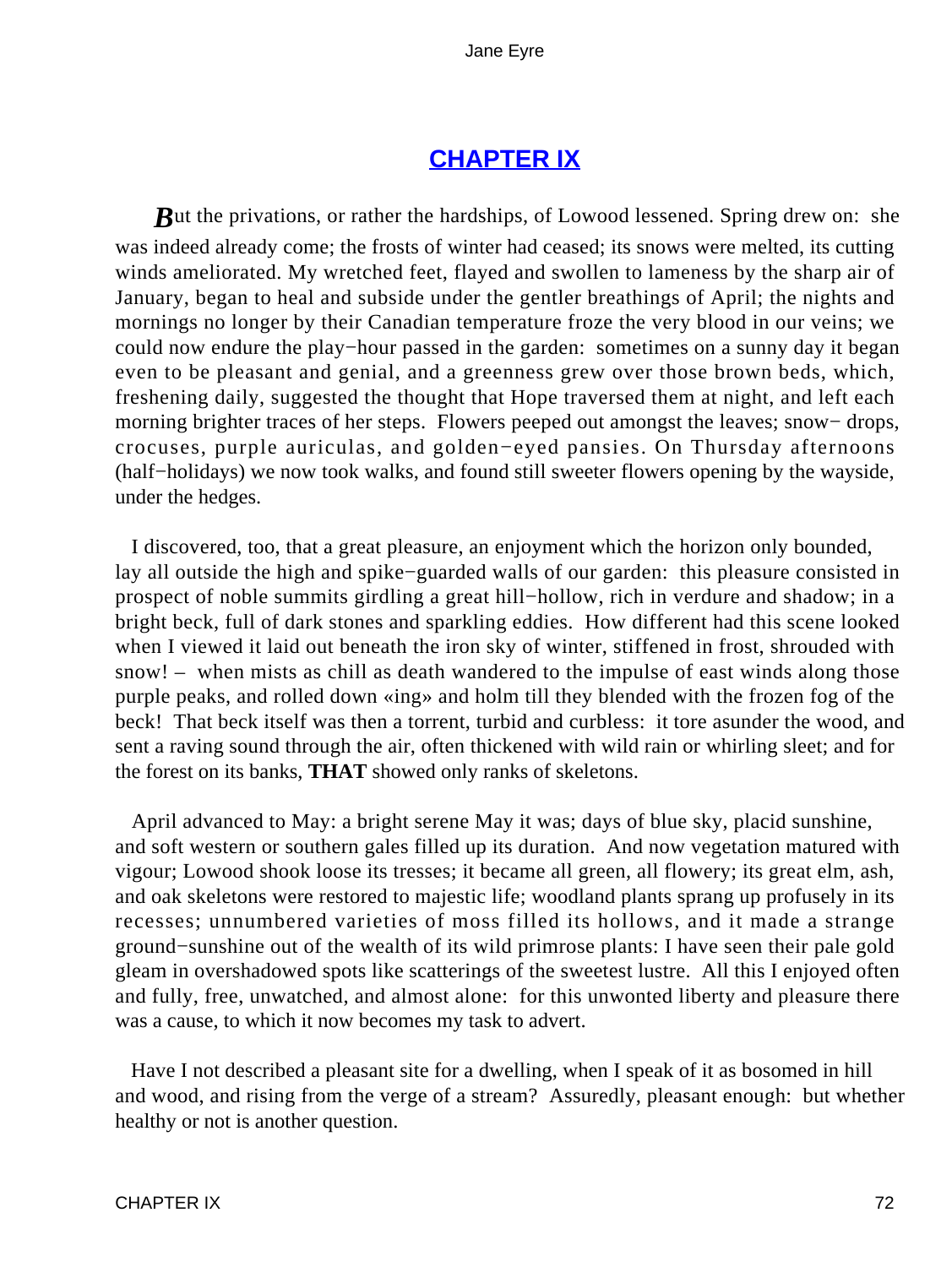## CHAPTER IX

But the privations, or rather the hardships, of Lowood lessened. Spring drew on: she was indeed already come; the frosts of winter had ceased; its snows were melted, its cutting winds ameliorated. My wretched feet, flayed and swollen to lameness by the sharp air of January, began to heal and subside under the gentler breathings of April; the nights and mornings no longer by their Canadian temperature froze the very blood in our veins; we could now endure the play−hour passed in the garden: sometimes on a sunny day it began even to be pleasant and genial, and a greenness grew over those brown beds, which, freshening daily, suggested the thought that Hope traversed them at night, and left each morning brighter traces of her steps. Flowers peeped out amongst the leaves; snow− drops, crocuses, purple auriculas, and golden−eyed pansies. On Thursday afternoons (half−holidays) we now took walks, and found still sweeter flowers opening by the wayside, under the hedges.

I discovered, too, that a great pleasure, an enjoyment which the horizon only bounded, lay all outside the high and spike−guarded walls of our garden: this pleasure consisted in prospect of noble summits girdling a great hill−hollow, rich in verdure and shadow; in a bright beck, full of dark stones and sparkling eddies. How different had this scene looked when I viewed it laid out beneath the iron sky of winter, stiffened in frost, shrouded with snow! – when mists as chill as death wandered to the impulse of east winds along those purple peaks, and rolled down «ing» and holm till they blended with the frozen fog of the beck! That beck itself was then a torrent, turbid and curbless: it tore asunder the wood, and sent a raving sound through the air, often thickened with wild rain or whirling sleet; and for the forest on its banks, **THAT** showed only ranks of skeletons.

April advanced to May: a bright serene May it was; days of blue sky, placid sunshine, and soft western or southern gales filled up its duration. And now vegetation matured with vigour; Lowood shook loose its tresses; it became all green, all flowery; its great elm, ash, and oak skeletons were restored to majestic life; woodland plants sprang up profusely in its recesses; unnumbered varieties of moss filled its hollows, and it made a strange ground−sunshine out of the wealth of its wild primrose plants: I have seen their pale gold gleam in overshadowed spots like scatterings of the sweetest lustre. All this I enjoyed often and fully, free, unwatched, and almost alone: for this unwonted liberty and pleasure there was a cause, to which it now becomes my task to advert.

Have I not described a pleasant site for a dwelling, when I speak of it as bosomed in hill and wood, and rising from the verge of a stream? Assuredly, pleasant enough: but whether healthy or not is another question.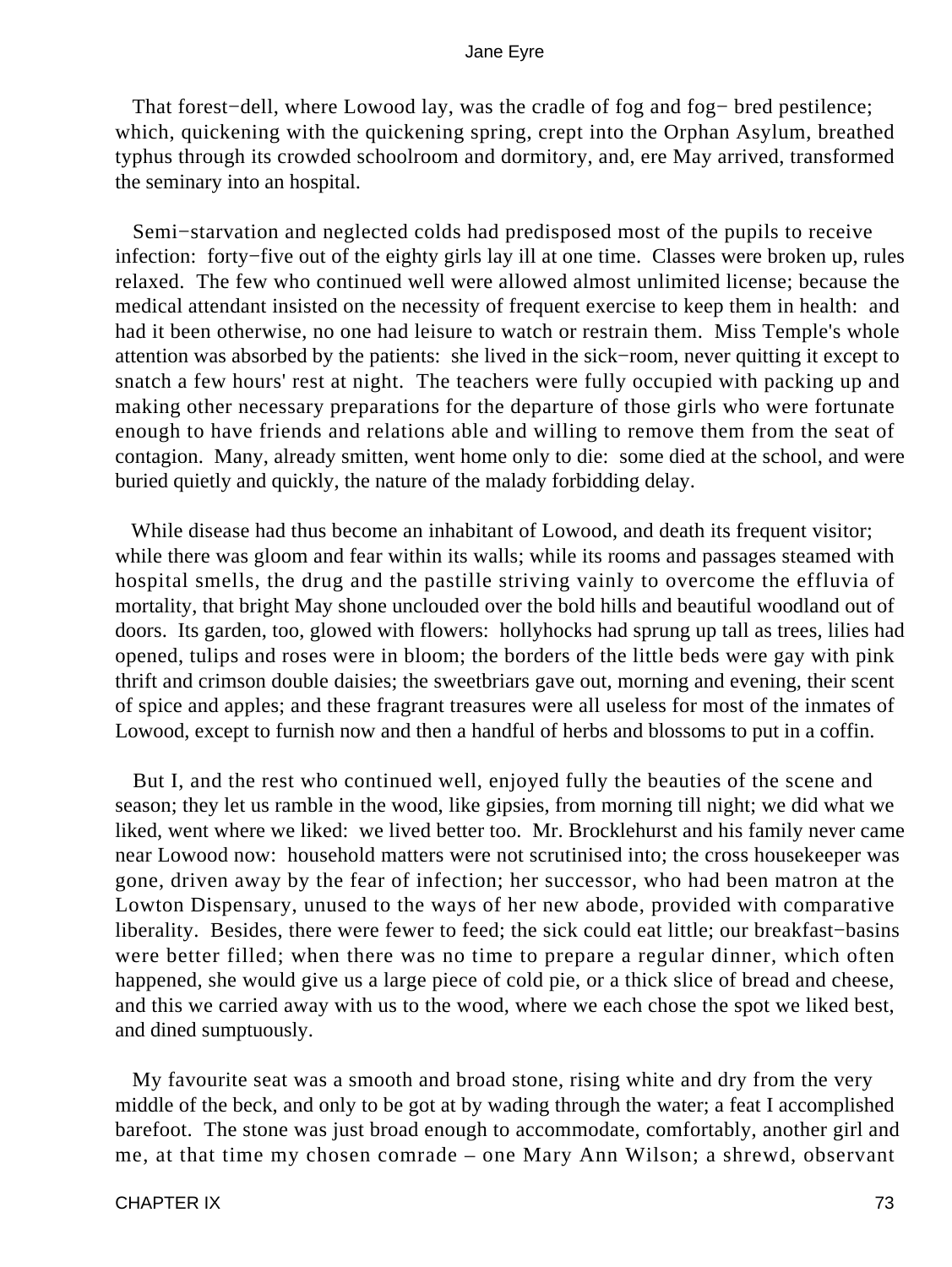That forest−dell, where Lowood lay, was the cradle of fog and fog− bred pestilence; which, quickening with the quickening spring, crept into the Orphan Asylum, breathed typhus through its crowded schoolroom and dormitory, and, ere May arrived, transformed the seminary into an hospital.

Semi−starvation and neglected colds had predisposed most of the pupils to receive infection: forty−five out of the eighty girls lay ill at one time. Classes were broken up, rules relaxed. The few who continued well were allowed almost unlimited license; because the medical attendant insisted on the necessity of frequent exercise to keep them in health: and had it been otherwise, no one had leisure to watch or restrain them. Miss Temple's whole attention was absorbed by the patients: she lived in the sick−room, never quitting it except to snatch a few hours' rest at night. The teachers were fully occupied with packing up and making other necessary preparations for the departure of those girls who were fortunate enough to have friends and relations able and willing to remove them from the seat of contagion. Many, already smitten, went home only to die: some died at the school, and were buried quietly and quickly, the nature of the malady forbidding delay.

While disease had thus become an inhabitant of Lowood, and death its frequent visitor; while there was gloom and fear within its walls; while its rooms and passages steamed with hospital smells, the drug and the pastille striving vainly to overcome the effluvia of mortality, that bright May shone unclouded over the bold hills and beautiful woodland out of doors. Its garden, too, glowed with flowers: hollyhocks had sprung up tall as trees, lilies had opened, tulips and roses were in bloom; the borders of the little beds were gay with pink thrift and crimson double daisies; the sweetbriars gave out, morning and evening, their scent of spice and apples; and these fragrant treasures were all useless for most of the inmates of Lowood, except to furnish now and then a handful of herbs and blossoms to put in a coffin.

But I, and the rest who continued well, enjoyed fully the beauties of the scene and season; they let us ramble in the wood, like gipsies, from morning till night; we did what we liked, went where we liked: we lived better too. Mr. Brocklehurst and his family never came near Lowood now: household matters were not scrutinised into; the cross housekeeper was gone, driven away by the fear of infection; her successor, who had been matron at the Lowton Dispensary, unused to the ways of her new abode, provided with comparative liberality. Besides, there were fewer to feed; the sick could eat little; our breakfast−basins were better filled; when there was no time to prepare a regular dinner, which often happened, she would give us a large piece of cold pie, or a thick slice of bread and cheese, and this we carried away with us to the wood, where we each chose the spot we liked best, and dined sumptuously.

My favourite seat was a smooth and broad stone, rising white and dry from the very middle of the beck, and only to be got at by wading through the water; a feat I accomplished barefoot. The stone was just broad enough to accommodate, comfortably, another girl and me, at that time my chosen comrade – one Mary Ann Wilson; a shrewd, observant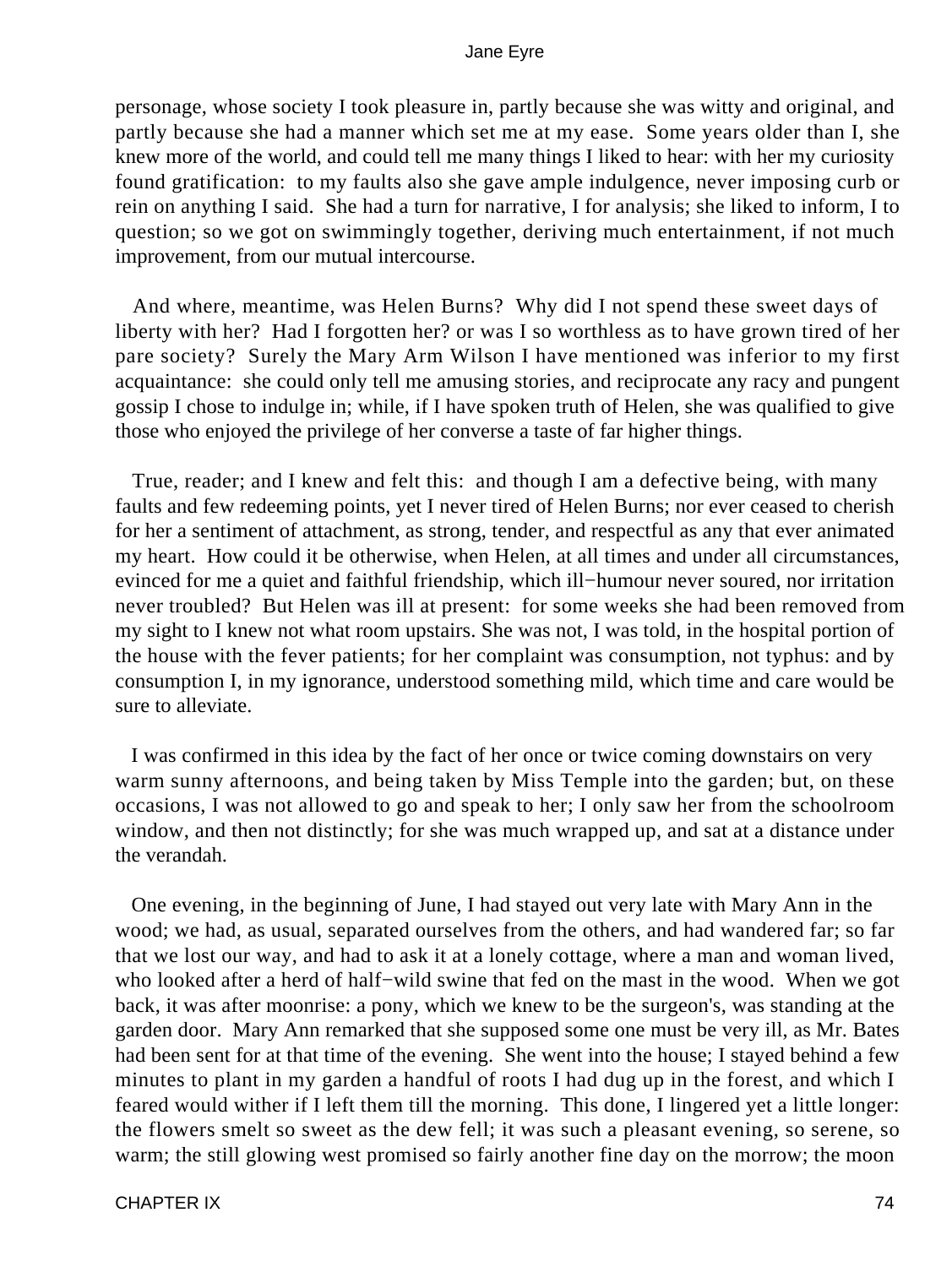personage, whose society I took pleasure in, partly because she was witty and original, and partly because she had a manner which set me at my ease. Some years older than I, she knew more of the world, and could tell me many things I liked to hear: with her my curiosity found gratification: to my faults also she gave ample indulgence, never imposing curb or rein on anything I said. She had a turn for narrative, I for analysis; she liked to inform, I to question; so we got on swimmingly together, deriving much entertainment, if not much improvement, from our mutual intercourse.

And where, meantime, was Helen Burns? Why did I not spend these sweet days of liberty with her? Had I forgotten her? or was I so worthless as to have grown tired of her pare society? Surely the Mary Arm Wilson I have mentioned was inferior to my first acquaintance: she could only tell me amusing stories, and reciprocate any racy and pungent gossip I chose to indulge in; while, if I have spoken truth of Helen, she was qualified to give those who enjoyed the privilege of her converse a taste of far higher things.

True, reader; and I knew and felt this: and though I am a defective being, with many faults and few redeeming points, yet I never tired of Helen Burns; nor ever ceased to cherish for her a sentiment of attachment, as strong, tender, and respectful as any that ever animated my heart. How could it be otherwise, when Helen, at all times and under all circumstances, evinced for me a quiet and faithful friendship, which ill−humour never soured, nor irritation never troubled? But Helen was ill at present: for some weeks she had been removed from my sight to I knew not what room upstairs. She was not, I was told, in the hospital portion of the house with the fever patients; for her complaint was consumption, not typhus: and by consumption I, in my ignorance, understood something mild, which time and care would be sure to alleviate.

I was confirmed in this idea by the fact of her once or twice coming downstairs on very warm sunny afternoons, and being taken by Miss Temple into the garden; but, on these occasions, I was not allowed to go and speak to her; I only saw her from the schoolroom window, and then not distinctly; for she was much wrapped up, and sat at a distance under the verandah.

One evening, in the beginning of June, I had stayed out very late with Mary Ann in the wood; we had, as usual, separated ourselves from the others, and had wandered far; so far that we lost our way, and had to ask it at a lonely cottage, where a man and woman lived, who looked after a herd of half−wild swine that fed on the mast in the wood. When we got back, it was after moonrise: a pony, which we knew to be the surgeon's, was standing at the garden door. Mary Ann remarked that she supposed some one must be very ill, as Mr. Bates had been sent for at that time of the evening. She went into the house; I stayed behind a few minutes to plant in my garden a handful of roots I had dug up in the forest, and which I feared would wither if I left them till the morning. This done, I lingered yet a little longer: the flowers smelt so sweet as the dew fell; it was such a pleasant evening, so serene, so warm; the still glowing west promised so fairly another fine day on the morrow; the moon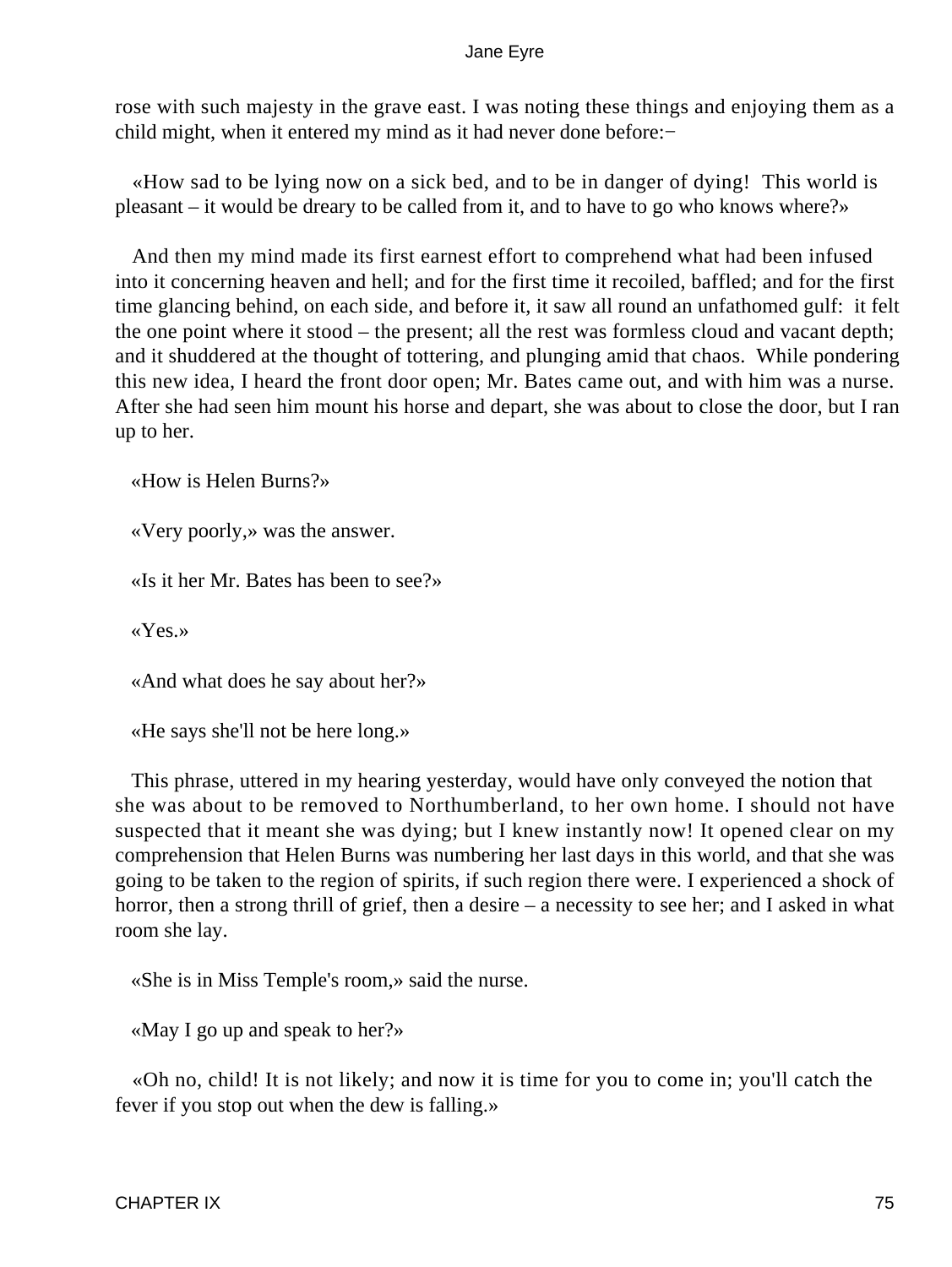rose with such majesty in the grave east. I was noting these things and enjoying them as a child might, when it entered my mind as it had never done before:−

«How sad to be lying now on a sick bed, and to be in danger of dying! This world is pleasant – it would be dreary to be called from it, and to have to go who knows where?»

And then my mind made its first earnest effort to comprehend what had been infused into it concerning heaven and hell; and for the first time it recoiled, baffled; and for the first time glancing behind, on each side, and before it, it saw all round an unfathomed gulf: it felt the one point where it stood – the present; all the rest was formless cloud and vacant depth; and it shuddered at the thought of tottering, and plunging amid that chaos. While pondering this new idea, I heard the front door open; Mr. Bates came out, and with him was a nurse. After she had seen him mount his horse and depart, she was about to close the door, but I ran up to her.

«How is Helen Burns?»

«Very poorly,» was the answer.

«Is it her Mr. Bates has been to see?»

«Yes.»

«And what does he say about her?»

«He says she'll not be here long.»

This phrase, uttered in my hearing yesterday, would have only conveyed the notion that she was about to be removed to Northumberland, to her own home. I should not have suspected that it meant she was dying; but I knew instantly now! It opened clear on my comprehension that Helen Burns was numbering her last days in this world, and that she was going to be taken to the region of spirits, if such region there were. I experienced a shock of horror, then a strong thrill of grief, then a desire – a necessity to see her; and I asked in what room she lay.

«She is in Miss Temple's room,» said the nurse.

«May I go up and speak to her?»

«Oh no, child! It is not likely; and now it is time for you to come in; you'll catch the fever if you stop out when the dew is falling.»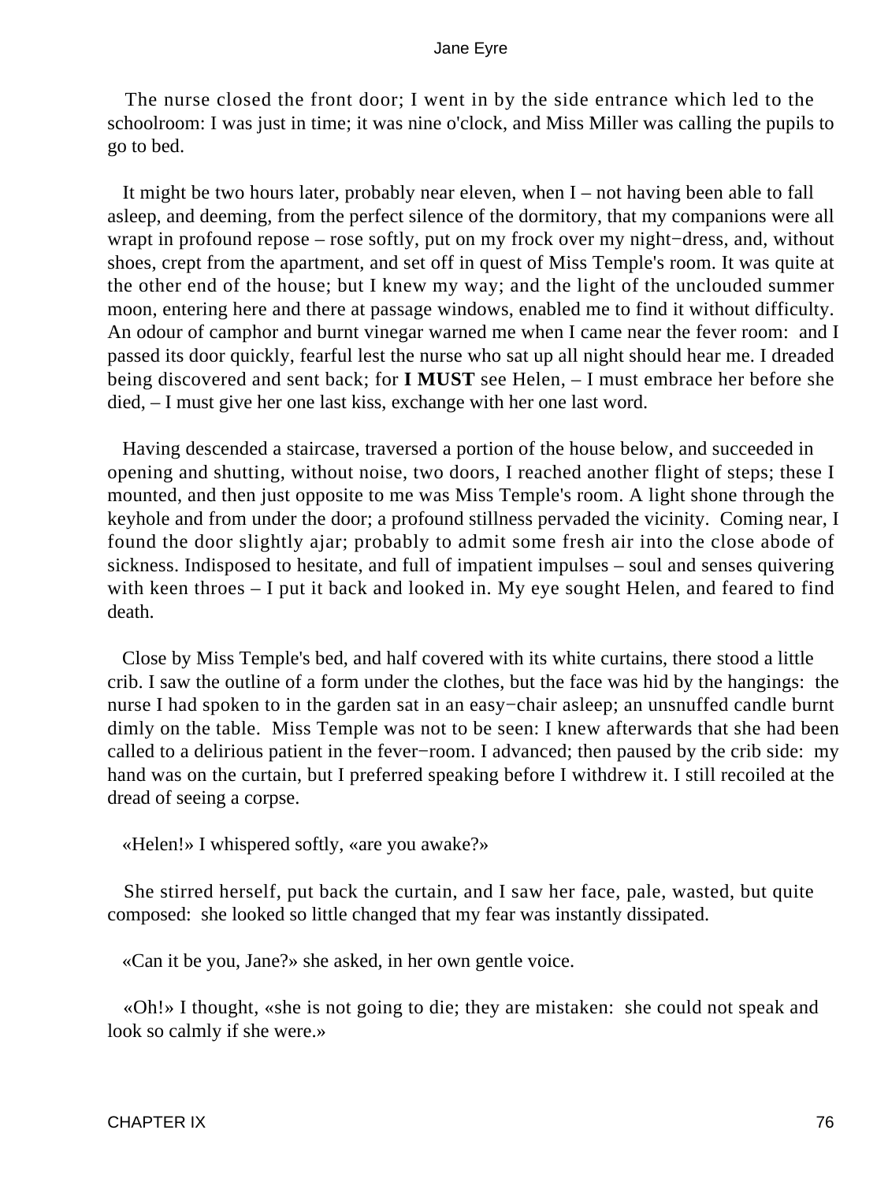The nurse closed the front door; I went in by the side entrance which led to the schoolroom: I was just in time; it was nine o'clock, and Miss Miller was calling the pupils to go to bed.

It might be two hours later, probably near eleven, when I – not having been able to fall asleep, and deeming, from the perfect silence of the dormitory, that my companions were all wrapt in profound repose – rose softly, put on my frock over my night−dress, and, without shoes, crept from the apartment, and set off in quest of Miss Temple's room. It was quite at the other end of the house; but I knew my way; and the light of the unclouded summer moon, entering here and there at passage windows, enabled me to find it without difficulty. An odour of camphor and burnt vinegar warned me when I came near the fever room: and I passed its door quickly, fearful lest the nurse who sat up all night should hear me. I dreaded being discovered and sent back; for **I MUST** see Helen, – I must embrace her before she died, – I must give her one last kiss, exchange with her one last word.

Having descended a staircase, traversed a portion of the house below, and succeeded in opening and shutting, without noise, two doors, I reached another flight of steps; these I mounted, and then just opposite to me was Miss Temple's room. A light shone through the keyhole and from under the door; a profound stillness pervaded the vicinity. Coming near, I found the door slightly ajar; probably to admit some fresh air into the close abode of sickness. Indisposed to hesitate, and full of impatient impulses – soul and senses quivering with keen throes – I put it back and looked in. My eye sought Helen, and feared to find death.

Close by Miss Temple's bed, and half covered with its white curtains, there stood a little crib. I saw the outline of a form under the clothes, but the face was hid by the hangings: the nurse I had spoken to in the garden sat in an easy−chair asleep; an unsnuffed candle burnt dimly on the table. Miss Temple was not to be seen: I knew afterwards that she had been called to a delirious patient in the fever−room. I advanced; then paused by the crib side: my hand was on the curtain, but I preferred speaking before I withdrew it. I still recoiled at the dread of seeing a corpse.

«Helen!» I whispered softly, «are you awake?»

She stirred herself, put back the curtain, and I saw her face, pale, wasted, but quite composed: she looked so little changed that my fear was instantly dissipated.

«Can it be you, Jane?» she asked, in her own gentle voice.

«Oh!» I thought, «she is not going to die; they are mistaken: she could not speak and look so calmly if she were.»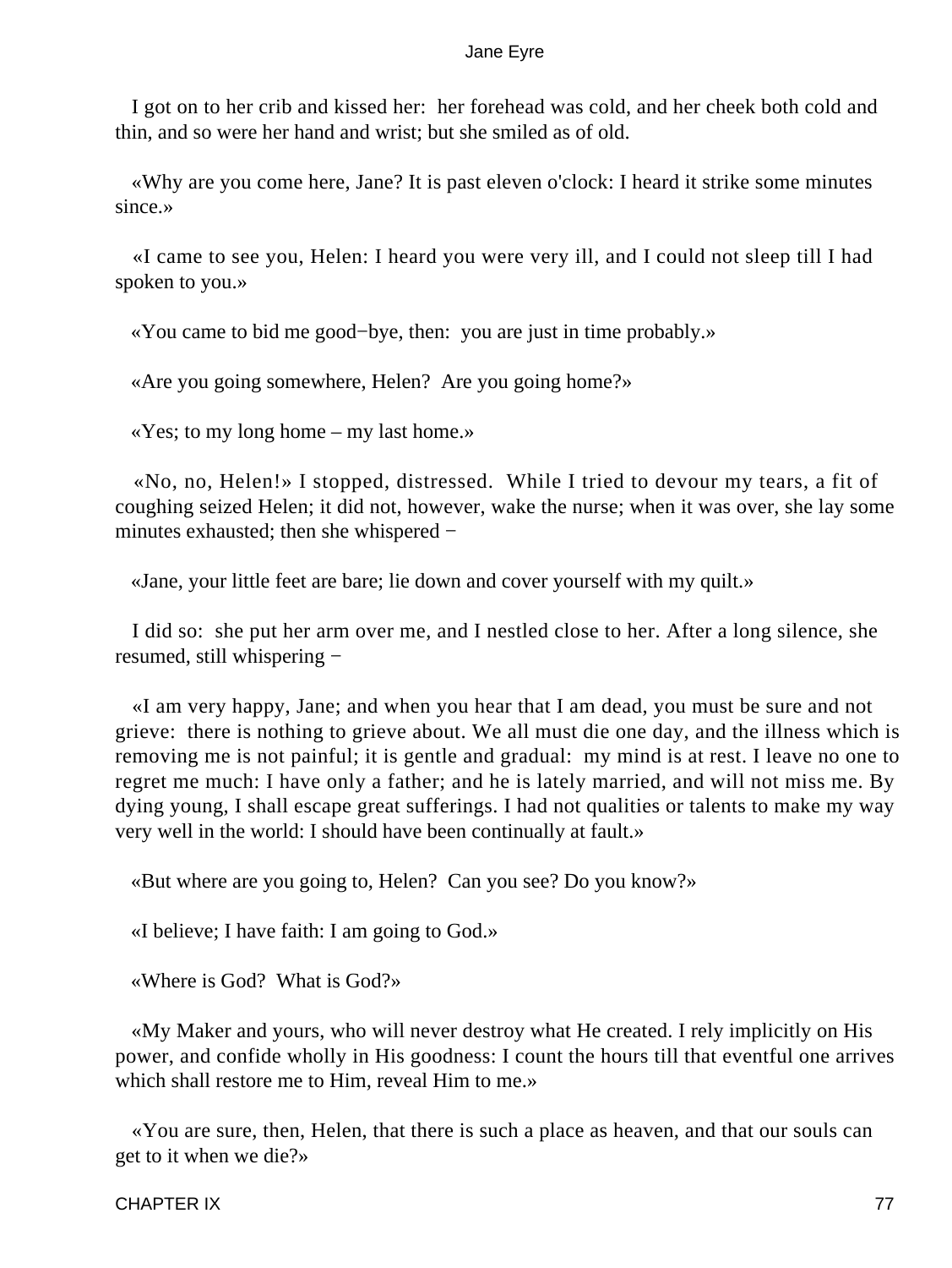I got on to her crib and kissed her: her forehead was cold, and her cheek both cold and thin, and so were her hand and wrist; but she smiled as of old.

«Why are you come here, Jane? It is past eleven o'clock: I heard it strike some minutes since.»

«I came to see you, Helen: I heard you were very ill, and I could not sleep till I had spoken to you.»

«You came to bid me good−bye, then: you are just in time probably.»

«Are you going somewhere, Helen? Are you going home?»

«Yes; to my long home – my last home.»

«No, no, Helen!» I stopped, distressed. While I tried to devour my tears, a fit of coughing seized Helen; it did not, however, wake the nurse; when it was over, she lay some minutes exhausted; then she whispered −

«Jane, your little feet are bare; lie down and cover yourself with my quilt.»

I did so: she put her arm over me, and I nestled close to her. After a long silence, she resumed, still whispering −

«I am very happy, Jane; and when you hear that I am dead, you must be sure and not grieve: there is nothing to grieve about. We all must die one day, and the illness which is removing me is not painful; it is gentle and gradual: my mind is at rest. I leave no one to regret me much: I have only a father; and he is lately married, and will not miss me. By dying young, I shall escape great sufferings. I had not qualities or talents to make my way very well in the world: I should have been continually at fault.»

«But where are you going to, Helen? Can you see? Do you know?»

«I believe; I have faith: I am going to God.»

«Where is God? What is God?»

«My Maker and yours, who will never destroy what He created. I rely implicitly on His power, and confide wholly in His goodness: I count the hours till that eventful one arrives which shall restore me to Him, reveal Him to me.»

«You are sure, then, Helen, that there is such a place as heaven, and that our souls can get to it when we die?»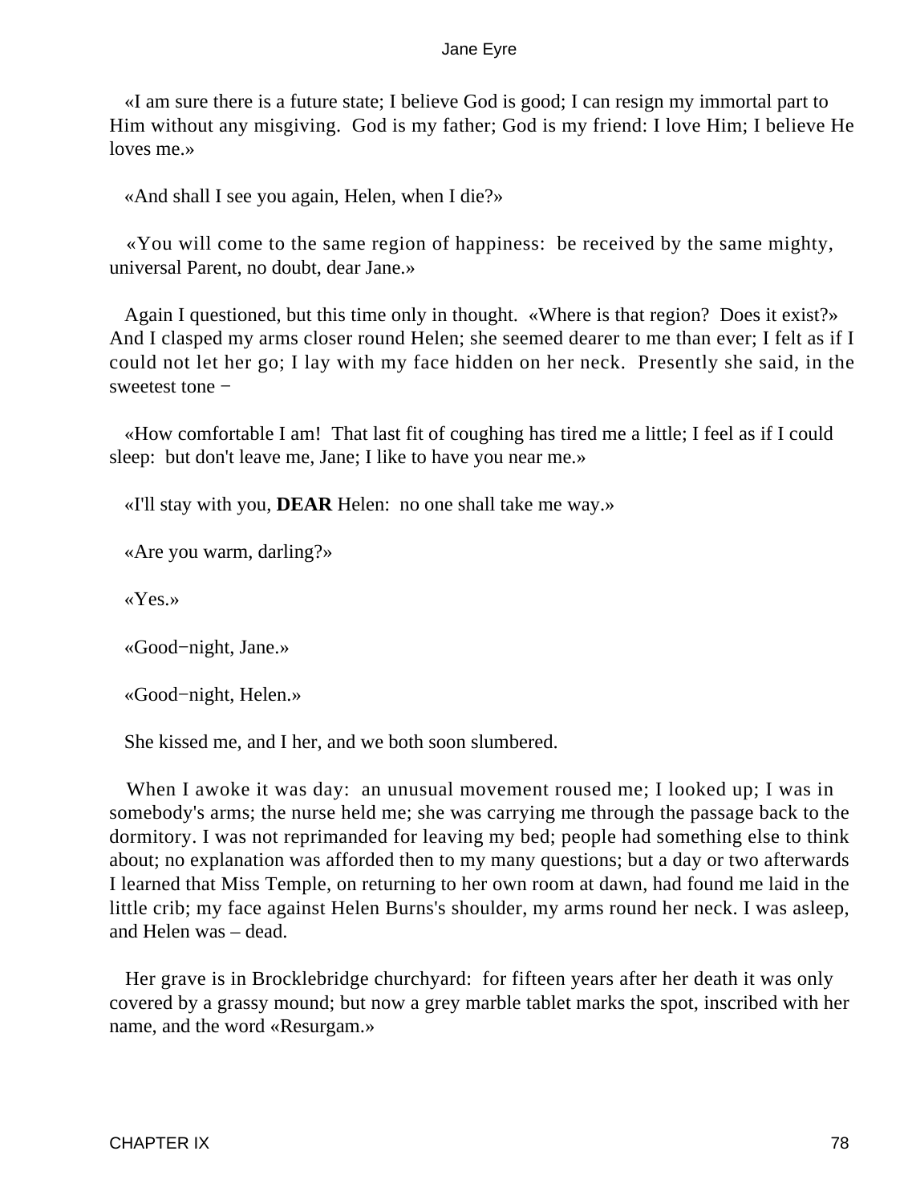«I am sure there is a future state; I believe God is good; I can resign my immortal part to Him without any misgiving. God is my father; God is my friend: I love Him; I believe He loves me.»

«And shall I see you again, Helen, when I die?»

«You will come to the same region of happiness: be received by the same mighty, universal Parent, no doubt, dear Jane.»

Again I questioned, but this time only in thought. «Where is that region? Does it exist?» And I clasped my arms closer round Helen; she seemed dearer to me than ever; I felt as if I could not let her go; I lay with my face hidden on her neck. Presently she said, in the sweetest tone −

«How comfortable I am! That last fit of coughing has tired me a little; I feel as if I could sleep: but don't leave me, Jane; I like to have you near me.»

«I'll stay with you, **DEAR** Helen: no one shall take me way.»

«Are you warm, darling?»

«Yes.»

«Good−night, Jane.»

«Good−night, Helen.»

She kissed me, and I her, and we both soon slumbered.

When I awoke it was day: an unusual movement roused me; I looked up; I was in somebody's arms; the nurse held me; she was carrying me through the passage back to the dormitory. I was not reprimanded for leaving my bed; people had something else to think about; no explanation was afforded then to my many questions; but a day or two afterwards I learned that Miss Temple, on returning to her own room at dawn, had found me laid in the little crib; my face against Helen Burns's shoulder, my arms round her neck. I was asleep, and Helen was – dead.

Her grave is in Brocklebridge churchyard: for fifteen years after her death it was only covered by a grassy mound; but now a grey marble tablet marks the spot, inscribed with her name, and the word «Resurgam.»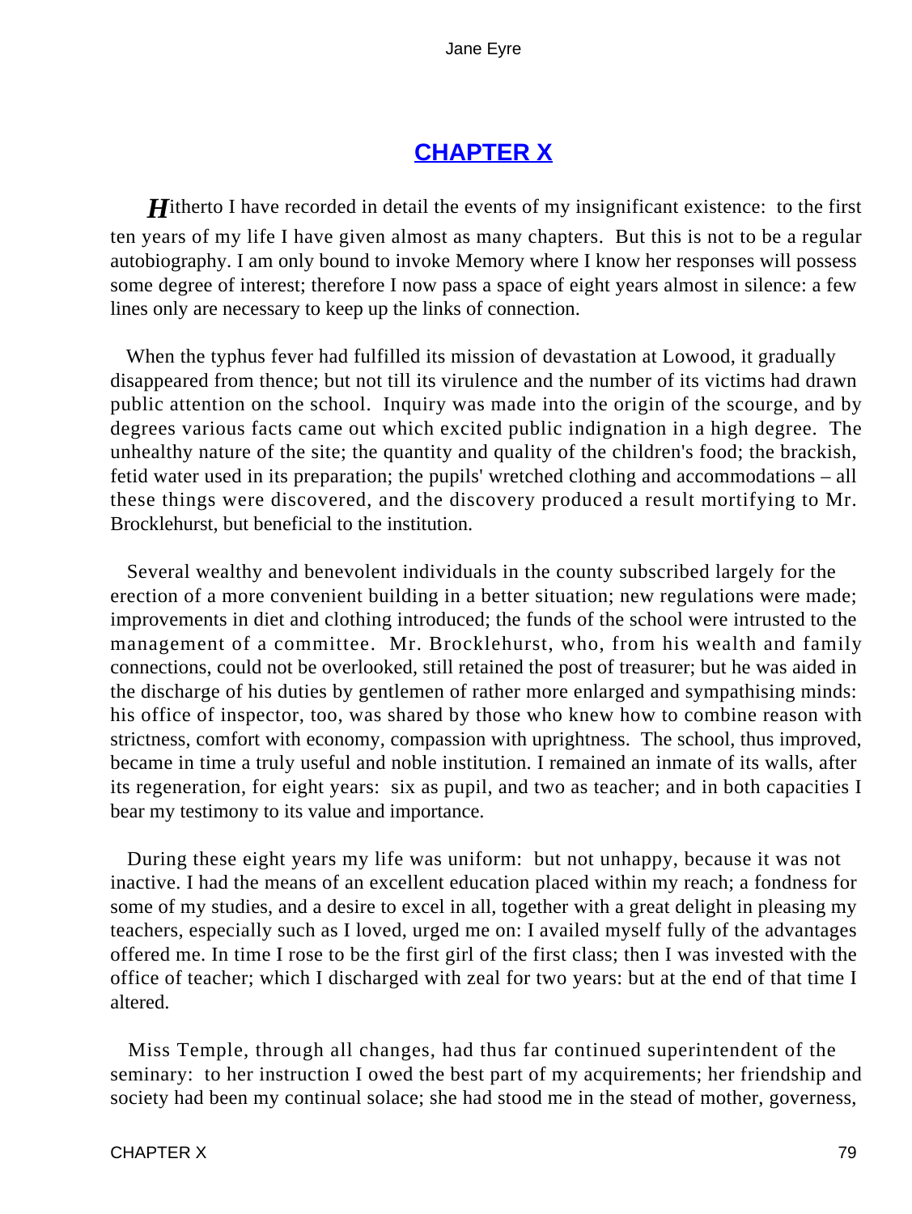## CHAPTER X

*H*itherto I have recorded in detail the events of my insignificant existence: to the first ten years of my life I have given almost as many chapters. But this is not to be a regular autobiography. I am only bound to invoke Memory where I know her responses will possess some degree of interest; therefore I now pass a space of eight years almost in silence: a few lines only are necessary to keep up the links of connection.

When the typhus fever had fulfilled its mission of devastation at Lowood, it gradually disappeared from thence; but not till its virulence and the number of its victims had drawn public attention on the school. Inquiry was made into the origin of the scourge, and by degrees various facts came out which excited public indignation in a high degree. The unhealthy nature of the site; the quantity and quality of the children's food; the brackish, fetid water used in its preparation; the pupils' wretched clothing and accommodations – all these things were discovered, and the discovery produced a result mortifying to Mr. Brocklehurst, but beneficial to the institution.

Several wealthy and benevolent individuals in the county subscribed largely for the erection of a more convenient building in a better situation; new regulations were made; improvements in diet and clothing introduced; the funds of the school were intrusted to the management of a committee. Mr. Brocklehurst, who, from his wealth and family connections, could not be overlooked, still retained the post of treasurer; but he was aided in the discharge of his duties by gentlemen of rather more enlarged and sympathising minds: his office of inspector, too, was shared by those who knew how to combine reason with strictness, comfort with economy, compassion with uprightness. The school, thus improved, became in time a truly useful and noble institution. I remained an inmate of its walls, after its regeneration, for eight years: six as pupil, and two as teacher; and in both capacities I bear my testimony to its value and importance.

During these eight years my life was uniform: but not unhappy, because it was not inactive. I had the means of an excellent education placed within my reach; a fondness for some of my studies, and a desire to excel in all, together with a great delight in pleasing my teachers, especially such as I loved, urged me on: I availed myself fully of the advantages offered me. In time I rose to be the first girl of the first class; then I was invested with the office of teacher; which I discharged with zeal for two years: but at the end of that time I altered.

Miss Temple, through all changes, had thus far continued superintendent of the seminary: to her instruction I owed the best part of my acquirements; her friendship and society had been my continual solace; she had stood me in the stead of mother, governess,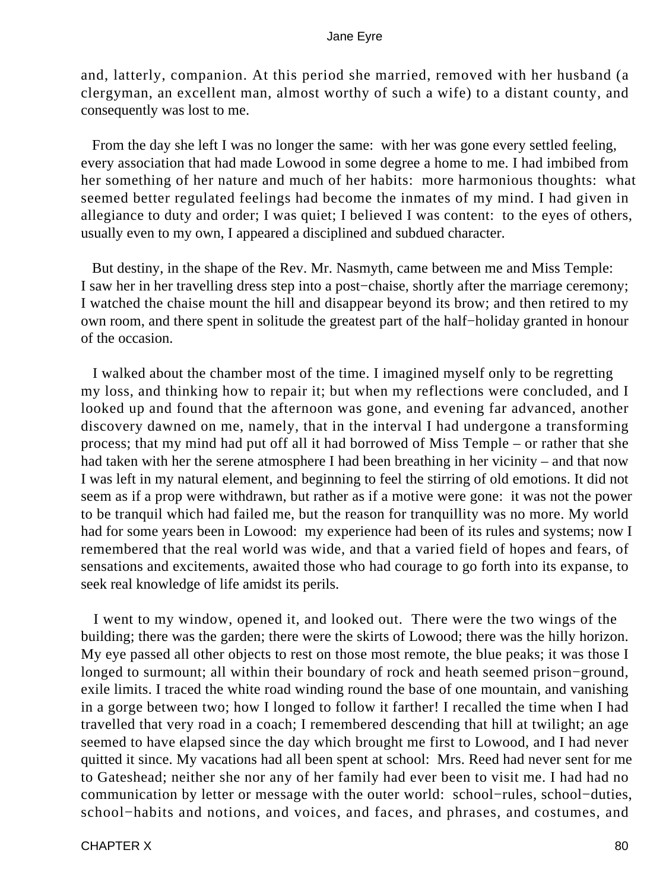and, latterly, companion. At this period she married, removed with her husband (a clergyman, an excellent man, almost worthy of such a wife) to a distant county, and consequently was lost to me.

From the day she left I was no longer the same: with her was gone every settled feeling, every association that had made Lowood in some degree a home to me. I had imbibed from her something of her nature and much of her habits: more harmonious thoughts: what seemed better regulated feelings had become the inmates of my mind. I had given in allegiance to duty and order; I was quiet; I believed I was content: to the eyes of others, usually even to my own, I appeared a disciplined and subdued character.

But destiny, in the shape of the Rev. Mr. Nasmyth, came between me and Miss Temple: I saw her in her travelling dress step into a post−chaise, shortly after the marriage ceremony; I watched the chaise mount the hill and disappear beyond its brow; and then retired to my own room, and there spent in solitude the greatest part of the half−holiday granted in honour of the occasion.

I walked about the chamber most of the time. I imagined myself only to be regretting my loss, and thinking how to repair it; but when my reflections were concluded, and I looked up and found that the afternoon was gone, and evening far advanced, another discovery dawned on me, namely, that in the interval I had undergone a transforming process; that my mind had put off all it had borrowed of Miss Temple – or rather that she had taken with her the serene atmosphere I had been breathing in her vicinity – and that now I was left in my natural element, and beginning to feel the stirring of old emotions. It did not seem as if a prop were withdrawn, but rather as if a motive were gone: it was not the power to be tranquil which had failed me, but the reason for tranquillity was no more. My world had for some years been in Lowood: my experience had been of its rules and systems; now I remembered that the real world was wide, and that a varied field of hopes and fears, of sensations and excitements, awaited those who had courage to go forth into its expanse, to seek real knowledge of life amidst its perils.

I went to my window, opened it, and looked out. There were the two wings of the building; there was the garden; there were the skirts of Lowood; there was the hilly horizon. My eye passed all other objects to rest on those most remote, the blue peaks; it was those I longed to surmount; all within their boundary of rock and heath seemed prison−ground, exile limits. I traced the white road winding round the base of one mountain, and vanishing in a gorge between two; how I longed to follow it farther! I recalled the time when I had travelled that very road in a coach; I remembered descending that hill at twilight; an age seemed to have elapsed since the day which brought me first to Lowood, and I had never quitted it since. My vacations had all been spent at school: Mrs. Reed had never sent for me to Gateshead; neither she nor any of her family had ever been to visit me. I had had no communication by letter or message with the outer world: school−rules, school−duties, school−habits and notions, and voices, and faces, and phrases, and costumes, and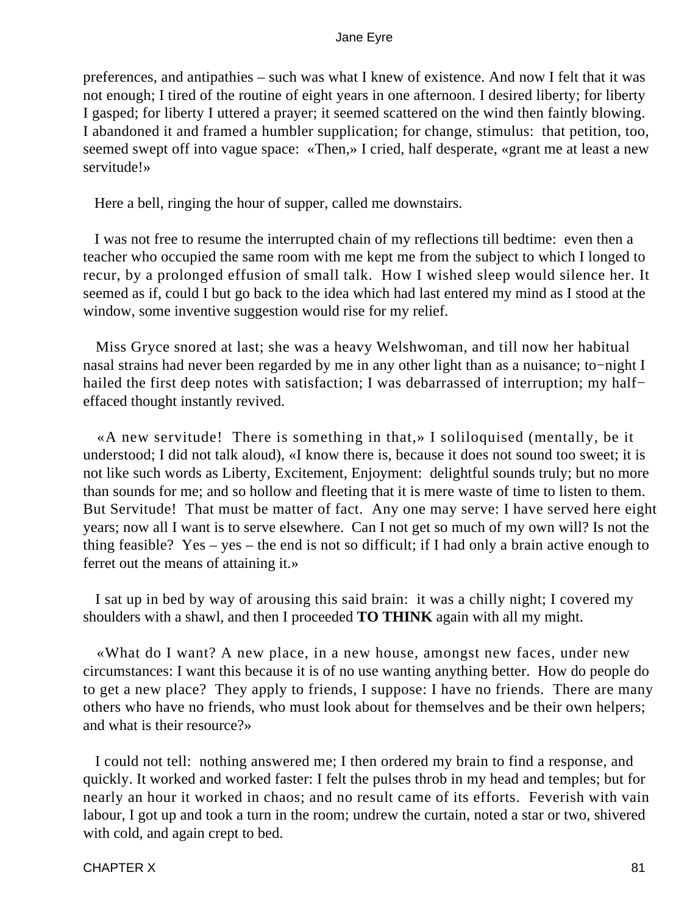preferences, and antipathies – such was what I knew of existence. And now I felt that it was not enough; I tired of the routine of eight years in one afternoon. I desired liberty; for liberty I gasped; for liberty I uttered a prayer; it seemed scattered on the wind then faintly blowing. I abandoned it and framed a humbler supplication; for change, stimulus: that petition, too, seemed swept off into vague space: «Then,» I cried, half desperate, «grant me at least a new servitude!»

Here a bell, ringing the hour of supper, called me downstairs.

I was not free to resume the interrupted chain of my reflections till bedtime: even then a teacher who occupied the same room with me kept me from the subject to which I longed to recur, by a prolonged effusion of small talk. How I wished sleep would silence her. It seemed as if, could I but go back to the idea which had last entered my mind as I stood at the window, some inventive suggestion would rise for my relief.

Miss Gryce snored at last; she was a heavy Welshwoman, and till now her habitual nasal strains had never been regarded by me in any other light than as a nuisance; to−night I hailed the first deep notes with satisfaction; I was debarrassed of interruption; my half−effaced thought instantly revived.

«A new servitude! There is something in that,» I soliloquised (mentally, be it understood; I did not talk aloud), «I know there is, because it does not sound too sweet; it is not like such words as Liberty, Excitement, Enjoyment: delightful sounds truly; but no more than sounds for me; and so hollow and fleeting that it is mere waste of time to listen to them. But Servitude! That must be matter of fact. Any one may serve: I have served here eight years; now all I want is to serve elsewhere. Can I not get so much of my own will? Is not the thing feasible? Yes – yes – the end is not so difficult; if I had only a brain active enough to ferret out the means of attaining it.»

I sat up in bed by way of arousing this said brain: it was a chilly night; I covered my shoulders with a shawl, and then I proceeded **TO THINK** again with all my might.

«What do I want? A new place, in a new house, amongst new faces, under new circumstances: I want this because it is of no use wanting anything better. How do people do to get a new place? They apply to friends, I suppose: I have no friends. There are many others who have no friends, who must look about for themselves and be their own helpers; and what is their resource?»

I could not tell: nothing answered me; I then ordered my brain to find a response, and quickly. It worked and worked faster: I felt the pulses throb in my head and temples; but for nearly an hour it worked in chaos; and no result came of its efforts. Feverish with vain labour, I got up and took a turn in the room; undrew the curtain, noted a star or two, shivered with cold, and again crept to bed.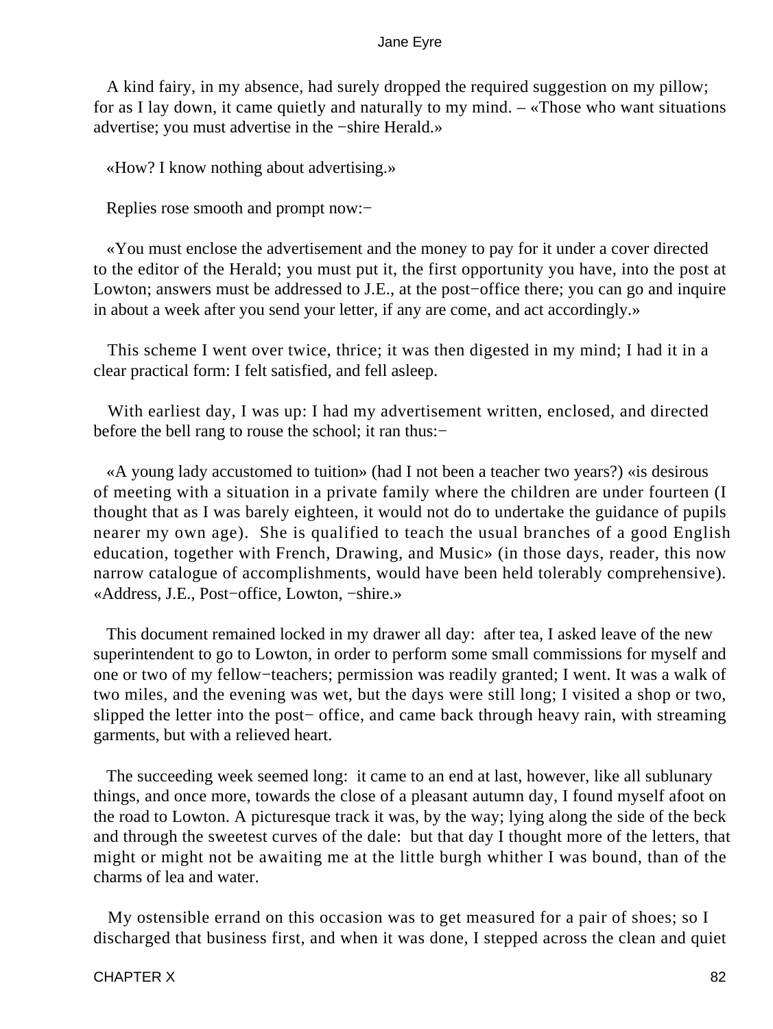A kind fairy, in my absence, had surely dropped the required suggestion on my pillow; for as I lay down, it came quietly and naturally to my mind. – «Those who want situations advertise; you must advertise in the −shire Herald.»

«How? I know nothing about advertising.»

Replies rose smooth and prompt now:−

«You must enclose the advertisement and the money to pay for it under a cover directed to the editor of the Herald; you must put it, the first opportunity you have, into the post at Lowton; answers must be addressed to J.E., at the post−office there; you can go and inquire in about a week after you send your letter, if any are come, and act accordingly.»

This scheme I went over twice, thrice; it was then digested in my mind; I had it in a clear practical form: I felt satisfied, and fell asleep.

With earliest day, I was up: I had my advertisement written, enclosed, and directed before the bell rang to rouse the school; it ran thus:−

«A young lady accustomed to tuition» (had I not been a teacher two years?) «is desirous of meeting with a situation in a private family where the children are under fourteen (I thought that as I was barely eighteen, it would not do to undertake the guidance of pupils nearer my own age). She is qualified to teach the usual branches of a good English education, together with French, Drawing, and Music» (in those days, reader, this now narrow catalogue of accomplishments, would have been held tolerably comprehensive). «Address, J.E., Post−office, Lowton, −shire.»

This document remained locked in my drawer all day: after tea, I asked leave of the new superintendent to go to Lowton, in order to perform some small commissions for myself and one or two of my fellow−teachers; permission was readily granted; I went. It was a walk of two miles, and the evening was wet, but the days were still long; I visited a shop or two, slipped the letter into the post− office, and came back through heavy rain, with streaming garments, but with a relieved heart.

The succeeding week seemed long: it came to an end at last, however, like all sublunary things, and once more, towards the close of a pleasant autumn day, I found myself afoot on the road to Lowton. A picturesque track it was, by the way; lying along the side of the beck and through the sweetest curves of the dale: but that day I thought more of the letters, that might or might not be awaiting me at the little burgh whither I was bound, than of the charms of lea and water.

My ostensible errand on this occasion was to get measured for a pair of shoes; so I discharged that business first, and when it was done, I stepped across the clean and quiet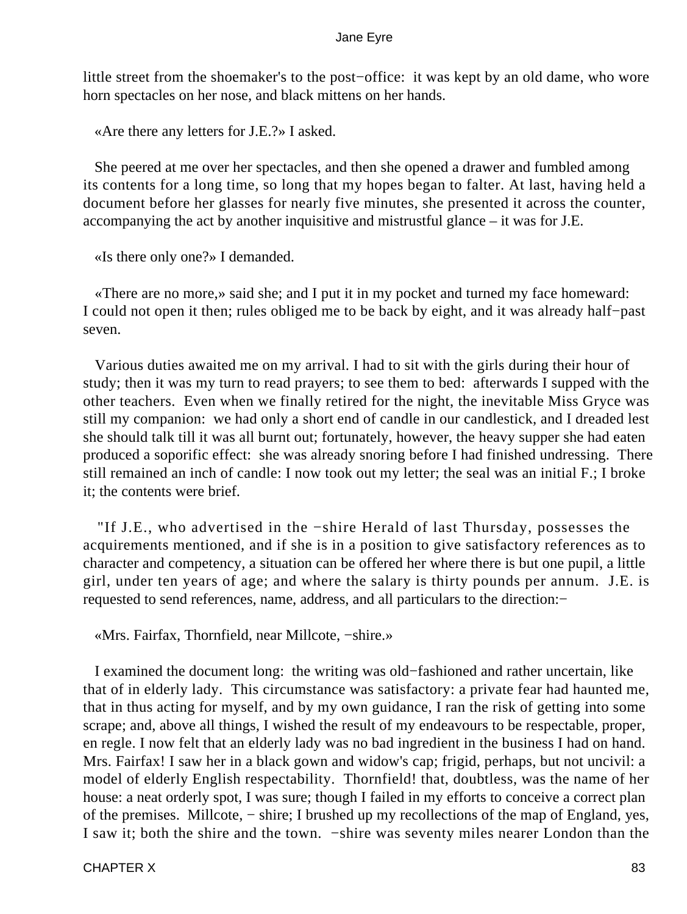little street from the shoemaker's to the post−office: it was kept by an old dame, who wore horn spectacles on her nose, and black mittens on her hands.

«Are there any letters for J.E.?» I asked.

She peered at me over her spectacles, and then she opened a drawer and fumbled among its contents for a long time, so long that my hopes began to falter. At last, having held a document before her glasses for nearly five minutes, she presented it across the counter, accompanying the act by another inquisitive and mistrustful glance – it was for J.E.

«Is there only one?» I demanded.

«There are no more,» said she; and I put it in my pocket and turned my face homeward: I could not open it then; rules obliged me to be back by eight, and it was already half−past seven.

Various duties awaited me on my arrival. I had to sit with the girls during their hour of study; then it was my turn to read prayers; to see them to bed: afterwards I supped with the other teachers. Even when we finally retired for the night, the inevitable Miss Gryce was still my companion: we had only a short end of candle in our candlestick, and I dreaded lest she should talk till it was all burnt out; fortunately, however, the heavy supper she had eaten produced a soporific effect: she was already snoring before I had finished undressing. There still remained an inch of candle: I now took out my letter; the seal was an initial F.; I broke it; the contents were brief.

"If J.E., who advertised in the −shire Herald of last Thursday, possesses the acquirements mentioned, and if she is in a position to give satisfactory references as to character and competency, a situation can be offered her where there is but one pupil, a little girl, under ten years of age; and where the salary is thirty pounds per annum. J.E. is requested to send references, name, address, and all particulars to the direction:−

«Mrs. Fairfax, Thornfield, near Millcote, −shire.»

I examined the document long: the writing was old−fashioned and rather uncertain, like that of in elderly lady. This circumstance was satisfactory: a private fear had haunted me, that in thus acting for myself, and by my own guidance, I ran the risk of getting into some scrape; and, above all things, I wished the result of my endeavours to be respectable, proper, en regle. I now felt that an elderly lady was no bad ingredient in the business I had on hand. Mrs. Fairfax! I saw her in a black gown and widow's cap; frigid, perhaps, but not uncivil: a model of elderly English respectability. Thornfield! that, doubtless, was the name of her house: a neat orderly spot, I was sure; though I failed in my efforts to conceive a correct plan of the premises. Millcote, − shire; I brushed up my recollections of the map of England, yes, I saw it; both the shire and the town. −shire was seventy miles nearer London than the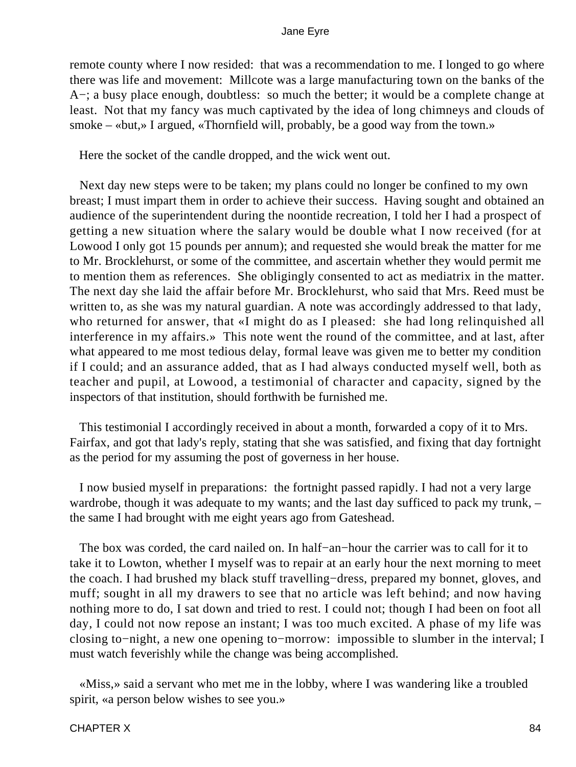remote county where I now resided: that was a recommendation to me. I longed to go where there was life and movement: Millcote was a large manufacturing town on the banks of the A−; a busy place enough, doubtless: so much the better; it would be a complete change at least. Not that my fancy was much captivated by the idea of long chimneys and clouds of smoke – «but,» I argued, «Thornfield will, probably, be a good way from the town.»

Here the socket of the candle dropped, and the wick went out.

Next day new steps were to be taken; my plans could no longer be confined to my own breast; I must impart them in order to achieve their success. Having sought and obtained an audience of the superintendent during the noontide recreation, I told her I had a prospect of getting a new situation where the salary would be double what I now received (for at Lowood I only got 15 pounds per annum); and requested she would break the matter for me to Mr. Brocklehurst, or some of the committee, and ascertain whether they would permit me to mention them as references. She obligingly consented to act as mediatrix in the matter. The next day she laid the affair before Mr. Brocklehurst, who said that Mrs. Reed must be written to, as she was my natural guardian. A note was accordingly addressed to that lady, who returned for answer, that «I might do as I pleased: she had long relinquished all interference in my affairs.» This note went the round of the committee, and at last, after what appeared to me most tedious delay, formal leave was given me to better my condition if I could; and an assurance added, that as I had always conducted myself well, both as teacher and pupil, at Lowood, a testimonial of character and capacity, signed by the inspectors of that institution, should forthwith be furnished me.

This testimonial I accordingly received in about a month, forwarded a copy of it to Mrs. Fairfax, and got that lady's reply, stating that she was satisfied, and fixing that day fortnight as the period for my assuming the post of governess in her house.

I now busied myself in preparations: the fortnight passed rapidly. I had not a very large wardrobe, though it was adequate to my wants; and the last day sufficed to pack my trunk, – the same I had brought with me eight years ago from Gateshead.

The box was corded, the card nailed on. In half−an−hour the carrier was to call for it to take it to Lowton, whether I myself was to repair at an early hour the next morning to meet the coach. I had brushed my black stuff travelling−dress, prepared my bonnet, gloves, and muff; sought in all my drawers to see that no article was left behind; and now having nothing more to do, I sat down and tried to rest. I could not; though I had been on foot all day, I could not now repose an instant; I was too much excited. A phase of my life was closing to−night, a new one opening to−morrow: impossible to slumber in the interval; I must watch feverishly while the change was being accomplished.

«Miss,» said a servant who met me in the lobby, where I was wandering like a troubled spirit, «a person below wishes to see you.»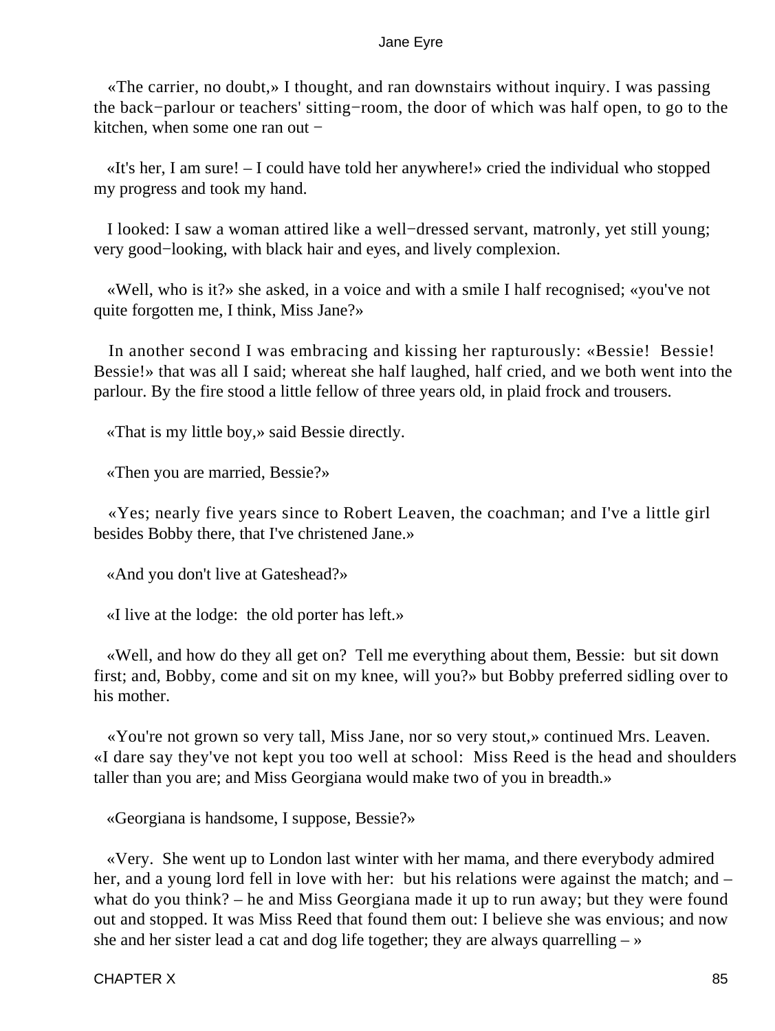«The carrier, no doubt,» I thought, and ran downstairs without inquiry. I was passing the back−parlour or teachers' sitting−room, the door of which was half open, to go to the kitchen, when some one ran out −

«It's her, I am sure! – I could have told her anywhere!» cried the individual who stopped my progress and took my hand.

I looked: I saw a woman attired like a well−dressed servant, matronly, yet still young; very good−looking, with black hair and eyes, and lively complexion.

«Well, who is it?» she asked, in a voice and with a smile I half recognised; «you've not quite forgotten me, I think, Miss Jane?»

In another second I was embracing and kissing her rapturously: «Bessie! Bessie! Bessie!» that was all I said; whereat she half laughed, half cried, and we both went into the parlour. By the fire stood a little fellow of three years old, in plaid frock and trousers.

«That is my little boy,» said Bessie directly.

«Then you are married, Bessie?»

«Yes; nearly five years since to Robert Leaven, the coachman; and I've a little girl besides Bobby there, that I've christened Jane.»

«And you don't live at Gateshead?»

«I live at the lodge: the old porter has left.»

«Well, and how do they all get on? Tell me everything about them, Bessie: but sit down first; and, Bobby, come and sit on my knee, will you?» but Bobby preferred sidling over to his mother.

«You're not grown so very tall, Miss Jane, nor so very stout,» continued Mrs. Leaven. «I dare say they've not kept you too well at school: Miss Reed is the head and shoulders taller than you are; and Miss Georgiana would make two of you in breadth.»

«Georgiana is handsome, I suppose, Bessie?»

«Very. She went up to London last winter with her mama, and there everybody admired her, and a young lord fell in love with her: but his relations were against the match; and – what do you think? – he and Miss Georgiana made it up to run away; but they were found out and stopped. It was Miss Reed that found them out: I believe she was envious; and now she and her sister lead a cat and dog life together; they are always quarrelling – »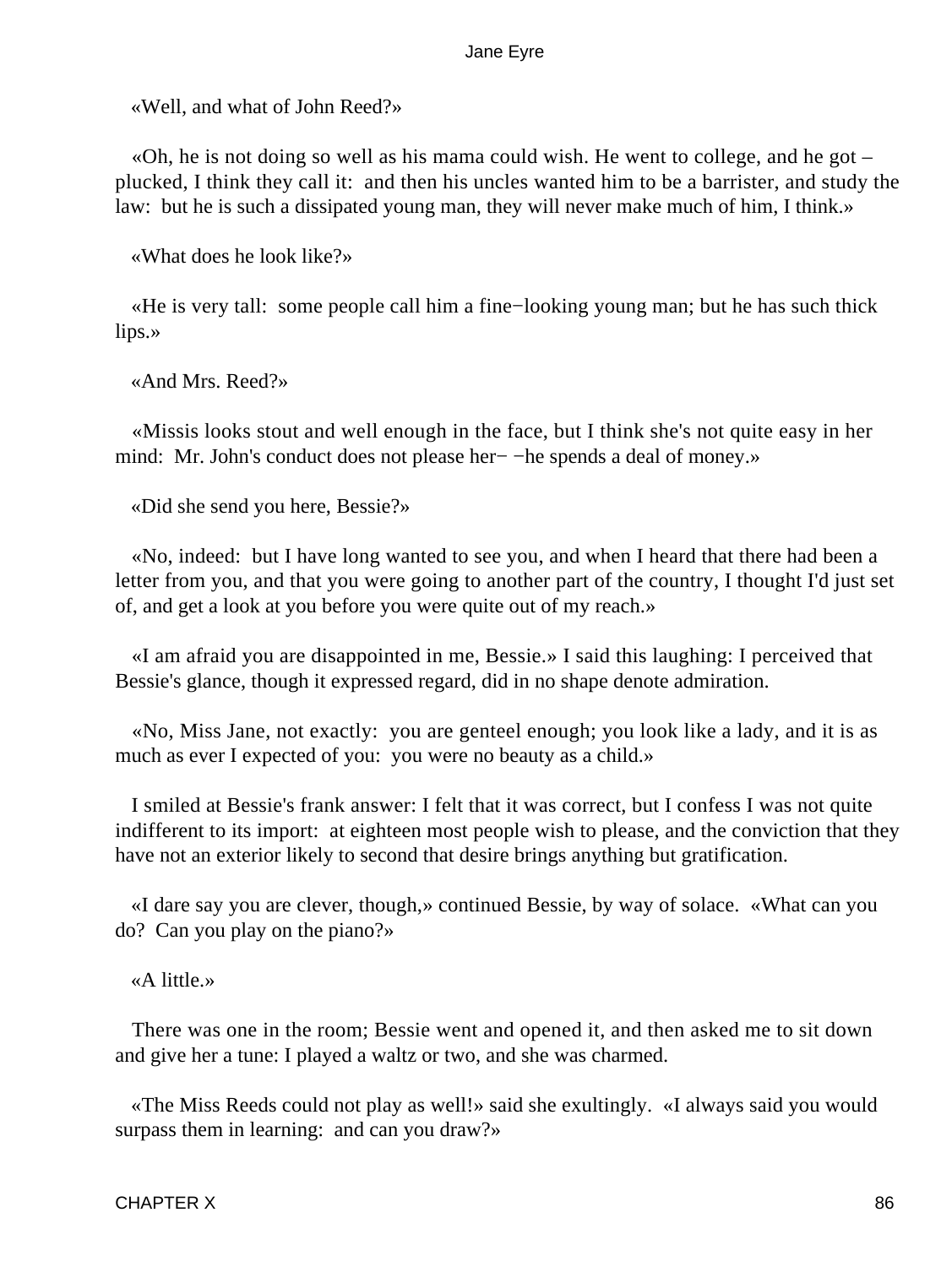«Well, and what of John Reed?»

«Oh, he is not doing so well as his mama could wish. He went to college, and he got – plucked, I think they call it: and then his uncles wanted him to be a barrister, and study the law: but he is such a dissipated young man, they will never make much of him, I think.»

«What does he look like?»

«He is very tall: some people call him a fine−looking young man; but he has such thick lips.»

«And Mrs. Reed?»

«Missis looks stout and well enough in the face, but I think she's not quite easy in her mind: Mr. John's conduct does not please her− −he spends a deal of money.»

«Did she send you here, Bessie?»

«No, indeed: but I have long wanted to see you, and when I heard that there had been a letter from you, and that you were going to another part of the country, I thought I'd just set of, and get a look at you before you were quite out of my reach.»

«I am afraid you are disappointed in me, Bessie.» I said this laughing: I perceived that Bessie's glance, though it expressed regard, did in no shape denote admiration.

«No, Miss Jane, not exactly: you are genteel enough; you look like a lady, and it is as much as ever I expected of you: you were no beauty as a child.»

I smiled at Bessie's frank answer: I felt that it was correct, but I confess I was not quite indifferent to its import: at eighteen most people wish to please, and the conviction that they have not an exterior likely to second that desire brings anything but gratification.

«I dare say you are clever, though,» continued Bessie, by way of solace. «What can you do? Can you play on the piano?»

«A little.»

There was one in the room; Bessie went and opened it, and then asked me to sit down and give her a tune: I played a waltz or two, and she was charmed.

«The Miss Reeds could not play as well!» said she exultingly. «I always said you would surpass them in learning: and can you draw?»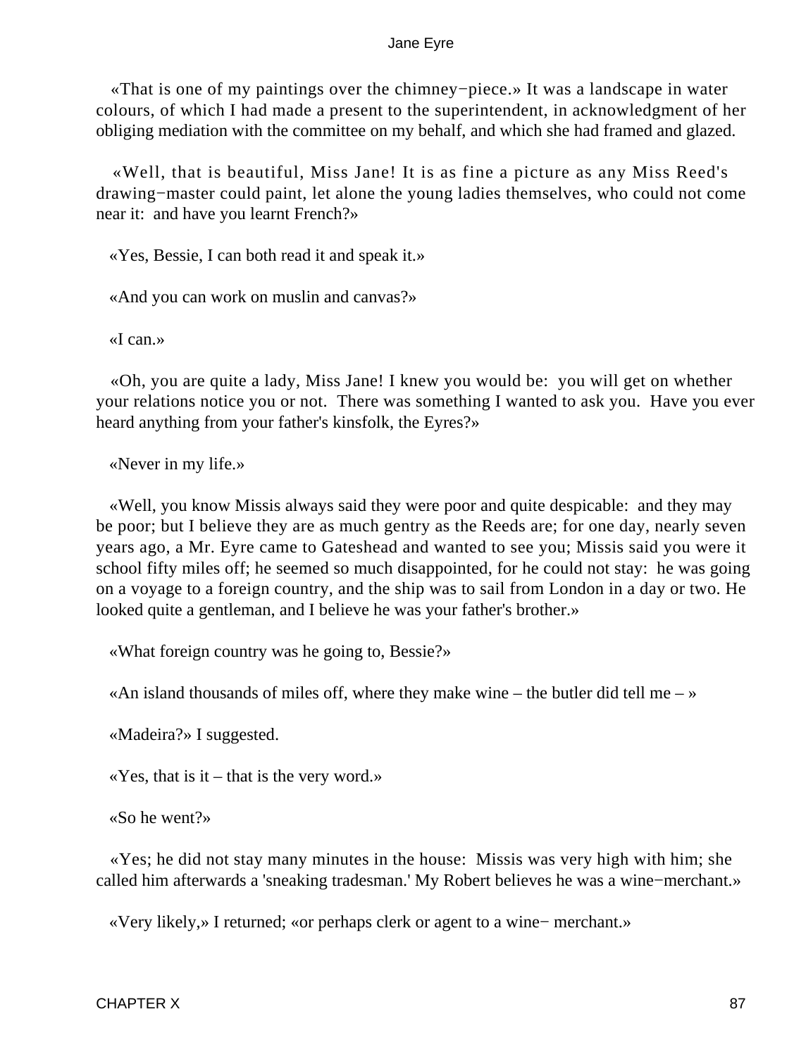«That is one of my paintings over the chimney−piece.» It was a landscape in water colours, of which I had made a present to the superintendent, in acknowledgment of her obliging mediation with the committee on my behalf, and which she had framed and glazed.

«Well, that is beautiful, Miss Jane! It is as fine a picture as any Miss Reed's drawing−master could paint, let alone the young ladies themselves, who could not come near it: and have you learnt French?»

«Yes, Bessie, I can both read it and speak it.»

«And you can work on muslin and canvas?»

«I can.»

«Oh, you are quite a lady, Miss Jane! I knew you would be: you will get on whether your relations notice you or not. There was something I wanted to ask you. Have you ever heard anything from your father's kinsfolk, the Eyres?»

«Never in my life.»

«Well, you know Missis always said they were poor and quite despicable: and they may be poor; but I believe they are as much gentry as the Reeds are; for one day, nearly seven years ago, a Mr. Eyre came to Gateshead and wanted to see you; Missis said you were it school fifty miles off; he seemed so much disappointed, for he could not stay: he was going on a voyage to a foreign country, and the ship was to sail from London in a day or two. He looked quite a gentleman, and I believe he was your father's brother.»

«What foreign country was he going to, Bessie?»

«An island thousands of miles off, where they make wine – the butler did tell me – »

«Madeira?» I suggested.

«Yes, that is it – that is the very word.»

«So he went?»

«Yes; he did not stay many minutes in the house: Missis was very high with him; she called him afterwards a 'sneaking tradesman.' My Robert believes he was a wine−merchant.»

«Very likely,» I returned; «or perhaps clerk or agent to a wine− merchant.»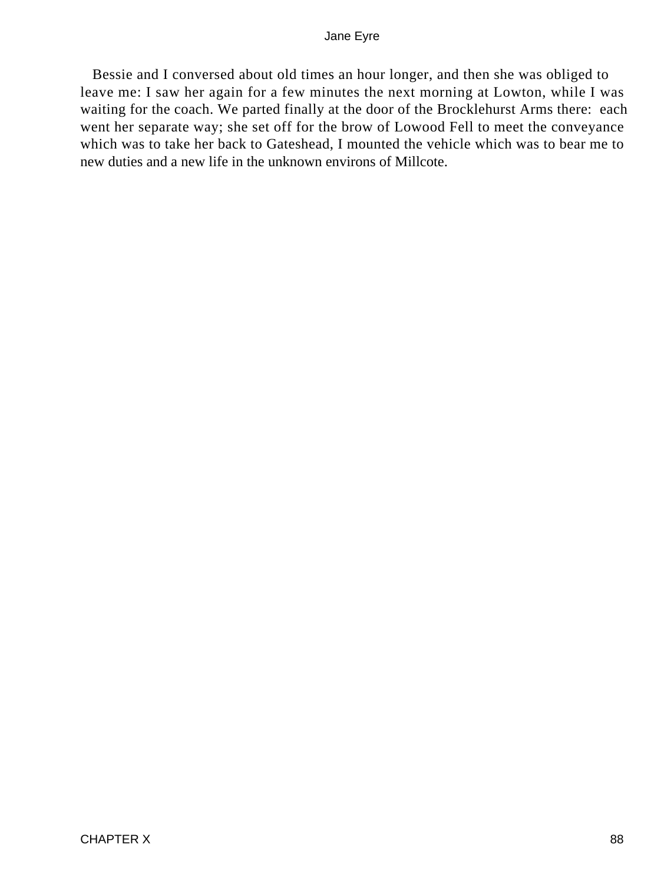Bessie and I conversed about old times an hour longer, and then she was obliged to leave me: I saw her again for a few minutes the next morning at Lowton, while I was waiting for the coach. We parted finally at the door of the Brocklehurst Arms there: each went her separate way; she set off for the brow of Lowood Fell to meet the conveyance which was to take her back to Gateshead, I mounted the vehicle which was to bear me to new duties and a new life in the unknown environs of Millcote.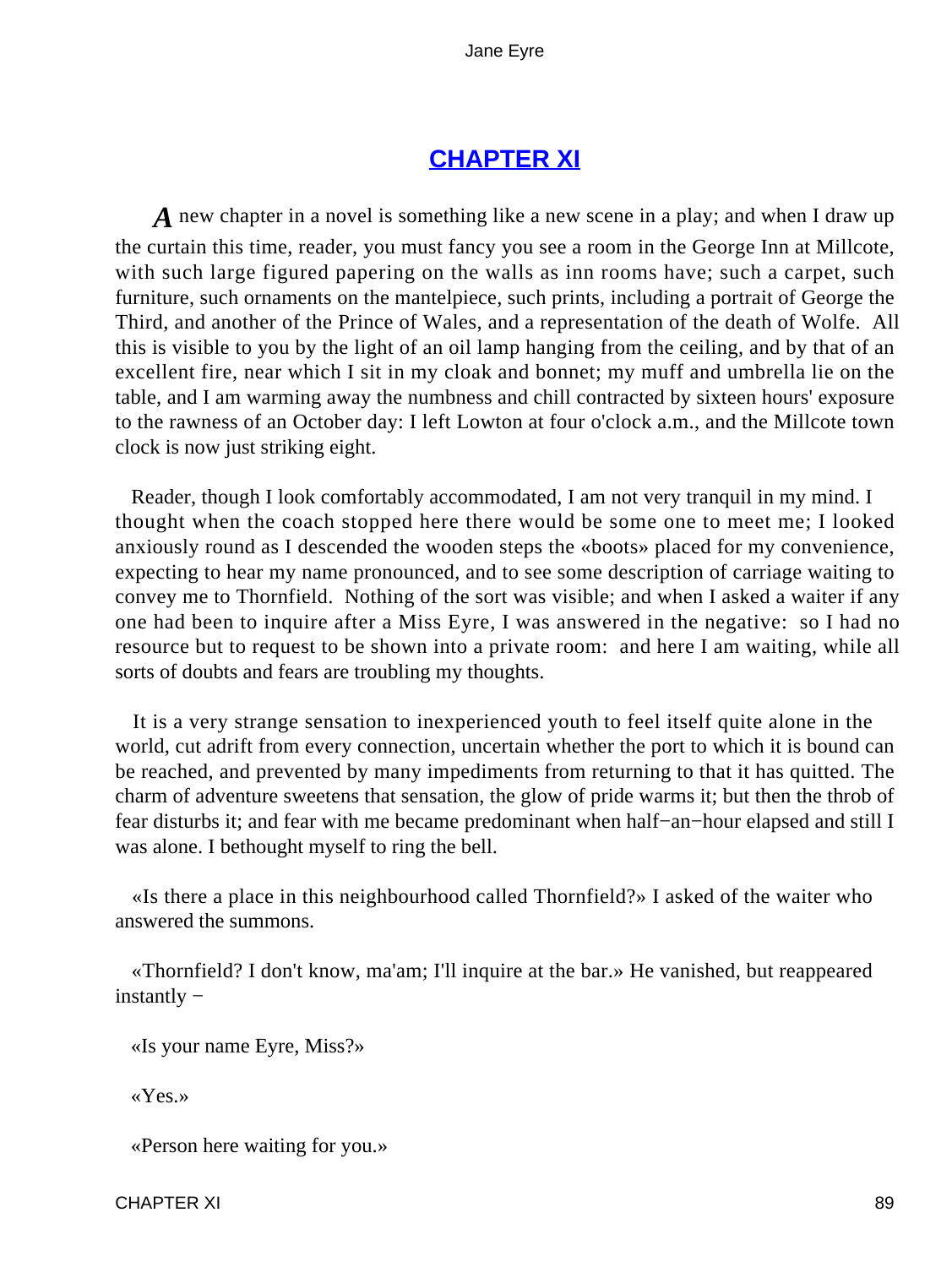## CHAPTER XI

*A* new chapter in a novel is something like a new scene in a play; and when I draw up the curtain this time, reader, you must fancy you see a room in the George Inn at Millcote, with such large figured papering on the walls as inn rooms have; such a carpet, such furniture, such ornaments on the mantelpiece, such prints, including a portrait of George the Third, and another of the Prince of Wales, and a representation of the death of Wolfe. All this is visible to you by the light of an oil lamp hanging from the ceiling, and by that of an excellent fire, near which I sit in my cloak and bonnet; my muff and umbrella lie on the table, and I am warming away the numbness and chill contracted by sixteen hours' exposure to the rawness of an October day: I left Lowton at four o'clock a.m., and the Millcote town clock is now just striking eight.

Reader, though I look comfortably accommodated, I am not very tranquil in my mind. I thought when the coach stopped here there would be some one to meet me; I looked anxiously round as I descended the wooden steps the «boots» placed for my convenience, expecting to hear my name pronounced, and to see some description of carriage waiting to convey me to Thornfield. Nothing of the sort was visible; and when I asked a waiter if any one had been to inquire after a Miss Eyre, I was answered in the negative: so I had no resource but to request to be shown into a private room: and here I am waiting, while all sorts of doubts and fears are troubling my thoughts.

It is a very strange sensation to inexperienced youth to feel itself quite alone in the world, cut adrift from every connection, uncertain whether the port to which it is bound can be reached, and prevented by many impediments from returning to that it has quitted. The charm of adventure sweetens that sensation, the glow of pride warms it; but then the throb of fear disturbs it; and fear with me became predominant when half−an−hour elapsed and still I was alone. I bethought myself to ring the bell.

«Is there a place in this neighbourhood called Thornfield?» I asked of the waiter who answered the summons.

«Thornfield? I don't know, ma'am; I'll inquire at the bar.» He vanished, but reappeared instantly −

«Is your name Eyre, Miss?»

«Yes.»

«Person here waiting for you.»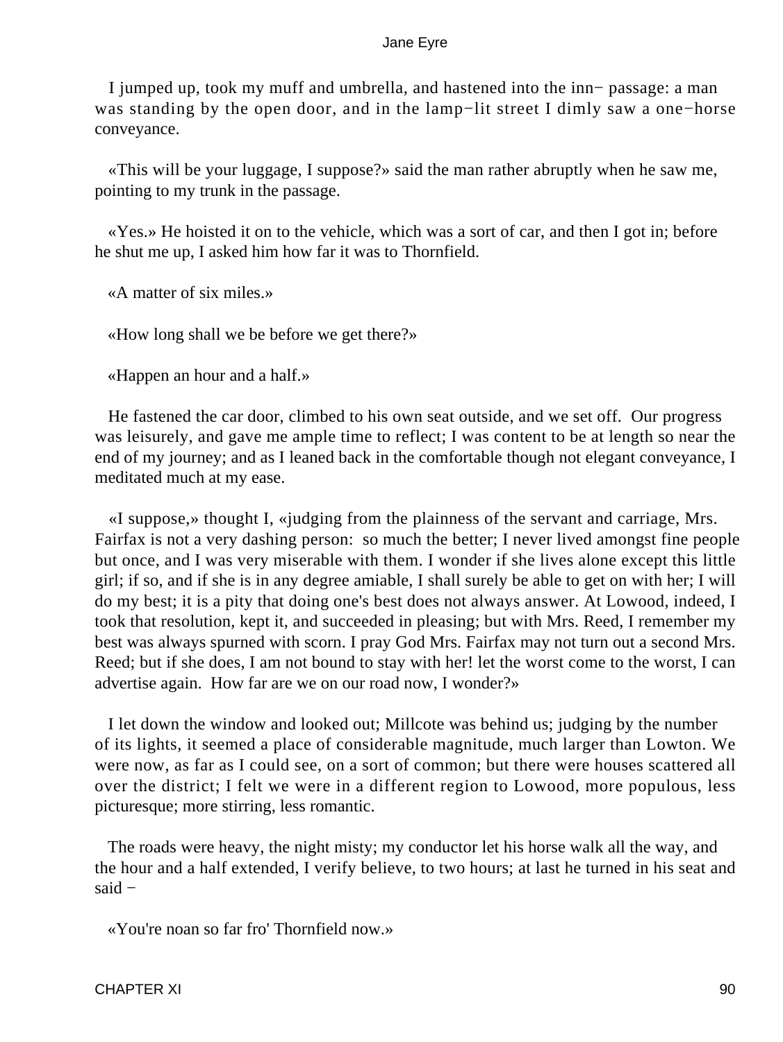I jumped up, took my muff and umbrella, and hastened into the inn− passage: a man was standing by the open door, and in the lamp−lit street I dimly saw a one−horse conveyance.

«This will be your luggage, I suppose?» said the man rather abruptly when he saw me, pointing to my trunk in the passage.

«Yes.» He hoisted it on to the vehicle, which was a sort of car, and then I got in; before he shut me up, I asked him how far it was to Thornfield.

«A matter of six miles.»

«How long shall we be before we get there?»

«Happen an hour and a half.»

He fastened the car door, climbed to his own seat outside, and we set off. Our progress was leisurely, and gave me ample time to reflect; I was content to be at length so near the end of my journey; and as I leaned back in the comfortable though not elegant conveyance, I meditated much at my ease.

«I suppose,» thought I, «judging from the plainness of the servant and carriage, Mrs. Fairfax is not a very dashing person: so much the better; I never lived amongst fine people but once, and I was very miserable with them. I wonder if she lives alone except this little girl; if so, and if she is in any degree amiable, I shall surely be able to get on with her; I will do my best; it is a pity that doing one's best does not always answer. At Lowood, indeed, I took that resolution, kept it, and succeeded in pleasing; but with Mrs. Reed, I remember my best was always spurned with scorn. I pray God Mrs. Fairfax may not turn out a second Mrs. Reed; but if she does, I am not bound to stay with her! let the worst come to the worst, I can advertise again. How far are we on our road now, I wonder?»

I let down the window and looked out; Millcote was behind us; judging by the number of its lights, it seemed a place of considerable magnitude, much larger than Lowton. We were now, as far as I could see, on a sort of common; but there were houses scattered all over the district; I felt we were in a different region to Lowood, more populous, less picturesque; more stirring, less romantic.

The roads were heavy, the night misty; my conductor let his horse walk all the way, and the hour and a half extended, I verify believe, to two hours; at last he turned in his seat and said −

«You're noan so far fro' Thornfield now.»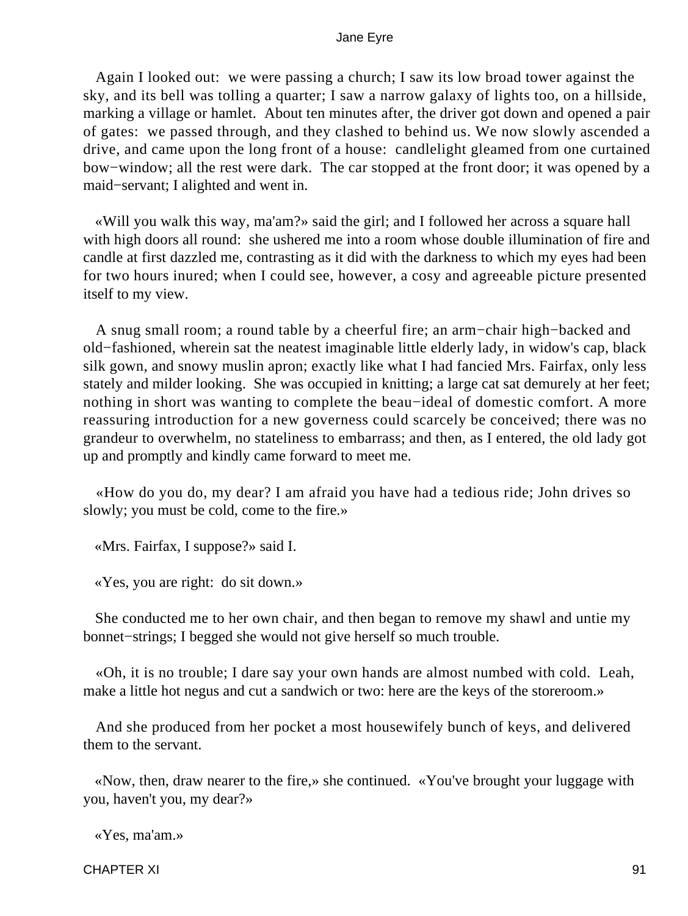Again I looked out: we were passing a church; I saw its low broad tower against the sky, and its bell was tolling a quarter; I saw a narrow galaxy of lights too, on a hillside, marking a village or hamlet. About ten minutes after, the driver got down and opened a pair of gates: we passed through, and they clashed to behind us. We now slowly ascended a drive, and came upon the long front of a house: candlelight gleamed from one curtained bow−window; all the rest were dark. The car stopped at the front door; it was opened by a maid−servant; I alighted and went in.

«Will you walk this way, ma'am?» said the girl; and I followed her across a square hall with high doors all round: she ushered me into a room whose double illumination of fire and candle at first dazzled me, contrasting as it did with the darkness to which my eyes had been for two hours inured; when I could see, however, a cosy and agreeable picture presented itself to my view.

A snug small room; a round table by a cheerful fire; an arm−chair high−backed and old−fashioned, wherein sat the neatest imaginable little elderly lady, in widow's cap, black silk gown, and snowy muslin apron; exactly like what I had fancied Mrs. Fairfax, only less stately and milder looking. She was occupied in knitting; a large cat sat demurely at her feet; nothing in short was wanting to complete the beau−ideal of domestic comfort. A more reassuring introduction for a new governess could scarcely be conceived; there was no grandeur to overwhelm, no stateliness to embarrass; and then, as I entered, the old lady got up and promptly and kindly came forward to meet me.

«How do you do, my dear? I am afraid you have had a tedious ride; John drives so slowly; you must be cold, come to the fire.»

«Mrs. Fairfax, I suppose?» said I.

«Yes, you are right: do sit down.»

She conducted me to her own chair, and then began to remove my shawl and untie my bonnet−strings; I begged she would not give herself so much trouble.

«Oh, it is no trouble; I dare say your own hands are almost numbed with cold. Leah, make a little hot negus and cut a sandwich or two: here are the keys of the storeroom.»

And she produced from her pocket a most housewifely bunch of keys, and delivered them to the servant.

«Now, then, draw nearer to the fire,» she continued. «You've brought your luggage with you, haven't you, my dear?»

«Yes, ma'am.»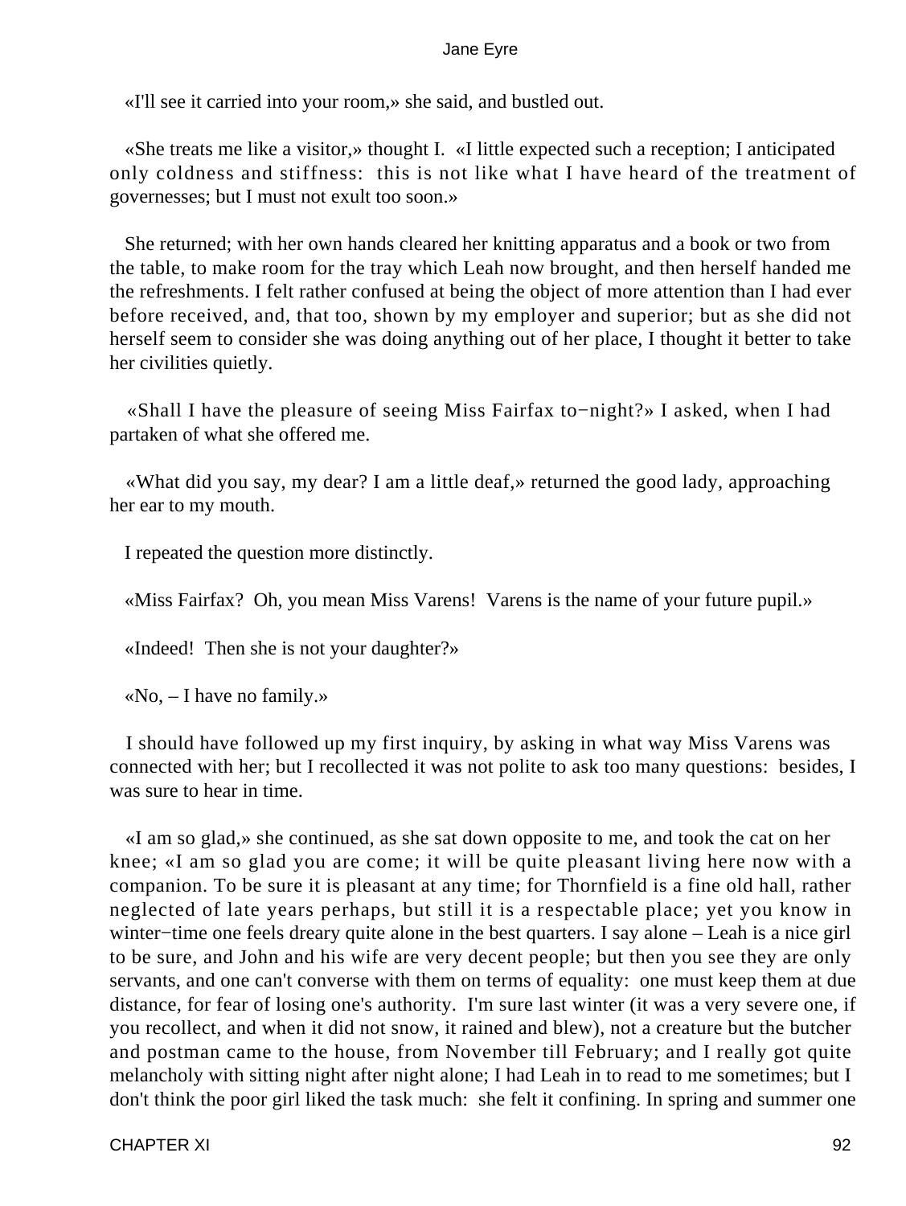«I'll see it carried into your room,» she said, and bustled out.

«She treats me like a visitor,» thought I. «I little expected such a reception; I anticipated only coldness and stiffness: this is not like what I have heard of the treatment of governesses; but I must not exult too soon.»

She returned; with her own hands cleared her knitting apparatus and a book or two from the table, to make room for the tray which Leah now brought, and then herself handed me the refreshments. I felt rather confused at being the object of more attention than I had ever before received, and, that too, shown by my employer and superior; but as she did not herself seem to consider she was doing anything out of her place, I thought it better to take her civilities quietly.

«Shall I have the pleasure of seeing Miss Fairfax to−night?» I asked, when I had partaken of what she offered me.

«What did you say, my dear? I am a little deaf,» returned the good lady, approaching her ear to my mouth.

I repeated the question more distinctly.

«Miss Fairfax? Oh, you mean Miss Varens! Varens is the name of your future pupil.»

«Indeed! Then she is not your daughter?»

«No, – I have no family.»

I should have followed up my first inquiry, by asking in what way Miss Varens was connected with her; but I recollected it was not polite to ask too many questions: besides, I was sure to hear in time.

«I am so glad,» she continued, as she sat down opposite to me, and took the cat on her knee; «I am so glad you are come; it will be quite pleasant living here now with a companion. To be sure it is pleasant at any time; for Thornfield is a fine old hall, rather neglected of late years perhaps, but still it is a respectable place; yet you know in winter−time one feels dreary quite alone in the best quarters. I say alone – Leah is a nice girl to be sure, and John and his wife are very decent people; but then you see they are only servants, and one can't converse with them on terms of equality: one must keep them at due distance, for fear of losing one's authority. I'm sure last winter (it was a very severe one, if you recollect, and when it did not snow, it rained and blew), not a creature but the butcher and postman came to the house, from November till February; and I really got quite melancholy with sitting night after night alone; I had Leah in to read to me sometimes; but I don't think the poor girl liked the task much: she felt it confining. In spring and summer one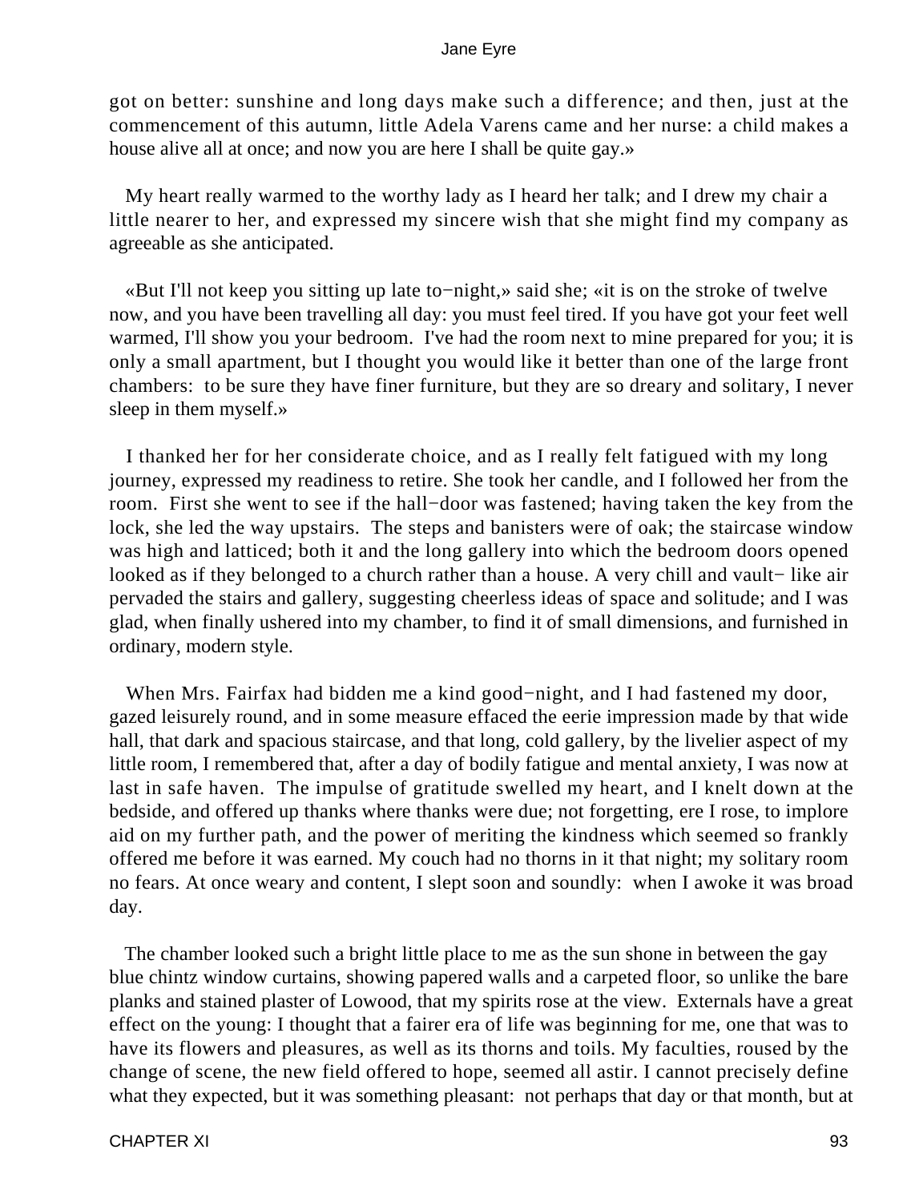got on better: sunshine and long days make such a difference; and then, just at the commencement of this autumn, little Adela Varens came and her nurse: a child makes a house alive all at once; and now you are here I shall be quite gay.»

My heart really warmed to the worthy lady as I heard her talk; and I drew my chair a little nearer to her, and expressed my sincere wish that she might find my company as agreeable as she anticipated.

«But I'll not keep you sitting up late to−night,» said she; «it is on the stroke of twelve now, and you have been travelling all day: you must feel tired. If you have got your feet well warmed, I'll show you your bedroom. I've had the room next to mine prepared for you; it is only a small apartment, but I thought you would like it better than one of the large front chambers: to be sure they have finer furniture, but they are so dreary and solitary, I never sleep in them myself.»

I thanked her for her considerate choice, and as I really felt fatigued with my long journey, expressed my readiness to retire. She took her candle, and I followed her from the room. First she went to see if the hall−door was fastened; having taken the key from the lock, she led the way upstairs. The steps and banisters were of oak; the staircase window was high and latticed; both it and the long gallery into which the bedroom doors opened looked as if they belonged to a church rather than a house. A very chill and vault− like air pervaded the stairs and gallery, suggesting cheerless ideas of space and solitude; and I was glad, when finally ushered into my chamber, to find it of small dimensions, and furnished in ordinary, modern style.

When Mrs. Fairfax had bidden me a kind good−night, and I had fastened my door, gazed leisurely round, and in some measure effaced the eerie impression made by that wide hall, that dark and spacious staircase, and that long, cold gallery, by the livelier aspect of my little room, I remembered that, after a day of bodily fatigue and mental anxiety, I was now at last in safe haven. The impulse of gratitude swelled my heart, and I knelt down at the bedside, and offered up thanks where thanks were due; not forgetting, ere I rose, to implore aid on my further path, and the power of meriting the kindness which seemed so frankly offered me before it was earned. My couch had no thorns in it that night; my solitary room no fears. At once weary and content, I slept soon and soundly: when I awoke it was broad day.

The chamber looked such a bright little place to me as the sun shone in between the gay blue chintz window curtains, showing papered walls and a carpeted floor, so unlike the bare planks and stained plaster of Lowood, that my spirits rose at the view. Externals have a great effect on the young: I thought that a fairer era of life was beginning for me, one that was to have its flowers and pleasures, as well as its thorns and toils. My faculties, roused by the change of scene, the new field offered to hope, seemed all astir. I cannot precisely define what they expected, but it was something pleasant: not perhaps that day or that month, but at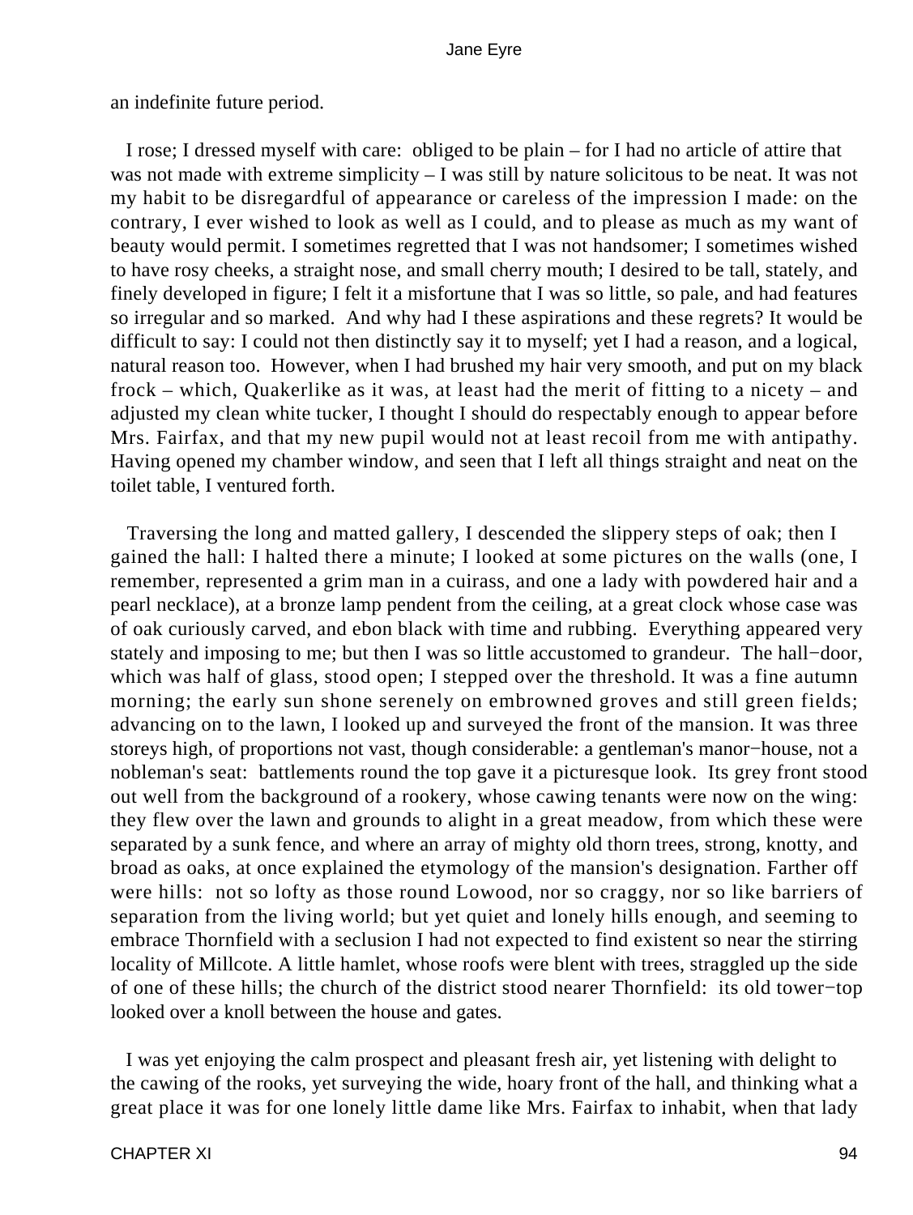an indefinite future period.

I rose; I dressed myself with care: obliged to be plain – for I had no article of attire that was not made with extreme simplicity – I was still by nature solicitous to be neat. It was not my habit to be disregardful of appearance or careless of the impression I made: on the contrary, I ever wished to look as well as I could, and to please as much as my want of beauty would permit. I sometimes regretted that I was not handsomer; I sometimes wished to have rosy cheeks, a straight nose, and small cherry mouth; I desired to be tall, stately, and finely developed in figure; I felt it a misfortune that I was so little, so pale, and had features so irregular and so marked. And why had I these aspirations and these regrets? It would be difficult to say: I could not then distinctly say it to myself; yet I had a reason, and a logical, natural reason too. However, when I had brushed my hair very smooth, and put on my black frock – which, Quakerlike as it was, at least had the merit of fitting to a nicety – and adjusted my clean white tucker, I thought I should do respectably enough to appear before Mrs. Fairfax, and that my new pupil would not at least recoil from me with antipathy. Having opened my chamber window, and seen that I left all things straight and neat on the toilet table, I ventured forth.

Traversing the long and matted gallery, I descended the slippery steps of oak; then I gained the hall: I halted there a minute; I looked at some pictures on the walls (one, I remember, represented a grim man in a cuirass, and one a lady with powdered hair and a pearl necklace), at a bronze lamp pendent from the ceiling, at a great clock whose case was of oak curiously carved, and ebon black with time and rubbing. Everything appeared very stately and imposing to me; but then I was so little accustomed to grandeur. The hall−door, which was half of glass, stood open; I stepped over the threshold. It was a fine autumn morning; the early sun shone serenely on embrowned groves and still green fields; advancing on to the lawn, I looked up and surveyed the front of the mansion. It was three storeys high, of proportions not vast, though considerable: a gentleman's manor−house, not a nobleman's seat: battlements round the top gave it a picturesque look. Its grey front stood out well from the background of a rookery, whose cawing tenants were now on the wing: they flew over the lawn and grounds to alight in a great meadow, from which these were separated by a sunk fence, and where an array of mighty old thorn trees, strong, knotty, and broad as oaks, at once explained the etymology of the mansion's designation. Farther off were hills: not so lofty as those round Lowood, nor so craggy, nor so like barriers of separation from the living world; but yet quiet and lonely hills enough, and seeming to embrace Thornfield with a seclusion I had not expected to find existent so near the stirring locality of Millcote. A little hamlet, whose roofs were blent with trees, straggled up the side of one of these hills; the church of the district stood nearer Thornfield: its old tower−top looked over a knoll between the house and gates.

I was yet enjoying the calm prospect and pleasant fresh air, yet listening with delight to the cawing of the rooks, yet surveying the wide, hoary front of the hall, and thinking what a great place it was for one lonely little dame like Mrs. Fairfax to inhabit, when that lady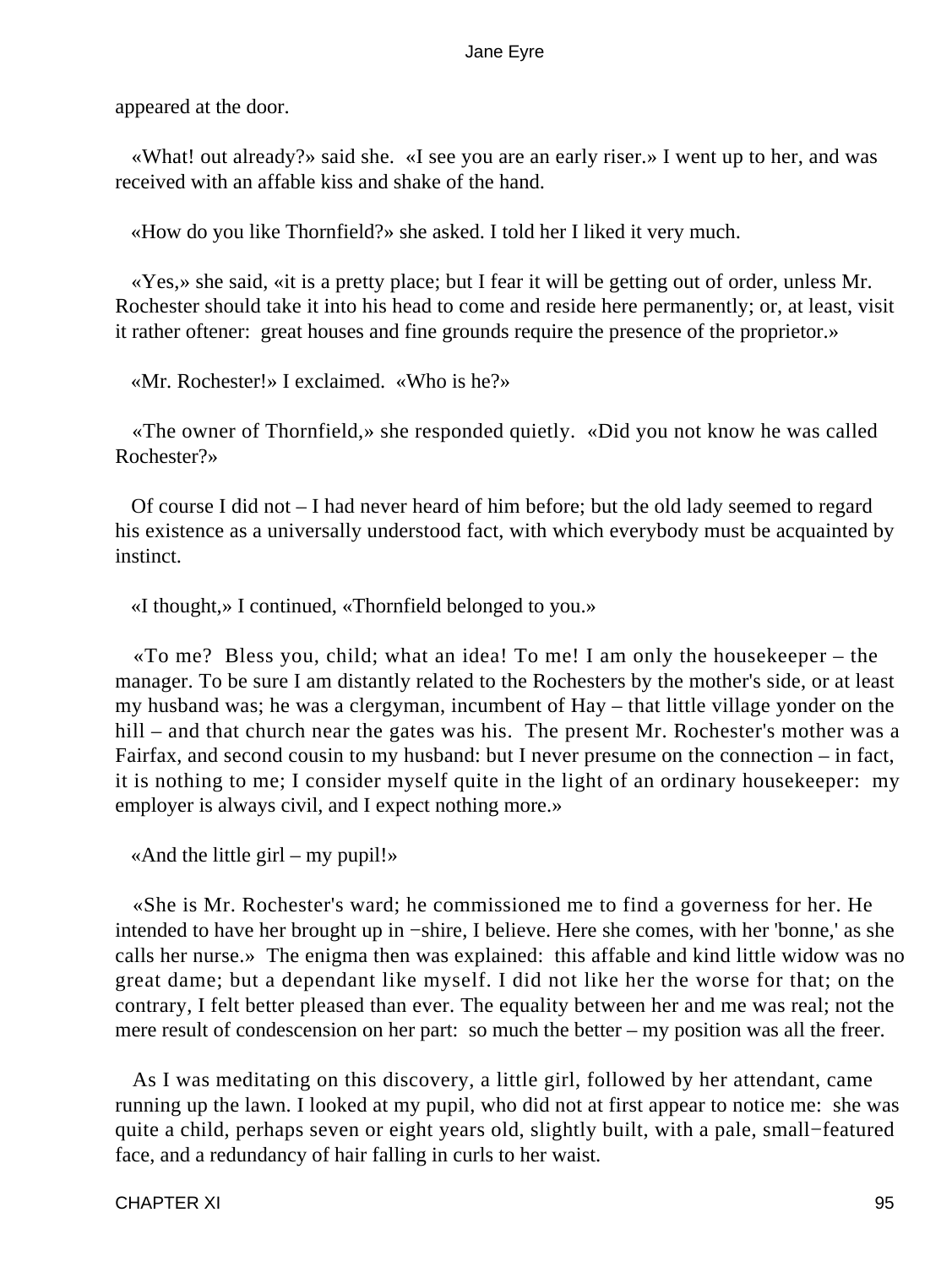appeared at the door.

«What! out already?» said she. «I see you are an early riser.» I went up to her, and was received with an affable kiss and shake of the hand.

«How do you like Thornfield?» she asked. I told her I liked it very much.

«Yes,» she said, «it is a pretty place; but I fear it will be getting out of order, unless Mr. Rochester should take it into his head to come and reside here permanently; or, at least, visit it rather oftener: great houses and fine grounds require the presence of the proprietor.»

«Mr. Rochester!» I exclaimed. «Who is he?»

«The owner of Thornfield,» she responded quietly. «Did you not know he was called Rochester?»

Of course I did not – I had never heard of him before; but the old lady seemed to regard his existence as a universally understood fact, with which everybody must be acquainted by instinct.

«I thought,» I continued, «Thornfield belonged to you.»

«To me? Bless you, child; what an idea! To me! I am only the housekeeper – the manager. To be sure I am distantly related to the Rochesters by the mother's side, or at least my husband was; he was a clergyman, incumbent of Hay – that little village yonder on the hill – and that church near the gates was his. The present Mr. Rochester's mother was a Fairfax, and second cousin to my husband: but I never presume on the connection – in fact, it is nothing to me; I consider myself quite in the light of an ordinary housekeeper: my employer is always civil, and I expect nothing more.»

«And the little girl – my pupil!»

«She is Mr. Rochester's ward; he commissioned me to find a governess for her. He intended to have her brought up in −shire, I believe. Here she comes, with her 'bonne,' as she calls her nurse.» The enigma then was explained: this affable and kind little widow was no great dame; but a dependant like myself. I did not like her the worse for that; on the contrary, I felt better pleased than ever. The equality between her and me was real; not the mere result of condescension on her part: so much the better – my position was all the freer.

As I was meditating on this discovery, a little girl, followed by her attendant, came running up the lawn. I looked at my pupil, who did not at first appear to notice me: she was quite a child, perhaps seven or eight years old, slightly built, with a pale, small−featured face, and a redundancy of hair falling in curls to her waist.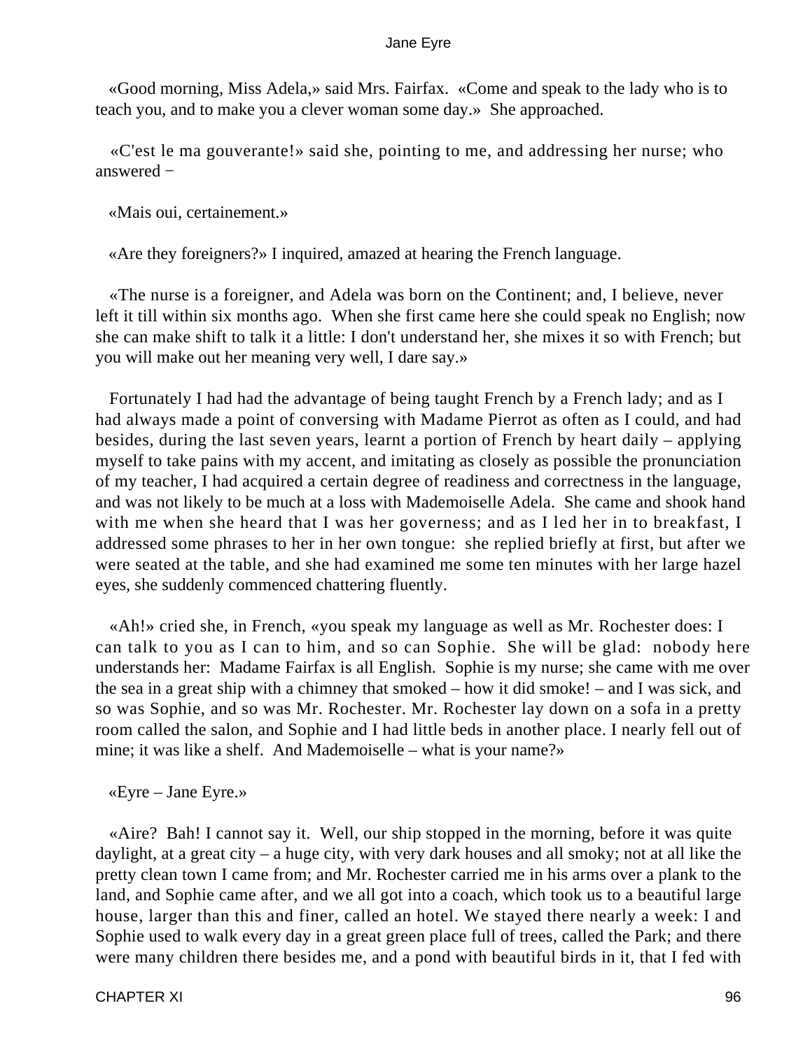«Good morning, Miss Adela,» said Mrs. Fairfax. «Come and speak to the lady who is to teach you, and to make you a clever woman some day.» She approached.

«C'est le ma gouverante!» said she, pointing to me, and addressing her nurse; who answered −

«Mais oui, certainement.»

«Are they foreigners?» I inquired, amazed at hearing the French language.

«The nurse is a foreigner, and Adela was born on the Continent; and, I believe, never left it till within six months ago. When she first came here she could speak no English; now she can make shift to talk it a little: I don't understand her, she mixes it so with French; but you will make out her meaning very well, I dare say.»

Fortunately I had had the advantage of being taught French by a French lady; and as I had always made a point of conversing with Madame Pierrot as often as I could, and had besides, during the last seven years, learnt a portion of French by heart daily – applying myself to take pains with my accent, and imitating as closely as possible the pronunciation of my teacher, I had acquired a certain degree of readiness and correctness in the language, and was not likely to be much at a loss with Mademoiselle Adela. She came and shook hand with me when she heard that I was her governess; and as I led her in to breakfast, I addressed some phrases to her in her own tongue: she replied briefly at first, but after we were seated at the table, and she had examined me some ten minutes with her large hazel eyes, she suddenly commenced chattering fluently.

«Ah!» cried she, in French, «you speak my language as well as Mr. Rochester does: I can talk to you as I can to him, and so can Sophie. She will be glad: nobody here understands her: Madame Fairfax is all English. Sophie is my nurse; she came with me over the sea in a great ship with a chimney that smoked – how it did smoke! – and I was sick, and so was Sophie, and so was Mr. Rochester. Mr. Rochester lay down on a sofa in a pretty room called the salon, and Sophie and I had little beds in another place. I nearly fell out of mine; it was like a shelf. And Mademoiselle – what is your name?»

«Eyre – Jane Eyre.»

«Aire? Bah! I cannot say it. Well, our ship stopped in the morning, before it was quite daylight, at a great city – a huge city, with very dark houses and all smoky; not at all like the pretty clean town I came from; and Mr. Rochester carried me in his arms over a plank to the land, and Sophie came after, and we all got into a coach, which took us to a beautiful large house, larger than this and finer, called an hotel. We stayed there nearly a week: I and Sophie used to walk every day in a great green place full of trees, called the Park; and there were many children there besides me, and a pond with beautiful birds in it, that I fed with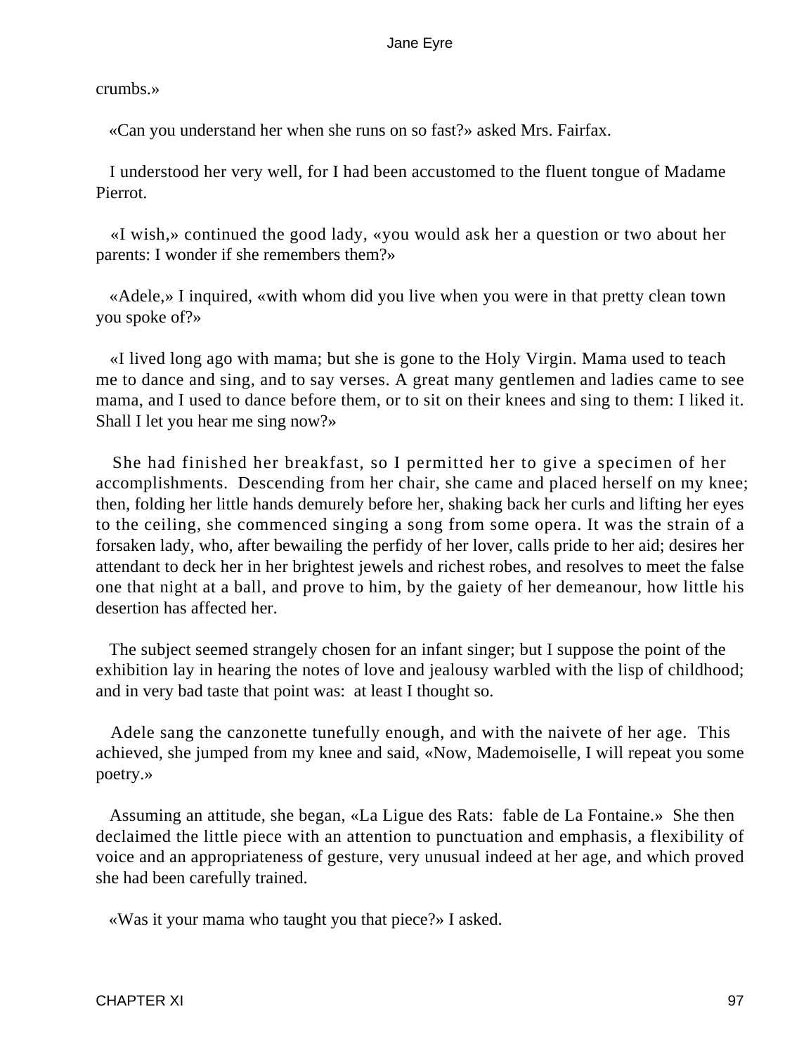crumbs.»

«Can you understand her when she runs on so fast?» asked Mrs. Fairfax.

I understood her very well, for I had been accustomed to the fluent tongue of Madame Pierrot.

«I wish,» continued the good lady, «you would ask her a question or two about her parents: I wonder if she remembers them?»

«Adele,» I inquired, «with whom did you live when you were in that pretty clean town you spoke of?»

«I lived long ago with mama; but she is gone to the Holy Virgin. Mama used to teach me to dance and sing, and to say verses. A great many gentlemen and ladies came to see mama, and I used to dance before them, or to sit on their knees and sing to them: I liked it. Shall I let you hear me sing now?»

She had finished her breakfast, so I permitted her to give a specimen of her accomplishments. Descending from her chair, she came and placed herself on my knee; then, folding her little hands demurely before her, shaking back her curls and lifting her eyes to the ceiling, she commenced singing a song from some opera. It was the strain of a forsaken lady, who, after bewailing the perfidy of her lover, calls pride to her aid; desires her attendant to deck her in her brightest jewels and richest robes, and resolves to meet the false one that night at a ball, and prove to him, by the gaiety of her demeanour, how little his desertion has affected her.

The subject seemed strangely chosen for an infant singer; but I suppose the point of the exhibition lay in hearing the notes of love and jealousy warbled with the lisp of childhood; and in very bad taste that point was: at least I thought so.

Adele sang the canzonette tunefully enough, and with the naivete of her age. This achieved, she jumped from my knee and said, «Now, Mademoiselle, I will repeat you some poetry.»

Assuming an attitude, she began, «La Ligue des Rats: fable de La Fontaine.» She then declaimed the little piece with an attention to punctuation and emphasis, a flexibility of voice and an appropriateness of gesture, very unusual indeed at her age, and which proved she had been carefully trained.

«Was it your mama who taught you that piece?» I asked.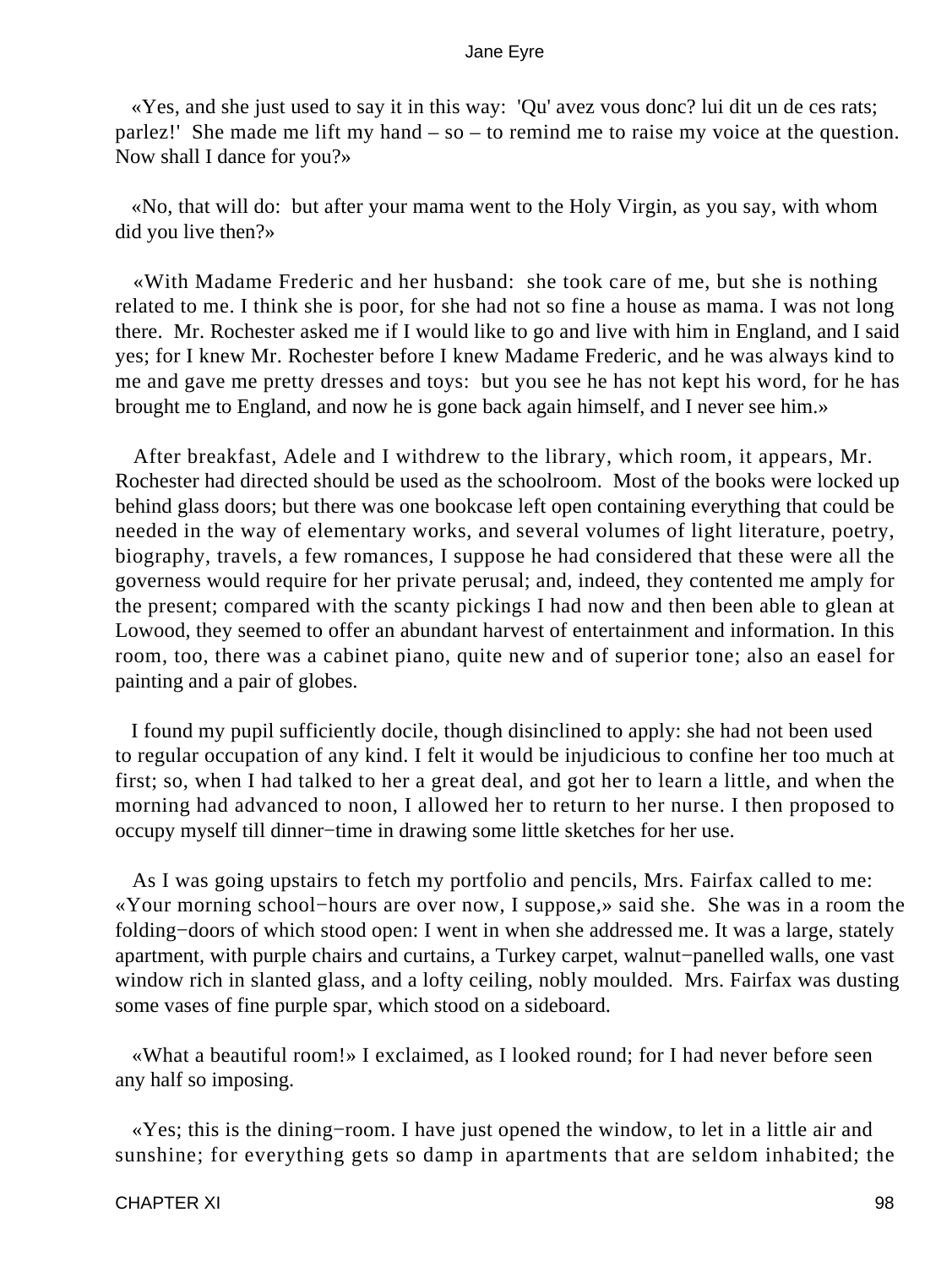«Yes, and she just used to say it in this way: 'Qu' avez vous donc? lui dit un de ces rats; parlez!' She made me lift my hand – so – to remind me to raise my voice at the question. Now shall I dance for you?»

«No, that will do: but after your mama went to the Holy Virgin, as you say, with whom did you live then?»

«With Madame Frederic and her husband: she took care of me, but she is nothing related to me. I think she is poor, for she had not so fine a house as mama. I was not long there. Mr. Rochester asked me if I would like to go and live with him in England, and I said yes; for I knew Mr. Rochester before I knew Madame Frederic, and he was always kind to me and gave me pretty dresses and toys: but you see he has not kept his word, for he has brought me to England, and now he is gone back again himself, and I never see him.»

After breakfast, Adele and I withdrew to the library, which room, it appears, Mr. Rochester had directed should be used as the schoolroom. Most of the books were locked up behind glass doors; but there was one bookcase left open containing everything that could be needed in the way of elementary works, and several volumes of light literature, poetry, biography, travels, a few romances, I suppose he had considered that these were all the governess would require for her private perusal; and, indeed, they contented me amply for the present; compared with the scanty pickings I had now and then been able to glean at Lowood, they seemed to offer an abundant harvest of entertainment and information. In this room, too, there was a cabinet piano, quite new and of superior tone; also an easel for painting and a pair of globes.

I found my pupil sufficiently docile, though disinclined to apply: she had not been used to regular occupation of any kind. I felt it would be injudicious to confine her too much at first; so, when I had talked to her a great deal, and got her to learn a little, and when the morning had advanced to noon, I allowed her to return to her nurse. I then proposed to occupy myself till dinner−time in drawing some little sketches for her use.

As I was going upstairs to fetch my portfolio and pencils, Mrs. Fairfax called to me: «Your morning school−hours are over now, I suppose,» said she. She was in a room the folding−doors of which stood open: I went in when she addressed me. It was a large, stately apartment, with purple chairs and curtains, a Turkey carpet, walnut−panelled walls, one vast window rich in slanted glass, and a lofty ceiling, nobly moulded. Mrs. Fairfax was dusting some vases of fine purple spar, which stood on a sideboard.

«What a beautiful room!» I exclaimed, as I looked round; for I had never before seen any half so imposing.

«Yes; this is the dining−room. I have just opened the window, to let in a little air and sunshine; for everything gets so damp in apartments that are seldom inhabited; the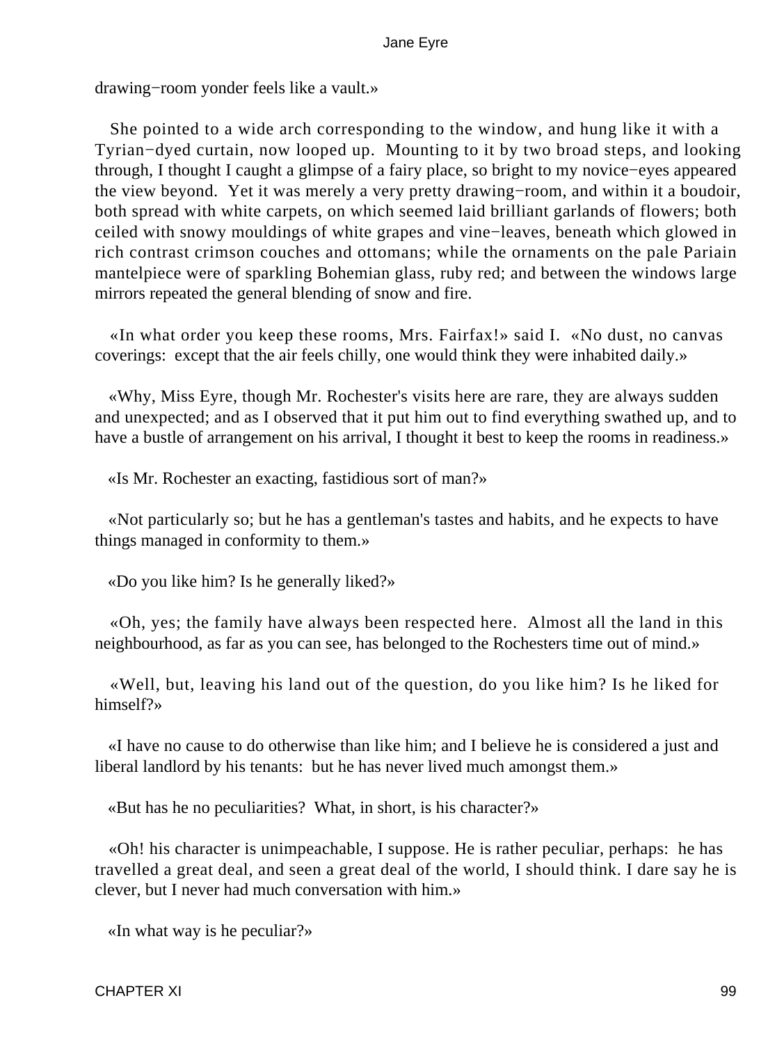drawing−room yonder feels like a vault.»

She pointed to a wide arch corresponding to the window, and hung like it with a Tyrian−dyed curtain, now looped up. Mounting to it by two broad steps, and looking through, I thought I caught a glimpse of a fairy place, so bright to my novice−eyes appeared the view beyond. Yet it was merely a very pretty drawing−room, and within it a boudoir, both spread with white carpets, on which seemed laid brilliant garlands of flowers; both ceiled with snowy mouldings of white grapes and vine−leaves, beneath which glowed in rich contrast crimson couches and ottomans; while the ornaments on the pale Pariain mantelpiece were of sparkling Bohemian glass, ruby red; and between the windows large mirrors repeated the general blending of snow and fire.

«In what order you keep these rooms, Mrs. Fairfax!» said I. «No dust, no canvas coverings: except that the air feels chilly, one would think they were inhabited daily.»

«Why, Miss Eyre, though Mr. Rochester's visits here are rare, they are always sudden and unexpected; and as I observed that it put him out to find everything swathed up, and to have a bustle of arrangement on his arrival, I thought it best to keep the rooms in readiness.»

«Is Mr. Rochester an exacting, fastidious sort of man?»

«Not particularly so; but he has a gentleman's tastes and habits, and he expects to have things managed in conformity to them.»

«Do you like him? Is he generally liked?»

«Oh, yes; the family have always been respected here. Almost all the land in this neighbourhood, as far as you can see, has belonged to the Rochesters time out of mind.»

«Well, but, leaving his land out of the question, do you like him? Is he liked for himself?»

«I have no cause to do otherwise than like him; and I believe he is considered a just and liberal landlord by his tenants: but he has never lived much amongst them.»

«But has he no peculiarities? What, in short, is his character?»

«Oh! his character is unimpeachable, I suppose. He is rather peculiar, perhaps: he has travelled a great deal, and seen a great deal of the world, I should think. I dare say he is clever, but I never had much conversation with him.»

«In what way is he peculiar?»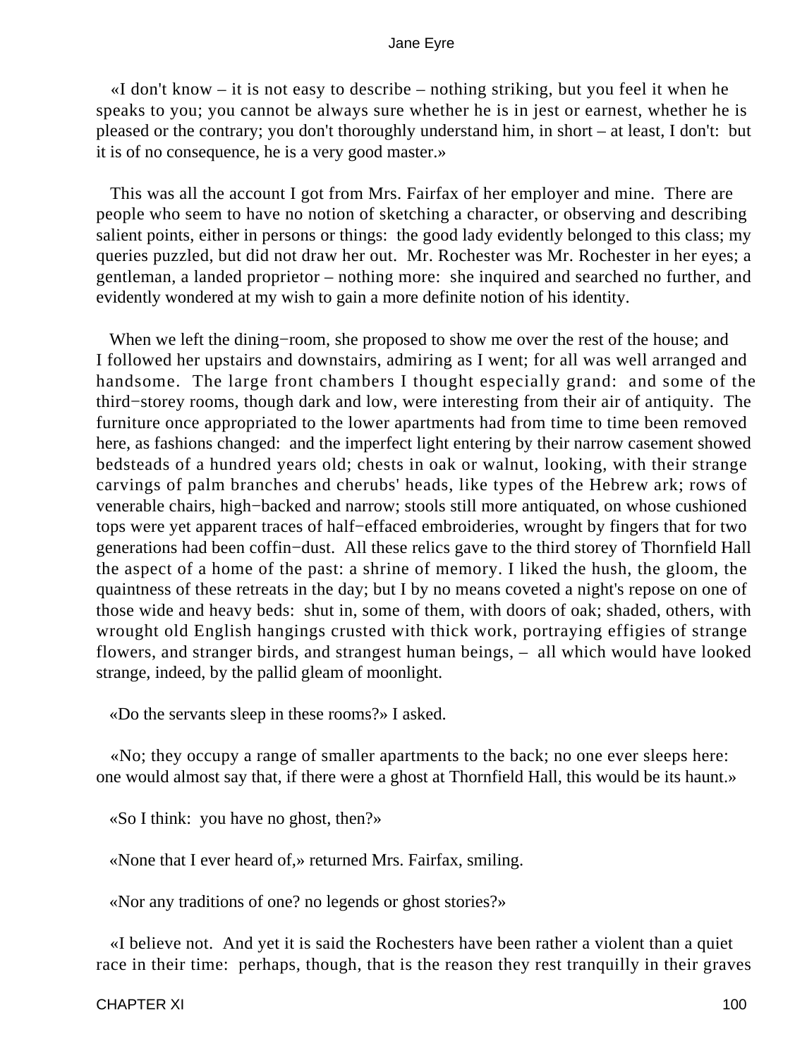«I don't know – it is not easy to describe – nothing striking, but you feel it when he speaks to you; you cannot be always sure whether he is in jest or earnest, whether he is pleased or the contrary; you don't thoroughly understand him, in short – at least, I don't: but it is of no consequence, he is a very good master.»

This was all the account I got from Mrs. Fairfax of her employer and mine. There are people who seem to have no notion of sketching a character, or observing and describing salient points, either in persons or things: the good lady evidently belonged to this class; my queries puzzled, but did not draw her out. Mr. Rochester was Mr. Rochester in her eyes; a gentleman, a landed proprietor – nothing more: she inquired and searched no further, and evidently wondered at my wish to gain a more definite notion of his identity.

When we left the dining−room, she proposed to show me over the rest of the house; and I followed her upstairs and downstairs, admiring as I went; for all was well arranged and handsome. The large front chambers I thought especially grand: and some of the third−storey rooms, though dark and low, were interesting from their air of antiquity. The furniture once appropriated to the lower apartments had from time to time been removed here, as fashions changed: and the imperfect light entering by their narrow casement showed bedsteads of a hundred years old; chests in oak or walnut, looking, with their strange carvings of palm branches and cherubs' heads, like types of the Hebrew ark; rows of venerable chairs, high−backed and narrow; stools still more antiquated, on whose cushioned tops were yet apparent traces of half−effaced embroideries, wrought by fingers that for two generations had been coffin−dust. All these relics gave to the third storey of Thornfield Hall the aspect of a home of the past: a shrine of memory. I liked the hush, the gloom, the quaintness of these retreats in the day; but I by no means coveted a night's repose on one of those wide and heavy beds: shut in, some of them, with doors of oak; shaded, others, with wrought old English hangings crusted with thick work, portraying effigies of strange flowers, and stranger birds, and strangest human beings, – all which would have looked strange, indeed, by the pallid gleam of moonlight.

«Do the servants sleep in these rooms?» I asked.

«No; they occupy a range of smaller apartments to the back; no one ever sleeps here: one would almost say that, if there were a ghost at Thornfield Hall, this would be its haunt.»

«So I think: you have no ghost, then?»

«None that I ever heard of,» returned Mrs. Fairfax, smiling.

«Nor any traditions of one? no legends or ghost stories?»

«I believe not. And yet it is said the Rochesters have been rather a violent than a quiet race in their time: perhaps, though, that is the reason they rest tranquilly in their graves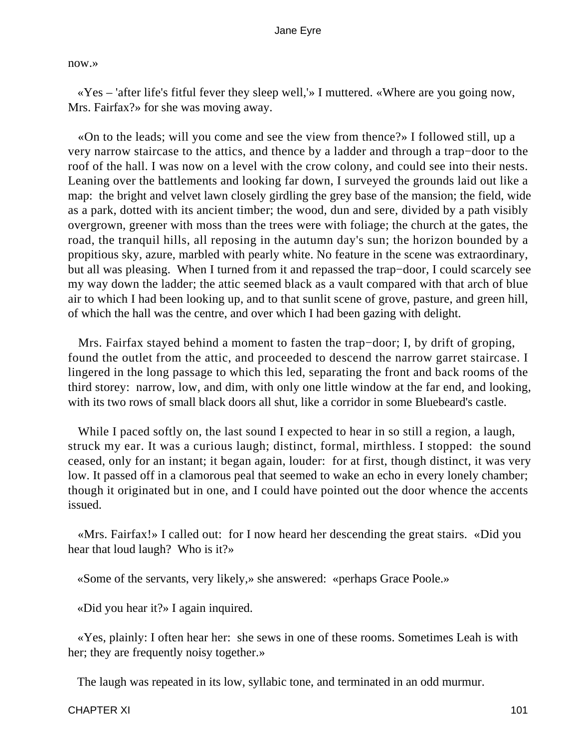now.»

«Yes – 'after life's fitful fever they sleep well,'» I muttered. «Where are you going now, Mrs. Fairfax?» for she was moving away.

«On to the leads; will you come and see the view from thence?» I followed still, up a very narrow staircase to the attics, and thence by a ladder and through a trap−door to the roof of the hall. I was now on a level with the crow colony, and could see into their nests. Leaning over the battlements and looking far down, I surveyed the grounds laid out like a map: the bright and velvet lawn closely girdling the grey base of the mansion; the field, wide as a park, dotted with its ancient timber; the wood, dun and sere, divided by a path visibly overgrown, greener with moss than the trees were with foliage; the church at the gates, the road, the tranquil hills, all reposing in the autumn day's sun; the horizon bounded by a propitious sky, azure, marbled with pearly white. No feature in the scene was extraordinary, but all was pleasing. When I turned from it and repassed the trap−door, I could scarcely see my way down the ladder; the attic seemed black as a vault compared with that arch of blue air to which I had been looking up, and to that sunlit scene of grove, pasture, and green hill, of which the hall was the centre, and over which I had been gazing with delight.

Mrs. Fairfax stayed behind a moment to fasten the trap−door; I, by drift of groping, found the outlet from the attic, and proceeded to descend the narrow garret staircase. I lingered in the long passage to which this led, separating the front and back rooms of the third storey: narrow, low, and dim, with only one little window at the far end, and looking, with its two rows of small black doors all shut, like a corridor in some Bluebeard's castle.

While I paced softly on, the last sound I expected to hear in so still a region, a laugh, struck my ear. It was a curious laugh; distinct, formal, mirthless. I stopped: the sound ceased, only for an instant; it began again, louder: for at first, though distinct, it was very low. It passed off in a clamorous peal that seemed to wake an echo in every lonely chamber; though it originated but in one, and I could have pointed out the door whence the accents issued.

«Mrs. Fairfax!» I called out: for I now heard her descending the great stairs. «Did you hear that loud laugh? Who is it?»

«Some of the servants, very likely,» she answered: «perhaps Grace Poole.»

«Did you hear it?» I again inquired.

«Yes, plainly: I often hear her: she sews in one of these rooms. Sometimes Leah is with her; they are frequently noisy together.»

The laugh was repeated in its low, syllabic tone, and terminated in an odd murmur.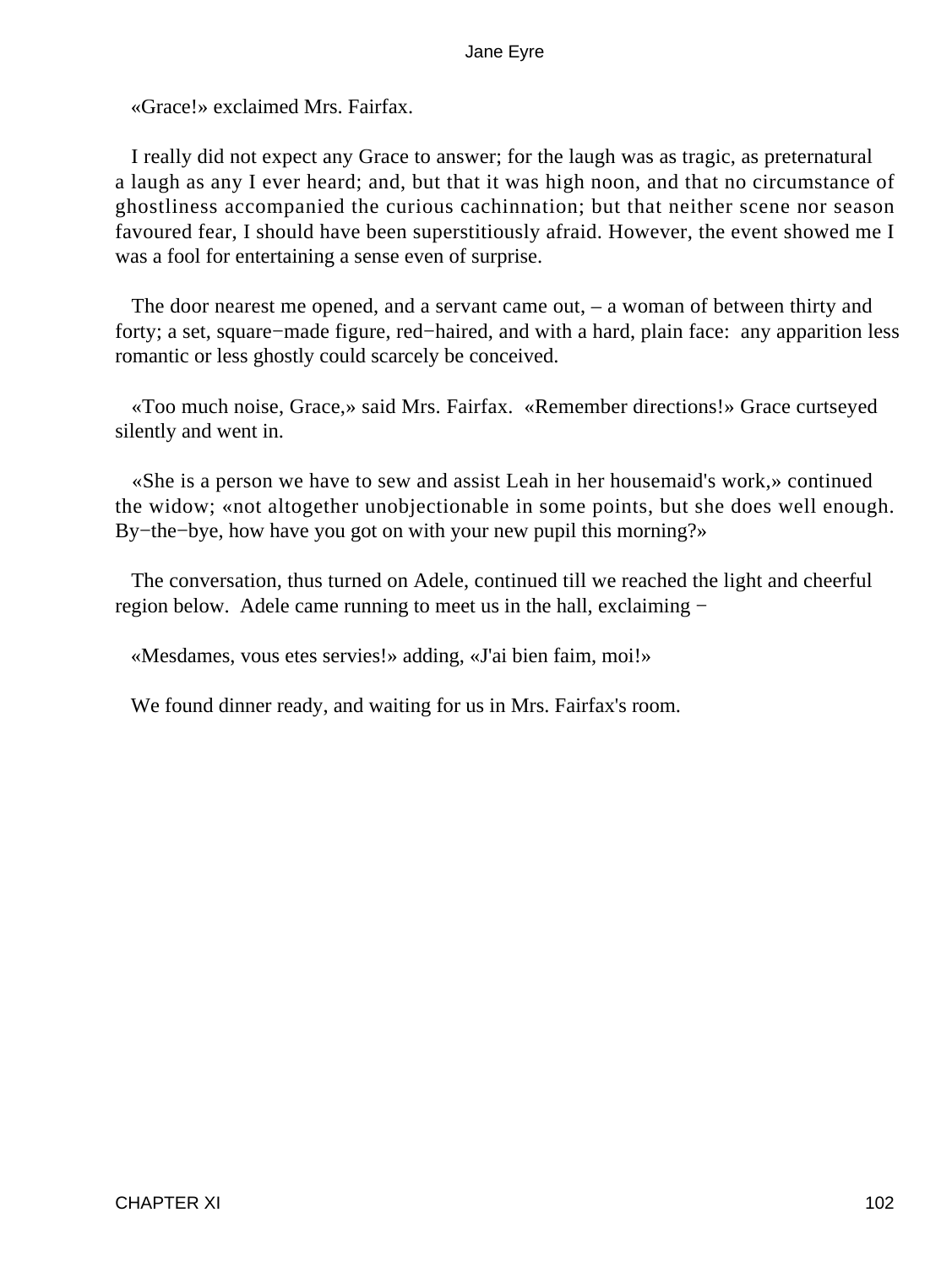«Grace!» exclaimed Mrs. Fairfax.

I really did not expect any Grace to answer; for the laugh was as tragic, as preternatural a laugh as any I ever heard; and, but that it was high noon, and that no circumstance of ghostliness accompanied the curious cachinnation; but that neither scene nor season favoured fear, I should have been superstitiously afraid. However, the event showed me I was a fool for entertaining a sense even of surprise.

The door nearest me opened, and a servant came out, – a woman of between thirty and forty; a set, square−made figure, red−haired, and with a hard, plain face: any apparition less romantic or less ghostly could scarcely be conceived.

«Too much noise, Grace,» said Mrs. Fairfax. «Remember directions!» Grace curtseyed silently and went in.

«She is a person we have to sew and assist Leah in her housemaid's work,» continued the widow; «not altogether unobjectionable in some points, but she does well enough. By−the−bye, how have you got on with your new pupil this morning?»

The conversation, thus turned on Adele, continued till we reached the light and cheerful region below. Adele came running to meet us in the hall, exclaiming −

«Mesdames, vous etes servies!» adding, «J'ai bien faim, moi!»

We found dinner ready, and waiting for us in Mrs. Fairfax's room.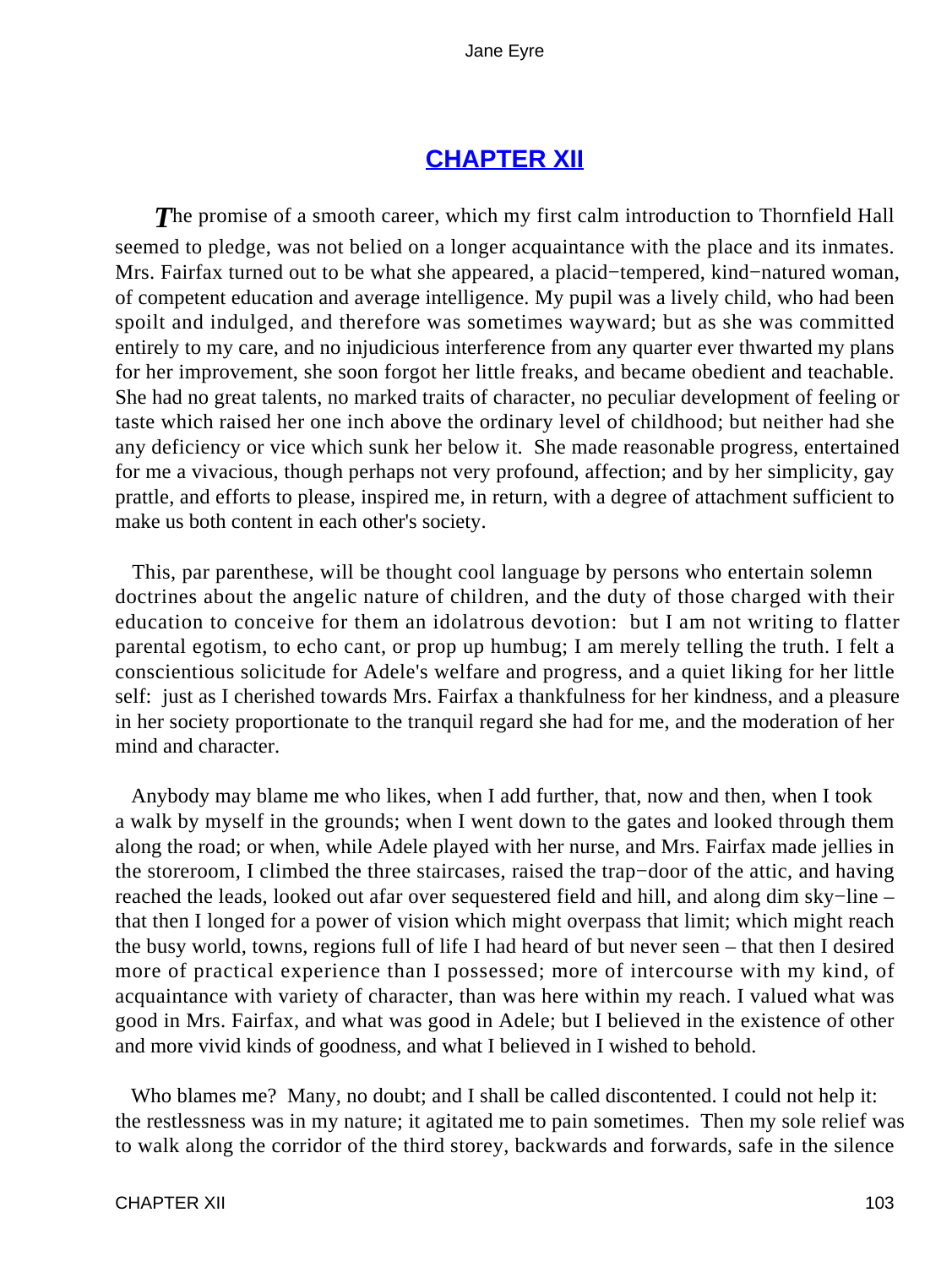## CHAPTER XII

*T*he promise of a smooth career, which my first calm introduction to Thornfield Hall seemed to pledge, was not belied on a longer acquaintance with the place and its inmates. Mrs. Fairfax turned out to be what she appeared, a placid−tempered, kind−natured woman, of competent education and average intelligence. My pupil was a lively child, who had been spoilt and indulged, and therefore was sometimes wayward; but as she was committed entirely to my care, and no injudicious interference from any quarter ever thwarted my plans for her improvement, she soon forgot her little freaks, and became obedient and teachable. She had no great talents, no marked traits of character, no peculiar development of feeling or taste which raised her one inch above the ordinary level of childhood; but neither had she any deficiency or vice which sunk her below it. She made reasonable progress, entertained for me a vivacious, though perhaps not very profound, affection; and by her simplicity, gay prattle, and efforts to please, inspired me, in return, with a degree of attachment sufficient to make us both content in each other's society.

This, par parenthese, will be thought cool language by persons who entertain solemn doctrines about the angelic nature of children, and the duty of those charged with their education to conceive for them an idolatrous devotion: but I am not writing to flatter parental egotism, to echo cant, or prop up humbug; I am merely telling the truth. I felt a conscientious solicitude for Adele's welfare and progress, and a quiet liking for her little self: just as I cherished towards Mrs. Fairfax a thankfulness for her kindness, and a pleasure in her society proportionate to the tranquil regard she had for me, and the moderation of her mind and character.

Anybody may blame me who likes, when I add further, that, now and then, when I took a walk by myself in the grounds; when I went down to the gates and looked through them along the road; or when, while Adele played with her nurse, and Mrs. Fairfax made jellies in the storeroom, I climbed the three staircases, raised the trap−door of the attic, and having reached the leads, looked out afar over sequestered field and hill, and along dim sky−line – that then I longed for a power of vision which might overpass that limit; which might reach the busy world, towns, regions full of life I had heard of but never seen – that then I desired more of practical experience than I possessed; more of intercourse with my kind, of acquaintance with variety of character, than was here within my reach. I valued what was good in Mrs. Fairfax, and what was good in Adele; but I believed in the existence of other and more vivid kinds of goodness, and what I believed in I wished to behold.

Who blames me? Many, no doubt; and I shall be called discontented. I could not help it: the restlessness was in my nature; it agitated me to pain sometimes. Then my sole relief was to walk along the corridor of the third storey, backwards and forwards, safe in the silence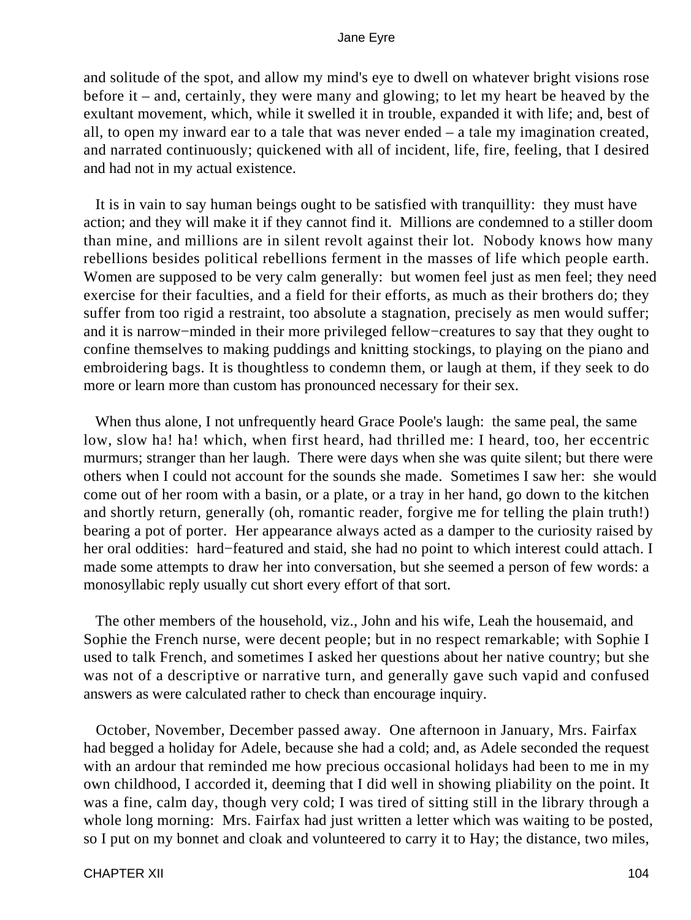and solitude of the spot, and allow my mind's eye to dwell on whatever bright visions rose before it – and, certainly, they were many and glowing; to let my heart be heaved by the exultant movement, which, while it swelled it in trouble, expanded it with life; and, best of all, to open my inward ear to a tale that was never ended – a tale my imagination created, and narrated continuously; quickened with all of incident, life, fire, feeling, that I desired and had not in my actual existence.

It is in vain to say human beings ought to be satisfied with tranquillity: they must have action; and they will make it if they cannot find it. Millions are condemned to a stiller doom than mine, and millions are in silent revolt against their lot. Nobody knows how many rebellions besides political rebellions ferment in the masses of life which people earth. Women are supposed to be very calm generally: but women feel just as men feel; they need exercise for their faculties, and a field for their efforts, as much as their brothers do; they suffer from too rigid a restraint, too absolute a stagnation, precisely as men would suffer; and it is narrow−minded in their more privileged fellow−creatures to say that they ought to confine themselves to making puddings and knitting stockings, to playing on the piano and embroidering bags. It is thoughtless to condemn them, or laugh at them, if they seek to do more or learn more than custom has pronounced necessary for their sex.

When thus alone, I not unfrequently heard Grace Poole's laugh: the same peal, the same low, slow ha! ha! which, when first heard, had thrilled me: I heard, too, her eccentric murmurs; stranger than her laugh. There were days when she was quite silent; but there were others when I could not account for the sounds she made. Sometimes I saw her: she would come out of her room with a basin, or a plate, or a tray in her hand, go down to the kitchen and shortly return, generally (oh, romantic reader, forgive me for telling the plain truth!) bearing a pot of porter. Her appearance always acted as a damper to the curiosity raised by her oral oddities: hard−featured and staid, she had no point to which interest could attach. I made some attempts to draw her into conversation, but she seemed a person of few words: a monosyllabic reply usually cut short every effort of that sort.

The other members of the household, viz., John and his wife, Leah the housemaid, and Sophie the French nurse, were decent people; but in no respect remarkable; with Sophie I used to talk French, and sometimes I asked her questions about her native country; but she was not of a descriptive or narrative turn, and generally gave such vapid and confused answers as were calculated rather to check than encourage inquiry.

October, November, December passed away. One afternoon in January, Mrs. Fairfax had begged a holiday for Adele, because she had a cold; and, as Adele seconded the request with an ardour that reminded me how precious occasional holidays had been to me in my own childhood, I accorded it, deeming that I did well in showing pliability on the point. It was a fine, calm day, though very cold; I was tired of sitting still in the library through a whole long morning: Mrs. Fairfax had just written a letter which was waiting to be posted, so I put on my bonnet and cloak and volunteered to carry it to Hay; the distance, two miles,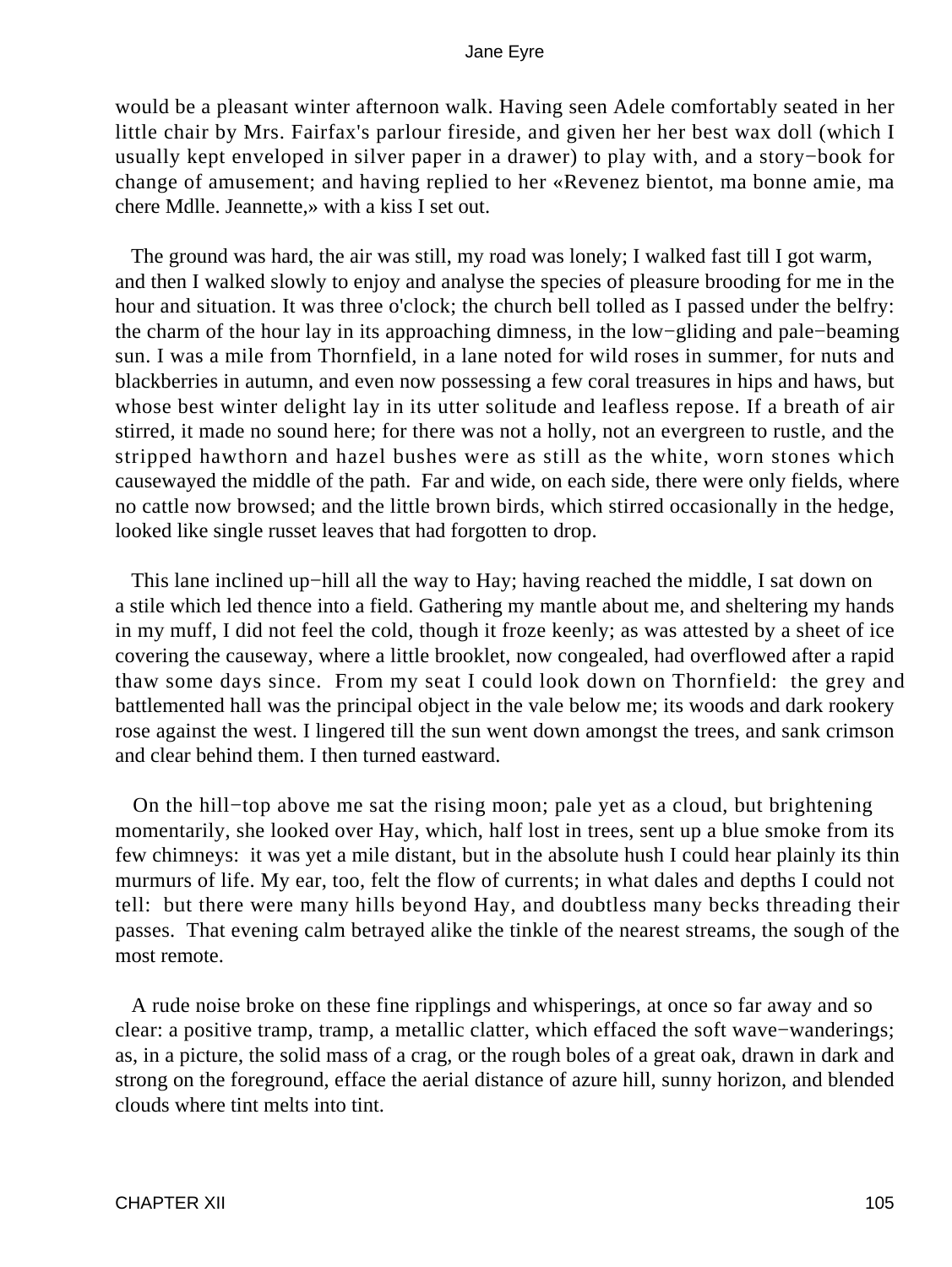would be a pleasant winter afternoon walk. Having seen Adele comfortably seated in her little chair by Mrs. Fairfax's parlour fireside, and given her her best wax doll (which I usually kept enveloped in silver paper in a drawer) to play with, and a story−book for change of amusement; and having replied to her «Revenez bientot, ma bonne amie, ma chere Mdlle. Jeannette,» with a kiss I set out.

The ground was hard, the air was still, my road was lonely; I walked fast till I got warm, and then I walked slowly to enjoy and analyse the species of pleasure brooding for me in the hour and situation. It was three o'clock; the church bell tolled as I passed under the belfry: the charm of the hour lay in its approaching dimness, in the low−gliding and pale−beaming sun. I was a mile from Thornfield, in a lane noted for wild roses in summer, for nuts and blackberries in autumn, and even now possessing a few coral treasures in hips and haws, but whose best winter delight lay in its utter solitude and leafless repose. If a breath of air stirred, it made no sound here; for there was not a holly, not an evergreen to rustle, and the stripped hawthorn and hazel bushes were as still as the white, worn stones which causewayed the middle of the path. Far and wide, on each side, there were only fields, where no cattle now browsed; and the little brown birds, which stirred occasionally in the hedge, looked like single russet leaves that had forgotten to drop.

This lane inclined up−hill all the way to Hay; having reached the middle, I sat down on a stile which led thence into a field. Gathering my mantle about me, and sheltering my hands in my muff, I did not feel the cold, though it froze keenly; as was attested by a sheet of ice covering the causeway, where a little brooklet, now congealed, had overflowed after a rapid thaw some days since. From my seat I could look down on Thornfield: the grey and battlemented hall was the principal object in the vale below me; its woods and dark rookery rose against the west. I lingered till the sun went down amongst the trees, and sank crimson and clear behind them. I then turned eastward.

On the hill−top above me sat the rising moon; pale yet as a cloud, but brightening momentarily, she looked over Hay, which, half lost in trees, sent up a blue smoke from its few chimneys: it was yet a mile distant, but in the absolute hush I could hear plainly its thin murmurs of life. My ear, too, felt the flow of currents; in what dales and depths I could not tell: but there were many hills beyond Hay, and doubtless many becks threading their passes. That evening calm betrayed alike the tinkle of the nearest streams, the sough of the most remote.

A rude noise broke on these fine ripplings and whisperings, at once so far away and so clear: a positive tramp, tramp, a metallic clatter, which effaced the soft wave−wanderings; as, in a picture, the solid mass of a crag, or the rough boles of a great oak, drawn in dark and strong on the foreground, efface the aerial distance of azure hill, sunny horizon, and blended clouds where tint melts into tint.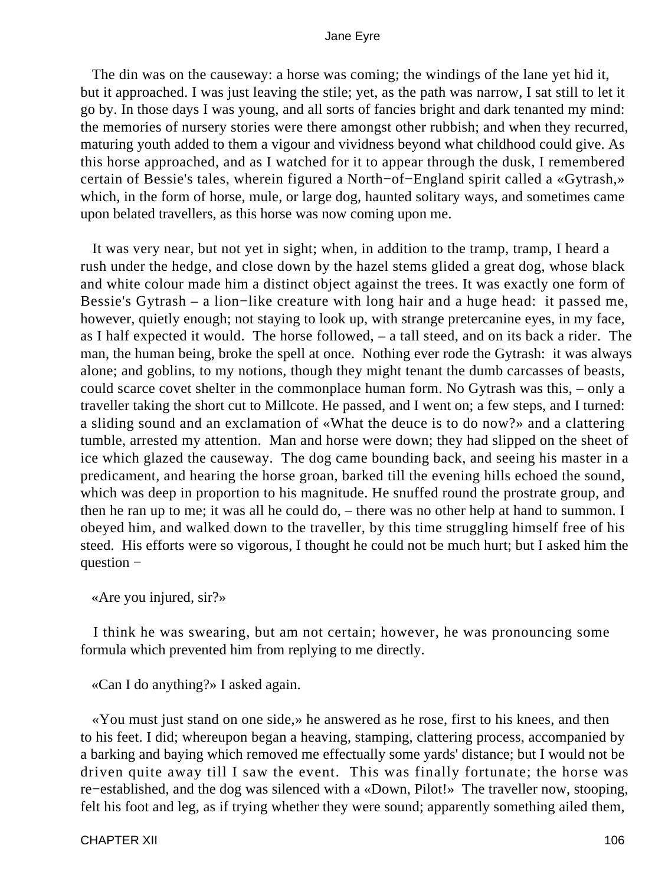The din was on the causeway: a horse was coming; the windings of the lane yet hid it, but it approached. I was just leaving the stile; yet, as the path was narrow, I sat still to let it go by. In those days I was young, and all sorts of fancies bright and dark tenanted my mind: the memories of nursery stories were there amongst other rubbish; and when they recurred, maturing youth added to them a vigour and vividness beyond what childhood could give. As this horse approached, and as I watched for it to appear through the dusk, I remembered certain of Bessie's tales, wherein figured a North−of−England spirit called a «Gytrash,» which, in the form of horse, mule, or large dog, haunted solitary ways, and sometimes came upon belated travellers, as this horse was now coming upon me.

It was very near, but not yet in sight; when, in addition to the tramp, tramp, I heard a rush under the hedge, and close down by the hazel stems glided a great dog, whose black and white colour made him a distinct object against the trees. It was exactly one form of Bessie's Gytrash – a lion−like creature with long hair and a huge head: it passed me, however, quietly enough; not staying to look up, with strange pretercanine eyes, in my face, as I half expected it would. The horse followed, – a tall steed, and on its back a rider. The man, the human being, broke the spell at once. Nothing ever rode the Gytrash: it was always alone; and goblins, to my notions, though they might tenant the dumb carcasses of beasts, could scarce covet shelter in the commonplace human form. No Gytrash was this, – only a traveller taking the short cut to Millcote. He passed, and I went on; a few steps, and I turned: a sliding sound and an exclamation of «What the deuce is to do now?» and a clattering tumble, arrested my attention. Man and horse were down; they had slipped on the sheet of ice which glazed the causeway. The dog came bounding back, and seeing his master in a predicament, and hearing the horse groan, barked till the evening hills echoed the sound, which was deep in proportion to his magnitude. He snuffed round the prostrate group, and then he ran up to me; it was all he could do, – there was no other help at hand to summon. I obeyed him, and walked down to the traveller, by this time struggling himself free of his steed. His efforts were so vigorous, I thought he could not be much hurt; but I asked him the question −

«Are you injured, sir?»

I think he was swearing, but am not certain; however, he was pronouncing some formula which prevented him from replying to me directly.

«Can I do anything?» I asked again.

«You must just stand on one side,» he answered as he rose, first to his knees, and then to his feet. I did; whereupon began a heaving, stamping, clattering process, accompanied by a barking and baying which removed me effectually some yards' distance; but I would not be driven quite away till I saw the event. This was finally fortunate; the horse was re−established, and the dog was silenced with a «Down, Pilot!» The traveller now, stooping, felt his foot and leg, as if trying whether they were sound; apparently something ailed them,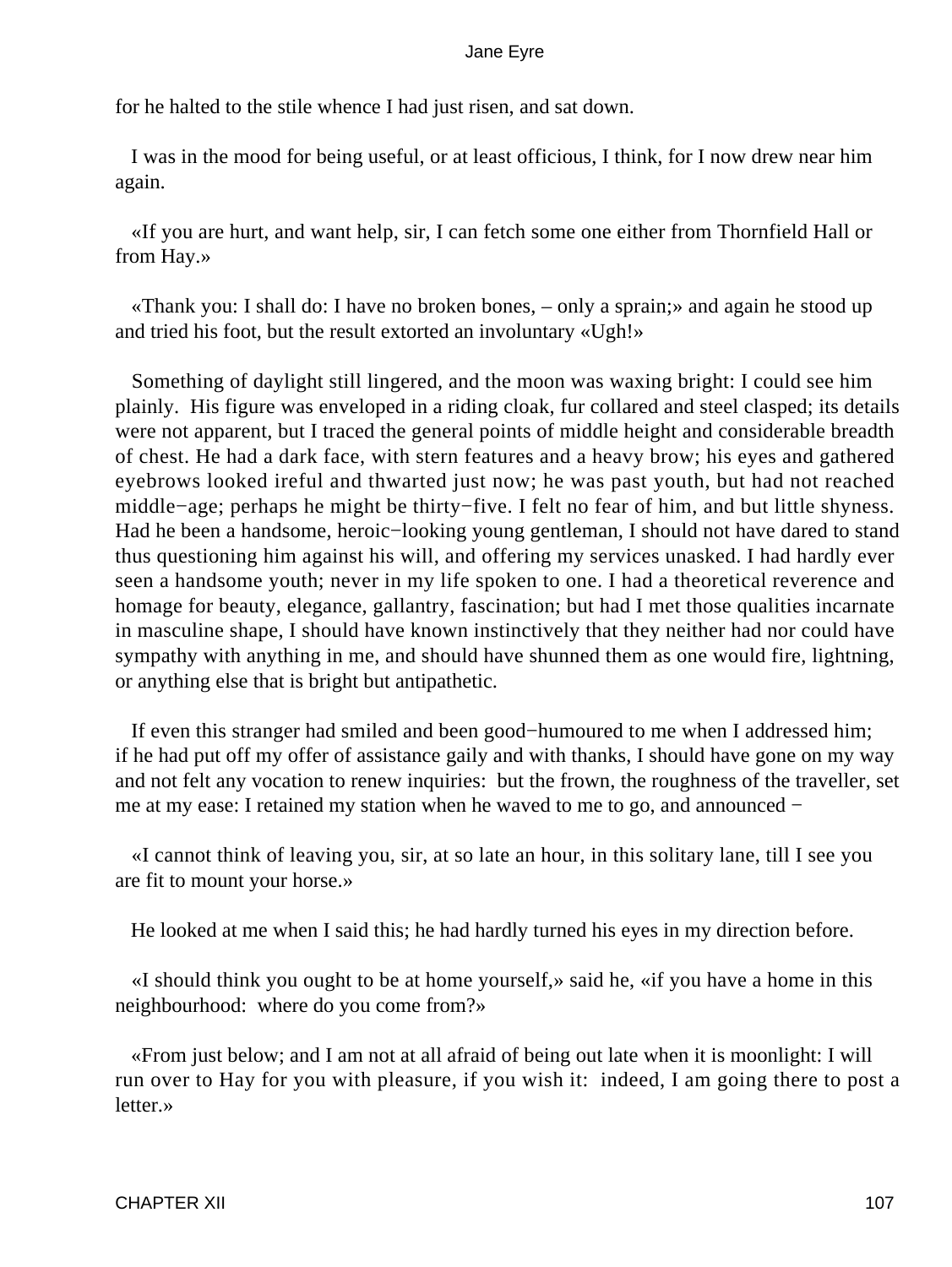for he halted to the stile whence I had just risen, and sat down.

I was in the mood for being useful, or at least officious, I think, for I now drew near him again.

«If you are hurt, and want help, sir, I can fetch some one either from Thornfield Hall or from Hay.»

«Thank you: I shall do: I have no broken bones, – only a sprain;» and again he stood up and tried his foot, but the result extorted an involuntary «Ugh!»

Something of daylight still lingered, and the moon was waxing bright: I could see him plainly. His figure was enveloped in a riding cloak, fur collared and steel clasped; its details were not apparent, but I traced the general points of middle height and considerable breadth of chest. He had a dark face, with stern features and a heavy brow; his eyes and gathered eyebrows looked ireful and thwarted just now; he was past youth, but had not reached middle−age; perhaps he might be thirty−five. I felt no fear of him, and but little shyness. Had he been a handsome, heroic−looking young gentleman, I should not have dared to stand thus questioning him against his will, and offering my services unasked. I had hardly ever seen a handsome youth; never in my life spoken to one. I had a theoretical reverence and homage for beauty, elegance, gallantry, fascination; but had I met those qualities incarnate in masculine shape, I should have known instinctively that they neither had nor could have sympathy with anything in me, and should have shunned them as one would fire, lightning, or anything else that is bright but antipathetic.

If even this stranger had smiled and been good−humoured to me when I addressed him; if he had put off my offer of assistance gaily and with thanks, I should have gone on my way and not felt any vocation to renew inquiries: but the frown, the roughness of the traveller, set me at my ease: I retained my station when he waved to me to go, and announced −

«I cannot think of leaving you, sir, at so late an hour, in this solitary lane, till I see you are fit to mount your horse.»

He looked at me when I said this; he had hardly turned his eyes in my direction before.

«I should think you ought to be at home yourself,» said he, «if you have a home in this neighbourhood: where do you come from?»

«From just below; and I am not at all afraid of being out late when it is moonlight: I will run over to Hay for you with pleasure, if you wish it: indeed, I am going there to post a letter.»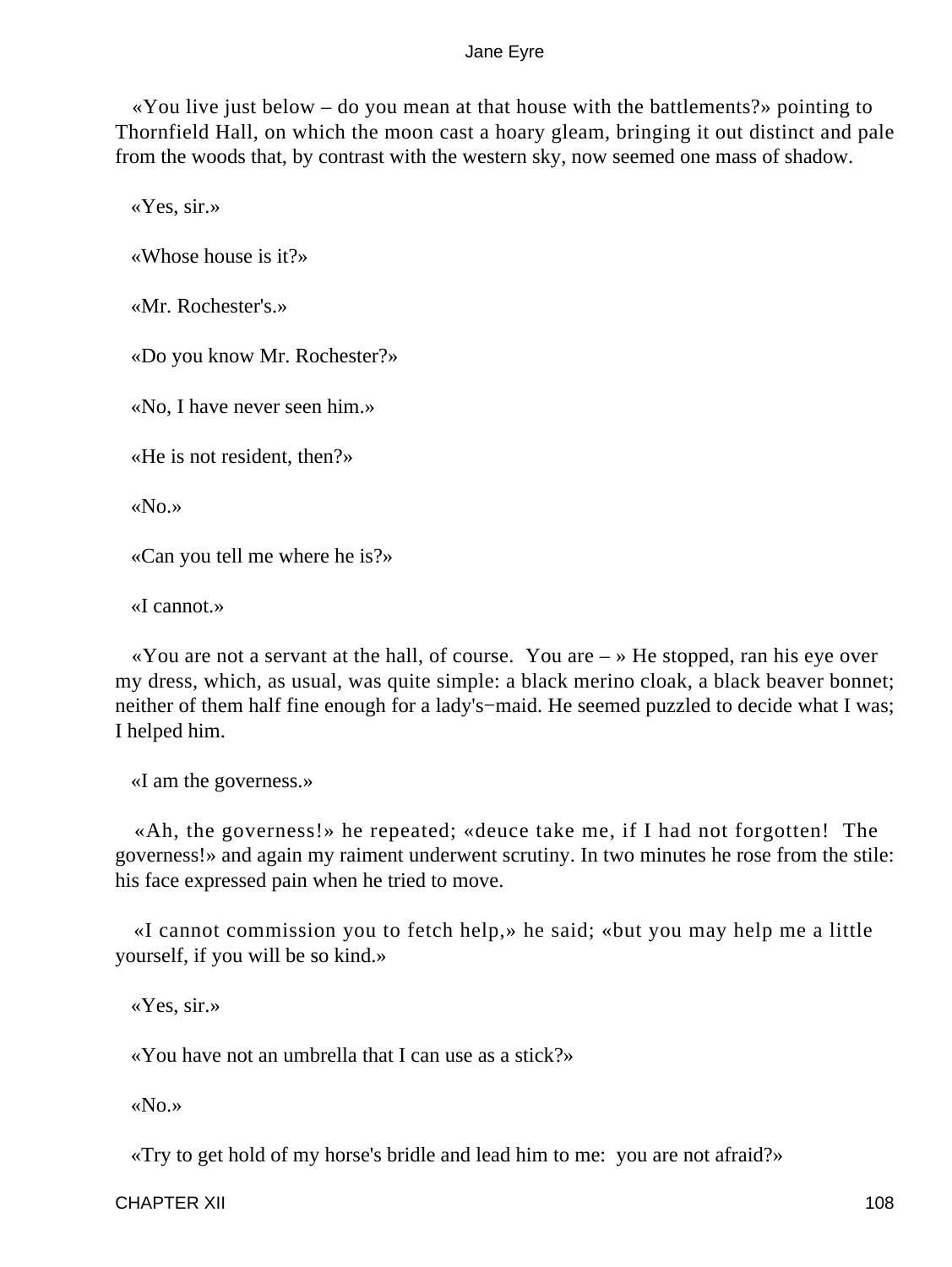«You live just below – do you mean at that house with the battlements?» pointing to Thornfield Hall, on which the moon cast a hoary gleam, bringing it out distinct and pale from the woods that, by contrast with the western sky, now seemed one mass of shadow.

«Yes, sir.»

«Whose house is it?»

«Mr. Rochester's.»

«Do you know Mr. Rochester?»

«No, I have never seen him.»

«He is not resident, then?»

«No.»

«Can you tell me where he is?»

«I cannot.»

«You are not a servant at the hall, of course. You are – » He stopped, ran his eye over my dress, which, as usual, was quite simple: a black merino cloak, a black beaver bonnet; neither of them half fine enough for a lady's−maid. He seemed puzzled to decide what I was; I helped him.

«I am the governess.»

«Ah, the governess!» he repeated; «deuce take me, if I had not forgotten! The governess!» and again my raiment underwent scrutiny. In two minutes he rose from the stile: his face expressed pain when he tried to move.

«I cannot commission you to fetch help,» he said; «but you may help me a little yourself, if you will be so kind.»

«Yes, sir.»

«You have not an umbrella that I can use as a stick?»

«No.»

«Try to get hold of my horse's bridle and lead him to me: you are not afraid?»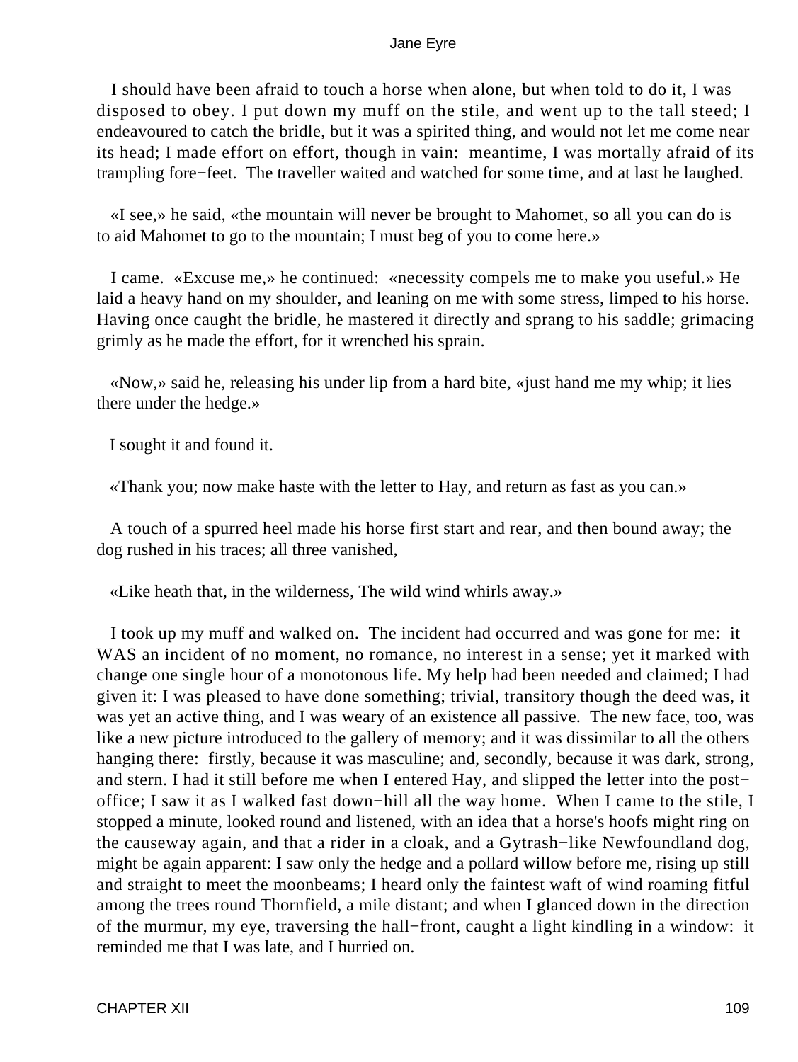I should have been afraid to touch a horse when alone, but when told to do it, I was disposed to obey. I put down my muff on the stile, and went up to the tall steed; I endeavoured to catch the bridle, but it was a spirited thing, and would not let me come near its head; I made effort on effort, though in vain: meantime, I was mortally afraid of its trampling fore−feet. The traveller waited and watched for some time, and at last he laughed.

«I see,» he said, «the mountain will never be brought to Mahomet, so all you can do is to aid Mahomet to go to the mountain; I must beg of you to come here.»

I came. «Excuse me,» he continued: «necessity compels me to make you useful.» He laid a heavy hand on my shoulder, and leaning on me with some stress, limped to his horse. Having once caught the bridle, he mastered it directly and sprang to his saddle; grimacing grimly as he made the effort, for it wrenched his sprain.

«Now,» said he, releasing his under lip from a hard bite, «just hand me my whip; it lies there under the hedge.»

I sought it and found it.

«Thank you; now make haste with the letter to Hay, and return as fast as you can.»

A touch of a spurred heel made his horse first start and rear, and then bound away; the dog rushed in his traces; all three vanished,

«Like heath that, in the wilderness, The wild wind whirls away.»

I took up my muff and walked on. The incident had occurred and was gone for me: it WAS an incident of no moment, no romance, no interest in a sense; yet it marked with change one single hour of a monotonous life. My help had been needed and claimed; I had given it: I was pleased to have done something; trivial, transitory though the deed was, it was yet an active thing, and I was weary of an existence all passive. The new face, too, was like a new picture introduced to the gallery of memory; and it was dissimilar to all the others hanging there: firstly, because it was masculine; and, secondly, because it was dark, strong, and stern. I had it still before me when I entered Hay, and slipped the letter into the post−office; I saw it as I walked fast down−hill all the way home. When I came to the stile, I stopped a minute, looked round and listened, with an idea that a horse's hoofs might ring on the causeway again, and that a rider in a cloak, and a Gytrash−like Newfoundland dog, might be again apparent: I saw only the hedge and a pollard willow before me, rising up still and straight to meet the moonbeams; I heard only the faintest waft of wind roaming fitful among the trees round Thornfield, a mile distant; and when I glanced down in the direction of the murmur, my eye, traversing the hall−front, caught a light kindling in a window: it reminded me that I was late, and I hurried on.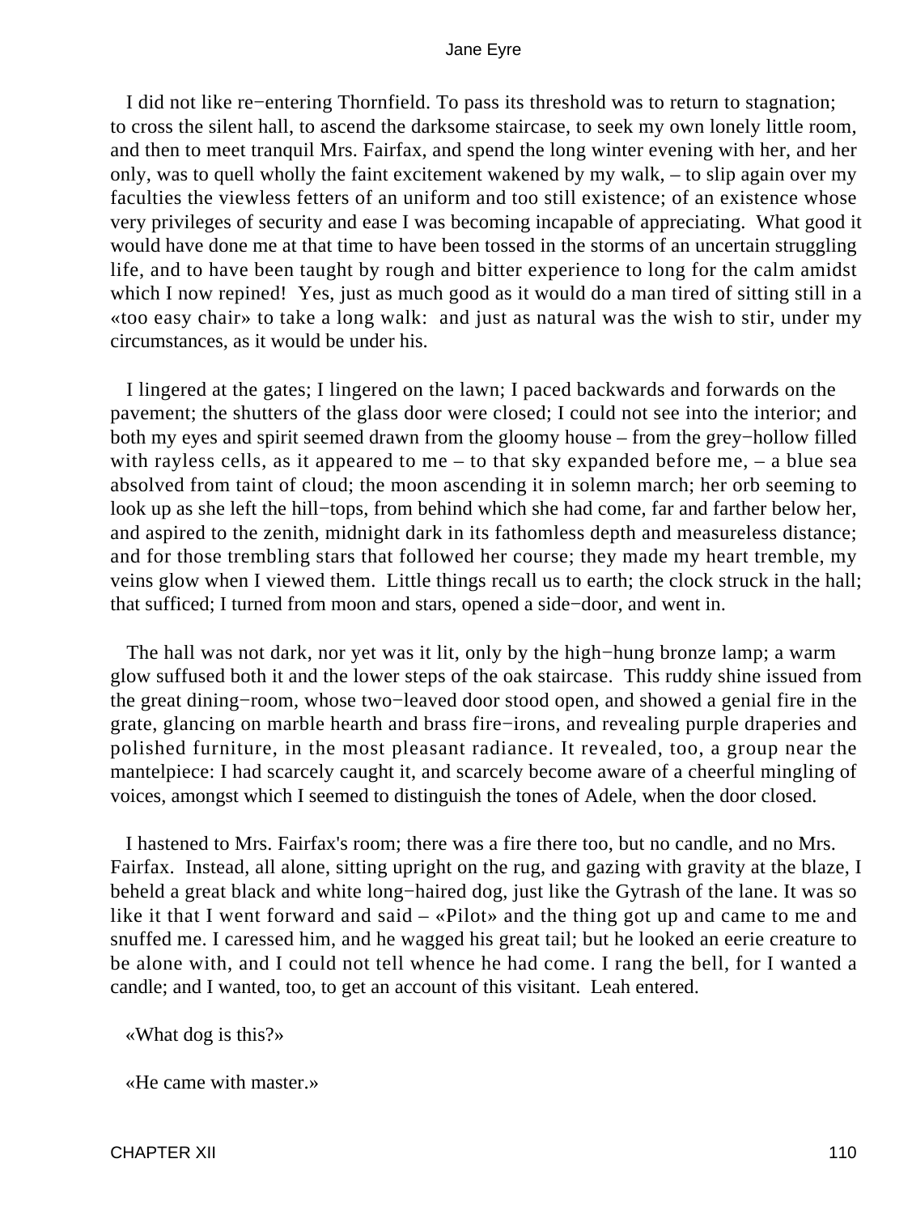I did not like re−entering Thornfield. To pass its threshold was to return to stagnation; to cross the silent hall, to ascend the darksome staircase, to seek my own lonely little room, and then to meet tranquil Mrs. Fairfax, and spend the long winter evening with her, and her only, was to quell wholly the faint excitement wakened by my walk, – to slip again over my faculties the viewless fetters of an uniform and too still existence; of an existence whose very privileges of security and ease I was becoming incapable of appreciating. What good it would have done me at that time to have been tossed in the storms of an uncertain struggling life, and to have been taught by rough and bitter experience to long for the calm amidst which I now repined! Yes, just as much good as it would do a man tired of sitting still in a «too easy chair» to take a long walk: and just as natural was the wish to stir, under my circumstances, as it would be under his.

I lingered at the gates; I lingered on the lawn; I paced backwards and forwards on the pavement; the shutters of the glass door were closed; I could not see into the interior; and both my eyes and spirit seemed drawn from the gloomy house – from the grey−hollow filled with rayless cells, as it appeared to me – to that sky expanded before me, – a blue sea absolved from taint of cloud; the moon ascending it in solemn march; her orb seeming to look up as she left the hill−tops, from behind which she had come, far and farther below her, and aspired to the zenith, midnight dark in its fathomless depth and measureless distance; and for those trembling stars that followed her course; they made my heart tremble, my veins glow when I viewed them. Little things recall us to earth; the clock struck in the hall; that sufficed; I turned from moon and stars, opened a side−door, and went in.

The hall was not dark, nor yet was it lit, only by the high−hung bronze lamp; a warm glow suffused both it and the lower steps of the oak staircase. This ruddy shine issued from the great dining−room, whose two−leaved door stood open, and showed a genial fire in the grate, glancing on marble hearth and brass fire−irons, and revealing purple draperies and polished furniture, in the most pleasant radiance. It revealed, too, a group near the mantelpiece: I had scarcely caught it, and scarcely become aware of a cheerful mingling of voices, amongst which I seemed to distinguish the tones of Adele, when the door closed.

I hastened to Mrs. Fairfax's room; there was a fire there too, but no candle, and no Mrs. Fairfax. Instead, all alone, sitting upright on the rug, and gazing with gravity at the blaze, I beheld a great black and white long−haired dog, just like the Gytrash of the lane. It was so like it that I went forward and said – «Pilot» and the thing got up and came to me and snuffed me. I caressed him, and he wagged his great tail; but he looked an eerie creature to be alone with, and I could not tell whence he had come. I rang the bell, for I wanted a candle; and I wanted, too, to get an account of this visitant. Leah entered.

«What dog is this?»

«He came with master.»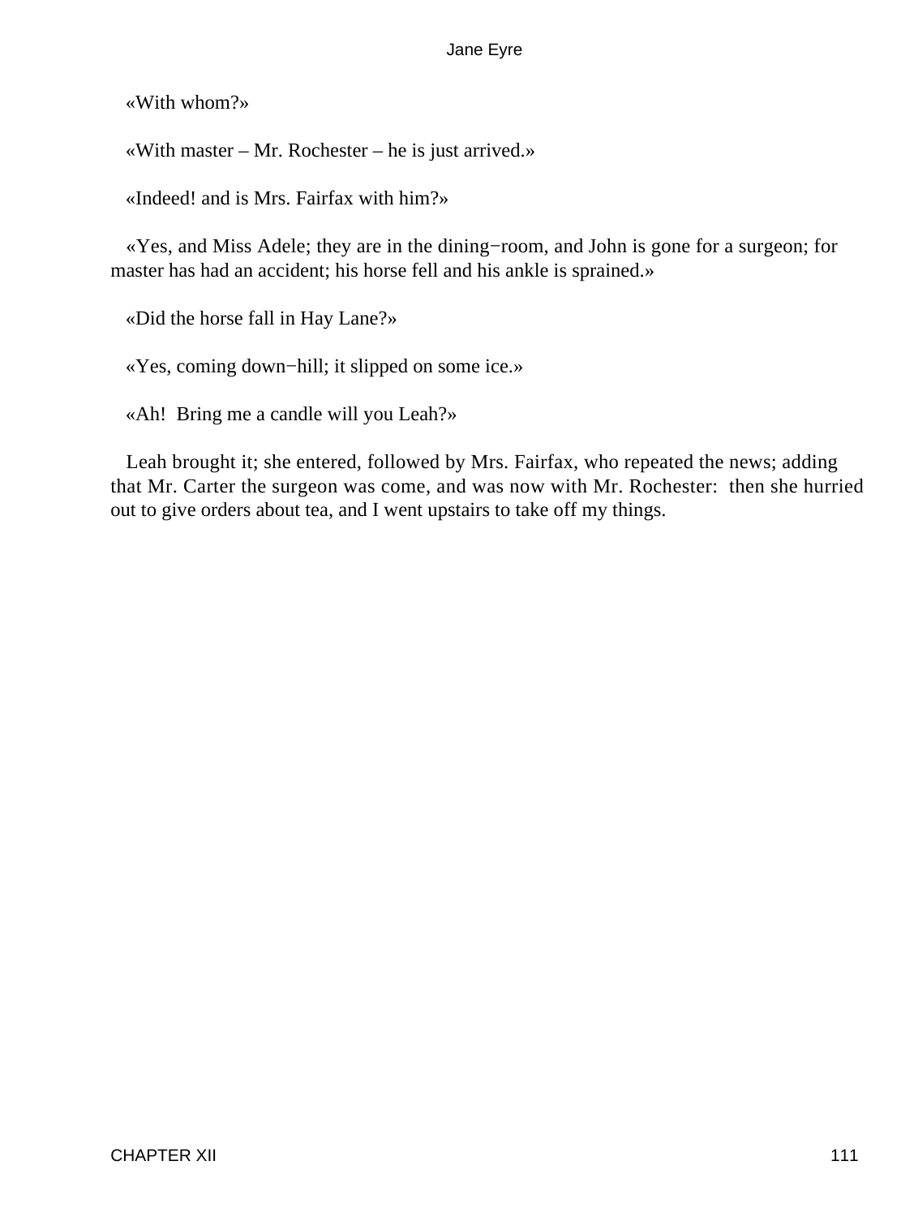«With whom?»

«With master – Mr. Rochester – he is just arrived.»

«Indeed! and is Mrs. Fairfax with him?»

«Yes, and Miss Adele; they are in the dining−room, and John is gone for a surgeon; for master has had an accident; his horse fell and his ankle is sprained.»

«Did the horse fall in Hay Lane?»

«Yes, coming down−hill; it slipped on some ice.»

«Ah!  Bring me a candle will you Leah?»

Leah brought it; she entered, followed by Mrs. Fairfax, who repeated the news; adding that Mr. Carter the surgeon was come, and was now with Mr. Rochester:  then she hurried out to give orders about tea, and I went upstairs to take off my things.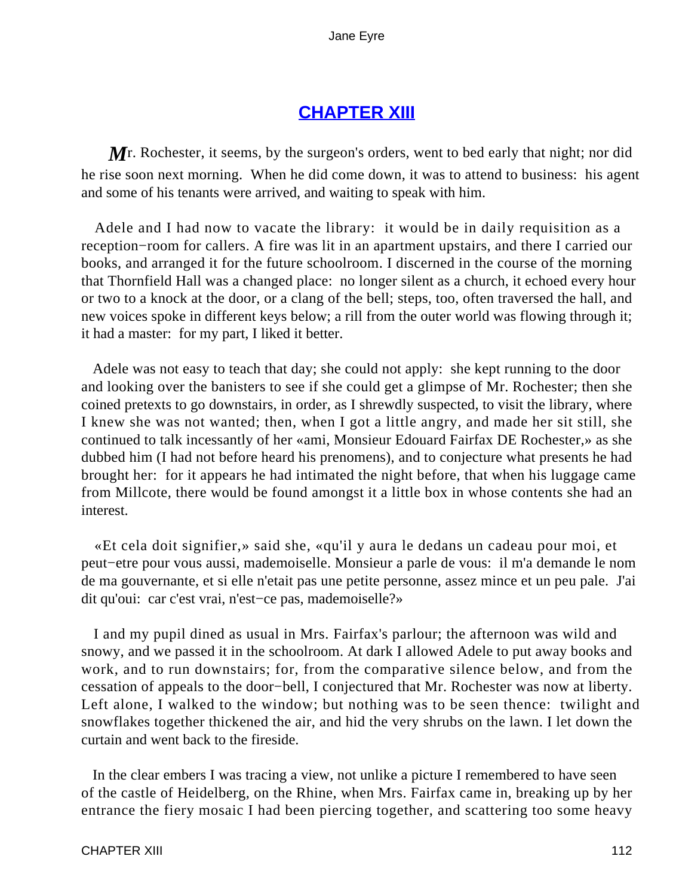# CHAPTER XIII

Mr. Rochester, it seems, by the surgeon's orders, went to bed early that night; nor did he rise soon next morning. When he did come down, it was to attend to business: his agent and some of his tenants were arrived, and waiting to speak with him.

Adele and I had now to vacate the library: it would be in daily requisition as a reception−room for callers. A fire was lit in an apartment upstairs, and there I carried our books, and arranged it for the future schoolroom. I discerned in the course of the morning that Thornfield Hall was a changed place: no longer silent as a church, it echoed every hour or two to a knock at the door, or a clang of the bell; steps, too, often traversed the hall, and new voices spoke in different keys below; a rill from the outer world was flowing through it; it had a master: for my part, I liked it better.

Adele was not easy to teach that day; she could not apply: she kept running to the door and looking over the banisters to see if she could get a glimpse of Mr. Rochester; then she coined pretexts to go downstairs, in order, as I shrewdly suspected, to visit the library, where I knew she was not wanted; then, when I got a little angry, and made her sit still, she continued to talk incessantly of her «ami, Monsieur Edouard Fairfax DE Rochester,» as she dubbed him (I had not before heard his prenomens), and to conjecture what presents he had brought her: for it appears he had intimated the night before, that when his luggage came from Millcote, there would be found amongst it a little box in whose contents she had an interest.

«Et cela doit signifier,» said she, «qu'il y aura le dedans un cadeau pour moi, et peut−etre pour vous aussi, mademoiselle. Monsieur a parle de vous: il m'a demande le nom de ma gouvernante, et si elle n'etait pas une petite personne, assez mince et un peu pale. J'ai dit qu'oui: car c'est vrai, n'est−ce pas, mademoiselle?»

I and my pupil dined as usual in Mrs. Fairfax's parlour; the afternoon was wild and snowy, and we passed it in the schoolroom. At dark I allowed Adele to put away books and work, and to run downstairs; for, from the comparative silence below, and from the cessation of appeals to the door−bell, I conjectured that Mr. Rochester was now at liberty. Left alone, I walked to the window; but nothing was to be seen thence: twilight and snowflakes together thickened the air, and hid the very shrubs on the lawn. I let down the curtain and went back to the fireside.

In the clear embers I was tracing a view, not unlike a picture I remembered to have seen of the castle of Heidelberg, on the Rhine, when Mrs. Fairfax came in, breaking up by her entrance the fiery mosaic I had been piercing together, and scattering too some heavy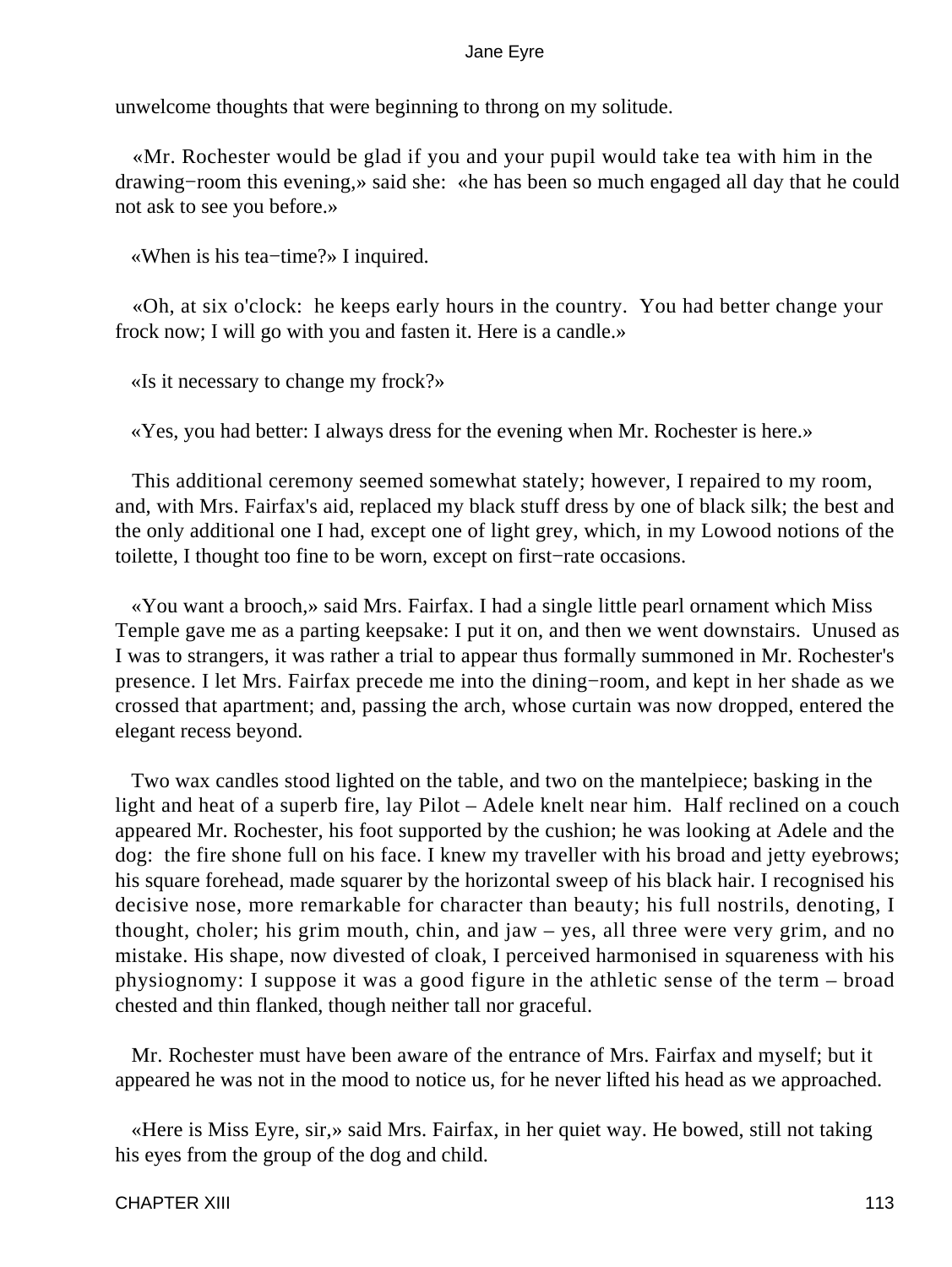unwelcome thoughts that were beginning to throng on my solitude.

«Mr. Rochester would be glad if you and your pupil would take tea with him in the drawing−room this evening,» said she: «he has been so much engaged all day that he could not ask to see you before.»

«When is his tea−time?» I inquired.

«Oh, at six o'clock: he keeps early hours in the country. You had better change your frock now; I will go with you and fasten it. Here is a candle.»

«Is it necessary to change my frock?»

«Yes, you had better: I always dress for the evening when Mr. Rochester is here.»

This additional ceremony seemed somewhat stately; however, I repaired to my room, and, with Mrs. Fairfax's aid, replaced my black stuff dress by one of black silk; the best and the only additional one I had, except one of light grey, which, in my Lowood notions of the toilette, I thought too fine to be worn, except on first−rate occasions.

«You want a brooch,» said Mrs. Fairfax. I had a single little pearl ornament which Miss Temple gave me as a parting keepsake: I put it on, and then we went downstairs. Unused as I was to strangers, it was rather a trial to appear thus formally summoned in Mr. Rochester's presence. I let Mrs. Fairfax precede me into the dining−room, and kept in her shade as we crossed that apartment; and, passing the arch, whose curtain was now dropped, entered the elegant recess beyond.

Two wax candles stood lighted on the table, and two on the mantelpiece; basking in the light and heat of a superb fire, lay Pilot – Adele knelt near him. Half reclined on a couch appeared Mr. Rochester, his foot supported by the cushion; he was looking at Adele and the dog: the fire shone full on his face. I knew my traveller with his broad and jetty eyebrows; his square forehead, made squarer by the horizontal sweep of his black hair. I recognised his decisive nose, more remarkable for character than beauty; his full nostrils, denoting, I thought, choler; his grim mouth, chin, and jaw – yes, all three were very grim, and no mistake. His shape, now divested of cloak, I perceived harmonised in squareness with his physiognomy: I suppose it was a good figure in the athletic sense of the term – broad chested and thin flanked, though neither tall nor graceful.

Mr. Rochester must have been aware of the entrance of Mrs. Fairfax and myself; but it appeared he was not in the mood to notice us, for he never lifted his head as we approached.

«Here is Miss Eyre, sir,» said Mrs. Fairfax, in her quiet way. He bowed, still not taking his eyes from the group of the dog and child.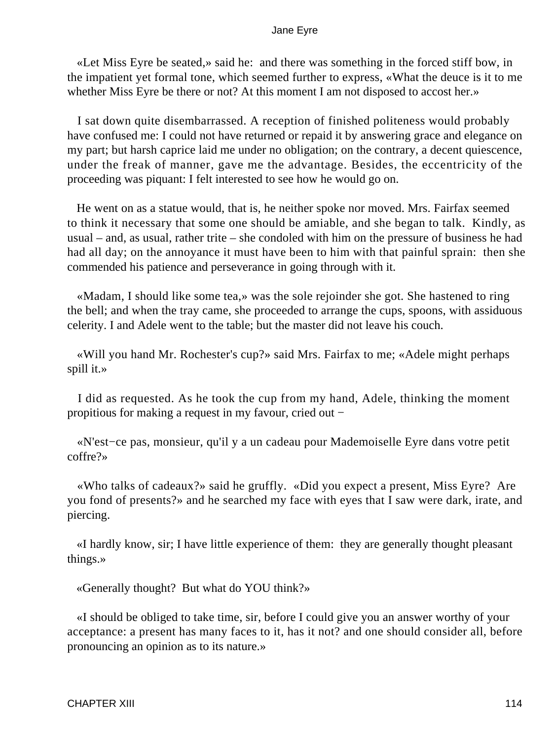«Let Miss Eyre be seated,» said he: and there was something in the forced stiff bow, in the impatient yet formal tone, which seemed further to express, «What the deuce is it to me whether Miss Eyre be there or not? At this moment I am not disposed to accost her.»

I sat down quite disembarrassed. A reception of finished politeness would probably have confused me: I could not have returned or repaid it by answering grace and elegance on my part; but harsh caprice laid me under no obligation; on the contrary, a decent quiescence, under the freak of manner, gave me the advantage. Besides, the eccentricity of the proceeding was piquant: I felt interested to see how he would go on.

He went on as a statue would, that is, he neither spoke nor moved. Mrs. Fairfax seemed to think it necessary that some one should be amiable, and she began to talk. Kindly, as usual – and, as usual, rather trite – she condoled with him on the pressure of business he had had all day; on the annoyance it must have been to him with that painful sprain: then she commended his patience and perseverance in going through with it.

«Madam, I should like some tea,» was the sole rejoinder she got. She hastened to ring the bell; and when the tray came, she proceeded to arrange the cups, spoons, with assiduous celerity. I and Adele went to the table; but the master did not leave his couch.

«Will you hand Mr. Rochester's cup?» said Mrs. Fairfax to me; «Adele might perhaps spill it.»

I did as requested. As he took the cup from my hand, Adele, thinking the moment propitious for making a request in my favour, cried out −

«N'est−ce pas, monsieur, qu'il y a un cadeau pour Mademoiselle Eyre dans votre petit coffre?»

«Who talks of cadeaux?» said he gruffly. «Did you expect a present, Miss Eyre? Are you fond of presents?» and he searched my face with eyes that I saw were dark, irate, and piercing.

«I hardly know, sir; I have little experience of them: they are generally thought pleasant things.»

«Generally thought? But what do YOU think?»

«I should be obliged to take time, sir, before I could give you an answer worthy of your acceptance: a present has many faces to it, has it not? and one should consider all, before pronouncing an opinion as to its nature.»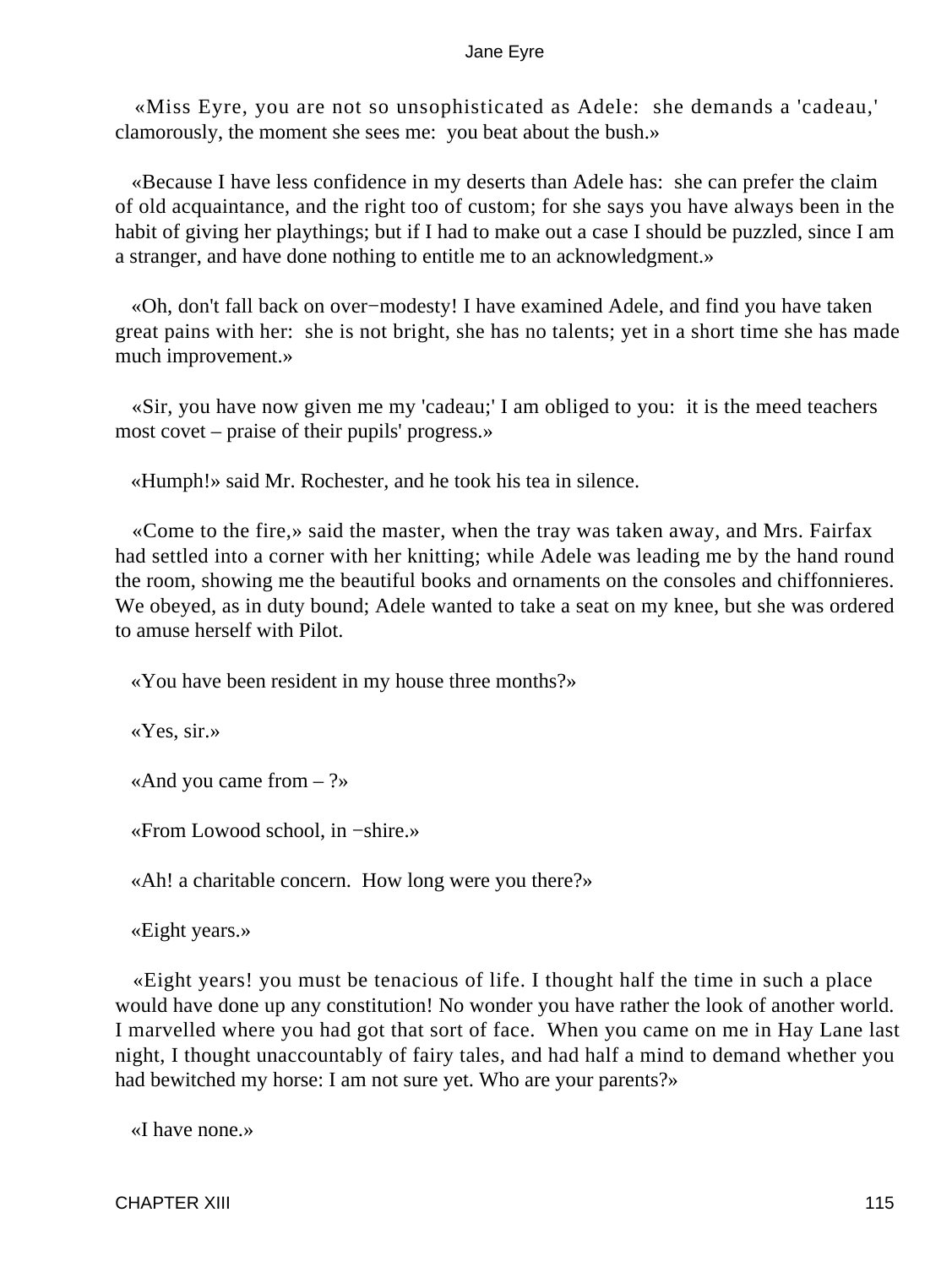«Miss Eyre, you are not so unsophisticated as Adele: she demands a 'cadeau,' clamorously, the moment she sees me: you beat about the bush.»

«Because I have less confidence in my deserts than Adele has: she can prefer the claim of old acquaintance, and the right too of custom; for she says you have always been in the habit of giving her playthings; but if I had to make out a case I should be puzzled, since I am a stranger, and have done nothing to entitle me to an acknowledgment.»

«Oh, don't fall back on over−modesty! I have examined Adele, and find you have taken great pains with her: she is not bright, she has no talents; yet in a short time she has made much improvement.»

«Sir, you have now given me my 'cadeau;' I am obliged to you: it is the meed teachers most covet – praise of their pupils' progress.»

«Humph!» said Mr. Rochester, and he took his tea in silence.

«Come to the fire,» said the master, when the tray was taken away, and Mrs. Fairfax had settled into a corner with her knitting; while Adele was leading me by the hand round the room, showing me the beautiful books and ornaments on the consoles and chiffonnieres. We obeyed, as in duty bound; Adele wanted to take a seat on my knee, but she was ordered to amuse herself with Pilot.

«You have been resident in my house three months?»

«Yes, sir.»

«And you came from – ?»

«From Lowood school, in −shire.»

«Ah! a charitable concern. How long were you there?»

«Eight years.»

«Eight years! you must be tenacious of life. I thought half the time in such a place would have done up any constitution! No wonder you have rather the look of another world. I marvelled where you had got that sort of face. When you came on me in Hay Lane last night, I thought unaccountably of fairy tales, and had half a mind to demand whether you had bewitched my horse: I am not sure yet. Who are your parents?»

«I have none.»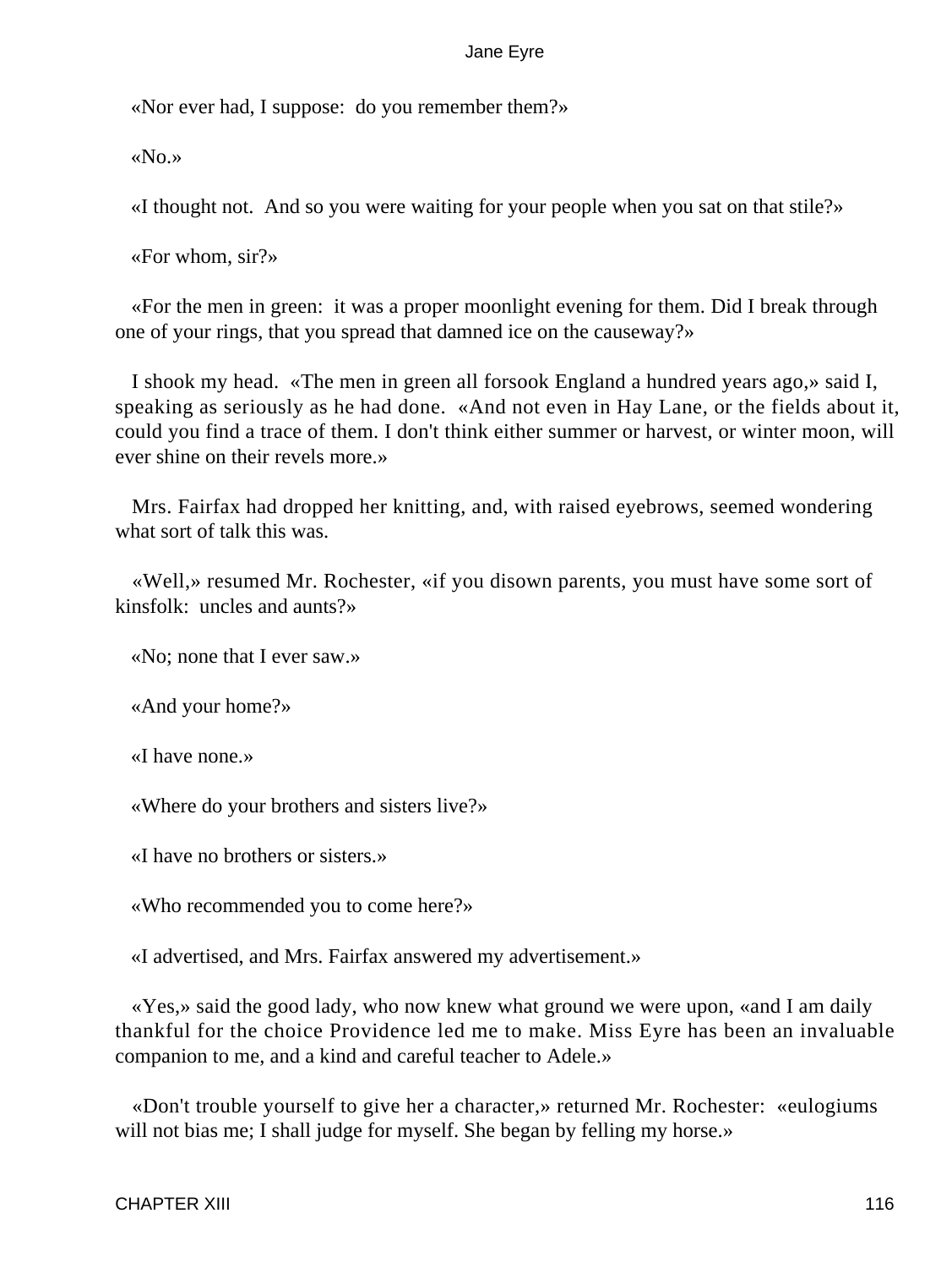«Nor ever had, I suppose:  do you remember them?»

«No.»

«I thought not.  And so you were waiting for your people when you sat on that stile?»

«For whom, sir?»

«For the men in green:  it was a proper moonlight evening for them. Did I break through one of your rings, that you spread that damned ice on the causeway?»

I shook my head.  «The men in green all forsook England a hundred years ago,» said I, speaking as seriously as he had done.  «And not even in Hay Lane, or the fields about it, could you find a trace of them. I don't think either summer or harvest, or winter moon, will ever shine on their revels more.»

Mrs. Fairfax had dropped her knitting, and, with raised eyebrows, seemed wondering what sort of talk this was.

«Well,» resumed Mr. Rochester, «if you disown parents, you must have some sort of kinsfolk:  uncles and aunts?»

«No; none that I ever saw.»

«And your home?»

«I have none.»

«Where do your brothers and sisters live?»

«I have no brothers or sisters.»

«Who recommended you to come here?»

«I advertised, and Mrs. Fairfax answered my advertisement.»

«Yes,» said the good lady, who now knew what ground we were upon, «and I am daily thankful for the choice Providence led me to make. Miss Eyre has been an invaluable companion to me, and a kind and careful teacher to Adele.»

«Don't trouble yourself to give her a character,» returned Mr. Rochester:  «eulogiums will not bias me; I shall judge for myself. She began by felling my horse.»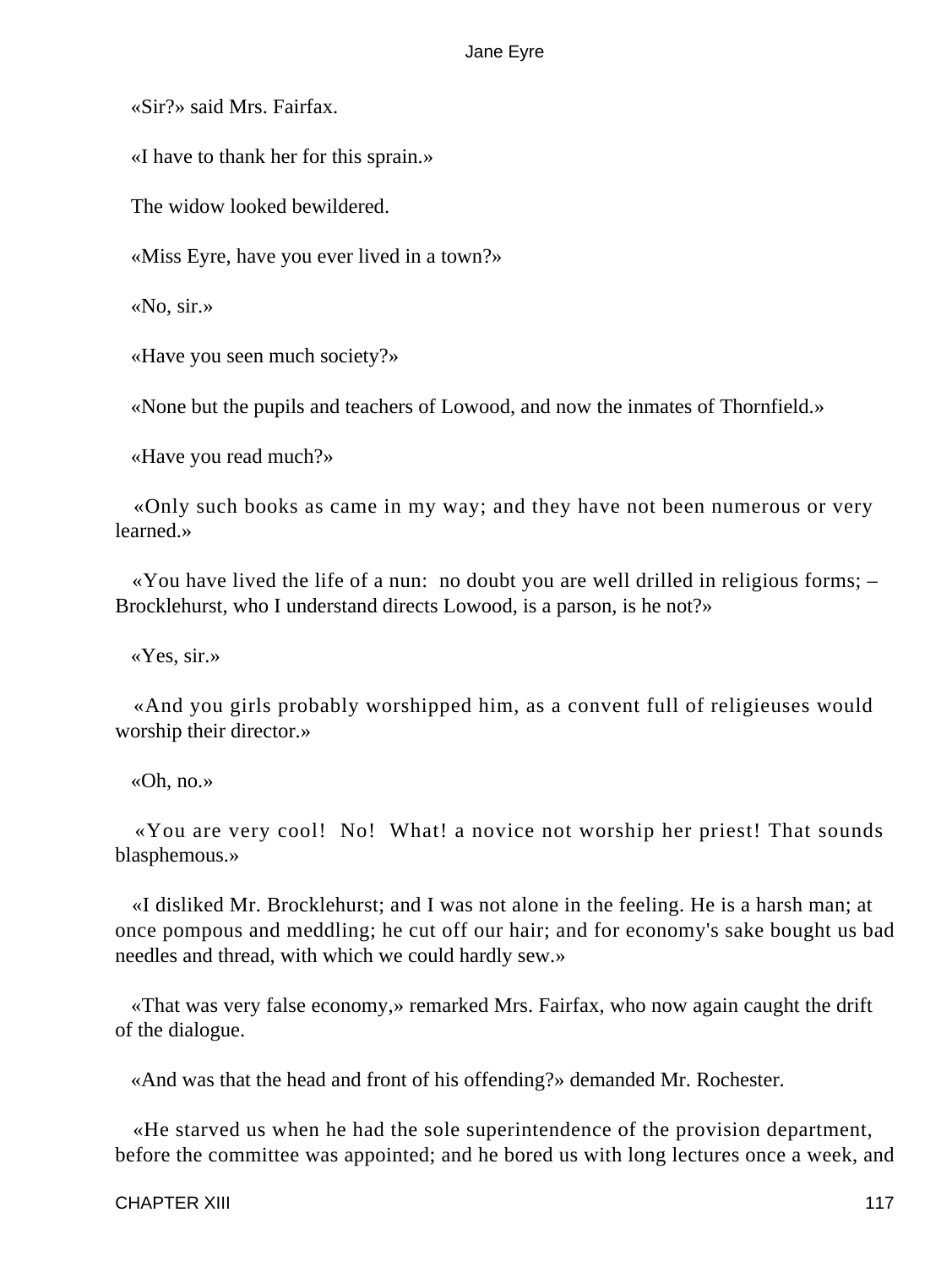«Sir?» said Mrs. Fairfax.

«I have to thank her for this sprain.»

The widow looked bewildered.

«Miss Eyre, have you ever lived in a town?»

«No, sir.»

«Have you seen much society?»

«None but the pupils and teachers of Lowood, and now the inmates of Thornfield.»

«Have you read much?»

«Only such books as came in my way; and they have not been numerous or very learned.»

«You have lived the life of a nun: no doubt you are well drilled in religious forms; – Brocklehurst, who I understand directs Lowood, is a parson, is he not?»

«Yes, sir.»

«And you girls probably worshipped him, as a convent full of religieuses would worship their director.»

«Oh, no.»

«You are very cool! No! What! a novice not worship her priest! That sounds blasphemous.»

«I disliked Mr. Brocklehurst; and I was not alone in the feeling. He is a harsh man; at once pompous and meddling; he cut off our hair; and for economy's sake bought us bad needles and thread, with which we could hardly sew.»

«That was very false economy,» remarked Mrs. Fairfax, who now again caught the drift of the dialogue.

«And was that the head and front of his offending?» demanded Mr. Rochester.

«He starved us when he had the sole superintendence of the provision department, before the committee was appointed; and he bored us with long lectures once a week, and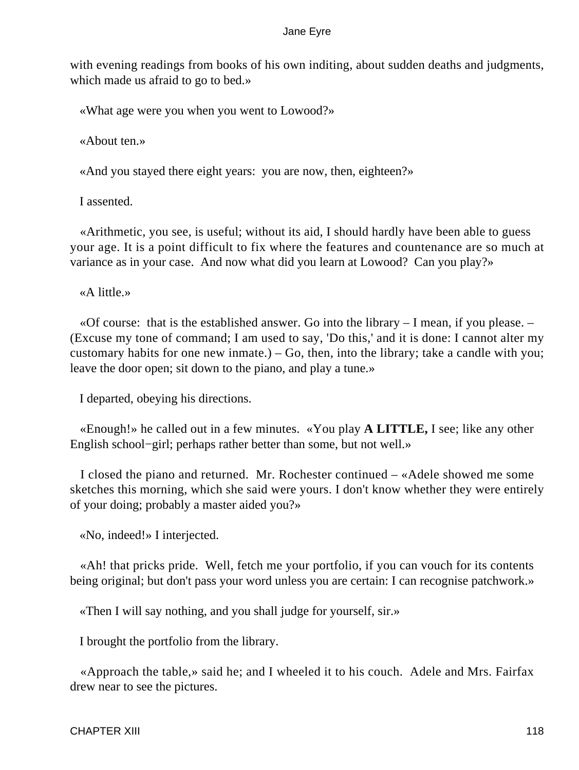with evening readings from books of his own inditing, about sudden deaths and judgments, which made us afraid to go to bed.»

«What age were you when you went to Lowood?»

«About ten.»

«And you stayed there eight years:  you are now, then, eighteen?»

I assented.

«Arithmetic, you see, is useful; without its aid, I should hardly have been able to guess your age. It is a point difficult to fix where the features and countenance are so much at variance as in your case.  And now what did you learn at Lowood?  Can you play?»

«A little.»

«Of course:  that is the established answer. Go into the library – I mean, if you please. – (Excuse my tone of command; I am used to say, 'Do this,' and it is done: I cannot alter my customary habits for one new inmate.) – Go, then, into the library; take a candle with you; leave the door open; sit down to the piano, and play a tune.»

I departed, obeying his directions.

«Enough!» he called out in a few minutes.  «You play **A LITTLE,** I see; like any other English school−girl; perhaps rather better than some, but not well.»

I closed the piano and returned.  Mr. Rochester continued – «Adele showed me some sketches this morning, which she said were yours. I don't know whether they were entirely of your doing; probably a master aided you?»

«No, indeed!» I interjected.

«Ah! that pricks pride.  Well, fetch me your portfolio, if you can vouch for its contents being original; but don't pass your word unless you are certain: I can recognise patchwork.»

«Then I will say nothing, and you shall judge for yourself, sir.»

I brought the portfolio from the library.

«Approach the table,» said he; and I wheeled it to his couch.  Adele and Mrs. Fairfax drew near to see the pictures.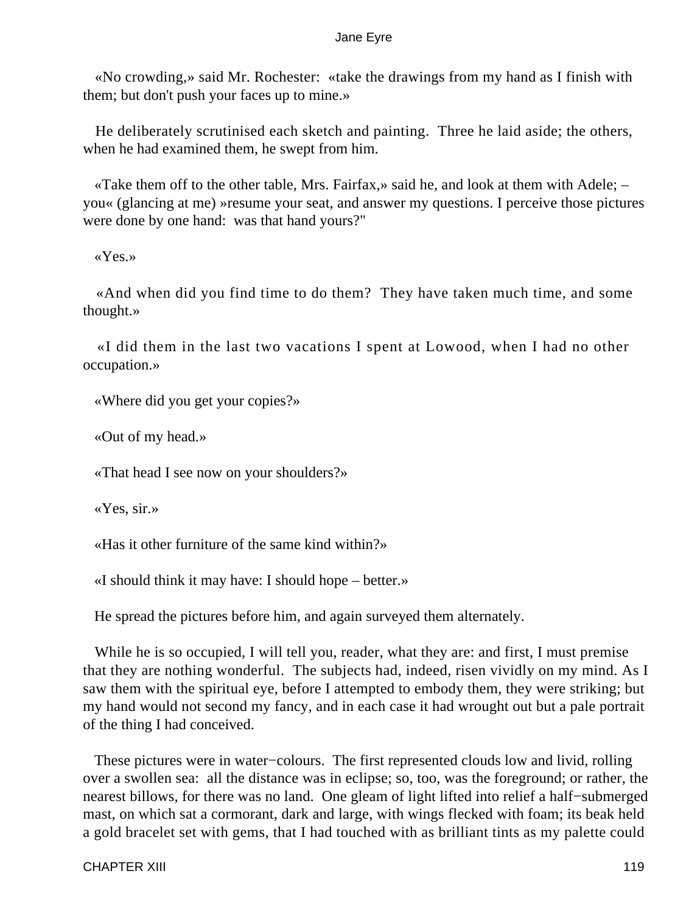«No crowding,» said Mr. Rochester: «take the drawings from my hand as I finish with them; but don't push your faces up to mine.»

He deliberately scrutinised each sketch and painting. Three he laid aside; the others, when he had examined them, he swept from him.

«Take them off to the other table, Mrs. Fairfax,» said he, and look at them with Adele; – you« (glancing at me) »resume your seat, and answer my questions. I perceive those pictures were done by one hand: was that hand yours?"

«Yes.»

«And when did you find time to do them? They have taken much time, and some thought.»

«I did them in the last two vacations I spent at Lowood, when I had no other occupation.»

«Where did you get your copies?»

«Out of my head.»

«That head I see now on your shoulders?»

«Yes, sir.»

«Has it other furniture of the same kind within?»

«I should think it may have: I should hope – better.»

He spread the pictures before him, and again surveyed them alternately.

While he is so occupied, I will tell you, reader, what they are: and first, I must premise that they are nothing wonderful. The subjects had, indeed, risen vividly on my mind. As I saw them with the spiritual eye, before I attempted to embody them, they were striking; but my hand would not second my fancy, and in each case it had wrought out but a pale portrait of the thing I had conceived.

These pictures were in water−colours. The first represented clouds low and livid, rolling over a swollen sea: all the distance was in eclipse; so, too, was the foreground; or rather, the nearest billows, for there was no land. One gleam of light lifted into relief a half−submerged mast, on which sat a cormorant, dark and large, with wings flecked with foam; its beak held a gold bracelet set with gems, that I had touched with as brilliant tints as my palette could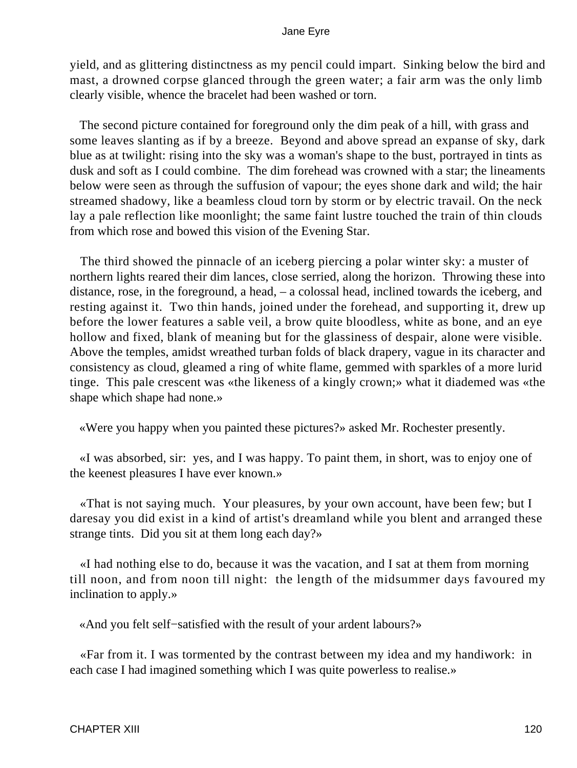yield, and as glittering distinctness as my pencil could impart. Sinking below the bird and mast, a drowned corpse glanced through the green water; a fair arm was the only limb clearly visible, whence the bracelet had been washed or torn.

The second picture contained for foreground only the dim peak of a hill, with grass and some leaves slanting as if by a breeze. Beyond and above spread an expanse of sky, dark blue as at twilight: rising into the sky was a woman's shape to the bust, portrayed in tints as dusk and soft as I could combine. The dim forehead was crowned with a star; the lineaments below were seen as through the suffusion of vapour; the eyes shone dark and wild; the hair streamed shadowy, like a beamless cloud torn by storm or by electric travail. On the neck lay a pale reflection like moonlight; the same faint lustre touched the train of thin clouds from which rose and bowed this vision of the Evening Star.

The third showed the pinnacle of an iceberg piercing a polar winter sky: a muster of northern lights reared their dim lances, close serried, along the horizon. Throwing these into distance, rose, in the foreground, a head, – a colossal head, inclined towards the iceberg, and resting against it. Two thin hands, joined under the forehead, and supporting it, drew up before the lower features a sable veil, a brow quite bloodless, white as bone, and an eye hollow and fixed, blank of meaning but for the glassiness of despair, alone were visible. Above the temples, amidst wreathed turban folds of black drapery, vague in its character and consistency as cloud, gleamed a ring of white flame, gemmed with sparkles of a more lurid tinge. This pale crescent was «the likeness of a kingly crown;» what it diademed was «the shape which shape had none.»

«Were you happy when you painted these pictures?» asked Mr. Rochester presently.

«I was absorbed, sir: yes, and I was happy. To paint them, in short, was to enjoy one of the keenest pleasures I have ever known.»

«That is not saying much. Your pleasures, by your own account, have been few; but I daresay you did exist in a kind of artist's dreamland while you blent and arranged these strange tints. Did you sit at them long each day?»

«I had nothing else to do, because it was the vacation, and I sat at them from morning till noon, and from noon till night: the length of the midsummer days favoured my inclination to apply.»

«And you felt self−satisfied with the result of your ardent labours?»

«Far from it. I was tormented by the contrast between my idea and my handiwork: in each case I had imagined something which I was quite powerless to realise.»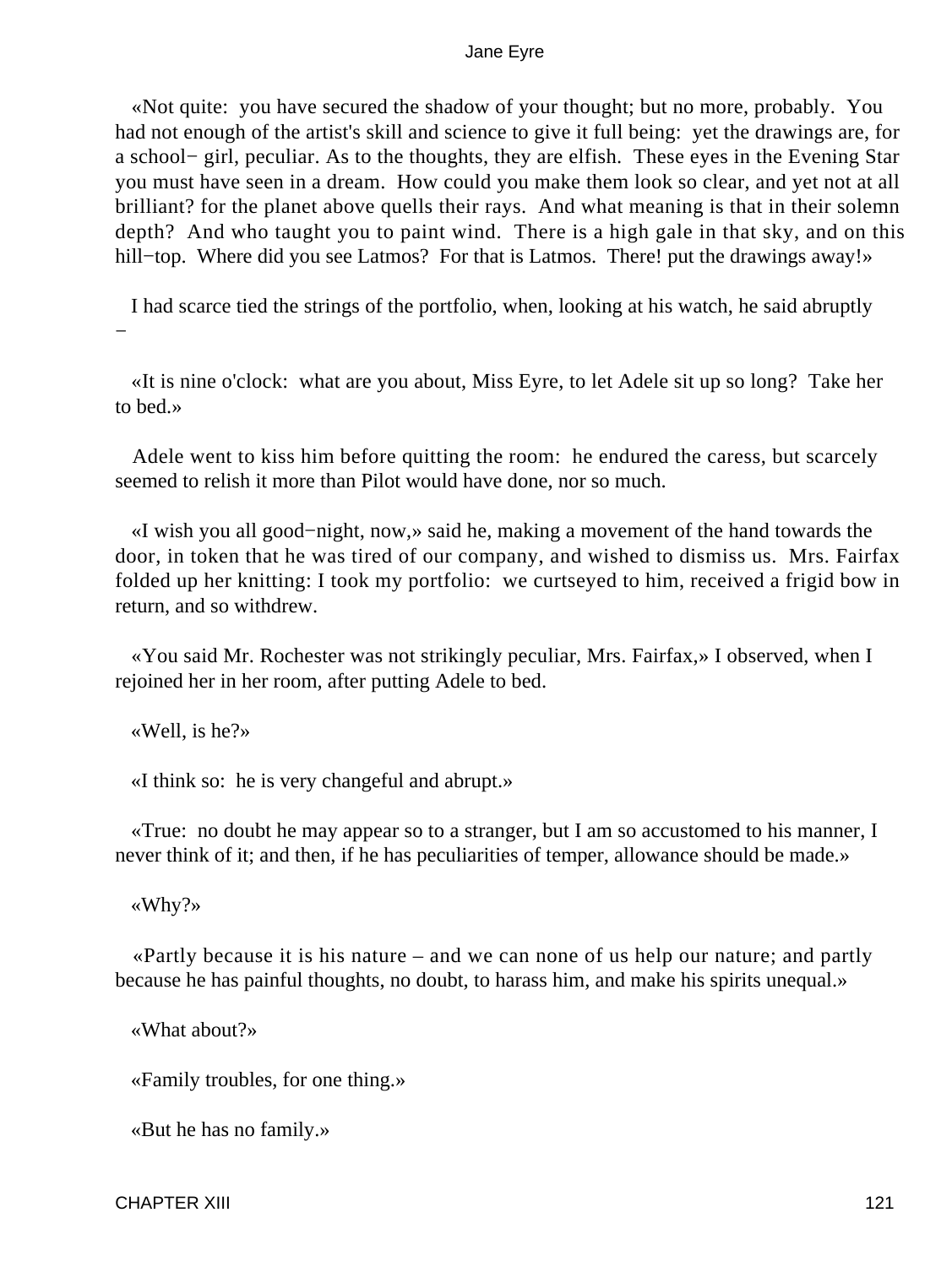«Not quite: you have secured the shadow of your thought; but no more, probably. You had not enough of the artist's skill and science to give it full being: yet the drawings are, for a school− girl, peculiar. As to the thoughts, they are elfish. These eyes in the Evening Star you must have seen in a dream. How could you make them look so clear, and yet not at all brilliant? for the planet above quells their rays. And what meaning is that in their solemn depth? And who taught you to paint wind. There is a high gale in that sky, and on this hill−top. Where did you see Latmos? For that is Latmos. There! put the drawings away!»

I had scarce tied the strings of the portfolio, when, looking at his watch, he said abruptly –

«It is nine o'clock: what are you about, Miss Eyre, to let Adele sit up so long? Take her to bed.»

Adele went to kiss him before quitting the room: he endured the caress, but scarcely seemed to relish it more than Pilot would have done, nor so much.

«I wish you all good−night, now,» said he, making a movement of the hand towards the door, in token that he was tired of our company, and wished to dismiss us. Mrs. Fairfax folded up her knitting: I took my portfolio: we curtseyed to him, received a frigid bow in return, and so withdrew.

«You said Mr. Rochester was not strikingly peculiar, Mrs. Fairfax,» I observed, when I rejoined her in her room, after putting Adele to bed.

«Well, is he?»

«I think so: he is very changeful and abrupt.»

«True: no doubt he may appear so to a stranger, but I am so accustomed to his manner, I never think of it; and then, if he has peculiarities of temper, allowance should be made.»

«Why?»

«Partly because it is his nature – and we can none of us help our nature; and partly because he has painful thoughts, no doubt, to harass him, and make his spirits unequal.»

«What about?»

«Family troubles, for one thing.»

«But he has no family.»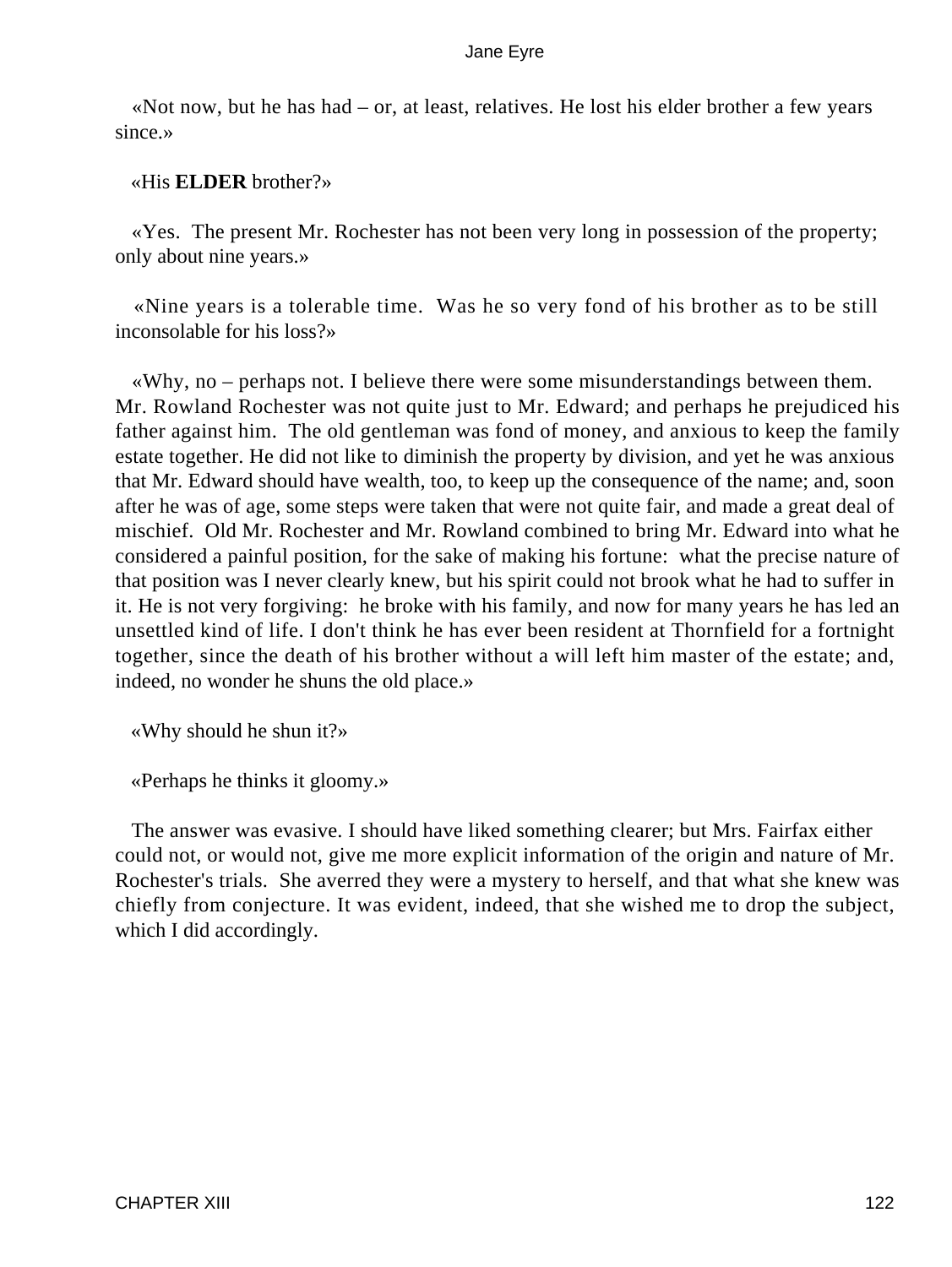«Not now, but he has had – or, at least, relatives. He lost his elder brother a few years since.»

«His **ELDER** brother?»

«Yes. The present Mr. Rochester has not been very long in possession of the property; only about nine years.»

«Nine years is a tolerable time. Was he so very fond of his brother as to be still inconsolable for his loss?»

«Why, no – perhaps not. I believe there were some misunderstandings between them. Mr. Rowland Rochester was not quite just to Mr. Edward; and perhaps he prejudiced his father against him. The old gentleman was fond of money, and anxious to keep the family estate together. He did not like to diminish the property by division, and yet he was anxious that Mr. Edward should have wealth, too, to keep up the consequence of the name; and, soon after he was of age, some steps were taken that were not quite fair, and made a great deal of mischief. Old Mr. Rochester and Mr. Rowland combined to bring Mr. Edward into what he considered a painful position, for the sake of making his fortune: what the precise nature of that position was I never clearly knew, but his spirit could not brook what he had to suffer in it. He is not very forgiving: he broke with his family, and now for many years he has led an unsettled kind of life. I don't think he has ever been resident at Thornfield for a fortnight together, since the death of his brother without a will left him master of the estate; and, indeed, no wonder he shuns the old place.»

«Why should he shun it?»

«Perhaps he thinks it gloomy.»

The answer was evasive. I should have liked something clearer; but Mrs. Fairfax either could not, or would not, give me more explicit information of the origin and nature of Mr. Rochester's trials. She averred they were a mystery to herself, and that what she knew was chiefly from conjecture. It was evident, indeed, that she wished me to drop the subject, which I did accordingly.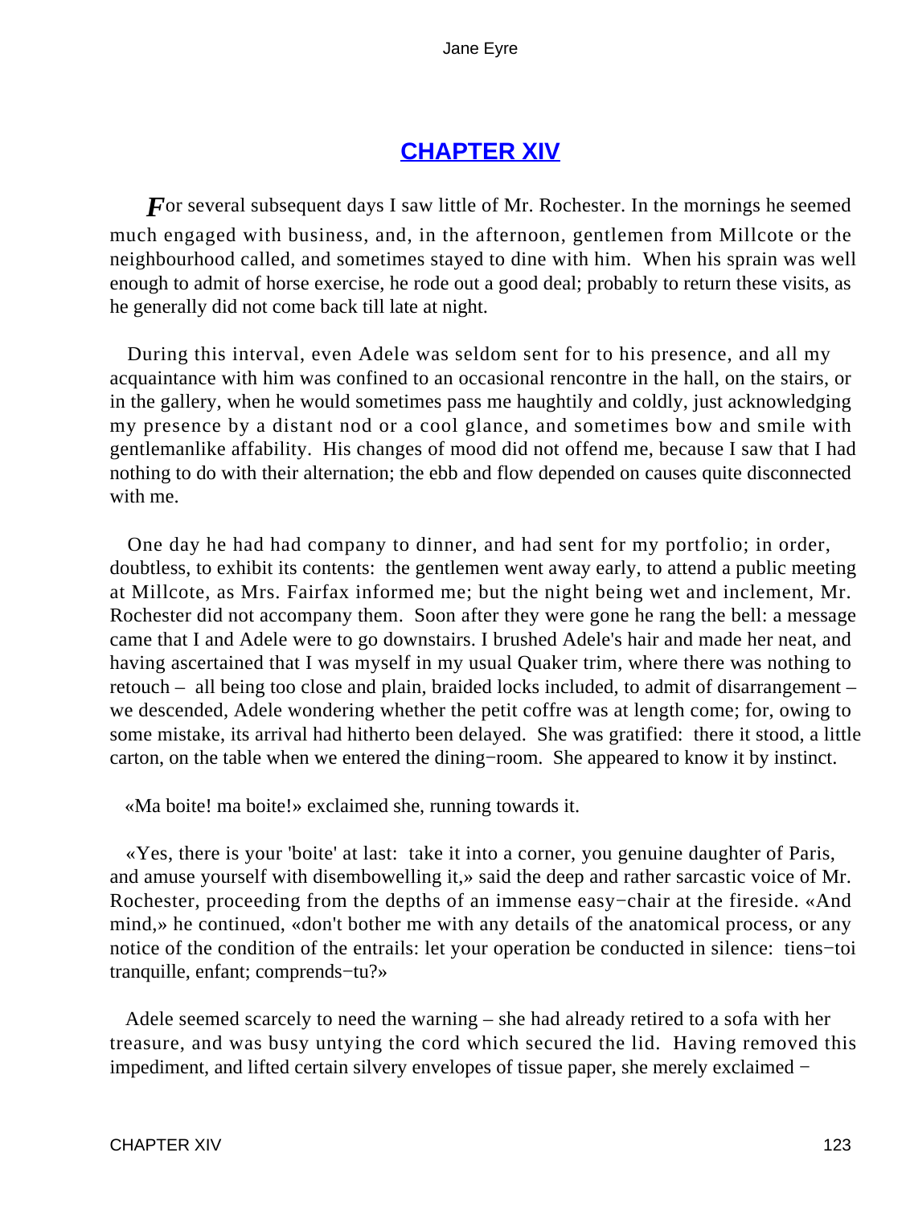## CHAPTER XIV

*F*or several subsequent days I saw little of Mr. Rochester. In the mornings he seemed much engaged with business, and, in the afternoon, gentlemen from Millcote or the neighbourhood called, and sometimes stayed to dine with him. When his sprain was well enough to admit of horse exercise, he rode out a good deal; probably to return these visits, as he generally did not come back till late at night.

During this interval, even Adele was seldom sent for to his presence, and all my acquaintance with him was confined to an occasional rencontre in the hall, on the stairs, or in the gallery, when he would sometimes pass me haughtily and coldly, just acknowledging my presence by a distant nod or a cool glance, and sometimes bow and smile with gentlemanlike affability. His changes of mood did not offend me, because I saw that I had nothing to do with their alternation; the ebb and flow depended on causes quite disconnected with me.

One day he had had company to dinner, and had sent for my portfolio; in order, doubtless, to exhibit its contents: the gentlemen went away early, to attend a public meeting at Millcote, as Mrs. Fairfax informed me; but the night being wet and inclement, Mr. Rochester did not accompany them. Soon after they were gone he rang the bell: a message came that I and Adele were to go downstairs. I brushed Adele's hair and made her neat, and having ascertained that I was myself in my usual Quaker trim, where there was nothing to retouch – all being too close and plain, braided locks included, to admit of disarrangement – we descended, Adele wondering whether the petit coffre was at length come; for, owing to some mistake, its arrival had hitherto been delayed. She was gratified: there it stood, a little carton, on the table when we entered the dining−room. She appeared to know it by instinct.

«Ma boite! ma boite!» exclaimed she, running towards it.

«Yes, there is your 'boite' at last: take it into a corner, you genuine daughter of Paris, and amuse yourself with disembowelling it,» said the deep and rather sarcastic voice of Mr. Rochester, proceeding from the depths of an immense easy−chair at the fireside. «And mind,» he continued, «don't bother me with any details of the anatomical process, or any notice of the condition of the entrails: let your operation be conducted in silence: tiens−toi tranquille, enfant; comprends−tu?»

Adele seemed scarcely to need the warning – she had already retired to a sofa with her treasure, and was busy untying the cord which secured the lid. Having removed this impediment, and lifted certain silvery envelopes of tissue paper, she merely exclaimed −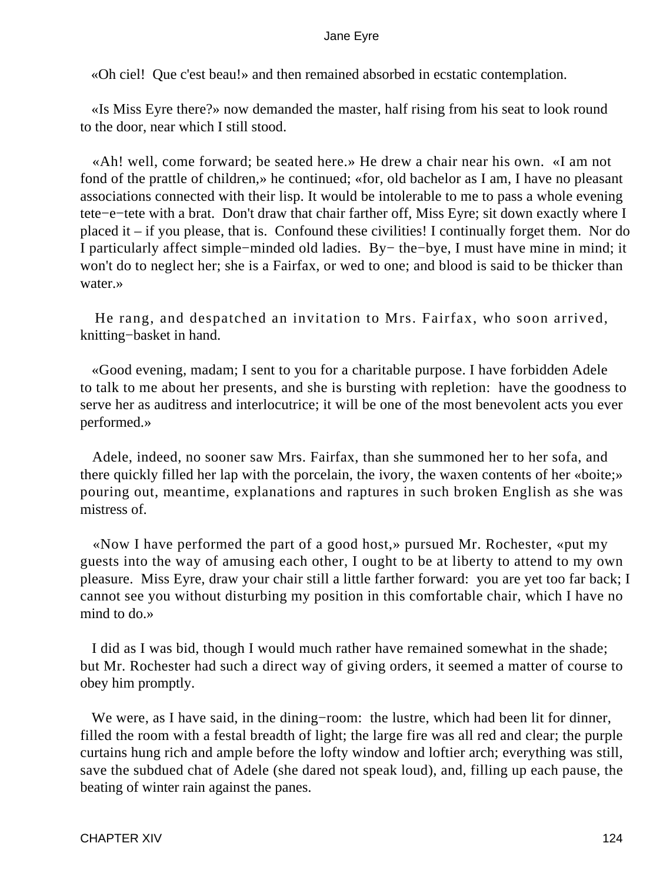«Oh ciel!  Que c'est beau!» and then remained absorbed in ecstatic contemplation.

«Is Miss Eyre there?» now demanded the master, half rising from his seat to look round to the door, near which I still stood.

«Ah! well, come forward; be seated here.» He drew a chair near his own.  «I am not fond of the prattle of children,» he continued; «for, old bachelor as I am, I have no pleasant associations connected with their lisp. It would be intolerable to me to pass a whole evening tete−e−tete with a brat.  Don't draw that chair farther off, Miss Eyre; sit down exactly where I placed it – if you please, that is.  Confound these civilities! I continually forget them.  Nor do I particularly affect simple−minded old ladies.  By− the−bye, I must have mine in mind; it won't do to neglect her; she is a Fairfax, or wed to one; and blood is said to be thicker than water.»

He rang, and despatched an invitation to Mrs. Fairfax, who soon arrived, knitting−basket in hand.

«Good evening, madam; I sent to you for a charitable purpose. I have forbidden Adele to talk to me about her presents, and she is bursting with repletion:  have the goodness to serve her as auditress and interlocutrice; it will be one of the most benevolent acts you ever performed.»

Adele, indeed, no sooner saw Mrs. Fairfax, than she summoned her to her sofa, and there quickly filled her lap with the porcelain, the ivory, the waxen contents of her «boite;» pouring out, meantime, explanations and raptures in such broken English as she was mistress of.

«Now I have performed the part of a good host,» pursued Mr. Rochester, «put my guests into the way of amusing each other, I ought to be at liberty to attend to my own pleasure.  Miss Eyre, draw your chair still a little farther forward:  you are yet too far back; I cannot see you without disturbing my position in this comfortable chair, which I have no mind to do.»

I did as I was bid, though I would much rather have remained somewhat in the shade; but Mr. Rochester had such a direct way of giving orders, it seemed a matter of course to obey him promptly.

We were, as I have said, in the dining−room:  the lustre, which had been lit for dinner, filled the room with a festal breadth of light; the large fire was all red and clear; the purple curtains hung rich and ample before the lofty window and loftier arch; everything was still, save the subdued chat of Adele (she dared not speak loud), and, filling up each pause, the beating of winter rain against the panes.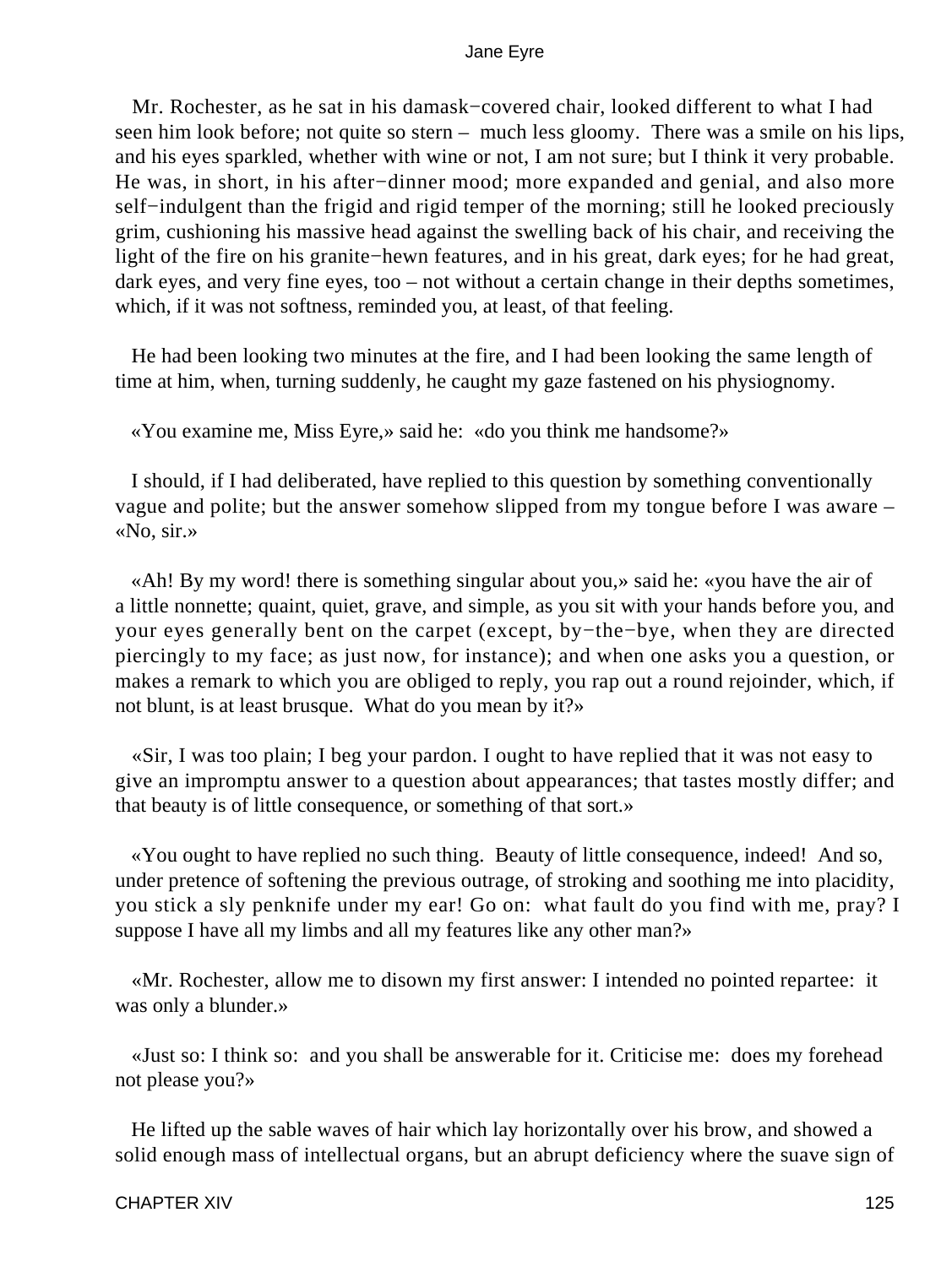Mr. Rochester, as he sat in his damask−covered chair, looked different to what I had seen him look before; not quite so stern – much less gloomy. There was a smile on his lips, and his eyes sparkled, whether with wine or not, I am not sure; but I think it very probable. He was, in short, in his after−dinner mood; more expanded and genial, and also more self−indulgent than the frigid and rigid temper of the morning; still he looked preciously grim, cushioning his massive head against the swelling back of his chair, and receiving the light of the fire on his granite−hewn features, and in his great, dark eyes; for he had great, dark eyes, and very fine eyes, too – not without a certain change in their depths sometimes, which, if it was not softness, reminded you, at least, of that feeling.

He had been looking two minutes at the fire, and I had been looking the same length of time at him, when, turning suddenly, he caught my gaze fastened on his physiognomy.

«You examine me, Miss Eyre,» said he: «do you think me handsome?»

I should, if I had deliberated, have replied to this question by something conventionally vague and polite; but the answer somehow slipped from my tongue before I was aware – «No, sir.»

«Ah! By my word! there is something singular about you,» said he: «you have the air of a little nonnette; quaint, quiet, grave, and simple, as you sit with your hands before you, and your eyes generally bent on the carpet (except, by−the−bye, when they are directed piercingly to my face; as just now, for instance); and when one asks you a question, or makes a remark to which you are obliged to reply, you rap out a round rejoinder, which, if not blunt, is at least brusque. What do you mean by it?»

«Sir, I was too plain; I beg your pardon. I ought to have replied that it was not easy to give an impromptu answer to a question about appearances; that tastes mostly differ; and that beauty is of little consequence, or something of that sort.»

«You ought to have replied no such thing. Beauty of little consequence, indeed! And so, under pretence of softening the previous outrage, of stroking and soothing me into placidity, you stick a sly penknife under my ear! Go on: what fault do you find with me, pray? I suppose I have all my limbs and all my features like any other man?»

«Mr. Rochester, allow me to disown my first answer: I intended no pointed repartee: it was only a blunder.»

«Just so: I think so: and you shall be answerable for it. Criticise me: does my forehead not please you?»

He lifted up the sable waves of hair which lay horizontally over his brow, and showed a solid enough mass of intellectual organs, but an abrupt deficiency where the suave sign of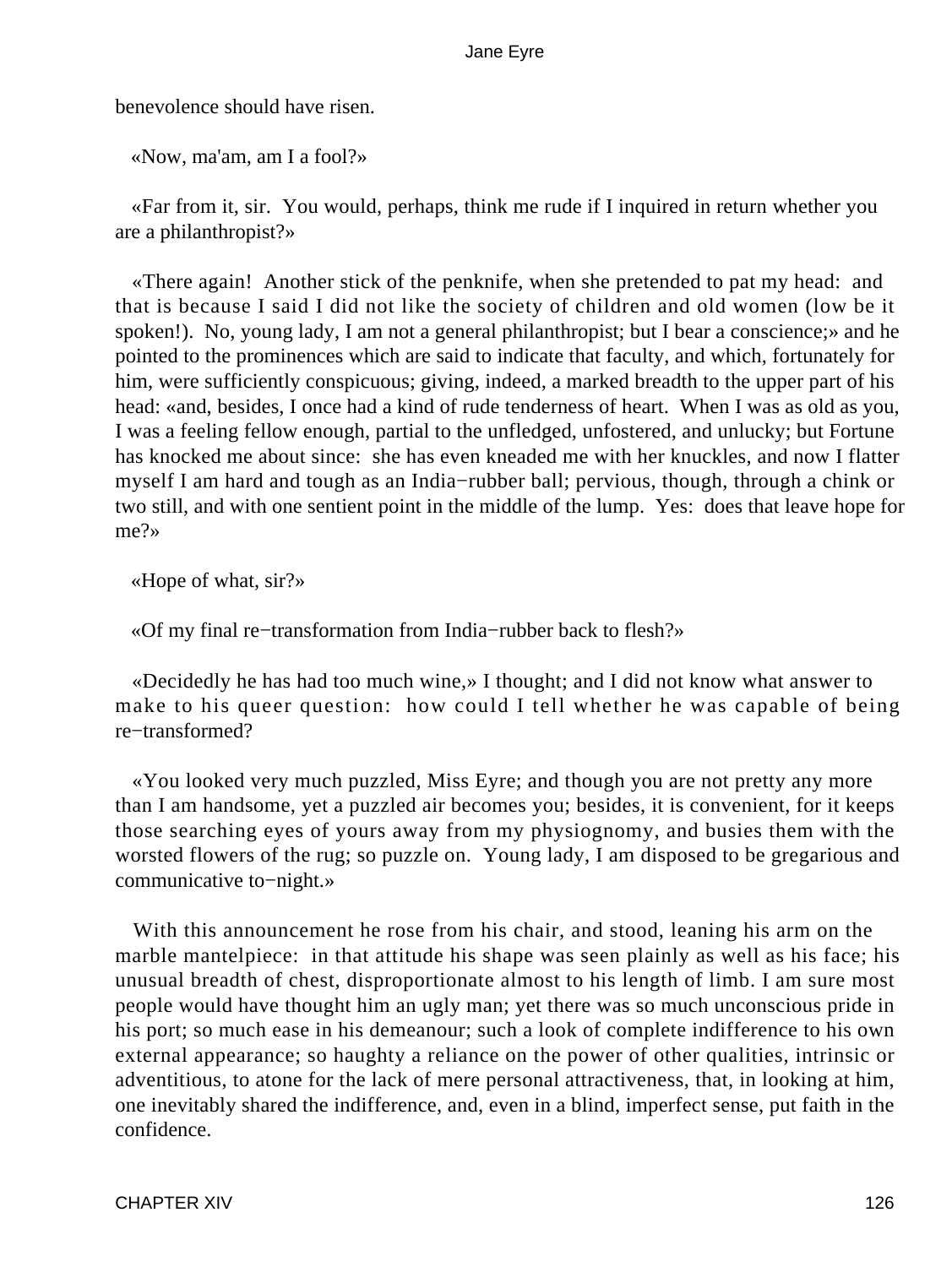benevolence should have risen.

«Now, ma'am, am I a fool?»

«Far from it, sir. You would, perhaps, think me rude if I inquired in return whether you are a philanthropist?»

«There again! Another stick of the penknife, when she pretended to pat my head: and that is because I said I did not like the society of children and old women (low be it spoken!). No, young lady, I am not a general philanthropist; but I bear a conscience;» and he pointed to the prominences which are said to indicate that faculty, and which, fortunately for him, were sufficiently conspicuous; giving, indeed, a marked breadth to the upper part of his head: «and, besides, I once had a kind of rude tenderness of heart. When I was as old as you, I was a feeling fellow enough, partial to the unfledged, unfostered, and unlucky; but Fortune has knocked me about since: she has even kneaded me with her knuckles, and now I flatter myself I am hard and tough as an India−rubber ball; pervious, though, through a chink or two still, and with one sentient point in the middle of the lump. Yes: does that leave hope for me?»

«Hope of what, sir?»

«Of my final re−transformation from India−rubber back to flesh?»

«Decidedly he has had too much wine,» I thought; and I did not know what answer to make to his queer question: how could I tell whether he was capable of being re−transformed?

«You looked very much puzzled, Miss Eyre; and though you are not pretty any more than I am handsome, yet a puzzled air becomes you; besides, it is convenient, for it keeps those searching eyes of yours away from my physiognomy, and busies them with the worsted flowers of the rug; so puzzle on. Young lady, I am disposed to be gregarious and communicative to−night.»

With this announcement he rose from his chair, and stood, leaning his arm on the marble mantelpiece: in that attitude his shape was seen plainly as well as his face; his unusual breadth of chest, disproportionate almost to his length of limb. I am sure most people would have thought him an ugly man; yet there was so much unconscious pride in his port; so much ease in his demeanour; such a look of complete indifference to his own external appearance; so haughty a reliance on the power of other qualities, intrinsic or adventitious, to atone for the lack of mere personal attractiveness, that, in looking at him, one inevitably shared the indifference, and, even in a blind, imperfect sense, put faith in the confidence.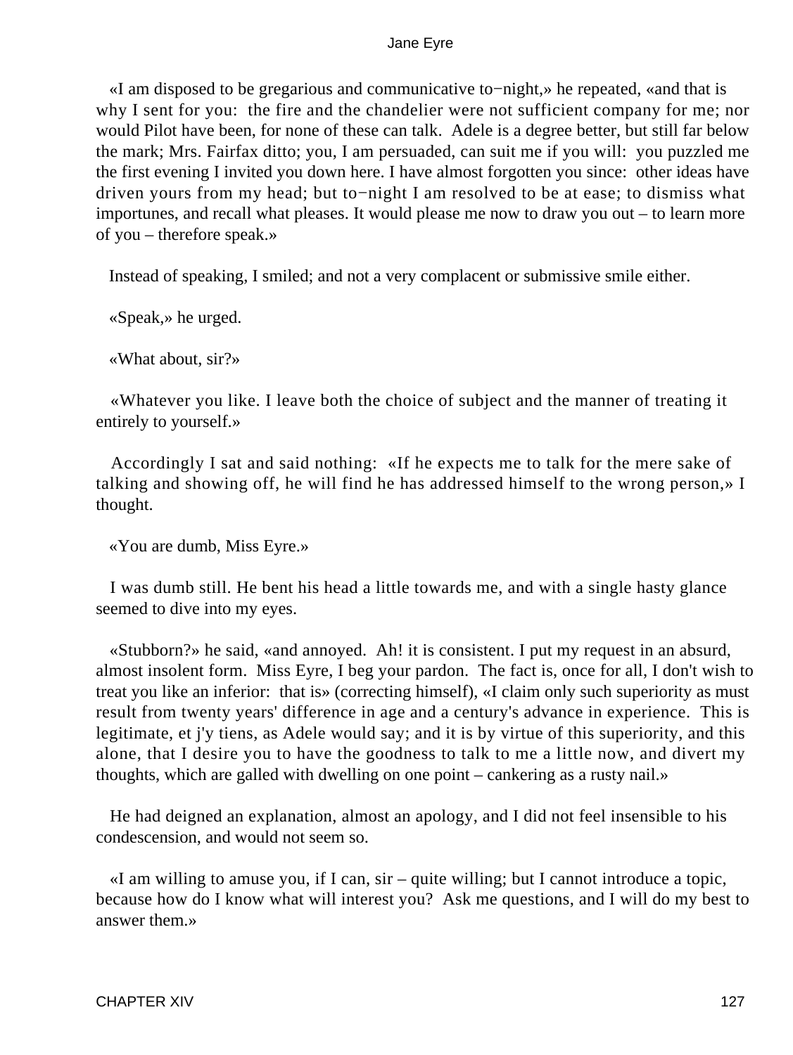«I am disposed to be gregarious and communicative to−night,» he repeated, «and that is why I sent for you: the fire and the chandelier were not sufficient company for me; nor would Pilot have been, for none of these can talk. Adele is a degree better, but still far below the mark; Mrs. Fairfax ditto; you, I am persuaded, can suit me if you will: you puzzled me the first evening I invited you down here. I have almost forgotten you since: other ideas have driven yours from my head; but to−night I am resolved to be at ease; to dismiss what importunes, and recall what pleases. It would please me now to draw you out – to learn more of you – therefore speak.»

Instead of speaking, I smiled; and not a very complacent or submissive smile either.

«Speak,» he urged.

«What about, sir?»

«Whatever you like. I leave both the choice of subject and the manner of treating it entirely to yourself.»

Accordingly I sat and said nothing: «If he expects me to talk for the mere sake of talking and showing off, he will find he has addressed himself to the wrong person,» I thought.

«You are dumb, Miss Eyre.»

I was dumb still. He bent his head a little towards me, and with a single hasty glance seemed to dive into my eyes.

«Stubborn?» he said, «and annoyed. Ah! it is consistent. I put my request in an absurd, almost insolent form. Miss Eyre, I beg your pardon. The fact is, once for all, I don't wish to treat you like an inferior: that is» (correcting himself), «I claim only such superiority as must result from twenty years' difference in age and a century's advance in experience. This is legitimate, et j'y tiens, as Adele would say; and it is by virtue of this superiority, and this alone, that I desire you to have the goodness to talk to me a little now, and divert my thoughts, which are galled with dwelling on one point – cankering as a rusty nail.»

He had deigned an explanation, almost an apology, and I did not feel insensible to his condescension, and would not seem so.

«I am willing to amuse you, if I can, sir – quite willing; but I cannot introduce a topic, because how do I know what will interest you? Ask me questions, and I will do my best to answer them.»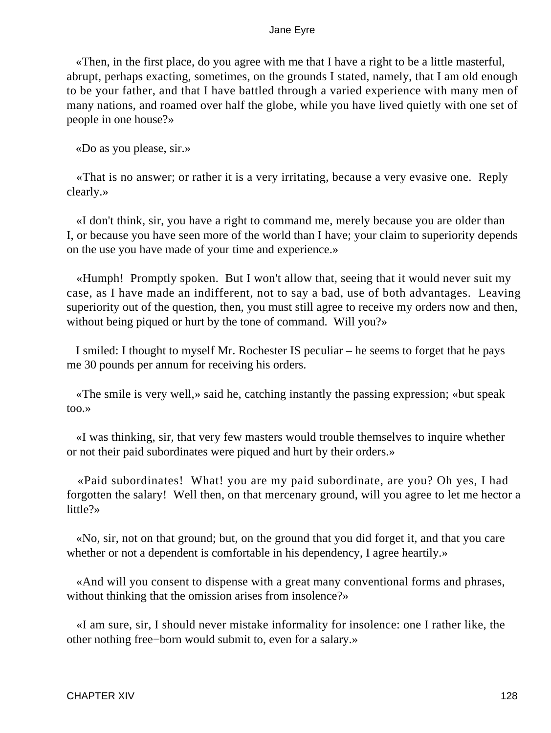«Then, in the first place, do you agree with me that I have a right to be a little masterful, abrupt, perhaps exacting, sometimes, on the grounds I stated, namely, that I am old enough to be your father, and that I have battled through a varied experience with many men of many nations, and roamed over half the globe, while you have lived quietly with one set of people in one house?»

«Do as you please, sir.»

«That is no answer; or rather it is a very irritating, because a very evasive one. Reply clearly.»

«I don't think, sir, you have a right to command me, merely because you are older than I, or because you have seen more of the world than I have; your claim to superiority depends on the use you have made of your time and experience.»

«Humph! Promptly spoken. But I won't allow that, seeing that it would never suit my case, as I have made an indifferent, not to say a bad, use of both advantages. Leaving superiority out of the question, then, you must still agree to receive my orders now and then, without being piqued or hurt by the tone of command. Will you?»

I smiled: I thought to myself Mr. Rochester IS peculiar – he seems to forget that he pays me 30 pounds per annum for receiving his orders.

«The smile is very well,» said he, catching instantly the passing expression; «but speak too.»

«I was thinking, sir, that very few masters would trouble themselves to inquire whether or not their paid subordinates were piqued and hurt by their orders.»

«Paid subordinates! What! you are my paid subordinate, are you? Oh yes, I had forgotten the salary! Well then, on that mercenary ground, will you agree to let me hector a little?»

«No, sir, not on that ground; but, on the ground that you did forget it, and that you care whether or not a dependent is comfortable in his dependency, I agree heartily.»

«And will you consent to dispense with a great many conventional forms and phrases, without thinking that the omission arises from insolence?»

«I am sure, sir, I should never mistake informality for insolence: one I rather like, the other nothing free−born would submit to, even for a salary.»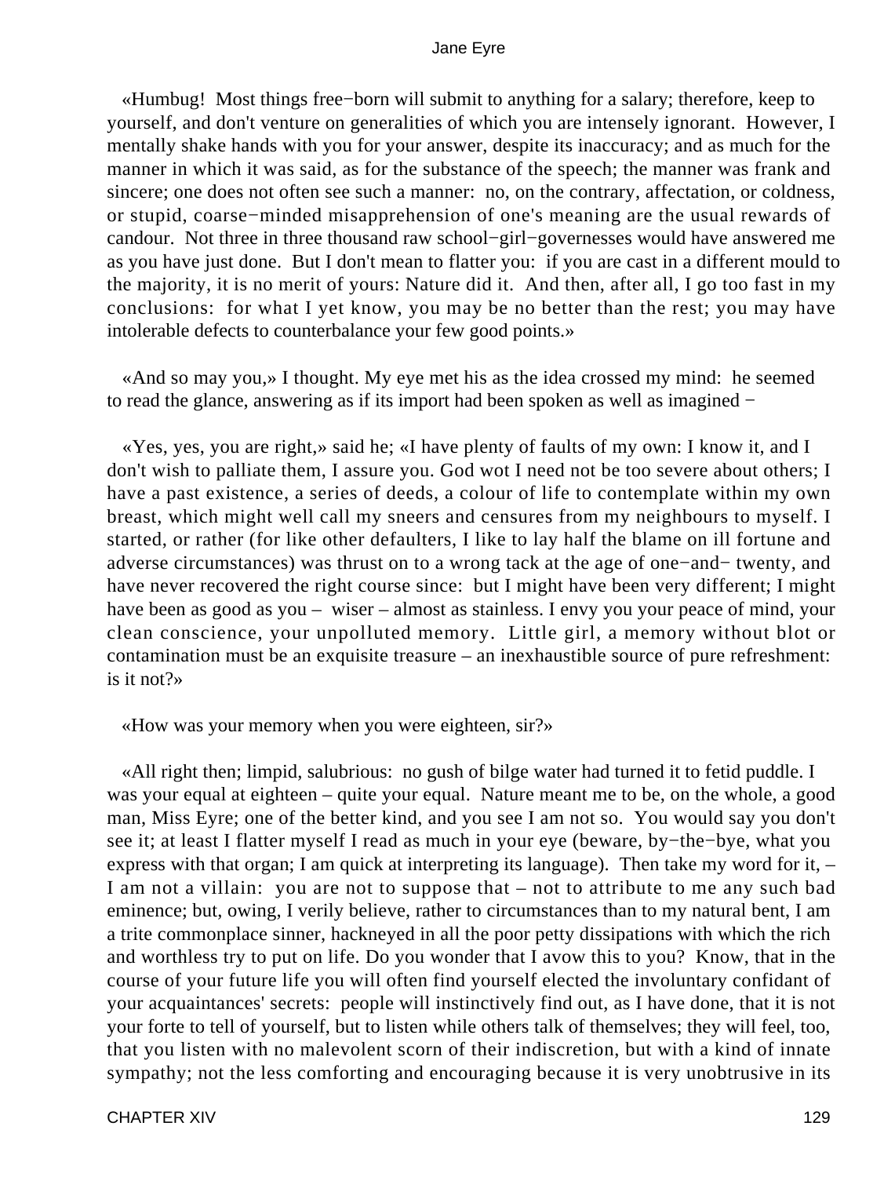«Humbug!  Most things free−born will submit to anything for a salary; therefore, keep to yourself, and don't venture on generalities of which you are intensely ignorant.  However, I mentally shake hands with you for your answer, despite its inaccuracy; and as much for the manner in which it was said, as for the substance of the speech; the manner was frank and sincere; one does not often see such a manner:  no, on the contrary, affectation, or coldness, or stupid, coarse−minded misapprehension of one's meaning are the usual rewards of candour.  Not three in three thousand raw school−girl−governesses would have answered me as you have just done.  But I don't mean to flatter you:  if you are cast in a different mould to the majority, it is no merit of yours: Nature did it.  And then, after all, I go too fast in my conclusions:  for what I yet know, you may be no better than the rest; you may have intolerable defects to counterbalance your few good points.»

«And so may you,» I thought. My eye met his as the idea crossed my mind:  he seemed to read the glance, answering as if its import had been spoken as well as imagined −

«Yes, yes, you are right,» said he; «I have plenty of faults of my own: I know it, and I don't wish to palliate them, I assure you. God wot I need not be too severe about others; I have a past existence, a series of deeds, a colour of life to contemplate within my own breast, which might well call my sneers and censures from my neighbours to myself. I started, or rather (for like other defaulters, I like to lay half the blame on ill fortune and adverse circumstances) was thrust on to a wrong tack at the age of one−and− twenty, and have never recovered the right course since:  but I might have been very different; I might have been as good as you –  wiser – almost as stainless. I envy you your peace of mind, your clean conscience, your unpolluted memory.  Little girl, a memory without blot or contamination must be an exquisite treasure – an inexhaustible source of pure refreshment: is it not?»

«How was your memory when you were eighteen, sir?»

«All right then; limpid, salubrious:  no gush of bilge water had turned it to fetid puddle. I was your equal at eighteen – quite your equal.  Nature meant me to be, on the whole, a good man, Miss Eyre; one of the better kind, and you see I am not so.  You would say you don't see it; at least I flatter myself I read as much in your eye (beware, by−the−bye, what you express with that organ; I am quick at interpreting its language).  Then take my word for it, – I am not a villain:  you are not to suppose that – not to attribute to me any such bad eminence; but, owing, I verily believe, rather to circumstances than to my natural bent, I am a trite commonplace sinner, hackneyed in all the poor petty dissipations with which the rich and worthless try to put on life. Do you wonder that I avow this to you?  Know, that in the course of your future life you will often find yourself elected the involuntary confidant of your acquaintances' secrets:  people will instinctively find out, as I have done, that it is not your forte to tell of yourself, but to listen while others talk of themselves; they will feel, too, that you listen with no malevolent scorn of their indiscretion, but with a kind of innate sympathy; not the less comforting and encouraging because it is very unobtrusive in its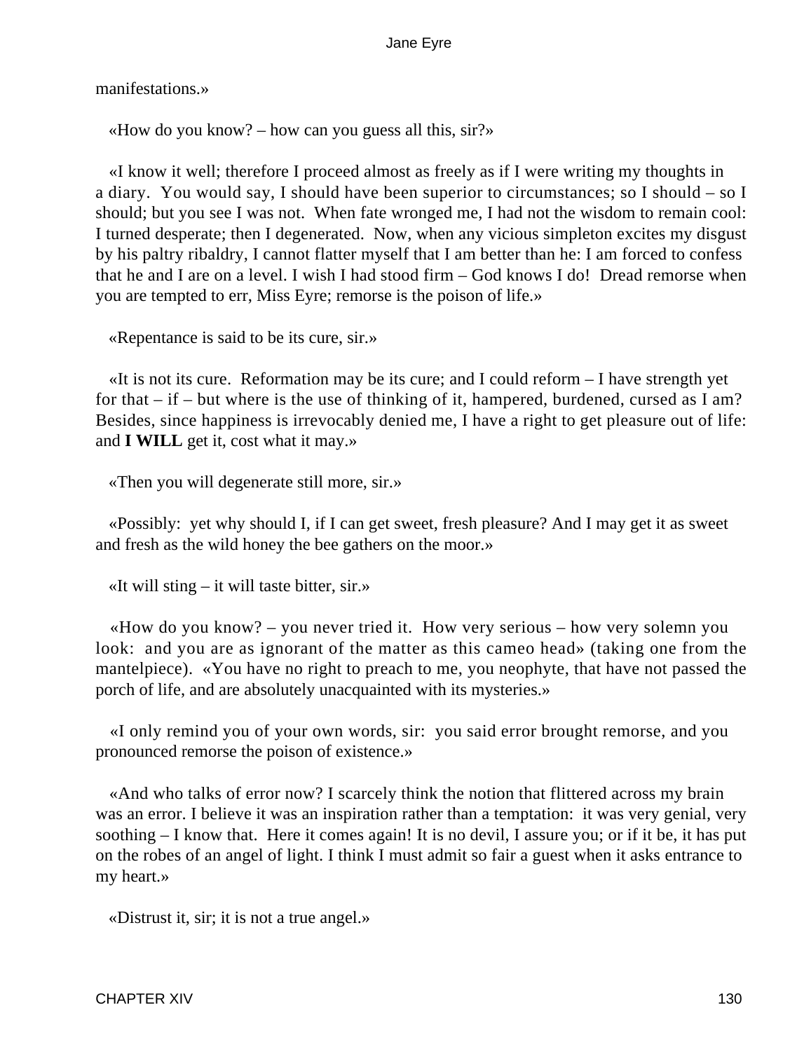manifestations.»

«How do you know? – how can you guess all this, sir?»

«I know it well; therefore I proceed almost as freely as if I were writing my thoughts in a diary. You would say, I should have been superior to circumstances; so I should – so I should; but you see I was not. When fate wronged me, I had not the wisdom to remain cool: I turned desperate; then I degenerated. Now, when any vicious simpleton excites my disgust by his paltry ribaldry, I cannot flatter myself that I am better than he: I am forced to confess that he and I are on a level. I wish I had stood firm – God knows I do! Dread remorse when you are tempted to err, Miss Eyre; remorse is the poison of life.»

«Repentance is said to be its cure, sir.»

«It is not its cure. Reformation may be its cure; and I could reform – I have strength yet for that – if – but where is the use of thinking of it, hampered, burdened, cursed as I am? Besides, since happiness is irrevocably denied me, I have a right to get pleasure out of life: and **I WILL** get it, cost what it may.»

«Then you will degenerate still more, sir.»

«Possibly: yet why should I, if I can get sweet, fresh pleasure? And I may get it as sweet and fresh as the wild honey the bee gathers on the moor.»

«It will sting – it will taste bitter, sir.»

«How do you know? – you never tried it. How very serious – how very solemn you look: and you are as ignorant of the matter as this cameo head» (taking one from the mantelpiece). «You have no right to preach to me, you neophyte, that have not passed the porch of life, and are absolutely unacquainted with its mysteries.»

«I only remind you of your own words, sir: you said error brought remorse, and you pronounced remorse the poison of existence.»

«And who talks of error now? I scarcely think the notion that flittered across my brain was an error. I believe it was an inspiration rather than a temptation: it was very genial, very soothing – I know that. Here it comes again! It is no devil, I assure you; or if it be, it has put on the robes of an angel of light. I think I must admit so fair a guest when it asks entrance to my heart.»

«Distrust it, sir; it is not a true angel.»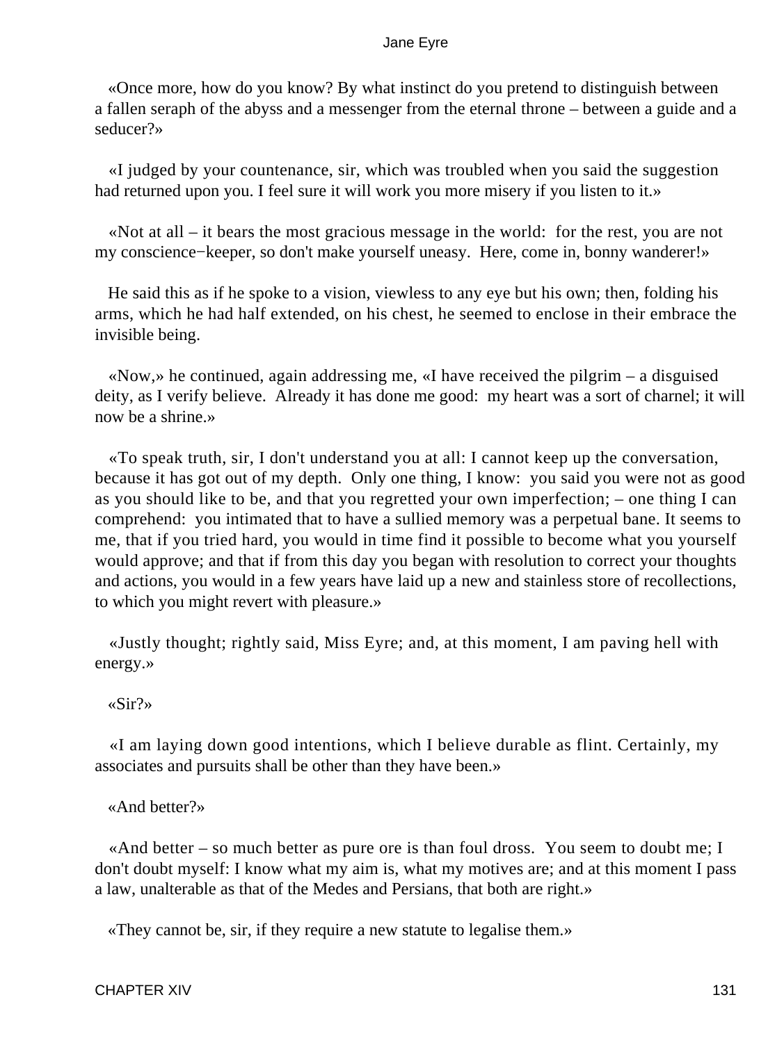«Once more, how do you know? By what instinct do you pretend to distinguish between a fallen seraph of the abyss and a messenger from the eternal throne – between a guide and a seducer?»

«I judged by your countenance, sir, which was troubled when you said the suggestion had returned upon you. I feel sure it will work you more misery if you listen to it.»

«Not at all – it bears the most gracious message in the world: for the rest, you are not my conscience−keeper, so don't make yourself uneasy. Here, come in, bonny wanderer!»

He said this as if he spoke to a vision, viewless to any eye but his own; then, folding his arms, which he had half extended, on his chest, he seemed to enclose in their embrace the invisible being.

«Now,» he continued, again addressing me, «I have received the pilgrim – a disguised deity, as I verify believe. Already it has done me good: my heart was a sort of charnel; it will now be a shrine.»

«To speak truth, sir, I don't understand you at all: I cannot keep up the conversation, because it has got out of my depth. Only one thing, I know: you said you were not as good as you should like to be, and that you regretted your own imperfection; – one thing I can comprehend: you intimated that to have a sullied memory was a perpetual bane. It seems to me, that if you tried hard, you would in time find it possible to become what you yourself would approve; and that if from this day you began with resolution to correct your thoughts and actions, you would in a few years have laid up a new and stainless store of recollections, to which you might revert with pleasure.»

«Justly thought; rightly said, Miss Eyre; and, at this moment, I am paving hell with energy.»

«Sir?»

«I am laying down good intentions, which I believe durable as flint. Certainly, my associates and pursuits shall be other than they have been.»

«And better?»

«And better – so much better as pure ore is than foul dross. You seem to doubt me; I don't doubt myself: I know what my aim is, what my motives are; and at this moment I pass a law, unalterable as that of the Medes and Persians, that both are right.»

«They cannot be, sir, if they require a new statute to legalise them.»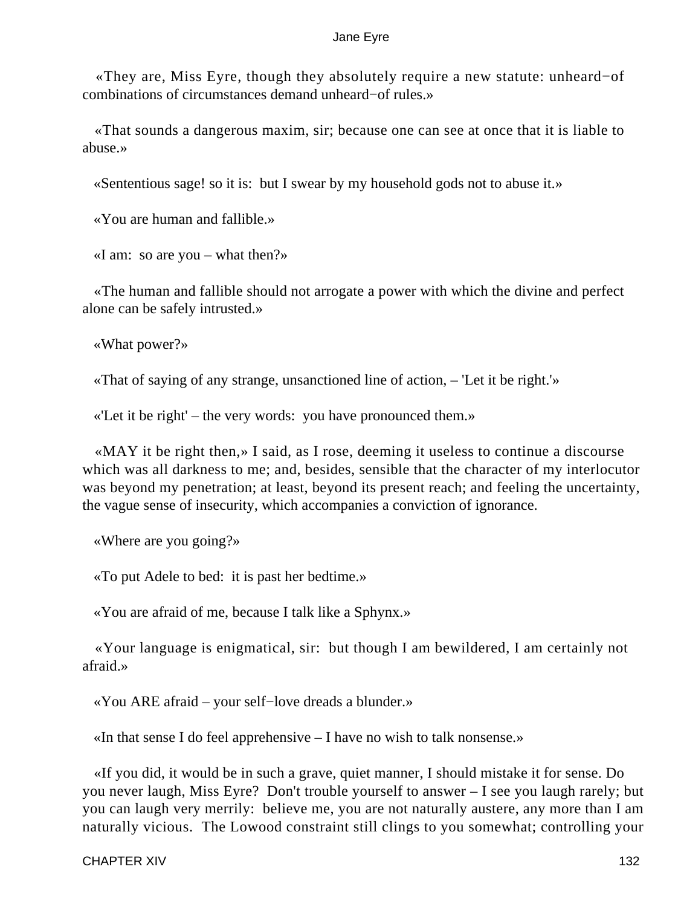«They are, Miss Eyre, though they absolutely require a new statute: unheard−of combinations of circumstances demand unheard−of rules.»

«That sounds a dangerous maxim, sir; because one can see at once that it is liable to abuse.»

«Sententious sage! so it is: but I swear by my household gods not to abuse it.»

«You are human and fallible.»

«I am: so are you – what then?»

«The human and fallible should not arrogate a power with which the divine and perfect alone can be safely intrusted.»

«What power?»

«That of saying of any strange, unsanctioned line of action, – 'Let it be right.'»

«'Let it be right' – the very words: you have pronounced them.»

«MAY it be right then,» I said, as I rose, deeming it useless to continue a discourse which was all darkness to me; and, besides, sensible that the character of my interlocutor was beyond my penetration; at least, beyond its present reach; and feeling the uncertainty, the vague sense of insecurity, which accompanies a conviction of ignorance.

«Where are you going?»

«To put Adele to bed: it is past her bedtime.»

«You are afraid of me, because I talk like a Sphynx.»

«Your language is enigmatical, sir: but though I am bewildered, I am certainly not afraid.»

«You ARE afraid – your self−love dreads a blunder.»

«In that sense I do feel apprehensive – I have no wish to talk nonsense.»

«If you did, it would be in such a grave, quiet manner, I should mistake it for sense. Do you never laugh, Miss Eyre? Don't trouble yourself to answer – I see you laugh rarely; but you can laugh very merrily: believe me, you are not naturally austere, any more than I am naturally vicious. The Lowood constraint still clings to you somewhat; controlling your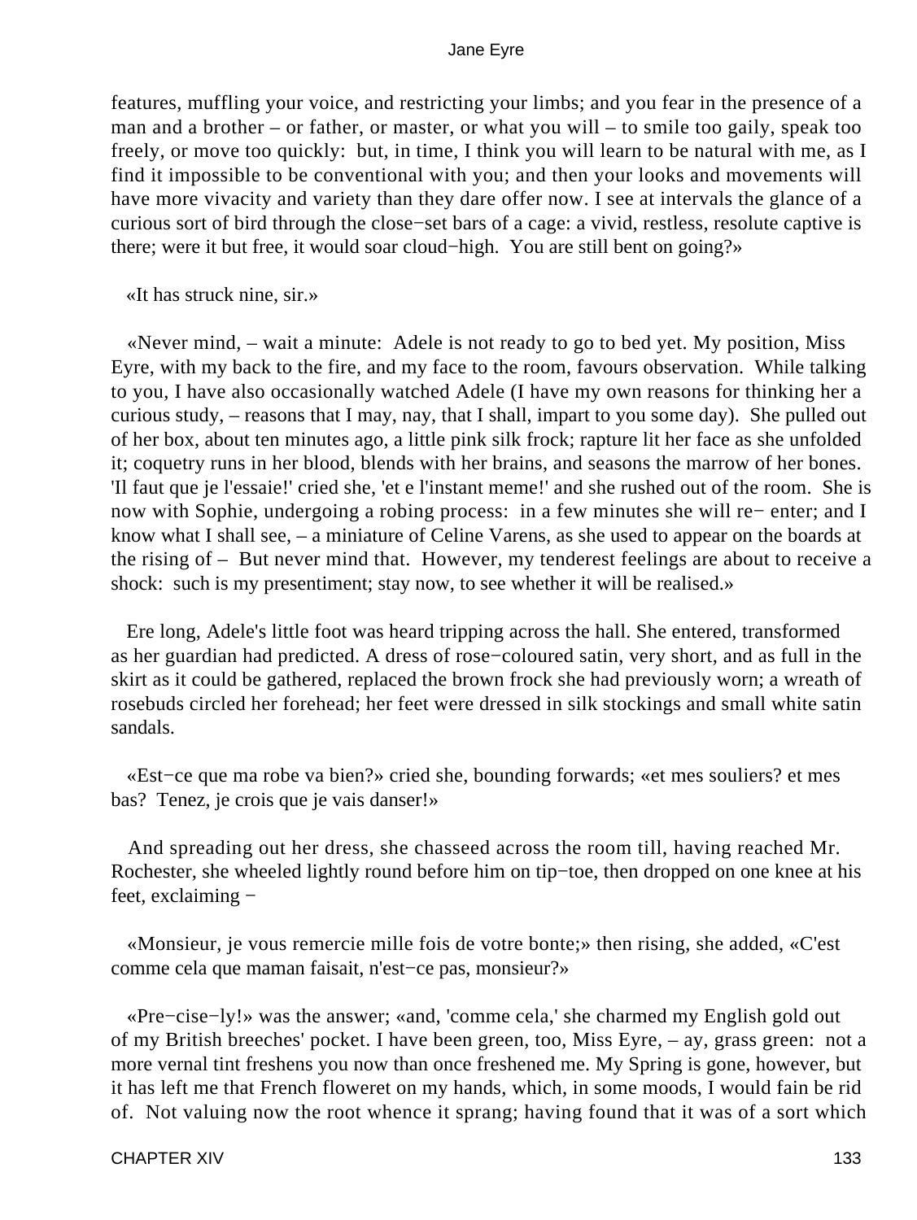features, muffling your voice, and restricting your limbs; and you fear in the presence of a man and a brother – or father, or master, or what you will – to smile too gaily, speak too freely, or move too quickly: but, in time, I think you will learn to be natural with me, as I find it impossible to be conventional with you; and then your looks and movements will have more vivacity and variety than they dare offer now. I see at intervals the glance of a curious sort of bird through the close−set bars of a cage: a vivid, restless, resolute captive is there; were it but free, it would soar cloud−high. You are still bent on going?»

«It has struck nine, sir.»

«Never mind, – wait a minute: Adele is not ready to go to bed yet. My position, Miss Eyre, with my back to the fire, and my face to the room, favours observation. While talking to you, I have also occasionally watched Adele (I have my own reasons for thinking her a curious study, – reasons that I may, nay, that I shall, impart to you some day). She pulled out of her box, about ten minutes ago, a little pink silk frock; rapture lit her face as she unfolded it; coquetry runs in her blood, blends with her brains, and seasons the marrow of her bones. 'Il faut que je l'essaie!' cried she, 'et e l'instant meme!' and she rushed out of the room. She is now with Sophie, undergoing a robing process: in a few minutes she will re− enter; and I know what I shall see, – a miniature of Celine Varens, as she used to appear on the boards at the rising of – But never mind that. However, my tenderest feelings are about to receive a shock: such is my presentiment; stay now, to see whether it will be realised.»

Ere long, Adele's little foot was heard tripping across the hall. She entered, transformed as her guardian had predicted. A dress of rose−coloured satin, very short, and as full in the skirt as it could be gathered, replaced the brown frock she had previously worn; a wreath of rosebuds circled her forehead; her feet were dressed in silk stockings and small white satin sandals.

«Est−ce que ma robe va bien?» cried she, bounding forwards; «et mes souliers? et mes bas? Tenez, je crois que je vais danser!»

And spreading out her dress, she chasseed across the room till, having reached Mr. Rochester, she wheeled lightly round before him on tip−toe, then dropped on one knee at his feet, exclaiming −

«Monsieur, je vous remercie mille fois de votre bonte;» then rising, she added, «C'est comme cela que maman faisait, n'est−ce pas, monsieur?»

«Pre−cise−ly!» was the answer; «and, 'comme cela,' she charmed my English gold out of my British breeches' pocket. I have been green, too, Miss Eyre, – ay, grass green: not a more vernal tint freshens you now than once freshened me. My Spring is gone, however, but it has left me that French floweret on my hands, which, in some moods, I would fain be rid of. Not valuing now the root whence it sprang; having found that it was of a sort which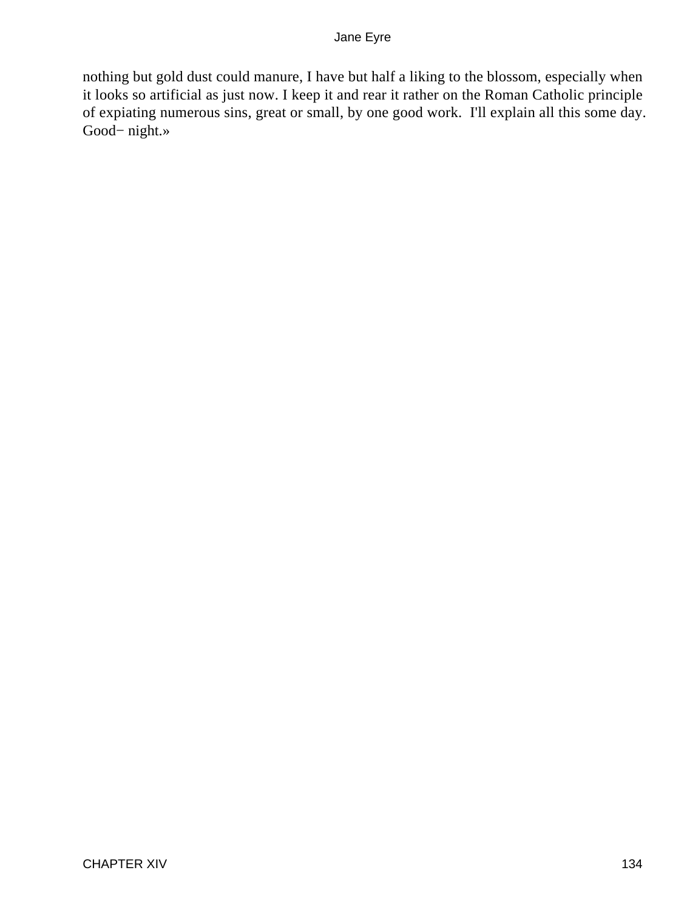nothing but gold dust could manure, I have but half a liking to the blossom, especially when it looks so artificial as just now. I keep it and rear it rather on the Roman Catholic principle of expiating numerous sins, great or small, by one good work. I'll explain all this some day. Good− night.»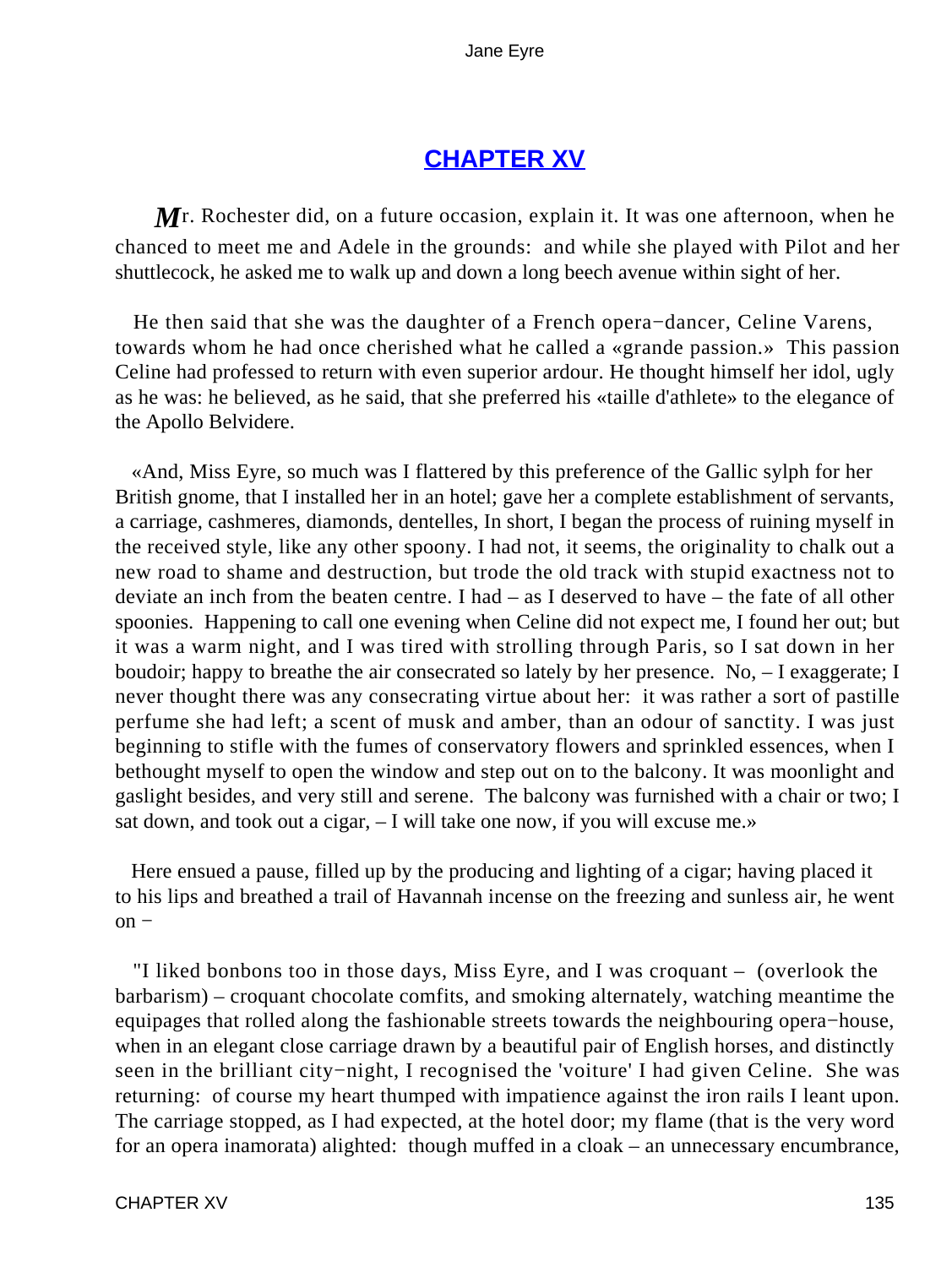## CHAPTER XV

**M**r. Rochester did, on a future occasion, explain it. It was one afternoon, when he chanced to meet me and Adele in the grounds: and while she played with Pilot and her shuttlecock, he asked me to walk up and down a long beech avenue within sight of her.

He then said that she was the daughter of a French opera−dancer, Celine Varens, towards whom he had once cherished what he called a «grande passion.» This passion Celine had professed to return with even superior ardour. He thought himself her idol, ugly as he was: he believed, as he said, that she preferred his «taille d'athlete» to the elegance of the Apollo Belvidere.

«And, Miss Eyre, so much was I flattered by this preference of the Gallic sylph for her British gnome, that I installed her in an hotel; gave her a complete establishment of servants, a carriage, cashmeres, diamonds, dentelles, In short, I began the process of ruining myself in the received style, like any other spoony. I had not, it seems, the originality to chalk out a new road to shame and destruction, but trode the old track with stupid exactness not to deviate an inch from the beaten centre. I had – as I deserved to have – the fate of all other spoonies. Happening to call one evening when Celine did not expect me, I found her out; but it was a warm night, and I was tired with strolling through Paris, so I sat down in her boudoir; happy to breathe the air consecrated so lately by her presence. No, – I exaggerate; I never thought there was any consecrating virtue about her: it was rather a sort of pastille perfume she had left; a scent of musk and amber, than an odour of sanctity. I was just beginning to stifle with the fumes of conservatory flowers and sprinkled essences, when I bethought myself to open the window and step out on to the balcony. It was moonlight and gaslight besides, and very still and serene. The balcony was furnished with a chair or two; I sat down, and took out a cigar, – I will take one now, if you will excuse me.»

Here ensued a pause, filled up by the producing and lighting of a cigar; having placed it to his lips and breathed a trail of Havannah incense on the freezing and sunless air, he went on −

"I liked bonbons too in those days, Miss Eyre, and I was croquant – (overlook the barbarism) – croquant chocolate comfits, and smoking alternately, watching meantime the equipages that rolled along the fashionable streets towards the neighbouring opera−house, when in an elegant close carriage drawn by a beautiful pair of English horses, and distinctly seen in the brilliant city−night, I recognised the 'voiture' I had given Celine. She was returning: of course my heart thumped with impatience against the iron rails I leant upon. The carriage stopped, as I had expected, at the hotel door; my flame (that is the very word for an opera inamorata) alighted: though muffed in a cloak – an unnecessary encumbrance,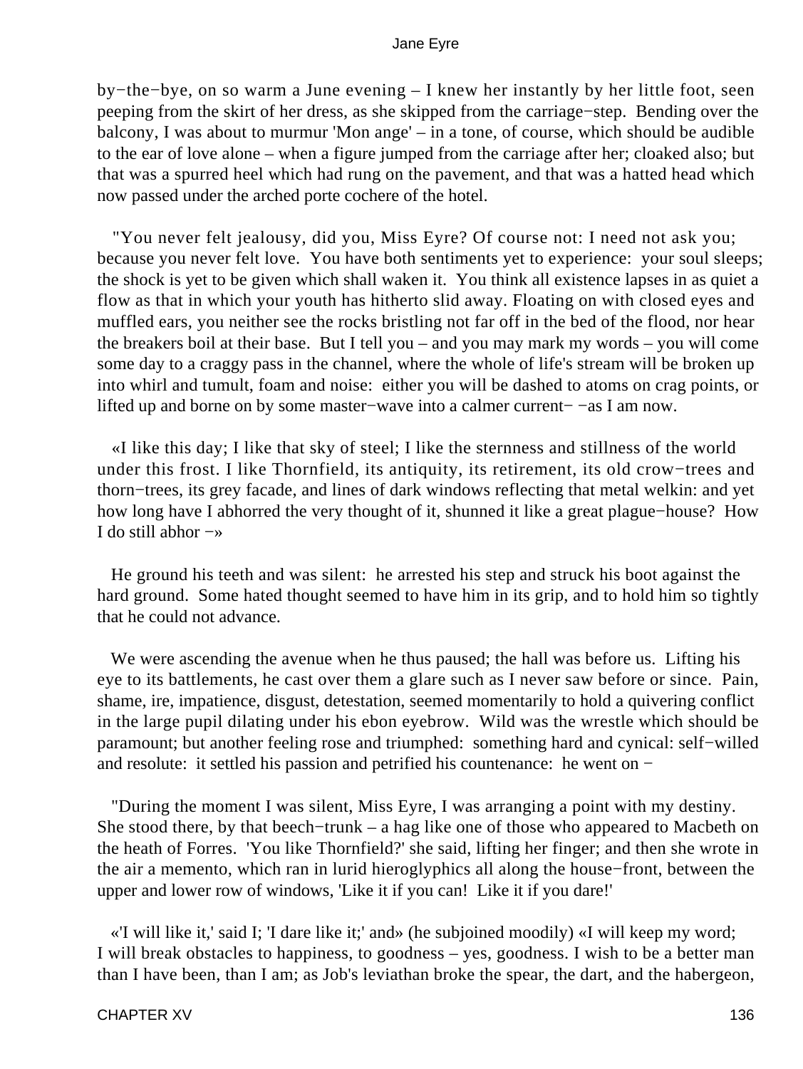by−the−bye, on so warm a June evening – I knew her instantly by her little foot, seen peeping from the skirt of her dress, as she skipped from the carriage−step. Bending over the balcony, I was about to murmur 'Mon ange' – in a tone, of course, which should be audible to the ear of love alone – when a figure jumped from the carriage after her; cloaked also; but that was a spurred heel which had rung on the pavement, and that was a hatted head which now passed under the arched porte cochere of the hotel.

"You never felt jealousy, did you, Miss Eyre? Of course not: I need not ask you; because you never felt love. You have both sentiments yet to experience: your soul sleeps; the shock is yet to be given which shall waken it. You think all existence lapses in as quiet a flow as that in which your youth has hitherto slid away. Floating on with closed eyes and muffled ears, you neither see the rocks bristling not far off in the bed of the flood, nor hear the breakers boil at their base. But I tell you – and you may mark my words – you will come some day to a craggy pass in the channel, where the whole of life's stream will be broken up into whirl and tumult, foam and noise: either you will be dashed to atoms on crag points, or lifted up and borne on by some master−wave into a calmer current− −as I am now.

«I like this day; I like that sky of steel; I like the sternness and stillness of the world under this frost. I like Thornfield, its antiquity, its retirement, its old crow−trees and thorn−trees, its grey facade, and lines of dark windows reflecting that metal welkin: and yet how long have I abhorred the very thought of it, shunned it like a great plague−house? How I do still abhor −»

He ground his teeth and was silent: he arrested his step and struck his boot against the hard ground. Some hated thought seemed to have him in its grip, and to hold him so tightly that he could not advance.

We were ascending the avenue when he thus paused; the hall was before us. Lifting his eye to its battlements, he cast over them a glare such as I never saw before or since. Pain, shame, ire, impatience, disgust, detestation, seemed momentarily to hold a quivering conflict in the large pupil dilating under his ebon eyebrow. Wild was the wrestle which should be paramount; but another feeling rose and triumphed: something hard and cynical: self−willed and resolute: it settled his passion and petrified his countenance: he went on −

"During the moment I was silent, Miss Eyre, I was arranging a point with my destiny. She stood there, by that beech−trunk – a hag like one of those who appeared to Macbeth on the heath of Forres. 'You like Thornfield?' she said, lifting her finger; and then she wrote in the air a memento, which ran in lurid hieroglyphics all along the house−front, between the upper and lower row of windows, 'Like it if you can! Like it if you dare!'

«'I will like it,' said I; 'I dare like it;' and» (he subjoined moodily) «I will keep my word; I will break obstacles to happiness, to goodness – yes, goodness. I wish to be a better man than I have been, than I am; as Job's leviathan broke the spear, the dart, and the habergeon,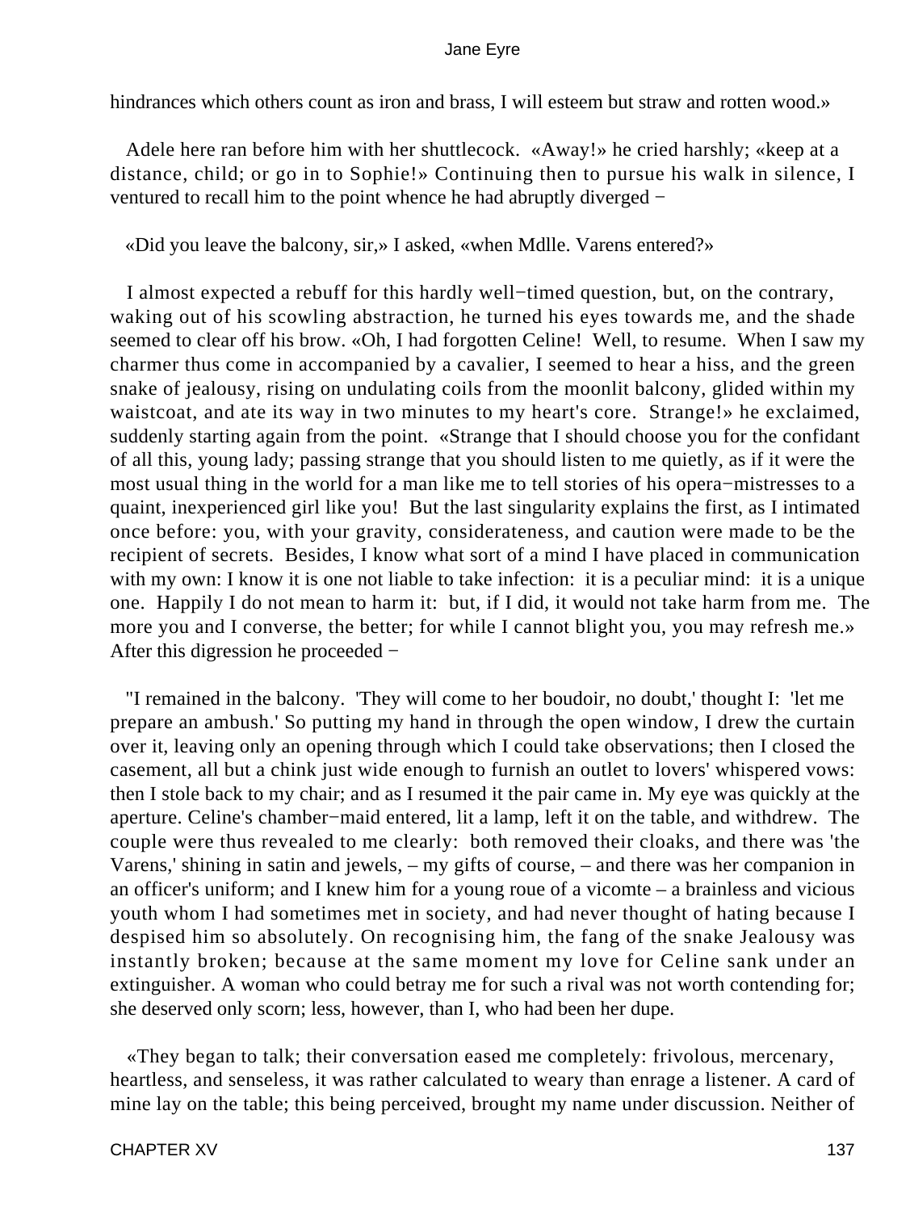hindrances which others count as iron and brass, I will esteem but straw and rotten wood.»

Adele here ran before him with her shuttlecock. «Away!» he cried harshly; «keep at a distance, child; or go in to Sophie!» Continuing then to pursue his walk in silence, I ventured to recall him to the point whence he had abruptly diverged −

«Did you leave the balcony, sir,» I asked, «when Mdlle. Varens entered?»

I almost expected a rebuff for this hardly well−timed question, but, on the contrary, waking out of his scowling abstraction, he turned his eyes towards me, and the shade seemed to clear off his brow. «Oh, I had forgotten Celine! Well, to resume. When I saw my charmer thus come in accompanied by a cavalier, I seemed to hear a hiss, and the green snake of jealousy, rising on undulating coils from the moonlit balcony, glided within my waistcoat, and ate its way in two minutes to my heart's core. Strange!» he exclaimed, suddenly starting again from the point. «Strange that I should choose you for the confidant of all this, young lady; passing strange that you should listen to me quietly, as if it were the most usual thing in the world for a man like me to tell stories of his opera−mistresses to a quaint, inexperienced girl like you! But the last singularity explains the first, as I intimated once before: you, with your gravity, considerateness, and caution were made to be the recipient of secrets. Besides, I know what sort of a mind I have placed in communication with my own: I know it is one not liable to take infection: it is a peculiar mind: it is a unique one. Happily I do not mean to harm it: but, if I did, it would not take harm from me. The more you and I converse, the better; for while I cannot blight you, you may refresh me.» After this digression he proceeded −

"I remained in the balcony. 'They will come to her boudoir, no doubt,' thought I: 'let me prepare an ambush.' So putting my hand in through the open window, I drew the curtain over it, leaving only an opening through which I could take observations; then I closed the casement, all but a chink just wide enough to furnish an outlet to lovers' whispered vows: then I stole back to my chair; and as I resumed it the pair came in. My eye was quickly at the aperture. Celine's chamber−maid entered, lit a lamp, left it on the table, and withdrew. The couple were thus revealed to me clearly: both removed their cloaks, and there was 'the Varens,' shining in satin and jewels, – my gifts of course, – and there was her companion in an officer's uniform; and I knew him for a young roue of a vicomte – a brainless and vicious youth whom I had sometimes met in society, and had never thought of hating because I despised him so absolutely. On recognising him, the fang of the snake Jealousy was instantly broken; because at the same moment my love for Celine sank under an extinguisher. A woman who could betray me for such a rival was not worth contending for; she deserved only scorn; less, however, than I, who had been her dupe.

«They began to talk; their conversation eased me completely: frivolous, mercenary, heartless, and senseless, it was rather calculated to weary than enrage a listener. A card of mine lay on the table; this being perceived, brought my name under discussion. Neither of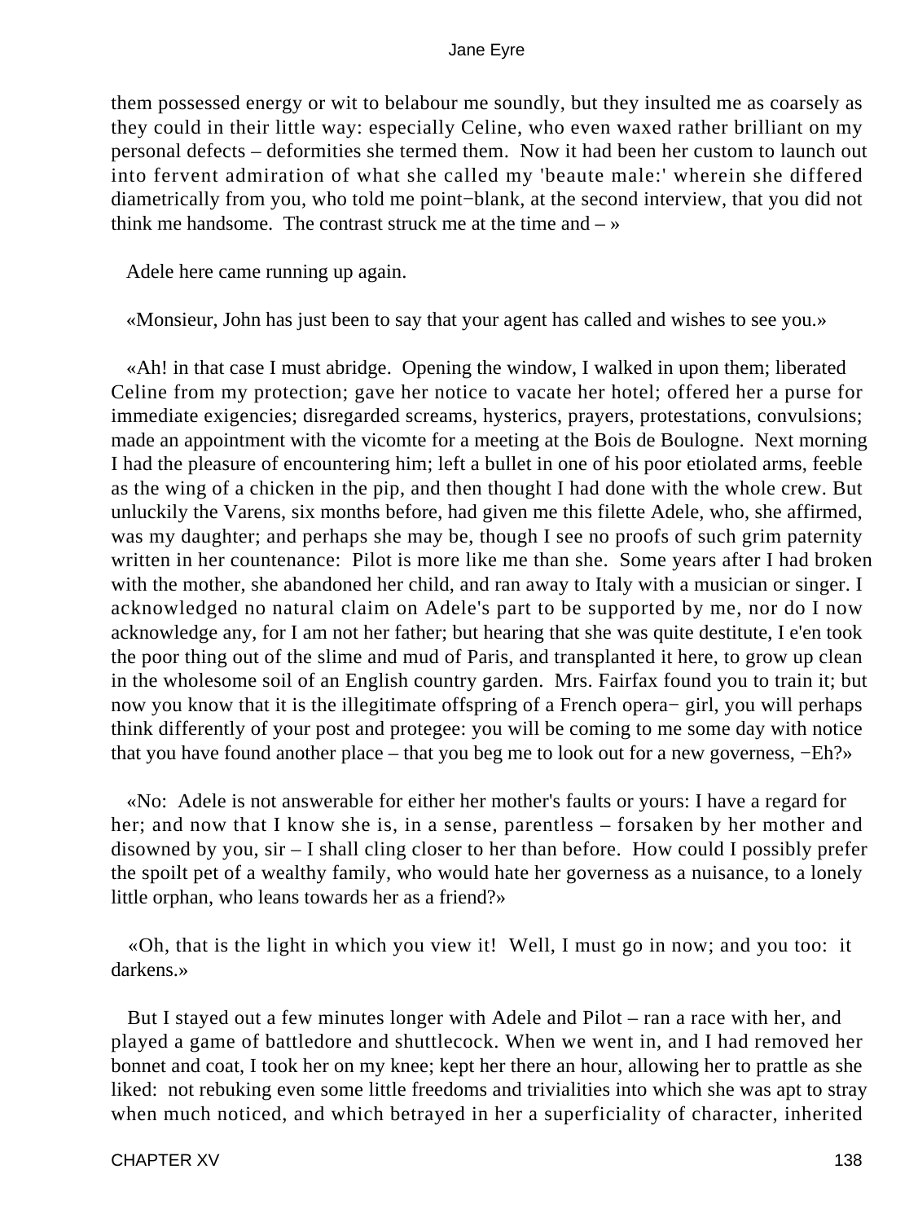them possessed energy or wit to belabour me soundly, but they insulted me as coarsely as they could in their little way: especially Celine, who even waxed rather brilliant on my personal defects – deformities she termed them. Now it had been her custom to launch out into fervent admiration of what she called my 'beaute male:' wherein she differed diametrically from you, who told me point−blank, at the second interview, that you did not think me handsome. The contrast struck me at the time and – »

Adele here came running up again.

«Monsieur, John has just been to say that your agent has called and wishes to see you.»

«Ah! in that case I must abridge. Opening the window, I walked in upon them; liberated Celine from my protection; gave her notice to vacate her hotel; offered her a purse for immediate exigencies; disregarded screams, hysterics, prayers, protestations, convulsions; made an appointment with the vicomte for a meeting at the Bois de Boulogne. Next morning I had the pleasure of encountering him; left a bullet in one of his poor etiolated arms, feeble as the wing of a chicken in the pip, and then thought I had done with the whole crew. But unluckily the Varens, six months before, had given me this filette Adele, who, she affirmed, was my daughter; and perhaps she may be, though I see no proofs of such grim paternity written in her countenance: Pilot is more like me than she. Some years after I had broken with the mother, she abandoned her child, and ran away to Italy with a musician or singer. I acknowledged no natural claim on Adele's part to be supported by me, nor do I now acknowledge any, for I am not her father; but hearing that she was quite destitute, I e'en took the poor thing out of the slime and mud of Paris, and transplanted it here, to grow up clean in the wholesome soil of an English country garden. Mrs. Fairfax found you to train it; but now you know that it is the illegitimate offspring of a French opera− girl, you will perhaps think differently of your post and protegee: you will be coming to me some day with notice that you have found another place – that you beg me to look out for a new governess, −Eh?»

«No: Adele is not answerable for either her mother's faults or yours: I have a regard for her; and now that I know she is, in a sense, parentless – forsaken by her mother and disowned by you, sir – I shall cling closer to her than before. How could I possibly prefer the spoilt pet of a wealthy family, who would hate her governess as a nuisance, to a lonely little orphan, who leans towards her as a friend?»

«Oh, that is the light in which you view it! Well, I must go in now; and you too: it darkens.»

But I stayed out a few minutes longer with Adele and Pilot – ran a race with her, and played a game of battledore and shuttlecock. When we went in, and I had removed her bonnet and coat, I took her on my knee; kept her there an hour, allowing her to prattle as she liked: not rebuking even some little freedoms and trivialities into which she was apt to stray when much noticed, and which betrayed in her a superficiality of character, inherited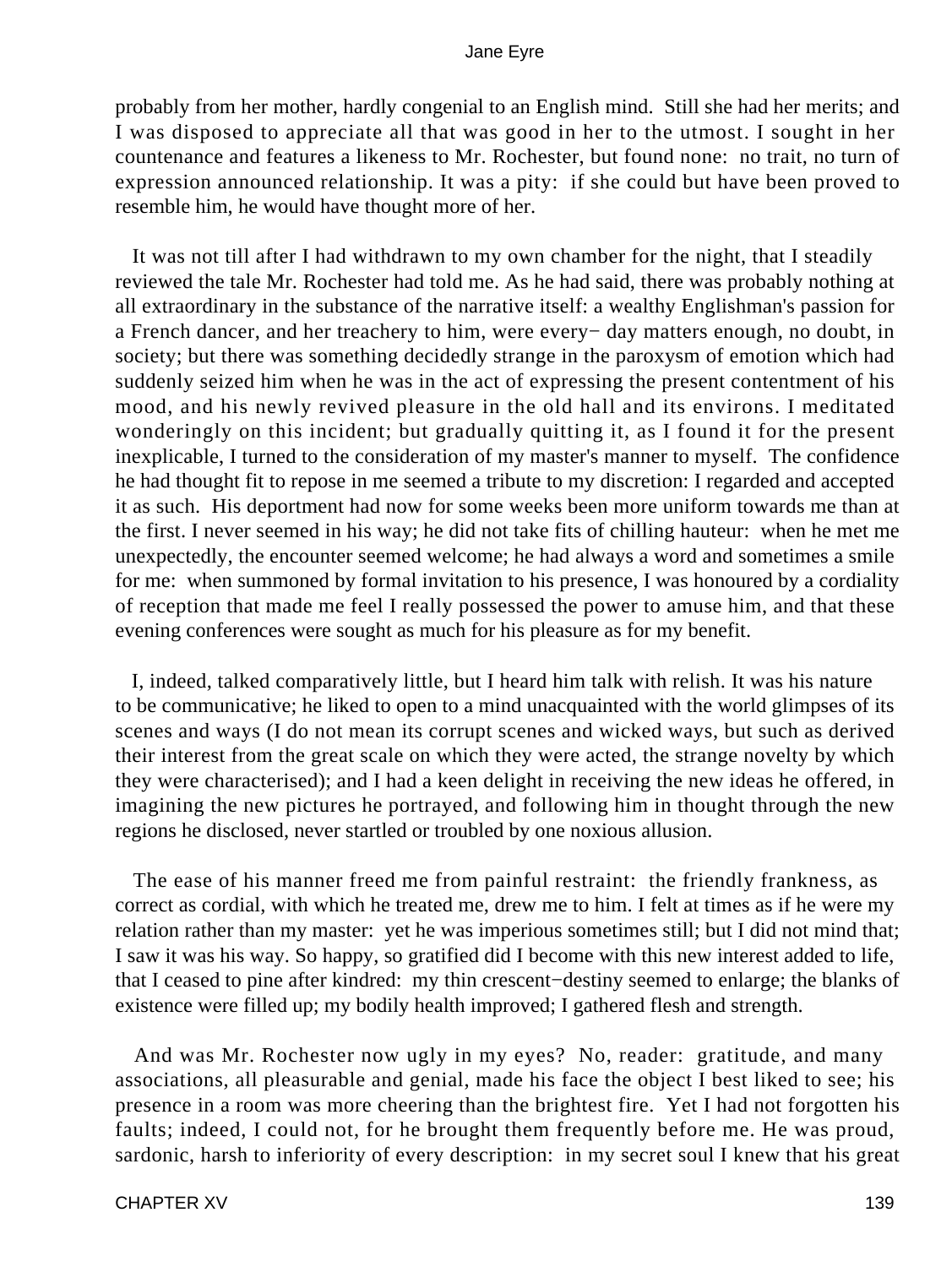probably from her mother, hardly congenial to an English mind. Still she had her merits; and I was disposed to appreciate all that was good in her to the utmost. I sought in her countenance and features a likeness to Mr. Rochester, but found none: no trait, no turn of expression announced relationship. It was a pity: if she could but have been proved to resemble him, he would have thought more of her.

It was not till after I had withdrawn to my own chamber for the night, that I steadily reviewed the tale Mr. Rochester had told me. As he had said, there was probably nothing at all extraordinary in the substance of the narrative itself: a wealthy Englishman's passion for a French dancer, and her treachery to him, were every− day matters enough, no doubt, in society; but there was something decidedly strange in the paroxysm of emotion which had suddenly seized him when he was in the act of expressing the present contentment of his mood, and his newly revived pleasure in the old hall and its environs. I meditated wonderingly on this incident; but gradually quitting it, as I found it for the present inexplicable, I turned to the consideration of my master's manner to myself. The confidence he had thought fit to repose in me seemed a tribute to my discretion: I regarded and accepted it as such. His deportment had now for some weeks been more uniform towards me than at the first. I never seemed in his way; he did not take fits of chilling hauteur: when he met me unexpectedly, the encounter seemed welcome; he had always a word and sometimes a smile for me: when summoned by formal invitation to his presence, I was honoured by a cordiality of reception that made me feel I really possessed the power to amuse him, and that these evening conferences were sought as much for his pleasure as for my benefit.

I, indeed, talked comparatively little, but I heard him talk with relish. It was his nature to be communicative; he liked to open to a mind unacquainted with the world glimpses of its scenes and ways (I do not mean its corrupt scenes and wicked ways, but such as derived their interest from the great scale on which they were acted, the strange novelty by which they were characterised); and I had a keen delight in receiving the new ideas he offered, in imagining the new pictures he portrayed, and following him in thought through the new regions he disclosed, never startled or troubled by one noxious allusion.

The ease of his manner freed me from painful restraint: the friendly frankness, as correct as cordial, with which he treated me, drew me to him. I felt at times as if he were my relation rather than my master: yet he was imperious sometimes still; but I did not mind that; I saw it was his way. So happy, so gratified did I become with this new interest added to life, that I ceased to pine after kindred: my thin crescent−destiny seemed to enlarge; the blanks of existence were filled up; my bodily health improved; I gathered flesh and strength.

And was Mr. Rochester now ugly in my eyes? No, reader: gratitude, and many associations, all pleasurable and genial, made his face the object I best liked to see; his presence in a room was more cheering than the brightest fire. Yet I had not forgotten his faults; indeed, I could not, for he brought them frequently before me. He was proud, sardonic, harsh to inferiority of every description: in my secret soul I knew that his great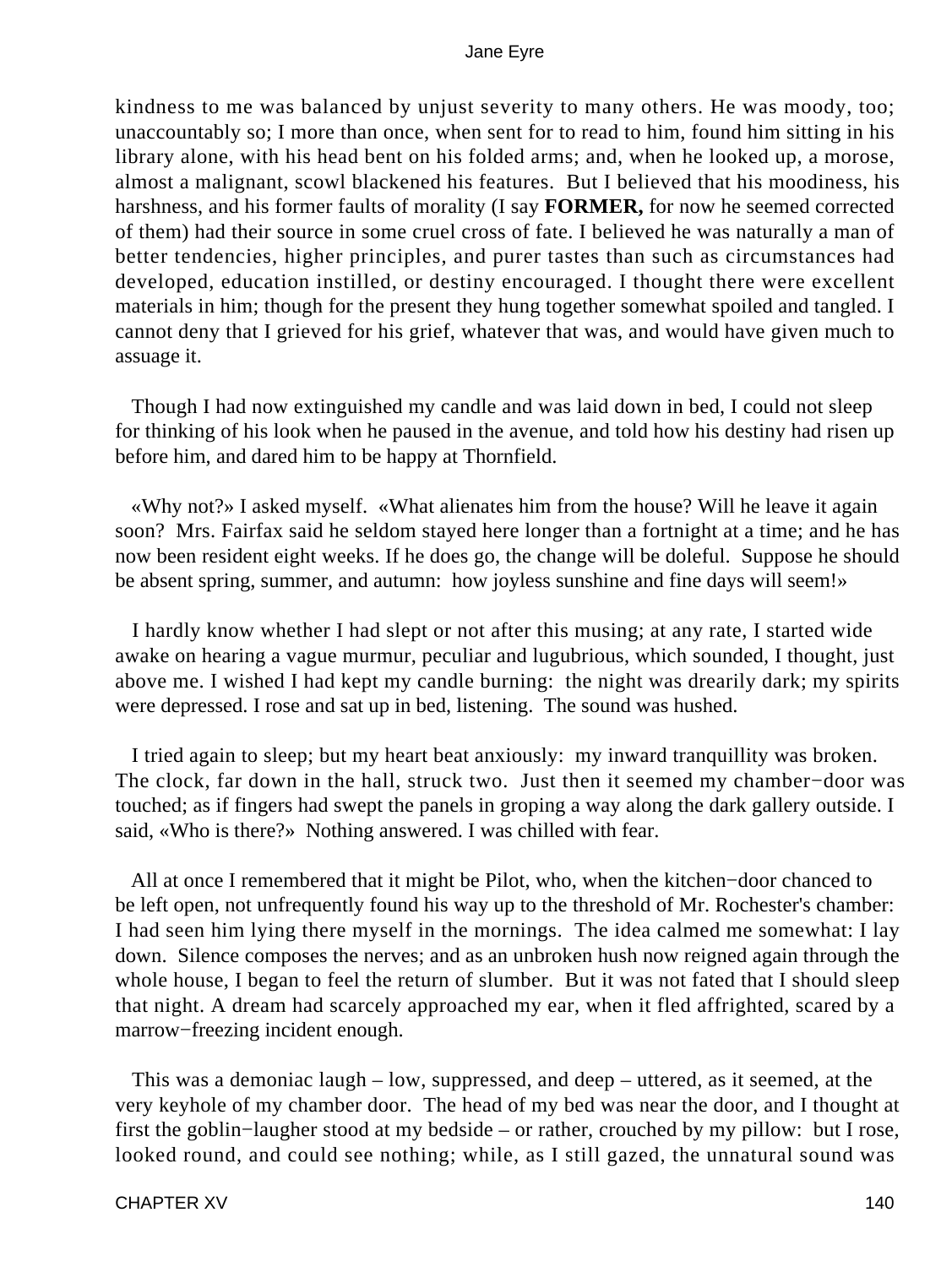kindness to me was balanced by unjust severity to many others. He was moody, too; unaccountably so; I more than once, when sent for to read to him, found him sitting in his library alone, with his head bent on his folded arms; and, when he looked up, a morose, almost a malignant, scowl blackened his features. But I believed that his moodiness, his harshness, and his former faults of morality (I say **FORMER,** for now he seemed corrected of them) had their source in some cruel cross of fate. I believed he was naturally a man of better tendencies, higher principles, and purer tastes than such as circumstances had developed, education instilled, or destiny encouraged. I thought there were excellent materials in him; though for the present they hung together somewhat spoiled and tangled. I cannot deny that I grieved for his grief, whatever that was, and would have given much to assuage it.

Though I had now extinguished my candle and was laid down in bed, I could not sleep for thinking of his look when he paused in the avenue, and told how his destiny had risen up before him, and dared him to be happy at Thornfield.

«Why not?» I asked myself. «What alienates him from the house? Will he leave it again soon? Mrs. Fairfax said he seldom stayed here longer than a fortnight at a time; and he has now been resident eight weeks. If he does go, the change will be doleful. Suppose he should be absent spring, summer, and autumn: how joyless sunshine and fine days will seem!»

I hardly know whether I had slept or not after this musing; at any rate, I started wide awake on hearing a vague murmur, peculiar and lugubrious, which sounded, I thought, just above me. I wished I had kept my candle burning: the night was drearily dark; my spirits were depressed. I rose and sat up in bed, listening. The sound was hushed.

I tried again to sleep; but my heart beat anxiously: my inward tranquillity was broken. The clock, far down in the hall, struck two. Just then it seemed my chamber−door was touched; as if fingers had swept the panels in groping a way along the dark gallery outside. I said, «Who is there?» Nothing answered. I was chilled with fear.

All at once I remembered that it might be Pilot, who, when the kitchen−door chanced to be left open, not unfrequently found his way up to the threshold of Mr. Rochester's chamber: I had seen him lying there myself in the mornings. The idea calmed me somewhat: I lay down. Silence composes the nerves; and as an unbroken hush now reigned again through the whole house, I began to feel the return of slumber. But it was not fated that I should sleep that night. A dream had scarcely approached my ear, when it fled affrighted, scared by a marrow−freezing incident enough.

This was a demoniac laugh – low, suppressed, and deep – uttered, as it seemed, at the very keyhole of my chamber door. The head of my bed was near the door, and I thought at first the goblin−laugher stood at my bedside – or rather, crouched by my pillow: but I rose, looked round, and could see nothing; while, as I still gazed, the unnatural sound was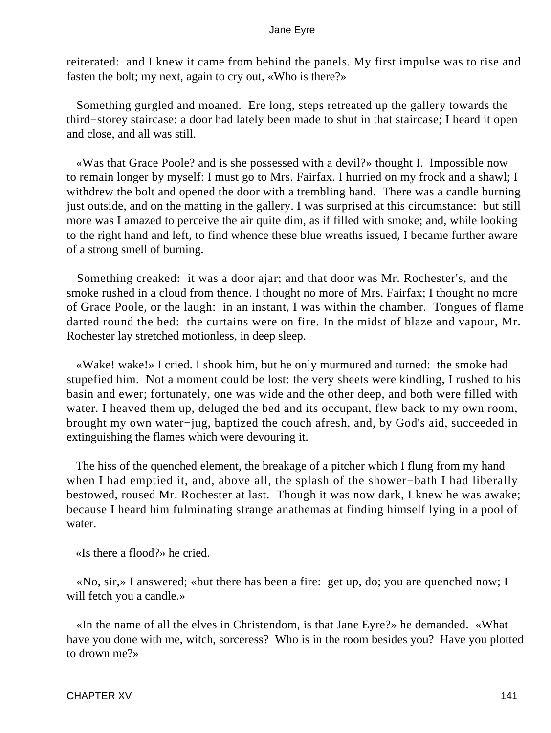reiterated: and I knew it came from behind the panels. My first impulse was to rise and fasten the bolt; my next, again to cry out, «Who is there?»

Something gurgled and moaned. Ere long, steps retreated up the gallery towards the third−storey staircase: a door had lately been made to shut in that staircase; I heard it open and close, and all was still.

«Was that Grace Poole? and is she possessed with a devil?» thought I. Impossible now to remain longer by myself: I must go to Mrs. Fairfax. I hurried on my frock and a shawl; I withdrew the bolt and opened the door with a trembling hand. There was a candle burning just outside, and on the matting in the gallery. I was surprised at this circumstance: but still more was I amazed to perceive the air quite dim, as if filled with smoke; and, while looking to the right hand and left, to find whence these blue wreaths issued, I became further aware of a strong smell of burning.

Something creaked: it was a door ajar; and that door was Mr. Rochester's, and the smoke rushed in a cloud from thence. I thought no more of Mrs. Fairfax; I thought no more of Grace Poole, or the laugh: in an instant, I was within the chamber. Tongues of flame darted round the bed: the curtains were on fire. In the midst of blaze and vapour, Mr. Rochester lay stretched motionless, in deep sleep.

«Wake! wake!» I cried. I shook him, but he only murmured and turned: the smoke had stupefied him. Not a moment could be lost: the very sheets were kindling, I rushed to his basin and ewer; fortunately, one was wide and the other deep, and both were filled with water. I heaved them up, deluged the bed and its occupant, flew back to my own room, brought my own water−jug, baptized the couch afresh, and, by God's aid, succeeded in extinguishing the flames which were devouring it.

The hiss of the quenched element, the breakage of a pitcher which I flung from my hand when I had emptied it, and, above all, the splash of the shower−bath I had liberally bestowed, roused Mr. Rochester at last. Though it was now dark, I knew he was awake; because I heard him fulminating strange anathemas at finding himself lying in a pool of water.

«Is there a flood?» he cried.

«No, sir,» I answered; «but there has been a fire: get up, do; you are quenched now; I will fetch you a candle.»

«In the name of all the elves in Christendom, is that Jane Eyre?» he demanded. «What have you done with me, witch, sorceress? Who is in the room besides you? Have you plotted to drown me?»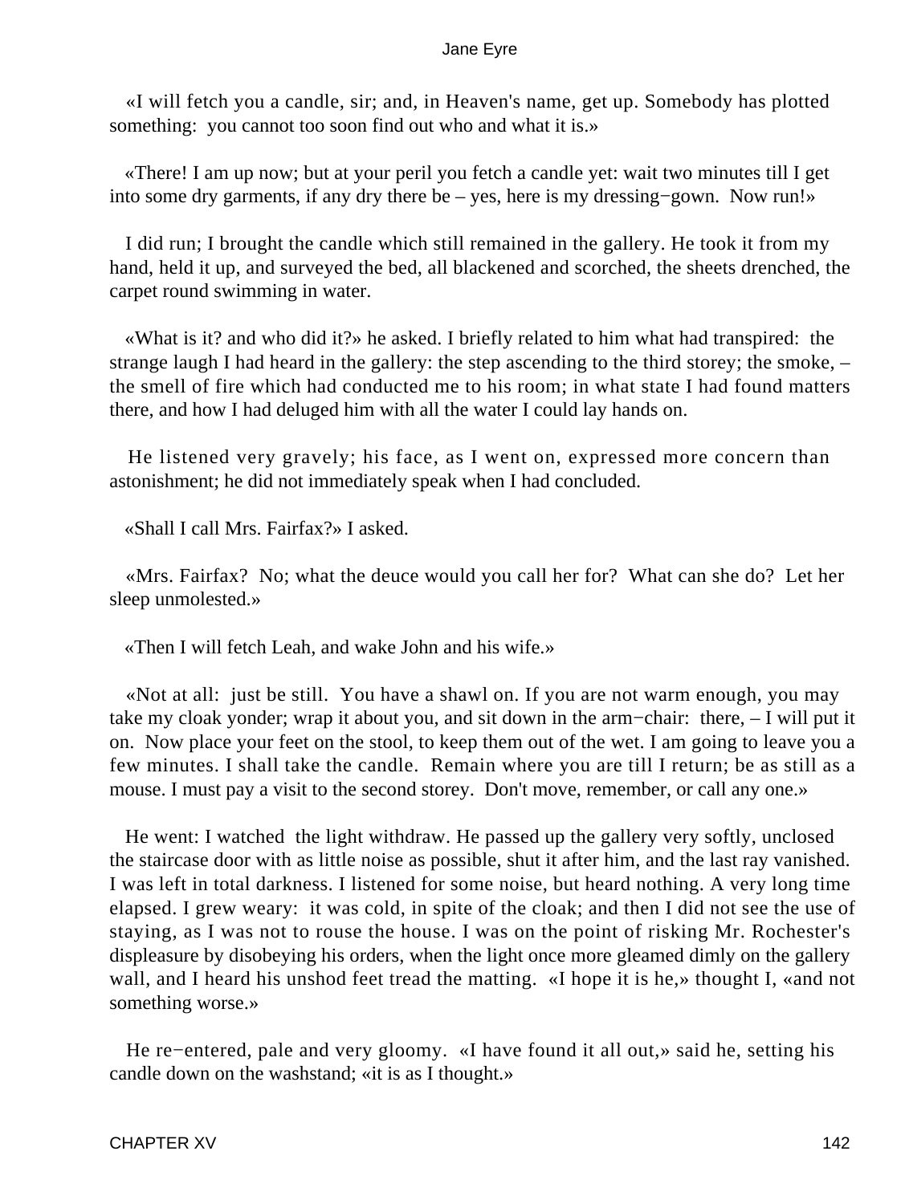«I will fetch you a candle, sir; and, in Heaven's name, get up. Somebody has plotted something: you cannot too soon find out who and what it is.»

«There! I am up now; but at your peril you fetch a candle yet: wait two minutes till I get into some dry garments, if any dry there be – yes, here is my dressing−gown. Now run!»

I did run; I brought the candle which still remained in the gallery. He took it from my hand, held it up, and surveyed the bed, all blackened and scorched, the sheets drenched, the carpet round swimming in water.

«What is it? and who did it?» he asked. I briefly related to him what had transpired: the strange laugh I had heard in the gallery: the step ascending to the third storey; the smoke, – the smell of fire which had conducted me to his room; in what state I had found matters there, and how I had deluged him with all the water I could lay hands on.

He listened very gravely; his face, as I went on, expressed more concern than astonishment; he did not immediately speak when I had concluded.

«Shall I call Mrs. Fairfax?» I asked.

«Mrs. Fairfax? No; what the deuce would you call her for? What can she do? Let her sleep unmolested.»

«Then I will fetch Leah, and wake John and his wife.»

«Not at all: just be still. You have a shawl on. If you are not warm enough, you may take my cloak yonder; wrap it about you, and sit down in the arm−chair: there, – I will put it on. Now place your feet on the stool, to keep them out of the wet. I am going to leave you a few minutes. I shall take the candle. Remain where you are till I return; be as still as a mouse. I must pay a visit to the second storey. Don't move, remember, or call any one.»

He went: I watched the light withdraw. He passed up the gallery very softly, unclosed the staircase door with as little noise as possible, shut it after him, and the last ray vanished. I was left in total darkness. I listened for some noise, but heard nothing. A very long time elapsed. I grew weary: it was cold, in spite of the cloak; and then I did not see the use of staying, as I was not to rouse the house. I was on the point of risking Mr. Rochester's displeasure by disobeying his orders, when the light once more gleamed dimly on the gallery wall, and I heard his unshod feet tread the matting. «I hope it is he,» thought I, «and not something worse.»

He re−entered, pale and very gloomy. «I have found it all out,» said he, setting his candle down on the washstand; «it is as I thought.»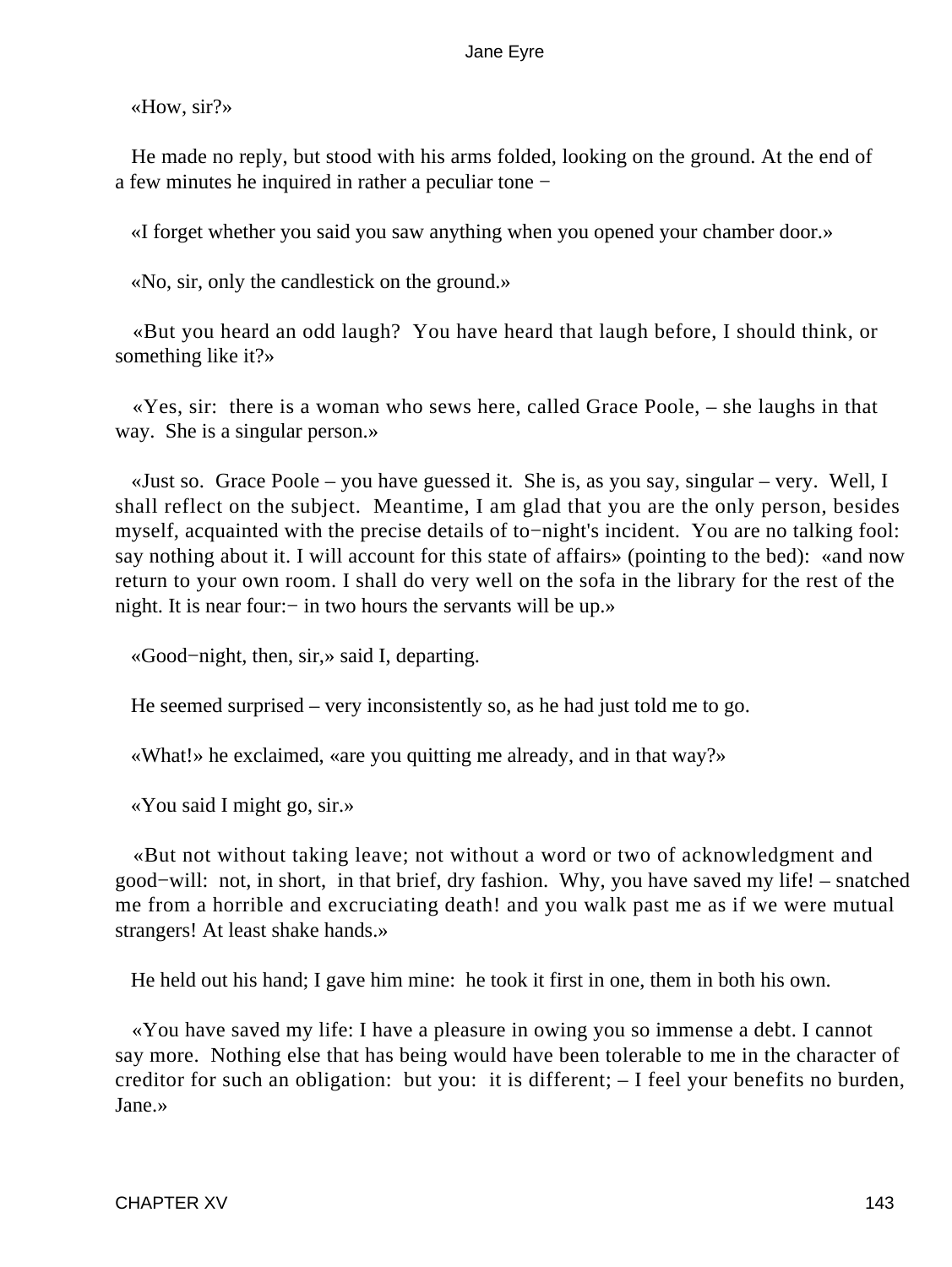«How, sir?»

He made no reply, but stood with his arms folded, looking on the ground. At the end of a few minutes he inquired in rather a peculiar tone −

«I forget whether you said you saw anything when you opened your chamber door.»

«No, sir, only the candlestick on the ground.»

«But you heard an odd laugh? You have heard that laugh before, I should think, or something like it?»

«Yes, sir: there is a woman who sews here, called Grace Poole, – she laughs in that way. She is a singular person.»

«Just so. Grace Poole – you have guessed it. She is, as you say, singular – very. Well, I shall reflect on the subject. Meantime, I am glad that you are the only person, besides myself, acquainted with the precise details of to−night's incident. You are no talking fool: say nothing about it. I will account for this state of affairs» (pointing to the bed): «and now return to your own room. I shall do very well on the sofa in the library for the rest of the night. It is near four:− in two hours the servants will be up.»

«Good−night, then, sir,» said I, departing.

He seemed surprised – very inconsistently so, as he had just told me to go.

«What!» he exclaimed, «are you quitting me already, and in that way?»

«You said I might go, sir.»

«But not without taking leave; not without a word or two of acknowledgment and good−will: not, in short, in that brief, dry fashion. Why, you have saved my life! – snatched me from a horrible and excruciating death! and you walk past me as if we were mutual strangers! At least shake hands.»

He held out his hand; I gave him mine: he took it first in one, them in both his own.

«You have saved my life: I have a pleasure in owing you so immense a debt. I cannot say more. Nothing else that has being would have been tolerable to me in the character of creditor for such an obligation: but you: it is different; – I feel your benefits no burden, Jane.»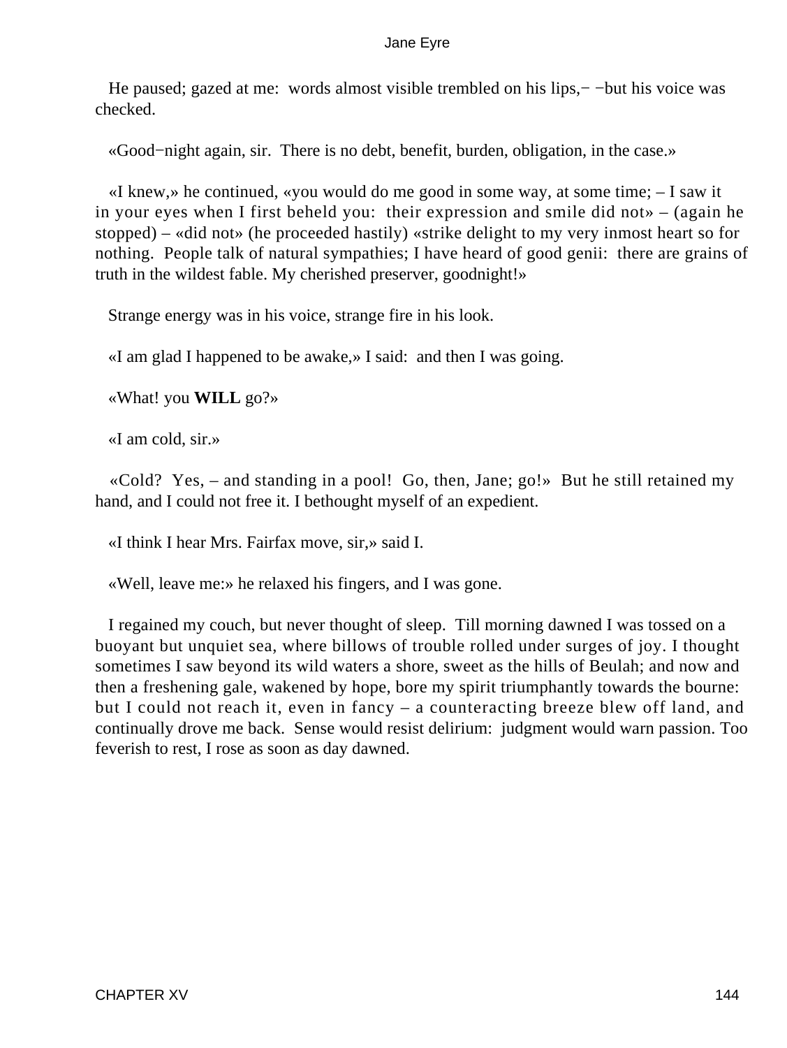He paused; gazed at me: words almost visible trembled on his lips,− −but his voice was checked.

«Good−night again, sir. There is no debt, benefit, burden, obligation, in the case.»

«I knew,» he continued, «you would do me good in some way, at some time; – I saw it in your eyes when I first beheld you: their expression and smile did not» – (again he stopped) – «did not» (he proceeded hastily) «strike delight to my very inmost heart so for nothing. People talk of natural sympathies; I have heard of good genii: there are grains of truth in the wildest fable. My cherished preserver, goodnight!»

Strange energy was in his voice, strange fire in his look.

«I am glad I happened to be awake,» I said: and then I was going.

«What! you **WILL** go?»

«I am cold, sir.»

«Cold? Yes, – and standing in a pool! Go, then, Jane; go!» But he still retained my hand, and I could not free it. I bethought myself of an expedient.

«I think I hear Mrs. Fairfax move, sir,» said I.

«Well, leave me:» he relaxed his fingers, and I was gone.

I regained my couch, but never thought of sleep. Till morning dawned I was tossed on a buoyant but unquiet sea, where billows of trouble rolled under surges of joy. I thought sometimes I saw beyond its wild waters a shore, sweet as the hills of Beulah; and now and then a freshening gale, wakened by hope, bore my spirit triumphantly towards the bourne: but I could not reach it, even in fancy – a counteracting breeze blew off land, and continually drove me back. Sense would resist delirium: judgment would warn passion. Too feverish to rest, I rose as soon as day dawned.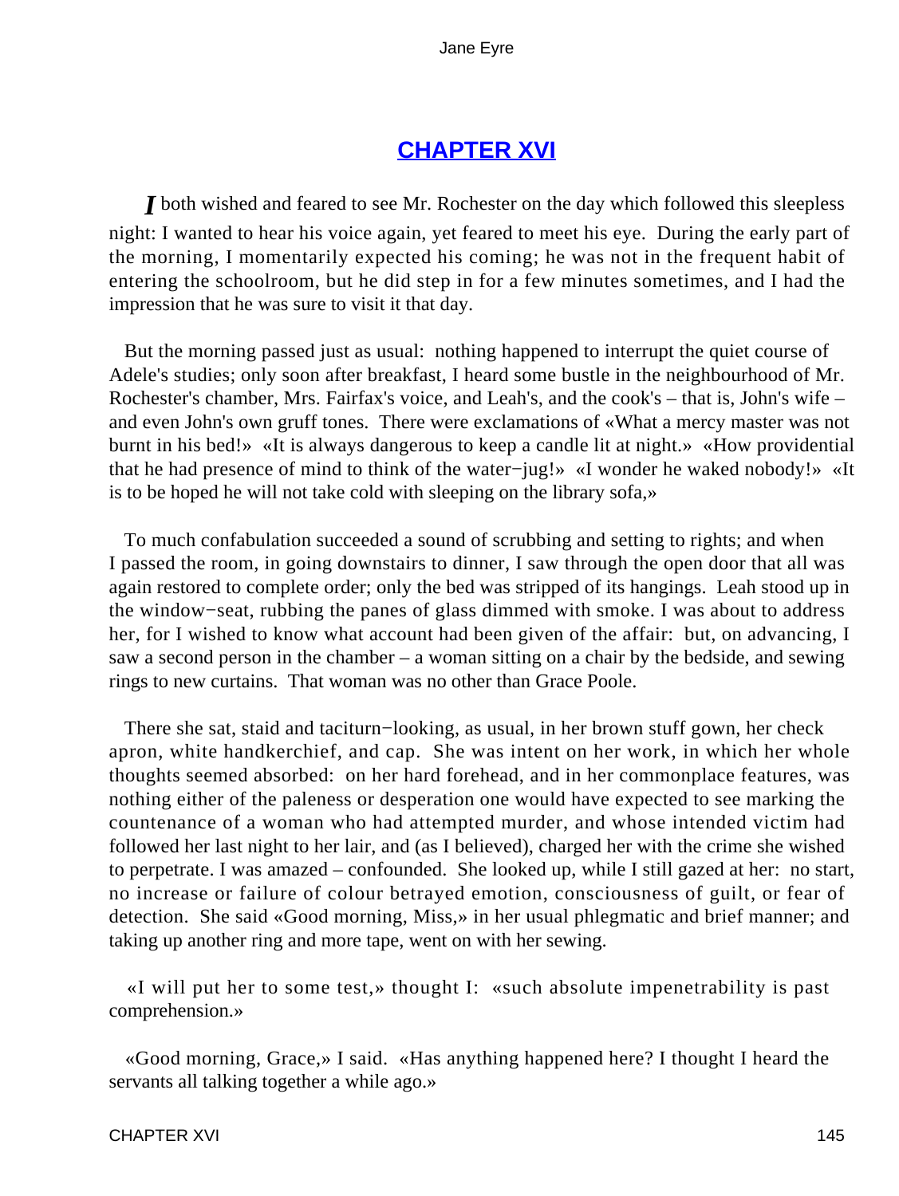## CHAPTER XVI

*I* both wished and feared to see Mr. Rochester on the day which followed this sleepless night: I wanted to hear his voice again, yet feared to meet his eye. During the early part of the morning, I momentarily expected his coming; he was not in the frequent habit of entering the schoolroom, but he did step in for a few minutes sometimes, and I had the impression that he was sure to visit it that day.

But the morning passed just as usual: nothing happened to interrupt the quiet course of Adele's studies; only soon after breakfast, I heard some bustle in the neighbourhood of Mr. Rochester's chamber, Mrs. Fairfax's voice, and Leah's, and the cook's – that is, John's wife – and even John's own gruff tones. There were exclamations of «What a mercy master was not burnt in his bed!» «It is always dangerous to keep a candle lit at night.» «How providential that he had presence of mind to think of the water−jug!» «I wonder he waked nobody!» «It is to be hoped he will not take cold with sleeping on the library sofa,»

To much confabulation succeeded a sound of scrubbing and setting to rights; and when I passed the room, in going downstairs to dinner, I saw through the open door that all was again restored to complete order; only the bed was stripped of its hangings. Leah stood up in the window−seat, rubbing the panes of glass dimmed with smoke. I was about to address her, for I wished to know what account had been given of the affair: but, on advancing, I saw a second person in the chamber – a woman sitting on a chair by the bedside, and sewing rings to new curtains. That woman was no other than Grace Poole.

There she sat, staid and taciturn−looking, as usual, in her brown stuff gown, her check apron, white handkerchief, and cap. She was intent on her work, in which her whole thoughts seemed absorbed: on her hard forehead, and in her commonplace features, was nothing either of the paleness or desperation one would have expected to see marking the countenance of a woman who had attempted murder, and whose intended victim had followed her last night to her lair, and (as I believed), charged her with the crime she wished to perpetrate. I was amazed – confounded. She looked up, while I still gazed at her: no start, no increase or failure of colour betrayed emotion, consciousness of guilt, or fear of detection. She said «Good morning, Miss,» in her usual phlegmatic and brief manner; and taking up another ring and more tape, went on with her sewing.

«I will put her to some test,» thought I: «such absolute impenetrability is past comprehension.»

«Good morning, Grace,» I said. «Has anything happened here? I thought I heard the servants all talking together a while ago.»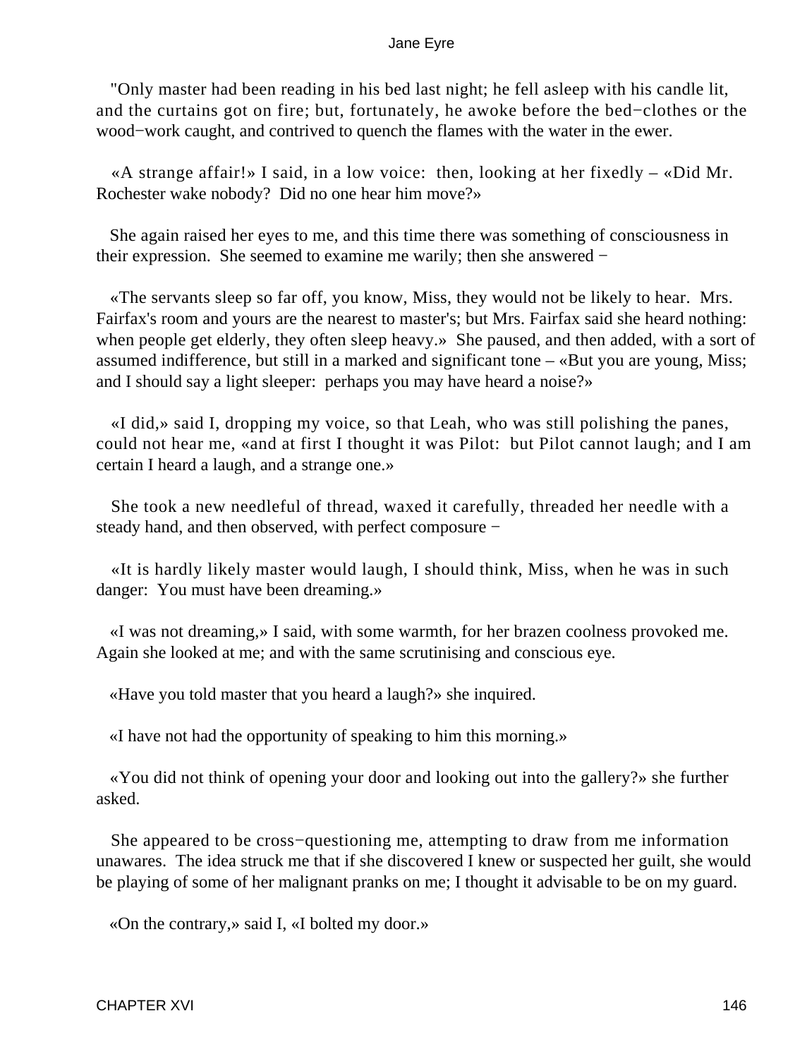"Only master had been reading in his bed last night; he fell asleep with his candle lit, and the curtains got on fire; but, fortunately, he awoke before the bed−clothes or the wood−work caught, and contrived to quench the flames with the water in the ewer.

«A strange affair!» I said, in a low voice: then, looking at her fixedly – «Did Mr. Rochester wake nobody? Did no one hear him move?»

She again raised her eyes to me, and this time there was something of consciousness in their expression. She seemed to examine me warily; then she answered −

«The servants sleep so far off, you know, Miss, they would not be likely to hear. Mrs. Fairfax's room and yours are the nearest to master's; but Mrs. Fairfax said she heard nothing: when people get elderly, they often sleep heavy.» She paused, and then added, with a sort of assumed indifference, but still in a marked and significant tone – «But you are young, Miss; and I should say a light sleeper: perhaps you may have heard a noise?»

«I did,» said I, dropping my voice, so that Leah, who was still polishing the panes, could not hear me, «and at first I thought it was Pilot: but Pilot cannot laugh; and I am certain I heard a laugh, and a strange one.»

She took a new needleful of thread, waxed it carefully, threaded her needle with a steady hand, and then observed, with perfect composure −

«It is hardly likely master would laugh, I should think, Miss, when he was in such danger: You must have been dreaming.»

«I was not dreaming,» I said, with some warmth, for her brazen coolness provoked me. Again she looked at me; and with the same scrutinising and conscious eye.

«Have you told master that you heard a laugh?» she inquired.

«I have not had the opportunity of speaking to him this morning.»

«You did not think of opening your door and looking out into the gallery?» she further asked.

She appeared to be cross−questioning me, attempting to draw from me information unawares. The idea struck me that if she discovered I knew or suspected her guilt, she would be playing of some of her malignant pranks on me; I thought it advisable to be on my guard.

«On the contrary,» said I, «I bolted my door.»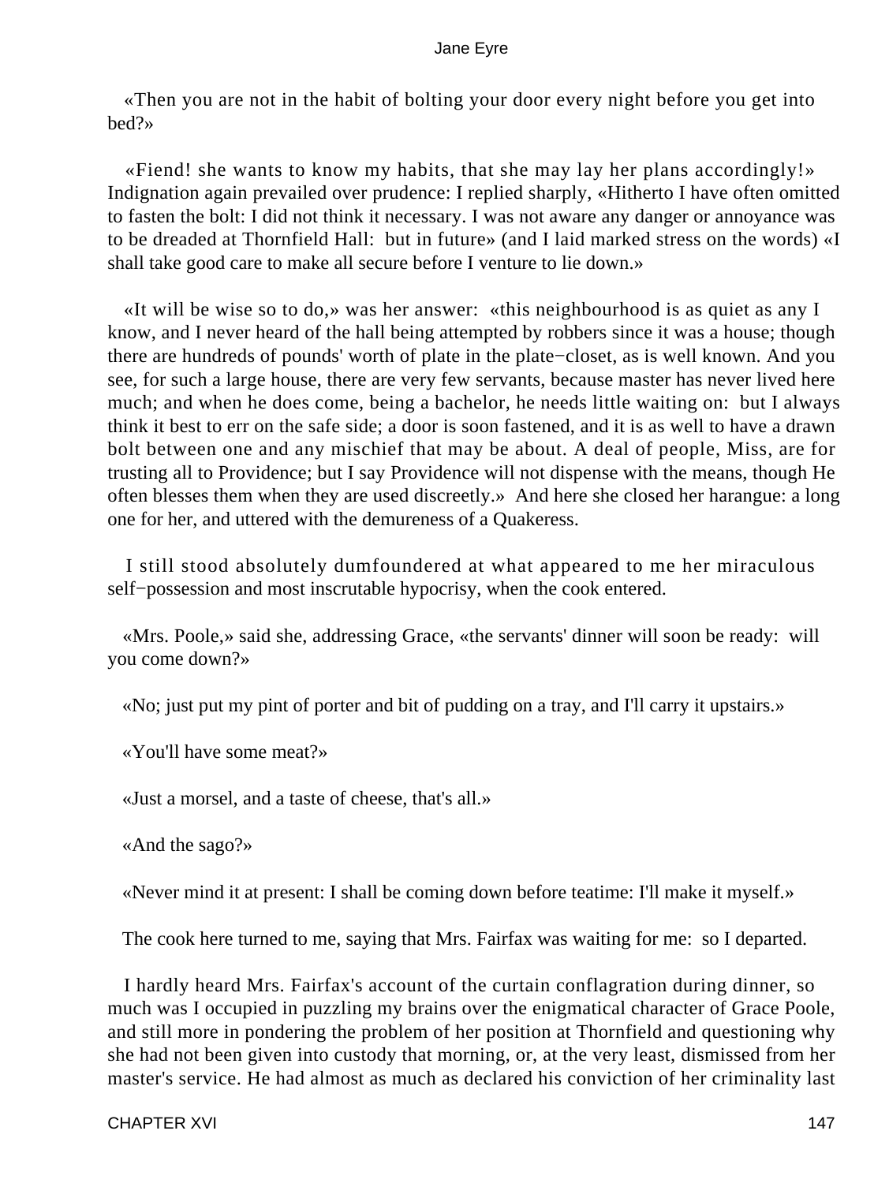«Then you are not in the habit of bolting your door every night before you get into bed?»

«Fiend! she wants to know my habits, that she may lay her plans accordingly!» Indignation again prevailed over prudence: I replied sharply, «Hitherto I have often omitted to fasten the bolt: I did not think it necessary. I was not aware any danger or annoyance was to be dreaded at Thornfield Hall: but in future» (and I laid marked stress on the words) «I shall take good care to make all secure before I venture to lie down.»

«It will be wise so to do,» was her answer: «this neighbourhood is as quiet as any I know, and I never heard of the hall being attempted by robbers since it was a house; though there are hundreds of pounds' worth of plate in the plate−closet, as is well known. And you see, for such a large house, there are very few servants, because master has never lived here much; and when he does come, being a bachelor, he needs little waiting on: but I always think it best to err on the safe side; a door is soon fastened, and it is as well to have a drawn bolt between one and any mischief that may be about. A deal of people, Miss, are for trusting all to Providence; but I say Providence will not dispense with the means, though He often blesses them when they are used discreetly.» And here she closed her harangue: a long one for her, and uttered with the demureness of a Quakeress.

I still stood absolutely dumfoundered at what appeared to me her miraculous self−possession and most inscrutable hypocrisy, when the cook entered.

«Mrs. Poole,» said she, addressing Grace, «the servants' dinner will soon be ready: will you come down?»

«No; just put my pint of porter and bit of pudding on a tray, and I'll carry it upstairs.»

«You'll have some meat?»

«Just a morsel, and a taste of cheese, that's all.»

«And the sago?»

«Never mind it at present: I shall be coming down before teatime: I'll make it myself.»

The cook here turned to me, saying that Mrs. Fairfax was waiting for me: so I departed.

I hardly heard Mrs. Fairfax's account of the curtain conflagration during dinner, so much was I occupied in puzzling my brains over the enigmatical character of Grace Poole, and still more in pondering the problem of her position at Thornfield and questioning why she had not been given into custody that morning, or, at the very least, dismissed from her master's service. He had almost as much as declared his conviction of her criminality last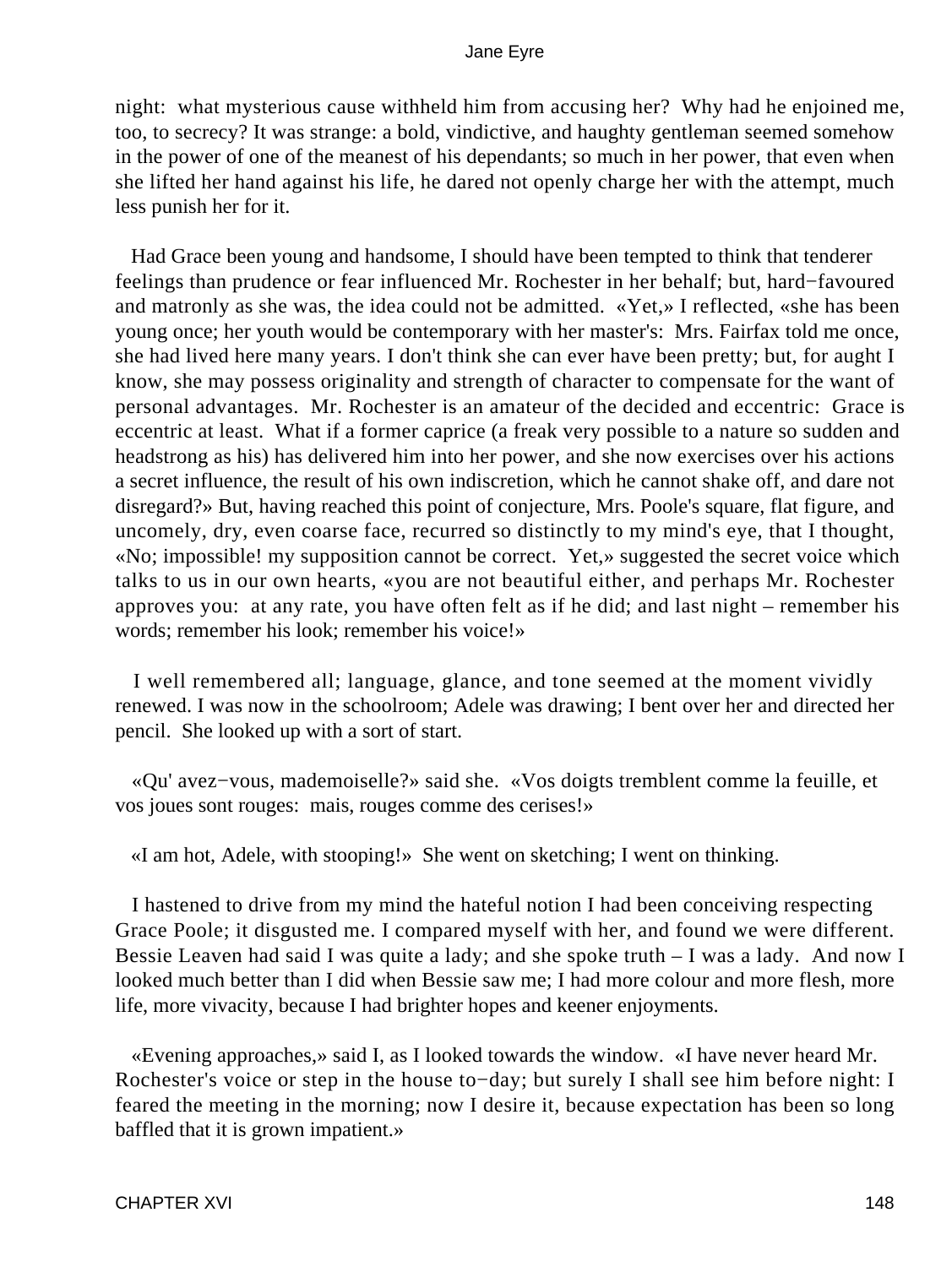night: what mysterious cause withheld him from accusing her? Why had he enjoined me, too, to secrecy? It was strange: a bold, vindictive, and haughty gentleman seemed somehow in the power of one of the meanest of his dependants; so much in her power, that even when she lifted her hand against his life, he dared not openly charge her with the attempt, much less punish her for it.

Had Grace been young and handsome, I should have been tempted to think that tenderer feelings than prudence or fear influenced Mr. Rochester in her behalf; but, hard−favoured and matronly as she was, the idea could not be admitted. «Yet,» I reflected, «she has been young once; her youth would be contemporary with her master's: Mrs. Fairfax told me once, she had lived here many years. I don't think she can ever have been pretty; but, for aught I know, she may possess originality and strength of character to compensate for the want of personal advantages. Mr. Rochester is an amateur of the decided and eccentric: Grace is eccentric at least. What if a former caprice (a freak very possible to a nature so sudden and headstrong as his) has delivered him into her power, and she now exercises over his actions a secret influence, the result of his own indiscretion, which he cannot shake off, and dare not disregard?» But, having reached this point of conjecture, Mrs. Poole's square, flat figure, and uncomely, dry, even coarse face, recurred so distinctly to my mind's eye, that I thought, «No; impossible! my supposition cannot be correct. Yet,» suggested the secret voice which talks to us in our own hearts, «you are not beautiful either, and perhaps Mr. Rochester approves you: at any rate, you have often felt as if he did; and last night – remember his words; remember his look; remember his voice!»

I well remembered all; language, glance, and tone seemed at the moment vividly renewed. I was now in the schoolroom; Adele was drawing; I bent over her and directed her pencil. She looked up with a sort of start.

«Qu' avez−vous, mademoiselle?» said she. «Vos doigts tremblent comme la feuille, et vos joues sont rouges: mais, rouges comme des cerises!»

«I am hot, Adele, with stooping!» She went on sketching; I went on thinking.

I hastened to drive from my mind the hateful notion I had been conceiving respecting Grace Poole; it disgusted me. I compared myself with her, and found we were different. Bessie Leaven had said I was quite a lady; and she spoke truth – I was a lady. And now I looked much better than I did when Bessie saw me; I had more colour and more flesh, more life, more vivacity, because I had brighter hopes and keener enjoyments.

«Evening approaches,» said I, as I looked towards the window. «I have never heard Mr. Rochester's voice or step in the house to−day; but surely I shall see him before night: I feared the meeting in the morning; now I desire it, because expectation has been so long baffled that it is grown impatient.»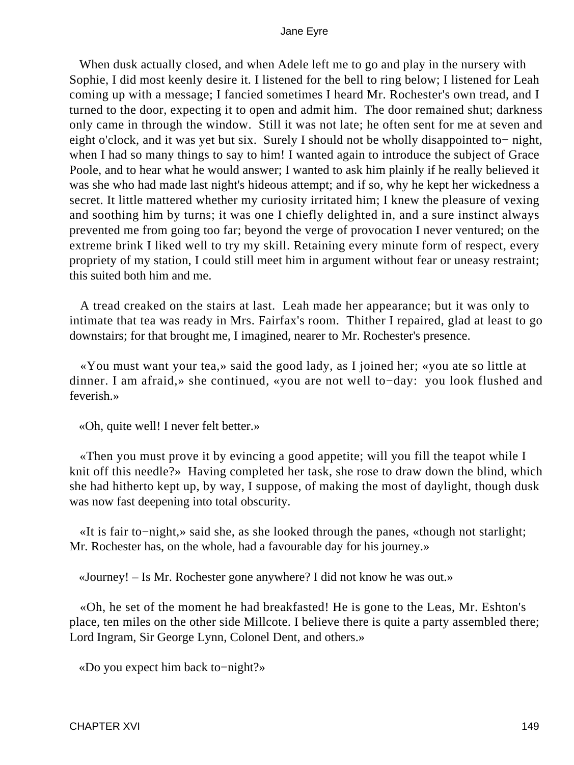When dusk actually closed, and when Adele left me to go and play in the nursery with Sophie, I did most keenly desire it. I listened for the bell to ring below; I listened for Leah coming up with a message; I fancied sometimes I heard Mr. Rochester's own tread, and I turned to the door, expecting it to open and admit him. The door remained shut; darkness only came in through the window. Still it was not late; he often sent for me at seven and eight o'clock, and it was yet but six. Surely I should not be wholly disappointed to− night, when I had so many things to say to him! I wanted again to introduce the subject of Grace Poole, and to hear what he would answer; I wanted to ask him plainly if he really believed it was she who had made last night's hideous attempt; and if so, why he kept her wickedness a secret. It little mattered whether my curiosity irritated him; I knew the pleasure of vexing and soothing him by turns; it was one I chiefly delighted in, and a sure instinct always prevented me from going too far; beyond the verge of provocation I never ventured; on the extreme brink I liked well to try my skill. Retaining every minute form of respect, every propriety of my station, I could still meet him in argument without fear or uneasy restraint; this suited both him and me.

A tread creaked on the stairs at last. Leah made her appearance; but it was only to intimate that tea was ready in Mrs. Fairfax's room. Thither I repaired, glad at least to go downstairs; for that brought me, I imagined, nearer to Mr. Rochester's presence.

«You must want your tea,» said the good lady, as I joined her; «you ate so little at dinner. I am afraid,» she continued, «you are not well to−day: you look flushed and feverish.»

«Oh, quite well! I never felt better.»

«Then you must prove it by evincing a good appetite; will you fill the teapot while I knit off this needle?» Having completed her task, she rose to draw down the blind, which she had hitherto kept up, by way, I suppose, of making the most of daylight, though dusk was now fast deepening into total obscurity.

«It is fair to−night,» said she, as she looked through the panes, «though not starlight; Mr. Rochester has, on the whole, had a favourable day for his journey.»

«Journey! – Is Mr. Rochester gone anywhere? I did not know he was out.»

«Oh, he set of the moment he had breakfasted! He is gone to the Leas, Mr. Eshton's place, ten miles on the other side Millcote. I believe there is quite a party assembled there; Lord Ingram, Sir George Lynn, Colonel Dent, and others.»

«Do you expect him back to−night?»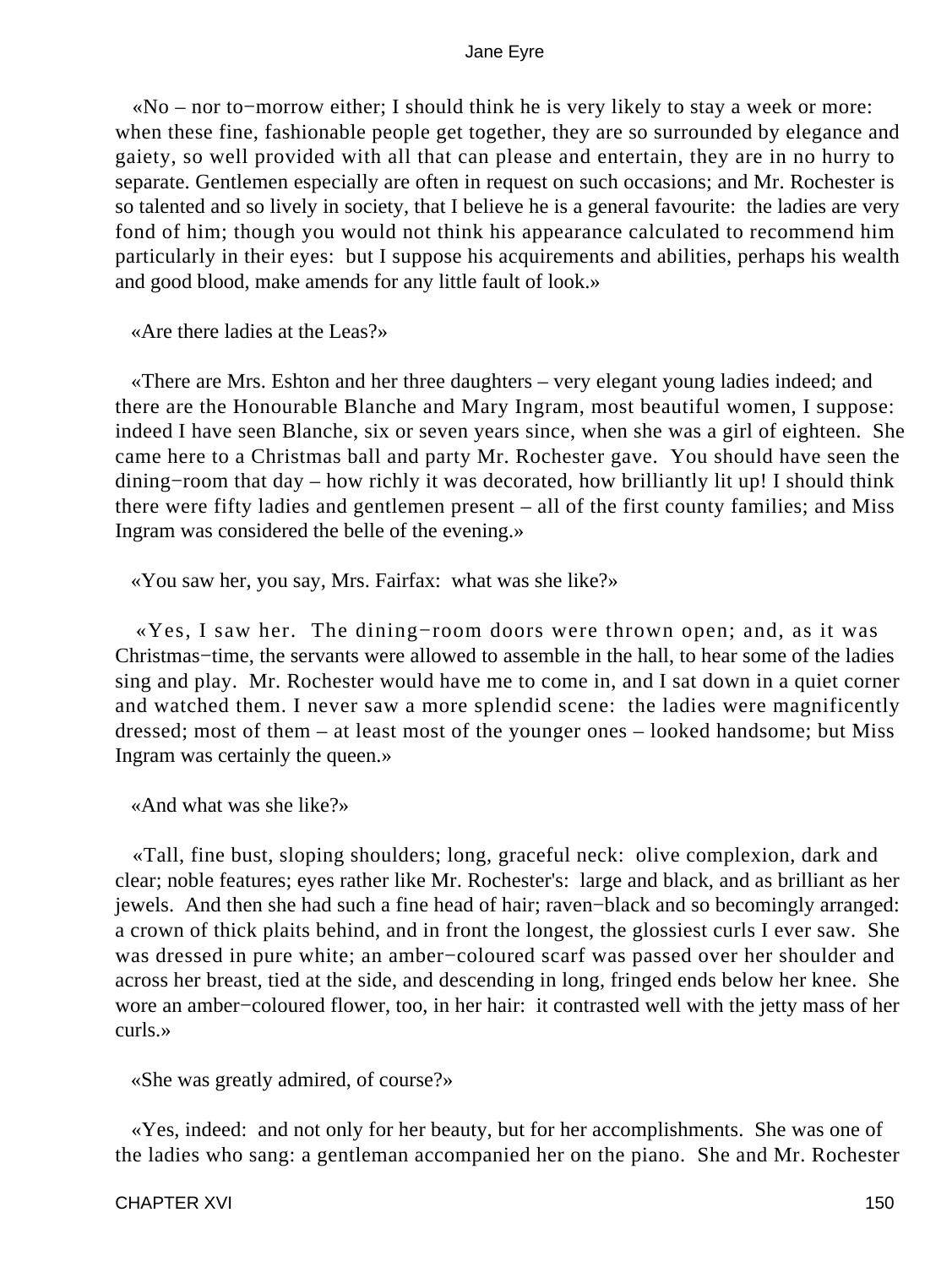«No – nor to−morrow either; I should think he is very likely to stay a week or more: when these fine, fashionable people get together, they are so surrounded by elegance and gaiety, so well provided with all that can please and entertain, they are in no hurry to separate. Gentlemen especially are often in request on such occasions; and Mr. Rochester is so talented and so lively in society, that I believe he is a general favourite: the ladies are very fond of him; though you would not think his appearance calculated to recommend him particularly in their eyes: but I suppose his acquirements and abilities, perhaps his wealth and good blood, make amends for any little fault of look.»

«Are there ladies at the Leas?»

«There are Mrs. Eshton and her three daughters – very elegant young ladies indeed; and there are the Honourable Blanche and Mary Ingram, most beautiful women, I suppose: indeed I have seen Blanche, six or seven years since, when she was a girl of eighteen. She came here to a Christmas ball and party Mr. Rochester gave. You should have seen the dining−room that day – how richly it was decorated, how brilliantly lit up! I should think there were fifty ladies and gentlemen present – all of the first county families; and Miss Ingram was considered the belle of the evening.»

«You saw her, you say, Mrs. Fairfax: what was she like?»

«Yes, I saw her. The dining−room doors were thrown open; and, as it was Christmas−time, the servants were allowed to assemble in the hall, to hear some of the ladies sing and play. Mr. Rochester would have me to come in, and I sat down in a quiet corner and watched them. I never saw a more splendid scene: the ladies were magnificently dressed; most of them – at least most of the younger ones – looked handsome; but Miss Ingram was certainly the queen.»

«And what was she like?»

«Tall, fine bust, sloping shoulders; long, graceful neck: olive complexion, dark and clear; noble features; eyes rather like Mr. Rochester's: large and black, and as brilliant as her jewels. And then she had such a fine head of hair; raven−black and so becomingly arranged: a crown of thick plaits behind, and in front the longest, the glossiest curls I ever saw. She was dressed in pure white; an amber−coloured scarf was passed over her shoulder and across her breast, tied at the side, and descending in long, fringed ends below her knee. She wore an amber−coloured flower, too, in her hair: it contrasted well with the jetty mass of her curls.»

«She was greatly admired, of course?»

«Yes, indeed: and not only for her beauty, but for her accomplishments. She was one of the ladies who sang: a gentleman accompanied her on the piano. She and Mr. Rochester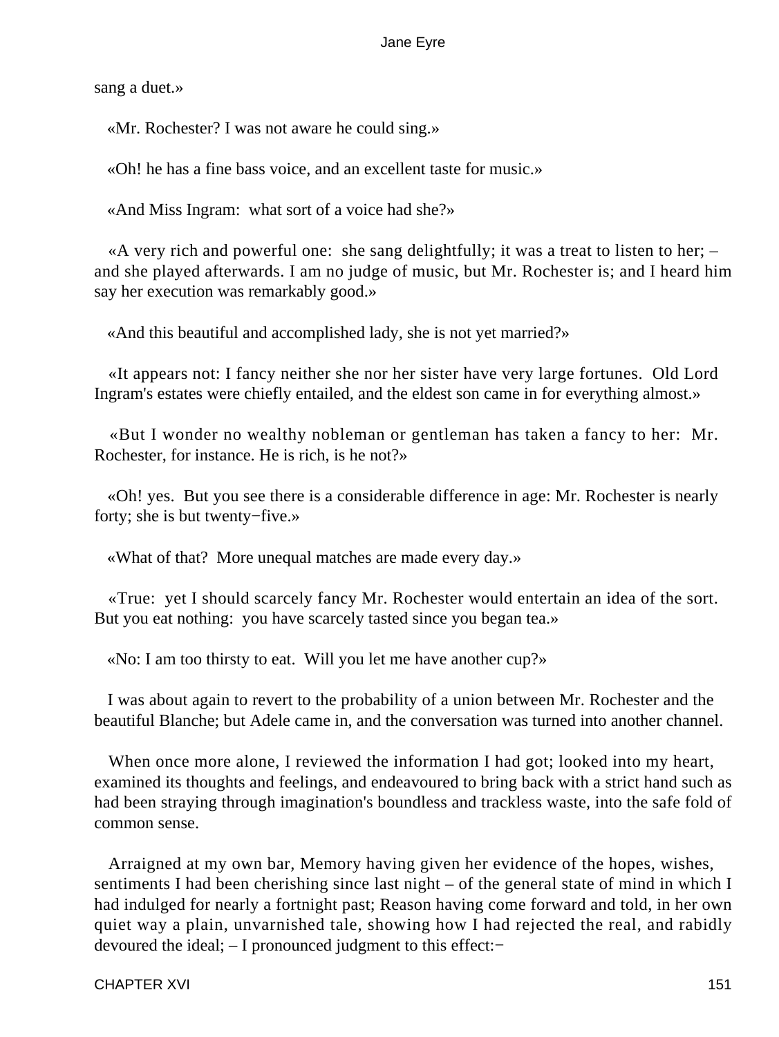sang a duet.»

«Mr. Rochester? I was not aware he could sing.»

«Oh! he has a fine bass voice, and an excellent taste for music.»

«And Miss Ingram: what sort of a voice had she?»

«A very rich and powerful one: she sang delightfully; it was a treat to listen to her; – and she played afterwards. I am no judge of music, but Mr. Rochester is; and I heard him say her execution was remarkably good.»

«And this beautiful and accomplished lady, she is not yet married?»

«It appears not: I fancy neither she nor her sister have very large fortunes. Old Lord Ingram's estates were chiefly entailed, and the eldest son came in for everything almost.»

«But I wonder no wealthy nobleman or gentleman has taken a fancy to her: Mr. Rochester, for instance. He is rich, is he not?»

«Oh! yes. But you see there is a considerable difference in age: Mr. Rochester is nearly forty; she is but twenty−five.»

«What of that? More unequal matches are made every day.»

«True: yet I should scarcely fancy Mr. Rochester would entertain an idea of the sort. But you eat nothing: you have scarcely tasted since you began tea.»

«No: I am too thirsty to eat. Will you let me have another cup?»

I was about again to revert to the probability of a union between Mr. Rochester and the beautiful Blanche; but Adele came in, and the conversation was turned into another channel.

When once more alone, I reviewed the information I had got; looked into my heart, examined its thoughts and feelings, and endeavoured to bring back with a strict hand such as had been straying through imagination's boundless and trackless waste, into the safe fold of common sense.

Arraigned at my own bar, Memory having given her evidence of the hopes, wishes, sentiments I had been cherishing since last night – of the general state of mind in which I had indulged for nearly a fortnight past; Reason having come forward and told, in her own quiet way a plain, unvarnished tale, showing how I had rejected the real, and rabidly devoured the ideal; – I pronounced judgment to this effect:−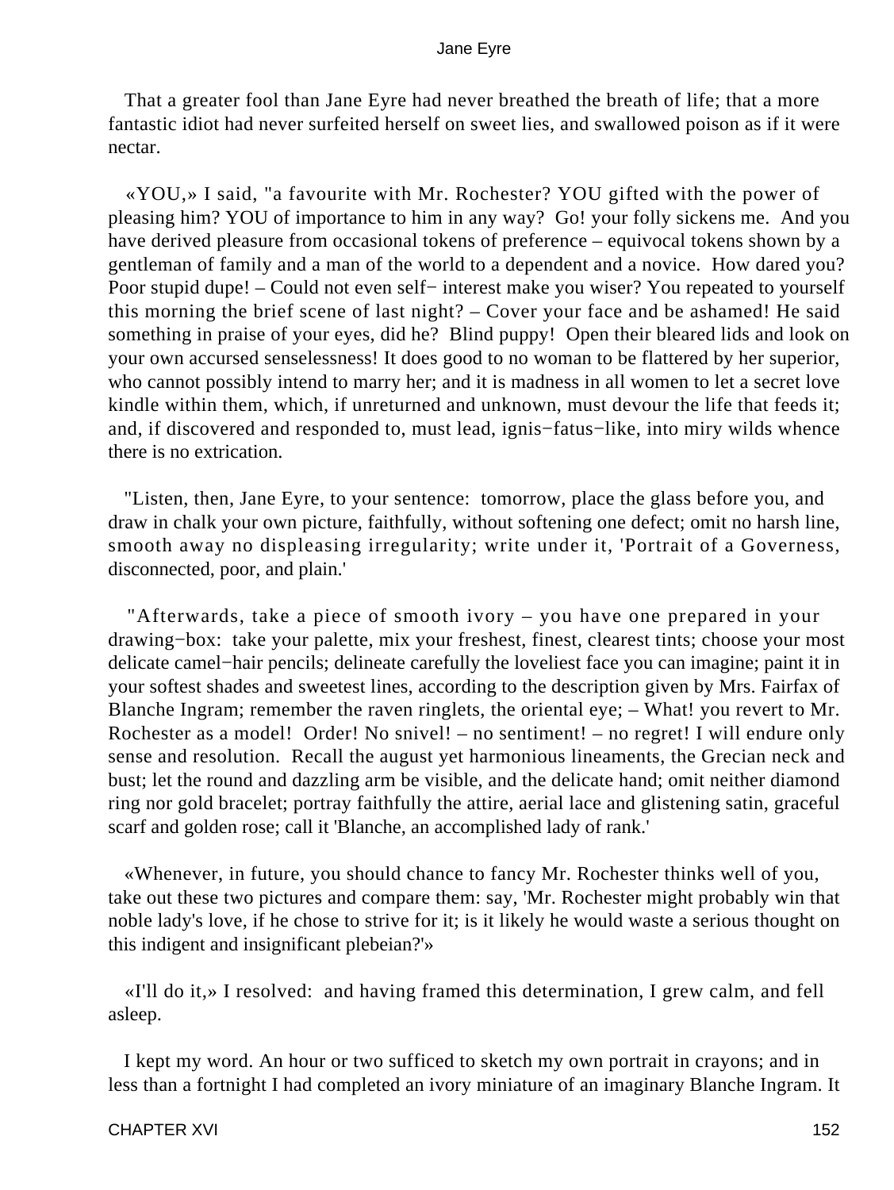That a greater fool than Jane Eyre had never breathed the breath of life; that a more fantastic idiot had never surfeited herself on sweet lies, and swallowed poison as if it were nectar.

«YOU,» I said, "a favourite with Mr. Rochester? YOU gifted with the power of pleasing him? YOU of importance to him in any way? Go! your folly sickens me. And you have derived pleasure from occasional tokens of preference – equivocal tokens shown by a gentleman of family and a man of the world to a dependent and a novice. How dared you? Poor stupid dupe! – Could not even self− interest make you wiser? You repeated to yourself this morning the brief scene of last night? – Cover your face and be ashamed! He said something in praise of your eyes, did he? Blind puppy! Open their bleared lids and look on your own accursed senselessness! It does good to no woman to be flattered by her superior, who cannot possibly intend to marry her; and it is madness in all women to let a secret love kindle within them, which, if unreturned and unknown, must devour the life that feeds it; and, if discovered and responded to, must lead, ignis−fatus−like, into miry wilds whence there is no extrication.

"Listen, then, Jane Eyre, to your sentence: tomorrow, place the glass before you, and draw in chalk your own picture, faithfully, without softening one defect; omit no harsh line, smooth away no displeasing irregularity; write under it, 'Portrait of a Governess, disconnected, poor, and plain.'

"Afterwards, take a piece of smooth ivory – you have one prepared in your drawing−box: take your palette, mix your freshest, finest, clearest tints; choose your most delicate camel−hair pencils; delineate carefully the loveliest face you can imagine; paint it in your softest shades and sweetest lines, according to the description given by Mrs. Fairfax of Blanche Ingram; remember the raven ringlets, the oriental eye; – What! you revert to Mr. Rochester as a model! Order! No snivel! – no sentiment! – no regret! I will endure only sense and resolution. Recall the august yet harmonious lineaments, the Grecian neck and bust; let the round and dazzling arm be visible, and the delicate hand; omit neither diamond ring nor gold bracelet; portray faithfully the attire, aerial lace and glistening satin, graceful scarf and golden rose; call it 'Blanche, an accomplished lady of rank.'

«Whenever, in future, you should chance to fancy Mr. Rochester thinks well of you, take out these two pictures and compare them: say, 'Mr. Rochester might probably win that noble lady's love, if he chose to strive for it; is it likely he would waste a serious thought on this indigent and insignificant plebeian?'»

«I'll do it,» I resolved: and having framed this determination, I grew calm, and fell asleep.

I kept my word. An hour or two sufficed to sketch my own portrait in crayons; and in less than a fortnight I had completed an ivory miniature of an imaginary Blanche Ingram. It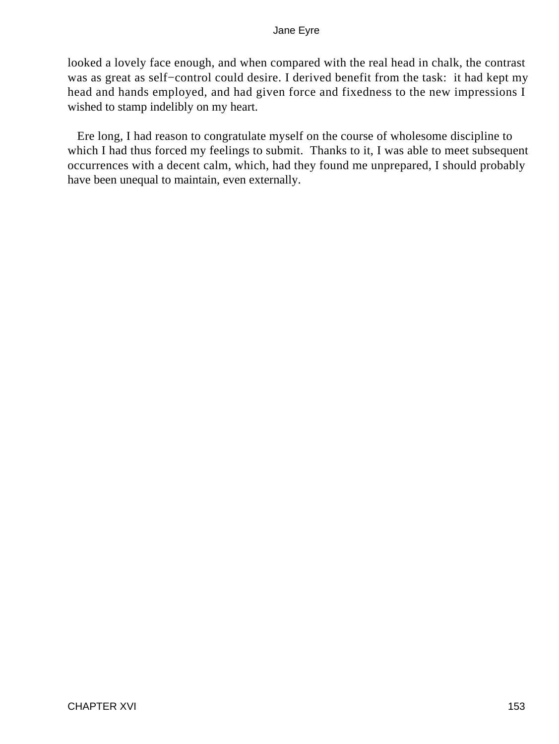looked a lovely face enough, and when compared with the real head in chalk, the contrast was as great as self−control could desire. I derived benefit from the task: it had kept my head and hands employed, and had given force and fixedness to the new impressions I wished to stamp indelibly on my heart.

Ere long, I had reason to congratulate myself on the course of wholesome discipline to which I had thus forced my feelings to submit. Thanks to it, I was able to meet subsequent occurrences with a decent calm, which, had they found me unprepared, I should probably have been unequal to maintain, even externally.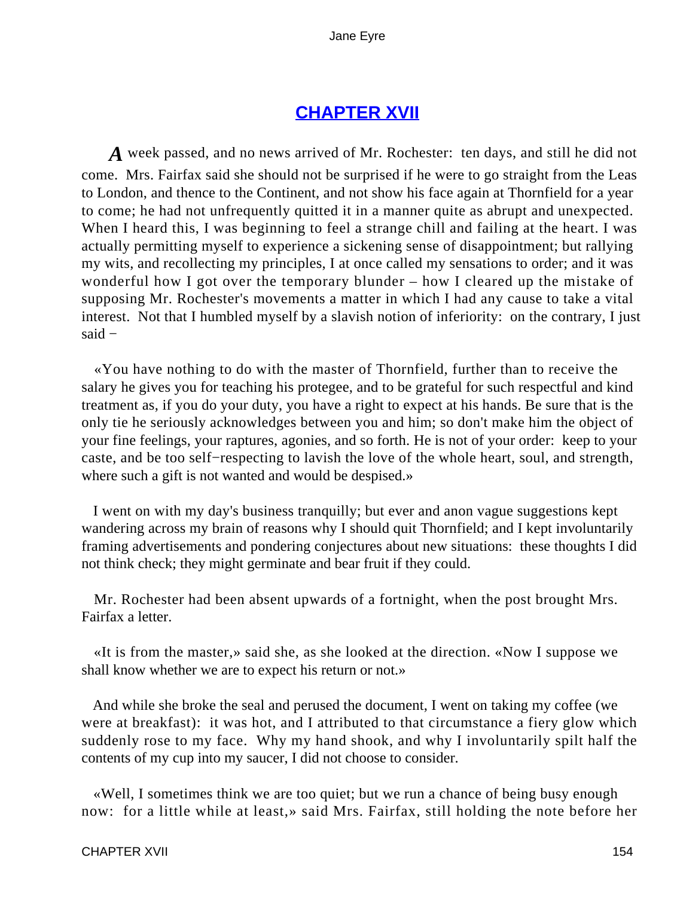## CHAPTER XVII

*A* week passed, and no news arrived of Mr. Rochester: ten days, and still he did not come. Mrs. Fairfax said she should not be surprised if he were to go straight from the Leas to London, and thence to the Continent, and not show his face again at Thornfield for a year to come; he had not unfrequently quitted it in a manner quite as abrupt and unexpected. When I heard this, I was beginning to feel a strange chill and failing at the heart. I was actually permitting myself to experience a sickening sense of disappointment; but rallying my wits, and recollecting my principles, I at once called my sensations to order; and it was wonderful how I got over the temporary blunder – how I cleared up the mistake of supposing Mr. Rochester's movements a matter in which I had any cause to take a vital interest. Not that I humbled myself by a slavish notion of inferiority: on the contrary, I just said −

«You have nothing to do with the master of Thornfield, further than to receive the salary he gives you for teaching his protegee, and to be grateful for such respectful and kind treatment as, if you do your duty, you have a right to expect at his hands. Be sure that is the only tie he seriously acknowledges between you and him; so don't make him the object of your fine feelings, your raptures, agonies, and so forth. He is not of your order: keep to your caste, and be too self−respecting to lavish the love of the whole heart, soul, and strength, where such a gift is not wanted and would be despised.»

I went on with my day's business tranquilly; but ever and anon vague suggestions kept wandering across my brain of reasons why I should quit Thornfield; and I kept involuntarily framing advertisements and pondering conjectures about new situations: these thoughts I did not think check; they might germinate and bear fruit if they could.

Mr. Rochester had been absent upwards of a fortnight, when the post brought Mrs. Fairfax a letter.

«It is from the master,» said she, as she looked at the direction. «Now I suppose we shall know whether we are to expect his return or not.»

And while she broke the seal and perused the document, I went on taking my coffee (we were at breakfast): it was hot, and I attributed to that circumstance a fiery glow which suddenly rose to my face. Why my hand shook, and why I involuntarily spilt half the contents of my cup into my saucer, I did not choose to consider.

«Well, I sometimes think we are too quiet; but we run a chance of being busy enough now: for a little while at least,» said Mrs. Fairfax, still holding the note before her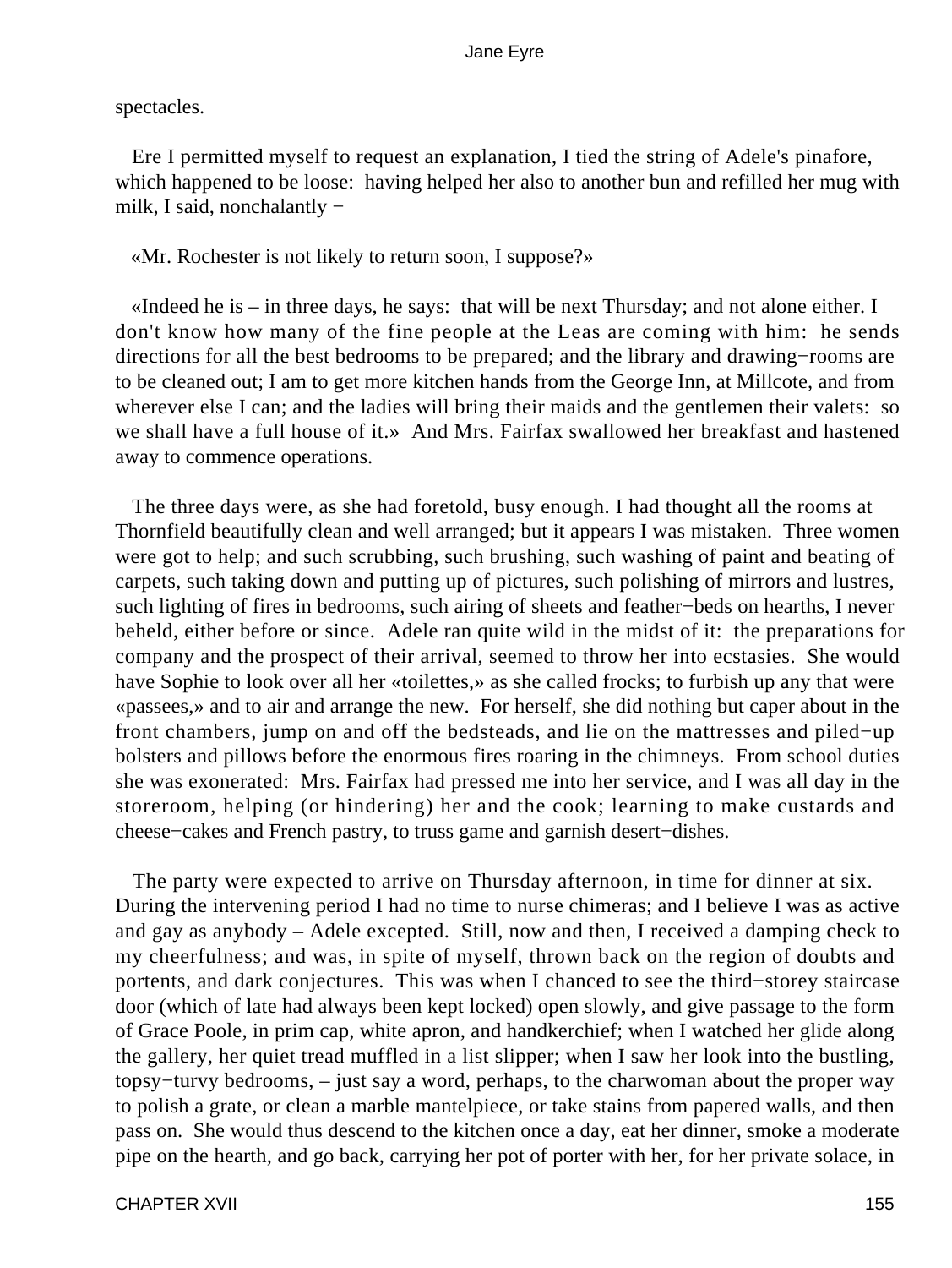spectacles.

Ere I permitted myself to request an explanation, I tied the string of Adele's pinafore, which happened to be loose: having helped her also to another bun and refilled her mug with milk, I said, nonchalantly −

«Mr. Rochester is not likely to return soon, I suppose?»

«Indeed he is – in three days, he says: that will be next Thursday; and not alone either. I don't know how many of the fine people at the Leas are coming with him: he sends directions for all the best bedrooms to be prepared; and the library and drawing−rooms are to be cleaned out; I am to get more kitchen hands from the George Inn, at Millcote, and from wherever else I can; and the ladies will bring their maids and the gentlemen their valets: so we shall have a full house of it.» And Mrs. Fairfax swallowed her breakfast and hastened away to commence operations.

The three days were, as she had foretold, busy enough. I had thought all the rooms at Thornfield beautifully clean and well arranged; but it appears I was mistaken. Three women were got to help; and such scrubbing, such brushing, such washing of paint and beating of carpets, such taking down and putting up of pictures, such polishing of mirrors and lustres, such lighting of fires in bedrooms, such airing of sheets and feather−beds on hearths, I never beheld, either before or since. Adele ran quite wild in the midst of it: the preparations for company and the prospect of their arrival, seemed to throw her into ecstasies. She would have Sophie to look over all her «toilettes,» as she called frocks; to furbish up any that were «passees,» and to air and arrange the new. For herself, she did nothing but caper about in the front chambers, jump on and off the bedsteads, and lie on the mattresses and piled−up bolsters and pillows before the enormous fires roaring in the chimneys. From school duties she was exonerated: Mrs. Fairfax had pressed me into her service, and I was all day in the storeroom, helping (or hindering) her and the cook; learning to make custards and cheese−cakes and French pastry, to truss game and garnish desert−dishes.

The party were expected to arrive on Thursday afternoon, in time for dinner at six. During the intervening period I had no time to nurse chimeras; and I believe I was as active and gay as anybody – Adele excepted. Still, now and then, I received a damping check to my cheerfulness; and was, in spite of myself, thrown back on the region of doubts and portents, and dark conjectures. This was when I chanced to see the third−storey staircase door (which of late had always been kept locked) open slowly, and give passage to the form of Grace Poole, in prim cap, white apron, and handkerchief; when I watched her glide along the gallery, her quiet tread muffled in a list slipper; when I saw her look into the bustling, topsy−turvy bedrooms, – just say a word, perhaps, to the charwoman about the proper way to polish a grate, or clean a marble mantelpiece, or take stains from papered walls, and then pass on. She would thus descend to the kitchen once a day, eat her dinner, smoke a moderate pipe on the hearth, and go back, carrying her pot of porter with her, for her private solace, in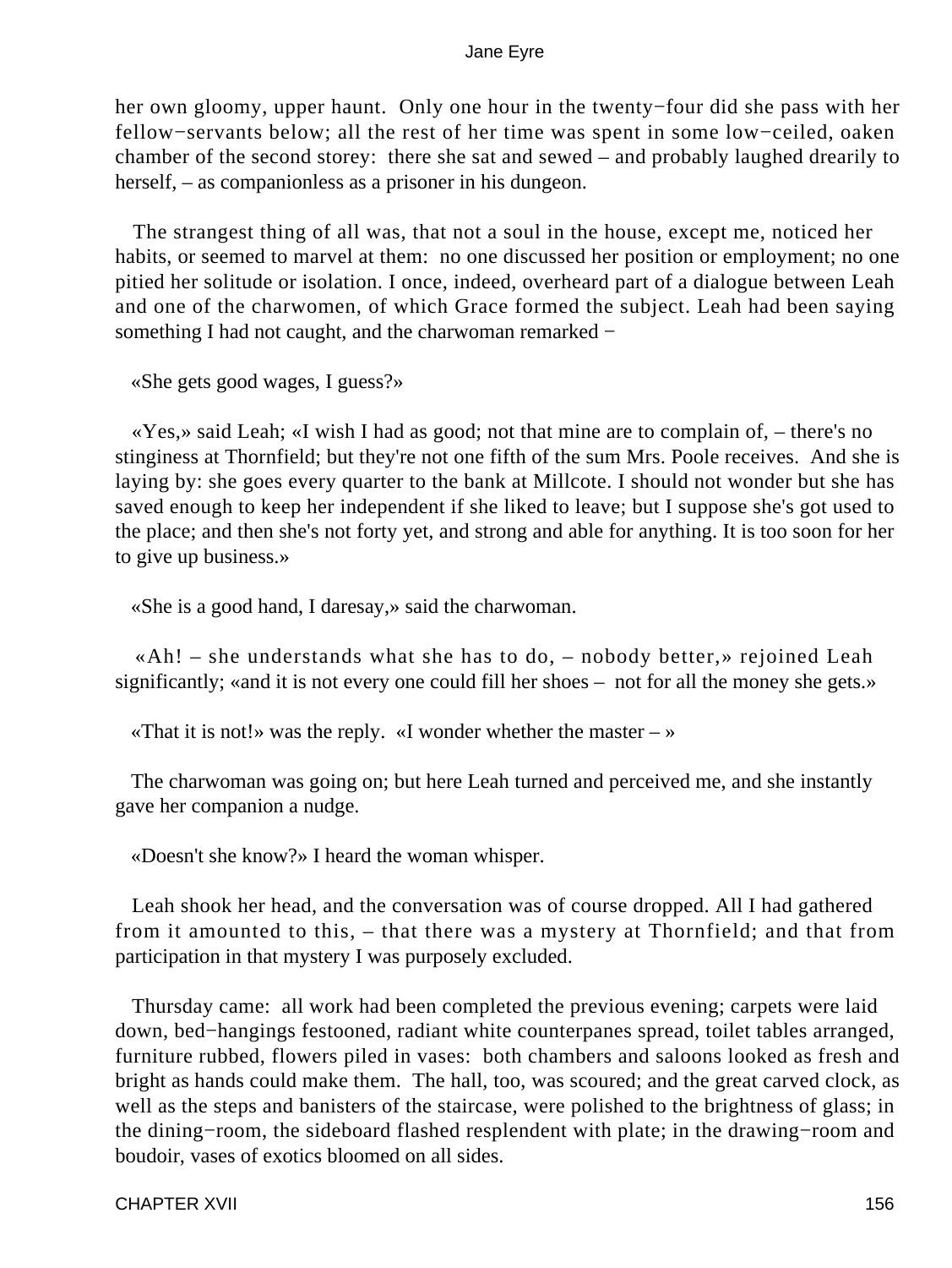her own gloomy, upper haunt. Only one hour in the twenty−four did she pass with her fellow−servants below; all the rest of her time was spent in some low−ceiled, oaken chamber of the second storey: there she sat and sewed – and probably laughed drearily to herself, – as companionless as a prisoner in his dungeon.

The strangest thing of all was, that not a soul in the house, except me, noticed her habits, or seemed to marvel at them: no one discussed her position or employment; no one pitied her solitude or isolation. I once, indeed, overheard part of a dialogue between Leah and one of the charwomen, of which Grace formed the subject. Leah had been saying something I had not caught, and the charwoman remarked −

«She gets good wages, I guess?»

«Yes,» said Leah; «I wish I had as good; not that mine are to complain of, – there's no stinginess at Thornfield; but they're not one fifth of the sum Mrs. Poole receives. And she is laying by: she goes every quarter to the bank at Millcote. I should not wonder but she has saved enough to keep her independent if she liked to leave; but I suppose she's got used to the place; and then she's not forty yet, and strong and able for anything. It is too soon for her to give up business.»

«She is a good hand, I daresay,» said the charwoman.

«Ah! – she understands what she has to do, – nobody better,» rejoined Leah significantly; «and it is not every one could fill her shoes – not for all the money she gets.»

«That it is not!» was the reply. «I wonder whether the master – »

The charwoman was going on; but here Leah turned and perceived me, and she instantly gave her companion a nudge.

«Doesn't she know?» I heard the woman whisper.

Leah shook her head, and the conversation was of course dropped. All I had gathered from it amounted to this, – that there was a mystery at Thornfield; and that from participation in that mystery I was purposely excluded.

Thursday came: all work had been completed the previous evening; carpets were laid down, bed−hangings festooned, radiant white counterpanes spread, toilet tables arranged, furniture rubbed, flowers piled in vases: both chambers and saloons looked as fresh and bright as hands could make them. The hall, too, was scoured; and the great carved clock, as well as the steps and banisters of the staircase, were polished to the brightness of glass; in the dining−room, the sideboard flashed resplendent with plate; in the drawing−room and boudoir, vases of exotics bloomed on all sides.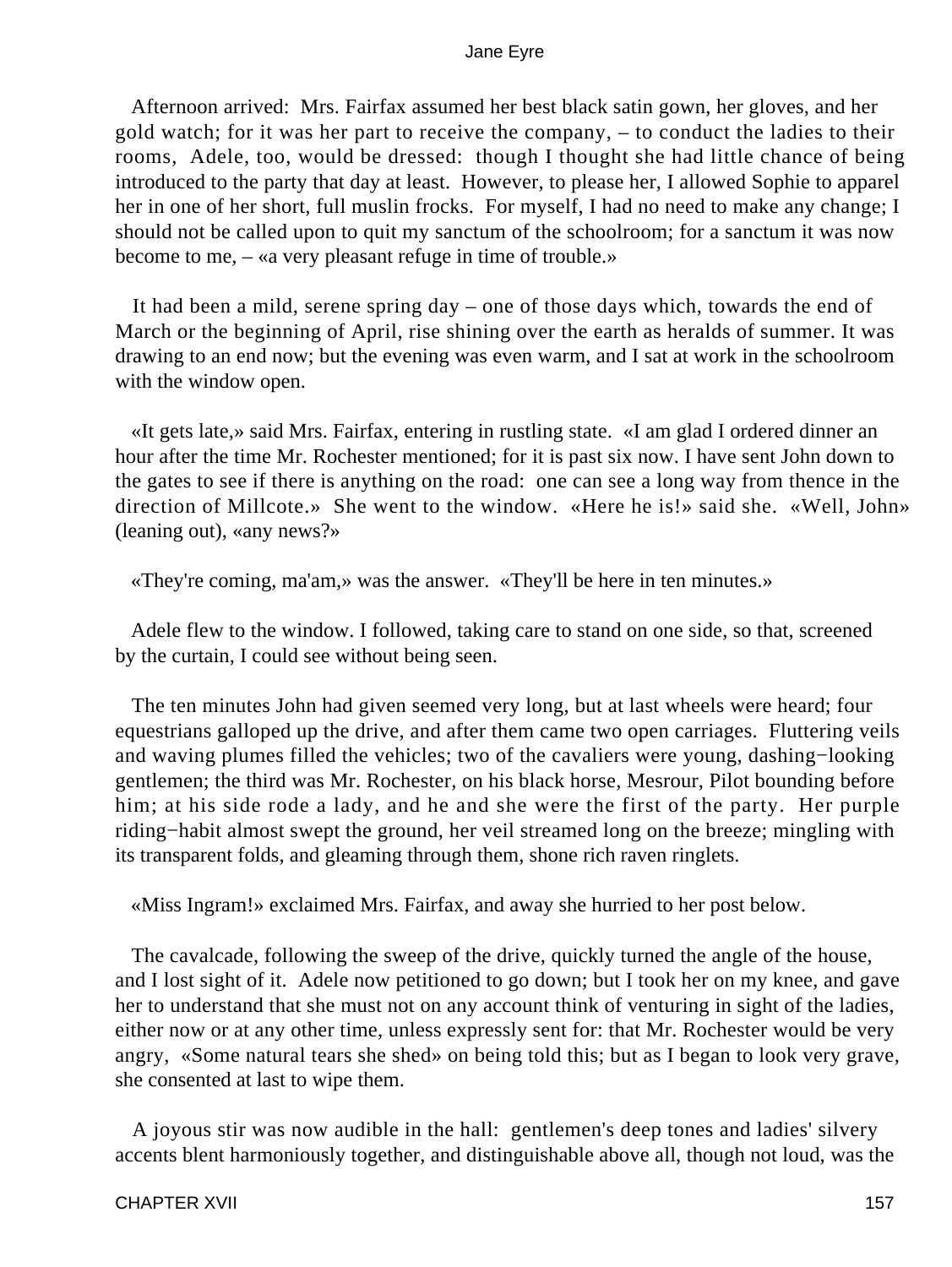Afternoon arrived: Mrs. Fairfax assumed her best black satin gown, her gloves, and her gold watch; for it was her part to receive the company, – to conduct the ladies to their rooms, Adele, too, would be dressed: though I thought she had little chance of being introduced to the party that day at least. However, to please her, I allowed Sophie to apparel her in one of her short, full muslin frocks. For myself, I had no need to make any change; I should not be called upon to quit my sanctum of the schoolroom; for a sanctum it was now become to me, – «a very pleasant refuge in time of trouble.»

It had been a mild, serene spring day – one of those days which, towards the end of March or the beginning of April, rise shining over the earth as heralds of summer. It was drawing to an end now; but the evening was even warm, and I sat at work in the schoolroom with the window open.

«It gets late,» said Mrs. Fairfax, entering in rustling state. «I am glad I ordered dinner an hour after the time Mr. Rochester mentioned; for it is past six now. I have sent John down to the gates to see if there is anything on the road: one can see a long way from thence in the direction of Millcote.» She went to the window. «Here he is!» said she. «Well, John» (leaning out), «any news?»

«They're coming, ma'am,» was the answer. «They'll be here in ten minutes.»

Adele flew to the window. I followed, taking care to stand on one side, so that, screened by the curtain, I could see without being seen.

The ten minutes John had given seemed very long, but at last wheels were heard; four equestrians galloped up the drive, and after them came two open carriages. Fluttering veils and waving plumes filled the vehicles; two of the cavaliers were young, dashing−looking gentlemen; the third was Mr. Rochester, on his black horse, Mesrour, Pilot bounding before him; at his side rode a lady, and he and she were the first of the party. Her purple riding−habit almost swept the ground, her veil streamed long on the breeze; mingling with its transparent folds, and gleaming through them, shone rich raven ringlets.

«Miss Ingram!» exclaimed Mrs. Fairfax, and away she hurried to her post below.

The cavalcade, following the sweep of the drive, quickly turned the angle of the house, and I lost sight of it. Adele now petitioned to go down; but I took her on my knee, and gave her to understand that she must not on any account think of venturing in sight of the ladies, either now or at any other time, unless expressly sent for: that Mr. Rochester would be very angry, «Some natural tears she shed» on being told this; but as I began to look very grave, she consented at last to wipe them.

A joyous stir was now audible in the hall: gentlemen's deep tones and ladies' silvery accents blent harmoniously together, and distinguishable above all, though not loud, was the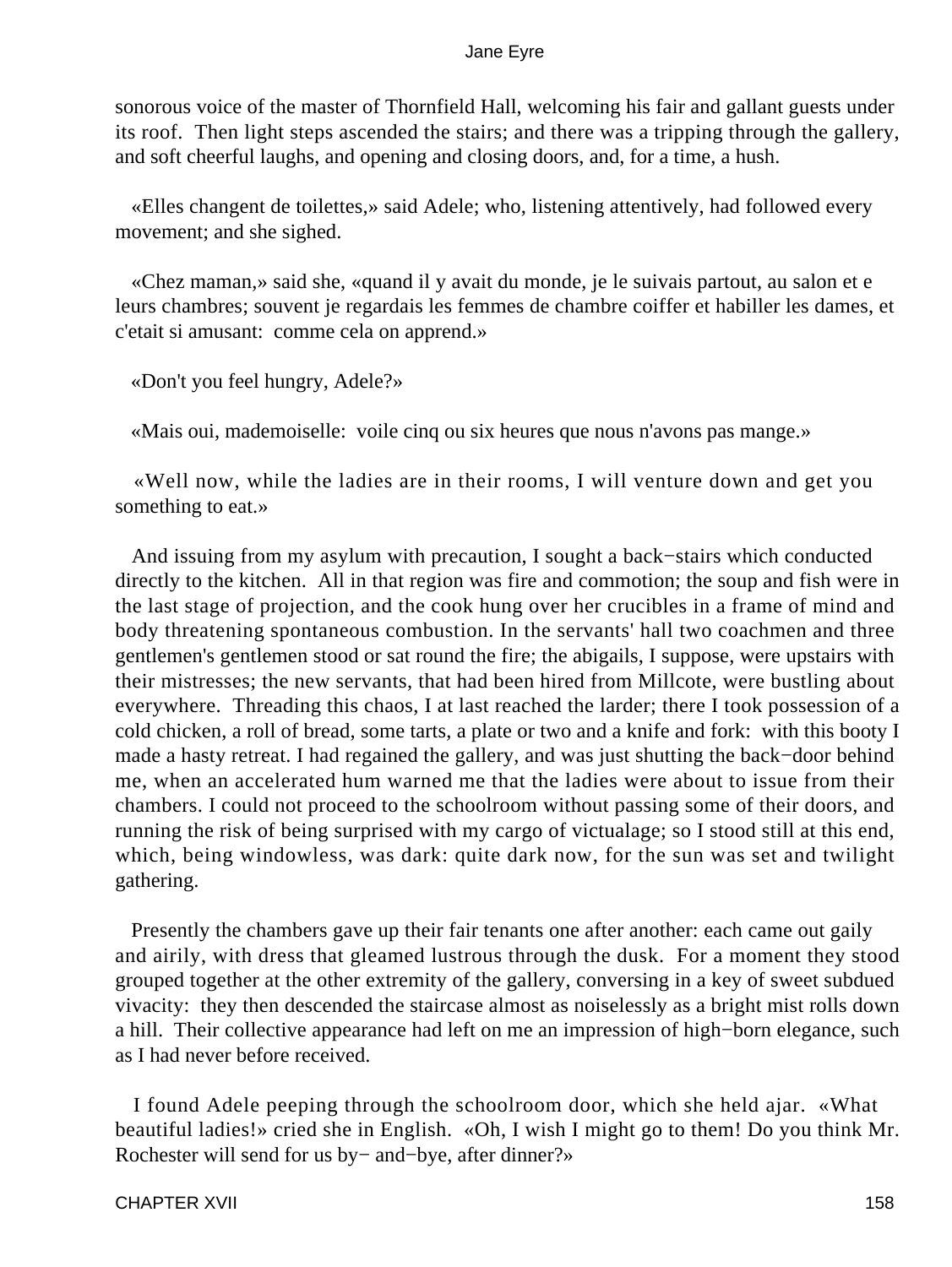sonorous voice of the master of Thornfield Hall, welcoming his fair and gallant guests under its roof. Then light steps ascended the stairs; and there was a tripping through the gallery, and soft cheerful laughs, and opening and closing doors, and, for a time, a hush.

«Elles changent de toilettes,» said Adele; who, listening attentively, had followed every movement; and she sighed.

«Chez maman,» said she, «quand il y avait du monde, je le suivais partout, au salon et e leurs chambres; souvent je regardais les femmes de chambre coiffer et habiller les dames, et c'etait si amusant: comme cela on apprend.»

«Don't you feel hungry, Adele?»

«Mais oui, mademoiselle: voile cinq ou six heures que nous n'avons pas mange.»

«Well now, while the ladies are in their rooms, I will venture down and get you something to eat.»

And issuing from my asylum with precaution, I sought a back−stairs which conducted directly to the kitchen. All in that region was fire and commotion; the soup and fish were in the last stage of projection, and the cook hung over her crucibles in a frame of mind and body threatening spontaneous combustion. In the servants' hall two coachmen and three gentlemen's gentlemen stood or sat round the fire; the abigails, I suppose, were upstairs with their mistresses; the new servants, that had been hired from Millcote, were bustling about everywhere. Threading this chaos, I at last reached the larder; there I took possession of a cold chicken, a roll of bread, some tarts, a plate or two and a knife and fork: with this booty I made a hasty retreat. I had regained the gallery, and was just shutting the back−door behind me, when an accelerated hum warned me that the ladies were about to issue from their chambers. I could not proceed to the schoolroom without passing some of their doors, and running the risk of being surprised with my cargo of victualage; so I stood still at this end, which, being windowless, was dark: quite dark now, for the sun was set and twilight gathering.

Presently the chambers gave up their fair tenants one after another: each came out gaily and airily, with dress that gleamed lustrous through the dusk. For a moment they stood grouped together at the other extremity of the gallery, conversing in a key of sweet subdued vivacity: they then descended the staircase almost as noiselessly as a bright mist rolls down a hill. Their collective appearance had left on me an impression of high−born elegance, such as I had never before received.

I found Adele peeping through the schoolroom door, which she held ajar. «What beautiful ladies!» cried she in English. «Oh, I wish I might go to them! Do you think Mr. Rochester will send for us by− and−bye, after dinner?»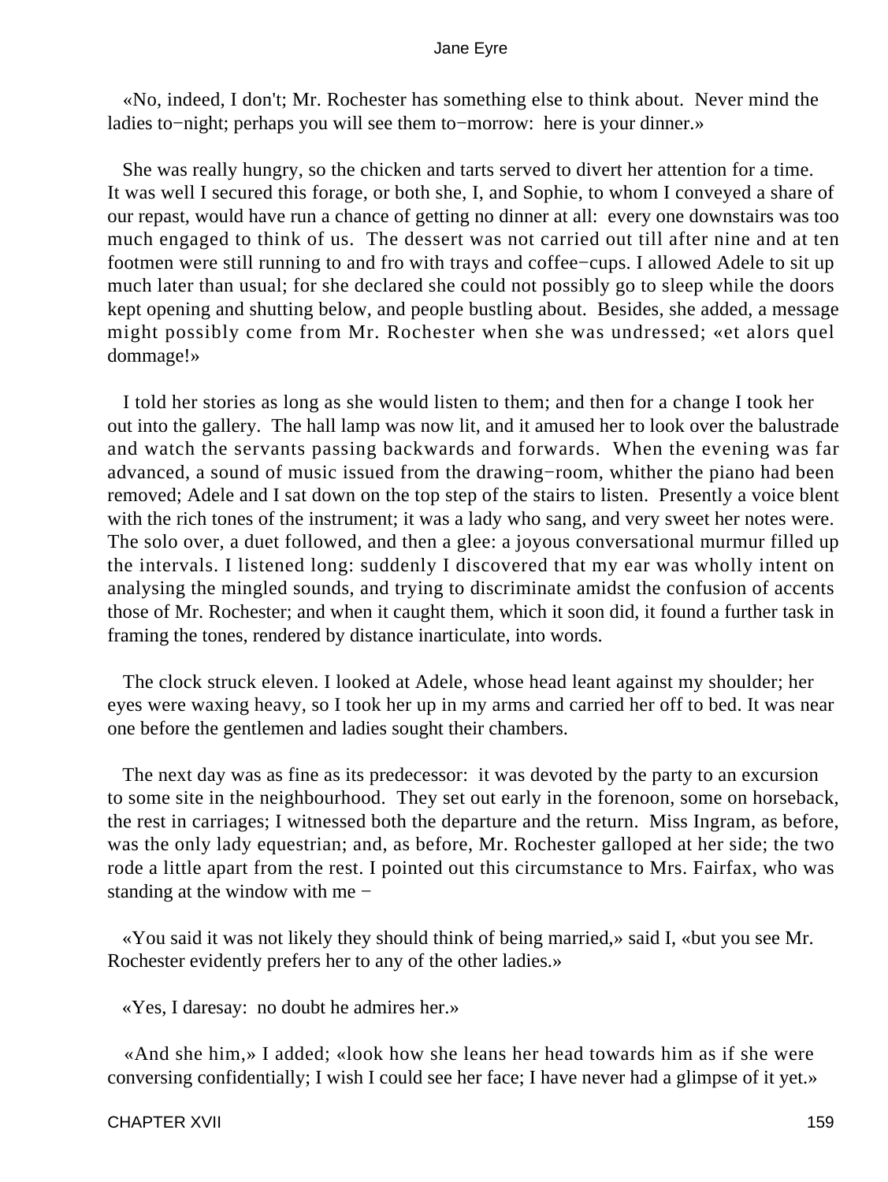«No, indeed, I don't; Mr. Rochester has something else to think about. Never mind the ladies to−night; perhaps you will see them to−morrow: here is your dinner.»

She was really hungry, so the chicken and tarts served to divert her attention for a time. It was well I secured this forage, or both she, I, and Sophie, to whom I conveyed a share of our repast, would have run a chance of getting no dinner at all: every one downstairs was too much engaged to think of us. The dessert was not carried out till after nine and at ten footmen were still running to and fro with trays and coffee−cups. I allowed Adele to sit up much later than usual; for she declared she could not possibly go to sleep while the doors kept opening and shutting below, and people bustling about. Besides, she added, a message might possibly come from Mr. Rochester when she was undressed; «et alors quel dommage!»

I told her stories as long as she would listen to them; and then for a change I took her out into the gallery. The hall lamp was now lit, and it amused her to look over the balustrade and watch the servants passing backwards and forwards. When the evening was far advanced, a sound of music issued from the drawing−room, whither the piano had been removed; Adele and I sat down on the top step of the stairs to listen. Presently a voice blent with the rich tones of the instrument; it was a lady who sang, and very sweet her notes were. The solo over, a duet followed, and then a glee: a joyous conversational murmur filled up the intervals. I listened long: suddenly I discovered that my ear was wholly intent on analysing the mingled sounds, and trying to discriminate amidst the confusion of accents those of Mr. Rochester; and when it caught them, which it soon did, it found a further task in framing the tones, rendered by distance inarticulate, into words.

The clock struck eleven. I looked at Adele, whose head leant against my shoulder; her eyes were waxing heavy, so I took her up in my arms and carried her off to bed. It was near one before the gentlemen and ladies sought their chambers.

The next day was as fine as its predecessor: it was devoted by the party to an excursion to some site in the neighbourhood. They set out early in the forenoon, some on horseback, the rest in carriages; I witnessed both the departure and the return. Miss Ingram, as before, was the only lady equestrian; and, as before, Mr. Rochester galloped at her side; the two rode a little apart from the rest. I pointed out this circumstance to Mrs. Fairfax, who was standing at the window with me −

«You said it was not likely they should think of being married,» said I, «but you see Mr. Rochester evidently prefers her to any of the other ladies.»

«Yes, I daresay: no doubt he admires her.»

«And she him,» I added; «look how she leans her head towards him as if she were conversing confidentially; I wish I could see her face; I have never had a glimpse of it yet.»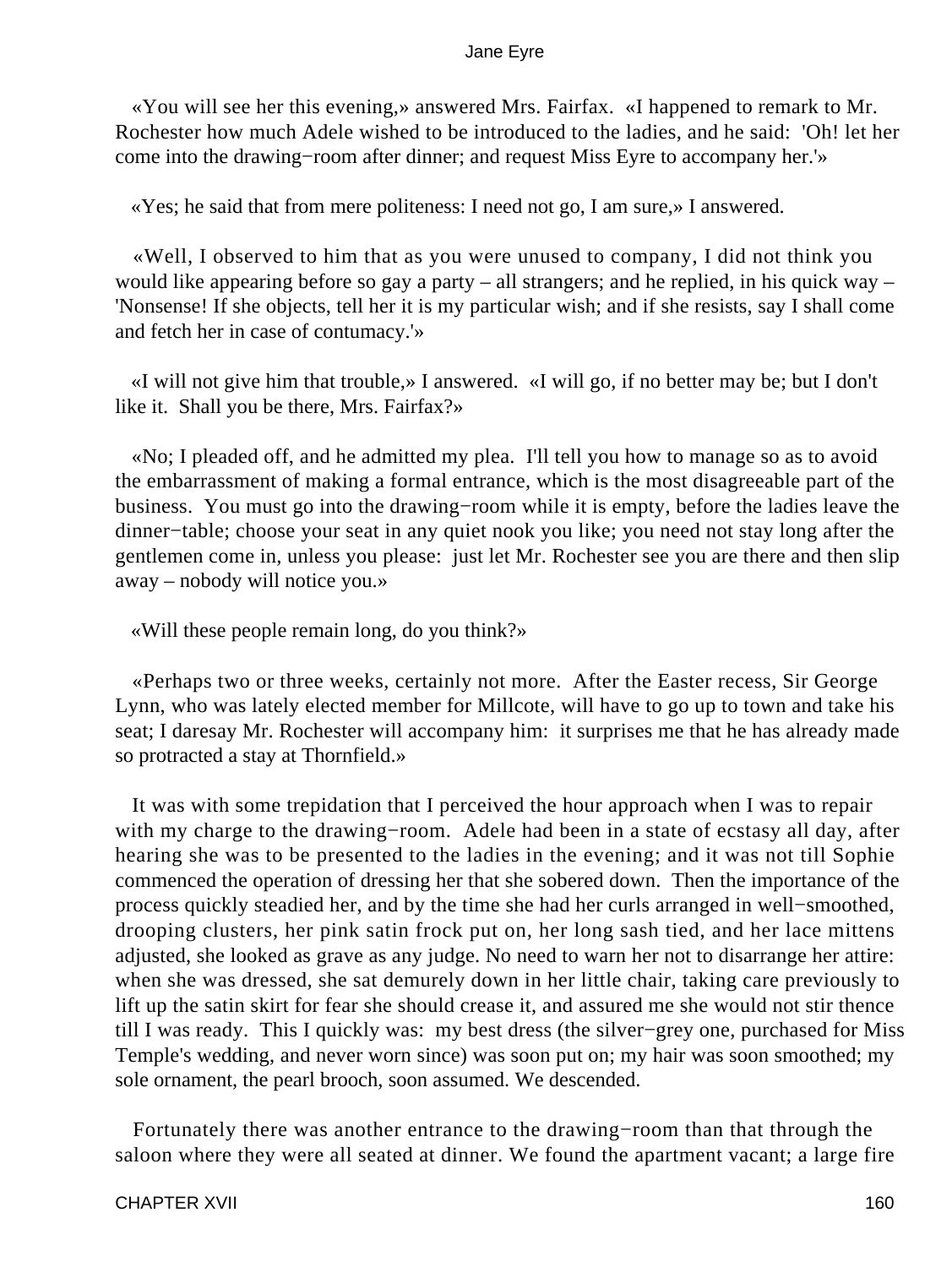«You will see her this evening,» answered Mrs. Fairfax. «I happened to remark to Mr. Rochester how much Adele wished to be introduced to the ladies, and he said: 'Oh! let her come into the drawing−room after dinner; and request Miss Eyre to accompany her.'»

«Yes; he said that from mere politeness: I need not go, I am sure,» I answered.

«Well, I observed to him that as you were unused to company, I did not think you would like appearing before so gay a party – all strangers; and he replied, in his quick way – 'Nonsense! If she objects, tell her it is my particular wish; and if she resists, say I shall come and fetch her in case of contumacy.'»

«I will not give him that trouble,» I answered. «I will go, if no better may be; but I don't like it. Shall you be there, Mrs. Fairfax?»

«No; I pleaded off, and he admitted my plea. I'll tell you how to manage so as to avoid the embarrassment of making a formal entrance, which is the most disagreeable part of the business. You must go into the drawing−room while it is empty, before the ladies leave the dinner−table; choose your seat in any quiet nook you like; you need not stay long after the gentlemen come in, unless you please: just let Mr. Rochester see you are there and then slip away – nobody will notice you.»

«Will these people remain long, do you think?»

«Perhaps two or three weeks, certainly not more. After the Easter recess, Sir George Lynn, who was lately elected member for Millcote, will have to go up to town and take his seat; I daresay Mr. Rochester will accompany him: it surprises me that he has already made so protracted a stay at Thornfield.»

It was with some trepidation that I perceived the hour approach when I was to repair with my charge to the drawing−room. Adele had been in a state of ecstasy all day, after hearing she was to be presented to the ladies in the evening; and it was not till Sophie commenced the operation of dressing her that she sobered down. Then the importance of the process quickly steadied her, and by the time she had her curls arranged in well−smoothed, drooping clusters, her pink satin frock put on, her long sash tied, and her lace mittens adjusted, she looked as grave as any judge. No need to warn her not to disarrange her attire: when she was dressed, she sat demurely down in her little chair, taking care previously to lift up the satin skirt for fear she should crease it, and assured me she would not stir thence till I was ready. This I quickly was: my best dress (the silver−grey one, purchased for Miss Temple's wedding, and never worn since) was soon put on; my hair was soon smoothed; my sole ornament, the pearl brooch, soon assumed. We descended.

Fortunately there was another entrance to the drawing−room than that through the saloon where they were all seated at dinner. We found the apartment vacant; a large fire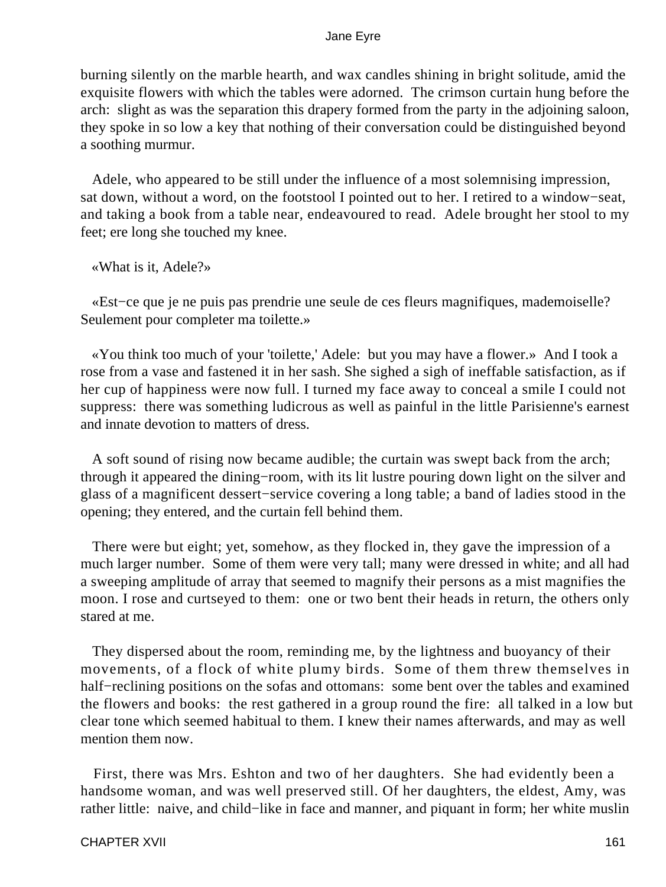burning silently on the marble hearth, and wax candles shining in bright solitude, amid the exquisite flowers with which the tables were adorned. The crimson curtain hung before the arch: slight as was the separation this drapery formed from the party in the adjoining saloon, they spoke in so low a key that nothing of their conversation could be distinguished beyond a soothing murmur.

Adele, who appeared to be still under the influence of a most solemnising impression, sat down, without a word, on the footstool I pointed out to her. I retired to a window−seat, and taking a book from a table near, endeavoured to read. Adele brought her stool to my feet; ere long she touched my knee.

«What is it, Adele?»

«Est−ce que je ne puis pas prendrie une seule de ces fleurs magnifiques, mademoiselle? Seulement pour completer ma toilette.»

«You think too much of your 'toilette,' Adele: but you may have a flower.» And I took a rose from a vase and fastened it in her sash. She sighed a sigh of ineffable satisfaction, as if her cup of happiness were now full. I turned my face away to conceal a smile I could not suppress: there was something ludicrous as well as painful in the little Parisienne's earnest and innate devotion to matters of dress.

A soft sound of rising now became audible; the curtain was swept back from the arch; through it appeared the dining−room, with its lit lustre pouring down light on the silver and glass of a magnificent dessert−service covering a long table; a band of ladies stood in the opening; they entered, and the curtain fell behind them.

There were but eight; yet, somehow, as they flocked in, they gave the impression of a much larger number. Some of them were very tall; many were dressed in white; and all had a sweeping amplitude of array that seemed to magnify their persons as a mist magnifies the moon. I rose and curtseyed to them: one or two bent their heads in return, the others only stared at me.

They dispersed about the room, reminding me, by the lightness and buoyancy of their movements, of a flock of white plumy birds. Some of them threw themselves in half−reclining positions on the sofas and ottomans: some bent over the tables and examined the flowers and books: the rest gathered in a group round the fire: all talked in a low but clear tone which seemed habitual to them. I knew their names afterwards, and may as well mention them now.

First, there was Mrs. Eshton and two of her daughters. She had evidently been a handsome woman, and was well preserved still. Of her daughters, the eldest, Amy, was rather little: naive, and child−like in face and manner, and piquant in form; her white muslin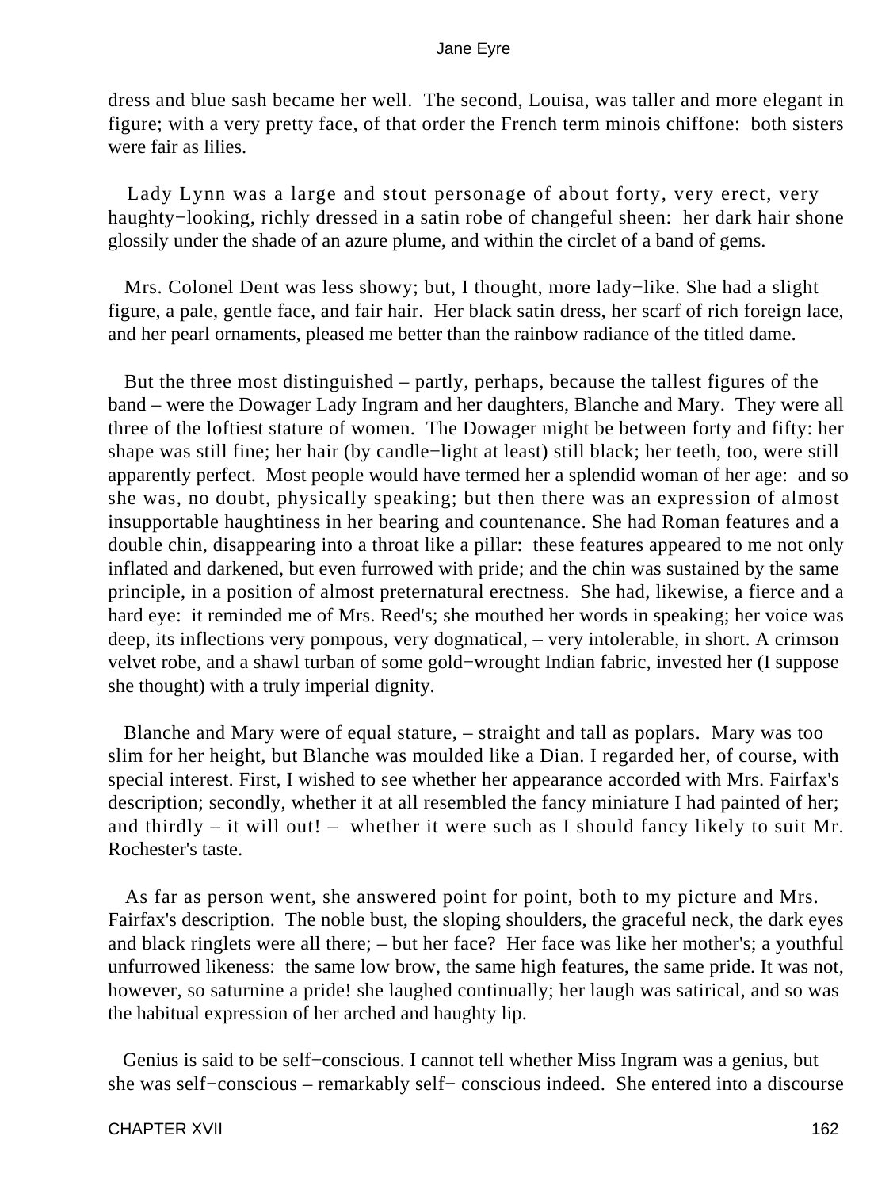dress and blue sash became her well. The second, Louisa, was taller and more elegant in figure; with a very pretty face, of that order the French term minois chiffone: both sisters were fair as lilies.

Lady Lynn was a large and stout personage of about forty, very erect, very haughty−looking, richly dressed in a satin robe of changeful sheen: her dark hair shone glossily under the shade of an azure plume, and within the circlet of a band of gems.

Mrs. Colonel Dent was less showy; but, I thought, more lady−like. She had a slight figure, a pale, gentle face, and fair hair. Her black satin dress, her scarf of rich foreign lace, and her pearl ornaments, pleased me better than the rainbow radiance of the titled dame.

But the three most distinguished – partly, perhaps, because the tallest figures of the band – were the Dowager Lady Ingram and her daughters, Blanche and Mary. They were all three of the loftiest stature of women. The Dowager might be between forty and fifty: her shape was still fine; her hair (by candle−light at least) still black; her teeth, too, were still apparently perfect. Most people would have termed her a splendid woman of her age: and so she was, no doubt, physically speaking; but then there was an expression of almost insupportable haughtiness in her bearing and countenance. She had Roman features and a double chin, disappearing into a throat like a pillar: these features appeared to me not only inflated and darkened, but even furrowed with pride; and the chin was sustained by the same principle, in a position of almost preternatural erectness. She had, likewise, a fierce and a hard eye: it reminded me of Mrs. Reed's; she mouthed her words in speaking; her voice was deep, its inflections very pompous, very dogmatical, – very intolerable, in short. A crimson velvet robe, and a shawl turban of some gold−wrought Indian fabric, invested her (I suppose she thought) with a truly imperial dignity.

Blanche and Mary were of equal stature, – straight and tall as poplars. Mary was too slim for her height, but Blanche was moulded like a Dian. I regarded her, of course, with special interest. First, I wished to see whether her appearance accorded with Mrs. Fairfax's description; secondly, whether it at all resembled the fancy miniature I had painted of her; and thirdly – it will out! – whether it were such as I should fancy likely to suit Mr. Rochester's taste.

As far as person went, she answered point for point, both to my picture and Mrs. Fairfax's description. The noble bust, the sloping shoulders, the graceful neck, the dark eyes and black ringlets were all there; – but her face? Her face was like her mother's; a youthful unfurrowed likeness: the same low brow, the same high features, the same pride. It was not, however, so saturnine a pride! she laughed continually; her laugh was satirical, and so was the habitual expression of her arched and haughty lip.

Genius is said to be self−conscious. I cannot tell whether Miss Ingram was a genius, but she was self−conscious – remarkably self− conscious indeed. She entered into a discourse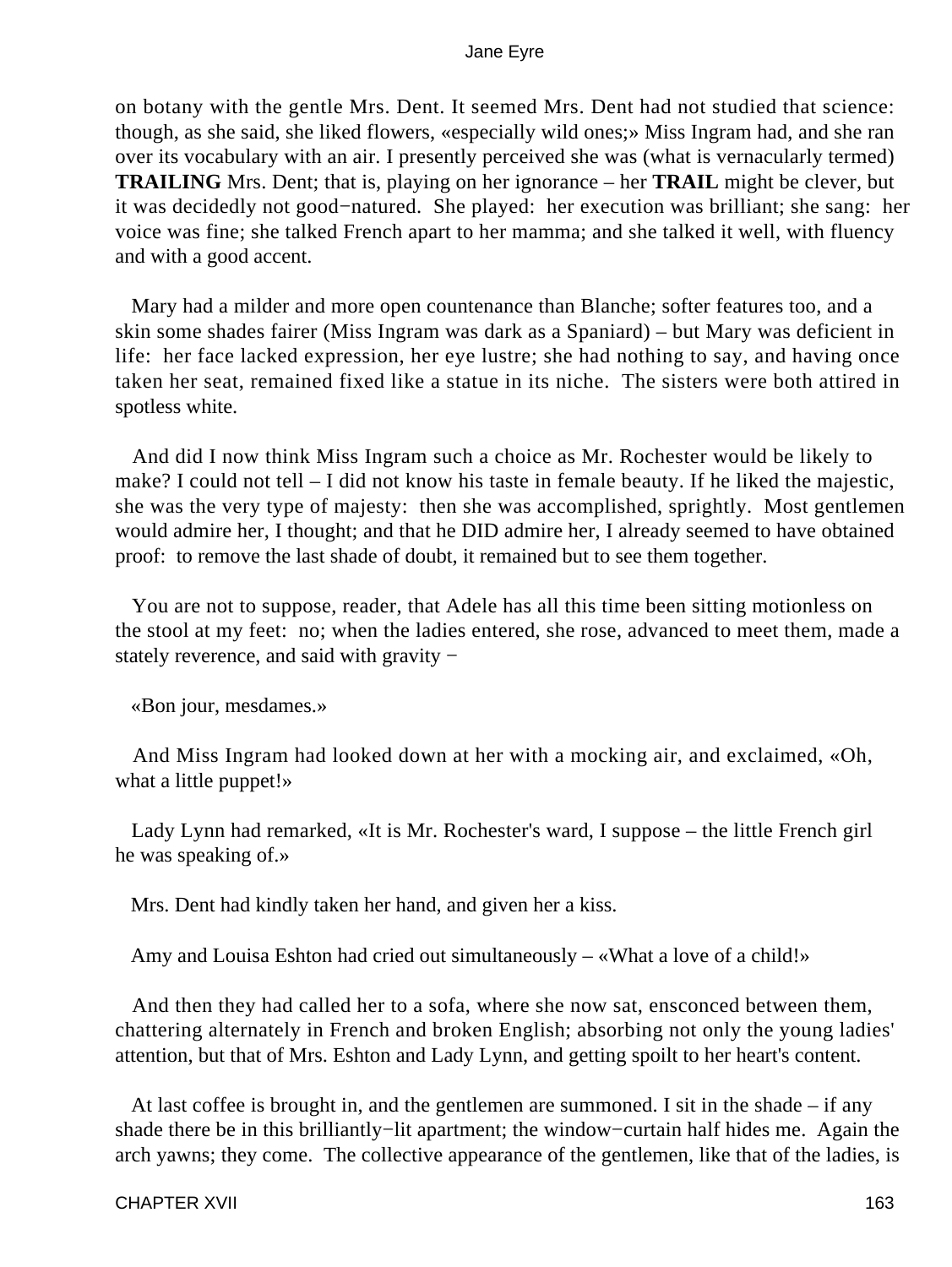on botany with the gentle Mrs. Dent. It seemed Mrs. Dent had not studied that science: though, as she said, she liked flowers, «especially wild ones;» Miss Ingram had, and she ran over its vocabulary with an air. I presently perceived she was (what is vernacularly termed) **TRAILING** Mrs. Dent; that is, playing on her ignorance – her **TRAIL** might be clever, but it was decidedly not good−natured. She played: her execution was brilliant; she sang: her voice was fine; she talked French apart to her mamma; and she talked it well, with fluency and with a good accent.

Mary had a milder and more open countenance than Blanche; softer features too, and a skin some shades fairer (Miss Ingram was dark as a Spaniard) – but Mary was deficient in life: her face lacked expression, her eye lustre; she had nothing to say, and having once taken her seat, remained fixed like a statue in its niche. The sisters were both attired in spotless white.

And did I now think Miss Ingram such a choice as Mr. Rochester would be likely to make? I could not tell – I did not know his taste in female beauty. If he liked the majestic, she was the very type of majesty: then she was accomplished, sprightly. Most gentlemen would admire her, I thought; and that he DID admire her, I already seemed to have obtained proof: to remove the last shade of doubt, it remained but to see them together.

You are not to suppose, reader, that Adele has all this time been sitting motionless on the stool at my feet: no; when the ladies entered, she rose, advanced to meet them, made a stately reverence, and said with gravity −

«Bon jour, mesdames.»

And Miss Ingram had looked down at her with a mocking air, and exclaimed, «Oh, what a little puppet!»

Lady Lynn had remarked, «It is Mr. Rochester's ward, I suppose – the little French girl he was speaking of.»

Mrs. Dent had kindly taken her hand, and given her a kiss.

Amy and Louisa Eshton had cried out simultaneously – «What a love of a child!»

And then they had called her to a sofa, where she now sat, ensconced between them, chattering alternately in French and broken English; absorbing not only the young ladies' attention, but that of Mrs. Eshton and Lady Lynn, and getting spoilt to her heart's content.

At last coffee is brought in, and the gentlemen are summoned. I sit in the shade – if any shade there be in this brilliantly−lit apartment; the window−curtain half hides me. Again the arch yawns; they come. The collective appearance of the gentlemen, like that of the ladies, is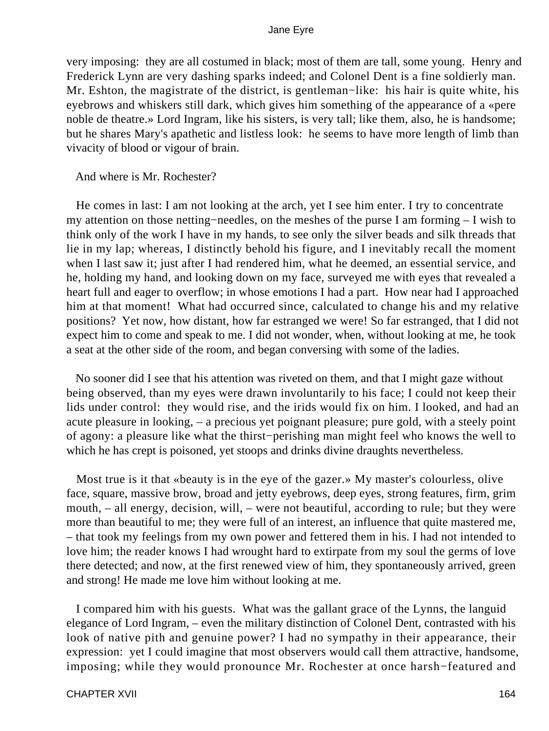very imposing: they are all costumed in black; most of them are tall, some young. Henry and Frederick Lynn are very dashing sparks indeed; and Colonel Dent is a fine soldierly man. Mr. Eshton, the magistrate of the district, is gentleman−like: his hair is quite white, his eyebrows and whiskers still dark, which gives him something of the appearance of a «pere noble de theatre.» Lord Ingram, like his sisters, is very tall; like them, also, he is handsome; but he shares Mary's apathetic and listless look: he seems to have more length of limb than vivacity of blood or vigour of brain.

And where is Mr. Rochester?

He comes in last: I am not looking at the arch, yet I see him enter. I try to concentrate my attention on those netting−needles, on the meshes of the purse I am forming – I wish to think only of the work I have in my hands, to see only the silver beads and silk threads that lie in my lap; whereas, I distinctly behold his figure, and I inevitably recall the moment when I last saw it; just after I had rendered him, what he deemed, an essential service, and he, holding my hand, and looking down on my face, surveyed me with eyes that revealed a heart full and eager to overflow; in whose emotions I had a part. How near had I approached him at that moment! What had occurred since, calculated to change his and my relative positions? Yet now, how distant, how far estranged we were! So far estranged, that I did not expect him to come and speak to me. I did not wonder, when, without looking at me, he took a seat at the other side of the room, and began conversing with some of the ladies.

No sooner did I see that his attention was riveted on them, and that I might gaze without being observed, than my eyes were drawn involuntarily to his face; I could not keep their lids under control: they would rise, and the irids would fix on him. I looked, and had an acute pleasure in looking, – a precious yet poignant pleasure; pure gold, with a steely point of agony: a pleasure like what the thirst−perishing man might feel who knows the well to which he has crept is poisoned, yet stoops and drinks divine draughts nevertheless.

Most true is it that «beauty is in the eye of the gazer.» My master's colourless, olive face, square, massive brow, broad and jetty eyebrows, deep eyes, strong features, firm, grim mouth, – all energy, decision, will, – were not beautiful, according to rule; but they were more than beautiful to me; they were full of an interest, an influence that quite mastered me, – that took my feelings from my own power and fettered them in his. I had not intended to love him; the reader knows I had wrought hard to extirpate from my soul the germs of love there detected; and now, at the first renewed view of him, they spontaneously arrived, green and strong! He made me love him without looking at me.

I compared him with his guests. What was the gallant grace of the Lynns, the languid elegance of Lord Ingram, – even the military distinction of Colonel Dent, contrasted with his look of native pith and genuine power? I had no sympathy in their appearance, their expression: yet I could imagine that most observers would call them attractive, handsome, imposing; while they would pronounce Mr. Rochester at once harsh−featured and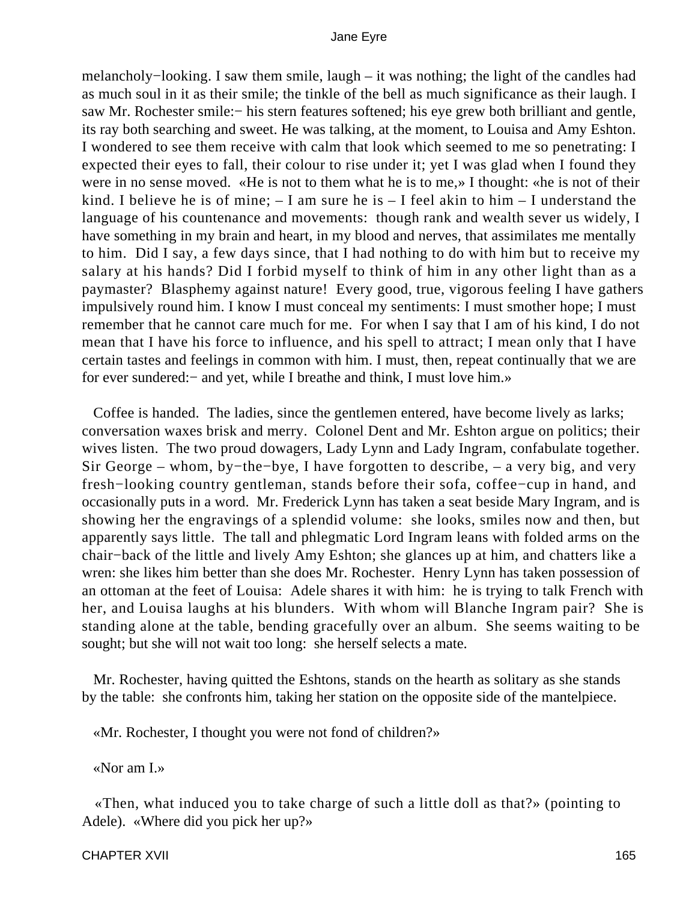melancholy−looking. I saw them smile, laugh – it was nothing; the light of the candles had as much soul in it as their smile; the tinkle of the bell as much significance as their laugh. I saw Mr. Rochester smile:− his stern features softened; his eye grew both brilliant and gentle, its ray both searching and sweet. He was talking, at the moment, to Louisa and Amy Eshton. I wondered to see them receive with calm that look which seemed to me so penetrating: I expected their eyes to fall, their colour to rise under it; yet I was glad when I found they were in no sense moved. «He is not to them what he is to me,» I thought: «he is not of their kind. I believe he is of mine; – I am sure he is – I feel akin to him – I understand the language of his countenance and movements: though rank and wealth sever us widely, I have something in my brain and heart, in my blood and nerves, that assimilates me mentally to him. Did I say, a few days since, that I had nothing to do with him but to receive my salary at his hands? Did I forbid myself to think of him in any other light than as a paymaster? Blasphemy against nature! Every good, true, vigorous feeling I have gathers impulsively round him. I know I must conceal my sentiments: I must smother hope; I must remember that he cannot care much for me. For when I say that I am of his kind, I do not mean that I have his force to influence, and his spell to attract; I mean only that I have certain tastes and feelings in common with him. I must, then, repeat continually that we are for ever sundered:− and yet, while I breathe and think, I must love him.»

Coffee is handed. The ladies, since the gentlemen entered, have become lively as larks; conversation waxes brisk and merry. Colonel Dent and Mr. Eshton argue on politics; their wives listen. The two proud dowagers, Lady Lynn and Lady Ingram, confabulate together. Sir George – whom, by−the−bye, I have forgotten to describe, – a very big, and very fresh−looking country gentleman, stands before their sofa, coffee−cup in hand, and occasionally puts in a word. Mr. Frederick Lynn has taken a seat beside Mary Ingram, and is showing her the engravings of a splendid volume: she looks, smiles now and then, but apparently says little. The tall and phlegmatic Lord Ingram leans with folded arms on the chair−back of the little and lively Amy Eshton; she glances up at him, and chatters like a wren: she likes him better than she does Mr. Rochester. Henry Lynn has taken possession of an ottoman at the feet of Louisa: Adele shares it with him: he is trying to talk French with her, and Louisa laughs at his blunders. With whom will Blanche Ingram pair? She is standing alone at the table, bending gracefully over an album. She seems waiting to be sought; but she will not wait too long: she herself selects a mate.

Mr. Rochester, having quitted the Eshtons, stands on the hearth as solitary as she stands by the table: she confronts him, taking her station on the opposite side of the mantelpiece.

«Mr. Rochester, I thought you were not fond of children?»

«Nor am I.»

«Then, what induced you to take charge of such a little doll as that?» (pointing to Adele). «Where did you pick her up?»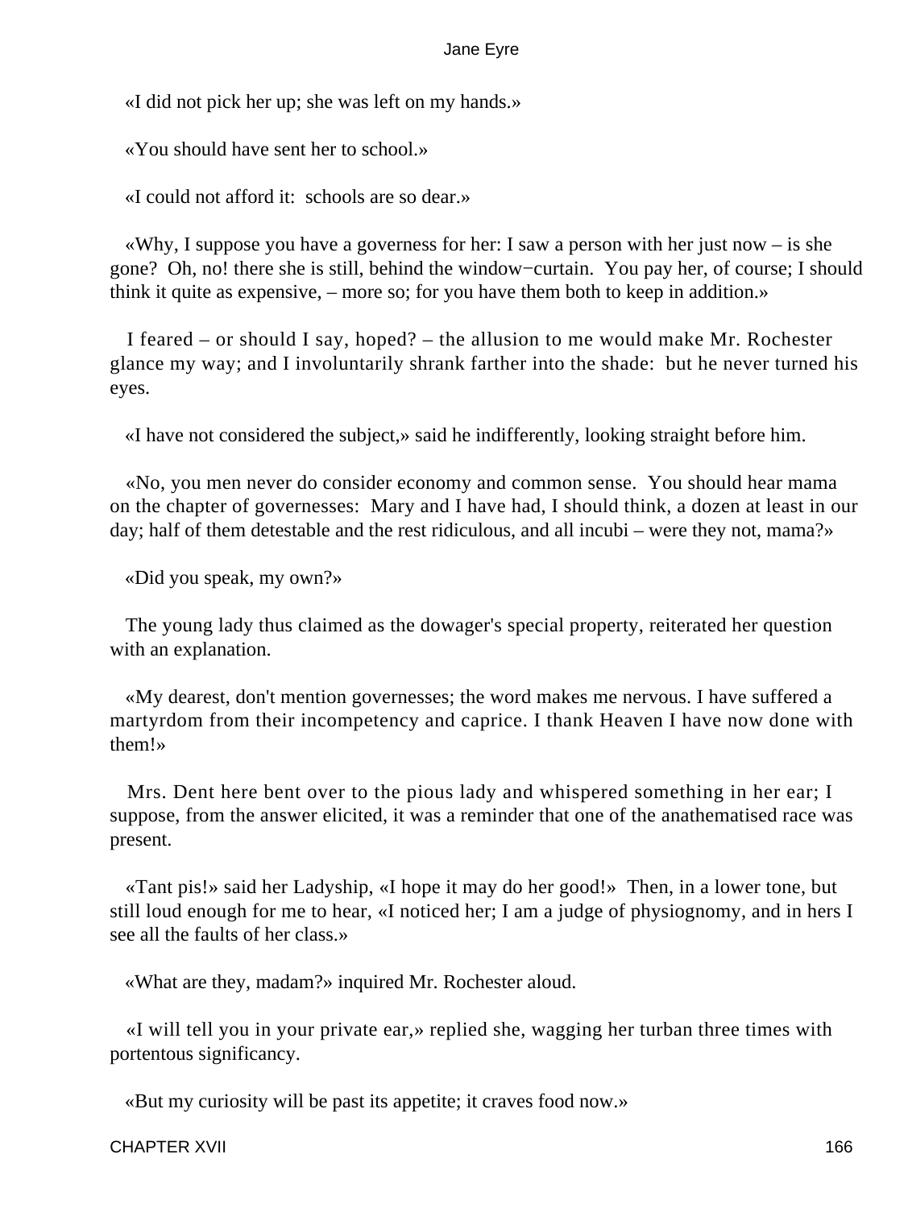«I did not pick her up; she was left on my hands.»

«You should have sent her to school.»

«I could not afford it: schools are so dear.»

«Why, I suppose you have a governess for her: I saw a person with her just now – is she gone? Oh, no! there she is still, behind the window−curtain. You pay her, of course; I should think it quite as expensive, – more so; for you have them both to keep in addition.»

I feared – or should I say, hoped? – the allusion to me would make Mr. Rochester glance my way; and I involuntarily shrank farther into the shade: but he never turned his eyes.

«I have not considered the subject,» said he indifferently, looking straight before him.

«No, you men never do consider economy and common sense. You should hear mama on the chapter of governesses: Mary and I have had, I should think, a dozen at least in our day; half of them detestable and the rest ridiculous, and all incubi – were they not, mama?»

«Did you speak, my own?»

The young lady thus claimed as the dowager's special property, reiterated her question with an explanation.

«My dearest, don't mention governesses; the word makes me nervous. I have suffered a martyrdom from their incompetency and caprice. I thank Heaven I have now done with them!»

Mrs. Dent here bent over to the pious lady and whispered something in her ear; I suppose, from the answer elicited, it was a reminder that one of the anathematised race was present.

«Tant pis!» said her Ladyship, «I hope it may do her good!» Then, in a lower tone, but still loud enough for me to hear, «I noticed her; I am a judge of physiognomy, and in hers I see all the faults of her class.»

«What are they, madam?» inquired Mr. Rochester aloud.

«I will tell you in your private ear,» replied she, wagging her turban three times with portentous significancy.

«But my curiosity will be past its appetite; it craves food now.»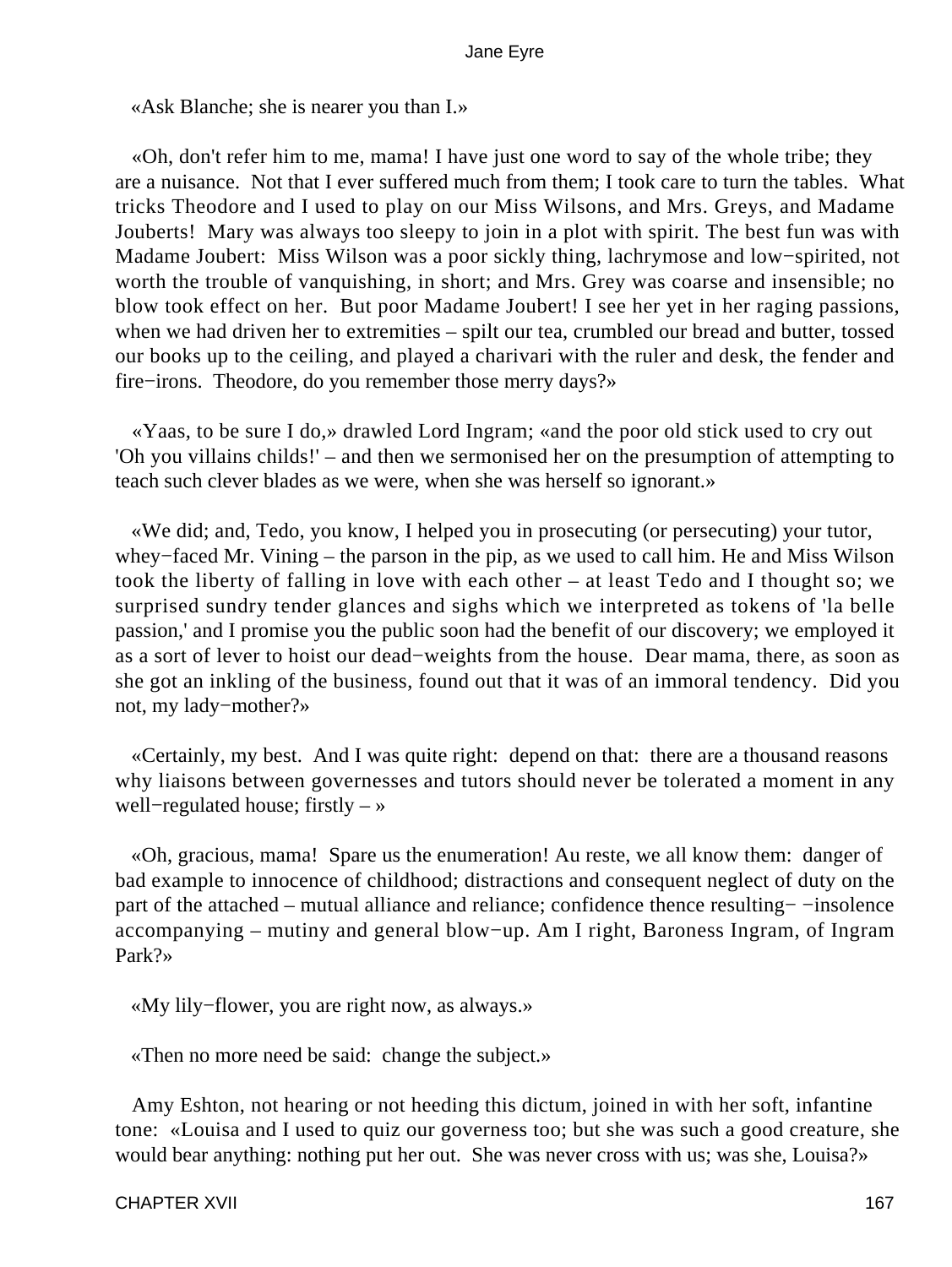«Ask Blanche; she is nearer you than I.»

«Oh, don't refer him to me, mama! I have just one word to say of the whole tribe; they are a nuisance. Not that I ever suffered much from them; I took care to turn the tables. What tricks Theodore and I used to play on our Miss Wilsons, and Mrs. Greys, and Madame Jouberts! Mary was always too sleepy to join in a plot with spirit. The best fun was with Madame Joubert: Miss Wilson was a poor sickly thing, lachrymose and low−spirited, not worth the trouble of vanquishing, in short; and Mrs. Grey was coarse and insensible; no blow took effect on her. But poor Madame Joubert! I see her yet in her raging passions, when we had driven her to extremities – spilt our tea, crumbled our bread and butter, tossed our books up to the ceiling, and played a charivari with the ruler and desk, the fender and fire−irons. Theodore, do you remember those merry days?»

«Yaas, to be sure I do,» drawled Lord Ingram; «and the poor old stick used to cry out 'Oh you villains childs!' – and then we sermonised her on the presumption of attempting to teach such clever blades as we were, when she was herself so ignorant.»

«We did; and, Tedo, you know, I helped you in prosecuting (or persecuting) your tutor, whey−faced Mr. Vining – the parson in the pip, as we used to call him. He and Miss Wilson took the liberty of falling in love with each other – at least Tedo and I thought so; we surprised sundry tender glances and sighs which we interpreted as tokens of 'la belle passion,' and I promise you the public soon had the benefit of our discovery; we employed it as a sort of lever to hoist our dead−weights from the house. Dear mama, there, as soon as she got an inkling of the business, found out that it was of an immoral tendency. Did you not, my lady−mother?»

«Certainly, my best. And I was quite right: depend on that: there are a thousand reasons why liaisons between governesses and tutors should never be tolerated a moment in any well−regulated house; firstly – »

«Oh, gracious, mama! Spare us the enumeration! Au reste, we all know them: danger of bad example to innocence of childhood; distractions and consequent neglect of duty on the part of the attached – mutual alliance and reliance; confidence thence resulting− −insolence accompanying – mutiny and general blow−up. Am I right, Baroness Ingram, of Ingram Park?»

«My lily−flower, you are right now, as always.»

«Then no more need be said: change the subject.»

Amy Eshton, not hearing or not heeding this dictum, joined in with her soft, infantine tone: «Louisa and I used to quiz our governess too; but she was such a good creature, she would bear anything: nothing put her out. She was never cross with us; was she, Louisa?»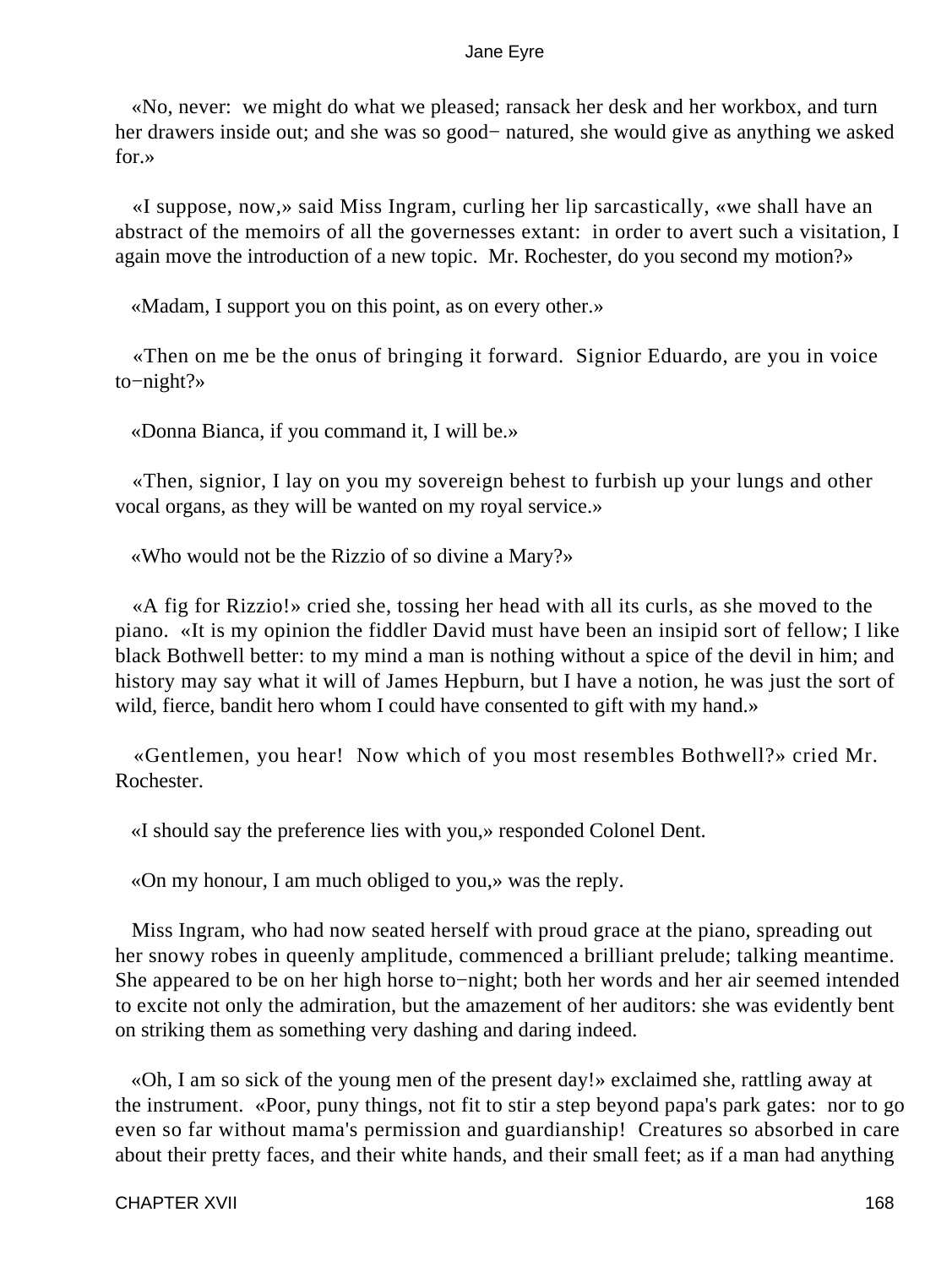«No, never: we might do what we pleased; ransack her desk and her workbox, and turn her drawers inside out; and she was so good− natured, she would give as anything we asked for.»

«I suppose, now,» said Miss Ingram, curling her lip sarcastically, «we shall have an abstract of the memoirs of all the governesses extant: in order to avert such a visitation, I again move the introduction of a new topic. Mr. Rochester, do you second my motion?»

«Madam, I support you on this point, as on every other.»

«Then on me be the onus of bringing it forward. Signior Eduardo, are you in voice to−night?»

«Donna Bianca, if you command it, I will be.»

«Then, signior, I lay on you my sovereign behest to furbish up your lungs and other vocal organs, as they will be wanted on my royal service.»

«Who would not be the Rizzio of so divine a Mary?»

«A fig for Rizzio!» cried she, tossing her head with all its curls, as she moved to the piano. «It is my opinion the fiddler David must have been an insipid sort of fellow; I like black Bothwell better: to my mind a man is nothing without a spice of the devil in him; and history may say what it will of James Hepburn, but I have a notion, he was just the sort of wild, fierce, bandit hero whom I could have consented to gift with my hand.»

«Gentlemen, you hear! Now which of you most resembles Bothwell?» cried Mr. Rochester.

«I should say the preference lies with you,» responded Colonel Dent.

«On my honour, I am much obliged to you,» was the reply.

Miss Ingram, who had now seated herself with proud grace at the piano, spreading out her snowy robes in queenly amplitude, commenced a brilliant prelude; talking meantime. She appeared to be on her high horse to−night; both her words and her air seemed intended to excite not only the admiration, but the amazement of her auditors: she was evidently bent on striking them as something very dashing and daring indeed.

«Oh, I am so sick of the young men of the present day!» exclaimed she, rattling away at the instrument. «Poor, puny things, not fit to stir a step beyond papa's park gates: nor to go even so far without mama's permission and guardianship! Creatures so absorbed in care about their pretty faces, and their white hands, and their small feet; as if a man had anything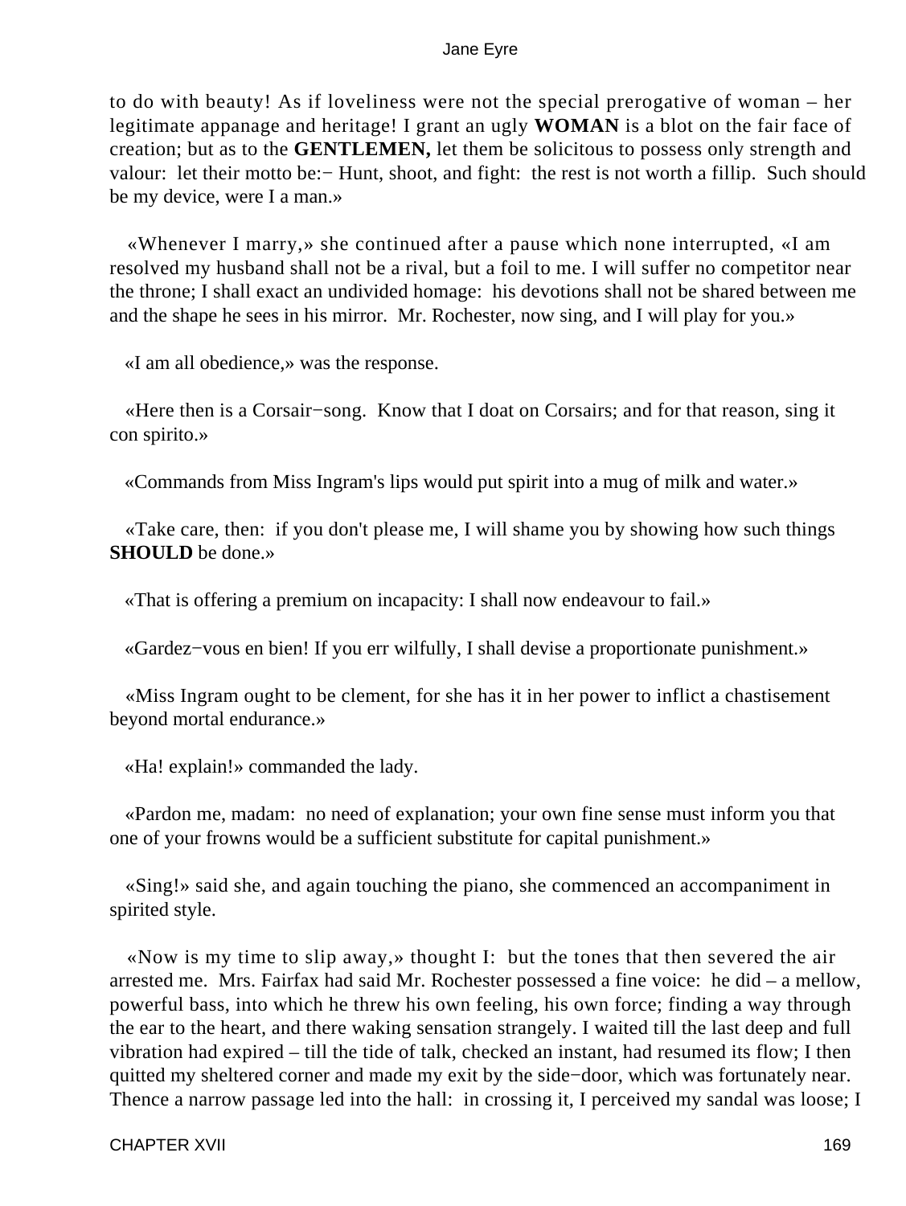to do with beauty! As if loveliness were not the special prerogative of woman – her legitimate appanage and heritage! I grant an ugly **WOMAN** is a blot on the fair face of creation; but as to the **GENTLEMEN,** let them be solicitous to possess only strength and valour: let their motto be:− Hunt, shoot, and fight: the rest is not worth a fillip. Such should be my device, were I a man.»

«Whenever I marry,» she continued after a pause which none interrupted, «I am resolved my husband shall not be a rival, but a foil to me. I will suffer no competitor near the throne; I shall exact an undivided homage: his devotions shall not be shared between me and the shape he sees in his mirror. Mr. Rochester, now sing, and I will play for you.»

«I am all obedience,» was the response.

«Here then is a Corsair−song. Know that I doat on Corsairs; and for that reason, sing it con spirito.»

«Commands from Miss Ingram's lips would put spirit into a mug of milk and water.»

«Take care, then: if you don't please me, I will shame you by showing how such things **SHOULD** be done.»

«That is offering a premium on incapacity: I shall now endeavour to fail.»

«Gardez−vous en bien! If you err wilfully, I shall devise a proportionate punishment.»

«Miss Ingram ought to be clement, for she has it in her power to inflict a chastisement beyond mortal endurance.»

«Ha! explain!» commanded the lady.

«Pardon me, madam: no need of explanation; your own fine sense must inform you that one of your frowns would be a sufficient substitute for capital punishment.»

«Sing!» said she, and again touching the piano, she commenced an accompaniment in spirited style.

«Now is my time to slip away,» thought I: but the tones that then severed the air arrested me. Mrs. Fairfax had said Mr. Rochester possessed a fine voice: he did – a mellow, powerful bass, into which he threw his own feeling, his own force; finding a way through the ear to the heart, and there waking sensation strangely. I waited till the last deep and full vibration had expired – till the tide of talk, checked an instant, had resumed its flow; I then quitted my sheltered corner and made my exit by the side−door, which was fortunately near. Thence a narrow passage led into the hall: in crossing it, I perceived my sandal was loose; I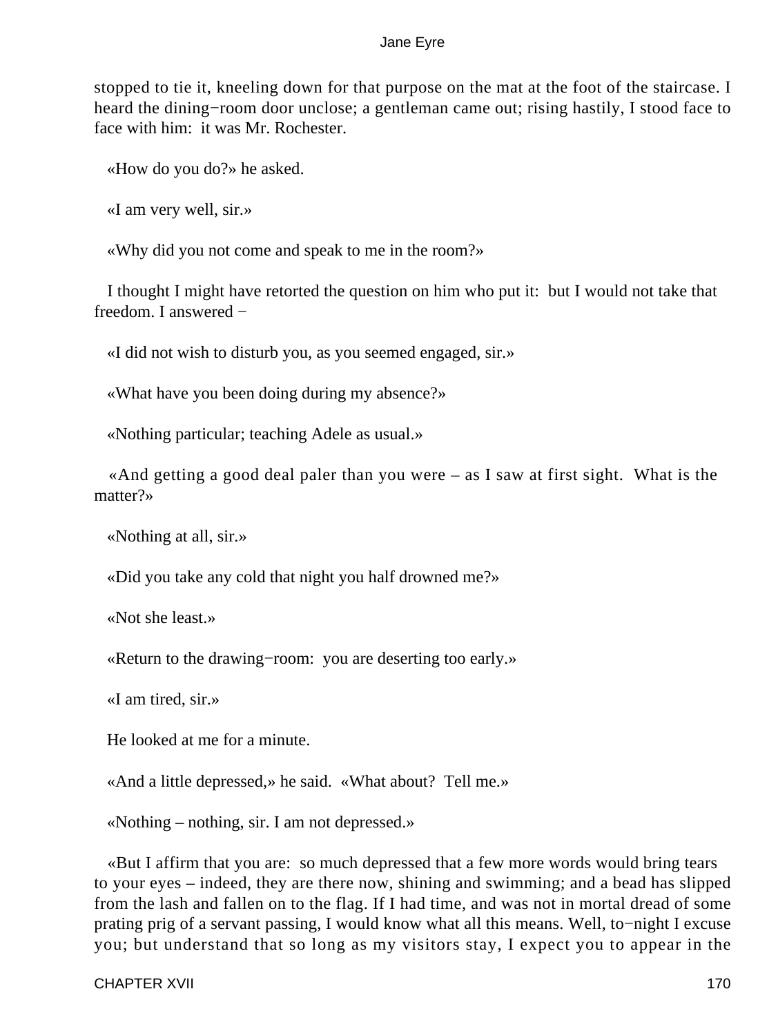stopped to tie it, kneeling down for that purpose on the mat at the foot of the staircase. I heard the dining−room door unclose; a gentleman came out; rising hastily, I stood face to face with him: it was Mr. Rochester.

«How do you do?» he asked.

«I am very well, sir.»

«Why did you not come and speak to me in the room?»

I thought I might have retorted the question on him who put it: but I would not take that freedom. I answered −

«I did not wish to disturb you, as you seemed engaged, sir.»

«What have you been doing during my absence?»

«Nothing particular; teaching Adele as usual.»

«And getting a good deal paler than you were – as I saw at first sight. What is the matter?»

«Nothing at all, sir.»

«Did you take any cold that night you half drowned me?»

«Not she least.»

«Return to the drawing−room: you are deserting too early.»

«I am tired, sir.»

He looked at me for a minute.

«And a little depressed,» he said. «What about? Tell me.»

«Nothing – nothing, sir. I am not depressed.»

«But I affirm that you are: so much depressed that a few more words would bring tears to your eyes – indeed, they are there now, shining and swimming; and a bead has slipped from the lash and fallen on to the flag. If I had time, and was not in mortal dread of some prating prig of a servant passing, I would know what all this means. Well, to−night I excuse you; but understand that so long as my visitors stay, I expect you to appear in the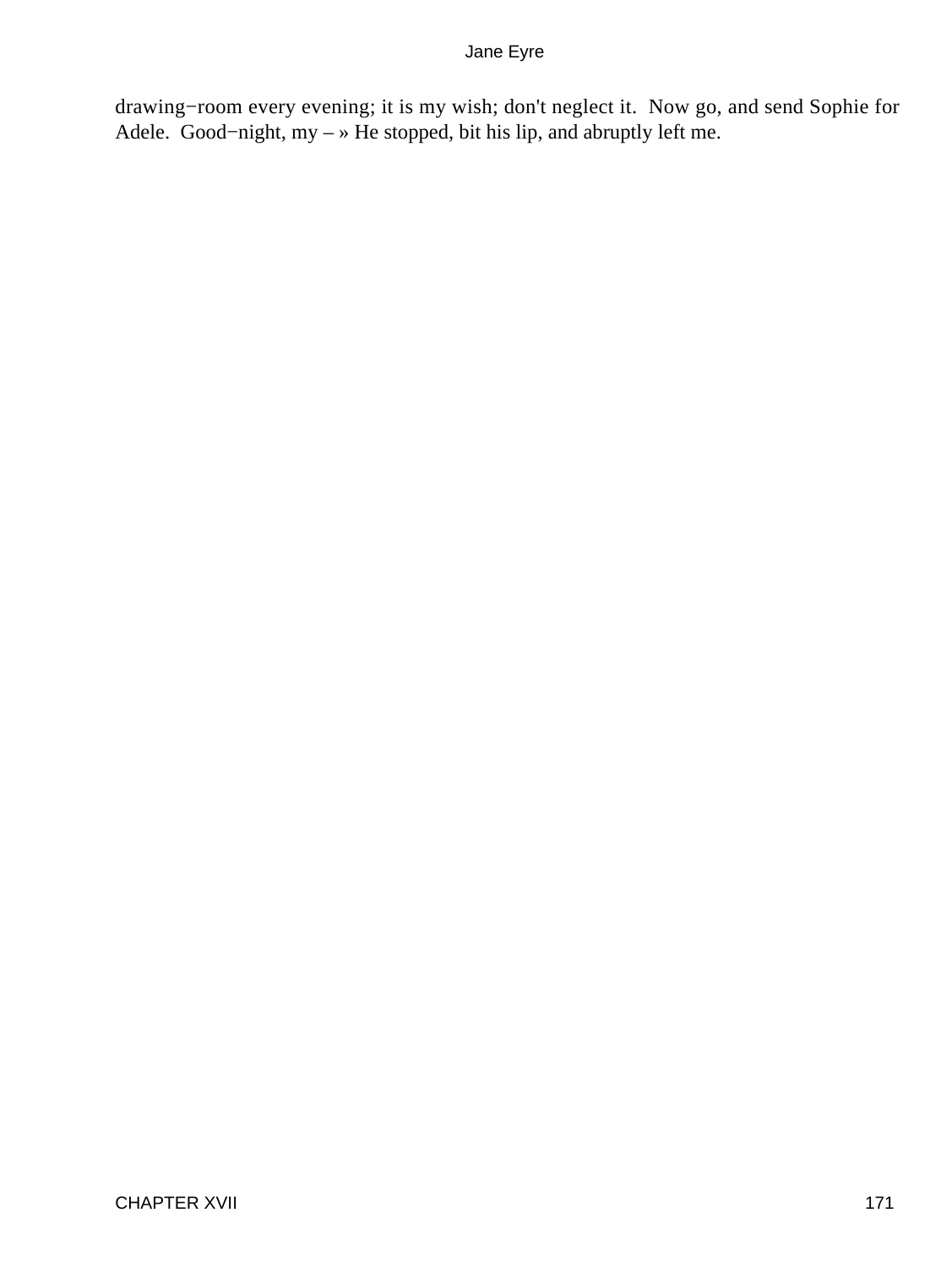drawing−room every evening; it is my wish; don't neglect it. Now go, and send Sophie for Adele. Good−night, my – » He stopped, bit his lip, and abruptly left me.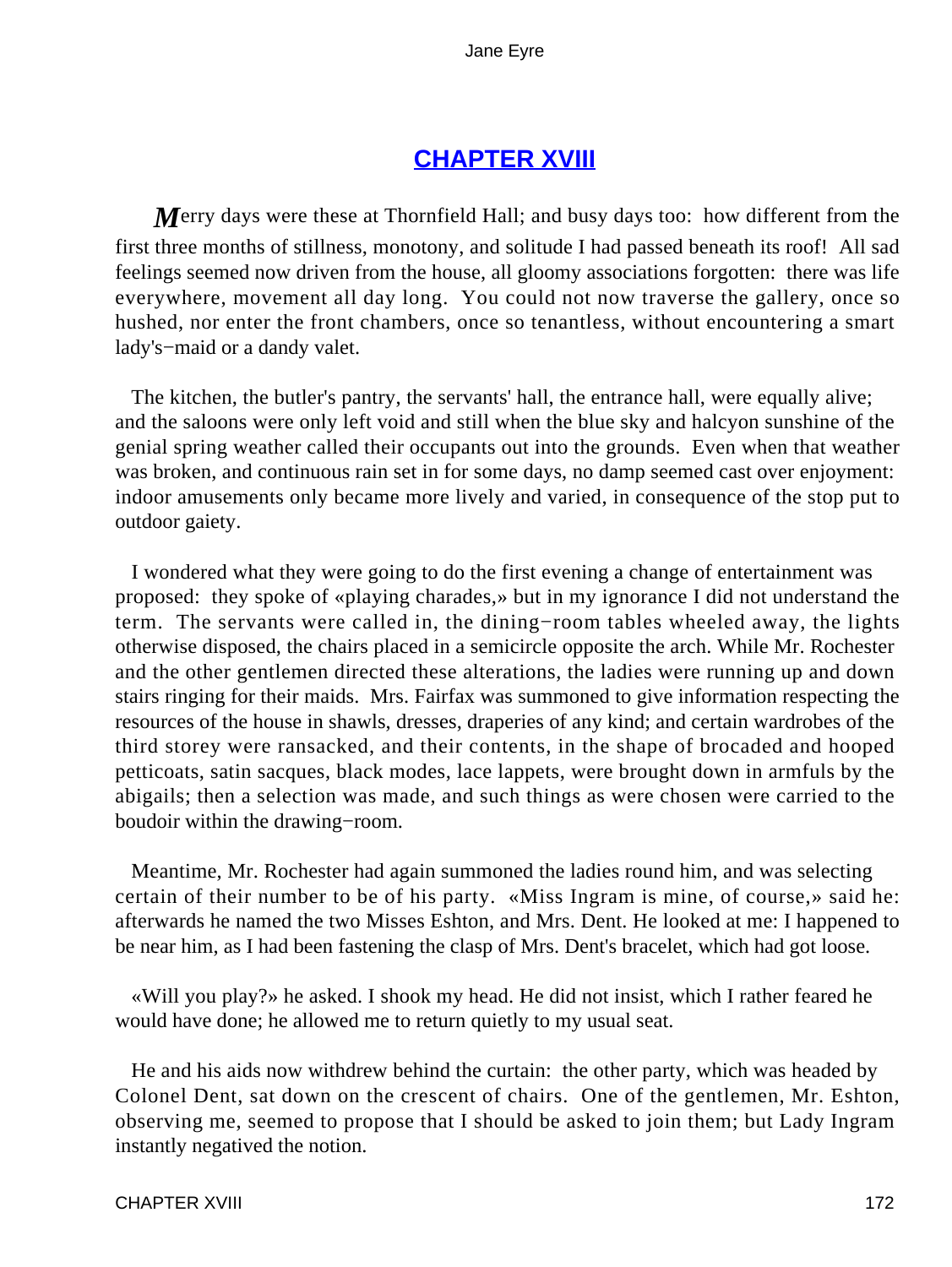## CHAPTER XVIII

*M*erry days were these at Thornfield Hall; and busy days too: how different from the first three months of stillness, monotony, and solitude I had passed beneath its roof! All sad feelings seemed now driven from the house, all gloomy associations forgotten: there was life everywhere, movement all day long. You could not now traverse the gallery, once so hushed, nor enter the front chambers, once so tenantless, without encountering a smart lady's−maid or a dandy valet.

The kitchen, the butler's pantry, the servants' hall, the entrance hall, were equally alive; and the saloons were only left void and still when the blue sky and halcyon sunshine of the genial spring weather called their occupants out into the grounds. Even when that weather was broken, and continuous rain set in for some days, no damp seemed cast over enjoyment: indoor amusements only became more lively and varied, in consequence of the stop put to outdoor gaiety.

I wondered what they were going to do the first evening a change of entertainment was proposed: they spoke of «playing charades,» but in my ignorance I did not understand the term. The servants were called in, the dining−room tables wheeled away, the lights otherwise disposed, the chairs placed in a semicircle opposite the arch. While Mr. Rochester and the other gentlemen directed these alterations, the ladies were running up and down stairs ringing for their maids. Mrs. Fairfax was summoned to give information respecting the resources of the house in shawls, dresses, draperies of any kind; and certain wardrobes of the third storey were ransacked, and their contents, in the shape of brocaded and hooped petticoats, satin sacques, black modes, lace lappets, were brought down in armfuls by the abigails; then a selection was made, and such things as were chosen were carried to the boudoir within the drawing−room.

Meantime, Mr. Rochester had again summoned the ladies round him, and was selecting certain of their number to be of his party. «Miss Ingram is mine, of course,» said he: afterwards he named the two Misses Eshton, and Mrs. Dent. He looked at me: I happened to be near him, as I had been fastening the clasp of Mrs. Dent's bracelet, which had got loose.

«Will you play?» he asked. I shook my head. He did not insist, which I rather feared he would have done; he allowed me to return quietly to my usual seat.

He and his aids now withdrew behind the curtain: the other party, which was headed by Colonel Dent, sat down on the crescent of chairs. One of the gentlemen, Mr. Eshton, observing me, seemed to propose that I should be asked to join them; but Lady Ingram instantly negatived the notion.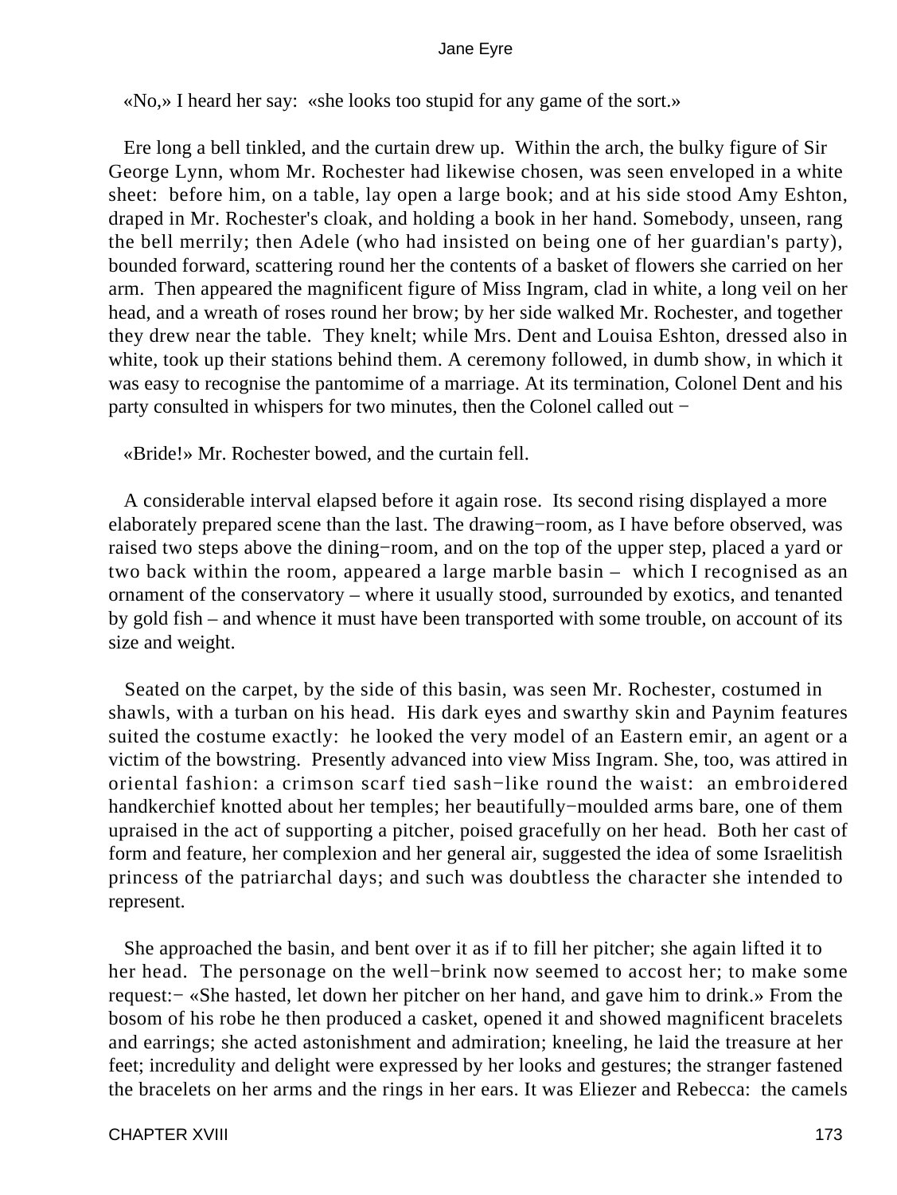«No,» I heard her say: «she looks too stupid for any game of the sort.»

Ere long a bell tinkled, and the curtain drew up. Within the arch, the bulky figure of Sir George Lynn, whom Mr. Rochester had likewise chosen, was seen enveloped in a white sheet: before him, on a table, lay open a large book; and at his side stood Amy Eshton, draped in Mr. Rochester's cloak, and holding a book in her hand. Somebody, unseen, rang the bell merrily; then Adele (who had insisted on being one of her guardian's party), bounded forward, scattering round her the contents of a basket of flowers she carried on her arm. Then appeared the magnificent figure of Miss Ingram, clad in white, a long veil on her head, and a wreath of roses round her brow; by her side walked Mr. Rochester, and together they drew near the table. They knelt; while Mrs. Dent and Louisa Eshton, dressed also in white, took up their stations behind them. A ceremony followed, in dumb show, in which it was easy to recognise the pantomime of a marriage. At its termination, Colonel Dent and his party consulted in whispers for two minutes, then the Colonel called out −

«Bride!» Mr. Rochester bowed, and the curtain fell.

A considerable interval elapsed before it again rose. Its second rising displayed a more elaborately prepared scene than the last. The drawing−room, as I have before observed, was raised two steps above the dining−room, and on the top of the upper step, placed a yard or two back within the room, appeared a large marble basin – which I recognised as an ornament of the conservatory – where it usually stood, surrounded by exotics, and tenanted by gold fish – and whence it must have been transported with some trouble, on account of its size and weight.

Seated on the carpet, by the side of this basin, was seen Mr. Rochester, costumed in shawls, with a turban on his head. His dark eyes and swarthy skin and Paynim features suited the costume exactly: he looked the very model of an Eastern emir, an agent or a victim of the bowstring. Presently advanced into view Miss Ingram. She, too, was attired in oriental fashion: a crimson scarf tied sash−like round the waist: an embroidered handkerchief knotted about her temples; her beautifully−moulded arms bare, one of them upraised in the act of supporting a pitcher, poised gracefully on her head. Both her cast of form and feature, her complexion and her general air, suggested the idea of some Israelitish princess of the patriarchal days; and such was doubtless the character she intended to represent.

She approached the basin, and bent over it as if to fill her pitcher; she again lifted it to her head. The personage on the well−brink now seemed to accost her; to make some request:− «She hasted, let down her pitcher on her hand, and gave him to drink.» From the bosom of his robe he then produced a casket, opened it and showed magnificent bracelets and earrings; she acted astonishment and admiration; kneeling, he laid the treasure at her feet; incredulity and delight were expressed by her looks and gestures; the stranger fastened the bracelets on her arms and the rings in her ears. It was Eliezer and Rebecca: the camels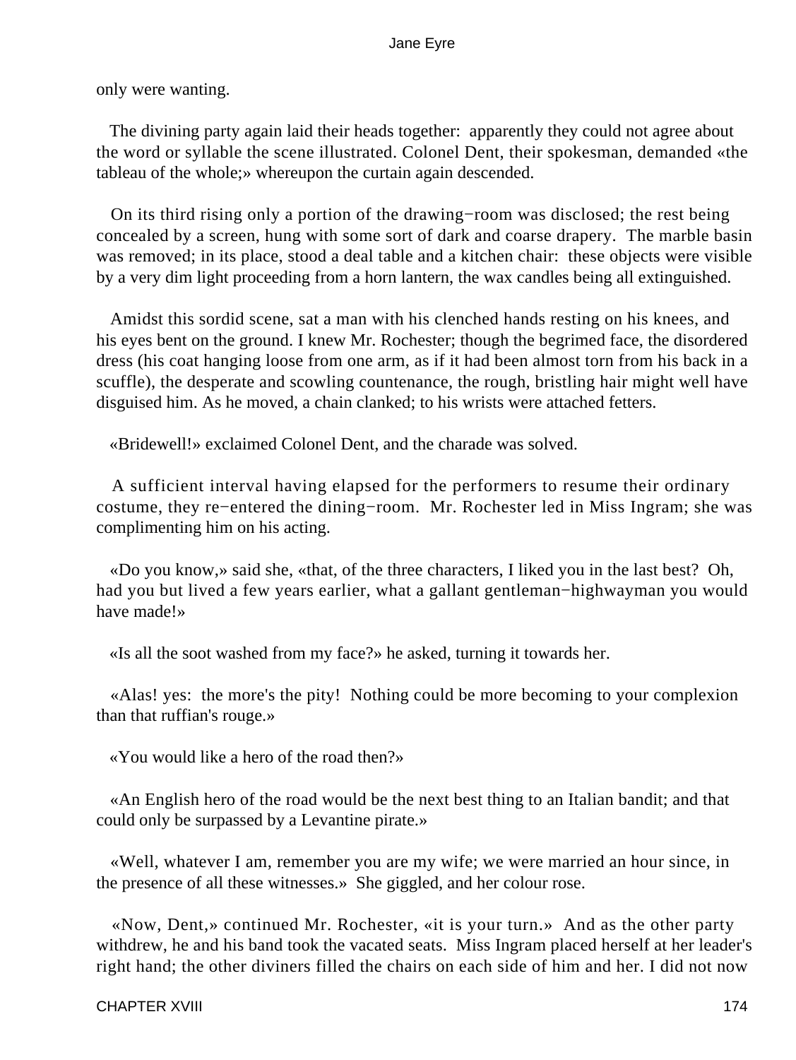only were wanting.

The divining party again laid their heads together: apparently they could not agree about the word or syllable the scene illustrated. Colonel Dent, their spokesman, demanded «the tableau of the whole;» whereupon the curtain again descended.

On its third rising only a portion of the drawing−room was disclosed; the rest being concealed by a screen, hung with some sort of dark and coarse drapery. The marble basin was removed; in its place, stood a deal table and a kitchen chair: these objects were visible by a very dim light proceeding from a horn lantern, the wax candles being all extinguished.

Amidst this sordid scene, sat a man with his clenched hands resting on his knees, and his eyes bent on the ground. I knew Mr. Rochester; though the begrimed face, the disordered dress (his coat hanging loose from one arm, as if it had been almost torn from his back in a scuffle), the desperate and scowling countenance, the rough, bristling hair might well have disguised him. As he moved, a chain clanked; to his wrists were attached fetters.

«Bridewell!» exclaimed Colonel Dent, and the charade was solved.

A sufficient interval having elapsed for the performers to resume their ordinary costume, they re−entered the dining−room. Mr. Rochester led in Miss Ingram; she was complimenting him on his acting.

«Do you know,» said she, «that, of the three characters, I liked you in the last best? Oh, had you but lived a few years earlier, what a gallant gentleman−highwayman you would have made!»

«Is all the soot washed from my face?» he asked, turning it towards her.

«Alas! yes: the more's the pity! Nothing could be more becoming to your complexion than that ruffian's rouge.»

«You would like a hero of the road then?»

«An English hero of the road would be the next best thing to an Italian bandit; and that could only be surpassed by a Levantine pirate.»

«Well, whatever I am, remember you are my wife; we were married an hour since, in the presence of all these witnesses.» She giggled, and her colour rose.

«Now, Dent,» continued Mr. Rochester, «it is your turn.» And as the other party withdrew, he and his band took the vacated seats. Miss Ingram placed herself at her leader's right hand; the other diviners filled the chairs on each side of him and her. I did not now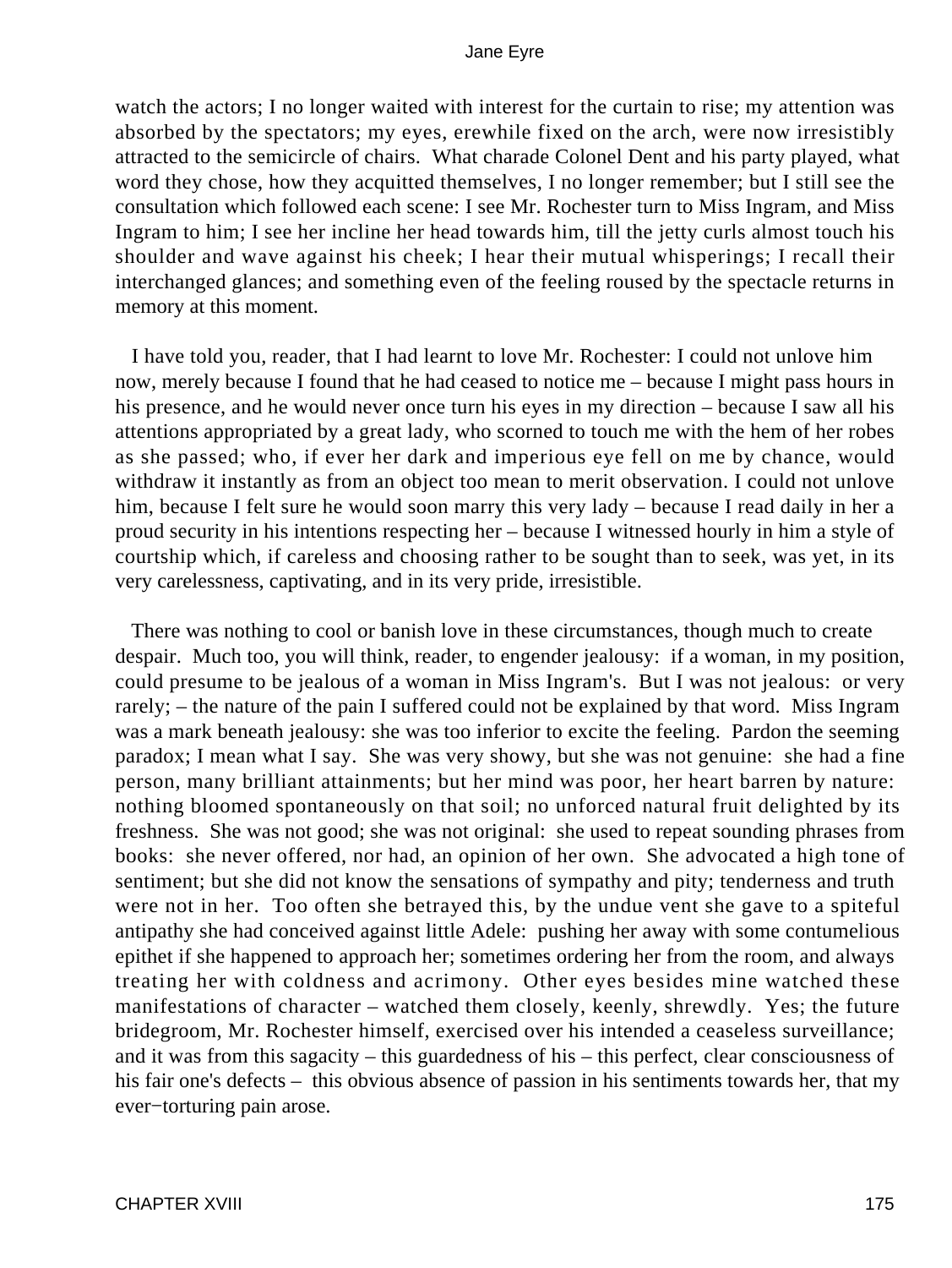watch the actors; I no longer waited with interest for the curtain to rise; my attention was absorbed by the spectators; my eyes, erewhile fixed on the arch, were now irresistibly attracted to the semicircle of chairs. What charade Colonel Dent and his party played, what word they chose, how they acquitted themselves, I no longer remember; but I still see the consultation which followed each scene: I see Mr. Rochester turn to Miss Ingram, and Miss Ingram to him; I see her incline her head towards him, till the jetty curls almost touch his shoulder and wave against his cheek; I hear their mutual whisperings; I recall their interchanged glances; and something even of the feeling roused by the spectacle returns in memory at this moment.

I have told you, reader, that I had learnt to love Mr. Rochester: I could not unlove him now, merely because I found that he had ceased to notice me – because I might pass hours in his presence, and he would never once turn his eyes in my direction – because I saw all his attentions appropriated by a great lady, who scorned to touch me with the hem of her robes as she passed; who, if ever her dark and imperious eye fell on me by chance, would withdraw it instantly as from an object too mean to merit observation. I could not unlove him, because I felt sure he would soon marry this very lady – because I read daily in her a proud security in his intentions respecting her – because I witnessed hourly in him a style of courtship which, if careless and choosing rather to be sought than to seek, was yet, in its very carelessness, captivating, and in its very pride, irresistible.

There was nothing to cool or banish love in these circumstances, though much to create despair. Much too, you will think, reader, to engender jealousy: if a woman, in my position, could presume to be jealous of a woman in Miss Ingram's. But I was not jealous: or very rarely; – the nature of the pain I suffered could not be explained by that word. Miss Ingram was a mark beneath jealousy: she was too inferior to excite the feeling. Pardon the seeming paradox; I mean what I say. She was very showy, but she was not genuine: she had a fine person, many brilliant attainments; but her mind was poor, her heart barren by nature: nothing bloomed spontaneously on that soil; no unforced natural fruit delighted by its freshness. She was not good; she was not original: she used to repeat sounding phrases from books: she never offered, nor had, an opinion of her own. She advocated a high tone of sentiment; but she did not know the sensations of sympathy and pity; tenderness and truth were not in her. Too often she betrayed this, by the undue vent she gave to a spiteful antipathy she had conceived against little Adele: pushing her away with some contumelious epithet if she happened to approach her; sometimes ordering her from the room, and always treating her with coldness and acrimony. Other eyes besides mine watched these manifestations of character – watched them closely, keenly, shrewdly. Yes; the future bridegroom, Mr. Rochester himself, exercised over his intended a ceaseless surveillance; and it was from this sagacity – this guardedness of his – this perfect, clear consciousness of his fair one's defects – this obvious absence of passion in his sentiments towards her, that my ever−torturing pain arose.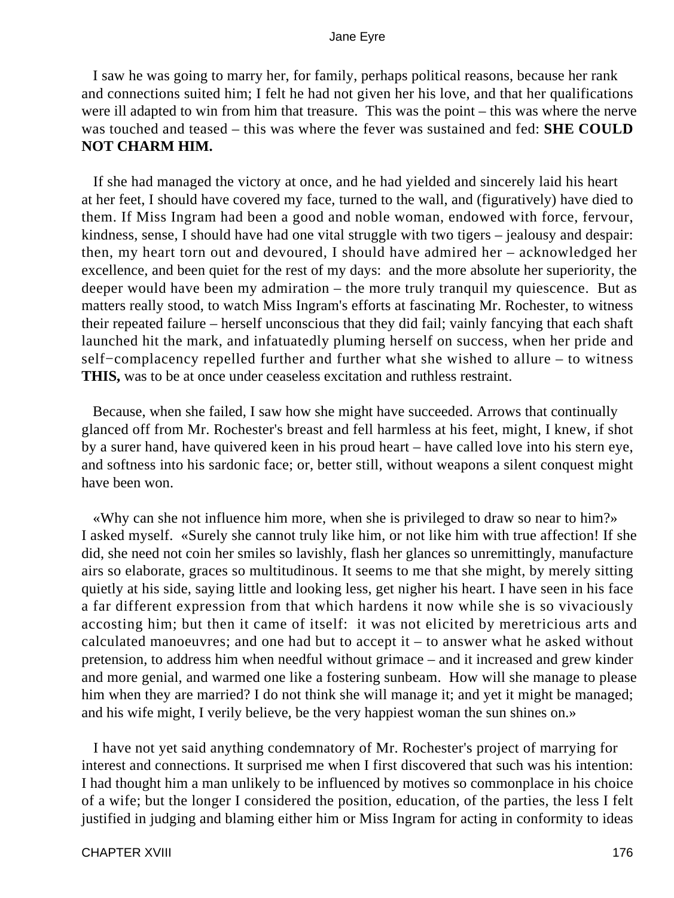I saw he was going to marry her, for family, perhaps political reasons, because her rank and connections suited him; I felt he had not given her his love, and that her qualifications were ill adapted to win from him that treasure. This was the point – this was where the nerve was touched and teased – this was where the fever was sustained and fed: **SHE COULD NOT CHARM HIM.**

If she had managed the victory at once, and he had yielded and sincerely laid his heart at her feet, I should have covered my face, turned to the wall, and (figuratively) have died to them. If Miss Ingram had been a good and noble woman, endowed with force, fervour, kindness, sense, I should have had one vital struggle with two tigers – jealousy and despair: then, my heart torn out and devoured, I should have admired her – acknowledged her excellence, and been quiet for the rest of my days: and the more absolute her superiority, the deeper would have been my admiration – the more truly tranquil my quiescence. But as matters really stood, to watch Miss Ingram's efforts at fascinating Mr. Rochester, to witness their repeated failure – herself unconscious that they did fail; vainly fancying that each shaft launched hit the mark, and infatuatedly pluming herself on success, when her pride and self−complacency repelled further and further what she wished to allure – to witness **THIS,** was to be at once under ceaseless excitation and ruthless restraint.

Because, when she failed, I saw how she might have succeeded. Arrows that continually glanced off from Mr. Rochester's breast and fell harmless at his feet, might, I knew, if shot by a surer hand, have quivered keen in his proud heart – have called love into his stern eye, and softness into his sardonic face; or, better still, without weapons a silent conquest might have been won.

«Why can she not influence him more, when she is privileged to draw so near to him?» I asked myself. «Surely she cannot truly like him, or not like him with true affection! If she did, she need not coin her smiles so lavishly, flash her glances so unremittingly, manufacture airs so elaborate, graces so multitudinous. It seems to me that she might, by merely sitting quietly at his side, saying little and looking less, get nigher his heart. I have seen in his face a far different expression from that which hardens it now while she is so vivaciously accosting him; but then it came of itself: it was not elicited by meretricious arts and calculated manoeuvres; and one had but to accept it – to answer what he asked without pretension, to address him when needful without grimace – and it increased and grew kinder and more genial, and warmed one like a fostering sunbeam. How will she manage to please him when they are married? I do not think she will manage it; and yet it might be managed; and his wife might, I verily believe, be the very happiest woman the sun shines on.»

I have not yet said anything condemnatory of Mr. Rochester's project of marrying for interest and connections. It surprised me when I first discovered that such was his intention: I had thought him a man unlikely to be influenced by motives so commonplace in his choice of a wife; but the longer I considered the position, education, of the parties, the less I felt justified in judging and blaming either him or Miss Ingram for acting in conformity to ideas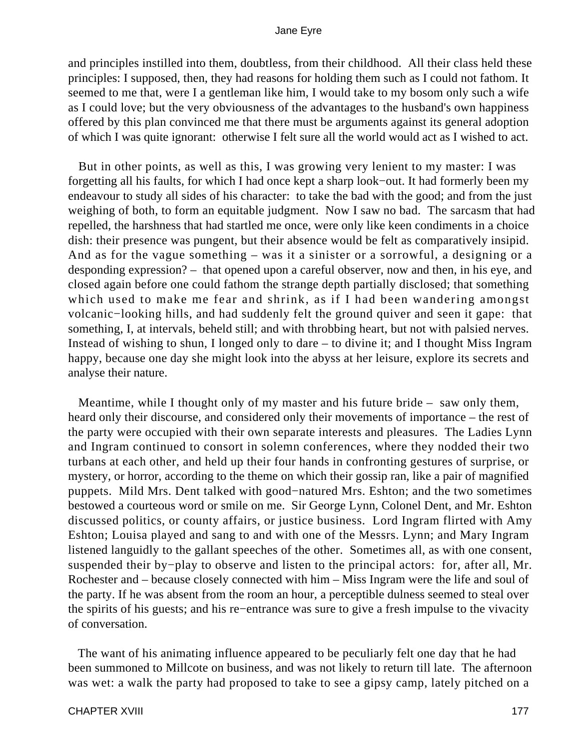and principles instilled into them, doubtless, from their childhood. All their class held these principles: I supposed, then, they had reasons for holding them such as I could not fathom. It seemed to me that, were I a gentleman like him, I would take to my bosom only such a wife as I could love; but the very obviousness of the advantages to the husband's own happiness offered by this plan convinced me that there must be arguments against its general adoption of which I was quite ignorant: otherwise I felt sure all the world would act as I wished to act.

But in other points, as well as this, I was growing very lenient to my master: I was forgetting all his faults, for which I had once kept a sharp look−out. It had formerly been my endeavour to study all sides of his character: to take the bad with the good; and from the just weighing of both, to form an equitable judgment. Now I saw no bad. The sarcasm that had repelled, the harshness that had startled me once, were only like keen condiments in a choice dish: their presence was pungent, but their absence would be felt as comparatively insipid. And as for the vague something – was it a sinister or a sorrowful, a designing or a desponding expression? – that opened upon a careful observer, now and then, in his eye, and closed again before one could fathom the strange depth partially disclosed; that something which used to make me fear and shrink, as if I had been wandering amongst volcanic−looking hills, and had suddenly felt the ground quiver and seen it gape: that something, I, at intervals, beheld still; and with throbbing heart, but not with palsied nerves. Instead of wishing to shun, I longed only to dare – to divine it; and I thought Miss Ingram happy, because one day she might look into the abyss at her leisure, explore its secrets and analyse their nature.

Meantime, while I thought only of my master and his future bride – saw only them, heard only their discourse, and considered only their movements of importance – the rest of the party were occupied with their own separate interests and pleasures. The Ladies Lynn and Ingram continued to consort in solemn conferences, where they nodded their two turbans at each other, and held up their four hands in confronting gestures of surprise, or mystery, or horror, according to the theme on which their gossip ran, like a pair of magnified puppets. Mild Mrs. Dent talked with good−natured Mrs. Eshton; and the two sometimes bestowed a courteous word or smile on me. Sir George Lynn, Colonel Dent, and Mr. Eshton discussed politics, or county affairs, or justice business. Lord Ingram flirted with Amy Eshton; Louisa played and sang to and with one of the Messrs. Lynn; and Mary Ingram listened languidly to the gallant speeches of the other. Sometimes all, as with one consent, suspended their by−play to observe and listen to the principal actors: for, after all, Mr. Rochester and – because closely connected with him – Miss Ingram were the life and soul of the party. If he was absent from the room an hour, a perceptible dulness seemed to steal over the spirits of his guests; and his re−entrance was sure to give a fresh impulse to the vivacity of conversation.

The want of his animating influence appeared to be peculiarly felt one day that he had been summoned to Millcote on business, and was not likely to return till late. The afternoon was wet: a walk the party had proposed to take to see a gipsy camp, lately pitched on a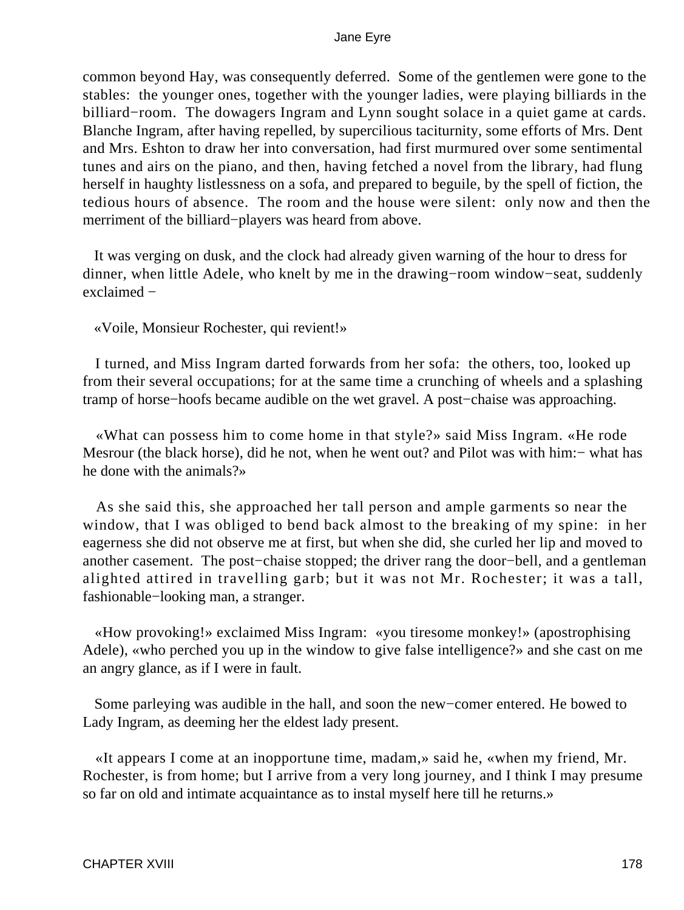common beyond Hay, was consequently deferred. Some of the gentlemen were gone to the stables: the younger ones, together with the younger ladies, were playing billiards in the billiard−room. The dowagers Ingram and Lynn sought solace in a quiet game at cards. Blanche Ingram, after having repelled, by supercilious taciturnity, some efforts of Mrs. Dent and Mrs. Eshton to draw her into conversation, had first murmured over some sentimental tunes and airs on the piano, and then, having fetched a novel from the library, had flung herself in haughty listlessness on a sofa, and prepared to beguile, by the spell of fiction, the tedious hours of absence. The room and the house were silent: only now and then the merriment of the billiard−players was heard from above.

It was verging on dusk, and the clock had already given warning of the hour to dress for dinner, when little Adele, who knelt by me in the drawing−room window−seat, suddenly exclaimed −

«Voile, Monsieur Rochester, qui revient!»

I turned, and Miss Ingram darted forwards from her sofa: the others, too, looked up from their several occupations; for at the same time a crunching of wheels and a splashing tramp of horse−hoofs became audible on the wet gravel. A post−chaise was approaching.

«What can possess him to come home in that style?» said Miss Ingram. «He rode Mesrour (the black horse), did he not, when he went out? and Pilot was with him:− what has he done with the animals?»

As she said this, she approached her tall person and ample garments so near the window, that I was obliged to bend back almost to the breaking of my spine: in her eagerness she did not observe me at first, but when she did, she curled her lip and moved to another casement. The post−chaise stopped; the driver rang the door−bell, and a gentleman alighted attired in travelling garb; but it was not Mr. Rochester; it was a tall, fashionable−looking man, a stranger.

«How provoking!» exclaimed Miss Ingram: «you tiresome monkey!» (apostrophising Adele), «who perched you up in the window to give false intelligence?» and she cast on me an angry glance, as if I were in fault.

Some parleying was audible in the hall, and soon the new−comer entered. He bowed to Lady Ingram, as deeming her the eldest lady present.

«It appears I come at an inopportune time, madam,» said he, «when my friend, Mr. Rochester, is from home; but I arrive from a very long journey, and I think I may presume so far on old and intimate acquaintance as to instal myself here till he returns.»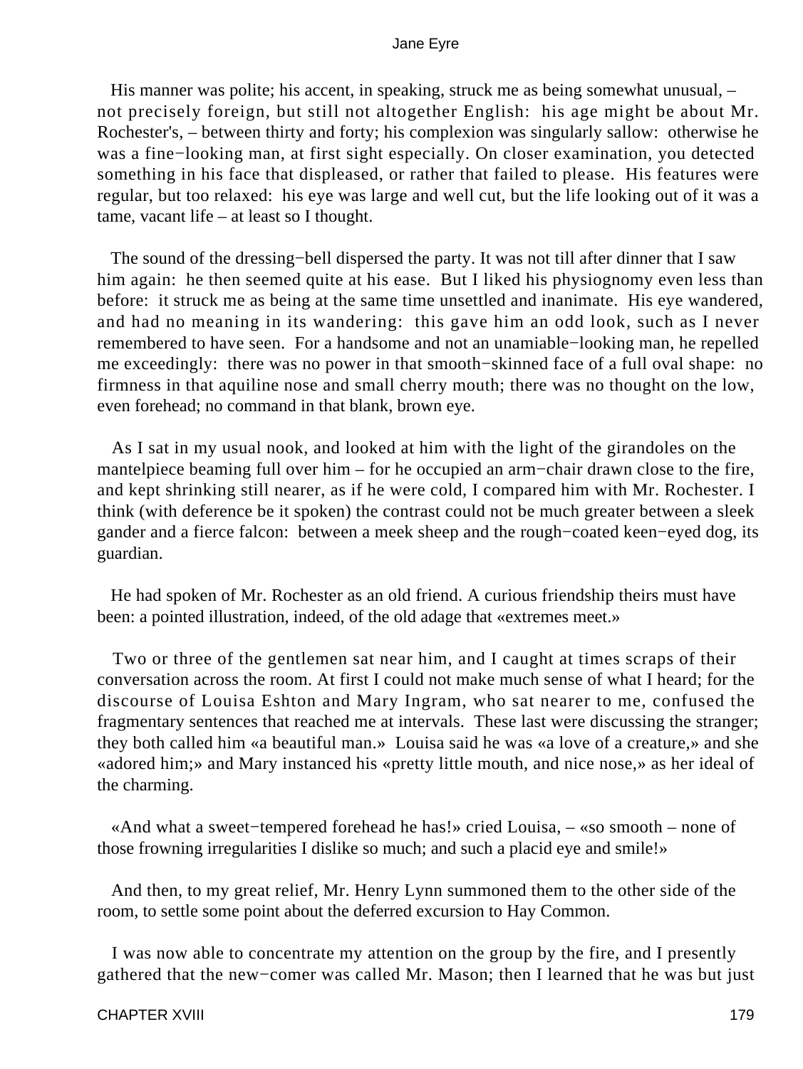His manner was polite; his accent, in speaking, struck me as being somewhat unusual, – not precisely foreign, but still not altogether English: his age might be about Mr. Rochester's, – between thirty and forty; his complexion was singularly sallow: otherwise he was a fine−looking man, at first sight especially. On closer examination, you detected something in his face that displeased, or rather that failed to please. His features were regular, but too relaxed: his eye was large and well cut, but the life looking out of it was a tame, vacant life – at least so I thought.

The sound of the dressing−bell dispersed the party. It was not till after dinner that I saw him again: he then seemed quite at his ease. But I liked his physiognomy even less than before: it struck me as being at the same time unsettled and inanimate. His eye wandered, and had no meaning in its wandering: this gave him an odd look, such as I never remembered to have seen. For a handsome and not an unamiable−looking man, he repelled me exceedingly: there was no power in that smooth−skinned face of a full oval shape: no firmness in that aquiline nose and small cherry mouth; there was no thought on the low, even forehead; no command in that blank, brown eye.

As I sat in my usual nook, and looked at him with the light of the girandoles on the mantelpiece beaming full over him – for he occupied an arm−chair drawn close to the fire, and kept shrinking still nearer, as if he were cold, I compared him with Mr. Rochester. I think (with deference be it spoken) the contrast could not be much greater between a sleek gander and a fierce falcon: between a meek sheep and the rough−coated keen−eyed dog, its guardian.

He had spoken of Mr. Rochester as an old friend. A curious friendship theirs must have been: a pointed illustration, indeed, of the old adage that «extremes meet.»

Two or three of the gentlemen sat near him, and I caught at times scraps of their conversation across the room. At first I could not make much sense of what I heard; for the discourse of Louisa Eshton and Mary Ingram, who sat nearer to me, confused the fragmentary sentences that reached me at intervals. These last were discussing the stranger; they both called him «a beautiful man.» Louisa said he was «a love of a creature,» and she «adored him;» and Mary instanced his «pretty little mouth, and nice nose,» as her ideal of the charming.

«And what a sweet−tempered forehead he has!» cried Louisa, – «so smooth – none of those frowning irregularities I dislike so much; and such a placid eye and smile!»

And then, to my great relief, Mr. Henry Lynn summoned them to the other side of the room, to settle some point about the deferred excursion to Hay Common.

I was now able to concentrate my attention on the group by the fire, and I presently gathered that the new−comer was called Mr. Mason; then I learned that he was but just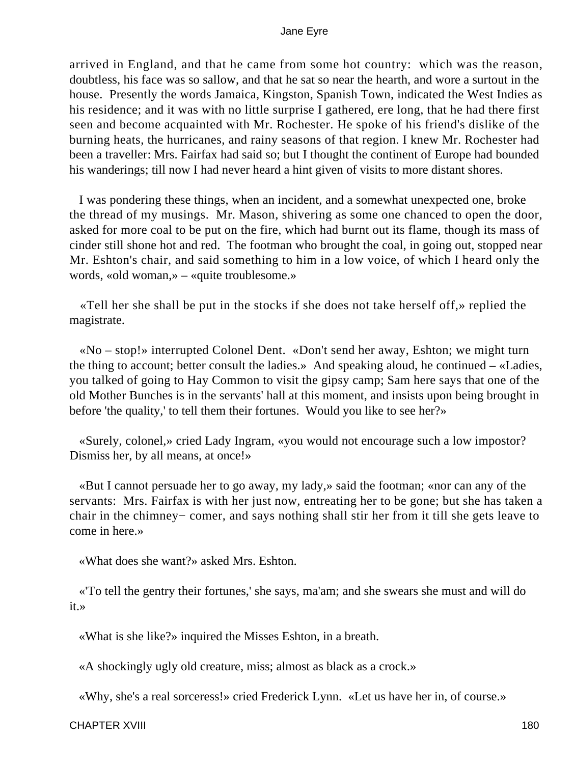arrived in England, and that he came from some hot country: which was the reason, doubtless, his face was so sallow, and that he sat so near the hearth, and wore a surtout in the house. Presently the words Jamaica, Kingston, Spanish Town, indicated the West Indies as his residence; and it was with no little surprise I gathered, ere long, that he had there first seen and become acquainted with Mr. Rochester. He spoke of his friend's dislike of the burning heats, the hurricanes, and rainy seasons of that region. I knew Mr. Rochester had been a traveller: Mrs. Fairfax had said so; but I thought the continent of Europe had bounded his wanderings; till now I had never heard a hint given of visits to more distant shores.

I was pondering these things, when an incident, and a somewhat unexpected one, broke the thread of my musings. Mr. Mason, shivering as some one chanced to open the door, asked for more coal to be put on the fire, which had burnt out its flame, though its mass of cinder still shone hot and red. The footman who brought the coal, in going out, stopped near Mr. Eshton's chair, and said something to him in a low voice, of which I heard only the words, «old woman,» – «quite troublesome.»

«Tell her she shall be put in the stocks if she does not take herself off,» replied the magistrate.

«No – stop!» interrupted Colonel Dent. «Don't send her away, Eshton; we might turn the thing to account; better consult the ladies.» And speaking aloud, he continued – «Ladies, you talked of going to Hay Common to visit the gipsy camp; Sam here says that one of the old Mother Bunches is in the servants' hall at this moment, and insists upon being brought in before 'the quality,' to tell them their fortunes. Would you like to see her?»

«Surely, colonel,» cried Lady Ingram, «you would not encourage such a low impostor? Dismiss her, by all means, at once!»

«But I cannot persuade her to go away, my lady,» said the footman; «nor can any of the servants: Mrs. Fairfax is with her just now, entreating her to be gone; but she has taken a chair in the chimney− comer, and says nothing shall stir her from it till she gets leave to come in here.»

«What does she want?» asked Mrs. Eshton.

«'To tell the gentry their fortunes,' she says, ma'am; and she swears she must and will do it.»

«What is she like?» inquired the Misses Eshton, in a breath.

«A shockingly ugly old creature, miss; almost as black as a crock.»

«Why, she's a real sorceress!» cried Frederick Lynn. «Let us have her in, of course.»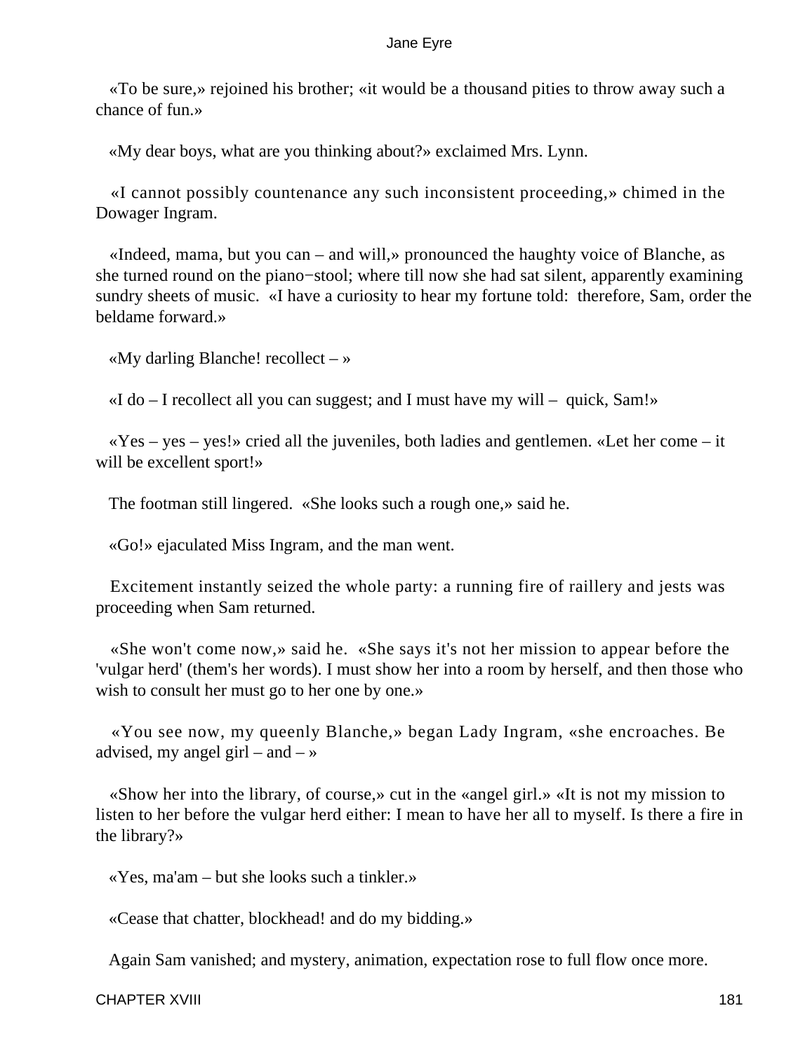«To be sure,» rejoined his brother; «it would be a thousand pities to throw away such a chance of fun.»

«My dear boys, what are you thinking about?» exclaimed Mrs. Lynn.

«I cannot possibly countenance any such inconsistent proceeding,» chimed in the Dowager Ingram.

«Indeed, mama, but you can – and will,» pronounced the haughty voice of Blanche, as she turned round on the piano−stool; where till now she had sat silent, apparently examining sundry sheets of music. «I have a curiosity to hear my fortune told: therefore, Sam, order the beldame forward.»

«My darling Blanche! recollect – »

«I do – I recollect all you can suggest; and I must have my will – quick, Sam!»

«Yes – yes – yes!» cried all the juveniles, both ladies and gentlemen. «Let her come – it will be excellent sport!»

The footman still lingered. «She looks such a rough one,» said he.

«Go!» ejaculated Miss Ingram, and the man went.

Excitement instantly seized the whole party: a running fire of raillery and jests was proceeding when Sam returned.

«She won't come now,» said he. «She says it's not her mission to appear before the 'vulgar herd' (them's her words). I must show her into a room by herself, and then those who wish to consult her must go to her one by one.»

«You see now, my queenly Blanche,» began Lady Ingram, «she encroaches. Be advised, my angel girl – and – »

«Show her into the library, of course,» cut in the «angel girl.» «It is not my mission to listen to her before the vulgar herd either: I mean to have her all to myself. Is there a fire in the library?»

«Yes, ma'am – but she looks such a tinkler.»

«Cease that chatter, blockhead! and do my bidding.»

Again Sam vanished; and mystery, animation, expectation rose to full flow once more.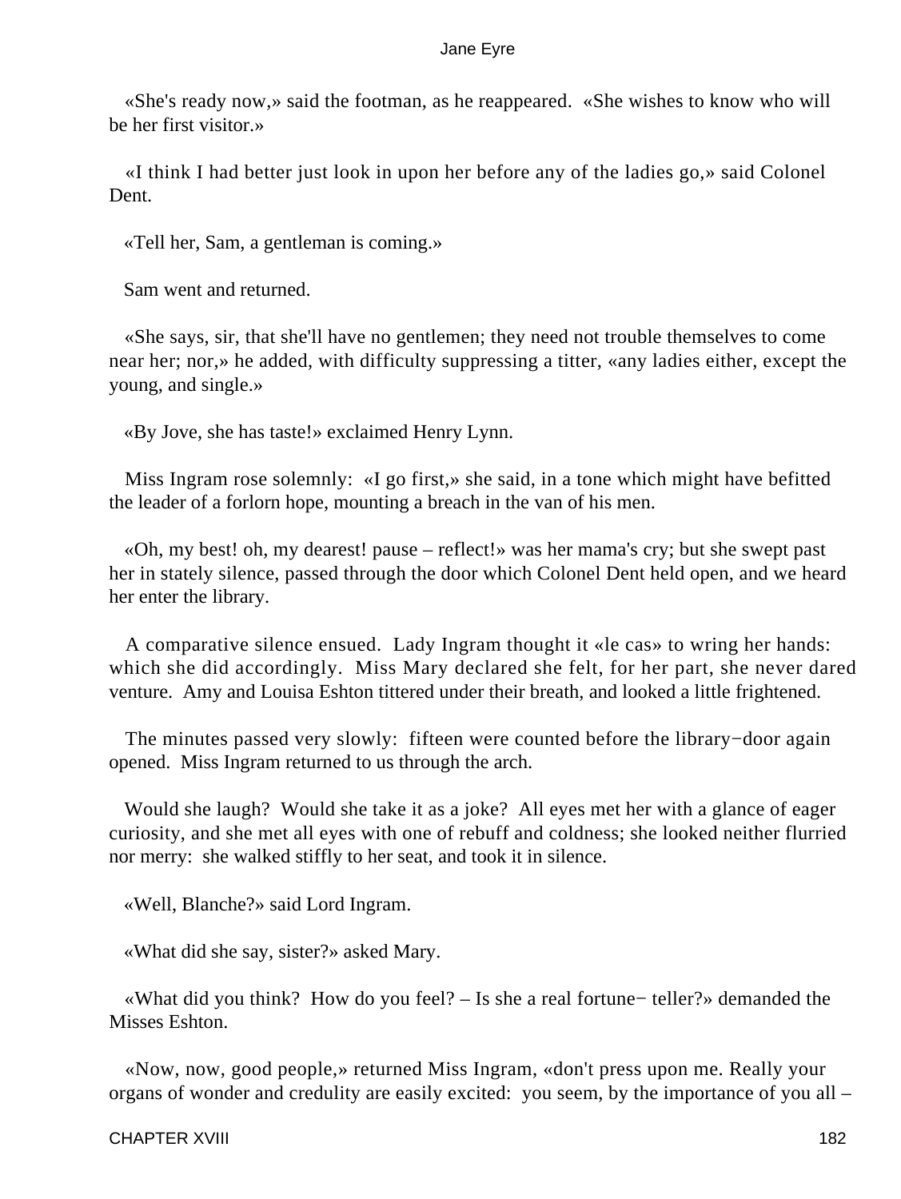«She's ready now,» said the footman, as he reappeared. «She wishes to know who will be her first visitor.»

«I think I had better just look in upon her before any of the ladies go,» said Colonel Dent.

«Tell her, Sam, a gentleman is coming.»

Sam went and returned.

«She says, sir, that she'll have no gentlemen; they need not trouble themselves to come near her; nor,» he added, with difficulty suppressing a titter, «any ladies either, except the young, and single.»

«By Jove, she has taste!» exclaimed Henry Lynn.

Miss Ingram rose solemnly: «I go first,» she said, in a tone which might have befitted the leader of a forlorn hope, mounting a breach in the van of his men.

«Oh, my best! oh, my dearest! pause – reflect!» was her mama's cry; but she swept past her in stately silence, passed through the door which Colonel Dent held open, and we heard her enter the library.

A comparative silence ensued. Lady Ingram thought it «le cas» to wring her hands: which she did accordingly. Miss Mary declared she felt, for her part, she never dared venture. Amy and Louisa Eshton tittered under their breath, and looked a little frightened.

The minutes passed very slowly: fifteen were counted before the library−door again opened. Miss Ingram returned to us through the arch.

Would she laugh? Would she take it as a joke? All eyes met her with a glance of eager curiosity, and she met all eyes with one of rebuff and coldness; she looked neither flurried nor merry: she walked stiffly to her seat, and took it in silence.

«Well, Blanche?» said Lord Ingram.

«What did she say, sister?» asked Mary.

«What did you think? How do you feel? – Is she a real fortune− teller?» demanded the Misses Eshton.

«Now, now, good people,» returned Miss Ingram, «don't press upon me. Really your organs of wonder and credulity are easily excited: you seem, by the importance of you all –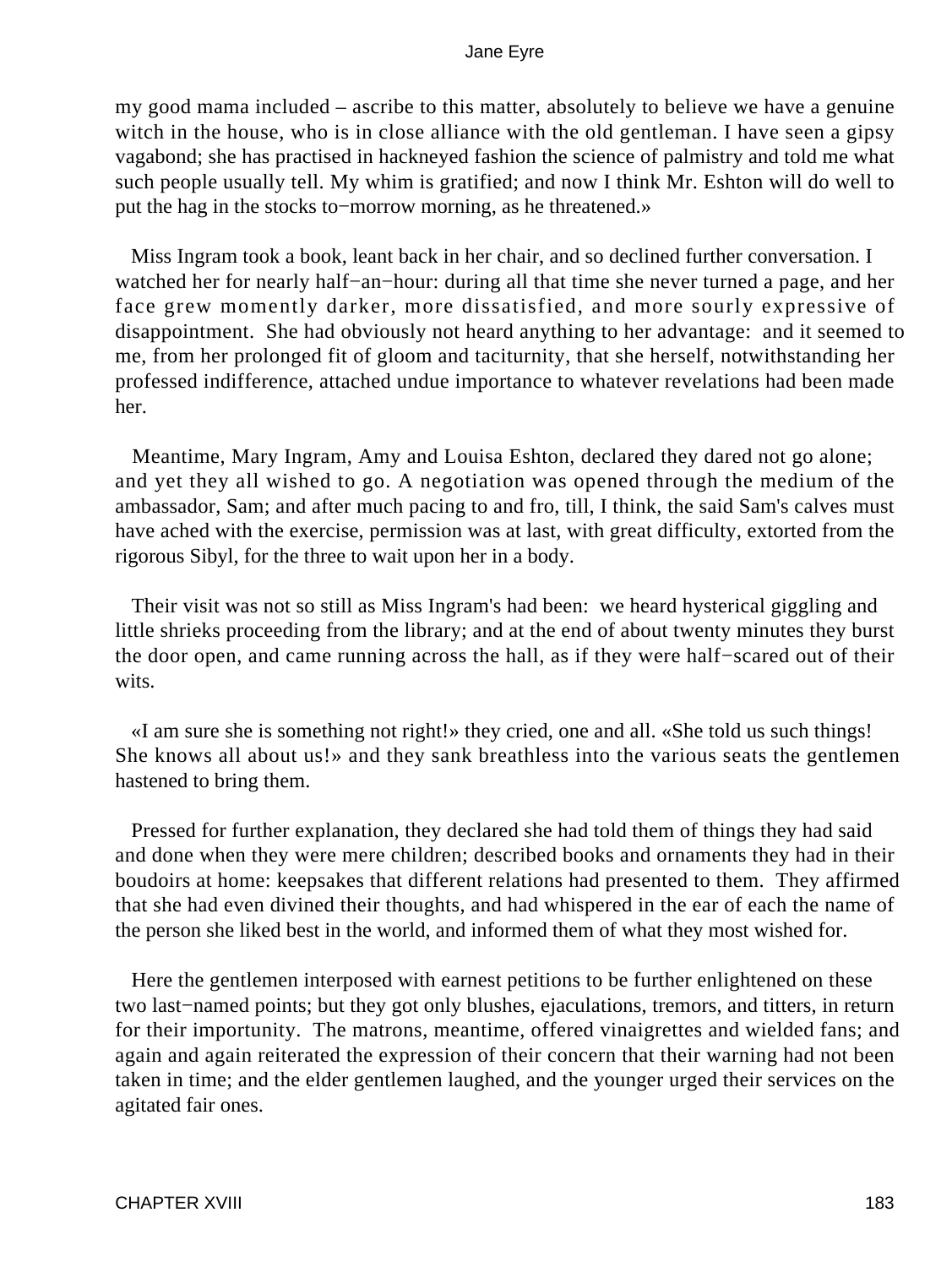my good mama included – ascribe to this matter, absolutely to believe we have a genuine witch in the house, who is in close alliance with the old gentleman. I have seen a gipsy vagabond; she has practised in hackneyed fashion the science of palmistry and told me what such people usually tell. My whim is gratified; and now I think Mr. Eshton will do well to put the hag in the stocks to−morrow morning, as he threatened.»

Miss Ingram took a book, leant back in her chair, and so declined further conversation. I watched her for nearly half−an−hour: during all that time she never turned a page, and her face grew momently darker, more dissatisfied, and more sourly expressive of disappointment. She had obviously not heard anything to her advantage: and it seemed to me, from her prolonged fit of gloom and taciturnity, that she herself, notwithstanding her professed indifference, attached undue importance to whatever revelations had been made her.

Meantime, Mary Ingram, Amy and Louisa Eshton, declared they dared not go alone; and yet they all wished to go. A negotiation was opened through the medium of the ambassador, Sam; and after much pacing to and fro, till, I think, the said Sam's calves must have ached with the exercise, permission was at last, with great difficulty, extorted from the rigorous Sibyl, for the three to wait upon her in a body.

Their visit was not so still as Miss Ingram's had been: we heard hysterical giggling and little shrieks proceeding from the library; and at the end of about twenty minutes they burst the door open, and came running across the hall, as if they were half−scared out of their wits.

«I am sure she is something not right!» they cried, one and all. «She told us such things! She knows all about us!» and they sank breathless into the various seats the gentlemen hastened to bring them.

Pressed for further explanation, they declared she had told them of things they had said and done when they were mere children; described books and ornaments they had in their boudoirs at home: keepsakes that different relations had presented to them. They affirmed that she had even divined their thoughts, and had whispered in the ear of each the name of the person she liked best in the world, and informed them of what they most wished for.

Here the gentlemen interposed with earnest petitions to be further enlightened on these two last−named points; but they got only blushes, ejaculations, tremors, and titters, in return for their importunity. The matrons, meantime, offered vinaigrettes and wielded fans; and again and again reiterated the expression of their concern that their warning had not been taken in time; and the elder gentlemen laughed, and the younger urged their services on the agitated fair ones.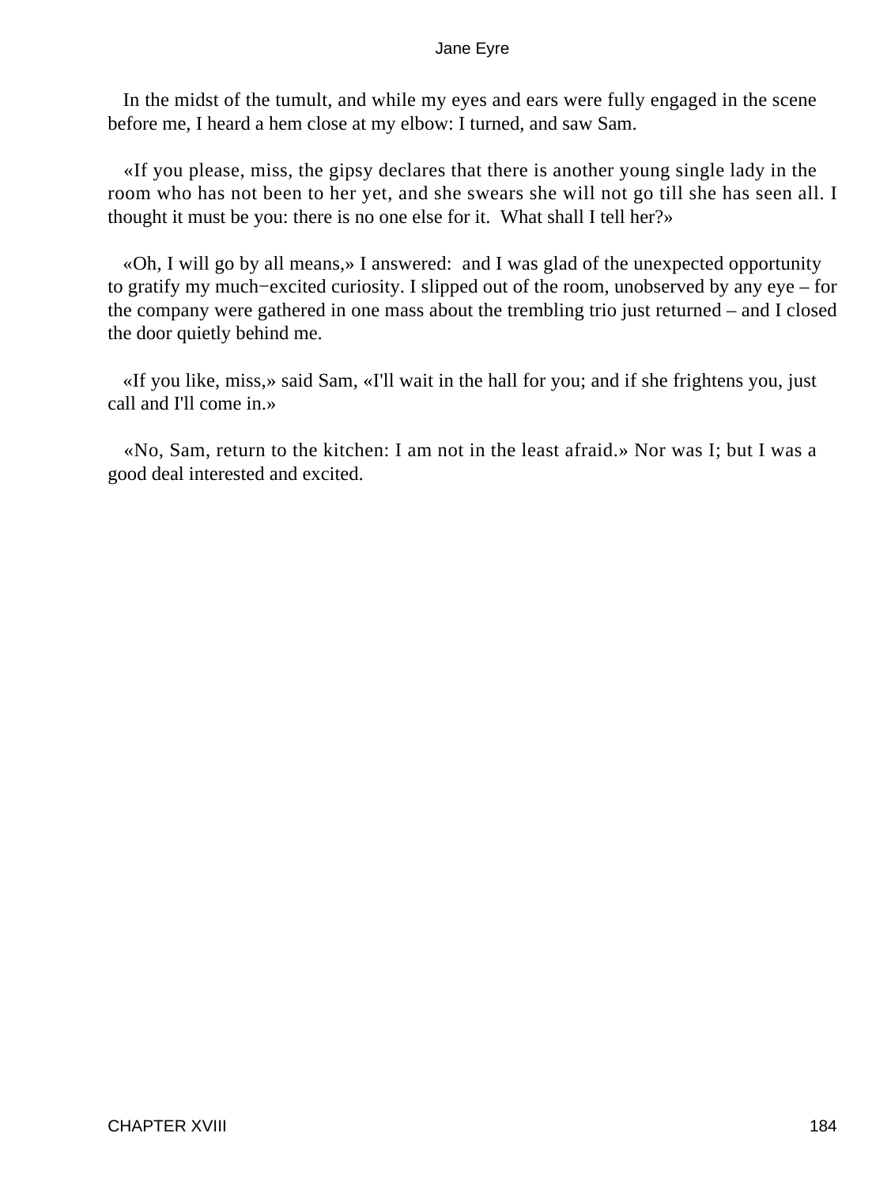In the midst of the tumult, and while my eyes and ears were fully engaged in the scene before me, I heard a hem close at my elbow: I turned, and saw Sam.

«If you please, miss, the gipsy declares that there is another young single lady in the room who has not been to her yet, and she swears she will not go till she has seen all. I thought it must be you: there is no one else for it.  What shall I tell her?»

«Oh, I will go by all means,» I answered:  and I was glad of the unexpected opportunity to gratify my much−excited curiosity. I slipped out of the room, unobserved by any eye – for the company were gathered in one mass about the trembling trio just returned – and I closed the door quietly behind me.

«If you like, miss,» said Sam, «I'll wait in the hall for you; and if she frightens you, just call and I'll come in.»

«No, Sam, return to the kitchen: I am not in the least afraid.» Nor was I; but I was a good deal interested and excited.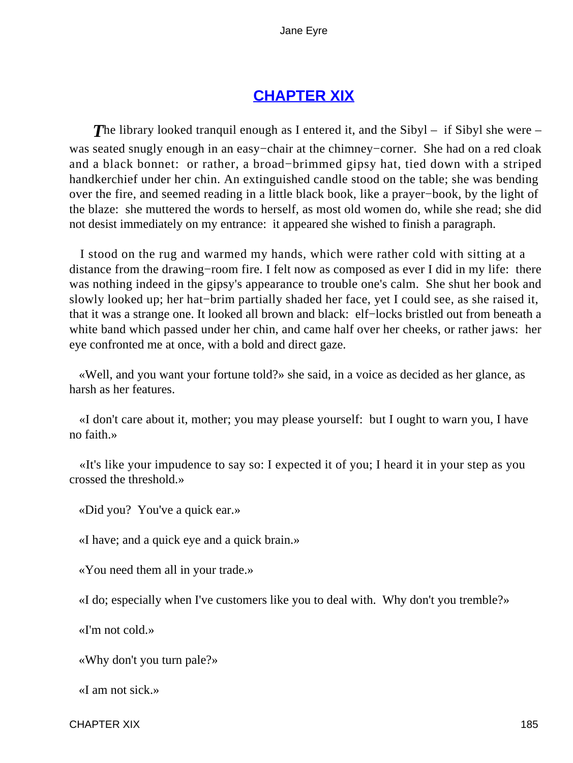## CHAPTER XIX

The library looked tranquil enough as I entered it, and the Sibyl – if Sibyl she were – was seated snugly enough in an easy−chair at the chimney−corner. She had on a red cloak and a black bonnet: or rather, a broad−brimmed gipsy hat, tied down with a striped handkerchief under her chin. An extinguished candle stood on the table; she was bending over the fire, and seemed reading in a little black book, like a prayer−book, by the light of the blaze: she muttered the words to herself, as most old women do, while she read; she did not desist immediately on my entrance: it appeared she wished to finish a paragraph.

I stood on the rug and warmed my hands, which were rather cold with sitting at a distance from the drawing−room fire. I felt now as composed as ever I did in my life: there was nothing indeed in the gipsy's appearance to trouble one's calm. She shut her book and slowly looked up; her hat−brim partially shaded her face, yet I could see, as she raised it, that it was a strange one. It looked all brown and black: elf−locks bristled out from beneath a white band which passed under her chin, and came half over her cheeks, or rather jaws: her eye confronted me at once, with a bold and direct gaze.

«Well, and you want your fortune told?» she said, in a voice as decided as her glance, as harsh as her features.

«I don't care about it, mother; you may please yourself: but I ought to warn you, I have no faith.»

«It's like your impudence to say so: I expected it of you; I heard it in your step as you crossed the threshold.»

«Did you? You've a quick ear.»

«I have; and a quick eye and a quick brain.»

«You need them all in your trade.»

«I do; especially when I've customers like you to deal with. Why don't you tremble?»

«I'm not cold.»

«Why don't you turn pale?»

«I am not sick.»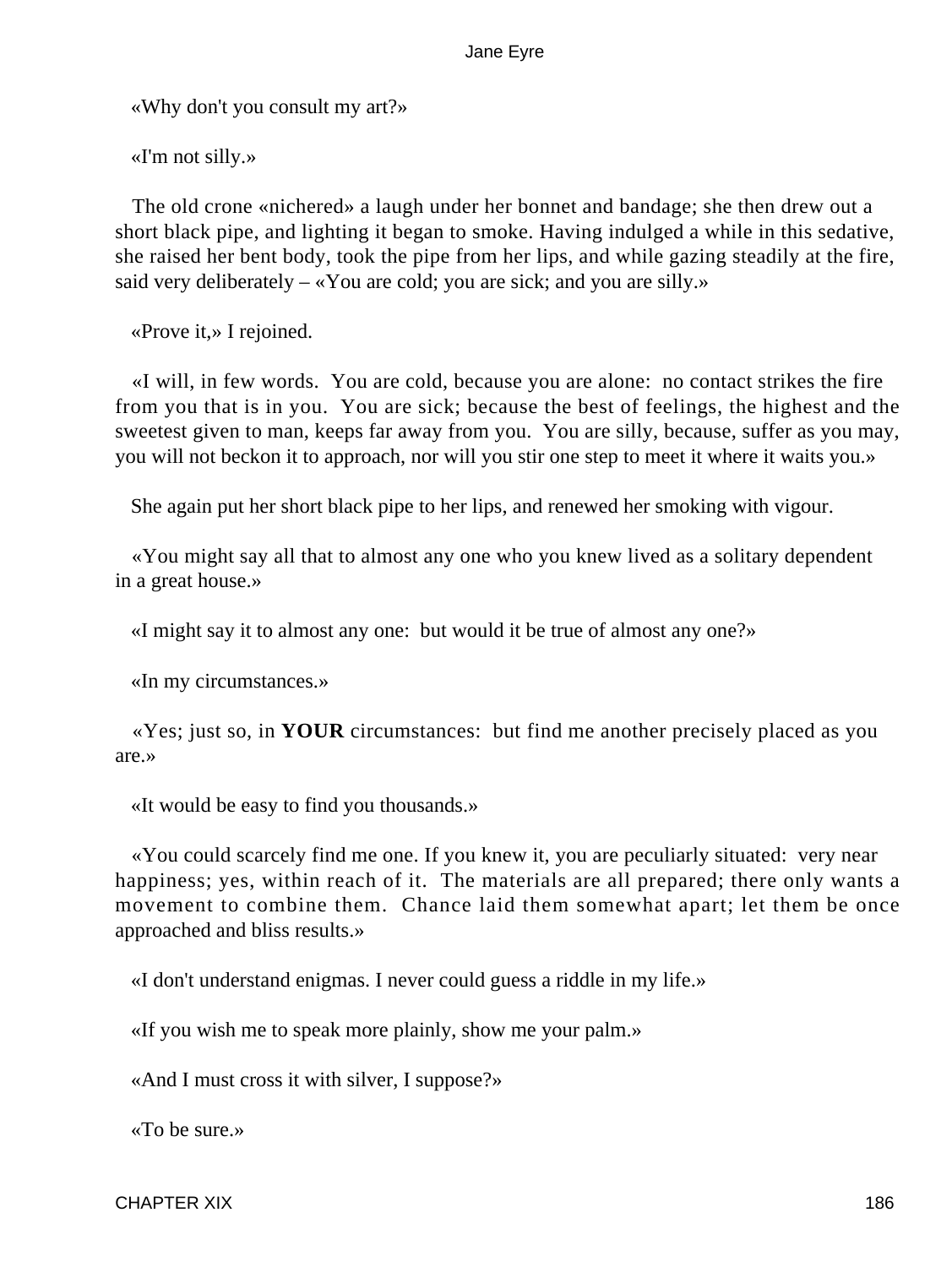«Why don't you consult my art?»

«I'm not silly.»

The old crone «nichered» a laugh under her bonnet and bandage; she then drew out a short black pipe, and lighting it began to smoke. Having indulged a while in this sedative, she raised her bent body, took the pipe from her lips, and while gazing steadily at the fire, said very deliberately – «You are cold; you are sick; and you are silly.»

«Prove it,» I rejoined.

«I will, in few words. You are cold, because you are alone: no contact strikes the fire from you that is in you. You are sick; because the best of feelings, the highest and the sweetest given to man, keeps far away from you. You are silly, because, suffer as you may, you will not beckon it to approach, nor will you stir one step to meet it where it waits you.»

She again put her short black pipe to her lips, and renewed her smoking with vigour.

«You might say all that to almost any one who you knew lived as a solitary dependent in a great house.»

«I might say it to almost any one: but would it be true of almost any one?»

«In my circumstances.»

«Yes; just so, in **YOUR** circumstances: but find me another precisely placed as you are.»

«It would be easy to find you thousands.»

«You could scarcely find me one. If you knew it, you are peculiarly situated: very near happiness; yes, within reach of it. The materials are all prepared; there only wants a movement to combine them. Chance laid them somewhat apart; let them be once approached and bliss results.»

«I don't understand enigmas. I never could guess a riddle in my life.»

«If you wish me to speak more plainly, show me your palm.»

«And I must cross it with silver, I suppose?»

«To be sure.»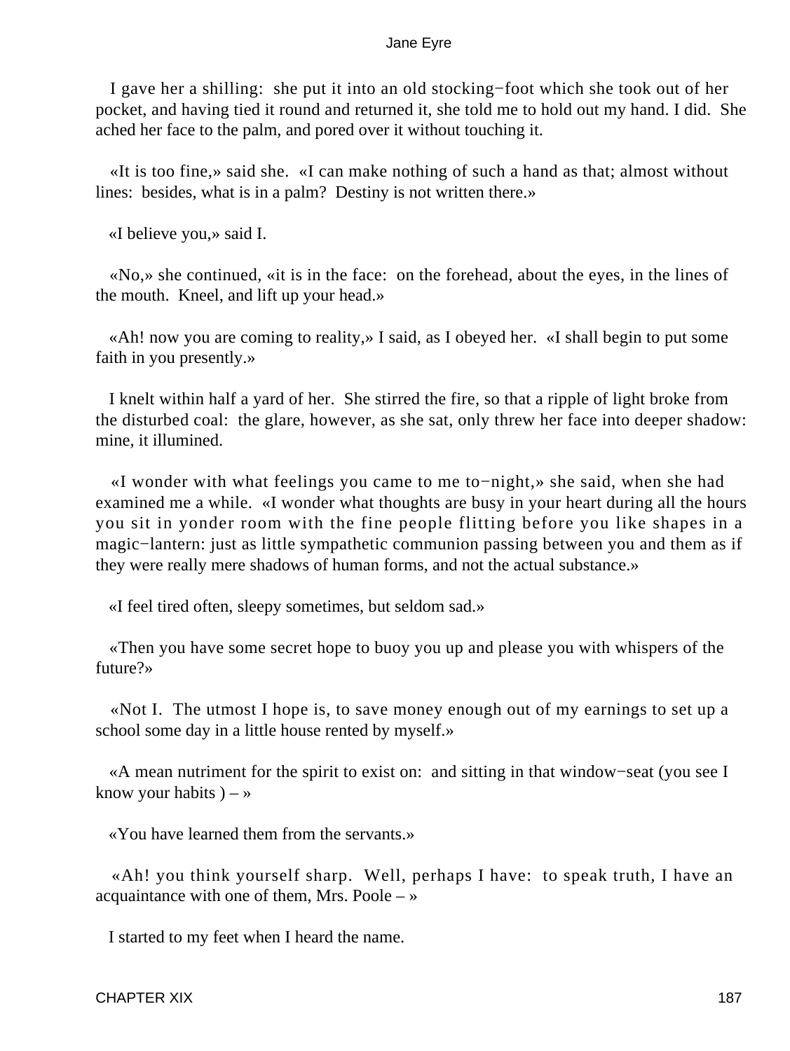I gave her a shilling: she put it into an old stocking−foot which she took out of her pocket, and having tied it round and returned it, she told me to hold out my hand. I did. She ached her face to the palm, and pored over it without touching it.

«It is too fine,» said she. «I can make nothing of such a hand as that; almost without lines: besides, what is in a palm? Destiny is not written there.»

«I believe you,» said I.

«No,» she continued, «it is in the face: on the forehead, about the eyes, in the lines of the mouth. Kneel, and lift up your head.»

«Ah! now you are coming to reality,» I said, as I obeyed her. «I shall begin to put some faith in you presently.»

I knelt within half a yard of her. She stirred the fire, so that a ripple of light broke from the disturbed coal: the glare, however, as she sat, only threw her face into deeper shadow: mine, it illumined.

«I wonder with what feelings you came to me to−night,» she said, when she had examined me a while. «I wonder what thoughts are busy in your heart during all the hours you sit in yonder room with the fine people flitting before you like shapes in a magic−lantern: just as little sympathetic communion passing between you and them as if they were really mere shadows of human forms, and not the actual substance.»

«I feel tired often, sleepy sometimes, but seldom sad.»

«Then you have some secret hope to buoy you up and please you with whispers of the future?»

«Not I. The utmost I hope is, to save money enough out of my earnings to set up a school some day in a little house rented by myself.»

«A mean nutriment for the spirit to exist on: and sitting in that window−seat (you see I know your habits ) – »

«You have learned them from the servants.»

«Ah! you think yourself sharp. Well, perhaps I have: to speak truth, I have an acquaintance with one of them, Mrs. Poole – »

I started to my feet when I heard the name.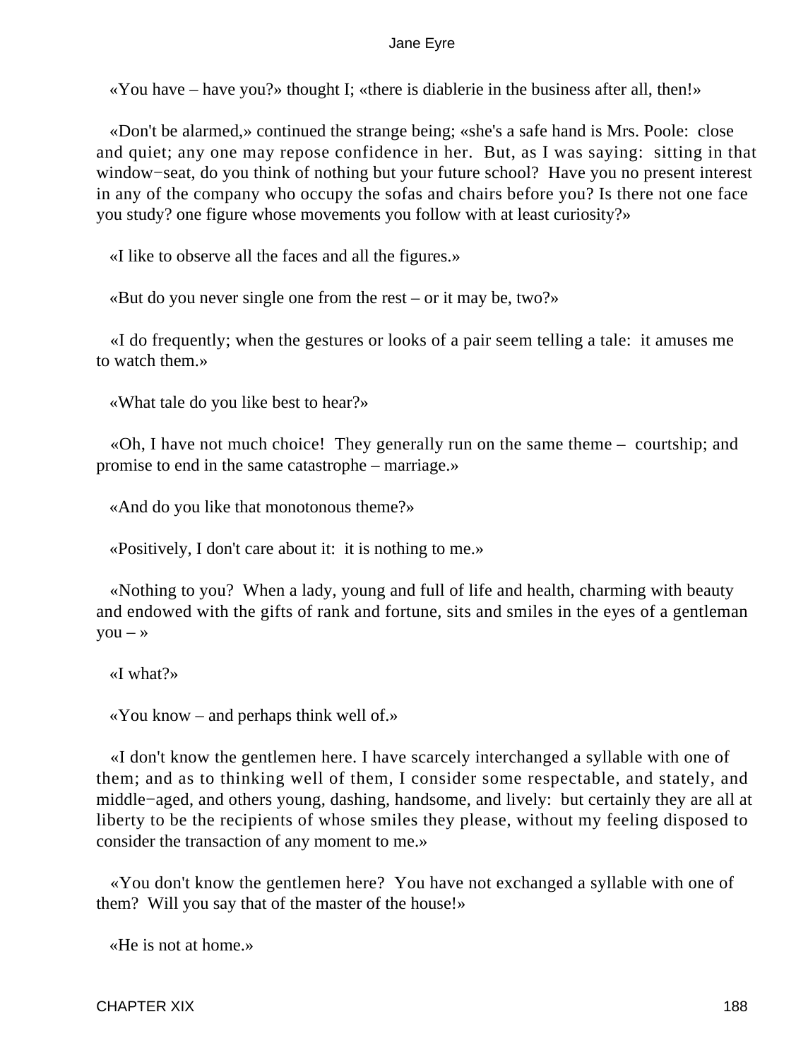«You have – have you?» thought I; «there is diablerie in the business after all, then!»

«Don't be alarmed,» continued the strange being; «she's a safe hand is Mrs. Poole: close and quiet; any one may repose confidence in her. But, as I was saying: sitting in that window−seat, do you think of nothing but your future school? Have you no present interest in any of the company who occupy the sofas and chairs before you? Is there not one face you study? one figure whose movements you follow with at least curiosity?»

«I like to observe all the faces and all the figures.»

«But do you never single one from the rest – or it may be, two?»

«I do frequently; when the gestures or looks of a pair seem telling a tale: it amuses me to watch them.»

«What tale do you like best to hear?»

«Oh, I have not much choice! They generally run on the same theme – courtship; and promise to end in the same catastrophe – marriage.»

«And do you like that monotonous theme?»

«Positively, I don't care about it: it is nothing to me.»

«Nothing to you? When a lady, young and full of life and health, charming with beauty and endowed with the gifts of rank and fortune, sits and smiles in the eyes of a gentleman you – »

«I what?»

«You know – and perhaps think well of.»

«I don't know the gentlemen here. I have scarcely interchanged a syllable with one of them; and as to thinking well of them, I consider some respectable, and stately, and middle−aged, and others young, dashing, handsome, and lively: but certainly they are all at liberty to be the recipients of whose smiles they please, without my feeling disposed to consider the transaction of any moment to me.»

«You don't know the gentlemen here? You have not exchanged a syllable with one of them? Will you say that of the master of the house!»

«He is not at home.»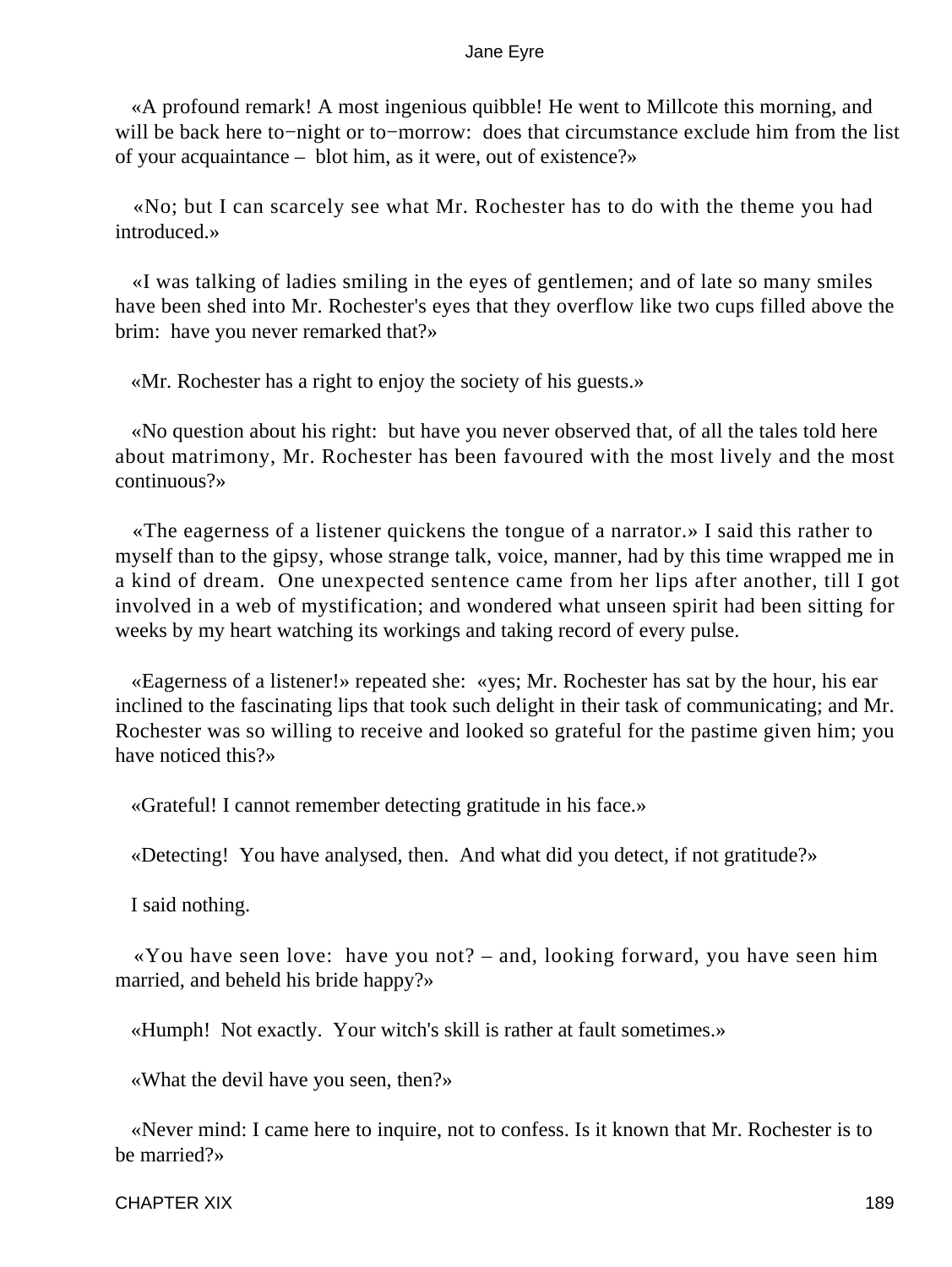«A profound remark! A most ingenious quibble! He went to Millcote this morning, and will be back here to−night or to−morrow: does that circumstance exclude him from the list of your acquaintance – blot him, as it were, out of existence?»

«No; but I can scarcely see what Mr. Rochester has to do with the theme you had introduced.»

«I was talking of ladies smiling in the eyes of gentlemen; and of late so many smiles have been shed into Mr. Rochester's eyes that they overflow like two cups filled above the brim: have you never remarked that?»

«Mr. Rochester has a right to enjoy the society of his guests.»

«No question about his right: but have you never observed that, of all the tales told here about matrimony, Mr. Rochester has been favoured with the most lively and the most continuous?»

«The eagerness of a listener quickens the tongue of a narrator.» I said this rather to myself than to the gipsy, whose strange talk, voice, manner, had by this time wrapped me in a kind of dream. One unexpected sentence came from her lips after another, till I got involved in a web of mystification; and wondered what unseen spirit had been sitting for weeks by my heart watching its workings and taking record of every pulse.

«Eagerness of a listener!» repeated she: «yes; Mr. Rochester has sat by the hour, his ear inclined to the fascinating lips that took such delight in their task of communicating; and Mr. Rochester was so willing to receive and looked so grateful for the pastime given him; you have noticed this?»

«Grateful! I cannot remember detecting gratitude in his face.»

«Detecting! You have analysed, then. And what did you detect, if not gratitude?»

I said nothing.

«You have seen love: have you not? – and, looking forward, you have seen him married, and beheld his bride happy?»

«Humph! Not exactly. Your witch's skill is rather at fault sometimes.»

«What the devil have you seen, then?»

«Never mind: I came here to inquire, not to confess. Is it known that Mr. Rochester is to be married?»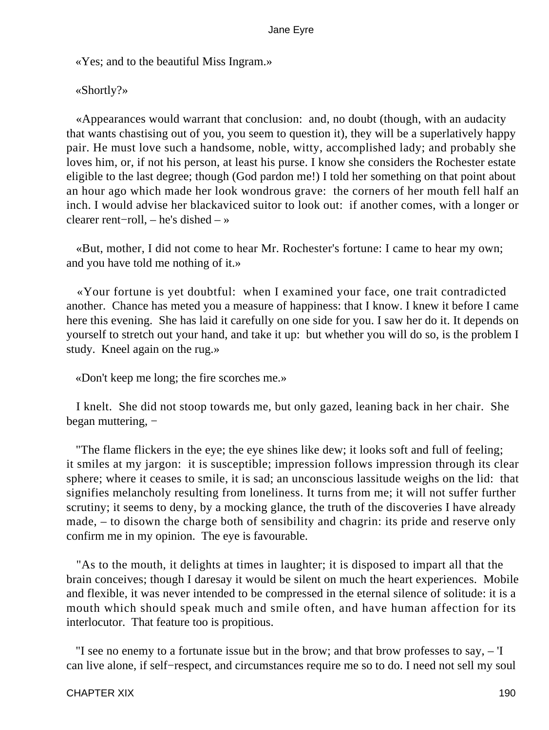«Yes; and to the beautiful Miss Ingram.»

«Shortly?»

«Appearances would warrant that conclusion: and, no doubt (though, with an audacity that wants chastising out of you, you seem to question it), they will be a superlatively happy pair. He must love such a handsome, noble, witty, accomplished lady; and probably she loves him, or, if not his person, at least his purse. I know she considers the Rochester estate eligible to the last degree; though (God pardon me!) I told her something on that point about an hour ago which made her look wondrous grave: the corners of her mouth fell half an inch. I would advise her blackaviced suitor to look out: if another comes, with a longer or clearer rent−roll, – he's dished – »

«But, mother, I did not come to hear Mr. Rochester's fortune: I came to hear my own; and you have told me nothing of it.»

«Your fortune is yet doubtful: when I examined your face, one trait contradicted another. Chance has meted you a measure of happiness: that I know. I knew it before I came here this evening. She has laid it carefully on one side for you. I saw her do it. It depends on yourself to stretch out your hand, and take it up: but whether you will do so, is the problem I study. Kneel again on the rug.»

«Don't keep me long; the fire scorches me.»

I knelt. She did not stoop towards me, but only gazed, leaning back in her chair. She began muttering, −

"The flame flickers in the eye; the eye shines like dew; it looks soft and full of feeling; it smiles at my jargon: it is susceptible; impression follows impression through its clear sphere; where it ceases to smile, it is sad; an unconscious lassitude weighs on the lid: that signifies melancholy resulting from loneliness. It turns from me; it will not suffer further scrutiny; it seems to deny, by a mocking glance, the truth of the discoveries I have already made, – to disown the charge both of sensibility and chagrin: its pride and reserve only confirm me in my opinion. The eye is favourable.

"As to the mouth, it delights at times in laughter; it is disposed to impart all that the brain conceives; though I daresay it would be silent on much the heart experiences. Mobile and flexible, it was never intended to be compressed in the eternal silence of solitude: it is a mouth which should speak much and smile often, and have human affection for its interlocutor. That feature too is propitious.

"I see no enemy to a fortunate issue but in the brow; and that brow professes to say, – 'I can live alone, if self−respect, and circumstances require me so to do. I need not sell my soul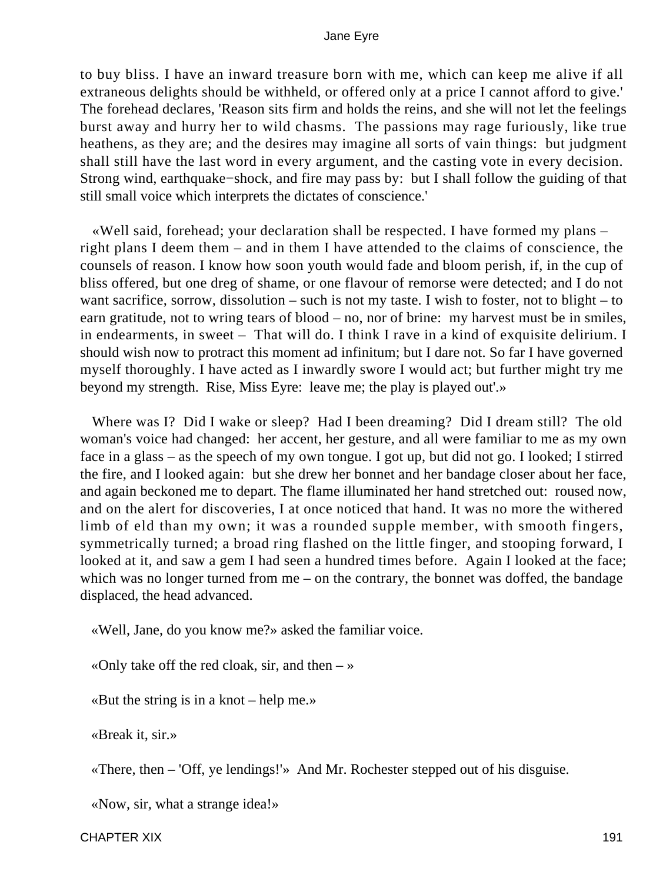to buy bliss. I have an inward treasure born with me, which can keep me alive if all extraneous delights should be withheld, or offered only at a price I cannot afford to give.' The forehead declares, 'Reason sits firm and holds the reins, and she will not let the feelings burst away and hurry her to wild chasms. The passions may rage furiously, like true heathens, as they are; and the desires may imagine all sorts of vain things: but judgment shall still have the last word in every argument, and the casting vote in every decision. Strong wind, earthquake−shock, and fire may pass by: but I shall follow the guiding of that still small voice which interprets the dictates of conscience.'

«Well said, forehead; your declaration shall be respected. I have formed my plans – right plans I deem them – and in them I have attended to the claims of conscience, the counsels of reason. I know how soon youth would fade and bloom perish, if, in the cup of bliss offered, but one dreg of shame, or one flavour of remorse were detected; and I do not want sacrifice, sorrow, dissolution – such is not my taste. I wish to foster, not to blight – to earn gratitude, not to wring tears of blood – no, nor of brine: my harvest must be in smiles, in endearments, in sweet – That will do. I think I rave in a kind of exquisite delirium. I should wish now to protract this moment ad infinitum; but I dare not. So far I have governed myself thoroughly. I have acted as I inwardly swore I would act; but further might try me beyond my strength. Rise, Miss Eyre: leave me; the play is played out'.»

Where was I? Did I wake or sleep? Had I been dreaming? Did I dream still? The old woman's voice had changed: her accent, her gesture, and all were familiar to me as my own face in a glass – as the speech of my own tongue. I got up, but did not go. I looked; I stirred the fire, and I looked again: but she drew her bonnet and her bandage closer about her face, and again beckoned me to depart. The flame illuminated her hand stretched out: roused now, and on the alert for discoveries, I at once noticed that hand. It was no more the withered limb of eld than my own; it was a rounded supple member, with smooth fingers, symmetrically turned; a broad ring flashed on the little finger, and stooping forward, I looked at it, and saw a gem I had seen a hundred times before. Again I looked at the face; which was no longer turned from me – on the contrary, the bonnet was doffed, the bandage displaced, the head advanced.

«Well, Jane, do you know me?» asked the familiar voice.

«Only take off the red cloak, sir, and then – »

«But the string is in a knot – help me.»

«Break it, sir.»

«There, then – 'Off, ye lendings!'» And Mr. Rochester stepped out of his disguise.

«Now, sir, what a strange idea!»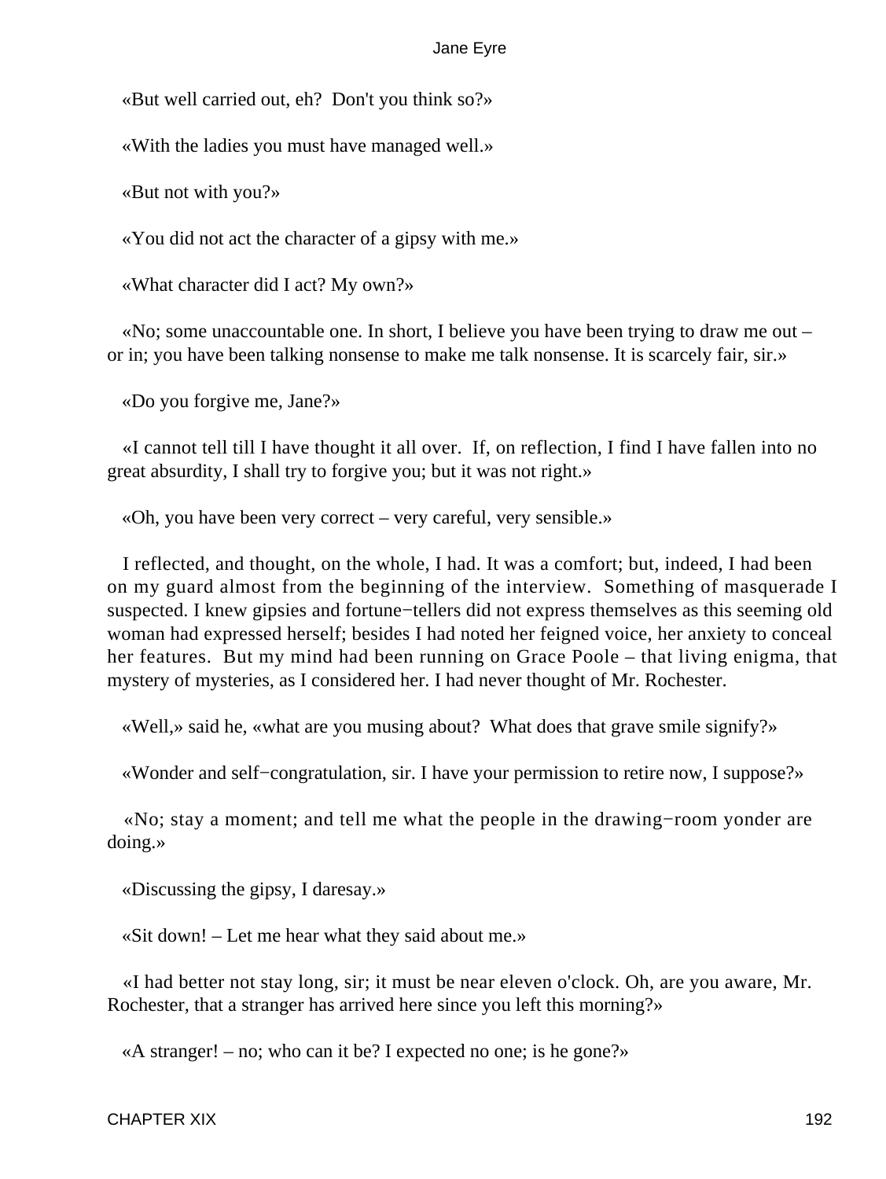«But well carried out, eh? Don't you think so?»

«With the ladies you must have managed well.»

«But not with you?»

«You did not act the character of a gipsy with me.»

«What character did I act? My own?»

«No; some unaccountable one. In short, I believe you have been trying to draw me out – or in; you have been talking nonsense to make me talk nonsense. It is scarcely fair, sir.»

«Do you forgive me, Jane?»

«I cannot tell till I have thought it all over. If, on reflection, I find I have fallen into no great absurdity, I shall try to forgive you; but it was not right.»

«Oh, you have been very correct – very careful, very sensible.»

I reflected, and thought, on the whole, I had. It was a comfort; but, indeed, I had been on my guard almost from the beginning of the interview. Something of masquerade I suspected. I knew gipsies and fortune−tellers did not express themselves as this seeming old woman had expressed herself; besides I had noted her feigned voice, her anxiety to conceal her features. But my mind had been running on Grace Poole – that living enigma, that mystery of mysteries, as I considered her. I had never thought of Mr. Rochester.

«Well,» said he, «what are you musing about? What does that grave smile signify?»

«Wonder and self−congratulation, sir. I have your permission to retire now, I suppose?»

«No; stay a moment; and tell me what the people in the drawing−room yonder are doing.»

«Discussing the gipsy, I daresay.»

«Sit down! – Let me hear what they said about me.»

«I had better not stay long, sir; it must be near eleven o'clock. Oh, are you aware, Mr. Rochester, that a stranger has arrived here since you left this morning?»

«A stranger! – no; who can it be? I expected no one; is he gone?»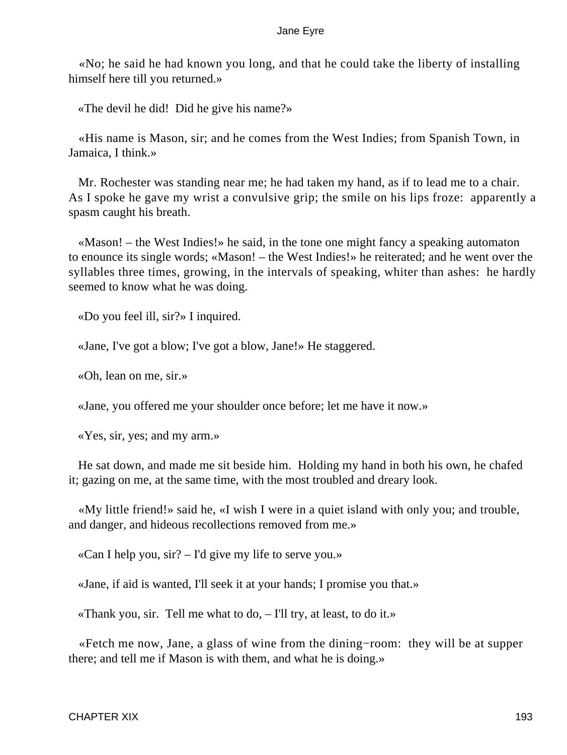«No; he said he had known you long, and that he could take the liberty of installing himself here till you returned.»

«The devil he did!  Did he give his name?»

«His name is Mason, sir; and he comes from the West Indies; from Spanish Town, in Jamaica, I think.»

Mr. Rochester was standing near me; he had taken my hand, as if to lead me to a chair. As I spoke he gave my wrist a convulsive grip; the smile on his lips froze:  apparently a spasm caught his breath.

«Mason! – the West Indies!» he said, in the tone one might fancy a speaking automaton to enounce its single words; «Mason! – the West Indies!» he reiterated; and he went over the syllables three times, growing, in the intervals of speaking, whiter than ashes:  he hardly seemed to know what he was doing.

«Do you feel ill, sir?» I inquired.

«Jane, I've got a blow; I've got a blow, Jane!» He staggered.

«Oh, lean on me, sir.»

«Jane, you offered me your shoulder once before; let me have it now.»

«Yes, sir, yes; and my arm.»

He sat down, and made me sit beside him.  Holding my hand in both his own, he chafed it; gazing on me, at the same time, with the most troubled and dreary look.

«My little friend!» said he, «I wish I were in a quiet island with only you; and trouble, and danger, and hideous recollections removed from me.»

«Can I help you, sir? – I'd give my life to serve you.»

«Jane, if aid is wanted, I'll seek it at your hands; I promise you that.»

«Thank you, sir.  Tell me what to do, – I'll try, at least, to do it.»

«Fetch me now, Jane, a glass of wine from the dining-room:  they will be at supper there; and tell me if Mason is with them, and what he is doing.»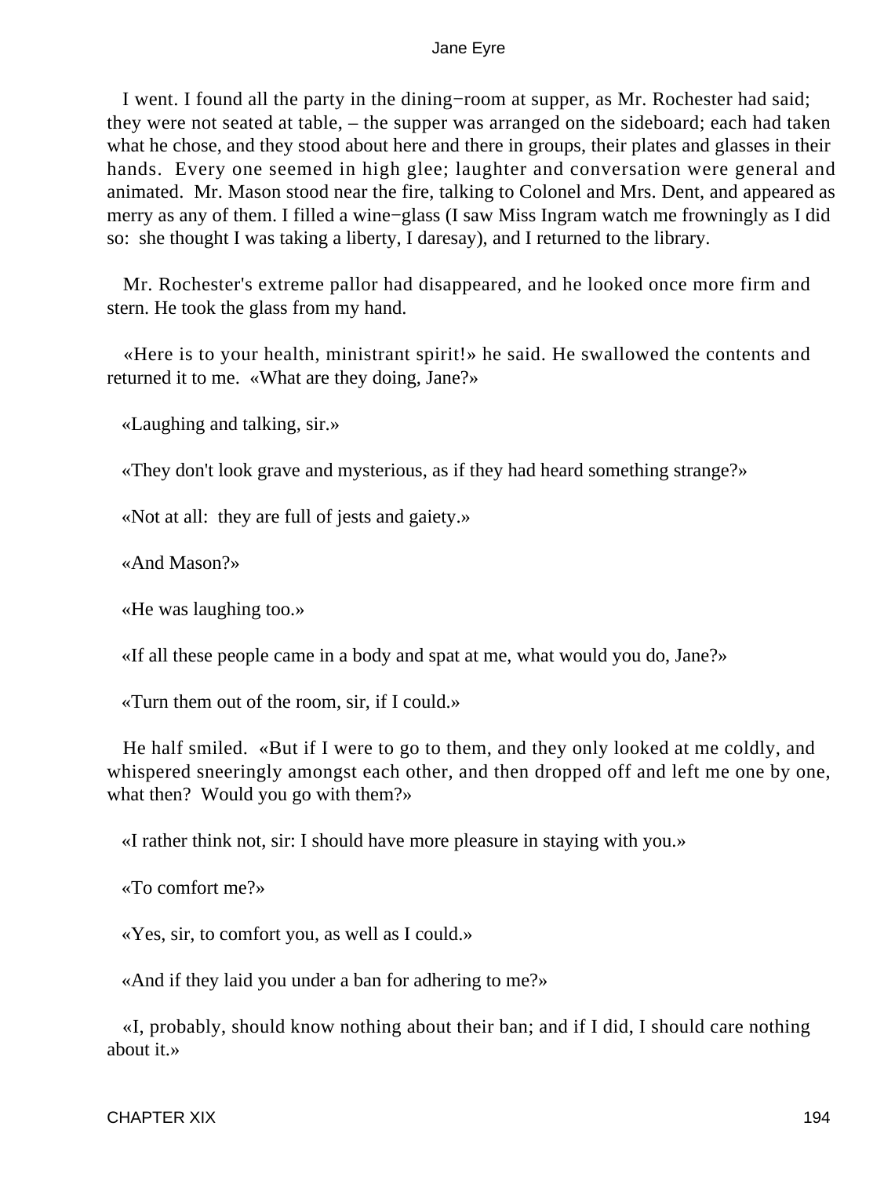I went. I found all the party in the dining−room at supper, as Mr. Rochester had said; they were not seated at table, – the supper was arranged on the sideboard; each had taken what he chose, and they stood about here and there in groups, their plates and glasses in their hands. Every one seemed in high glee; laughter and conversation were general and animated. Mr. Mason stood near the fire, talking to Colonel and Mrs. Dent, and appeared as merry as any of them. I filled a wine−glass (I saw Miss Ingram watch me frowningly as I did so: she thought I was taking a liberty, I daresay), and I returned to the library.

Mr. Rochester's extreme pallor had disappeared, and he looked once more firm and stern. He took the glass from my hand.

«Here is to your health, ministrant spirit!» he said. He swallowed the contents and returned it to me. «What are they doing, Jane?»

«Laughing and talking, sir.»

«They don't look grave and mysterious, as if they had heard something strange?»

«Not at all: they are full of jests and gaiety.»

«And Mason?»

«He was laughing too.»

«If all these people came in a body and spat at me, what would you do, Jane?»

«Turn them out of the room, sir, if I could.»

He half smiled. «But if I were to go to them, and they only looked at me coldly, and whispered sneeringly amongst each other, and then dropped off and left me one by one, what then? Would you go with them?»

«I rather think not, sir: I should have more pleasure in staying with you.»

«To comfort me?»

«Yes, sir, to comfort you, as well as I could.»

«And if they laid you under a ban for adhering to me?»

«I, probably, should know nothing about their ban; and if I did, I should care nothing about it.»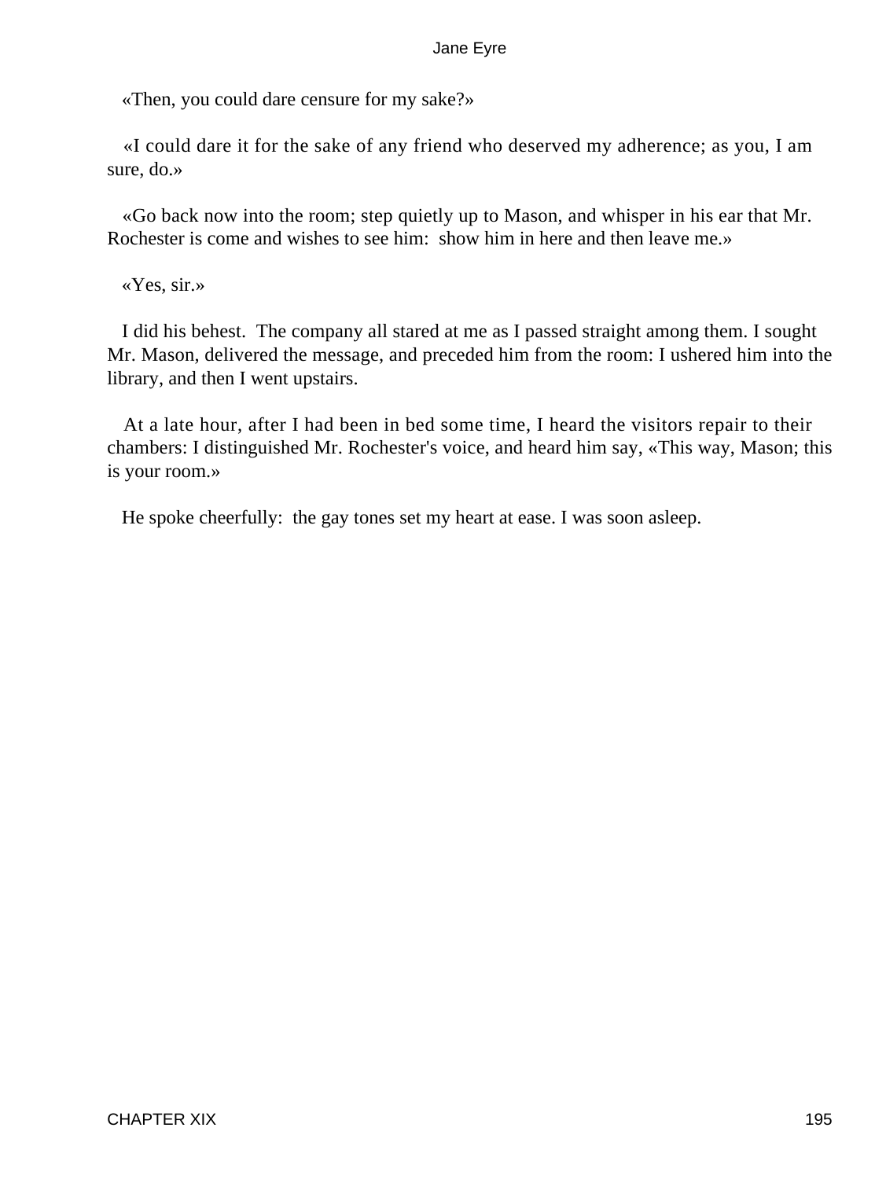«Then, you could dare censure for my sake?»

«I could dare it for the sake of any friend who deserved my adherence; as you, I am sure, do.»

«Go back now into the room; step quietly up to Mason, and whisper in his ear that Mr. Rochester is come and wishes to see him: show him in here and then leave me.»

«Yes, sir.»

I did his behest. The company all stared at me as I passed straight among them. I sought Mr. Mason, delivered the message, and preceded him from the room: I ushered him into the library, and then I went upstairs.

At a late hour, after I had been in bed some time, I heard the visitors repair to their chambers: I distinguished Mr. Rochester's voice, and heard him say, «This way, Mason; this is your room.»

He spoke cheerfully: the gay tones set my heart at ease. I was soon asleep.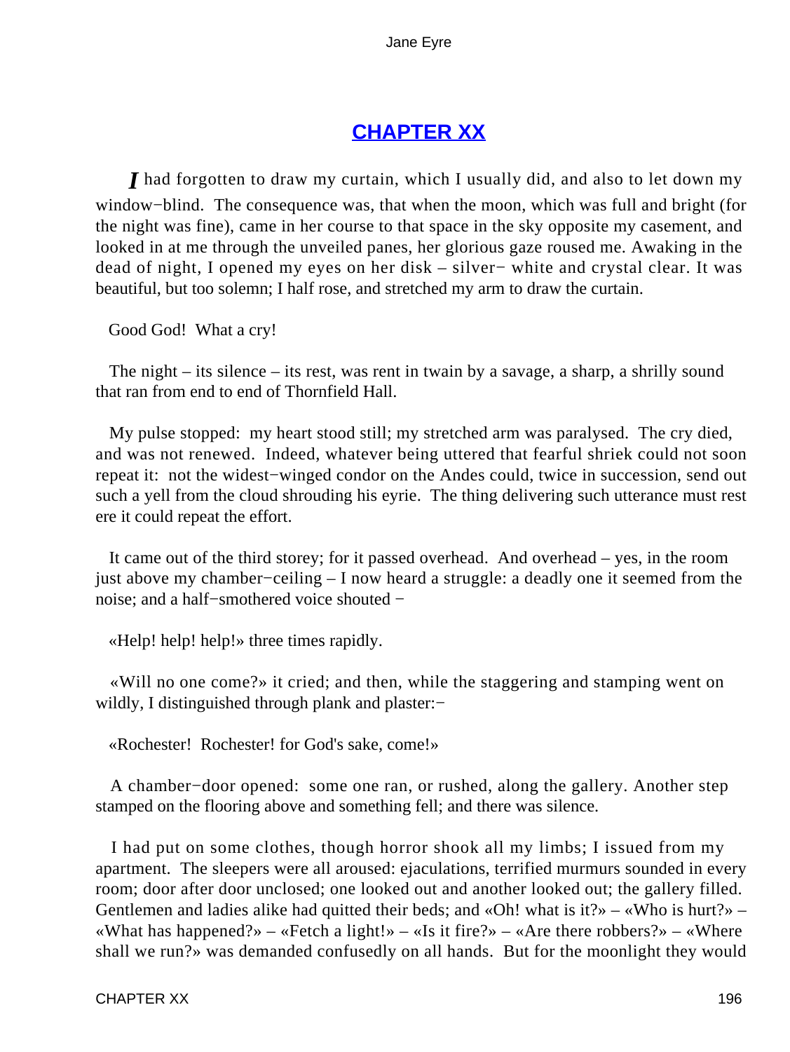## CHAPTER XX

*I* had forgotten to draw my curtain, which I usually did, and also to let down my window−blind. The consequence was, that when the moon, which was full and bright (for the night was fine), came in her course to that space in the sky opposite my casement, and looked in at me through the unveiled panes, her glorious gaze roused me. Awaking in the dead of night, I opened my eyes on her disk – silver− white and crystal clear. It was beautiful, but too solemn; I half rose, and stretched my arm to draw the curtain.

Good God! What a cry!

The night – its silence – its rest, was rent in twain by a savage, a sharp, a shrilly sound that ran from end to end of Thornfield Hall.

My pulse stopped: my heart stood still; my stretched arm was paralysed. The cry died, and was not renewed. Indeed, whatever being uttered that fearful shriek could not soon repeat it: not the widest−winged condor on the Andes could, twice in succession, send out such a yell from the cloud shrouding his eyrie. The thing delivering such utterance must rest ere it could repeat the effort.

It came out of the third storey; for it passed overhead. And overhead – yes, in the room just above my chamber−ceiling – I now heard a struggle: a deadly one it seemed from the noise; and a half−smothered voice shouted −

«Help! help! help!» three times rapidly.

«Will no one come?» it cried; and then, while the staggering and stamping went on wildly, I distinguished through plank and plaster:−

«Rochester! Rochester! for God's sake, come!»

A chamber−door opened: some one ran, or rushed, along the gallery. Another step stamped on the flooring above and something fell; and there was silence.

I had put on some clothes, though horror shook all my limbs; I issued from my apartment. The sleepers were all aroused: ejaculations, terrified murmurs sounded in every room; door after door unclosed; one looked out and another looked out; the gallery filled. Gentlemen and ladies alike had quitted their beds; and «Oh! what is it?» – «Who is hurt?» – «What has happened?» – «Fetch a light!» – «Is it fire?» – «Are there robbers?» – «Where shall we run?» was demanded confusedly on all hands. But for the moonlight they would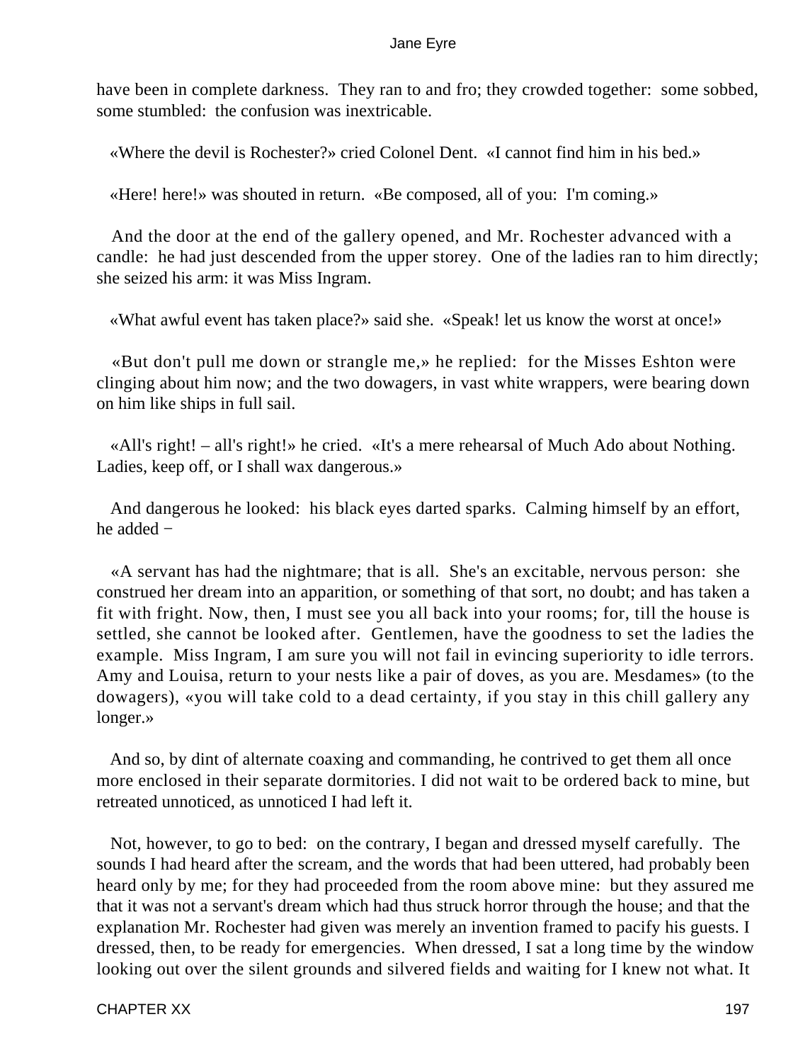have been in complete darkness. They ran to and fro; they crowded together: some sobbed, some stumbled: the confusion was inextricable.

«Where the devil is Rochester?» cried Colonel Dent. «I cannot find him in his bed.»

«Here! here!» was shouted in return. «Be composed, all of you: I'm coming.»

And the door at the end of the gallery opened, and Mr. Rochester advanced with a candle: he had just descended from the upper storey. One of the ladies ran to him directly; she seized his arm: it was Miss Ingram.

«What awful event has taken place?» said she. «Speak! let us know the worst at once!»

«But don't pull me down or strangle me,» he replied: for the Misses Eshton were clinging about him now; and the two dowagers, in vast white wrappers, were bearing down on him like ships in full sail.

«All's right! – all's right!» he cried. «It's a mere rehearsal of Much Ado about Nothing. Ladies, keep off, or I shall wax dangerous.»

And dangerous he looked: his black eyes darted sparks. Calming himself by an effort, he added −

«A servant has had the nightmare; that is all. She's an excitable, nervous person: she construed her dream into an apparition, or something of that sort, no doubt; and has taken a fit with fright. Now, then, I must see you all back into your rooms; for, till the house is settled, she cannot be looked after. Gentlemen, have the goodness to set the ladies the example. Miss Ingram, I am sure you will not fail in evincing superiority to idle terrors. Amy and Louisa, return to your nests like a pair of doves, as you are. Mesdames» (to the dowagers), «you will take cold to a dead certainty, if you stay in this chill gallery any longer.»

And so, by dint of alternate coaxing and commanding, he contrived to get them all once more enclosed in their separate dormitories. I did not wait to be ordered back to mine, but retreated unnoticed, as unnoticed I had left it.

Not, however, to go to bed: on the contrary, I began and dressed myself carefully. The sounds I had heard after the scream, and the words that had been uttered, had probably been heard only by me; for they had proceeded from the room above mine: but they assured me that it was not a servant's dream which had thus struck horror through the house; and that the explanation Mr. Rochester had given was merely an invention framed to pacify his guests. I dressed, then, to be ready for emergencies. When dressed, I sat a long time by the window looking out over the silent grounds and silvered fields and waiting for I knew not what. It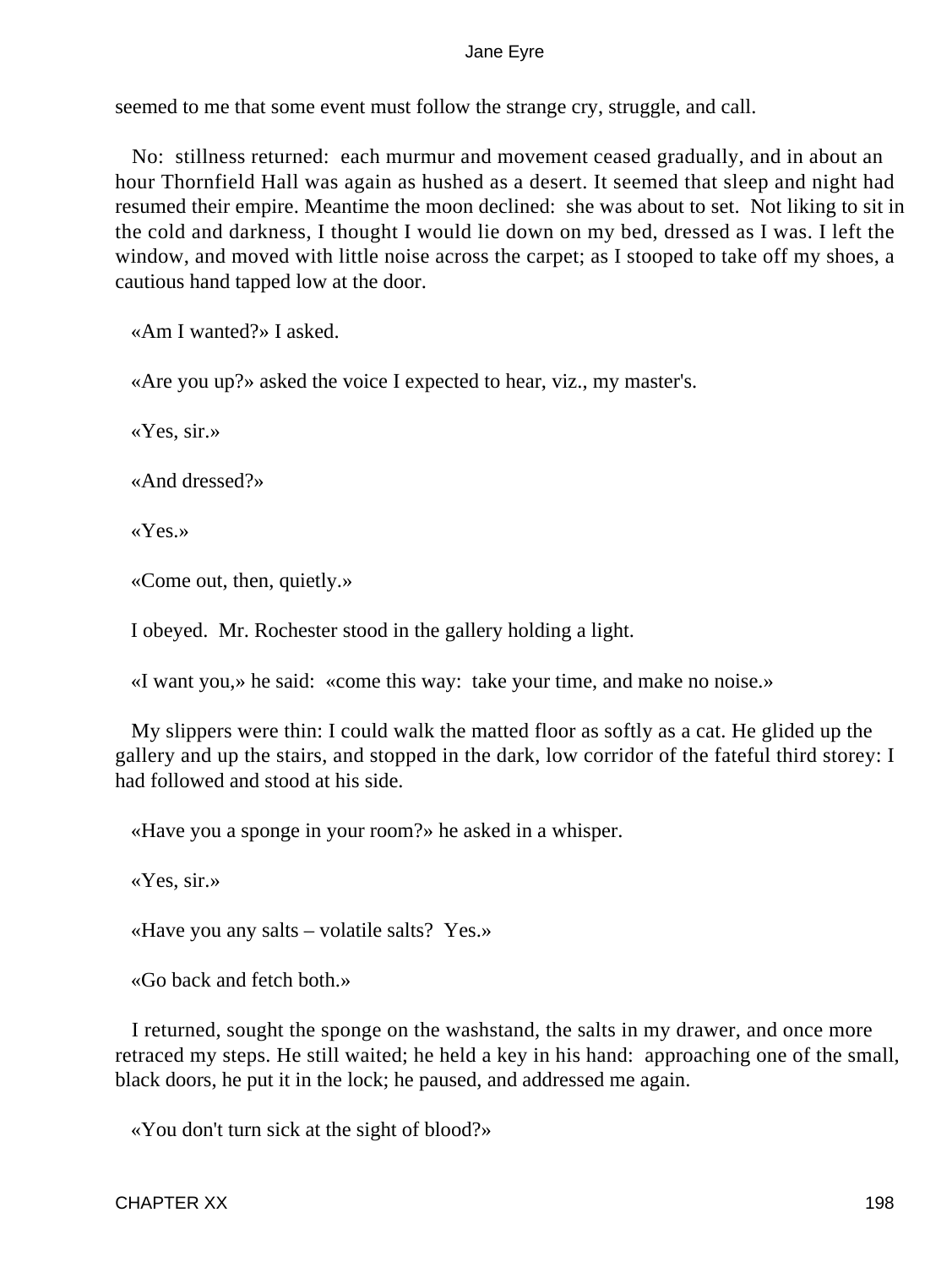seemed to me that some event must follow the strange cry, struggle, and call.

No: stillness returned: each murmur and movement ceased gradually, and in about an hour Thornfield Hall was again as hushed as a desert. It seemed that sleep and night had resumed their empire. Meantime the moon declined: she was about to set. Not liking to sit in the cold and darkness, I thought I would lie down on my bed, dressed as I was. I left the window, and moved with little noise across the carpet; as I stooped to take off my shoes, a cautious hand tapped low at the door.

«Am I wanted?» I asked.

«Are you up?» asked the voice I expected to hear, viz., my master's.

«Yes, sir.»

«And dressed?»

«Yes.»

«Come out, then, quietly.»

I obeyed. Mr. Rochester stood in the gallery holding a light.

«I want you,» he said: «come this way: take your time, and make no noise.»

My slippers were thin: I could walk the matted floor as softly as a cat. He glided up the gallery and up the stairs, and stopped in the dark, low corridor of the fateful third storey: I had followed and stood at his side.

«Have you a sponge in your room?» he asked in a whisper.

«Yes, sir.»

«Have you any salts – volatile salts? Yes.»

«Go back and fetch both.»

I returned, sought the sponge on the washstand, the salts in my drawer, and once more retraced my steps. He still waited; he held a key in his hand: approaching one of the small, black doors, he put it in the lock; he paused, and addressed me again.

«You don't turn sick at the sight of blood?»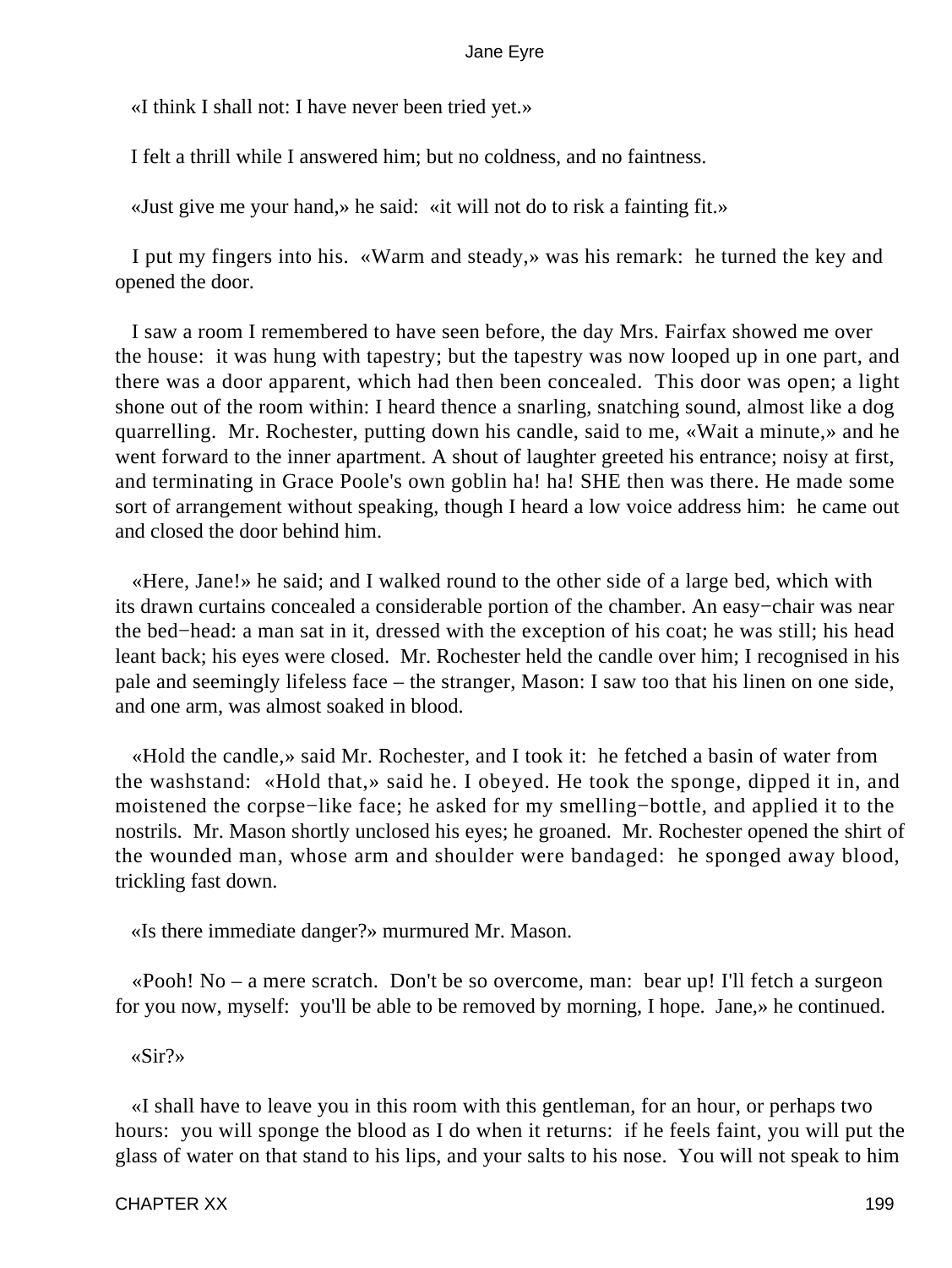«I think I shall not: I have never been tried yet.»

I felt a thrill while I answered him; but no coldness, and no faintness.

«Just give me your hand,» he said: «it will not do to risk a fainting fit.»

I put my fingers into his. «Warm and steady,» was his remark: he turned the key and opened the door.

I saw a room I remembered to have seen before, the day Mrs. Fairfax showed me over the house: it was hung with tapestry; but the tapestry was now looped up in one part, and there was a door apparent, which had then been concealed. This door was open; a light shone out of the room within: I heard thence a snarling, snatching sound, almost like a dog quarrelling. Mr. Rochester, putting down his candle, said to me, «Wait a minute,» and he went forward to the inner apartment. A shout of laughter greeted his entrance; noisy at first, and terminating in Grace Poole's own goblin ha! ha! SHE then was there. He made some sort of arrangement without speaking, though I heard a low voice address him: he came out and closed the door behind him.

«Here, Jane!» he said; and I walked round to the other side of a large bed, which with its drawn curtains concealed a considerable portion of the chamber. An easy−chair was near the bed−head: a man sat in it, dressed with the exception of his coat; he was still; his head leant back; his eyes were closed. Mr. Rochester held the candle over him; I recognised in his pale and seemingly lifeless face – the stranger, Mason: I saw too that his linen on one side, and one arm, was almost soaked in blood.

«Hold the candle,» said Mr. Rochester, and I took it: he fetched a basin of water from the washstand: «Hold that,» said he. I obeyed. He took the sponge, dipped it in, and moistened the corpse−like face; he asked for my smelling−bottle, and applied it to the nostrils. Mr. Mason shortly unclosed his eyes; he groaned. Mr. Rochester opened the shirt of the wounded man, whose arm and shoulder were bandaged: he sponged away blood, trickling fast down.

«Is there immediate danger?» murmured Mr. Mason.

«Pooh! No – a mere scratch. Don't be so overcome, man: bear up! I'll fetch a surgeon for you now, myself: you'll be able to be removed by morning, I hope. Jane,» he continued.

«Sir?»

«I shall have to leave you in this room with this gentleman, for an hour, or perhaps two hours: you will sponge the blood as I do when it returns: if he feels faint, you will put the glass of water on that stand to his lips, and your salts to his nose. You will not speak to him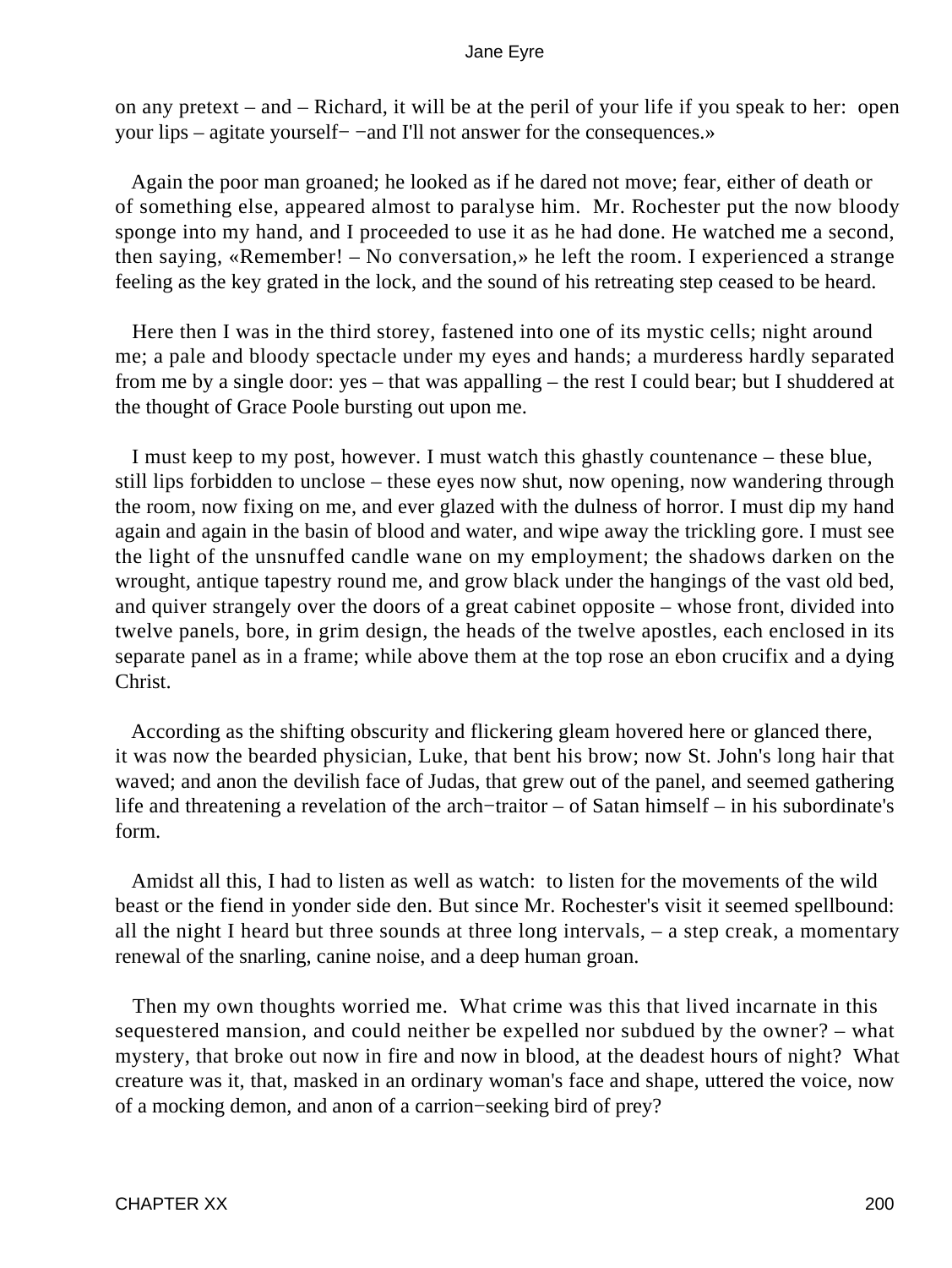on any pretext – and – Richard, it will be at the peril of your life if you speak to her: open your lips – agitate yourself− −and I'll not answer for the consequences.»

Again the poor man groaned; he looked as if he dared not move; fear, either of death or of something else, appeared almost to paralyse him. Mr. Rochester put the now bloody sponge into my hand, and I proceeded to use it as he had done. He watched me a second, then saying, «Remember! – No conversation,» he left the room. I experienced a strange feeling as the key grated in the lock, and the sound of his retreating step ceased to be heard.

Here then I was in the third storey, fastened into one of its mystic cells; night around me; a pale and bloody spectacle under my eyes and hands; a murderess hardly separated from me by a single door: yes – that was appalling – the rest I could bear; but I shuddered at the thought of Grace Poole bursting out upon me.

I must keep to my post, however. I must watch this ghastly countenance – these blue, still lips forbidden to unclose – these eyes now shut, now opening, now wandering through the room, now fixing on me, and ever glazed with the dulness of horror. I must dip my hand again and again in the basin of blood and water, and wipe away the trickling gore. I must see the light of the unsnuffed candle wane on my employment; the shadows darken on the wrought, antique tapestry round me, and grow black under the hangings of the vast old bed, and quiver strangely over the doors of a great cabinet opposite – whose front, divided into twelve panels, bore, in grim design, the heads of the twelve apostles, each enclosed in its separate panel as in a frame; while above them at the top rose an ebon crucifix and a dying Christ.

According as the shifting obscurity and flickering gleam hovered here or glanced there, it was now the bearded physician, Luke, that bent his brow; now St. John's long hair that waved; and anon the devilish face of Judas, that grew out of the panel, and seemed gathering life and threatening a revelation of the arch−traitor – of Satan himself – in his subordinate's form.

Amidst all this, I had to listen as well as watch: to listen for the movements of the wild beast or the fiend in yonder side den. But since Mr. Rochester's visit it seemed spellbound: all the night I heard but three sounds at three long intervals, – a step creak, a momentary renewal of the snarling, canine noise, and a deep human groan.

Then my own thoughts worried me. What crime was this that lived incarnate in this sequestered mansion, and could neither be expelled nor subdued by the owner? – what mystery, that broke out now in fire and now in blood, at the deadest hours of night? What creature was it, that, masked in an ordinary woman's face and shape, uttered the voice, now of a mocking demon, and anon of a carrion−seeking bird of prey?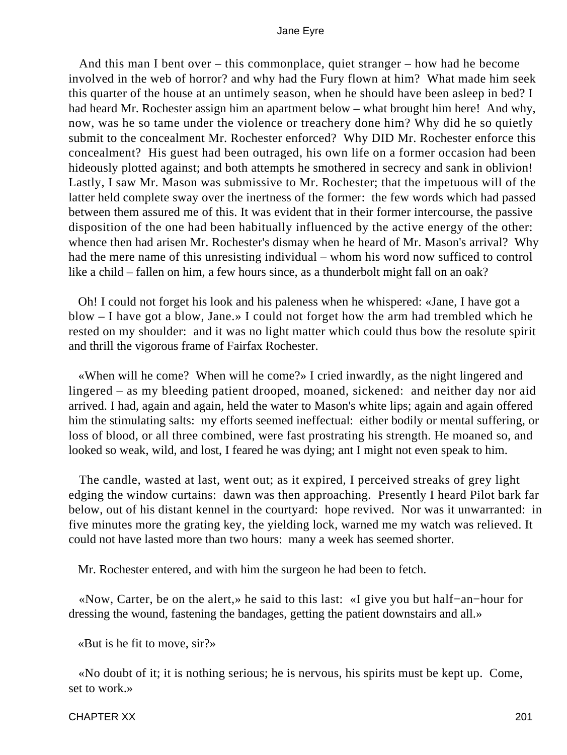And this man I bent over – this commonplace, quiet stranger – how had he become involved in the web of horror? and why had the Fury flown at him? What made him seek this quarter of the house at an untimely season, when he should have been asleep in bed? I had heard Mr. Rochester assign him an apartment below – what brought him here! And why, now, was he so tame under the violence or treachery done him? Why did he so quietly submit to the concealment Mr. Rochester enforced? Why DID Mr. Rochester enforce this concealment? His guest had been outraged, his own life on a former occasion had been hideously plotted against; and both attempts he smothered in secrecy and sank in oblivion! Lastly, I saw Mr. Mason was submissive to Mr. Rochester; that the impetuous will of the latter held complete sway over the inertness of the former: the few words which had passed between them assured me of this. It was evident that in their former intercourse, the passive disposition of the one had been habitually influenced by the active energy of the other: whence then had arisen Mr. Rochester's dismay when he heard of Mr. Mason's arrival? Why had the mere name of this unresisting individual – whom his word now sufficed to control like a child – fallen on him, a few hours since, as a thunderbolt might fall on an oak?

Oh! I could not forget his look and his paleness when he whispered: «Jane, I have got a blow – I have got a blow, Jane.» I could not forget how the arm had trembled which he rested on my shoulder: and it was no light matter which could thus bow the resolute spirit and thrill the vigorous frame of Fairfax Rochester.

«When will he come? When will he come?» I cried inwardly, as the night lingered and lingered – as my bleeding patient drooped, moaned, sickened: and neither day nor aid arrived. I had, again and again, held the water to Mason's white lips; again and again offered him the stimulating salts: my efforts seemed ineffectual: either bodily or mental suffering, or loss of blood, or all three combined, were fast prostrating his strength. He moaned so, and looked so weak, wild, and lost, I feared he was dying; ant I might not even speak to him.

The candle, wasted at last, went out; as it expired, I perceived streaks of grey light edging the window curtains: dawn was then approaching. Presently I heard Pilot bark far below, out of his distant kennel in the courtyard: hope revived. Nor was it unwarranted: in five minutes more the grating key, the yielding lock, warned me my watch was relieved. It could not have lasted more than two hours: many a week has seemed shorter.

Mr. Rochester entered, and with him the surgeon he had been to fetch.

«Now, Carter, be on the alert,» he said to this last: «I give you but half−an−hour for dressing the wound, fastening the bandages, getting the patient downstairs and all.»

«But is he fit to move, sir?»

«No doubt of it; it is nothing serious; he is nervous, his spirits must be kept up. Come, set to work.»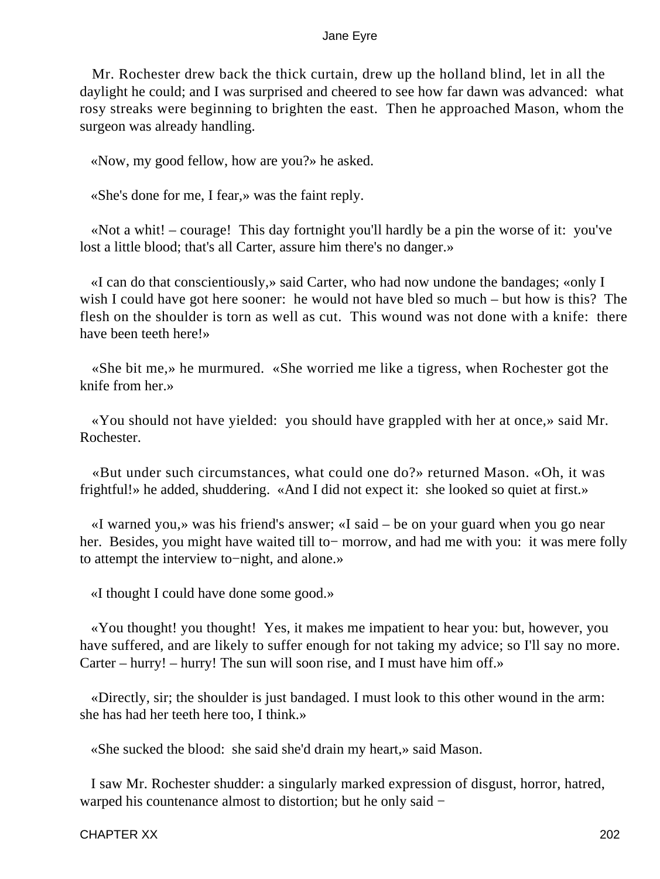Mr. Rochester drew back the thick curtain, drew up the holland blind, let in all the daylight he could; and I was surprised and cheered to see how far dawn was advanced: what rosy streaks were beginning to brighten the east. Then he approached Mason, whom the surgeon was already handling.

«Now, my good fellow, how are you?» he asked.

«She's done for me, I fear,» was the faint reply.

«Not a whit! – courage! This day fortnight you'll hardly be a pin the worse of it: you've lost a little blood; that's all Carter, assure him there's no danger.»

«I can do that conscientiously,» said Carter, who had now undone the bandages; «only I wish I could have got here sooner: he would not have bled so much – but how is this? The flesh on the shoulder is torn as well as cut. This wound was not done with a knife: there have been teeth here!»

«She bit me,» he murmured. «She worried me like a tigress, when Rochester got the knife from her.»

«You should not have yielded: you should have grappled with her at once,» said Mr. Rochester.

«But under such circumstances, what could one do?» returned Mason. «Oh, it was frightful!» he added, shuddering. «And I did not expect it: she looked so quiet at first.»

«I warned you,» was his friend's answer; «I said – be on your guard when you go near her. Besides, you might have waited till to−morrow, and had me with you: it was mere folly to attempt the interview to−night, and alone.»

«I thought I could have done some good.»

«You thought! you thought! Yes, it makes me impatient to hear you: but, however, you have suffered, and are likely to suffer enough for not taking my advice; so I'll say no more. Carter – hurry! – hurry! The sun will soon rise, and I must have him off.»

«Directly, sir; the shoulder is just bandaged. I must look to this other wound in the arm: she has had her teeth here too, I think.»

«She sucked the blood: she said she'd drain my heart,» said Mason.

I saw Mr. Rochester shudder: a singularly marked expression of disgust, horror, hatred, warped his countenance almost to distortion; but he only said −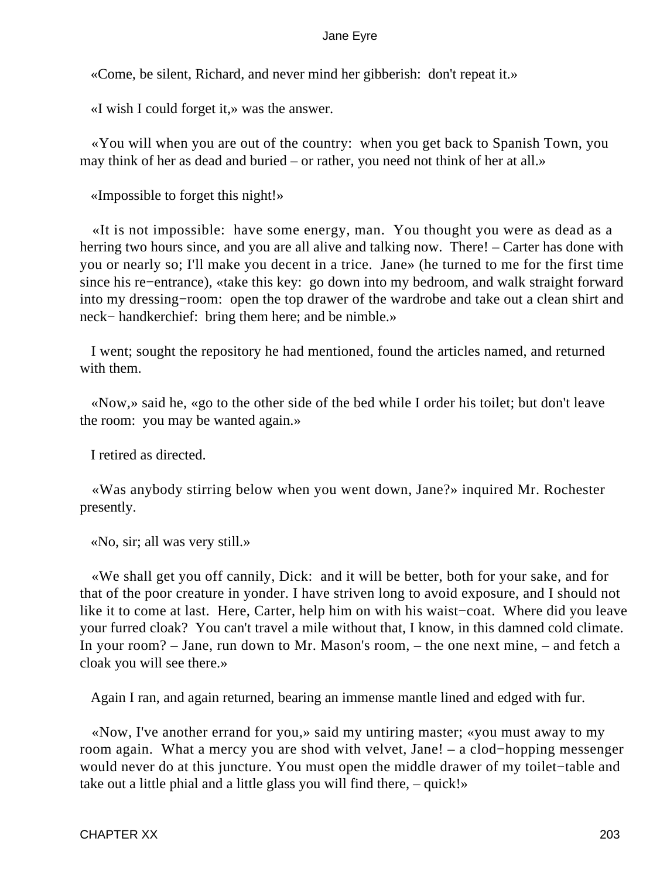«Come, be silent, Richard, and never mind her gibberish:  don't repeat it.»

«I wish I could forget it,» was the answer.

«You will when you are out of the country:  when you get back to Spanish Town, you may think of her as dead and buried – or rather, you need not think of her at all.»

«Impossible to forget this night!»

«It is not impossible:  have some energy, man.  You thought you were as dead as a herring two hours since, and you are all alive and talking now.  There! – Carter has done with you or nearly so; I'll make you decent in a trice.  Jane» (he turned to me for the first time since his re−entrance), «take this key:  go down into my bedroom, and walk straight forward into my dressing−room:  open the top drawer of the wardrobe and take out a clean shirt and neck− handkerchief:  bring them here; and be nimble.»

I went; sought the repository he had mentioned, found the articles named, and returned with them.

«Now,» said he, «go to the other side of the bed while I order his toilet; but don't leave the room:  you may be wanted again.»

I retired as directed.

«Was anybody stirring below when you went down, Jane?» inquired Mr. Rochester presently.

«No, sir; all was very still.»

«We shall get you off cannily, Dick:  and it will be better, both for your sake, and for that of the poor creature in yonder. I have striven long to avoid exposure, and I should not like it to come at last.  Here, Carter, help him on with his waist−coat.  Where did you leave your furred cloak?  You can't travel a mile without that, I know, in this damned cold climate. In your room? – Jane, run down to Mr. Mason's room, – the one next mine, – and fetch a cloak you will see there.»

Again I ran, and again returned, bearing an immense mantle lined and edged with fur.

«Now, I've another errand for you,» said my untiring master; «you must away to my room again.  What a mercy you are shod with velvet, Jane! – a clod−hopping messenger would never do at this juncture. You must open the middle drawer of my toilet−table and take out a little phial and a little glass you will find there, – quick!»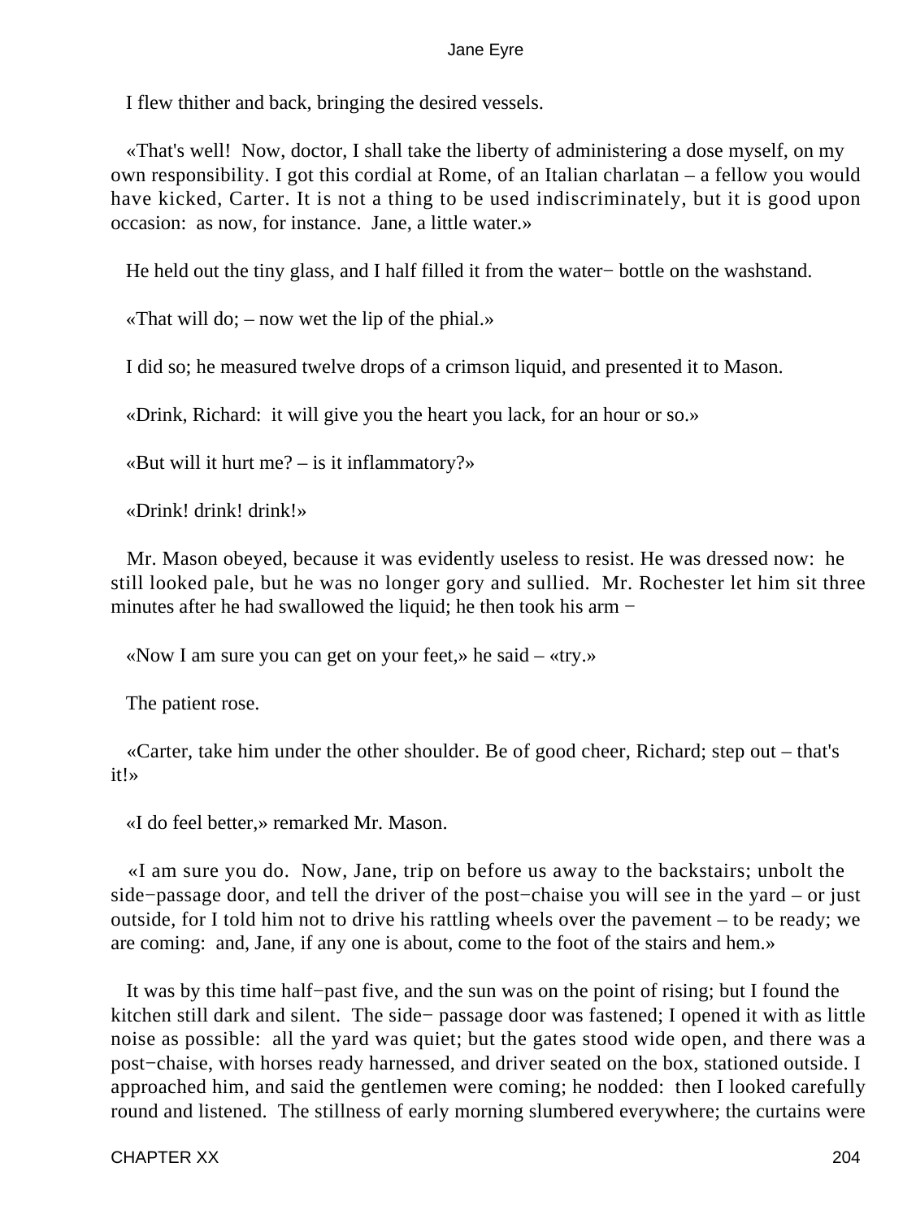I flew thither and back, bringing the desired vessels.

«That's well! Now, doctor, I shall take the liberty of administering a dose myself, on my own responsibility. I got this cordial at Rome, of an Italian charlatan – a fellow you would have kicked, Carter. It is not a thing to be used indiscriminately, but it is good upon occasion: as now, for instance. Jane, a little water.»

He held out the tiny glass, and I half filled it from the water− bottle on the washstand.

«That will do; – now wet the lip of the phial.»

I did so; he measured twelve drops of a crimson liquid, and presented it to Mason.

«Drink, Richard: it will give you the heart you lack, for an hour or so.»

«But will it hurt me? – is it inflammatory?»

«Drink! drink! drink!»

Mr. Mason obeyed, because it was evidently useless to resist. He was dressed now: he still looked pale, but he was no longer gory and sullied. Mr. Rochester let him sit three minutes after he had swallowed the liquid; he then took his arm −

«Now I am sure you can get on your feet,» he said – «try.»

The patient rose.

«Carter, take him under the other shoulder. Be of good cheer, Richard; step out – that's it!»

«I do feel better,» remarked Mr. Mason.

«I am sure you do. Now, Jane, trip on before us away to the backstairs; unbolt the side−passage door, and tell the driver of the post−chaise you will see in the yard – or just outside, for I told him not to drive his rattling wheels over the pavement – to be ready; we are coming: and, Jane, if any one is about, come to the foot of the stairs and hem.»

It was by this time half−past five, and the sun was on the point of rising; but I found the kitchen still dark and silent. The side− passage door was fastened; I opened it with as little noise as possible: all the yard was quiet; but the gates stood wide open, and there was a post−chaise, with horses ready harnessed, and driver seated on the box, stationed outside. I approached him, and said the gentlemen were coming; he nodded: then I looked carefully round and listened. The stillness of early morning slumbered everywhere; the curtains were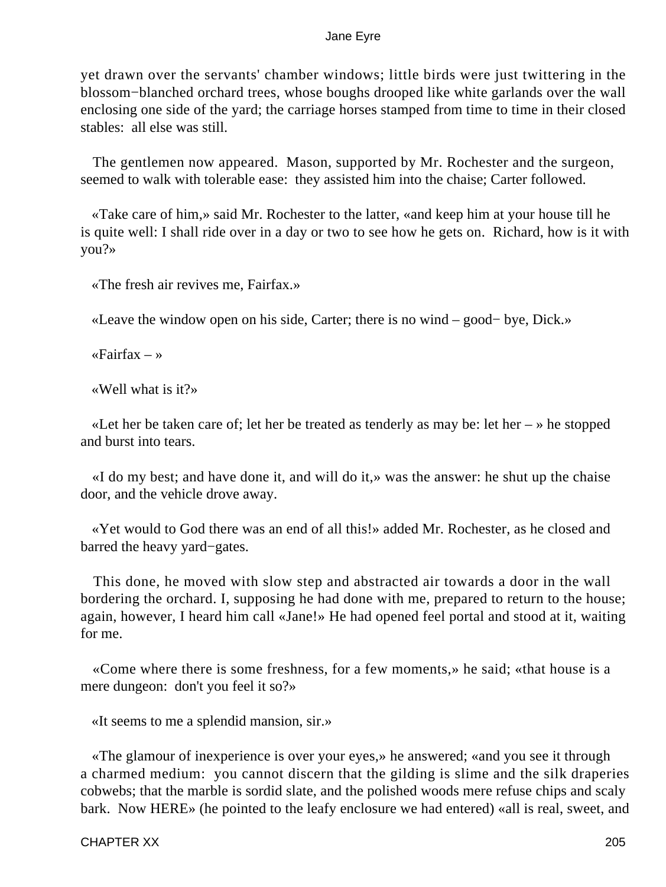yet drawn over the servants' chamber windows; little birds were just twittering in the blossom−blanched orchard trees, whose boughs drooped like white garlands over the wall enclosing one side of the yard; the carriage horses stamped from time to time in their closed stables: all else was still.

The gentlemen now appeared. Mason, supported by Mr. Rochester and the surgeon, seemed to walk with tolerable ease: they assisted him into the chaise; Carter followed.

«Take care of him,» said Mr. Rochester to the latter, «and keep him at your house till he is quite well: I shall ride over in a day or two to see how he gets on. Richard, how is it with you?»

«The fresh air revives me, Fairfax.»

«Leave the window open on his side, Carter; there is no wind – good− bye, Dick.»

«Fairfax – »

«Well what is it?»

«Let her be taken care of; let her be treated as tenderly as may be: let her – » he stopped and burst into tears.

«I do my best; and have done it, and will do it,» was the answer: he shut up the chaise door, and the vehicle drove away.

«Yet would to God there was an end of all this!» added Mr. Rochester, as he closed and barred the heavy yard−gates.

This done, he moved with slow step and abstracted air towards a door in the wall bordering the orchard. I, supposing he had done with me, prepared to return to the house; again, however, I heard him call «Jane!» He had opened feel portal and stood at it, waiting for me.

«Come where there is some freshness, for a few moments,» he said; «that house is a mere dungeon: don't you feel it so?»

«It seems to me a splendid mansion, sir.»

«The glamour of inexperience is over your eyes,» he answered; «and you see it through a charmed medium: you cannot discern that the gilding is slime and the silk draperies cobwebs; that the marble is sordid slate, and the polished woods mere refuse chips and scaly bark. Now HERE» (he pointed to the leafy enclosure we had entered) «all is real, sweet, and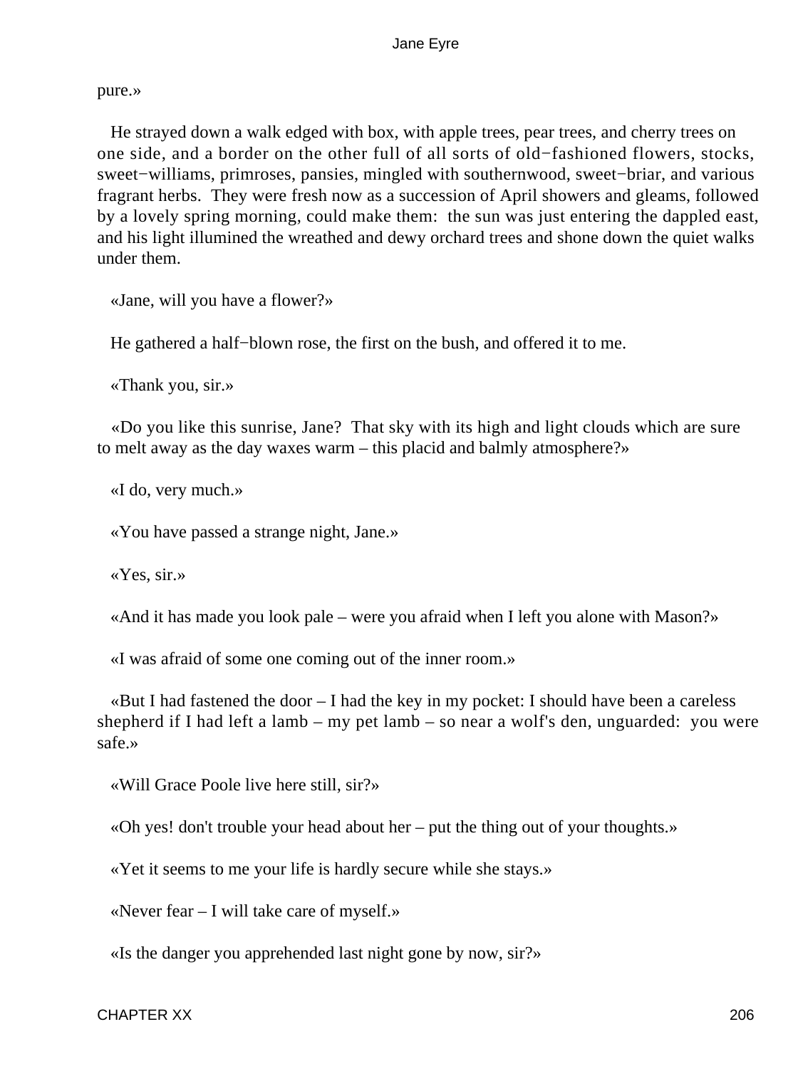pure.»

He strayed down a walk edged with box, with apple trees, pear trees, and cherry trees on one side, and a border on the other full of all sorts of old−fashioned flowers, stocks, sweet−williams, primroses, pansies, mingled with southernwood, sweet−briar, and various fragrant herbs. They were fresh now as a succession of April showers and gleams, followed by a lovely spring morning, could make them: the sun was just entering the dappled east, and his light illumined the wreathed and dewy orchard trees and shone down the quiet walks under them.

«Jane, will you have a flower?»

He gathered a half−blown rose, the first on the bush, and offered it to me.

«Thank you, sir.»

«Do you like this sunrise, Jane? That sky with its high and light clouds which are sure to melt away as the day waxes warm – this placid and balmly atmosphere?»

«I do, very much.»

«You have passed a strange night, Jane.»

«Yes, sir.»

«And it has made you look pale – were you afraid when I left you alone with Mason?»

«I was afraid of some one coming out of the inner room.»

«But I had fastened the door – I had the key in my pocket: I should have been a careless shepherd if I had left a lamb – my pet lamb – so near a wolf's den, unguarded: you were safe.»

«Will Grace Poole live here still, sir?»

«Oh yes! don't trouble your head about her – put the thing out of your thoughts.»

«Yet it seems to me your life is hardly secure while she stays.»

«Never fear – I will take care of myself.»

«Is the danger you apprehended last night gone by now, sir?»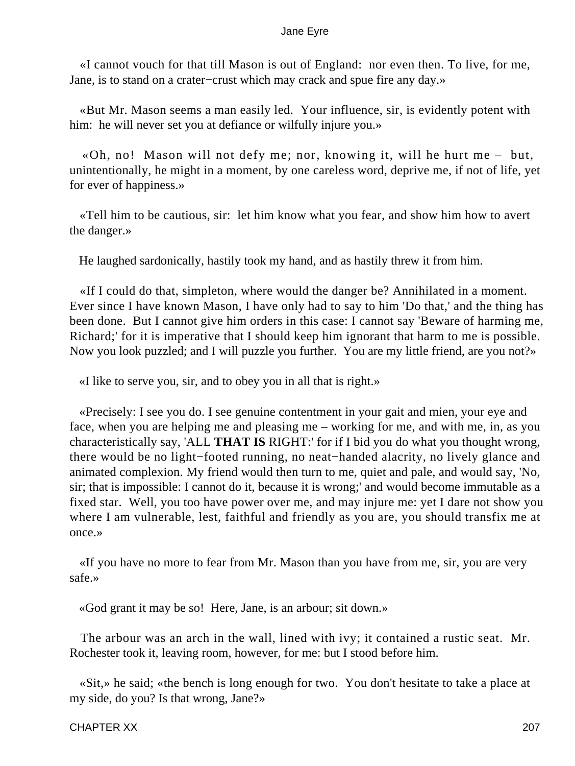«I cannot vouch for that till Mason is out of England: nor even then. To live, for me, Jane, is to stand on a crater−crust which may crack and spue fire any day.»

«But Mr. Mason seems a man easily led. Your influence, sir, is evidently potent with him: he will never set you at defiance or wilfully injure you.»

«Oh, no! Mason will not defy me; nor, knowing it, will he hurt me – but, unintentionally, he might in a moment, by one careless word, deprive me, if not of life, yet for ever of happiness.»

«Tell him to be cautious, sir: let him know what you fear, and show him how to avert the danger.»

He laughed sardonically, hastily took my hand, and as hastily threw it from him.

«If I could do that, simpleton, where would the danger be? Annihilated in a moment. Ever since I have known Mason, I have only had to say to him 'Do that,' and the thing has been done. But I cannot give him orders in this case: I cannot say 'Beware of harming me, Richard;' for it is imperative that I should keep him ignorant that harm to me is possible. Now you look puzzled; and I will puzzle you further. You are my little friend, are you not?»

«I like to serve you, sir, and to obey you in all that is right.»

«Precisely: I see you do. I see genuine contentment in your gait and mien, your eye and face, when you are helping me and pleasing me – working for me, and with me, in, as you characteristically say, 'ALL **THAT IS** RIGHT:' for if I bid you do what you thought wrong, there would be no light−footed running, no neat−handed alacrity, no lively glance and animated complexion. My friend would then turn to me, quiet and pale, and would say, 'No, sir; that is impossible: I cannot do it, because it is wrong;' and would become immutable as a fixed star. Well, you too have power over me, and may injure me: yet I dare not show you where I am vulnerable, lest, faithful and friendly as you are, you should transfix me at once.»

«If you have no more to fear from Mr. Mason than you have from me, sir, you are very safe.»

«God grant it may be so! Here, Jane, is an arbour; sit down.»

The arbour was an arch in the wall, lined with ivy; it contained a rustic seat. Mr. Rochester took it, leaving room, however, for me: but I stood before him.

«Sit,» he said; «the bench is long enough for two. You don't hesitate to take a place at my side, do you? Is that wrong, Jane?»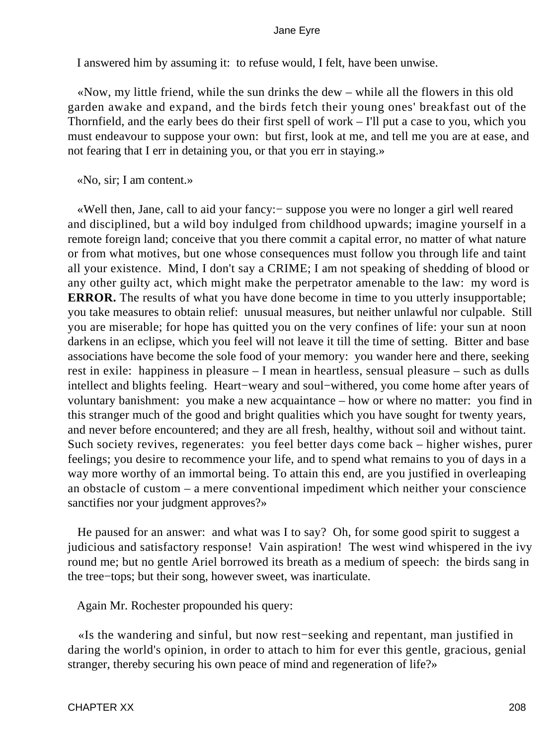I answered him by assuming it: to refuse would, I felt, have been unwise.

«Now, my little friend, while the sun drinks the dew – while all the flowers in this old garden awake and expand, and the birds fetch their young ones' breakfast out of the Thornfield, and the early bees do their first spell of work – I'll put a case to you, which you must endeavour to suppose your own: but first, look at me, and tell me you are at ease, and not fearing that I err in detaining you, or that you err in staying.»

«No, sir; I am content.»

«Well then, Jane, call to aid your fancy:− suppose you were no longer a girl well reared and disciplined, but a wild boy indulged from childhood upwards; imagine yourself in a remote foreign land; conceive that you there commit a capital error, no matter of what nature or from what motives, but one whose consequences must follow you through life and taint all your existence. Mind, I don't say a CRIME; I am not speaking of shedding of blood or any other guilty act, which might make the perpetrator amenable to the law: my word is **ERROR.** The results of what you have done become in time to you utterly insupportable; you take measures to obtain relief: unusual measures, but neither unlawful nor culpable. Still you are miserable; for hope has quitted you on the very confines of life: your sun at noon darkens in an eclipse, which you feel will not leave it till the time of setting. Bitter and base associations have become the sole food of your memory: you wander here and there, seeking rest in exile: happiness in pleasure – I mean in heartless, sensual pleasure – such as dulls intellect and blights feeling. Heart−weary and soul−withered, you come home after years of voluntary banishment: you make a new acquaintance – how or where no matter: you find in this stranger much of the good and bright qualities which you have sought for twenty years, and never before encountered; and they are all fresh, healthy, without soil and without taint. Such society revives, regenerates: you feel better days come back – higher wishes, purer feelings; you desire to recommence your life, and to spend what remains to you of days in a way more worthy of an immortal being. To attain this end, are you justified in overleaping an obstacle of custom – a mere conventional impediment which neither your conscience sanctifies nor your judgment approves?»

He paused for an answer: and what was I to say? Oh, for some good spirit to suggest a judicious and satisfactory response! Vain aspiration! The west wind whispered in the ivy round me; but no gentle Ariel borrowed its breath as a medium of speech: the birds sang in the tree−tops; but their song, however sweet, was inarticulate.

Again Mr. Rochester propounded his query:

«Is the wandering and sinful, but now rest−seeking and repentant, man justified in daring the world's opinion, in order to attach to him for ever this gentle, gracious, genial stranger, thereby securing his own peace of mind and regeneration of life?»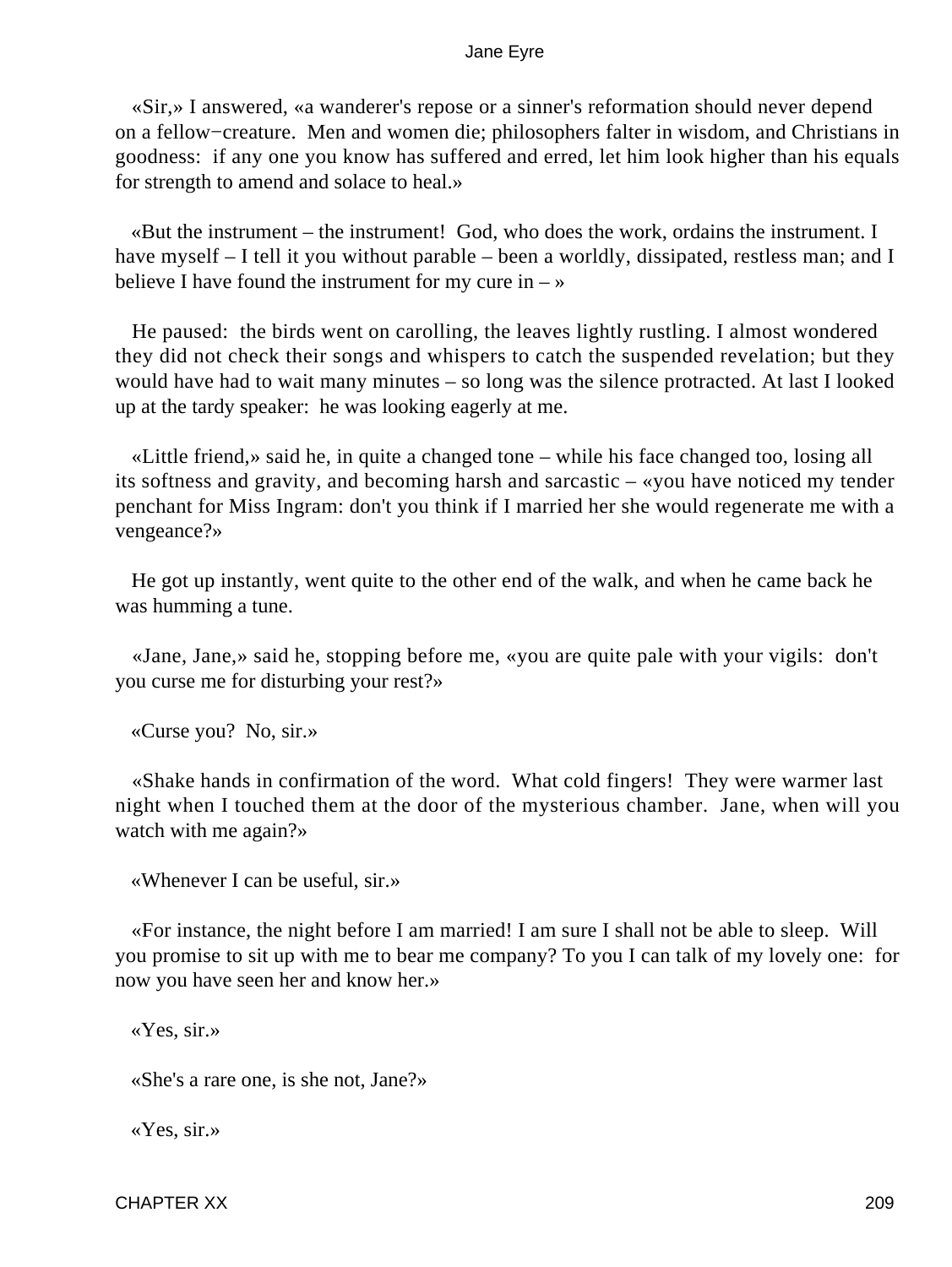«Sir,» I answered, «a wanderer's repose or a sinner's reformation should never depend on a fellow−creature. Men and women die; philosophers falter in wisdom, and Christians in goodness: if any one you know has suffered and erred, let him look higher than his equals for strength to amend and solace to heal.»

«But the instrument – the instrument! God, who does the work, ordains the instrument. I have myself – I tell it you without parable – been a worldly, dissipated, restless man; and I believe I have found the instrument for my cure in – »

He paused: the birds went on carolling, the leaves lightly rustling. I almost wondered they did not check their songs and whispers to catch the suspended revelation; but they would have had to wait many minutes – so long was the silence protracted. At last I looked up at the tardy speaker: he was looking eagerly at me.

«Little friend,» said he, in quite a changed tone – while his face changed too, losing all its softness and gravity, and becoming harsh and sarcastic – «you have noticed my tender penchant for Miss Ingram: don't you think if I married her she would regenerate me with a vengeance?»

He got up instantly, went quite to the other end of the walk, and when he came back he was humming a tune.

«Jane, Jane,» said he, stopping before me, «you are quite pale with your vigils: don't you curse me for disturbing your rest?»

«Curse you? No, sir.»

«Shake hands in confirmation of the word. What cold fingers! They were warmer last night when I touched them at the door of the mysterious chamber. Jane, when will you watch with me again?»

«Whenever I can be useful, sir.»

«For instance, the night before I am married! I am sure I shall not be able to sleep. Will you promise to sit up with me to bear me company? To you I can talk of my lovely one: for now you have seen her and know her.»

«Yes, sir.»

«She's a rare one, is she not, Jane?»

«Yes, sir.»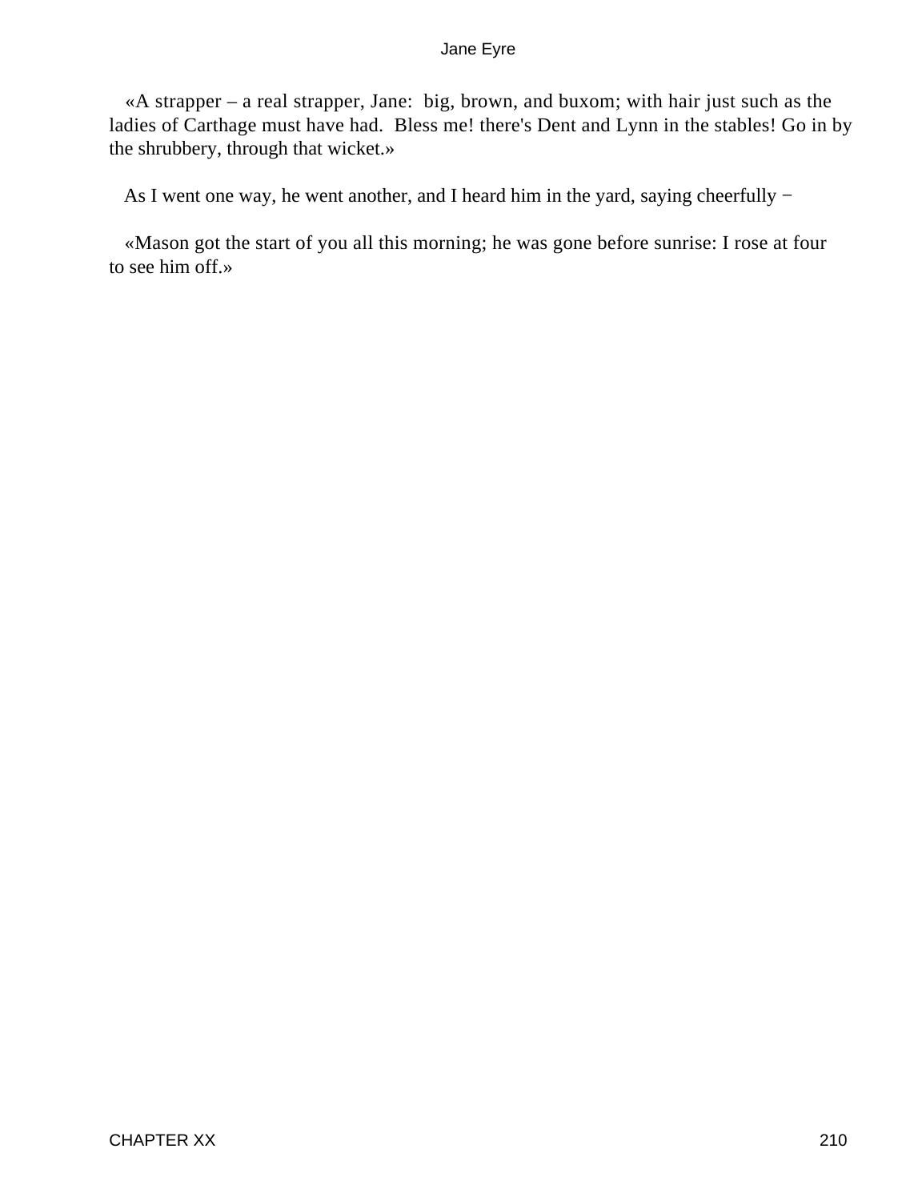«A strapper – a real strapper, Jane: big, brown, and buxom; with hair just such as the ladies of Carthage must have had. Bless me! there's Dent and Lynn in the stables! Go in by the shrubbery, through that wicket.»

As I went one way, he went another, and I heard him in the yard, saying cheerfully −

«Mason got the start of you all this morning; he was gone before sunrise: I rose at four to see him off.»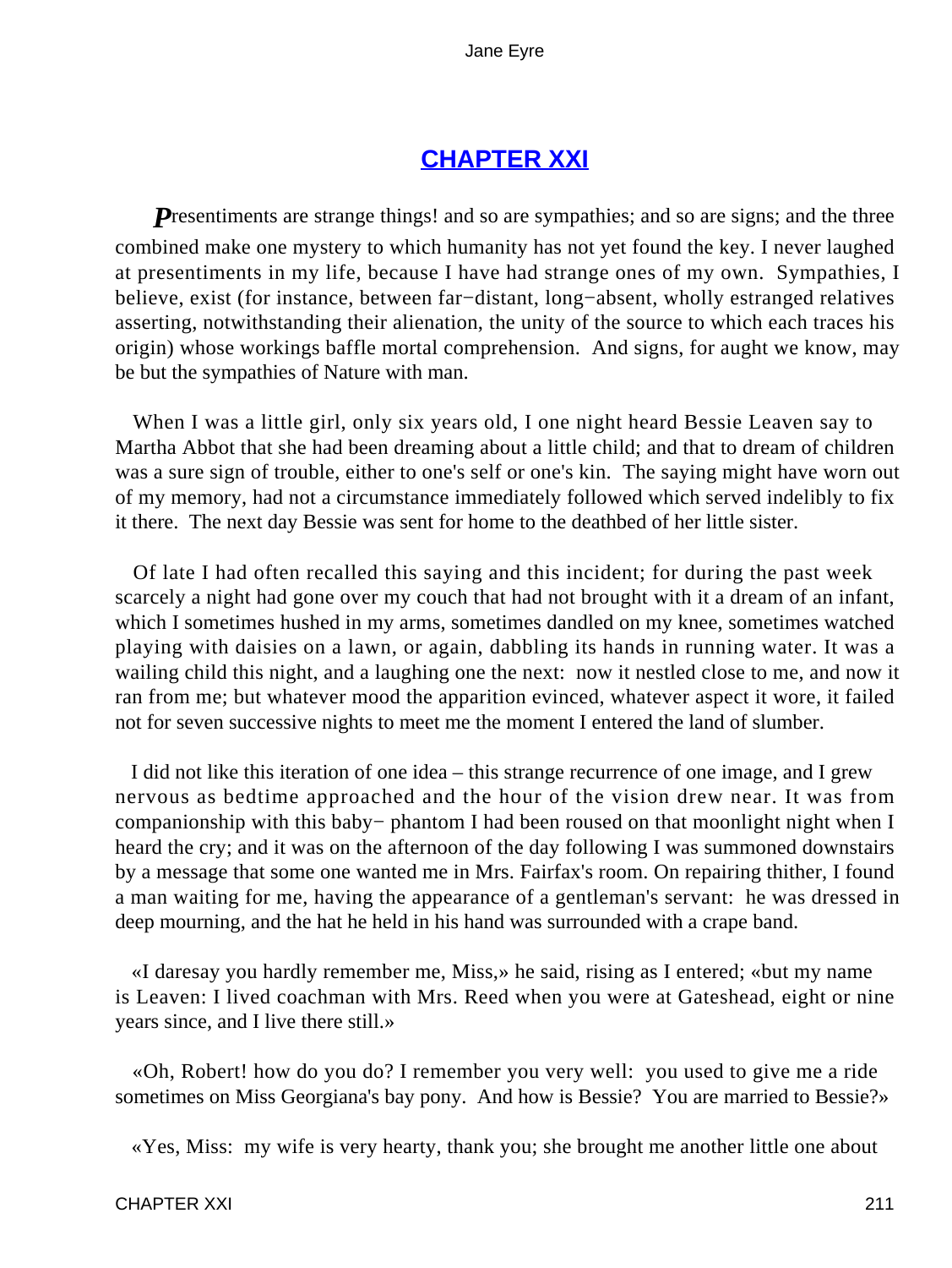## CHAPTER XXI

*P*resentiments are strange things! and so are sympathies; and so are signs; and the three combined make one mystery to which humanity has not yet found the key. I never laughed at presentiments in my life, because I have had strange ones of my own. Sympathies, I believe, exist (for instance, between far−distant, long−absent, wholly estranged relatives asserting, notwithstanding their alienation, the unity of the source to which each traces his origin) whose workings baffle mortal comprehension. And signs, for aught we know, may be but the sympathies of Nature with man.

When I was a little girl, only six years old, I one night heard Bessie Leaven say to Martha Abbot that she had been dreaming about a little child; and that to dream of children was a sure sign of trouble, either to one's self or one's kin. The saying might have worn out of my memory, had not a circumstance immediately followed which served indelibly to fix it there. The next day Bessie was sent for home to the deathbed of her little sister.

Of late I had often recalled this saying and this incident; for during the past week scarcely a night had gone over my couch that had not brought with it a dream of an infant, which I sometimes hushed in my arms, sometimes dandled on my knee, sometimes watched playing with daisies on a lawn, or again, dabbling its hands in running water. It was a wailing child this night, and a laughing one the next: now it nestled close to me, and now it ran from me; but whatever mood the apparition evinced, whatever aspect it wore, it failed not for seven successive nights to meet me the moment I entered the land of slumber.

I did not like this iteration of one idea – this strange recurrence of one image, and I grew nervous as bedtime approached and the hour of the vision drew near. It was from companionship with this baby− phantom I had been roused on that moonlight night when I heard the cry; and it was on the afternoon of the day following I was summoned downstairs by a message that some one wanted me in Mrs. Fairfax's room. On repairing thither, I found a man waiting for me, having the appearance of a gentleman's servant: he was dressed in deep mourning, and the hat he held in his hand was surrounded with a crape band.

«I daresay you hardly remember me, Miss,» he said, rising as I entered; «but my name is Leaven: I lived coachman with Mrs. Reed when you were at Gateshead, eight or nine years since, and I live there still.»

«Oh, Robert! how do you do? I remember you very well: you used to give me a ride sometimes on Miss Georgiana's bay pony. And how is Bessie? You are married to Bessie?»

«Yes, Miss: my wife is very hearty, thank you; she brought me another little one about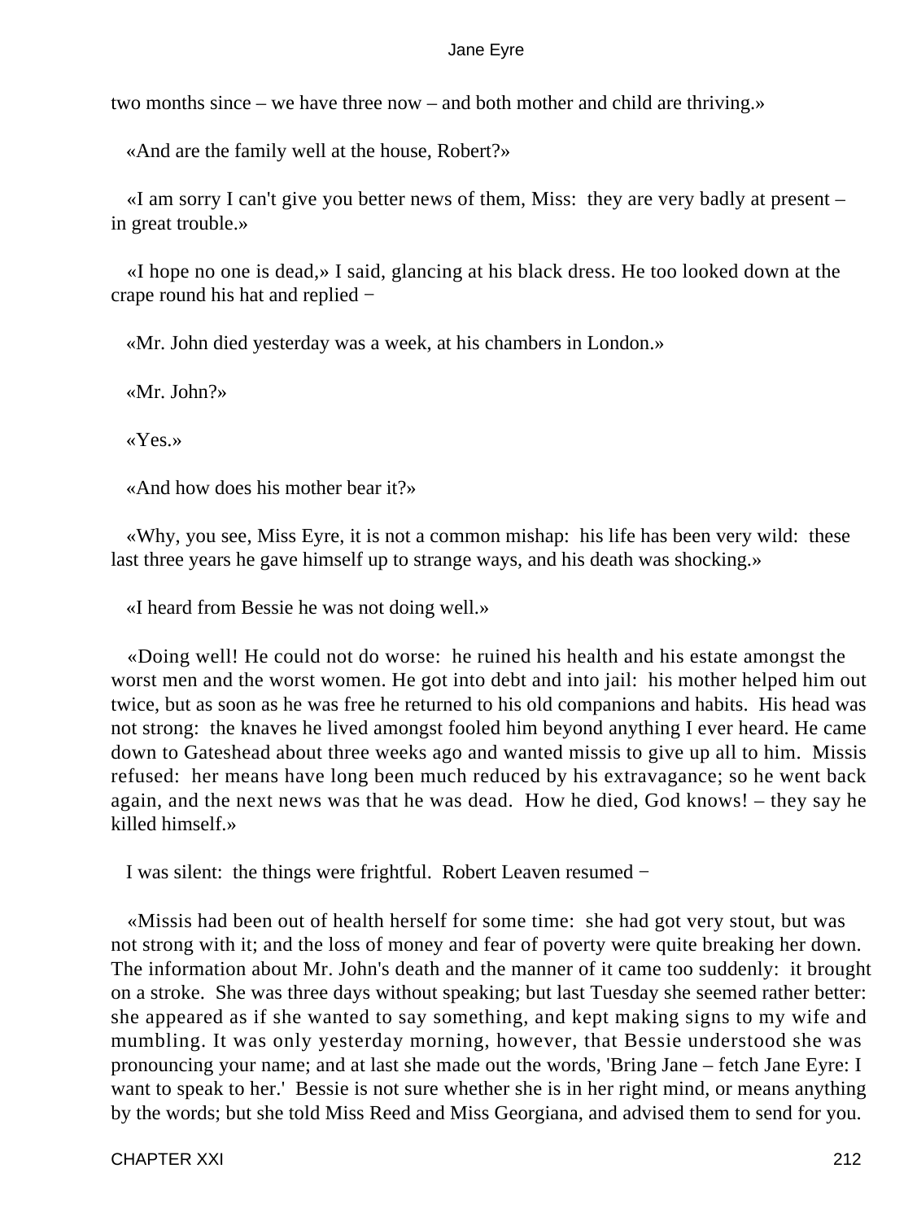two months since – we have three now – and both mother and child are thriving.»

«And are the family well at the house, Robert?»

«I am sorry I can't give you better news of them, Miss: they are very badly at present – in great trouble.»

«I hope no one is dead,» I said, glancing at his black dress. He too looked down at the crape round his hat and replied −

«Mr. John died yesterday was a week, at his chambers in London.»

«Mr. John?»

«Yes.»

«And how does his mother bear it?»

«Why, you see, Miss Eyre, it is not a common mishap: his life has been very wild: these last three years he gave himself up to strange ways, and his death was shocking.»

«I heard from Bessie he was not doing well.»

«Doing well! He could not do worse: he ruined his health and his estate amongst the worst men and the worst women. He got into debt and into jail: his mother helped him out twice, but as soon as he was free he returned to his old companions and habits. His head was not strong: the knaves he lived amongst fooled him beyond anything I ever heard. He came down to Gateshead about three weeks ago and wanted missis to give up all to him. Missis refused: her means have long been much reduced by his extravagance; so he went back again, and the next news was that he was dead. How he died, God knows! – they say he killed himself.»

I was silent: the things were frightful. Robert Leaven resumed −

«Missis had been out of health herself for some time: she had got very stout, but was not strong with it; and the loss of money and fear of poverty were quite breaking her down. The information about Mr. John's death and the manner of it came too suddenly: it brought on a stroke. She was three days without speaking; but last Tuesday she seemed rather better: she appeared as if she wanted to say something, and kept making signs to my wife and mumbling. It was only yesterday morning, however, that Bessie understood she was pronouncing your name; and at last she made out the words, 'Bring Jane – fetch Jane Eyre: I want to speak to her.' Bessie is not sure whether she is in her right mind, or means anything by the words; but she told Miss Reed and Miss Georgiana, and advised them to send for you.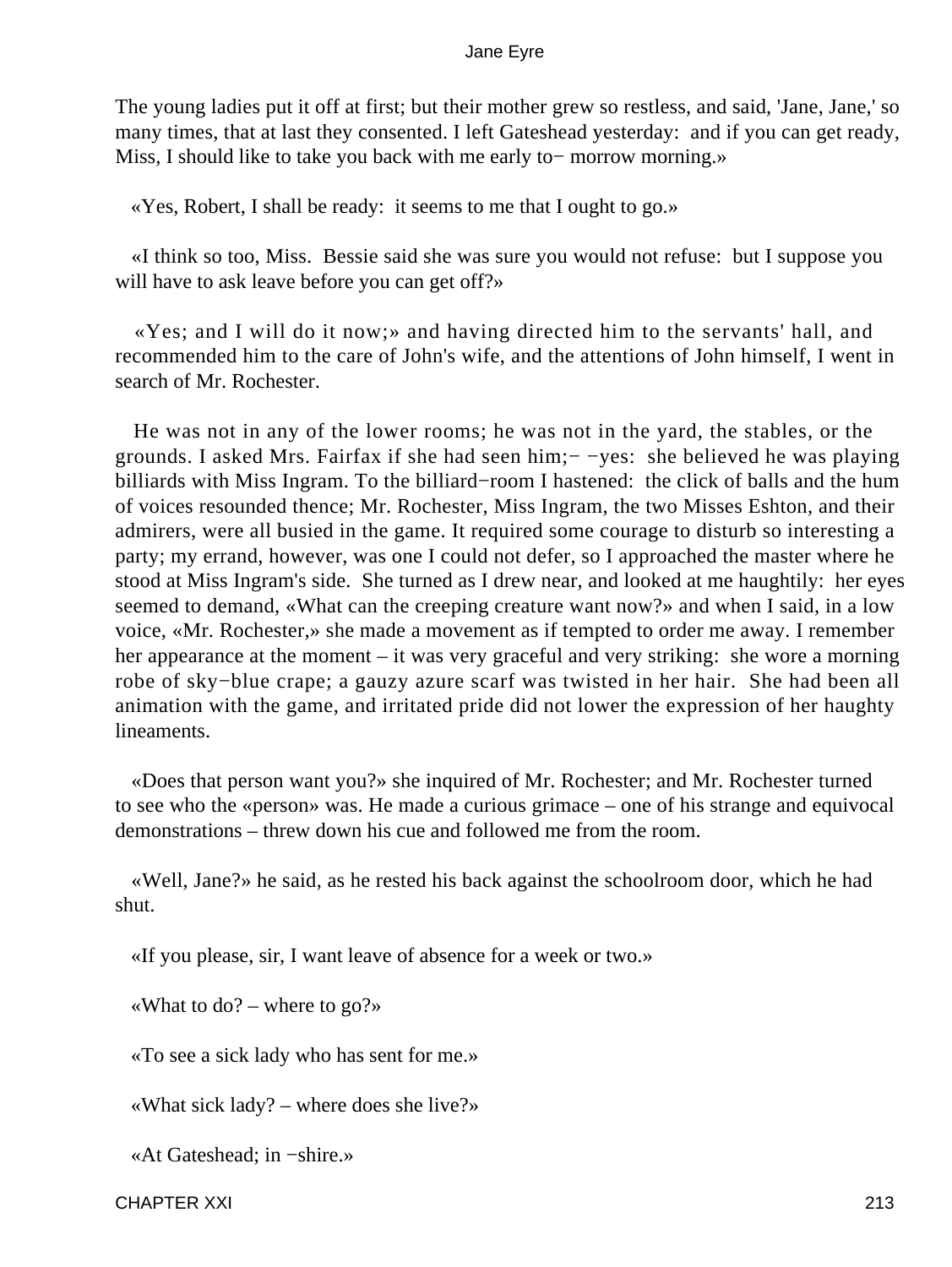The young ladies put it off at first; but their mother grew so restless, and said, 'Jane, Jane,' so many times, that at last they consented. I left Gateshead yesterday: and if you can get ready, Miss, I should like to take you back with me early to−morrow morning.»

«Yes, Robert, I shall be ready: it seems to me that I ought to go.»

«I think so too, Miss. Bessie said she was sure you would not refuse: but I suppose you will have to ask leave before you can get off?»

«Yes; and I will do it now;» and having directed him to the servants' hall, and recommended him to the care of John's wife, and the attentions of John himself, I went in search of Mr. Rochester.

He was not in any of the lower rooms; he was not in the yard, the stables, or the grounds. I asked Mrs. Fairfax if she had seen him;− −yes: she believed he was playing billiards with Miss Ingram. To the billiard−room I hastened: the click of balls and the hum of voices resounded thence; Mr. Rochester, Miss Ingram, the two Misses Eshton, and their admirers, were all busied in the game. It required some courage to disturb so interesting a party; my errand, however, was one I could not defer, so I approached the master where he stood at Miss Ingram's side. She turned as I drew near, and looked at me haughtily: her eyes seemed to demand, «What can the creeping creature want now?» and when I said, in a low voice, «Mr. Rochester,» she made a movement as if tempted to order me away. I remember her appearance at the moment – it was very graceful and very striking: she wore a morning robe of sky−blue crape; a gauzy azure scarf was twisted in her hair. She had been all animation with the game, and irritated pride did not lower the expression of her haughty lineaments.

«Does that person want you?» she inquired of Mr. Rochester; and Mr. Rochester turned to see who the «person» was. He made a curious grimace – one of his strange and equivocal demonstrations – threw down his cue and followed me from the room.

«Well, Jane?» he said, as he rested his back against the schoolroom door, which he had shut.

«If you please, sir, I want leave of absence for a week or two.»

«What to do? – where to go?»

«To see a sick lady who has sent for me.»

«What sick lady? – where does she live?»

«At Gateshead; in −shire.»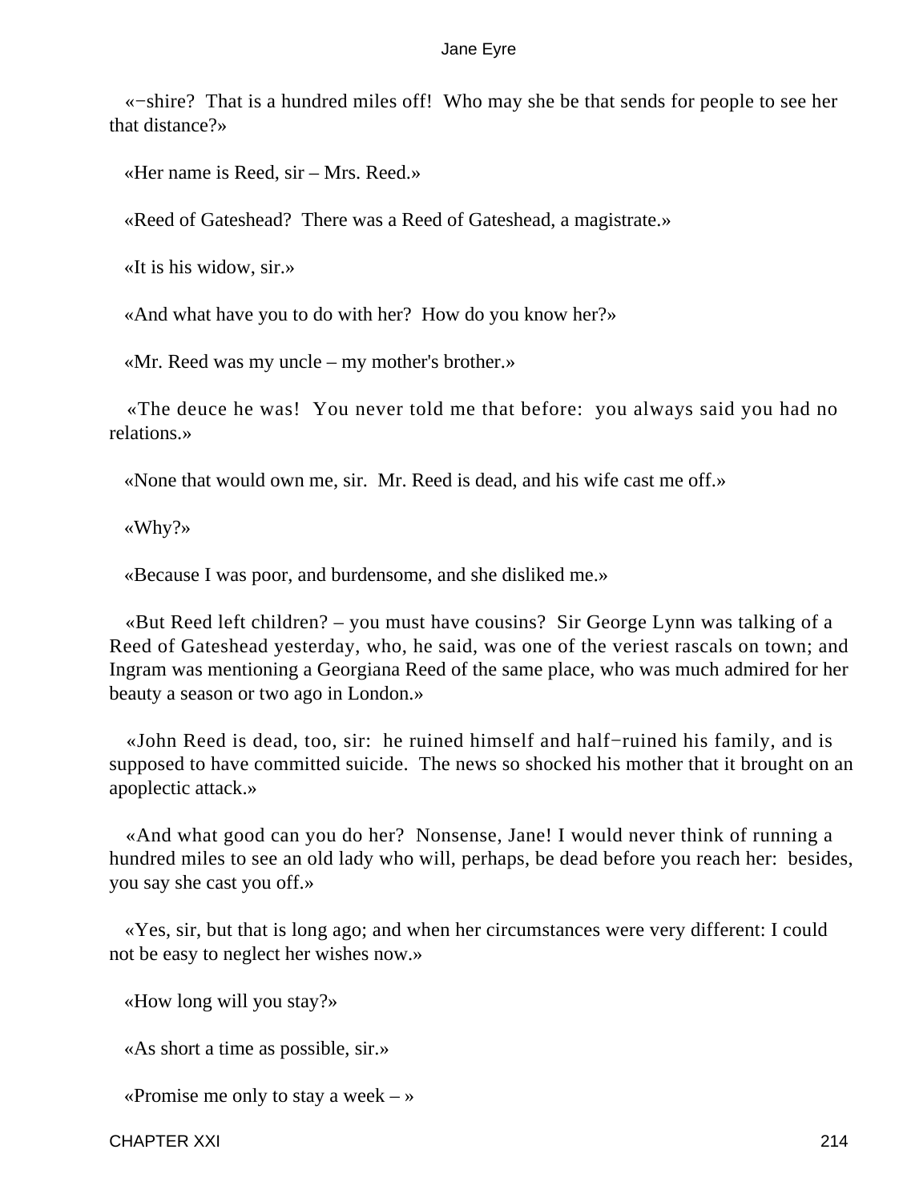«−shire? That is a hundred miles off! Who may she be that sends for people to see her that distance?»

«Her name is Reed, sir – Mrs. Reed.»

«Reed of Gateshead? There was a Reed of Gateshead, a magistrate.»

«It is his widow, sir.»

«And what have you to do with her? How do you know her?»

«Mr. Reed was my uncle – my mother's brother.»

«The deuce he was! You never told me that before: you always said you had no relations.»

«None that would own me, sir. Mr. Reed is dead, and his wife cast me off.»

«Why?»

«Because I was poor, and burdensome, and she disliked me.»

«But Reed left children? – you must have cousins? Sir George Lynn was talking of a Reed of Gateshead yesterday, who, he said, was one of the veriest rascals on town; and Ingram was mentioning a Georgiana Reed of the same place, who was much admired for her beauty a season or two ago in London.»

«John Reed is dead, too, sir: he ruined himself and half−ruined his family, and is supposed to have committed suicide. The news so shocked his mother that it brought on an apoplectic attack.»

«And what good can you do her? Nonsense, Jane! I would never think of running a hundred miles to see an old lady who will, perhaps, be dead before you reach her: besides, you say she cast you off.»

«Yes, sir, but that is long ago; and when her circumstances were very different: I could not be easy to neglect her wishes now.»

«How long will you stay?»

«As short a time as possible, sir.»

«Promise me only to stay a week – »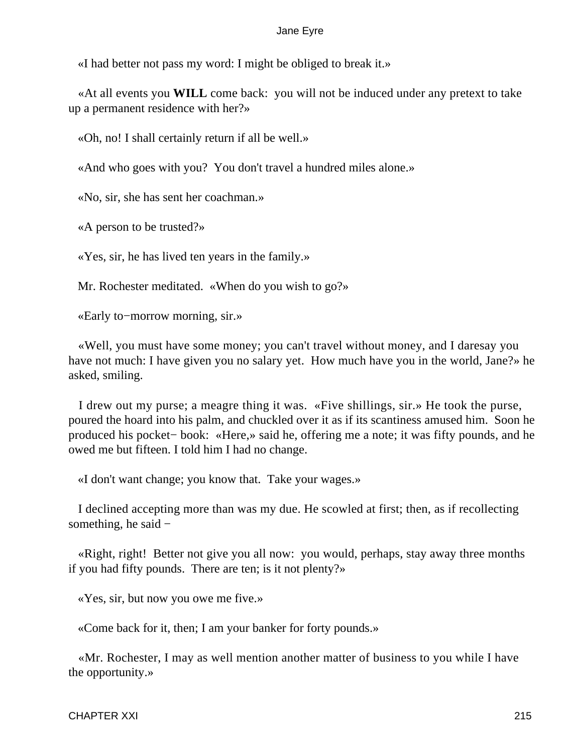«I had better not pass my word: I might be obliged to break it.»

«At all events you **WILL** come back: you will not be induced under any pretext to take up a permanent residence with her?»

«Oh, no! I shall certainly return if all be well.»

«And who goes with you? You don't travel a hundred miles alone.»

«No, sir, she has sent her coachman.»

«A person to be trusted?»

«Yes, sir, he has lived ten years in the family.»

Mr. Rochester meditated. «When do you wish to go?»

«Early to−morrow morning, sir.»

«Well, you must have some money; you can't travel without money, and I daresay you have not much: I have given you no salary yet. How much have you in the world, Jane?» he asked, smiling.

I drew out my purse; a meagre thing it was. «Five shillings, sir.» He took the purse, poured the hoard into his palm, and chuckled over it as if its scantiness amused him. Soon he produced his pocket− book: «Here,» said he, offering me a note; it was fifty pounds, and he owed me but fifteen. I told him I had no change.

«I don't want change; you know that. Take your wages.»

I declined accepting more than was my due. He scowled at first; then, as if recollecting something, he said −

«Right, right! Better not give you all now: you would, perhaps, stay away three months if you had fifty pounds. There are ten; is it not plenty?»

«Yes, sir, but now you owe me five.»

«Come back for it, then; I am your banker for forty pounds.»

«Mr. Rochester, I may as well mention another matter of business to you while I have the opportunity.»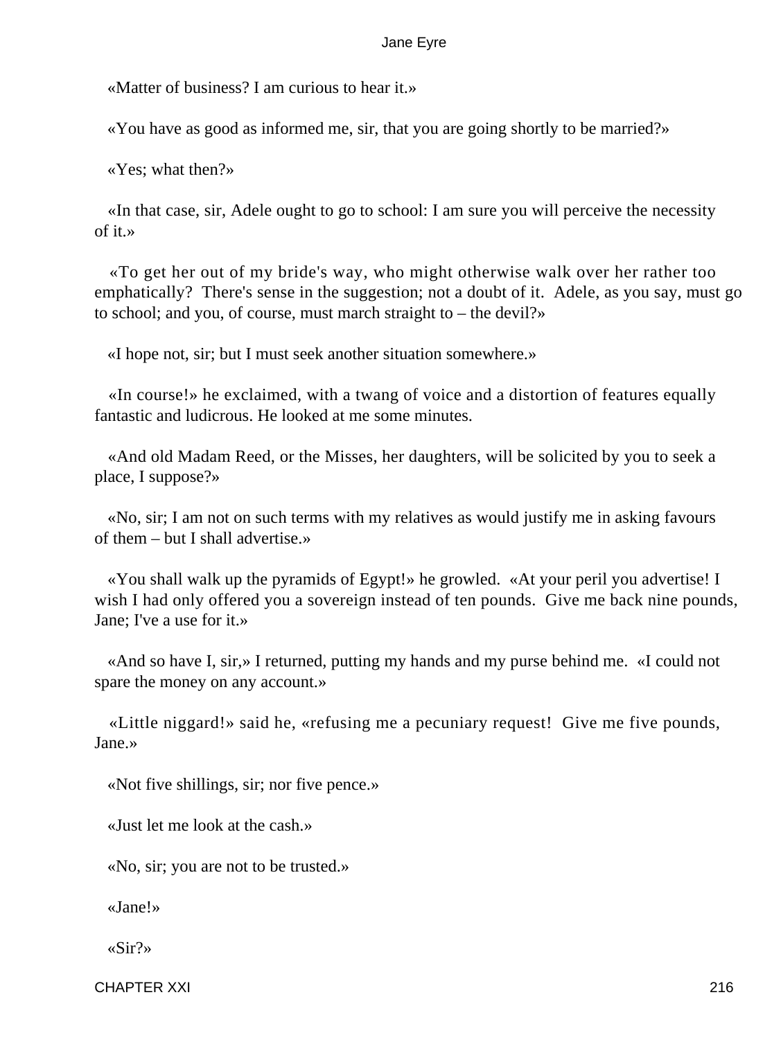«Matter of business? I am curious to hear it.»

«You have as good as informed me, sir, that you are going shortly to be married?»

«Yes; what then?»

«In that case, sir, Adele ought to go to school: I am sure you will perceive the necessity of it.»

«To get her out of my bride's way, who might otherwise walk over her rather too emphatically? There's sense in the suggestion; not a doubt of it. Adele, as you say, must go to school; and you, of course, must march straight to – the devil?»

«I hope not, sir; but I must seek another situation somewhere.»

«In course!» he exclaimed, with a twang of voice and a distortion of features equally fantastic and ludicrous. He looked at me some minutes.

«And old Madam Reed, or the Misses, her daughters, will be solicited by you to seek a place, I suppose?»

«No, sir; I am not on such terms with my relatives as would justify me in asking favours of them – but I shall advertise.»

«You shall walk up the pyramids of Egypt!» he growled. «At your peril you advertise! I wish I had only offered you a sovereign instead of ten pounds. Give me back nine pounds, Jane; I've a use for it.»

«And so have I, sir,» I returned, putting my hands and my purse behind me. «I could not spare the money on any account.»

«Little niggard!» said he, «refusing me a pecuniary request! Give me five pounds, Jane.»

«Not five shillings, sir; nor five pence.»

«Just let me look at the cash.»

«No, sir; you are not to be trusted.»

«Jane!»

«Sir?»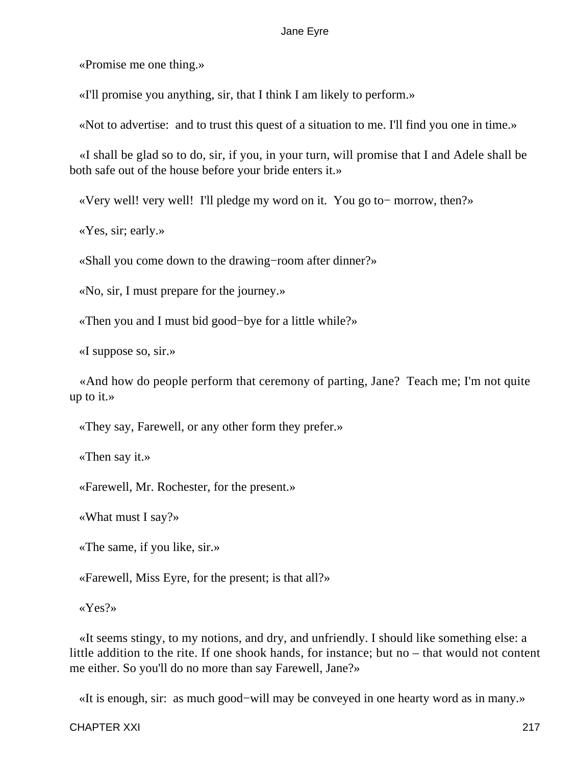«Promise me one thing.»

«I'll promise you anything, sir, that I think I am likely to perform.»

«Not to advertise: and to trust this quest of a situation to me. I'll find you one in time.»

«I shall be glad so to do, sir, if you, in your turn, will promise that I and Adele shall be both safe out of the house before your bride enters it.»

«Very well! very well! I'll pledge my word on it. You go to− morrow, then?»

«Yes, sir; early.»

«Shall you come down to the drawing−room after dinner?»

«No, sir, I must prepare for the journey.»

«Then you and I must bid good−bye for a little while?»

«I suppose so, sir.»

«And how do people perform that ceremony of parting, Jane? Teach me; I'm not quite up to it.»

«They say, Farewell, or any other form they prefer.»

«Then say it.»

«Farewell, Mr. Rochester, for the present.»

«What must I say?»

«The same, if you like, sir.»

«Farewell, Miss Eyre, for the present; is that all?»

«Yes?»

«It seems stingy, to my notions, and dry, and unfriendly. I should like something else: a little addition to the rite. If one shook hands, for instance; but no – that would not content me either. So you'll do no more than say Farewell, Jane?»

«It is enough, sir: as much good−will may be conveyed in one hearty word as in many.»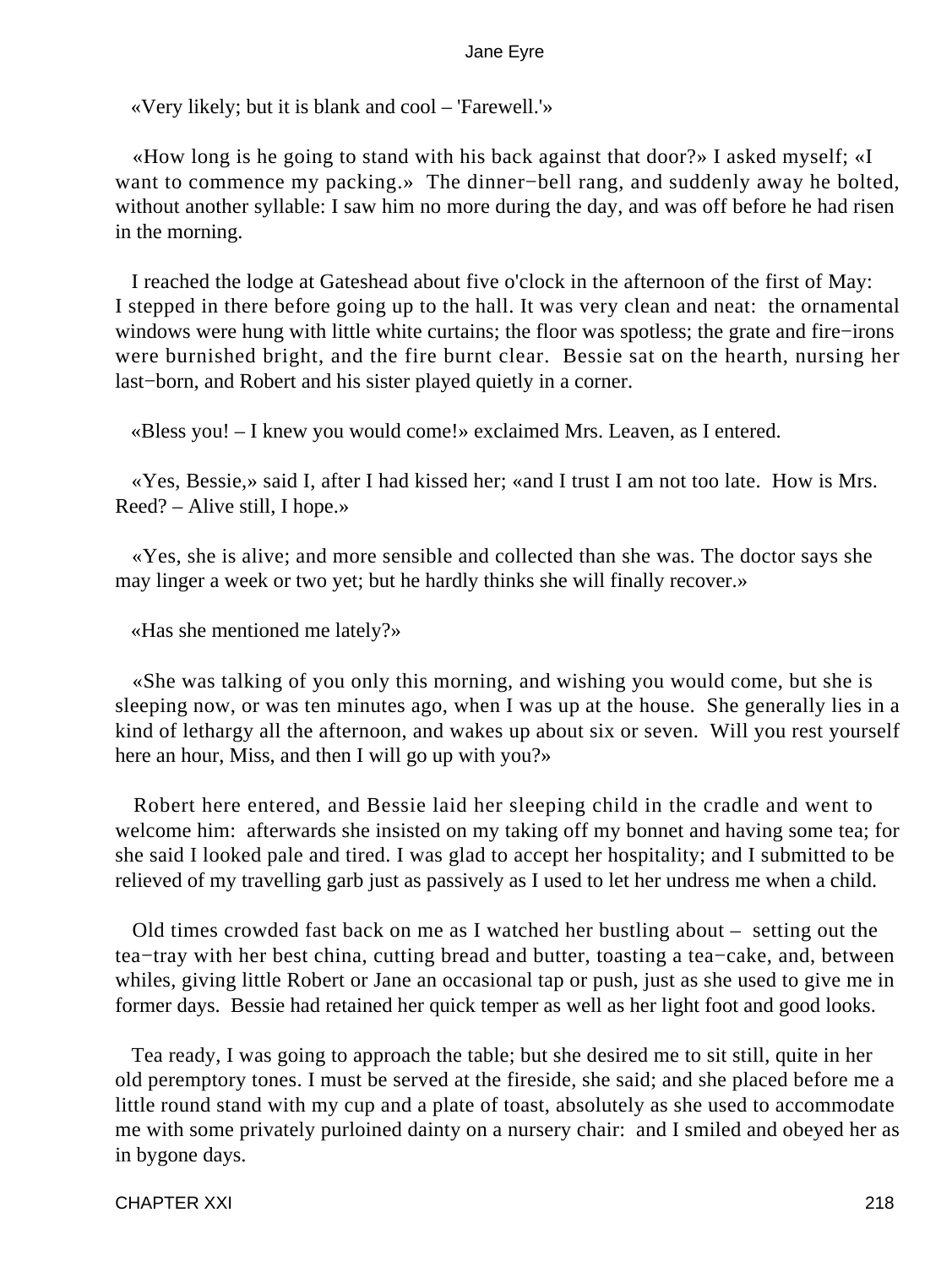«Very likely; but it is blank and cool – 'Farewell.'»

«How long is he going to stand with his back against that door?» I asked myself; «I want to commence my packing.» The dinner−bell rang, and suddenly away he bolted, without another syllable: I saw him no more during the day, and was off before he had risen in the morning.

I reached the lodge at Gateshead about five o'clock in the afternoon of the first of May: I stepped in there before going up to the hall. It was very clean and neat: the ornamental windows were hung with little white curtains; the floor was spotless; the grate and fire−irons were burnished bright, and the fire burnt clear. Bessie sat on the hearth, nursing her last−born, and Robert and his sister played quietly in a corner.

«Bless you! – I knew you would come!» exclaimed Mrs. Leaven, as I entered.

«Yes, Bessie,» said I, after I had kissed her; «and I trust I am not too late. How is Mrs. Reed? – Alive still, I hope.»

«Yes, she is alive; and more sensible and collected than she was. The doctor says she may linger a week or two yet; but he hardly thinks she will finally recover.»

«Has she mentioned me lately?»

«She was talking of you only this morning, and wishing you would come, but she is sleeping now, or was ten minutes ago, when I was up at the house. She generally lies in a kind of lethargy all the afternoon, and wakes up about six or seven. Will you rest yourself here an hour, Miss, and then I will go up with you?»

Robert here entered, and Bessie laid her sleeping child in the cradle and went to welcome him: afterwards she insisted on my taking off my bonnet and having some tea; for she said I looked pale and tired. I was glad to accept her hospitality; and I submitted to be relieved of my travelling garb just as passively as I used to let her undress me when a child.

Old times crowded fast back on me as I watched her bustling about – setting out the tea−tray with her best china, cutting bread and butter, toasting a tea−cake, and, between whiles, giving little Robert or Jane an occasional tap or push, just as she used to give me in former days. Bessie had retained her quick temper as well as her light foot and good looks.

Tea ready, I was going to approach the table; but she desired me to sit still, quite in her old peremptory tones. I must be served at the fireside, she said; and she placed before me a little round stand with my cup and a plate of toast, absolutely as she used to accommodate me with some privately purloined dainty on a nursery chair: and I smiled and obeyed her as in bygone days.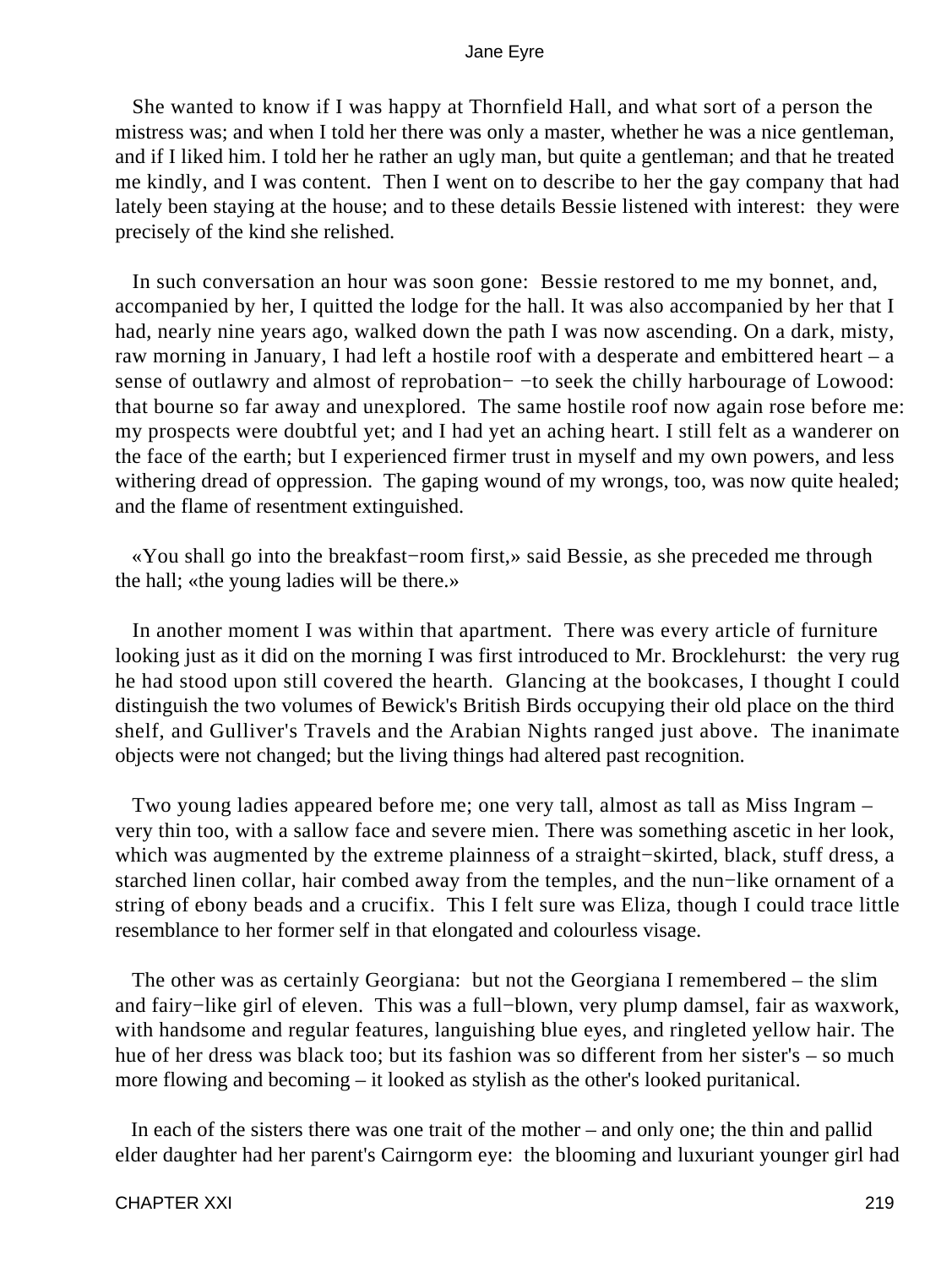She wanted to know if I was happy at Thornfield Hall, and what sort of a person the mistress was; and when I told her there was only a master, whether he was a nice gentleman, and if I liked him. I told her he rather an ugly man, but quite a gentleman; and that he treated me kindly, and I was content. Then I went on to describe to her the gay company that had lately been staying at the house; and to these details Bessie listened with interest: they were precisely of the kind she relished.

In such conversation an hour was soon gone: Bessie restored to me my bonnet, and, accompanied by her, I quitted the lodge for the hall. It was also accompanied by her that I had, nearly nine years ago, walked down the path I was now ascending. On a dark, misty, raw morning in January, I had left a hostile roof with a desperate and embittered heart – a sense of outlawry and almost of reprobation− −to seek the chilly harbourage of Lowood: that bourne so far away and unexplored. The same hostile roof now again rose before me: my prospects were doubtful yet; and I had yet an aching heart. I still felt as a wanderer on the face of the earth; but I experienced firmer trust in myself and my own powers, and less withering dread of oppression. The gaping wound of my wrongs, too, was now quite healed; and the flame of resentment extinguished.

«You shall go into the breakfast−room first,» said Bessie, as she preceded me through the hall; «the young ladies will be there.»

In another moment I was within that apartment. There was every article of furniture looking just as it did on the morning I was first introduced to Mr. Brocklehurst: the very rug he had stood upon still covered the hearth. Glancing at the bookcases, I thought I could distinguish the two volumes of Bewick's British Birds occupying their old place on the third shelf, and Gulliver's Travels and the Arabian Nights ranged just above. The inanimate objects were not changed; but the living things had altered past recognition.

Two young ladies appeared before me; one very tall, almost as tall as Miss Ingram – very thin too, with a sallow face and severe mien. There was something ascetic in her look, which was augmented by the extreme plainness of a straight−skirted, black, stuff dress, a starched linen collar, hair combed away from the temples, and the nun−like ornament of a string of ebony beads and a crucifix. This I felt sure was Eliza, though I could trace little resemblance to her former self in that elongated and colourless visage.

The other was as certainly Georgiana: but not the Georgiana I remembered – the slim and fairy−like girl of eleven. This was a full−blown, very plump damsel, fair as waxwork, with handsome and regular features, languishing blue eyes, and ringleted yellow hair. The hue of her dress was black too; but its fashion was so different from her sister's – so much more flowing and becoming – it looked as stylish as the other's looked puritanical.

In each of the sisters there was one trait of the mother – and only one; the thin and pallid elder daughter had her parent's Cairngorm eye: the blooming and luxuriant younger girl had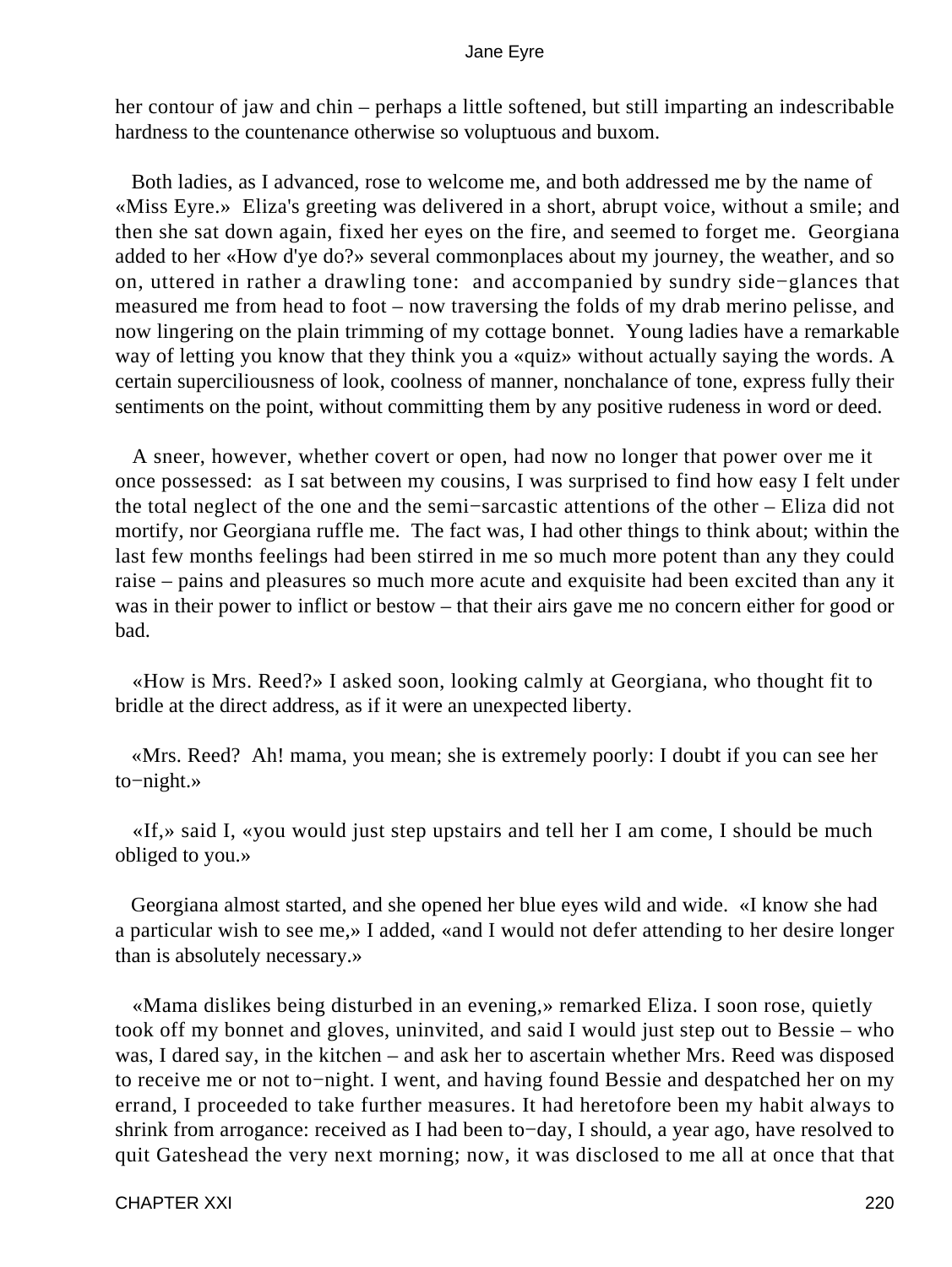her contour of jaw and chin – perhaps a little softened, but still imparting an indescribable hardness to the countenance otherwise so voluptuous and buxom.

Both ladies, as I advanced, rose to welcome me, and both addressed me by the name of «Miss Eyre.» Eliza's greeting was delivered in a short, abrupt voice, without a smile; and then she sat down again, fixed her eyes on the fire, and seemed to forget me. Georgiana added to her «How d'ye do?» several commonplaces about my journey, the weather, and so on, uttered in rather a drawling tone: and accompanied by sundry side−glances that measured me from head to foot – now traversing the folds of my drab merino pelisse, and now lingering on the plain trimming of my cottage bonnet. Young ladies have a remarkable way of letting you know that they think you a «quiz» without actually saying the words. A certain superciliousness of look, coolness of manner, nonchalance of tone, express fully their sentiments on the point, without committing them by any positive rudeness in word or deed.

A sneer, however, whether covert or open, had now no longer that power over me it once possessed: as I sat between my cousins, I was surprised to find how easy I felt under the total neglect of the one and the semi−sarcastic attentions of the other – Eliza did not mortify, nor Georgiana ruffle me. The fact was, I had other things to think about; within the last few months feelings had been stirred in me so much more potent than any they could raise – pains and pleasures so much more acute and exquisite had been excited than any it was in their power to inflict or bestow – that their airs gave me no concern either for good or bad.

«How is Mrs. Reed?» I asked soon, looking calmly at Georgiana, who thought fit to bridle at the direct address, as if it were an unexpected liberty.

«Mrs. Reed? Ah! mama, you mean; she is extremely poorly: I doubt if you can see her to−night.»

«If,» said I, «you would just step upstairs and tell her I am come, I should be much obliged to you.»

Georgiana almost started, and she opened her blue eyes wild and wide. «I know she had a particular wish to see me,» I added, «and I would not defer attending to her desire longer than is absolutely necessary.»

«Mama dislikes being disturbed in an evening,» remarked Eliza. I soon rose, quietly took off my bonnet and gloves, uninvited, and said I would just step out to Bessie – who was, I dared say, in the kitchen – and ask her to ascertain whether Mrs. Reed was disposed to receive me or not to−night. I went, and having found Bessie and despatched her on my errand, I proceeded to take further measures. It had heretofore been my habit always to shrink from arrogance: received as I had been to−day, I should, a year ago, have resolved to quit Gateshead the very next morning; now, it was disclosed to me all at once that that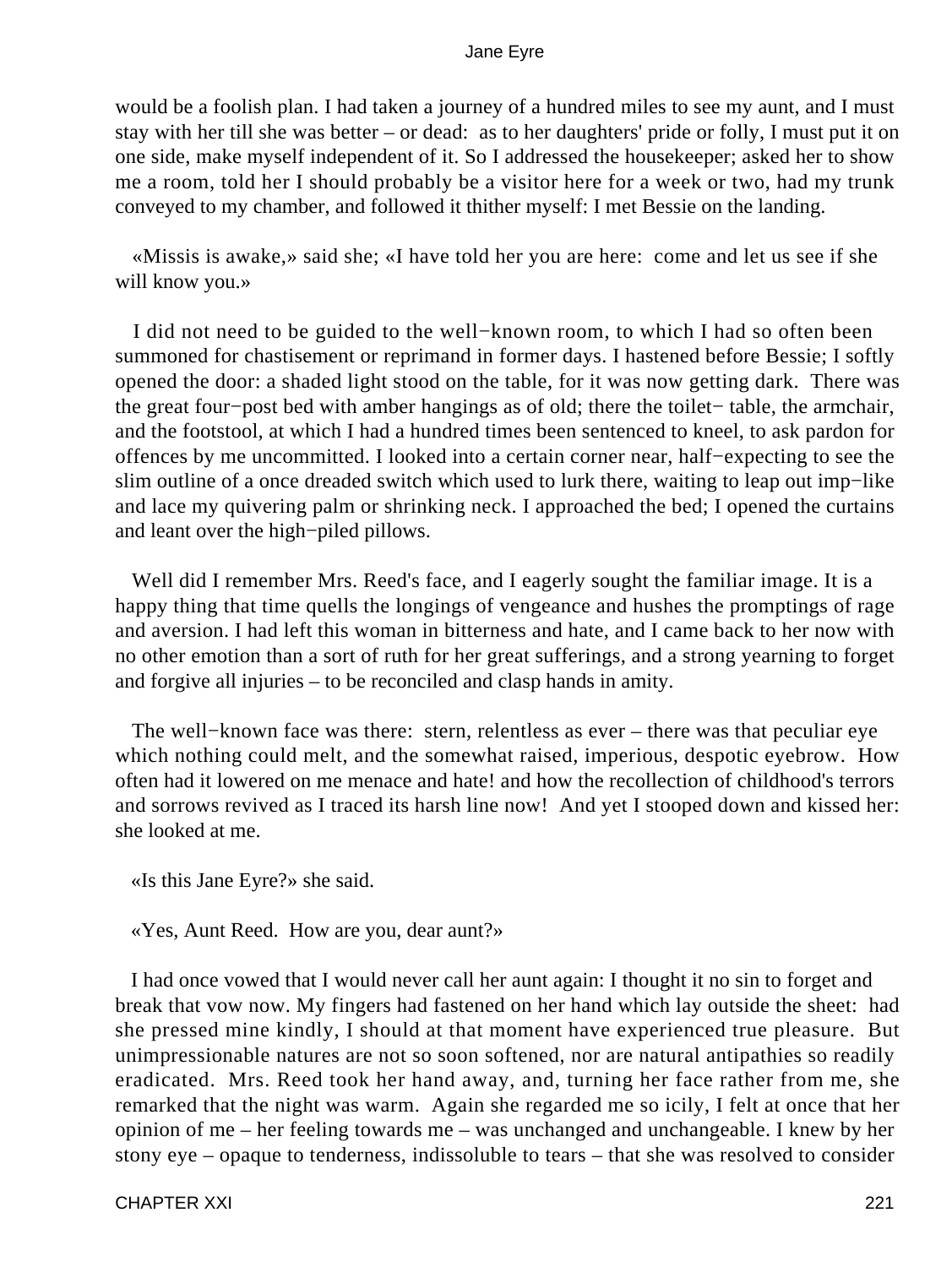would be a foolish plan. I had taken a journey of a hundred miles to see my aunt, and I must stay with her till she was better – or dead: as to her daughters' pride or folly, I must put it on one side, make myself independent of it. So I addressed the housekeeper; asked her to show me a room, told her I should probably be a visitor here for a week or two, had my trunk conveyed to my chamber, and followed it thither myself: I met Bessie on the landing.

«Missis is awake,» said she; «I have told her you are here: come and let us see if she will know you.»

I did not need to be guided to the well−known room, to which I had so often been summoned for chastisement or reprimand in former days. I hastened before Bessie; I softly opened the door: a shaded light stood on the table, for it was now getting dark. There was the great four−post bed with amber hangings as of old; there the toilet− table, the armchair, and the footstool, at which I had a hundred times been sentenced to kneel, to ask pardon for offences by me uncommitted. I looked into a certain corner near, half−expecting to see the slim outline of a once dreaded switch which used to lurk there, waiting to leap out imp−like and lace my quivering palm or shrinking neck. I approached the bed; I opened the curtains and leant over the high−piled pillows.

Well did I remember Mrs. Reed's face, and I eagerly sought the familiar image. It is a happy thing that time quells the longings of vengeance and hushes the promptings of rage and aversion. I had left this woman in bitterness and hate, and I came back to her now with no other emotion than a sort of ruth for her great sufferings, and a strong yearning to forget and forgive all injuries – to be reconciled and clasp hands in amity.

The well−known face was there: stern, relentless as ever – there was that peculiar eye which nothing could melt, and the somewhat raised, imperious, despotic eyebrow. How often had it lowered on me menace and hate! and how the recollection of childhood's terrors and sorrows revived as I traced its harsh line now! And yet I stooped down and kissed her: she looked at me.

«Is this Jane Eyre?» she said.

«Yes, Aunt Reed. How are you, dear aunt?»

I had once vowed that I would never call her aunt again: I thought it no sin to forget and break that vow now. My fingers had fastened on her hand which lay outside the sheet: had she pressed mine kindly, I should at that moment have experienced true pleasure. But unimpressionable natures are not so soon softened, nor are natural antipathies so readily eradicated. Mrs. Reed took her hand away, and, turning her face rather from me, she remarked that the night was warm. Again she regarded me so icily, I felt at once that her opinion of me – her feeling towards me – was unchanged and unchangeable. I knew by her stony eye – opaque to tenderness, indissoluble to tears – that she was resolved to consider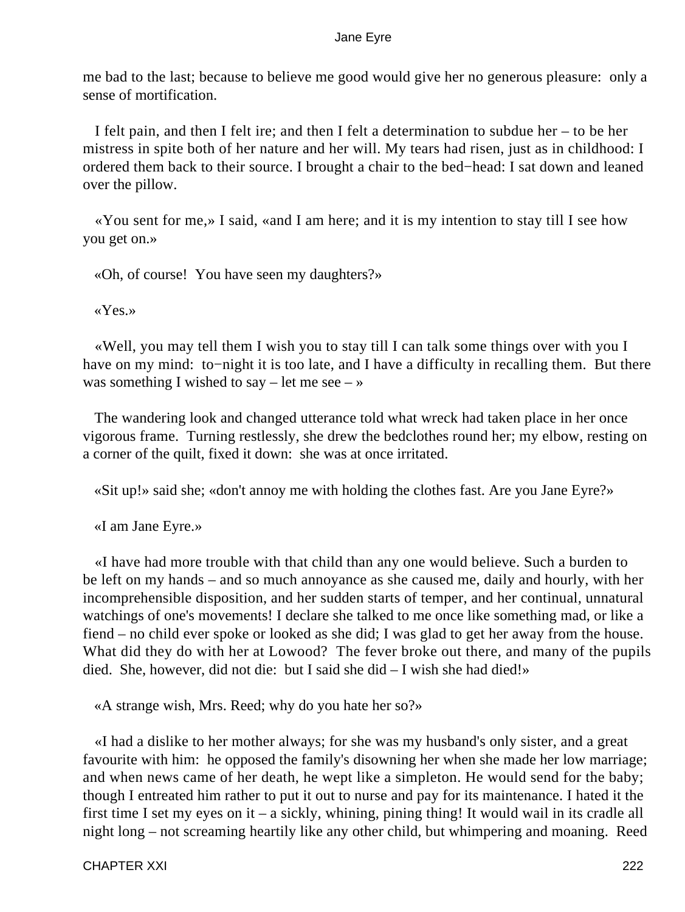me bad to the last; because to believe me good would give her no generous pleasure:  only a sense of mortification.

I felt pain, and then I felt ire; and then I felt a determination to subdue her – to be her mistress in spite both of her nature and her will. My tears had risen, just as in childhood: I ordered them back to their source. I brought a chair to the bed−head: I sat down and leaned over the pillow.

«You sent for me,» I said, «and I am here; and it is my intention to stay till I see how you get on.»

«Oh, of course!  You have seen my daughters?»

«Yes.»

«Well, you may tell them I wish you to stay till I can talk some things over with you I have on my mind:  to−night it is too late, and I have a difficulty in recalling them.  But there was something I wished to say – let me see – »

The wandering look and changed utterance told what wreck had taken place in her once vigorous frame.  Turning restlessly, she drew the bedclothes round her; my elbow, resting on a corner of the quilt, fixed it down:  she was at once irritated.

«Sit up!» said she; «don't annoy me with holding the clothes fast. Are you Jane Eyre?»

«I am Jane Eyre.»

«I have had more trouble with that child than any one would believe. Such a burden to be left on my hands – and so much annoyance as she caused me, daily and hourly, with her incomprehensible disposition, and her sudden starts of temper, and her continual, unnatural watchings of one's movements! I declare she talked to me once like something mad, or like a fiend – no child ever spoke or looked as she did; I was glad to get her away from the house. What did they do with her at Lowood?  The fever broke out there, and many of the pupils died.  She, however, did not die:  but I said she did – I wish she had died!»

«A strange wish, Mrs. Reed; why do you hate her so?»

«I had a dislike to her mother always; for she was my husband's only sister, and a great favourite with him:  he opposed the family's disowning her when she made her low marriage; and when news came of her death, he wept like a simpleton. He would send for the baby; though I entreated him rather to put it out to nurse and pay for its maintenance. I hated it the first time I set my eyes on it – a sickly, whining, pining thing! It would wail in its cradle all night long – not screaming heartily like any other child, but whimpering and moaning.  Reed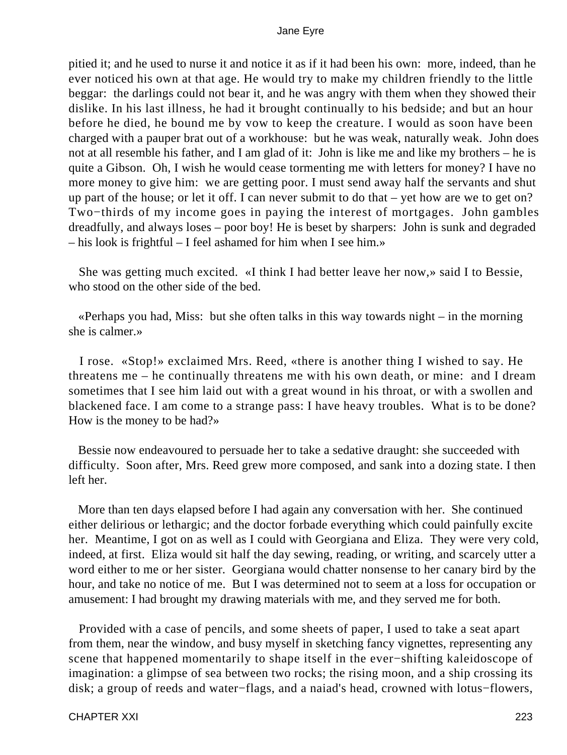pitied it; and he used to nurse it and notice it as if it had been his own: more, indeed, than he ever noticed his own at that age. He would try to make my children friendly to the little beggar: the darlings could not bear it, and he was angry with them when they showed their dislike. In his last illness, he had it brought continually to his bedside; and but an hour before he died, he bound me by vow to keep the creature. I would as soon have been charged with a pauper brat out of a workhouse: but he was weak, naturally weak. John does not at all resemble his father, and I am glad of it: John is like me and like my brothers – he is quite a Gibson. Oh, I wish he would cease tormenting me with letters for money? I have no more money to give him: we are getting poor. I must send away half the servants and shut up part of the house; or let it off. I can never submit to do that – yet how are we to get on? Two−thirds of my income goes in paying the interest of mortgages. John gambles dreadfully, and always loses – poor boy! He is beset by sharpers: John is sunk and degraded – his look is frightful – I feel ashamed for him when I see him.»

She was getting much excited. «I think I had better leave her now,» said I to Bessie, who stood on the other side of the bed.

«Perhaps you had, Miss: but she often talks in this way towards night – in the morning she is calmer.»

I rose. «Stop!» exclaimed Mrs. Reed, «there is another thing I wished to say. He threatens me – he continually threatens me with his own death, or mine: and I dream sometimes that I see him laid out with a great wound in his throat, or with a swollen and blackened face. I am come to a strange pass: I have heavy troubles. What is to be done? How is the money to be had?»

Bessie now endeavoured to persuade her to take a sedative draught: she succeeded with difficulty. Soon after, Mrs. Reed grew more composed, and sank into a dozing state. I then left her.

More than ten days elapsed before I had again any conversation with her. She continued either delirious or lethargic; and the doctor forbade everything which could painfully excite her. Meantime, I got on as well as I could with Georgiana and Eliza. They were very cold, indeed, at first. Eliza would sit half the day sewing, reading, or writing, and scarcely utter a word either to me or her sister. Georgiana would chatter nonsense to her canary bird by the hour, and take no notice of me. But I was determined not to seem at a loss for occupation or amusement: I had brought my drawing materials with me, and they served me for both.

Provided with a case of pencils, and some sheets of paper, I used to take a seat apart from them, near the window, and busy myself in sketching fancy vignettes, representing any scene that happened momentarily to shape itself in the ever−shifting kaleidoscope of imagination: a glimpse of sea between two rocks; the rising moon, and a ship crossing its disk; a group of reeds and water−flags, and a naiad's head, crowned with lotus−flowers,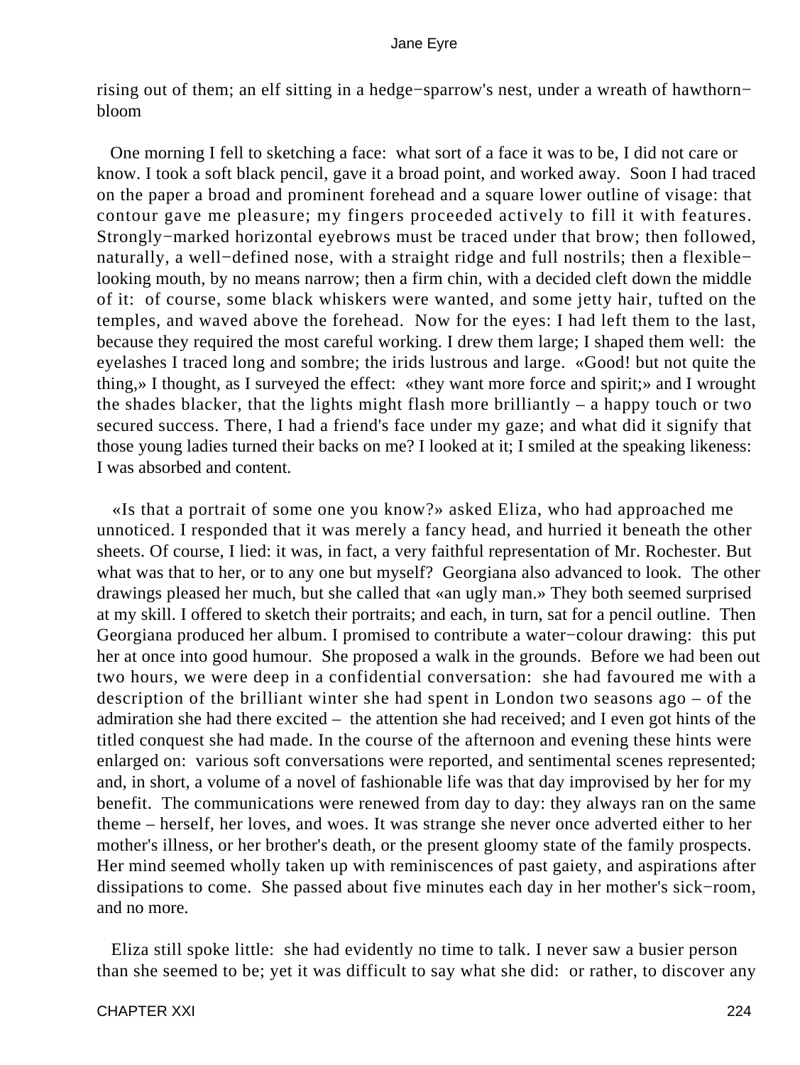rising out of them; an elf sitting in a hedge−sparrow's nest, under a wreath of hawthorn−bloom

One morning I fell to sketching a face: what sort of a face it was to be, I did not care or know. I took a soft black pencil, gave it a broad point, and worked away. Soon I had traced on the paper a broad and prominent forehead and a square lower outline of visage: that contour gave me pleasure; my fingers proceeded actively to fill it with features. Strongly−marked horizontal eyebrows must be traced under that brow; then followed, naturally, a well−defined nose, with a straight ridge and full nostrils; then a flexible−looking mouth, by no means narrow; then a firm chin, with a decided cleft down the middle of it: of course, some black whiskers were wanted, and some jetty hair, tufted on the temples, and waved above the forehead. Now for the eyes: I had left them to the last, because they required the most careful working. I drew them large; I shaped them well: the eyelashes I traced long and sombre; the irids lustrous and large. «Good! but not quite the thing,» I thought, as I surveyed the effect: «they want more force and spirit;» and I wrought the shades blacker, that the lights might flash more brilliantly – a happy touch or two secured success. There, I had a friend's face under my gaze; and what did it signify that those young ladies turned their backs on me? I looked at it; I smiled at the speaking likeness: I was absorbed and content.

«Is that a portrait of some one you know?» asked Eliza, who had approached me unnoticed. I responded that it was merely a fancy head, and hurried it beneath the other sheets. Of course, I lied: it was, in fact, a very faithful representation of Mr. Rochester. But what was that to her, or to any one but myself? Georgiana also advanced to look. The other drawings pleased her much, but she called that «an ugly man.» They both seemed surprised at my skill. I offered to sketch their portraits; and each, in turn, sat for a pencil outline. Then Georgiana produced her album. I promised to contribute a water−colour drawing: this put her at once into good humour. She proposed a walk in the grounds. Before we had been out two hours, we were deep in a confidential conversation: she had favoured me with a description of the brilliant winter she had spent in London two seasons ago – of the admiration she had there excited – the attention she had received; and I even got hints of the titled conquest she had made. In the course of the afternoon and evening these hints were enlarged on: various soft conversations were reported, and sentimental scenes represented; and, in short, a volume of a novel of fashionable life was that day improvised by her for my benefit. The communications were renewed from day to day: they always ran on the same theme – herself, her loves, and woes. It was strange she never once adverted either to her mother's illness, or her brother's death, or the present gloomy state of the family prospects. Her mind seemed wholly taken up with reminiscences of past gaiety, and aspirations after dissipations to come. She passed about five minutes each day in her mother's sick−room, and no more.

Eliza still spoke little: she had evidently no time to talk. I never saw a busier person than she seemed to be; yet it was difficult to say what she did: or rather, to discover any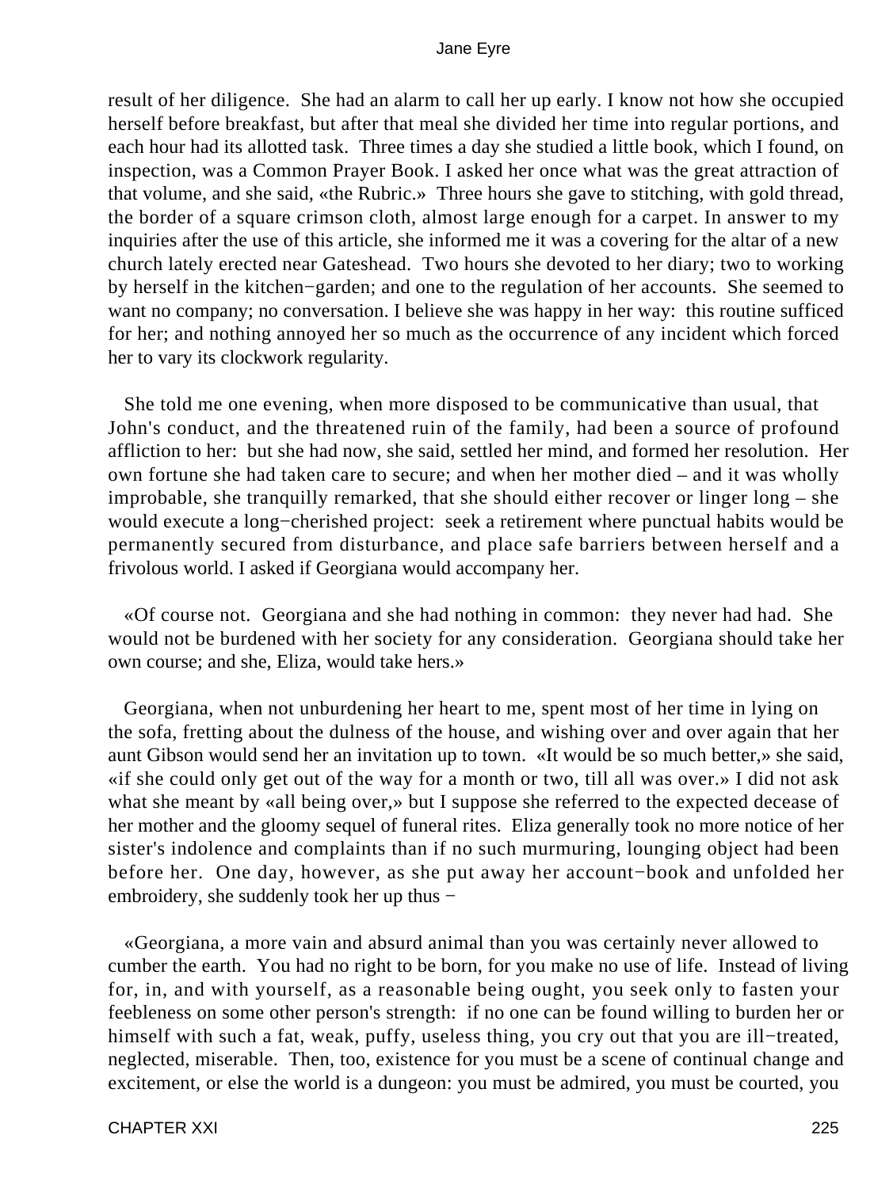result of her diligence. She had an alarm to call her up early. I know not how she occupied herself before breakfast, but after that meal she divided her time into regular portions, and each hour had its allotted task. Three times a day she studied a little book, which I found, on inspection, was a Common Prayer Book. I asked her once what was the great attraction of that volume, and she said, «the Rubric.» Three hours she gave to stitching, with gold thread, the border of a square crimson cloth, almost large enough for a carpet. In answer to my inquiries after the use of this article, she informed me it was a covering for the altar of a new church lately erected near Gateshead. Two hours she devoted to her diary; two to working by herself in the kitchen−garden; and one to the regulation of her accounts. She seemed to want no company; no conversation. I believe she was happy in her way: this routine sufficed for her; and nothing annoyed her so much as the occurrence of any incident which forced her to vary its clockwork regularity.

She told me one evening, when more disposed to be communicative than usual, that John's conduct, and the threatened ruin of the family, had been a source of profound affliction to her: but she had now, she said, settled her mind, and formed her resolution. Her own fortune she had taken care to secure; and when her mother died – and it was wholly improbable, she tranquilly remarked, that she should either recover or linger long – she would execute a long−cherished project: seek a retirement where punctual habits would be permanently secured from disturbance, and place safe barriers between herself and a frivolous world. I asked if Georgiana would accompany her.

«Of course not. Georgiana and she had nothing in common: they never had had. She would not be burdened with her society for any consideration. Georgiana should take her own course; and she, Eliza, would take hers.»

Georgiana, when not unburdening her heart to me, spent most of her time in lying on the sofa, fretting about the dulness of the house, and wishing over and over again that her aunt Gibson would send her an invitation up to town. «It would be so much better,» she said, «if she could only get out of the way for a month or two, till all was over.» I did not ask what she meant by «all being over,» but I suppose she referred to the expected decease of her mother and the gloomy sequel of funeral rites. Eliza generally took no more notice of her sister's indolence and complaints than if no such murmuring, lounging object had been before her. One day, however, as she put away her account−book and unfolded her embroidery, she suddenly took her up thus −

«Georgiana, a more vain and absurd animal than you was certainly never allowed to cumber the earth. You had no right to be born, for you make no use of life. Instead of living for, in, and with yourself, as a reasonable being ought, you seek only to fasten your feebleness on some other person's strength: if no one can be found willing to burden her or himself with such a fat, weak, puffy, useless thing, you cry out that you are ill−treated, neglected, miserable. Then, too, existence for you must be a scene of continual change and excitement, or else the world is a dungeon: you must be admired, you must be courted, you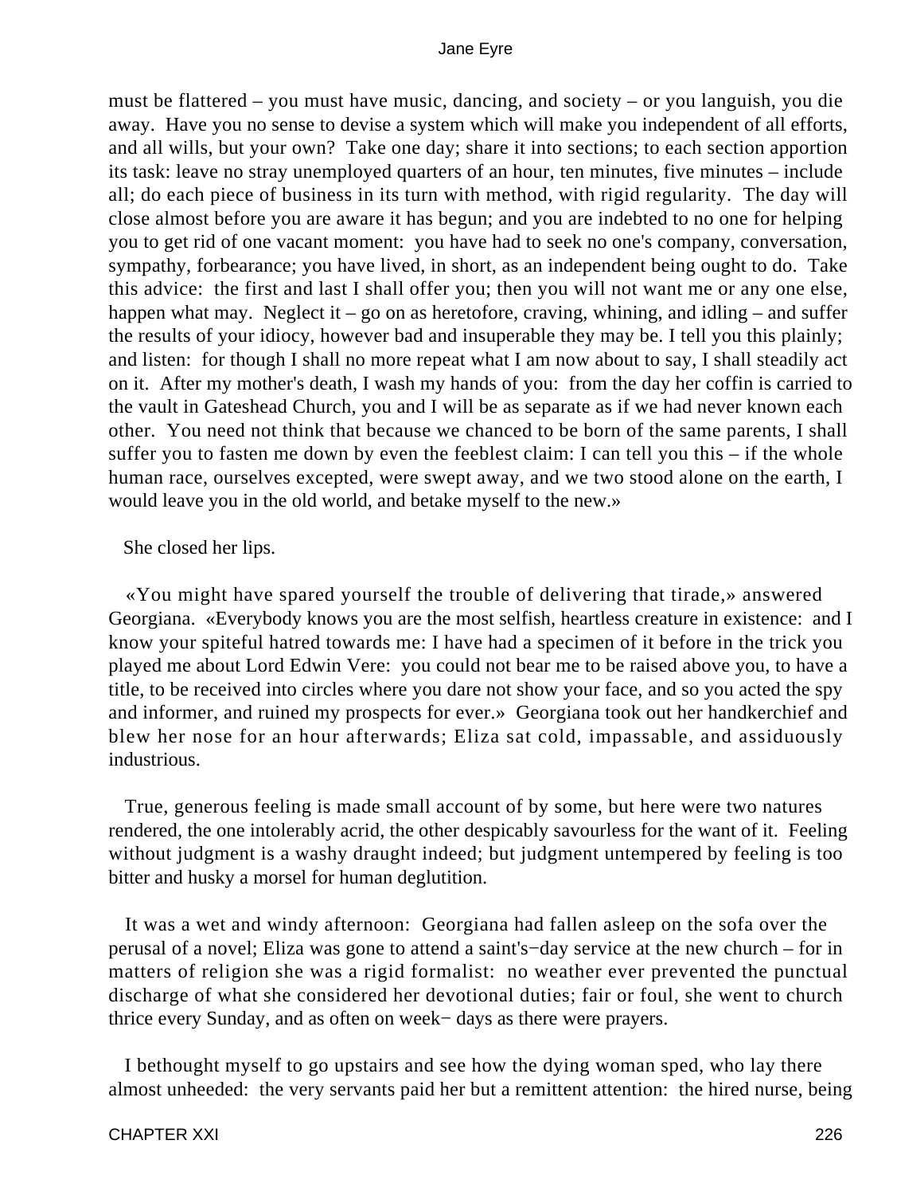must be flattered – you must have music, dancing, and society – or you languish, you die away. Have you no sense to devise a system which will make you independent of all efforts, and all wills, but your own? Take one day; share it into sections; to each section apportion its task: leave no stray unemployed quarters of an hour, ten minutes, five minutes – include all; do each piece of business in its turn with method, with rigid regularity. The day will close almost before you are aware it has begun; and you are indebted to no one for helping you to get rid of one vacant moment: you have had to seek no one's company, conversation, sympathy, forbearance; you have lived, in short, as an independent being ought to do. Take this advice: the first and last I shall offer you; then you will not want me or any one else, happen what may. Neglect it – go on as heretofore, craving, whining, and idling – and suffer the results of your idiocy, however bad and insuperable they may be. I tell you this plainly; and listen: for though I shall no more repeat what I am now about to say, I shall steadily act on it. After my mother's death, I wash my hands of you: from the day her coffin is carried to the vault in Gateshead Church, you and I will be as separate as if we had never known each other. You need not think that because we chanced to be born of the same parents, I shall suffer you to fasten me down by even the feeblest claim: I can tell you this – if the whole human race, ourselves excepted, were swept away, and we two stood alone on the earth, I would leave you in the old world, and betake myself to the new.»

She closed her lips.

«You might have spared yourself the trouble of delivering that tirade,» answered Georgiana. «Everybody knows you are the most selfish, heartless creature in existence: and I know your spiteful hatred towards me: I have had a specimen of it before in the trick you played me about Lord Edwin Vere: you could not bear me to be raised above you, to have a title, to be received into circles where you dare not show your face, and so you acted the spy and informer, and ruined my prospects for ever.» Georgiana took out her handkerchief and blew her nose for an hour afterwards; Eliza sat cold, impassable, and assiduously industrious.

True, generous feeling is made small account of by some, but here were two natures rendered, the one intolerably acrid, the other despicably savourless for the want of it. Feeling without judgment is a washy draught indeed; but judgment untempered by feeling is too bitter and husky a morsel for human deglutition.

It was a wet and windy afternoon: Georgiana had fallen asleep on the sofa over the perusal of a novel; Eliza was gone to attend a saint's−day service at the new church – for in matters of religion she was a rigid formalist: no weather ever prevented the punctual discharge of what she considered her devotional duties; fair or foul, she went to church thrice every Sunday, and as often on week− days as there were prayers.

I bethought myself to go upstairs and see how the dying woman sped, who lay there almost unheeded: the very servants paid her but a remittent attention: the hired nurse, being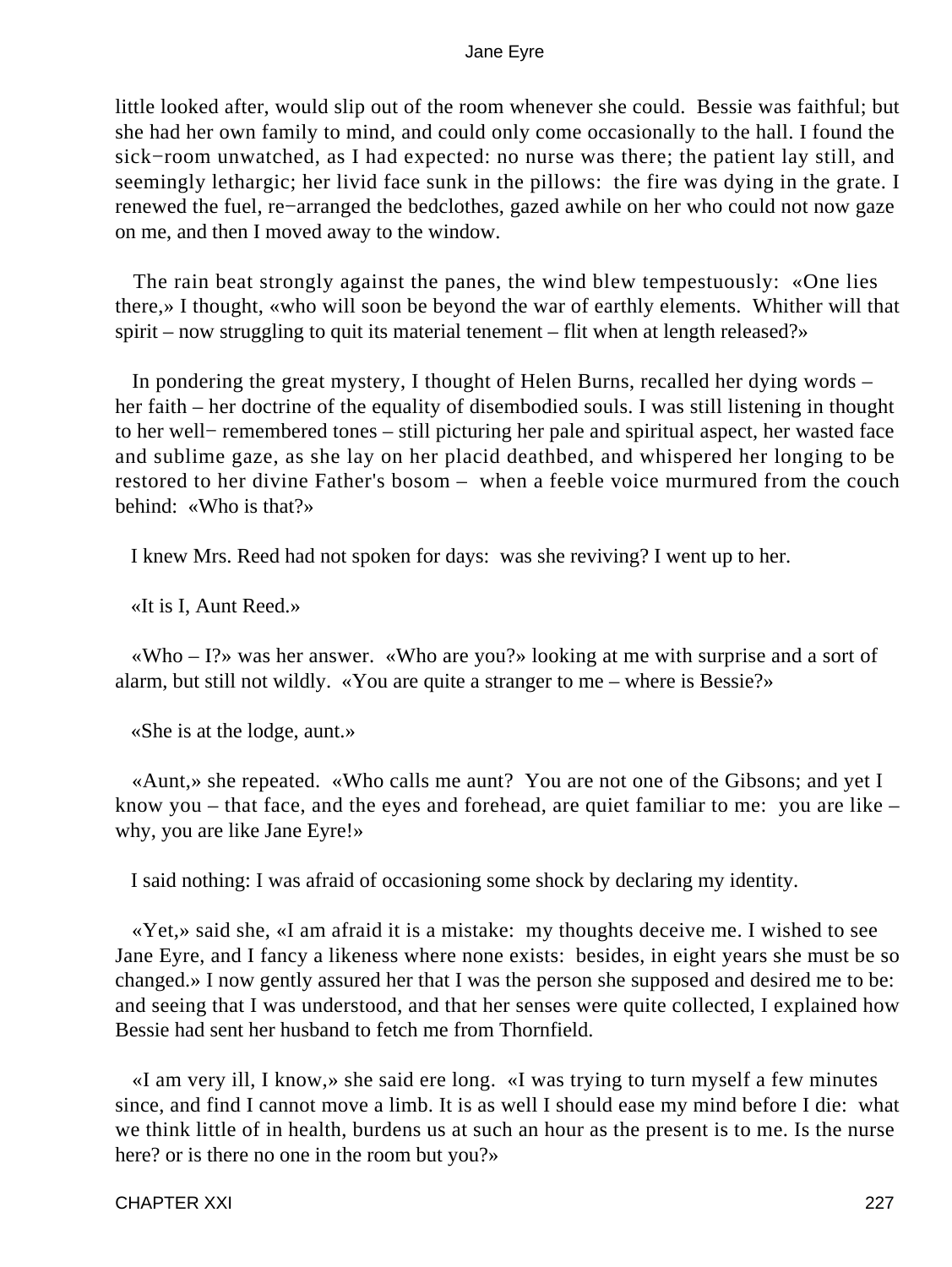little looked after, would slip out of the room whenever she could. Bessie was faithful; but she had her own family to mind, and could only come occasionally to the hall. I found the sick−room unwatched, as I had expected: no nurse was there; the patient lay still, and seemingly lethargic; her livid face sunk in the pillows: the fire was dying in the grate. I renewed the fuel, re−arranged the bedclothes, gazed awhile on her who could not now gaze on me, and then I moved away to the window.

The rain beat strongly against the panes, the wind blew tempestuously: «One lies there,» I thought, «who will soon be beyond the war of earthly elements. Whither will that spirit – now struggling to quit its material tenement – flit when at length released?»

In pondering the great mystery, I thought of Helen Burns, recalled her dying words – her faith – her doctrine of the equality of disembodied souls. I was still listening in thought to her well− remembered tones – still picturing her pale and spiritual aspect, her wasted face and sublime gaze, as she lay on her placid deathbed, and whispered her longing to be restored to her divine Father's bosom – when a feeble voice murmured from the couch behind: «Who is that?»

I knew Mrs. Reed had not spoken for days: was she reviving? I went up to her.

«It is I, Aunt Reed.»

«Who – I?» was her answer. «Who are you?» looking at me with surprise and a sort of alarm, but still not wildly. «You are quite a stranger to me – where is Bessie?»

«She is at the lodge, aunt.»

«Aunt,» she repeated. «Who calls me aunt? You are not one of the Gibsons; and yet I know you – that face, and the eyes and forehead, are quiet familiar to me: you are like – why, you are like Jane Eyre!»

I said nothing: I was afraid of occasioning some shock by declaring my identity.

«Yet,» said she, «I am afraid it is a mistake: my thoughts deceive me. I wished to see Jane Eyre, and I fancy a likeness where none exists: besides, in eight years she must be so changed.» I now gently assured her that I was the person she supposed and desired me to be: and seeing that I was understood, and that her senses were quite collected, I explained how Bessie had sent her husband to fetch me from Thornfield.

«I am very ill, I know,» she said ere long. «I was trying to turn myself a few minutes since, and find I cannot move a limb. It is as well I should ease my mind before I die: what we think little of in health, burdens us at such an hour as the present is to me. Is the nurse here? or is there no one in the room but you?»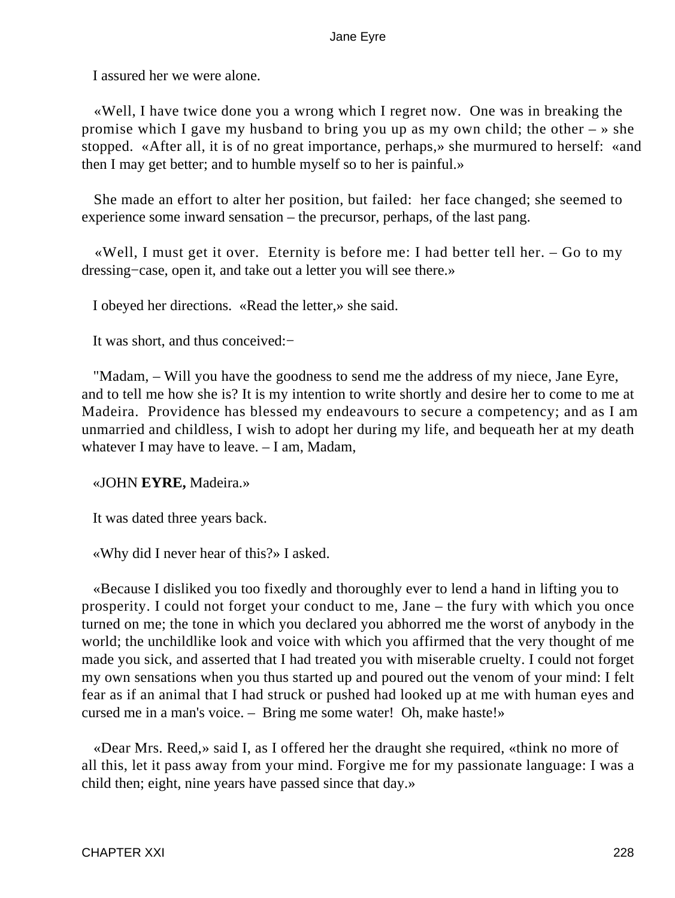I assured her we were alone.

«Well, I have twice done you a wrong which I regret now. One was in breaking the promise which I gave my husband to bring you up as my own child; the other – » she stopped. «After all, it is of no great importance, perhaps,» she murmured to herself: «and then I may get better; and to humble myself so to her is painful.»

She made an effort to alter her position, but failed: her face changed; she seemed to experience some inward sensation – the precursor, perhaps, of the last pang.

«Well, I must get it over. Eternity is before me: I had better tell her. – Go to my dressing−case, open it, and take out a letter you will see there.»

I obeyed her directions. «Read the letter,» she said.

It was short, and thus conceived:−

"Madam, – Will you have the goodness to send me the address of my niece, Jane Eyre, and to tell me how she is? It is my intention to write shortly and desire her to come to me at Madeira. Providence has blessed my endeavours to secure a competency; and as I am unmarried and childless, I wish to adopt her during my life, and bequeath her at my death whatever I may have to leave. – I am, Madam,

«JOHN **EYRE,** Madeira.»

It was dated three years back.

«Why did I never hear of this?» I asked.

«Because I disliked you too fixedly and thoroughly ever to lend a hand in lifting you to prosperity. I could not forget your conduct to me, Jane – the fury with which you once turned on me; the tone in which you declared you abhorred me the worst of anybody in the world; the unchildlike look and voice with which you affirmed that the very thought of me made you sick, and asserted that I had treated you with miserable cruelty. I could not forget my own sensations when you thus started up and poured out the venom of your mind: I felt fear as if an animal that I had struck or pushed had looked up at me with human eyes and cursed me in a man's voice. – Bring me some water! Oh, make haste!»

«Dear Mrs. Reed,» said I, as I offered her the draught she required, «think no more of all this, let it pass away from your mind. Forgive me for my passionate language: I was a child then; eight, nine years have passed since that day.»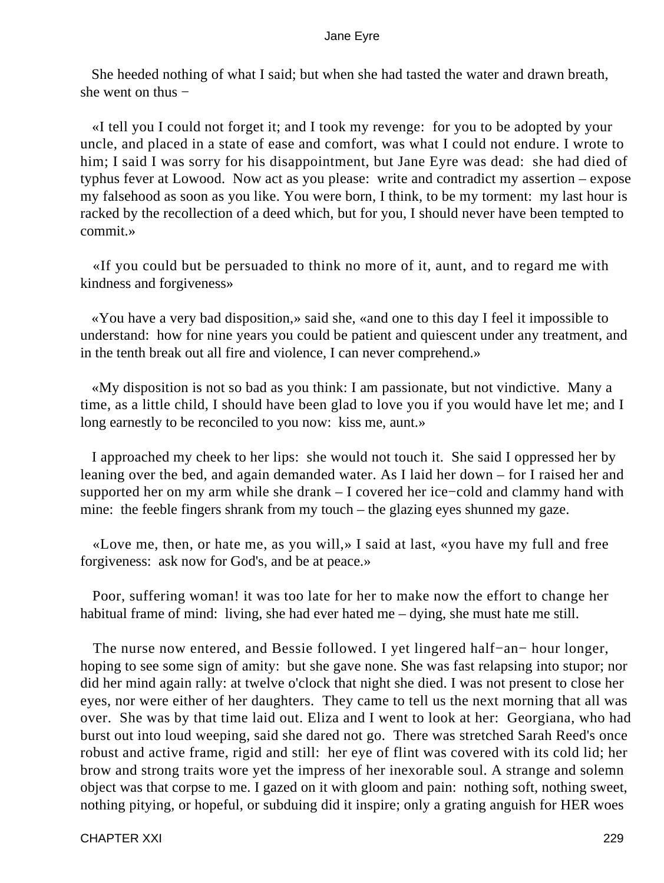She heeded nothing of what I said; but when she had tasted the water and drawn breath, she went on thus −

«I tell you I could not forget it; and I took my revenge: for you to be adopted by your uncle, and placed in a state of ease and comfort, was what I could not endure. I wrote to him; I said I was sorry for his disappointment, but Jane Eyre was dead: she had died of typhus fever at Lowood. Now act as you please: write and contradict my assertion – expose my falsehood as soon as you like. You were born, I think, to be my torment: my last hour is racked by the recollection of a deed which, but for you, I should never have been tempted to commit.»

«If you could but be persuaded to think no more of it, aunt, and to regard me with kindness and forgiveness»

«You have a very bad disposition,» said she, «and one to this day I feel it impossible to understand: how for nine years you could be patient and quiescent under any treatment, and in the tenth break out all fire and violence, I can never comprehend.»

«My disposition is not so bad as you think: I am passionate, but not vindictive. Many a time, as a little child, I should have been glad to love you if you would have let me; and I long earnestly to be reconciled to you now: kiss me, aunt.»

I approached my cheek to her lips: she would not touch it. She said I oppressed her by leaning over the bed, and again demanded water. As I laid her down – for I raised her and supported her on my arm while she drank – I covered her ice−cold and clammy hand with mine: the feeble fingers shrank from my touch – the glazing eyes shunned my gaze.

«Love me, then, or hate me, as you will,» I said at last, «you have my full and free forgiveness: ask now for God's, and be at peace.»

Poor, suffering woman! it was too late for her to make now the effort to change her habitual frame of mind: living, she had ever hated me – dying, she must hate me still.

The nurse now entered, and Bessie followed. I yet lingered half−an− hour longer, hoping to see some sign of amity: but she gave none. She was fast relapsing into stupor; nor did her mind again rally: at twelve o'clock that night she died. I was not present to close her eyes, nor were either of her daughters. They came to tell us the next morning that all was over. She was by that time laid out. Eliza and I went to look at her: Georgiana, who had burst out into loud weeping, said she dared not go. There was stretched Sarah Reed's once robust and active frame, rigid and still: her eye of flint was covered with its cold lid; her brow and strong traits wore yet the impress of her inexorable soul. A strange and solemn object was that corpse to me. I gazed on it with gloom and pain: nothing soft, nothing sweet, nothing pitying, or hopeful, or subduing did it inspire; only a grating anguish for HER woes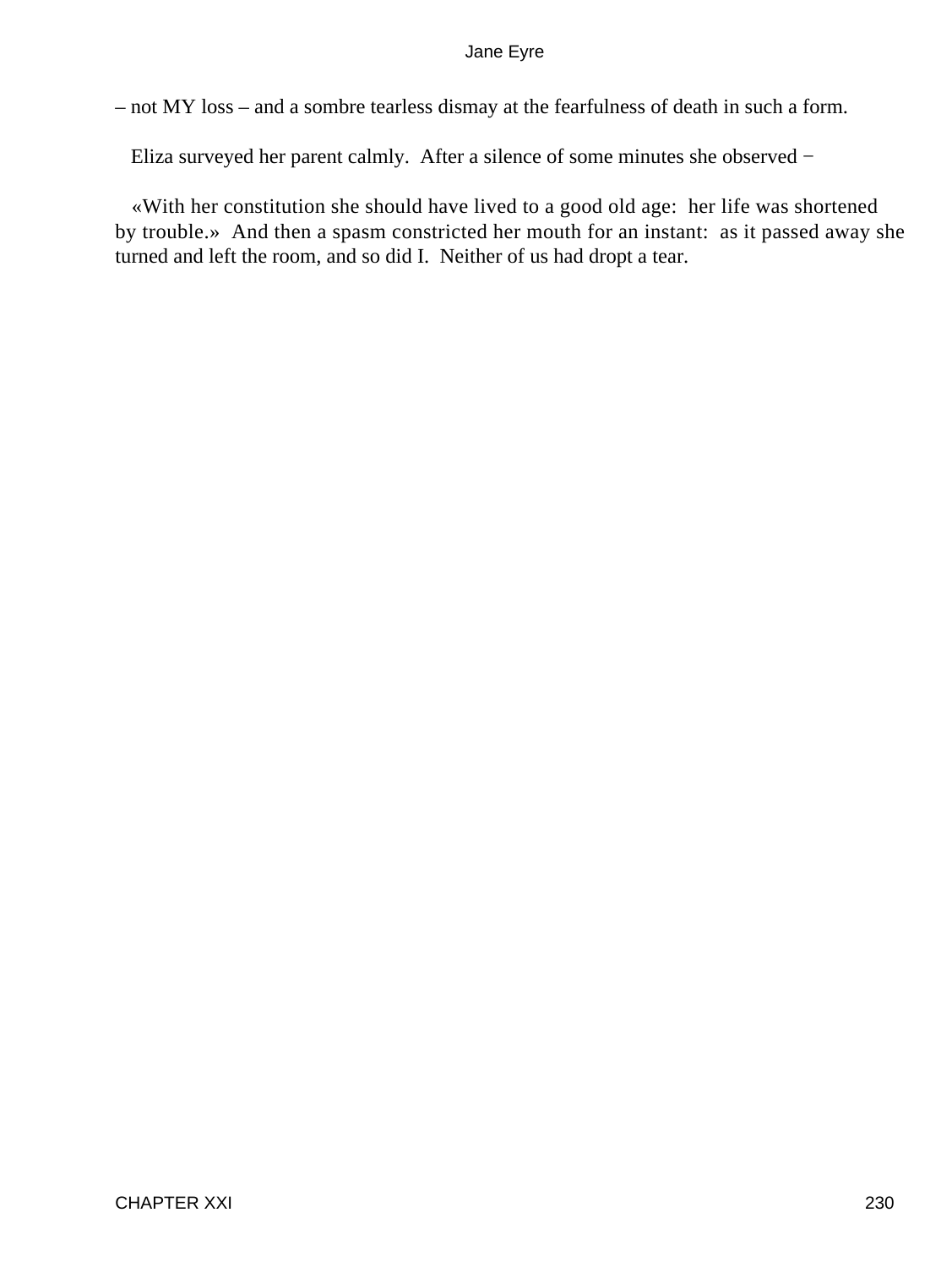– not MY loss – and a sombre tearless dismay at the fearfulness of death in such a form.

Eliza surveyed her parent calmly. After a silence of some minutes she observed −

«With her constitution she should have lived to a good old age: her life was shortened by trouble.» And then a spasm constricted her mouth for an instant: as it passed away she turned and left the room, and so did I. Neither of us had dropt a tear.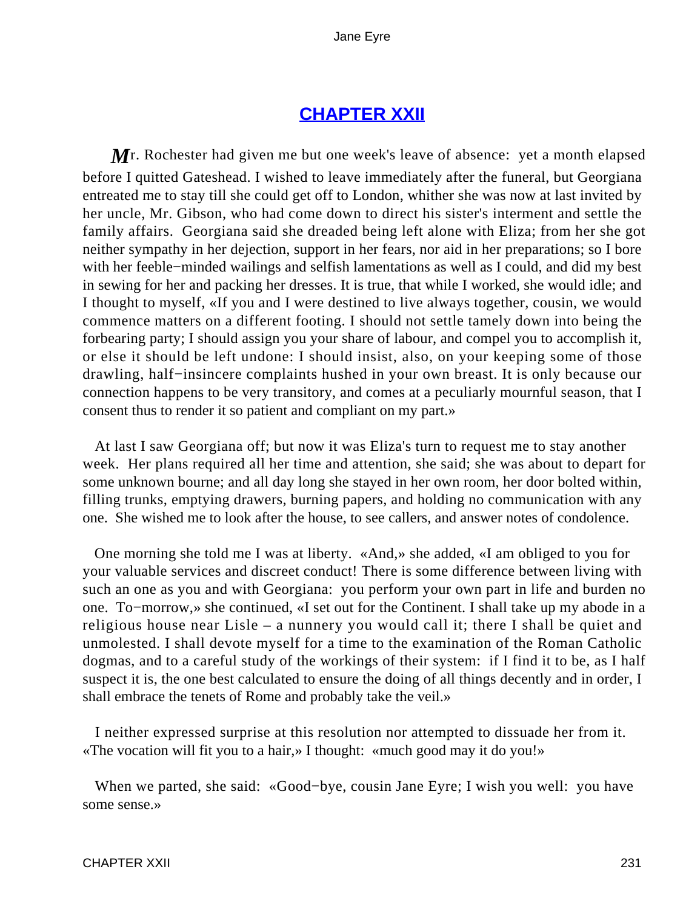## [CHAPTER XXII]

Mr. Rochester had given me but one week's leave of absence: yet a month elapsed before I quitted Gateshead. I wished to leave immediately after the funeral, but Georgiana entreated me to stay till she could get off to London, whither she was now at last invited by her uncle, Mr. Gibson, who had come down to direct his sister's interment and settle the family affairs. Georgiana said she dreaded being left alone with Eliza; from her she got neither sympathy in her dejection, support in her fears, nor aid in her preparations; so I bore with her feeble−minded wailings and selfish lamentations as well as I could, and did my best in sewing for her and packing her dresses. It is true, that while I worked, she would idle; and I thought to myself, «If you and I were destined to live always together, cousin, we would commence matters on a different footing. I should not settle tamely down into being the forbearing party; I should assign you your share of labour, and compel you to accomplish it, or else it should be left undone: I should insist, also, on your keeping some of those drawling, half−insincere complaints hushed in your own breast. It is only because our connection happens to be very transitory, and comes at a peculiarly mournful season, that I consent thus to render it so patient and compliant on my part.»

At last I saw Georgiana off; but now it was Eliza's turn to request me to stay another week. Her plans required all her time and attention, she said; she was about to depart for some unknown bourne; and all day long she stayed in her own room, her door bolted within, filling trunks, emptying drawers, burning papers, and holding no communication with any one. She wished me to look after the house, to see callers, and answer notes of condolence.

One morning she told me I was at liberty. «And,» she added, «I am obliged to you for your valuable services and discreet conduct! There is some difference between living with such an one as you and with Georgiana: you perform your own part in life and burden no one. To−morrow,» she continued, «I set out for the Continent. I shall take up my abode in a religious house near Lisle – a nunnery you would call it; there I shall be quiet and unmolested. I shall devote myself for a time to the examination of the Roman Catholic dogmas, and to a careful study of the workings of their system: if I find it to be, as I half suspect it is, the one best calculated to ensure the doing of all things decently and in order, I shall embrace the tenets of Rome and probably take the veil.»

I neither expressed surprise at this resolution nor attempted to dissuade her from it. «The vocation will fit you to a hair,» I thought: «much good may it do you!»

When we parted, she said: «Good−bye, cousin Jane Eyre; I wish you well: you have some sense.»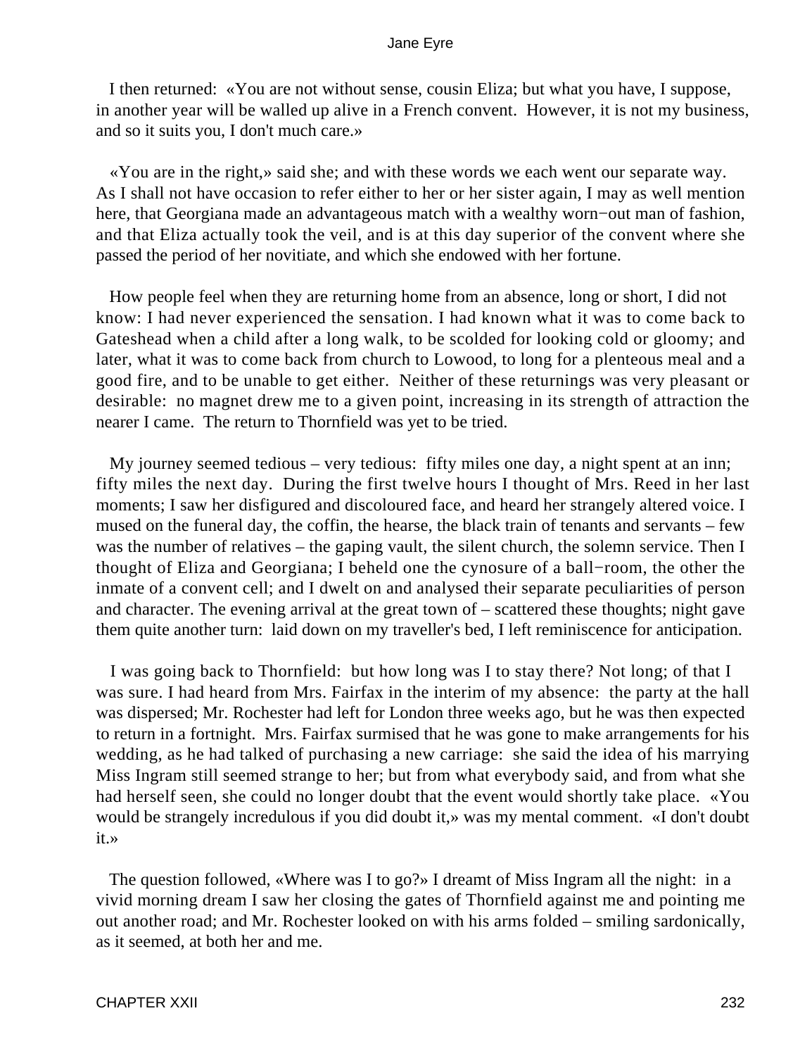I then returned: «You are not without sense, cousin Eliza; but what you have, I suppose, in another year will be walled up alive in a French convent. However, it is not my business, and so it suits you, I don't much care.»

«You are in the right,» said she; and with these words we each went our separate way. As I shall not have occasion to refer either to her or her sister again, I may as well mention here, that Georgiana made an advantageous match with a wealthy worn−out man of fashion, and that Eliza actually took the veil, and is at this day superior of the convent where she passed the period of her novitiate, and which she endowed with her fortune.

How people feel when they are returning home from an absence, long or short, I did not know: I had never experienced the sensation. I had known what it was to come back to Gateshead when a child after a long walk, to be scolded for looking cold or gloomy; and later, what it was to come back from church to Lowood, to long for a plenteous meal and a good fire, and to be unable to get either. Neither of these returnings was very pleasant or desirable: no magnet drew me to a given point, increasing in its strength of attraction the nearer I came. The return to Thornfield was yet to be tried.

My journey seemed tedious – very tedious: fifty miles one day, a night spent at an inn; fifty miles the next day. During the first twelve hours I thought of Mrs. Reed in her last moments; I saw her disfigured and discoloured face, and heard her strangely altered voice. I mused on the funeral day, the coffin, the hearse, the black train of tenants and servants – few was the number of relatives – the gaping vault, the silent church, the solemn service. Then I thought of Eliza and Georgiana; I beheld one the cynosure of a ball−room, the other the inmate of a convent cell; and I dwelt on and analysed their separate peculiarities of person and character. The evening arrival at the great town of – scattered these thoughts; night gave them quite another turn: laid down on my traveller's bed, I left reminiscence for anticipation.

I was going back to Thornfield: but how long was I to stay there? Not long; of that I was sure. I had heard from Mrs. Fairfax in the interim of my absence: the party at the hall was dispersed; Mr. Rochester had left for London three weeks ago, but he was then expected to return in a fortnight. Mrs. Fairfax surmised that he was gone to make arrangements for his wedding, as he had talked of purchasing a new carriage: she said the idea of his marrying Miss Ingram still seemed strange to her; but from what everybody said, and from what she had herself seen, she could no longer doubt that the event would shortly take place. «You would be strangely incredulous if you did doubt it,» was my mental comment. «I don't doubt it.»

The question followed, «Where was I to go?» I dreamt of Miss Ingram all the night: in a vivid morning dream I saw her closing the gates of Thornfield against me and pointing me out another road; and Mr. Rochester looked on with his arms folded – smiling sardonically, as it seemed, at both her and me.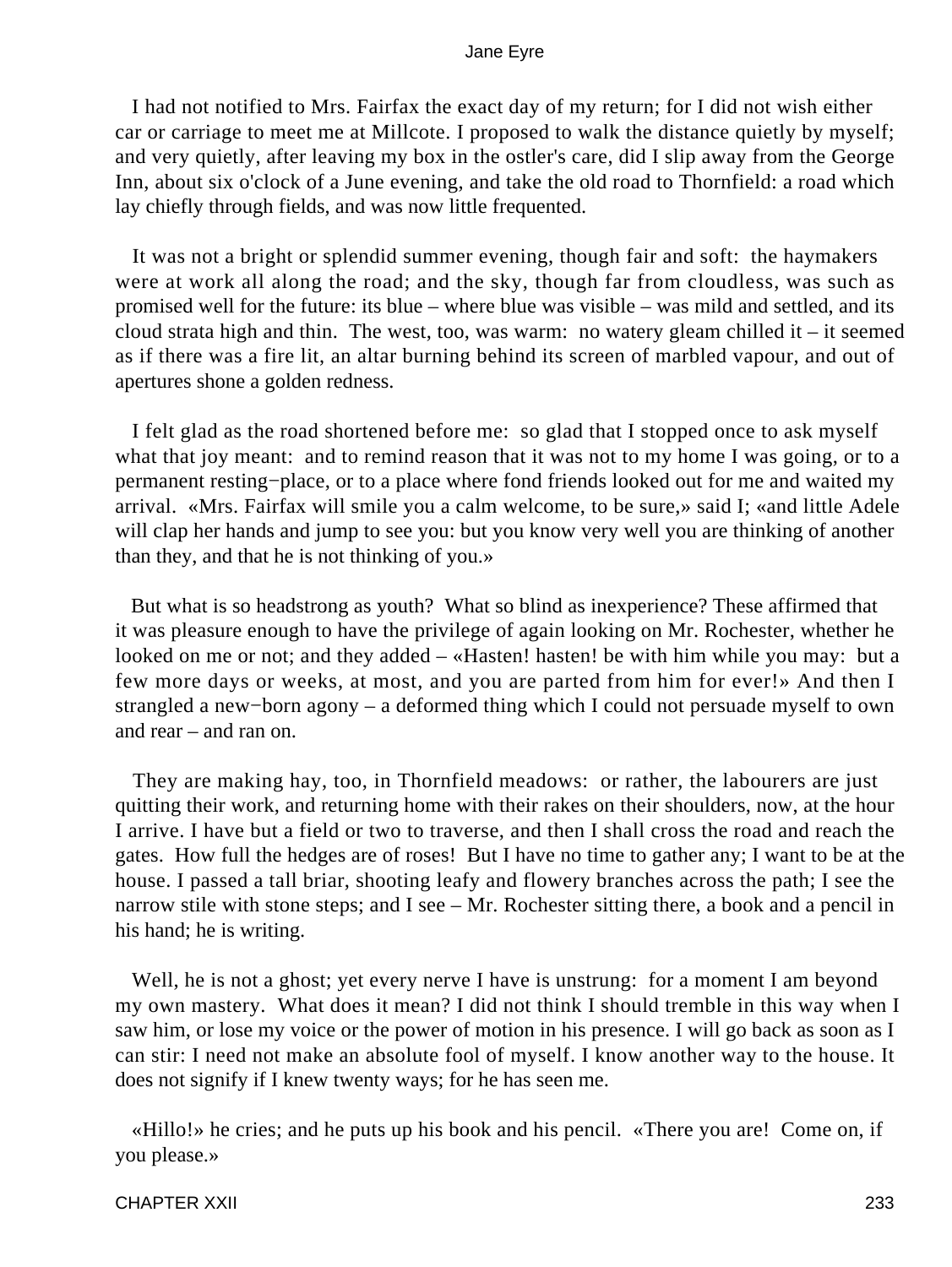I had not notified to Mrs. Fairfax the exact day of my return; for I did not wish either car or carriage to meet me at Millcote. I proposed to walk the distance quietly by myself; and very quietly, after leaving my box in the ostler's care, did I slip away from the George Inn, about six o'clock of a June evening, and take the old road to Thornfield: a road which lay chiefly through fields, and was now little frequented.

It was not a bright or splendid summer evening, though fair and soft: the haymakers were at work all along the road; and the sky, though far from cloudless, was such as promised well for the future: its blue – where blue was visible – was mild and settled, and its cloud strata high and thin. The west, too, was warm: no watery gleam chilled it – it seemed as if there was a fire lit, an altar burning behind its screen of marbled vapour, and out of apertures shone a golden redness.

I felt glad as the road shortened before me: so glad that I stopped once to ask myself what that joy meant: and to remind reason that it was not to my home I was going, or to a permanent resting−place, or to a place where fond friends looked out for me and waited my arrival. «Mrs. Fairfax will smile you a calm welcome, to be sure,» said I; «and little Adele will clap her hands and jump to see you: but you know very well you are thinking of another than they, and that he is not thinking of you.»

But what is so headstrong as youth? What so blind as inexperience? These affirmed that it was pleasure enough to have the privilege of again looking on Mr. Rochester, whether he looked on me or not; and they added – «Hasten! hasten! be with him while you may: but a few more days or weeks, at most, and you are parted from him for ever!» And then I strangled a new−born agony – a deformed thing which I could not persuade myself to own and rear – and ran on.

They are making hay, too, in Thornfield meadows: or rather, the labourers are just quitting their work, and returning home with their rakes on their shoulders, now, at the hour I arrive. I have but a field or two to traverse, and then I shall cross the road and reach the gates. How full the hedges are of roses! But I have no time to gather any; I want to be at the house. I passed a tall briar, shooting leafy and flowery branches across the path; I see the narrow stile with stone steps; and I see – Mr. Rochester sitting there, a book and a pencil in his hand; he is writing.

Well, he is not a ghost; yet every nerve I have is unstrung: for a moment I am beyond my own mastery. What does it mean? I did not think I should tremble in this way when I saw him, or lose my voice or the power of motion in his presence. I will go back as soon as I can stir: I need not make an absolute fool of myself. I know another way to the house. It does not signify if I knew twenty ways; for he has seen me.

«Hillo!» he cries; and he puts up his book and his pencil. «There you are! Come on, if you please.»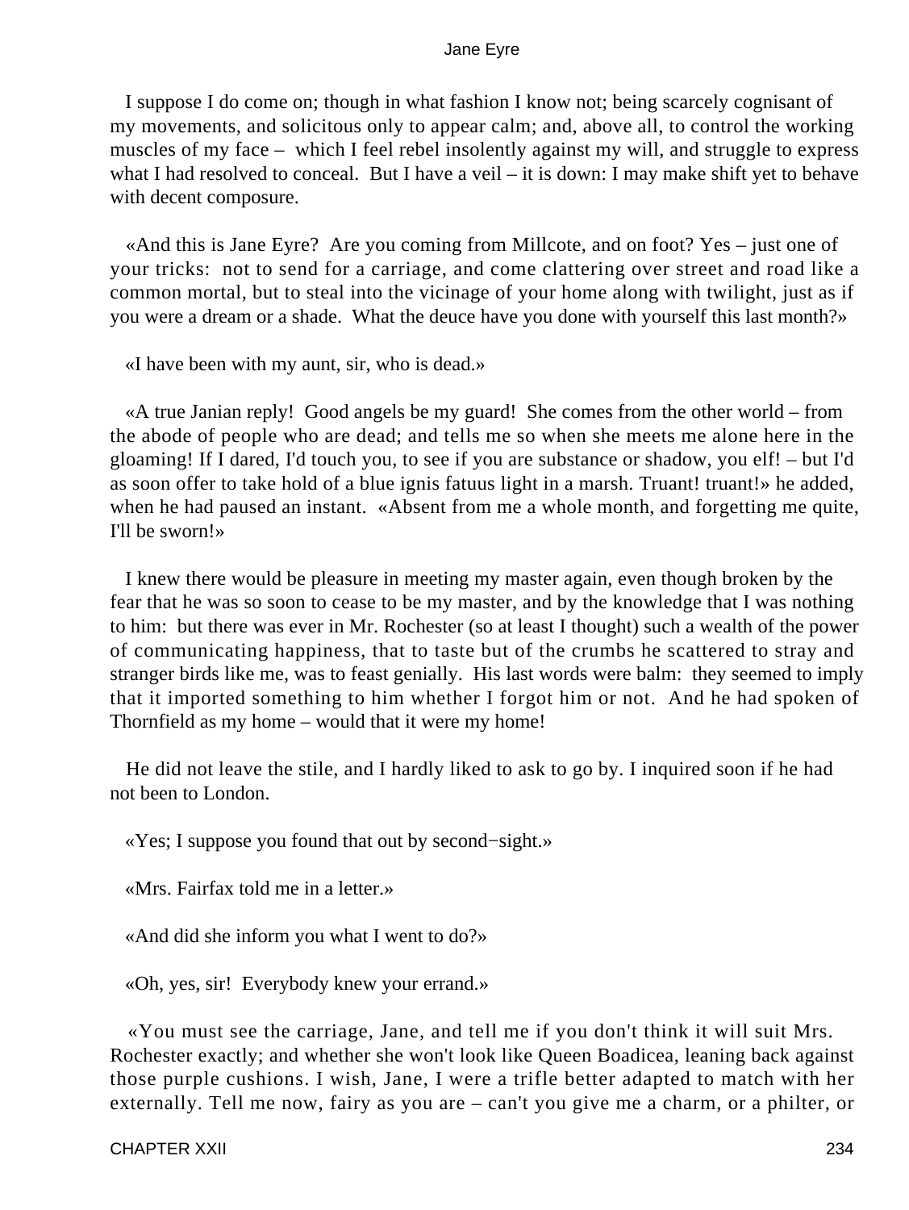I suppose I do come on; though in what fashion I know not; being scarcely cognisant of my movements, and solicitous only to appear calm; and, above all, to control the working muscles of my face – which I feel rebel insolently against my will, and struggle to express what I had resolved to conceal. But I have a veil – it is down: I may make shift yet to behave with decent composure.

«And this is Jane Eyre? Are you coming from Millcote, and on foot? Yes – just one of your tricks: not to send for a carriage, and come clattering over street and road like a common mortal, but to steal into the vicinage of your home along with twilight, just as if you were a dream or a shade. What the deuce have you done with yourself this last month?»

«I have been with my aunt, sir, who is dead.»

«A true Janian reply! Good angels be my guard! She comes from the other world – from the abode of people who are dead; and tells me so when she meets me alone here in the gloaming! If I dared, I'd touch you, to see if you are substance or shadow, you elf! – but I'd as soon offer to take hold of a blue ignis fatuus light in a marsh. Truant! truant!» he added, when he had paused an instant. «Absent from me a whole month, and forgetting me quite, I'll be sworn!»

I knew there would be pleasure in meeting my master again, even though broken by the fear that he was so soon to cease to be my master, and by the knowledge that I was nothing to him: but there was ever in Mr. Rochester (so at least I thought) such a wealth of the power of communicating happiness, that to taste but of the crumbs he scattered to stray and stranger birds like me, was to feast genially. His last words were balm: they seemed to imply that it imported something to him whether I forgot him or not. And he had spoken of Thornfield as my home – would that it were my home!

He did not leave the stile, and I hardly liked to ask to go by. I inquired soon if he had not been to London.

«Yes; I suppose you found that out by second−sight.»

«Mrs. Fairfax told me in a letter.»

«And did she inform you what I went to do?»

«Oh, yes, sir! Everybody knew your errand.»

«You must see the carriage, Jane, and tell me if you don't think it will suit Mrs. Rochester exactly; and whether she won't look like Queen Boadicea, leaning back against those purple cushions. I wish, Jane, I were a trifle better adapted to match with her externally. Tell me now, fairy as you are – can't you give me a charm, or a philter, or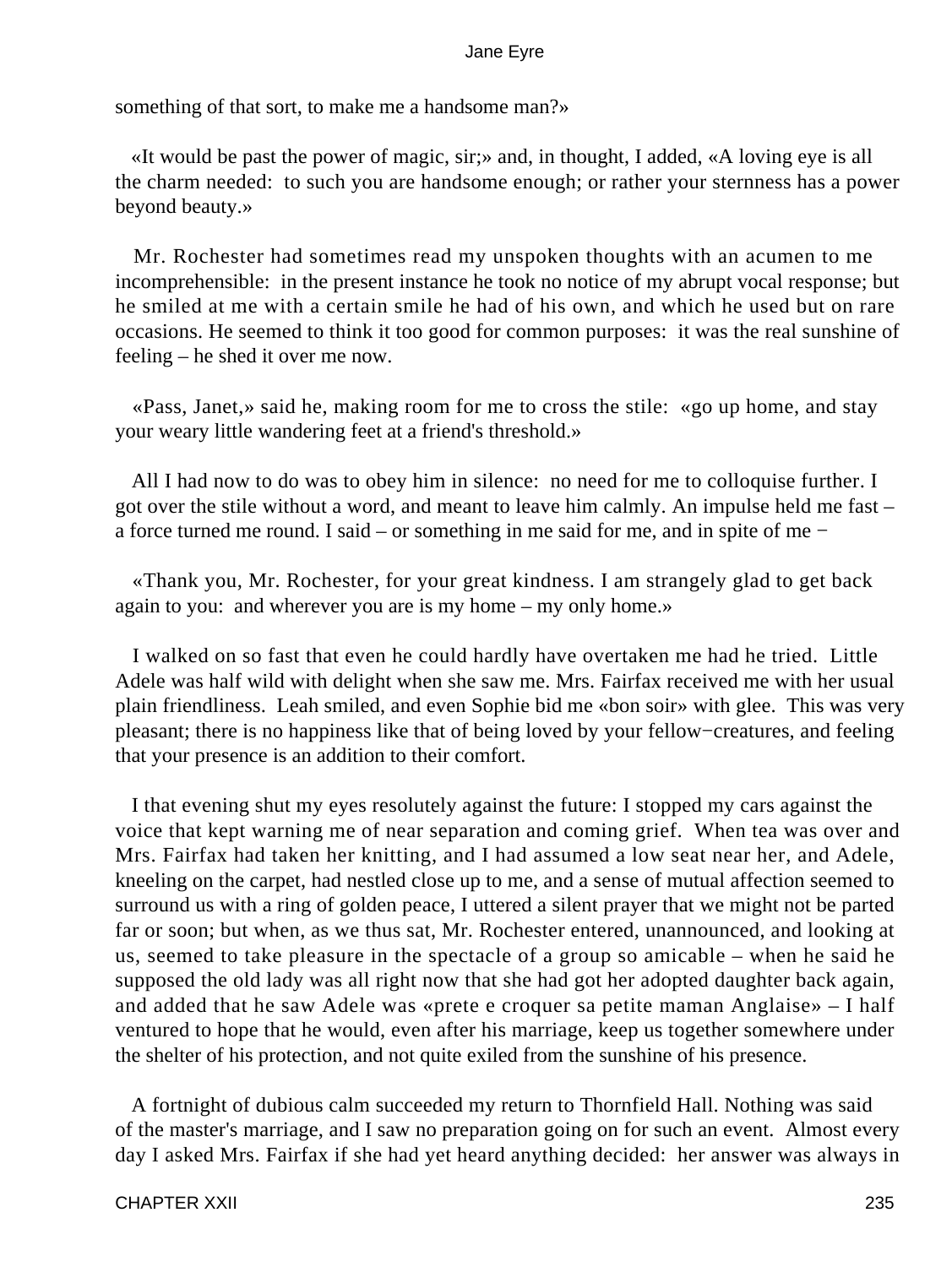something of that sort, to make me a handsome man?»

«It would be past the power of magic, sir;» and, in thought, I added, «A loving eye is all the charm needed: to such you are handsome enough; or rather your sternness has a power beyond beauty.»

Mr. Rochester had sometimes read my unspoken thoughts with an acumen to me incomprehensible: in the present instance he took no notice of my abrupt vocal response; but he smiled at me with a certain smile he had of his own, and which he used but on rare occasions. He seemed to think it too good for common purposes: it was the real sunshine of feeling – he shed it over me now.

«Pass, Janet,» said he, making room for me to cross the stile: «go up home, and stay your weary little wandering feet at a friend's threshold.»

All I had now to do was to obey him in silence: no need for me to colloquise further. I got over the stile without a word, and meant to leave him calmly. An impulse held me fast – a force turned me round. I said – or something in me said for me, and in spite of me −

«Thank you, Mr. Rochester, for your great kindness. I am strangely glad to get back again to you: and wherever you are is my home – my only home.»

I walked on so fast that even he could hardly have overtaken me had he tried. Little Adele was half wild with delight when she saw me. Mrs. Fairfax received me with her usual plain friendliness. Leah smiled, and even Sophie bid me «bon soir» with glee. This was very pleasant; there is no happiness like that of being loved by your fellow−creatures, and feeling that your presence is an addition to their comfort.

I that evening shut my eyes resolutely against the future: I stopped my cars against the voice that kept warning me of near separation and coming grief. When tea was over and Mrs. Fairfax had taken her knitting, and I had assumed a low seat near her, and Adele, kneeling on the carpet, had nestled close up to me, and a sense of mutual affection seemed to surround us with a ring of golden peace, I uttered a silent prayer that we might not be parted far or soon; but when, as we thus sat, Mr. Rochester entered, unannounced, and looking at us, seemed to take pleasure in the spectacle of a group so amicable – when he said he supposed the old lady was all right now that she had got her adopted daughter back again, and added that he saw Adele was «prete e croquer sa petite maman Anglaise» – I half ventured to hope that he would, even after his marriage, keep us together somewhere under the shelter of his protection, and not quite exiled from the sunshine of his presence.

A fortnight of dubious calm succeeded my return to Thornfield Hall. Nothing was said of the master's marriage, and I saw no preparation going on for such an event. Almost every day I asked Mrs. Fairfax if she had yet heard anything decided: her answer was always in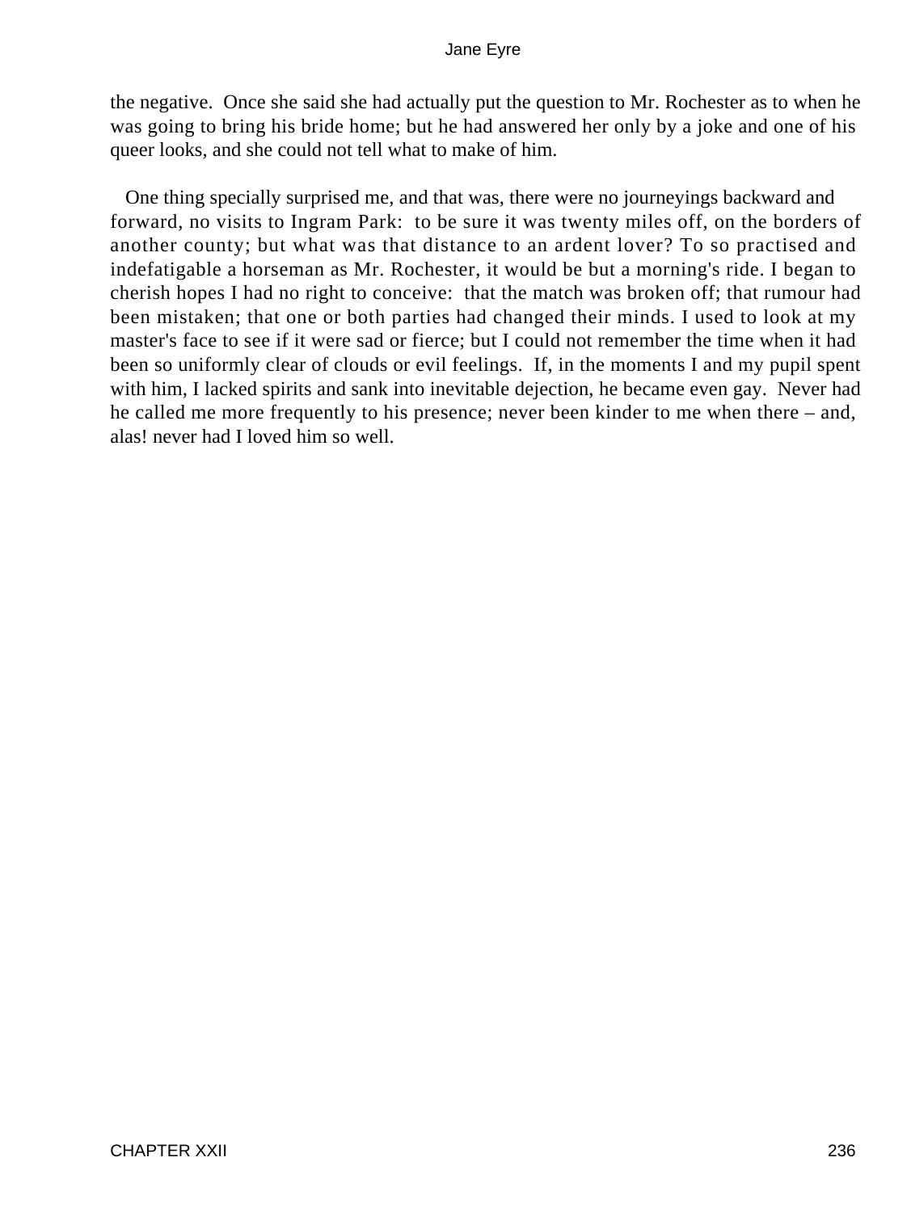the negative. Once she said she had actually put the question to Mr. Rochester as to when he was going to bring his bride home; but he had answered her only by a joke and one of his queer looks, and she could not tell what to make of him.

One thing specially surprised me, and that was, there were no journeyings backward and forward, no visits to Ingram Park: to be sure it was twenty miles off, on the borders of another county; but what was that distance to an ardent lover? To so practised and indefatigable a horseman as Mr. Rochester, it would be but a morning's ride. I began to cherish hopes I had no right to conceive: that the match was broken off; that rumour had been mistaken; that one or both parties had changed their minds. I used to look at my master's face to see if it were sad or fierce; but I could not remember the time when it had been so uniformly clear of clouds or evil feelings. If, in the moments I and my pupil spent with him, I lacked spirits and sank into inevitable dejection, he became even gay. Never had he called me more frequently to his presence; never been kinder to me when there – and, alas! never had I loved him so well.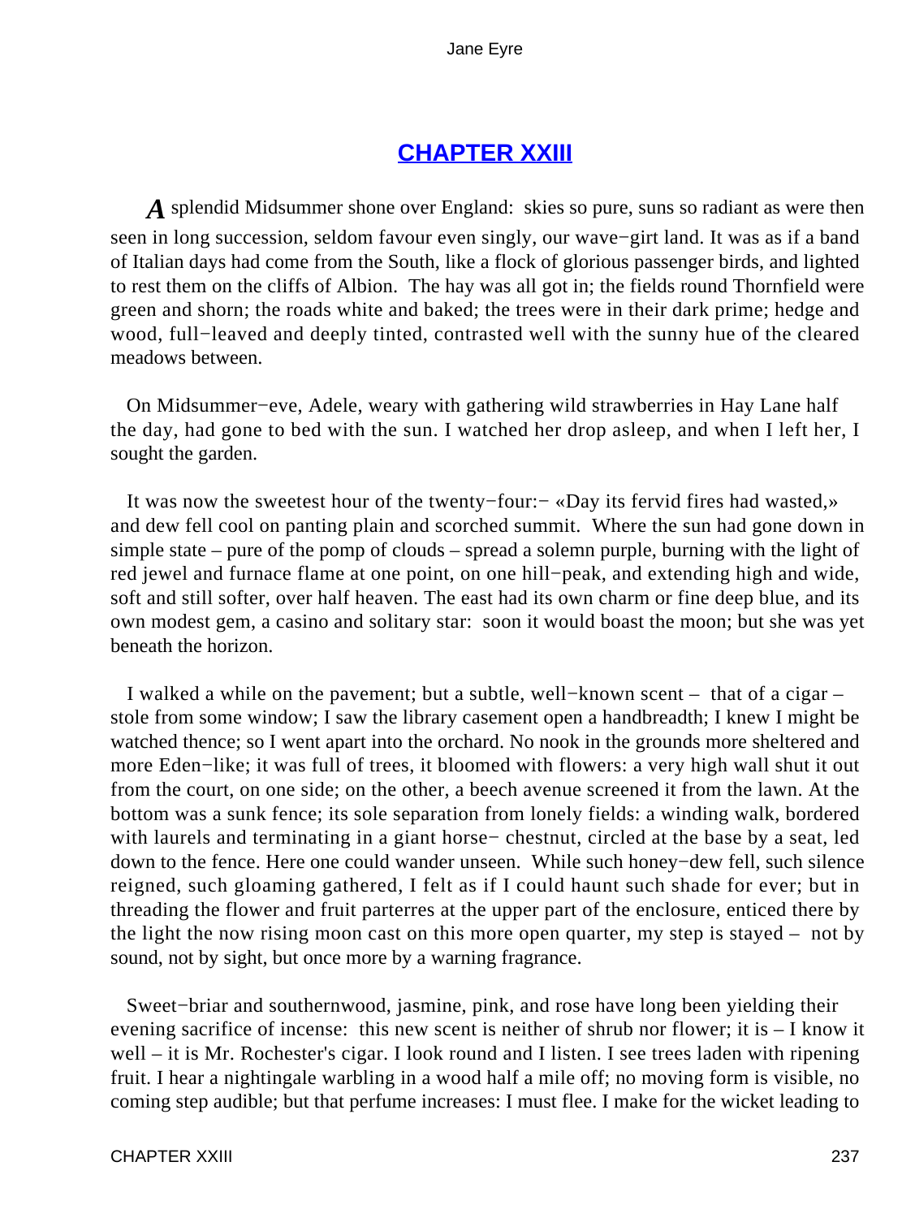## CHAPTER XXIII

*A* splendid Midsummer shone over England: skies so pure, suns so radiant as were then seen in long succession, seldom favour even singly, our wave−girt land. It was as if a band of Italian days had come from the South, like a flock of glorious passenger birds, and lighted to rest them on the cliffs of Albion. The hay was all got in; the fields round Thornfield were green and shorn; the roads white and baked; the trees were in their dark prime; hedge and wood, full−leaved and deeply tinted, contrasted well with the sunny hue of the cleared meadows between.

On Midsummer−eve, Adele, weary with gathering wild strawberries in Hay Lane half the day, had gone to bed with the sun. I watched her drop asleep, and when I left her, I sought the garden.

It was now the sweetest hour of the twenty−four:− «Day its fervid fires had wasted,» and dew fell cool on panting plain and scorched summit. Where the sun had gone down in simple state – pure of the pomp of clouds – spread a solemn purple, burning with the light of red jewel and furnace flame at one point, on one hill−peak, and extending high and wide, soft and still softer, over half heaven. The east had its own charm or fine deep blue, and its own modest gem, a casino and solitary star: soon it would boast the moon; but she was yet beneath the horizon.

I walked a while on the pavement; but a subtle, well−known scent – that of a cigar – stole from some window; I saw the library casement open a handbreadth; I knew I might be watched thence; so I went apart into the orchard. No nook in the grounds more sheltered and more Eden−like; it was full of trees, it bloomed with flowers: a very high wall shut it out from the court, on one side; on the other, a beech avenue screened it from the lawn. At the bottom was a sunk fence; its sole separation from lonely fields: a winding walk, bordered with laurels and terminating in a giant horse− chestnut, circled at the base by a seat, led down to the fence. Here one could wander unseen. While such honey−dew fell, such silence reigned, such gloaming gathered, I felt as if I could haunt such shade for ever; but in threading the flower and fruit parterres at the upper part of the enclosure, enticed there by the light the now rising moon cast on this more open quarter, my step is stayed – not by sound, not by sight, but once more by a warning fragrance.

Sweet−briar and southernwood, jasmine, pink, and rose have long been yielding their evening sacrifice of incense: this new scent is neither of shrub nor flower; it is – I know it well – it is Mr. Rochester's cigar. I look round and I listen. I see trees laden with ripening fruit. I hear a nightingale warbling in a wood half a mile off; no moving form is visible, no coming step audible; but that perfume increases: I must flee. I make for the wicket leading to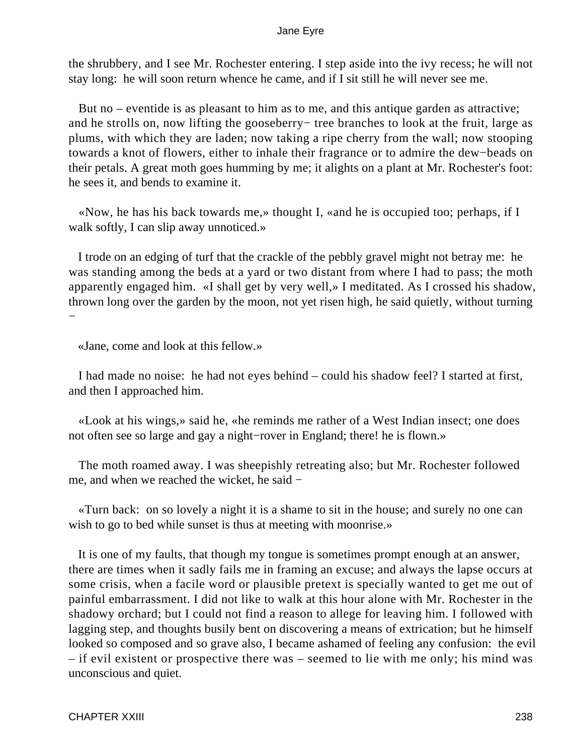the shrubbery, and I see Mr. Rochester entering. I step aside into the ivy recess; he will not stay long: he will soon return whence he came, and if I sit still he will never see me.

But no – eventide is as pleasant to him as to me, and this antique garden as attractive; and he strolls on, now lifting the gooseberry− tree branches to look at the fruit, large as plums, with which they are laden; now taking a ripe cherry from the wall; now stooping towards a knot of flowers, either to inhale their fragrance or to admire the dew−beads on their petals. A great moth goes humming by me; it alights on a plant at Mr. Rochester's foot: he sees it, and bends to examine it.

«Now, he has his back towards me,» thought I, «and he is occupied too; perhaps, if I walk softly, I can slip away unnoticed.»

I trode on an edging of turf that the crackle of the pebbly gravel might not betray me: he was standing among the beds at a yard or two distant from where I had to pass; the moth apparently engaged him. «I shall get by very well,» I meditated. As I crossed his shadow, thrown long over the garden by the moon, not yet risen high, he said quietly, without turning −

«Jane, come and look at this fellow.»

I had made no noise: he had not eyes behind – could his shadow feel? I started at first, and then I approached him.

«Look at his wings,» said he, «he reminds me rather of a West Indian insect; one does not often see so large and gay a night−rover in England; there! he is flown.»

The moth roamed away. I was sheepishly retreating also; but Mr. Rochester followed me, and when we reached the wicket, he said −

«Turn back: on so lovely a night it is a shame to sit in the house; and surely no one can wish to go to bed while sunset is thus at meeting with moonrise.»

It is one of my faults, that though my tongue is sometimes prompt enough at an answer, there are times when it sadly fails me in framing an excuse; and always the lapse occurs at some crisis, when a facile word or plausible pretext is specially wanted to get me out of painful embarrassment. I did not like to walk at this hour alone with Mr. Rochester in the shadowy orchard; but I could not find a reason to allege for leaving him. I followed with lagging step, and thoughts busily bent on discovering a means of extrication; but he himself looked so composed and so grave also, I became ashamed of feeling any confusion: the evil – if evil existent or prospective there was – seemed to lie with me only; his mind was unconscious and quiet.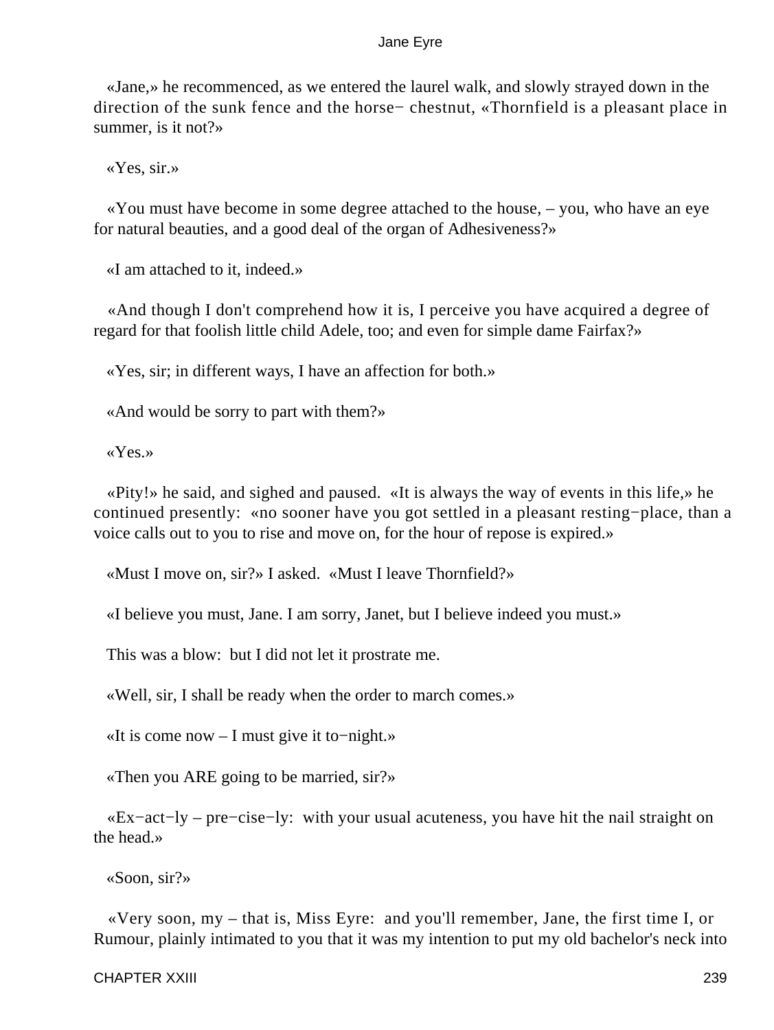«Jane,» he recommenced, as we entered the laurel walk, and slowly strayed down in the direction of the sunk fence and the horse− chestnut, «Thornfield is a pleasant place in summer, is it not?»

«Yes, sir.»

«You must have become in some degree attached to the house, – you, who have an eye for natural beauties, and a good deal of the organ of Adhesiveness?»

«I am attached to it, indeed.»

«And though I don't comprehend how it is, I perceive you have acquired a degree of regard for that foolish little child Adele, too; and even for simple dame Fairfax?»

«Yes, sir; in different ways, I have an affection for both.»

«And would be sorry to part with them?»

«Yes.»

«Pity!» he said, and sighed and paused. «It is always the way of events in this life,» he continued presently: «no sooner have you got settled in a pleasant resting−place, than a voice calls out to you to rise and move on, for the hour of repose is expired.»

«Must I move on, sir?» I asked. «Must I leave Thornfield?»

«I believe you must, Jane. I am sorry, Janet, but I believe indeed you must.»

This was a blow: but I did not let it prostrate me.

«Well, sir, I shall be ready when the order to march comes.»

«It is come now – I must give it to−night.»

«Then you ARE going to be married, sir?»

«Ex−act−ly – pre−cise−ly: with your usual acuteness, you have hit the nail straight on the head.»

«Soon, sir?»

«Very soon, my – that is, Miss Eyre: and you'll remember, Jane, the first time I, or Rumour, plainly intimated to you that it was my intention to put my old bachelor's neck into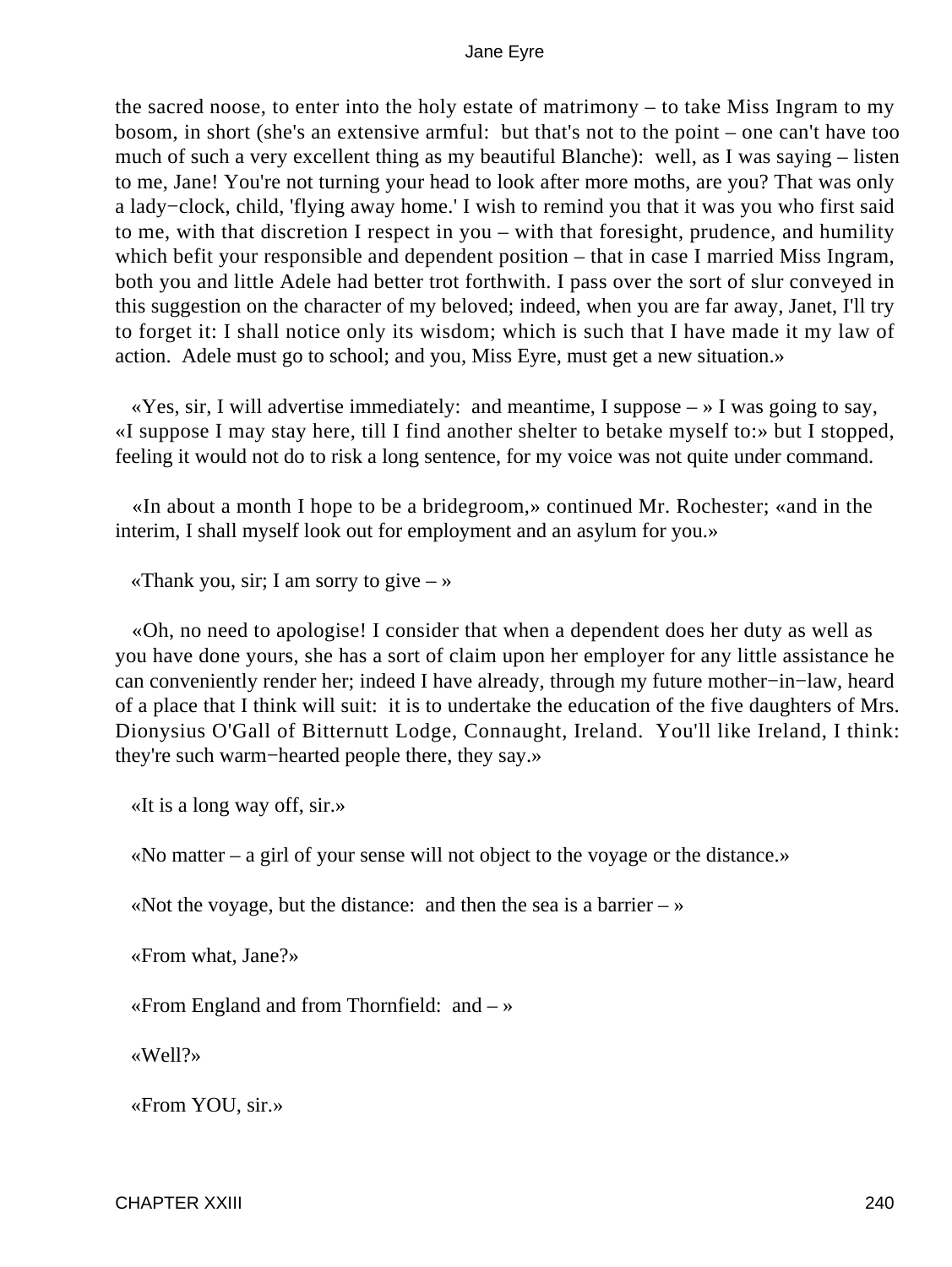the sacred noose, to enter into the holy estate of matrimony – to take Miss Ingram to my bosom, in short (she's an extensive armful: but that's not to the point – one can't have too much of such a very excellent thing as my beautiful Blanche): well, as I was saying – listen to me, Jane! You're not turning your head to look after more moths, are you? That was only a lady−clock, child, 'flying away home.' I wish to remind you that it was you who first said to me, with that discretion I respect in you – with that foresight, prudence, and humility which befit your responsible and dependent position – that in case I married Miss Ingram, both you and little Adele had better trot forthwith. I pass over the sort of slur conveyed in this suggestion on the character of my beloved; indeed, when you are far away, Janet, I'll try to forget it: I shall notice only its wisdom; which is such that I have made it my law of action. Adele must go to school; and you, Miss Eyre, must get a new situation.»

«Yes, sir, I will advertise immediately: and meantime, I suppose – » I was going to say, «I suppose I may stay here, till I find another shelter to betake myself to:» but I stopped, feeling it would not do to risk a long sentence, for my voice was not quite under command.

«In about a month I hope to be a bridegroom,» continued Mr. Rochester; «and in the interim, I shall myself look out for employment and an asylum for you.»

«Thank you, sir; I am sorry to give – »

«Oh, no need to apologise! I consider that when a dependent does her duty as well as you have done yours, she has a sort of claim upon her employer for any little assistance he can conveniently render her; indeed I have already, through my future mother−in−law, heard of a place that I think will suit: it is to undertake the education of the five daughters of Mrs. Dionysius O'Gall of Bitternutt Lodge, Connaught, Ireland. You'll like Ireland, I think: they're such warm−hearted people there, they say.»

«It is a long way off, sir.»

«No matter – a girl of your sense will not object to the voyage or the distance.»

«Not the voyage, but the distance: and then the sea is a barrier – »

«From what, Jane?»

«From England and from Thornfield: and – »

«Well?»

«From YOU, sir.»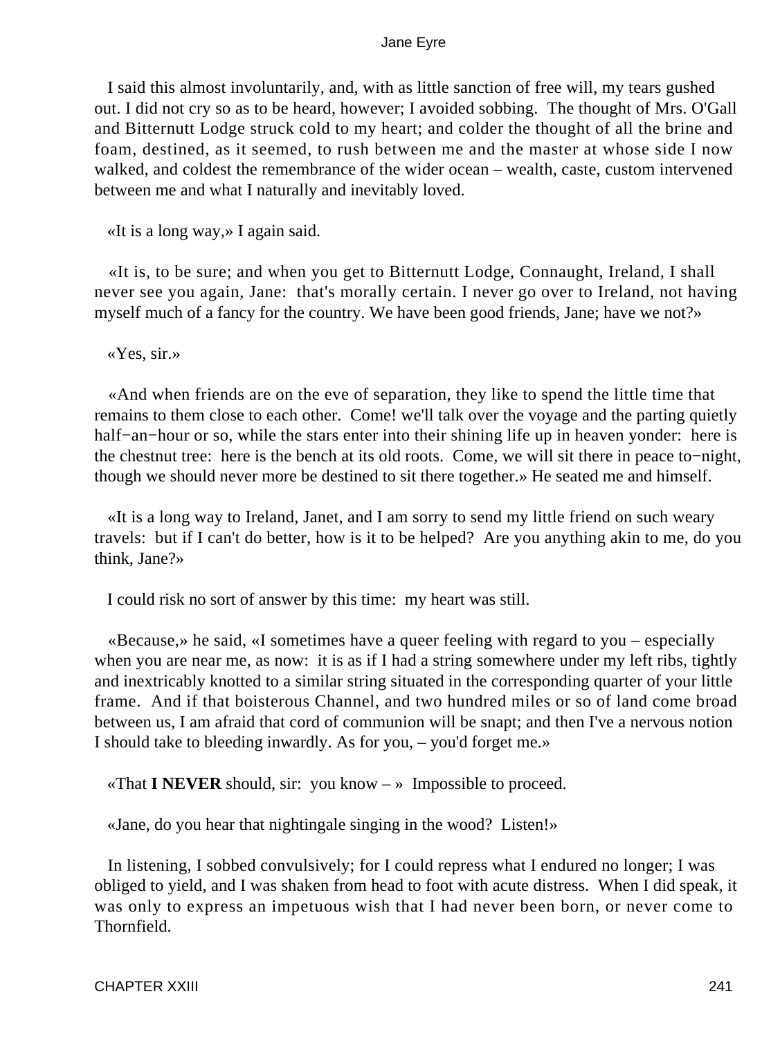I said this almost involuntarily, and, with as little sanction of free will, my tears gushed out. I did not cry so as to be heard, however; I avoided sobbing. The thought of Mrs. O'Gall and Bitternutt Lodge struck cold to my heart; and colder the thought of all the brine and foam, destined, as it seemed, to rush between me and the master at whose side I now walked, and coldest the remembrance of the wider ocean – wealth, caste, custom intervened between me and what I naturally and inevitably loved.

«It is a long way,» I again said.

«It is, to be sure; and when you get to Bitternutt Lodge, Connaught, Ireland, I shall never see you again, Jane: that's morally certain. I never go over to Ireland, not having myself much of a fancy for the country. We have been good friends, Jane; have we not?»

«Yes, sir.»

«And when friends are on the eve of separation, they like to spend the little time that remains to them close to each other. Come! we'll talk over the voyage and the parting quietly half−an−hour or so, while the stars enter into their shining life up in heaven yonder: here is the chestnut tree: here is the bench at its old roots. Come, we will sit there in peace to−night, though we should never more be destined to sit there together.» He seated me and himself.

«It is a long way to Ireland, Janet, and I am sorry to send my little friend on such weary travels: but if I can't do better, how is it to be helped? Are you anything akin to me, do you think, Jane?»

I could risk no sort of answer by this time: my heart was still.

«Because,» he said, «I sometimes have a queer feeling with regard to you – especially when you are near me, as now: it is as if I had a string somewhere under my left ribs, tightly and inextricably knotted to a similar string situated in the corresponding quarter of your little frame. And if that boisterous Channel, and two hundred miles or so of land come broad between us, I am afraid that cord of communion will be snapt; and then I've a nervous notion I should take to bleeding inwardly. As for you, – you'd forget me.»

«That **I NEVER** should, sir: you know – » Impossible to proceed.

«Jane, do you hear that nightingale singing in the wood? Listen!»

In listening, I sobbed convulsively; for I could repress what I endured no longer; I was obliged to yield, and I was shaken from head to foot with acute distress. When I did speak, it was only to express an impetuous wish that I had never been born, or never come to Thornfield.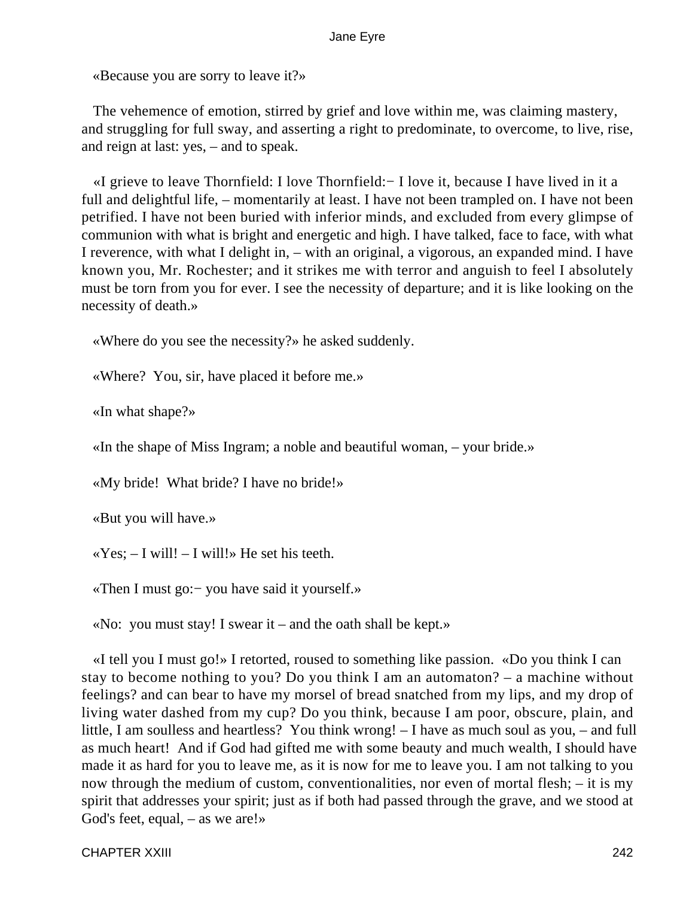«Because you are sorry to leave it?»

The vehemence of emotion, stirred by grief and love within me, was claiming mastery, and struggling for full sway, and asserting a right to predominate, to overcome, to live, rise, and reign at last: yes, – and to speak.

«I grieve to leave Thornfield: I love Thornfield:− I love it, because I have lived in it a full and delightful life, – momentarily at least. I have not been trampled on. I have not been petrified. I have not been buried with inferior minds, and excluded from every glimpse of communion with what is bright and energetic and high. I have talked, face to face, with what I reverence, with what I delight in, – with an original, a vigorous, an expanded mind. I have known you, Mr. Rochester; and it strikes me with terror and anguish to feel I absolutely must be torn from you for ever. I see the necessity of departure; and it is like looking on the necessity of death.»

«Where do you see the necessity?» he asked suddenly.

«Where? You, sir, have placed it before me.»

«In what shape?»

«In the shape of Miss Ingram; a noble and beautiful woman, – your bride.»

«My bride! What bride? I have no bride!»

«But you will have.»

«Yes; – I will! – I will!» He set his teeth.

«Then I must go:− you have said it yourself.»

«No: you must stay! I swear it – and the oath shall be kept.»

«I tell you I must go!» I retorted, roused to something like passion. «Do you think I can stay to become nothing to you? Do you think I am an automaton? – a machine without feelings? and can bear to have my morsel of bread snatched from my lips, and my drop of living water dashed from my cup? Do you think, because I am poor, obscure, plain, and little, I am soulless and heartless? You think wrong! – I have as much soul as you, – and full as much heart! And if God had gifted me with some beauty and much wealth, I should have made it as hard for you to leave me, as it is now for me to leave you. I am not talking to you now through the medium of custom, conventionalities, nor even of mortal flesh; – it is my spirit that addresses your spirit; just as if both had passed through the grave, and we stood at God's feet, equal, – as we are!»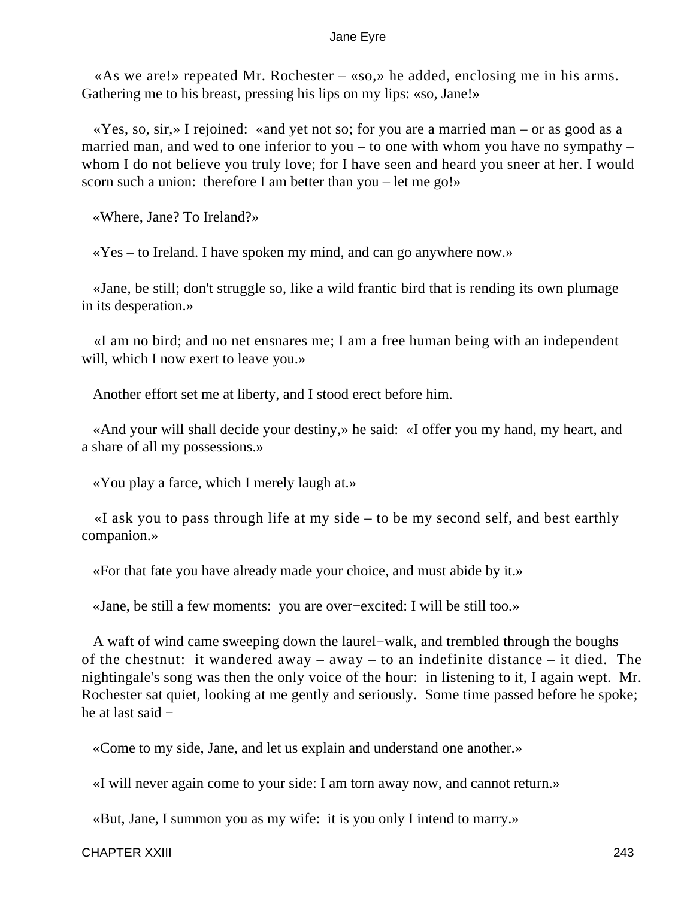«As we are!» repeated Mr. Rochester – «so,» he added, enclosing me in his arms. Gathering me to his breast, pressing his lips on my lips: «so, Jane!»

«Yes, so, sir,» I rejoined: «and yet not so; for you are a married man – or as good as a married man, and wed to one inferior to you – to one with whom you have no sympathy – whom I do not believe you truly love; for I have seen and heard you sneer at her. I would scorn such a union: therefore I am better than you – let me go!»

«Where, Jane? To Ireland?»

«Yes – to Ireland. I have spoken my mind, and can go anywhere now.»

«Jane, be still; don't struggle so, like a wild frantic bird that is rending its own plumage in its desperation.»

«I am no bird; and no net ensnares me; I am a free human being with an independent will, which I now exert to leave you.»

Another effort set me at liberty, and I stood erect before him.

«And your will shall decide your destiny,» he said: «I offer you my hand, my heart, and a share of all my possessions.»

«You play a farce, which I merely laugh at.»

«I ask you to pass through life at my side – to be my second self, and best earthly companion.»

«For that fate you have already made your choice, and must abide by it.»

«Jane, be still a few moments: you are over−excited: I will be still too.»

A waft of wind came sweeping down the laurel−walk, and trembled through the boughs of the chestnut: it wandered away – away – to an indefinite distance – it died. The nightingale's song was then the only voice of the hour: in listening to it, I again wept. Mr. Rochester sat quiet, looking at me gently and seriously. Some time passed before he spoke; he at last said −

«Come to my side, Jane, and let us explain and understand one another.»

«I will never again come to your side: I am torn away now, and cannot return.»

«But, Jane, I summon you as my wife: it is you only I intend to marry.»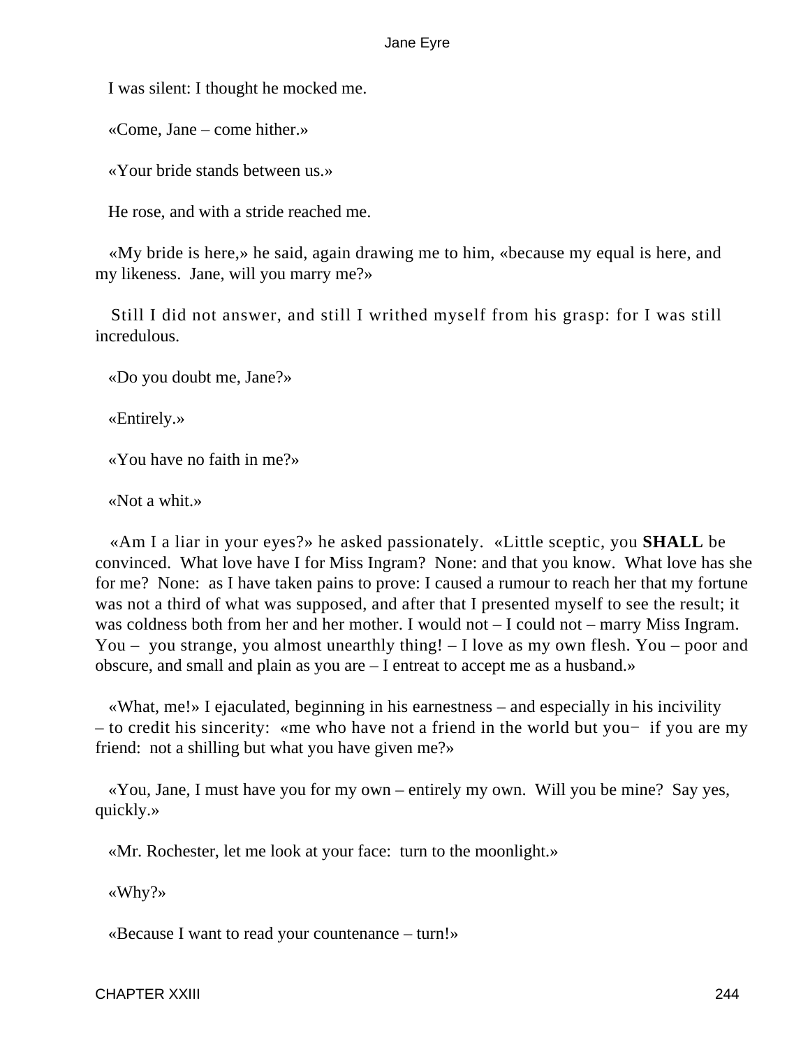I was silent: I thought he mocked me.

«Come, Jane – come hither.»

«Your bride stands between us.»

He rose, and with a stride reached me.

«My bride is here,» he said, again drawing me to him, «because my equal is here, and my likeness. Jane, will you marry me?»

Still I did not answer, and still I writhed myself from his grasp: for I was still incredulous.

«Do you doubt me, Jane?»

«Entirely.»

«You have no faith in me?»

«Not a whit.»

«Am I a liar in your eyes?» he asked passionately. «Little sceptic, you **SHALL** be convinced. What love have I for Miss Ingram? None: and that you know. What love has she for me? None: as I have taken pains to prove: I caused a rumour to reach her that my fortune was not a third of what was supposed, and after that I presented myself to see the result; it was coldness both from her and her mother. I would not – I could not – marry Miss Ingram. You – you strange, you almost unearthly thing! – I love as my own flesh. You – poor and obscure, and small and plain as you are – I entreat to accept me as a husband.»

«What, me!» I ejaculated, beginning in his earnestness – and especially in his incivility – to credit his sincerity: «me who have not a friend in the world but you− if you are my friend: not a shilling but what you have given me?»

«You, Jane, I must have you for my own – entirely my own. Will you be mine? Say yes, quickly.»

«Mr. Rochester, let me look at your face: turn to the moonlight.»

«Why?»

«Because I want to read your countenance – turn!»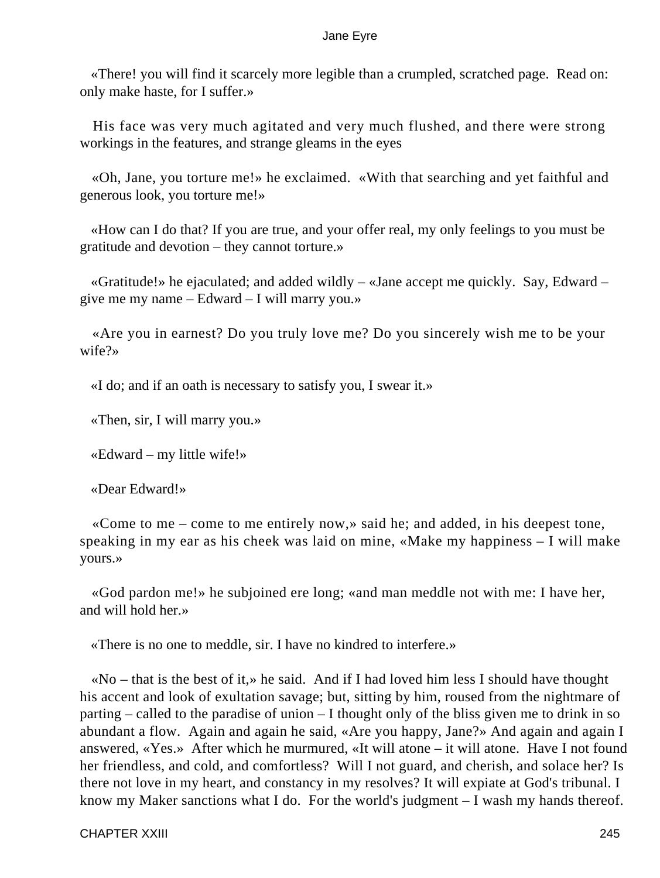«There! you will find it scarcely more legible than a crumpled, scratched page. Read on: only make haste, for I suffer.»

His face was very much agitated and very much flushed, and there were strong workings in the features, and strange gleams in the eyes

«Oh, Jane, you torture me!» he exclaimed. «With that searching and yet faithful and generous look, you torture me!»

«How can I do that? If you are true, and your offer real, my only feelings to you must be gratitude and devotion – they cannot torture.»

«Gratitude!» he ejaculated; and added wildly – «Jane accept me quickly. Say, Edward – give me my name – Edward – I will marry you.»

«Are you in earnest? Do you truly love me? Do you sincerely wish me to be your wife?»

«I do; and if an oath is necessary to satisfy you, I swear it.»

«Then, sir, I will marry you.»

«Edward – my little wife!»

«Dear Edward!»

«Come to me – come to me entirely now,» said he; and added, in his deepest tone, speaking in my ear as his cheek was laid on mine, «Make my happiness – I will make yours.»

«God pardon me!» he subjoined ere long; «and man meddle not with me: I have her, and will hold her.»

«There is no one to meddle, sir. I have no kindred to interfere.»

«No – that is the best of it,» he said. And if I had loved him less I should have thought his accent and look of exultation savage; but, sitting by him, roused from the nightmare of parting – called to the paradise of union – I thought only of the bliss given me to drink in so abundant a flow. Again and again he said, «Are you happy, Jane?» And again and again I answered, «Yes.» After which he murmured, «It will atone – it will atone. Have I not found her friendless, and cold, and comfortless? Will I not guard, and cherish, and solace her? Is there not love in my heart, and constancy in my resolves? It will expiate at God's tribunal. I know my Maker sanctions what I do. For the world's judgment – I wash my hands thereof.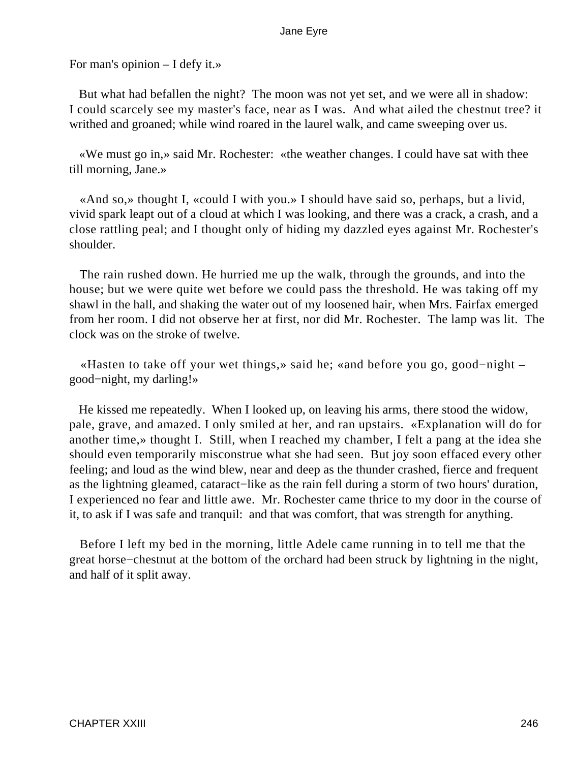For man's opinion – I defy it.»

But what had befallen the night? The moon was not yet set, and we were all in shadow: I could scarcely see my master's face, near as I was. And what ailed the chestnut tree? it writhed and groaned; while wind roared in the laurel walk, and came sweeping over us.

«We must go in,» said Mr. Rochester: «the weather changes. I could have sat with thee till morning, Jane.»

«And so,» thought I, «could I with you.» I should have said so, perhaps, but a livid, vivid spark leapt out of a cloud at which I was looking, and there was a crack, a crash, and a close rattling peal; and I thought only of hiding my dazzled eyes against Mr. Rochester's shoulder.

The rain rushed down. He hurried me up the walk, through the grounds, and into the house; but we were quite wet before we could pass the threshold. He was taking off my shawl in the hall, and shaking the water out of my loosened hair, when Mrs. Fairfax emerged from her room. I did not observe her at first, nor did Mr. Rochester. The lamp was lit. The clock was on the stroke of twelve.

«Hasten to take off your wet things,» said he; «and before you go, good−night – good−night, my darling!»

He kissed me repeatedly. When I looked up, on leaving his arms, there stood the widow, pale, grave, and amazed. I only smiled at her, and ran upstairs. «Explanation will do for another time,» thought I. Still, when I reached my chamber, I felt a pang at the idea she should even temporarily misconstrue what she had seen. But joy soon effaced every other feeling; and loud as the wind blew, near and deep as the thunder crashed, fierce and frequent as the lightning gleamed, cataract−like as the rain fell during a storm of two hours' duration, I experienced no fear and little awe. Mr. Rochester came thrice to my door in the course of it, to ask if I was safe and tranquil: and that was comfort, that was strength for anything.

Before I left my bed in the morning, little Adele came running in to tell me that the great horse−chestnut at the bottom of the orchard had been struck by lightning in the night, and half of it split away.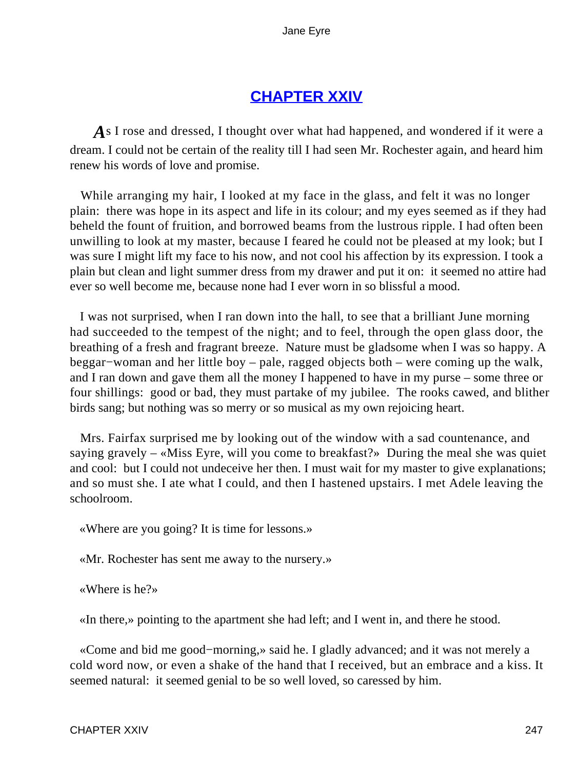## CHAPTER XXIV

As I rose and dressed, I thought over what had happened, and wondered if it were a dream. I could not be certain of the reality till I had seen Mr. Rochester again, and heard him renew his words of love and promise.

While arranging my hair, I looked at my face in the glass, and felt it was no longer plain: there was hope in its aspect and life in its colour; and my eyes seemed as if they had beheld the fount of fruition, and borrowed beams from the lustrous ripple. I had often been unwilling to look at my master, because I feared he could not be pleased at my look; but I was sure I might lift my face to his now, and not cool his affection by its expression. I took a plain but clean and light summer dress from my drawer and put it on: it seemed no attire had ever so well become me, because none had I ever worn in so blissful a mood.

I was not surprised, when I ran down into the hall, to see that a brilliant June morning had succeeded to the tempest of the night; and to feel, through the open glass door, the breathing of a fresh and fragrant breeze. Nature must be gladsome when I was so happy. A beggar−woman and her little boy – pale, ragged objects both – were coming up the walk, and I ran down and gave them all the money I happened to have in my purse – some three or four shillings: good or bad, they must partake of my jubilee. The rooks cawed, and blither birds sang; but nothing was so merry or so musical as my own rejoicing heart.

Mrs. Fairfax surprised me by looking out of the window with a sad countenance, and saying gravely – «Miss Eyre, will you come to breakfast?» During the meal she was quiet and cool: but I could not undeceive her then. I must wait for my master to give explanations; and so must she. I ate what I could, and then I hastened upstairs. I met Adele leaving the schoolroom.

«Where are you going? It is time for lessons.»

«Mr. Rochester has sent me away to the nursery.»

«Where is he?»

«In there,» pointing to the apartment she had left; and I went in, and there he stood.

«Come and bid me good−morning,» said he. I gladly advanced; and it was not merely a cold word now, or even a shake of the hand that I received, but an embrace and a kiss. It seemed natural: it seemed genial to be so well loved, so caressed by him.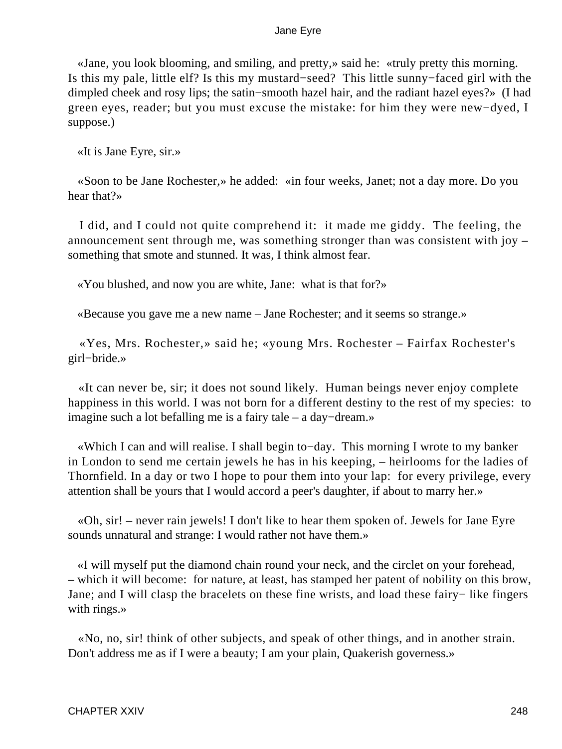«Jane, you look blooming, and smiling, and pretty,» said he: «truly pretty this morning. Is this my pale, little elf? Is this my mustard−seed? This little sunny−faced girl with the dimpled cheek and rosy lips; the satin−smooth hazel hair, and the radiant hazel eyes?» (I had green eyes, reader; but you must excuse the mistake: for him they were new−dyed, I suppose.)

«It is Jane Eyre, sir.»

«Soon to be Jane Rochester,» he added: «in four weeks, Janet; not a day more. Do you hear that?»

I did, and I could not quite comprehend it: it made me giddy. The feeling, the announcement sent through me, was something stronger than was consistent with joy – something that smote and stunned. It was, I think almost fear.

«You blushed, and now you are white, Jane: what is that for?»

«Because you gave me a new name – Jane Rochester; and it seems so strange.»

«Yes, Mrs. Rochester,» said he; «young Mrs. Rochester – Fairfax Rochester's girl−bride.»

«It can never be, sir; it does not sound likely. Human beings never enjoy complete happiness in this world. I was not born for a different destiny to the rest of my species: to imagine such a lot befalling me is a fairy tale – a day−dream.»

«Which I can and will realise. I shall begin to−day. This morning I wrote to my banker in London to send me certain jewels he has in his keeping, – heirlooms for the ladies of Thornfield. In a day or two I hope to pour them into your lap: for every privilege, every attention shall be yours that I would accord a peer's daughter, if about to marry her.»

«Oh, sir! – never rain jewels! I don't like to hear them spoken of. Jewels for Jane Eyre sounds unnatural and strange: I would rather not have them.»

«I will myself put the diamond chain round your neck, and the circlet on your forehead, – which it will become: for nature, at least, has stamped her patent of nobility on this brow, Jane; and I will clasp the bracelets on these fine wrists, and load these fairy− like fingers with rings.»

«No, no, sir! think of other subjects, and speak of other things, and in another strain. Don't address me as if I were a beauty; I am your plain, Quakerish governess.»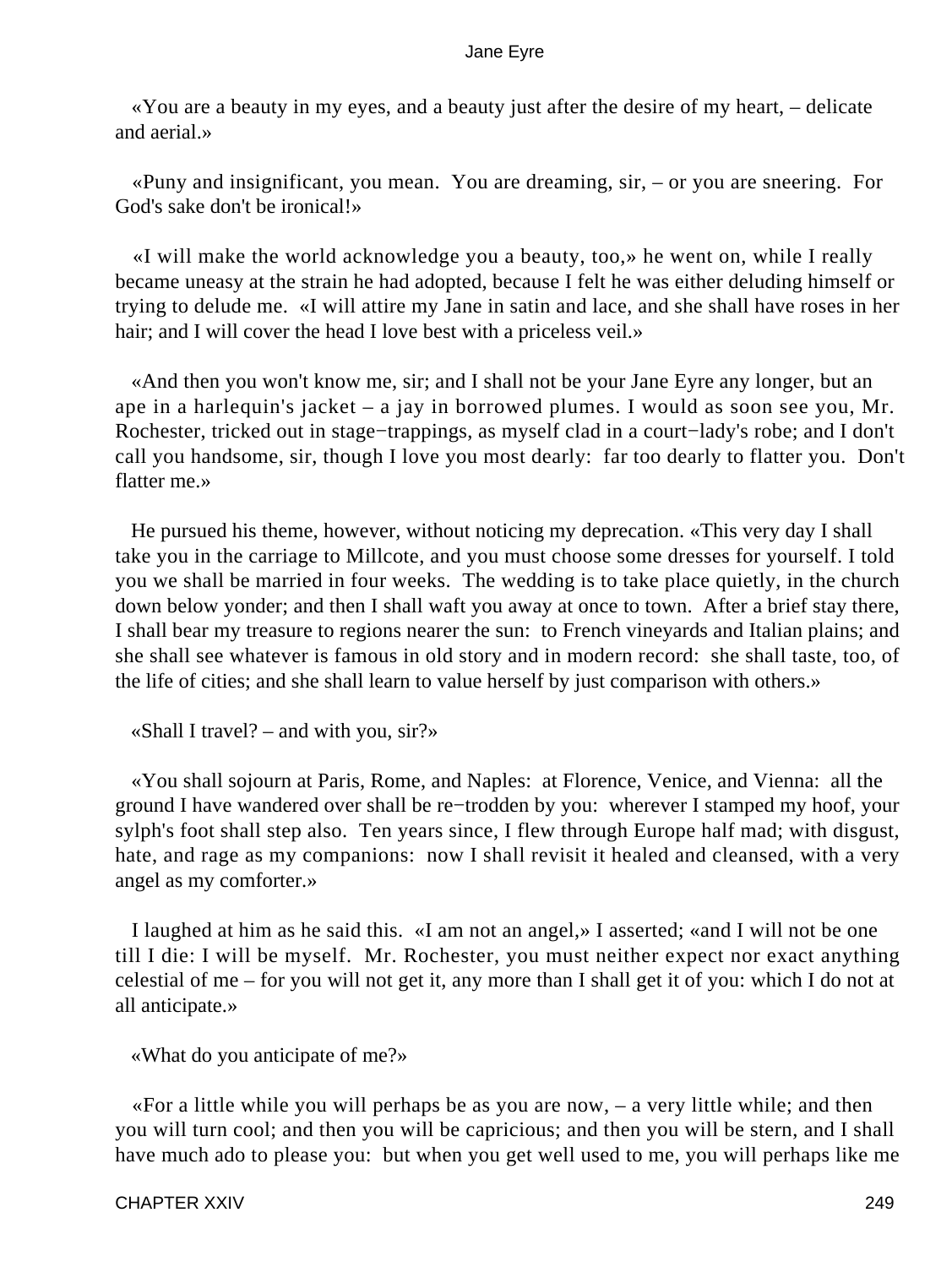«You are a beauty in my eyes, and a beauty just after the desire of my heart, – delicate and aerial.»

«Puny and insignificant, you mean. You are dreaming, sir, – or you are sneering. For God's sake don't be ironical!»

«I will make the world acknowledge you a beauty, too,» he went on, while I really became uneasy at the strain he had adopted, because I felt he was either deluding himself or trying to delude me. «I will attire my Jane in satin and lace, and she shall have roses in her hair; and I will cover the head I love best with a priceless veil.»

«And then you won't know me, sir; and I shall not be your Jane Eyre any longer, but an ape in a harlequin's jacket – a jay in borrowed plumes. I would as soon see you, Mr. Rochester, tricked out in stage−trappings, as myself clad in a court−lady's robe; and I don't call you handsome, sir, though I love you most dearly: far too dearly to flatter you. Don't flatter me.»

He pursued his theme, however, without noticing my deprecation. «This very day I shall take you in the carriage to Millcote, and you must choose some dresses for yourself. I told you we shall be married in four weeks. The wedding is to take place quietly, in the church down below yonder; and then I shall waft you away at once to town. After a brief stay there, I shall bear my treasure to regions nearer the sun: to French vineyards and Italian plains; and she shall see whatever is famous in old story and in modern record: she shall taste, too, of the life of cities; and she shall learn to value herself by just comparison with others.»

«Shall I travel? – and with you, sir?»

«You shall sojourn at Paris, Rome, and Naples: at Florence, Venice, and Vienna: all the ground I have wandered over shall be re−trodden by you: wherever I stamped my hoof, your sylph's foot shall step also. Ten years since, I flew through Europe half mad; with disgust, hate, and rage as my companions: now I shall revisit it healed and cleansed, with a very angel as my comforter.»

I laughed at him as he said this. «I am not an angel,» I asserted; «and I will not be one till I die: I will be myself. Mr. Rochester, you must neither expect nor exact anything celestial of me – for you will not get it, any more than I shall get it of you: which I do not at all anticipate.»

«What do you anticipate of me?»

«For a little while you will perhaps be as you are now, – a very little while; and then you will turn cool; and then you will be capricious; and then you will be stern, and I shall have much ado to please you: but when you get well used to me, you will perhaps like me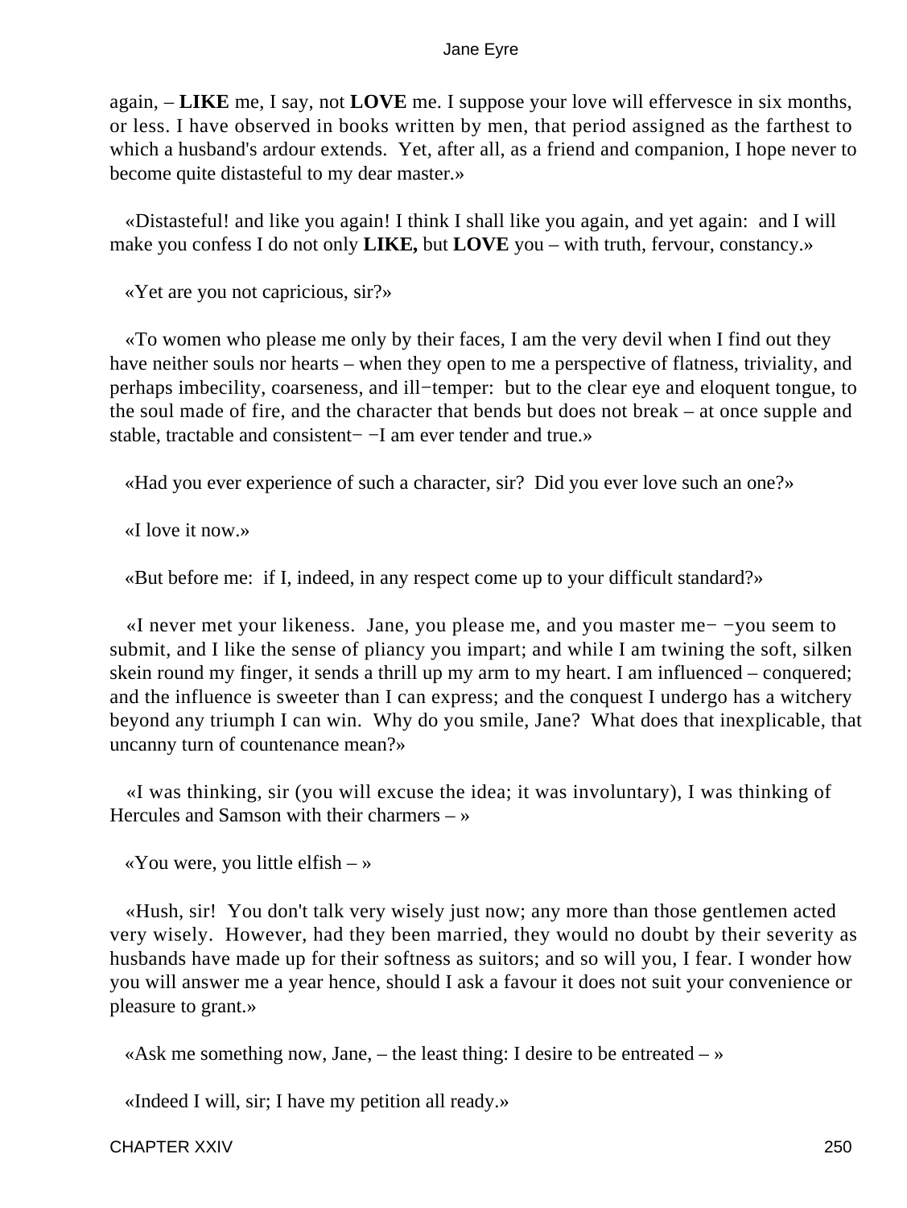again, – **LIKE** me, I say, not **LOVE** me. I suppose your love will effervesce in six months, or less. I have observed in books written by men, that period assigned as the farthest to which a husband's ardour extends. Yet, after all, as a friend and companion, I hope never to become quite distasteful to my dear master.»

«Distasteful! and like you again! I think I shall like you again, and yet again: and I will make you confess I do not only **LIKE,** but **LOVE** you – with truth, fervour, constancy.»

«Yet are you not capricious, sir?»

«To women who please me only by their faces, I am the very devil when I find out they have neither souls nor hearts – when they open to me a perspective of flatness, triviality, and perhaps imbecility, coarseness, and ill−temper: but to the clear eye and eloquent tongue, to the soul made of fire, and the character that bends but does not break – at once supple and stable, tractable and consistent− −I am ever tender and true.»

«Had you ever experience of such a character, sir? Did you ever love such an one?»

«I love it now.»

«But before me: if I, indeed, in any respect come up to your difficult standard?»

«I never met your likeness. Jane, you please me, and you master me− −you seem to submit, and I like the sense of pliancy you impart; and while I am twining the soft, silken skein round my finger, it sends a thrill up my arm to my heart. I am influenced – conquered; and the influence is sweeter than I can express; and the conquest I undergo has a witchery beyond any triumph I can win. Why do you smile, Jane? What does that inexplicable, that uncanny turn of countenance mean?»

«I was thinking, sir (you will excuse the idea; it was involuntary), I was thinking of Hercules and Samson with their charmers – »

«You were, you little elfish – »

«Hush, sir! You don't talk very wisely just now; any more than those gentlemen acted very wisely. However, had they been married, they would no doubt by their severity as husbands have made up for their softness as suitors; and so will you, I fear. I wonder how you will answer me a year hence, should I ask a favour it does not suit your convenience or pleasure to grant.»

«Ask me something now, Jane, – the least thing: I desire to be entreated – »

«Indeed I will, sir; I have my petition all ready.»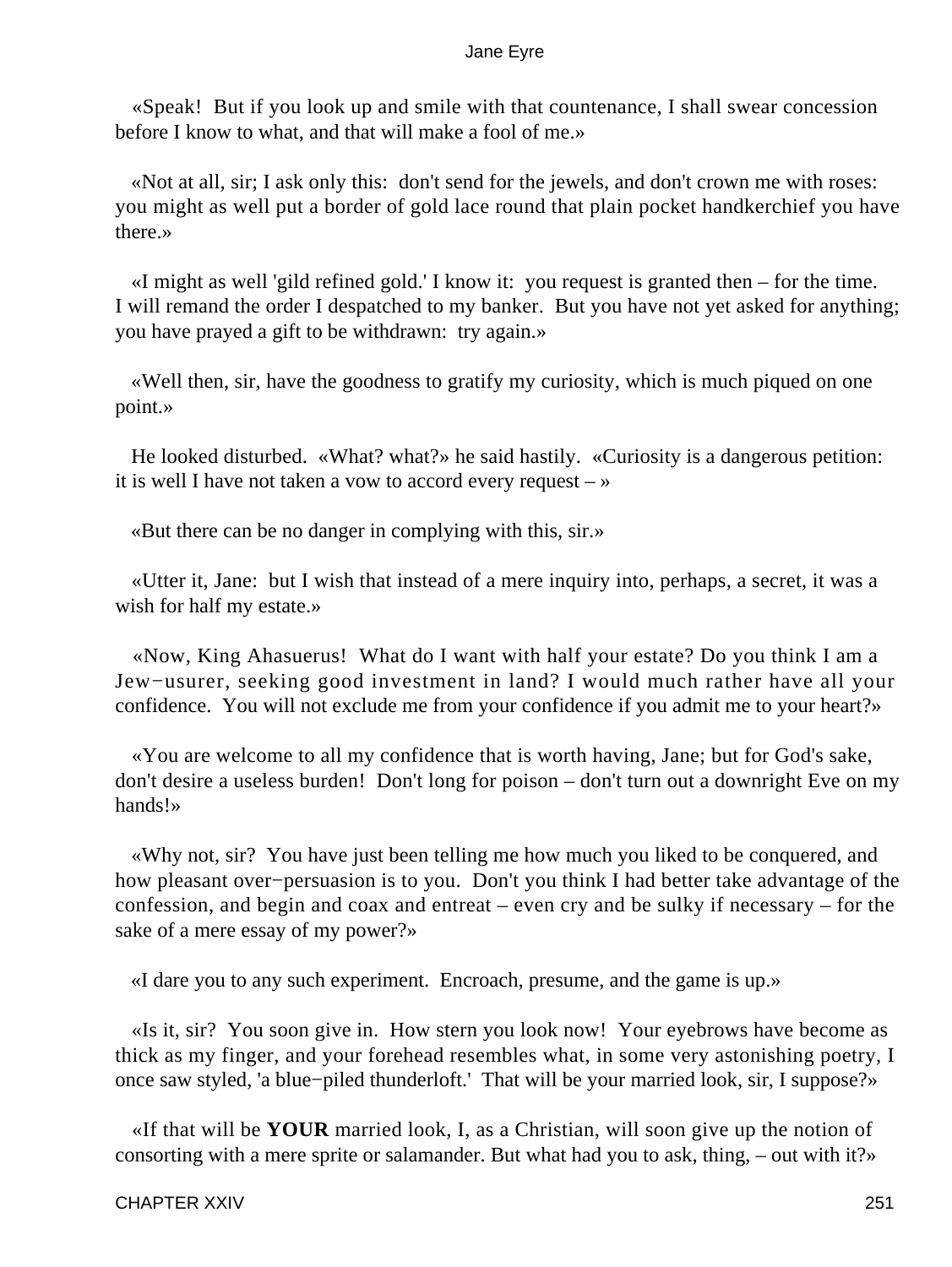«Speak! But if you look up and smile with that countenance, I shall swear concession before I know to what, and that will make a fool of me.»

«Not at all, sir; I ask only this: don't send for the jewels, and don't crown me with roses: you might as well put a border of gold lace round that plain pocket handkerchief you have there.»

«I might as well 'gild refined gold.' I know it: you request is granted then – for the time. I will remand the order I despatched to my banker. But you have not yet asked for anything; you have prayed a gift to be withdrawn: try again.»

«Well then, sir, have the goodness to gratify my curiosity, which is much piqued on one point.»

He looked disturbed. «What? what?» he said hastily. «Curiosity is a dangerous petition: it is well I have not taken a vow to accord every request – »

«But there can be no danger in complying with this, sir.»

«Utter it, Jane: but I wish that instead of a mere inquiry into, perhaps, a secret, it was a wish for half my estate.»

«Now, King Ahasuerus! What do I want with half your estate? Do you think I am a Jew−usurer, seeking good investment in land? I would much rather have all your confidence. You will not exclude me from your confidence if you admit me to your heart?»

«You are welcome to all my confidence that is worth having, Jane; but for God's sake, don't desire a useless burden! Don't long for poison – don't turn out a downright Eve on my hands!»

«Why not, sir? You have just been telling me how much you liked to be conquered, and how pleasant over−persuasion is to you. Don't you think I had better take advantage of the confession, and begin and coax and entreat – even cry and be sulky if necessary – for the sake of a mere essay of my power?»

«I dare you to any such experiment. Encroach, presume, and the game is up.»

«Is it, sir? You soon give in. How stern you look now! Your eyebrows have become as thick as my finger, and your forehead resembles what, in some very astonishing poetry, I once saw styled, 'a blue−piled thunderloft.' That will be your married look, sir, I suppose?»

«If that will be **YOUR** married look, I, as a Christian, will soon give up the notion of consorting with a mere sprite or salamander. But what had you to ask, thing, – out with it?»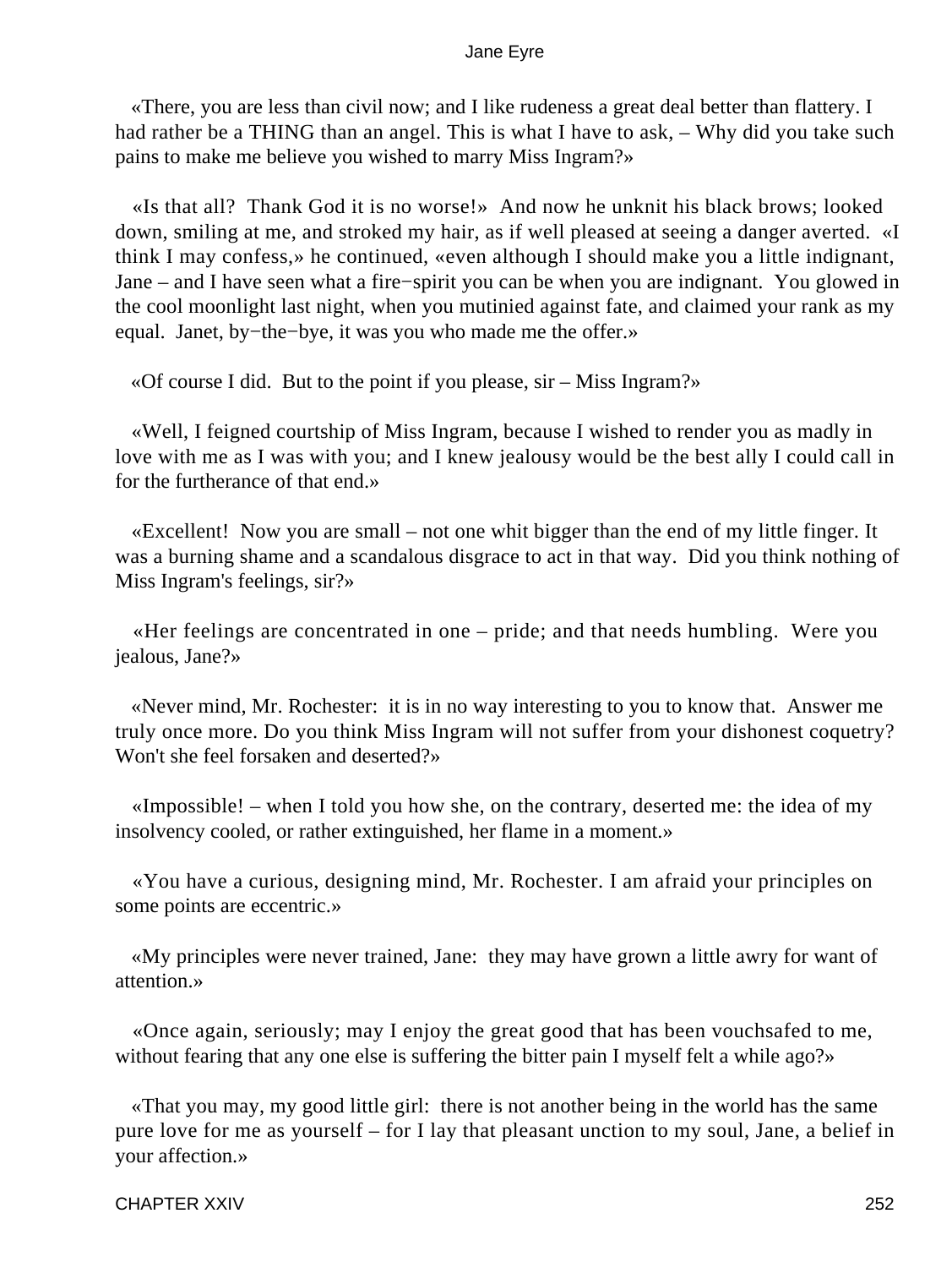«There, you are less than civil now; and I like rudeness a great deal better than flattery. I had rather be a THING than an angel. This is what I have to ask, – Why did you take such pains to make me believe you wished to marry Miss Ingram?»

«Is that all? Thank God it is no worse!» And now he unknit his black brows; looked down, smiling at me, and stroked my hair, as if well pleased at seeing a danger averted. «I think I may confess,» he continued, «even although I should make you a little indignant, Jane – and I have seen what a fire−spirit you can be when you are indignant. You glowed in the cool moonlight last night, when you mutinied against fate, and claimed your rank as my equal. Janet, by−the−bye, it was you who made me the offer.»

«Of course I did. But to the point if you please, sir – Miss Ingram?»

«Well, I feigned courtship of Miss Ingram, because I wished to render you as madly in love with me as I was with you; and I knew jealousy would be the best ally I could call in for the furtherance of that end.»

«Excellent! Now you are small – not one whit bigger than the end of my little finger. It was a burning shame and a scandalous disgrace to act in that way. Did you think nothing of Miss Ingram's feelings, sir?»

«Her feelings are concentrated in one – pride; and that needs humbling. Were you jealous, Jane?»

«Never mind, Mr. Rochester: it is in no way interesting to you to know that. Answer me truly once more. Do you think Miss Ingram will not suffer from your dishonest coquetry? Won't she feel forsaken and deserted?»

«Impossible! – when I told you how she, on the contrary, deserted me: the idea of my insolvency cooled, or rather extinguished, her flame in a moment.»

«You have a curious, designing mind, Mr. Rochester. I am afraid your principles on some points are eccentric.»

«My principles were never trained, Jane: they may have grown a little awry for want of attention.»

«Once again, seriously; may I enjoy the great good that has been vouchsafed to me, without fearing that any one else is suffering the bitter pain I myself felt a while ago?»

«That you may, my good little girl: there is not another being in the world has the same pure love for me as yourself – for I lay that pleasant unction to my soul, Jane, a belief in your affection.»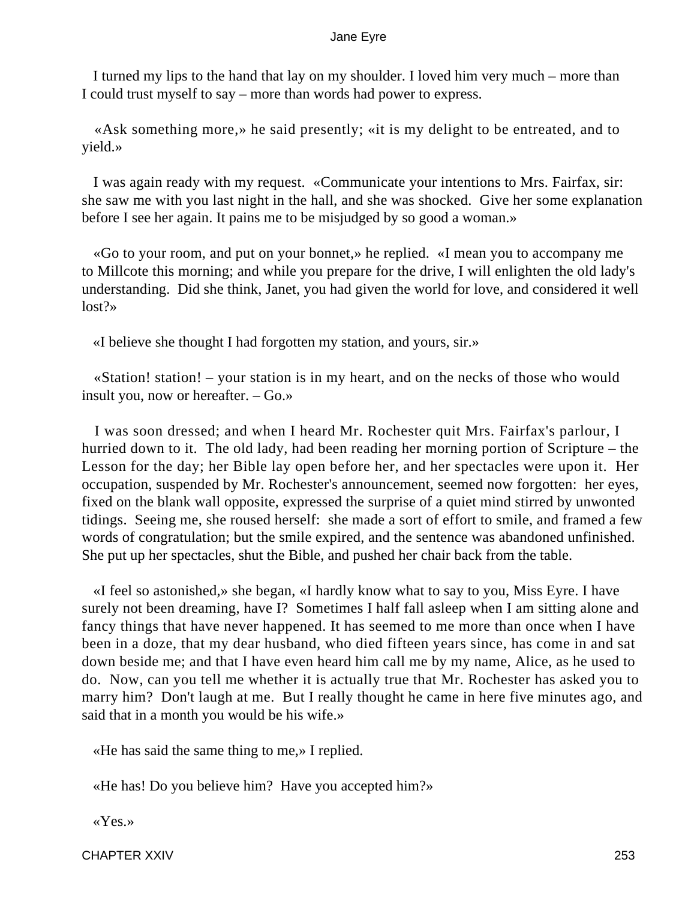I turned my lips to the hand that lay on my shoulder. I loved him very much – more than I could trust myself to say – more than words had power to express.

«Ask something more,» he said presently; «it is my delight to be entreated, and to yield.»

I was again ready with my request. «Communicate your intentions to Mrs. Fairfax, sir: she saw me with you last night in the hall, and she was shocked. Give her some explanation before I see her again. It pains me to be misjudged by so good a woman.»

«Go to your room, and put on your bonnet,» he replied. «I mean you to accompany me to Millcote this morning; and while you prepare for the drive, I will enlighten the old lady's understanding. Did she think, Janet, you had given the world for love, and considered it well lost?»

«I believe she thought I had forgotten my station, and yours, sir.»

«Station! station! – your station is in my heart, and on the necks of those who would insult you, now or hereafter. – Go.»

I was soon dressed; and when I heard Mr. Rochester quit Mrs. Fairfax's parlour, I hurried down to it. The old lady, had been reading her morning portion of Scripture – the Lesson for the day; her Bible lay open before her, and her spectacles were upon it. Her occupation, suspended by Mr. Rochester's announcement, seemed now forgotten: her eyes, fixed on the blank wall opposite, expressed the surprise of a quiet mind stirred by unwonted tidings. Seeing me, she roused herself: she made a sort of effort to smile, and framed a few words of congratulation; but the smile expired, and the sentence was abandoned unfinished. She put up her spectacles, shut the Bible, and pushed her chair back from the table.

«I feel so astonished,» she began, «I hardly know what to say to you, Miss Eyre. I have surely not been dreaming, have I? Sometimes I half fall asleep when I am sitting alone and fancy things that have never happened. It has seemed to me more than once when I have been in a doze, that my dear husband, who died fifteen years since, has come in and sat down beside me; and that I have even heard him call me by my name, Alice, as he used to do. Now, can you tell me whether it is actually true that Mr. Rochester has asked you to marry him? Don't laugh at me. But I really thought he came in here five minutes ago, and said that in a month you would be his wife.»

«He has said the same thing to me,» I replied.

«He has! Do you believe him? Have you accepted him?»

«Yes.»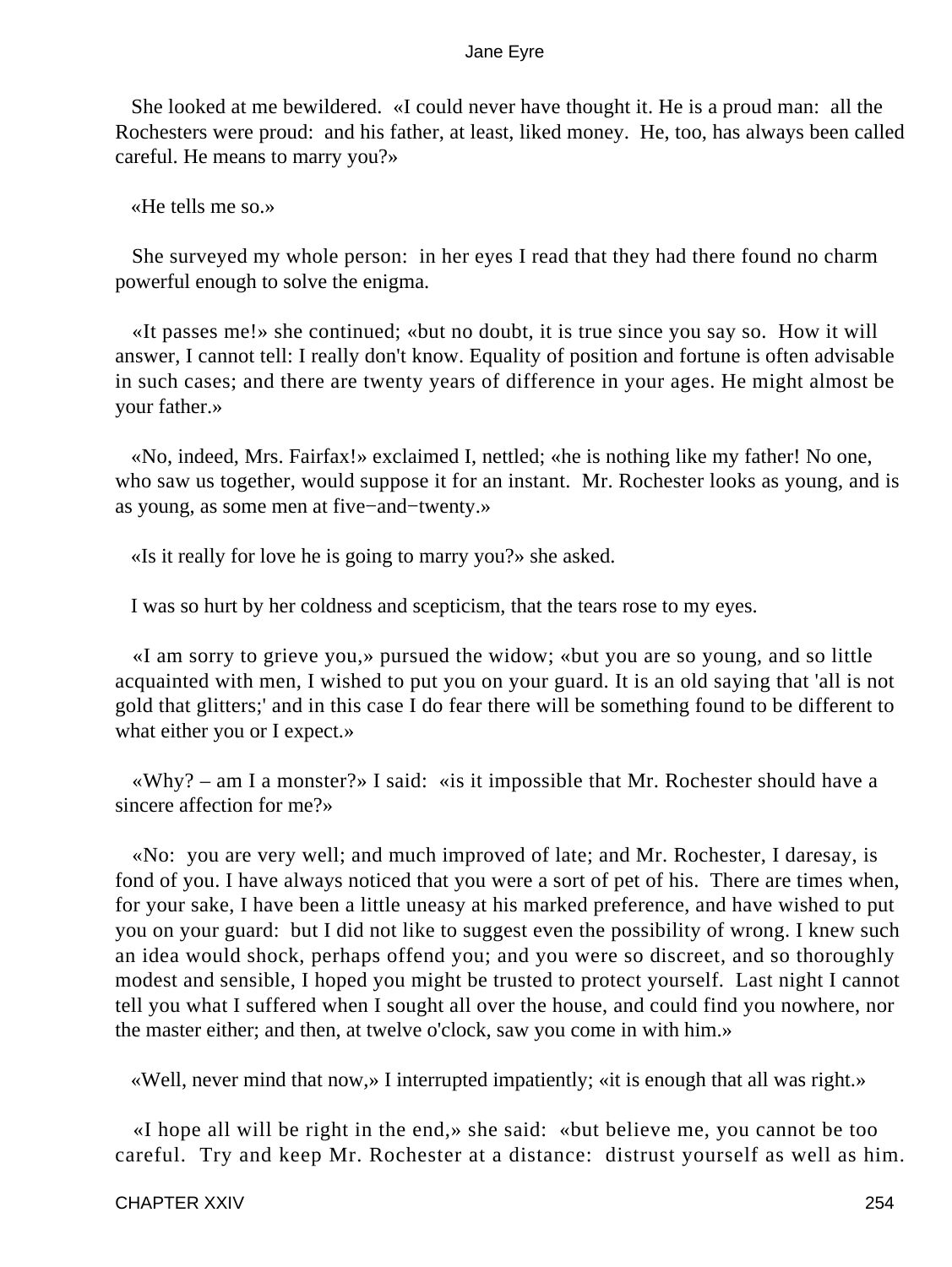She looked at me bewildered. «I could never have thought it. He is a proud man: all the Rochesters were proud: and his father, at least, liked money. He, too, has always been called careful. He means to marry you?»

«He tells me so.»

She surveyed my whole person: in her eyes I read that they had there found no charm powerful enough to solve the enigma.

«It passes me!» she continued; «but no doubt, it is true since you say so. How it will answer, I cannot tell: I really don't know. Equality of position and fortune is often advisable in such cases; and there are twenty years of difference in your ages. He might almost be your father.»

«No, indeed, Mrs. Fairfax!» exclaimed I, nettled; «he is nothing like my father! No one, who saw us together, would suppose it for an instant. Mr. Rochester looks as young, and is as young, as some men at five−and−twenty.»

«Is it really for love he is going to marry you?» she asked.

I was so hurt by her coldness and scepticism, that the tears rose to my eyes.

«I am sorry to grieve you,» pursued the widow; «but you are so young, and so little acquainted with men, I wished to put you on your guard. It is an old saying that 'all is not gold that glitters;' and in this case I do fear there will be something found to be different to what either you or I expect.»

«Why? – am I a monster?» I said: «is it impossible that Mr. Rochester should have a sincere affection for me?»

«No: you are very well; and much improved of late; and Mr. Rochester, I daresay, is fond of you. I have always noticed that you were a sort of pet of his. There are times when, for your sake, I have been a little uneasy at his marked preference, and have wished to put you on your guard: but I did not like to suggest even the possibility of wrong. I knew such an idea would shock, perhaps offend you; and you were so discreet, and so thoroughly modest and sensible, I hoped you might be trusted to protect yourself. Last night I cannot tell you what I suffered when I sought all over the house, and could find you nowhere, nor the master either; and then, at twelve o'clock, saw you come in with him.»

«Well, never mind that now,» I interrupted impatiently; «it is enough that all was right.»

«I hope all will be right in the end,» she said: «but believe me, you cannot be too careful. Try and keep Mr. Rochester at a distance: distrust yourself as well as him.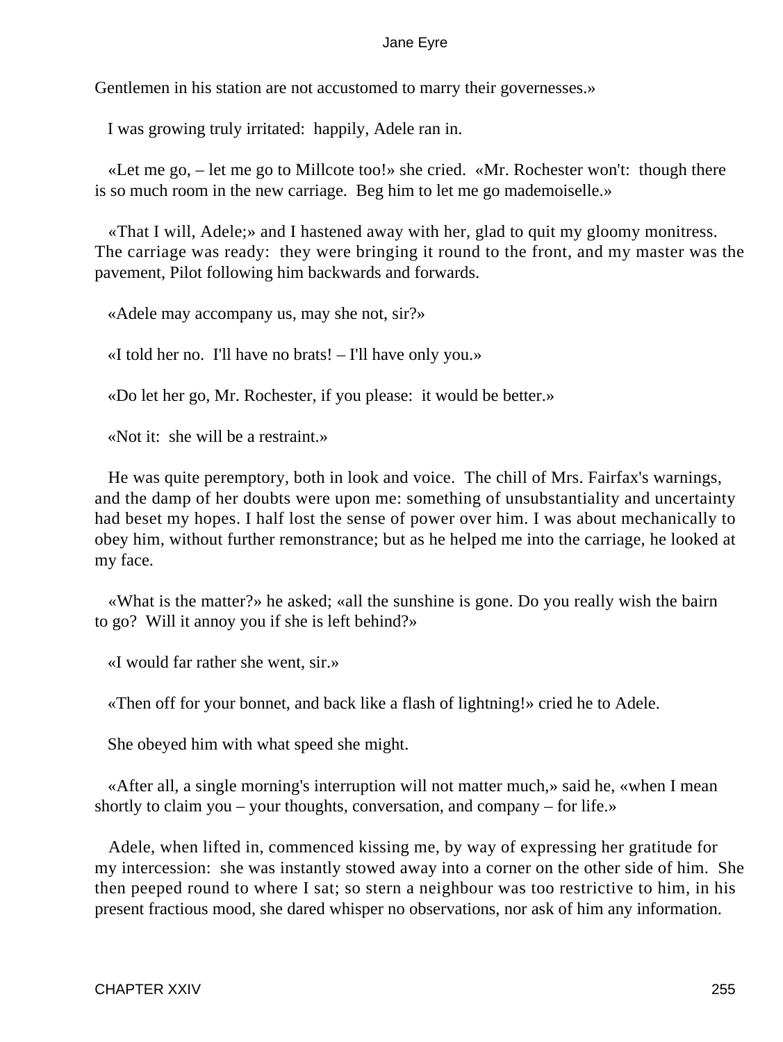Gentlemen in his station are not accustomed to marry their governesses.»

I was growing truly irritated: happily, Adele ran in.

«Let me go, – let me go to Millcote too!» she cried. «Mr. Rochester won't: though there is so much room in the new carriage. Beg him to let me go mademoiselle.»

«That I will, Adele;» and I hastened away with her, glad to quit my gloomy monitress. The carriage was ready: they were bringing it round to the front, and my master was the pavement, Pilot following him backwards and forwards.

«Adele may accompany us, may she not, sir?»

«I told her no. I'll have no brats! – I'll have only you.»

«Do let her go, Mr. Rochester, if you please: it would be better.»

«Not it: she will be a restraint.»

He was quite peremptory, both in look and voice. The chill of Mrs. Fairfax's warnings, and the damp of her doubts were upon me: something of unsubstantiality and uncertainty had beset my hopes. I half lost the sense of power over him. I was about mechanically to obey him, without further remonstrance; but as he helped me into the carriage, he looked at my face.

«What is the matter?» he asked; «all the sunshine is gone. Do you really wish the bairn to go? Will it annoy you if she is left behind?»

«I would far rather she went, sir.»

«Then off for your bonnet, and back like a flash of lightning!» cried he to Adele.

She obeyed him with what speed she might.

«After all, a single morning's interruption will not matter much,» said he, «when I mean shortly to claim you – your thoughts, conversation, and company – for life.»

Adele, when lifted in, commenced kissing me, by way of expressing her gratitude for my intercession: she was instantly stowed away into a corner on the other side of him. She then peeped round to where I sat; so stern a neighbour was too restrictive to him, in his present fractious mood, she dared whisper no observations, nor ask of him any information.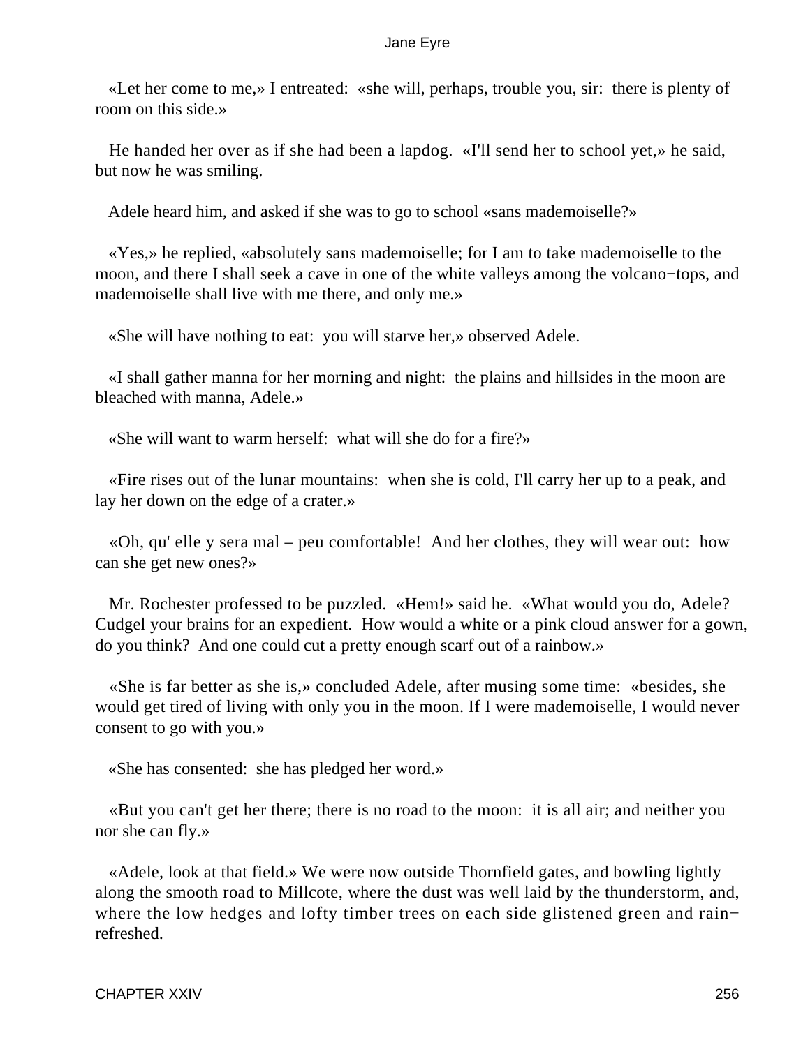«Let her come to me,» I entreated: «she will, perhaps, trouble you, sir: there is plenty of room on this side.»

He handed her over as if she had been a lapdog. «I'll send her to school yet,» he said, but now he was smiling.

Adele heard him, and asked if she was to go to school «sans mademoiselle?»

«Yes,» he replied, «absolutely sans mademoiselle; for I am to take mademoiselle to the moon, and there I shall seek a cave in one of the white valleys among the volcano−tops, and mademoiselle shall live with me there, and only me.»

«She will have nothing to eat: you will starve her,» observed Adele.

«I shall gather manna for her morning and night: the plains and hillsides in the moon are bleached with manna, Adele.»

«She will want to warm herself: what will she do for a fire?»

«Fire rises out of the lunar mountains: when she is cold, I'll carry her up to a peak, and lay her down on the edge of a crater.»

«Oh, qu' elle y sera mal – peu comfortable! And her clothes, they will wear out: how can she get new ones?»

Mr. Rochester professed to be puzzled. «Hem!» said he. «What would you do, Adele? Cudgel your brains for an expedient. How would a white or a pink cloud answer for a gown, do you think? And one could cut a pretty enough scarf out of a rainbow.»

«She is far better as she is,» concluded Adele, after musing some time: «besides, she would get tired of living with only you in the moon. If I were mademoiselle, I would never consent to go with you.»

«She has consented: she has pledged her word.»

«But you can't get her there; there is no road to the moon: it is all air; and neither you nor she can fly.»

«Adele, look at that field.» We were now outside Thornfield gates, and bowling lightly along the smooth road to Millcote, where the dust was well laid by the thunderstorm, and, where the low hedges and lofty timber trees on each side glistened green and rain−refreshed.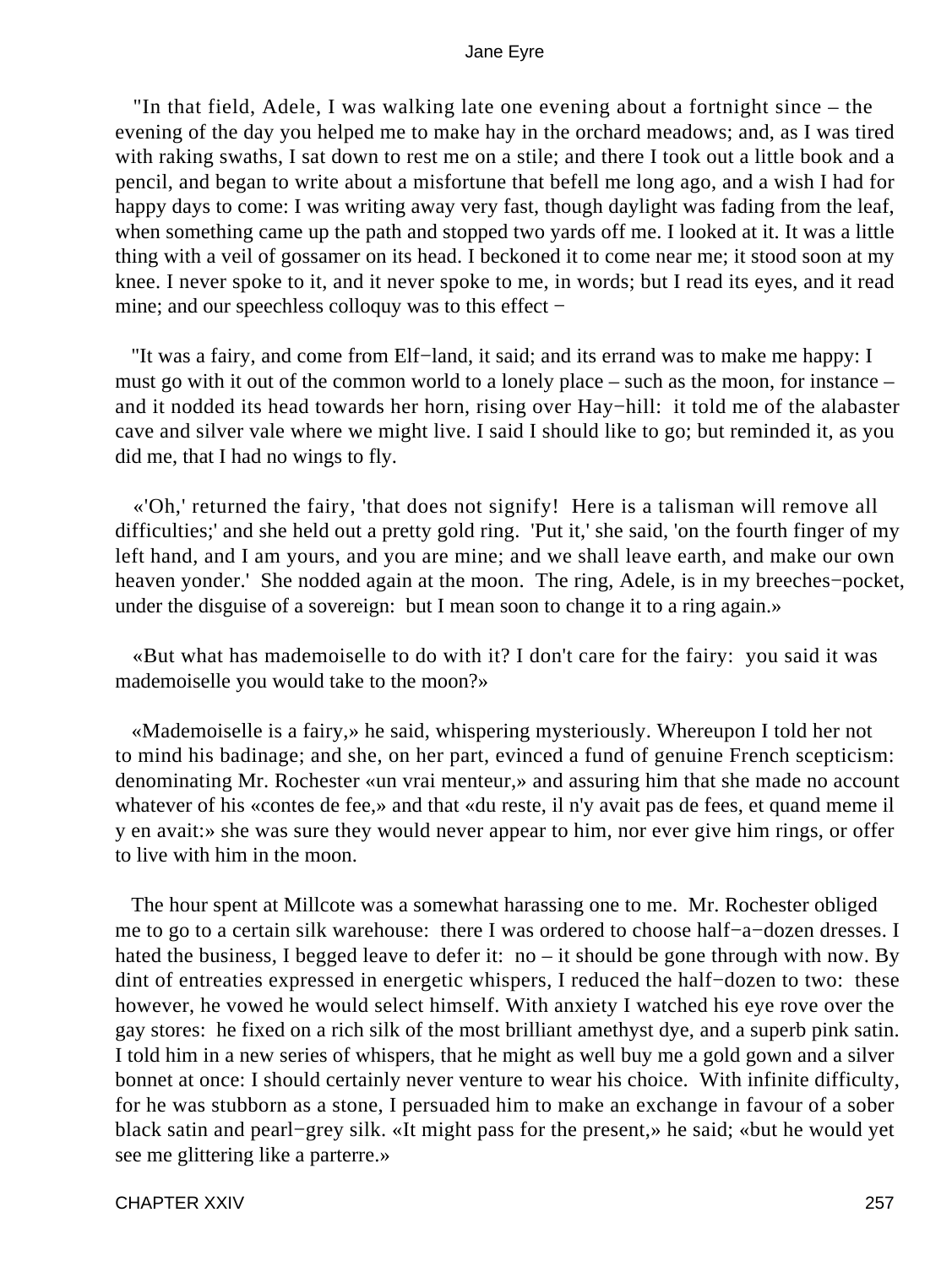"In that field, Adele, I was walking late one evening about a fortnight since – the evening of the day you helped me to make hay in the orchard meadows; and, as I was tired with raking swaths, I sat down to rest me on a stile; and there I took out a little book and a pencil, and began to write about a misfortune that befell me long ago, and a wish I had for happy days to come: I was writing away very fast, though daylight was fading from the leaf, when something came up the path and stopped two yards off me. I looked at it. It was a little thing with a veil of gossamer on its head. I beckoned it to come near me; it stood soon at my knee. I never spoke to it, and it never spoke to me, in words; but I read its eyes, and it read mine; and our speechless colloquy was to this effect −

"It was a fairy, and come from Elf−land, it said; and its errand was to make me happy: I must go with it out of the common world to a lonely place – such as the moon, for instance – and it nodded its head towards her horn, rising over Hay−hill: it told me of the alabaster cave and silver vale where we might live. I said I should like to go; but reminded it, as you did me, that I had no wings to fly.

«'Oh,' returned the fairy, 'that does not signify! Here is a talisman will remove all difficulties;' and she held out a pretty gold ring. 'Put it,' she said, 'on the fourth finger of my left hand, and I am yours, and you are mine; and we shall leave earth, and make our own heaven yonder.' She nodded again at the moon. The ring, Adele, is in my breeches−pocket, under the disguise of a sovereign: but I mean soon to change it to a ring again.»

«But what has mademoiselle to do with it? I don't care for the fairy: you said it was mademoiselle you would take to the moon?»

«Mademoiselle is a fairy,» he said, whispering mysteriously. Whereupon I told her not to mind his badinage; and she, on her part, evinced a fund of genuine French scepticism: denominating Mr. Rochester «un vrai menteur,» and assuring him that she made no account whatever of his «contes de fee,» and that «du reste, il n'y avait pas de fees, et quand meme il y en avait:» she was sure they would never appear to him, nor ever give him rings, or offer to live with him in the moon.

The hour spent at Millcote was a somewhat harassing one to me. Mr. Rochester obliged me to go to a certain silk warehouse: there I was ordered to choose half−a−dozen dresses. I hated the business, I begged leave to defer it: no – it should be gone through with now. By dint of entreaties expressed in energetic whispers, I reduced the half−dozen to two: these however, he vowed he would select himself. With anxiety I watched his eye rove over the gay stores: he fixed on a rich silk of the most brilliant amethyst dye, and a superb pink satin. I told him in a new series of whispers, that he might as well buy me a gold gown and a silver bonnet at once: I should certainly never venture to wear his choice. With infinite difficulty, for he was stubborn as a stone, I persuaded him to make an exchange in favour of a sober black satin and pearl−grey silk. «It might pass for the present,» he said; «but he would yet see me glittering like a parterre.»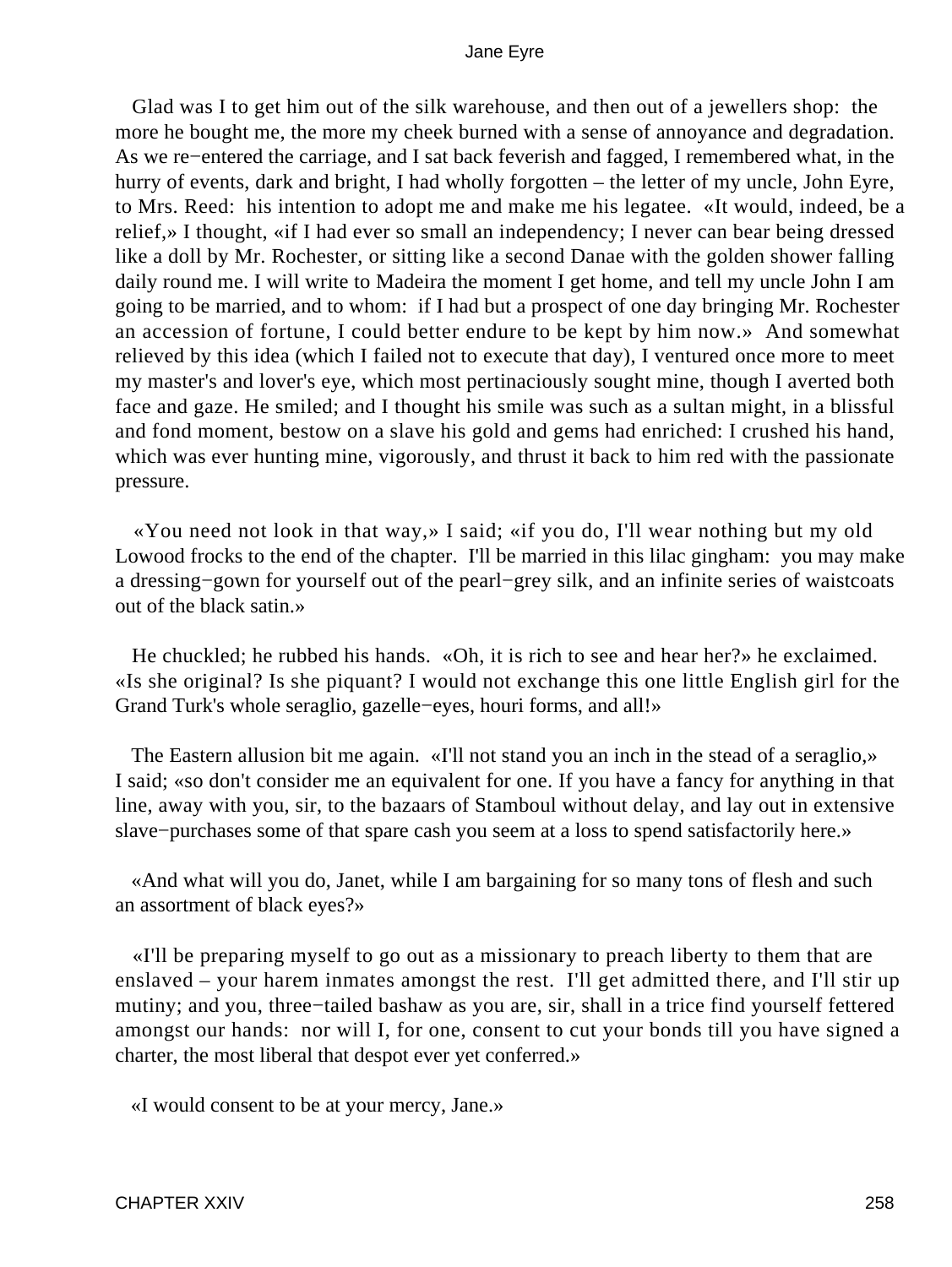Glad was I to get him out of the silk warehouse, and then out of a jewellers shop: the more he bought me, the more my cheek burned with a sense of annoyance and degradation. As we re−entered the carriage, and I sat back feverish and fagged, I remembered what, in the hurry of events, dark and bright, I had wholly forgotten – the letter of my uncle, John Eyre, to Mrs. Reed: his intention to adopt me and make me his legatee. «It would, indeed, be a relief,» I thought, «if I had ever so small an independency; I never can bear being dressed like a doll by Mr. Rochester, or sitting like a second Danae with the golden shower falling daily round me. I will write to Madeira the moment I get home, and tell my uncle John I am going to be married, and to whom: if I had but a prospect of one day bringing Mr. Rochester an accession of fortune, I could better endure to be kept by him now.» And somewhat relieved by this idea (which I failed not to execute that day), I ventured once more to meet my master's and lover's eye, which most pertinaciously sought mine, though I averted both face and gaze. He smiled; and I thought his smile was such as a sultan might, in a blissful and fond moment, bestow on a slave his gold and gems had enriched: I crushed his hand, which was ever hunting mine, vigorously, and thrust it back to him red with the passionate pressure.

«You need not look in that way,» I said; «if you do, I'll wear nothing but my old Lowood frocks to the end of the chapter. I'll be married in this lilac gingham: you may make a dressing−gown for yourself out of the pearl−grey silk, and an infinite series of waistcoats out of the black satin.»

He chuckled; he rubbed his hands. «Oh, it is rich to see and hear her?» he exclaimed. «Is she original? Is she piquant? I would not exchange this one little English girl for the Grand Turk's whole seraglio, gazelle−eyes, houri forms, and all!»

The Eastern allusion bit me again. «I'll not stand you an inch in the stead of a seraglio,» I said; «so don't consider me an equivalent for one. If you have a fancy for anything in that line, away with you, sir, to the bazaars of Stamboul without delay, and lay out in extensive slave−purchases some of that spare cash you seem at a loss to spend satisfactorily here.»

«And what will you do, Janet, while I am bargaining for so many tons of flesh and such an assortment of black eyes?»

«I'll be preparing myself to go out as a missionary to preach liberty to them that are enslaved – your harem inmates amongst the rest. I'll get admitted there, and I'll stir up mutiny; and you, three−tailed bashaw as you are, sir, shall in a trice find yourself fettered amongst our hands: nor will I, for one, consent to cut your bonds till you have signed a charter, the most liberal that despot ever yet conferred.»

«I would consent to be at your mercy, Jane.»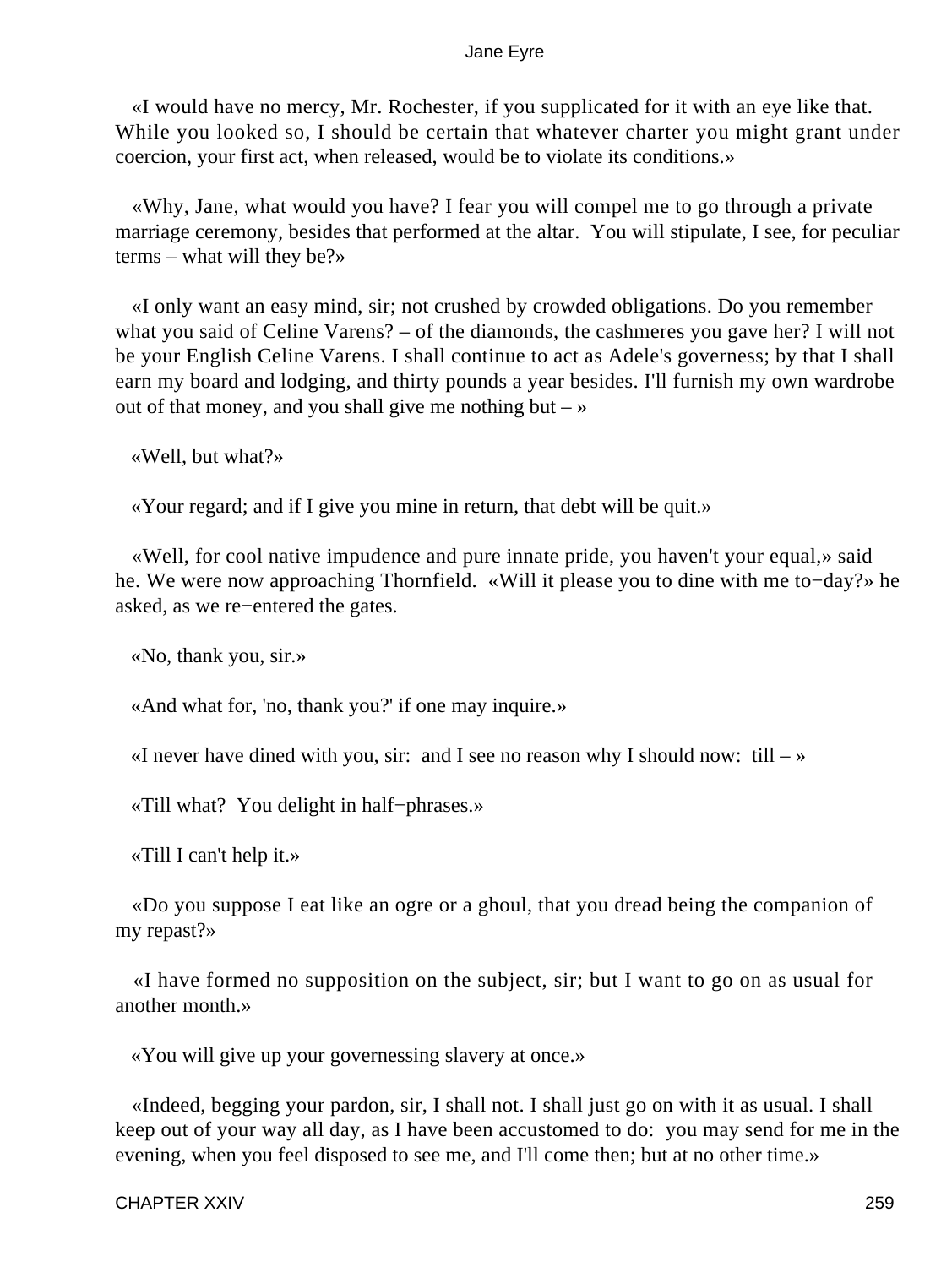«I would have no mercy, Mr. Rochester, if you supplicated for it with an eye like that. While you looked so, I should be certain that whatever charter you might grant under coercion, your first act, when released, would be to violate its conditions.»

«Why, Jane, what would you have? I fear you will compel me to go through a private marriage ceremony, besides that performed at the altar. You will stipulate, I see, for peculiar terms – what will they be?»

«I only want an easy mind, sir; not crushed by crowded obligations. Do you remember what you said of Celine Varens? – of the diamonds, the cashmeres you gave her? I will not be your English Celine Varens. I shall continue to act as Adele's governess; by that I shall earn my board and lodging, and thirty pounds a year besides. I'll furnish my own wardrobe out of that money, and you shall give me nothing but – »

«Well, but what?»

«Your regard; and if I give you mine in return, that debt will be quit.»

«Well, for cool native impudence and pure innate pride, you haven't your equal,» said he. We were now approaching Thornfield. «Will it please you to dine with me to−day?» he asked, as we re−entered the gates.

«No, thank you, sir.»

«And what for, 'no, thank you?' if one may inquire.»

«I never have dined with you, sir: and I see no reason why I should now: till – »

«Till what? You delight in half−phrases.»

«Till I can't help it.»

«Do you suppose I eat like an ogre or a ghoul, that you dread being the companion of my repast?»

«I have formed no supposition on the subject, sir; but I want to go on as usual for another month.»

«You will give up your governessing slavery at once.»

«Indeed, begging your pardon, sir, I shall not. I shall just go on with it as usual. I shall keep out of your way all day, as I have been accustomed to do: you may send for me in the evening, when you feel disposed to see me, and I'll come then; but at no other time.»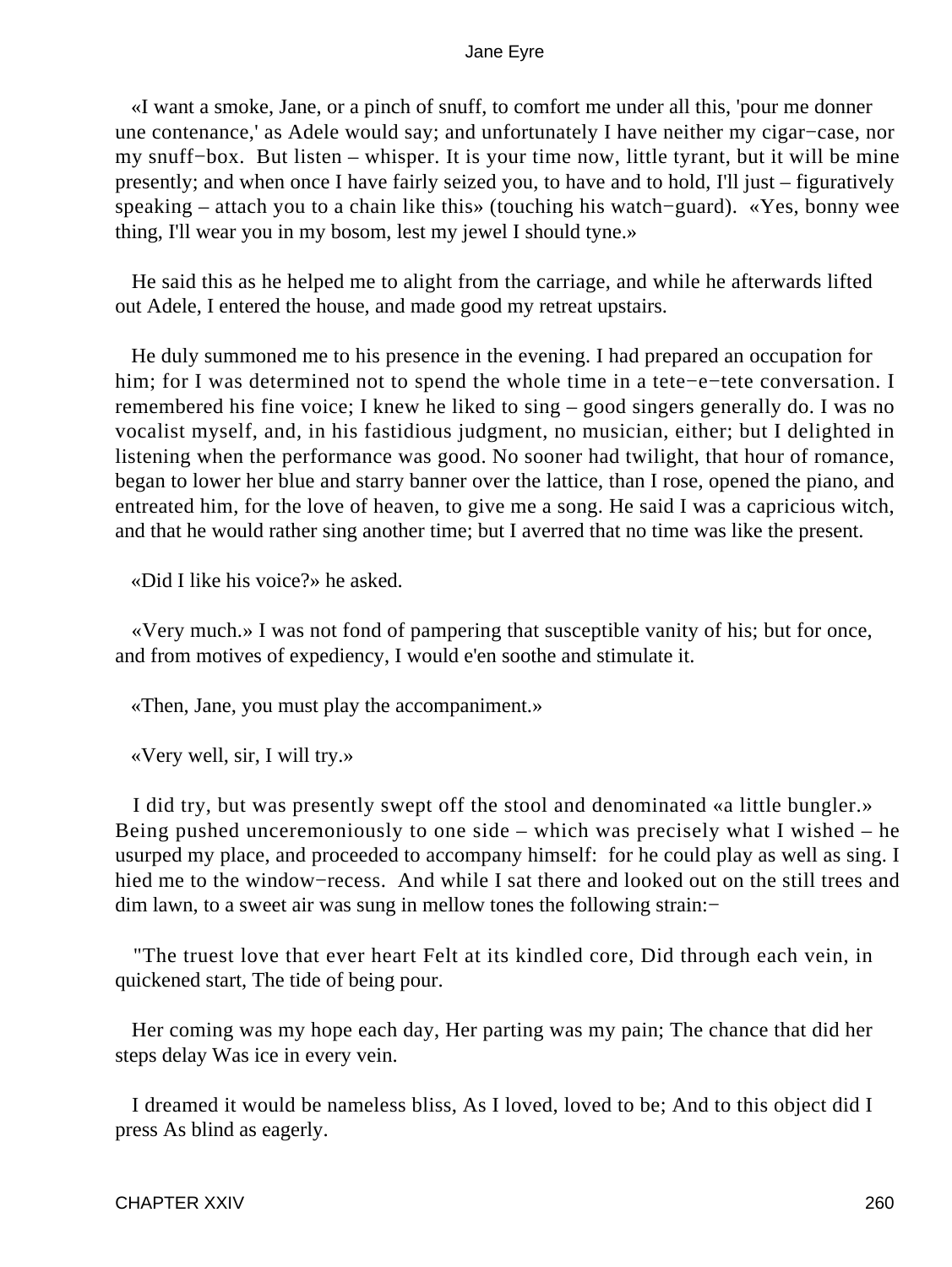«I want a smoke, Jane, or a pinch of snuff, to comfort me under all this, 'pour me donner une contenance,' as Adele would say; and unfortunately I have neither my cigar−case, nor my snuff−box. But listen – whisper. It is your time now, little tyrant, but it will be mine presently; and when once I have fairly seized you, to have and to hold, I'll just – figuratively speaking – attach you to a chain like this» (touching his watch−guard). «Yes, bonny wee thing, I'll wear you in my bosom, lest my jewel I should tyne.»

He said this as he helped me to alight from the carriage, and while he afterwards lifted out Adele, I entered the house, and made good my retreat upstairs.

He duly summoned me to his presence in the evening. I had prepared an occupation for him; for I was determined not to spend the whole time in a tete−e−tete conversation. I remembered his fine voice; I knew he liked to sing – good singers generally do. I was no vocalist myself, and, in his fastidious judgment, no musician, either; but I delighted in listening when the performance was good. No sooner had twilight, that hour of romance, began to lower her blue and starry banner over the lattice, than I rose, opened the piano, and entreated him, for the love of heaven, to give me a song. He said I was a capricious witch, and that he would rather sing another time; but I averred that no time was like the present.

«Did I like his voice?» he asked.

«Very much.» I was not fond of pampering that susceptible vanity of his; but for once, and from motives of expediency, I would e'en soothe and stimulate it.

«Then, Jane, you must play the accompaniment.»

«Very well, sir, I will try.»

I did try, but was presently swept off the stool and denominated «a little bungler.» Being pushed unceremoniously to one side – which was precisely what I wished – he usurped my place, and proceeded to accompany himself: for he could play as well as sing. I hied me to the window−recess. And while I sat there and looked out on the still trees and dim lawn, to a sweet air was sung in mellow tones the following strain:−

"The truest love that ever heart Felt at its kindled core, Did through each vein, in quickened start, The tide of being pour.

Her coming was my hope each day, Her parting was my pain; The chance that did her steps delay Was ice in every vein.

I dreamed it would be nameless bliss, As I loved, loved to be; And to this object did I press As blind as eagerly.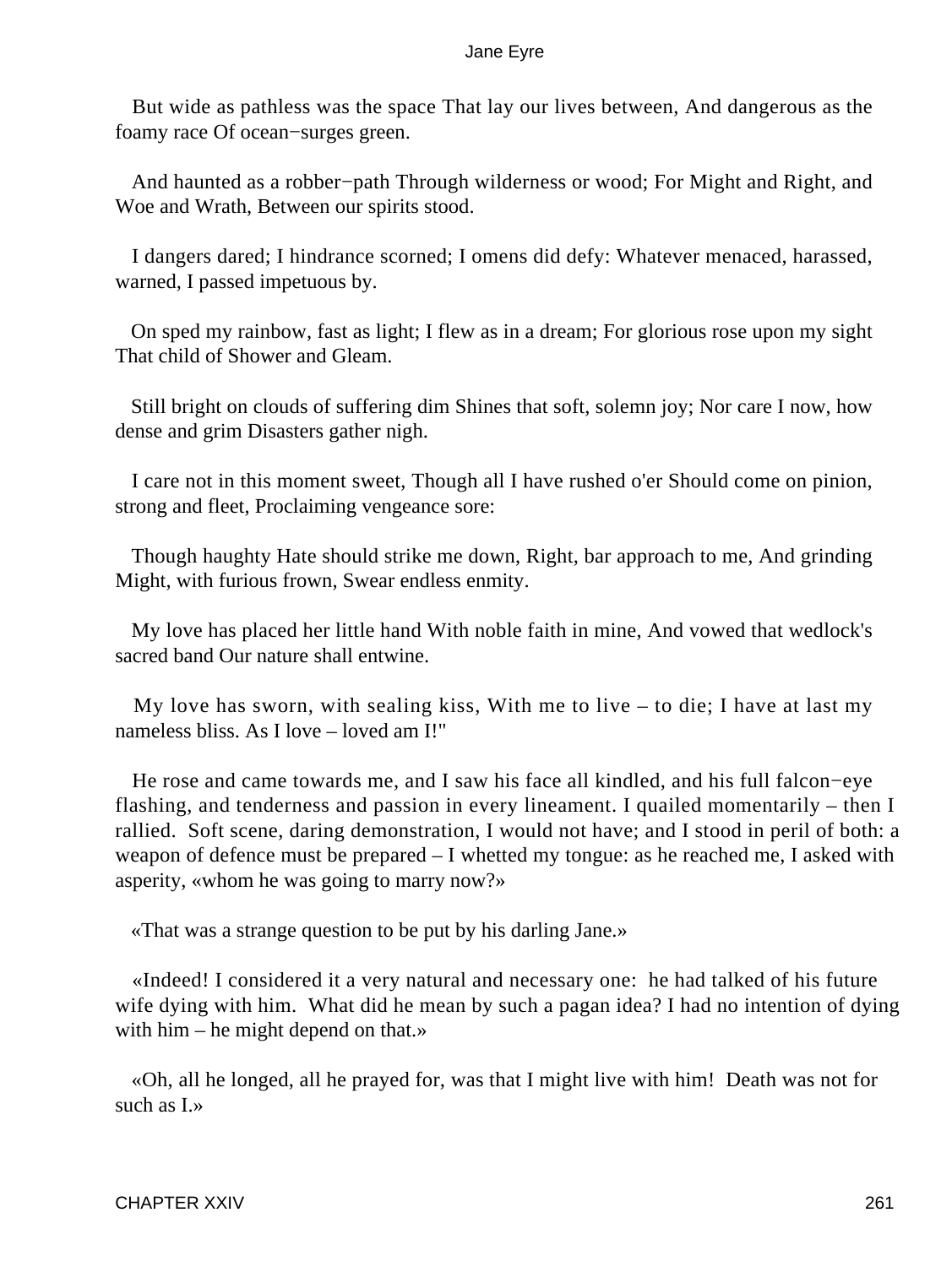But wide as pathless was the space That lay our lives between, And dangerous as the foamy race Of ocean−surges green.

And haunted as a robber−path Through wilderness or wood; For Might and Right, and Woe and Wrath, Between our spirits stood.

I dangers dared; I hindrance scorned; I omens did defy: Whatever menaced, harassed, warned, I passed impetuous by.

On sped my rainbow, fast as light; I flew as in a dream; For glorious rose upon my sight That child of Shower and Gleam.

Still bright on clouds of suffering dim Shines that soft, solemn joy; Nor care I now, how dense and grim Disasters gather nigh.

I care not in this moment sweet, Though all I have rushed o'er Should come on pinion, strong and fleet, Proclaiming vengeance sore:

Though haughty Hate should strike me down, Right, bar approach to me, And grinding Might, with furious frown, Swear endless enmity.

My love has placed her little hand With noble faith in mine, And vowed that wedlock's sacred band Our nature shall entwine.

My love has sworn, with sealing kiss, With me to live – to die; I have at last my nameless bliss. As I love – loved am I!"

He rose and came towards me, and I saw his face all kindled, and his full falcon−eye flashing, and tenderness and passion in every lineament. I quailed momentarily – then I rallied. Soft scene, daring demonstration, I would not have; and I stood in peril of both: a weapon of defence must be prepared – I whetted my tongue: as he reached me, I asked with asperity, «whom he was going to marry now?»

«That was a strange question to be put by his darling Jane.»

«Indeed! I considered it a very natural and necessary one: he had talked of his future wife dying with him. What did he mean by such a pagan idea? I had no intention of dying with him – he might depend on that.»

«Oh, all he longed, all he prayed for, was that I might live with him! Death was not for such as I.»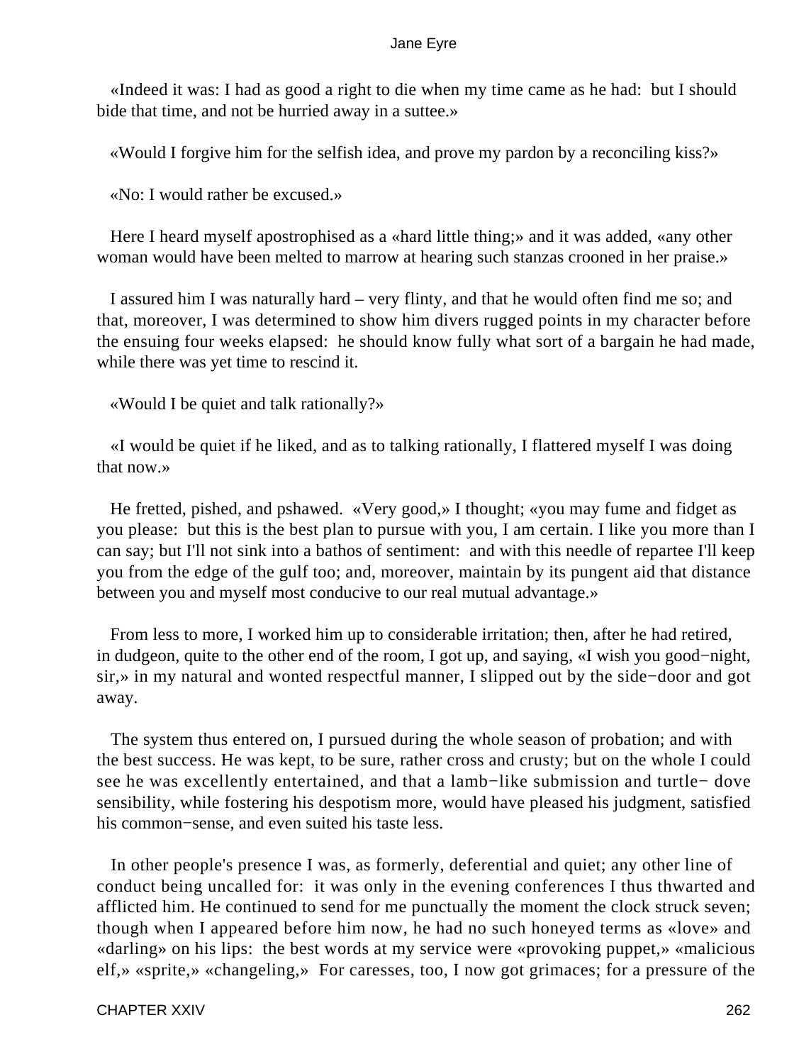«Indeed it was: I had as good a right to die when my time came as he had: but I should bide that time, and not be hurried away in a suttee.»

«Would I forgive him for the selfish idea, and prove my pardon by a reconciling kiss?»

«No: I would rather be excused.»

Here I heard myself apostrophised as a «hard little thing;» and it was added, «any other woman would have been melted to marrow at hearing such stanzas crooned in her praise.»

I assured him I was naturally hard – very flinty, and that he would often find me so; and that, moreover, I was determined to show him divers rugged points in my character before the ensuing four weeks elapsed: he should know fully what sort of a bargain he had made, while there was yet time to rescind it.

«Would I be quiet and talk rationally?»

«I would be quiet if he liked, and as to talking rationally, I flattered myself I was doing that now.»

He fretted, pished, and pshawed. «Very good,» I thought; «you may fume and fidget as you please: but this is the best plan to pursue with you, I am certain. I like you more than I can say; but I'll not sink into a bathos of sentiment: and with this needle of repartee I'll keep you from the edge of the gulf too; and, moreover, maintain by its pungent aid that distance between you and myself most conducive to our real mutual advantage.»

From less to more, I worked him up to considerable irritation; then, after he had retired, in dudgeon, quite to the other end of the room, I got up, and saying, «I wish you good−night, sir,» in my natural and wonted respectful manner, I slipped out by the side−door and got away.

The system thus entered on, I pursued during the whole season of probation; and with the best success. He was kept, to be sure, rather cross and crusty; but on the whole I could see he was excellently entertained, and that a lamb−like submission and turtle− dove sensibility, while fostering his despotism more, would have pleased his judgment, satisfied his common−sense, and even suited his taste less.

In other people's presence I was, as formerly, deferential and quiet; any other line of conduct being uncalled for: it was only in the evening conferences I thus thwarted and afflicted him. He continued to send for me punctually the moment the clock struck seven; though when I appeared before him now, he had no such honeyed terms as «love» and «darling» on his lips: the best words at my service were «provoking puppet,» «malicious elf,» «sprite,» «changeling,» For caresses, too, I now got grimaces; for a pressure of the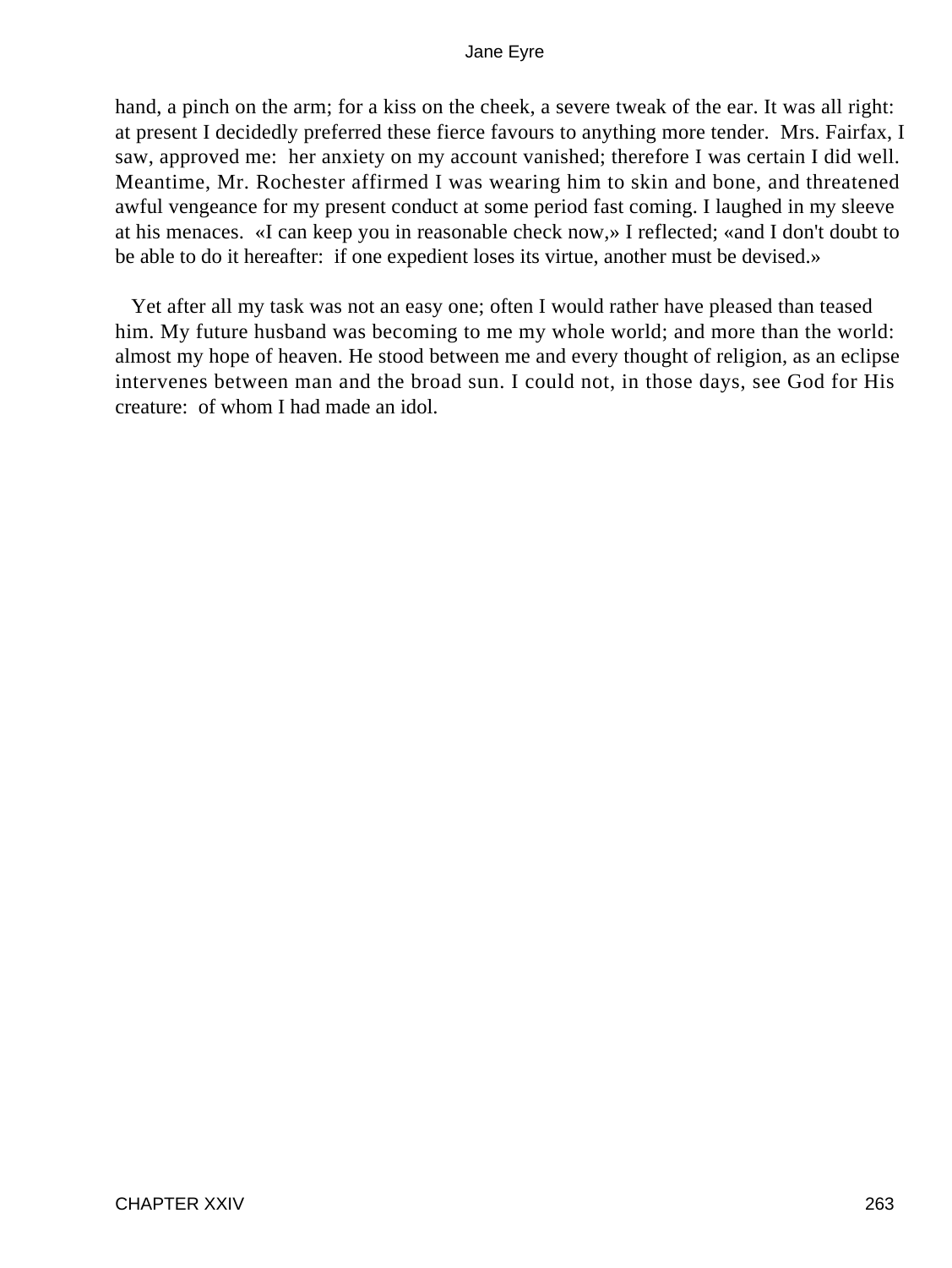hand, a pinch on the arm; for a kiss on the cheek, a severe tweak of the ear. It was all right: at present I decidedly preferred these fierce favours to anything more tender. Mrs. Fairfax, I saw, approved me: her anxiety on my account vanished; therefore I was certain I did well. Meantime, Mr. Rochester affirmed I was wearing him to skin and bone, and threatened awful vengeance for my present conduct at some period fast coming. I laughed in my sleeve at his menaces. «I can keep you in reasonable check now,» I reflected; «and I don't doubt to be able to do it hereafter: if one expedient loses its virtue, another must be devised.»

Yet after all my task was not an easy one; often I would rather have pleased than teased him. My future husband was becoming to me my whole world; and more than the world: almost my hope of heaven. He stood between me and every thought of religion, as an eclipse intervenes between man and the broad sun. I could not, in those days, see God for His creature: of whom I had made an idol.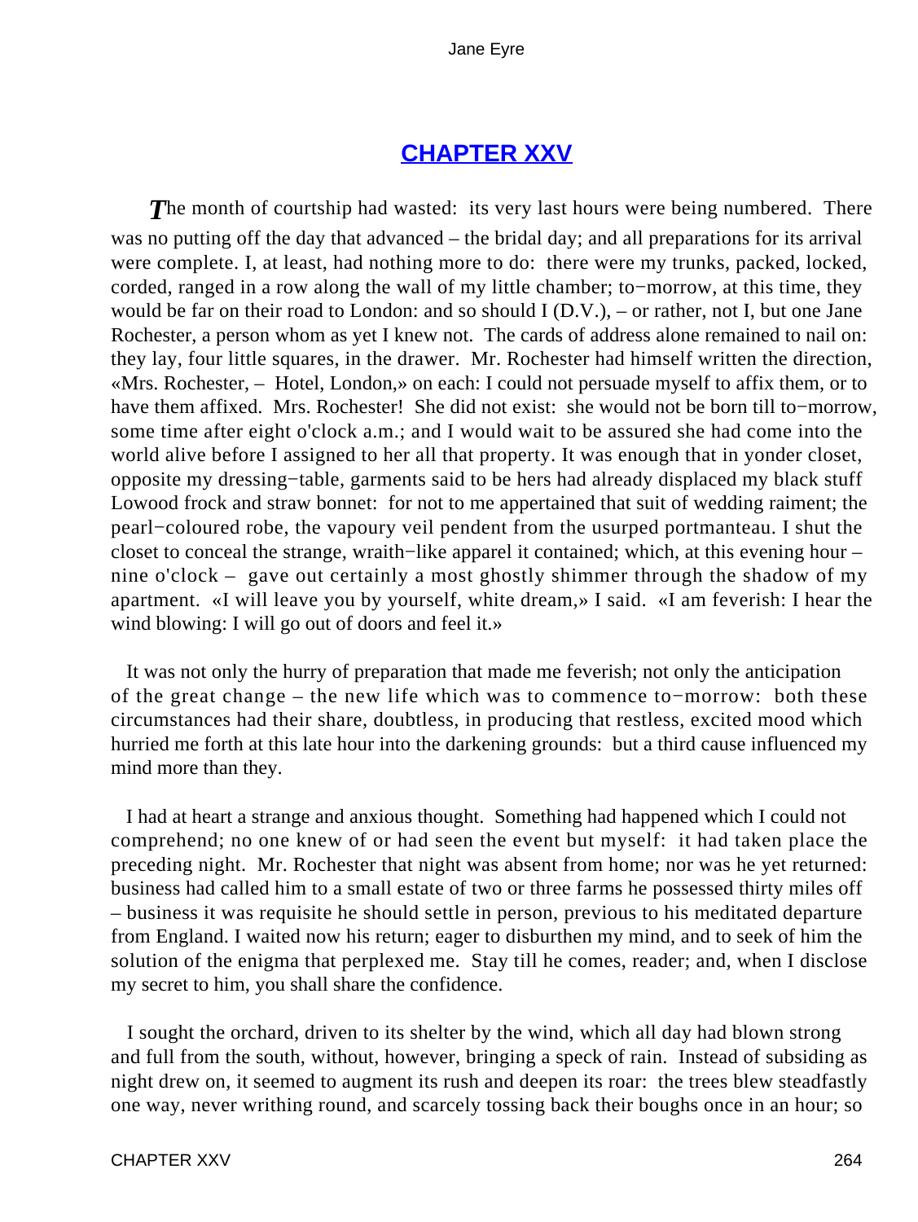## CHAPTER XXV

*T*he month of courtship had wasted: its very last hours were being numbered. There was no putting off the day that advanced – the bridal day; and all preparations for its arrival were complete. I, at least, had nothing more to do: there were my trunks, packed, locked, corded, ranged in a row along the wall of my little chamber; to−morrow, at this time, they would be far on their road to London: and so should I (D.V.), – or rather, not I, but one Jane Rochester, a person whom as yet I knew not. The cards of address alone remained to nail on: they lay, four little squares, in the drawer. Mr. Rochester had himself written the direction, «Mrs. Rochester, – Hotel, London,» on each: I could not persuade myself to affix them, or to have them affixed. Mrs. Rochester! She did not exist: she would not be born till to−morrow, some time after eight o'clock a.m.; and I would wait to be assured she had come into the world alive before I assigned to her all that property. It was enough that in yonder closet, opposite my dressing−table, garments said to be hers had already displaced my black stuff Lowood frock and straw bonnet: for not to me appertained that suit of wedding raiment; the pearl−coloured robe, the vapoury veil pendent from the usurped portmanteau. I shut the closet to conceal the strange, wraith−like apparel it contained; which, at this evening hour – nine o'clock – gave out certainly a most ghostly shimmer through the shadow of my apartment. «I will leave you by yourself, white dream,» I said. «I am feverish: I hear the wind blowing: I will go out of doors and feel it.»

It was not only the hurry of preparation that made me feverish; not only the anticipation of the great change – the new life which was to commence to−morrow: both these circumstances had their share, doubtless, in producing that restless, excited mood which hurried me forth at this late hour into the darkening grounds: but a third cause influenced my mind more than they.

I had at heart a strange and anxious thought. Something had happened which I could not comprehend; no one knew of or had seen the event but myself: it had taken place the preceding night. Mr. Rochester that night was absent from home; nor was he yet returned: business had called him to a small estate of two or three farms he possessed thirty miles off – business it was requisite he should settle in person, previous to his meditated departure from England. I waited now his return; eager to disburthen my mind, and to seek of him the solution of the enigma that perplexed me. Stay till he comes, reader; and, when I disclose my secret to him, you shall share the confidence.

I sought the orchard, driven to its shelter by the wind, which all day had blown strong and full from the south, without, however, bringing a speck of rain. Instead of subsiding as night drew on, it seemed to augment its rush and deepen its roar: the trees blew steadfastly one way, never writhing round, and scarcely tossing back their boughs once in an hour; so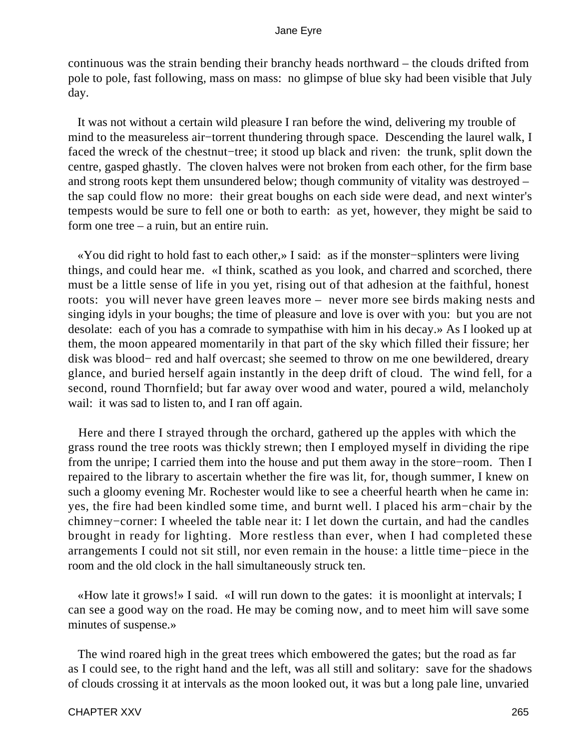continuous was the strain bending their branchy heads northward – the clouds drifted from pole to pole, fast following, mass on mass: no glimpse of blue sky had been visible that July day.

It was not without a certain wild pleasure I ran before the wind, delivering my trouble of mind to the measureless air−torrent thundering through space. Descending the laurel walk, I faced the wreck of the chestnut−tree; it stood up black and riven: the trunk, split down the centre, gasped ghastly. The cloven halves were not broken from each other, for the firm base and strong roots kept them unsundered below; though community of vitality was destroyed – the sap could flow no more: their great boughs on each side were dead, and next winter's tempests would be sure to fell one or both to earth: as yet, however, they might be said to form one tree – a ruin, but an entire ruin.

«You did right to hold fast to each other,» I said: as if the monster−splinters were living things, and could hear me. «I think, scathed as you look, and charred and scorched, there must be a little sense of life in you yet, rising out of that adhesion at the faithful, honest roots: you will never have green leaves more – never more see birds making nests and singing idyls in your boughs; the time of pleasure and love is over with you: but you are not desolate: each of you has a comrade to sympathise with him in his decay.» As I looked up at them, the moon appeared momentarily in that part of the sky which filled their fissure; her disk was blood− red and half overcast; she seemed to throw on me one bewildered, dreary glance, and buried herself again instantly in the deep drift of cloud. The wind fell, for a second, round Thornfield; but far away over wood and water, poured a wild, melancholy wail: it was sad to listen to, and I ran off again.

Here and there I strayed through the orchard, gathered up the apples with which the grass round the tree roots was thickly strewn; then I employed myself in dividing the ripe from the unripe; I carried them into the house and put them away in the store−room. Then I repaired to the library to ascertain whether the fire was lit, for, though summer, I knew on such a gloomy evening Mr. Rochester would like to see a cheerful hearth when he came in: yes, the fire had been kindled some time, and burnt well. I placed his arm−chair by the chimney−corner: I wheeled the table near it: I let down the curtain, and had the candles brought in ready for lighting. More restless than ever, when I had completed these arrangements I could not sit still, nor even remain in the house: a little time−piece in the room and the old clock in the hall simultaneously struck ten.

«How late it grows!» I said. «I will run down to the gates: it is moonlight at intervals; I can see a good way on the road. He may be coming now, and to meet him will save some minutes of suspense.»

The wind roared high in the great trees which embowered the gates; but the road as far as I could see, to the right hand and the left, was all still and solitary: save for the shadows of clouds crossing it at intervals as the moon looked out, it was but a long pale line, unvaried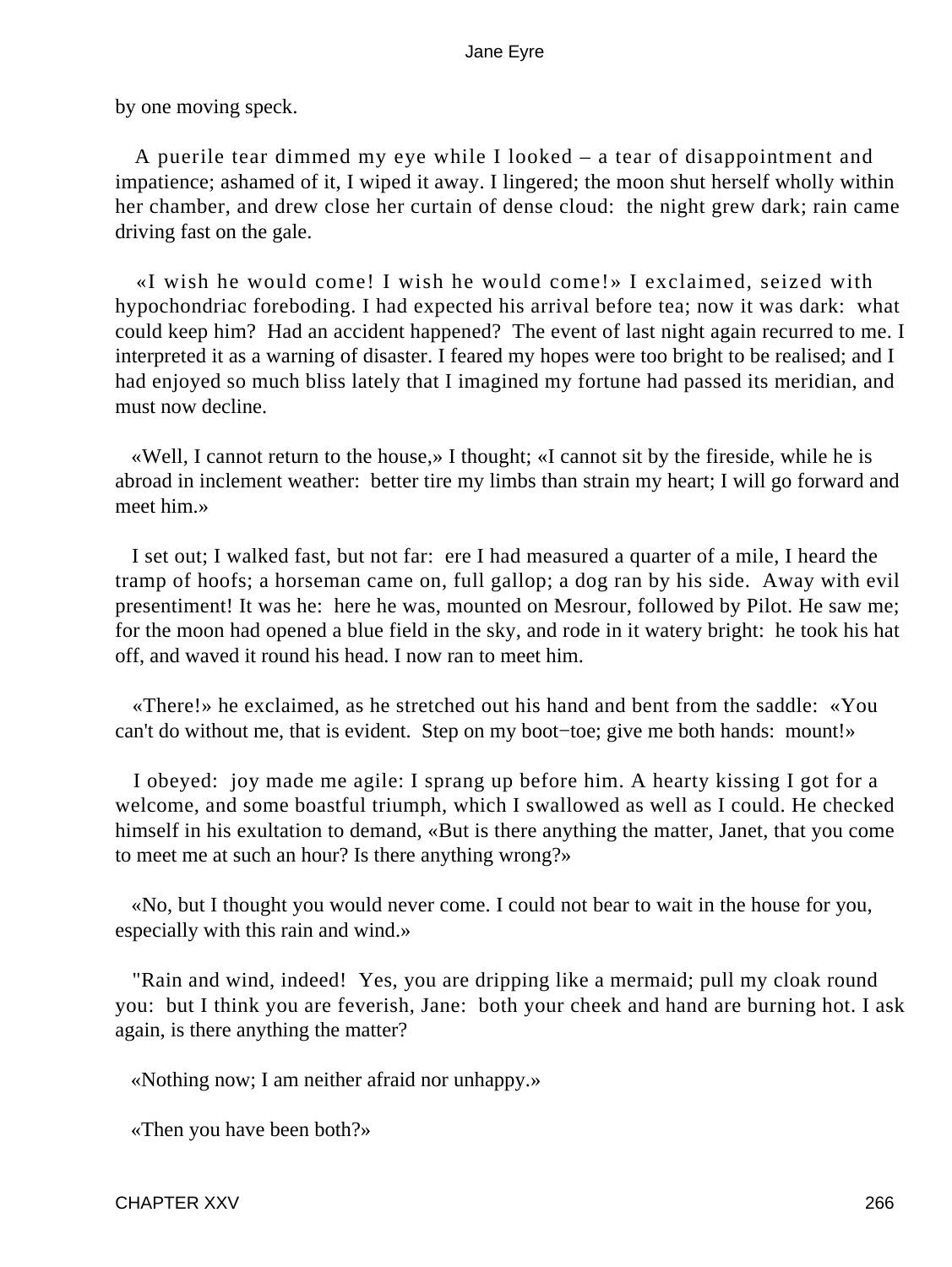by one moving speck.

A puerile tear dimmed my eye while I looked – a tear of disappointment and impatience; ashamed of it, I wiped it away. I lingered; the moon shut herself wholly within her chamber, and drew close her curtain of dense cloud: the night grew dark; rain came driving fast on the gale.

«I wish he would come! I wish he would come!» I exclaimed, seized with hypochondriac foreboding. I had expected his arrival before tea; now it was dark: what could keep him? Had an accident happened? The event of last night again recurred to me. I interpreted it as a warning of disaster. I feared my hopes were too bright to be realised; and I had enjoyed so much bliss lately that I imagined my fortune had passed its meridian, and must now decline.

«Well, I cannot return to the house,» I thought; «I cannot sit by the fireside, while he is abroad in inclement weather: better tire my limbs than strain my heart; I will go forward and meet him.»

I set out; I walked fast, but not far: ere I had measured a quarter of a mile, I heard the tramp of hoofs; a horseman came on, full gallop; a dog ran by his side. Away with evil presentiment! It was he: here he was, mounted on Mesrour, followed by Pilot. He saw me; for the moon had opened a blue field in the sky, and rode in it watery bright: he took his hat off, and waved it round his head. I now ran to meet him.

«There!» he exclaimed, as he stretched out his hand and bent from the saddle: «You can't do without me, that is evident. Step on my boot−toe; give me both hands: mount!»

I obeyed: joy made me agile: I sprang up before him. A hearty kissing I got for a welcome, and some boastful triumph, which I swallowed as well as I could. He checked himself in his exultation to demand, «But is there anything the matter, Janet, that you come to meet me at such an hour? Is there anything wrong?»

«No, but I thought you would never come. I could not bear to wait in the house for you, especially with this rain and wind.»

"Rain and wind, indeed! Yes, you are dripping like a mermaid; pull my cloak round you: but I think you are feverish, Jane: both your cheek and hand are burning hot. I ask again, is there anything the matter?

«Nothing now; I am neither afraid nor unhappy.»

«Then you have been both?»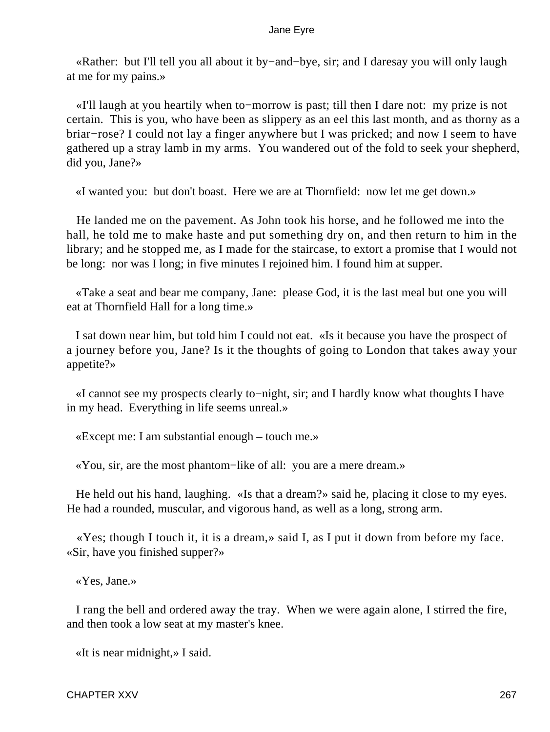«Rather: but I'll tell you all about it by−and−bye, sir; and I daresay you will only laugh at me for my pains.»

«I'll laugh at you heartily when to−morrow is past; till then I dare not: my prize is not certain. This is you, who have been as slippery as an eel this last month, and as thorny as a briar−rose? I could not lay a finger anywhere but I was pricked; and now I seem to have gathered up a stray lamb in my arms. You wandered out of the fold to seek your shepherd, did you, Jane?»

«I wanted you: but don't boast. Here we are at Thornfield: now let me get down.»

He landed me on the pavement. As John took his horse, and he followed me into the hall, he told me to make haste and put something dry on, and then return to him in the library; and he stopped me, as I made for the staircase, to extort a promise that I would not be long: nor was I long; in five minutes I rejoined him. I found him at supper.

«Take a seat and bear me company, Jane: please God, it is the last meal but one you will eat at Thornfield Hall for a long time.»

I sat down near him, but told him I could not eat. «Is it because you have the prospect of a journey before you, Jane? Is it the thoughts of going to London that takes away your appetite?»

«I cannot see my prospects clearly to−night, sir; and I hardly know what thoughts I have in my head. Everything in life seems unreal.»

«Except me: I am substantial enough – touch me.»

«You, sir, are the most phantom−like of all: you are a mere dream.»

He held out his hand, laughing. «Is that a dream?» said he, placing it close to my eyes. He had a rounded, muscular, and vigorous hand, as well as a long, strong arm.

«Yes; though I touch it, it is a dream,» said I, as I put it down from before my face. «Sir, have you finished supper?»

«Yes, Jane.»

I rang the bell and ordered away the tray. When we were again alone, I stirred the fire, and then took a low seat at my master's knee.

«It is near midnight,» I said.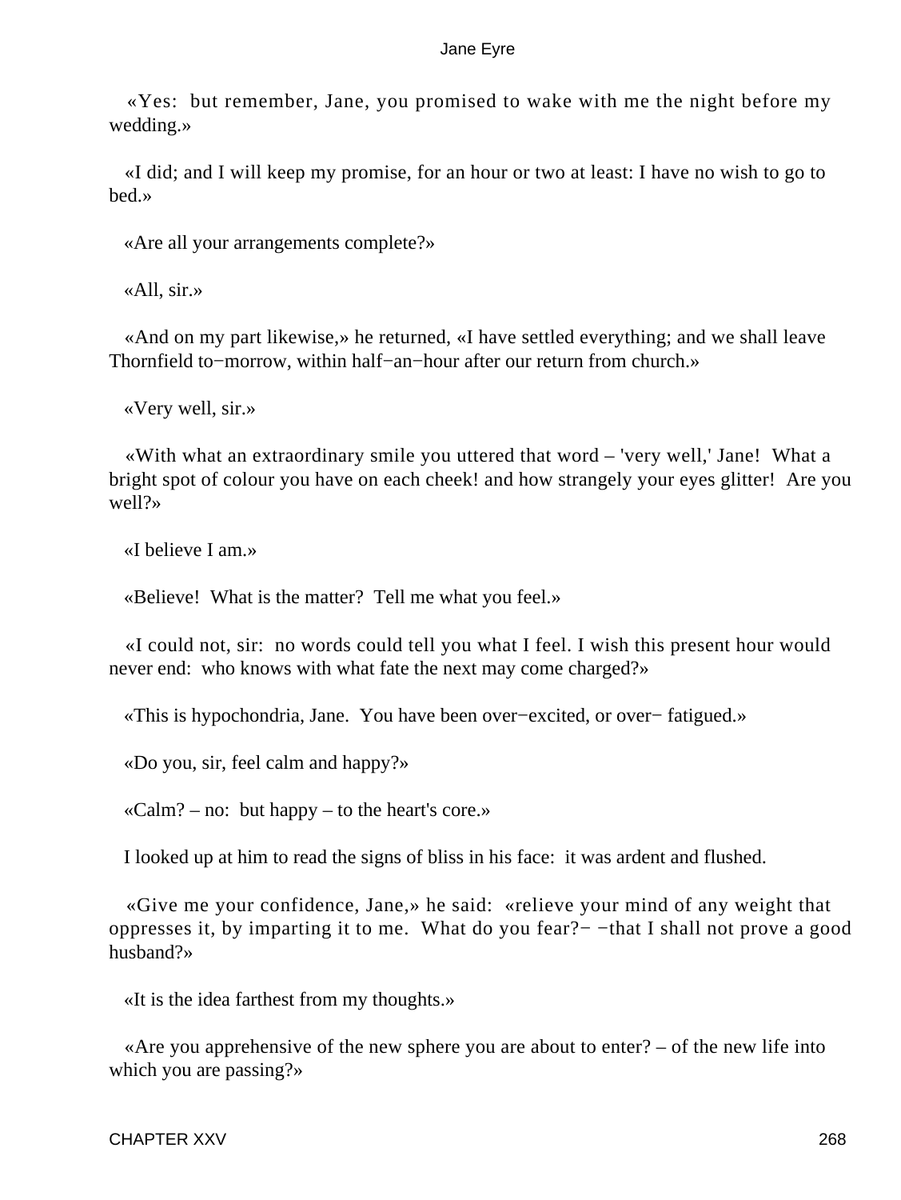«Yes: but remember, Jane, you promised to wake with me the night before my wedding.»

«I did; and I will keep my promise, for an hour or two at least: I have no wish to go to bed.»

«Are all your arrangements complete?»

«All, sir.»

«And on my part likewise,» he returned, «I have settled everything; and we shall leave Thornfield to−morrow, within half−an−hour after our return from church.»

«Very well, sir.»

«With what an extraordinary smile you uttered that word – 'very well,' Jane! What a bright spot of colour you have on each cheek! and how strangely your eyes glitter! Are you well?»

«I believe I am.»

«Believe! What is the matter? Tell me what you feel.»

«I could not, sir: no words could tell you what I feel. I wish this present hour would never end: who knows with what fate the next may come charged?»

«This is hypochondria, Jane. You have been over−excited, or over− fatigued.»

«Do you, sir, feel calm and happy?»

«Calm? – no: but happy – to the heart's core.»

I looked up at him to read the signs of bliss in his face: it was ardent and flushed.

«Give me your confidence, Jane,» he said: «relieve your mind of any weight that oppresses it, by imparting it to me. What do you fear?− −that I shall not prove a good husband?»

«It is the idea farthest from my thoughts.»

«Are you apprehensive of the new sphere you are about to enter? – of the new life into which you are passing?»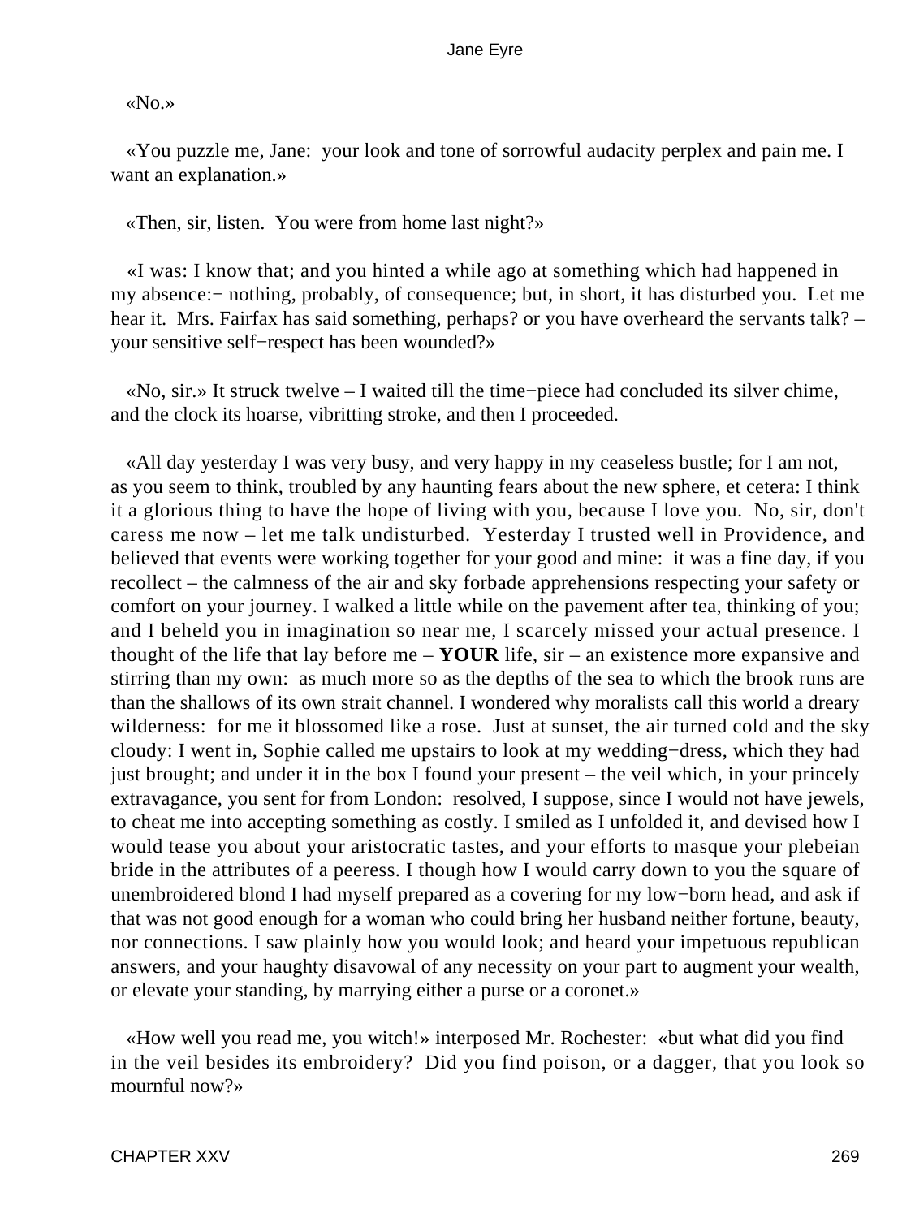«No.»

«You puzzle me, Jane: your look and tone of sorrowful audacity perplex and pain me. I want an explanation.»

«Then, sir, listen. You were from home last night?»

«I was: I know that; and you hinted a while ago at something which had happened in my absence:− nothing, probably, of consequence; but, in short, it has disturbed you. Let me hear it. Mrs. Fairfax has said something, perhaps? or you have overheard the servants talk? – your sensitive self−respect has been wounded?»

«No, sir.» It struck twelve – I waited till the time−piece had concluded its silver chime, and the clock its hoarse, vibritting stroke, and then I proceeded.

«All day yesterday I was very busy, and very happy in my ceaseless bustle; for I am not, as you seem to think, troubled by any haunting fears about the new sphere, et cetera: I think it a glorious thing to have the hope of living with you, because I love you. No, sir, don't caress me now – let me talk undisturbed. Yesterday I trusted well in Providence, and believed that events were working together for your good and mine: it was a fine day, if you recollect – the calmness of the air and sky forbade apprehensions respecting your safety or comfort on your journey. I walked a little while on the pavement after tea, thinking of you; and I beheld you in imagination so near me, I scarcely missed your actual presence. I thought of the life that lay before me – **YOUR** life, sir – an existence more expansive and stirring than my own: as much more so as the depths of the sea to which the brook runs are than the shallows of its own strait channel. I wondered why moralists call this world a dreary wilderness: for me it blossomed like a rose. Just at sunset, the air turned cold and the sky cloudy: I went in, Sophie called me upstairs to look at my wedding−dress, which they had just brought; and under it in the box I found your present – the veil which, in your princely extravagance, you sent for from London: resolved, I suppose, since I would not have jewels, to cheat me into accepting something as costly. I smiled as I unfolded it, and devised how I would tease you about your aristocratic tastes, and your efforts to masque your plebeian bride in the attributes of a peeress. I though how I would carry down to you the square of unembroidered blond I had myself prepared as a covering for my low−born head, and ask if that was not good enough for a woman who could bring her husband neither fortune, beauty, nor connections. I saw plainly how you would look; and heard your impetuous republican answers, and your haughty disavowal of any necessity on your part to augment your wealth, or elevate your standing, by marrying either a purse or a coronet.»

«How well you read me, you witch!» interposed Mr. Rochester: «but what did you find in the veil besides its embroidery? Did you find poison, or a dagger, that you look so mournful now?»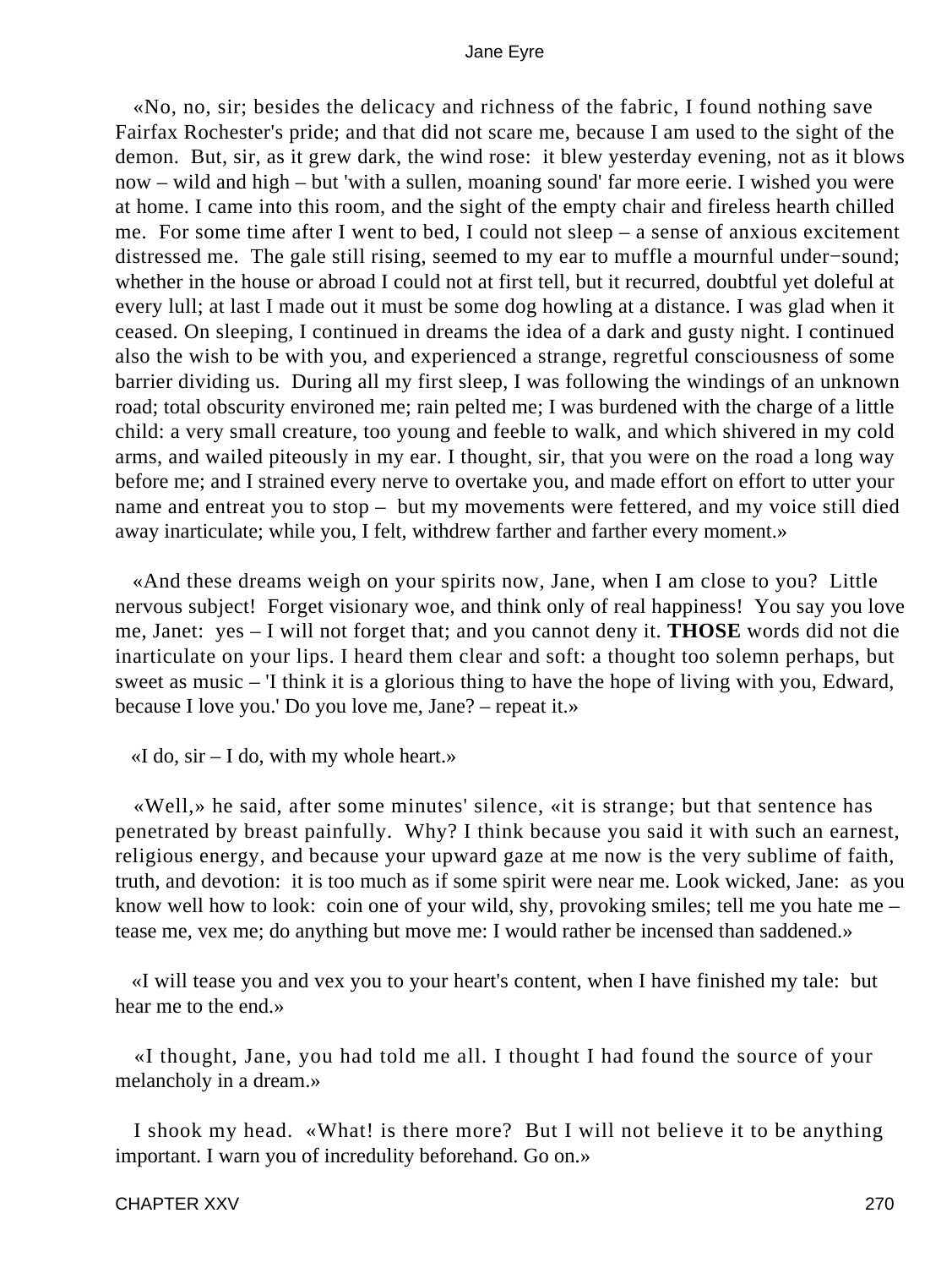«No, no, sir; besides the delicacy and richness of the fabric, I found nothing save Fairfax Rochester's pride; and that did not scare me, because I am used to the sight of the demon. But, sir, as it grew dark, the wind rose: it blew yesterday evening, not as it blows now – wild and high – but 'with a sullen, moaning sound' far more eerie. I wished you were at home. I came into this room, and the sight of the empty chair and fireless hearth chilled me. For some time after I went to bed, I could not sleep – a sense of anxious excitement distressed me. The gale still rising, seemed to my ear to muffle a mournful under−sound; whether in the house or abroad I could not at first tell, but it recurred, doubtful yet doleful at every lull; at last I made out it must be some dog howling at a distance. I was glad when it ceased. On sleeping, I continued in dreams the idea of a dark and gusty night. I continued also the wish to be with you, and experienced a strange, regretful consciousness of some barrier dividing us. During all my first sleep, I was following the windings of an unknown road; total obscurity environed me; rain pelted me; I was burdened with the charge of a little child: a very small creature, too young and feeble to walk, and which shivered in my cold arms, and wailed piteously in my ear. I thought, sir, that you were on the road a long way before me; and I strained every nerve to overtake you, and made effort on effort to utter your name and entreat you to stop – but my movements were fettered, and my voice still died away inarticulate; while you, I felt, withdrew farther and farther every moment.»

«And these dreams weigh on your spirits now, Jane, when I am close to you? Little nervous subject! Forget visionary woe, and think only of real happiness! You say you love me, Janet: yes – I will not forget that; and you cannot deny it. **THOSE** words did not die inarticulate on your lips. I heard them clear and soft: a thought too solemn perhaps, but sweet as music – 'I think it is a glorious thing to have the hope of living with you, Edward, because I love you.' Do you love me, Jane? – repeat it.»

«I do, sir – I do, with my whole heart.»

«Well,» he said, after some minutes' silence, «it is strange; but that sentence has penetrated by breast painfully. Why? I think because you said it with such an earnest, religious energy, and because your upward gaze at me now is the very sublime of faith, truth, and devotion: it is too much as if some spirit were near me. Look wicked, Jane: as you know well how to look: coin one of your wild, shy, provoking smiles; tell me you hate me – tease me, vex me; do anything but move me: I would rather be incensed than saddened.»

«I will tease you and vex you to your heart's content, when I have finished my tale: but hear me to the end.»

«I thought, Jane, you had told me all. I thought I had found the source of your melancholy in a dream.»

I shook my head. «What! is there more? But I will not believe it to be anything important. I warn you of incredulity beforehand. Go on.»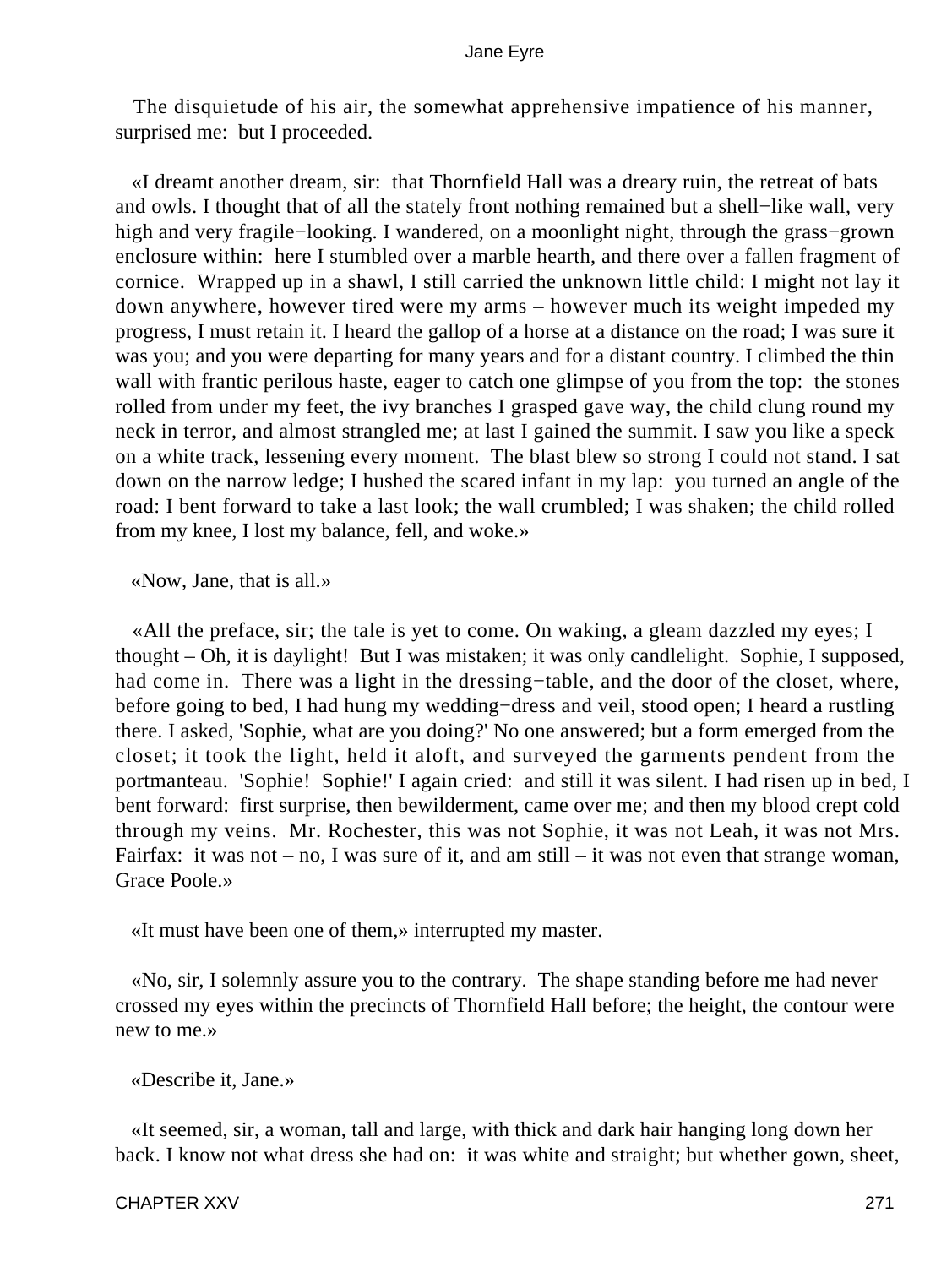The disquietude of his air, the somewhat apprehensive impatience of his manner, surprised me: but I proceeded.

«I dreamt another dream, sir: that Thornfield Hall was a dreary ruin, the retreat of bats and owls. I thought that of all the stately front nothing remained but a shell−like wall, very high and very fragile−looking. I wandered, on a moonlight night, through the grass−grown enclosure within: here I stumbled over a marble hearth, and there over a fallen fragment of cornice. Wrapped up in a shawl, I still carried the unknown little child: I might not lay it down anywhere, however tired were my arms – however much its weight impeded my progress, I must retain it. I heard the gallop of a horse at a distance on the road; I was sure it was you; and you were departing for many years and for a distant country. I climbed the thin wall with frantic perilous haste, eager to catch one glimpse of you from the top: the stones rolled from under my feet, the ivy branches I grasped gave way, the child clung round my neck in terror, and almost strangled me; at last I gained the summit. I saw you like a speck on a white track, lessening every moment. The blast blew so strong I could not stand. I sat down on the narrow ledge; I hushed the scared infant in my lap: you turned an angle of the road: I bent forward to take a last look; the wall crumbled; I was shaken; the child rolled from my knee, I lost my balance, fell, and woke.»

«Now, Jane, that is all.»

«All the preface, sir; the tale is yet to come. On waking, a gleam dazzled my eyes; I thought – Oh, it is daylight! But I was mistaken; it was only candlelight. Sophie, I supposed, had come in. There was a light in the dressing−table, and the door of the closet, where, before going to bed, I had hung my wedding−dress and veil, stood open; I heard a rustling there. I asked, 'Sophie, what are you doing?' No one answered; but a form emerged from the closet; it took the light, held it aloft, and surveyed the garments pendent from the portmanteau. 'Sophie! Sophie!' I again cried: and still it was silent. I had risen up in bed, I bent forward: first surprise, then bewilderment, came over me; and then my blood crept cold through my veins. Mr. Rochester, this was not Sophie, it was not Leah, it was not Mrs. Fairfax: it was not – no, I was sure of it, and am still – it was not even that strange woman, Grace Poole.»

«It must have been one of them,» interrupted my master.

«No, sir, I solemnly assure you to the contrary. The shape standing before me had never crossed my eyes within the precincts of Thornfield Hall before; the height, the contour were new to me.»

«Describe it, Jane.»

«It seemed, sir, a woman, tall and large, with thick and dark hair hanging long down her back. I know not what dress she had on: it was white and straight; but whether gown, sheet,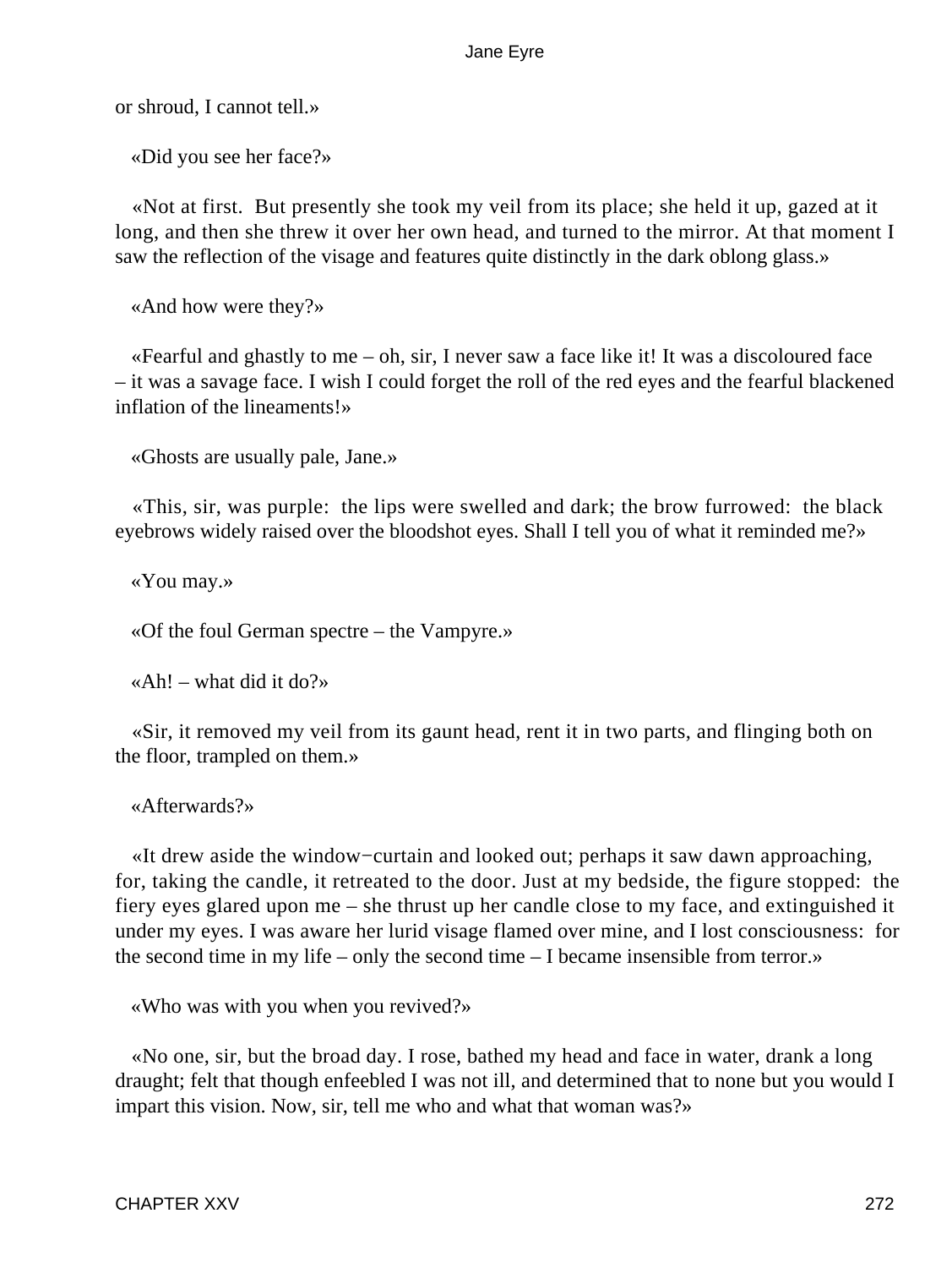or shroud, I cannot tell.»

«Did you see her face?»

«Not at first. But presently she took my veil from its place; she held it up, gazed at it long, and then she threw it over her own head, and turned to the mirror. At that moment I saw the reflection of the visage and features quite distinctly in the dark oblong glass.»

«And how were they?»

«Fearful and ghastly to me – oh, sir, I never saw a face like it! It was a discoloured face – it was a savage face. I wish I could forget the roll of the red eyes and the fearful blackened inflation of the lineaments!»

«Ghosts are usually pale, Jane.»

«This, sir, was purple: the lips were swelled and dark; the brow furrowed: the black eyebrows widely raised over the bloodshot eyes. Shall I tell you of what it reminded me?»

«You may.»

«Of the foul German spectre – the Vampyre.»

«Ah! – what did it do?»

«Sir, it removed my veil from its gaunt head, rent it in two parts, and flinging both on the floor, trampled on them.»

«Afterwards?»

«It drew aside the window−curtain and looked out; perhaps it saw dawn approaching, for, taking the candle, it retreated to the door. Just at my bedside, the figure stopped: the fiery eyes glared upon me – she thrust up her candle close to my face, and extinguished it under my eyes. I was aware her lurid visage flamed over mine, and I lost consciousness: for the second time in my life – only the second time – I became insensible from terror.»

«Who was with you when you revived?»

«No one, sir, but the broad day. I rose, bathed my head and face in water, drank a long draught; felt that though enfeebled I was not ill, and determined that to none but you would I impart this vision. Now, sir, tell me who and what that woman was?»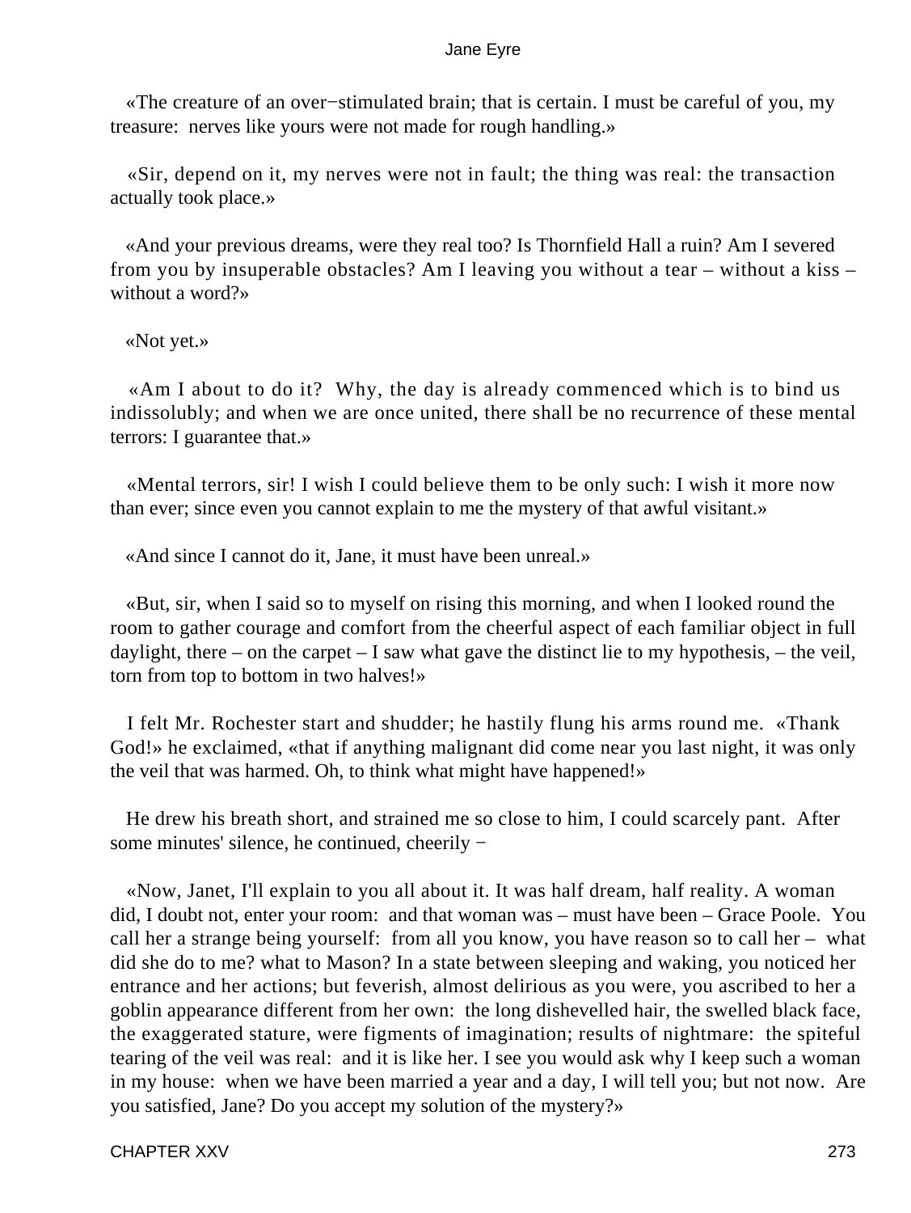«The creature of an over−stimulated brain; that is certain. I must be careful of you, my treasure: nerves like yours were not made for rough handling.»

«Sir, depend on it, my nerves were not in fault; the thing was real: the transaction actually took place.»

«And your previous dreams, were they real too? Is Thornfield Hall a ruin? Am I severed from you by insuperable obstacles? Am I leaving you without a tear – without a kiss – without a word?»

«Not yet.»

«Am I about to do it? Why, the day is already commenced which is to bind us indissolubly; and when we are once united, there shall be no recurrence of these mental terrors: I guarantee that.»

«Mental terrors, sir! I wish I could believe them to be only such: I wish it more now than ever; since even you cannot explain to me the mystery of that awful visitant.»

«And since I cannot do it, Jane, it must have been unreal.»

«But, sir, when I said so to myself on rising this morning, and when I looked round the room to gather courage and comfort from the cheerful aspect of each familiar object in full daylight, there – on the carpet – I saw what gave the distinct lie to my hypothesis, – the veil, torn from top to bottom in two halves!»

I felt Mr. Rochester start and shudder; he hastily flung his arms round me. «Thank God!» he exclaimed, «that if anything malignant did come near you last night, it was only the veil that was harmed. Oh, to think what might have happened!»

He drew his breath short, and strained me so close to him, I could scarcely pant. After some minutes' silence, he continued, cheerily −

«Now, Janet, I'll explain to you all about it. It was half dream, half reality. A woman did, I doubt not, enter your room: and that woman was – must have been – Grace Poole. You call her a strange being yourself: from all you know, you have reason so to call her – what did she do to me? what to Mason? In a state between sleeping and waking, you noticed her entrance and her actions; but feverish, almost delirious as you were, you ascribed to her a goblin appearance different from her own: the long dishevelled hair, the swelled black face, the exaggerated stature, were figments of imagination; results of nightmare: the spiteful tearing of the veil was real: and it is like her. I see you would ask why I keep such a woman in my house: when we have been married a year and a day, I will tell you; but not now. Are you satisfied, Jane? Do you accept my solution of the mystery?»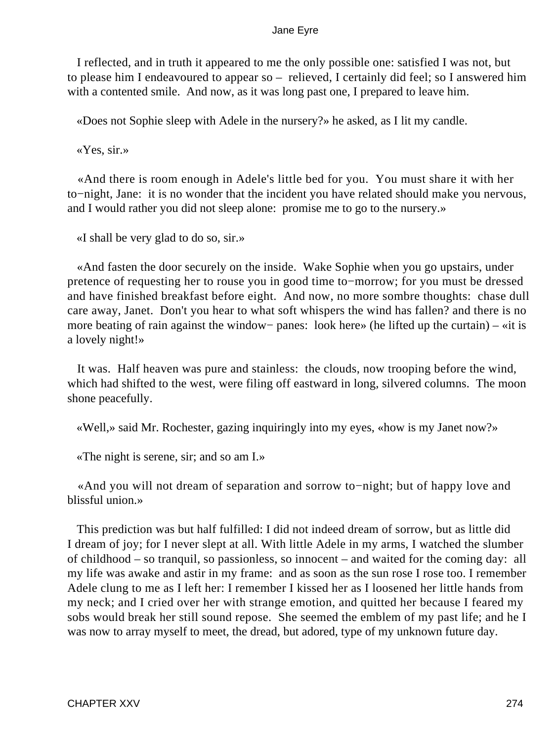I reflected, and in truth it appeared to me the only possible one: satisfied I was not, but to please him I endeavoured to appear so – relieved, I certainly did feel; so I answered him with a contented smile. And now, as it was long past one, I prepared to leave him.

«Does not Sophie sleep with Adele in the nursery?» he asked, as I lit my candle.

«Yes, sir.»

«And there is room enough in Adele's little bed for you. You must share it with her to−night, Jane: it is no wonder that the incident you have related should make you nervous, and I would rather you did not sleep alone: promise me to go to the nursery.»

«I shall be very glad to do so, sir.»

«And fasten the door securely on the inside. Wake Sophie when you go upstairs, under pretence of requesting her to rouse you in good time to−morrow; for you must be dressed and have finished breakfast before eight. And now, no more sombre thoughts: chase dull care away, Janet. Don't you hear to what soft whispers the wind has fallen? and there is no more beating of rain against the window− panes: look here» (he lifted up the curtain) – «it is a lovely night!»

It was. Half heaven was pure and stainless: the clouds, now trooping before the wind, which had shifted to the west, were filing off eastward in long, silvered columns. The moon shone peacefully.

«Well,» said Mr. Rochester, gazing inquiringly into my eyes, «how is my Janet now?»

«The night is serene, sir; and so am I.»

«And you will not dream of separation and sorrow to−night; but of happy love and blissful union.»

This prediction was but half fulfilled: I did not indeed dream of sorrow, but as little did I dream of joy; for I never slept at all. With little Adele in my arms, I watched the slumber of childhood – so tranquil, so passionless, so innocent – and waited for the coming day: all my life was awake and astir in my frame: and as soon as the sun rose I rose too. I remember Adele clung to me as I left her: I remember I kissed her as I loosened her little hands from my neck; and I cried over her with strange emotion, and quitted her because I feared my sobs would break her still sound repose. She seemed the emblem of my past life; and he I was now to array myself to meet, the dread, but adored, type of my unknown future day.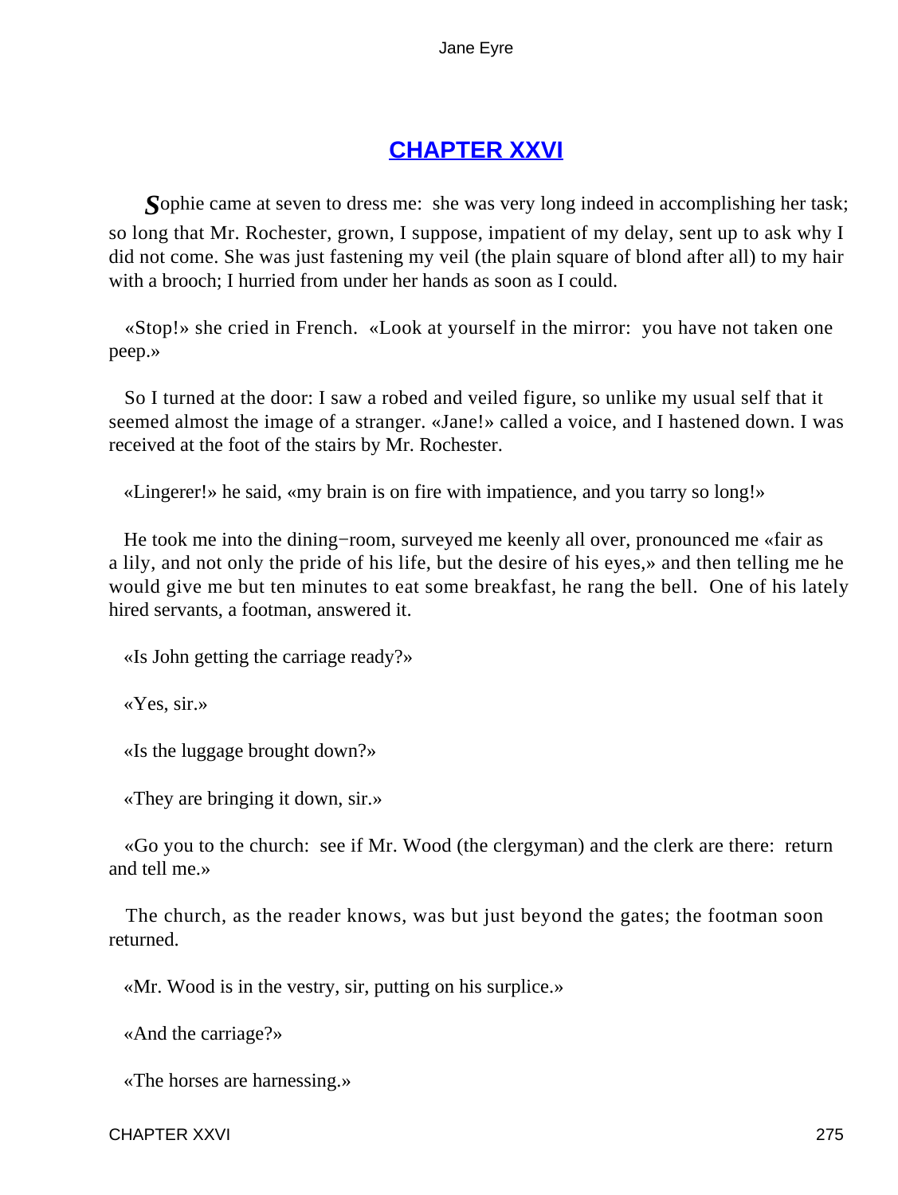# CHAPTER XXVI

Sophie came at seven to dress me: she was very long indeed in accomplishing her task; so long that Mr. Rochester, grown, I suppose, impatient of my delay, sent up to ask why I did not come. She was just fastening my veil (the plain square of blond after all) to my hair with a brooch; I hurried from under her hands as soon as I could.

«Stop!» she cried in French. «Look at yourself in the mirror: you have not taken one peep.»

So I turned at the door: I saw a robed and veiled figure, so unlike my usual self that it seemed almost the image of a stranger. «Jane!» called a voice, and I hastened down. I was received at the foot of the stairs by Mr. Rochester.

«Lingerer!» he said, «my brain is on fire with impatience, and you tarry so long!»

He took me into the dining−room, surveyed me keenly all over, pronounced me «fair as a lily, and not only the pride of his life, but the desire of his eyes,» and then telling me he would give me but ten minutes to eat some breakfast, he rang the bell. One of his lately hired servants, a footman, answered it.

«Is John getting the carriage ready?»

«Yes, sir.»

«Is the luggage brought down?»

«They are bringing it down, sir.»

«Go you to the church: see if Mr. Wood (the clergyman) and the clerk are there: return and tell me.»

The church, as the reader knows, was but just beyond the gates; the footman soon returned.

«Mr. Wood is in the vestry, sir, putting on his surplice.»

«And the carriage?»

«The horses are harnessing.»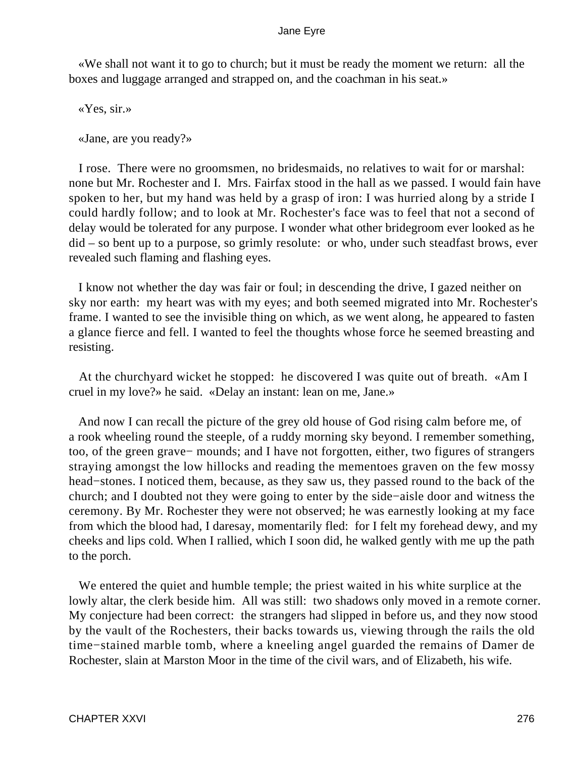«We shall not want it to go to church; but it must be ready the moment we return: all the boxes and luggage arranged and strapped on, and the coachman in his seat.»

«Yes, sir.»

«Jane, are you ready?»

I rose. There were no groomsmen, no bridesmaids, no relatives to wait for or marshal: none but Mr. Rochester and I. Mrs. Fairfax stood in the hall as we passed. I would fain have spoken to her, but my hand was held by a grasp of iron: I was hurried along by a stride I could hardly follow; and to look at Mr. Rochester's face was to feel that not a second of delay would be tolerated for any purpose. I wonder what other bridegroom ever looked as he did – so bent up to a purpose, so grimly resolute: or who, under such steadfast brows, ever revealed such flaming and flashing eyes.

I know not whether the day was fair or foul; in descending the drive, I gazed neither on sky nor earth: my heart was with my eyes; and both seemed migrated into Mr. Rochester's frame. I wanted to see the invisible thing on which, as we went along, he appeared to fasten a glance fierce and fell. I wanted to feel the thoughts whose force he seemed breasting and resisting.

At the churchyard wicket he stopped: he discovered I was quite out of breath. «Am I cruel in my love?» he said. «Delay an instant: lean on me, Jane.»

And now I can recall the picture of the grey old house of God rising calm before me, of a rook wheeling round the steeple, of a ruddy morning sky beyond. I remember something, too, of the green grave− mounds; and I have not forgotten, either, two figures of strangers straying amongst the low hillocks and reading the mementoes graven on the few mossy head−stones. I noticed them, because, as they saw us, they passed round to the back of the church; and I doubted not they were going to enter by the side−aisle door and witness the ceremony. By Mr. Rochester they were not observed; he was earnestly looking at my face from which the blood had, I daresay, momentarily fled: for I felt my forehead dewy, and my cheeks and lips cold. When I rallied, which I soon did, he walked gently with me up the path to the porch.

We entered the quiet and humble temple; the priest waited in his white surplice at the lowly altar, the clerk beside him. All was still: two shadows only moved in a remote corner. My conjecture had been correct: the strangers had slipped in before us, and they now stood by the vault of the Rochesters, their backs towards us, viewing through the rails the old time−stained marble tomb, where a kneeling angel guarded the remains of Damer de Rochester, slain at Marston Moor in the time of the civil wars, and of Elizabeth, his wife.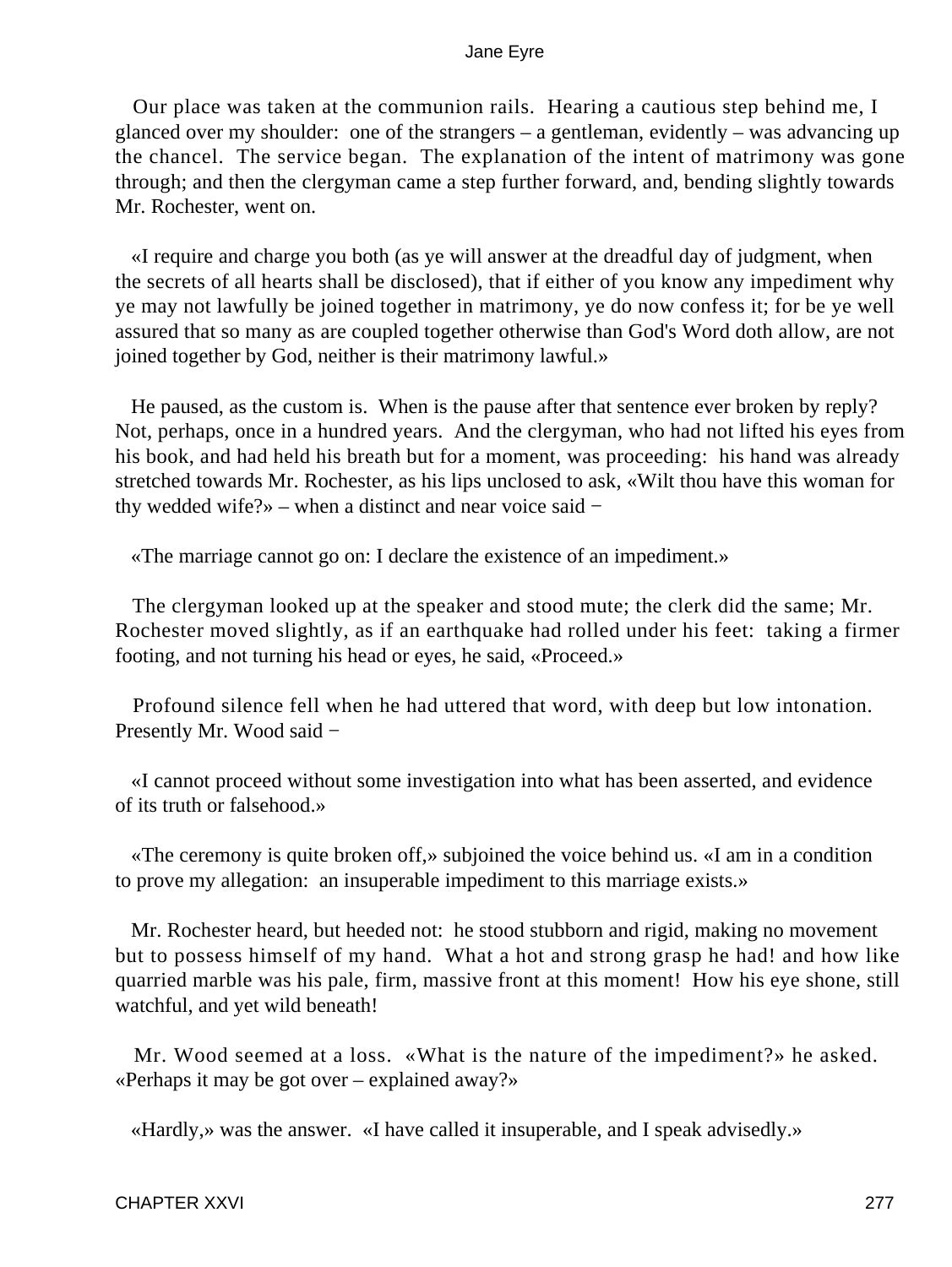Our place was taken at the communion rails. Hearing a cautious step behind me, I glanced over my shoulder: one of the strangers – a gentleman, evidently – was advancing up the chancel. The service began. The explanation of the intent of matrimony was gone through; and then the clergyman came a step further forward, and, bending slightly towards Mr. Rochester, went on.

«I require and charge you both (as ye will answer at the dreadful day of judgment, when the secrets of all hearts shall be disclosed), that if either of you know any impediment why ye may not lawfully be joined together in matrimony, ye do now confess it; for be ye well assured that so many as are coupled together otherwise than God's Word doth allow, are not joined together by God, neither is their matrimony lawful.»

He paused, as the custom is. When is the pause after that sentence ever broken by reply? Not, perhaps, once in a hundred years. And the clergyman, who had not lifted his eyes from his book, and had held his breath but for a moment, was proceeding: his hand was already stretched towards Mr. Rochester, as his lips unclosed to ask, «Wilt thou have this woman for thy wedded wife?» – when a distinct and near voice said −

«The marriage cannot go on: I declare the existence of an impediment.»

The clergyman looked up at the speaker and stood mute; the clerk did the same; Mr. Rochester moved slightly, as if an earthquake had rolled under his feet: taking a firmer footing, and not turning his head or eyes, he said, «Proceed.»

Profound silence fell when he had uttered that word, with deep but low intonation. Presently Mr. Wood said −

«I cannot proceed without some investigation into what has been asserted, and evidence of its truth or falsehood.»

«The ceremony is quite broken off,» subjoined the voice behind us. «I am in a condition to prove my allegation: an insuperable impediment to this marriage exists.»

Mr. Rochester heard, but heeded not: he stood stubborn and rigid, making no movement but to possess himself of my hand. What a hot and strong grasp he had! and how like quarried marble was his pale, firm, massive front at this moment! How his eye shone, still watchful, and yet wild beneath!

Mr. Wood seemed at a loss. «What is the nature of the impediment?» he asked. «Perhaps it may be got over – explained away?»

«Hardly,» was the answer. «I have called it insuperable, and I speak advisedly.»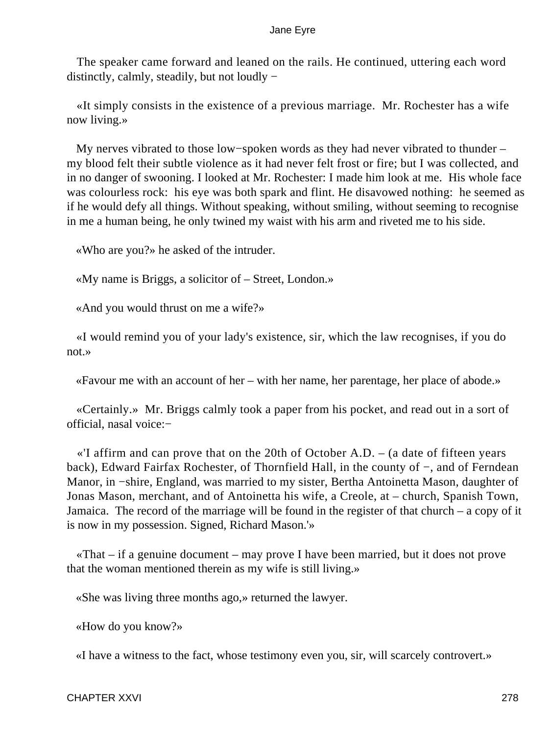The speaker came forward and leaned on the rails. He continued, uttering each word distinctly, calmly, steadily, but not loudly −

«It simply consists in the existence of a previous marriage. Mr. Rochester has a wife now living.»

My nerves vibrated to those low−spoken words as they had never vibrated to thunder – my blood felt their subtle violence as it had never felt frost or fire; but I was collected, and in no danger of swooning. I looked at Mr. Rochester: I made him look at me. His whole face was colourless rock: his eye was both spark and flint. He disavowed nothing: he seemed as if he would defy all things. Without speaking, without smiling, without seeming to recognise in me a human being, he only twined my waist with his arm and riveted me to his side.

«Who are you?» he asked of the intruder.

«My name is Briggs, a solicitor of – Street, London.»

«And you would thrust on me a wife?»

«I would remind you of your lady's existence, sir, which the law recognises, if you do not.»

«Favour me with an account of her – with her name, her parentage, her place of abode.»

«Certainly.» Mr. Briggs calmly took a paper from his pocket, and read out in a sort of official, nasal voice:−

«'I affirm and can prove that on the 20th of October A.D. – (a date of fifteen years back), Edward Fairfax Rochester, of Thornfield Hall, in the county of −, and of Ferndean Manor, in −shire, England, was married to my sister, Bertha Antoinetta Mason, daughter of Jonas Mason, merchant, and of Antoinetta his wife, a Creole, at – church, Spanish Town, Jamaica. The record of the marriage will be found in the register of that church – a copy of it is now in my possession. Signed, Richard Mason.'»

«That – if a genuine document – may prove I have been married, but it does not prove that the woman mentioned therein as my wife is still living.»

«She was living three months ago,» returned the lawyer.

«How do you know?»

«I have a witness to the fact, whose testimony even you, sir, will scarcely controvert.»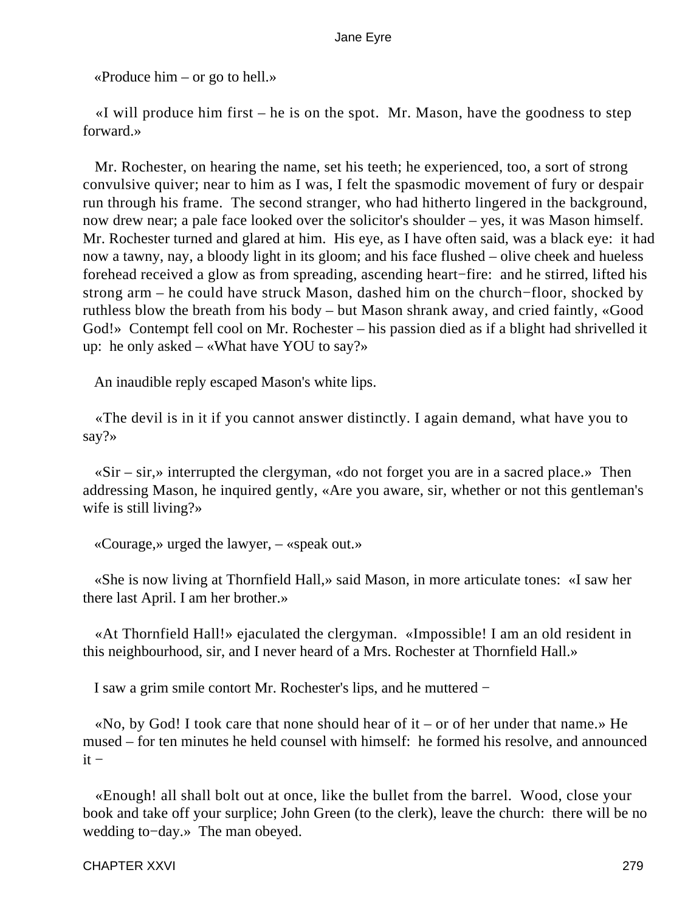«Produce him – or go to hell.»

«I will produce him first – he is on the spot. Mr. Mason, have the goodness to step forward.»

Mr. Rochester, on hearing the name, set his teeth; he experienced, too, a sort of strong convulsive quiver; near to him as I was, I felt the spasmodic movement of fury or despair run through his frame. The second stranger, who had hitherto lingered in the background, now drew near; a pale face looked over the solicitor's shoulder – yes, it was Mason himself. Mr. Rochester turned and glared at him. His eye, as I have often said, was a black eye: it had now a tawny, nay, a bloody light in its gloom; and his face flushed – olive cheek and hueless forehead received a glow as from spreading, ascending heart−fire: and he stirred, lifted his strong arm – he could have struck Mason, dashed him on the church−floor, shocked by ruthless blow the breath from his body – but Mason shrank away, and cried faintly, «Good God!» Contempt fell cool on Mr. Rochester – his passion died as if a blight had shrivelled it up: he only asked – «What have YOU to say?»

An inaudible reply escaped Mason's white lips.

«The devil is in it if you cannot answer distinctly. I again demand, what have you to say?»

«Sir – sir,» interrupted the clergyman, «do not forget you are in a sacred place.» Then addressing Mason, he inquired gently, «Are you aware, sir, whether or not this gentleman's wife is still living?»

«Courage,» urged the lawyer, – «speak out.»

«She is now living at Thornfield Hall,» said Mason, in more articulate tones: «I saw her there last April. I am her brother.»

«At Thornfield Hall!» ejaculated the clergyman. «Impossible! I am an old resident in this neighbourhood, sir, and I never heard of a Mrs. Rochester at Thornfield Hall.»

I saw a grim smile contort Mr. Rochester's lips, and he muttered −

«No, by God! I took care that none should hear of it – or of her under that name.» He mused – for ten minutes he held counsel with himself: he formed his resolve, and announced it −

«Enough! all shall bolt out at once, like the bullet from the barrel. Wood, close your book and take off your surplice; John Green (to the clerk), leave the church: there will be no wedding to−day.» The man obeyed.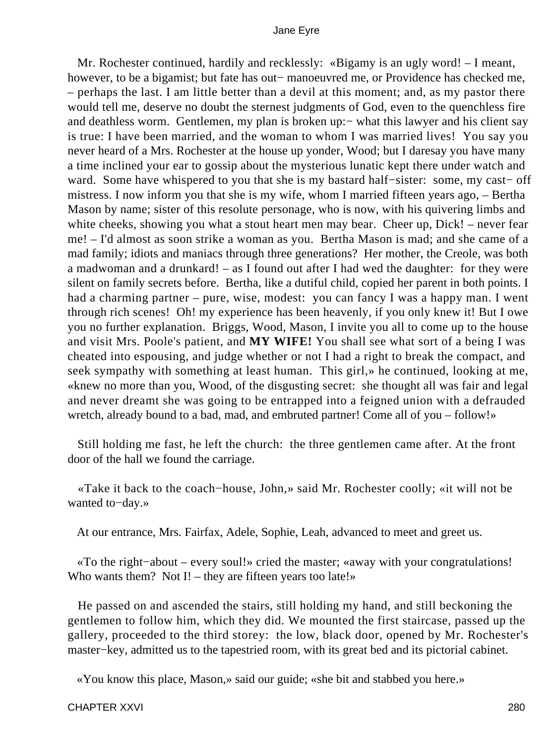Mr. Rochester continued, hardily and recklessly: «Bigamy is an ugly word! – I meant, however, to be a bigamist; but fate has out− manoeuvred me, or Providence has checked me, – perhaps the last. I am little better than a devil at this moment; and, as my pastor there would tell me, deserve no doubt the sternest judgments of God, even to the quenchless fire and deathless worm. Gentlemen, my plan is broken up:− what this lawyer and his client say is true: I have been married, and the woman to whom I was married lives! You say you never heard of a Mrs. Rochester at the house up yonder, Wood; but I daresay you have many a time inclined your ear to gossip about the mysterious lunatic kept there under watch and ward. Some have whispered to you that she is my bastard half−sister: some, my cast− off mistress. I now inform you that she is my wife, whom I married fifteen years ago, – Bertha Mason by name; sister of this resolute personage, who is now, with his quivering limbs and white cheeks, showing you what a stout heart men may bear. Cheer up, Dick! – never fear me! – I'd almost as soon strike a woman as you. Bertha Mason is mad; and she came of a mad family; idiots and maniacs through three generations? Her mother, the Creole, was both a madwoman and a drunkard! – as I found out after I had wed the daughter: for they were silent on family secrets before. Bertha, like a dutiful child, copied her parent in both points. I had a charming partner – pure, wise, modest: you can fancy I was a happy man. I went through rich scenes! Oh! my experience has been heavenly, if you only knew it! But I owe you no further explanation. Briggs, Wood, Mason, I invite you all to come up to the house and visit Mrs. Poole's patient, and **MY WIFE!** You shall see what sort of a being I was cheated into espousing, and judge whether or not I had a right to break the compact, and seek sympathy with something at least human. This girl,» he continued, looking at me, «knew no more than you, Wood, of the disgusting secret: she thought all was fair and legal and never dreamt she was going to be entrapped into a feigned union with a defrauded wretch, already bound to a bad, mad, and embruted partner! Come all of you – follow!»

Still holding me fast, he left the church: the three gentlemen came after. At the front door of the hall we found the carriage.

«Take it back to the coach−house, John,» said Mr. Rochester coolly; «it will not be wanted to−day.»

At our entrance, Mrs. Fairfax, Adele, Sophie, Leah, advanced to meet and greet us.

«To the right−about – every soul!» cried the master; «away with your congratulations! Who wants them? Not I! – they are fifteen years too late!»

He passed on and ascended the stairs, still holding my hand, and still beckoning the gentlemen to follow him, which they did. We mounted the first staircase, passed up the gallery, proceeded to the third storey: the low, black door, opened by Mr. Rochester's master−key, admitted us to the tapestried room, with its great bed and its pictorial cabinet.

«You know this place, Mason,» said our guide; «she bit and stabbed you here.»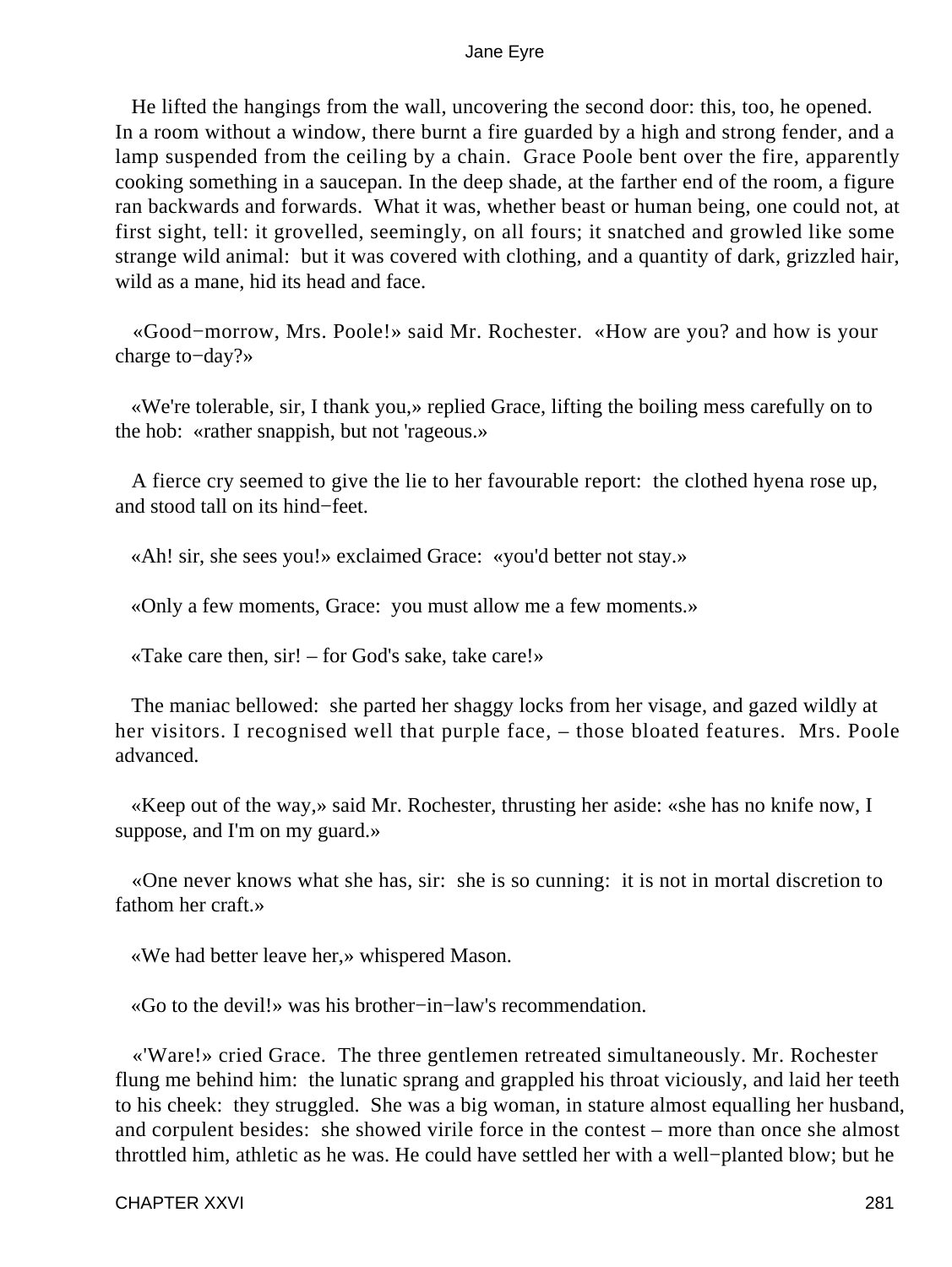He lifted the hangings from the wall, uncovering the second door: this, too, he opened. In a room without a window, there burnt a fire guarded by a high and strong fender, and a lamp suspended from the ceiling by a chain. Grace Poole bent over the fire, apparently cooking something in a saucepan. In the deep shade, at the farther end of the room, a figure ran backwards and forwards. What it was, whether beast or human being, one could not, at first sight, tell: it grovelled, seemingly, on all fours; it snatched and growled like some strange wild animal: but it was covered with clothing, and a quantity of dark, grizzled hair, wild as a mane, hid its head and face.

«Good−morrow, Mrs. Poole!» said Mr. Rochester. «How are you? and how is your charge to−day?»

«We're tolerable, sir, I thank you,» replied Grace, lifting the boiling mess carefully on to the hob: «rather snappish, but not 'rageous.»

A fierce cry seemed to give the lie to her favourable report: the clothed hyena rose up, and stood tall on its hind−feet.

«Ah! sir, she sees you!» exclaimed Grace: «you'd better not stay.»

«Only a few moments, Grace: you must allow me a few moments.»

«Take care then, sir! – for God's sake, take care!»

The maniac bellowed: she parted her shaggy locks from her visage, and gazed wildly at her visitors. I recognised well that purple face, – those bloated features. Mrs. Poole advanced.

«Keep out of the way,» said Mr. Rochester, thrusting her aside: «she has no knife now, I suppose, and I'm on my guard.»

«One never knows what she has, sir: she is so cunning: it is not in mortal discretion to fathom her craft.»

«We had better leave her,» whispered Mason.

«Go to the devil!» was his brother−in−law's recommendation.

«'Ware!» cried Grace. The three gentlemen retreated simultaneously. Mr. Rochester flung me behind him: the lunatic sprang and grappled his throat viciously, and laid her teeth to his cheek: they struggled. She was a big woman, in stature almost equalling her husband, and corpulent besides: she showed virile force in the contest – more than once she almost throttled him, athletic as he was. He could have settled her with a well−planted blow; but he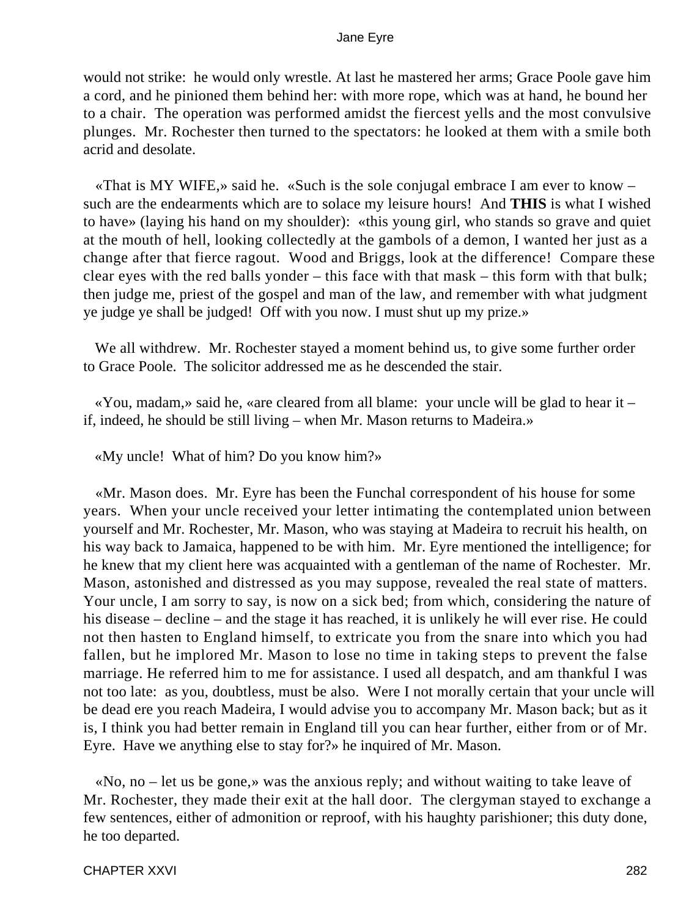would not strike: he would only wrestle. At last he mastered her arms; Grace Poole gave him a cord, and he pinioned them behind her: with more rope, which was at hand, he bound her to a chair. The operation was performed amidst the fiercest yells and the most convulsive plunges. Mr. Rochester then turned to the spectators: he looked at them with a smile both acrid and desolate.

«That is MY WIFE,» said he. «Such is the sole conjugal embrace I am ever to know – such are the endearments which are to solace my leisure hours! And **THIS** is what I wished to have» (laying his hand on my shoulder): «this young girl, who stands so grave and quiet at the mouth of hell, looking collectedly at the gambols of a demon, I wanted her just as a change after that fierce ragout. Wood and Briggs, look at the difference! Compare these clear eyes with the red balls yonder – this face with that mask – this form with that bulk; then judge me, priest of the gospel and man of the law, and remember with what judgment ye judge ye shall be judged! Off with you now. I must shut up my prize.»

We all withdrew. Mr. Rochester stayed a moment behind us, to give some further order to Grace Poole. The solicitor addressed me as he descended the stair.

«You, madam,» said he, «are cleared from all blame: your uncle will be glad to hear it – if, indeed, he should be still living – when Mr. Mason returns to Madeira.»

«My uncle! What of him? Do you know him?»

«Mr. Mason does. Mr. Eyre has been the Funchal correspondent of his house for some years. When your uncle received your letter intimating the contemplated union between yourself and Mr. Rochester, Mr. Mason, who was staying at Madeira to recruit his health, on his way back to Jamaica, happened to be with him. Mr. Eyre mentioned the intelligence; for he knew that my client here was acquainted with a gentleman of the name of Rochester. Mr. Mason, astonished and distressed as you may suppose, revealed the real state of matters. Your uncle, I am sorry to say, is now on a sick bed; from which, considering the nature of his disease – decline – and the stage it has reached, it is unlikely he will ever rise. He could not then hasten to England himself, to extricate you from the snare into which you had fallen, but he implored Mr. Mason to lose no time in taking steps to prevent the false marriage. He referred him to me for assistance. I used all despatch, and am thankful I was not too late: as you, doubtless, must be also. Were I not morally certain that your uncle will be dead ere you reach Madeira, I would advise you to accompany Mr. Mason back; but as it is, I think you had better remain in England till you can hear further, either from or of Mr. Eyre. Have we anything else to stay for?» he inquired of Mr. Mason.

«No, no – let us be gone,» was the anxious reply; and without waiting to take leave of Mr. Rochester, they made their exit at the hall door. The clergyman stayed to exchange a few sentences, either of admonition or reproof, with his haughty parishioner; this duty done, he too departed.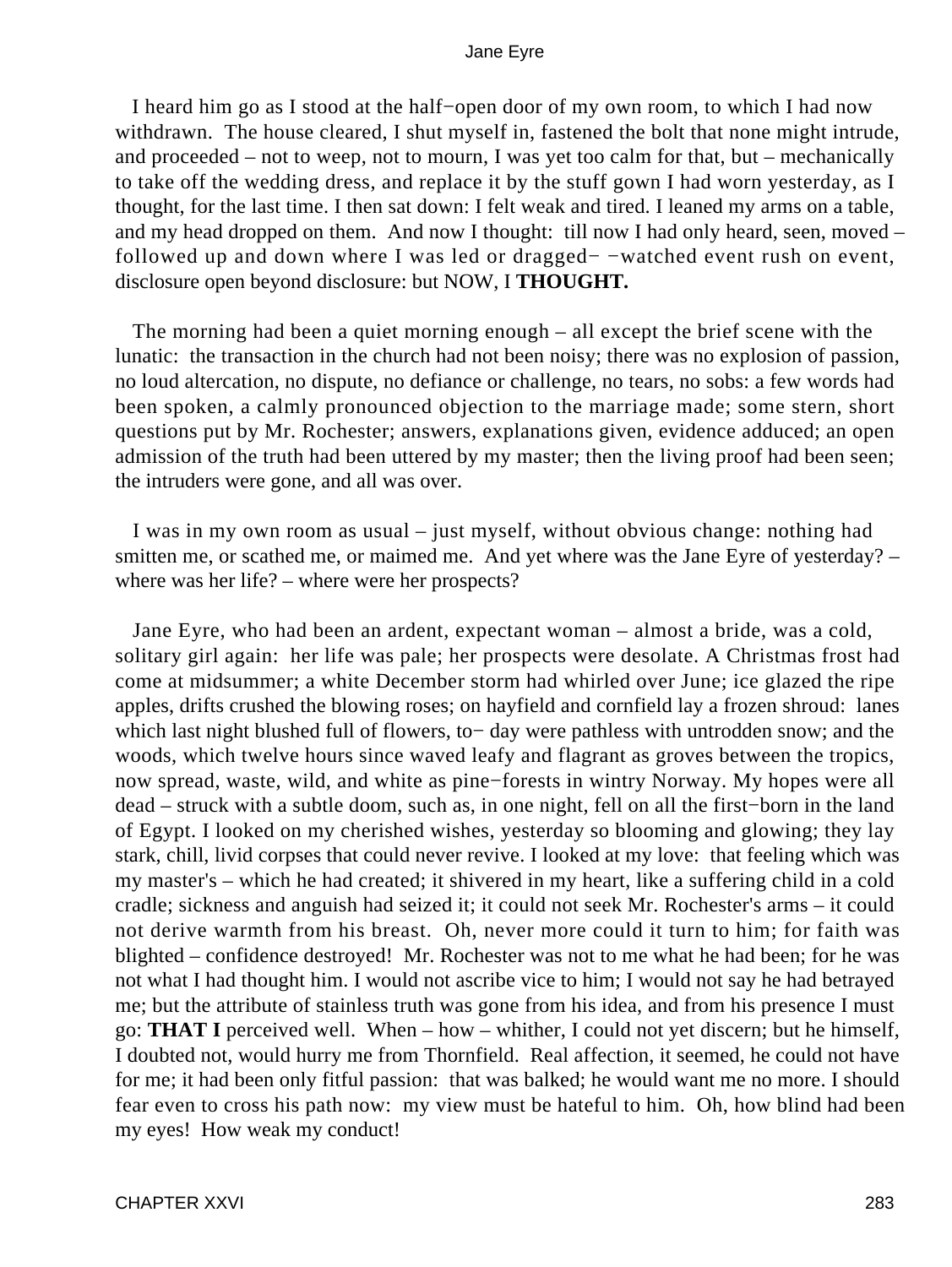I heard him go as I stood at the half−open door of my own room, to which I had now withdrawn. The house cleared, I shut myself in, fastened the bolt that none might intrude, and proceeded – not to weep, not to mourn, I was yet too calm for that, but – mechanically to take off the wedding dress, and replace it by the stuff gown I had worn yesterday, as I thought, for the last time. I then sat down: I felt weak and tired. I leaned my arms on a table, and my head dropped on them. And now I thought: till now I had only heard, seen, moved – followed up and down where I was led or dragged− −watched event rush on event, disclosure open beyond disclosure: but NOW, I **THOUGHT.**

The morning had been a quiet morning enough – all except the brief scene with the lunatic: the transaction in the church had not been noisy; there was no explosion of passion, no loud altercation, no dispute, no defiance or challenge, no tears, no sobs: a few words had been spoken, a calmly pronounced objection to the marriage made; some stern, short questions put by Mr. Rochester; answers, explanations given, evidence adduced; an open admission of the truth had been uttered by my master; then the living proof had been seen; the intruders were gone, and all was over.

I was in my own room as usual – just myself, without obvious change: nothing had smitten me, or scathed me, or maimed me. And yet where was the Jane Eyre of yesterday? – where was her life? – where were her prospects?

Jane Eyre, who had been an ardent, expectant woman – almost a bride, was a cold, solitary girl again: her life was pale; her prospects were desolate. A Christmas frost had come at midsummer; a white December storm had whirled over June; ice glazed the ripe apples, drifts crushed the blowing roses; on hayfield and cornfield lay a frozen shroud: lanes which last night blushed full of flowers, to− day were pathless with untrodden snow; and the woods, which twelve hours since waved leafy and flagrant as groves between the tropics, now spread, waste, wild, and white as pine−forests in wintry Norway. My hopes were all dead – struck with a subtle doom, such as, in one night, fell on all the first−born in the land of Egypt. I looked on my cherished wishes, yesterday so blooming and glowing; they lay stark, chill, livid corpses that could never revive. I looked at my love: that feeling which was my master's – which he had created; it shivered in my heart, like a suffering child in a cold cradle; sickness and anguish had seized it; it could not seek Mr. Rochester's arms – it could not derive warmth from his breast. Oh, never more could it turn to him; for faith was blighted – confidence destroyed! Mr. Rochester was not to me what he had been; for he was not what I had thought him. I would not ascribe vice to him; I would not say he had betrayed me; but the attribute of stainless truth was gone from his idea, and from his presence I must go: **THAT I** perceived well. When – how – whither, I could not yet discern; but he himself, I doubted not, would hurry me from Thornfield. Real affection, it seemed, he could not have for me; it had been only fitful passion: that was balked; he would want me no more. I should fear even to cross his path now: my view must be hateful to him. Oh, how blind had been my eyes! How weak my conduct!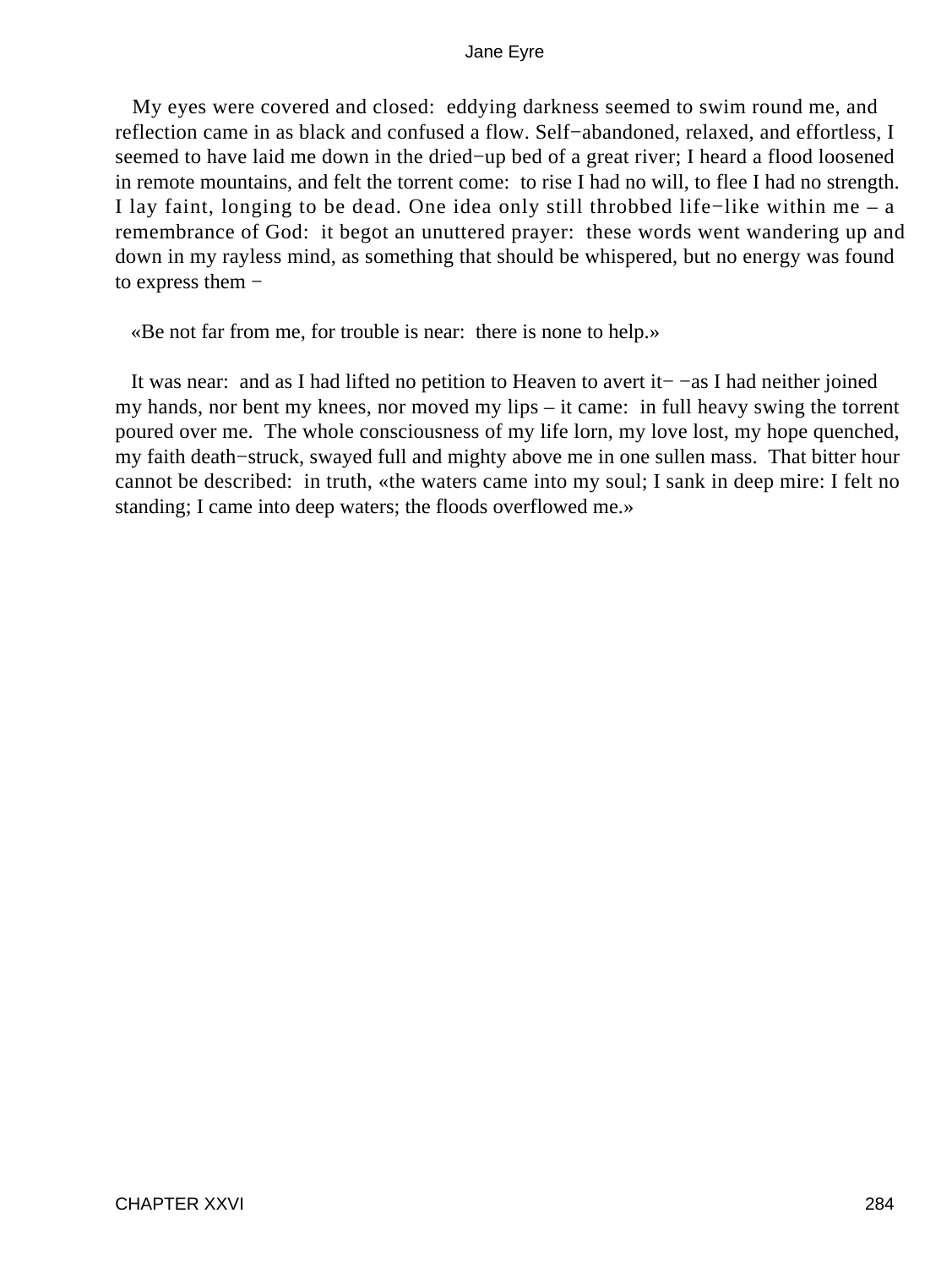My eyes were covered and closed: eddying darkness seemed to swim round me, and reflection came in as black and confused a flow. Self−abandoned, relaxed, and effortless, I seemed to have laid me down in the dried−up bed of a great river; I heard a flood loosened in remote mountains, and felt the torrent come: to rise I had no will, to flee I had no strength. I lay faint, longing to be dead. One idea only still throbbed life−like within me – a remembrance of God: it begot an unuttered prayer: these words went wandering up and down in my rayless mind, as something that should be whispered, but no energy was found to express them −

«Be not far from me, for trouble is near: there is none to help.»

It was near: and as I had lifted no petition to Heaven to avert it− −as I had neither joined my hands, nor bent my knees, nor moved my lips – it came: in full heavy swing the torrent poured over me. The whole consciousness of my life lorn, my love lost, my hope quenched, my faith death−struck, swayed full and mighty above me in one sullen mass. That bitter hour cannot be described: in truth, «the waters came into my soul; I sank in deep mire: I felt no standing; I came into deep waters; the floods overflowed me.»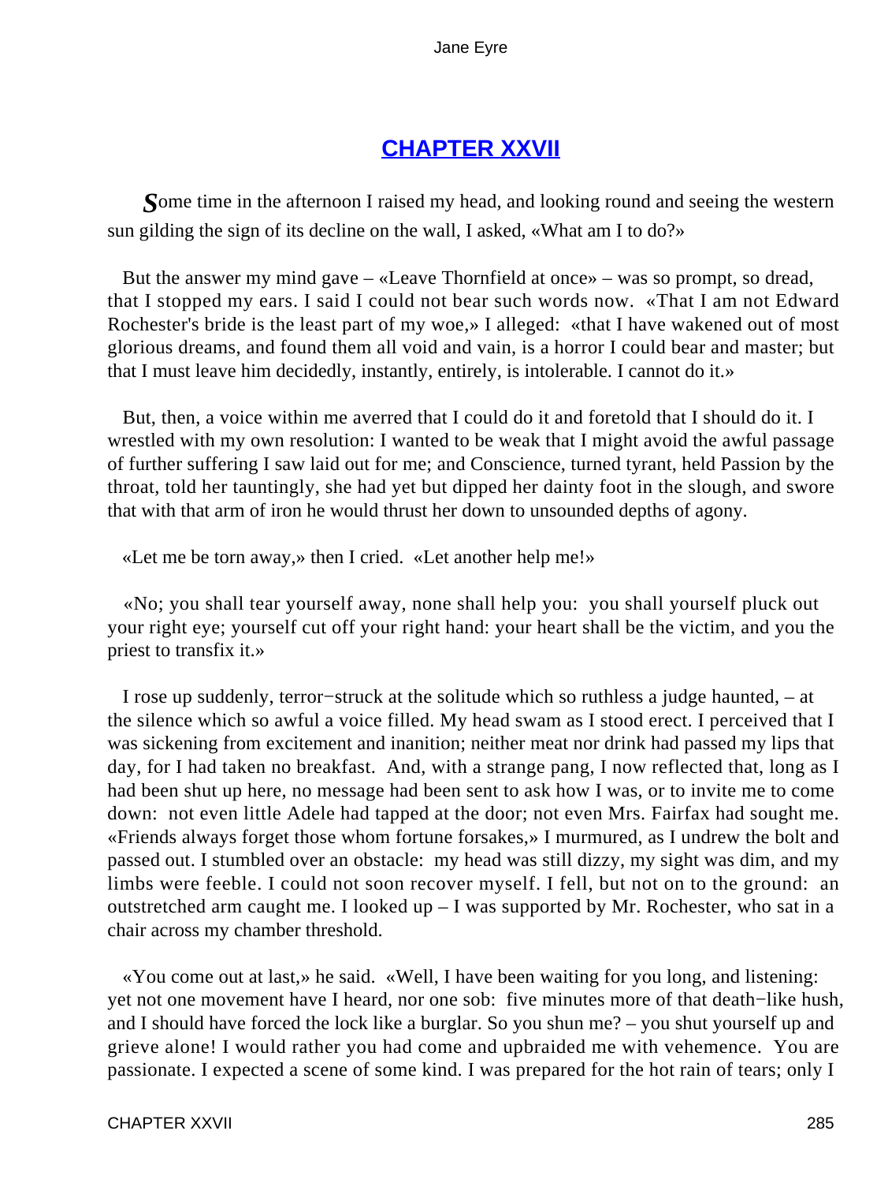# CHAPTER XXVII

*S*ome time in the afternoon I raised my head, and looking round and seeing the western sun gilding the sign of its decline on the wall, I asked, «What am I to do?»

But the answer my mind gave – «Leave Thornfield at once» – was so prompt, so dread, that I stopped my ears. I said I could not bear such words now. «That I am not Edward Rochester's bride is the least part of my woe,» I alleged: «that I have wakened out of most glorious dreams, and found them all void and vain, is a horror I could bear and master; but that I must leave him decidedly, instantly, entirely, is intolerable. I cannot do it.»

But, then, a voice within me averred that I could do it and foretold that I should do it. I wrestled with my own resolution: I wanted to be weak that I might avoid the awful passage of further suffering I saw laid out for me; and Conscience, turned tyrant, held Passion by the throat, told her tauntingly, she had yet but dipped her dainty foot in the slough, and swore that with that arm of iron he would thrust her down to unsounded depths of agony.

«Let me be torn away,» then I cried. «Let another help me!»

«No; you shall tear yourself away, none shall help you: you shall yourself pluck out your right eye; yourself cut off your right hand: your heart shall be the victim, and you the priest to transfix it.»

I rose up suddenly, terror−struck at the solitude which so ruthless a judge haunted, – at the silence which so awful a voice filled. My head swam as I stood erect. I perceived that I was sickening from excitement and inanition; neither meat nor drink had passed my lips that day, for I had taken no breakfast. And, with a strange pang, I now reflected that, long as I had been shut up here, no message had been sent to ask how I was, or to invite me to come down: not even little Adele had tapped at the door; not even Mrs. Fairfax had sought me. «Friends always forget those whom fortune forsakes,» I murmured, as I undrew the bolt and passed out. I stumbled over an obstacle: my head was still dizzy, my sight was dim, and my limbs were feeble. I could not soon recover myself. I fell, but not on to the ground: an outstretched arm caught me. I looked up – I was supported by Mr. Rochester, who sat in a chair across my chamber threshold.

«You come out at last,» he said. «Well, I have been waiting for you long, and listening: yet not one movement have I heard, nor one sob: five minutes more of that death−like hush, and I should have forced the lock like a burglar. So you shun me? – you shut yourself up and grieve alone! I would rather you had come and upbraided me with vehemence. You are passionate. I expected a scene of some kind. I was prepared for the hot rain of tears; only I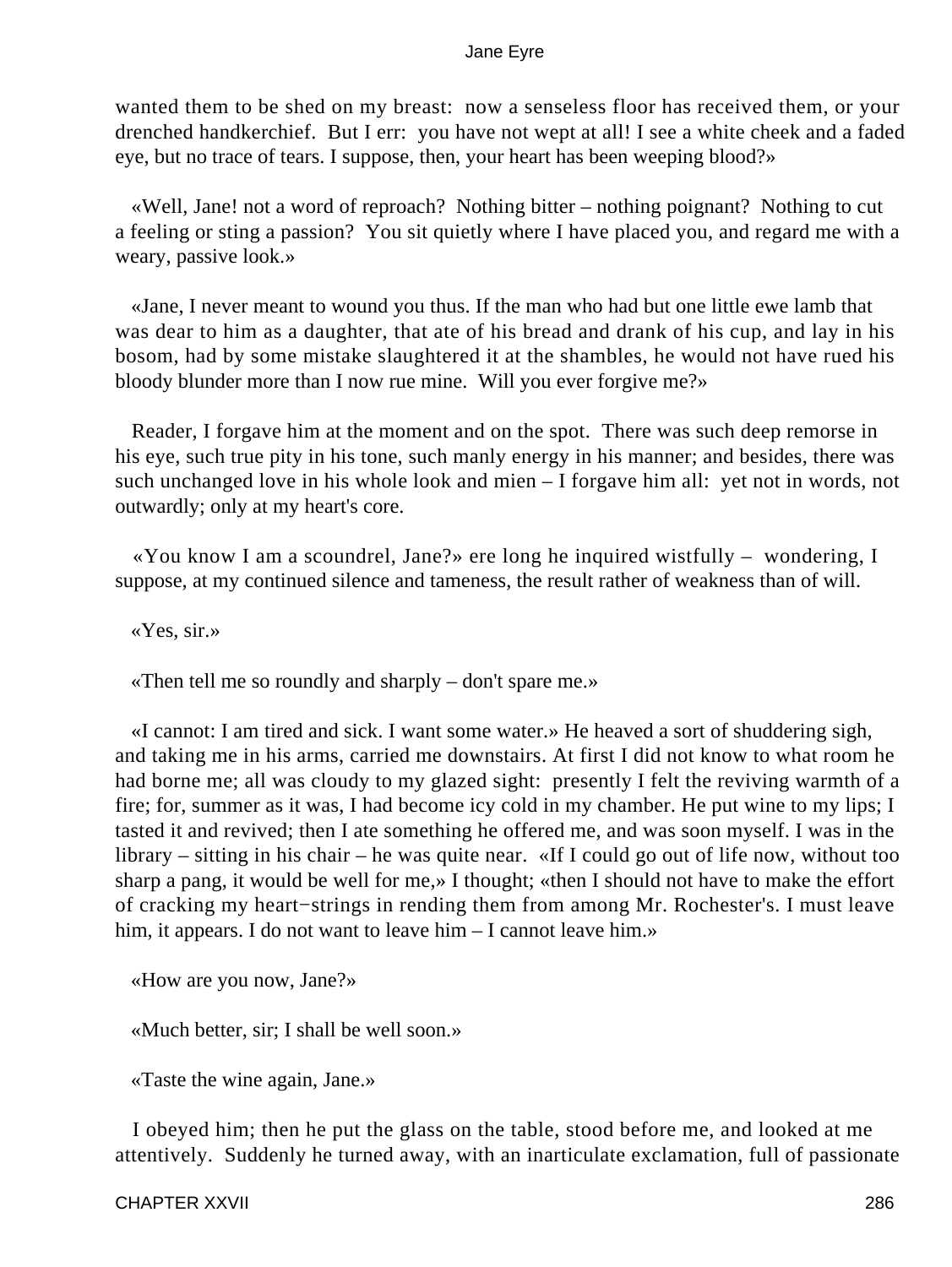wanted them to be shed on my breast: now a senseless floor has received them, or your drenched handkerchief. But I err: you have not wept at all! I see a white cheek and a faded eye, but no trace of tears. I suppose, then, your heart has been weeping blood?»

«Well, Jane! not a word of reproach? Nothing bitter – nothing poignant? Nothing to cut a feeling or sting a passion? You sit quietly where I have placed you, and regard me with a weary, passive look.»

«Jane, I never meant to wound you thus. If the man who had but one little ewe lamb that was dear to him as a daughter, that ate of his bread and drank of his cup, and lay in his bosom, had by some mistake slaughtered it at the shambles, he would not have rued his bloody blunder more than I now rue mine. Will you ever forgive me?»

Reader, I forgave him at the moment and on the spot. There was such deep remorse in his eye, such true pity in his tone, such manly energy in his manner; and besides, there was such unchanged love in his whole look and mien – I forgave him all: yet not in words, not outwardly; only at my heart's core.

«You know I am a scoundrel, Jane?» ere long he inquired wistfully – wondering, I suppose, at my continued silence and tameness, the result rather of weakness than of will.

«Yes, sir.»

«Then tell me so roundly and sharply – don't spare me.»

«I cannot: I am tired and sick. I want some water.» He heaved a sort of shuddering sigh, and taking me in his arms, carried me downstairs. At first I did not know to what room he had borne me; all was cloudy to my glazed sight: presently I felt the reviving warmth of a fire; for, summer as it was, I had become icy cold in my chamber. He put wine to my lips; I tasted it and revived; then I ate something he offered me, and was soon myself. I was in the library – sitting in his chair – he was quite near. «If I could go out of life now, without too sharp a pang, it would be well for me,» I thought; «then I should not have to make the effort of cracking my heart−strings in rending them from among Mr. Rochester's. I must leave him, it appears. I do not want to leave him – I cannot leave him.»

«How are you now, Jane?»

«Much better, sir; I shall be well soon.»

«Taste the wine again, Jane.»

I obeyed him; then he put the glass on the table, stood before me, and looked at me attentively. Suddenly he turned away, with an inarticulate exclamation, full of passionate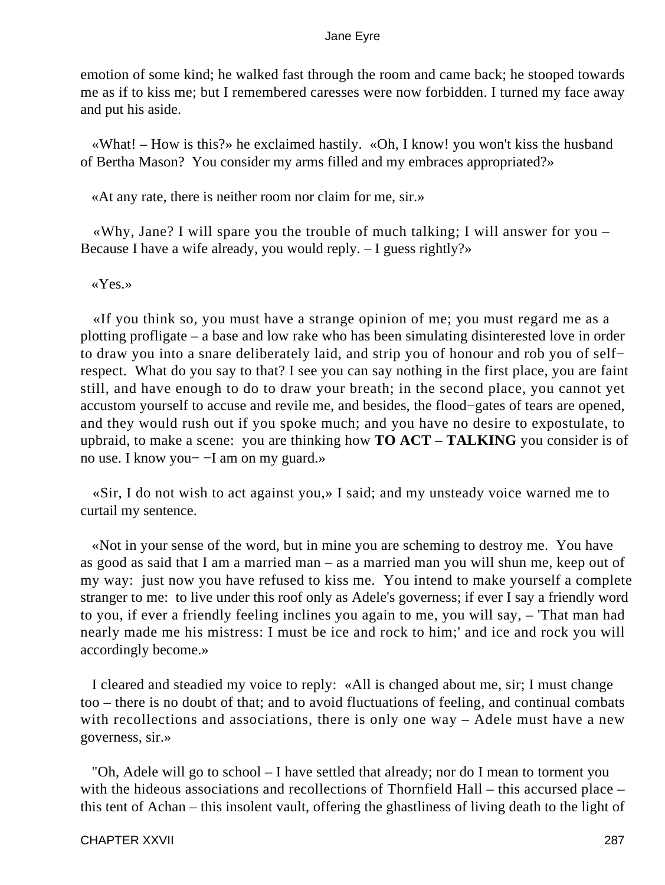emotion of some kind; he walked fast through the room and came back; he stooped towards me as if to kiss me; but I remembered caresses were now forbidden. I turned my face away and put his aside.

«What! – How is this?» he exclaimed hastily. «Oh, I know! you won't kiss the husband of Bertha Mason? You consider my arms filled and my embraces appropriated?»

«At any rate, there is neither room nor claim for me, sir.»

«Why, Jane? I will spare you the trouble of much talking; I will answer for you – Because I have a wife already, you would reply. – I guess rightly?»

«Yes.»

«If you think so, you must have a strange opinion of me; you must regard me as a plotting profligate – a base and low rake who has been simulating disinterested love in order to draw you into a snare deliberately laid, and strip you of honour and rob you of self−respect. What do you say to that? I see you can say nothing in the first place, you are faint still, and have enough to do to draw your breath; in the second place, you cannot yet accustom yourself to accuse and revile me, and besides, the flood−gates of tears are opened, and they would rush out if you spoke much; and you have no desire to expostulate, to upbraid, to make a scene: you are thinking how **TO ACT** – **TALKING** you consider is of no use. I know you− −I am on my guard.»

«Sir, I do not wish to act against you,» I said; and my unsteady voice warned me to curtail my sentence.

«Not in your sense of the word, but in mine you are scheming to destroy me. You have as good as said that I am a married man – as a married man you will shun me, keep out of my way: just now you have refused to kiss me. You intend to make yourself a complete stranger to me: to live under this roof only as Adele's governess; if ever I say a friendly word to you, if ever a friendly feeling inclines you again to me, you will say, – 'That man had nearly made me his mistress: I must be ice and rock to him;' and ice and rock you will accordingly become.»

I cleared and steadied my voice to reply: «All is changed about me, sir; I must change too – there is no doubt of that; and to avoid fluctuations of feeling, and continual combats with recollections and associations, there is only one way – Adele must have a new governess, sir.»

"Oh, Adele will go to school – I have settled that already; nor do I mean to torment you with the hideous associations and recollections of Thornfield Hall – this accursed place – this tent of Achan – this insolent vault, offering the ghastliness of living death to the light of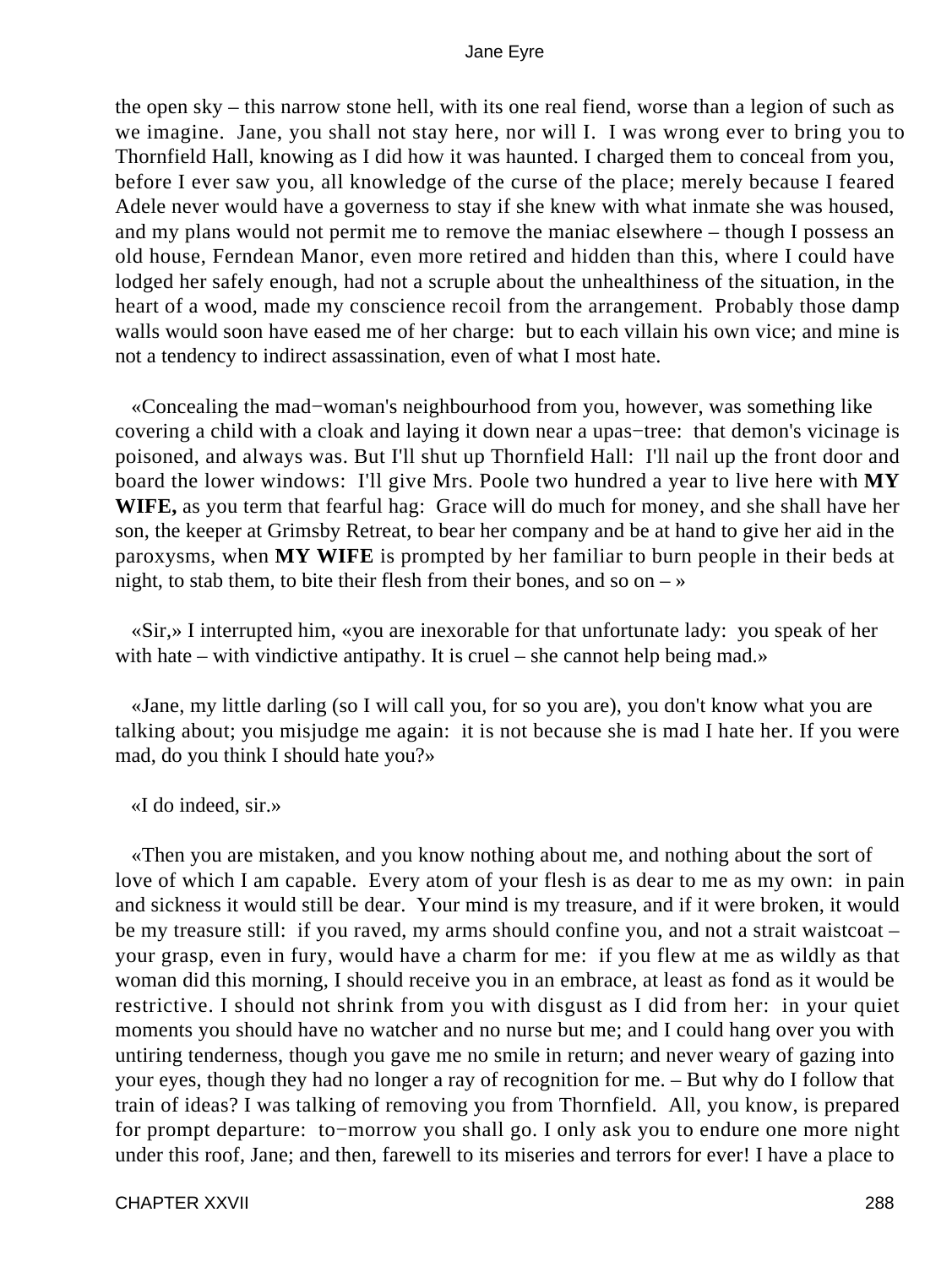the open sky – this narrow stone hell, with its one real fiend, worse than a legion of such as we imagine. Jane, you shall not stay here, nor will I. I was wrong ever to bring you to Thornfield Hall, knowing as I did how it was haunted. I charged them to conceal from you, before I ever saw you, all knowledge of the curse of the place; merely because I feared Adele never would have a governess to stay if she knew with what inmate she was housed, and my plans would not permit me to remove the maniac elsewhere – though I possess an old house, Ferndean Manor, even more retired and hidden than this, where I could have lodged her safely enough, had not a scruple about the unhealthiness of the situation, in the heart of a wood, made my conscience recoil from the arrangement. Probably those damp walls would soon have eased me of her charge: but to each villain his own vice; and mine is not a tendency to indirect assassination, even of what I most hate.

«Concealing the mad−woman's neighbourhood from you, however, was something like covering a child with a cloak and laying it down near a upas−tree: that demon's vicinage is poisoned, and always was. But I'll shut up Thornfield Hall: I'll nail up the front door and board the lower windows: I'll give Mrs. Poole two hundred a year to live here with **MY WIFE,** as you term that fearful hag: Grace will do much for money, and she shall have her son, the keeper at Grimsby Retreat, to bear her company and be at hand to give her aid in the paroxysms, when **MY WIFE** is prompted by her familiar to burn people in their beds at night, to stab them, to bite their flesh from their bones, and so on – »

«Sir,» I interrupted him, «you are inexorable for that unfortunate lady: you speak of her with hate – with vindictive antipathy. It is cruel – she cannot help being mad.»

«Jane, my little darling (so I will call you, for so you are), you don't know what you are talking about; you misjudge me again: it is not because she is mad I hate her. If you were mad, do you think I should hate you?»

«I do indeed, sir.»

«Then you are mistaken, and you know nothing about me, and nothing about the sort of love of which I am capable. Every atom of your flesh is as dear to me as my own: in pain and sickness it would still be dear. Your mind is my treasure, and if it were broken, it would be my treasure still: if you raved, my arms should confine you, and not a strait waistcoat – your grasp, even in fury, would have a charm for me: if you flew at me as wildly as that woman did this morning, I should receive you in an embrace, at least as fond as it would be restrictive. I should not shrink from you with disgust as I did from her: in your quiet moments you should have no watcher and no nurse but me; and I could hang over you with untiring tenderness, though you gave me no smile in return; and never weary of gazing into your eyes, though they had no longer a ray of recognition for me. – But why do I follow that train of ideas? I was talking of removing you from Thornfield. All, you know, is prepared for prompt departure: to−morrow you shall go. I only ask you to endure one more night under this roof, Jane; and then, farewell to its miseries and terrors for ever! I have a place to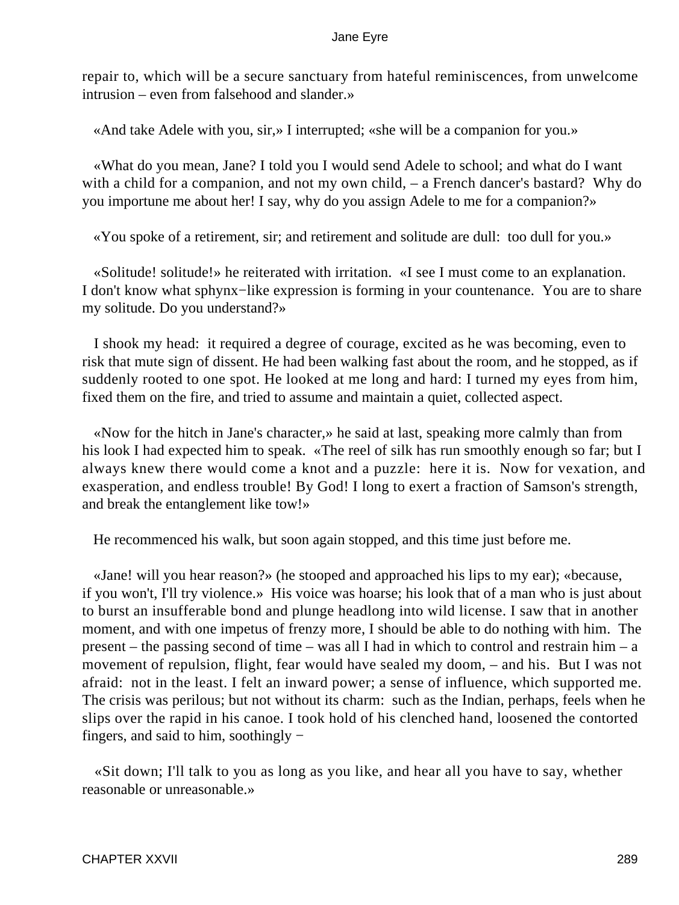repair to, which will be a secure sanctuary from hateful reminiscences, from unwelcome intrusion – even from falsehood and slander.»

«And take Adele with you, sir,» I interrupted; «she will be a companion for you.»

«What do you mean, Jane? I told you I would send Adele to school; and what do I want with a child for a companion, and not my own child, – a French dancer's bastard? Why do you importune me about her! I say, why do you assign Adele to me for a companion?»

«You spoke of a retirement, sir; and retirement and solitude are dull: too dull for you.»

«Solitude! solitude!» he reiterated with irritation. «I see I must come to an explanation. I don't know what sphynx−like expression is forming in your countenance. You are to share my solitude. Do you understand?»

I shook my head: it required a degree of courage, excited as he was becoming, even to risk that mute sign of dissent. He had been walking fast about the room, and he stopped, as if suddenly rooted to one spot. He looked at me long and hard: I turned my eyes from him, fixed them on the fire, and tried to assume and maintain a quiet, collected aspect.

«Now for the hitch in Jane's character,» he said at last, speaking more calmly than from his look I had expected him to speak. «The reel of silk has run smoothly enough so far; but I always knew there would come a knot and a puzzle: here it is. Now for vexation, and exasperation, and endless trouble! By God! I long to exert a fraction of Samson's strength, and break the entanglement like tow!»

He recommenced his walk, but soon again stopped, and this time just before me.

«Jane! will you hear reason?» (he stooped and approached his lips to my ear); «because, if you won't, I'll try violence.» His voice was hoarse; his look that of a man who is just about to burst an insufferable bond and plunge headlong into wild license. I saw that in another moment, and with one impetus of frenzy more, I should be able to do nothing with him. The present – the passing second of time – was all I had in which to control and restrain him – a movement of repulsion, flight, fear would have sealed my doom, – and his. But I was not afraid: not in the least. I felt an inward power; a sense of influence, which supported me. The crisis was perilous; but not without its charm: such as the Indian, perhaps, feels when he slips over the rapid in his canoe. I took hold of his clenched hand, loosened the contorted fingers, and said to him, soothingly −

«Sit down; I'll talk to you as long as you like, and hear all you have to say, whether reasonable or unreasonable.»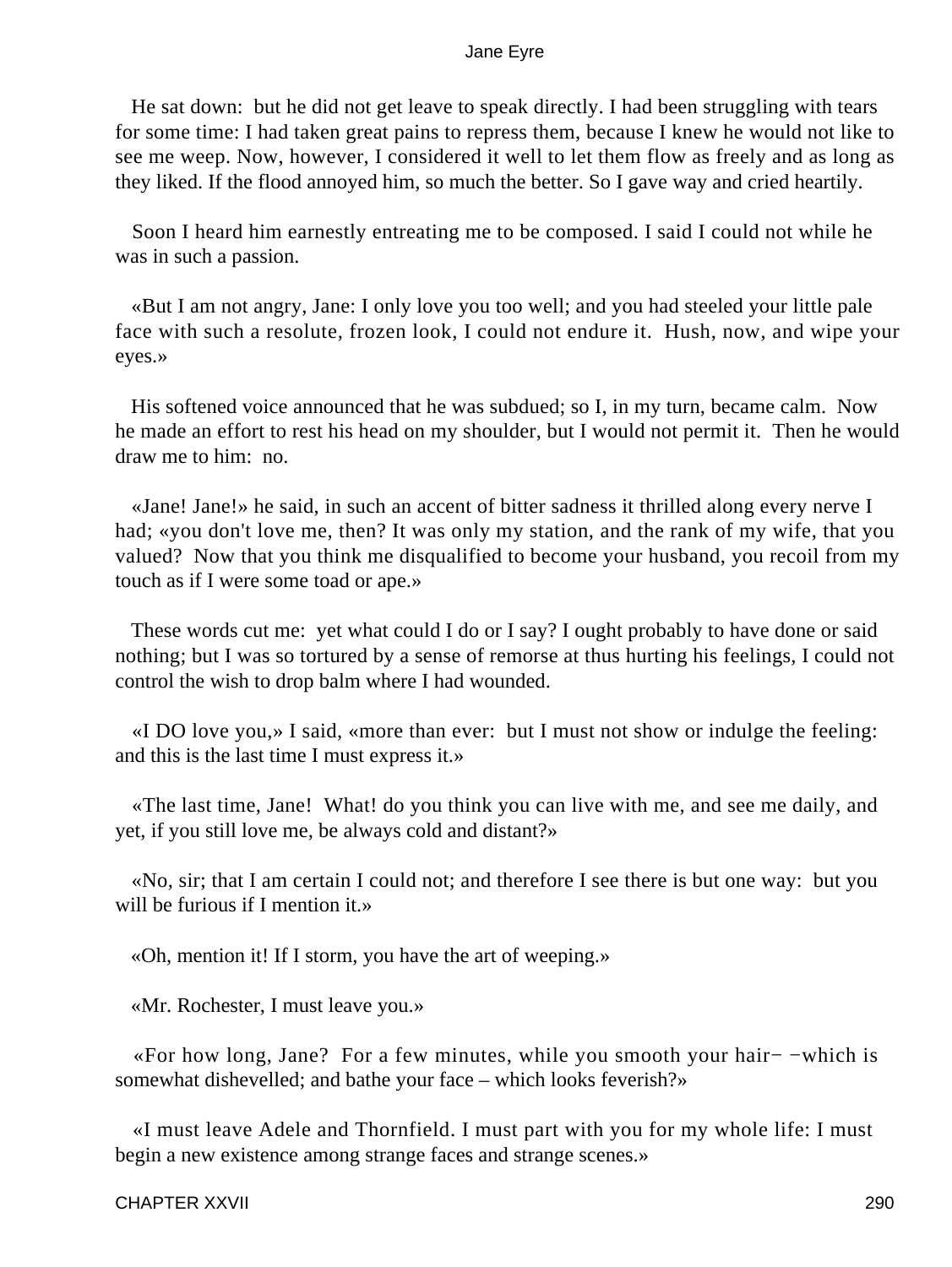He sat down: but he did not get leave to speak directly. I had been struggling with tears for some time: I had taken great pains to repress them, because I knew he would not like to see me weep. Now, however, I considered it well to let them flow as freely and as long as they liked. If the flood annoyed him, so much the better. So I gave way and cried heartily.

Soon I heard him earnestly entreating me to be composed. I said I could not while he was in such a passion.

«But I am not angry, Jane: I only love you too well; and you had steeled your little pale face with such a resolute, frozen look, I could not endure it. Hush, now, and wipe your eyes.»

His softened voice announced that he was subdued; so I, in my turn, became calm. Now he made an effort to rest his head on my shoulder, but I would not permit it. Then he would draw me to him: no.

«Jane! Jane!» he said, in such an accent of bitter sadness it thrilled along every nerve I had; «you don't love me, then? It was only my station, and the rank of my wife, that you valued? Now that you think me disqualified to become your husband, you recoil from my touch as if I were some toad or ape.»

These words cut me: yet what could I do or I say? I ought probably to have done or said nothing; but I was so tortured by a sense of remorse at thus hurting his feelings, I could not control the wish to drop balm where I had wounded.

«I DO love you,» I said, «more than ever: but I must not show or indulge the feeling: and this is the last time I must express it.»

«The last time, Jane! What! do you think you can live with me, and see me daily, and yet, if you still love me, be always cold and distant?»

«No, sir; that I am certain I could not; and therefore I see there is but one way: but you will be furious if I mention it.»

«Oh, mention it! If I storm, you have the art of weeping.»

«Mr. Rochester, I must leave you.»

«For how long, Jane? For a few minutes, while you smooth your hair− −which is somewhat dishevelled; and bathe your face – which looks feverish?»

«I must leave Adele and Thornfield. I must part with you for my whole life: I must begin a new existence among strange faces and strange scenes.»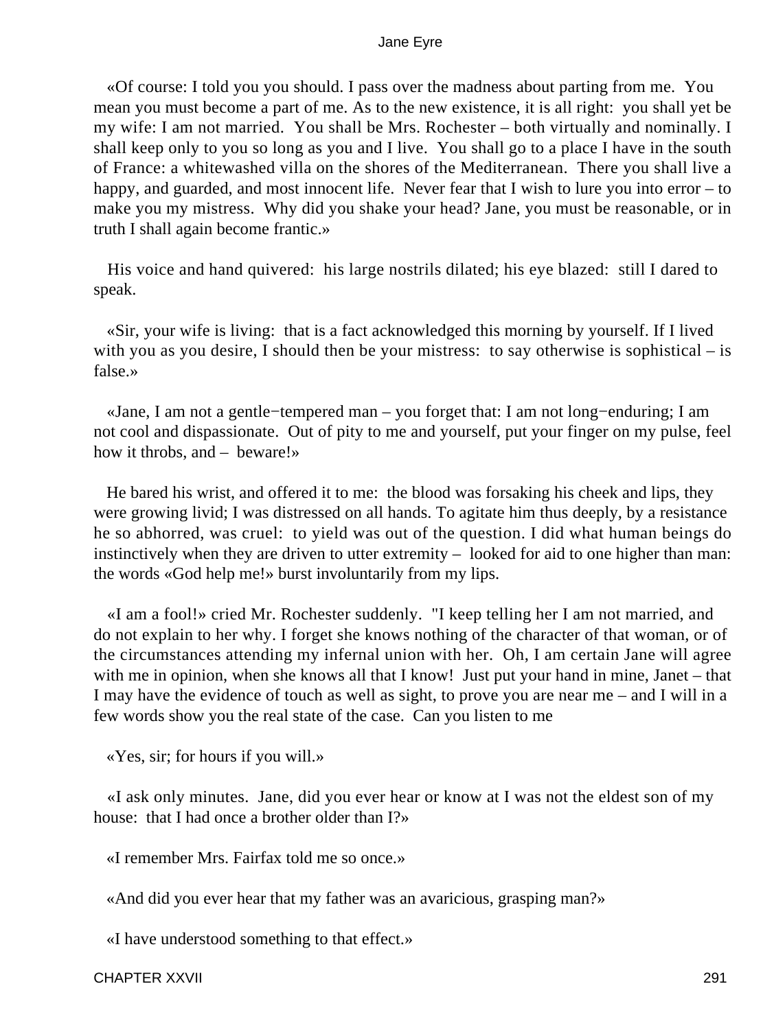«Of course: I told you you should. I pass over the madness about parting from me. You mean you must become a part of me. As to the new existence, it is all right: you shall yet be my wife: I am not married. You shall be Mrs. Rochester – both virtually and nominally. I shall keep only to you so long as you and I live. You shall go to a place I have in the south of France: a whitewashed villa on the shores of the Mediterranean. There you shall live a happy, and guarded, and most innocent life. Never fear that I wish to lure you into error – to make you my mistress. Why did you shake your head? Jane, you must be reasonable, or in truth I shall again become frantic.»

His voice and hand quivered: his large nostrils dilated; his eye blazed: still I dared to speak.

«Sir, your wife is living: that is a fact acknowledged this morning by yourself. If I lived with you as you desire, I should then be your mistress: to say otherwise is sophistical – is false.»

«Jane, I am not a gentle−tempered man – you forget that: I am not long−enduring; I am not cool and dispassionate. Out of pity to me and yourself, put your finger on my pulse, feel how it throbs, and – beware!»

He bared his wrist, and offered it to me: the blood was forsaking his cheek and lips, they were growing livid; I was distressed on all hands. To agitate him thus deeply, by a resistance he so abhorred, was cruel: to yield was out of the question. I did what human beings do instinctively when they are driven to utter extremity – looked for aid to one higher than man: the words «God help me!» burst involuntarily from my lips.

«I am a fool!» cried Mr. Rochester suddenly. "I keep telling her I am not married, and do not explain to her why. I forget she knows nothing of the character of that woman, or of the circumstances attending my infernal union with her. Oh, I am certain Jane will agree with me in opinion, when she knows all that I know! Just put your hand in mine, Janet – that I may have the evidence of touch as well as sight, to prove you are near me – and I will in a few words show you the real state of the case. Can you listen to me

«Yes, sir; for hours if you will.»

«I ask only minutes. Jane, did you ever hear or know at I was not the eldest son of my house: that I had once a brother older than I?»

«I remember Mrs. Fairfax told me so once.»

«And did you ever hear that my father was an avaricious, grasping man?»

«I have understood something to that effect.»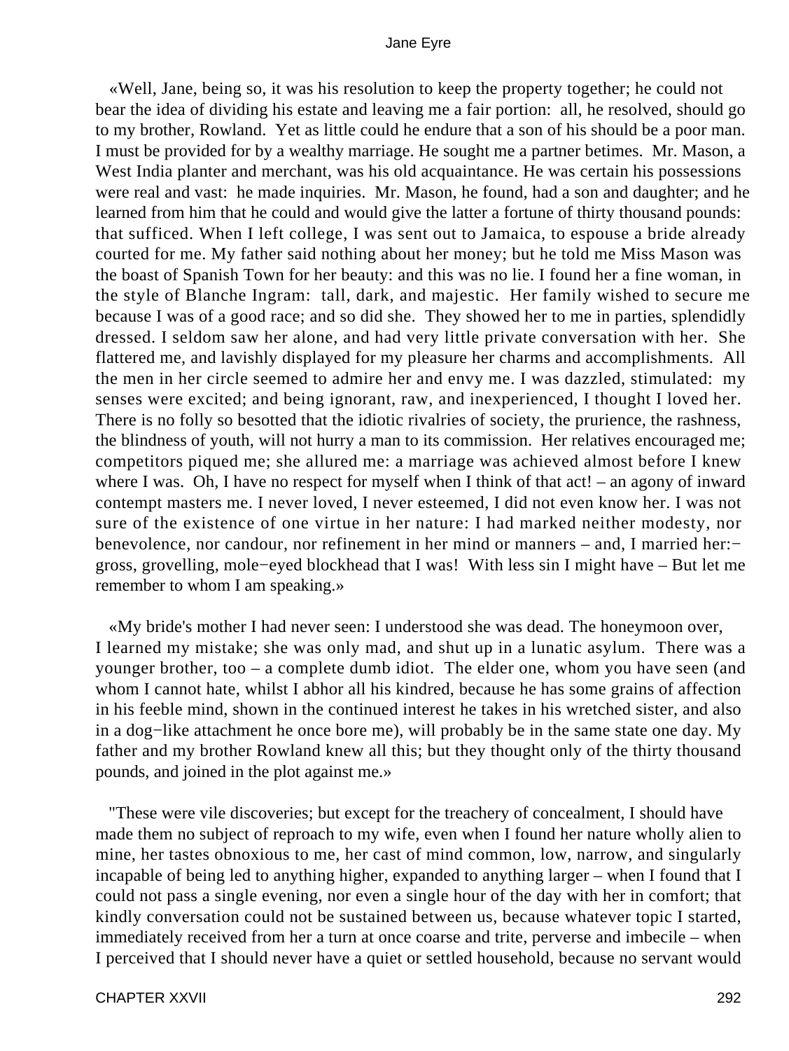«Well, Jane, being so, it was his resolution to keep the property together; he could not bear the idea of dividing his estate and leaving me a fair portion: all, he resolved, should go to my brother, Rowland. Yet as little could he endure that a son of his should be a poor man. I must be provided for by a wealthy marriage. He sought me a partner betimes. Mr. Mason, a West India planter and merchant, was his old acquaintance. He was certain his possessions were real and vast: he made inquiries. Mr. Mason, he found, had a son and daughter; and he learned from him that he could and would give the latter a fortune of thirty thousand pounds: that sufficed. When I left college, I was sent out to Jamaica, to espouse a bride already courted for me. My father said nothing about her money; but he told me Miss Mason was the boast of Spanish Town for her beauty: and this was no lie. I found her a fine woman, in the style of Blanche Ingram: tall, dark, and majestic. Her family wished to secure me because I was of a good race; and so did she. They showed her to me in parties, splendidly dressed. I seldom saw her alone, and had very little private conversation with her. She flattered me, and lavishly displayed for my pleasure her charms and accomplishments. All the men in her circle seemed to admire her and envy me. I was dazzled, stimulated: my senses were excited; and being ignorant, raw, and inexperienced, I thought I loved her. There is no folly so besotted that the idiotic rivalries of society, the prurience, the rashness, the blindness of youth, will not hurry a man to its commission. Her relatives encouraged me; competitors piqued me; she allured me: a marriage was achieved almost before I knew where I was. Oh, I have no respect for myself when I think of that act! – an agony of inward contempt masters me. I never loved, I never esteemed, I did not even know her. I was not sure of the existence of one virtue in her nature: I had marked neither modesty, nor benevolence, nor candour, nor refinement in her mind or manners – and, I married her:−gross, grovelling, mole−eyed blockhead that I was! With less sin I might have – But let me remember to whom I am speaking.»

«My bride's mother I had never seen: I understood she was dead. The honeymoon over, I learned my mistake; she was only mad, and shut up in a lunatic asylum. There was a younger brother, too – a complete dumb idiot. The elder one, whom you have seen (and whom I cannot hate, whilst I abhor all his kindred, because he has some grains of affection in his feeble mind, shown in the continued interest he takes in his wretched sister, and also in a dog−like attachment he once bore me), will probably be in the same state one day. My father and my brother Rowland knew all this; but they thought only of the thirty thousand pounds, and joined in the plot against me.»

"These were vile discoveries; but except for the treachery of concealment, I should have made them no subject of reproach to my wife, even when I found her nature wholly alien to mine, her tastes obnoxious to me, her cast of mind common, low, narrow, and singularly incapable of being led to anything higher, expanded to anything larger – when I found that I could not pass a single evening, nor even a single hour of the day with her in comfort; that kindly conversation could not be sustained between us, because whatever topic I started, immediately received from her a turn at once coarse and trite, perverse and imbecile – when I perceived that I should never have a quiet or settled household, because no servant would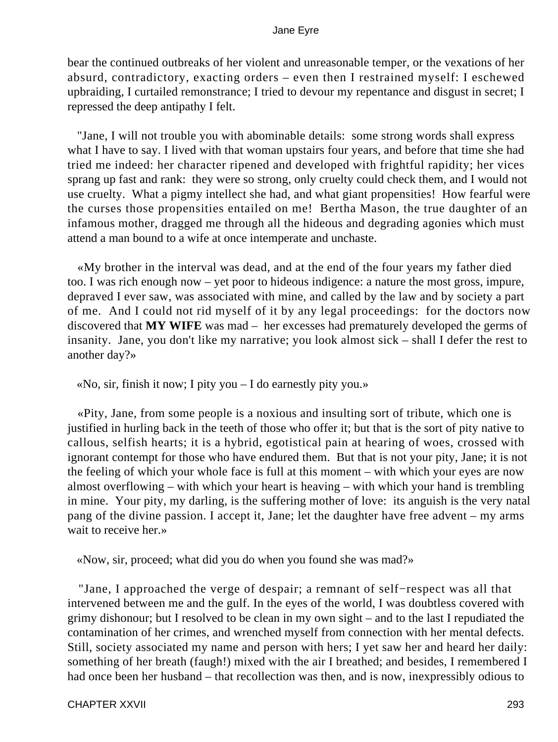bear the continued outbreaks of her violent and unreasonable temper, or the vexations of her absurd, contradictory, exacting orders – even then I restrained myself: I eschewed upbraiding, I curtailed remonstrance; I tried to devour my repentance and disgust in secret; I repressed the deep antipathy I felt.

"Jane, I will not trouble you with abominable details: some strong words shall express what I have to say. I lived with that woman upstairs four years, and before that time she had tried me indeed: her character ripened and developed with frightful rapidity; her vices sprang up fast and rank: they were so strong, only cruelty could check them, and I would not use cruelty. What a pigmy intellect she had, and what giant propensities! How fearful were the curses those propensities entailed on me! Bertha Mason, the true daughter of an infamous mother, dragged me through all the hideous and degrading agonies which must attend a man bound to a wife at once intemperate and unchaste.

«My brother in the interval was dead, and at the end of the four years my father died too. I was rich enough now – yet poor to hideous indigence: a nature the most gross, impure, depraved I ever saw, was associated with mine, and called by the law and by society a part of me. And I could not rid myself of it by any legal proceedings: for the doctors now discovered that **MY WIFE** was mad – her excesses had prematurely developed the germs of insanity. Jane, you don't like my narrative; you look almost sick – shall I defer the rest to another day?»

«No, sir, finish it now; I pity you – I do earnestly pity you.»

«Pity, Jane, from some people is a noxious and insulting sort of tribute, which one is justified in hurling back in the teeth of those who offer it; but that is the sort of pity native to callous, selfish hearts; it is a hybrid, egotistical pain at hearing of woes, crossed with ignorant contempt for those who have endured them. But that is not your pity, Jane; it is not the feeling of which your whole face is full at this moment – with which your eyes are now almost overflowing – with which your heart is heaving – with which your hand is trembling in mine. Your pity, my darling, is the suffering mother of love: its anguish is the very natal pang of the divine passion. I accept it, Jane; let the daughter have free advent – my arms wait to receive her.»

«Now, sir, proceed; what did you do when you found she was mad?»

"Jane, I approached the verge of despair; a remnant of self−respect was all that intervened between me and the gulf. In the eyes of the world, I was doubtless covered with grimy dishonour; but I resolved to be clean in my own sight – and to the last I repudiated the contamination of her crimes, and wrenched myself from connection with her mental defects. Still, society associated my name and person with hers; I yet saw her and heard her daily: something of her breath (faugh!) mixed with the air I breathed; and besides, I remembered I had once been her husband – that recollection was then, and is now, inexpressibly odious to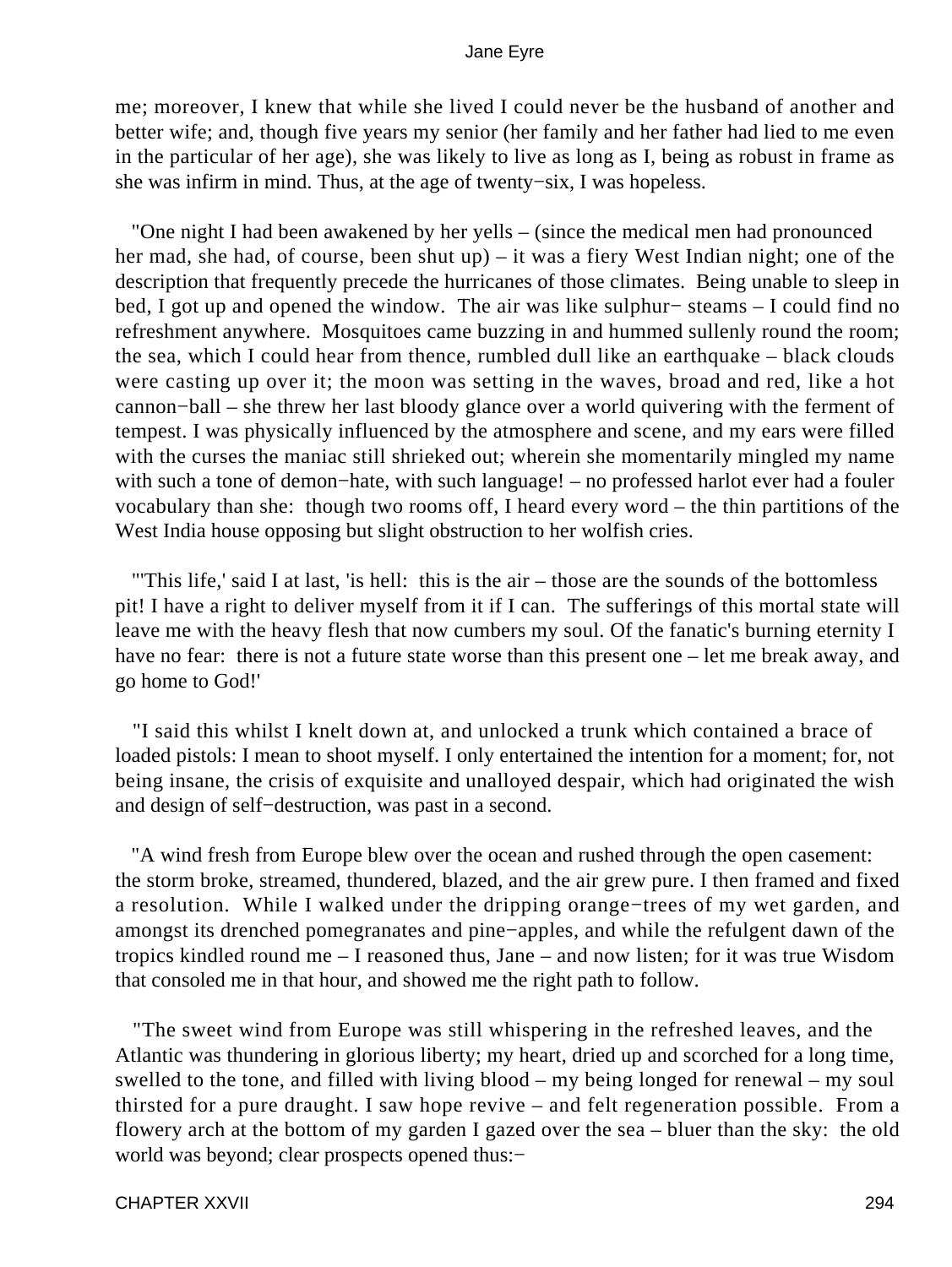me; moreover, I knew that while she lived I could never be the husband of another and better wife; and, though five years my senior (her family and her father had lied to me even in the particular of her age), she was likely to live as long as I, being as robust in frame as she was infirm in mind. Thus, at the age of twenty−six, I was hopeless.

"One night I had been awakened by her yells – (since the medical men had pronounced her mad, she had, of course, been shut up) – it was a fiery West Indian night; one of the description that frequently precede the hurricanes of those climates. Being unable to sleep in bed, I got up and opened the window. The air was like sulphur− steams – I could find no refreshment anywhere. Mosquitoes came buzzing in and hummed sullenly round the room; the sea, which I could hear from thence, rumbled dull like an earthquake – black clouds were casting up over it; the moon was setting in the waves, broad and red, like a hot cannon−ball – she threw her last bloody glance over a world quivering with the ferment of tempest. I was physically influenced by the atmosphere and scene, and my ears were filled with the curses the maniac still shrieked out; wherein she momentarily mingled my name with such a tone of demon−hate, with such language! – no professed harlot ever had a fouler vocabulary than she: though two rooms off, I heard every word – the thin partitions of the West India house opposing but slight obstruction to her wolfish cries.

"'This life,' said I at last, 'is hell: this is the air – those are the sounds of the bottomless pit! I have a right to deliver myself from it if I can. The sufferings of this mortal state will leave me with the heavy flesh that now cumbers my soul. Of the fanatic's burning eternity I have no fear: there is not a future state worse than this present one – let me break away, and go home to God!'

"I said this whilst I knelt down at, and unlocked a trunk which contained a brace of loaded pistols: I mean to shoot myself. I only entertained the intention for a moment; for, not being insane, the crisis of exquisite and unalloyed despair, which had originated the wish and design of self−destruction, was past in a second.

"A wind fresh from Europe blew over the ocean and rushed through the open casement: the storm broke, streamed, thundered, blazed, and the air grew pure. I then framed and fixed a resolution. While I walked under the dripping orange−trees of my wet garden, and amongst its drenched pomegranates and pine−apples, and while the refulgent dawn of the tropics kindled round me – I reasoned thus, Jane – and now listen; for it was true Wisdom that consoled me in that hour, and showed me the right path to follow.

"The sweet wind from Europe was still whispering in the refreshed leaves, and the Atlantic was thundering in glorious liberty; my heart, dried up and scorched for a long time, swelled to the tone, and filled with living blood – my being longed for renewal – my soul thirsted for a pure draught. I saw hope revive – and felt regeneration possible. From a flowery arch at the bottom of my garden I gazed over the sea – bluer than the sky: the old world was beyond; clear prospects opened thus:−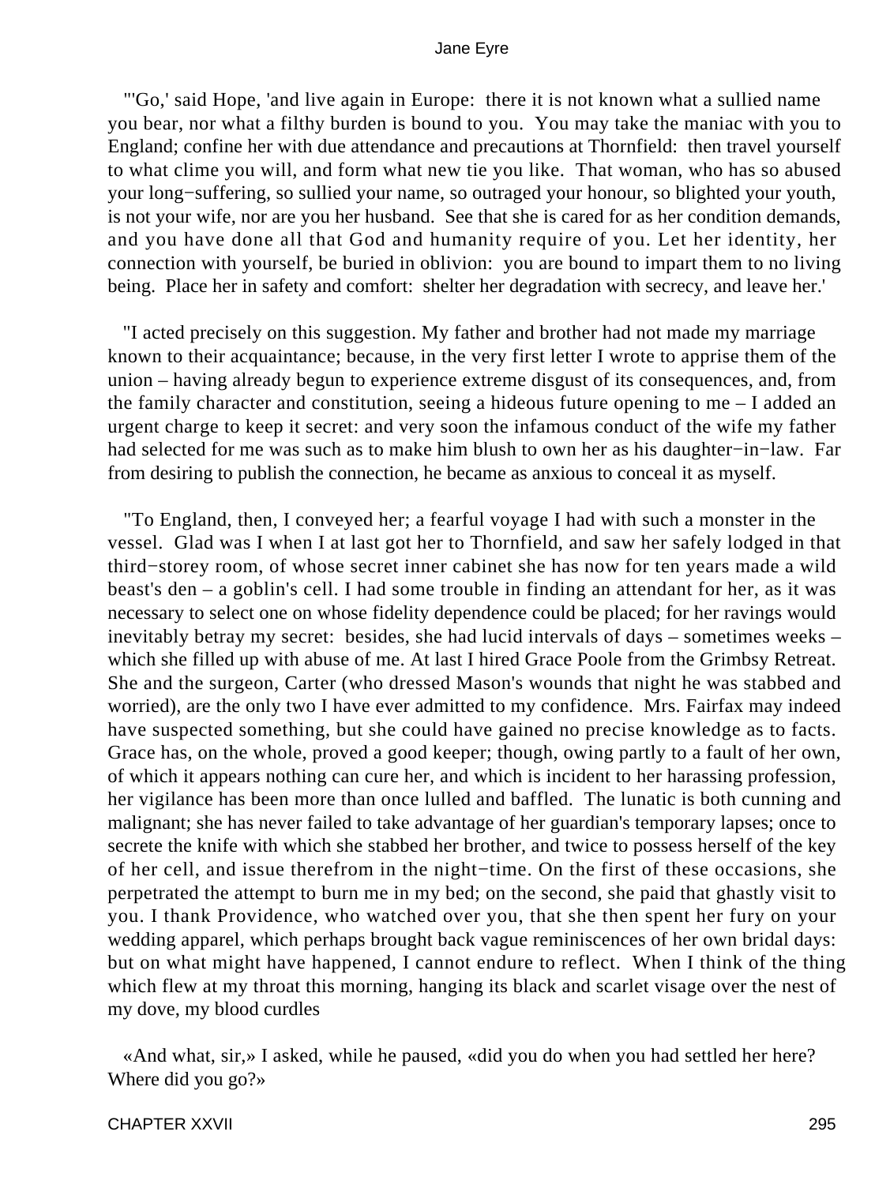"'Go,' said Hope, 'and live again in Europe: there it is not known what a sullied name you bear, nor what a filthy burden is bound to you. You may take the maniac with you to England; confine her with due attendance and precautions at Thornfield: then travel yourself to what clime you will, and form what new tie you like. That woman, who has so abused your long−suffering, so sullied your name, so outraged your honour, so blighted your youth, is not your wife, nor are you her husband. See that she is cared for as her condition demands, and you have done all that God and humanity require of you. Let her identity, her connection with yourself, be buried in oblivion: you are bound to impart them to no living being. Place her in safety and comfort: shelter her degradation with secrecy, and leave her.'

"I acted precisely on this suggestion. My father and brother had not made my marriage known to their acquaintance; because, in the very first letter I wrote to apprise them of the union – having already begun to experience extreme disgust of its consequences, and, from the family character and constitution, seeing a hideous future opening to me – I added an urgent charge to keep it secret: and very soon the infamous conduct of the wife my father had selected for me was such as to make him blush to own her as his daughter−in−law. Far from desiring to publish the connection, he became as anxious to conceal it as myself.

"To England, then, I conveyed her; a fearful voyage I had with such a monster in the vessel. Glad was I when I at last got her to Thornfield, and saw her safely lodged in that third−storey room, of whose secret inner cabinet she has now for ten years made a wild beast's den – a goblin's cell. I had some trouble in finding an attendant for her, as it was necessary to select one on whose fidelity dependence could be placed; for her ravings would inevitably betray my secret: besides, she had lucid intervals of days – sometimes weeks – which she filled up with abuse of me. At last I hired Grace Poole from the Grimbsy Retreat. She and the surgeon, Carter (who dressed Mason's wounds that night he was stabbed and worried), are the only two I have ever admitted to my confidence. Mrs. Fairfax may indeed have suspected something, but she could have gained no precise knowledge as to facts. Grace has, on the whole, proved a good keeper; though, owing partly to a fault of her own, of which it appears nothing can cure her, and which is incident to her harassing profession, her vigilance has been more than once lulled and baffled. The lunatic is both cunning and malignant; she has never failed to take advantage of her guardian's temporary lapses; once to secrete the knife with which she stabbed her brother, and twice to possess herself of the key of her cell, and issue therefrom in the night−time. On the first of these occasions, she perpetrated the attempt to burn me in my bed; on the second, she paid that ghastly visit to you. I thank Providence, who watched over you, that she then spent her fury on your wedding apparel, which perhaps brought back vague reminiscences of her own bridal days: but on what might have happened, I cannot endure to reflect. When I think of the thing which flew at my throat this morning, hanging its black and scarlet visage over the nest of my dove, my blood curdles

«And what, sir,» I asked, while he paused, «did you do when you had settled her here? Where did you go?»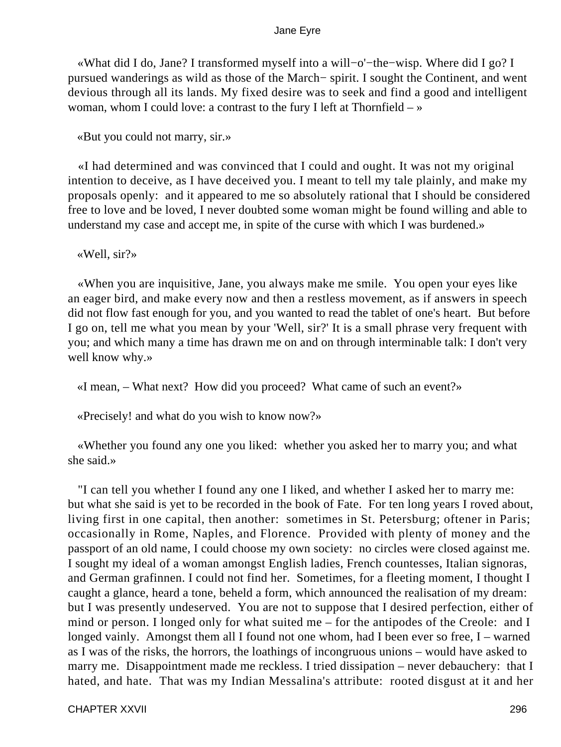«What did I do, Jane? I transformed myself into a will−o'−the−wisp. Where did I go? I pursued wanderings as wild as those of the March− spirit. I sought the Continent, and went devious through all its lands. My fixed desire was to seek and find a good and intelligent woman, whom I could love: a contrast to the fury I left at Thornfield – »

«But you could not marry, sir.»

«I had determined and was convinced that I could and ought. It was not my original intention to deceive, as I have deceived you. I meant to tell my tale plainly, and make my proposals openly: and it appeared to me so absolutely rational that I should be considered free to love and be loved, I never doubted some woman might be found willing and able to understand my case and accept me, in spite of the curse with which I was burdened.»

«Well, sir?»

«When you are inquisitive, Jane, you always make me smile. You open your eyes like an eager bird, and make every now and then a restless movement, as if answers in speech did not flow fast enough for you, and you wanted to read the tablet of one's heart. But before I go on, tell me what you mean by your 'Well, sir?' It is a small phrase very frequent with you; and which many a time has drawn me on and on through interminable talk: I don't very well know why.»

«I mean, – What next? How did you proceed? What came of such an event?»

«Precisely! and what do you wish to know now?»

«Whether you found any one you liked: whether you asked her to marry you; and what she said.»

"I can tell you whether I found any one I liked, and whether I asked her to marry me: but what she said is yet to be recorded in the book of Fate. For ten long years I roved about, living first in one capital, then another: sometimes in St. Petersburg; oftener in Paris; occasionally in Rome, Naples, and Florence. Provided with plenty of money and the passport of an old name, I could choose my own society: no circles were closed against me. I sought my ideal of a woman amongst English ladies, French countesses, Italian signoras, and German grafinnen. I could not find her. Sometimes, for a fleeting moment, I thought I caught a glance, heard a tone, beheld a form, which announced the realisation of my dream: but I was presently undeserved. You are not to suppose that I desired perfection, either of mind or person. I longed only for what suited me – for the antipodes of the Creole: and I longed vainly. Amongst them all I found not one whom, had I been ever so free, I – warned as I was of the risks, the horrors, the loathings of incongruous unions – would have asked to marry me. Disappointment made me reckless. I tried dissipation – never debauchery: that I hated, and hate. That was my Indian Messalina's attribute: rooted disgust at it and her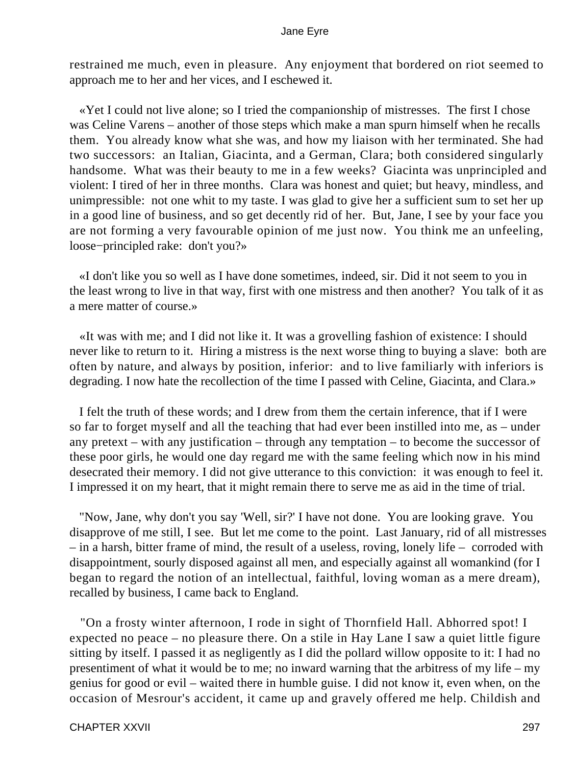restrained me much, even in pleasure. Any enjoyment that bordered on riot seemed to approach me to her and her vices, and I eschewed it.

«Yet I could not live alone; so I tried the companionship of mistresses. The first I chose was Celine Varens – another of those steps which make a man spurn himself when he recalls them. You already know what she was, and how my liaison with her terminated. She had two successors: an Italian, Giacinta, and a German, Clara; both considered singularly handsome. What was their beauty to me in a few weeks? Giacinta was unprincipled and violent: I tired of her in three months. Clara was honest and quiet; but heavy, mindless, and unimpressible: not one whit to my taste. I was glad to give her a sufficient sum to set her up in a good line of business, and so get decently rid of her. But, Jane, I see by your face you are not forming a very favourable opinion of me just now. You think me an unfeeling, loose−principled rake: don't you?»

«I don't like you so well as I have done sometimes, indeed, sir. Did it not seem to you in the least wrong to live in that way, first with one mistress and then another? You talk of it as a mere matter of course.»

«It was with me; and I did not like it. It was a grovelling fashion of existence: I should never like to return to it. Hiring a mistress is the next worse thing to buying a slave: both are often by nature, and always by position, inferior: and to live familiarly with inferiors is degrading. I now hate the recollection of the time I passed with Celine, Giacinta, and Clara.»

I felt the truth of these words; and I drew from them the certain inference, that if I were so far to forget myself and all the teaching that had ever been instilled into me, as – under any pretext – with any justification – through any temptation – to become the successor of these poor girls, he would one day regard me with the same feeling which now in his mind desecrated their memory. I did not give utterance to this conviction: it was enough to feel it. I impressed it on my heart, that it might remain there to serve me as aid in the time of trial.

"Now, Jane, why don't you say 'Well, sir?' I have not done. You are looking grave. You disapprove of me still, I see. But let me come to the point. Last January, rid of all mistresses – in a harsh, bitter frame of mind, the result of a useless, roving, lonely life – corroded with disappointment, sourly disposed against all men, and especially against all womankind (for I began to regard the notion of an intellectual, faithful, loving woman as a mere dream), recalled by business, I came back to England.

"On a frosty winter afternoon, I rode in sight of Thornfield Hall. Abhorred spot! I expected no peace – no pleasure there. On a stile in Hay Lane I saw a quiet little figure sitting by itself. I passed it as negligently as I did the pollard willow opposite to it: I had no presentiment of what it would be to me; no inward warning that the arbitress of my life – my genius for good or evil – waited there in humble guise. I did not know it, even when, on the occasion of Mesrour's accident, it came up and gravely offered me help. Childish and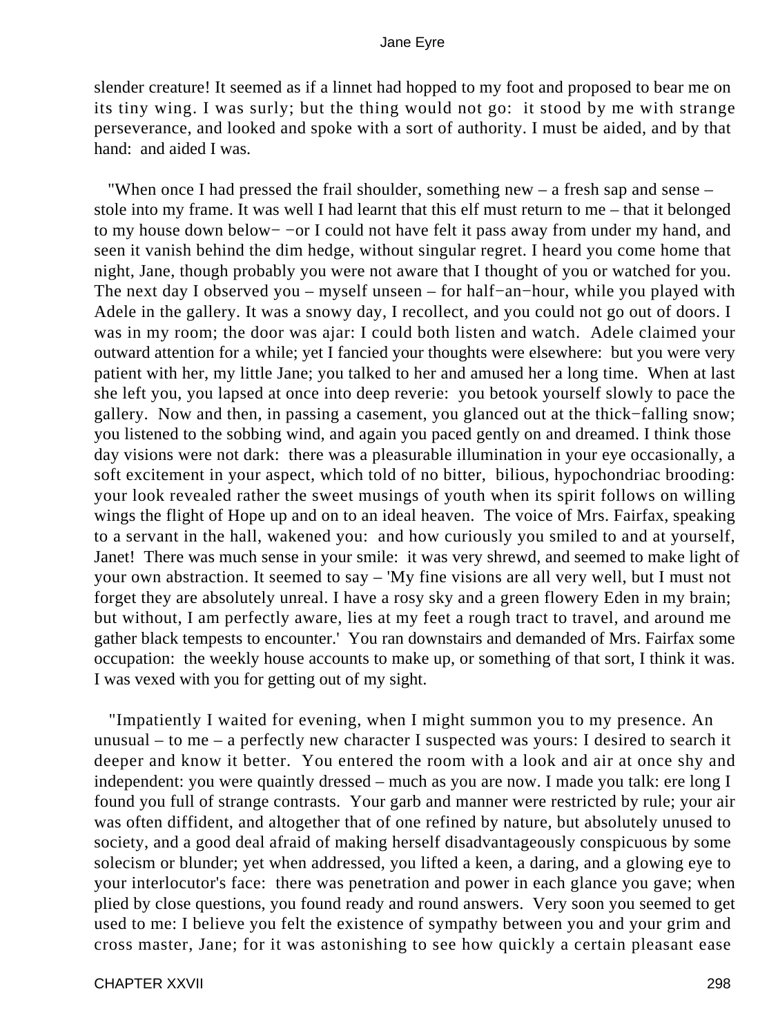slender creature! It seemed as if a linnet had hopped to my foot and proposed to bear me on its tiny wing. I was surly; but the thing would not go: it stood by me with strange perseverance, and looked and spoke with a sort of authority. I must be aided, and by that hand: and aided I was.

"When once I had pressed the frail shoulder, something new – a fresh sap and sense – stole into my frame. It was well I had learnt that this elf must return to me – that it belonged to my house down below− −or I could not have felt it pass away from under my hand, and seen it vanish behind the dim hedge, without singular regret. I heard you come home that night, Jane, though probably you were not aware that I thought of you or watched for you. The next day I observed you – myself unseen – for half−an−hour, while you played with Adele in the gallery. It was a snowy day, I recollect, and you could not go out of doors. I was in my room; the door was ajar: I could both listen and watch. Adele claimed your outward attention for a while; yet I fancied your thoughts were elsewhere: but you were very patient with her, my little Jane; you talked to her and amused her a long time. When at last she left you, you lapsed at once into deep reverie: you betook yourself slowly to pace the gallery. Now and then, in passing a casement, you glanced out at the thick−falling snow; you listened to the sobbing wind, and again you paced gently on and dreamed. I think those day visions were not dark: there was a pleasurable illumination in your eye occasionally, a soft excitement in your aspect, which told of no bitter, bilious, hypochondriac brooding: your look revealed rather the sweet musings of youth when its spirit follows on willing wings the flight of Hope up and on to an ideal heaven. The voice of Mrs. Fairfax, speaking to a servant in the hall, wakened you: and how curiously you smiled to and at yourself, Janet! There was much sense in your smile: it was very shrewd, and seemed to make light of your own abstraction. It seemed to say – 'My fine visions are all very well, but I must not forget they are absolutely unreal. I have a rosy sky and a green flowery Eden in my brain; but without, I am perfectly aware, lies at my feet a rough tract to travel, and around me gather black tempests to encounter.' You ran downstairs and demanded of Mrs. Fairfax some occupation: the weekly house accounts to make up, or something of that sort, I think it was. I was vexed with you for getting out of my sight.

"Impatiently I waited for evening, when I might summon you to my presence. An unusual – to me – a perfectly new character I suspected was yours: I desired to search it deeper and know it better. You entered the room with a look and air at once shy and independent: you were quaintly dressed – much as you are now. I made you talk: ere long I found you full of strange contrasts. Your garb and manner were restricted by rule; your air was often diffident, and altogether that of one refined by nature, but absolutely unused to society, and a good deal afraid of making herself disadvantageously conspicuous by some solecism or blunder; yet when addressed, you lifted a keen, a daring, and a glowing eye to your interlocutor's face: there was penetration and power in each glance you gave; when plied by close questions, you found ready and round answers. Very soon you seemed to get used to me: I believe you felt the existence of sympathy between you and your grim and cross master, Jane; for it was astonishing to see how quickly a certain pleasant ease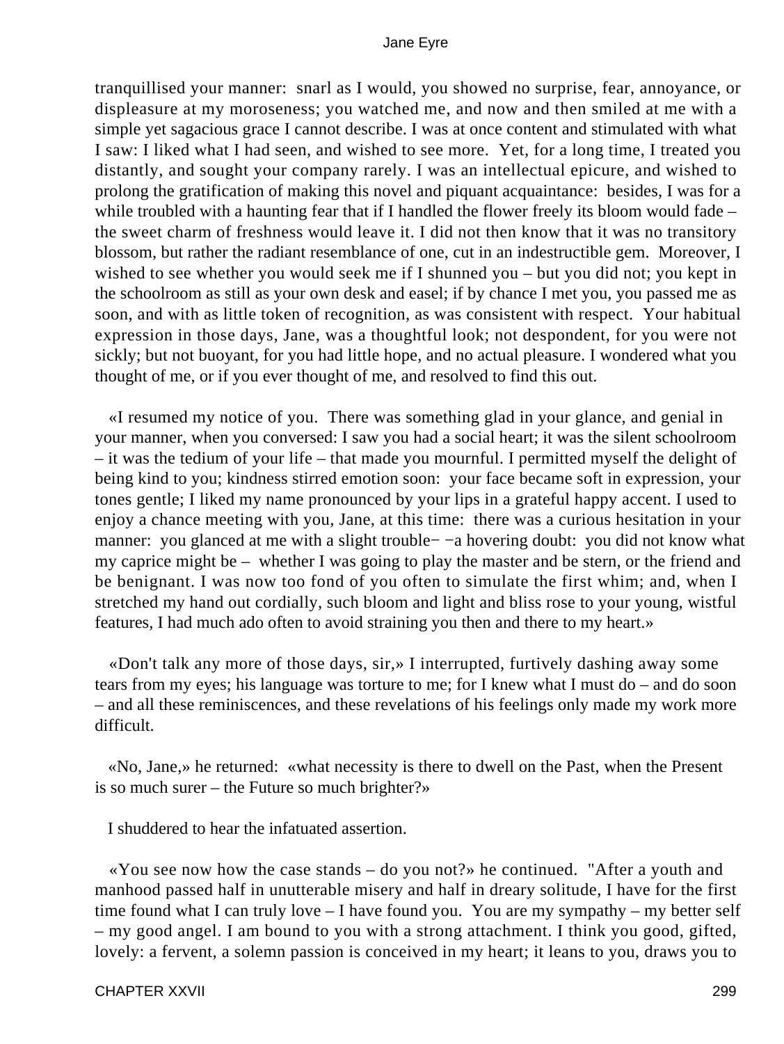tranquillised your manner: snarl as I would, you showed no surprise, fear, annoyance, or displeasure at my moroseness; you watched me, and now and then smiled at me with a simple yet sagacious grace I cannot describe. I was at once content and stimulated with what I saw: I liked what I had seen, and wished to see more. Yet, for a long time, I treated you distantly, and sought your company rarely. I was an intellectual epicure, and wished to prolong the gratification of making this novel and piquant acquaintance: besides, I was for a while troubled with a haunting fear that if I handled the flower freely its bloom would fade – the sweet charm of freshness would leave it. I did not then know that it was no transitory blossom, but rather the radiant resemblance of one, cut in an indestructible gem. Moreover, I wished to see whether you would seek me if I shunned you – but you did not; you kept in the schoolroom as still as your own desk and easel; if by chance I met you, you passed me as soon, and with as little token of recognition, as was consistent with respect. Your habitual expression in those days, Jane, was a thoughtful look; not despondent, for you were not sickly; but not buoyant, for you had little hope, and no actual pleasure. I wondered what you thought of me, or if you ever thought of me, and resolved to find this out.

«I resumed my notice of you. There was something glad in your glance, and genial in your manner, when you conversed: I saw you had a social heart; it was the silent schoolroom – it was the tedium of your life – that made you mournful. I permitted myself the delight of being kind to you; kindness stirred emotion soon: your face became soft in expression, your tones gentle; I liked my name pronounced by your lips in a grateful happy accent. I used to enjoy a chance meeting with you, Jane, at this time: there was a curious hesitation in your manner: you glanced at me with a slight trouble− −a hovering doubt: you did not know what my caprice might be – whether I was going to play the master and be stern, or the friend and be benignant. I was now too fond of you often to simulate the first whim; and, when I stretched my hand out cordially, such bloom and light and bliss rose to your young, wistful features, I had much ado often to avoid straining you then and there to my heart.»

«Don't talk any more of those days, sir,» I interrupted, furtively dashing away some tears from my eyes; his language was torture to me; for I knew what I must do – and do soon – and all these reminiscences, and these revelations of his feelings only made my work more difficult.

«No, Jane,» he returned: «what necessity is there to dwell on the Past, when the Present is so much surer – the Future so much brighter?»

I shuddered to hear the infatuated assertion.

«You see now how the case stands – do you not?» he continued. "After a youth and manhood passed half in unutterable misery and half in dreary solitude, I have for the first time found what I can truly love – I have found you. You are my sympathy – my better self – my good angel. I am bound to you with a strong attachment. I think you good, gifted, lovely: a fervent, a solemn passion is conceived in my heart; it leans to you, draws you to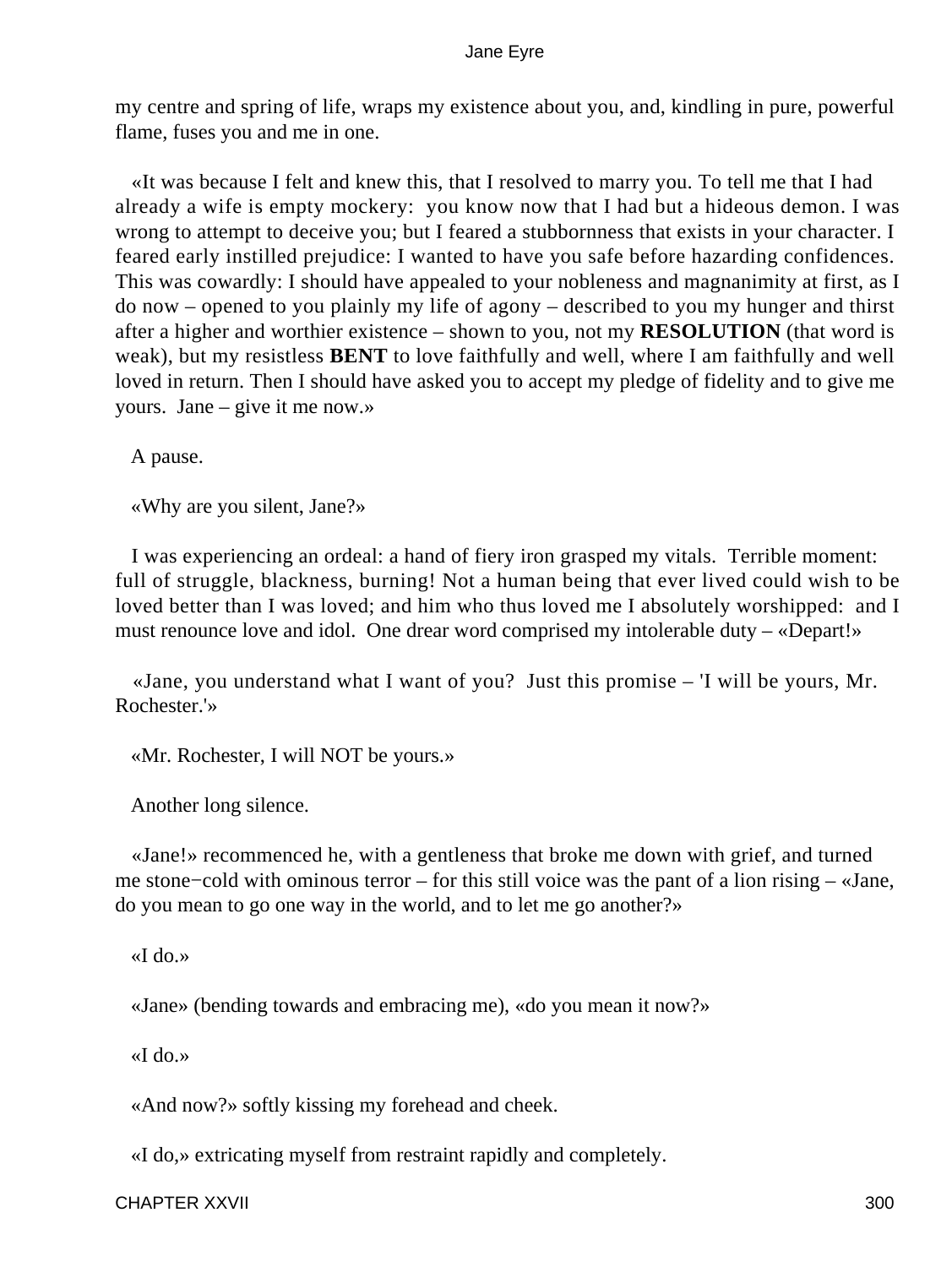my centre and spring of life, wraps my existence about you, and, kindling in pure, powerful flame, fuses you and me in one.

«It was because I felt and knew this, that I resolved to marry you. To tell me that I had already a wife is empty mockery: you know now that I had but a hideous demon. I was wrong to attempt to deceive you; but I feared a stubbornness that exists in your character. I feared early instilled prejudice: I wanted to have you safe before hazarding confidences. This was cowardly: I should have appealed to your nobleness and magnanimity at first, as I do now – opened to you plainly my life of agony – described to you my hunger and thirst after a higher and worthier existence – shown to you, not my **RESOLUTION** (that word is weak), but my resistless **BENT** to love faithfully and well, where I am faithfully and well loved in return. Then I should have asked you to accept my pledge of fidelity and to give me yours. Jane – give it me now.»

A pause.

«Why are you silent, Jane?»

I was experiencing an ordeal: a hand of fiery iron grasped my vitals. Terrible moment: full of struggle, blackness, burning! Not a human being that ever lived could wish to be loved better than I was loved; and him who thus loved me I absolutely worshipped: and I must renounce love and idol. One drear word comprised my intolerable duty – «Depart!»

«Jane, you understand what I want of you? Just this promise – 'I will be yours, Mr. Rochester.'»

«Mr. Rochester, I will NOT be yours.»

Another long silence.

«Jane!» recommenced he, with a gentleness that broke me down with grief, and turned me stone−cold with ominous terror – for this still voice was the pant of a lion rising – «Jane, do you mean to go one way in the world, and to let me go another?»

«I do.»

«Jane» (bending towards and embracing me), «do you mean it now?»

«I do.»

«And now?» softly kissing my forehead and cheek.

«I do,» extricating myself from restraint rapidly and completely.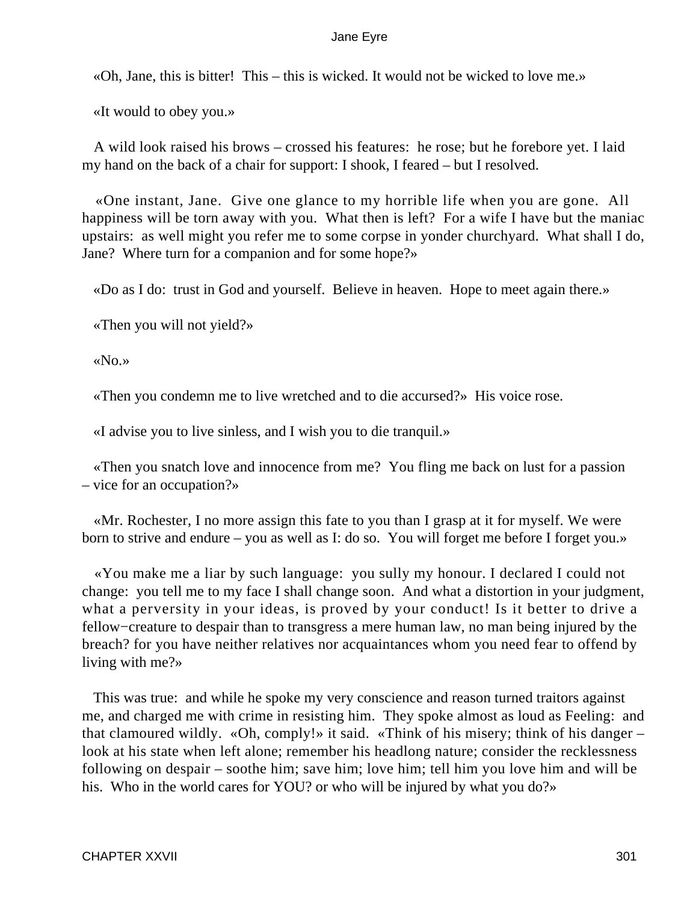«Oh, Jane, this is bitter! This – this is wicked. It would not be wicked to love me.»

«It would to obey you.»

A wild look raised his brows – crossed his features: he rose; but he forebore yet. I laid my hand on the back of a chair for support: I shook, I feared – but I resolved.

«One instant, Jane. Give one glance to my horrible life when you are gone. All happiness will be torn away with you. What then is left? For a wife I have but the maniac upstairs: as well might you refer me to some corpse in yonder churchyard. What shall I do, Jane? Where turn for a companion and for some hope?»

«Do as I do: trust in God and yourself. Believe in heaven. Hope to meet again there.»

«Then you will not yield?»

«No.»

«Then you condemn me to live wretched and to die accursed?» His voice rose.

«I advise you to live sinless, and I wish you to die tranquil.»

«Then you snatch love and innocence from me? You fling me back on lust for a passion – vice for an occupation?»

«Mr. Rochester, I no more assign this fate to you than I grasp at it for myself. We were born to strive and endure – you as well as I: do so. You will forget me before I forget you.»

«You make me a liar by such language: you sully my honour. I declared I could not change: you tell me to my face I shall change soon. And what a distortion in your judgment, what a perversity in your ideas, is proved by your conduct! Is it better to drive a fellow−creature to despair than to transgress a mere human law, no man being injured by the breach? for you have neither relatives nor acquaintances whom you need fear to offend by living with me?»

This was true: and while he spoke my very conscience and reason turned traitors against me, and charged me with crime in resisting him. They spoke almost as loud as Feeling: and that clamoured wildly. «Oh, comply!» it said. «Think of his misery; think of his danger – look at his state when left alone; remember his headlong nature; consider the recklessness following on despair – soothe him; save him; love him; tell him you love him and will be his. Who in the world cares for YOU? or who will be injured by what you do?»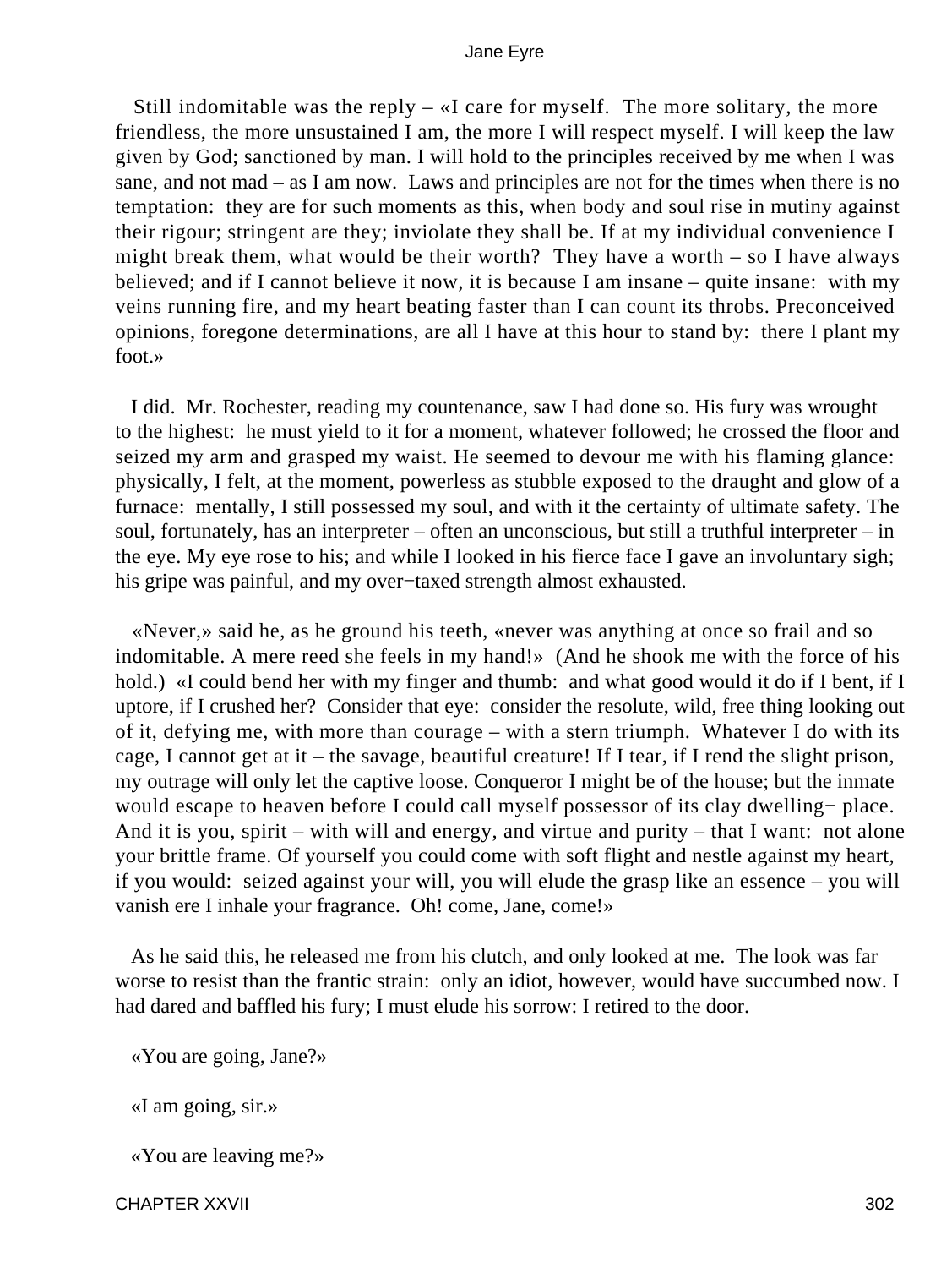Still indomitable was the reply – «I care for myself. The more solitary, the more friendless, the more unsustained I am, the more I will respect myself. I will keep the law given by God; sanctioned by man. I will hold to the principles received by me when I was sane, and not mad – as I am now. Laws and principles are not for the times when there is no temptation: they are for such moments as this, when body and soul rise in mutiny against their rigour; stringent are they; inviolate they shall be. If at my individual convenience I might break them, what would be their worth? They have a worth – so I have always believed; and if I cannot believe it now, it is because I am insane – quite insane: with my veins running fire, and my heart beating faster than I can count its throbs. Preconceived opinions, foregone determinations, are all I have at this hour to stand by: there I plant my foot.»

I did. Mr. Rochester, reading my countenance, saw I had done so. His fury was wrought to the highest: he must yield to it for a moment, whatever followed; he crossed the floor and seized my arm and grasped my waist. He seemed to devour me with his flaming glance: physically, I felt, at the moment, powerless as stubble exposed to the draught and glow of a furnace: mentally, I still possessed my soul, and with it the certainty of ultimate safety. The soul, fortunately, has an interpreter – often an unconscious, but still a truthful interpreter – in the eye. My eye rose to his; and while I looked in his fierce face I gave an involuntary sigh; his gripe was painful, and my over−taxed strength almost exhausted.

«Never,» said he, as he ground his teeth, «never was anything at once so frail and so indomitable. A mere reed she feels in my hand!» (And he shook me with the force of his hold.) «I could bend her with my finger and thumb: and what good would it do if I bent, if I uptore, if I crushed her? Consider that eye: consider the resolute, wild, free thing looking out of it, defying me, with more than courage – with a stern triumph. Whatever I do with its cage, I cannot get at it – the savage, beautiful creature! If I tear, if I rend the slight prison, my outrage will only let the captive loose. Conqueror I might be of the house; but the inmate would escape to heaven before I could call myself possessor of its clay dwelling− place. And it is you, spirit – with will and energy, and virtue and purity – that I want: not alone your brittle frame. Of yourself you could come with soft flight and nestle against my heart, if you would: seized against your will, you will elude the grasp like an essence – you will vanish ere I inhale your fragrance. Oh! come, Jane, come!»

As he said this, he released me from his clutch, and only looked at me. The look was far worse to resist than the frantic strain: only an idiot, however, would have succumbed now. I had dared and baffled his fury; I must elude his sorrow: I retired to the door.

«You are going, Jane?»

«I am going, sir.»

«You are leaving me?»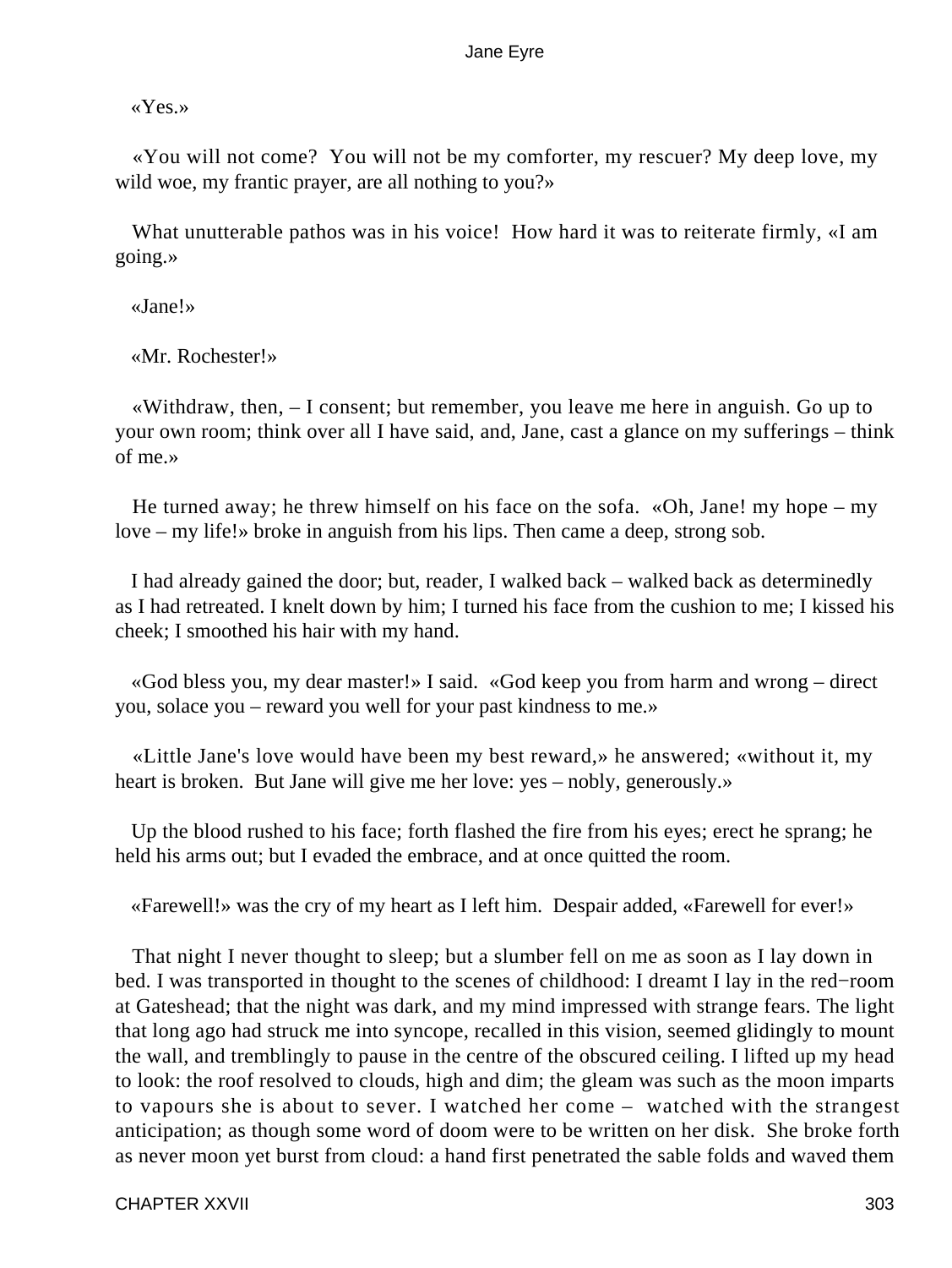«Yes.»

«You will not come? You will not be my comforter, my rescuer? My deep love, my wild woe, my frantic prayer, are all nothing to you?»

What unutterable pathos was in his voice! How hard it was to reiterate firmly, «I am going.»

«Jane!»

«Mr. Rochester!»

«Withdraw, then, – I consent; but remember, you leave me here in anguish. Go up to your own room; think over all I have said, and, Jane, cast a glance on my sufferings – think of me.»

He turned away; he threw himself on his face on the sofa. «Oh, Jane! my hope – my love – my life!» broke in anguish from his lips. Then came a deep, strong sob.

I had already gained the door; but, reader, I walked back – walked back as determinedly as I had retreated. I knelt down by him; I turned his face from the cushion to me; I kissed his cheek; I smoothed his hair with my hand.

«God bless you, my dear master!» I said. «God keep you from harm and wrong – direct you, solace you – reward you well for your past kindness to me.»

«Little Jane's love would have been my best reward,» he answered; «without it, my heart is broken. But Jane will give me her love: yes – nobly, generously.»

Up the blood rushed to his face; forth flashed the fire from his eyes; erect he sprang; he held his arms out; but I evaded the embrace, and at once quitted the room.

«Farewell!» was the cry of my heart as I left him. Despair added, «Farewell for ever!»

That night I never thought to sleep; but a slumber fell on me as soon as I lay down in bed. I was transported in thought to the scenes of childhood: I dreamt I lay in the red−room at Gateshead; that the night was dark, and my mind impressed with strange fears. The light that long ago had struck me into syncope, recalled in this vision, seemed glidingly to mount the wall, and tremblingly to pause in the centre of the obscured ceiling. I lifted up my head to look: the roof resolved to clouds, high and dim; the gleam was such as the moon imparts to vapours she is about to sever. I watched her come – watched with the strangest anticipation; as though some word of doom were to be written on her disk. She broke forth as never moon yet burst from cloud: a hand first penetrated the sable folds and waved them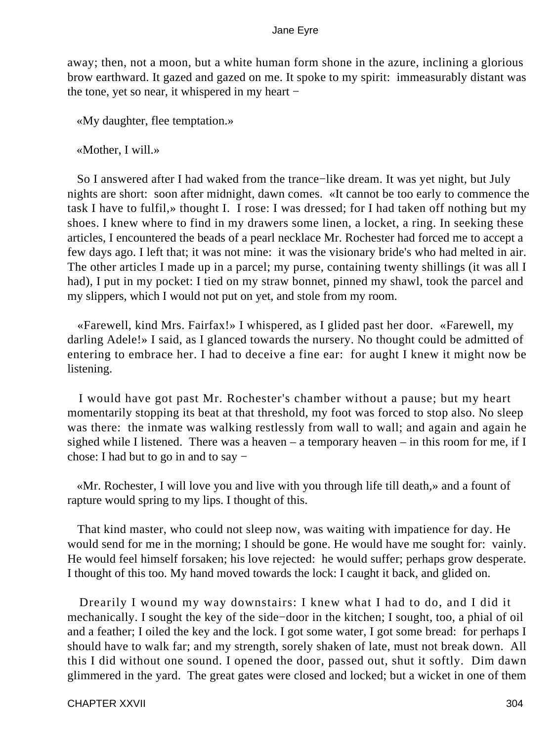away; then, not a moon, but a white human form shone in the azure, inclining a glorious brow earthward. It gazed and gazed on me. It spoke to my spirit: immeasurably distant was the tone, yet so near, it whispered in my heart −

«My daughter, flee temptation.»

«Mother, I will.»

So I answered after I had waked from the trance−like dream. It was yet night, but July nights are short: soon after midnight, dawn comes. «It cannot be too early to commence the task I have to fulfil,» thought I. I rose: I was dressed; for I had taken off nothing but my shoes. I knew where to find in my drawers some linen, a locket, a ring. In seeking these articles, I encountered the beads of a pearl necklace Mr. Rochester had forced me to accept a few days ago. I left that; it was not mine: it was the visionary bride's who had melted in air. The other articles I made up in a parcel; my purse, containing twenty shillings (it was all I had), I put in my pocket: I tied on my straw bonnet, pinned my shawl, took the parcel and my slippers, which I would not put on yet, and stole from my room.

«Farewell, kind Mrs. Fairfax!» I whispered, as I glided past her door. «Farewell, my darling Adele!» I said, as I glanced towards the nursery. No thought could be admitted of entering to embrace her. I had to deceive a fine ear: for aught I knew it might now be listening.

I would have got past Mr. Rochester's chamber without a pause; but my heart momentarily stopping its beat at that threshold, my foot was forced to stop also. No sleep was there: the inmate was walking restlessly from wall to wall; and again and again he sighed while I listened. There was a heaven – a temporary heaven – in this room for me, if I chose: I had but to go in and to say −

«Mr. Rochester, I will love you and live with you through life till death,» and a fount of rapture would spring to my lips. I thought of this.

That kind master, who could not sleep now, was waiting with impatience for day. He would send for me in the morning; I should be gone. He would have me sought for: vainly. He would feel himself forsaken; his love rejected: he would suffer; perhaps grow desperate. I thought of this too. My hand moved towards the lock: I caught it back, and glided on.

Drearily I wound my way downstairs: I knew what I had to do, and I did it mechanically. I sought the key of the side−door in the kitchen; I sought, too, a phial of oil and a feather; I oiled the key and the lock. I got some water, I got some bread: for perhaps I should have to walk far; and my strength, sorely shaken of late, must not break down. All this I did without one sound. I opened the door, passed out, shut it softly. Dim dawn glimmered in the yard. The great gates were closed and locked; but a wicket in one of them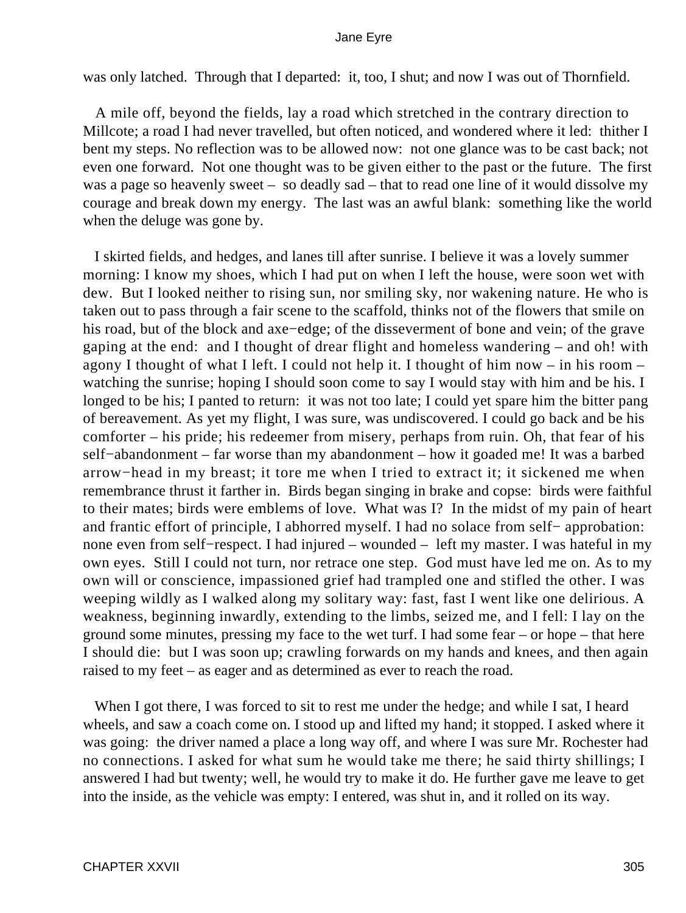was only latched. Through that I departed: it, too, I shut; and now I was out of Thornfield.

A mile off, beyond the fields, lay a road which stretched in the contrary direction to Millcote; a road I had never travelled, but often noticed, and wondered where it led: thither I bent my steps. No reflection was to be allowed now: not one glance was to be cast back; not even one forward. Not one thought was to be given either to the past or the future. The first was a page so heavenly sweet – so deadly sad – that to read one line of it would dissolve my courage and break down my energy. The last was an awful blank: something like the world when the deluge was gone by.

I skirted fields, and hedges, and lanes till after sunrise. I believe it was a lovely summer morning: I know my shoes, which I had put on when I left the house, were soon wet with dew. But I looked neither to rising sun, nor smiling sky, nor wakening nature. He who is taken out to pass through a fair scene to the scaffold, thinks not of the flowers that smile on his road, but of the block and axe−edge; of the disseverment of bone and vein; of the grave gaping at the end: and I thought of drear flight and homeless wandering – and oh! with agony I thought of what I left. I could not help it. I thought of him now – in his room – watching the sunrise; hoping I should soon come to say I would stay with him and be his. I longed to be his; I panted to return: it was not too late; I could yet spare him the bitter pang of bereavement. As yet my flight, I was sure, was undiscovered. I could go back and be his comforter – his pride; his redeemer from misery, perhaps from ruin. Oh, that fear of his self−abandonment – far worse than my abandonment – how it goaded me! It was a barbed arrow−head in my breast; it tore me when I tried to extract it; it sickened me when remembrance thrust it farther in. Birds began singing in brake and copse: birds were faithful to their mates; birds were emblems of love. What was I? In the midst of my pain of heart and frantic effort of principle, I abhorred myself. I had no solace from self− approbation: none even from self−respect. I had injured – wounded – left my master. I was hateful in my own eyes. Still I could not turn, nor retrace one step. God must have led me on. As to my own will or conscience, impassioned grief had trampled one and stifled the other. I was weeping wildly as I walked along my solitary way: fast, fast I went like one delirious. A weakness, beginning inwardly, extending to the limbs, seized me, and I fell: I lay on the ground some minutes, pressing my face to the wet turf. I had some fear – or hope – that here I should die: but I was soon up; crawling forwards on my hands and knees, and then again raised to my feet – as eager and as determined as ever to reach the road.

When I got there, I was forced to sit to rest me under the hedge; and while I sat, I heard wheels, and saw a coach come on. I stood up and lifted my hand; it stopped. I asked where it was going: the driver named a place a long way off, and where I was sure Mr. Rochester had no connections. I asked for what sum he would take me there; he said thirty shillings; I answered I had but twenty; well, he would try to make it do. He further gave me leave to get into the inside, as the vehicle was empty: I entered, was shut in, and it rolled on its way.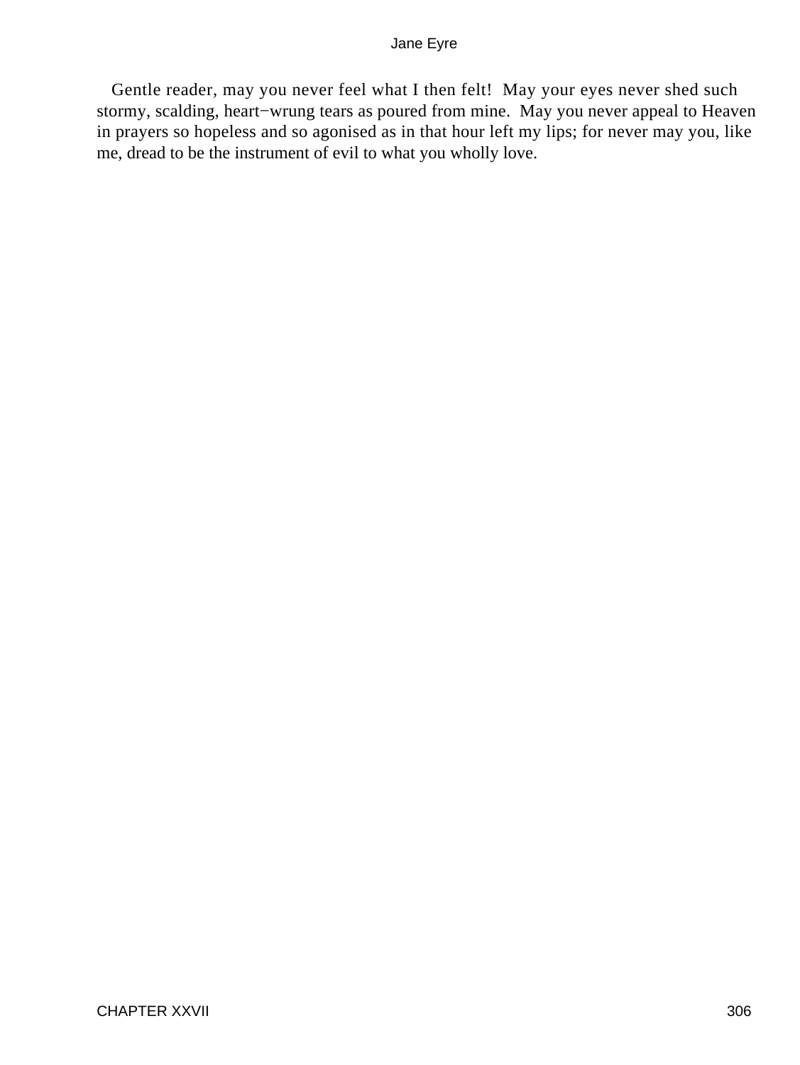Gentle reader, may you never feel what I then felt! May your eyes never shed such stormy, scalding, heart−wrung tears as poured from mine. May you never appeal to Heaven in prayers so hopeless and so agonised as in that hour left my lips; for never may you, like me, dread to be the instrument of evil to what you wholly love.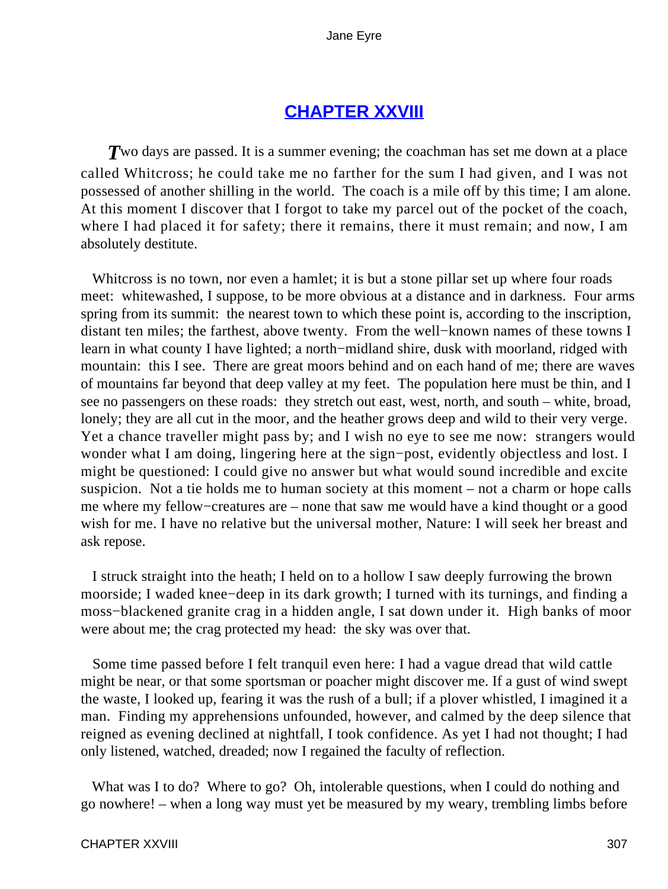## CHAPTER XXVIII

*T*wo days are passed. It is a summer evening; the coachman has set me down at a place called Whitcross; he could take me no farther for the sum I had given, and I was not possessed of another shilling in the world. The coach is a mile off by this time; I am alone. At this moment I discover that I forgot to take my parcel out of the pocket of the coach, where I had placed it for safety; there it remains, there it must remain; and now, I am absolutely destitute.

Whitcross is no town, nor even a hamlet; it is but a stone pillar set up where four roads meet: whitewashed, I suppose, to be more obvious at a distance and in darkness. Four arms spring from its summit: the nearest town to which these point is, according to the inscription, distant ten miles; the farthest, above twenty. From the well−known names of these towns I learn in what county I have lighted; a north−midland shire, dusk with moorland, ridged with mountain: this I see. There are great moors behind and on each hand of me; there are waves of mountains far beyond that deep valley at my feet. The population here must be thin, and I see no passengers on these roads: they stretch out east, west, north, and south – white, broad, lonely; they are all cut in the moor, and the heather grows deep and wild to their very verge. Yet a chance traveller might pass by; and I wish no eye to see me now: strangers would wonder what I am doing, lingering here at the sign−post, evidently objectless and lost. I might be questioned: I could give no answer but what would sound incredible and excite suspicion. Not a tie holds me to human society at this moment – not a charm or hope calls me where my fellow−creatures are – none that saw me would have a kind thought or a good wish for me. I have no relative but the universal mother, Nature: I will seek her breast and ask repose.

I struck straight into the heath; I held on to a hollow I saw deeply furrowing the brown moorside; I waded knee−deep in its dark growth; I turned with its turnings, and finding a moss−blackened granite crag in a hidden angle, I sat down under it. High banks of moor were about me; the crag protected my head: the sky was over that.

Some time passed before I felt tranquil even here: I had a vague dread that wild cattle might be near, or that some sportsman or poacher might discover me. If a gust of wind swept the waste, I looked up, fearing it was the rush of a bull; if a plover whistled, I imagined it a man. Finding my apprehensions unfounded, however, and calmed by the deep silence that reigned as evening declined at nightfall, I took confidence. As yet I had not thought; I had only listened, watched, dreaded; now I regained the faculty of reflection.

What was I to do? Where to go? Oh, intolerable questions, when I could do nothing and go nowhere! – when a long way must yet be measured by my weary, trembling limbs before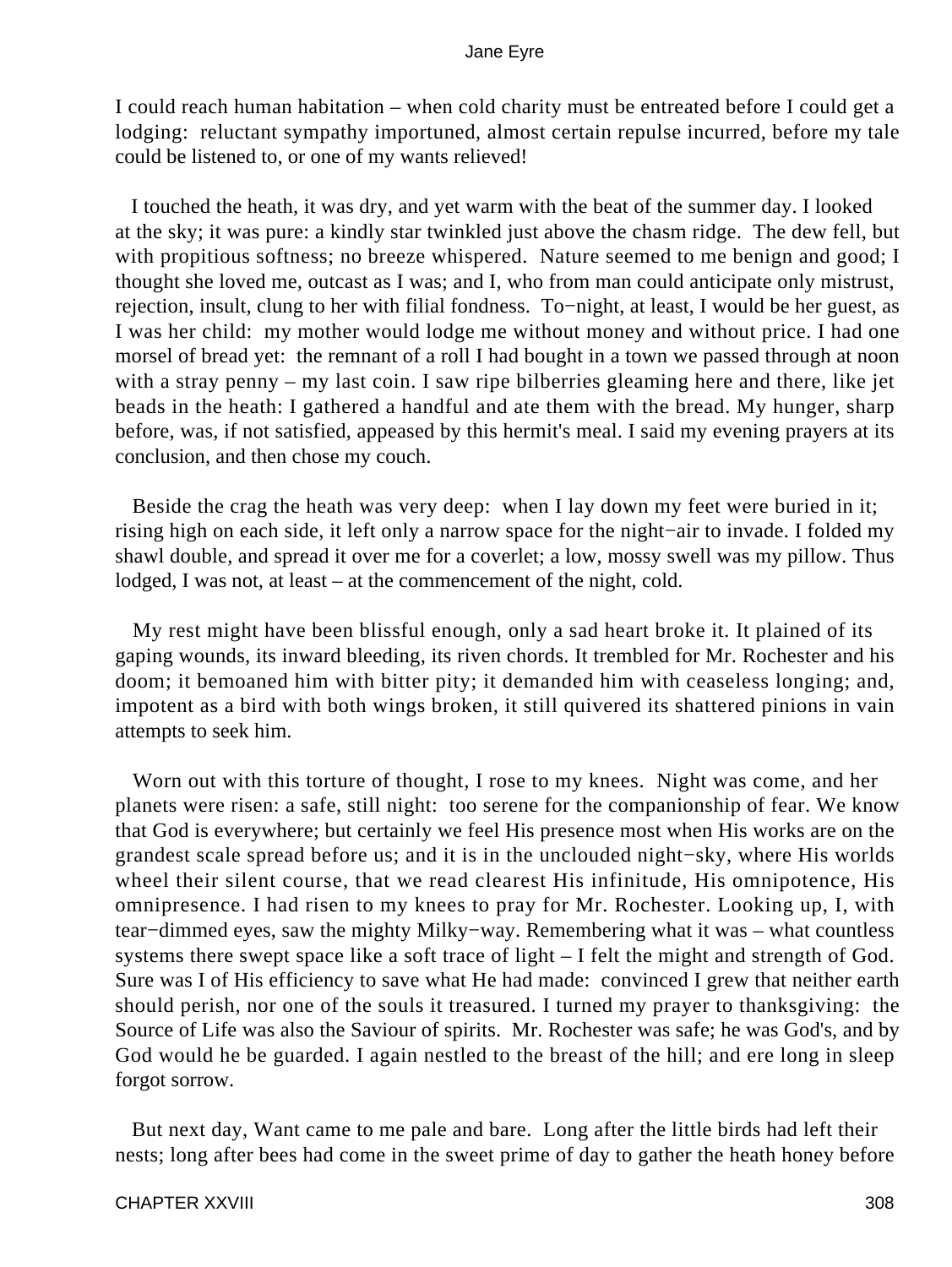I could reach human habitation – when cold charity must be entreated before I could get a lodging: reluctant sympathy importuned, almost certain repulse incurred, before my tale could be listened to, or one of my wants relieved!

I touched the heath, it was dry, and yet warm with the beat of the summer day. I looked at the sky; it was pure: a kindly star twinkled just above the chasm ridge. The dew fell, but with propitious softness; no breeze whispered. Nature seemed to me benign and good; I thought she loved me, outcast as I was; and I, who from man could anticipate only mistrust, rejection, insult, clung to her with filial fondness. To−night, at least, I would be her guest, as I was her child: my mother would lodge me without money and without price. I had one morsel of bread yet: the remnant of a roll I had bought in a town we passed through at noon with a stray penny – my last coin. I saw ripe bilberries gleaming here and there, like jet beads in the heath: I gathered a handful and ate them with the bread. My hunger, sharp before, was, if not satisfied, appeased by this hermit's meal. I said my evening prayers at its conclusion, and then chose my couch.

Beside the crag the heath was very deep: when I lay down my feet were buried in it; rising high on each side, it left only a narrow space for the night−air to invade. I folded my shawl double, and spread it over me for a coverlet; a low, mossy swell was my pillow. Thus lodged, I was not, at least – at the commencement of the night, cold.

My rest might have been blissful enough, only a sad heart broke it. It plained of its gaping wounds, its inward bleeding, its riven chords. It trembled for Mr. Rochester and his doom; it bemoaned him with bitter pity; it demanded him with ceaseless longing; and, impotent as a bird with both wings broken, it still quivered its shattered pinions in vain attempts to seek him.

Worn out with this torture of thought, I rose to my knees. Night was come, and her planets were risen: a safe, still night: too serene for the companionship of fear. We know that God is everywhere; but certainly we feel His presence most when His works are on the grandest scale spread before us; and it is in the unclouded night−sky, where His worlds wheel their silent course, that we read clearest His infinitude, His omnipotence, His omnipresence. I had risen to my knees to pray for Mr. Rochester. Looking up, I, with tear−dimmed eyes, saw the mighty Milky−way. Remembering what it was – what countless systems there swept space like a soft trace of light – I felt the might and strength of God. Sure was I of His efficiency to save what He had made: convinced I grew that neither earth should perish, nor one of the souls it treasured. I turned my prayer to thanksgiving: the Source of Life was also the Saviour of spirits. Mr. Rochester was safe; he was God's, and by God would he be guarded. I again nestled to the breast of the hill; and ere long in sleep forgot sorrow.

But next day, Want came to me pale and bare. Long after the little birds had left their nests; long after bees had come in the sweet prime of day to gather the heath honey before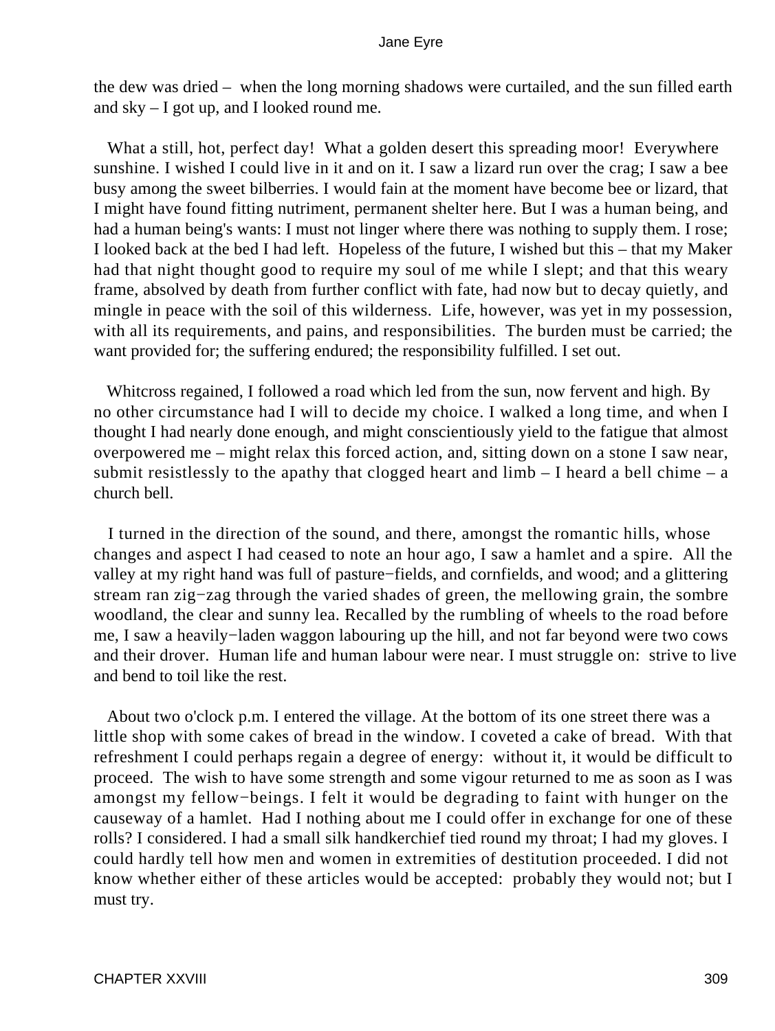the dew was dried – when the long morning shadows were curtailed, and the sun filled earth and sky – I got up, and I looked round me.

What a still, hot, perfect day! What a golden desert this spreading moor! Everywhere sunshine. I wished I could live in it and on it. I saw a lizard run over the crag; I saw a bee busy among the sweet bilberries. I would fain at the moment have become bee or lizard, that I might have found fitting nutriment, permanent shelter here. But I was a human being, and had a human being's wants: I must not linger where there was nothing to supply them. I rose; I looked back at the bed I had left. Hopeless of the future, I wished but this – that my Maker had that night thought good to require my soul of me while I slept; and that this weary frame, absolved by death from further conflict with fate, had now but to decay quietly, and mingle in peace with the soil of this wilderness. Life, however, was yet in my possession, with all its requirements, and pains, and responsibilities. The burden must be carried; the want provided for; the suffering endured; the responsibility fulfilled. I set out.

Whitcross regained, I followed a road which led from the sun, now fervent and high. By no other circumstance had I will to decide my choice. I walked a long time, and when I thought I had nearly done enough, and might conscientiously yield to the fatigue that almost overpowered me – might relax this forced action, and, sitting down on a stone I saw near, submit resistlessly to the apathy that clogged heart and limb – I heard a bell chime – a church bell.

I turned in the direction of the sound, and there, amongst the romantic hills, whose changes and aspect I had ceased to note an hour ago, I saw a hamlet and a spire. All the valley at my right hand was full of pasture−fields, and cornfields, and wood; and a glittering stream ran zig−zag through the varied shades of green, the mellowing grain, the sombre woodland, the clear and sunny lea. Recalled by the rumbling of wheels to the road before me, I saw a heavily−laden waggon labouring up the hill, and not far beyond were two cows and their drover. Human life and human labour were near. I must struggle on: strive to live and bend to toil like the rest.

About two o'clock p.m. I entered the village. At the bottom of its one street there was a little shop with some cakes of bread in the window. I coveted a cake of bread. With that refreshment I could perhaps regain a degree of energy: without it, it would be difficult to proceed. The wish to have some strength and some vigour returned to me as soon as I was amongst my fellow−beings. I felt it would be degrading to faint with hunger on the causeway of a hamlet. Had I nothing about me I could offer in exchange for one of these rolls? I considered. I had a small silk handkerchief tied round my throat; I had my gloves. I could hardly tell how men and women in extremities of destitution proceeded. I did not know whether either of these articles would be accepted: probably they would not; but I must try.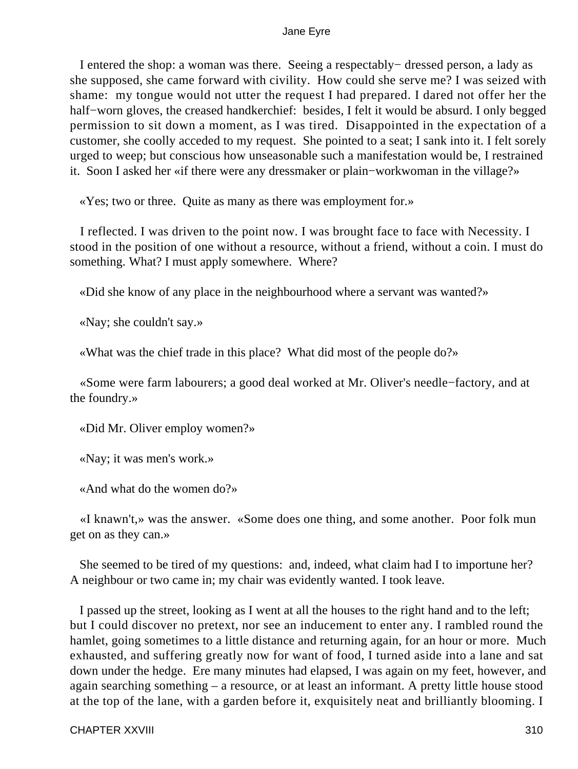I entered the shop: a woman was there. Seeing a respectably− dressed person, a lady as she supposed, she came forward with civility. How could she serve me? I was seized with shame: my tongue would not utter the request I had prepared. I dared not offer her the half−worn gloves, the creased handkerchief: besides, I felt it would be absurd. I only begged permission to sit down a moment, as I was tired. Disappointed in the expectation of a customer, she coolly acceded to my request. She pointed to a seat; I sank into it. I felt sorely urged to weep; but conscious how unseasonable such a manifestation would be, I restrained it. Soon I asked her «if there were any dressmaker or plain−workwoman in the village?»

«Yes; two or three. Quite as many as there was employment for.»

I reflected. I was driven to the point now. I was brought face to face with Necessity. I stood in the position of one without a resource, without a friend, without a coin. I must do something. What? I must apply somewhere. Where?

«Did she know of any place in the neighbourhood where a servant was wanted?»

«Nay; she couldn't say.»

«What was the chief trade in this place? What did most of the people do?»

«Some were farm labourers; a good deal worked at Mr. Oliver's needle−factory, and at the foundry.»

«Did Mr. Oliver employ women?»

«Nay; it was men's work.»

«And what do the women do?»

«I knawn't,» was the answer. «Some does one thing, and some another. Poor folk mun get on as they can.»

She seemed to be tired of my questions: and, indeed, what claim had I to importune her? A neighbour or two came in; my chair was evidently wanted. I took leave.

I passed up the street, looking as I went at all the houses to the right hand and to the left; but I could discover no pretext, nor see an inducement to enter any. I rambled round the hamlet, going sometimes to a little distance and returning again, for an hour or more. Much exhausted, and suffering greatly now for want of food, I turned aside into a lane and sat down under the hedge. Ere many minutes had elapsed, I was again on my feet, however, and again searching something – a resource, or at least an informant. A pretty little house stood at the top of the lane, with a garden before it, exquisitely neat and brilliantly blooming. I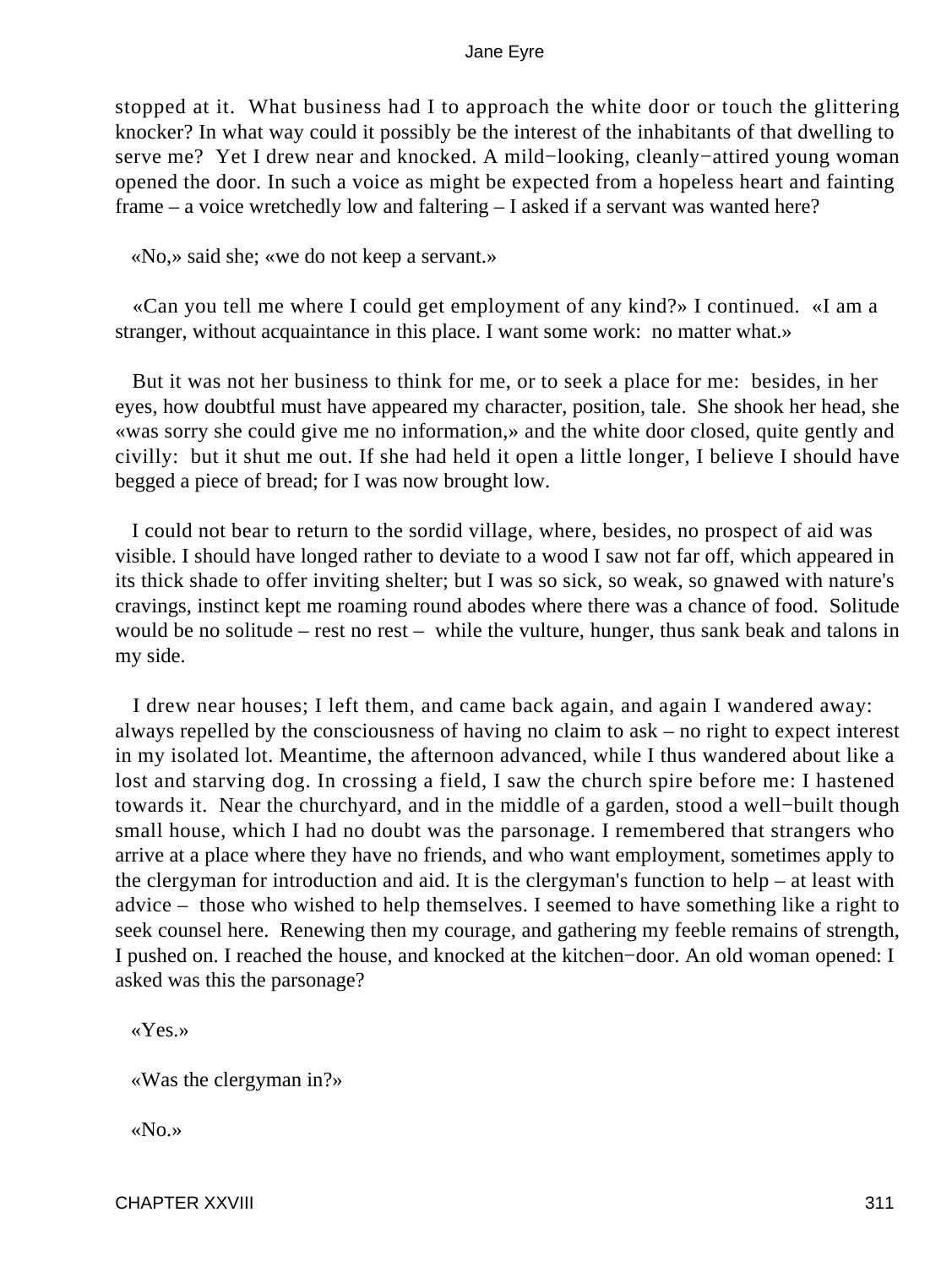stopped at it. What business had I to approach the white door or touch the glittering knocker? In what way could it possibly be the interest of the inhabitants of that dwelling to serve me? Yet I drew near and knocked. A mild−looking, cleanly−attired young woman opened the door. In such a voice as might be expected from a hopeless heart and fainting frame – a voice wretchedly low and faltering – I asked if a servant was wanted here?

«No,» said she; «we do not keep a servant.»

«Can you tell me where I could get employment of any kind?» I continued. «I am a stranger, without acquaintance in this place. I want some work: no matter what.»

But it was not her business to think for me, or to seek a place for me: besides, in her eyes, how doubtful must have appeared my character, position, tale. She shook her head, she «was sorry she could give me no information,» and the white door closed, quite gently and civilly: but it shut me out. If she had held it open a little longer, I believe I should have begged a piece of bread; for I was now brought low.

I could not bear to return to the sordid village, where, besides, no prospect of aid was visible. I should have longed rather to deviate to a wood I saw not far off, which appeared in its thick shade to offer inviting shelter; but I was so sick, so weak, so gnawed with nature's cravings, instinct kept me roaming round abodes where there was a chance of food. Solitude would be no solitude – rest no rest – while the vulture, hunger, thus sank beak and talons in my side.

I drew near houses; I left them, and came back again, and again I wandered away: always repelled by the consciousness of having no claim to ask – no right to expect interest in my isolated lot. Meantime, the afternoon advanced, while I thus wandered about like a lost and starving dog. In crossing a field, I saw the church spire before me: I hastened towards it. Near the churchyard, and in the middle of a garden, stood a well−built though small house, which I had no doubt was the parsonage. I remembered that strangers who arrive at a place where they have no friends, and who want employment, sometimes apply to the clergyman for introduction and aid. It is the clergyman's function to help – at least with advice – those who wished to help themselves. I seemed to have something like a right to seek counsel here. Renewing then my courage, and gathering my feeble remains of strength, I pushed on. I reached the house, and knocked at the kitchen−door. An old woman opened: I asked was this the parsonage?

«Yes.»

«Was the clergyman in?»

«No.»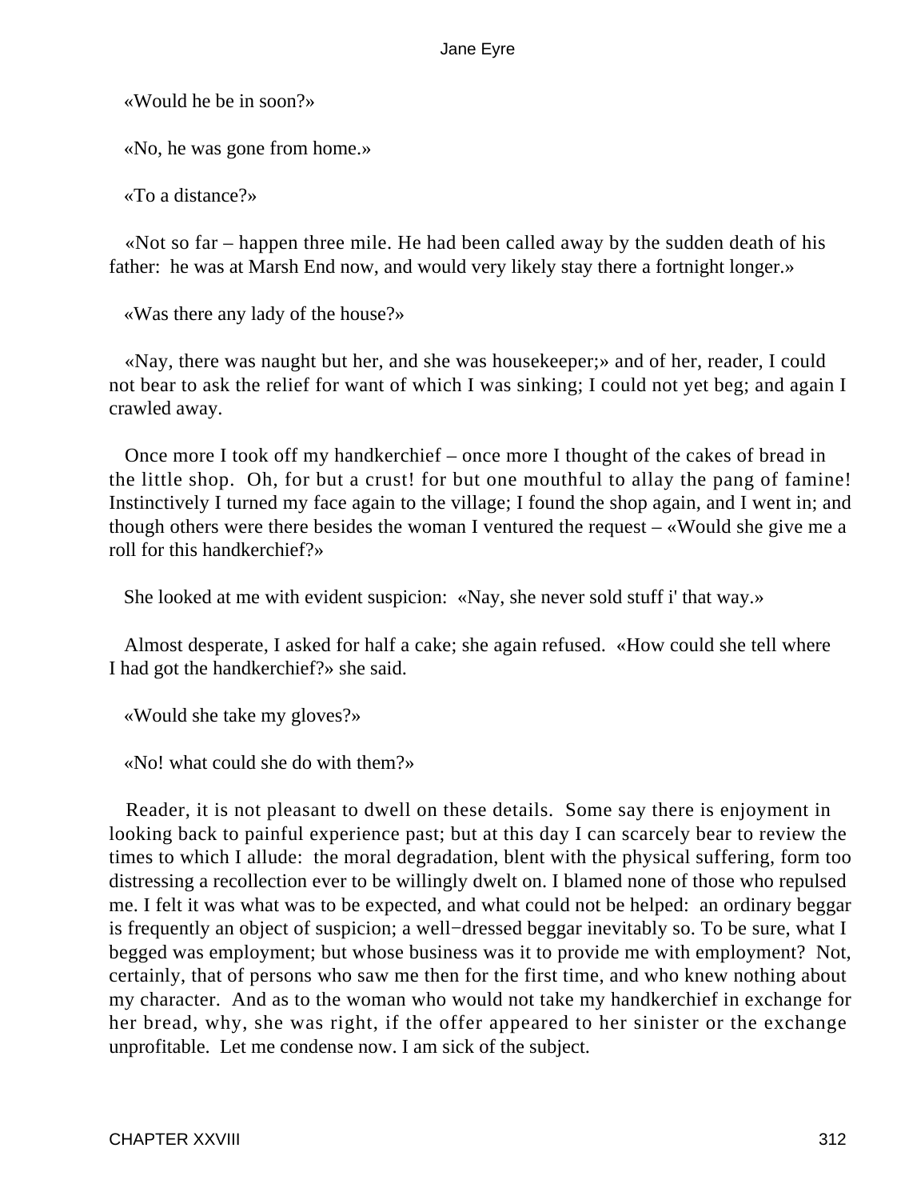«Would he be in soon?»

«No, he was gone from home.»

«To a distance?»

«Not so far – happen three mile. He had been called away by the sudden death of his father: he was at Marsh End now, and would very likely stay there a fortnight longer.»

«Was there any lady of the house?»

«Nay, there was naught but her, and she was housekeeper;» and of her, reader, I could not bear to ask the relief for want of which I was sinking; I could not yet beg; and again I crawled away.

Once more I took off my handkerchief – once more I thought of the cakes of bread in the little shop. Oh, for but a crust! for but one mouthful to allay the pang of famine! Instinctively I turned my face again to the village; I found the shop again, and I went in; and though others were there besides the woman I ventured the request – «Would she give me a roll for this handkerchief?»

She looked at me with evident suspicion: «Nay, she never sold stuff i' that way.»

Almost desperate, I asked for half a cake; she again refused. «How could she tell where I had got the handkerchief?» she said.

«Would she take my gloves?»

«No! what could she do with them?»

Reader, it is not pleasant to dwell on these details. Some say there is enjoyment in looking back to painful experience past; but at this day I can scarcely bear to review the times to which I allude: the moral degradation, blent with the physical suffering, form too distressing a recollection ever to be willingly dwelt on. I blamed none of those who repulsed me. I felt it was what was to be expected, and what could not be helped: an ordinary beggar is frequently an object of suspicion; a well−dressed beggar inevitably so. To be sure, what I begged was employment; but whose business was it to provide me with employment? Not, certainly, that of persons who saw me then for the first time, and who knew nothing about my character. And as to the woman who would not take my handkerchief in exchange for her bread, why, she was right, if the offer appeared to her sinister or the exchange unprofitable. Let me condense now. I am sick of the subject.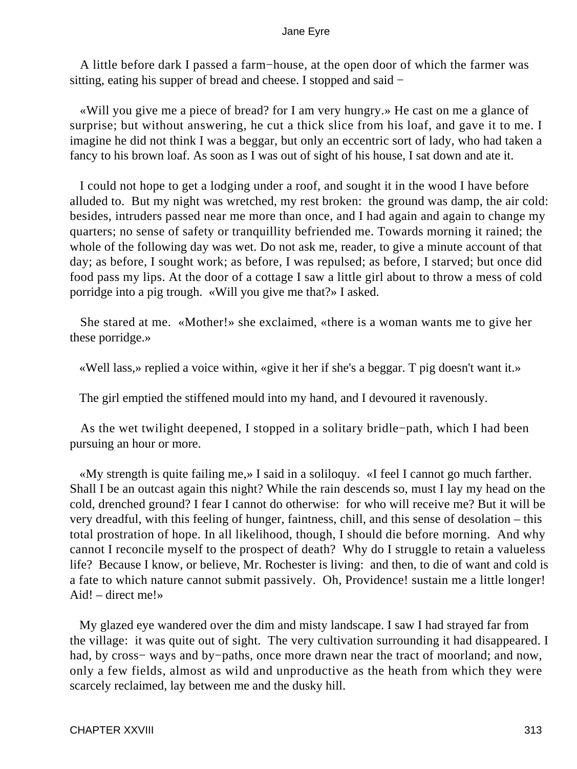A little before dark I passed a farm−house, at the open door of which the farmer was sitting, eating his supper of bread and cheese. I stopped and said −

«Will you give me a piece of bread? for I am very hungry.» He cast on me a glance of surprise; but without answering, he cut a thick slice from his loaf, and gave it to me. I imagine he did not think I was a beggar, but only an eccentric sort of lady, who had taken a fancy to his brown loaf. As soon as I was out of sight of his house, I sat down and ate it.

I could not hope to get a lodging under a roof, and sought it in the wood I have before alluded to. But my night was wretched, my rest broken: the ground was damp, the air cold: besides, intruders passed near me more than once, and I had again and again to change my quarters; no sense of safety or tranquillity befriended me. Towards morning it rained; the whole of the following day was wet. Do not ask me, reader, to give a minute account of that day; as before, I sought work; as before, I was repulsed; as before, I starved; but once did food pass my lips. At the door of a cottage I saw a little girl about to throw a mess of cold porridge into a pig trough. «Will you give me that?» I asked.

She stared at me. «Mother!» she exclaimed, «there is a woman wants me to give her these porridge.»

«Well lass,» replied a voice within, «give it her if she's a beggar. T pig doesn't want it.»

The girl emptied the stiffened mould into my hand, and I devoured it ravenously.

As the wet twilight deepened, I stopped in a solitary bridle−path, which I had been pursuing an hour or more.

«My strength is quite failing me,» I said in a soliloquy. «I feel I cannot go much farther. Shall I be an outcast again this night? While the rain descends so, must I lay my head on the cold, drenched ground? I fear I cannot do otherwise: for who will receive me? But it will be very dreadful, with this feeling of hunger, faintness, chill, and this sense of desolation – this total prostration of hope. In all likelihood, though, I should die before morning. And why cannot I reconcile myself to the prospect of death? Why do I struggle to retain a valueless life? Because I know, or believe, Mr. Rochester is living: and then, to die of want and cold is a fate to which nature cannot submit passively. Oh, Providence! sustain me a little longer! Aid! – direct me!»

My glazed eye wandered over the dim and misty landscape. I saw I had strayed far from the village: it was quite out of sight. The very cultivation surrounding it had disappeared. I had, by cross− ways and by−paths, once more drawn near the tract of moorland; and now, only a few fields, almost as wild and unproductive as the heath from which they were scarcely reclaimed, lay between me and the dusky hill.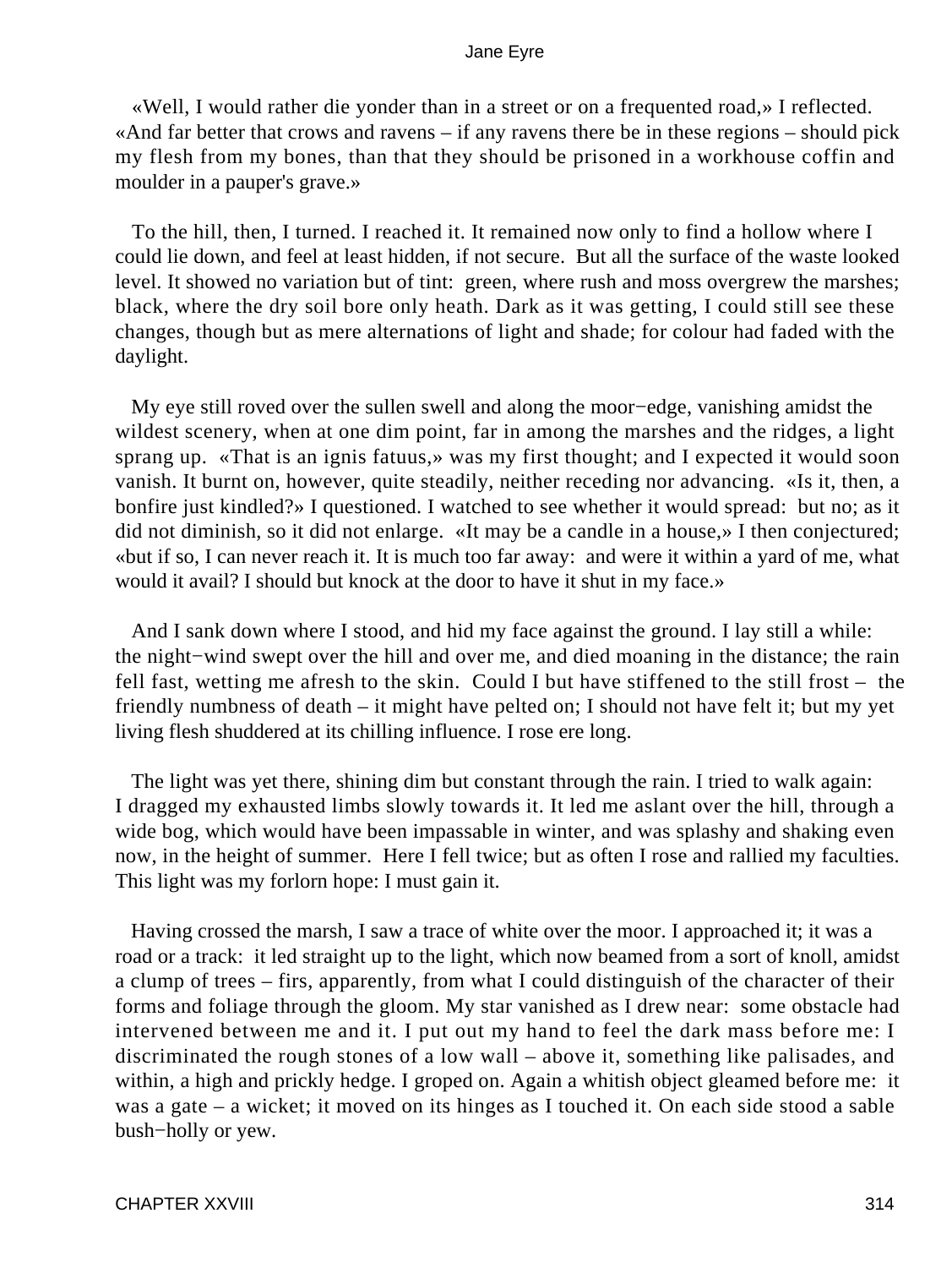«Well, I would rather die yonder than in a street or on a frequented road,» I reflected. «And far better that crows and ravens – if any ravens there be in these regions – should pick my flesh from my bones, than that they should be prisoned in a workhouse coffin and moulder in a pauper's grave.»

To the hill, then, I turned. I reached it. It remained now only to find a hollow where I could lie down, and feel at least hidden, if not secure. But all the surface of the waste looked level. It showed no variation but of tint: green, where rush and moss overgrew the marshes; black, where the dry soil bore only heath. Dark as it was getting, I could still see these changes, though but as mere alternations of light and shade; for colour had faded with the daylight.

My eye still roved over the sullen swell and along the moor−edge, vanishing amidst the wildest scenery, when at one dim point, far in among the marshes and the ridges, a light sprang up. «That is an ignis fatuus,» was my first thought; and I expected it would soon vanish. It burnt on, however, quite steadily, neither receding nor advancing. «Is it, then, a bonfire just kindled?» I questioned. I watched to see whether it would spread: but no; as it did not diminish, so it did not enlarge. «It may be a candle in a house,» I then conjectured; «but if so, I can never reach it. It is much too far away: and were it within a yard of me, what would it avail? I should but knock at the door to have it shut in my face.»

And I sank down where I stood, and hid my face against the ground. I lay still a while: the night−wind swept over the hill and over me, and died moaning in the distance; the rain fell fast, wetting me afresh to the skin. Could I but have stiffened to the still frost – the friendly numbness of death – it might have pelted on; I should not have felt it; but my yet living flesh shuddered at its chilling influence. I rose ere long.

The light was yet there, shining dim but constant through the rain. I tried to walk again: I dragged my exhausted limbs slowly towards it. It led me aslant over the hill, through a wide bog, which would have been impassable in winter, and was splashy and shaking even now, in the height of summer. Here I fell twice; but as often I rose and rallied my faculties. This light was my forlorn hope: I must gain it.

Having crossed the marsh, I saw a trace of white over the moor. I approached it; it was a road or a track: it led straight up to the light, which now beamed from a sort of knoll, amidst a clump of trees – firs, apparently, from what I could distinguish of the character of their forms and foliage through the gloom. My star vanished as I drew near: some obstacle had intervened between me and it. I put out my hand to feel the dark mass before me: I discriminated the rough stones of a low wall – above it, something like palisades, and within, a high and prickly hedge. I groped on. Again a whitish object gleamed before me: it was a gate – a wicket; it moved on its hinges as I touched it. On each side stood a sable bush−holly or yew.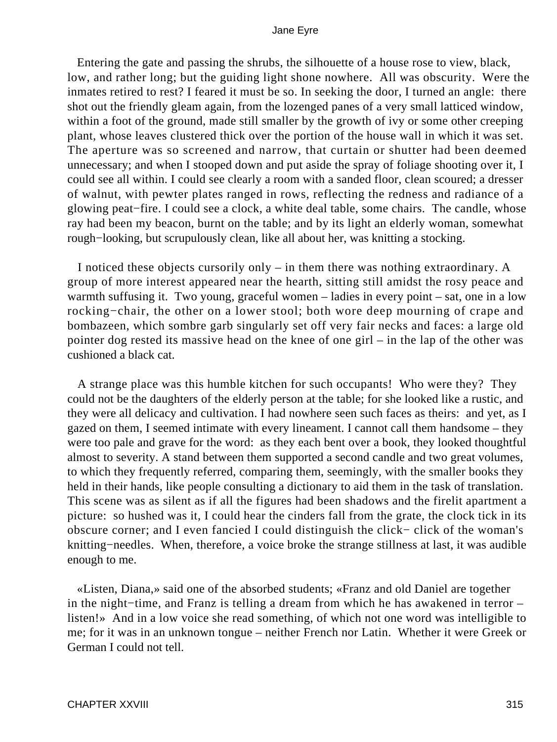Entering the gate and passing the shrubs, the silhouette of a house rose to view, black, low, and rather long; but the guiding light shone nowhere. All was obscurity. Were the inmates retired to rest? I feared it must be so. In seeking the door, I turned an angle: there shot out the friendly gleam again, from the lozenged panes of a very small latticed window, within a foot of the ground, made still smaller by the growth of ivy or some other creeping plant, whose leaves clustered thick over the portion of the house wall in which it was set. The aperture was so screened and narrow, that curtain or shutter had been deemed unnecessary; and when I stooped down and put aside the spray of foliage shooting over it, I could see all within. I could see clearly a room with a sanded floor, clean scoured; a dresser of walnut, with pewter plates ranged in rows, reflecting the redness and radiance of a glowing peat−fire. I could see a clock, a white deal table, some chairs. The candle, whose ray had been my beacon, burnt on the table; and by its light an elderly woman, somewhat rough−looking, but scrupulously clean, like all about her, was knitting a stocking.

I noticed these objects cursorily only – in them there was nothing extraordinary. A group of more interest appeared near the hearth, sitting still amidst the rosy peace and warmth suffusing it. Two young, graceful women – ladies in every point – sat, one in a low rocking−chair, the other on a lower stool; both wore deep mourning of crape and bombazeen, which sombre garb singularly set off very fair necks and faces: a large old pointer dog rested its massive head on the knee of one girl – in the lap of the other was cushioned a black cat.

A strange place was this humble kitchen for such occupants! Who were they? They could not be the daughters of the elderly person at the table; for she looked like a rustic, and they were all delicacy and cultivation. I had nowhere seen such faces as theirs: and yet, as I gazed on them, I seemed intimate with every lineament. I cannot call them handsome – they were too pale and grave for the word: as they each bent over a book, they looked thoughtful almost to severity. A stand between them supported a second candle and two great volumes, to which they frequently referred, comparing them, seemingly, with the smaller books they held in their hands, like people consulting a dictionary to aid them in the task of translation. This scene was as silent as if all the figures had been shadows and the firelit apartment a picture: so hushed was it, I could hear the cinders fall from the grate, the clock tick in its obscure corner; and I even fancied I could distinguish the click− click of the woman's knitting−needles. When, therefore, a voice broke the strange stillness at last, it was audible enough to me.

«Listen, Diana,» said one of the absorbed students; «Franz and old Daniel are together in the night−time, and Franz is telling a dream from which he has awakened in terror – listen!» And in a low voice she read something, of which not one word was intelligible to me; for it was in an unknown tongue – neither French nor Latin. Whether it were Greek or German I could not tell.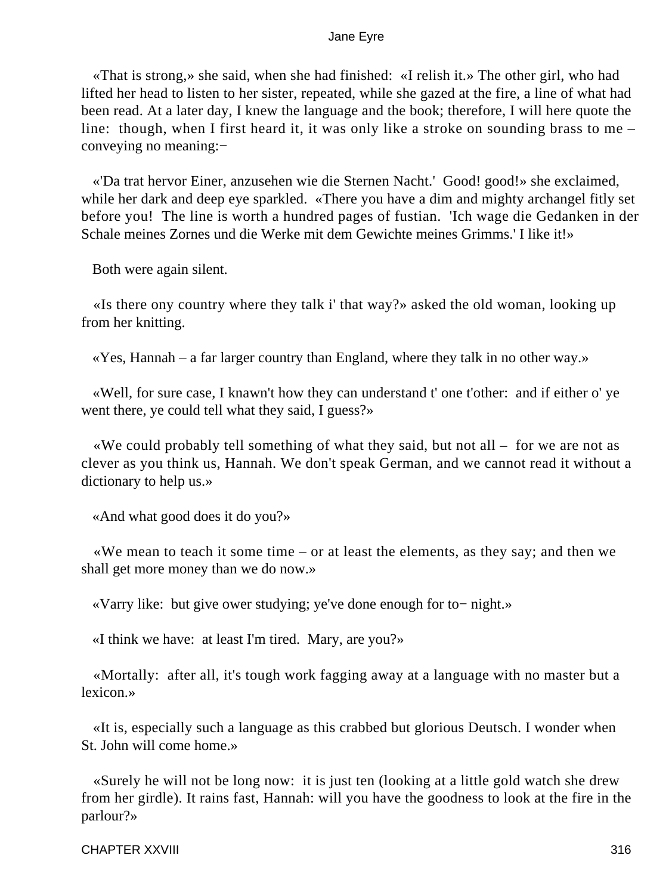«That is strong,» she said, when she had finished: «I relish it.» The other girl, who had lifted her head to listen to her sister, repeated, while she gazed at the fire, a line of what had been read. At a later day, I knew the language and the book; therefore, I will here quote the line: though, when I first heard it, it was only like a stroke on sounding brass to me – conveying no meaning:−

«'Da trat hervor Einer, anzusehen wie die Sternen Nacht.' Good! good!» she exclaimed, while her dark and deep eye sparkled. «There you have a dim and mighty archangel fitly set before you! The line is worth a hundred pages of fustian. 'Ich wage die Gedanken in der Schale meines Zornes und die Werke mit dem Gewichte meines Grimms.' I like it!»

Both were again silent.

«Is there ony country where they talk i' that way?» asked the old woman, looking up from her knitting.

«Yes, Hannah – a far larger country than England, where they talk in no other way.»

«Well, for sure case, I knawn't how they can understand t' one t'other: and if either o' ye went there, ye could tell what they said, I guess?»

«We could probably tell something of what they said, but not all – for we are not as clever as you think us, Hannah. We don't speak German, and we cannot read it without a dictionary to help us.»

«And what good does it do you?»

«We mean to teach it some time – or at least the elements, as they say; and then we shall get more money than we do now.»

«Varry like: but give ower studying; ye've done enough for to− night.»

«I think we have: at least I'm tired. Mary, are you?»

«Mortally: after all, it's tough work fagging away at a language with no master but a lexicon.»

«It is, especially such a language as this crabbed but glorious Deutsch. I wonder when St. John will come home.»

«Surely he will not be long now: it is just ten (looking at a little gold watch she drew from her girdle). It rains fast, Hannah: will you have the goodness to look at the fire in the parlour?»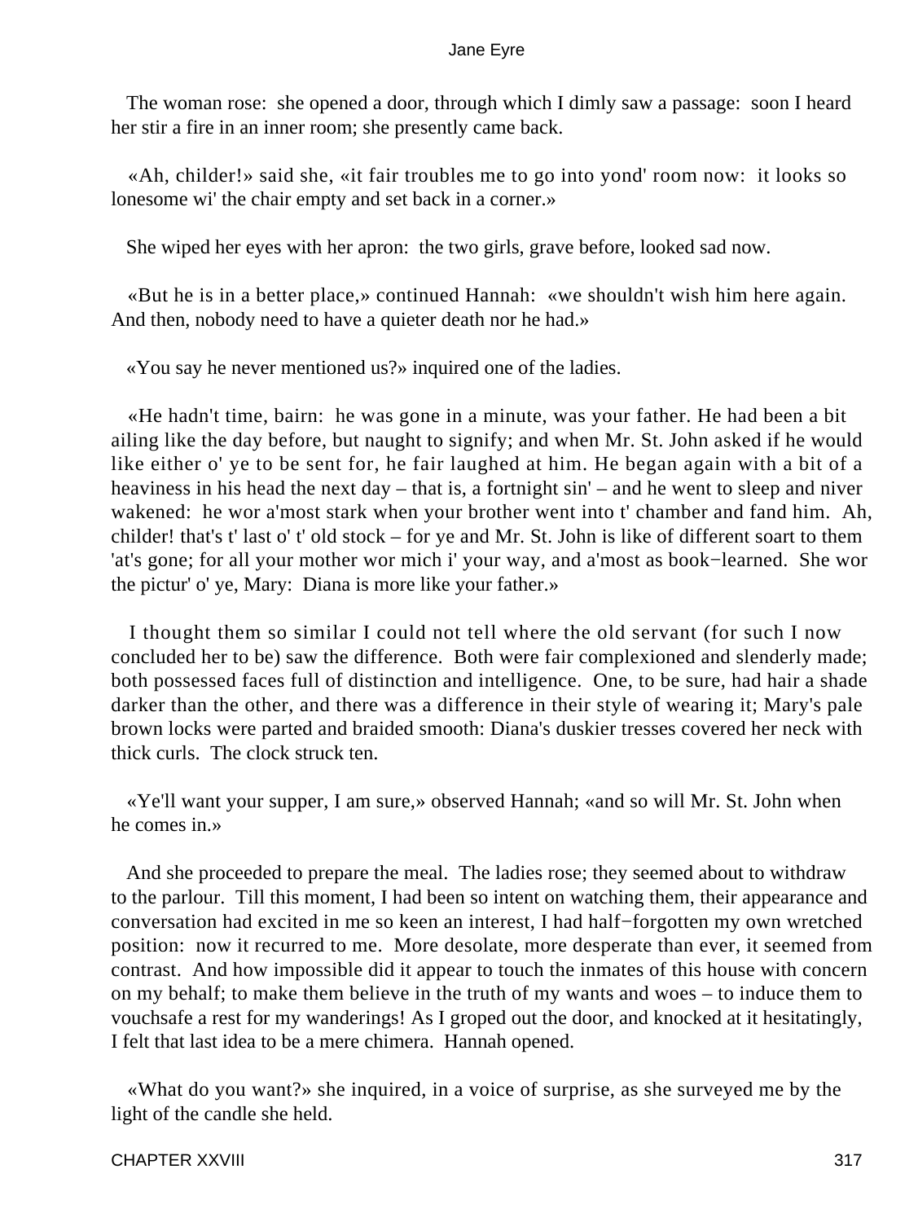The woman rose: she opened a door, through which I dimly saw a passage: soon I heard her stir a fire in an inner room; she presently came back.

«Ah, childer!» said she, «it fair troubles me to go into yond' room now: it looks so lonesome wi' the chair empty and set back in a corner.»

She wiped her eyes with her apron: the two girls, grave before, looked sad now.

«But he is in a better place,» continued Hannah: «we shouldn't wish him here again. And then, nobody need to have a quieter death nor he had.»

«You say he never mentioned us?» inquired one of the ladies.

«He hadn't time, bairn: he was gone in a minute, was your father. He had been a bit ailing like the day before, but naught to signify; and when Mr. St. John asked if he would like either o' ye to be sent for, he fair laughed at him. He began again with a bit of a heaviness in his head the next day – that is, a fortnight sin' – and he went to sleep and niver wakened: he wor a'most stark when your brother went into t' chamber and fand him. Ah, childer! that's t' last o' t' old stock – for ye and Mr. St. John is like of different soart to them 'at's gone; for all your mother wor mich i' your way, and a'most as book−learned. She wor the pictur' o' ye, Mary: Diana is more like your father.»

I thought them so similar I could not tell where the old servant (for such I now concluded her to be) saw the difference. Both were fair complexioned and slenderly made; both possessed faces full of distinction and intelligence. One, to be sure, had hair a shade darker than the other, and there was a difference in their style of wearing it; Mary's pale brown locks were parted and braided smooth: Diana's duskier tresses covered her neck with thick curls. The clock struck ten.

«Ye'll want your supper, I am sure,» observed Hannah; «and so will Mr. St. John when he comes in.»

And she proceeded to prepare the meal. The ladies rose; they seemed about to withdraw to the parlour. Till this moment, I had been so intent on watching them, their appearance and conversation had excited in me so keen an interest, I had half−forgotten my own wretched position: now it recurred to me. More desolate, more desperate than ever, it seemed from contrast. And how impossible did it appear to touch the inmates of this house with concern on my behalf; to make them believe in the truth of my wants and woes – to induce them to vouchsafe a rest for my wanderings! As I groped out the door, and knocked at it hesitatingly, I felt that last idea to be a mere chimera. Hannah opened.

«What do you want?» she inquired, in a voice of surprise, as she surveyed me by the light of the candle she held.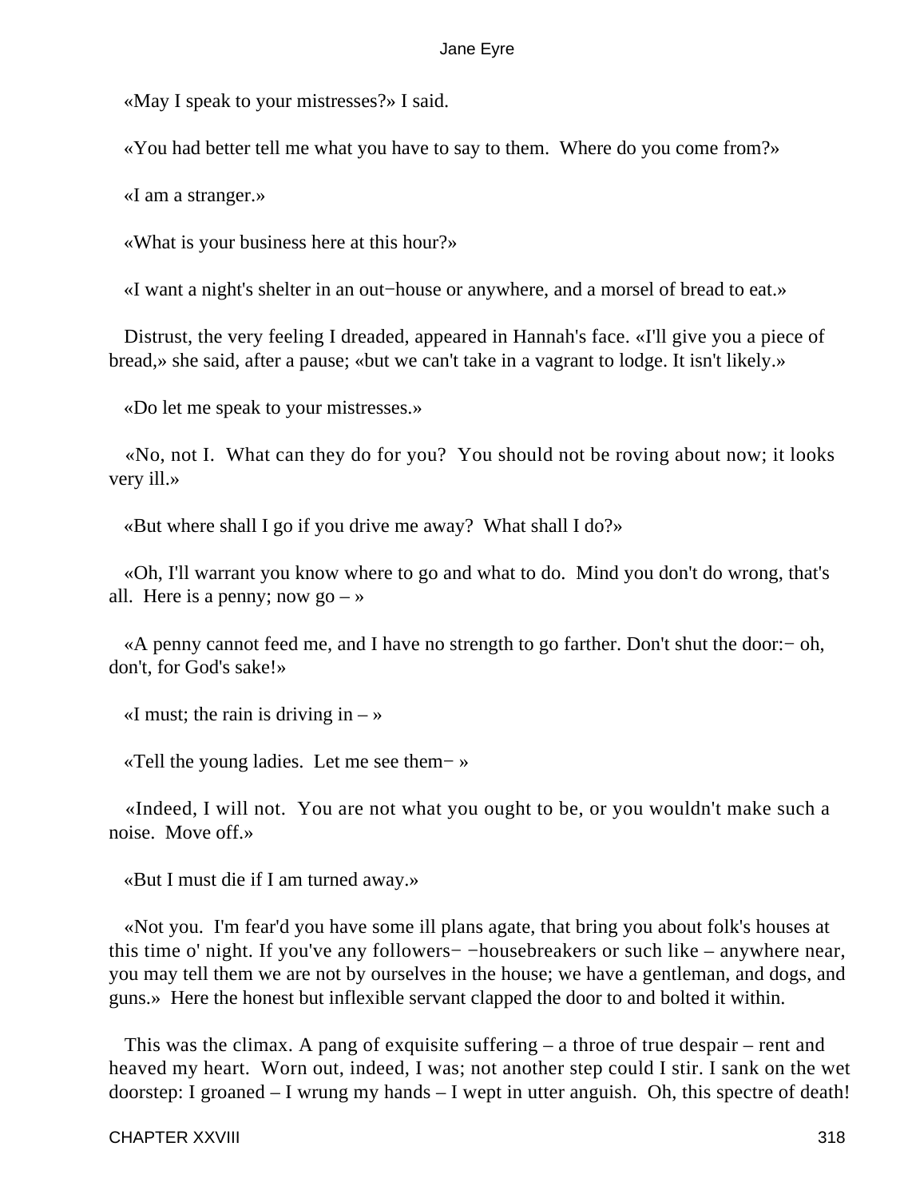«May I speak to your mistresses?» I said.

«You had better tell me what you have to say to them.  Where do you come from?»

«I am a stranger.»

«What is your business here at this hour?»

«I want a night's shelter in an out−house or anywhere, and a morsel of bread to eat.»

Distrust, the very feeling I dreaded, appeared in Hannah's face. «I'll give you a piece of bread,» she said, after a pause; «but we can't take in a vagrant to lodge. It isn't likely.»

«Do let me speak to your mistresses.»

«No, not I.  What can they do for you?  You should not be roving about now; it looks very ill.»

«But where shall I go if you drive me away?  What shall I do?»

«Oh, I'll warrant you know where to go and what to do.  Mind you don't do wrong, that's all.  Here is a penny; now go – »

«A penny cannot feed me, and I have no strength to go farther. Don't shut the door:− oh, don't, for God's sake!»

«I must; the rain is driving in – »

«Tell the young ladies.  Let me see them− »

«Indeed, I will not.  You are not what you ought to be, or you wouldn't make such a noise.  Move off.»

«But I must die if I am turned away.»

«Not you.  I'm fear'd you have some ill plans agate, that bring you about folk's houses at this time o' night. If you've any followers− −housebreakers or such like – anywhere near, you may tell them we are not by ourselves in the house; we have a gentleman, and dogs, and guns.»  Here the honest but inflexible servant clapped the door to and bolted it within.

This was the climax. A pang of exquisite suffering – a throe of true despair – rent and heaved my heart.  Worn out, indeed, I was; not another step could I stir. I sank on the wet doorstep: I groaned – I wrung my hands – I wept in utter anguish.  Oh, this spectre of death!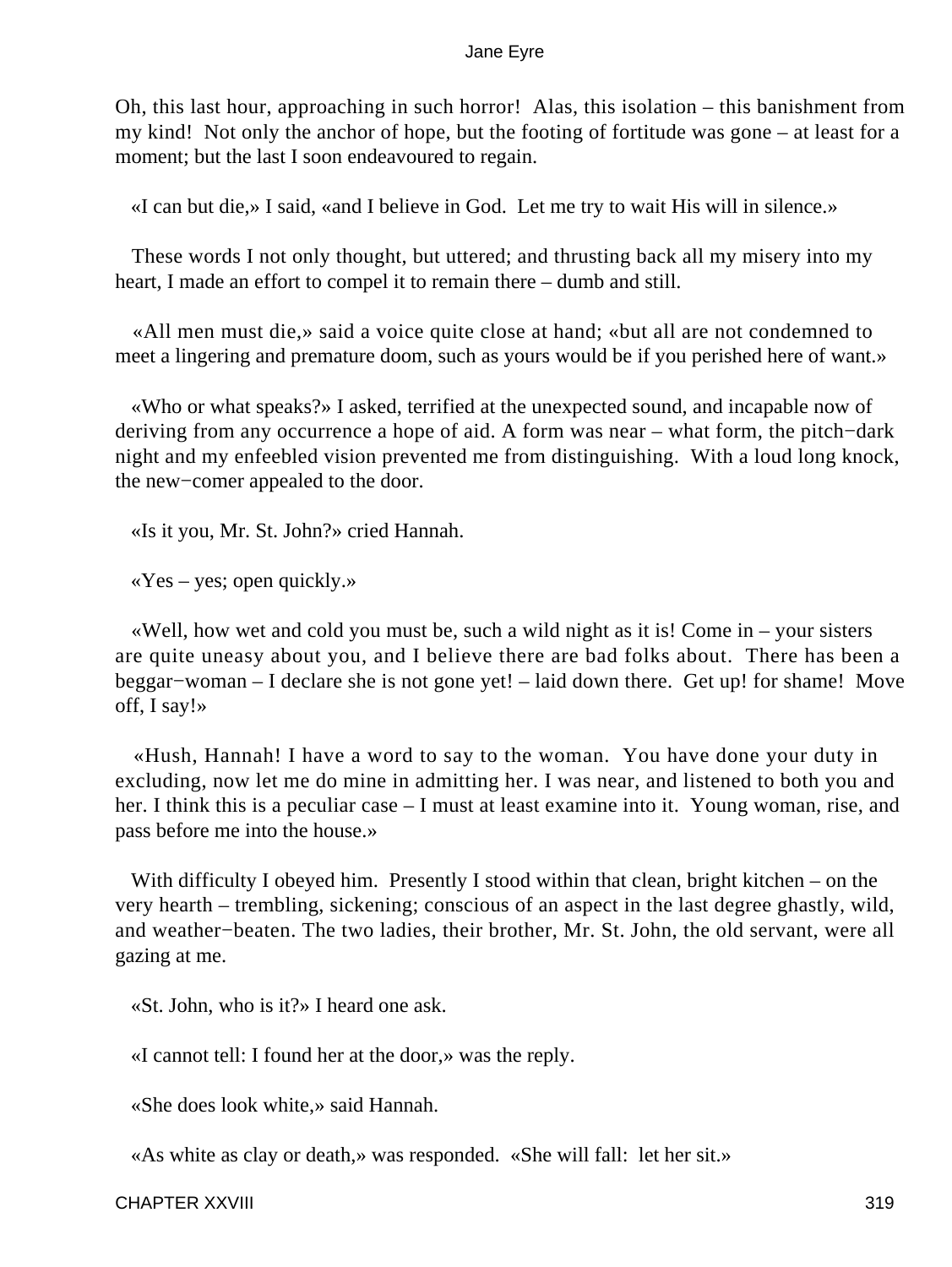Oh, this last hour, approaching in such horror! Alas, this isolation – this banishment from my kind! Not only the anchor of hope, but the footing of fortitude was gone – at least for a moment; but the last I soon endeavoured to regain.

«I can but die,» I said, «and I believe in God. Let me try to wait His will in silence.»

These words I not only thought, but uttered; and thrusting back all my misery into my heart, I made an effort to compel it to remain there – dumb and still.

«All men must die,» said a voice quite close at hand; «but all are not condemned to meet a lingering and premature doom, such as yours would be if you perished here of want.»

«Who or what speaks?» I asked, terrified at the unexpected sound, and incapable now of deriving from any occurrence a hope of aid. A form was near – what form, the pitch−dark night and my enfeebled vision prevented me from distinguishing. With a loud long knock, the new−comer appealed to the door.

«Is it you, Mr. St. John?» cried Hannah.

«Yes – yes; open quickly.»

«Well, how wet and cold you must be, such a wild night as it is! Come in – your sisters are quite uneasy about you, and I believe there are bad folks about. There has been a beggar−woman – I declare she is not gone yet! – laid down there. Get up! for shame! Move off, I say!»

«Hush, Hannah! I have a word to say to the woman. You have done your duty in excluding, now let me do mine in admitting her. I was near, and listened to both you and her. I think this is a peculiar case – I must at least examine into it. Young woman, rise, and pass before me into the house.»

With difficulty I obeyed him. Presently I stood within that clean, bright kitchen – on the very hearth – trembling, sickening; conscious of an aspect in the last degree ghastly, wild, and weather−beaten. The two ladies, their brother, Mr. St. John, the old servant, were all gazing at me.

«St. John, who is it?» I heard one ask.

«I cannot tell: I found her at the door,» was the reply.

«She does look white,» said Hannah.

«As white as clay or death,» was responded. «She will fall: let her sit.»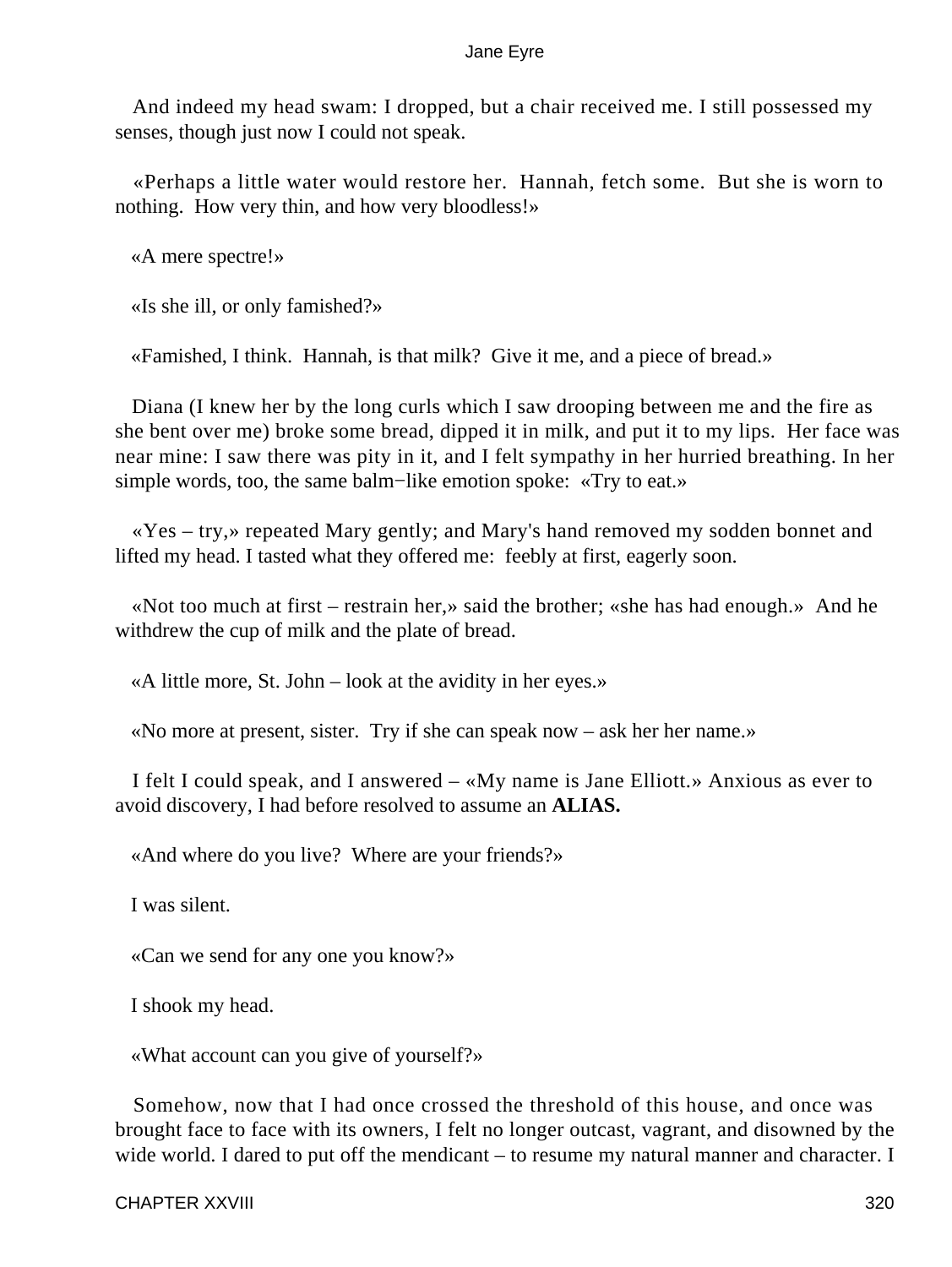And indeed my head swam: I dropped, but a chair received me. I still possessed my senses, though just now I could not speak.

«Perhaps a little water would restore her. Hannah, fetch some. But she is worn to nothing. How very thin, and how very bloodless!»

«A mere spectre!»

«Is she ill, or only famished?»

«Famished, I think. Hannah, is that milk? Give it me, and a piece of bread.»

Diana (I knew her by the long curls which I saw drooping between me and the fire as she bent over me) broke some bread, dipped it in milk, and put it to my lips. Her face was near mine: I saw there was pity in it, and I felt sympathy in her hurried breathing. In her simple words, too, the same balm−like emotion spoke: «Try to eat.»

«Yes – try,» repeated Mary gently; and Mary's hand removed my sodden bonnet and lifted my head. I tasted what they offered me: feebly at first, eagerly soon.

«Not too much at first – restrain her,» said the brother; «she has had enough.» And he withdrew the cup of milk and the plate of bread.

«A little more, St. John – look at the avidity in her eyes.»

«No more at present, sister. Try if she can speak now – ask her her name.»

I felt I could speak, and I answered – «My name is Jane Elliott.» Anxious as ever to avoid discovery, I had before resolved to assume an **ALIAS.**

«And where do you live? Where are your friends?»

I was silent.

«Can we send for any one you know?»

I shook my head.

«What account can you give of yourself?»

Somehow, now that I had once crossed the threshold of this house, and once was brought face to face with its owners, I felt no longer outcast, vagrant, and disowned by the wide world. I dared to put off the mendicant – to resume my natural manner and character. I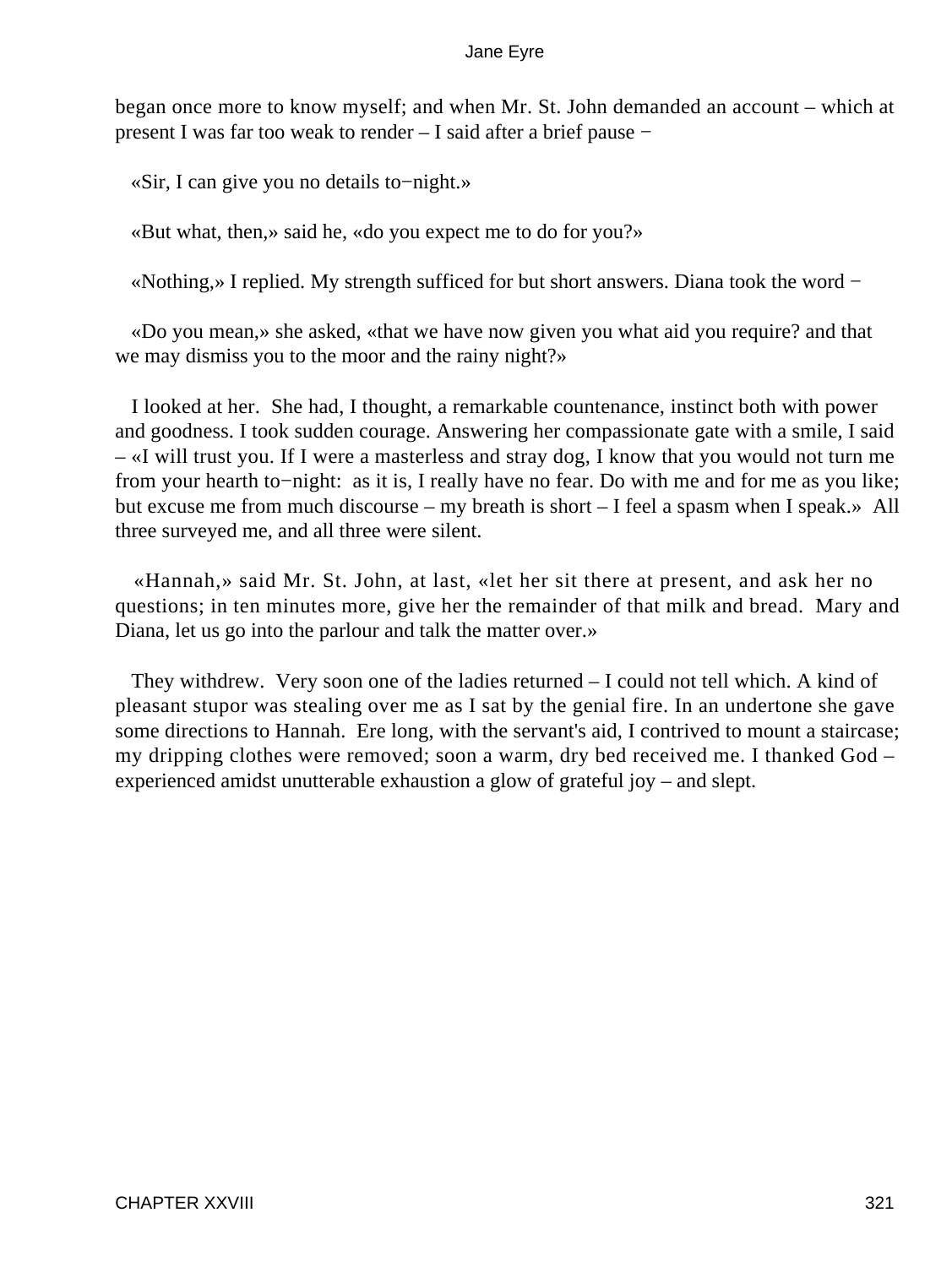began once more to know myself; and when Mr. St. John demanded an account – which at present I was far too weak to render – I said after a brief pause −

«Sir, I can give you no details to−night.»

«But what, then,» said he, «do you expect me to do for you?»

«Nothing,» I replied. My strength sufficed for but short answers. Diana took the word −

«Do you mean,» she asked, «that we have now given you what aid you require? and that we may dismiss you to the moor and the rainy night?»

I looked at her. She had, I thought, a remarkable countenance, instinct both with power and goodness. I took sudden courage. Answering her compassionate gate with a smile, I said – «I will trust you. If I were a masterless and stray dog, I know that you would not turn me from your hearth to−night: as it is, I really have no fear. Do with me and for me as you like; but excuse me from much discourse – my breath is short – I feel a spasm when I speak.» All three surveyed me, and all three were silent.

«Hannah,» said Mr. St. John, at last, «let her sit there at present, and ask her no questions; in ten minutes more, give her the remainder of that milk and bread. Mary and Diana, let us go into the parlour and talk the matter over.»

They withdrew. Very soon one of the ladies returned – I could not tell which. A kind of pleasant stupor was stealing over me as I sat by the genial fire. In an undertone she gave some directions to Hannah. Ere long, with the servant's aid, I contrived to mount a staircase; my dripping clothes were removed; soon a warm, dry bed received me. I thanked God – experienced amidst unutterable exhaustion a glow of grateful joy – and slept.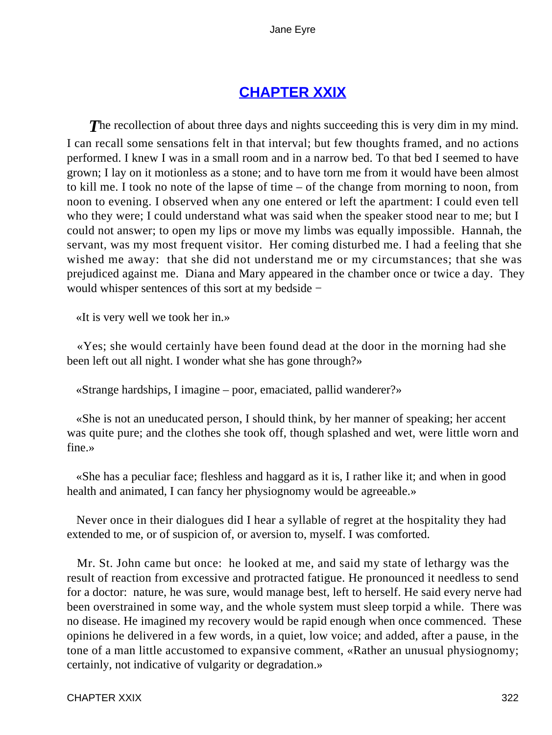## CHAPTER XXIX

***T***he recollection of about three days and nights succeeding this is very dim in my mind. I can recall some sensations felt in that interval; but few thoughts framed, and no actions performed. I knew I was in a small room and in a narrow bed. To that bed I seemed to have grown; I lay on it motionless as a stone; and to have torn me from it would have been almost to kill me. I took no note of the lapse of time – of the change from morning to noon, from noon to evening. I observed when any one entered or left the apartment: I could even tell who they were; I could understand what was said when the speaker stood near to me; but I could not answer; to open my lips or move my limbs was equally impossible. Hannah, the servant, was my most frequent visitor. Her coming disturbed me. I had a feeling that she wished me away: that she did not understand me or my circumstances; that she was prejudiced against me. Diana and Mary appeared in the chamber once or twice a day. They would whisper sentences of this sort at my bedside −

«It is very well we took her in.»

«Yes; she would certainly have been found dead at the door in the morning had she been left out all night. I wonder what she has gone through?»

«Strange hardships, I imagine – poor, emaciated, pallid wanderer?»

«She is not an uneducated person, I should think, by her manner of speaking; her accent was quite pure; and the clothes she took off, though splashed and wet, were little worn and fine.»

«She has a peculiar face; fleshless and haggard as it is, I rather like it; and when in good health and animated, I can fancy her physiognomy would be agreeable.»

Never once in their dialogues did I hear a syllable of regret at the hospitality they had extended to me, or of suspicion of, or aversion to, myself. I was comforted.

Mr. St. John came but once: he looked at me, and said my state of lethargy was the result of reaction from excessive and protracted fatigue. He pronounced it needless to send for a doctor: nature, he was sure, would manage best, left to herself. He said every nerve had been overstrained in some way, and the whole system must sleep torpid a while. There was no disease. He imagined my recovery would be rapid enough when once commenced. These opinions he delivered in a few words, in a quiet, low voice; and added, after a pause, in the tone of a man little accustomed to expansive comment, «Rather an unusual physiognomy; certainly, not indicative of vulgarity or degradation.»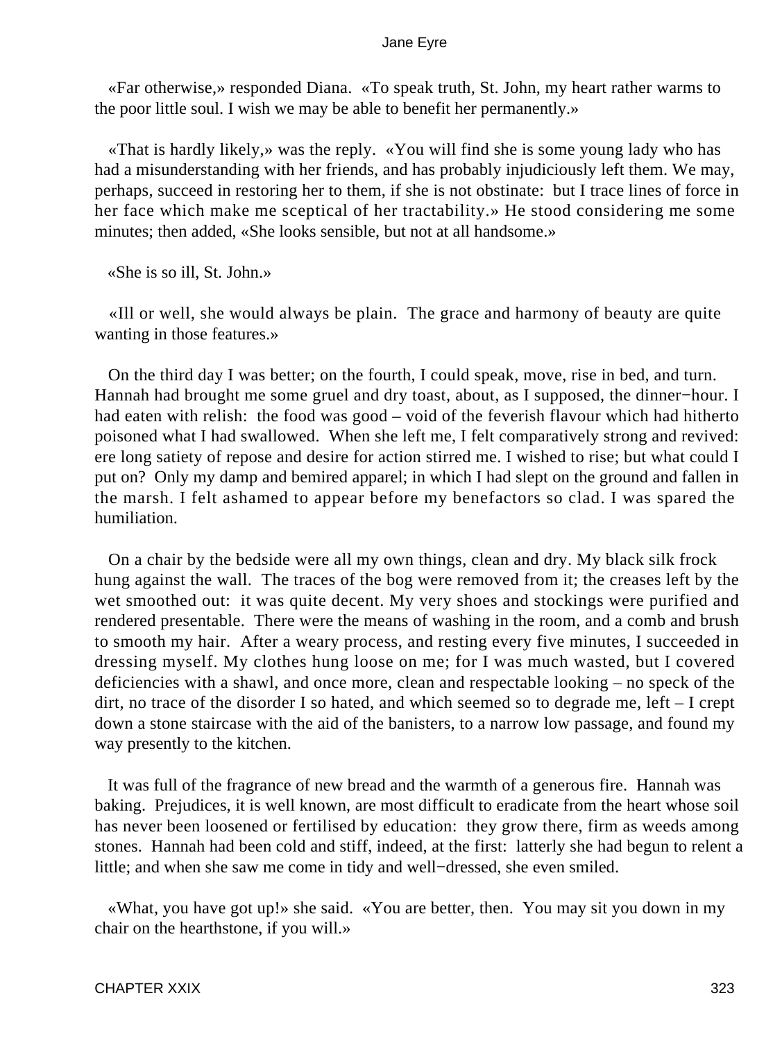«Far otherwise,» responded Diana. «To speak truth, St. John, my heart rather warms to the poor little soul. I wish we may be able to benefit her permanently.»

«That is hardly likely,» was the reply. «You will find she is some young lady who has had a misunderstanding with her friends, and has probably injudiciously left them. We may, perhaps, succeed in restoring her to them, if she is not obstinate: but I trace lines of force in her face which make me sceptical of her tractability.» He stood considering me some minutes; then added, «She looks sensible, but not at all handsome.»

«She is so ill, St. John.»

«Ill or well, she would always be plain. The grace and harmony of beauty are quite wanting in those features.»

On the third day I was better; on the fourth, I could speak, move, rise in bed, and turn. Hannah had brought me some gruel and dry toast, about, as I supposed, the dinner−hour. I had eaten with relish: the food was good – void of the feverish flavour which had hitherto poisoned what I had swallowed. When she left me, I felt comparatively strong and revived: ere long satiety of repose and desire for action stirred me. I wished to rise; but what could I put on? Only my damp and bemired apparel; in which I had slept on the ground and fallen in the marsh. I felt ashamed to appear before my benefactors so clad. I was spared the humiliation.

On a chair by the bedside were all my own things, clean and dry. My black silk frock hung against the wall. The traces of the bog were removed from it; the creases left by the wet smoothed out: it was quite decent. My very shoes and stockings were purified and rendered presentable. There were the means of washing in the room, and a comb and brush to smooth my hair. After a weary process, and resting every five minutes, I succeeded in dressing myself. My clothes hung loose on me; for I was much wasted, but I covered deficiencies with a shawl, and once more, clean and respectable looking – no speck of the dirt, no trace of the disorder I so hated, and which seemed so to degrade me, left – I crept down a stone staircase with the aid of the banisters, to a narrow low passage, and found my way presently to the kitchen.

It was full of the fragrance of new bread and the warmth of a generous fire. Hannah was baking. Prejudices, it is well known, are most difficult to eradicate from the heart whose soil has never been loosened or fertilised by education: they grow there, firm as weeds among stones. Hannah had been cold and stiff, indeed, at the first: latterly she had begun to relent a little; and when she saw me come in tidy and well−dressed, she even smiled.

«What, you have got up!» she said. «You are better, then. You may sit you down in my chair on the hearthstone, if you will.»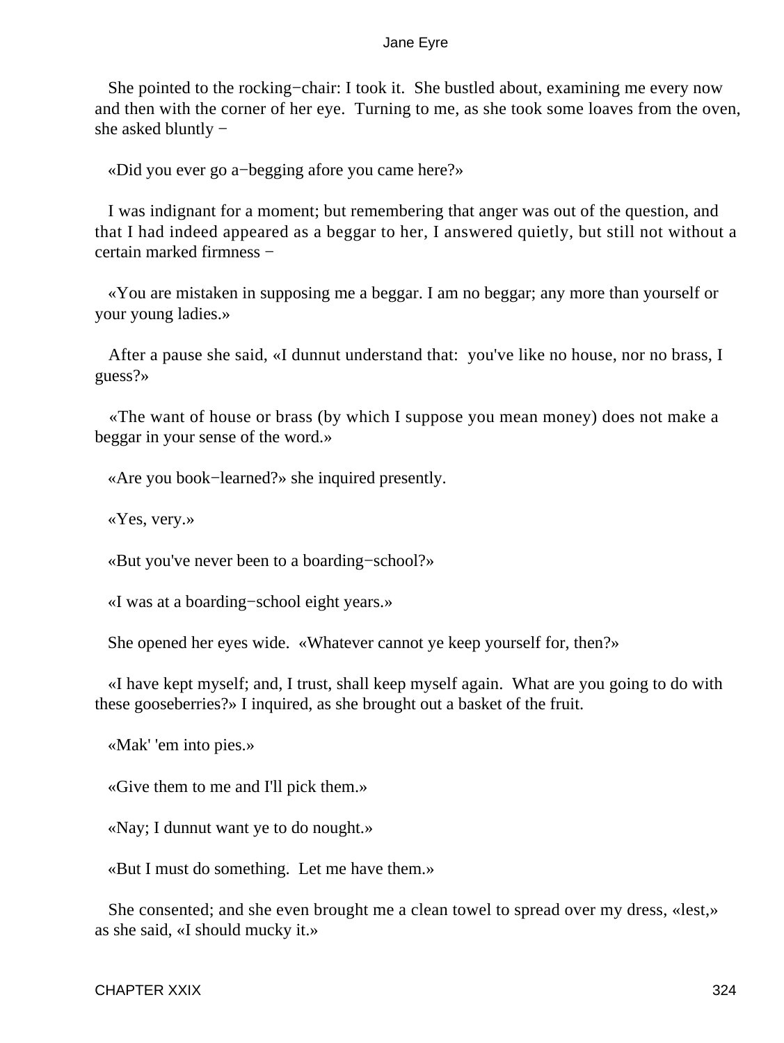She pointed to the rocking−chair: I took it. She bustled about, examining me every now and then with the corner of her eye. Turning to me, as she took some loaves from the oven, she asked bluntly −

«Did you ever go a−begging afore you came here?»

I was indignant for a moment; but remembering that anger was out of the question, and that I had indeed appeared as a beggar to her, I answered quietly, but still not without a certain marked firmness −

«You are mistaken in supposing me a beggar. I am no beggar; any more than yourself or your young ladies.»

After a pause she said, «I dunnut understand that: you've like no house, nor no brass, I guess?»

«The want of house or brass (by which I suppose you mean money) does not make a beggar in your sense of the word.»

«Are you book−learned?» she inquired presently.

«Yes, very.»

«But you've never been to a boarding−school?»

«I was at a boarding−school eight years.»

She opened her eyes wide. «Whatever cannot ye keep yourself for, then?»

«I have kept myself; and, I trust, shall keep myself again. What are you going to do with these gooseberries?» I inquired, as she brought out a basket of the fruit.

«Mak' 'em into pies.»

«Give them to me and I'll pick them.»

«Nay; I dunnut want ye to do nought.»

«But I must do something. Let me have them.»

She consented; and she even brought me a clean towel to spread over my dress, «lest,» as she said, «I should mucky it.»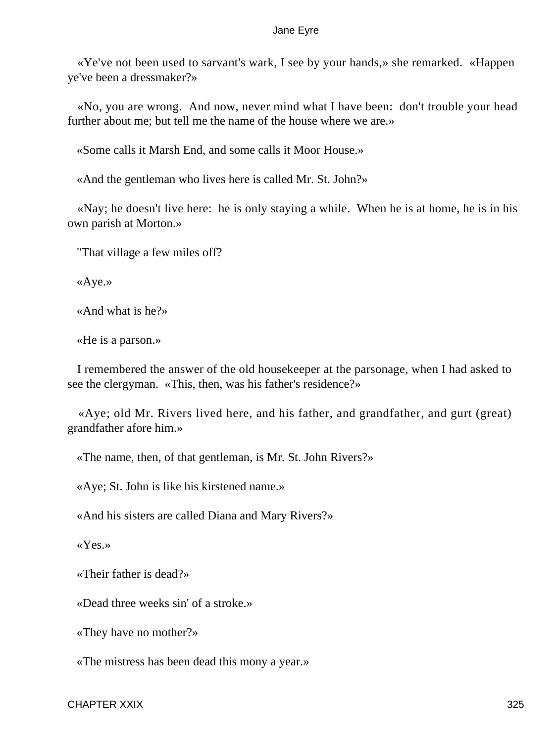«Ye've not been used to sarvant's wark, I see by your hands,» she remarked. «Happen ye've been a dressmaker?»

«No, you are wrong. And now, never mind what I have been: don't trouble your head further about me; but tell me the name of the house where we are.»

«Some calls it Marsh End, and some calls it Moor House.»

«And the gentleman who lives here is called Mr. St. John?»

«Nay; he doesn't live here: he is only staying a while. When he is at home, he is in his own parish at Morton.»

"That village a few miles off?

«Aye.»

«And what is he?»

«He is a parson.»

I remembered the answer of the old housekeeper at the parsonage, when I had asked to see the clergyman. «This, then, was his father's residence?»

«Aye; old Mr. Rivers lived here, and his father, and grandfather, and gurt (great) grandfather afore him.»

«The name, then, of that gentleman, is Mr. St. John Rivers?»

«Aye; St. John is like his kirstened name.»

«And his sisters are called Diana and Mary Rivers?»

«Yes.»

«Their father is dead?»

«Dead three weeks sin' of a stroke.»

«They have no mother?»

«The mistress has been dead this mony a year.»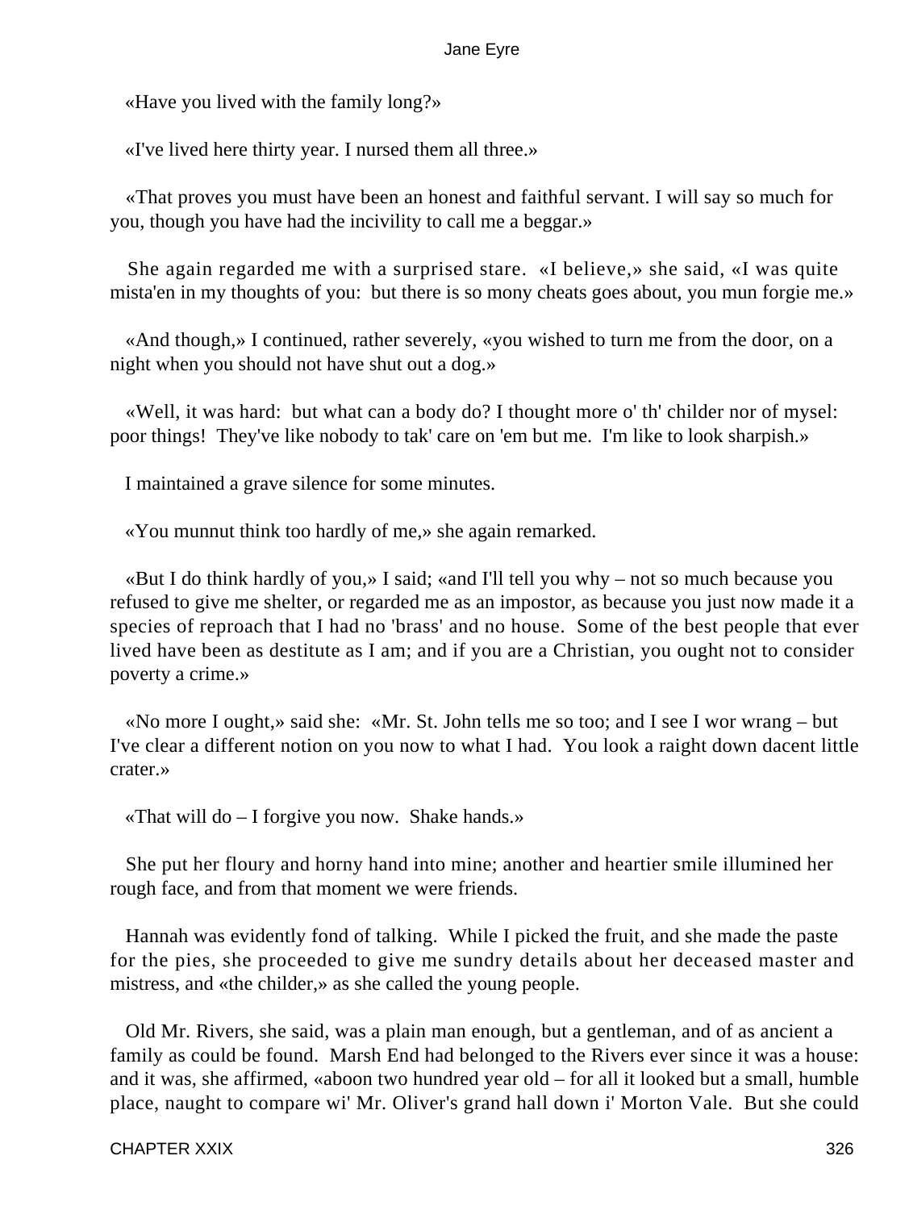«Have you lived with the family long?»

«I've lived here thirty year. I nursed them all three.»

«That proves you must have been an honest and faithful servant. I will say so much for you, though you have had the incivility to call me a beggar.»

She again regarded me with a surprised stare. «I believe,» she said, «I was quite mista'en in my thoughts of you: but there is so mony cheats goes about, you mun forgie me.»

«And though,» I continued, rather severely, «you wished to turn me from the door, on a night when you should not have shut out a dog.»

«Well, it was hard: but what can a body do? I thought more o' th' childer nor of mysel: poor things! They've like nobody to tak' care on 'em but me. I'm like to look sharpish.»

I maintained a grave silence for some minutes.

«You munnut think too hardly of me,» she again remarked.

«But I do think hardly of you,» I said; «and I'll tell you why – not so much because you refused to give me shelter, or regarded me as an impostor, as because you just now made it a species of reproach that I had no 'brass' and no house. Some of the best people that ever lived have been as destitute as I am; and if you are a Christian, you ought not to consider poverty a crime.»

«No more I ought,» said she: «Mr. St. John tells me so too; and I see I wor wrang – but I've clear a different notion on you now to what I had. You look a raight down dacent little crater.»

«That will do – I forgive you now. Shake hands.»

She put her floury and horny hand into mine; another and heartier smile illumined her rough face, and from that moment we were friends.

Hannah was evidently fond of talking. While I picked the fruit, and she made the paste for the pies, she proceeded to give me sundry details about her deceased master and mistress, and «the childer,» as she called the young people.

Old Mr. Rivers, she said, was a plain man enough, but a gentleman, and of as ancient a family as could be found. Marsh End had belonged to the Rivers ever since it was a house: and it was, she affirmed, «aboon two hundred year old – for all it looked but a small, humble place, naught to compare wi' Mr. Oliver's grand hall down i' Morton Vale. But she could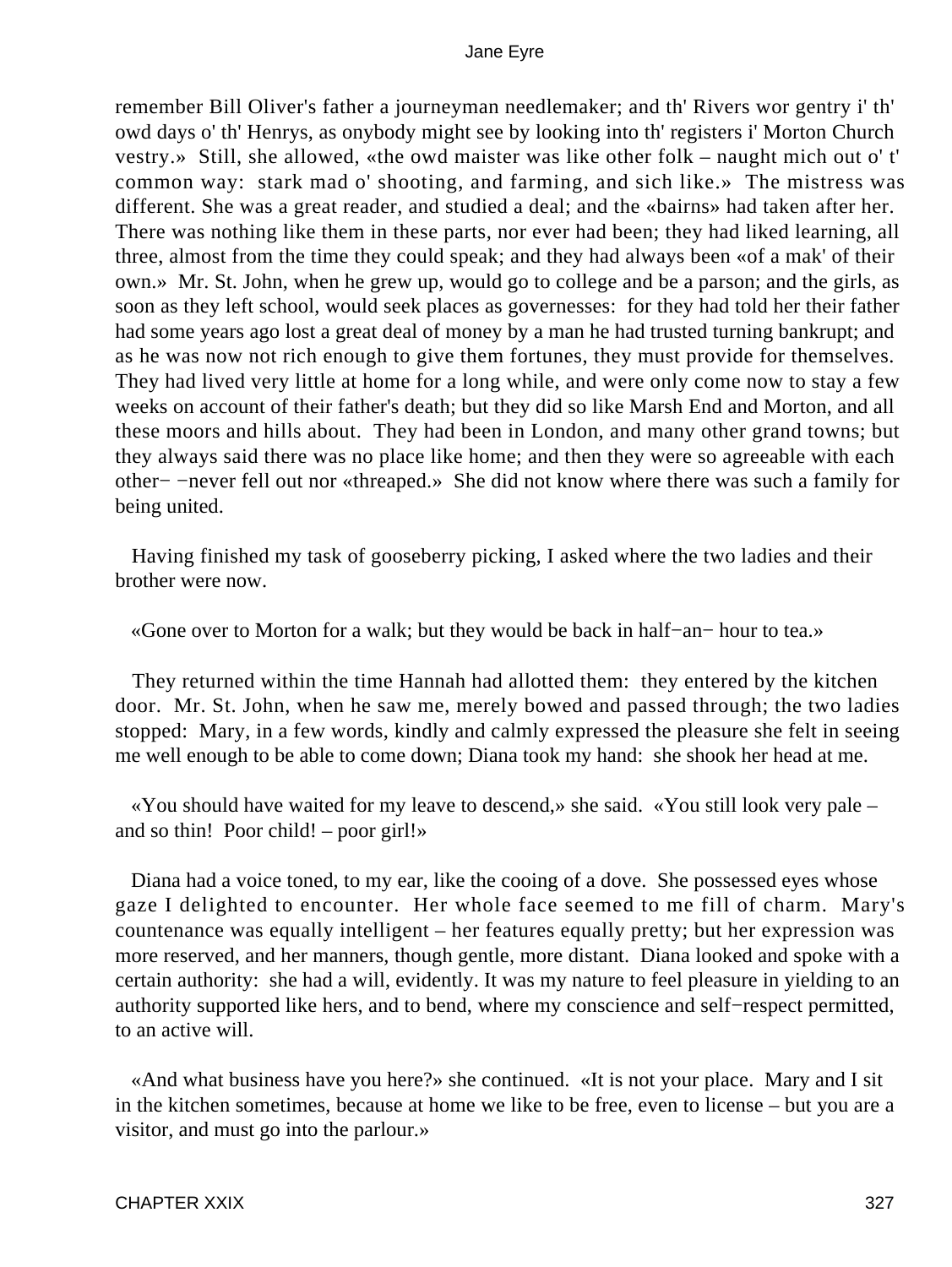remember Bill Oliver's father a journeyman needlemaker; and th' Rivers wor gentry i' th' owd days o' th' Henrys, as onybody might see by looking into th' registers i' Morton Church vestry.» Still, she allowed, «the owd maister was like other folk – naught mich out o' t' common way: stark mad o' shooting, and farming, and sich like.» The mistress was different. She was a great reader, and studied a deal; and the «bairns» had taken after her. There was nothing like them in these parts, nor ever had been; they had liked learning, all three, almost from the time they could speak; and they had always been «of a mak' of their own.» Mr. St. John, when he grew up, would go to college and be a parson; and the girls, as soon as they left school, would seek places as governesses: for they had told her their father had some years ago lost a great deal of money by a man he had trusted turning bankrupt; and as he was now not rich enough to give them fortunes, they must provide for themselves. They had lived very little at home for a long while, and were only come now to stay a few weeks on account of their father's death; but they did so like Marsh End and Morton, and all these moors and hills about. They had been in London, and many other grand towns; but they always said there was no place like home; and then they were so agreeable with each other− −never fell out nor «threaped.» She did not know where there was such a family for being united.

Having finished my task of gooseberry picking, I asked where the two ladies and their brother were now.

«Gone over to Morton for a walk; but they would be back in half−an− hour to tea.»

They returned within the time Hannah had allotted them: they entered by the kitchen door. Mr. St. John, when he saw me, merely bowed and passed through; the two ladies stopped: Mary, in a few words, kindly and calmly expressed the pleasure she felt in seeing me well enough to be able to come down; Diana took my hand: she shook her head at me.

«You should have waited for my leave to descend,» she said. «You still look very pale – and so thin! Poor child! – poor girl!»

Diana had a voice toned, to my ear, like the cooing of a dove. She possessed eyes whose gaze I delighted to encounter. Her whole face seemed to me fill of charm. Mary's countenance was equally intelligent – her features equally pretty; but her expression was more reserved, and her manners, though gentle, more distant. Diana looked and spoke with a certain authority: she had a will, evidently. It was my nature to feel pleasure in yielding to an authority supported like hers, and to bend, where my conscience and self−respect permitted, to an active will.

«And what business have you here?» she continued. «It is not your place. Mary and I sit in the kitchen sometimes, because at home we like to be free, even to license – but you are a visitor, and must go into the parlour.»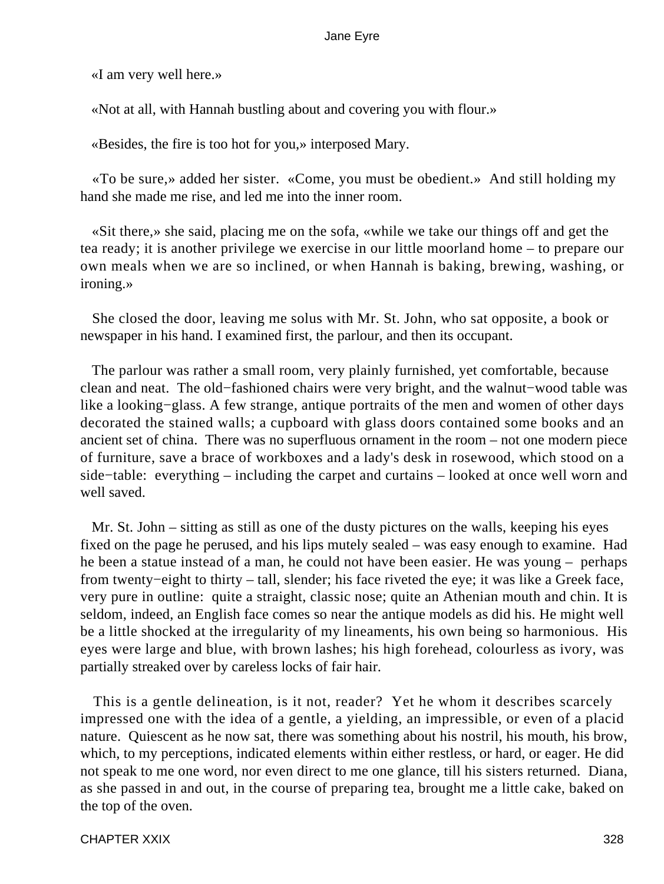«I am very well here.»

«Not at all, with Hannah bustling about and covering you with flour.»

«Besides, the fire is too hot for you,» interposed Mary.

«To be sure,» added her sister. «Come, you must be obedient.» And still holding my hand she made me rise, and led me into the inner room.

«Sit there,» she said, placing me on the sofa, «while we take our things off and get the tea ready; it is another privilege we exercise in our little moorland home – to prepare our own meals when we are so inclined, or when Hannah is baking, brewing, washing, or ironing.»

She closed the door, leaving me solus with Mr. St. John, who sat opposite, a book or newspaper in his hand. I examined first, the parlour, and then its occupant.

The parlour was rather a small room, very plainly furnished, yet comfortable, because clean and neat. The old−fashioned chairs were very bright, and the walnut−wood table was like a looking−glass. A few strange, antique portraits of the men and women of other days decorated the stained walls; a cupboard with glass doors contained some books and an ancient set of china. There was no superfluous ornament in the room – not one modern piece of furniture, save a brace of workboxes and a lady's desk in rosewood, which stood on a side−table: everything – including the carpet and curtains – looked at once well worn and well saved.

Mr. St. John – sitting as still as one of the dusty pictures on the walls, keeping his eyes fixed on the page he perused, and his lips mutely sealed – was easy enough to examine. Had he been a statue instead of a man, he could not have been easier. He was young – perhaps from twenty−eight to thirty – tall, slender; his face riveted the eye; it was like a Greek face, very pure in outline: quite a straight, classic nose; quite an Athenian mouth and chin. It is seldom, indeed, an English face comes so near the antique models as did his. He might well be a little shocked at the irregularity of my lineaments, his own being so harmonious. His eyes were large and blue, with brown lashes; his high forehead, colourless as ivory, was partially streaked over by careless locks of fair hair.

This is a gentle delineation, is it not, reader? Yet he whom it describes scarcely impressed one with the idea of a gentle, a yielding, an impressible, or even of a placid nature. Quiescent as he now sat, there was something about his nostril, his mouth, his brow, which, to my perceptions, indicated elements within either restless, or hard, or eager. He did not speak to me one word, nor even direct to me one glance, till his sisters returned. Diana, as she passed in and out, in the course of preparing tea, brought me a little cake, baked on the top of the oven.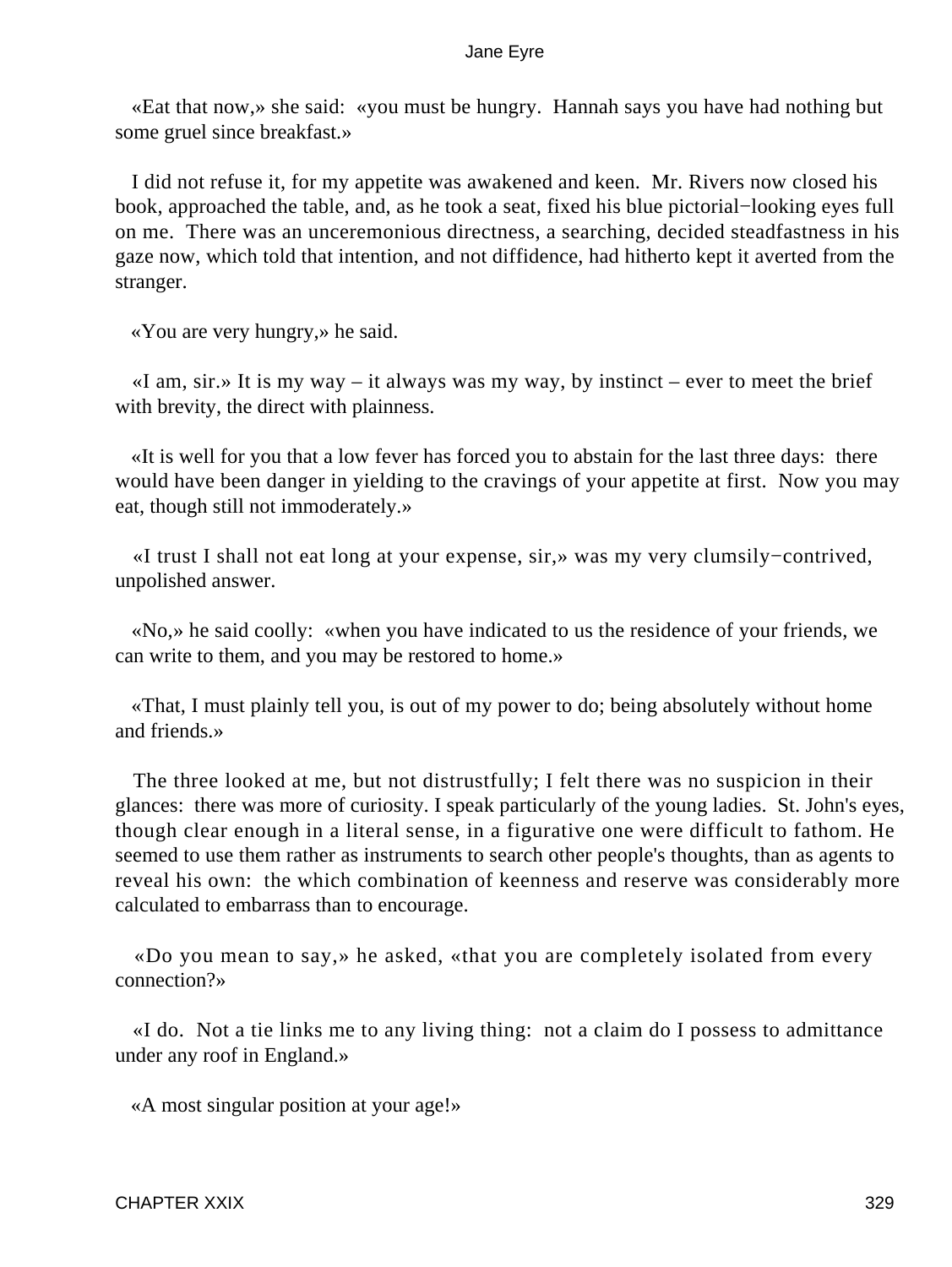«Eat that now,» she said: «you must be hungry. Hannah says you have had nothing but some gruel since breakfast.»

I did not refuse it, for my appetite was awakened and keen. Mr. Rivers now closed his book, approached the table, and, as he took a seat, fixed his blue pictorial−looking eyes full on me. There was an unceremonious directness, a searching, decided steadfastness in his gaze now, which told that intention, and not diffidence, had hitherto kept it averted from the stranger.

«You are very hungry,» he said.

«I am, sir.» It is my way – it always was my way, by instinct – ever to meet the brief with brevity, the direct with plainness.

«It is well for you that a low fever has forced you to abstain for the last three days: there would have been danger in yielding to the cravings of your appetite at first. Now you may eat, though still not immoderately.»

«I trust I shall not eat long at your expense, sir,» was my very clumsily−contrived, unpolished answer.

«No,» he said coolly: «when you have indicated to us the residence of your friends, we can write to them, and you may be restored to home.»

«That, I must plainly tell you, is out of my power to do; being absolutely without home and friends.»

The three looked at me, but not distrustfully; I felt there was no suspicion in their glances: there was more of curiosity. I speak particularly of the young ladies. St. John's eyes, though clear enough in a literal sense, in a figurative one were difficult to fathom. He seemed to use them rather as instruments to search other people's thoughts, than as agents to reveal his own: the which combination of keenness and reserve was considerably more calculated to embarrass than to encourage.

«Do you mean to say,» he asked, «that you are completely isolated from every connection?»

«I do. Not a tie links me to any living thing: not a claim do I possess to admittance under any roof in England.»

«A most singular position at your age!»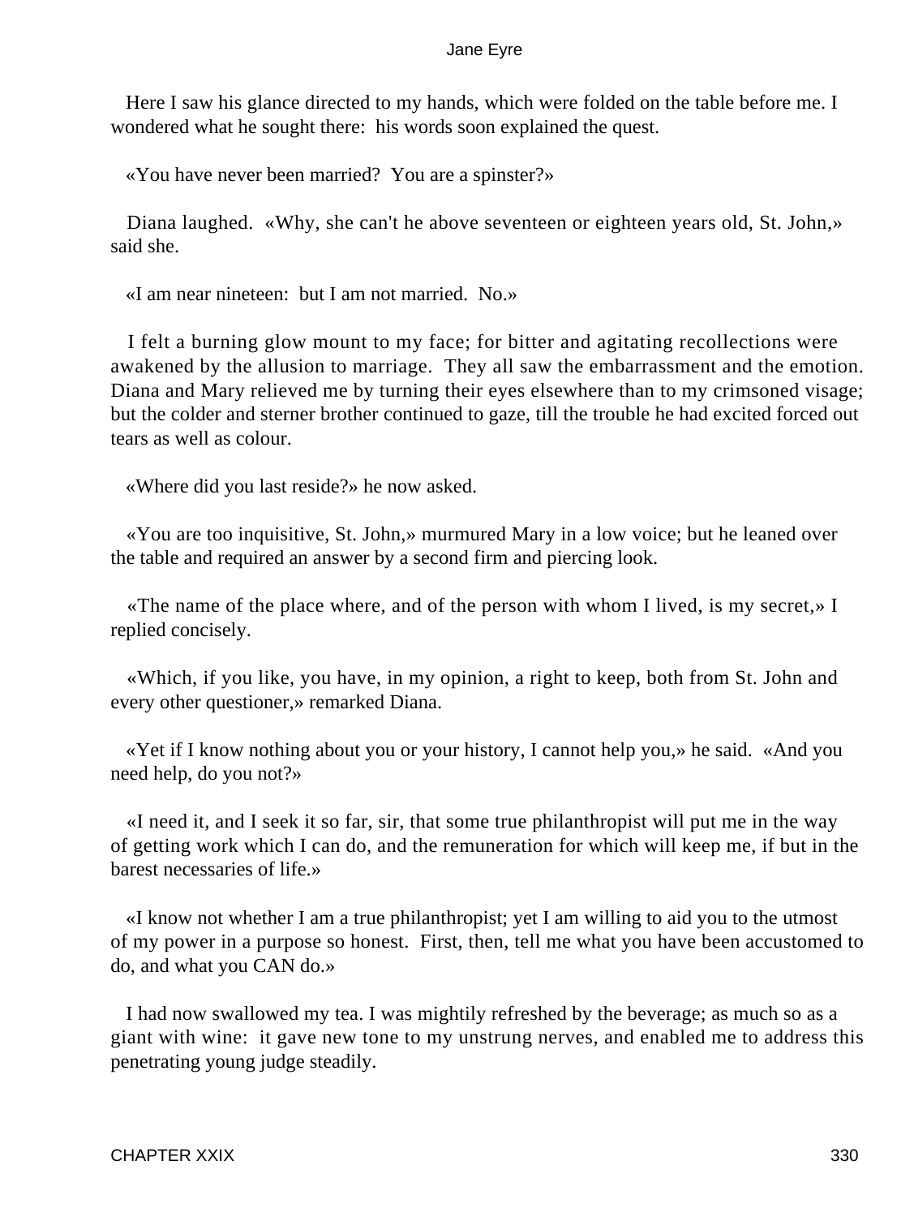Here I saw his glance directed to my hands, which were folded on the table before me. I wondered what he sought there: his words soon explained the quest.

«You have never been married? You are a spinster?»

Diana laughed. «Why, she can't he above seventeen or eighteen years old, St. John,» said she.

«I am near nineteen: but I am not married. No.»

I felt a burning glow mount to my face; for bitter and agitating recollections were awakened by the allusion to marriage. They all saw the embarrassment and the emotion. Diana and Mary relieved me by turning their eyes elsewhere than to my crimsoned visage; but the colder and sterner brother continued to gaze, till the trouble he had excited forced out tears as well as colour.

«Where did you last reside?» he now asked.

«You are too inquisitive, St. John,» murmured Mary in a low voice; but he leaned over the table and required an answer by a second firm and piercing look.

«The name of the place where, and of the person with whom I lived, is my secret,» I replied concisely.

«Which, if you like, you have, in my opinion, a right to keep, both from St. John and every other questioner,» remarked Diana.

«Yet if I know nothing about you or your history, I cannot help you,» he said. «And you need help, do you not?»

«I need it, and I seek it so far, sir, that some true philanthropist will put me in the way of getting work which I can do, and the remuneration for which will keep me, if but in the barest necessaries of life.»

«I know not whether I am a true philanthropist; yet I am willing to aid you to the utmost of my power in a purpose so honest. First, then, tell me what you have been accustomed to do, and what you CAN do.»

I had now swallowed my tea. I was mightily refreshed by the beverage; as much so as a giant with wine: it gave new tone to my unstrung nerves, and enabled me to address this penetrating young judge steadily.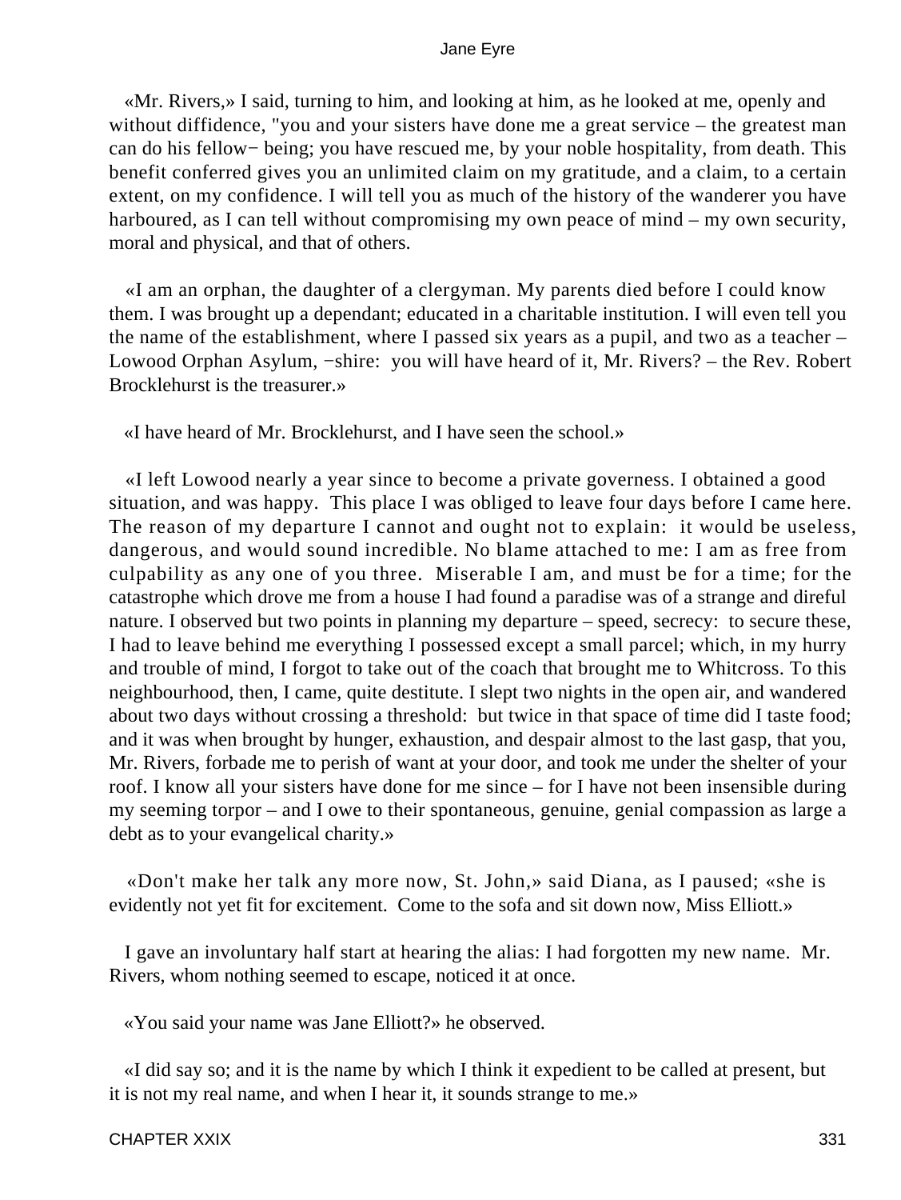«Mr. Rivers,» I said, turning to him, and looking at him, as he looked at me, openly and without diffidence, "you and your sisters have done me a great service – the greatest man can do his fellow− being; you have rescued me, by your noble hospitality, from death. This benefit conferred gives you an unlimited claim on my gratitude, and a claim, to a certain extent, on my confidence. I will tell you as much of the history of the wanderer you have harboured, as I can tell without compromising my own peace of mind – my own security, moral and physical, and that of others.

«I am an orphan, the daughter of a clergyman. My parents died before I could know them. I was brought up a dependant; educated in a charitable institution. I will even tell you the name of the establishment, where I passed six years as a pupil, and two as a teacher – Lowood Orphan Asylum, −shire: you will have heard of it, Mr. Rivers? – the Rev. Robert Brocklehurst is the treasurer.»

«I have heard of Mr. Brocklehurst, and I have seen the school.»

«I left Lowood nearly a year since to become a private governess. I obtained a good situation, and was happy. This place I was obliged to leave four days before I came here. The reason of my departure I cannot and ought not to explain: it would be useless, dangerous, and would sound incredible. No blame attached to me: I am as free from culpability as any one of you three. Miserable I am, and must be for a time; for the catastrophe which drove me from a house I had found a paradise was of a strange and direful nature. I observed but two points in planning my departure – speed, secrecy: to secure these, I had to leave behind me everything I possessed except a small parcel; which, in my hurry and trouble of mind, I forgot to take out of the coach that brought me to Whitcross. To this neighbourhood, then, I came, quite destitute. I slept two nights in the open air, and wandered about two days without crossing a threshold: but twice in that space of time did I taste food; and it was when brought by hunger, exhaustion, and despair almost to the last gasp, that you, Mr. Rivers, forbade me to perish of want at your door, and took me under the shelter of your roof. I know all your sisters have done for me since – for I have not been insensible during my seeming torpor – and I owe to their spontaneous, genuine, genial compassion as large a debt as to your evangelical charity.»

«Don't make her talk any more now, St. John,» said Diana, as I paused; «she is evidently not yet fit for excitement. Come to the sofa and sit down now, Miss Elliott.»

I gave an involuntary half start at hearing the alias: I had forgotten my new name. Mr. Rivers, whom nothing seemed to escape, noticed it at once.

«You said your name was Jane Elliott?» he observed.

«I did say so; and it is the name by which I think it expedient to be called at present, but it is not my real name, and when I hear it, it sounds strange to me.»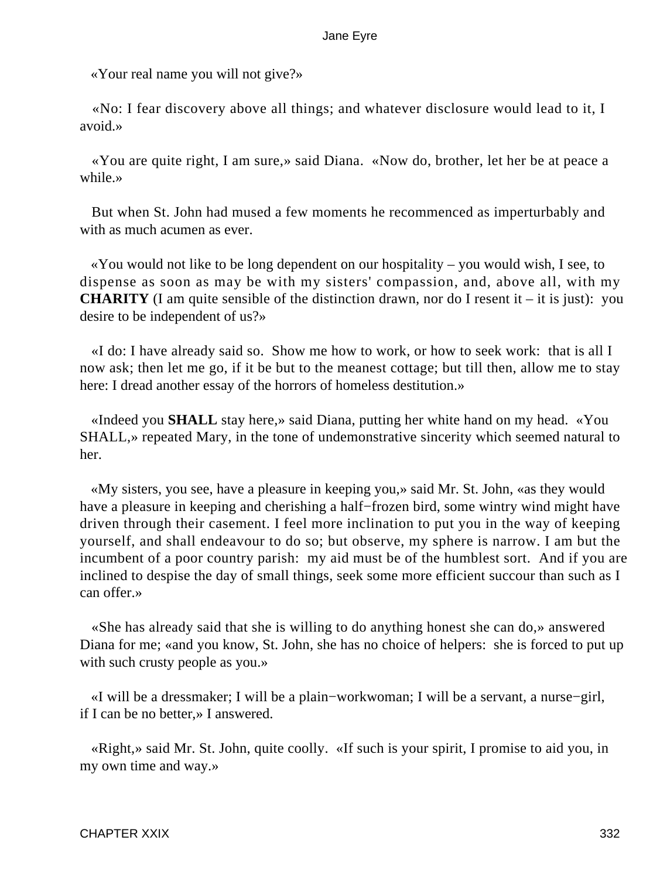«Your real name you will not give?»

«No: I fear discovery above all things; and whatever disclosure would lead to it, I avoid.»

«You are quite right, I am sure,» said Diana. «Now do, brother, let her be at peace a while.»

But when St. John had mused a few moments he recommenced as imperturbably and with as much acumen as ever.

«You would not like to be long dependent on our hospitality – you would wish, I see, to dispense as soon as may be with my sisters' compassion, and, above all, with my **CHARITY** (I am quite sensible of the distinction drawn, nor do I resent it – it is just): you desire to be independent of us?»

«I do: I have already said so. Show me how to work, or how to seek work: that is all I now ask; then let me go, if it be but to the meanest cottage; but till then, allow me to stay here: I dread another essay of the horrors of homeless destitution.»

«Indeed you **SHALL** stay here,» said Diana, putting her white hand on my head. «You SHALL,» repeated Mary, in the tone of undemonstrative sincerity which seemed natural to her.

«My sisters, you see, have a pleasure in keeping you,» said Mr. St. John, «as they would have a pleasure in keeping and cherishing a half−frozen bird, some wintry wind might have driven through their casement. I feel more inclination to put you in the way of keeping yourself, and shall endeavour to do so; but observe, my sphere is narrow. I am but the incumbent of a poor country parish: my aid must be of the humblest sort. And if you are inclined to despise the day of small things, seek some more efficient succour than such as I can offer.»

«She has already said that she is willing to do anything honest she can do,» answered Diana for me; «and you know, St. John, she has no choice of helpers: she is forced to put up with such crusty people as you.»

«I will be a dressmaker; I will be a plain−workwoman; I will be a servant, a nurse−girl, if I can be no better,» I answered.

«Right,» said Mr. St. John, quite coolly. «If such is your spirit, I promise to aid you, in my own time and way.»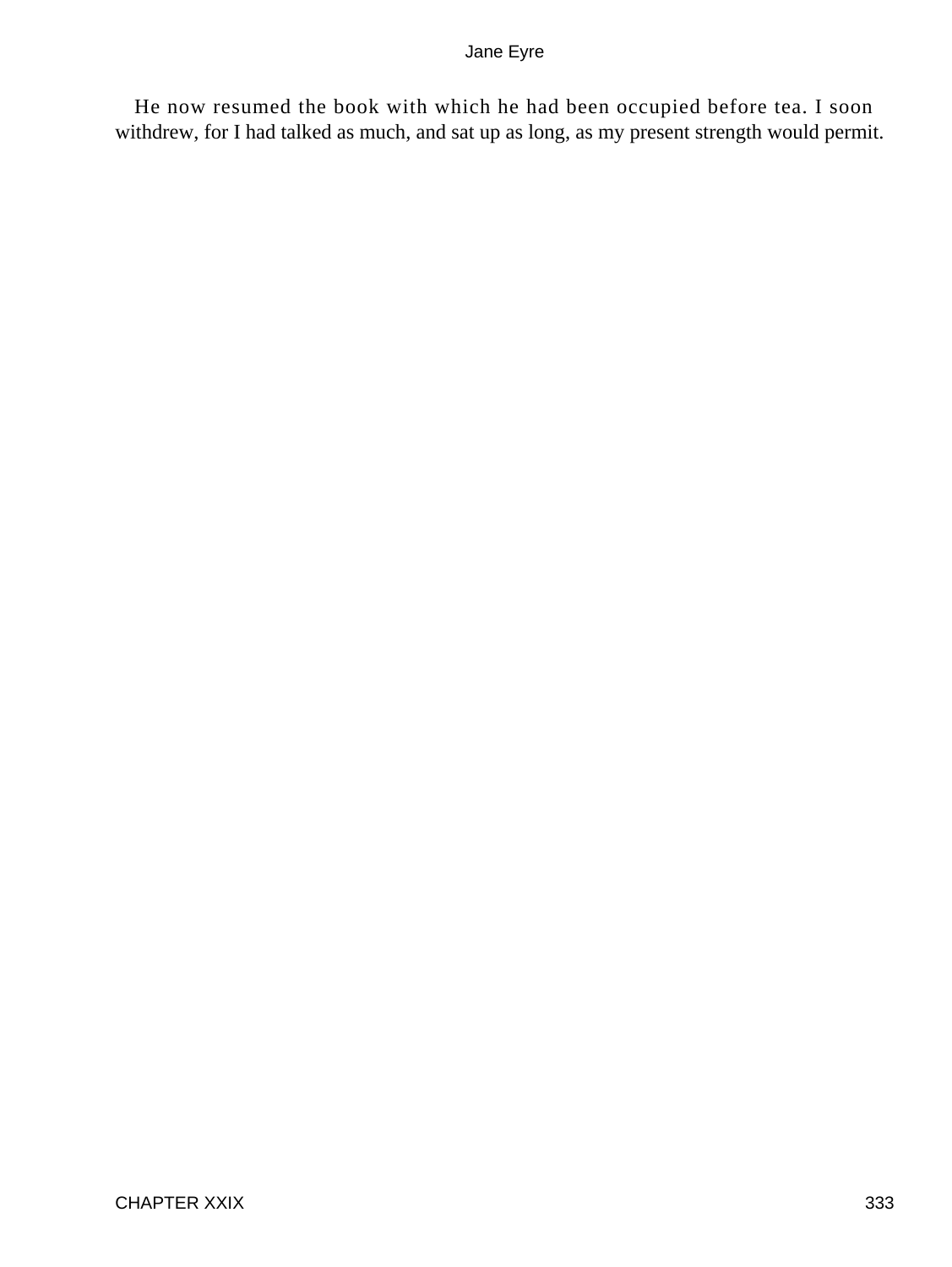He now resumed the book with which he had been occupied before tea. I soon withdrew, for I had talked as much, and sat up as long, as my present strength would permit.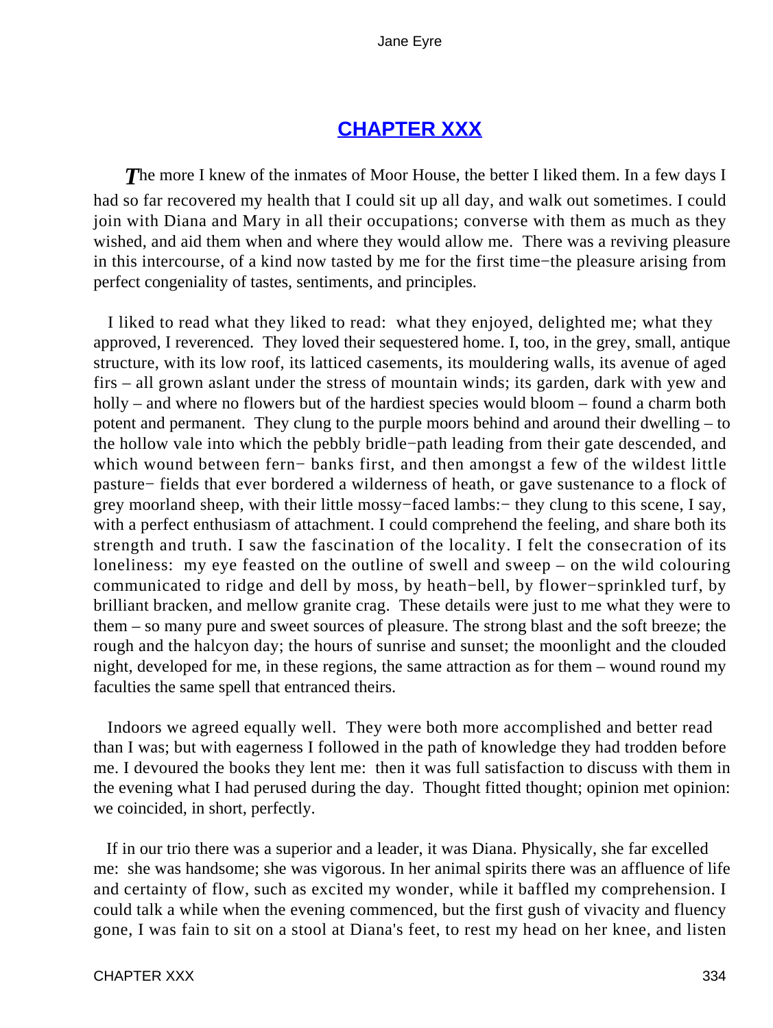## CHAPTER XXX

*T*he more I knew of the inmates of Moor House, the better I liked them. In a few days I had so far recovered my health that I could sit up all day, and walk out sometimes. I could join with Diana and Mary in all their occupations; converse with them as much as they wished, and aid them when and where they would allow me. There was a reviving pleasure in this intercourse, of a kind now tasted by me for the first time−the pleasure arising from perfect congeniality of tastes, sentiments, and principles.

I liked to read what they liked to read: what they enjoyed, delighted me; what they approved, I reverenced. They loved their sequestered home. I, too, in the grey, small, antique structure, with its low roof, its latticed casements, its mouldering walls, its avenue of aged firs – all grown aslant under the stress of mountain winds; its garden, dark with yew and holly – and where no flowers but of the hardiest species would bloom – found a charm both potent and permanent. They clung to the purple moors behind and around their dwelling – to the hollow vale into which the pebbly bridle−path leading from their gate descended, and which wound between fern− banks first, and then amongst a few of the wildest little pasture− fields that ever bordered a wilderness of heath, or gave sustenance to a flock of grey moorland sheep, with their little mossy−faced lambs:− they clung to this scene, I say, with a perfect enthusiasm of attachment. I could comprehend the feeling, and share both its strength and truth. I saw the fascination of the locality. I felt the consecration of its loneliness: my eye feasted on the outline of swell and sweep – on the wild colouring communicated to ridge and dell by moss, by heath−bell, by flower−sprinkled turf, by brilliant bracken, and mellow granite crag. These details were just to me what they were to them – so many pure and sweet sources of pleasure. The strong blast and the soft breeze; the rough and the halcyon day; the hours of sunrise and sunset; the moonlight and the clouded night, developed for me, in these regions, the same attraction as for them – wound round my faculties the same spell that entranced theirs.

Indoors we agreed equally well. They were both more accomplished and better read than I was; but with eagerness I followed in the path of knowledge they had trodden before me. I devoured the books they lent me: then it was full satisfaction to discuss with them in the evening what I had perused during the day. Thought fitted thought; opinion met opinion: we coincided, in short, perfectly.

If in our trio there was a superior and a leader, it was Diana. Physically, she far excelled me: she was handsome; she was vigorous. In her animal spirits there was an affluence of life and certainty of flow, such as excited my wonder, while it baffled my comprehension. I could talk a while when the evening commenced, but the first gush of vivacity and fluency gone, I was fain to sit on a stool at Diana's feet, to rest my head on her knee, and listen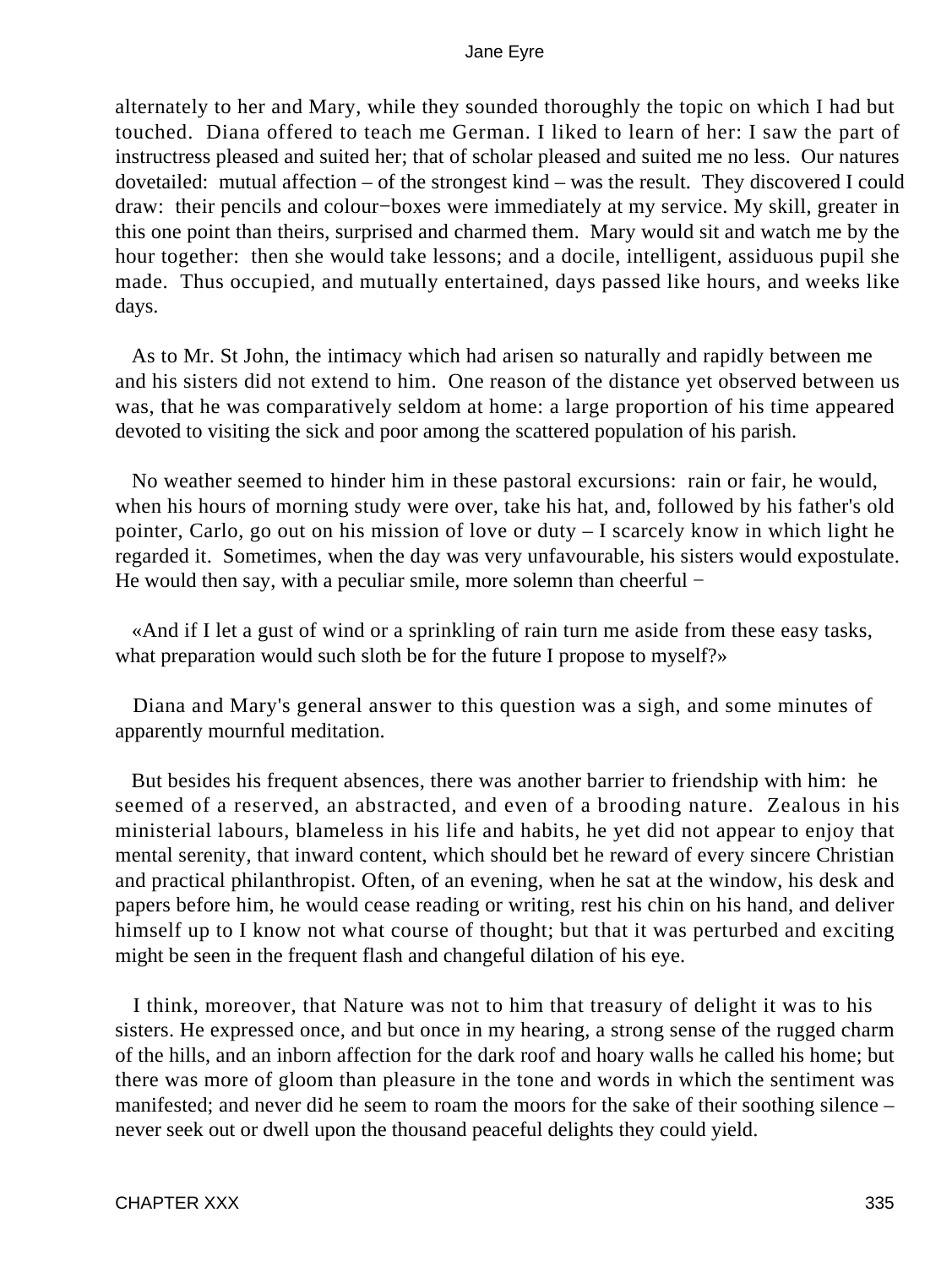alternately to her and Mary, while they sounded thoroughly the topic on which I had but touched. Diana offered to teach me German. I liked to learn of her: I saw the part of instructress pleased and suited her; that of scholar pleased and suited me no less. Our natures dovetailed: mutual affection – of the strongest kind – was the result. They discovered I could draw: their pencils and colour−boxes were immediately at my service. My skill, greater in this one point than theirs, surprised and charmed them. Mary would sit and watch me by the hour together: then she would take lessons; and a docile, intelligent, assiduous pupil she made. Thus occupied, and mutually entertained, days passed like hours, and weeks like days.

As to Mr. St John, the intimacy which had arisen so naturally and rapidly between me and his sisters did not extend to him. One reason of the distance yet observed between us was, that he was comparatively seldom at home: a large proportion of his time appeared devoted to visiting the sick and poor among the scattered population of his parish.

No weather seemed to hinder him in these pastoral excursions: rain or fair, he would, when his hours of morning study were over, take his hat, and, followed by his father's old pointer, Carlo, go out on his mission of love or duty – I scarcely know in which light he regarded it. Sometimes, when the day was very unfavourable, his sisters would expostulate. He would then say, with a peculiar smile, more solemn than cheerful −

«And if I let a gust of wind or a sprinkling of rain turn me aside from these easy tasks, what preparation would such sloth be for the future I propose to myself?»

Diana and Mary's general answer to this question was a sigh, and some minutes of apparently mournful meditation.

But besides his frequent absences, there was another barrier to friendship with him: he seemed of a reserved, an abstracted, and even of a brooding nature. Zealous in his ministerial labours, blameless in his life and habits, he yet did not appear to enjoy that mental serenity, that inward content, which should bet he reward of every sincere Christian and practical philanthropist. Often, of an evening, when he sat at the window, his desk and papers before him, he would cease reading or writing, rest his chin on his hand, and deliver himself up to I know not what course of thought; but that it was perturbed and exciting might be seen in the frequent flash and changeful dilation of his eye.

I think, moreover, that Nature was not to him that treasury of delight it was to his sisters. He expressed once, and but once in my hearing, a strong sense of the rugged charm of the hills, and an inborn affection for the dark roof and hoary walls he called his home; but there was more of gloom than pleasure in the tone and words in which the sentiment was manifested; and never did he seem to roam the moors for the sake of their soothing silence – never seek out or dwell upon the thousand peaceful delights they could yield.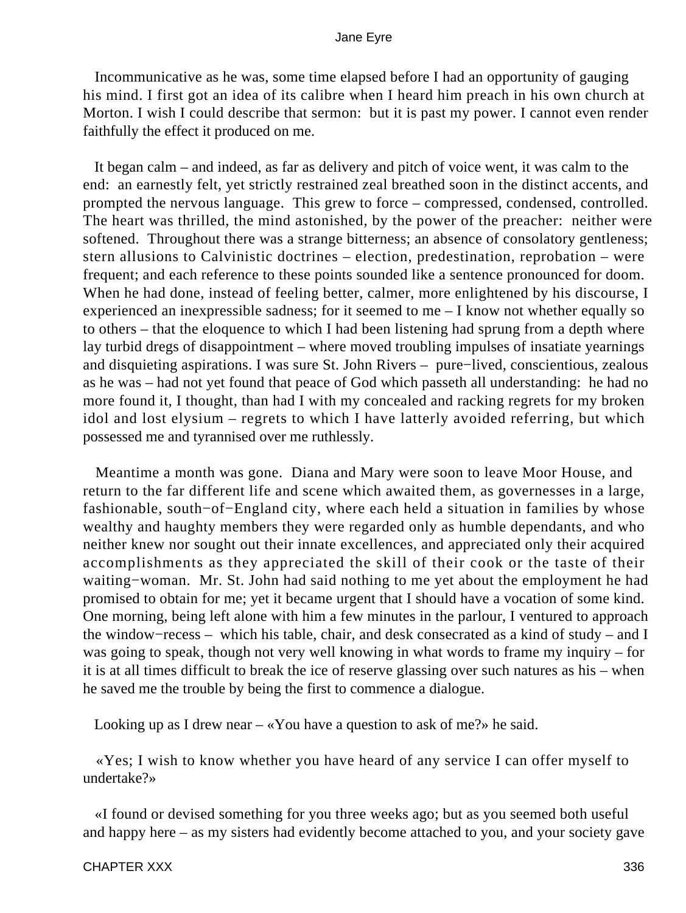Incommunicative as he was, some time elapsed before I had an opportunity of gauging his mind. I first got an idea of its calibre when I heard him preach in his own church at Morton. I wish I could describe that sermon: but it is past my power. I cannot even render faithfully the effect it produced on me.

It began calm – and indeed, as far as delivery and pitch of voice went, it was calm to the end: an earnestly felt, yet strictly restrained zeal breathed soon in the distinct accents, and prompted the nervous language. This grew to force – compressed, condensed, controlled. The heart was thrilled, the mind astonished, by the power of the preacher: neither were softened. Throughout there was a strange bitterness; an absence of consolatory gentleness; stern allusions to Calvinistic doctrines – election, predestination, reprobation – were frequent; and each reference to these points sounded like a sentence pronounced for doom. When he had done, instead of feeling better, calmer, more enlightened by his discourse, I experienced an inexpressible sadness; for it seemed to me – I know not whether equally so to others – that the eloquence to which I had been listening had sprung from a depth where lay turbid dregs of disappointment – where moved troubling impulses of insatiate yearnings and disquieting aspirations. I was sure St. John Rivers – pure−lived, conscientious, zealous as he was – had not yet found that peace of God which passeth all understanding: he had no more found it, I thought, than had I with my concealed and racking regrets for my broken idol and lost elysium – regrets to which I have latterly avoided referring, but which possessed me and tyrannised over me ruthlessly.

Meantime a month was gone. Diana and Mary were soon to leave Moor House, and return to the far different life and scene which awaited them, as governesses in a large, fashionable, south−of−England city, where each held a situation in families by whose wealthy and haughty members they were regarded only as humble dependants, and who neither knew nor sought out their innate excellences, and appreciated only their acquired accomplishments as they appreciated the skill of their cook or the taste of their waiting−woman. Mr. St. John had said nothing to me yet about the employment he had promised to obtain for me; yet it became urgent that I should have a vocation of some kind. One morning, being left alone with him a few minutes in the parlour, I ventured to approach the window−recess – which his table, chair, and desk consecrated as a kind of study – and I was going to speak, though not very well knowing in what words to frame my inquiry – for it is at all times difficult to break the ice of reserve glassing over such natures as his – when he saved me the trouble by being the first to commence a dialogue.

Looking up as I drew near – «You have a question to ask of me?» he said.

«Yes; I wish to know whether you have heard of any service I can offer myself to undertake?»

«I found or devised something for you three weeks ago; but as you seemed both useful and happy here – as my sisters had evidently become attached to you, and your society gave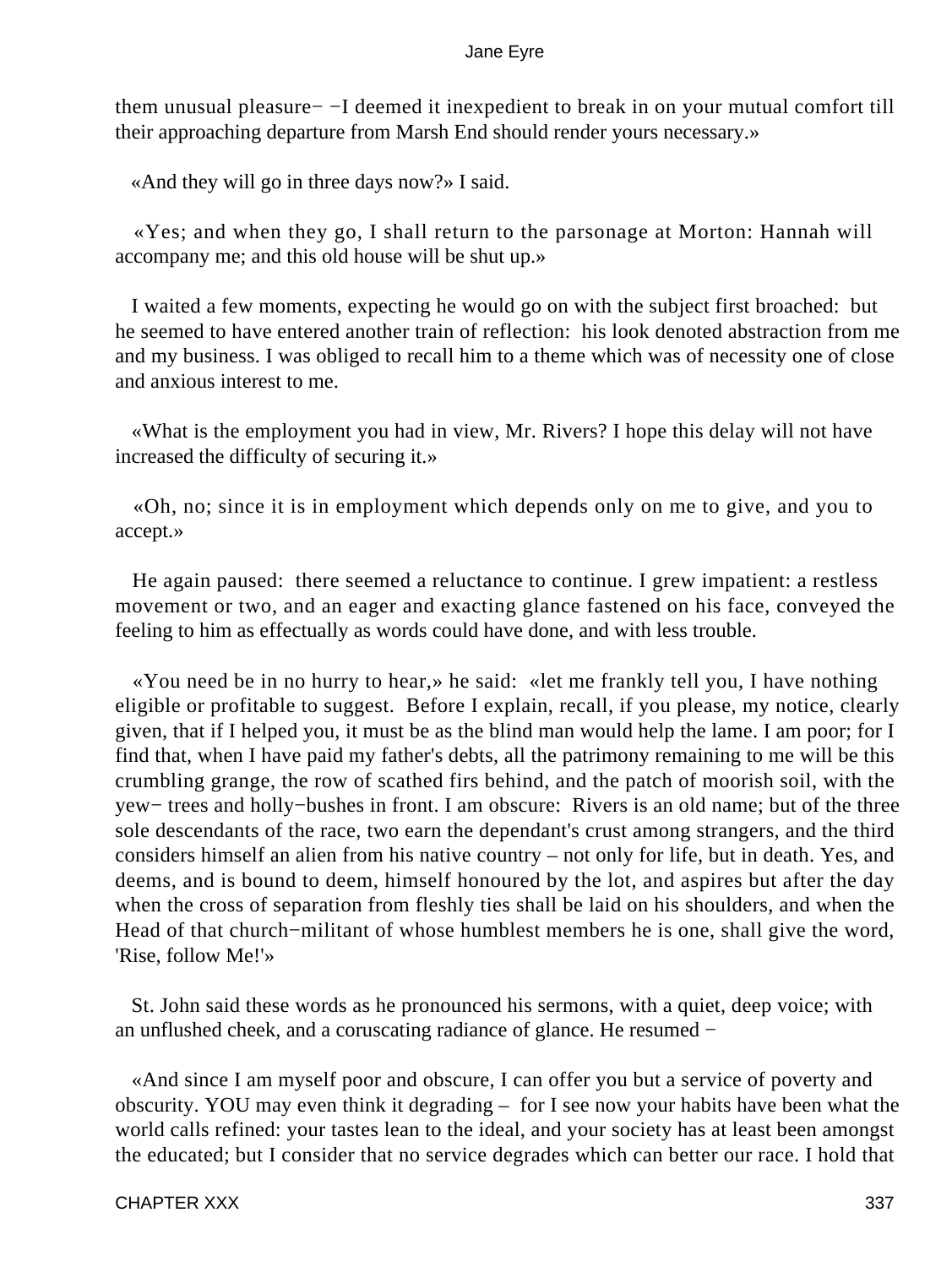them unusual pleasure− −I deemed it inexpedient to break in on your mutual comfort till their approaching departure from Marsh End should render yours necessary.»

«And they will go in three days now?» I said.

«Yes; and when they go, I shall return to the parsonage at Morton: Hannah will accompany me; and this old house will be shut up.»

I waited a few moments, expecting he would go on with the subject first broached: but he seemed to have entered another train of reflection: his look denoted abstraction from me and my business. I was obliged to recall him to a theme which was of necessity one of close and anxious interest to me.

«What is the employment you had in view, Mr. Rivers? I hope this delay will not have increased the difficulty of securing it.»

«Oh, no; since it is in employment which depends only on me to give, and you to accept.»

He again paused: there seemed a reluctance to continue. I grew impatient: a restless movement or two, and an eager and exacting glance fastened on his face, conveyed the feeling to him as effectually as words could have done, and with less trouble.

«You need be in no hurry to hear,» he said: «let me frankly tell you, I have nothing eligible or profitable to suggest. Before I explain, recall, if you please, my notice, clearly given, that if I helped you, it must be as the blind man would help the lame. I am poor; for I find that, when I have paid my father's debts, all the patrimony remaining to me will be this crumbling grange, the row of scathed firs behind, and the patch of moorish soil, with the yew− trees and holly−bushes in front. I am obscure: Rivers is an old name; but of the three sole descendants of the race, two earn the dependant's crust among strangers, and the third considers himself an alien from his native country – not only for life, but in death. Yes, and deems, and is bound to deem, himself honoured by the lot, and aspires but after the day when the cross of separation from fleshly ties shall be laid on his shoulders, and when the Head of that church−militant of whose humblest members he is one, shall give the word, 'Rise, follow Me!'»

St. John said these words as he pronounced his sermons, with a quiet, deep voice; with an unflushed cheek, and a coruscating radiance of glance. He resumed −

«And since I am myself poor and obscure, I can offer you but a service of poverty and obscurity. YOU may even think it degrading – for I see now your habits have been what the world calls refined: your tastes lean to the ideal, and your society has at least been amongst the educated; but I consider that no service degrades which can better our race. I hold that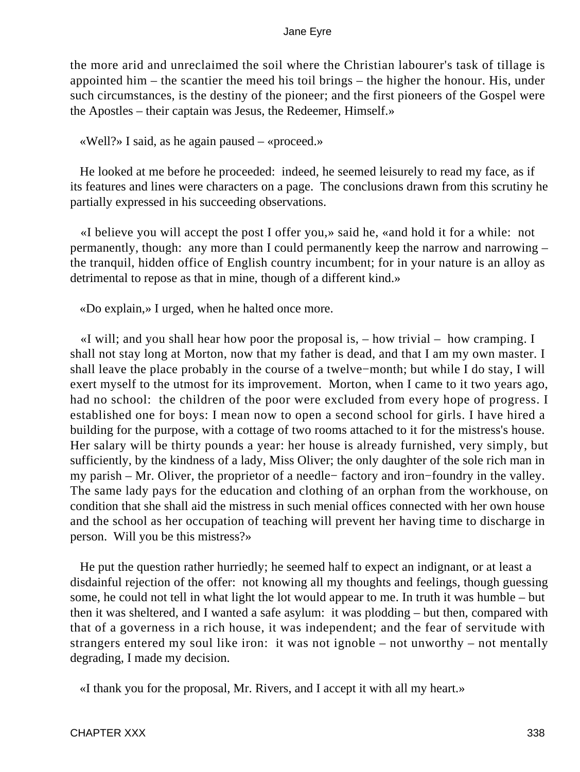the more arid and unreclaimed the soil where the Christian labourer's task of tillage is appointed him – the scantier the meed his toil brings – the higher the honour. His, under such circumstances, is the destiny of the pioneer; and the first pioneers of the Gospel were the Apostles – their captain was Jesus, the Redeemer, Himself.»

«Well?» I said, as he again paused – «proceed.»

He looked at me before he proceeded: indeed, he seemed leisurely to read my face, as if its features and lines were characters on a page. The conclusions drawn from this scrutiny he partially expressed in his succeeding observations.

«I believe you will accept the post I offer you,» said he, «and hold it for a while: not permanently, though: any more than I could permanently keep the narrow and narrowing – the tranquil, hidden office of English country incumbent; for in your nature is an alloy as detrimental to repose as that in mine, though of a different kind.»

«Do explain,» I urged, when he halted once more.

«I will; and you shall hear how poor the proposal is, – how trivial – how cramping. I shall not stay long at Morton, now that my father is dead, and that I am my own master. I shall leave the place probably in the course of a twelve−month; but while I do stay, I will exert myself to the utmost for its improvement. Morton, when I came to it two years ago, had no school: the children of the poor were excluded from every hope of progress. I established one for boys: I mean now to open a second school for girls. I have hired a building for the purpose, with a cottage of two rooms attached to it for the mistress's house. Her salary will be thirty pounds a year: her house is already furnished, very simply, but sufficiently, by the kindness of a lady, Miss Oliver; the only daughter of the sole rich man in my parish – Mr. Oliver, the proprietor of a needle− factory and iron−foundry in the valley. The same lady pays for the education and clothing of an orphan from the workhouse, on condition that she shall aid the mistress in such menial offices connected with her own house and the school as her occupation of teaching will prevent her having time to discharge in person. Will you be this mistress?»

He put the question rather hurriedly; he seemed half to expect an indignant, or at least a disdainful rejection of the offer: not knowing all my thoughts and feelings, though guessing some, he could not tell in what light the lot would appear to me. In truth it was humble – but then it was sheltered, and I wanted a safe asylum: it was plodding – but then, compared with that of a governess in a rich house, it was independent; and the fear of servitude with strangers entered my soul like iron: it was not ignoble – not unworthy – not mentally degrading, I made my decision.

«I thank you for the proposal, Mr. Rivers, and I accept it with all my heart.»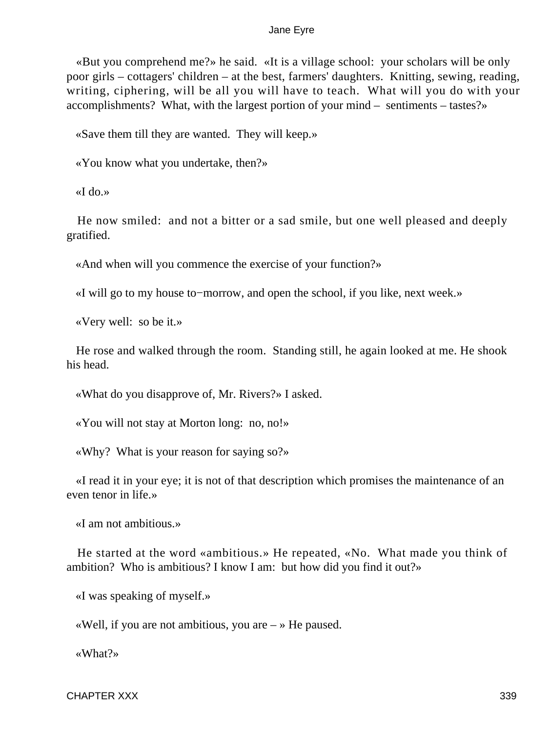«But you comprehend me?» he said. «It is a village school: your scholars will be only poor girls – cottagers' children – at the best, farmers' daughters. Knitting, sewing, reading, writing, ciphering, will be all you will have to teach. What will you do with your accomplishments? What, with the largest portion of your mind – sentiments – tastes?»

«Save them till they are wanted. They will keep.»

«You know what you undertake, then?»

«I do.»

He now smiled: and not a bitter or a sad smile, but one well pleased and deeply gratified.

«And when will you commence the exercise of your function?»

«I will go to my house to−morrow, and open the school, if you like, next week.»

«Very well: so be it.»

He rose and walked through the room. Standing still, he again looked at me. He shook his head.

«What do you disapprove of, Mr. Rivers?» I asked.

«You will not stay at Morton long: no, no!»

«Why? What is your reason for saying so?»

«I read it in your eye; it is not of that description which promises the maintenance of an even tenor in life.»

«I am not ambitious.»

He started at the word «ambitious.» He repeated, «No. What made you think of ambition? Who is ambitious? I know I am: but how did you find it out?»

«I was speaking of myself.»

«Well, if you are not ambitious, you are – » He paused.

«What?»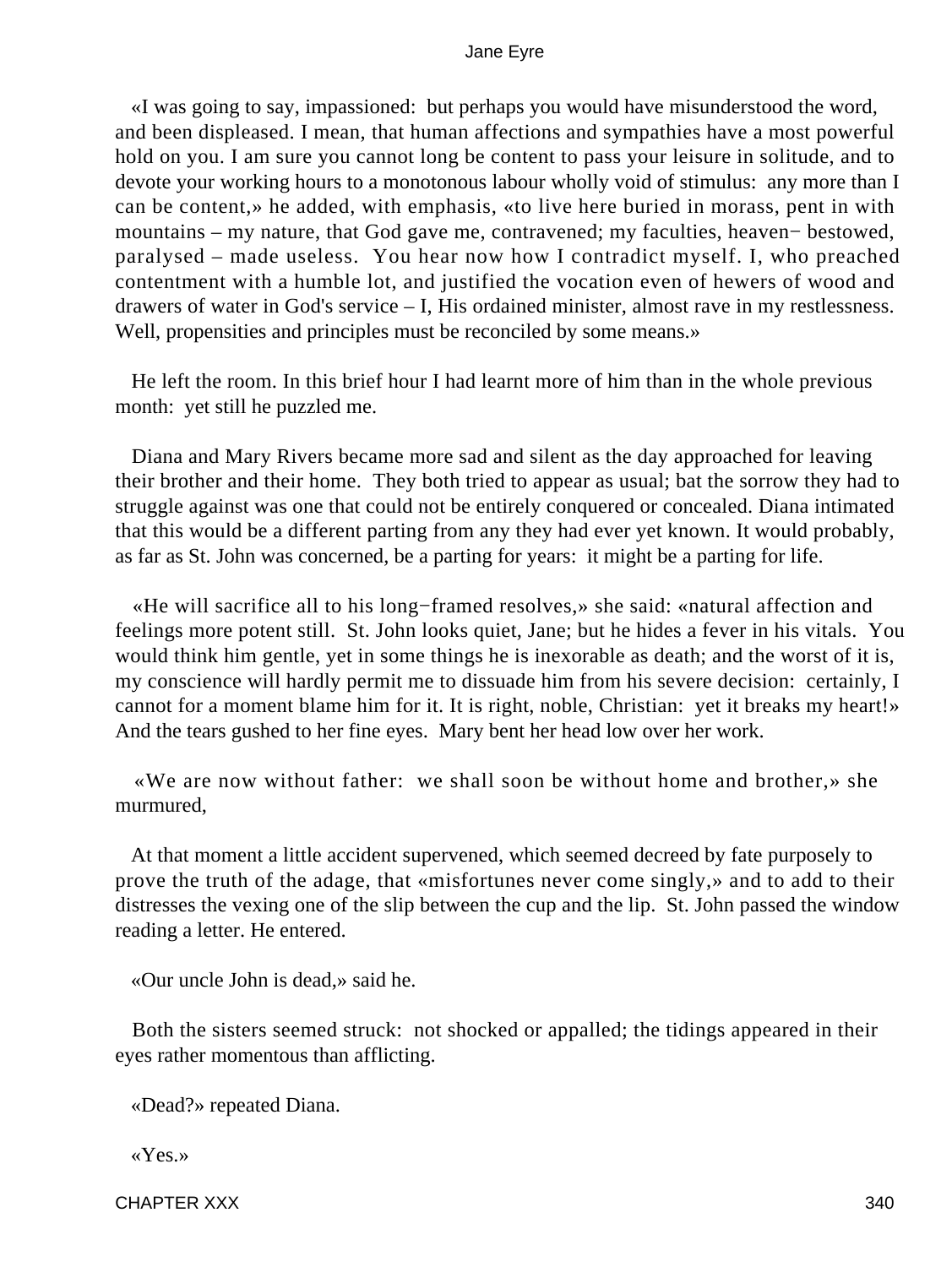«I was going to say, impassioned: but perhaps you would have misunderstood the word, and been displeased. I mean, that human affections and sympathies have a most powerful hold on you. I am sure you cannot long be content to pass your leisure in solitude, and to devote your working hours to a monotonous labour wholly void of stimulus: any more than I can be content,» he added, with emphasis, «to live here buried in morass, pent in with mountains – my nature, that God gave me, contravened; my faculties, heaven− bestowed, paralysed – made useless. You hear now how I contradict myself. I, who preached contentment with a humble lot, and justified the vocation even of hewers of wood and drawers of water in God's service – I, His ordained minister, almost rave in my restlessness. Well, propensities and principles must be reconciled by some means.»

He left the room. In this brief hour I had learnt more of him than in the whole previous month: yet still he puzzled me.

Diana and Mary Rivers became more sad and silent as the day approached for leaving their brother and their home. They both tried to appear as usual; bat the sorrow they had to struggle against was one that could not be entirely conquered or concealed. Diana intimated that this would be a different parting from any they had ever yet known. It would probably, as far as St. John was concerned, be a parting for years: it might be a parting for life.

«He will sacrifice all to his long−framed resolves,» she said: «natural affection and feelings more potent still. St. John looks quiet, Jane; but he hides a fever in his vitals. You would think him gentle, yet in some things he is inexorable as death; and the worst of it is, my conscience will hardly permit me to dissuade him from his severe decision: certainly, I cannot for a moment blame him for it. It is right, noble, Christian: yet it breaks my heart!» And the tears gushed to her fine eyes. Mary bent her head low over her work.

«We are now without father: we shall soon be without home and brother,» she murmured,

At that moment a little accident supervened, which seemed decreed by fate purposely to prove the truth of the adage, that «misfortunes never come singly,» and to add to their distresses the vexing one of the slip between the cup and the lip. St. John passed the window reading a letter. He entered.

«Our uncle John is dead,» said he.

Both the sisters seemed struck: not shocked or appalled; the tidings appeared in their eyes rather momentous than afflicting.

«Dead?» repeated Diana.

«Yes.»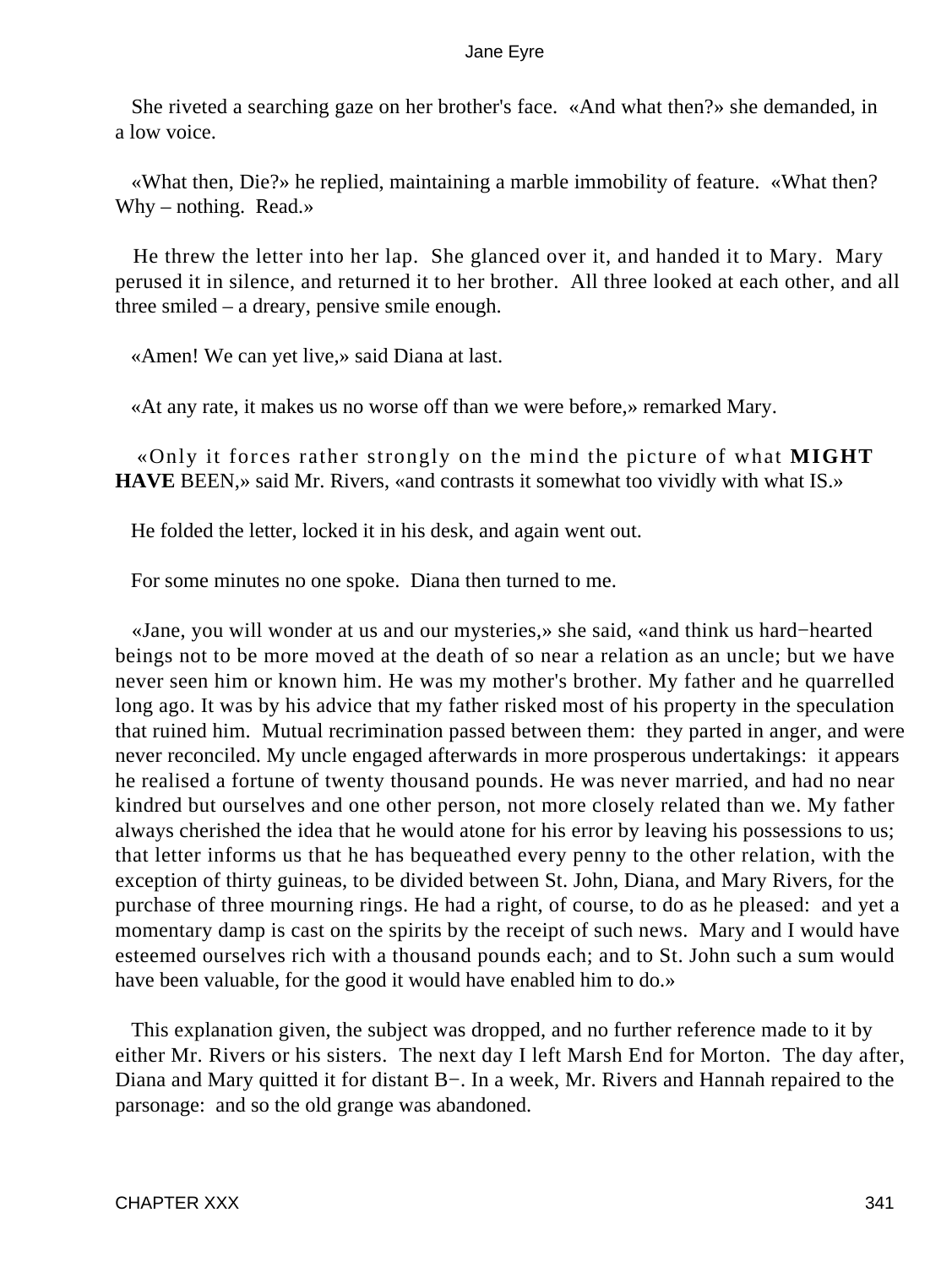She riveted a searching gaze on her brother's face. «And what then?» she demanded, in a low voice.

«What then, Die?» he replied, maintaining a marble immobility of feature. «What then? Why – nothing. Read.»

He threw the letter into her lap. She glanced over it, and handed it to Mary. Mary perused it in silence, and returned it to her brother. All three looked at each other, and all three smiled – a dreary, pensive smile enough.

«Amen! We can yet live,» said Diana at last.

«At any rate, it makes us no worse off than we were before,» remarked Mary.

«Only it forces rather strongly on the mind the picture of what **MIGHT HAVE** BEEN,» said Mr. Rivers, «and contrasts it somewhat too vividly with what IS.»

He folded the letter, locked it in his desk, and again went out.

For some minutes no one spoke. Diana then turned to me.

«Jane, you will wonder at us and our mysteries,» she said, «and think us hard−hearted beings not to be more moved at the death of so near a relation as an uncle; but we have never seen him or known him. He was my mother's brother. My father and he quarrelled long ago. It was by his advice that my father risked most of his property in the speculation that ruined him. Mutual recrimination passed between them: they parted in anger, and were never reconciled. My uncle engaged afterwards in more prosperous undertakings: it appears he realised a fortune of twenty thousand pounds. He was never married, and had no near kindred but ourselves and one other person, not more closely related than we. My father always cherished the idea that he would atone for his error by leaving his possessions to us; that letter informs us that he has bequeathed every penny to the other relation, with the exception of thirty guineas, to be divided between St. John, Diana, and Mary Rivers, for the purchase of three mourning rings. He had a right, of course, to do as he pleased: and yet a momentary damp is cast on the spirits by the receipt of such news. Mary and I would have esteemed ourselves rich with a thousand pounds each; and to St. John such a sum would have been valuable, for the good it would have enabled him to do.»

This explanation given, the subject was dropped, and no further reference made to it by either Mr. Rivers or his sisters. The next day I left Marsh End for Morton. The day after, Diana and Mary quitted it for distant B−. In a week, Mr. Rivers and Hannah repaired to the parsonage: and so the old grange was abandoned.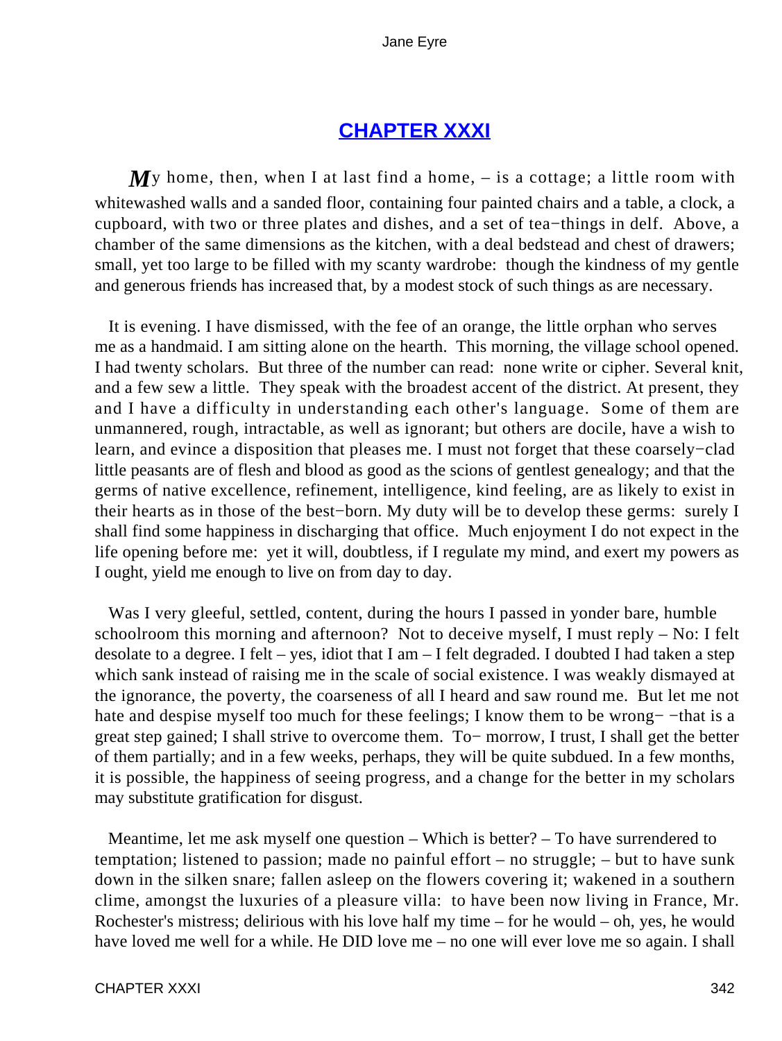## CHAPTER XXXI

My home, then, when I at last find a home, – is a cottage; a little room with whitewashed walls and a sanded floor, containing four painted chairs and a table, a clock, a cupboard, with two or three plates and dishes, and a set of tea−things in delf. Above, a chamber of the same dimensions as the kitchen, with a deal bedstead and chest of drawers; small, yet too large to be filled with my scanty wardrobe: though the kindness of my gentle and generous friends has increased that, by a modest stock of such things as are necessary.

It is evening. I have dismissed, with the fee of an orange, the little orphan who serves me as a handmaid. I am sitting alone on the hearth. This morning, the village school opened. I had twenty scholars. But three of the number can read: none write or cipher. Several knit, and a few sew a little. They speak with the broadest accent of the district. At present, they and I have a difficulty in understanding each other's language. Some of them are unmannered, rough, intractable, as well as ignorant; but others are docile, have a wish to learn, and evince a disposition that pleases me. I must not forget that these coarsely−clad little peasants are of flesh and blood as good as the scions of gentlest genealogy; and that the germs of native excellence, refinement, intelligence, kind feeling, are as likely to exist in their hearts as in those of the best−born. My duty will be to develop these germs: surely I shall find some happiness in discharging that office. Much enjoyment I do not expect in the life opening before me: yet it will, doubtless, if I regulate my mind, and exert my powers as I ought, yield me enough to live on from day to day.

Was I very gleeful, settled, content, during the hours I passed in yonder bare, humble schoolroom this morning and afternoon? Not to deceive myself, I must reply – No: I felt desolate to a degree. I felt – yes, idiot that I am – I felt degraded. I doubted I had taken a step which sank instead of raising me in the scale of social existence. I was weakly dismayed at the ignorance, the poverty, the coarseness of all I heard and saw round me. But let me not hate and despise myself too much for these feelings; I know them to be wrong− −that is a great step gained; I shall strive to overcome them. To− morrow, I trust, I shall get the better of them partially; and in a few weeks, perhaps, they will be quite subdued. In a few months, it is possible, the happiness of seeing progress, and a change for the better in my scholars may substitute gratification for disgust.

Meantime, let me ask myself one question – Which is better? – To have surrendered to temptation; listened to passion; made no painful effort – no struggle; – but to have sunk down in the silken snare; fallen asleep on the flowers covering it; wakened in a southern clime, amongst the luxuries of a pleasure villa: to have been now living in France, Mr. Rochester's mistress; delirious with his love half my time – for he would – oh, yes, he would have loved me well for a while. He DID love me – no one will ever love me so again. I shall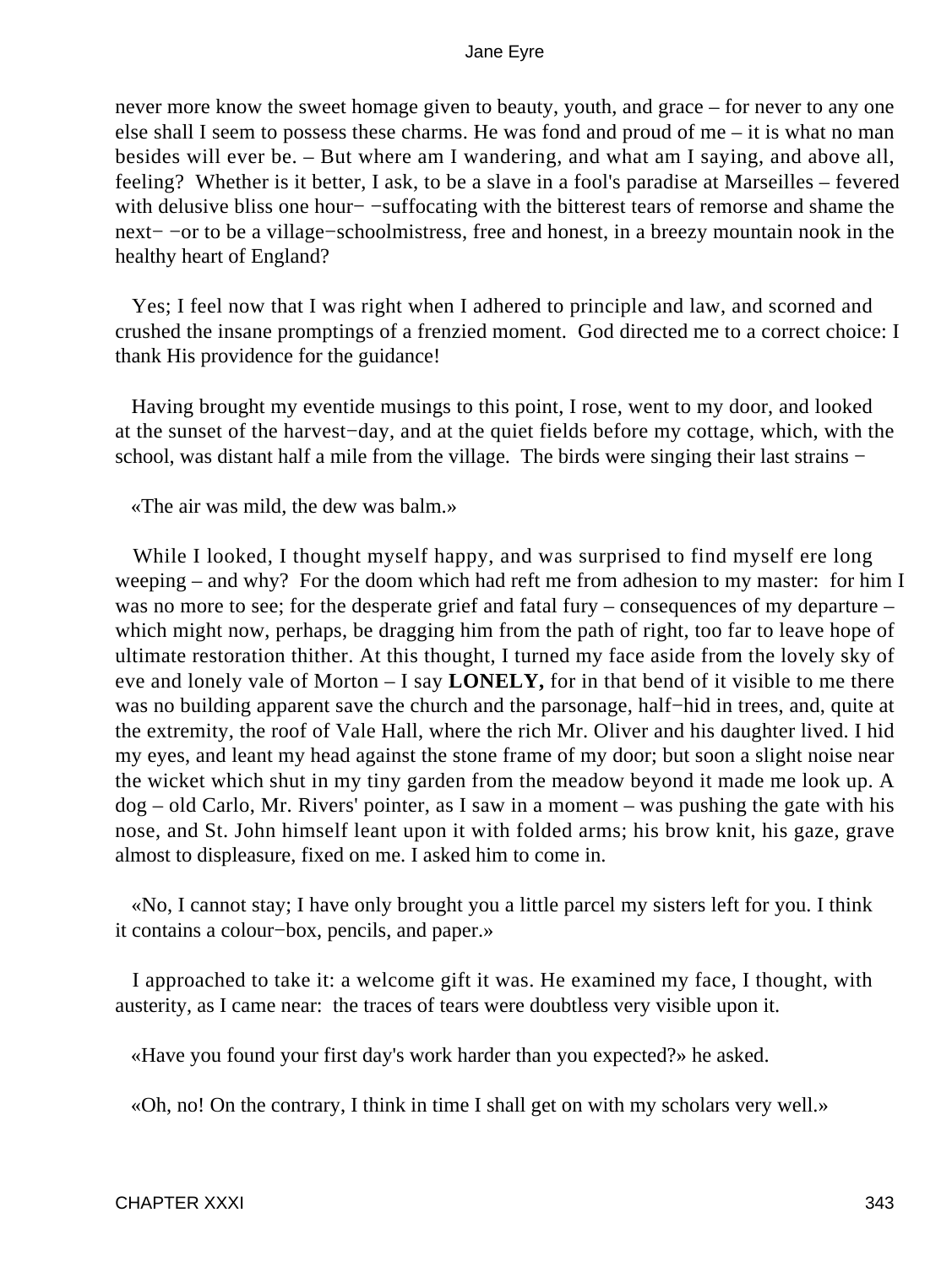never more know the sweet homage given to beauty, youth, and grace – for never to any one else shall I seem to possess these charms. He was fond and proud of me – it is what no man besides will ever be. – But where am I wandering, and what am I saying, and above all, feeling? Whether is it better, I ask, to be a slave in a fool's paradise at Marseilles – fevered with delusive bliss one hour− −suffocating with the bitterest tears of remorse and shame the next− −or to be a village−schoolmistress, free and honest, in a breezy mountain nook in the healthy heart of England?

Yes; I feel now that I was right when I adhered to principle and law, and scorned and crushed the insane promptings of a frenzied moment. God directed me to a correct choice: I thank His providence for the guidance!

Having brought my eventide musings to this point, I rose, went to my door, and looked at the sunset of the harvest−day, and at the quiet fields before my cottage, which, with the school, was distant half a mile from the village. The birds were singing their last strains −

«The air was mild, the dew was balm.»

While I looked, I thought myself happy, and was surprised to find myself ere long weeping – and why? For the doom which had reft me from adhesion to my master: for him I was no more to see; for the desperate grief and fatal fury – consequences of my departure – which might now, perhaps, be dragging him from the path of right, too far to leave hope of ultimate restoration thither. At this thought, I turned my face aside from the lovely sky of eve and lonely vale of Morton – I say **LONELY,** for in that bend of it visible to me there was no building apparent save the church and the parsonage, half−hid in trees, and, quite at the extremity, the roof of Vale Hall, where the rich Mr. Oliver and his daughter lived. I hid my eyes, and leant my head against the stone frame of my door; but soon a slight noise near the wicket which shut in my tiny garden from the meadow beyond it made me look up. A dog – old Carlo, Mr. Rivers' pointer, as I saw in a moment – was pushing the gate with his nose, and St. John himself leant upon it with folded arms; his brow knit, his gaze, grave almost to displeasure, fixed on me. I asked him to come in.

«No, I cannot stay; I have only brought you a little parcel my sisters left for you. I think it contains a colour−box, pencils, and paper.»

I approached to take it: a welcome gift it was. He examined my face, I thought, with austerity, as I came near: the traces of tears were doubtless very visible upon it.

«Have you found your first day's work harder than you expected?» he asked.

«Oh, no! On the contrary, I think in time I shall get on with my scholars very well.»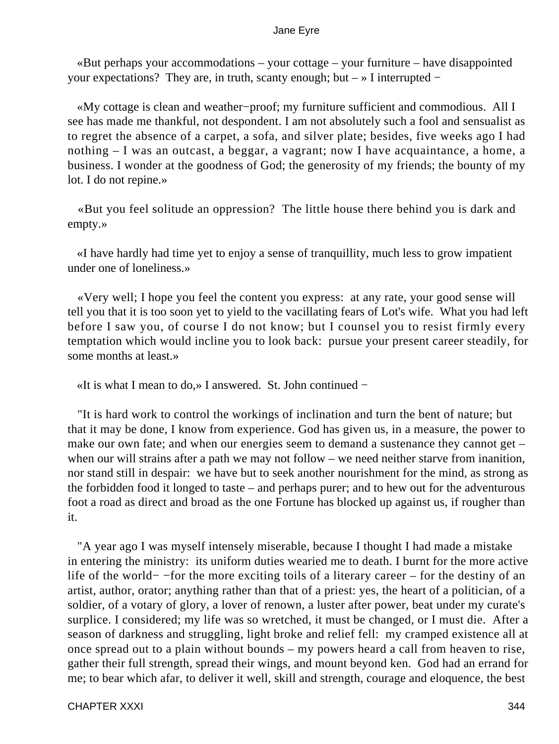«But perhaps your accommodations – your cottage – your furniture – have disappointed your expectations? They are, in truth, scanty enough; but – » I interrupted −

«My cottage is clean and weather−proof; my furniture sufficient and commodious. All I see has made me thankful, not despondent. I am not absolutely such a fool and sensualist as to regret the absence of a carpet, a sofa, and silver plate; besides, five weeks ago I had nothing – I was an outcast, a beggar, a vagrant; now I have acquaintance, a home, a business. I wonder at the goodness of God; the generosity of my friends; the bounty of my lot. I do not repine.»

«But you feel solitude an oppression? The little house there behind you is dark and empty.»

«I have hardly had time yet to enjoy a sense of tranquillity, much less to grow impatient under one of loneliness.»

«Very well; I hope you feel the content you express: at any rate, your good sense will tell you that it is too soon yet to yield to the vacillating fears of Lot's wife. What you had left before I saw you, of course I do not know; but I counsel you to resist firmly every temptation which would incline you to look back: pursue your present career steadily, for some months at least.»

«It is what I mean to do,» I answered. St. John continued −

"It is hard work to control the workings of inclination and turn the bent of nature; but that it may be done, I know from experience. God has given us, in a measure, the power to make our own fate; and when our energies seem to demand a sustenance they cannot get – when our will strains after a path we may not follow – we need neither starve from inanition, nor stand still in despair: we have but to seek another nourishment for the mind, as strong as the forbidden food it longed to taste – and perhaps purer; and to hew out for the adventurous foot a road as direct and broad as the one Fortune has blocked up against us, if rougher than it.

"A year ago I was myself intensely miserable, because I thought I had made a mistake in entering the ministry: its uniform duties wearied me to death. I burnt for the more active life of the world− −for the more exciting toils of a literary career – for the destiny of an artist, author, orator; anything rather than that of a priest: yes, the heart of a politician, of a soldier, of a votary of glory, a lover of renown, a luster after power, beat under my curate's surplice. I considered; my life was so wretched, it must be changed, or I must die. After a season of darkness and struggling, light broke and relief fell: my cramped existence all at once spread out to a plain without bounds – my powers heard a call from heaven to rise, gather their full strength, spread their wings, and mount beyond ken. God had an errand for me; to bear which afar, to deliver it well, skill and strength, courage and eloquence, the best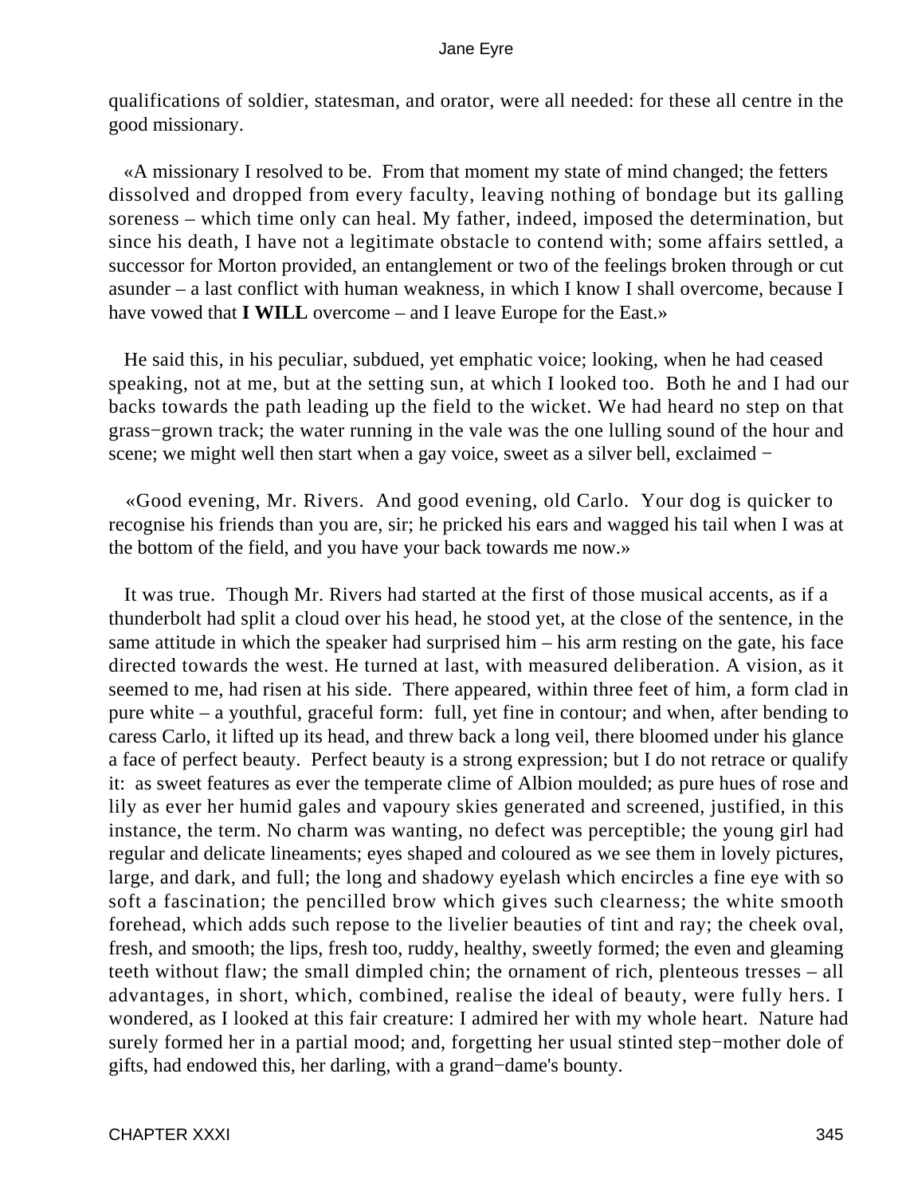qualifications of soldier, statesman, and orator, were all needed: for these all centre in the good missionary.

«A missionary I resolved to be. From that moment my state of mind changed; the fetters dissolved and dropped from every faculty, leaving nothing of bondage but its galling soreness – which time only can heal. My father, indeed, imposed the determination, but since his death, I have not a legitimate obstacle to contend with; some affairs settled, a successor for Morton provided, an entanglement or two of the feelings broken through or cut asunder – a last conflict with human weakness, in which I know I shall overcome, because I have vowed that **I WILL** overcome – and I leave Europe for the East.»

He said this, in his peculiar, subdued, yet emphatic voice; looking, when he had ceased speaking, not at me, but at the setting sun, at which I looked too. Both he and I had our backs towards the path leading up the field to the wicket. We had heard no step on that grass−grown track; the water running in the vale was the one lulling sound of the hour and scene; we might well then start when a gay voice, sweet as a silver bell, exclaimed −

«Good evening, Mr. Rivers. And good evening, old Carlo. Your dog is quicker to recognise his friends than you are, sir; he pricked his ears and wagged his tail when I was at the bottom of the field, and you have your back towards me now.»

It was true. Though Mr. Rivers had started at the first of those musical accents, as if a thunderbolt had split a cloud over his head, he stood yet, at the close of the sentence, in the same attitude in which the speaker had surprised him – his arm resting on the gate, his face directed towards the west. He turned at last, with measured deliberation. A vision, as it seemed to me, had risen at his side. There appeared, within three feet of him, a form clad in pure white – a youthful, graceful form: full, yet fine in contour; and when, after bending to caress Carlo, it lifted up its head, and threw back a long veil, there bloomed under his glance a face of perfect beauty. Perfect beauty is a strong expression; but I do not retrace or qualify it: as sweet features as ever the temperate clime of Albion moulded; as pure hues of rose and lily as ever her humid gales and vapoury skies generated and screened, justified, in this instance, the term. No charm was wanting, no defect was perceptible; the young girl had regular and delicate lineaments; eyes shaped and coloured as we see them in lovely pictures, large, and dark, and full; the long and shadowy eyelash which encircles a fine eye with so soft a fascination; the pencilled brow which gives such clearness; the white smooth forehead, which adds such repose to the livelier beauties of tint and ray; the cheek oval, fresh, and smooth; the lips, fresh too, ruddy, healthy, sweetly formed; the even and gleaming teeth without flaw; the small dimpled chin; the ornament of rich, plenteous tresses – all advantages, in short, which, combined, realise the ideal of beauty, were fully hers. I wondered, as I looked at this fair creature: I admired her with my whole heart. Nature had surely formed her in a partial mood; and, forgetting her usual stinted step−mother dole of gifts, had endowed this, her darling, with a grand−dame's bounty.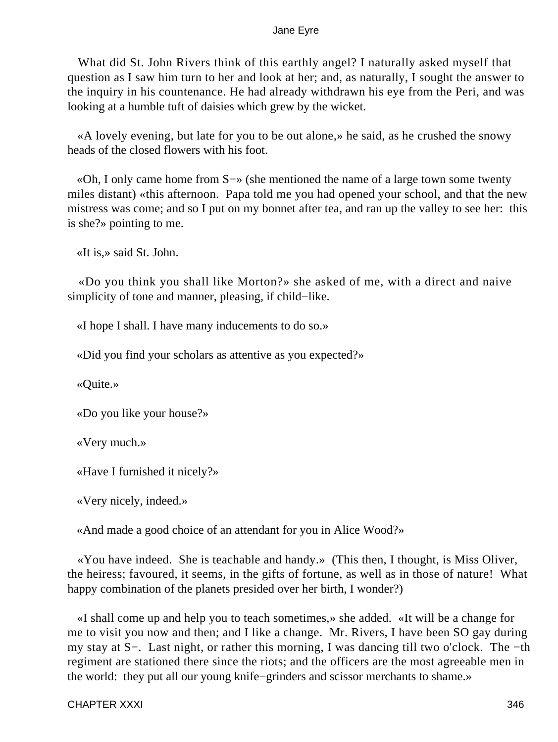What did St. John Rivers think of this earthly angel? I naturally asked myself that question as I saw him turn to her and look at her; and, as naturally, I sought the answer to the inquiry in his countenance. He had already withdrawn his eye from the Peri, and was looking at a humble tuft of daisies which grew by the wicket.

«A lovely evening, but late for you to be out alone,» he said, as he crushed the snowy heads of the closed flowers with his foot.

«Oh, I only came home from S−» (she mentioned the name of a large town some twenty miles distant) «this afternoon. Papa told me you had opened your school, and that the new mistress was come; and so I put on my bonnet after tea, and ran up the valley to see her: this is she?» pointing to me.

«It is,» said St. John.

«Do you think you shall like Morton?» she asked of me, with a direct and naive simplicity of tone and manner, pleasing, if child−like.

«I hope I shall. I have many inducements to do so.»

«Did you find your scholars as attentive as you expected?»

«Quite.»

«Do you like your house?»

«Very much.»

«Have I furnished it nicely?»

«Very nicely, indeed.»

«And made a good choice of an attendant for you in Alice Wood?»

«You have indeed. She is teachable and handy.» (This then, I thought, is Miss Oliver, the heiress; favoured, it seems, in the gifts of fortune, as well as in those of nature! What happy combination of the planets presided over her birth, I wonder?)

«I shall come up and help you to teach sometimes,» she added. «It will be a change for me to visit you now and then; and I like a change. Mr. Rivers, I have been SO gay during my stay at S−. Last night, or rather this morning, I was dancing till two o'clock. The −th regiment are stationed there since the riots; and the officers are the most agreeable men in the world: they put all our young knife−grinders and scissor merchants to shame.»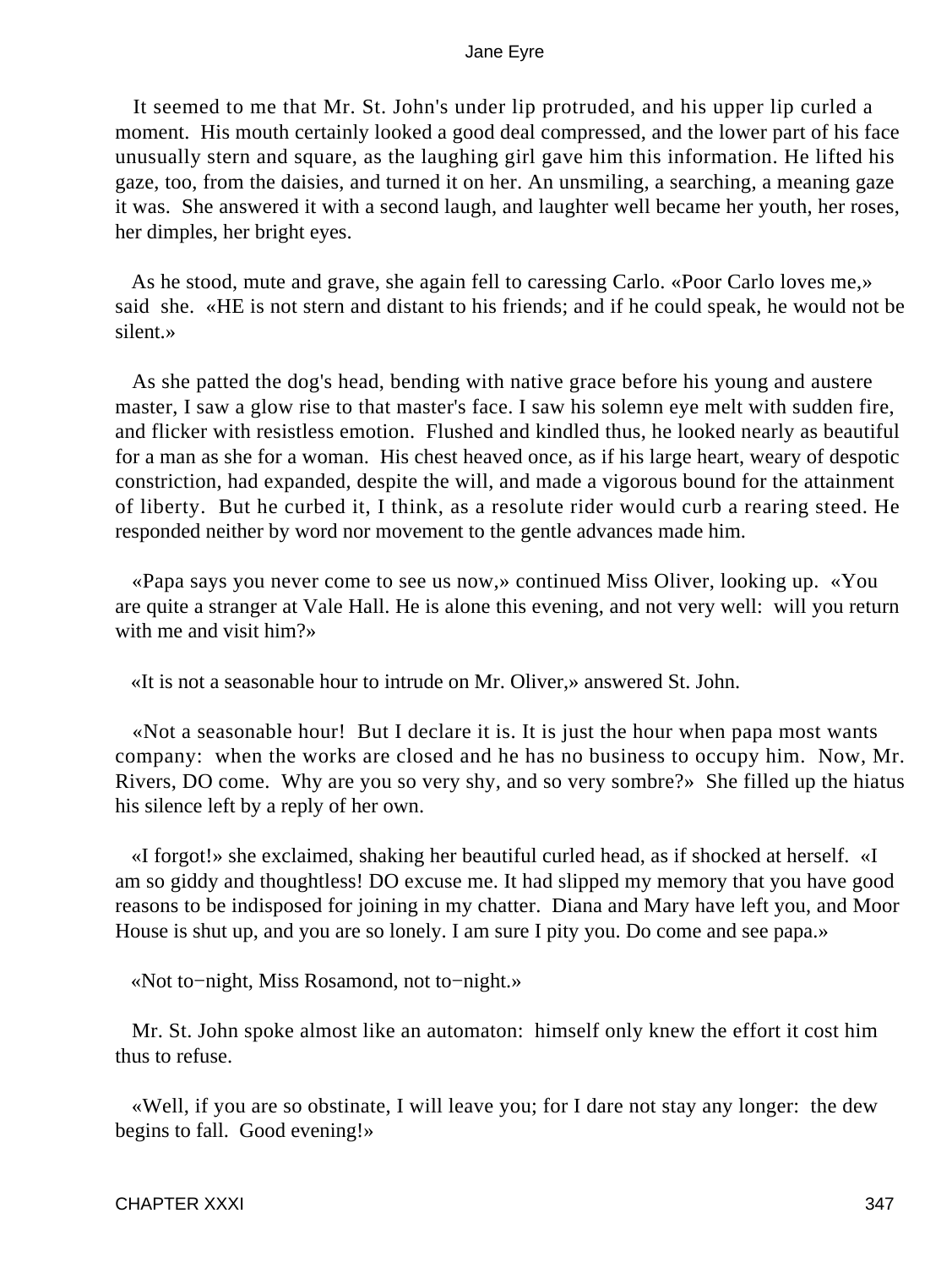It seemed to me that Mr. St. John's under lip protruded, and his upper lip curled a moment. His mouth certainly looked a good deal compressed, and the lower part of his face unusually stern and square, as the laughing girl gave him this information. He lifted his gaze, too, from the daisies, and turned it on her. An unsmiling, a searching, a meaning gaze it was. She answered it with a second laugh, and laughter well became her youth, her roses, her dimples, her bright eyes.

As he stood, mute and grave, she again fell to caressing Carlo. «Poor Carlo loves me,» said she. «HE is not stern and distant to his friends; and if he could speak, he would not be silent.»

As she patted the dog's head, bending with native grace before his young and austere master, I saw a glow rise to that master's face. I saw his solemn eye melt with sudden fire, and flicker with resistless emotion. Flushed and kindled thus, he looked nearly as beautiful for a man as she for a woman. His chest heaved once, as if his large heart, weary of despotic constriction, had expanded, despite the will, and made a vigorous bound for the attainment of liberty. But he curbed it, I think, as a resolute rider would curb a rearing steed. He responded neither by word nor movement to the gentle advances made him.

«Papa says you never come to see us now,» continued Miss Oliver, looking up. «You are quite a stranger at Vale Hall. He is alone this evening, and not very well: will you return with me and visit him?»

«It is not a seasonable hour to intrude on Mr. Oliver,» answered St. John.

«Not a seasonable hour! But I declare it is. It is just the hour when papa most wants company: when the works are closed and he has no business to occupy him. Now, Mr. Rivers, DO come. Why are you so very shy, and so very sombre?» She filled up the hiatus his silence left by a reply of her own.

«I forgot!» she exclaimed, shaking her beautiful curled head, as if shocked at herself. «I am so giddy and thoughtless! DO excuse me. It had slipped my memory that you have good reasons to be indisposed for joining in my chatter. Diana and Mary have left you, and Moor House is shut up, and you are so lonely. I am sure I pity you. Do come and see papa.»

«Not to−night, Miss Rosamond, not to−night.»

Mr. St. John spoke almost like an automaton: himself only knew the effort it cost him thus to refuse.

«Well, if you are so obstinate, I will leave you; for I dare not stay any longer: the dew begins to fall. Good evening!»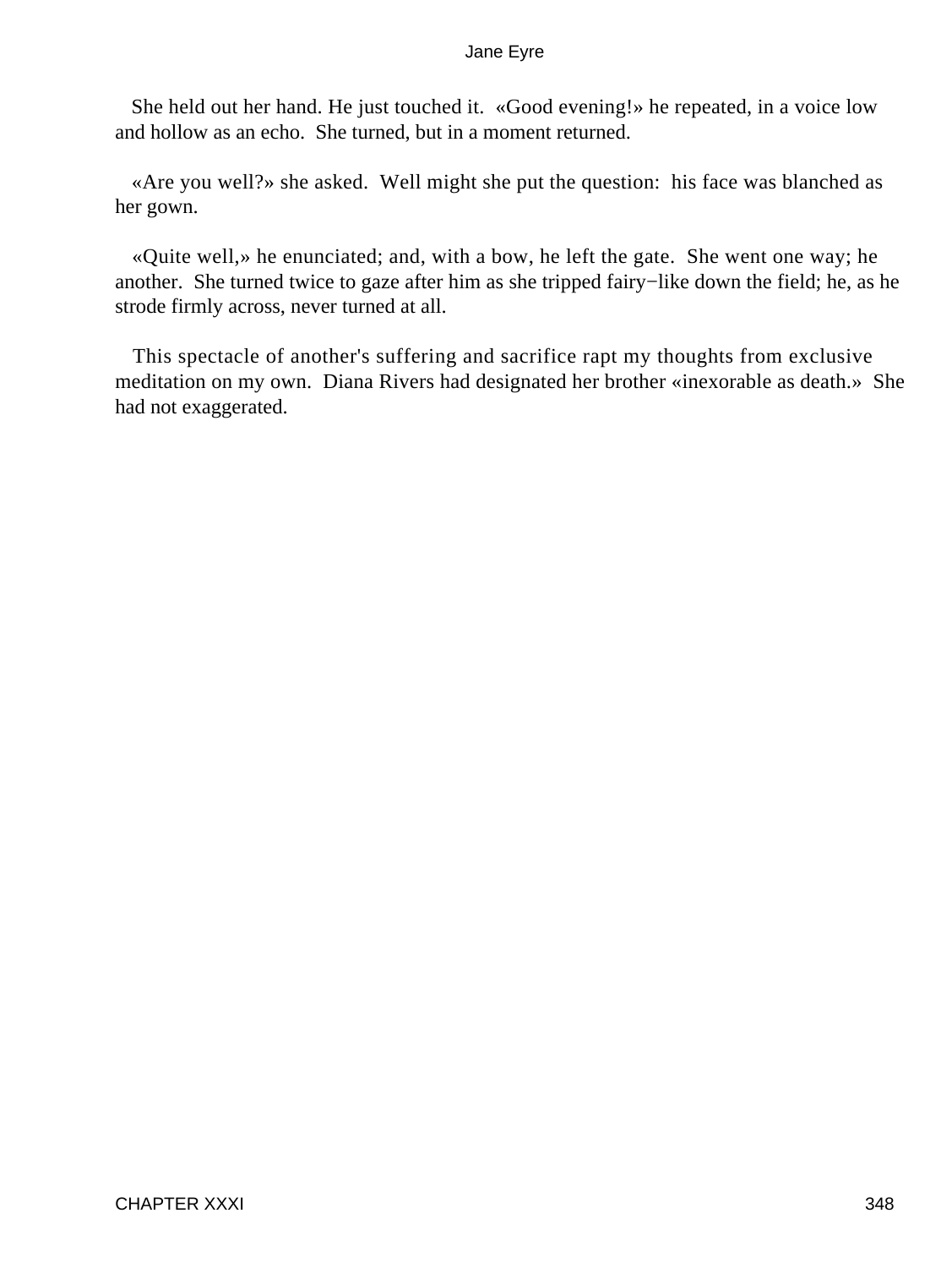She held out her hand. He just touched it. «Good evening!» he repeated, in a voice low and hollow as an echo. She turned, but in a moment returned.

«Are you well?» she asked. Well might she put the question: his face was blanched as her gown.

«Quite well,» he enunciated; and, with a bow, he left the gate. She went one way; he another. She turned twice to gaze after him as she tripped fairy−like down the field; he, as he strode firmly across, never turned at all.

This spectacle of another's suffering and sacrifice rapt my thoughts from exclusive meditation on my own. Diana Rivers had designated her brother «inexorable as death.» She had not exaggerated.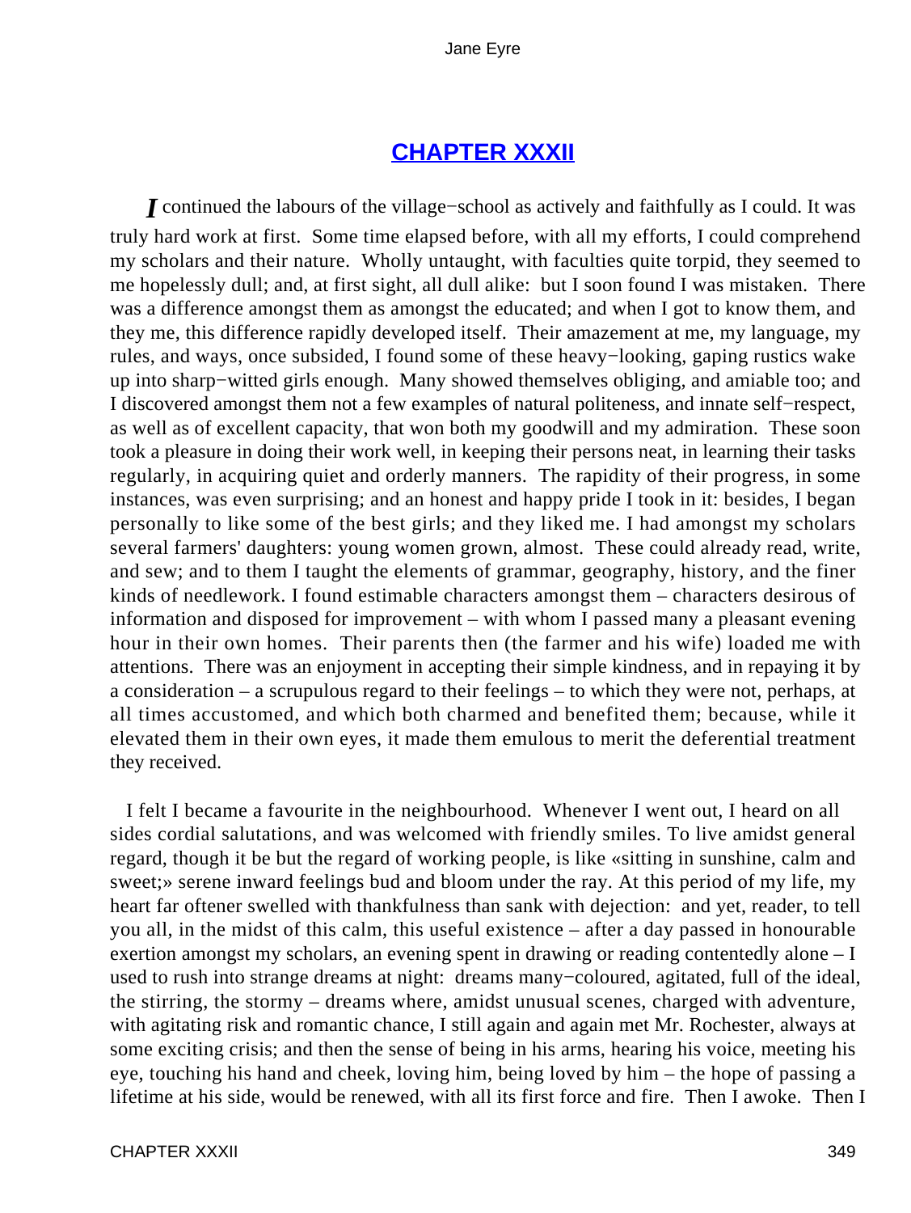## CHAPTER XXXII

*I* continued the labours of the village−school as actively and faithfully as I could. It was truly hard work at first. Some time elapsed before, with all my efforts, I could comprehend my scholars and their nature. Wholly untaught, with faculties quite torpid, they seemed to me hopelessly dull; and, at first sight, all dull alike: but I soon found I was mistaken. There was a difference amongst them as amongst the educated; and when I got to know them, and they me, this difference rapidly developed itself. Their amazement at me, my language, my rules, and ways, once subsided, I found some of these heavy−looking, gaping rustics wake up into sharp−witted girls enough. Many showed themselves obliging, and amiable too; and I discovered amongst them not a few examples of natural politeness, and innate self−respect, as well as of excellent capacity, that won both my goodwill and my admiration. These soon took a pleasure in doing their work well, in keeping their persons neat, in learning their tasks regularly, in acquiring quiet and orderly manners. The rapidity of their progress, in some instances, was even surprising; and an honest and happy pride I took in it: besides, I began personally to like some of the best girls; and they liked me. I had amongst my scholars several farmers' daughters: young women grown, almost. These could already read, write, and sew; and to them I taught the elements of grammar, geography, history, and the finer kinds of needlework. I found estimable characters amongst them – characters desirous of information and disposed for improvement – with whom I passed many a pleasant evening hour in their own homes. Their parents then (the farmer and his wife) loaded me with attentions. There was an enjoyment in accepting their simple kindness, and in repaying it by a consideration – a scrupulous regard to their feelings – to which they were not, perhaps, at all times accustomed, and which both charmed and benefited them; because, while it elevated them in their own eyes, it made them emulous to merit the deferential treatment they received.

I felt I became a favourite in the neighbourhood. Whenever I went out, I heard on all sides cordial salutations, and was welcomed with friendly smiles. To live amidst general regard, though it be but the regard of working people, is like «sitting in sunshine, calm and sweet;» serene inward feelings bud and bloom under the ray. At this period of my life, my heart far oftener swelled with thankfulness than sank with dejection: and yet, reader, to tell you all, in the midst of this calm, this useful existence – after a day passed in honourable exertion amongst my scholars, an evening spent in drawing or reading contentedly alone – I used to rush into strange dreams at night: dreams many−coloured, agitated, full of the ideal, the stirring, the stormy – dreams where, amidst unusual scenes, charged with adventure, with agitating risk and romantic chance, I still again and again met Mr. Rochester, always at some exciting crisis; and then the sense of being in his arms, hearing his voice, meeting his eye, touching his hand and cheek, loving him, being loved by him – the hope of passing a lifetime at his side, would be renewed, with all its first force and fire. Then I awoke. Then I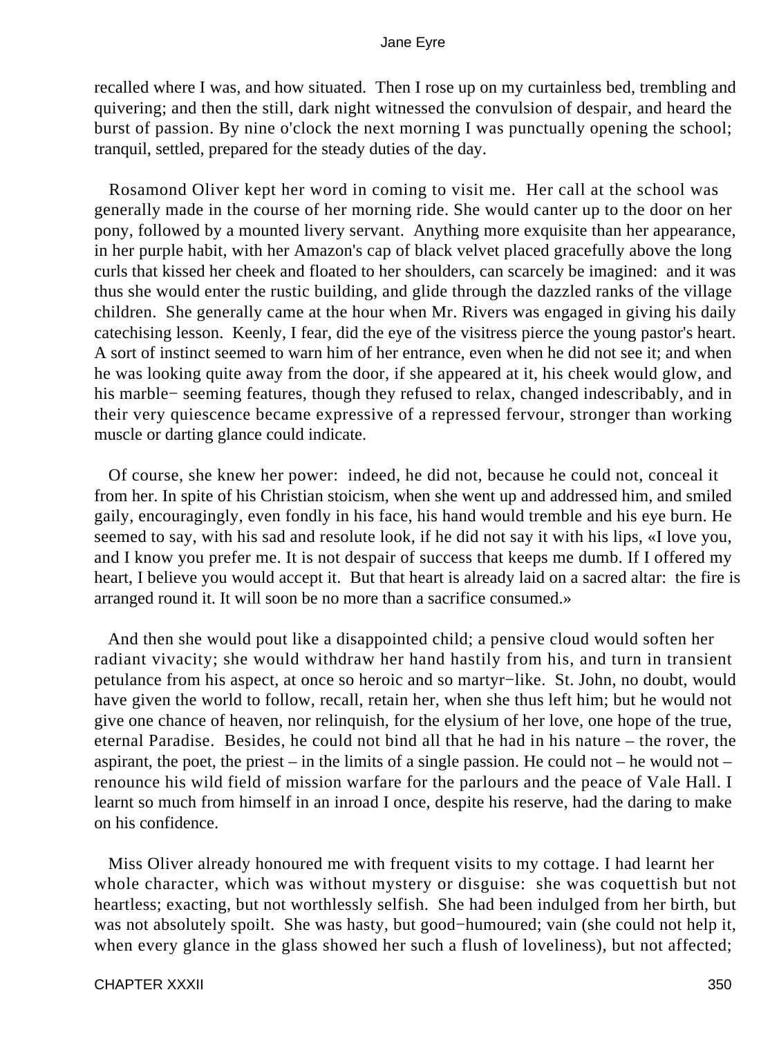recalled where I was, and how situated. Then I rose up on my curtainless bed, trembling and quivering; and then the still, dark night witnessed the convulsion of despair, and heard the burst of passion. By nine o'clock the next morning I was punctually opening the school; tranquil, settled, prepared for the steady duties of the day.

Rosamond Oliver kept her word in coming to visit me. Her call at the school was generally made in the course of her morning ride. She would canter up to the door on her pony, followed by a mounted livery servant. Anything more exquisite than her appearance, in her purple habit, with her Amazon's cap of black velvet placed gracefully above the long curls that kissed her cheek and floated to her shoulders, can scarcely be imagined: and it was thus she would enter the rustic building, and glide through the dazzled ranks of the village children. She generally came at the hour when Mr. Rivers was engaged in giving his daily catechising lesson. Keenly, I fear, did the eye of the visitress pierce the young pastor's heart. A sort of instinct seemed to warn him of her entrance, even when he did not see it; and when he was looking quite away from the door, if she appeared at it, his cheek would glow, and his marble− seeming features, though they refused to relax, changed indescribably, and in their very quiescence became expressive of a repressed fervour, stronger than working muscle or darting glance could indicate.

Of course, she knew her power: indeed, he did not, because he could not, conceal it from her. In spite of his Christian stoicism, when she went up and addressed him, and smiled gaily, encouragingly, even fondly in his face, his hand would tremble and his eye burn. He seemed to say, with his sad and resolute look, if he did not say it with his lips, «I love you, and I know you prefer me. It is not despair of success that keeps me dumb. If I offered my heart, I believe you would accept it. But that heart is already laid on a sacred altar: the fire is arranged round it. It will soon be no more than a sacrifice consumed.»

And then she would pout like a disappointed child; a pensive cloud would soften her radiant vivacity; she would withdraw her hand hastily from his, and turn in transient petulance from his aspect, at once so heroic and so martyr−like. St. John, no doubt, would have given the world to follow, recall, retain her, when she thus left him; but he would not give one chance of heaven, nor relinquish, for the elysium of her love, one hope of the true, eternal Paradise. Besides, he could not bind all that he had in his nature – the rover, the aspirant, the poet, the priest – in the limits of a single passion. He could not – he would not – renounce his wild field of mission warfare for the parlours and the peace of Vale Hall. I learnt so much from himself in an inroad I once, despite his reserve, had the daring to make on his confidence.

Miss Oliver already honoured me with frequent visits to my cottage. I had learnt her whole character, which was without mystery or disguise: she was coquettish but not heartless; exacting, but not worthlessly selfish. She had been indulged from her birth, but was not absolutely spoilt. She was hasty, but good−humoured; vain (she could not help it, when every glance in the glass showed her such a flush of loveliness), but not affected;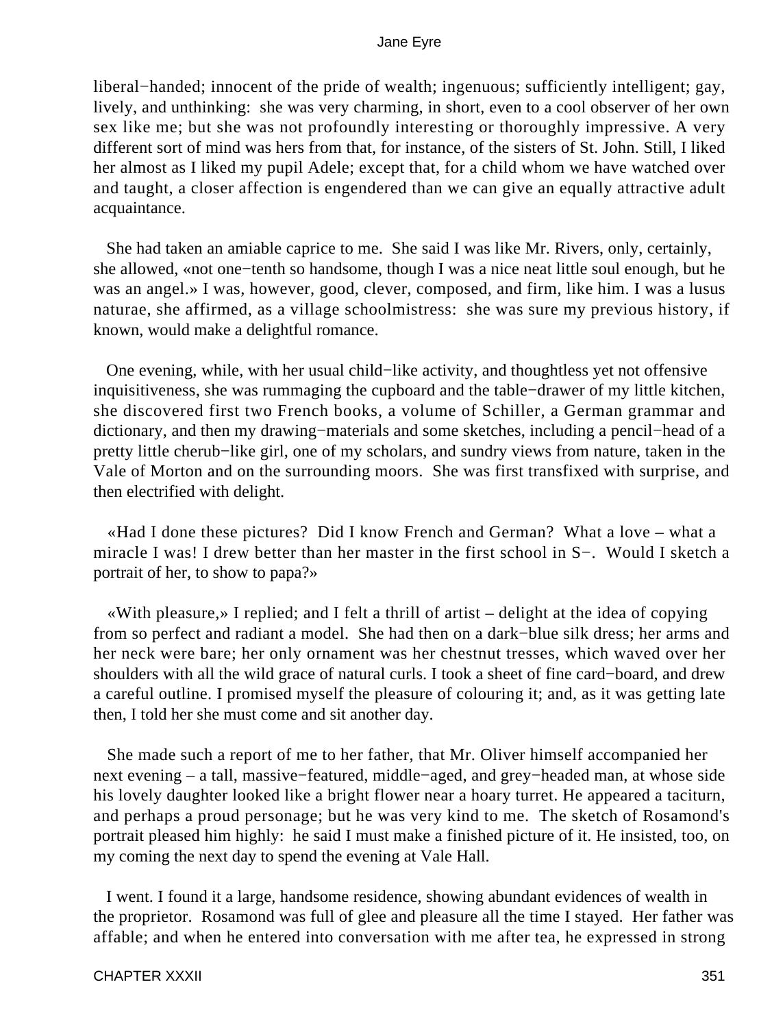liberal−handed; innocent of the pride of wealth; ingenuous; sufficiently intelligent; gay, lively, and unthinking: she was very charming, in short, even to a cool observer of her own sex like me; but she was not profoundly interesting or thoroughly impressive. A very different sort of mind was hers from that, for instance, of the sisters of St. John. Still, I liked her almost as I liked my pupil Adele; except that, for a child whom we have watched over and taught, a closer affection is engendered than we can give an equally attractive adult acquaintance.

She had taken an amiable caprice to me. She said I was like Mr. Rivers, only, certainly, she allowed, «not one−tenth so handsome, though I was a nice neat little soul enough, but he was an angel.» I was, however, good, clever, composed, and firm, like him. I was a lusus naturae, she affirmed, as a village schoolmistress: she was sure my previous history, if known, would make a delightful romance.

One evening, while, with her usual child−like activity, and thoughtless yet not offensive inquisitiveness, she was rummaging the cupboard and the table−drawer of my little kitchen, she discovered first two French books, a volume of Schiller, a German grammar and dictionary, and then my drawing−materials and some sketches, including a pencil−head of a pretty little cherub−like girl, one of my scholars, and sundry views from nature, taken in the Vale of Morton and on the surrounding moors. She was first transfixed with surprise, and then electrified with delight.

«Had I done these pictures? Did I know French and German? What a love – what a miracle I was! I drew better than her master in the first school in S−. Would I sketch a portrait of her, to show to papa?»

«With pleasure,» I replied; and I felt a thrill of artist – delight at the idea of copying from so perfect and radiant a model. She had then on a dark−blue silk dress; her arms and her neck were bare; her only ornament was her chestnut tresses, which waved over her shoulders with all the wild grace of natural curls. I took a sheet of fine card−board, and drew a careful outline. I promised myself the pleasure of colouring it; and, as it was getting late then, I told her she must come and sit another day.

She made such a report of me to her father, that Mr. Oliver himself accompanied her next evening – a tall, massive−featured, middle−aged, and grey−headed man, at whose side his lovely daughter looked like a bright flower near a hoary turret. He appeared a taciturn, and perhaps a proud personage; but he was very kind to me. The sketch of Rosamond's portrait pleased him highly: he said I must make a finished picture of it. He insisted, too, on my coming the next day to spend the evening at Vale Hall.

I went. I found it a large, handsome residence, showing abundant evidences of wealth in the proprietor. Rosamond was full of glee and pleasure all the time I stayed. Her father was affable; and when he entered into conversation with me after tea, he expressed in strong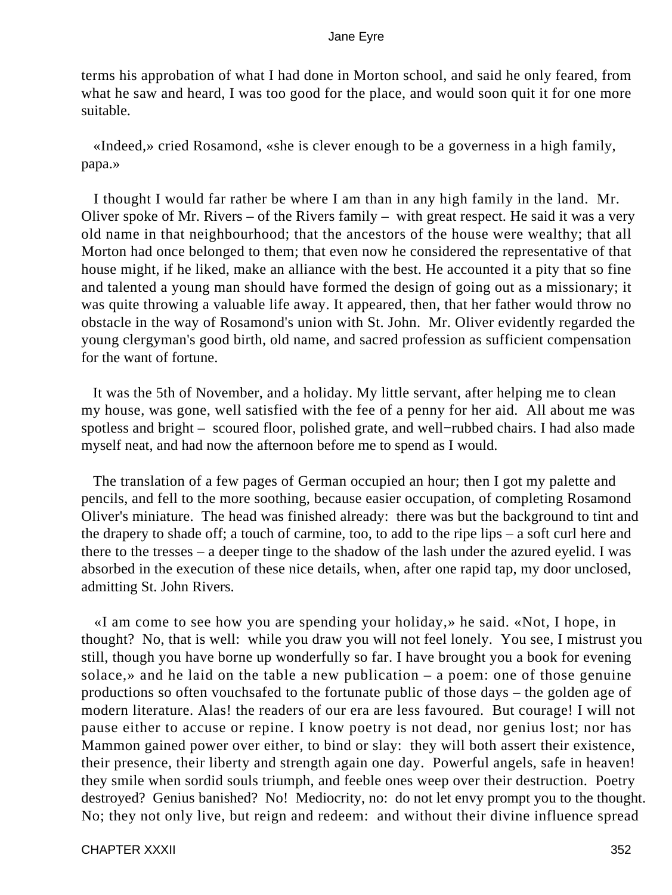terms his approbation of what I had done in Morton school, and said he only feared, from what he saw and heard, I was too good for the place, and would soon quit it for one more suitable.

«Indeed,» cried Rosamond, «she is clever enough to be a governess in a high family, papa.»

I thought I would far rather be where I am than in any high family in the land. Mr. Oliver spoke of Mr. Rivers – of the Rivers family – with great respect. He said it was a very old name in that neighbourhood; that the ancestors of the house were wealthy; that all Morton had once belonged to them; that even now he considered the representative of that house might, if he liked, make an alliance with the best. He accounted it a pity that so fine and talented a young man should have formed the design of going out as a missionary; it was quite throwing a valuable life away. It appeared, then, that her father would throw no obstacle in the way of Rosamond's union with St. John. Mr. Oliver evidently regarded the young clergyman's good birth, old name, and sacred profession as sufficient compensation for the want of fortune.

It was the 5th of November, and a holiday. My little servant, after helping me to clean my house, was gone, well satisfied with the fee of a penny for her aid. All about me was spotless and bright – scoured floor, polished grate, and well−rubbed chairs. I had also made myself neat, and had now the afternoon before me to spend as I would.

The translation of a few pages of German occupied an hour; then I got my palette and pencils, and fell to the more soothing, because easier occupation, of completing Rosamond Oliver's miniature. The head was finished already: there was but the background to tint and the drapery to shade off; a touch of carmine, too, to add to the ripe lips – a soft curl here and there to the tresses – a deeper tinge to the shadow of the lash under the azured eyelid. I was absorbed in the execution of these nice details, when, after one rapid tap, my door unclosed, admitting St. John Rivers.

«I am come to see how you are spending your holiday,» he said. «Not, I hope, in thought? No, that is well: while you draw you will not feel lonely. You see, I mistrust you still, though you have borne up wonderfully so far. I have brought you a book for evening solace,» and he laid on the table a new publication – a poem: one of those genuine productions so often vouchsafed to the fortunate public of those days – the golden age of modern literature. Alas! the readers of our era are less favoured. But courage! I will not pause either to accuse or repine. I know poetry is not dead, nor genius lost; nor has Mammon gained power over either, to bind or slay: they will both assert their existence, their presence, their liberty and strength again one day. Powerful angels, safe in heaven! they smile when sordid souls triumph, and feeble ones weep over their destruction. Poetry destroyed? Genius banished? No! Mediocrity, no: do not let envy prompt you to the thought. No; they not only live, but reign and redeem: and without their divine influence spread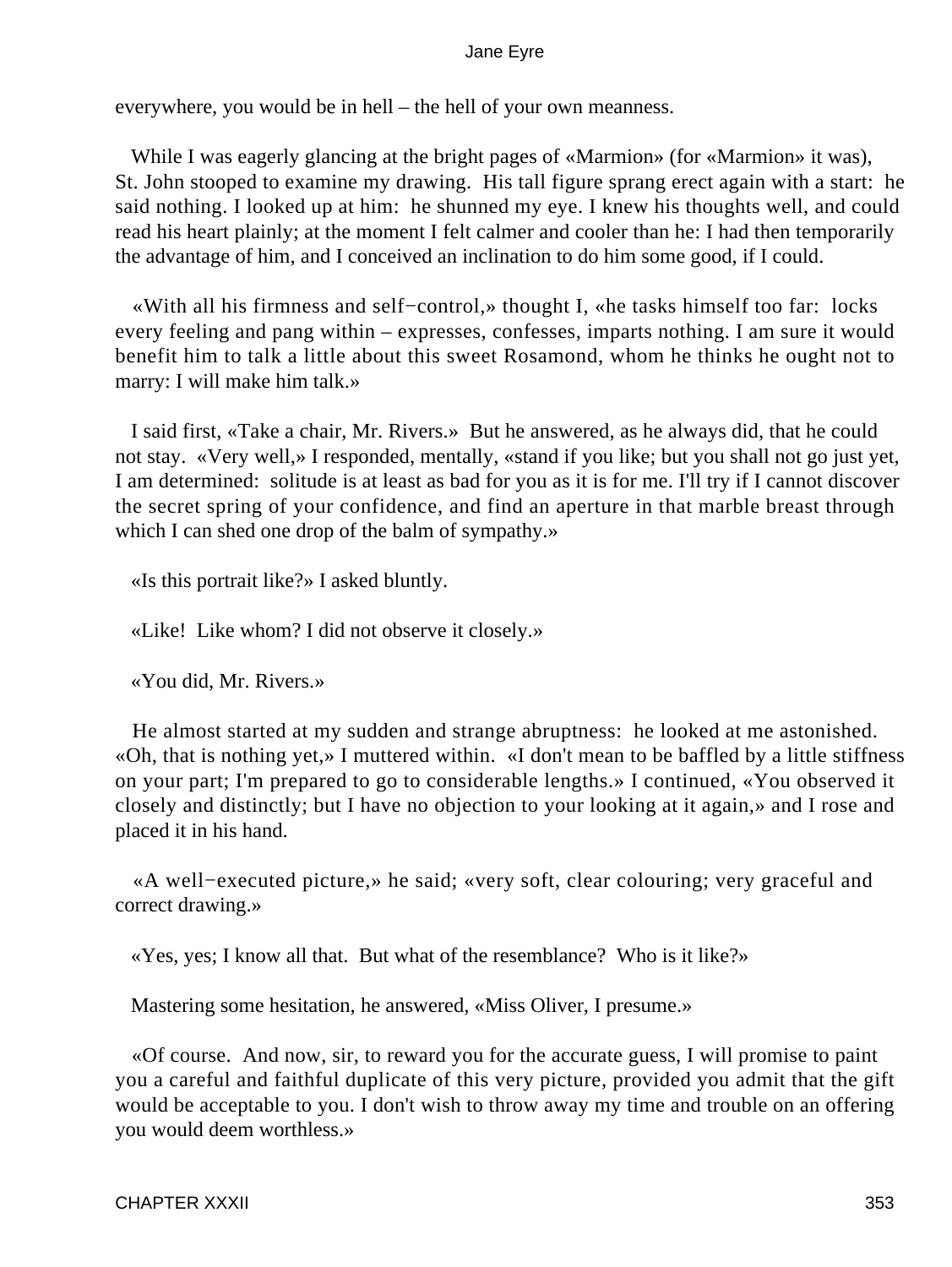everywhere, you would be in hell – the hell of your own meanness.

While I was eagerly glancing at the bright pages of «Marmion» (for «Marmion» it was), St. John stooped to examine my drawing. His tall figure sprang erect again with a start: he said nothing. I looked up at him: he shunned my eye. I knew his thoughts well, and could read his heart plainly; at the moment I felt calmer and cooler than he: I had then temporarily the advantage of him, and I conceived an inclination to do him some good, if I could.

«With all his firmness and self−control,» thought I, «he tasks himself too far: locks every feeling and pang within – expresses, confesses, imparts nothing. I am sure it would benefit him to talk a little about this sweet Rosamond, whom he thinks he ought not to marry: I will make him talk.»

I said first, «Take a chair, Mr. Rivers.» But he answered, as he always did, that he could not stay. «Very well,» I responded, mentally, «stand if you like; but you shall not go just yet, I am determined: solitude is at least as bad for you as it is for me. I'll try if I cannot discover the secret spring of your confidence, and find an aperture in that marble breast through which I can shed one drop of the balm of sympathy.»

«Is this portrait like?» I asked bluntly.

«Like! Like whom? I did not observe it closely.»

«You did, Mr. Rivers.»

He almost started at my sudden and strange abruptness: he looked at me astonished. «Oh, that is nothing yet,» I muttered within. «I don't mean to be baffled by a little stiffness on your part; I'm prepared to go to considerable lengths.» I continued, «You observed it closely and distinctly; but I have no objection to your looking at it again,» and I rose and placed it in his hand.

«A well−executed picture,» he said; «very soft, clear colouring; very graceful and correct drawing.»

«Yes, yes; I know all that. But what of the resemblance? Who is it like?»

Mastering some hesitation, he answered, «Miss Oliver, I presume.»

«Of course. And now, sir, to reward you for the accurate guess, I will promise to paint you a careful and faithful duplicate of this very picture, provided you admit that the gift would be acceptable to you. I don't wish to throw away my time and trouble on an offering you would deem worthless.»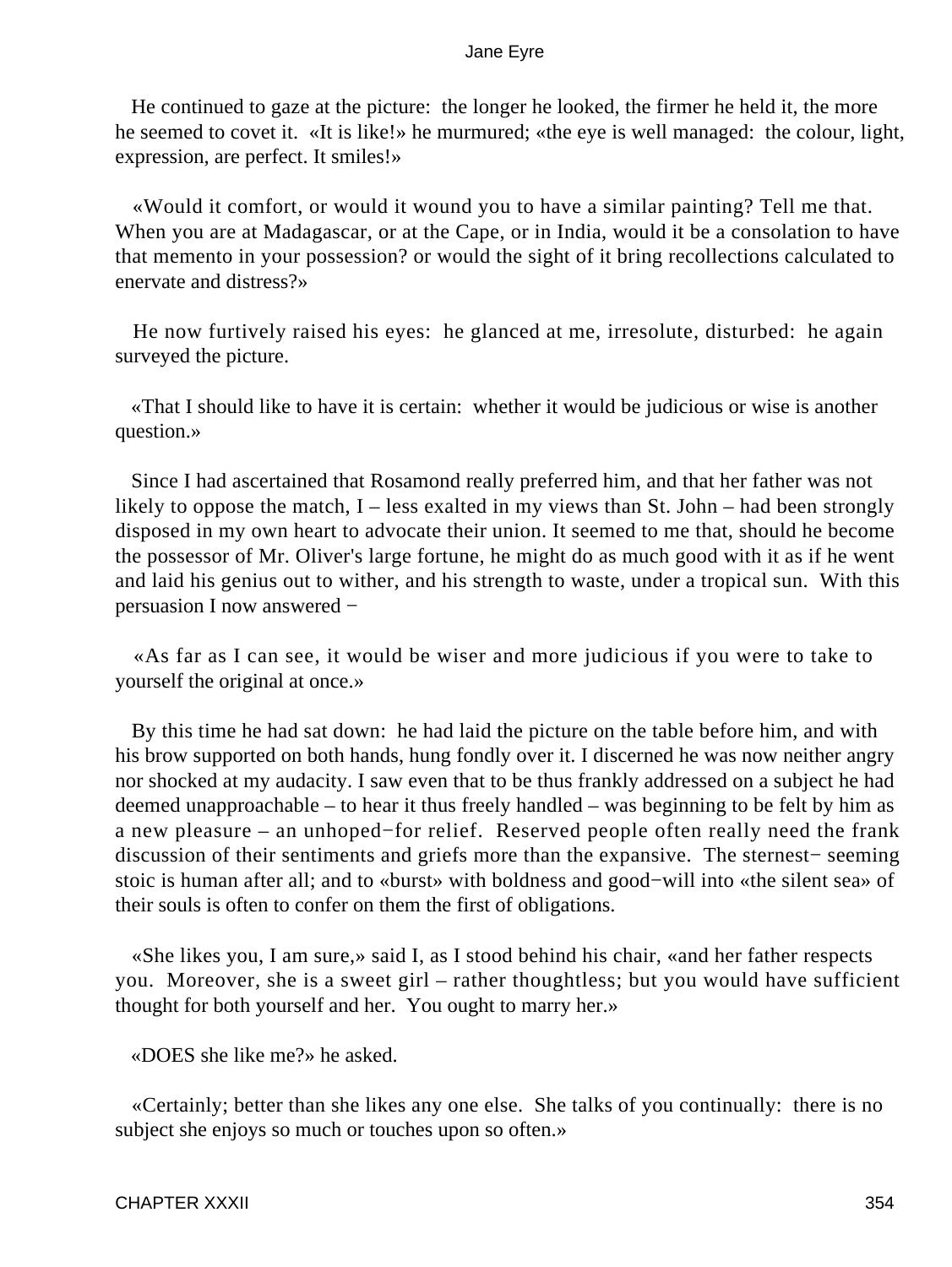He continued to gaze at the picture: the longer he looked, the firmer he held it, the more he seemed to covet it. «It is like!» he murmured; «the eye is well managed: the colour, light, expression, are perfect. It smiles!»

«Would it comfort, or would it wound you to have a similar painting? Tell me that. When you are at Madagascar, or at the Cape, or in India, would it be a consolation to have that memento in your possession? or would the sight of it bring recollections calculated to enervate and distress?»

He now furtively raised his eyes: he glanced at me, irresolute, disturbed: he again surveyed the picture.

«That I should like to have it is certain: whether it would be judicious or wise is another question.»

Since I had ascertained that Rosamond really preferred him, and that her father was not likely to oppose the match, I – less exalted in my views than St. John – had been strongly disposed in my own heart to advocate their union. It seemed to me that, should he become the possessor of Mr. Oliver's large fortune, he might do as much good with it as if he went and laid his genius out to wither, and his strength to waste, under a tropical sun. With this persuasion I now answered −

«As far as I can see, it would be wiser and more judicious if you were to take to yourself the original at once.»

By this time he had sat down: he had laid the picture on the table before him, and with his brow supported on both hands, hung fondly over it. I discerned he was now neither angry nor shocked at my audacity. I saw even that to be thus frankly addressed on a subject he had deemed unapproachable – to hear it thus freely handled – was beginning to be felt by him as a new pleasure – an unhoped−for relief. Reserved people often really need the frank discussion of their sentiments and griefs more than the expansive. The sternest− seeming stoic is human after all; and to «burst» with boldness and good−will into «the silent sea» of their souls is often to confer on them the first of obligations.

«She likes you, I am sure,» said I, as I stood behind his chair, «and her father respects you. Moreover, she is a sweet girl – rather thoughtless; but you would have sufficient thought for both yourself and her. You ought to marry her.»

«DOES she like me?» he asked.

«Certainly; better than she likes any one else. She talks of you continually: there is no subject she enjoys so much or touches upon so often.»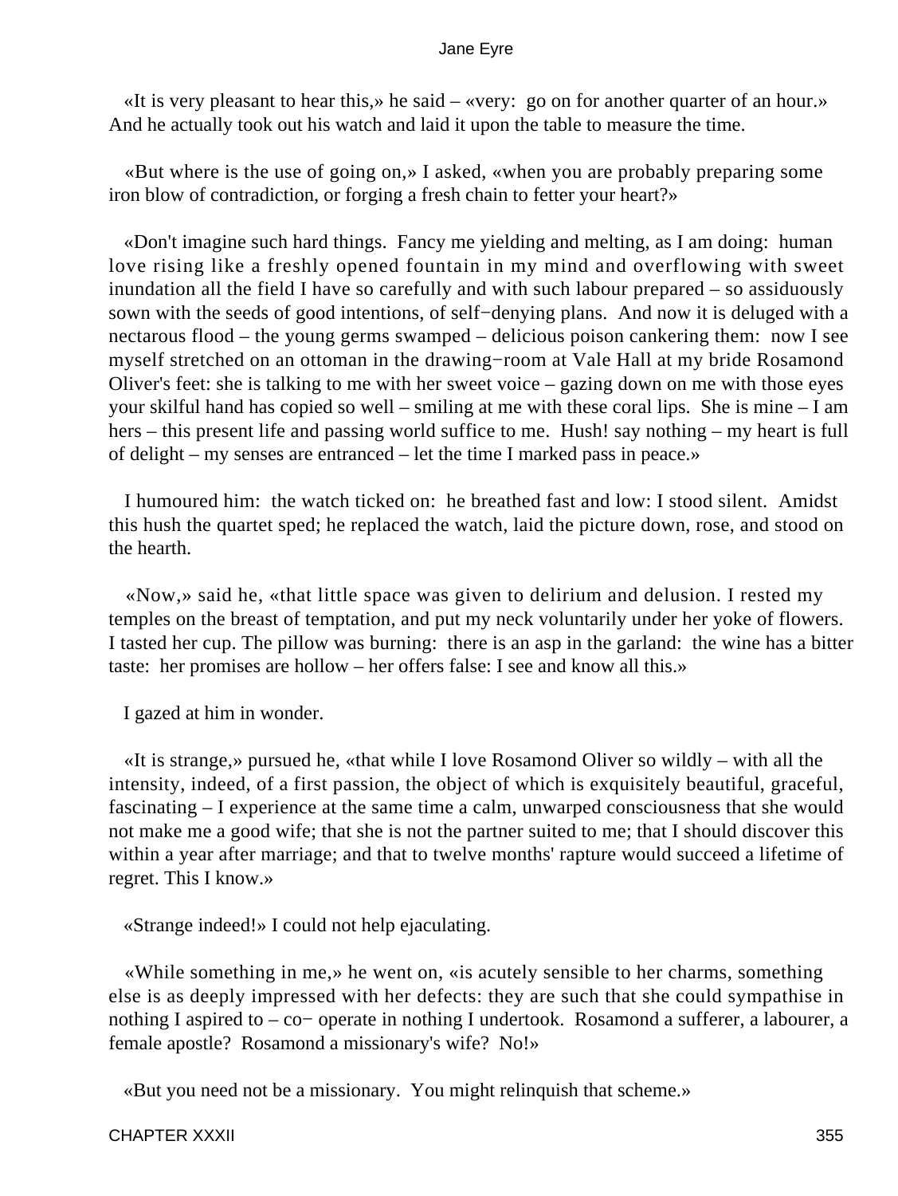«It is very pleasant to hear this,» he said – «very: go on for another quarter of an hour.» And he actually took out his watch and laid it upon the table to measure the time.

«But where is the use of going on,» I asked, «when you are probably preparing some iron blow of contradiction, or forging a fresh chain to fetter your heart?»

«Don't imagine such hard things. Fancy me yielding and melting, as I am doing: human love rising like a freshly opened fountain in my mind and overflowing with sweet inundation all the field I have so carefully and with such labour prepared – so assiduously sown with the seeds of good intentions, of self−denying plans. And now it is deluged with a nectarous flood – the young germs swamped – delicious poison cankering them: now I see myself stretched on an ottoman in the drawing−room at Vale Hall at my bride Rosamond Oliver's feet: she is talking to me with her sweet voice – gazing down on me with those eyes your skilful hand has copied so well – smiling at me with these coral lips. She is mine – I am hers – this present life and passing world suffice to me. Hush! say nothing – my heart is full of delight – my senses are entranced – let the time I marked pass in peace.»

I humoured him: the watch ticked on: he breathed fast and low: I stood silent. Amidst this hush the quartet sped; he replaced the watch, laid the picture down, rose, and stood on the hearth.

«Now,» said he, «that little space was given to delirium and delusion. I rested my temples on the breast of temptation, and put my neck voluntarily under her yoke of flowers. I tasted her cup. The pillow was burning: there is an asp in the garland: the wine has a bitter taste: her promises are hollow – her offers false: I see and know all this.»

I gazed at him in wonder.

«It is strange,» pursued he, «that while I love Rosamond Oliver so wildly – with all the intensity, indeed, of a first passion, the object of which is exquisitely beautiful, graceful, fascinating – I experience at the same time a calm, unwarped consciousness that she would not make me a good wife; that she is not the partner suited to me; that I should discover this within a year after marriage; and that to twelve months' rapture would succeed a lifetime of regret. This I know.»

«Strange indeed!» I could not help ejaculating.

«While something in me,» he went on, «is acutely sensible to her charms, something else is as deeply impressed with her defects: they are such that she could sympathise in nothing I aspired to – co− operate in nothing I undertook. Rosamond a sufferer, a labourer, a female apostle? Rosamond a missionary's wife? No!»

«But you need not be a missionary. You might relinquish that scheme.»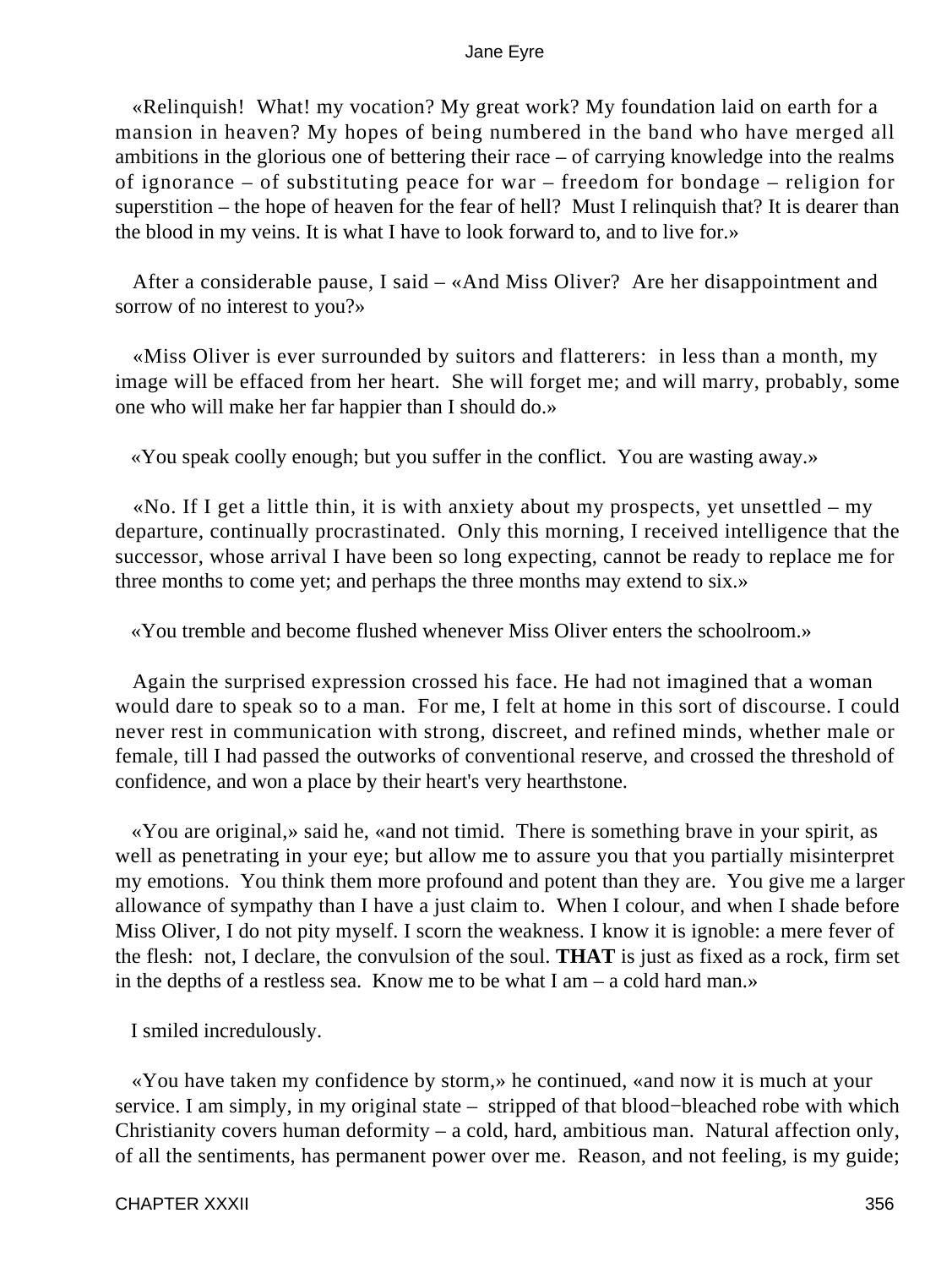«Relinquish! What! my vocation? My great work? My foundation laid on earth for a mansion in heaven? My hopes of being numbered in the band who have merged all ambitions in the glorious one of bettering their race – of carrying knowledge into the realms of ignorance – of substituting peace for war – freedom for bondage – religion for superstition – the hope of heaven for the fear of hell? Must I relinquish that? It is dearer than the blood in my veins. It is what I have to look forward to, and to live for.»

After a considerable pause, I said – «And Miss Oliver? Are her disappointment and sorrow of no interest to you?»

«Miss Oliver is ever surrounded by suitors and flatterers: in less than a month, my image will be effaced from her heart. She will forget me; and will marry, probably, some one who will make her far happier than I should do.»

«You speak coolly enough; but you suffer in the conflict. You are wasting away.»

«No. If I get a little thin, it is with anxiety about my prospects, yet unsettled – my departure, continually procrastinated. Only this morning, I received intelligence that the successor, whose arrival I have been so long expecting, cannot be ready to replace me for three months to come yet; and perhaps the three months may extend to six.»

«You tremble and become flushed whenever Miss Oliver enters the schoolroom.»

Again the surprised expression crossed his face. He had not imagined that a woman would dare to speak so to a man. For me, I felt at home in this sort of discourse. I could never rest in communication with strong, discreet, and refined minds, whether male or female, till I had passed the outworks of conventional reserve, and crossed the threshold of confidence, and won a place by their heart's very hearthstone.

«You are original,» said he, «and not timid. There is something brave in your spirit, as well as penetrating in your eye; but allow me to assure you that you partially misinterpret my emotions. You think them more profound and potent than they are. You give me a larger allowance of sympathy than I have a just claim to. When I colour, and when I shade before Miss Oliver, I do not pity myself. I scorn the weakness. I know it is ignoble: a mere fever of the flesh: not, I declare, the convulsion of the soul. **THAT** is just as fixed as a rock, firm set in the depths of a restless sea. Know me to be what I am – a cold hard man.»

I smiled incredulously.

«You have taken my confidence by storm,» he continued, «and now it is much at your service. I am simply, in my original state – stripped of that blood−bleached robe with which Christianity covers human deformity – a cold, hard, ambitious man. Natural affection only, of all the sentiments, has permanent power over me. Reason, and not feeling, is my guide;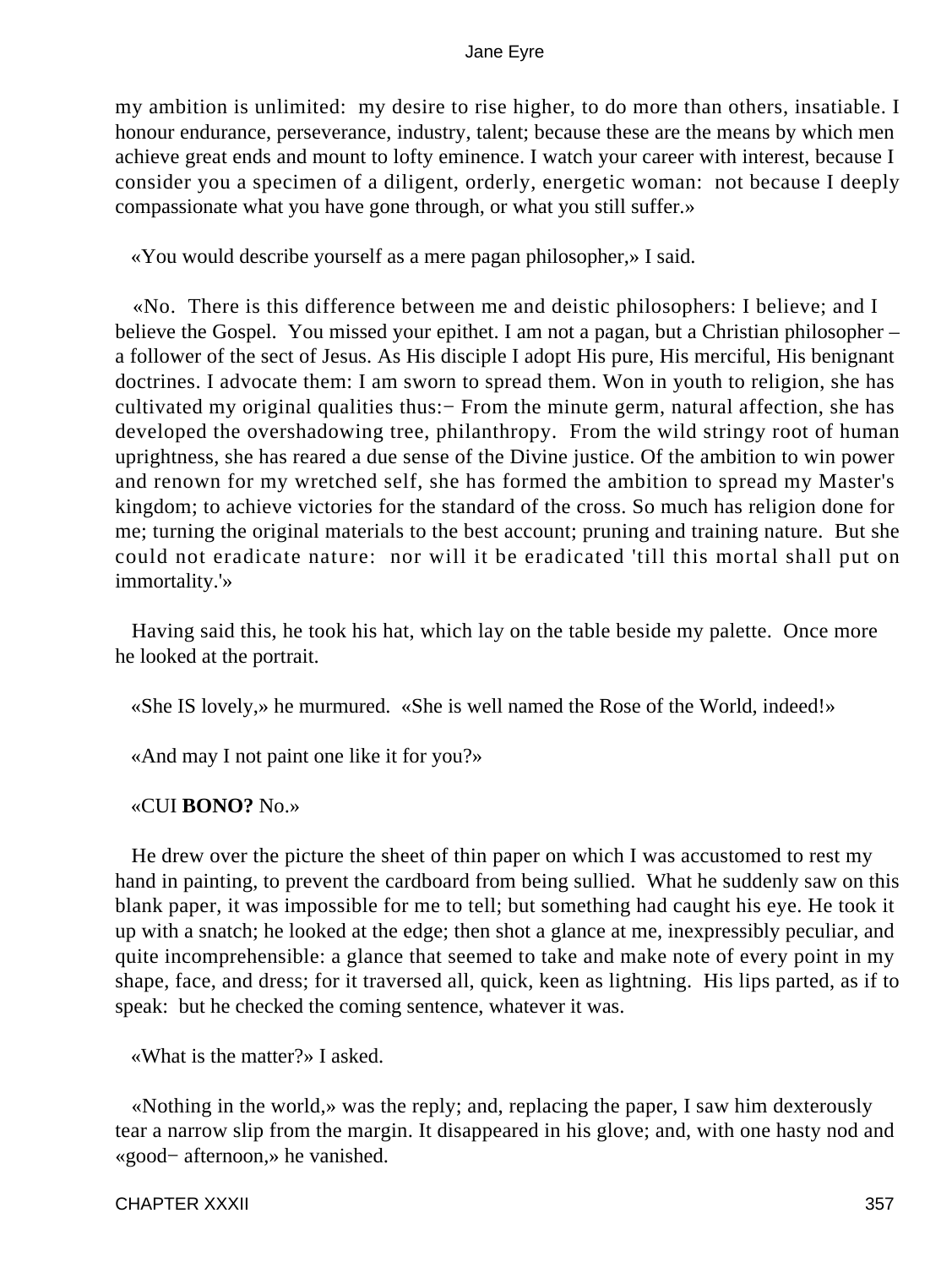my ambition is unlimited: my desire to rise higher, to do more than others, insatiable. I honour endurance, perseverance, industry, talent; because these are the means by which men achieve great ends and mount to lofty eminence. I watch your career with interest, because I consider you a specimen of a diligent, orderly, energetic woman: not because I deeply compassionate what you have gone through, or what you still suffer.»

«You would describe yourself as a mere pagan philosopher,» I said.

«No. There is this difference between me and deistic philosophers: I believe; and I believe the Gospel. You missed your epithet. I am not a pagan, but a Christian philosopher – a follower of the sect of Jesus. As His disciple I adopt His pure, His merciful, His benignant doctrines. I advocate them: I am sworn to spread them. Won in youth to religion, she has cultivated my original qualities thus:− From the minute germ, natural affection, she has developed the overshadowing tree, philanthropy. From the wild stringy root of human uprightness, she has reared a due sense of the Divine justice. Of the ambition to win power and renown for my wretched self, she has formed the ambition to spread my Master's kingdom; to achieve victories for the standard of the cross. So much has religion done for me; turning the original materials to the best account; pruning and training nature. But she could not eradicate nature: nor will it be eradicated 'till this mortal shall put on immortality.'»

Having said this, he took his hat, which lay on the table beside my palette. Once more he looked at the portrait.

«She IS lovely,» he murmured. «She is well named the Rose of the World, indeed!»

«And may I not paint one like it for you?»

«CUI **BONO?** No.»

He drew over the picture the sheet of thin paper on which I was accustomed to rest my hand in painting, to prevent the cardboard from being sullied. What he suddenly saw on this blank paper, it was impossible for me to tell; but something had caught his eye. He took it up with a snatch; he looked at the edge; then shot a glance at me, inexpressibly peculiar, and quite incomprehensible: a glance that seemed to take and make note of every point in my shape, face, and dress; for it traversed all, quick, keen as lightning. His lips parted, as if to speak: but he checked the coming sentence, whatever it was.

«What is the matter?» I asked.

«Nothing in the world,» was the reply; and, replacing the paper, I saw him dexterously tear a narrow slip from the margin. It disappeared in his glove; and, with one hasty nod and «good− afternoon,» he vanished.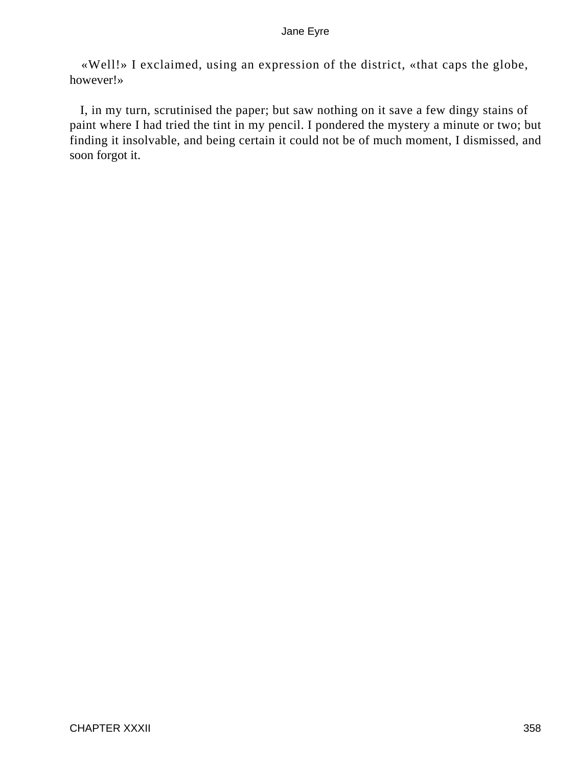«Well!» I exclaimed, using an expression of the district, «that caps the globe, however!»

I, in my turn, scrutinised the paper; but saw nothing on it save a few dingy stains of paint where I had tried the tint in my pencil. I pondered the mystery a minute or two; but finding it insolvable, and being certain it could not be of much moment, I dismissed, and soon forgot it.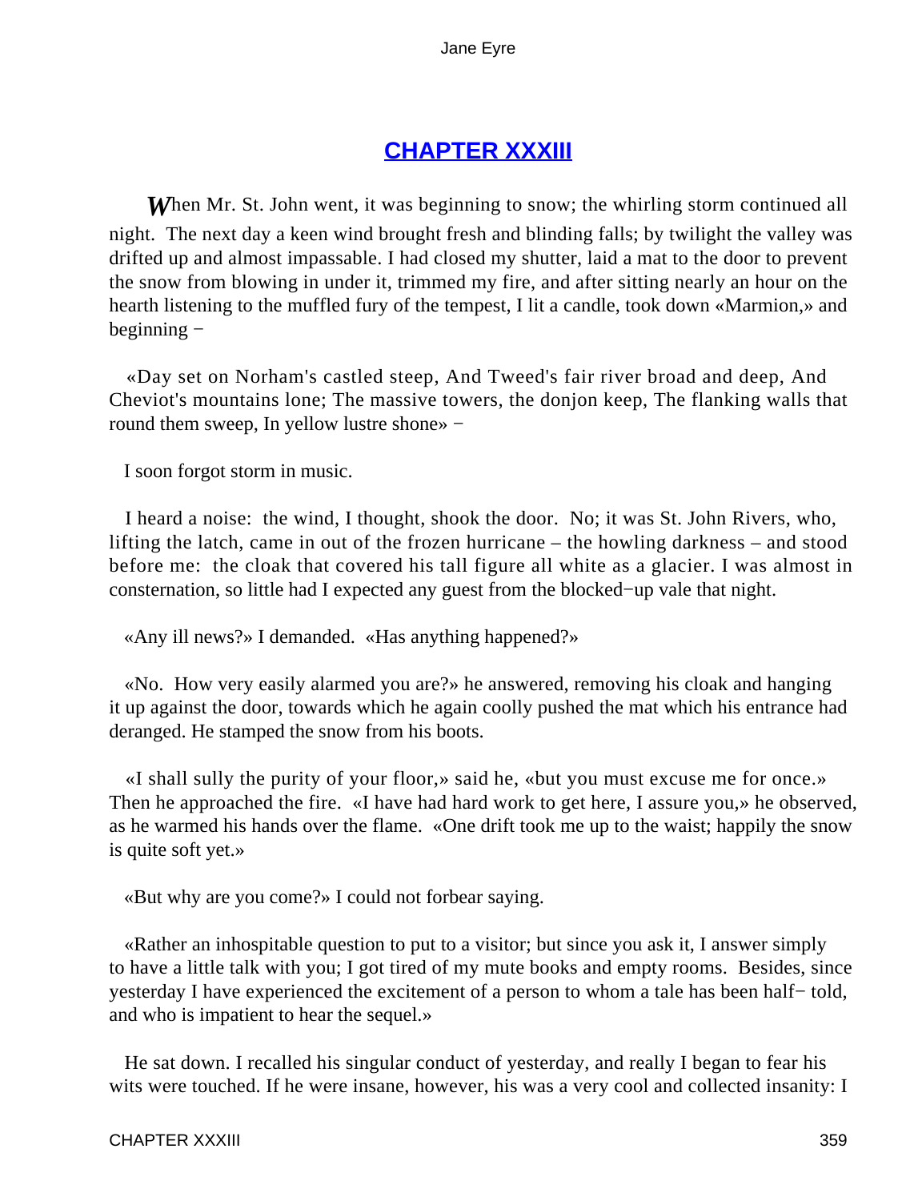## CHAPTER XXXIII

When Mr. St. John went, it was beginning to snow; the whirling storm continued all night. The next day a keen wind brought fresh and blinding falls; by twilight the valley was drifted up and almost impassable. I had closed my shutter, laid a mat to the door to prevent the snow from blowing in under it, trimmed my fire, and after sitting nearly an hour on the hearth listening to the muffled fury of the tempest, I lit a candle, took down «Marmion,» and beginning −

«Day set on Norham's castled steep, And Tweed's fair river broad and deep, And Cheviot's mountains lone; The massive towers, the donjon keep, The flanking walls that round them sweep, In yellow lustre shone» −

I soon forgot storm in music.

I heard a noise: the wind, I thought, shook the door. No; it was St. John Rivers, who, lifting the latch, came in out of the frozen hurricane – the howling darkness – and stood before me: the cloak that covered his tall figure all white as a glacier. I was almost in consternation, so little had I expected any guest from the blocked−up vale that night.

«Any ill news?» I demanded. «Has anything happened?»

«No. How very easily alarmed you are?» he answered, removing his cloak and hanging it up against the door, towards which he again coolly pushed the mat which his entrance had deranged. He stamped the snow from his boots.

«I shall sully the purity of your floor,» said he, «but you must excuse me for once.» Then he approached the fire. «I have had hard work to get here, I assure you,» he observed, as he warmed his hands over the flame. «One drift took me up to the waist; happily the snow is quite soft yet.»

«But why are you come?» I could not forbear saying.

«Rather an inhospitable question to put to a visitor; but since you ask it, I answer simply to have a little talk with you; I got tired of my mute books and empty rooms. Besides, since yesterday I have experienced the excitement of a person to whom a tale has been half− told, and who is impatient to hear the sequel.»

He sat down. I recalled his singular conduct of yesterday, and really I began to fear his wits were touched. If he were insane, however, his was a very cool and collected insanity: I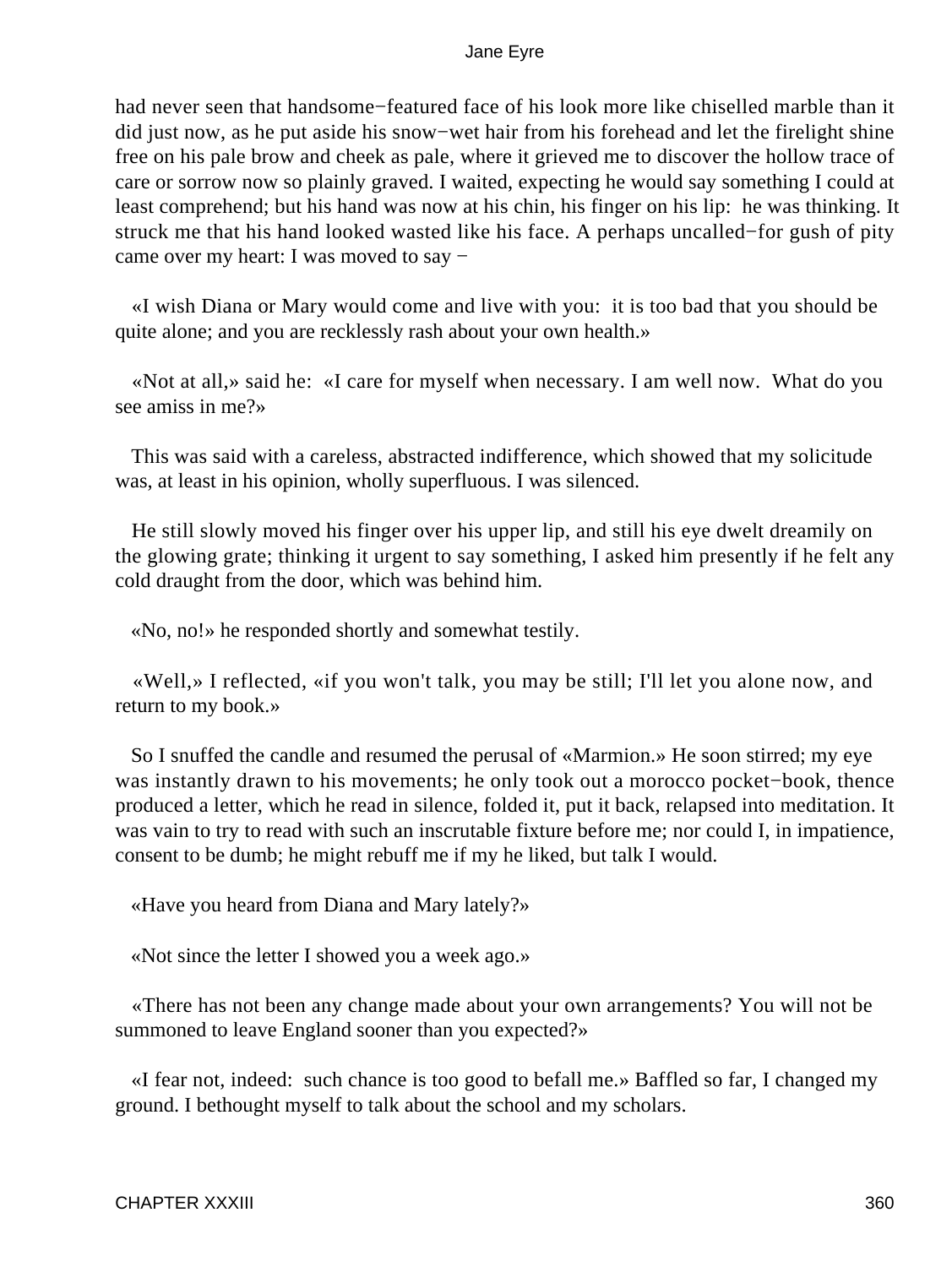had never seen that handsome−featured face of his look more like chiselled marble than it did just now, as he put aside his snow−wet hair from his forehead and let the firelight shine free on his pale brow and cheek as pale, where it grieved me to discover the hollow trace of care or sorrow now so plainly graved. I waited, expecting he would say something I could at least comprehend; but his hand was now at his chin, his finger on his lip: he was thinking. It struck me that his hand looked wasted like his face. A perhaps uncalled−for gush of pity came over my heart: I was moved to say −

«I wish Diana or Mary would come and live with you: it is too bad that you should be quite alone; and you are recklessly rash about your own health.»

«Not at all,» said he: «I care for myself when necessary. I am well now. What do you see amiss in me?»

This was said with a careless, abstracted indifference, which showed that my solicitude was, at least in his opinion, wholly superfluous. I was silenced.

He still slowly moved his finger over his upper lip, and still his eye dwelt dreamily on the glowing grate; thinking it urgent to say something, I asked him presently if he felt any cold draught from the door, which was behind him.

«No, no!» he responded shortly and somewhat testily.

«Well,» I reflected, «if you won't talk, you may be still; I'll let you alone now, and return to my book.»

So I snuffed the candle and resumed the perusal of «Marmion.» He soon stirred; my eye was instantly drawn to his movements; he only took out a morocco pocket−book, thence produced a letter, which he read in silence, folded it, put it back, relapsed into meditation. It was vain to try to read with such an inscrutable fixture before me; nor could I, in impatience, consent to be dumb; he might rebuff me if my he liked, but talk I would.

«Have you heard from Diana and Mary lately?»

«Not since the letter I showed you a week ago.»

«There has not been any change made about your own arrangements? You will not be summoned to leave England sooner than you expected?»

«I fear not, indeed: such chance is too good to befall me.» Baffled so far, I changed my ground. I bethought myself to talk about the school and my scholars.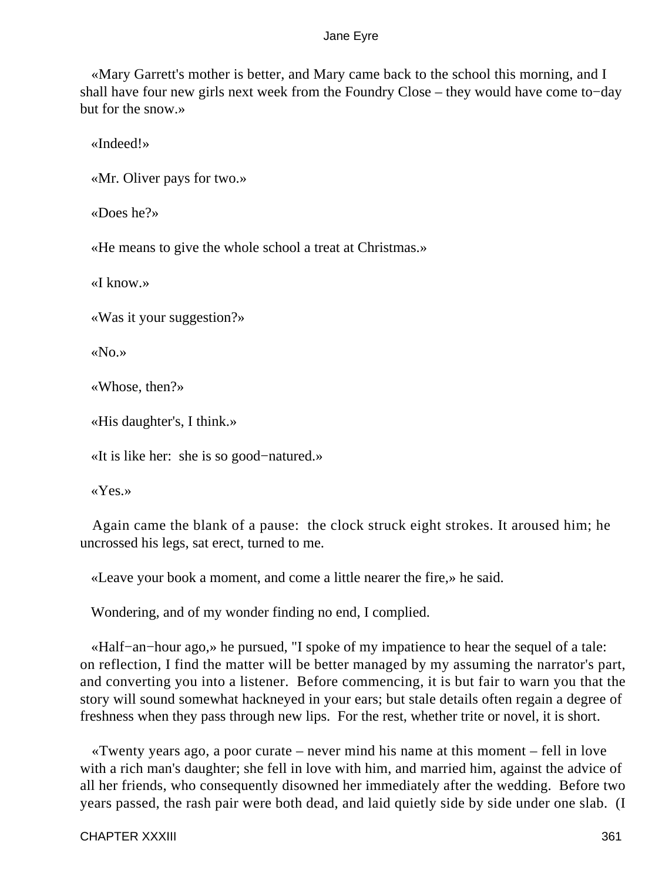«Mary Garrett's mother is better, and Mary came back to the school this morning, and I shall have four new girls next week from the Foundry Close – they would have come to−day but for the snow.»

«Indeed!»

«Mr. Oliver pays for two.»

«Does he?»

«He means to give the whole school a treat at Christmas.»

«I know.»

«Was it your suggestion?»

«No.»

«Whose, then?»

«His daughter's, I think.»

«It is like her: she is so good−natured.»

«Yes.»

Again came the blank of a pause: the clock struck eight strokes. It aroused him; he uncrossed his legs, sat erect, turned to me.

«Leave your book a moment, and come a little nearer the fire,» he said.

Wondering, and of my wonder finding no end, I complied.

«Half−an−hour ago,» he pursued, "I spoke of my impatience to hear the sequel of a tale: on reflection, I find the matter will be better managed by my assuming the narrator's part, and converting you into a listener. Before commencing, it is but fair to warn you that the story will sound somewhat hackneyed in your ears; but stale details often regain a degree of freshness when they pass through new lips. For the rest, whether trite or novel, it is short.

«Twenty years ago, a poor curate – never mind his name at this moment – fell in love with a rich man's daughter; she fell in love with him, and married him, against the advice of all her friends, who consequently disowned her immediately after the wedding. Before two years passed, the rash pair were both dead, and laid quietly side by side under one slab. (I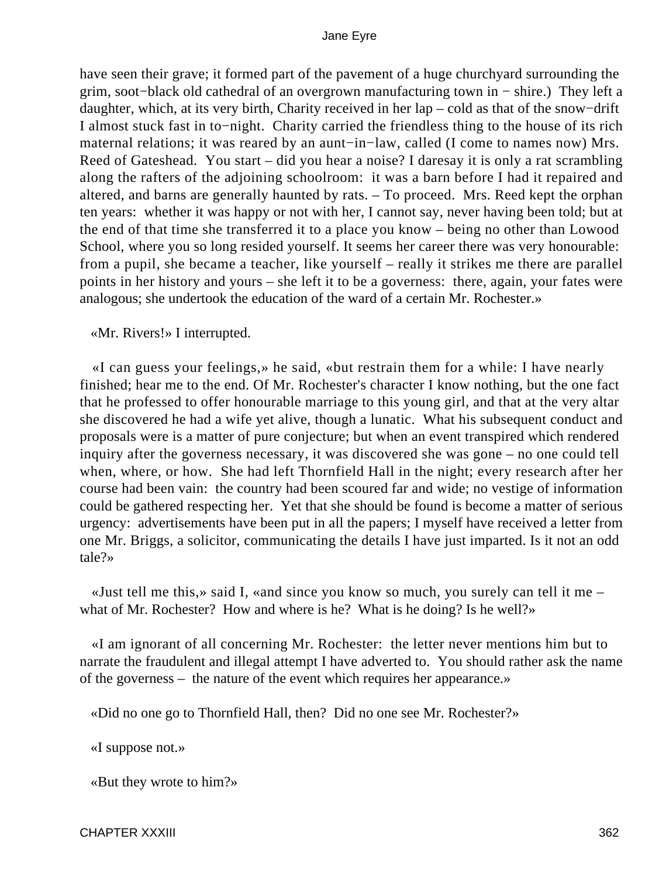have seen their grave; it formed part of the pavement of a huge churchyard surrounding the grim, soot−black old cathedral of an overgrown manufacturing town in − shire.) They left a daughter, which, at its very birth, Charity received in her lap – cold as that of the snow−drift I almost stuck fast in to−night. Charity carried the friendless thing to the house of its rich maternal relations; it was reared by an aunt−in−law, called (I come to names now) Mrs. Reed of Gateshead. You start – did you hear a noise? I daresay it is only a rat scrambling along the rafters of the adjoining schoolroom: it was a barn before I had it repaired and altered, and barns are generally haunted by rats. – To proceed. Mrs. Reed kept the orphan ten years: whether it was happy or not with her, I cannot say, never having been told; but at the end of that time she transferred it to a place you know – being no other than Lowood School, where you so long resided yourself. It seems her career there was very honourable: from a pupil, she became a teacher, like yourself – really it strikes me there are parallel points in her history and yours – she left it to be a governess: there, again, your fates were analogous; she undertook the education of the ward of a certain Mr. Rochester.»

«Mr. Rivers!» I interrupted.

«I can guess your feelings,» he said, «but restrain them for a while: I have nearly finished; hear me to the end. Of Mr. Rochester's character I know nothing, but the one fact that he professed to offer honourable marriage to this young girl, and that at the very altar she discovered he had a wife yet alive, though a lunatic. What his subsequent conduct and proposals were is a matter of pure conjecture; but when an event transpired which rendered inquiry after the governess necessary, it was discovered she was gone – no one could tell when, where, or how. She had left Thornfield Hall in the night; every research after her course had been vain: the country had been scoured far and wide; no vestige of information could be gathered respecting her. Yet that she should be found is become a matter of serious urgency: advertisements have been put in all the papers; I myself have received a letter from one Mr. Briggs, a solicitor, communicating the details I have just imparted. Is it not an odd tale?»

«Just tell me this,» said I, «and since you know so much, you surely can tell it me – what of Mr. Rochester? How and where is he? What is he doing? Is he well?»

«I am ignorant of all concerning Mr. Rochester: the letter never mentions him but to narrate the fraudulent and illegal attempt I have adverted to. You should rather ask the name of the governess – the nature of the event which requires her appearance.»

«Did no one go to Thornfield Hall, then? Did no one see Mr. Rochester?»

«I suppose not.»

«But they wrote to him?»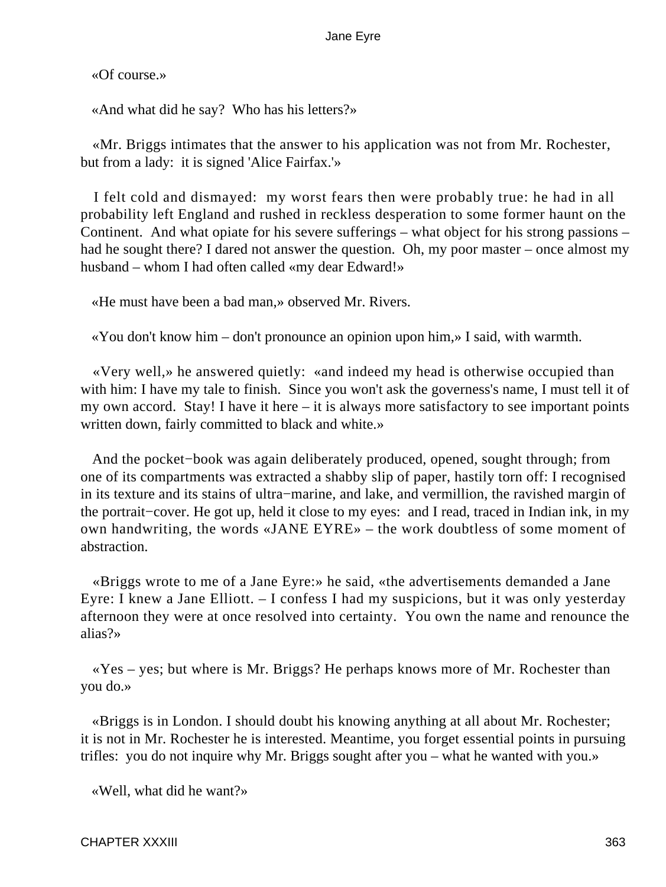«Of course.»

«And what did he say? Who has his letters?»

«Mr. Briggs intimates that the answer to his application was not from Mr. Rochester, but from a lady: it is signed 'Alice Fairfax.'»

I felt cold and dismayed: my worst fears then were probably true: he had in all probability left England and rushed in reckless desperation to some former haunt on the Continent. And what opiate for his severe sufferings – what object for his strong passions – had he sought there? I dared not answer the question. Oh, my poor master – once almost my husband – whom I had often called «my dear Edward!»

«He must have been a bad man,» observed Mr. Rivers.

«You don't know him – don't pronounce an opinion upon him,» I said, with warmth.

«Very well,» he answered quietly: «and indeed my head is otherwise occupied than with him: I have my tale to finish. Since you won't ask the governess's name, I must tell it of my own accord. Stay! I have it here – it is always more satisfactory to see important points written down, fairly committed to black and white.»

And the pocket−book was again deliberately produced, opened, sought through; from one of its compartments was extracted a shabby slip of paper, hastily torn off: I recognised in its texture and its stains of ultra−marine, and lake, and vermillion, the ravished margin of the portrait−cover. He got up, held it close to my eyes: and I read, traced in Indian ink, in my own handwriting, the words «JANE EYRE» – the work doubtless of some moment of abstraction.

«Briggs wrote to me of a Jane Eyre:» he said, «the advertisements demanded a Jane Eyre: I knew a Jane Elliott. – I confess I had my suspicions, but it was only yesterday afternoon they were at once resolved into certainty. You own the name and renounce the alias?»

«Yes – yes; but where is Mr. Briggs? He perhaps knows more of Mr. Rochester than you do.»

«Briggs is in London. I should doubt his knowing anything at all about Mr. Rochester; it is not in Mr. Rochester he is interested. Meantime, you forget essential points in pursuing trifles: you do not inquire why Mr. Briggs sought after you – what he wanted with you.»

«Well, what did he want?»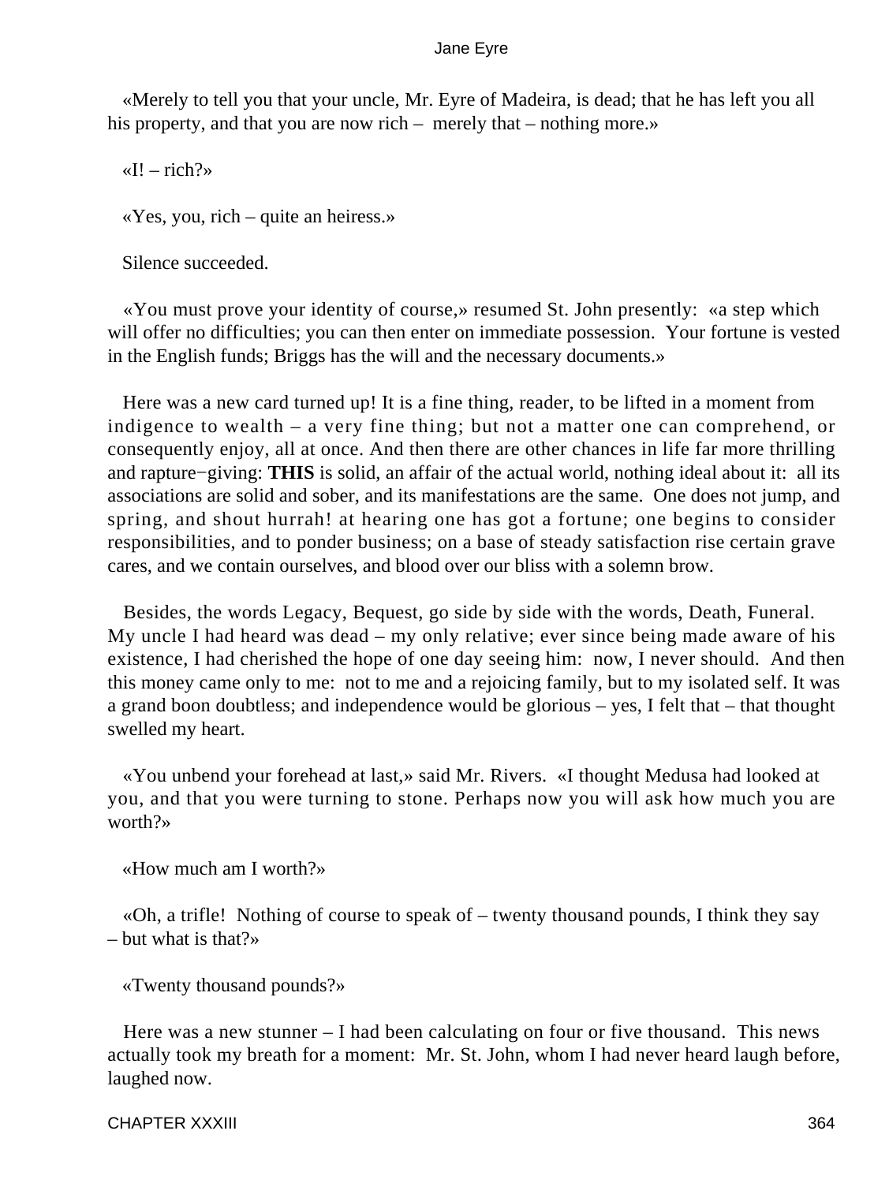«Merely to tell you that your uncle, Mr. Eyre of Madeira, is dead; that he has left you all his property, and that you are now rich – merely that – nothing more.»

«I! – rich?»

«Yes, you, rich – quite an heiress.»

Silence succeeded.

«You must prove your identity of course,» resumed St. John presently: «a step which will offer no difficulties; you can then enter on immediate possession. Your fortune is vested in the English funds; Briggs has the will and the necessary documents.»

Here was a new card turned up! It is a fine thing, reader, to be lifted in a moment from indigence to wealth – a very fine thing; but not a matter one can comprehend, or consequently enjoy, all at once. And then there are other chances in life far more thrilling and rapture−giving: **THIS** is solid, an affair of the actual world, nothing ideal about it: all its associations are solid and sober, and its manifestations are the same. One does not jump, and spring, and shout hurrah! at hearing one has got a fortune; one begins to consider responsibilities, and to ponder business; on a base of steady satisfaction rise certain grave cares, and we contain ourselves, and blood over our bliss with a solemn brow.

Besides, the words Legacy, Bequest, go side by side with the words, Death, Funeral. My uncle I had heard was dead – my only relative; ever since being made aware of his existence, I had cherished the hope of one day seeing him: now, I never should. And then this money came only to me: not to me and a rejoicing family, but to my isolated self. It was a grand boon doubtless; and independence would be glorious – yes, I felt that – that thought swelled my heart.

«You unbend your forehead at last,» said Mr. Rivers. «I thought Medusa had looked at you, and that you were turning to stone. Perhaps now you will ask how much you are worth?»

«How much am I worth?»

«Oh, a trifle! Nothing of course to speak of – twenty thousand pounds, I think they say – but what is that?»

«Twenty thousand pounds?»

Here was a new stunner – I had been calculating on four or five thousand. This news actually took my breath for a moment: Mr. St. John, whom I had never heard laugh before, laughed now.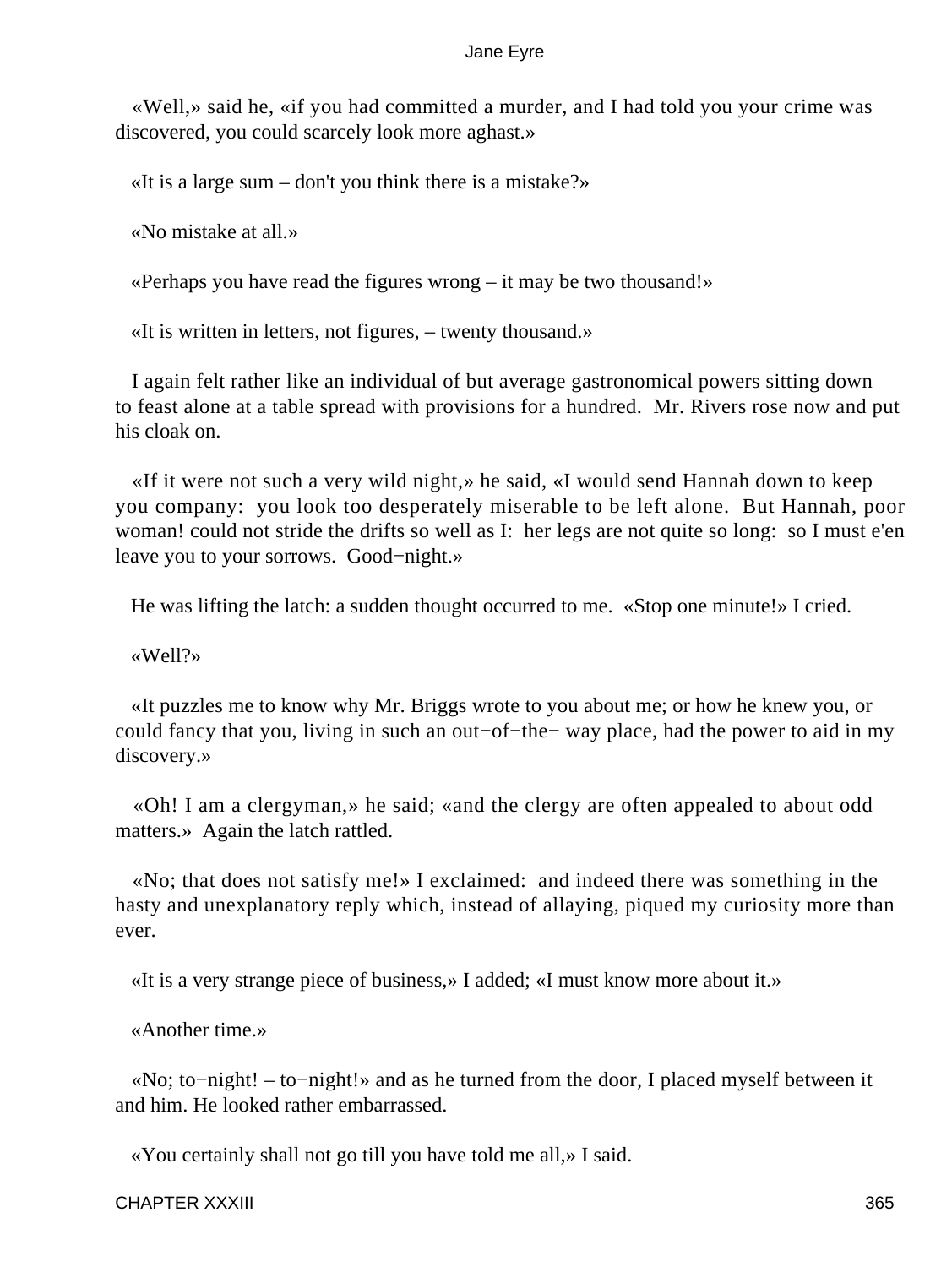«Well,» said he, «if you had committed a murder, and I had told you your crime was discovered, you could scarcely look more aghast.»

«It is a large sum – don't you think there is a mistake?»

«No mistake at all.»

«Perhaps you have read the figures wrong – it may be two thousand!»

«It is written in letters, not figures, – twenty thousand.»

I again felt rather like an individual of but average gastronomical powers sitting down to feast alone at a table spread with provisions for a hundred. Mr. Rivers rose now and put his cloak on.

«If it were not such a very wild night,» he said, «I would send Hannah down to keep you company: you look too desperately miserable to be left alone. But Hannah, poor woman! could not stride the drifts so well as I: her legs are not quite so long: so I must e'en leave you to your sorrows. Good−night.»

He was lifting the latch: a sudden thought occurred to me. «Stop one minute!» I cried.

«Well?»

«It puzzles me to know why Mr. Briggs wrote to you about me; or how he knew you, or could fancy that you, living in such an out−of−the− way place, had the power to aid in my discovery.»

«Oh! I am a clergyman,» he said; «and the clergy are often appealed to about odd matters.» Again the latch rattled.

«No; that does not satisfy me!» I exclaimed: and indeed there was something in the hasty and unexplanatory reply which, instead of allaying, piqued my curiosity more than ever.

«It is a very strange piece of business,» I added; «I must know more about it.»

«Another time.»

«No; to−night! – to−night!» and as he turned from the door, I placed myself between it and him. He looked rather embarrassed.

«You certainly shall not go till you have told me all,» I said.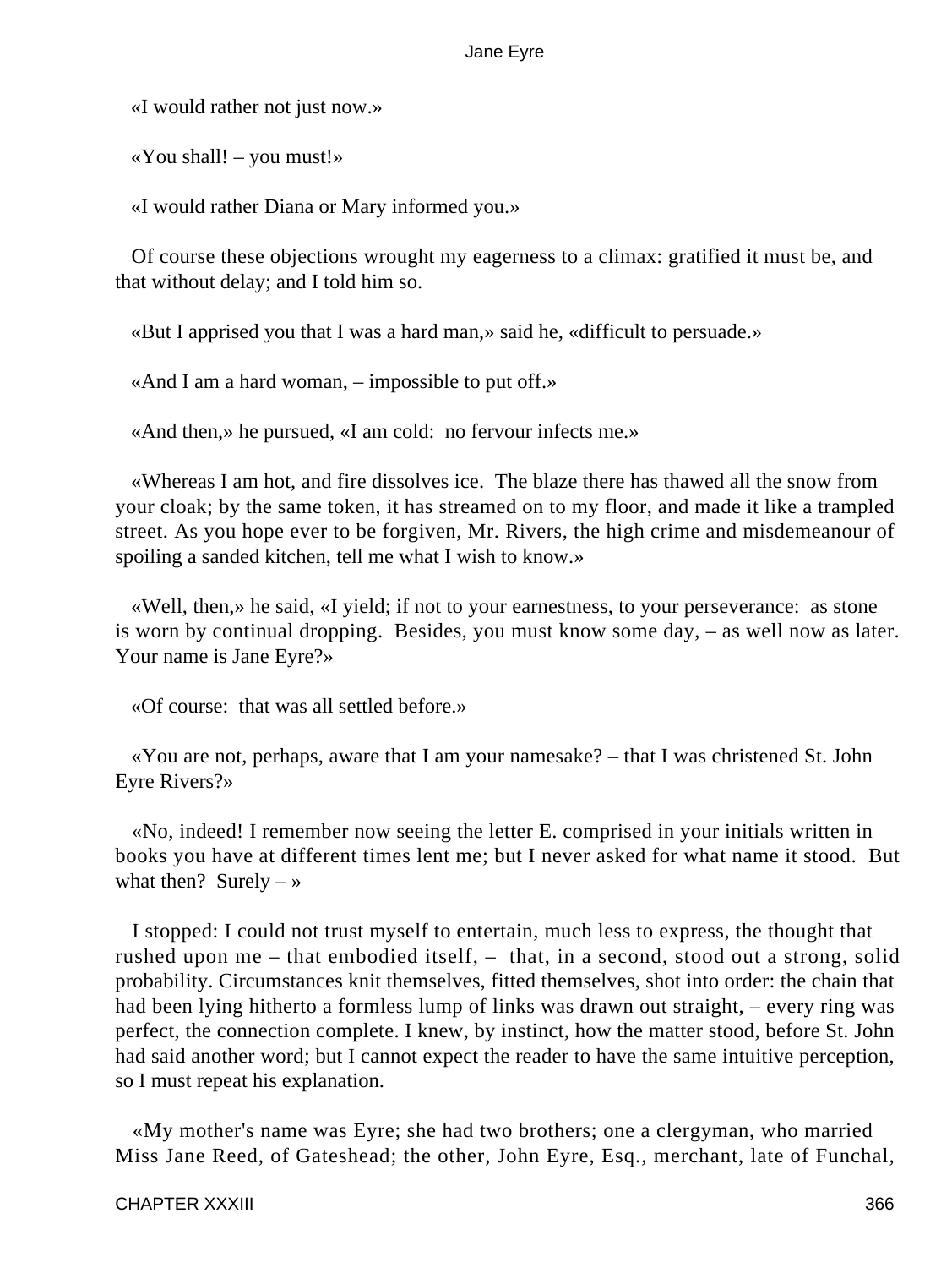«I would rather not just now.»

«You shall! – you must!»

«I would rather Diana or Mary informed you.»

Of course these objections wrought my eagerness to a climax: gratified it must be, and that without delay; and I told him so.

«But I apprised you that I was a hard man,» said he, «difficult to persuade.»

«And I am a hard woman, – impossible to put off.»

«And then,» he pursued, «I am cold: no fervour infects me.»

«Whereas I am hot, and fire dissolves ice. The blaze there has thawed all the snow from your cloak; by the same token, it has streamed on to my floor, and made it like a trampled street. As you hope ever to be forgiven, Mr. Rivers, the high crime and misdemeanour of spoiling a sanded kitchen, tell me what I wish to know.»

«Well, then,» he said, «I yield; if not to your earnestness, to your perseverance: as stone is worn by continual dropping. Besides, you must know some day, – as well now as later. Your name is Jane Eyre?»

«Of course: that was all settled before.»

«You are not, perhaps, aware that I am your namesake? – that I was christened St. John Eyre Rivers?»

«No, indeed! I remember now seeing the letter E. comprised in your initials written in books you have at different times lent me; but I never asked for what name it stood. But what then? Surely – »

I stopped: I could not trust myself to entertain, much less to express, the thought that rushed upon me – that embodied itself, – that, in a second, stood out a strong, solid probability. Circumstances knit themselves, fitted themselves, shot into order: the chain that had been lying hitherto a formless lump of links was drawn out straight, – every ring was perfect, the connection complete. I knew, by instinct, how the matter stood, before St. John had said another word; but I cannot expect the reader to have the same intuitive perception, so I must repeat his explanation.

«My mother's name was Eyre; she had two brothers; one a clergyman, who married Miss Jane Reed, of Gateshead; the other, John Eyre, Esq., merchant, late of Funchal,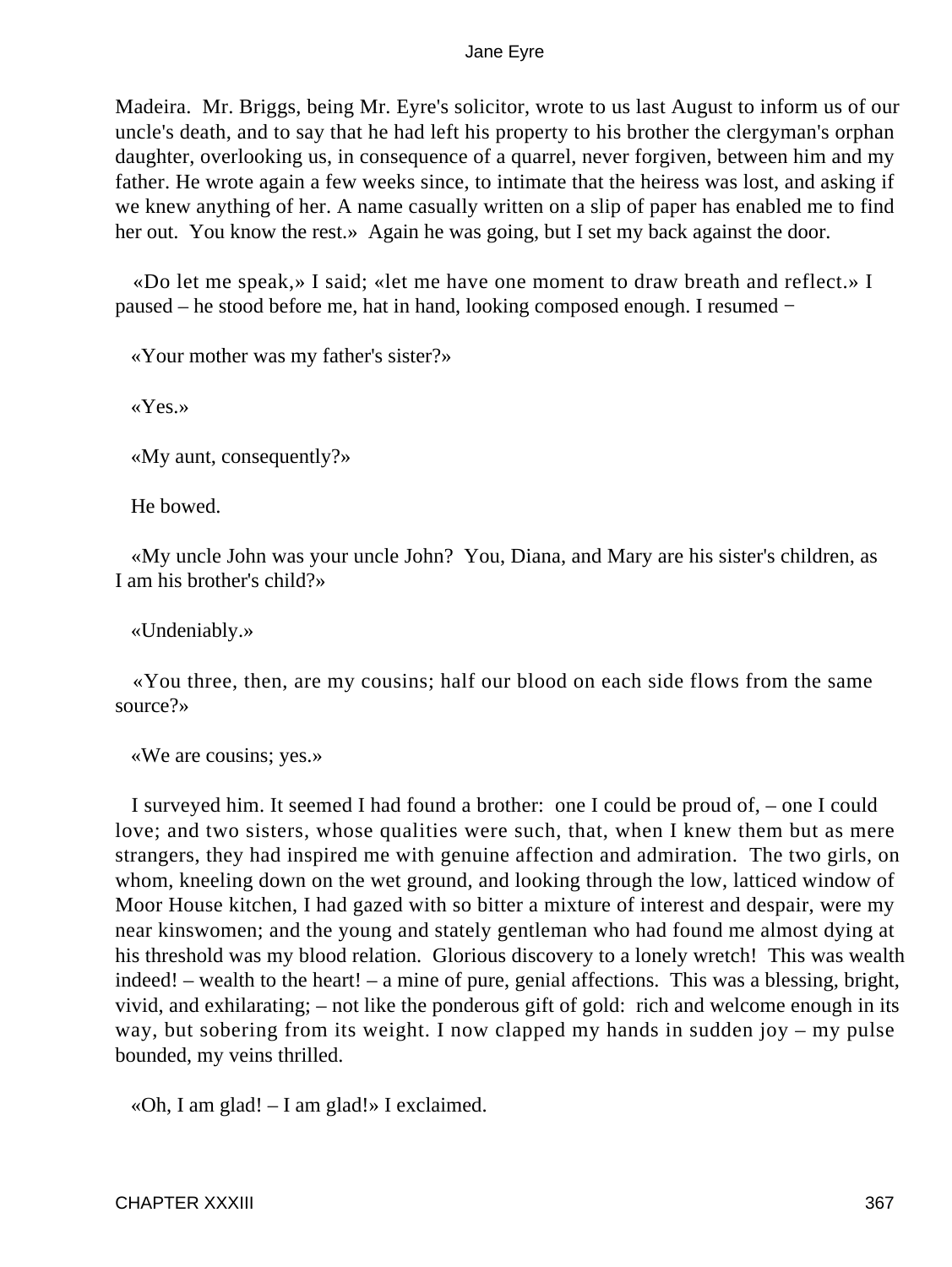Madeira. Mr. Briggs, being Mr. Eyre's solicitor, wrote to us last August to inform us of our uncle's death, and to say that he had left his property to his brother the clergyman's orphan daughter, overlooking us, in consequence of a quarrel, never forgiven, between him and my father. He wrote again a few weeks since, to intimate that the heiress was lost, and asking if we knew anything of her. A name casually written on a slip of paper has enabled me to find her out. You know the rest.» Again he was going, but I set my back against the door.

«Do let me speak,» I said; «let me have one moment to draw breath and reflect.» I paused – he stood before me, hat in hand, looking composed enough. I resumed −

«Your mother was my father's sister?»

«Yes.»

«My aunt, consequently?»

He bowed.

«My uncle John was your uncle John? You, Diana, and Mary are his sister's children, as I am his brother's child?»

«Undeniably.»

«You three, then, are my cousins; half our blood on each side flows from the same source?»

«We are cousins; yes.»

I surveyed him. It seemed I had found a brother: one I could be proud of, – one I could love; and two sisters, whose qualities were such, that, when I knew them but as mere strangers, they had inspired me with genuine affection and admiration. The two girls, on whom, kneeling down on the wet ground, and looking through the low, latticed window of Moor House kitchen, I had gazed with so bitter a mixture of interest and despair, were my near kinswomen; and the young and stately gentleman who had found me almost dying at his threshold was my blood relation. Glorious discovery to a lonely wretch! This was wealth indeed! – wealth to the heart! – a mine of pure, genial affections. This was a blessing, bright, vivid, and exhilarating; – not like the ponderous gift of gold: rich and welcome enough in its way, but sobering from its weight. I now clapped my hands in sudden joy – my pulse bounded, my veins thrilled.

«Oh, I am glad! – I am glad!» I exclaimed.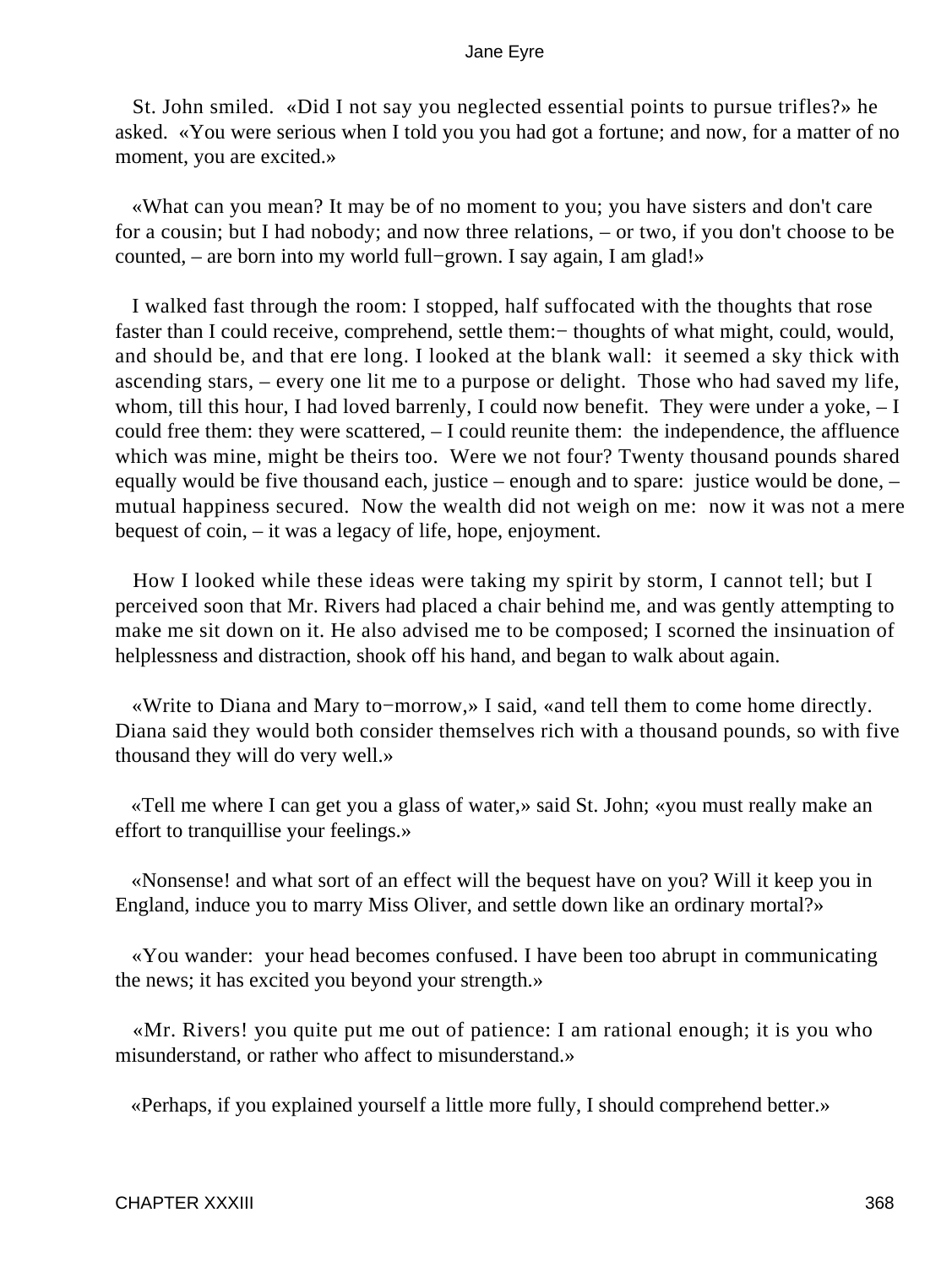St. John smiled. «Did I not say you neglected essential points to pursue trifles?» he asked. «You were serious when I told you you had got a fortune; and now, for a matter of no moment, you are excited.»

«What can you mean? It may be of no moment to you; you have sisters and don't care for a cousin; but I had nobody; and now three relations, – or two, if you don't choose to be counted, – are born into my world full−grown. I say again, I am glad!»

I walked fast through the room: I stopped, half suffocated with the thoughts that rose faster than I could receive, comprehend, settle them:− thoughts of what might, could, would, and should be, and that ere long. I looked at the blank wall: it seemed a sky thick with ascending stars, – every one lit me to a purpose or delight. Those who had saved my life, whom, till this hour, I had loved barrenly, I could now benefit. They were under a yoke, – I could free them: they were scattered, – I could reunite them: the independence, the affluence which was mine, might be theirs too. Were we not four? Twenty thousand pounds shared equally would be five thousand each, justice – enough and to spare: justice would be done, – mutual happiness secured. Now the wealth did not weigh on me: now it was not a mere bequest of coin, – it was a legacy of life, hope, enjoyment.

How I looked while these ideas were taking my spirit by storm, I cannot tell; but I perceived soon that Mr. Rivers had placed a chair behind me, and was gently attempting to make me sit down on it. He also advised me to be composed; I scorned the insinuation of helplessness and distraction, shook off his hand, and began to walk about again.

«Write to Diana and Mary to−morrow,» I said, «and tell them to come home directly. Diana said they would both consider themselves rich with a thousand pounds, so with five thousand they will do very well.»

«Tell me where I can get you a glass of water,» said St. John; «you must really make an effort to tranquillise your feelings.»

«Nonsense! and what sort of an effect will the bequest have on you? Will it keep you in England, induce you to marry Miss Oliver, and settle down like an ordinary mortal?»

«You wander: your head becomes confused. I have been too abrupt in communicating the news; it has excited you beyond your strength.»

«Mr. Rivers! you quite put me out of patience: I am rational enough; it is you who misunderstand, or rather who affect to misunderstand.»

«Perhaps, if you explained yourself a little more fully, I should comprehend better.»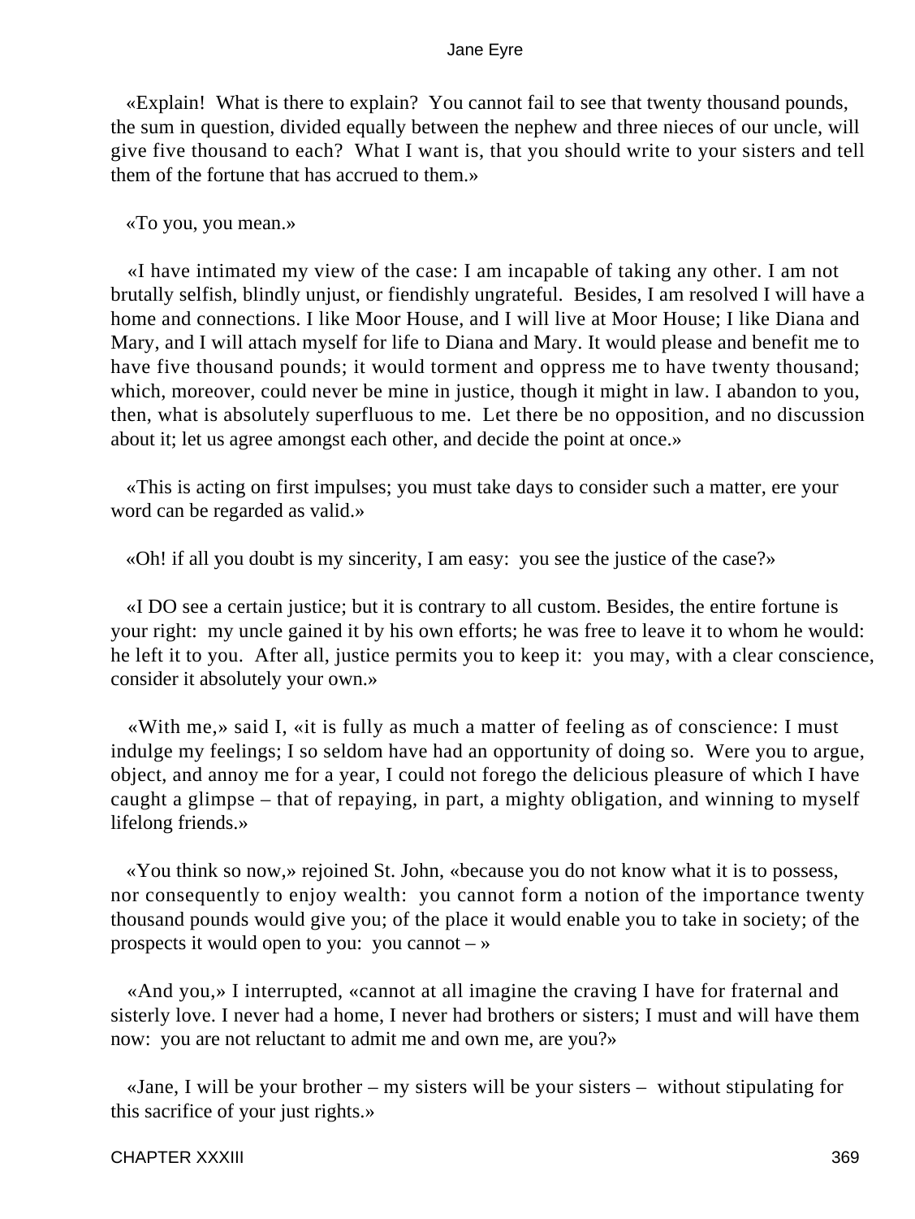«Explain! What is there to explain? You cannot fail to see that twenty thousand pounds, the sum in question, divided equally between the nephew and three nieces of our uncle, will give five thousand to each? What I want is, that you should write to your sisters and tell them of the fortune that has accrued to them.»

«To you, you mean.»

«I have intimated my view of the case: I am incapable of taking any other. I am not brutally selfish, blindly unjust, or fiendishly ungrateful. Besides, I am resolved I will have a home and connections. I like Moor House, and I will live at Moor House; I like Diana and Mary, and I will attach myself for life to Diana and Mary. It would please and benefit me to have five thousand pounds; it would torment and oppress me to have twenty thousand; which, moreover, could never be mine in justice, though it might in law. I abandon to you, then, what is absolutely superfluous to me. Let there be no opposition, and no discussion about it; let us agree amongst each other, and decide the point at once.»

«This is acting on first impulses; you must take days to consider such a matter, ere your word can be regarded as valid.»

«Oh! if all you doubt is my sincerity, I am easy: you see the justice of the case?»

«I DO see a certain justice; but it is contrary to all custom. Besides, the entire fortune is your right: my uncle gained it by his own efforts; he was free to leave it to whom he would: he left it to you. After all, justice permits you to keep it: you may, with a clear conscience, consider it absolutely your own.»

«With me,» said I, «it is fully as much a matter of feeling as of conscience: I must indulge my feelings; I so seldom have had an opportunity of doing so. Were you to argue, object, and annoy me for a year, I could not forego the delicious pleasure of which I have caught a glimpse – that of repaying, in part, a mighty obligation, and winning to myself lifelong friends.»

«You think so now,» rejoined St. John, «because you do not know what it is to possess, nor consequently to enjoy wealth: you cannot form a notion of the importance twenty thousand pounds would give you; of the place it would enable you to take in society; of the prospects it would open to you: you cannot – »

«And you,» I interrupted, «cannot at all imagine the craving I have for fraternal and sisterly love. I never had a home, I never had brothers or sisters; I must and will have them now: you are not reluctant to admit me and own me, are you?»

«Jane, I will be your brother – my sisters will be your sisters – without stipulating for this sacrifice of your just rights.»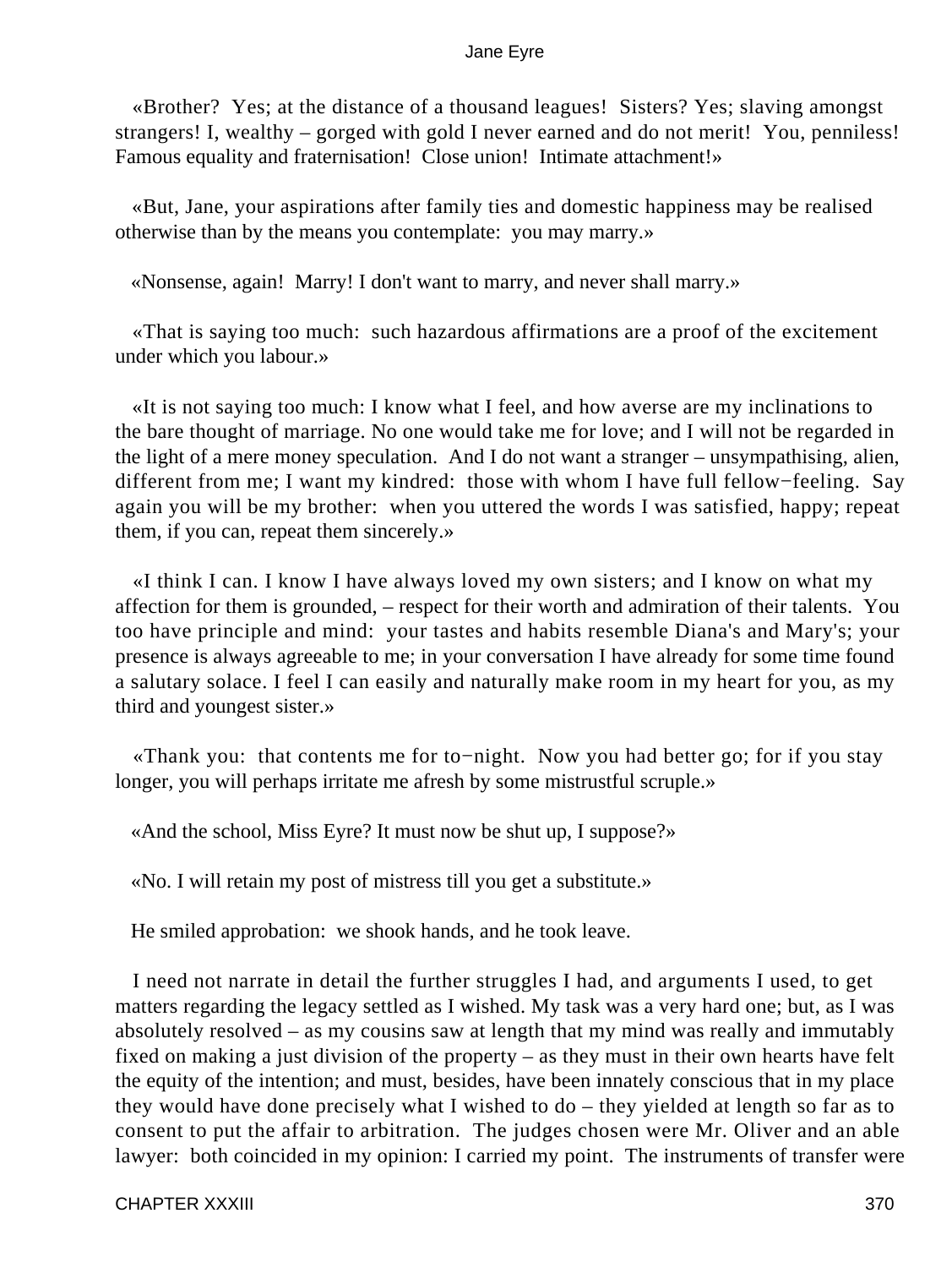«Brother? Yes; at the distance of a thousand leagues! Sisters? Yes; slaving amongst strangers! I, wealthy – gorged with gold I never earned and do not merit! You, penniless! Famous equality and fraternisation! Close union! Intimate attachment!»

«But, Jane, your aspirations after family ties and domestic happiness may be realised otherwise than by the means you contemplate: you may marry.»

«Nonsense, again! Marry! I don't want to marry, and never shall marry.»

«That is saying too much: such hazardous affirmations are a proof of the excitement under which you labour.»

«It is not saying too much: I know what I feel, and how averse are my inclinations to the bare thought of marriage. No one would take me for love; and I will not be regarded in the light of a mere money speculation. And I do not want a stranger – unsympathising, alien, different from me; I want my kindred: those with whom I have full fellow−feeling. Say again you will be my brother: when you uttered the words I was satisfied, happy; repeat them, if you can, repeat them sincerely.»

«I think I can. I know I have always loved my own sisters; and I know on what my affection for them is grounded, – respect for their worth and admiration of their talents. You too have principle and mind: your tastes and habits resemble Diana's and Mary's; your presence is always agreeable to me; in your conversation I have already for some time found a salutary solace. I feel I can easily and naturally make room in my heart for you, as my third and youngest sister.»

«Thank you: that contents me for to−night. Now you had better go; for if you stay longer, you will perhaps irritate me afresh by some mistrustful scruple.»

«And the school, Miss Eyre? It must now be shut up, I suppose?»

«No. I will retain my post of mistress till you get a substitute.»

He smiled approbation: we shook hands, and he took leave.

I need not narrate in detail the further struggles I had, and arguments I used, to get matters regarding the legacy settled as I wished. My task was a very hard one; but, as I was absolutely resolved – as my cousins saw at length that my mind was really and immutably fixed on making a just division of the property – as they must in their own hearts have felt the equity of the intention; and must, besides, have been innately conscious that in my place they would have done precisely what I wished to do – they yielded at length so far as to consent to put the affair to arbitration. The judges chosen were Mr. Oliver and an able lawyer: both coincided in my opinion: I carried my point. The instruments of transfer were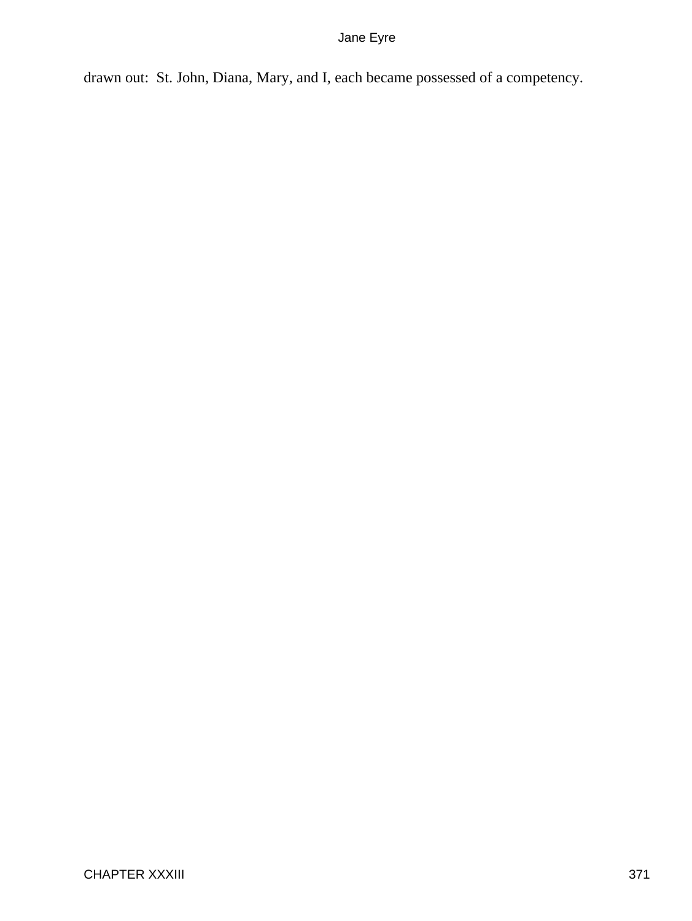drawn out:  St. John, Diana, Mary, and I, each became possessed of a competency.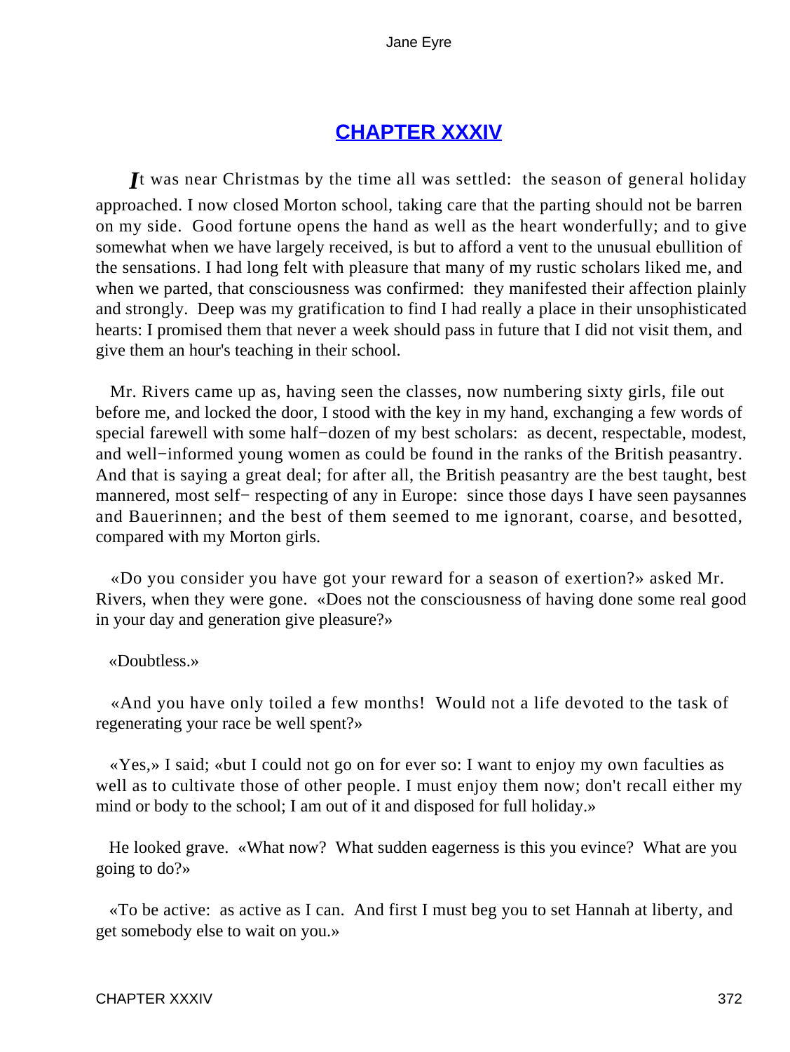# CHAPTER XXXIV

*I*t was near Christmas by the time all was settled: the season of general holiday approached. I now closed Morton school, taking care that the parting should not be barren on my side. Good fortune opens the hand as well as the heart wonderfully; and to give somewhat when we have largely received, is but to afford a vent to the unusual ebullition of the sensations. I had long felt with pleasure that many of my rustic scholars liked me, and when we parted, that consciousness was confirmed: they manifested their affection plainly and strongly. Deep was my gratification to find I had really a place in their unsophisticated hearts: I promised them that never a week should pass in future that I did not visit them, and give them an hour's teaching in their school.

Mr. Rivers came up as, having seen the classes, now numbering sixty girls, file out before me, and locked the door, I stood with the key in my hand, exchanging a few words of special farewell with some half−dozen of my best scholars: as decent, respectable, modest, and well−informed young women as could be found in the ranks of the British peasantry. And that is saying a great deal; for after all, the British peasantry are the best taught, best mannered, most self− respecting of any in Europe: since those days I have seen paysannes and Bauerinnen; and the best of them seemed to me ignorant, coarse, and besotted, compared with my Morton girls.

«Do you consider you have got your reward for a season of exertion?» asked Mr. Rivers, when they were gone. «Does not the consciousness of having done some real good in your day and generation give pleasure?»

«Doubtless.»

«And you have only toiled a few months! Would not a life devoted to the task of regenerating your race be well spent?»

«Yes,» I said; «but I could not go on for ever so: I want to enjoy my own faculties as well as to cultivate those of other people. I must enjoy them now; don't recall either my mind or body to the school; I am out of it and disposed for full holiday.»

He looked grave. «What now? What sudden eagerness is this you evince? What are you going to do?»

«To be active: as active as I can. And first I must beg you to set Hannah at liberty, and get somebody else to wait on you.»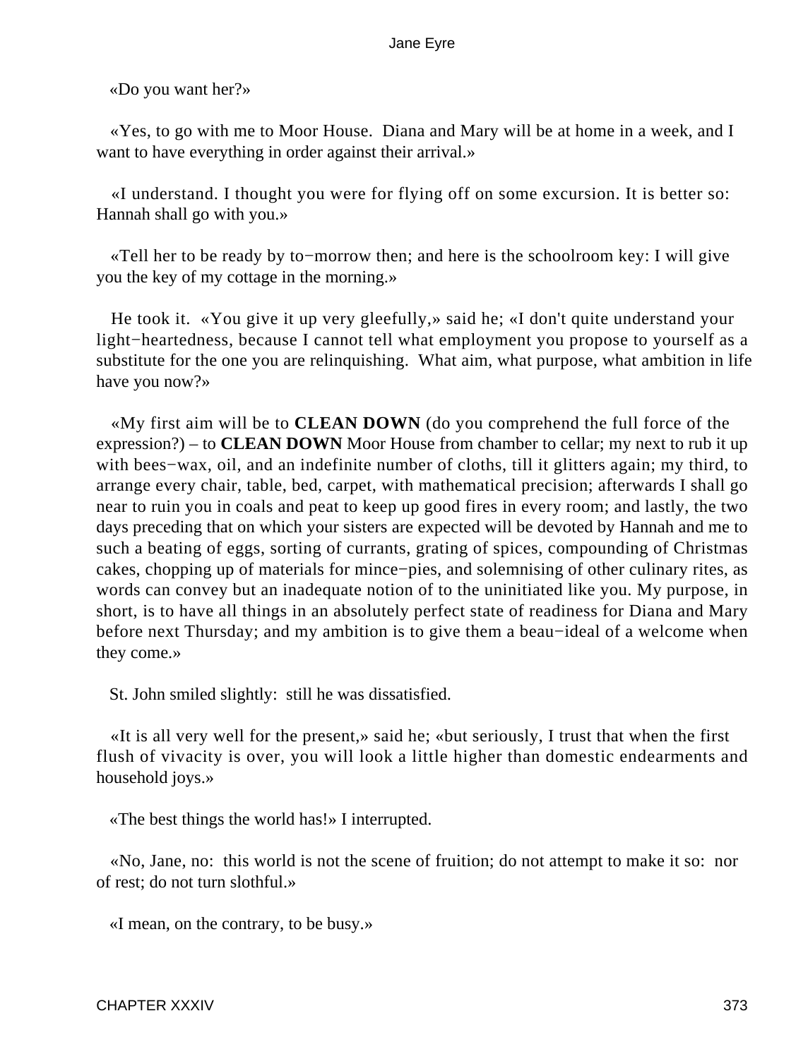«Do you want her?»

«Yes, to go with me to Moor House. Diana and Mary will be at home in a week, and I want to have everything in order against their arrival.»

«I understand. I thought you were for flying off on some excursion. It is better so: Hannah shall go with you.»

«Tell her to be ready by to−morrow then; and here is the schoolroom key: I will give you the key of my cottage in the morning.»

He took it. «You give it up very gleefully,» said he; «I don't quite understand your light−heartedness, because I cannot tell what employment you propose to yourself as a substitute for the one you are relinquishing. What aim, what purpose, what ambition in life have you now?»

«My first aim will be to **CLEAN DOWN** (do you comprehend the full force of the expression?) – to **CLEAN DOWN** Moor House from chamber to cellar; my next to rub it up with bees−wax, oil, and an indefinite number of cloths, till it glitters again; my third, to arrange every chair, table, bed, carpet, with mathematical precision; afterwards I shall go near to ruin you in coals and peat to keep up good fires in every room; and lastly, the two days preceding that on which your sisters are expected will be devoted by Hannah and me to such a beating of eggs, sorting of currants, grating of spices, compounding of Christmas cakes, chopping up of materials for mince−pies, and solemnising of other culinary rites, as words can convey but an inadequate notion of to the uninitiated like you. My purpose, in short, is to have all things in an absolutely perfect state of readiness for Diana and Mary before next Thursday; and my ambition is to give them a beau−ideal of a welcome when they come.»

St. John smiled slightly: still he was dissatisfied.

«It is all very well for the present,» said he; «but seriously, I trust that when the first flush of vivacity is over, you will look a little higher than domestic endearments and household joys.»

«The best things the world has!» I interrupted.

«No, Jane, no: this world is not the scene of fruition; do not attempt to make it so: nor of rest; do not turn slothful.»

«I mean, on the contrary, to be busy.»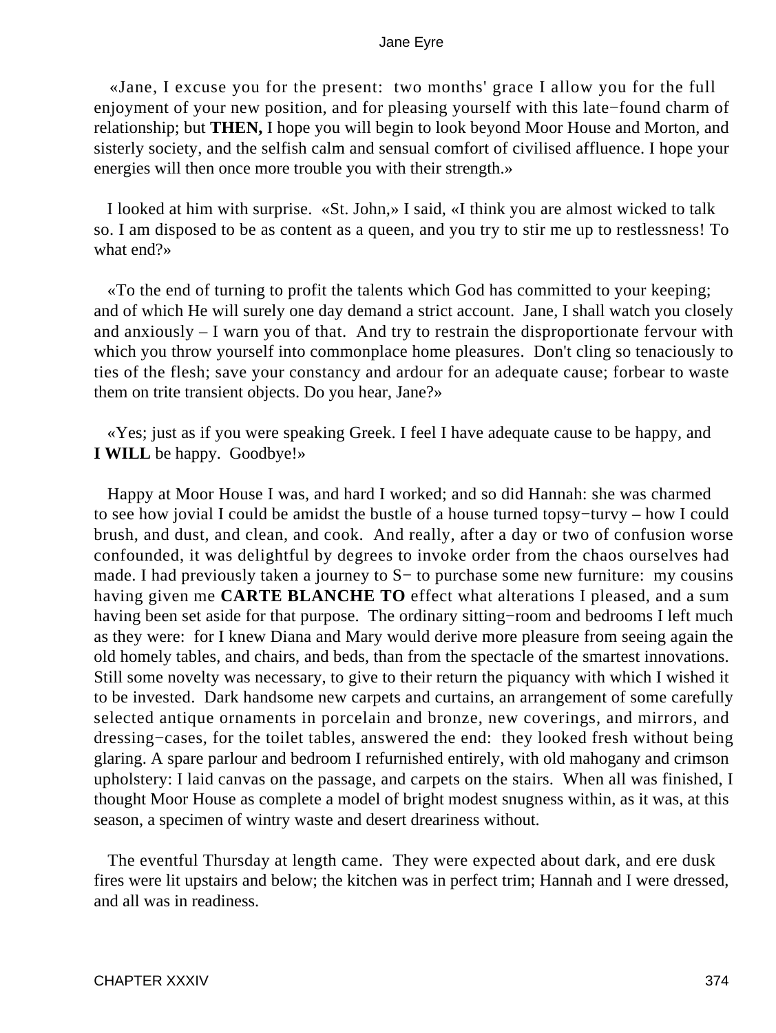«Jane, I excuse you for the present: two months' grace I allow you for the full enjoyment of your new position, and for pleasing yourself with this late−found charm of relationship; but **THEN,** I hope you will begin to look beyond Moor House and Morton, and sisterly society, and the selfish calm and sensual comfort of civilised affluence. I hope your energies will then once more trouble you with their strength.»

I looked at him with surprise. «St. John,» I said, «I think you are almost wicked to talk so. I am disposed to be as content as a queen, and you try to stir me up to restlessness! To what end?»

«To the end of turning to profit the talents which God has committed to your keeping; and of which He will surely one day demand a strict account. Jane, I shall watch you closely and anxiously – I warn you of that. And try to restrain the disproportionate fervour with which you throw yourself into commonplace home pleasures. Don't cling so tenaciously to ties of the flesh; save your constancy and ardour for an adequate cause; forbear to waste them on trite transient objects. Do you hear, Jane?»

«Yes; just as if you were speaking Greek. I feel I have adequate cause to be happy, and **I WILL** be happy. Goodbye!»

Happy at Moor House I was, and hard I worked; and so did Hannah: she was charmed to see how jovial I could be amidst the bustle of a house turned topsy−turvy – how I could brush, and dust, and clean, and cook. And really, after a day or two of confusion worse confounded, it was delightful by degrees to invoke order from the chaos ourselves had made. I had previously taken a journey to S− to purchase some new furniture: my cousins having given me **CARTE BLANCHE TO** effect what alterations I pleased, and a sum having been set aside for that purpose. The ordinary sitting−room and bedrooms I left much as they were: for I knew Diana and Mary would derive more pleasure from seeing again the old homely tables, and chairs, and beds, than from the spectacle of the smartest innovations. Still some novelty was necessary, to give to their return the piquancy with which I wished it to be invested. Dark handsome new carpets and curtains, an arrangement of some carefully selected antique ornaments in porcelain and bronze, new coverings, and mirrors, and dressing−cases, for the toilet tables, answered the end: they looked fresh without being glaring. A spare parlour and bedroom I refurnished entirely, with old mahogany and crimson upholstery: I laid canvas on the passage, and carpets on the stairs. When all was finished, I thought Moor House as complete a model of bright modest snugness within, as it was, at this season, a specimen of wintry waste and desert dreariness without.

The eventful Thursday at length came. They were expected about dark, and ere dusk fires were lit upstairs and below; the kitchen was in perfect trim; Hannah and I were dressed, and all was in readiness.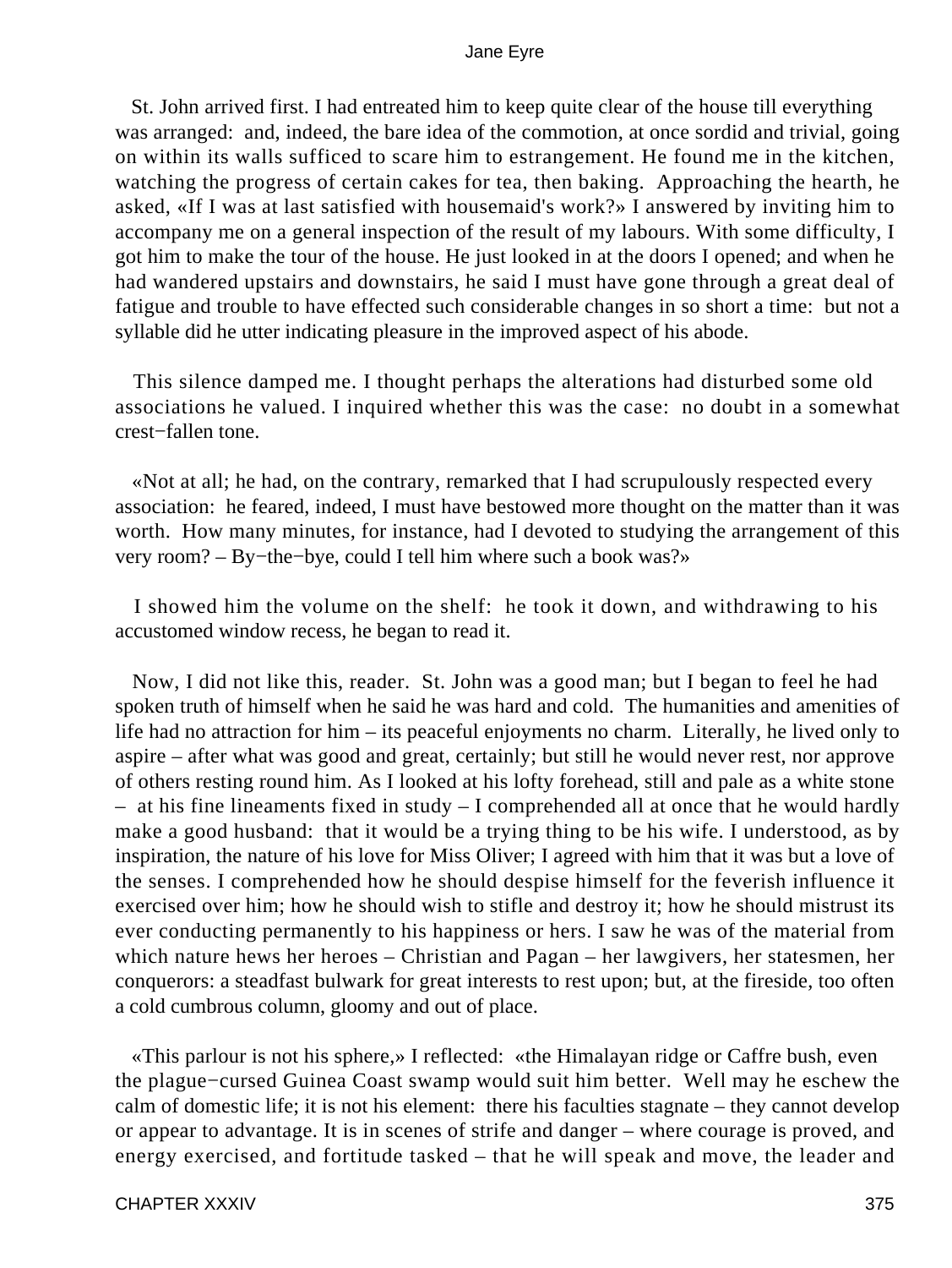St. John arrived first. I had entreated him to keep quite clear of the house till everything was arranged: and, indeed, the bare idea of the commotion, at once sordid and trivial, going on within its walls sufficed to scare him to estrangement. He found me in the kitchen, watching the progress of certain cakes for tea, then baking. Approaching the hearth, he asked, «If I was at last satisfied with housemaid's work?» I answered by inviting him to accompany me on a general inspection of the result of my labours. With some difficulty, I got him to make the tour of the house. He just looked in at the doors I opened; and when he had wandered upstairs and downstairs, he said I must have gone through a great deal of fatigue and trouble to have effected such considerable changes in so short a time: but not a syllable did he utter indicating pleasure in the improved aspect of his abode.

This silence damped me. I thought perhaps the alterations had disturbed some old associations he valued. I inquired whether this was the case: no doubt in a somewhat crest−fallen tone.

«Not at all; he had, on the contrary, remarked that I had scrupulously respected every association: he feared, indeed, I must have bestowed more thought on the matter than it was worth. How many minutes, for instance, had I devoted to studying the arrangement of this very room? – By−the−bye, could I tell him where such a book was?»

I showed him the volume on the shelf: he took it down, and withdrawing to his accustomed window recess, he began to read it.

Now, I did not like this, reader. St. John was a good man; but I began to feel he had spoken truth of himself when he said he was hard and cold. The humanities and amenities of life had no attraction for him – its peaceful enjoyments no charm. Literally, he lived only to aspire – after what was good and great, certainly; but still he would never rest, nor approve of others resting round him. As I looked at his lofty forehead, still and pale as a white stone – at his fine lineaments fixed in study – I comprehended all at once that he would hardly make a good husband: that it would be a trying thing to be his wife. I understood, as by inspiration, the nature of his love for Miss Oliver; I agreed with him that it was but a love of the senses. I comprehended how he should despise himself for the feverish influence it exercised over him; how he should wish to stifle and destroy it; how he should mistrust its ever conducting permanently to his happiness or hers. I saw he was of the material from which nature hews her heroes – Christian and Pagan – her lawgivers, her statesmen, her conquerors: a steadfast bulwark for great interests to rest upon; but, at the fireside, too often a cold cumbrous column, gloomy and out of place.

«This parlour is not his sphere,» I reflected: «the Himalayan ridge or Caffre bush, even the plague−cursed Guinea Coast swamp would suit him better. Well may he eschew the calm of domestic life; it is not his element: there his faculties stagnate – they cannot develop or appear to advantage. It is in scenes of strife and danger – where courage is proved, and energy exercised, and fortitude tasked – that he will speak and move, the leader and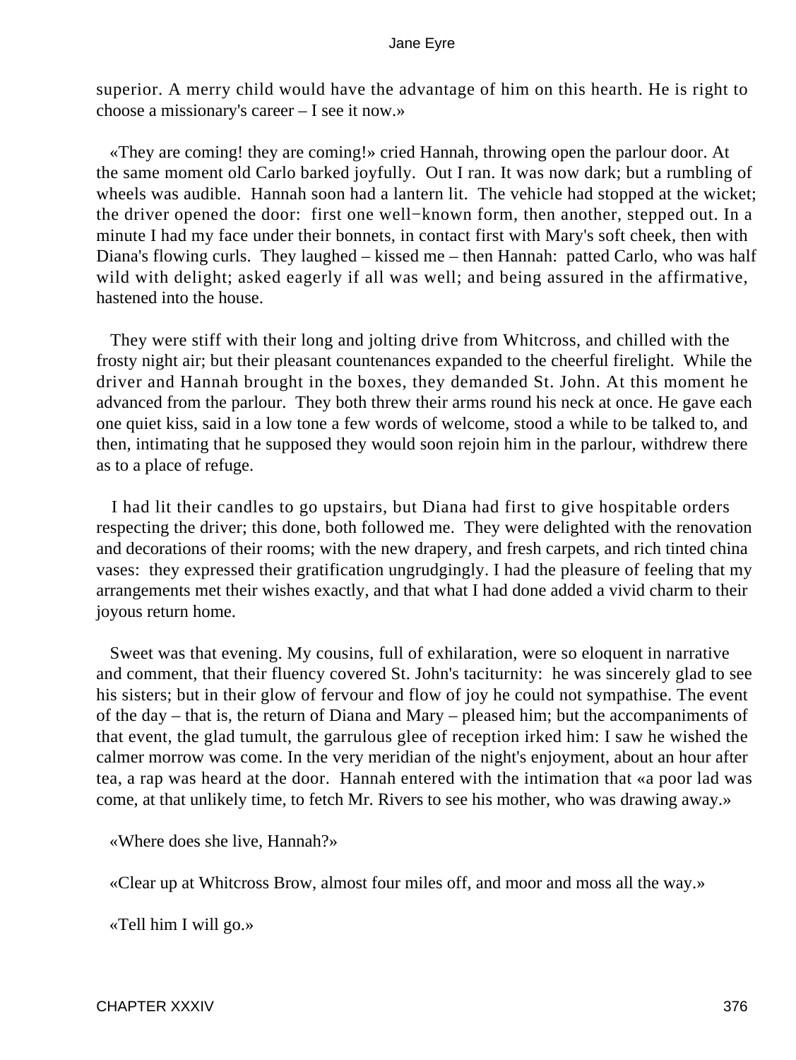superior. A merry child would have the advantage of him on this hearth. He is right to choose a missionary's career – I see it now.»

«They are coming! they are coming!» cried Hannah, throwing open the parlour door. At the same moment old Carlo barked joyfully. Out I ran. It was now dark; but a rumbling of wheels was audible. Hannah soon had a lantern lit. The vehicle had stopped at the wicket; the driver opened the door: first one well−known form, then another, stepped out. In a minute I had my face under their bonnets, in contact first with Mary's soft cheek, then with Diana's flowing curls. They laughed – kissed me – then Hannah: patted Carlo, who was half wild with delight; asked eagerly if all was well; and being assured in the affirmative, hastened into the house.

They were stiff with their long and jolting drive from Whitcross, and chilled with the frosty night air; but their pleasant countenances expanded to the cheerful firelight. While the driver and Hannah brought in the boxes, they demanded St. John. At this moment he advanced from the parlour. They both threw their arms round his neck at once. He gave each one quiet kiss, said in a low tone a few words of welcome, stood a while to be talked to, and then, intimating that he supposed they would soon rejoin him in the parlour, withdrew there as to a place of refuge.

I had lit their candles to go upstairs, but Diana had first to give hospitable orders respecting the driver; this done, both followed me. They were delighted with the renovation and decorations of their rooms; with the new drapery, and fresh carpets, and rich tinted china vases: they expressed their gratification ungrudgingly. I had the pleasure of feeling that my arrangements met their wishes exactly, and that what I had done added a vivid charm to their joyous return home.

Sweet was that evening. My cousins, full of exhilaration, were so eloquent in narrative and comment, that their fluency covered St. John's taciturnity: he was sincerely glad to see his sisters; but in their glow of fervour and flow of joy he could not sympathise. The event of the day – that is, the return of Diana and Mary – pleased him; but the accompaniments of that event, the glad tumult, the garrulous glee of reception irked him: I saw he wished the calmer morrow was come. In the very meridian of the night's enjoyment, about an hour after tea, a rap was heard at the door. Hannah entered with the intimation that «a poor lad was come, at that unlikely time, to fetch Mr. Rivers to see his mother, who was drawing away.»

«Where does she live, Hannah?»

«Clear up at Whitcross Brow, almost four miles off, and moor and moss all the way.»

«Tell him I will go.»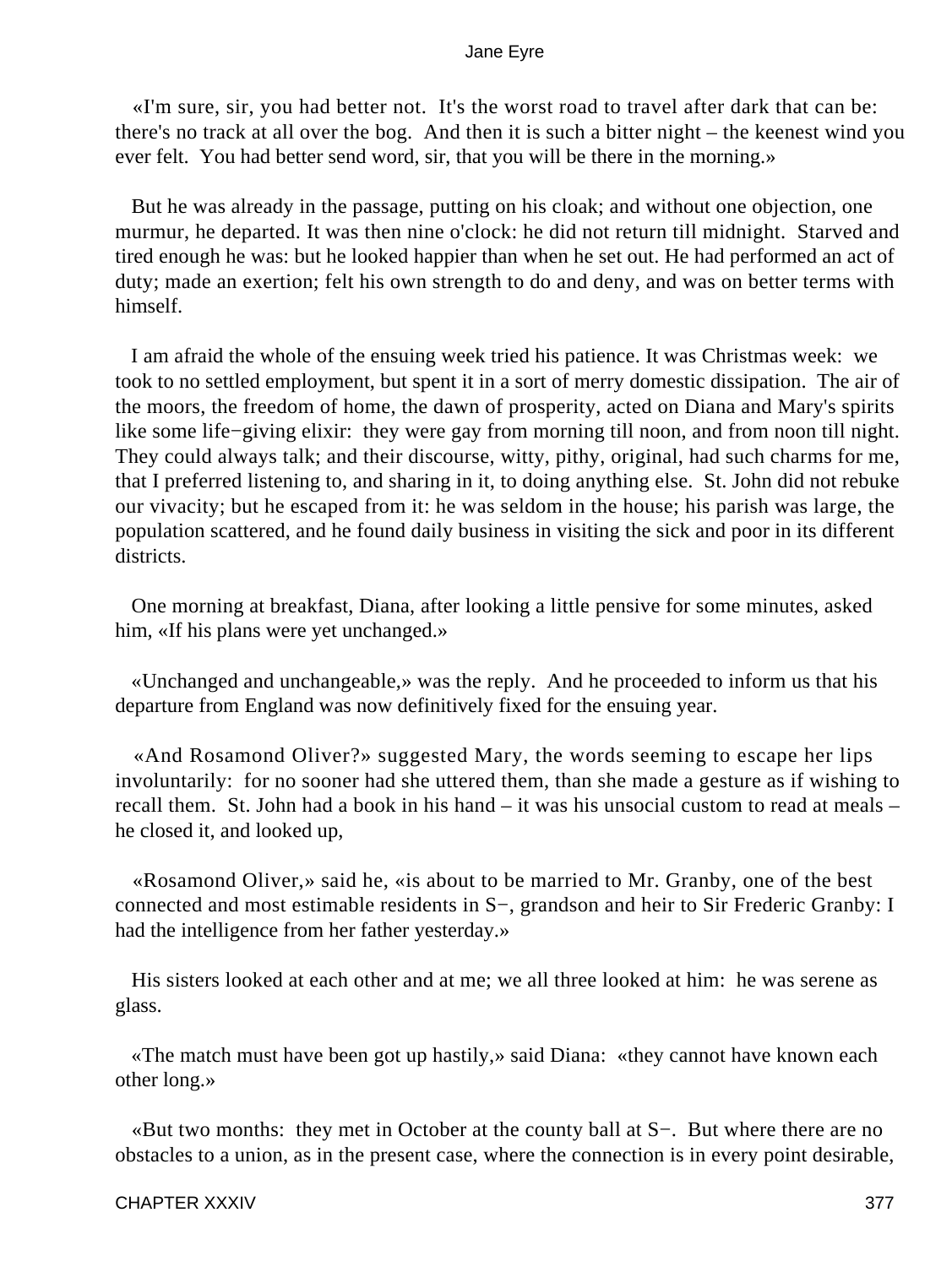«I'm sure, sir, you had better not. It's the worst road to travel after dark that can be: there's no track at all over the bog. And then it is such a bitter night – the keenest wind you ever felt. You had better send word, sir, that you will be there in the morning.»

But he was already in the passage, putting on his cloak; and without one objection, one murmur, he departed. It was then nine o'clock: he did not return till midnight. Starved and tired enough he was: but he looked happier than when he set out. He had performed an act of duty; made an exertion; felt his own strength to do and deny, and was on better terms with himself.

I am afraid the whole of the ensuing week tried his patience. It was Christmas week: we took to no settled employment, but spent it in a sort of merry domestic dissipation. The air of the moors, the freedom of home, the dawn of prosperity, acted on Diana and Mary's spirits like some life−giving elixir: they were gay from morning till noon, and from noon till night. They could always talk; and their discourse, witty, pithy, original, had such charms for me, that I preferred listening to, and sharing in it, to doing anything else. St. John did not rebuke our vivacity; but he escaped from it: he was seldom in the house; his parish was large, the population scattered, and he found daily business in visiting the sick and poor in its different districts.

One morning at breakfast, Diana, after looking a little pensive for some minutes, asked him, «If his plans were yet unchanged.»

«Unchanged and unchangeable,» was the reply. And he proceeded to inform us that his departure from England was now definitively fixed for the ensuing year.

«And Rosamond Oliver?» suggested Mary, the words seeming to escape her lips involuntarily: for no sooner had she uttered them, than she made a gesture as if wishing to recall them. St. John had a book in his hand – it was his unsocial custom to read at meals – he closed it, and looked up,

«Rosamond Oliver,» said he, «is about to be married to Mr. Granby, one of the best connected and most estimable residents in S−, grandson and heir to Sir Frederic Granby: I had the intelligence from her father yesterday.»

His sisters looked at each other and at me; we all three looked at him: he was serene as glass.

«The match must have been got up hastily,» said Diana: «they cannot have known each other long.»

«But two months: they met in October at the county ball at S−. But where there are no obstacles to a union, as in the present case, where the connection is in every point desirable,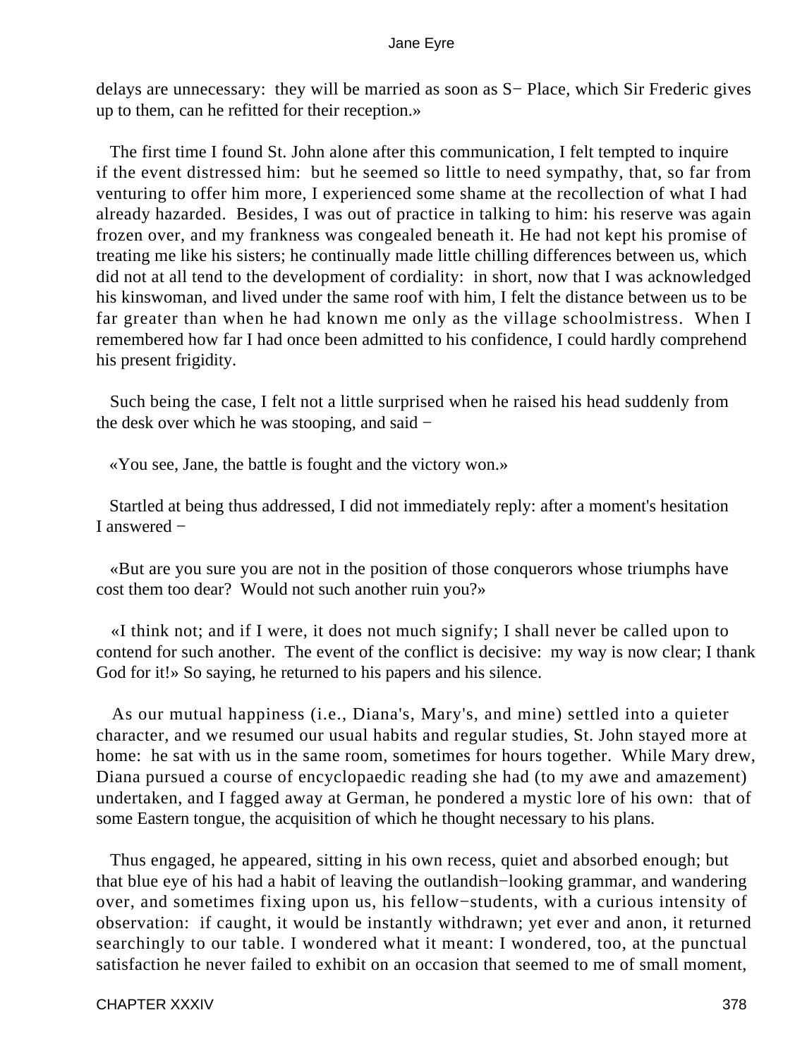delays are unnecessary: they will be married as soon as S− Place, which Sir Frederic gives up to them, can he refitted for their reception.»

The first time I found St. John alone after this communication, I felt tempted to inquire if the event distressed him: but he seemed so little to need sympathy, that, so far from venturing to offer him more, I experienced some shame at the recollection of what I had already hazarded. Besides, I was out of practice in talking to him: his reserve was again frozen over, and my frankness was congealed beneath it. He had not kept his promise of treating me like his sisters; he continually made little chilling differences between us, which did not at all tend to the development of cordiality: in short, now that I was acknowledged his kinswoman, and lived under the same roof with him, I felt the distance between us to be far greater than when he had known me only as the village schoolmistress. When I remembered how far I had once been admitted to his confidence, I could hardly comprehend his present frigidity.

Such being the case, I felt not a little surprised when he raised his head suddenly from the desk over which he was stooping, and said −

«You see, Jane, the battle is fought and the victory won.»

Startled at being thus addressed, I did not immediately reply: after a moment's hesitation I answered −

«But are you sure you are not in the position of those conquerors whose triumphs have cost them too dear? Would not such another ruin you?»

«I think not; and if I were, it does not much signify; I shall never be called upon to contend for such another. The event of the conflict is decisive: my way is now clear; I thank God for it!» So saying, he returned to his papers and his silence.

As our mutual happiness (i.e., Diana's, Mary's, and mine) settled into a quieter character, and we resumed our usual habits and regular studies, St. John stayed more at home: he sat with us in the same room, sometimes for hours together. While Mary drew, Diana pursued a course of encyclopaedic reading she had (to my awe and amazement) undertaken, and I fagged away at German, he pondered a mystic lore of his own: that of some Eastern tongue, the acquisition of which he thought necessary to his plans.

Thus engaged, he appeared, sitting in his own recess, quiet and absorbed enough; but that blue eye of his had a habit of leaving the outlandish−looking grammar, and wandering over, and sometimes fixing upon us, his fellow−students, with a curious intensity of observation: if caught, it would be instantly withdrawn; yet ever and anon, it returned searchingly to our table. I wondered what it meant: I wondered, too, at the punctual satisfaction he never failed to exhibit on an occasion that seemed to me of small moment,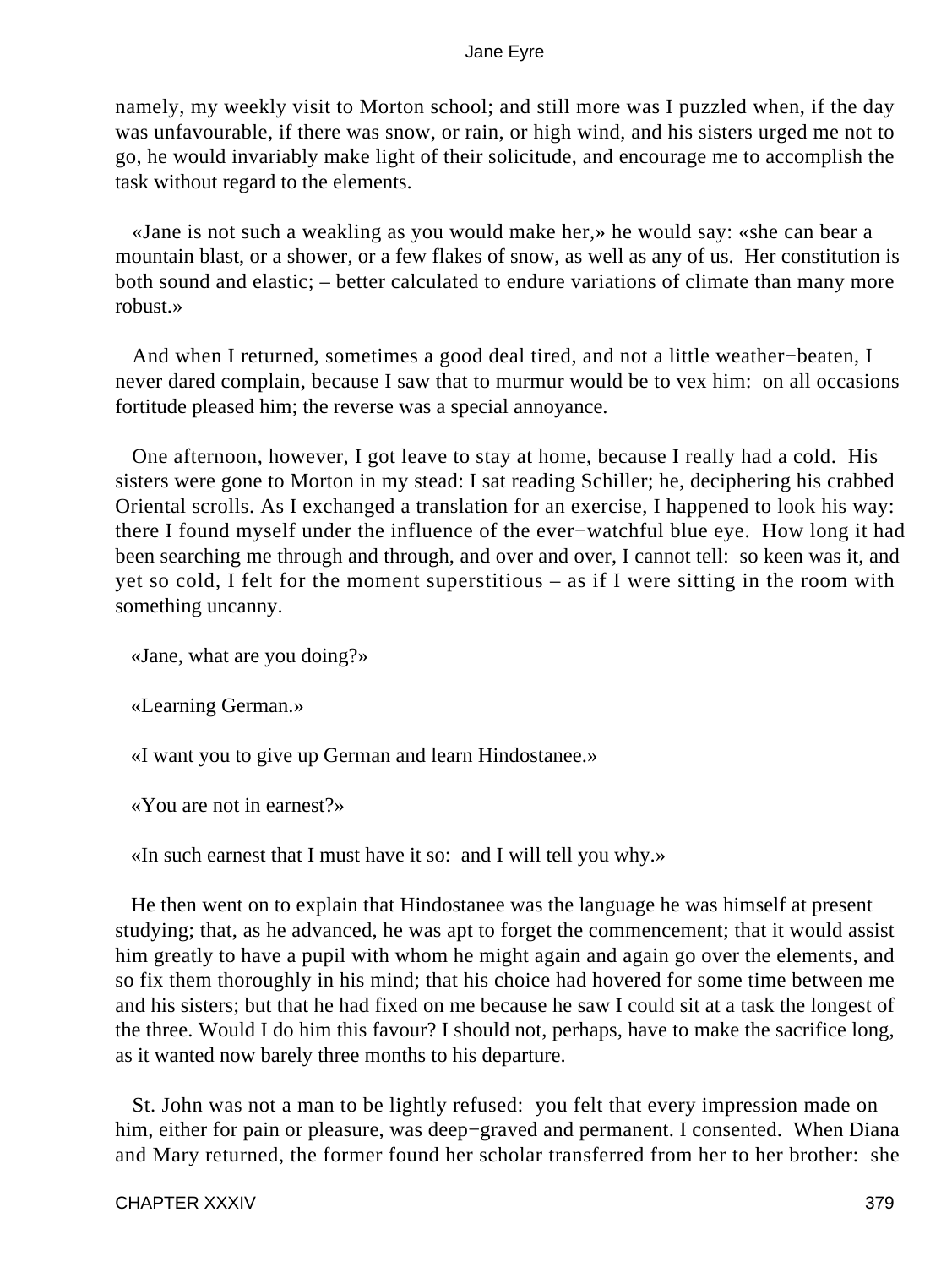namely, my weekly visit to Morton school; and still more was I puzzled when, if the day was unfavourable, if there was snow, or rain, or high wind, and his sisters urged me not to go, he would invariably make light of their solicitude, and encourage me to accomplish the task without regard to the elements.

«Jane is not such a weakling as you would make her,» he would say: «she can bear a mountain blast, or a shower, or a few flakes of snow, as well as any of us. Her constitution is both sound and elastic; – better calculated to endure variations of climate than many more robust.»

And when I returned, sometimes a good deal tired, and not a little weather−beaten, I never dared complain, because I saw that to murmur would be to vex him: on all occasions fortitude pleased him; the reverse was a special annoyance.

One afternoon, however, I got leave to stay at home, because I really had a cold. His sisters were gone to Morton in my stead: I sat reading Schiller; he, deciphering his crabbed Oriental scrolls. As I exchanged a translation for an exercise, I happened to look his way: there I found myself under the influence of the ever−watchful blue eye. How long it had been searching me through and through, and over and over, I cannot tell: so keen was it, and yet so cold, I felt for the moment superstitious – as if I were sitting in the room with something uncanny.

«Jane, what are you doing?»

«Learning German.»

«I want you to give up German and learn Hindostanee.»

«You are not in earnest?»

«In such earnest that I must have it so: and I will tell you why.»

He then went on to explain that Hindostanee was the language he was himself at present studying; that, as he advanced, he was apt to forget the commencement; that it would assist him greatly to have a pupil with whom he might again and again go over the elements, and so fix them thoroughly in his mind; that his choice had hovered for some time between me and his sisters; but that he had fixed on me because he saw I could sit at a task the longest of the three. Would I do him this favour? I should not, perhaps, have to make the sacrifice long, as it wanted now barely three months to his departure.

St. John was not a man to be lightly refused: you felt that every impression made on him, either for pain or pleasure, was deep−graved and permanent. I consented. When Diana and Mary returned, the former found her scholar transferred from her to her brother: she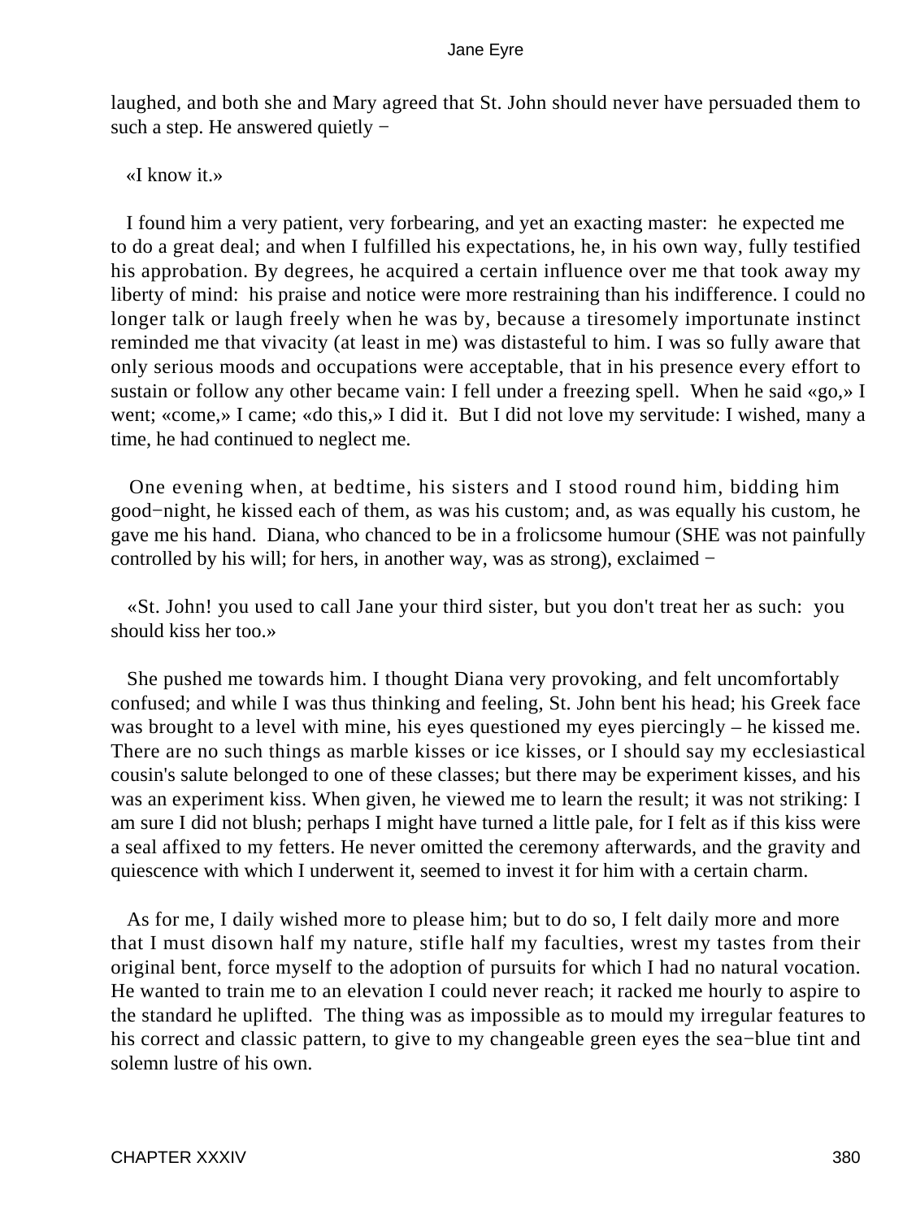laughed, and both she and Mary agreed that St. John should never have persuaded them to such a step. He answered quietly −

«I know it.»

I found him a very patient, very forbearing, and yet an exacting master: he expected me to do a great deal; and when I fulfilled his expectations, he, in his own way, fully testified his approbation. By degrees, he acquired a certain influence over me that took away my liberty of mind: his praise and notice were more restraining than his indifference. I could no longer talk or laugh freely when he was by, because a tiresomely importunate instinct reminded me that vivacity (at least in me) was distasteful to him. I was so fully aware that only serious moods and occupations were acceptable, that in his presence every effort to sustain or follow any other became vain: I fell under a freezing spell. When he said «go,» I went; «come,» I came; «do this,» I did it. But I did not love my servitude: I wished, many a time, he had continued to neglect me.

One evening when, at bedtime, his sisters and I stood round him, bidding him good−night, he kissed each of them, as was his custom; and, as was equally his custom, he gave me his hand. Diana, who chanced to be in a frolicsome humour (SHE was not painfully controlled by his will; for hers, in another way, was as strong), exclaimed −

«St. John! you used to call Jane your third sister, but you don't treat her as such: you should kiss her too.»

She pushed me towards him. I thought Diana very provoking, and felt uncomfortably confused; and while I was thus thinking and feeling, St. John bent his head; his Greek face was brought to a level with mine, his eyes questioned my eyes piercingly – he kissed me. There are no such things as marble kisses or ice kisses, or I should say my ecclesiastical cousin's salute belonged to one of these classes; but there may be experiment kisses, and his was an experiment kiss. When given, he viewed me to learn the result; it was not striking: I am sure I did not blush; perhaps I might have turned a little pale, for I felt as if this kiss were a seal affixed to my fetters. He never omitted the ceremony afterwards, and the gravity and quiescence with which I underwent it, seemed to invest it for him with a certain charm.

As for me, I daily wished more to please him; but to do so, I felt daily more and more that I must disown half my nature, stifle half my faculties, wrest my tastes from their original bent, force myself to the adoption of pursuits for which I had no natural vocation. He wanted to train me to an elevation I could never reach; it racked me hourly to aspire to the standard he uplifted. The thing was as impossible as to mould my irregular features to his correct and classic pattern, to give to my changeable green eyes the sea−blue tint and solemn lustre of his own.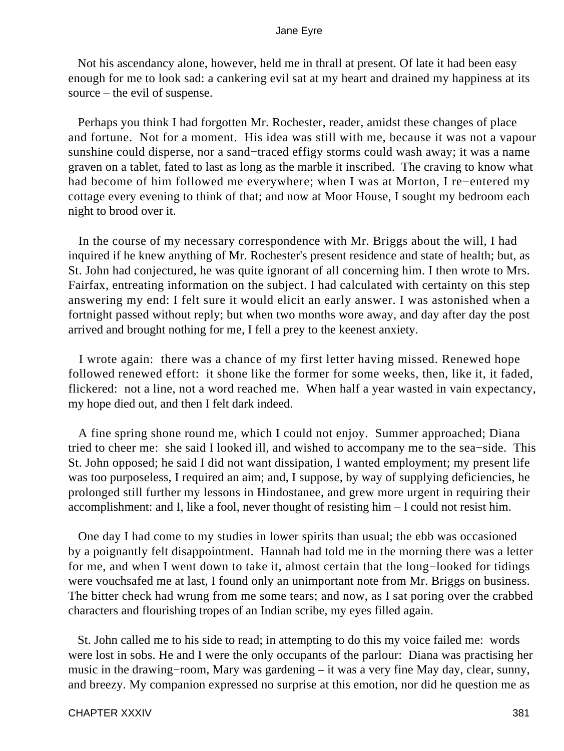Not his ascendancy alone, however, held me in thrall at present. Of late it had been easy enough for me to look sad: a cankering evil sat at my heart and drained my happiness at its source – the evil of suspense.

Perhaps you think I had forgotten Mr. Rochester, reader, amidst these changes of place and fortune. Not for a moment. His idea was still with me, because it was not a vapour sunshine could disperse, nor a sand−traced effigy storms could wash away; it was a name graven on a tablet, fated to last as long as the marble it inscribed. The craving to know what had become of him followed me everywhere; when I was at Morton, I re−entered my cottage every evening to think of that; and now at Moor House, I sought my bedroom each night to brood over it.

In the course of my necessary correspondence with Mr. Briggs about the will, I had inquired if he knew anything of Mr. Rochester's present residence and state of health; but, as St. John had conjectured, he was quite ignorant of all concerning him. I then wrote to Mrs. Fairfax, entreating information on the subject. I had calculated with certainty on this step answering my end: I felt sure it would elicit an early answer. I was astonished when a fortnight passed without reply; but when two months wore away, and day after day the post arrived and brought nothing for me, I fell a prey to the keenest anxiety.

I wrote again: there was a chance of my first letter having missed. Renewed hope followed renewed effort: it shone like the former for some weeks, then, like it, it faded, flickered: not a line, not a word reached me. When half a year wasted in vain expectancy, my hope died out, and then I felt dark indeed.

A fine spring shone round me, which I could not enjoy. Summer approached; Diana tried to cheer me: she said I looked ill, and wished to accompany me to the sea−side. This St. John opposed; he said I did not want dissipation, I wanted employment; my present life was too purposeless, I required an aim; and, I suppose, by way of supplying deficiencies, he prolonged still further my lessons in Hindostanee, and grew more urgent in requiring their accomplishment: and I, like a fool, never thought of resisting him – I could not resist him.

One day I had come to my studies in lower spirits than usual; the ebb was occasioned by a poignantly felt disappointment. Hannah had told me in the morning there was a letter for me, and when I went down to take it, almost certain that the long−looked for tidings were vouchsafed me at last, I found only an unimportant note from Mr. Briggs on business. The bitter check had wrung from me some tears; and now, as I sat poring over the crabbed characters and flourishing tropes of an Indian scribe, my eyes filled again.

St. John called me to his side to read; in attempting to do this my voice failed me: words were lost in sobs. He and I were the only occupants of the parlour: Diana was practising her music in the drawing−room, Mary was gardening – it was a very fine May day, clear, sunny, and breezy. My companion expressed no surprise at this emotion, nor did he question me as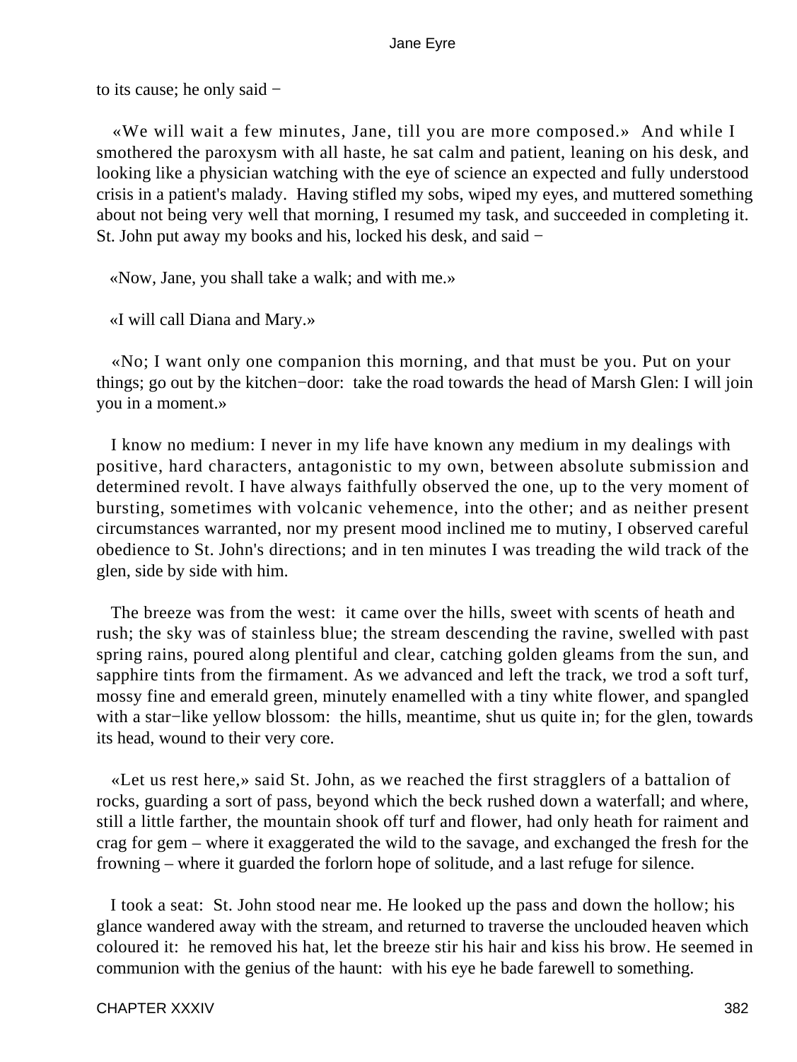to its cause; he only said −

«We will wait a few minutes, Jane, till you are more composed.» And while I smothered the paroxysm with all haste, he sat calm and patient, leaning on his desk, and looking like a physician watching with the eye of science an expected and fully understood crisis in a patient's malady. Having stifled my sobs, wiped my eyes, and muttered something about not being very well that morning, I resumed my task, and succeeded in completing it. St. John put away my books and his, locked his desk, and said −

«Now, Jane, you shall take a walk; and with me.»

«I will call Diana and Mary.»

«No; I want only one companion this morning, and that must be you. Put on your things; go out by the kitchen−door: take the road towards the head of Marsh Glen: I will join you in a moment.»

I know no medium: I never in my life have known any medium in my dealings with positive, hard characters, antagonistic to my own, between absolute submission and determined revolt. I have always faithfully observed the one, up to the very moment of bursting, sometimes with volcanic vehemence, into the other; and as neither present circumstances warranted, nor my present mood inclined me to mutiny, I observed careful obedience to St. John's directions; and in ten minutes I was treading the wild track of the glen, side by side with him.

The breeze was from the west: it came over the hills, sweet with scents of heath and rush; the sky was of stainless blue; the stream descending the ravine, swelled with past spring rains, poured along plentiful and clear, catching golden gleams from the sun, and sapphire tints from the firmament. As we advanced and left the track, we trod a soft turf, mossy fine and emerald green, minutely enamelled with a tiny white flower, and spangled with a star−like yellow blossom: the hills, meantime, shut us quite in; for the glen, towards its head, wound to their very core.

«Let us rest here,» said St. John, as we reached the first stragglers of a battalion of rocks, guarding a sort of pass, beyond which the beck rushed down a waterfall; and where, still a little farther, the mountain shook off turf and flower, had only heath for raiment and crag for gem – where it exaggerated the wild to the savage, and exchanged the fresh for the frowning – where it guarded the forlorn hope of solitude, and a last refuge for silence.

I took a seat: St. John stood near me. He looked up the pass and down the hollow; his glance wandered away with the stream, and returned to traverse the unclouded heaven which coloured it: he removed his hat, let the breeze stir his hair and kiss his brow. He seemed in communion with the genius of the haunt: with his eye he bade farewell to something.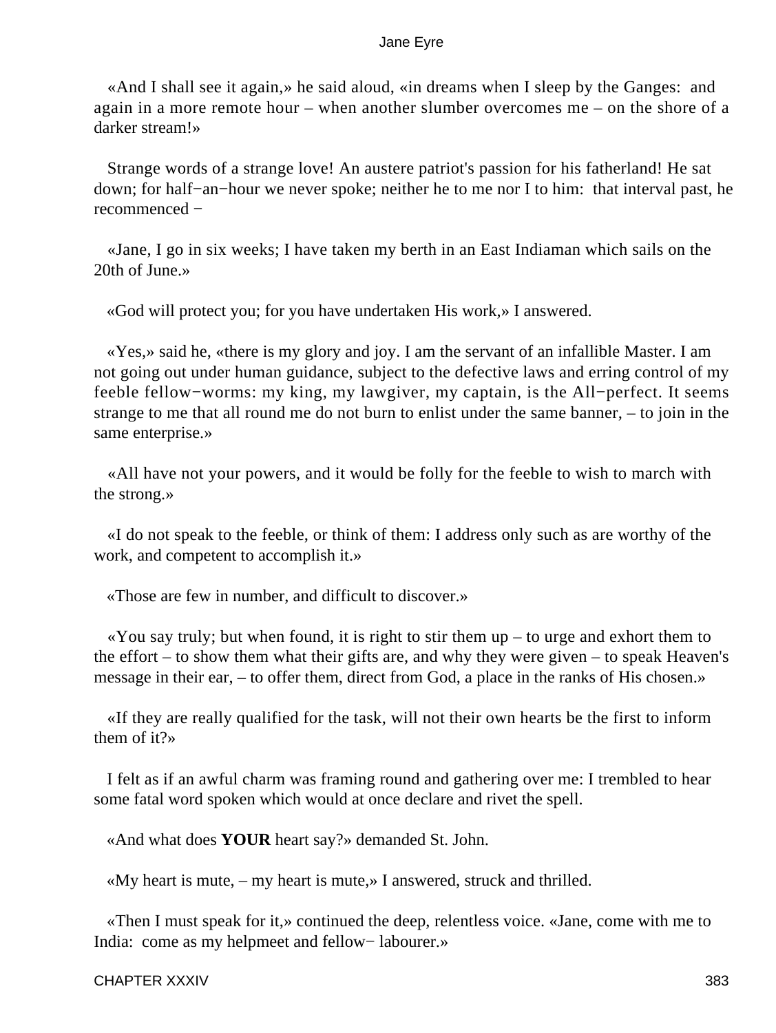«And I shall see it again,» he said aloud, «in dreams when I sleep by the Ganges: and again in a more remote hour – when another slumber overcomes me – on the shore of a darker stream!»

Strange words of a strange love! An austere patriot's passion for his fatherland! He sat down; for half−an−hour we never spoke; neither he to me nor I to him: that interval past, he recommenced −

«Jane, I go in six weeks; I have taken my berth in an East Indiaman which sails on the 20th of June.»

«God will protect you; for you have undertaken His work,» I answered.

«Yes,» said he, «there is my glory and joy. I am the servant of an infallible Master. I am not going out under human guidance, subject to the defective laws and erring control of my feeble fellow−worms: my king, my lawgiver, my captain, is the All−perfect. It seems strange to me that all round me do not burn to enlist under the same banner, – to join in the same enterprise.»

«All have not your powers, and it would be folly for the feeble to wish to march with the strong.»

«I do not speak to the feeble, or think of them: I address only such as are worthy of the work, and competent to accomplish it.»

«Those are few in number, and difficult to discover.»

«You say truly; but when found, it is right to stir them up – to urge and exhort them to the effort – to show them what their gifts are, and why they were given – to speak Heaven's message in their ear, – to offer them, direct from God, a place in the ranks of His chosen.»

«If they are really qualified for the task, will not their own hearts be the first to inform them of it?»

I felt as if an awful charm was framing round and gathering over me: I trembled to hear some fatal word spoken which would at once declare and rivet the spell.

«And what does **YOUR** heart say?» demanded St. John.

«My heart is mute, – my heart is mute,» I answered, struck and thrilled.

«Then I must speak for it,» continued the deep, relentless voice. «Jane, come with me to India: come as my helpmeet and fellow− labourer.»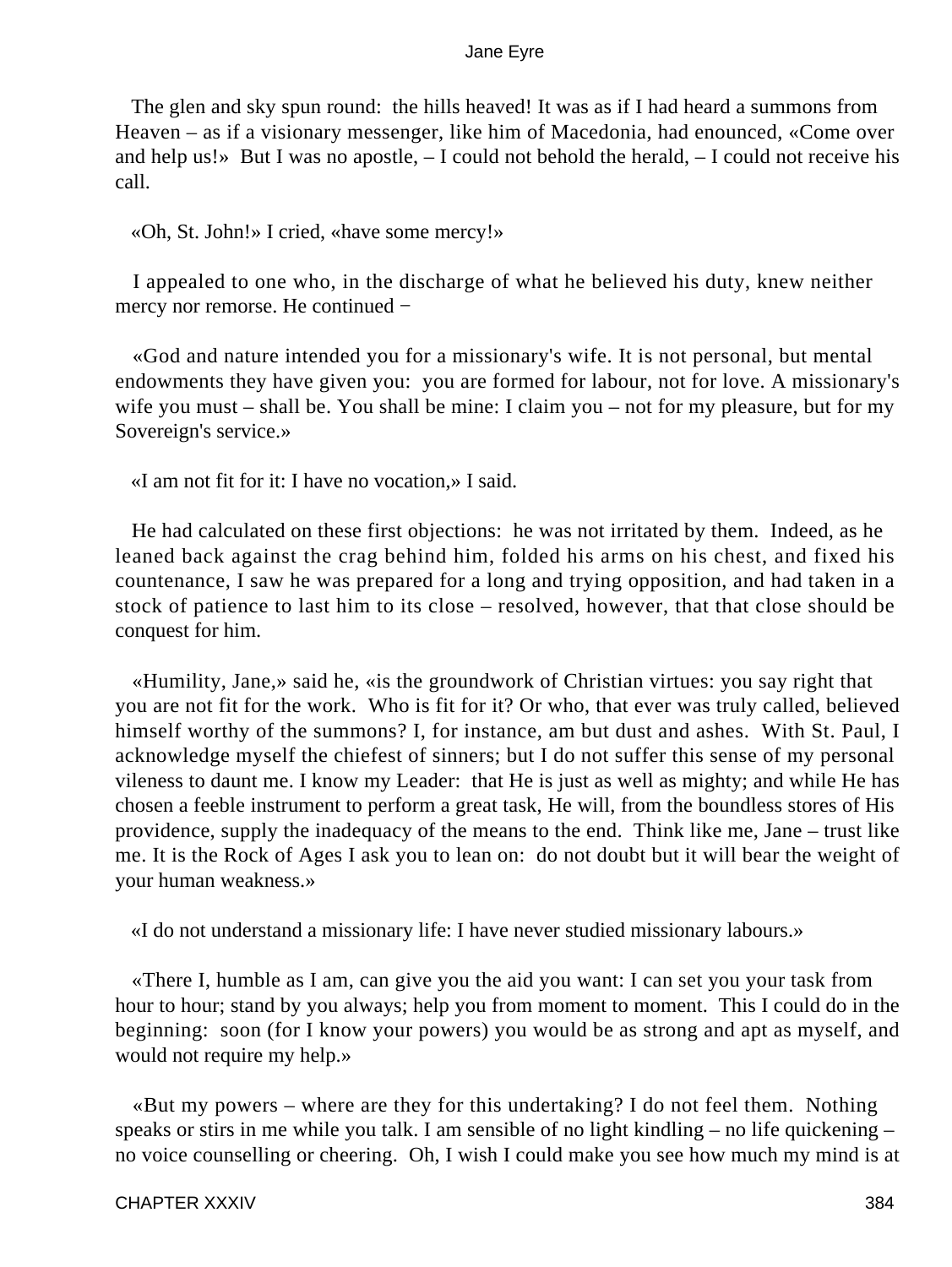The glen and sky spun round: the hills heaved! It was as if I had heard a summons from Heaven – as if a visionary messenger, like him of Macedonia, had enounced, «Come over and help us!» But I was no apostle, – I could not behold the herald, – I could not receive his call.

«Oh, St. John!» I cried, «have some mercy!»

I appealed to one who, in the discharge of what he believed his duty, knew neither mercy nor remorse. He continued −

«God and nature intended you for a missionary's wife. It is not personal, but mental endowments they have given you: you are formed for labour, not for love. A missionary's wife you must – shall be. You shall be mine: I claim you – not for my pleasure, but for my Sovereign's service.»

«I am not fit for it: I have no vocation,» I said.

He had calculated on these first objections: he was not irritated by them. Indeed, as he leaned back against the crag behind him, folded his arms on his chest, and fixed his countenance, I saw he was prepared for a long and trying opposition, and had taken in a stock of patience to last him to its close – resolved, however, that that close should be conquest for him.

«Humility, Jane,» said he, «is the groundwork of Christian virtues: you say right that you are not fit for the work. Who is fit for it? Or who, that ever was truly called, believed himself worthy of the summons? I, for instance, am but dust and ashes. With St. Paul, I acknowledge myself the chiefest of sinners; but I do not suffer this sense of my personal vileness to daunt me. I know my Leader: that He is just as well as mighty; and while He has chosen a feeble instrument to perform a great task, He will, from the boundless stores of His providence, supply the inadequacy of the means to the end. Think like me, Jane – trust like me. It is the Rock of Ages I ask you to lean on: do not doubt but it will bear the weight of your human weakness.»

«I do not understand a missionary life: I have never studied missionary labours.»

«There I, humble as I am, can give you the aid you want: I can set you your task from hour to hour; stand by you always; help you from moment to moment. This I could do in the beginning: soon (for I know your powers) you would be as strong and apt as myself, and would not require my help.»

«But my powers – where are they for this undertaking? I do not feel them. Nothing speaks or stirs in me while you talk. I am sensible of no light kindling – no life quickening – no voice counselling or cheering. Oh, I wish I could make you see how much my mind is at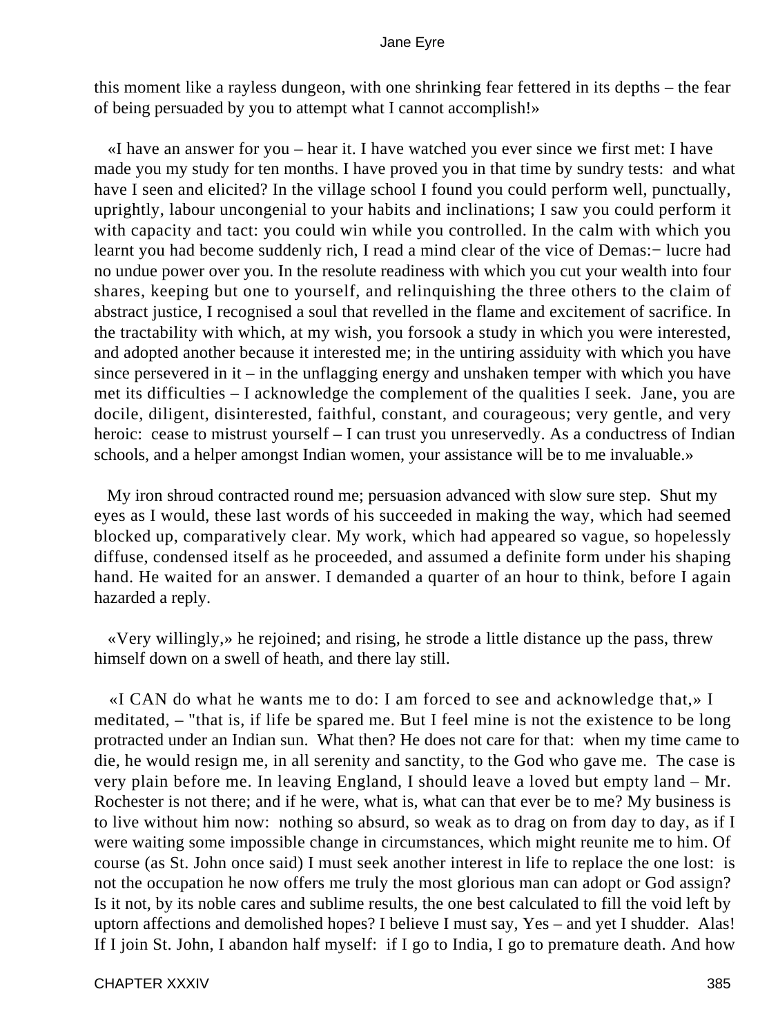this moment like a rayless dungeon, with one shrinking fear fettered in its depths – the fear of being persuaded by you to attempt what I cannot accomplish!»

«I have an answer for you – hear it. I have watched you ever since we first met: I have made you my study for ten months. I have proved you in that time by sundry tests: and what have I seen and elicited? In the village school I found you could perform well, punctually, uprightly, labour uncongenial to your habits and inclinations; I saw you could perform it with capacity and tact: you could win while you controlled. In the calm with which you learnt you had become suddenly rich, I read a mind clear of the vice of Demas:− lucre had no undue power over you. In the resolute readiness with which you cut your wealth into four shares, keeping but one to yourself, and relinquishing the three others to the claim of abstract justice, I recognised a soul that revelled in the flame and excitement of sacrifice. In the tractability with which, at my wish, you forsook a study in which you were interested, and adopted another because it interested me; in the untiring assiduity with which you have since persevered in it – in the unflagging energy and unshaken temper with which you have met its difficulties – I acknowledge the complement of the qualities I seek. Jane, you are docile, diligent, disinterested, faithful, constant, and courageous; very gentle, and very heroic: cease to mistrust yourself – I can trust you unreservedly. As a conductress of Indian schools, and a helper amongst Indian women, your assistance will be to me invaluable.»

My iron shroud contracted round me; persuasion advanced with slow sure step. Shut my eyes as I would, these last words of his succeeded in making the way, which had seemed blocked up, comparatively clear. My work, which had appeared so vague, so hopelessly diffuse, condensed itself as he proceeded, and assumed a definite form under his shaping hand. He waited for an answer. I demanded a quarter of an hour to think, before I again hazarded a reply.

«Very willingly,» he rejoined; and rising, he strode a little distance up the pass, threw himself down on a swell of heath, and there lay still.

«I CAN do what he wants me to do: I am forced to see and acknowledge that,» I meditated, – "that is, if life be spared me. But I feel mine is not the existence to be long protracted under an Indian sun. What then? He does not care for that: when my time came to die, he would resign me, in all serenity and sanctity, to the God who gave me. The case is very plain before me. In leaving England, I should leave a loved but empty land – Mr. Rochester is not there; and if he were, what is, what can that ever be to me? My business is to live without him now: nothing so absurd, so weak as to drag on from day to day, as if I were waiting some impossible change in circumstances, which might reunite me to him. Of course (as St. John once said) I must seek another interest in life to replace the one lost: is not the occupation he now offers me truly the most glorious man can adopt or God assign? Is it not, by its noble cares and sublime results, the one best calculated to fill the void left by uptorn affections and demolished hopes? I believe I must say, Yes – and yet I shudder. Alas! If I join St. John, I abandon half myself: if I go to India, I go to premature death. And how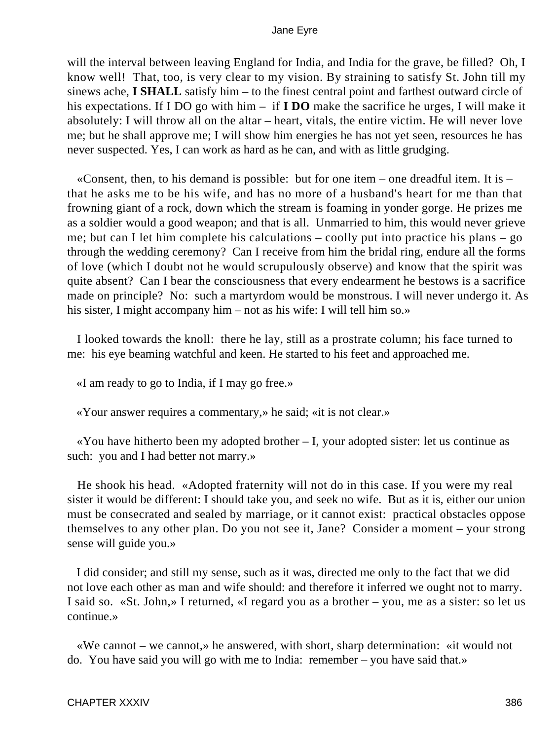will the interval between leaving England for India, and India for the grave, be filled? Oh, I know well! That, too, is very clear to my vision. By straining to satisfy St. John till my sinews ache, **I SHALL** satisfy him – to the finest central point and farthest outward circle of his expectations. If I DO go with him – if **I DO** make the sacrifice he urges, I will make it absolutely: I will throw all on the altar – heart, vitals, the entire victim. He will never love me; but he shall approve me; I will show him energies he has not yet seen, resources he has never suspected. Yes, I can work as hard as he can, and with as little grudging.

«Consent, then, to his demand is possible: but for one item – one dreadful item. It is – that he asks me to be his wife, and has no more of a husband's heart for me than that frowning giant of a rock, down which the stream is foaming in yonder gorge. He prizes me as a soldier would a good weapon; and that is all. Unmarried to him, this would never grieve me; but can I let him complete his calculations – coolly put into practice his plans – go through the wedding ceremony? Can I receive from him the bridal ring, endure all the forms of love (which I doubt not he would scrupulously observe) and know that the spirit was quite absent? Can I bear the consciousness that every endearment he bestows is a sacrifice made on principle? No: such a martyrdom would be monstrous. I will never undergo it. As his sister, I might accompany him – not as his wife: I will tell him so.»

I looked towards the knoll: there he lay, still as a prostrate column; his face turned to me: his eye beaming watchful and keen. He started to his feet and approached me.

«I am ready to go to India, if I may go free.»

«Your answer requires a commentary,» he said; «it is not clear.»

«You have hitherto been my adopted brother – I, your adopted sister: let us continue as such: you and I had better not marry.»

He shook his head. «Adopted fraternity will not do in this case. If you were my real sister it would be different: I should take you, and seek no wife. But as it is, either our union must be consecrated and sealed by marriage, or it cannot exist: practical obstacles oppose themselves to any other plan. Do you not see it, Jane? Consider a moment – your strong sense will guide you.»

I did consider; and still my sense, such as it was, directed me only to the fact that we did not love each other as man and wife should: and therefore it inferred we ought not to marry. I said so. «St. John,» I returned, «I regard you as a brother – you, me as a sister: so let us continue.»

«We cannot – we cannot,» he answered, with short, sharp determination: «it would not do. You have said you will go with me to India: remember – you have said that.»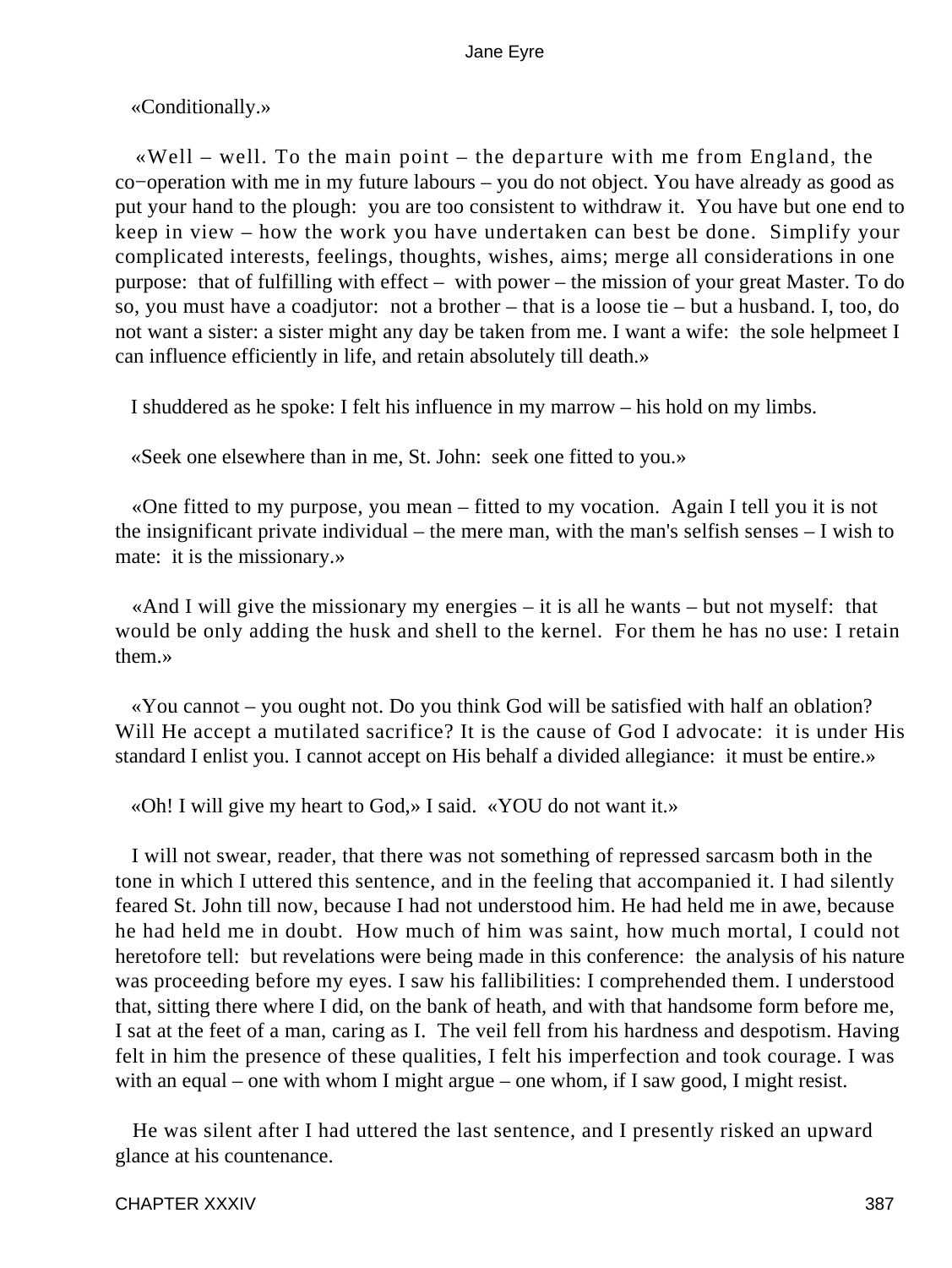«Conditionally.»

«Well – well. To the main point – the departure with me from England, the co−operation with me in my future labours – you do not object. You have already as good as put your hand to the plough: you are too consistent to withdraw it. You have but one end to keep in view – how the work you have undertaken can best be done. Simplify your complicated interests, feelings, thoughts, wishes, aims; merge all considerations in one purpose: that of fulfilling with effect – with power – the mission of your great Master. To do so, you must have a coadjutor: not a brother – that is a loose tie – but a husband. I, too, do not want a sister: a sister might any day be taken from me. I want a wife: the sole helpmeet I can influence efficiently in life, and retain absolutely till death.»

I shuddered as he spoke: I felt his influence in my marrow – his hold on my limbs.

«Seek one elsewhere than in me, St. John: seek one fitted to you.»

«One fitted to my purpose, you mean – fitted to my vocation. Again I tell you it is not the insignificant private individual – the mere man, with the man's selfish senses – I wish to mate: it is the missionary.»

«And I will give the missionary my energies – it is all he wants – but not myself: that would be only adding the husk and shell to the kernel. For them he has no use: I retain them.»

«You cannot – you ought not. Do you think God will be satisfied with half an oblation? Will He accept a mutilated sacrifice? It is the cause of God I advocate: it is under His standard I enlist you. I cannot accept on His behalf a divided allegiance: it must be entire.»

«Oh! I will give my heart to God,» I said. «YOU do not want it.»

I will not swear, reader, that there was not something of repressed sarcasm both in the tone in which I uttered this sentence, and in the feeling that accompanied it. I had silently feared St. John till now, because I had not understood him. He had held me in awe, because he had held me in doubt. How much of him was saint, how much mortal, I could not heretofore tell: but revelations were being made in this conference: the analysis of his nature was proceeding before my eyes. I saw his fallibilities: I comprehended them. I understood that, sitting there where I did, on the bank of heath, and with that handsome form before me, I sat at the feet of a man, caring as I. The veil fell from his hardness and despotism. Having felt in him the presence of these qualities, I felt his imperfection and took courage. I was with an equal – one with whom I might argue – one whom, if I saw good, I might resist.

He was silent after I had uttered the last sentence, and I presently risked an upward glance at his countenance.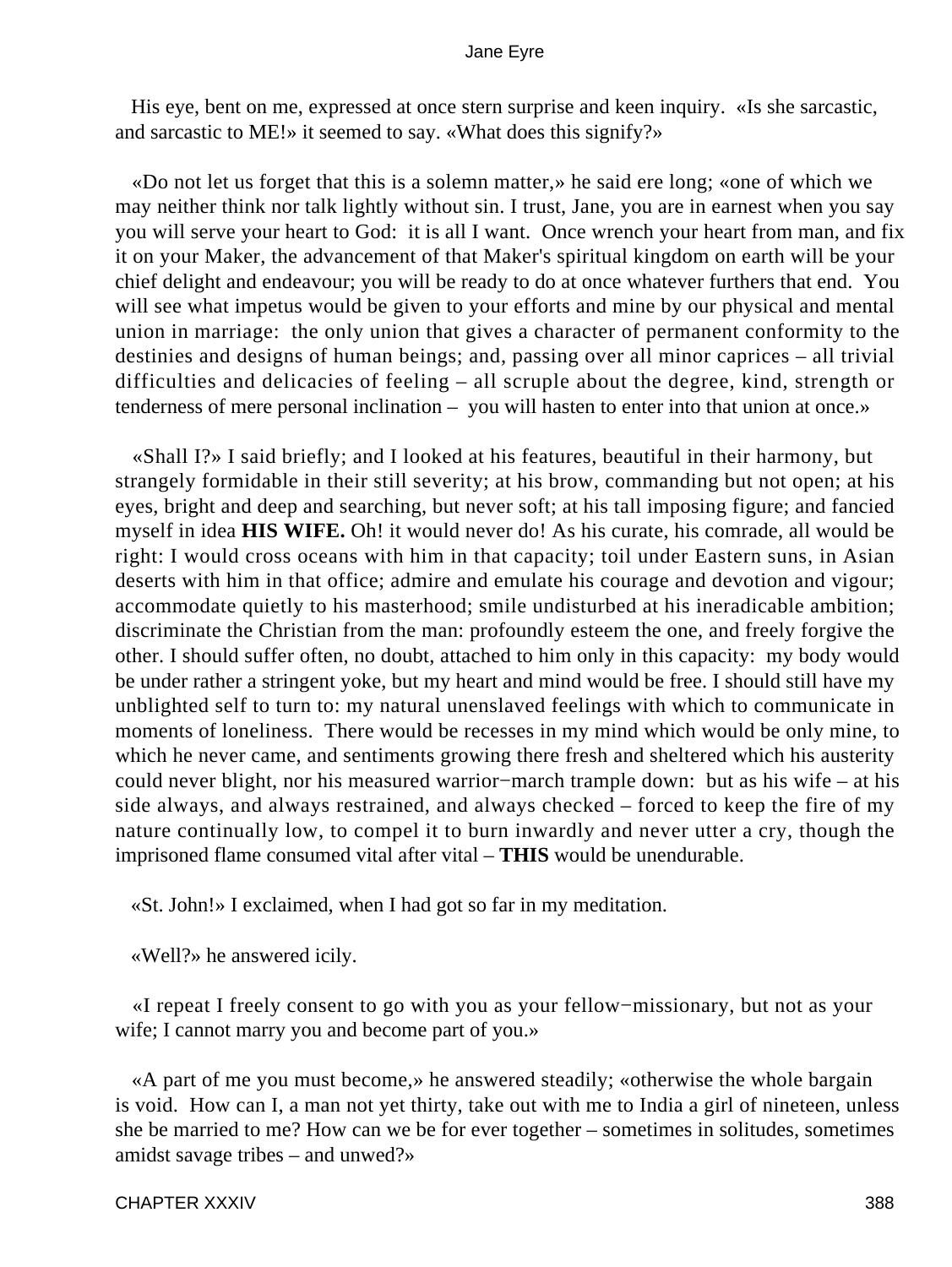His eye, bent on me, expressed at once stern surprise and keen inquiry. «Is she sarcastic, and sarcastic to ME!» it seemed to say. «What does this signify?»

«Do not let us forget that this is a solemn matter,» he said ere long; «one of which we may neither think nor talk lightly without sin. I trust, Jane, you are in earnest when you say you will serve your heart to God: it is all I want. Once wrench your heart from man, and fix it on your Maker, the advancement of that Maker's spiritual kingdom on earth will be your chief delight and endeavour; you will be ready to do at once whatever furthers that end. You will see what impetus would be given to your efforts and mine by our physical and mental union in marriage: the only union that gives a character of permanent conformity to the destinies and designs of human beings; and, passing over all minor caprices – all trivial difficulties and delicacies of feeling – all scruple about the degree, kind, strength or tenderness of mere personal inclination – you will hasten to enter into that union at once.»

«Shall I?» I said briefly; and I looked at his features, beautiful in their harmony, but strangely formidable in their still severity; at his brow, commanding but not open; at his eyes, bright and deep and searching, but never soft; at his tall imposing figure; and fancied myself in idea **HIS WIFE.** Oh! it would never do! As his curate, his comrade, all would be right: I would cross oceans with him in that capacity; toil under Eastern suns, in Asian deserts with him in that office; admire and emulate his courage and devotion and vigour; accommodate quietly to his masterhood; smile undisturbed at his ineradicable ambition; discriminate the Christian from the man: profoundly esteem the one, and freely forgive the other. I should suffer often, no doubt, attached to him only in this capacity: my body would be under rather a stringent yoke, but my heart and mind would be free. I should still have my unblighted self to turn to: my natural unenslaved feelings with which to communicate in moments of loneliness. There would be recesses in my mind which would be only mine, to which he never came, and sentiments growing there fresh and sheltered which his austerity could never blight, nor his measured warrior−march trample down: but as his wife – at his side always, and always restrained, and always checked – forced to keep the fire of my nature continually low, to compel it to burn inwardly and never utter a cry, though the imprisoned flame consumed vital after vital – **THIS** would be unendurable.

«St. John!» I exclaimed, when I had got so far in my meditation.

«Well?» he answered icily.

«I repeat I freely consent to go with you as your fellow−missionary, but not as your wife; I cannot marry you and become part of you.»

«A part of me you must become,» he answered steadily; «otherwise the whole bargain is void. How can I, a man not yet thirty, take out with me to India a girl of nineteen, unless she be married to me? How can we be for ever together – sometimes in solitudes, sometimes amidst savage tribes – and unwed?»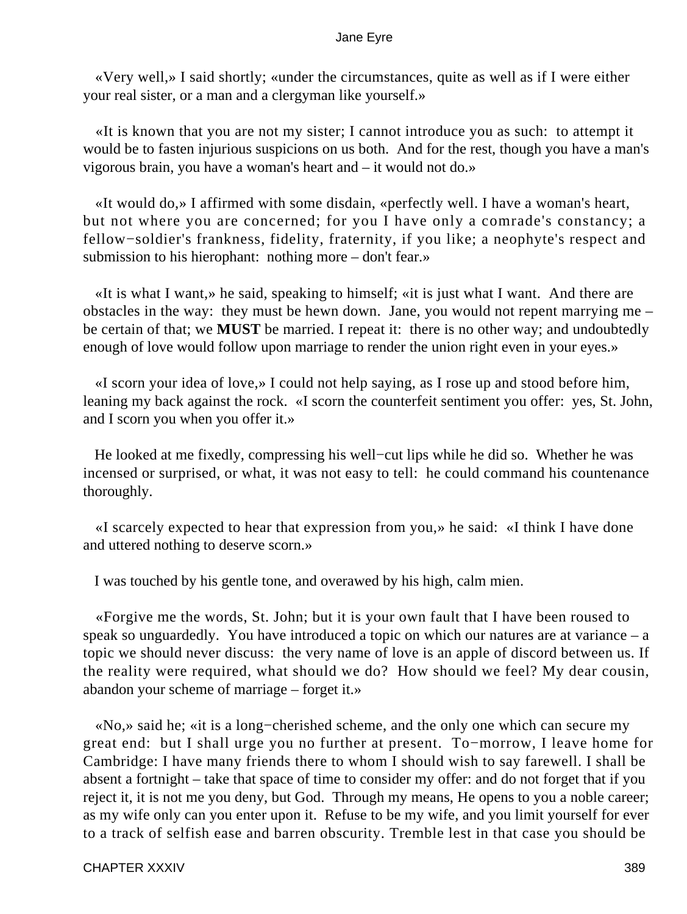«Very well,» I said shortly; «under the circumstances, quite as well as if I were either your real sister, or a man and a clergyman like yourself.»

«It is known that you are not my sister; I cannot introduce you as such: to attempt it would be to fasten injurious suspicions on us both. And for the rest, though you have a man's vigorous brain, you have a woman's heart and – it would not do.»

«It would do,» I affirmed with some disdain, «perfectly well. I have a woman's heart, but not where you are concerned; for you I have only a comrade's constancy; a fellow−soldier's frankness, fidelity, fraternity, if you like; a neophyte's respect and submission to his hierophant: nothing more – don't fear.»

«It is what I want,» he said, speaking to himself; «it is just what I want. And there are obstacles in the way: they must be hewn down. Jane, you would not repent marrying me – be certain of that; we **MUST** be married. I repeat it: there is no other way; and undoubtedly enough of love would follow upon marriage to render the union right even in your eyes.»

«I scorn your idea of love,» I could not help saying, as I rose up and stood before him, leaning my back against the rock. «I scorn the counterfeit sentiment you offer: yes, St. John, and I scorn you when you offer it.»

He looked at me fixedly, compressing his well−cut lips while he did so. Whether he was incensed or surprised, or what, it was not easy to tell: he could command his countenance thoroughly.

«I scarcely expected to hear that expression from you,» he said: «I think I have done and uttered nothing to deserve scorn.»

I was touched by his gentle tone, and overawed by his high, calm mien.

«Forgive me the words, St. John; but it is your own fault that I have been roused to speak so unguardedly. You have introduced a topic on which our natures are at variance – a topic we should never discuss: the very name of love is an apple of discord between us. If the reality were required, what should we do? How should we feel? My dear cousin, abandon your scheme of marriage – forget it.»

«No,» said he; «it is a long−cherished scheme, and the only one which can secure my great end: but I shall urge you no further at present. To−morrow, I leave home for Cambridge: I have many friends there to whom I should wish to say farewell. I shall be absent a fortnight – take that space of time to consider my offer: and do not forget that if you reject it, it is not me you deny, but God. Through my means, He opens to you a noble career; as my wife only can you enter upon it. Refuse to be my wife, and you limit yourself for ever to a track of selfish ease and barren obscurity. Tremble lest in that case you should be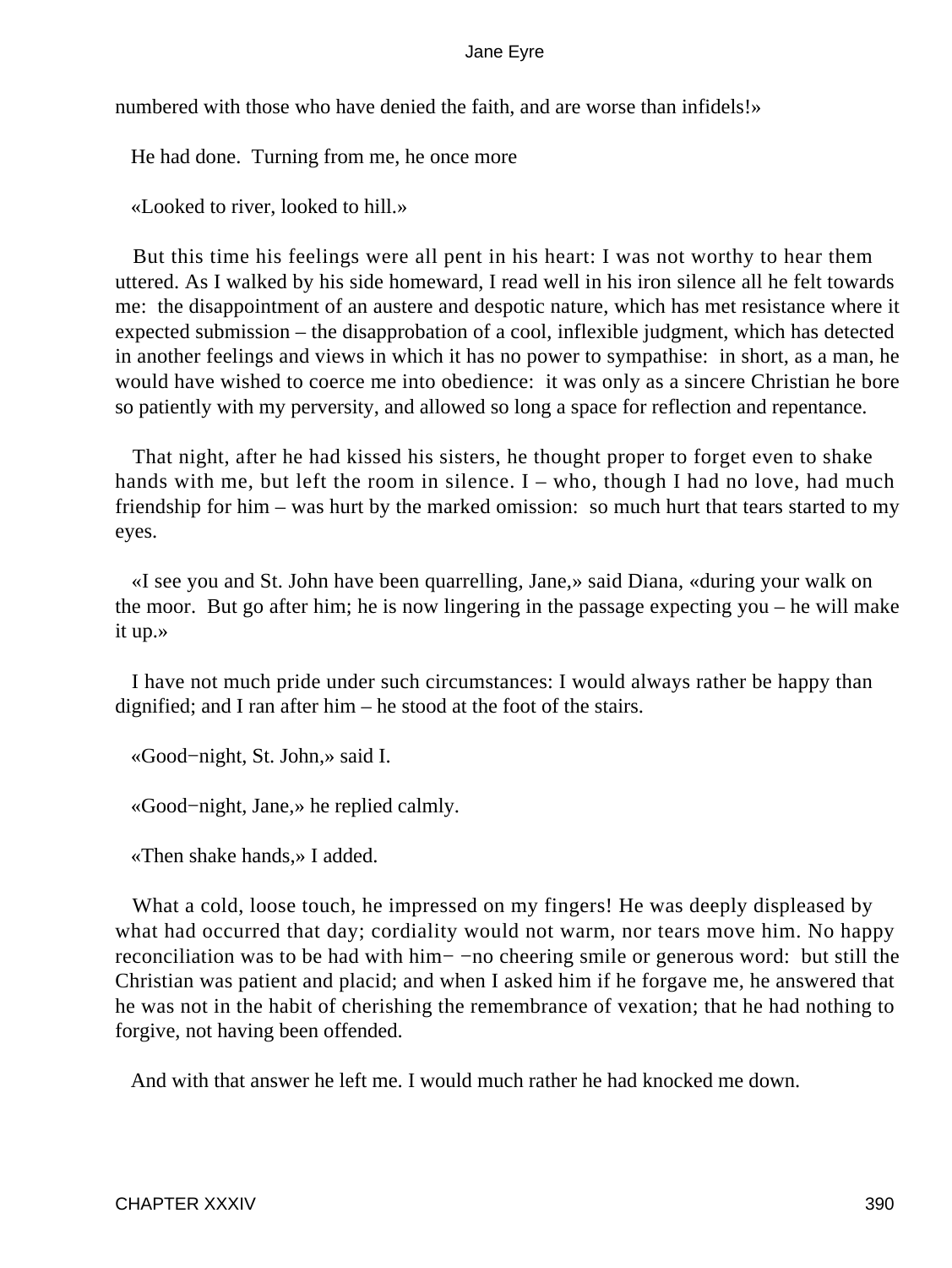numbered with those who have denied the faith, and are worse than infidels!»

He had done. Turning from me, he once more

«Looked to river, looked to hill.»

But this time his feelings were all pent in his heart: I was not worthy to hear them uttered. As I walked by his side homeward, I read well in his iron silence all he felt towards me: the disappointment of an austere and despotic nature, which has met resistance where it expected submission – the disapprobation of a cool, inflexible judgment, which has detected in another feelings and views in which it has no power to sympathise: in short, as a man, he would have wished to coerce me into obedience: it was only as a sincere Christian he bore so patiently with my perversity, and allowed so long a space for reflection and repentance.

That night, after he had kissed his sisters, he thought proper to forget even to shake hands with me, but left the room in silence. I – who, though I had no love, had much friendship for him – was hurt by the marked omission: so much hurt that tears started to my eyes.

«I see you and St. John have been quarrelling, Jane,» said Diana, «during your walk on the moor. But go after him; he is now lingering in the passage expecting you – he will make it up.»

I have not much pride under such circumstances: I would always rather be happy than dignified; and I ran after him – he stood at the foot of the stairs.

«Good−night, St. John,» said I.

«Good−night, Jane,» he replied calmly.

«Then shake hands,» I added.

What a cold, loose touch, he impressed on my fingers! He was deeply displeased by what had occurred that day; cordiality would not warm, nor tears move him. No happy reconciliation was to be had with him− −no cheering smile or generous word: but still the Christian was patient and placid; and when I asked him if he forgave me, he answered that he was not in the habit of cherishing the remembrance of vexation; that he had nothing to forgive, not having been offended.

And with that answer he left me. I would much rather he had knocked me down.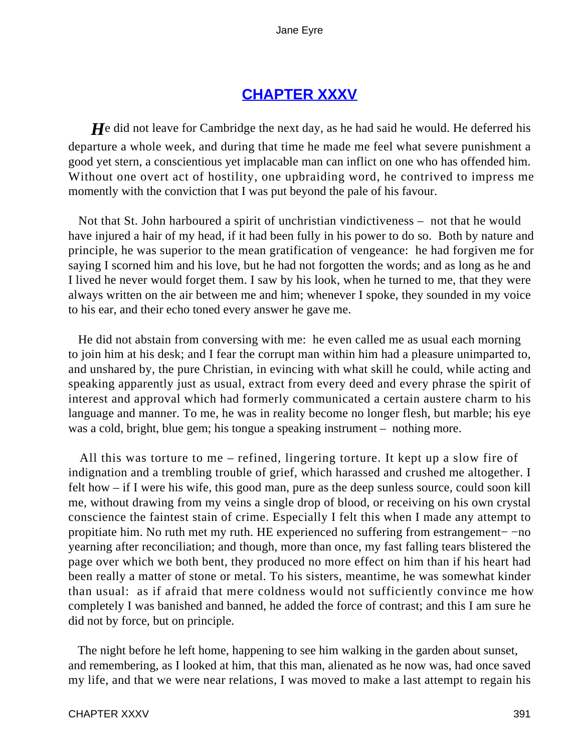## CHAPTER XXXV

*H*e did not leave for Cambridge the next day, as he had said he would. He deferred his departure a whole week, and during that time he made me feel what severe punishment a good yet stern, a conscientious yet implacable man can inflict on one who has offended him. Without one overt act of hostility, one upbraiding word, he contrived to impress me momently with the conviction that I was put beyond the pale of his favour.

Not that St. John harboured a spirit of unchristian vindictiveness – not that he would have injured a hair of my head, if it had been fully in his power to do so. Both by nature and principle, he was superior to the mean gratification of vengeance: he had forgiven me for saying I scorned him and his love, but he had not forgotten the words; and as long as he and I lived he never would forget them. I saw by his look, when he turned to me, that they were always written on the air between me and him; whenever I spoke, they sounded in my voice to his ear, and their echo toned every answer he gave me.

He did not abstain from conversing with me: he even called me as usual each morning to join him at his desk; and I fear the corrupt man within him had a pleasure unimparted to, and unshared by, the pure Christian, in evincing with what skill he could, while acting and speaking apparently just as usual, extract from every deed and every phrase the spirit of interest and approval which had formerly communicated a certain austere charm to his language and manner. To me, he was in reality become no longer flesh, but marble; his eye was a cold, bright, blue gem; his tongue a speaking instrument – nothing more.

All this was torture to me – refined, lingering torture. It kept up a slow fire of indignation and a trembling trouble of grief, which harassed and crushed me altogether. I felt how – if I were his wife, this good man, pure as the deep sunless source, could soon kill me, without drawing from my veins a single drop of blood, or receiving on his own crystal conscience the faintest stain of crime. Especially I felt this when I made any attempt to propitiate him. No ruth met my ruth. HE experienced no suffering from estrangement– –no yearning after reconciliation; and though, more than once, my fast falling tears blistered the page over which we both bent, they produced no more effect on him than if his heart had been really a matter of stone or metal. To his sisters, meantime, he was somewhat kinder than usual: as if afraid that mere coldness would not sufficiently convince me how completely I was banished and banned, he added the force of contrast; and this I am sure he did not by force, but on principle.

The night before he left home, happening to see him walking in the garden about sunset, and remembering, as I looked at him, that this man, alienated as he now was, had once saved my life, and that we were near relations, I was moved to make a last attempt to regain his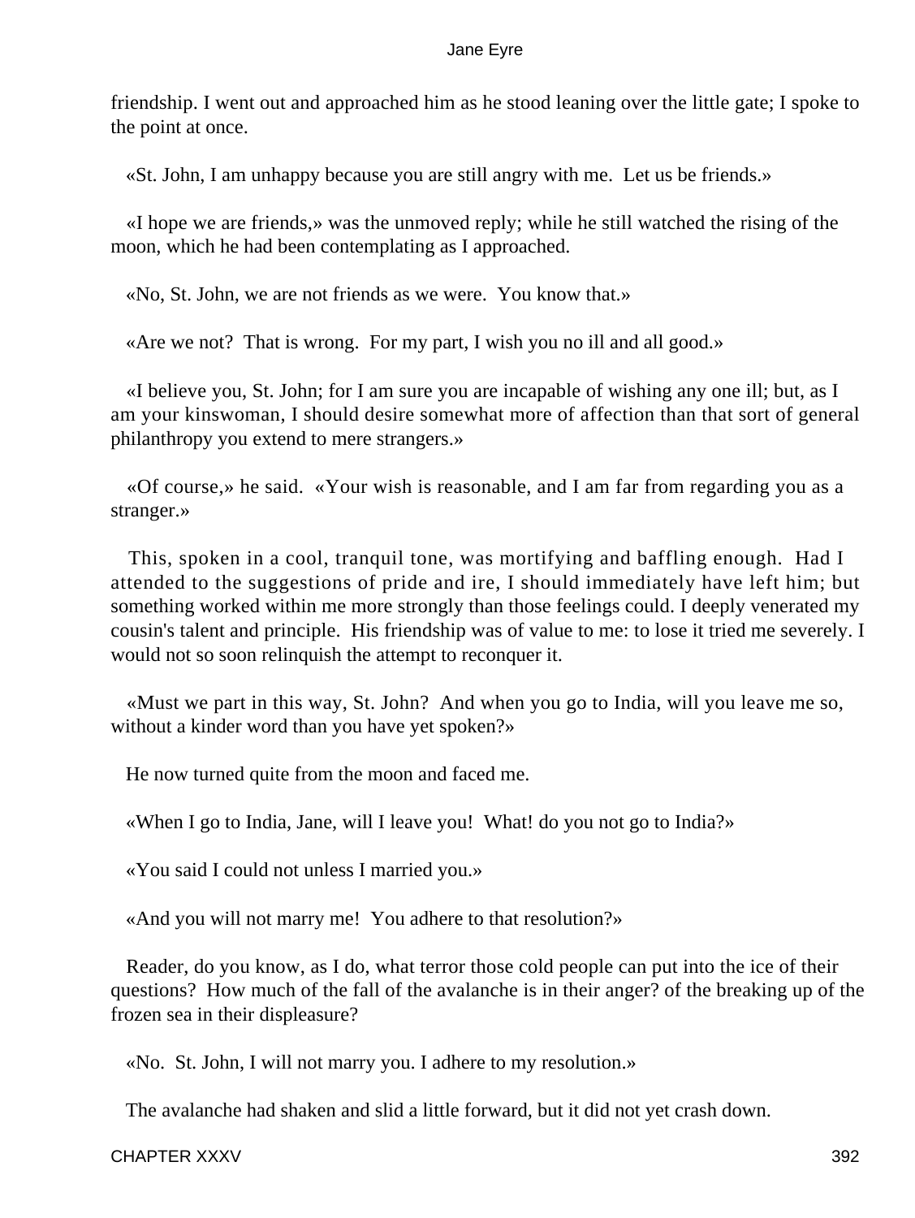friendship. I went out and approached him as he stood leaning over the little gate; I spoke to the point at once.

«St. John, I am unhappy because you are still angry with me. Let us be friends.»

«I hope we are friends,» was the unmoved reply; while he still watched the rising of the moon, which he had been contemplating as I approached.

«No, St. John, we are not friends as we were. You know that.»

«Are we not? That is wrong. For my part, I wish you no ill and all good.»

«I believe you, St. John; for I am sure you are incapable of wishing any one ill; but, as I am your kinswoman, I should desire somewhat more of affection than that sort of general philanthropy you extend to mere strangers.»

«Of course,» he said. «Your wish is reasonable, and I am far from regarding you as a stranger.»

This, spoken in a cool, tranquil tone, was mortifying and baffling enough. Had I attended to the suggestions of pride and ire, I should immediately have left him; but something worked within me more strongly than those feelings could. I deeply venerated my cousin's talent and principle. His friendship was of value to me: to lose it tried me severely. I would not so soon relinquish the attempt to reconquer it.

«Must we part in this way, St. John? And when you go to India, will you leave me so, without a kinder word than you have yet spoken?»

He now turned quite from the moon and faced me.

«When I go to India, Jane, will I leave you! What! do you not go to India?»

«You said I could not unless I married you.»

«And you will not marry me! You adhere to that resolution?»

Reader, do you know, as I do, what terror those cold people can put into the ice of their questions? How much of the fall of the avalanche is in their anger? of the breaking up of the frozen sea in their displeasure?

«No. St. John, I will not marry you. I adhere to my resolution.»

The avalanche had shaken and slid a little forward, but it did not yet crash down.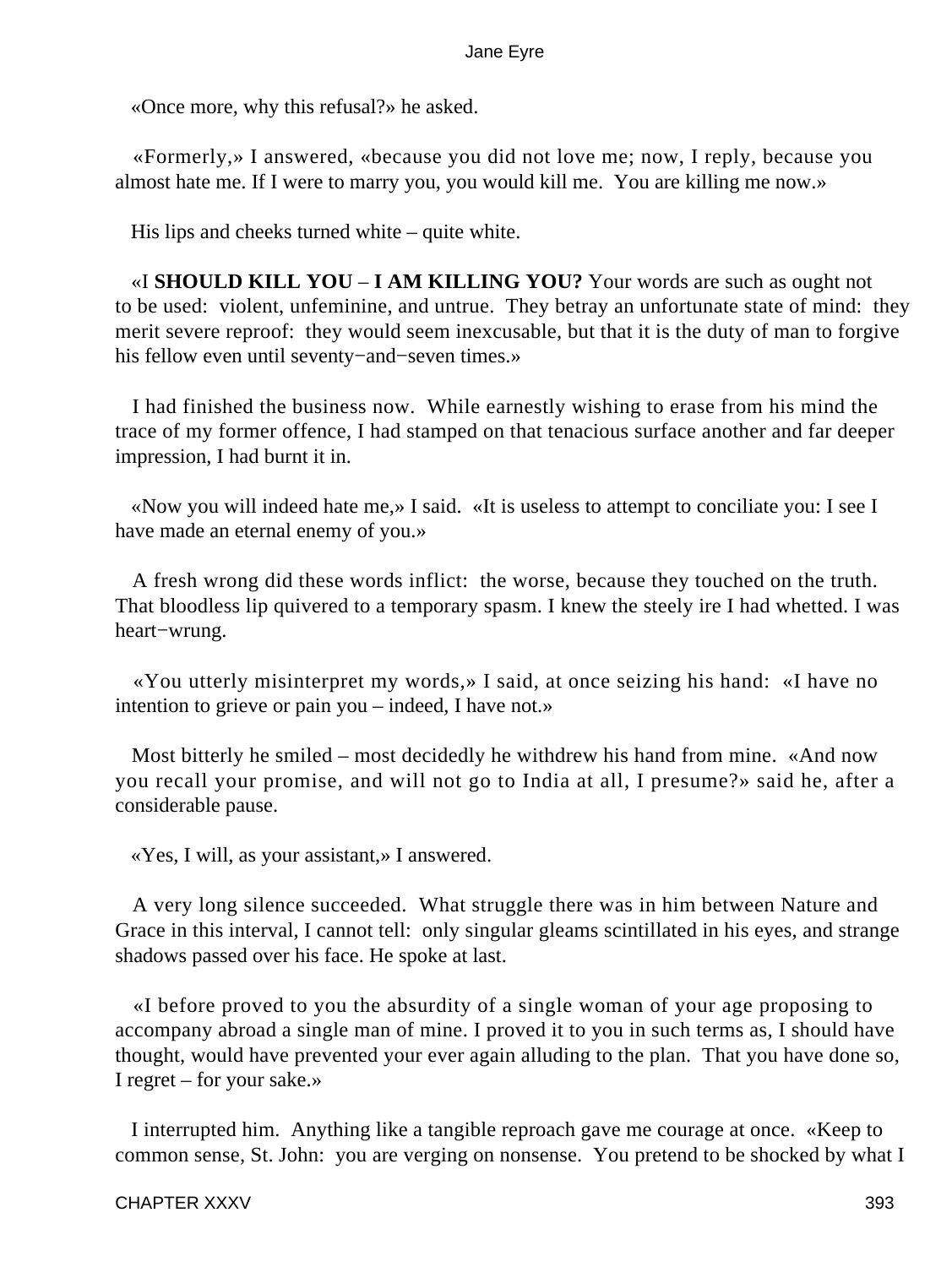«Once more, why this refusal?» he asked.

«Formerly,» I answered, «because you did not love me; now, I reply, because you almost hate me. If I were to marry you, you would kill me. You are killing me now.»

His lips and cheeks turned white – quite white.

«I **SHOULD KILL YOU** – **I AM KILLING YOU?** Your words are such as ought not to be used: violent, unfeminine, and untrue. They betray an unfortunate state of mind: they merit severe reproof: they would seem inexcusable, but that it is the duty of man to forgive his fellow even until seventy−and−seven times.»

I had finished the business now. While earnestly wishing to erase from his mind the trace of my former offence, I had stamped on that tenacious surface another and far deeper impression, I had burnt it in.

«Now you will indeed hate me,» I said. «It is useless to attempt to conciliate you: I see I have made an eternal enemy of you.»

A fresh wrong did these words inflict: the worse, because they touched on the truth. That bloodless lip quivered to a temporary spasm. I knew the steely ire I had whetted. I was heart−wrung.

«You utterly misinterpret my words,» I said, at once seizing his hand: «I have no intention to grieve or pain you – indeed, I have not.»

Most bitterly he smiled – most decidedly he withdrew his hand from mine. «And now you recall your promise, and will not go to India at all, I presume?» said he, after a considerable pause.

«Yes, I will, as your assistant,» I answered.

A very long silence succeeded. What struggle there was in him between Nature and Grace in this interval, I cannot tell: only singular gleams scintillated in his eyes, and strange shadows passed over his face. He spoke at last.

«I before proved to you the absurdity of a single woman of your age proposing to accompany abroad a single man of mine. I proved it to you in such terms as, I should have thought, would have prevented your ever again alluding to the plan. That you have done so, I regret – for your sake.»

I interrupted him. Anything like a tangible reproach gave me courage at once. «Keep to common sense, St. John: you are verging on nonsense. You pretend to be shocked by what I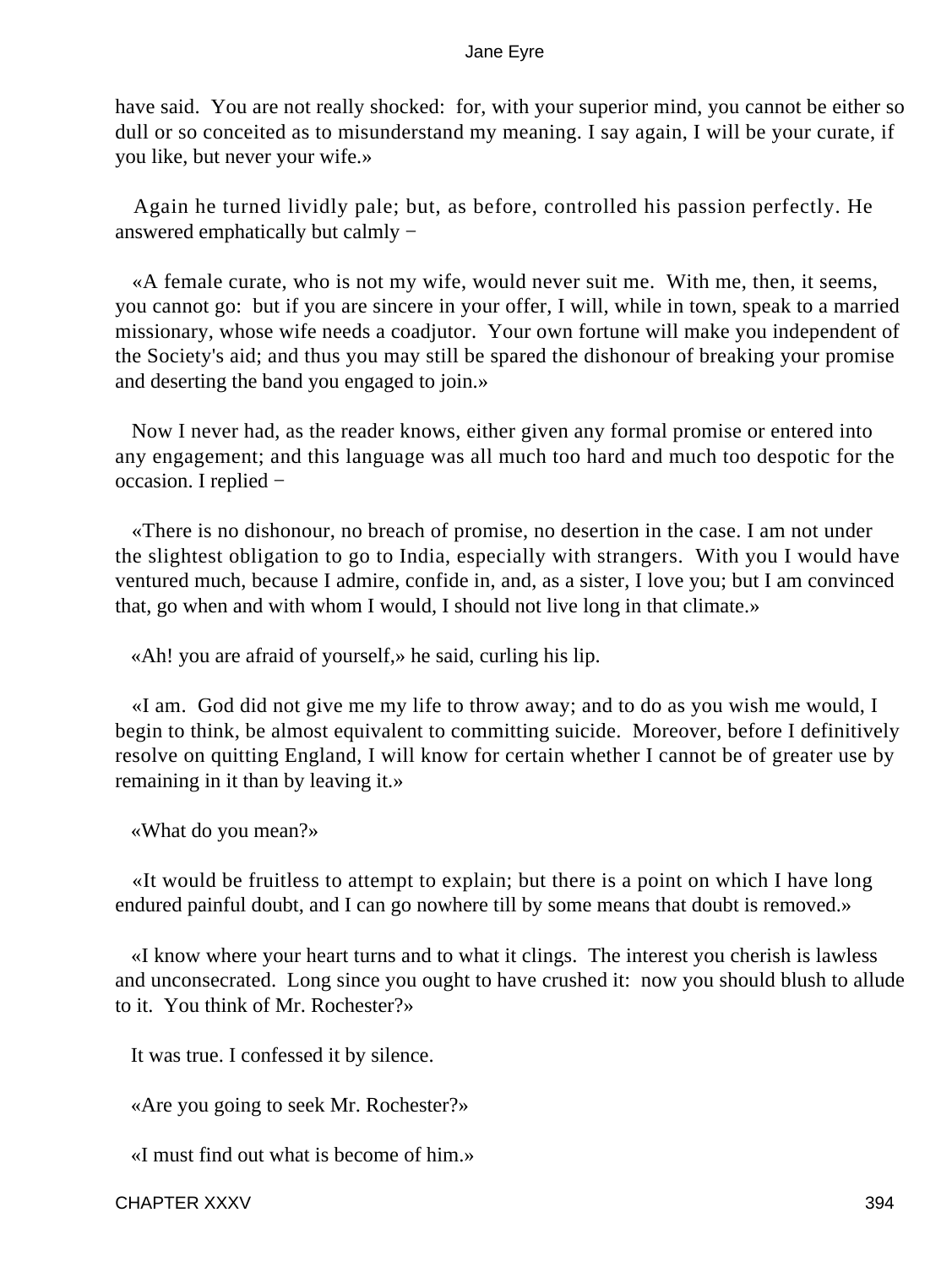have said. You are not really shocked: for, with your superior mind, you cannot be either so dull or so conceited as to misunderstand my meaning. I say again, I will be your curate, if you like, but never your wife.»

Again he turned lividly pale; but, as before, controlled his passion perfectly. He answered emphatically but calmly −

«A female curate, who is not my wife, would never suit me. With me, then, it seems, you cannot go: but if you are sincere in your offer, I will, while in town, speak to a married missionary, whose wife needs a coadjutor. Your own fortune will make you independent of the Society's aid; and thus you may still be spared the dishonour of breaking your promise and deserting the band you engaged to join.»

Now I never had, as the reader knows, either given any formal promise or entered into any engagement; and this language was all much too hard and much too despotic for the occasion. I replied −

«There is no dishonour, no breach of promise, no desertion in the case. I am not under the slightest obligation to go to India, especially with strangers. With you I would have ventured much, because I admire, confide in, and, as a sister, I love you; but I am convinced that, go when and with whom I would, I should not live long in that climate.»

«Ah! you are afraid of yourself,» he said, curling his lip.

«I am. God did not give me my life to throw away; and to do as you wish me would, I begin to think, be almost equivalent to committing suicide. Moreover, before I definitively resolve on quitting England, I will know for certain whether I cannot be of greater use by remaining in it than by leaving it.»

«What do you mean?»

«It would be fruitless to attempt to explain; but there is a point on which I have long endured painful doubt, and I can go nowhere till by some means that doubt is removed.»

«I know where your heart turns and to what it clings. The interest you cherish is lawless and unconsecrated. Long since you ought to have crushed it: now you should blush to allude to it. You think of Mr. Rochester?»

It was true. I confessed it by silence.

«Are you going to seek Mr. Rochester?»

«I must find out what is become of him.»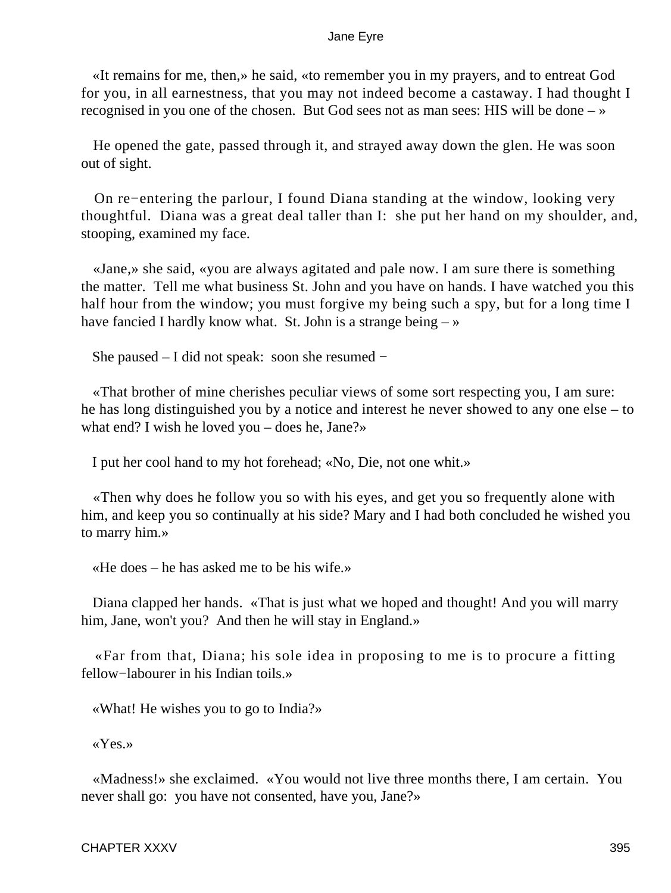«It remains for me, then,» he said, «to remember you in my prayers, and to entreat God for you, in all earnestness, that you may not indeed become a castaway. I had thought I recognised in you one of the chosen. But God sees not as man sees: HIS will be done – »

He opened the gate, passed through it, and strayed away down the glen. He was soon out of sight.

On re−entering the parlour, I found Diana standing at the window, looking very thoughtful. Diana was a great deal taller than I: she put her hand on my shoulder, and, stooping, examined my face.

«Jane,» she said, «you are always agitated and pale now. I am sure there is something the matter. Tell me what business St. John and you have on hands. I have watched you this half hour from the window; you must forgive my being such a spy, but for a long time I have fancied I hardly know what. St. John is a strange being – »

She paused – I did not speak: soon she resumed −

«That brother of mine cherishes peculiar views of some sort respecting you, I am sure: he has long distinguished you by a notice and interest he never showed to any one else – to what end? I wish he loved you – does he, Jane?»

I put her cool hand to my hot forehead; «No, Die, not one whit.»

«Then why does he follow you so with his eyes, and get you so frequently alone with him, and keep you so continually at his side? Mary and I had both concluded he wished you to marry him.»

«He does – he has asked me to be his wife.»

Diana clapped her hands. «That is just what we hoped and thought! And you will marry him, Jane, won't you? And then he will stay in England.»

«Far from that, Diana; his sole idea in proposing to me is to procure a fitting fellow−labourer in his Indian toils.»

«What! He wishes you to go to India?»

«Yes.»

«Madness!» she exclaimed. «You would not live three months there, I am certain. You never shall go: you have not consented, have you, Jane?»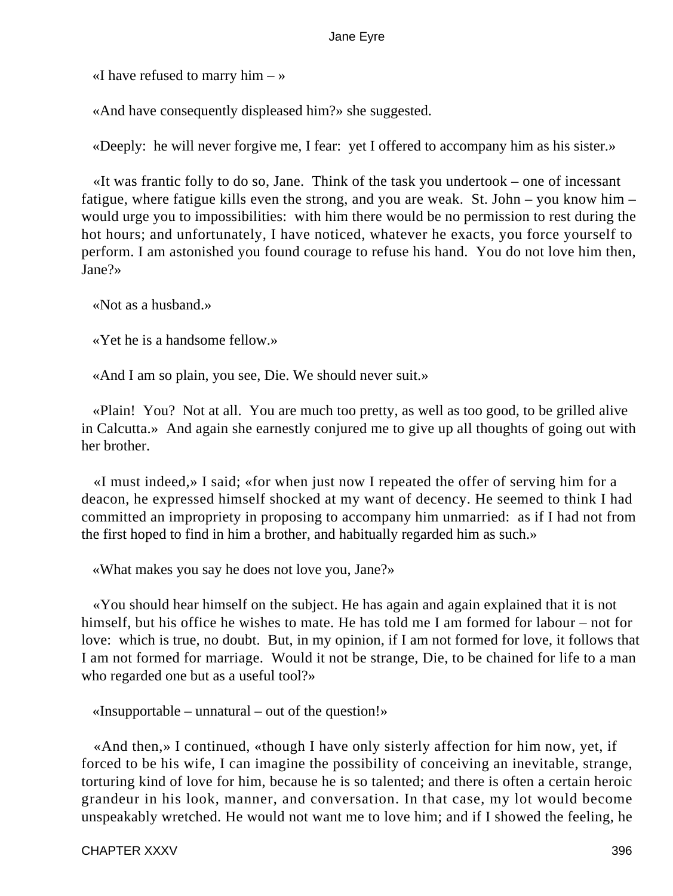«I have refused to marry him – »

«And have consequently displeased him?» she suggested.

«Deeply: he will never forgive me, I fear: yet I offered to accompany him as his sister.»

«It was frantic folly to do so, Jane. Think of the task you undertook – one of incessant fatigue, where fatigue kills even the strong, and you are weak. St. John – you know him – would urge you to impossibilities: with him there would be no permission to rest during the hot hours; and unfortunately, I have noticed, whatever he exacts, you force yourself to perform. I am astonished you found courage to refuse his hand. You do not love him then, Jane?»

«Not as a husband.»

«Yet he is a handsome fellow.»

«And I am so plain, you see, Die. We should never suit.»

«Plain! You? Not at all. You are much too pretty, as well as too good, to be grilled alive in Calcutta.» And again she earnestly conjured me to give up all thoughts of going out with her brother.

«I must indeed,» I said; «for when just now I repeated the offer of serving him for a deacon, he expressed himself shocked at my want of decency. He seemed to think I had committed an impropriety in proposing to accompany him unmarried: as if I had not from the first hoped to find in him a brother, and habitually regarded him as such.»

«What makes you say he does not love you, Jane?»

«You should hear himself on the subject. He has again and again explained that it is not himself, but his office he wishes to mate. He has told me I am formed for labour – not for love: which is true, no doubt. But, in my opinion, if I am not formed for love, it follows that I am not formed for marriage. Would it not be strange, Die, to be chained for life to a man who regarded one but as a useful tool?»

«Insupportable – unnatural – out of the question!»

«And then,» I continued, «though I have only sisterly affection for him now, yet, if forced to be his wife, I can imagine the possibility of conceiving an inevitable, strange, torturing kind of love for him, because he is so talented; and there is often a certain heroic grandeur in his look, manner, and conversation. In that case, my lot would become unspeakably wretched. He would not want me to love him; and if I showed the feeling, he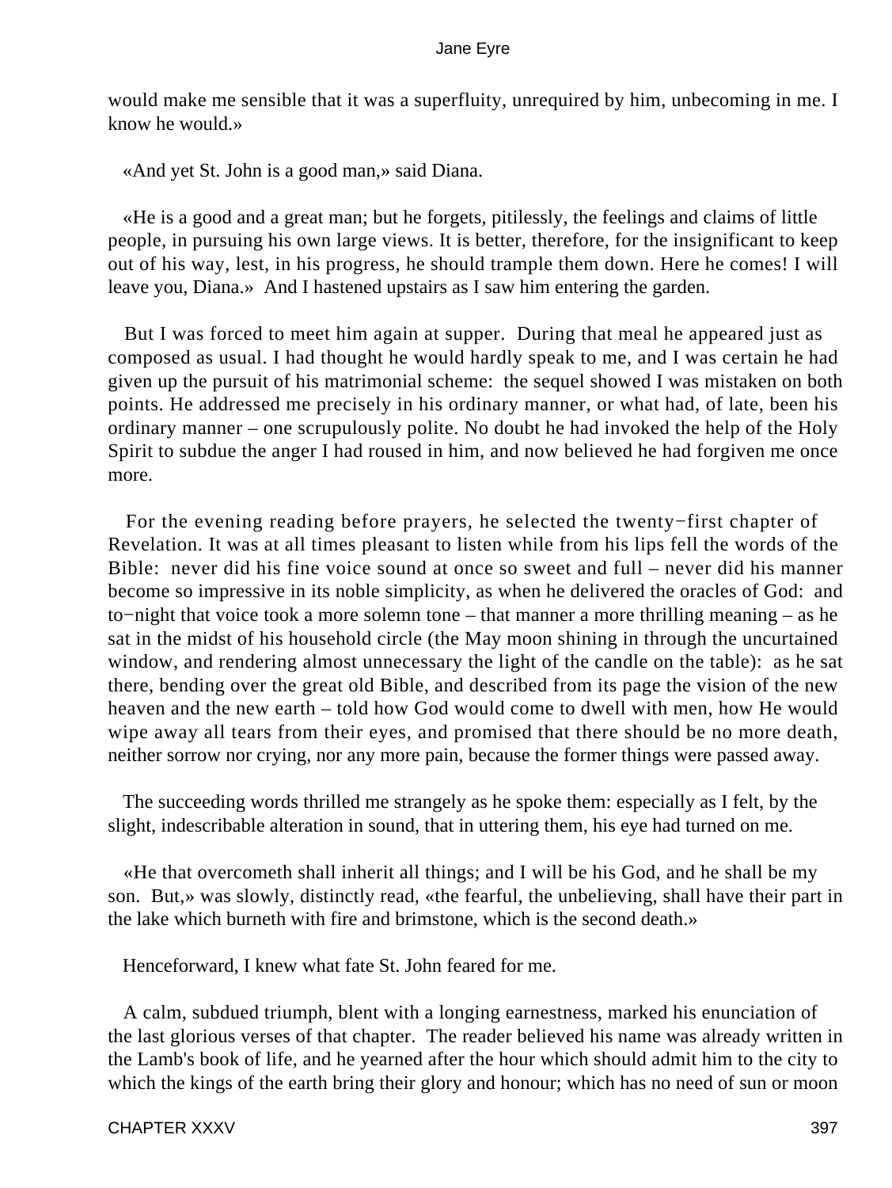would make me sensible that it was a superfluity, unrequired by him, unbecoming in me. I know he would.»

«And yet St. John is a good man,» said Diana.

«He is a good and a great man; but he forgets, pitilessly, the feelings and claims of little people, in pursuing his own large views. It is better, therefore, for the insignificant to keep out of his way, lest, in his progress, he should trample them down. Here he comes! I will leave you, Diana.» And I hastened upstairs as I saw him entering the garden.

But I was forced to meet him again at supper. During that meal he appeared just as composed as usual. I had thought he would hardly speak to me, and I was certain he had given up the pursuit of his matrimonial scheme: the sequel showed I was mistaken on both points. He addressed me precisely in his ordinary manner, or what had, of late, been his ordinary manner – one scrupulously polite. No doubt he had invoked the help of the Holy Spirit to subdue the anger I had roused in him, and now believed he had forgiven me once more.

For the evening reading before prayers, he selected the twenty−first chapter of Revelation. It was at all times pleasant to listen while from his lips fell the words of the Bible: never did his fine voice sound at once so sweet and full – never did his manner become so impressive in its noble simplicity, as when he delivered the oracles of God: and to−night that voice took a more solemn tone – that manner a more thrilling meaning – as he sat in the midst of his household circle (the May moon shining in through the uncurtained window, and rendering almost unnecessary the light of the candle on the table): as he sat there, bending over the great old Bible, and described from its page the vision of the new heaven and the new earth – told how God would come to dwell with men, how He would wipe away all tears from their eyes, and promised that there should be no more death, neither sorrow nor crying, nor any more pain, because the former things were passed away.

The succeeding words thrilled me strangely as he spoke them: especially as I felt, by the slight, indescribable alteration in sound, that in uttering them, his eye had turned on me.

«He that overcometh shall inherit all things; and I will be his God, and he shall be my son. But,» was slowly, distinctly read, «the fearful, the unbelieving, shall have their part in the lake which burneth with fire and brimstone, which is the second death.»

Henceforward, I knew what fate St. John feared for me.

A calm, subdued triumph, blent with a longing earnestness, marked his enunciation of the last glorious verses of that chapter. The reader believed his name was already written in the Lamb's book of life, and he yearned after the hour which should admit him to the city to which the kings of the earth bring their glory and honour; which has no need of sun or moon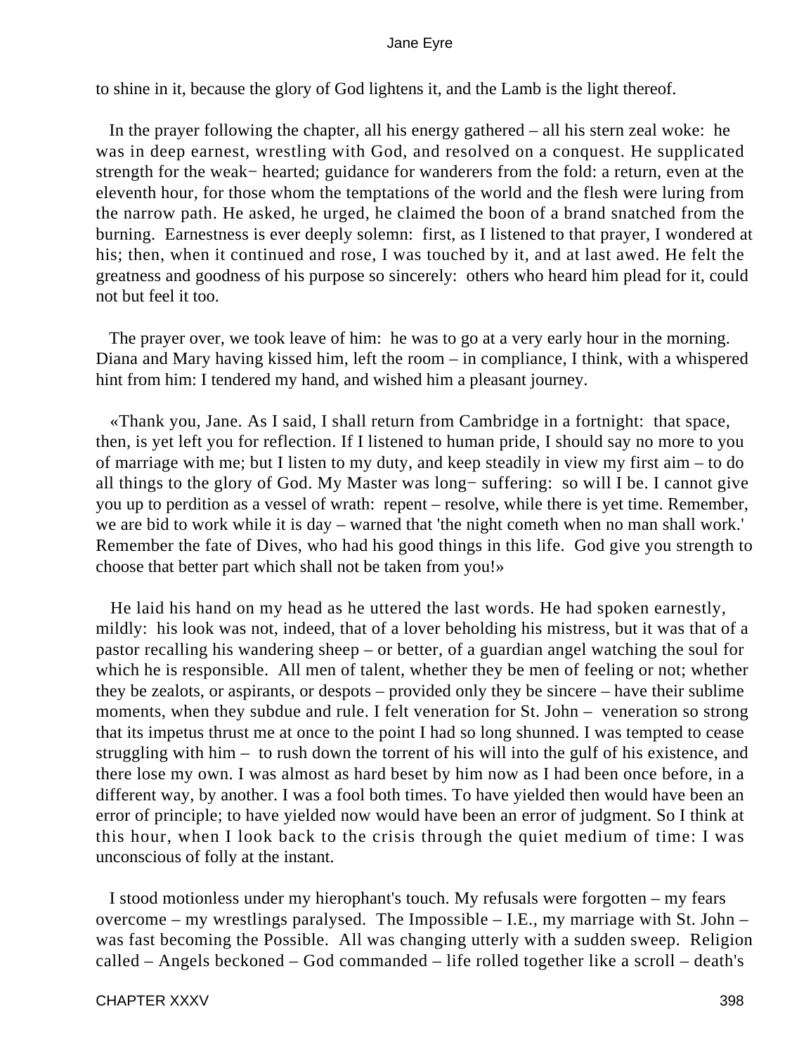to shine in it, because the glory of God lightens it, and the Lamb is the light thereof.

In the prayer following the chapter, all his energy gathered – all his stern zeal woke: he was in deep earnest, wrestling with God, and resolved on a conquest. He supplicated strength for the weak− hearted; guidance for wanderers from the fold: a return, even at the eleventh hour, for those whom the temptations of the world and the flesh were luring from the narrow path. He asked, he urged, he claimed the boon of a brand snatched from the burning. Earnestness is ever deeply solemn: first, as I listened to that prayer, I wondered at his; then, when it continued and rose, I was touched by it, and at last awed. He felt the greatness and goodness of his purpose so sincerely: others who heard him plead for it, could not but feel it too.

The prayer over, we took leave of him: he was to go at a very early hour in the morning. Diana and Mary having kissed him, left the room – in compliance, I think, with a whispered hint from him: I tendered my hand, and wished him a pleasant journey.

«Thank you, Jane. As I said, I shall return from Cambridge in a fortnight: that space, then, is yet left you for reflection. If I listened to human pride, I should say no more to you of marriage with me; but I listen to my duty, and keep steadily in view my first aim – to do all things to the glory of God. My Master was long− suffering: so will I be. I cannot give you up to perdition as a vessel of wrath: repent – resolve, while there is yet time. Remember, we are bid to work while it is day – warned that 'the night cometh when no man shall work.' Remember the fate of Dives, who had his good things in this life. God give you strength to choose that better part which shall not be taken from you!»

He laid his hand on my head as he uttered the last words. He had spoken earnestly, mildly: his look was not, indeed, that of a lover beholding his mistress, but it was that of a pastor recalling his wandering sheep – or better, of a guardian angel watching the soul for which he is responsible. All men of talent, whether they be men of feeling or not; whether they be zealots, or aspirants, or despots – provided only they be sincere – have their sublime moments, when they subdue and rule. I felt veneration for St. John – veneration so strong that its impetus thrust me at once to the point I had so long shunned. I was tempted to cease struggling with him – to rush down the torrent of his will into the gulf of his existence, and there lose my own. I was almost as hard beset by him now as I had been once before, in a different way, by another. I was a fool both times. To have yielded then would have been an error of principle; to have yielded now would have been an error of judgment. So I think at this hour, when I look back to the crisis through the quiet medium of time: I was unconscious of folly at the instant.

I stood motionless under my hierophant's touch. My refusals were forgotten – my fears overcome – my wrestlings paralysed. The Impossible – I.E., my marriage with St. John – was fast becoming the Possible. All was changing utterly with a sudden sweep. Religion called – Angels beckoned – God commanded – life rolled together like a scroll – death's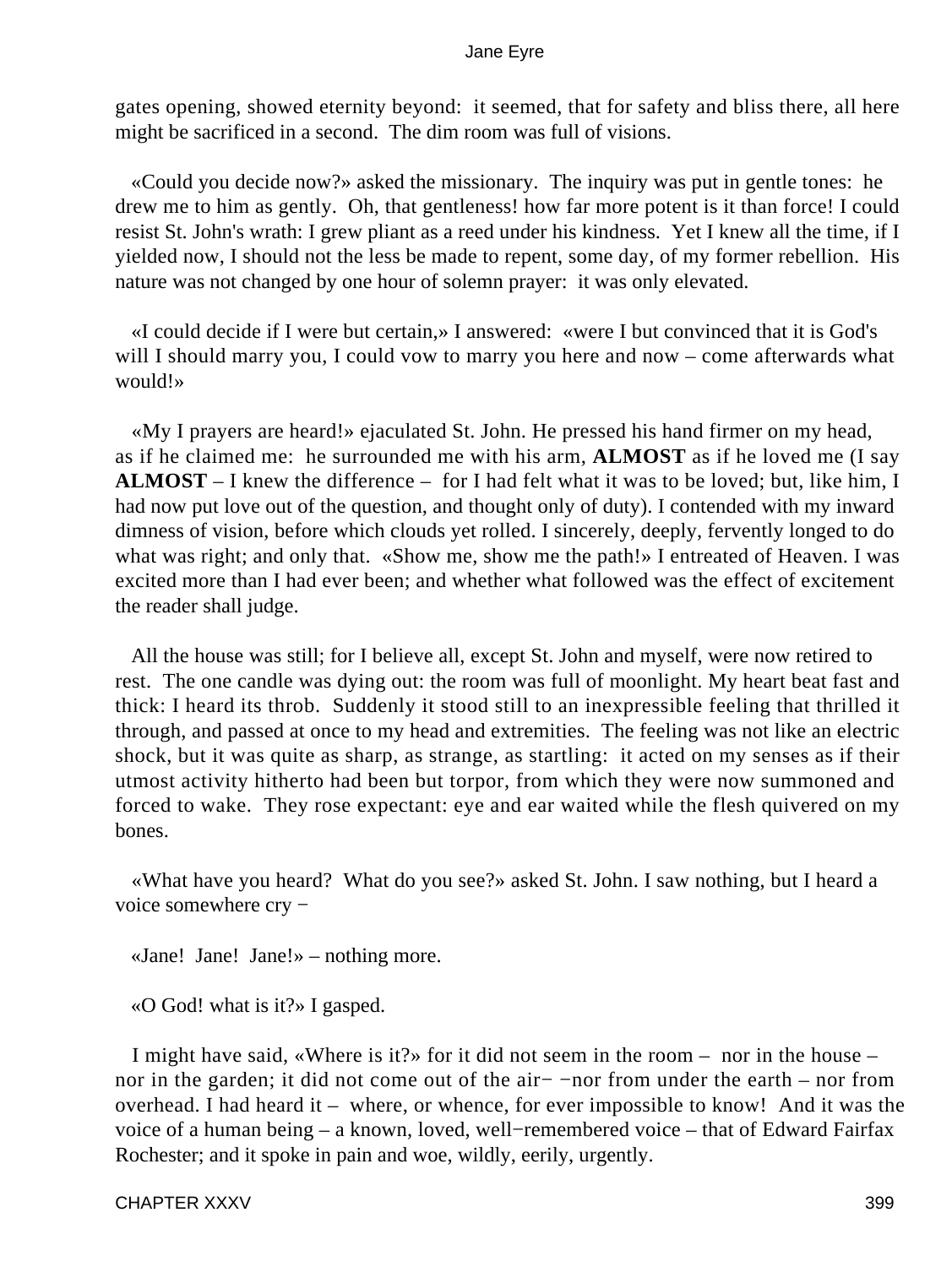gates opening, showed eternity beyond: it seemed, that for safety and bliss there, all here might be sacrificed in a second. The dim room was full of visions.

«Could you decide now?» asked the missionary. The inquiry was put in gentle tones: he drew me to him as gently. Oh, that gentleness! how far more potent is it than force! I could resist St. John's wrath: I grew pliant as a reed under his kindness. Yet I knew all the time, if I yielded now, I should not the less be made to repent, some day, of my former rebellion. His nature was not changed by one hour of solemn prayer: it was only elevated.

«I could decide if I were but certain,» I answered: «were I but convinced that it is God's will I should marry you, I could vow to marry you here and now – come afterwards what would!»

«My I prayers are heard!» ejaculated St. John. He pressed his hand firmer on my head, as if he claimed me: he surrounded me with his arm, **ALMOST** as if he loved me (I say **ALMOST** – I knew the difference – for I had felt what it was to be loved; but, like him, I had now put love out of the question, and thought only of duty). I contended with my inward dimness of vision, before which clouds yet rolled. I sincerely, deeply, fervently longed to do what was right; and only that. «Show me, show me the path!» I entreated of Heaven. I was excited more than I had ever been; and whether what followed was the effect of excitement the reader shall judge.

All the house was still; for I believe all, except St. John and myself, were now retired to rest. The one candle was dying out: the room was full of moonlight. My heart beat fast and thick: I heard its throb. Suddenly it stood still to an inexpressible feeling that thrilled it through, and passed at once to my head and extremities. The feeling was not like an electric shock, but it was quite as sharp, as strange, as startling: it acted on my senses as if their utmost activity hitherto had been but torpor, from which they were now summoned and forced to wake. They rose expectant: eye and ear waited while the flesh quivered on my bones.

«What have you heard? What do you see?» asked St. John. I saw nothing, but I heard a voice somewhere cry −

«Jane! Jane! Jane!» – nothing more.

«O God! what is it?» I gasped.

I might have said, «Where is it?» for it did not seem in the room – nor in the house – nor in the garden; it did not come out of the air− −nor from under the earth – nor from overhead. I had heard it – where, or whence, for ever impossible to know! And it was the voice of a human being – a known, loved, well−remembered voice – that of Edward Fairfax Rochester; and it spoke in pain and woe, wildly, eerily, urgently.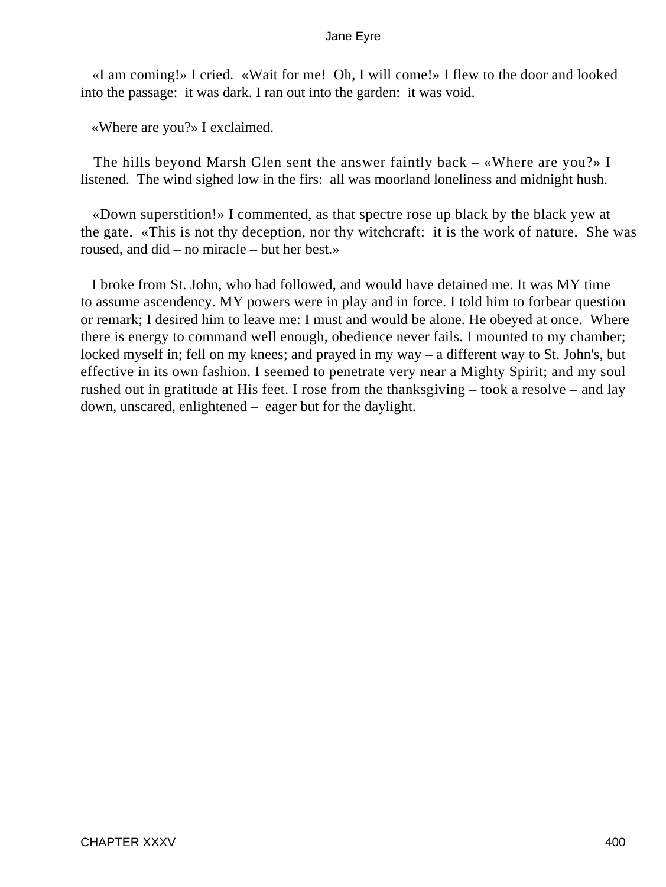«I am coming!» I cried. «Wait for me! Oh, I will come!» I flew to the door and looked into the passage: it was dark. I ran out into the garden: it was void.

«Where are you?» I exclaimed.

The hills beyond Marsh Glen sent the answer faintly back – «Where are you?» I listened. The wind sighed low in the firs: all was moorland loneliness and midnight hush.

«Down superstition!» I commented, as that spectre rose up black by the black yew at the gate. «This is not thy deception, nor thy witchcraft: it is the work of nature. She was roused, and did – no miracle – but her best.»

I broke from St. John, who had followed, and would have detained me. It was MY time to assume ascendency. MY powers were in play and in force. I told him to forbear question or remark; I desired him to leave me: I must and would be alone. He obeyed at once. Where there is energy to command well enough, obedience never fails. I mounted to my chamber; locked myself in; fell on my knees; and prayed in my way – a different way to St. John's, but effective in its own fashion. I seemed to penetrate very near a Mighty Spirit; and my soul rushed out in gratitude at His feet. I rose from the thanksgiving – took a resolve – and lay down, unscared, enlightened – eager but for the daylight.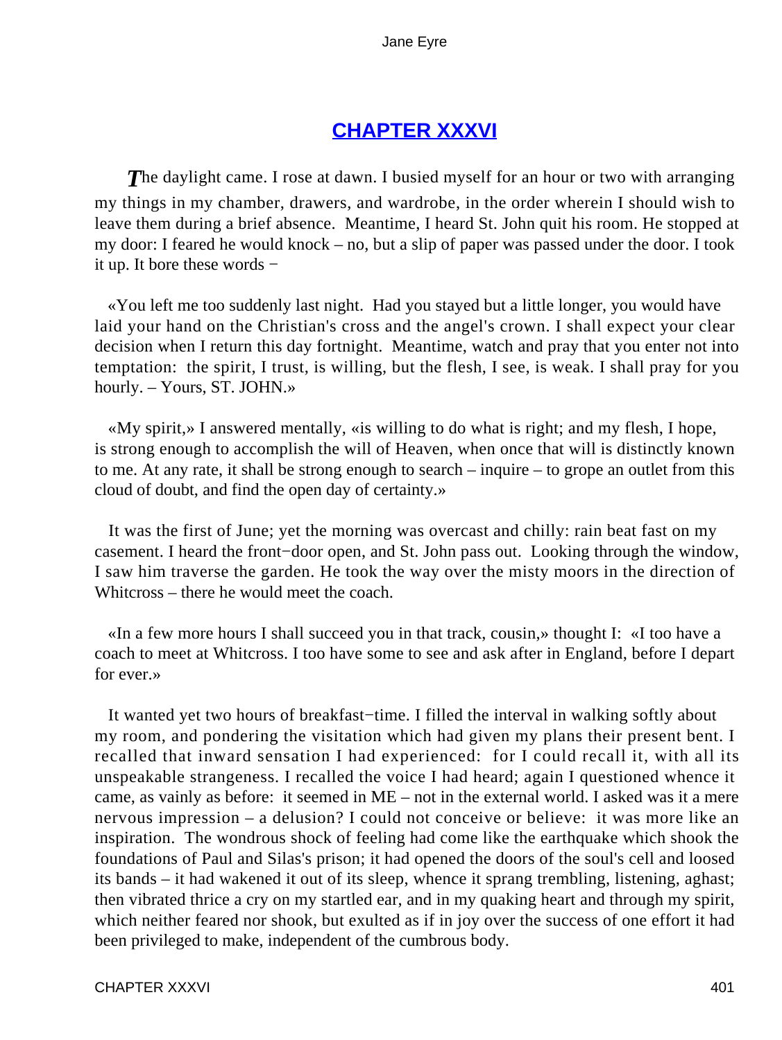## CHAPTER XXXVI

*T*he daylight came. I rose at dawn. I busied myself for an hour or two with arranging my things in my chamber, drawers, and wardrobe, in the order wherein I should wish to leave them during a brief absence. Meantime, I heard St. John quit his room. He stopped at my door: I feared he would knock – no, but a slip of paper was passed under the door. I took it up. It bore these words −

«You left me too suddenly last night. Had you stayed but a little longer, you would have laid your hand on the Christian's cross and the angel's crown. I shall expect your clear decision when I return this day fortnight. Meantime, watch and pray that you enter not into temptation: the spirit, I trust, is willing, but the flesh, I see, is weak. I shall pray for you hourly. – Yours, ST. JOHN.»

«My spirit,» I answered mentally, «is willing to do what is right; and my flesh, I hope, is strong enough to accomplish the will of Heaven, when once that will is distinctly known to me. At any rate, it shall be strong enough to search – inquire – to grope an outlet from this cloud of doubt, and find the open day of certainty.»

It was the first of June; yet the morning was overcast and chilly: rain beat fast on my casement. I heard the front−door open, and St. John pass out. Looking through the window, I saw him traverse the garden. He took the way over the misty moors in the direction of Whitcross – there he would meet the coach.

«In a few more hours I shall succeed you in that track, cousin,» thought I: «I too have a coach to meet at Whitcross. I too have some to see and ask after in England, before I depart for ever.»

It wanted yet two hours of breakfast−time. I filled the interval in walking softly about my room, and pondering the visitation which had given my plans their present bent. I recalled that inward sensation I had experienced: for I could recall it, with all its unspeakable strangeness. I recalled the voice I had heard; again I questioned whence it came, as vainly as before: it seemed in ME – not in the external world. I asked was it a mere nervous impression – a delusion? I could not conceive or believe: it was more like an inspiration. The wondrous shock of feeling had come like the earthquake which shook the foundations of Paul and Silas's prison; it had opened the doors of the soul's cell and loosed its bands – it had wakened it out of its sleep, whence it sprang trembling, listening, aghast; then vibrated thrice a cry on my startled ear, and in my quaking heart and through my spirit, which neither feared nor shook, but exulted as if in joy over the success of one effort it had been privileged to make, independent of the cumbrous body.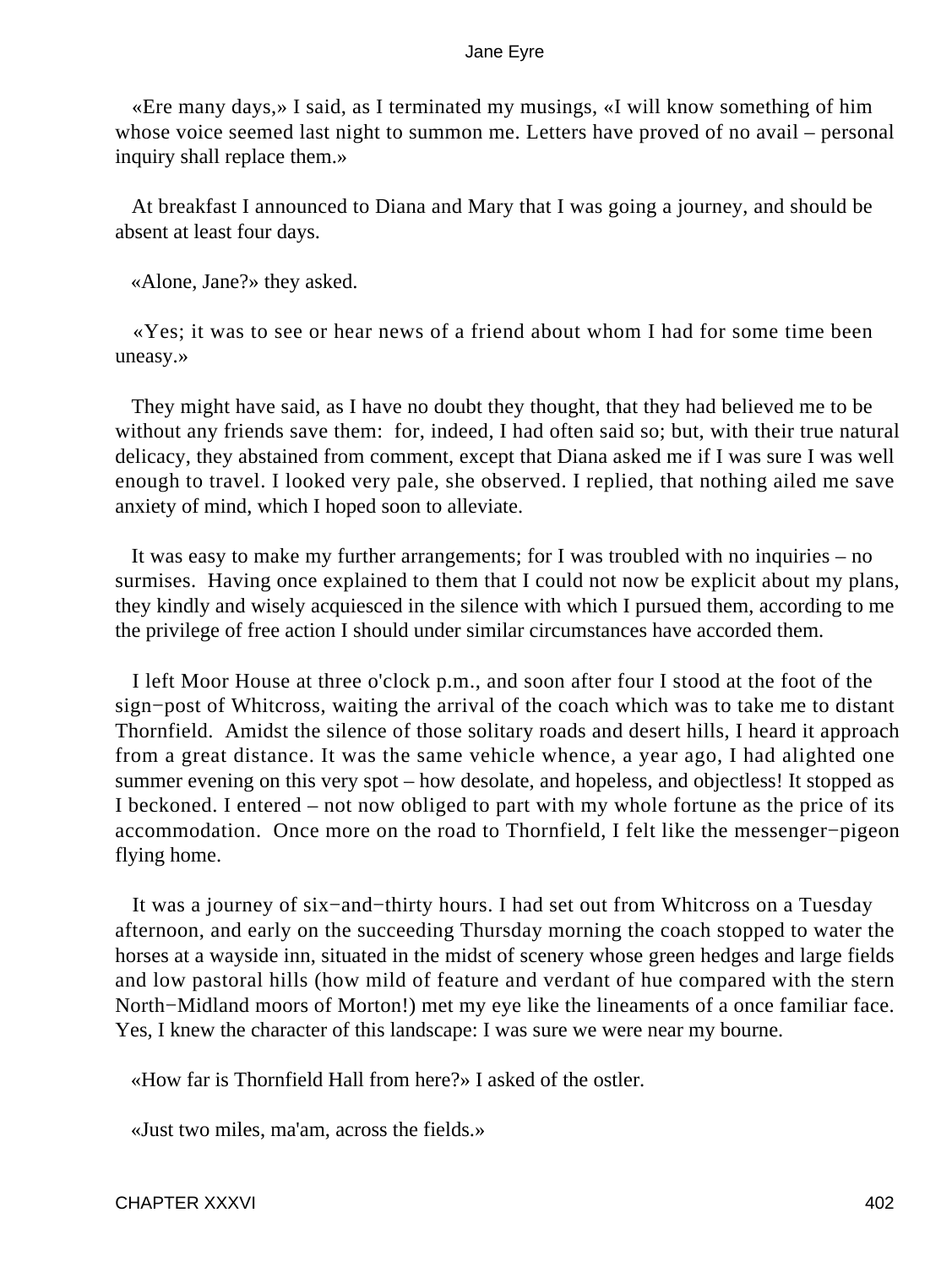«Ere many days,» I said, as I terminated my musings, «I will know something of him whose voice seemed last night to summon me. Letters have proved of no avail – personal inquiry shall replace them.»

At breakfast I announced to Diana and Mary that I was going a journey, and should be absent at least four days.

«Alone, Jane?» they asked.

«Yes; it was to see or hear news of a friend about whom I had for some time been uneasy.»

They might have said, as I have no doubt they thought, that they had believed me to be without any friends save them: for, indeed, I had often said so; but, with their true natural delicacy, they abstained from comment, except that Diana asked me if I was sure I was well enough to travel. I looked very pale, she observed. I replied, that nothing ailed me save anxiety of mind, which I hoped soon to alleviate.

It was easy to make my further arrangements; for I was troubled with no inquiries – no surmises. Having once explained to them that I could not now be explicit about my plans, they kindly and wisely acquiesced in the silence with which I pursued them, according to me the privilege of free action I should under similar circumstances have accorded them.

I left Moor House at three o'clock p.m., and soon after four I stood at the foot of the sign−post of Whitcross, waiting the arrival of the coach which was to take me to distant Thornfield. Amidst the silence of those solitary roads and desert hills, I heard it approach from a great distance. It was the same vehicle whence, a year ago, I had alighted one summer evening on this very spot – how desolate, and hopeless, and objectless! It stopped as I beckoned. I entered – not now obliged to part with my whole fortune as the price of its accommodation. Once more on the road to Thornfield, I felt like the messenger−pigeon flying home.

It was a journey of six−and−thirty hours. I had set out from Whitcross on a Tuesday afternoon, and early on the succeeding Thursday morning the coach stopped to water the horses at a wayside inn, situated in the midst of scenery whose green hedges and large fields and low pastoral hills (how mild of feature and verdant of hue compared with the stern North−Midland moors of Morton!) met my eye like the lineaments of a once familiar face. Yes, I knew the character of this landscape: I was sure we were near my bourne.

«How far is Thornfield Hall from here?» I asked of the ostler.

«Just two miles, ma'am, across the fields.»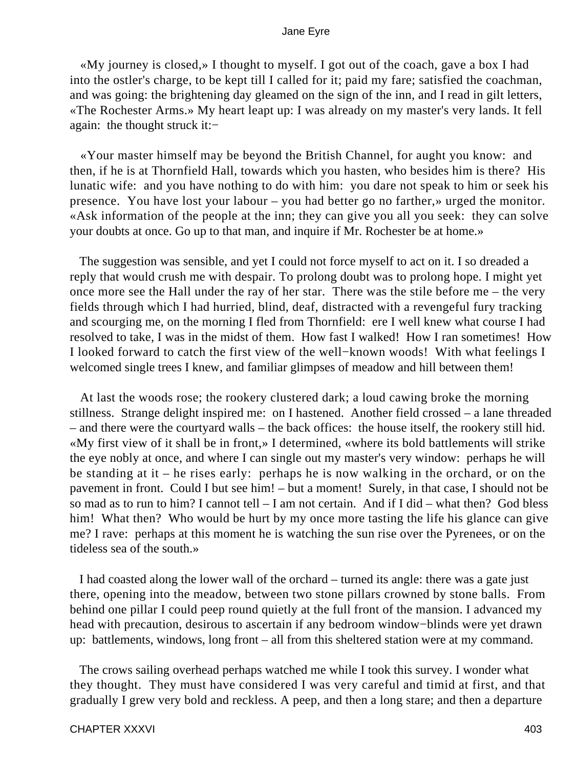«My journey is closed,» I thought to myself. I got out of the coach, gave a box I had into the ostler's charge, to be kept till I called for it; paid my fare; satisfied the coachman, and was going: the brightening day gleamed on the sign of the inn, and I read in gilt letters, «The Rochester Arms.» My heart leapt up: I was already on my master's very lands. It fell again: the thought struck it:−

«Your master himself may be beyond the British Channel, for aught you know: and then, if he is at Thornfield Hall, towards which you hasten, who besides him is there? His lunatic wife: and you have nothing to do with him: you dare not speak to him or seek his presence. You have lost your labour – you had better go no farther,» urged the monitor. «Ask information of the people at the inn; they can give you all you seek: they can solve your doubts at once. Go up to that man, and inquire if Mr. Rochester be at home.»

The suggestion was sensible, and yet I could not force myself to act on it. I so dreaded a reply that would crush me with despair. To prolong doubt was to prolong hope. I might yet once more see the Hall under the ray of her star. There was the stile before me – the very fields through which I had hurried, blind, deaf, distracted with a revengeful fury tracking and scourging me, on the morning I fled from Thornfield: ere I well knew what course I had resolved to take, I was in the midst of them. How fast I walked! How I ran sometimes! How I looked forward to catch the first view of the well−known woods! With what feelings I welcomed single trees I knew, and familiar glimpses of meadow and hill between them!

At last the woods rose; the rookery clustered dark; a loud cawing broke the morning stillness. Strange delight inspired me: on I hastened. Another field crossed – a lane threaded – and there were the courtyard walls – the back offices: the house itself, the rookery still hid. «My first view of it shall be in front,» I determined, «where its bold battlements will strike the eye nobly at once, and where I can single out my master's very window: perhaps he will be standing at it – he rises early: perhaps he is now walking in the orchard, or on the pavement in front. Could I but see him! – but a moment! Surely, in that case, I should not be so mad as to run to him? I cannot tell – I am not certain. And if I did – what then? God bless him! What then? Who would be hurt by my once more tasting the life his glance can give me? I rave: perhaps at this moment he is watching the sun rise over the Pyrenees, or on the tideless sea of the south.»

I had coasted along the lower wall of the orchard – turned its angle: there was a gate just there, opening into the meadow, between two stone pillars crowned by stone balls. From behind one pillar I could peep round quietly at the full front of the mansion. I advanced my head with precaution, desirous to ascertain if any bedroom window−blinds were yet drawn up: battlements, windows, long front – all from this sheltered station were at my command.

The crows sailing overhead perhaps watched me while I took this survey. I wonder what they thought. They must have considered I was very careful and timid at first, and that gradually I grew very bold and reckless. A peep, and then a long stare; and then a departure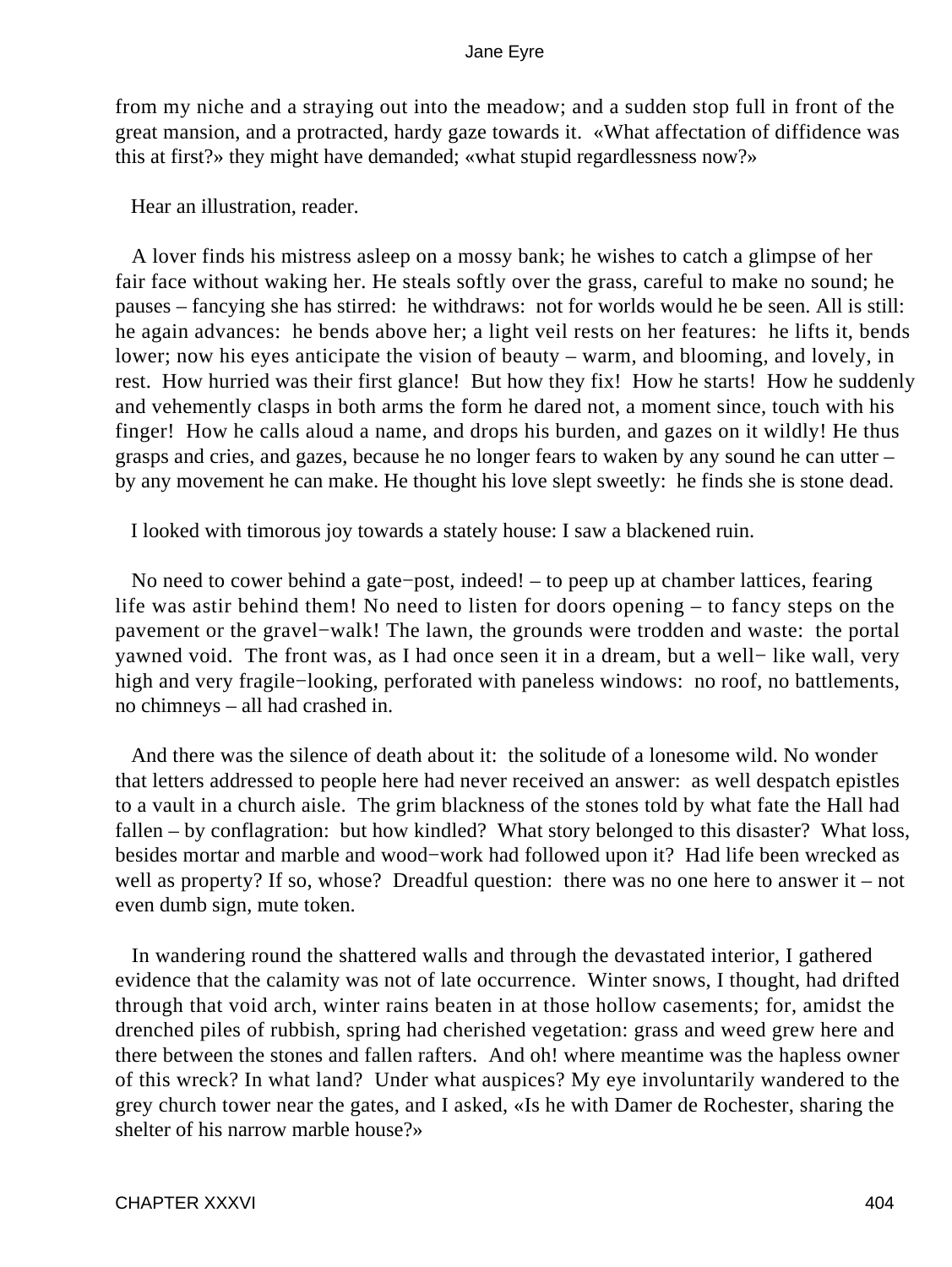from my niche and a straying out into the meadow; and a sudden stop full in front of the great mansion, and a protracted, hardy gaze towards it. «What affectation of diffidence was this at first?» they might have demanded; «what stupid regardlessness now?»

Hear an illustration, reader.

A lover finds his mistress asleep on a mossy bank; he wishes to catch a glimpse of her fair face without waking her. He steals softly over the grass, careful to make no sound; he pauses – fancying she has stirred: he withdraws: not for worlds would he be seen. All is still: he again advances: he bends above her; a light veil rests on her features: he lifts it, bends lower; now his eyes anticipate the vision of beauty – warm, and blooming, and lovely, in rest. How hurried was their first glance! But how they fix! How he starts! How he suddenly and vehemently clasps in both arms the form he dared not, a moment since, touch with his finger! How he calls aloud a name, and drops his burden, and gazes on it wildly! He thus grasps and cries, and gazes, because he no longer fears to waken by any sound he can utter – by any movement he can make. He thought his love slept sweetly: he finds she is stone dead.

I looked with timorous joy towards a stately house: I saw a blackened ruin.

No need to cower behind a gate−post, indeed! – to peep up at chamber lattices, fearing life was astir behind them! No need to listen for doors opening – to fancy steps on the pavement or the gravel−walk! The lawn, the grounds were trodden and waste: the portal yawned void. The front was, as I had once seen it in a dream, but a well− like wall, very high and very fragile−looking, perforated with paneless windows: no roof, no battlements, no chimneys – all had crashed in.

And there was the silence of death about it: the solitude of a lonesome wild. No wonder that letters addressed to people here had never received an answer: as well despatch epistles to a vault in a church aisle. The grim blackness of the stones told by what fate the Hall had fallen – by conflagration: but how kindled? What story belonged to this disaster? What loss, besides mortar and marble and wood−work had followed upon it? Had life been wrecked as well as property? If so, whose? Dreadful question: there was no one here to answer it – not even dumb sign, mute token.

In wandering round the shattered walls and through the devastated interior, I gathered evidence that the calamity was not of late occurrence. Winter snows, I thought, had drifted through that void arch, winter rains beaten in at those hollow casements; for, amidst the drenched piles of rubbish, spring had cherished vegetation: grass and weed grew here and there between the stones and fallen rafters. And oh! where meantime was the hapless owner of this wreck? In what land? Under what auspices? My eye involuntarily wandered to the grey church tower near the gates, and I asked, «Is he with Damer de Rochester, sharing the shelter of his narrow marble house?»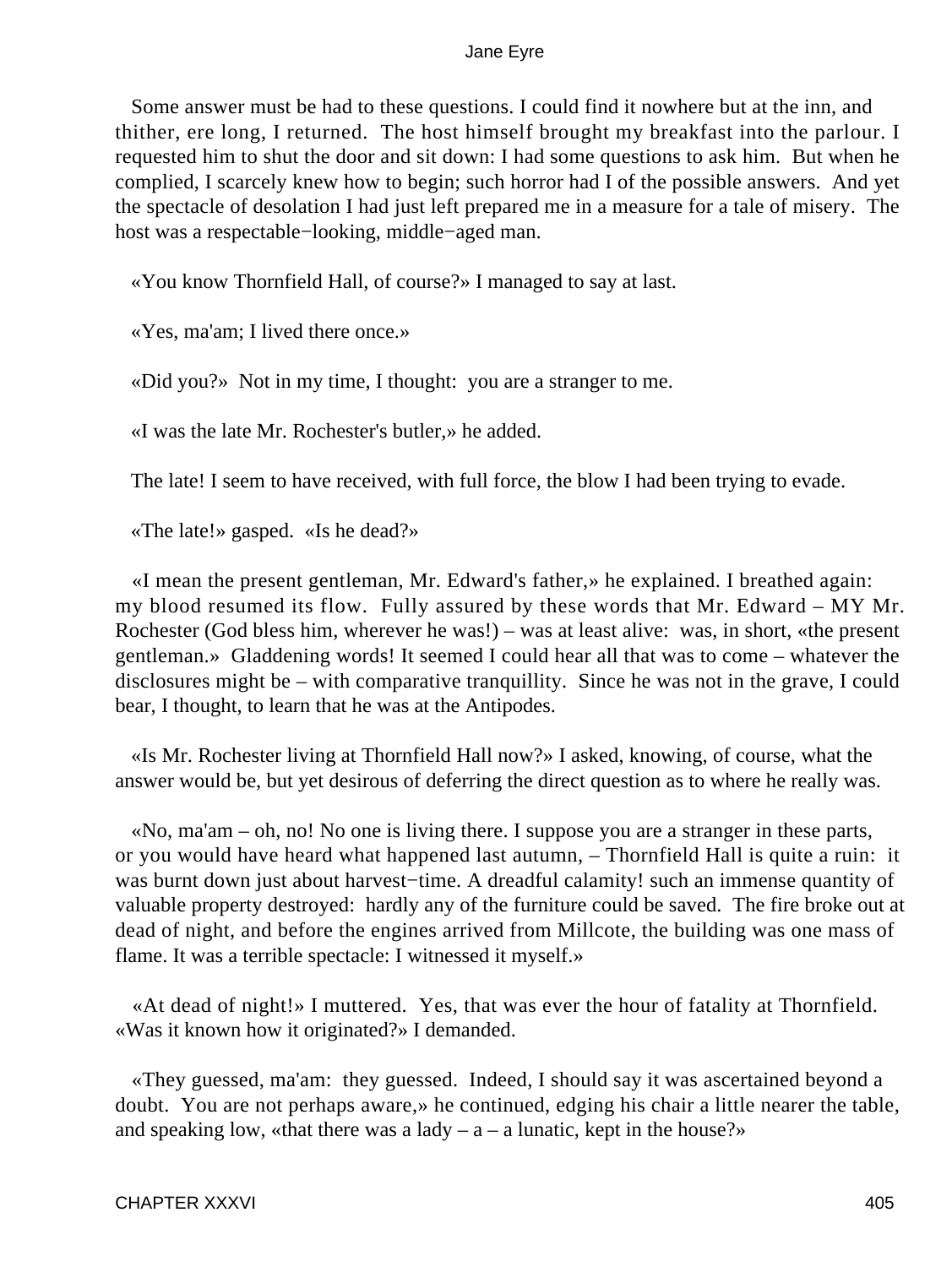Some answer must be had to these questions. I could find it nowhere but at the inn, and thither, ere long, I returned. The host himself brought my breakfast into the parlour. I requested him to shut the door and sit down: I had some questions to ask him. But when he complied, I scarcely knew how to begin; such horror had I of the possible answers. And yet the spectacle of desolation I had just left prepared me in a measure for a tale of misery. The host was a respectable−looking, middle−aged man.

«You know Thornfield Hall, of course?» I managed to say at last.

«Yes, ma'am; I lived there once.»

«Did you?» Not in my time, I thought: you are a stranger to me.

«I was the late Mr. Rochester's butler,» he added.

The late! I seem to have received, with full force, the blow I had been trying to evade.

«The late!» gasped. «Is he dead?»

«I mean the present gentleman, Mr. Edward's father,» he explained. I breathed again: my blood resumed its flow. Fully assured by these words that Mr. Edward – MY Mr. Rochester (God bless him, wherever he was!) – was at least alive: was, in short, «the present gentleman.» Gladdening words! It seemed I could hear all that was to come – whatever the disclosures might be – with comparative tranquillity. Since he was not in the grave, I could bear, I thought, to learn that he was at the Antipodes.

«Is Mr. Rochester living at Thornfield Hall now?» I asked, knowing, of course, what the answer would be, but yet desirous of deferring the direct question as to where he really was.

«No, ma'am – oh, no! No one is living there. I suppose you are a stranger in these parts, or you would have heard what happened last autumn, – Thornfield Hall is quite a ruin: it was burnt down just about harvest−time. A dreadful calamity! such an immense quantity of valuable property destroyed: hardly any of the furniture could be saved. The fire broke out at dead of night, and before the engines arrived from Millcote, the building was one mass of flame. It was a terrible spectacle: I witnessed it myself.»

«At dead of night!» I muttered. Yes, that was ever the hour of fatality at Thornfield. «Was it known how it originated?» I demanded.

«They guessed, ma'am: they guessed. Indeed, I should say it was ascertained beyond a doubt. You are not perhaps aware,» he continued, edging his chair a little nearer the table, and speaking low, «that there was a lady – a – a lunatic, kept in the house?»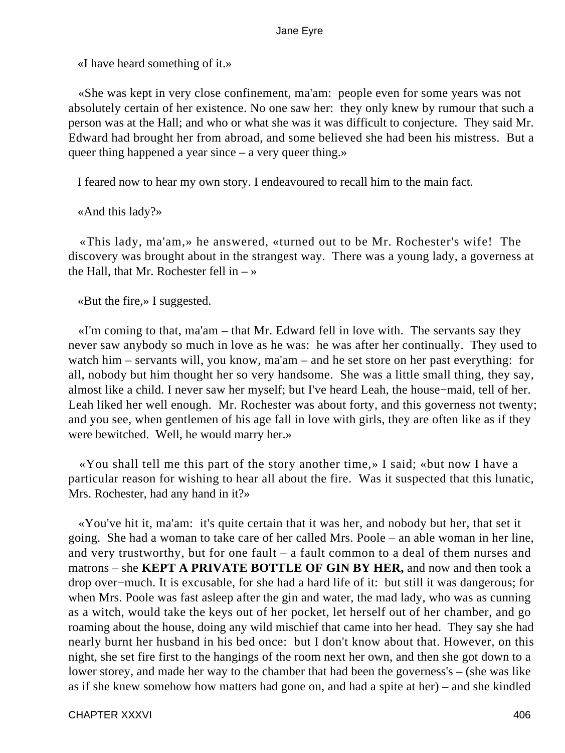«I have heard something of it.»

«She was kept in very close confinement, ma'am: people even for some years was not absolutely certain of her existence. No one saw her: they only knew by rumour that such a person was at the Hall; and who or what she was it was difficult to conjecture. They said Mr. Edward had brought her from abroad, and some believed she had been his mistress. But a queer thing happened a year since – a very queer thing.»

I feared now to hear my own story. I endeavoured to recall him to the main fact.

«And this lady?»

«This lady, ma'am,» he answered, «turned out to be Mr. Rochester's wife! The discovery was brought about in the strangest way. There was a young lady, a governess at the Hall, that Mr. Rochester fell in – »

«But the fire,» I suggested.

«I'm coming to that, ma'am – that Mr. Edward fell in love with. The servants say they never saw anybody so much in love as he was: he was after her continually. They used to watch him – servants will, you know, ma'am – and he set store on her past everything: for all, nobody but him thought her so very handsome. She was a little small thing, they say, almost like a child. I never saw her myself; but I've heard Leah, the house−maid, tell of her. Leah liked her well enough. Mr. Rochester was about forty, and this governess not twenty; and you see, when gentlemen of his age fall in love with girls, they are often like as if they were bewitched. Well, he would marry her.»

«You shall tell me this part of the story another time,» I said; «but now I have a particular reason for wishing to hear all about the fire. Was it suspected that this lunatic, Mrs. Rochester, had any hand in it?»

«You've hit it, ma'am: it's quite certain that it was her, and nobody but her, that set it going. She had a woman to take care of her called Mrs. Poole – an able woman in her line, and very trustworthy, but for one fault – a fault common to a deal of them nurses and matrons – she **KEPT A PRIVATE BOTTLE OF GIN BY HER,** and now and then took a drop over−much. It is excusable, for she had a hard life of it: but still it was dangerous; for when Mrs. Poole was fast asleep after the gin and water, the mad lady, who was as cunning as a witch, would take the keys out of her pocket, let herself out of her chamber, and go roaming about the house, doing any wild mischief that came into her head. They say she had nearly burnt her husband in his bed once: but I don't know about that. However, on this night, she set fire first to the hangings of the room next her own, and then she got down to a lower storey, and made her way to the chamber that had been the governess's – (she was like as if she knew somehow how matters had gone on, and had a spite at her) – and she kindled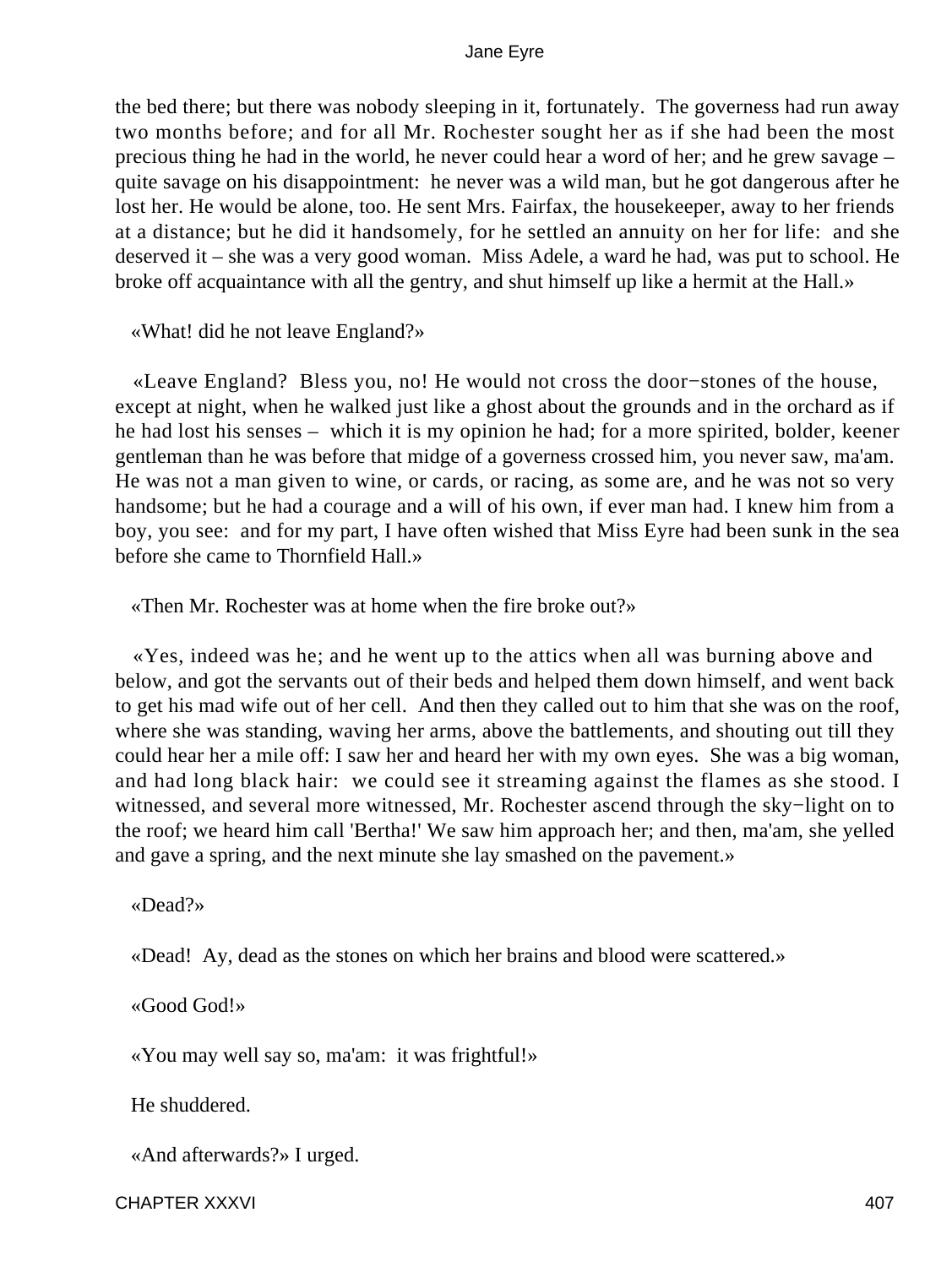the bed there; but there was nobody sleeping in it, fortunately. The governess had run away two months before; and for all Mr. Rochester sought her as if she had been the most precious thing he had in the world, he never could hear a word of her; and he grew savage – quite savage on his disappointment: he never was a wild man, but he got dangerous after he lost her. He would be alone, too. He sent Mrs. Fairfax, the housekeeper, away to her friends at a distance; but he did it handsomely, for he settled an annuity on her for life: and she deserved it – she was a very good woman. Miss Adele, a ward he had, was put to school. He broke off acquaintance with all the gentry, and shut himself up like a hermit at the Hall.»

«What! did he not leave England?»

«Leave England? Bless you, no! He would not cross the door−stones of the house, except at night, when he walked just like a ghost about the grounds and in the orchard as if he had lost his senses – which it is my opinion he had; for a more spirited, bolder, keener gentleman than he was before that midge of a governess crossed him, you never saw, ma'am. He was not a man given to wine, or cards, or racing, as some are, and he was not so very handsome; but he had a courage and a will of his own, if ever man had. I knew him from a boy, you see: and for my part, I have often wished that Miss Eyre had been sunk in the sea before she came to Thornfield Hall.»

«Then Mr. Rochester was at home when the fire broke out?»

«Yes, indeed was he; and he went up to the attics when all was burning above and below, and got the servants out of their beds and helped them down himself, and went back to get his mad wife out of her cell. And then they called out to him that she was on the roof, where she was standing, waving her arms, above the battlements, and shouting out till they could hear her a mile off: I saw her and heard her with my own eyes. She was a big woman, and had long black hair: we could see it streaming against the flames as she stood. I witnessed, and several more witnessed, Mr. Rochester ascend through the sky−light on to the roof; we heard him call 'Bertha!' We saw him approach her; and then, ma'am, she yelled and gave a spring, and the next minute she lay smashed on the pavement.»

«Dead?»

«Dead! Ay, dead as the stones on which her brains and blood were scattered.»

«Good God!»

«You may well say so, ma'am: it was frightful!»

He shuddered.

«And afterwards?» I urged.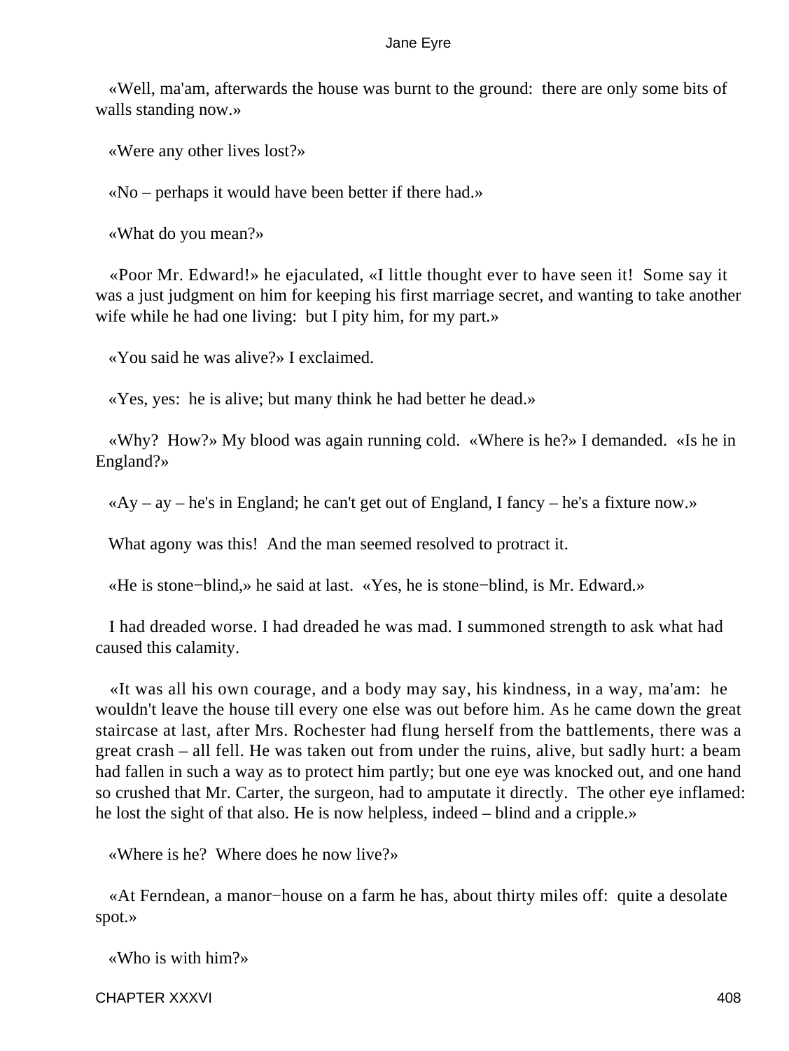«Well, ma'am, afterwards the house was burnt to the ground: there are only some bits of walls standing now.»

«Were any other lives lost?»

«No – perhaps it would have been better if there had.»

«What do you mean?»

«Poor Mr. Edward!» he ejaculated, «I little thought ever to have seen it! Some say it was a just judgment on him for keeping his first marriage secret, and wanting to take another wife while he had one living: but I pity him, for my part.»

«You said he was alive?» I exclaimed.

«Yes, yes: he is alive; but many think he had better he dead.»

«Why? How?» My blood was again running cold. «Where is he?» I demanded. «Is he in England?»

«Ay – ay – he's in England; he can't get out of England, I fancy – he's a fixture now.»

What agony was this! And the man seemed resolved to protract it.

«He is stone−blind,» he said at last. «Yes, he is stone−blind, is Mr. Edward.»

I had dreaded worse. I had dreaded he was mad. I summoned strength to ask what had caused this calamity.

«It was all his own courage, and a body may say, his kindness, in a way, ma'am: he wouldn't leave the house till every one else was out before him. As he came down the great staircase at last, after Mrs. Rochester had flung herself from the battlements, there was a great crash – all fell. He was taken out from under the ruins, alive, but sadly hurt: a beam had fallen in such a way as to protect him partly; but one eye was knocked out, and one hand so crushed that Mr. Carter, the surgeon, had to amputate it directly. The other eye inflamed: he lost the sight of that also. He is now helpless, indeed – blind and a cripple.»

«Where is he? Where does he now live?»

«At Ferndean, a manor−house on a farm he has, about thirty miles off: quite a desolate spot.»

«Who is with him?»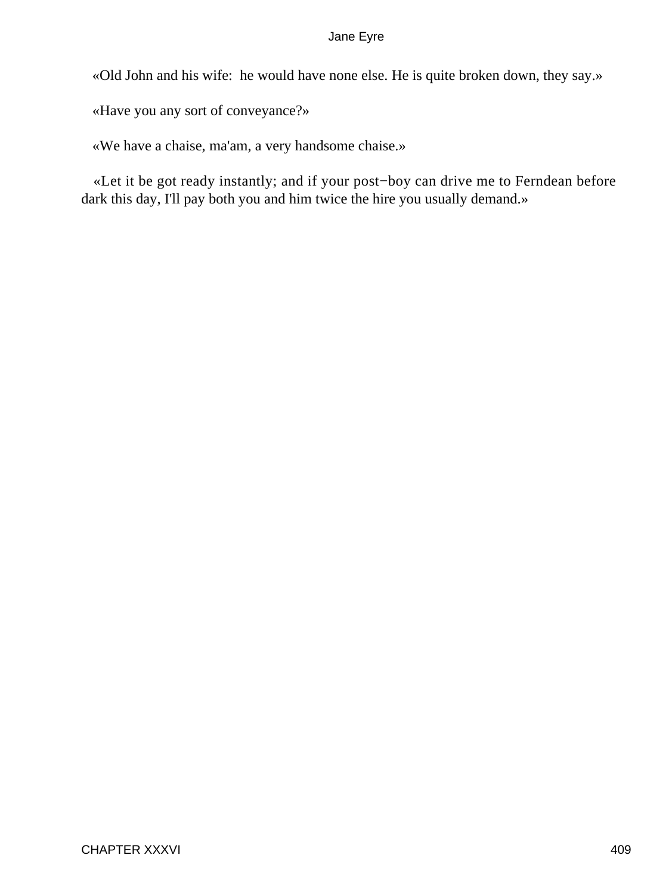«Old John and his wife:  he would have none else. He is quite broken down, they say.»

«Have you any sort of conveyance?»

«We have a chaise, ma'am, a very handsome chaise.»

«Let it be got ready instantly; and if your post−boy can drive me to Ferndean before dark this day, I'll pay both you and him twice the hire you usually demand.»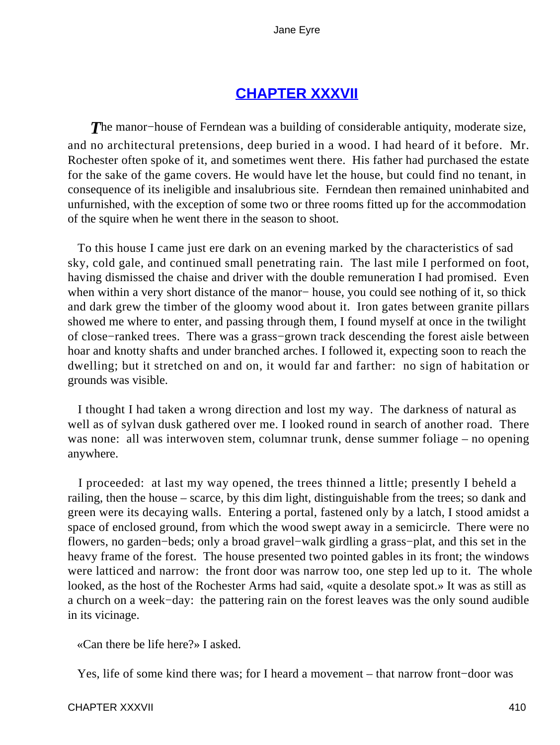## [CHAPTER XXXVII]()

The manor−house of Ferndean was a building of considerable antiquity, moderate size, and no architectural pretensions, deep buried in a wood. I had heard of it before. Mr. Rochester often spoke of it, and sometimes went there. His father had purchased the estate for the sake of the game covers. He would have let the house, but could find no tenant, in consequence of its ineligible and insalubrious site. Ferndean then remained uninhabited and unfurnished, with the exception of some two or three rooms fitted up for the accommodation of the squire when he went there in the season to shoot.

To this house I came just ere dark on an evening marked by the characteristics of sad sky, cold gale, and continued small penetrating rain. The last mile I performed on foot, having dismissed the chaise and driver with the double remuneration I had promised. Even when within a very short distance of the manor− house, you could see nothing of it, so thick and dark grew the timber of the gloomy wood about it. Iron gates between granite pillars showed me where to enter, and passing through them, I found myself at once in the twilight of close−ranked trees. There was a grass−grown track descending the forest aisle between hoar and knotty shafts and under branched arches. I followed it, expecting soon to reach the dwelling; but it stretched on and on, it would far and farther: no sign of habitation or grounds was visible.

I thought I had taken a wrong direction and lost my way. The darkness of natural as well as of sylvan dusk gathered over me. I looked round in search of another road. There was none: all was interwoven stem, columnar trunk, dense summer foliage – no opening anywhere.

I proceeded: at last my way opened, the trees thinned a little; presently I beheld a railing, then the house – scarce, by this dim light, distinguishable from the trees; so dank and green were its decaying walls. Entering a portal, fastened only by a latch, I stood amidst a space of enclosed ground, from which the wood swept away in a semicircle. There were no flowers, no garden−beds; only a broad gravel−walk girdling a grass−plat, and this set in the heavy frame of the forest. The house presented two pointed gables in its front; the windows were latticed and narrow: the front door was narrow too, one step led up to it. The whole looked, as the host of the Rochester Arms had said, «quite a desolate spot.» It was as still as a church on a week−day: the pattering rain on the forest leaves was the only sound audible in its vicinage.

«Can there be life here?» I asked.

Yes, life of some kind there was; for I heard a movement – that narrow front−door was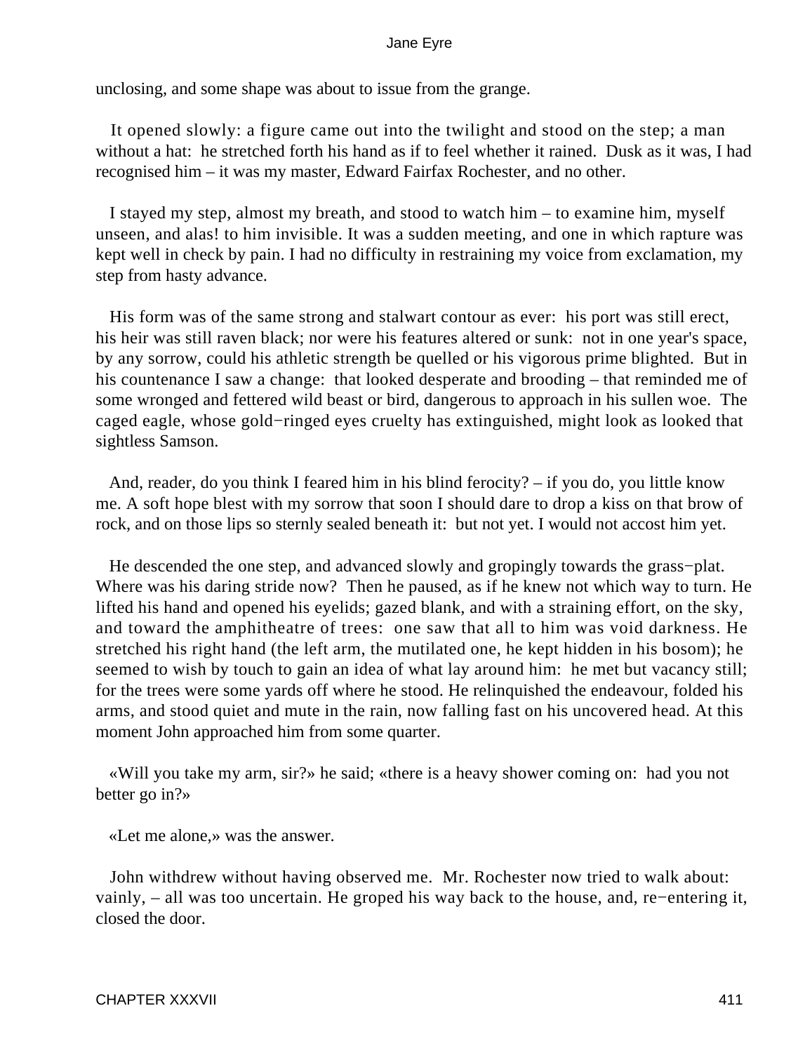unclosing, and some shape was about to issue from the grange.

It opened slowly: a figure came out into the twilight and stood on the step; a man without a hat: he stretched forth his hand as if to feel whether it rained. Dusk as it was, I had recognised him – it was my master, Edward Fairfax Rochester, and no other.

I stayed my step, almost my breath, and stood to watch him – to examine him, myself unseen, and alas! to him invisible. It was a sudden meeting, and one in which rapture was kept well in check by pain. I had no difficulty in restraining my voice from exclamation, my step from hasty advance.

His form was of the same strong and stalwart contour as ever: his port was still erect, his heir was still raven black; nor were his features altered or sunk: not in one year's space, by any sorrow, could his athletic strength be quelled or his vigorous prime blighted. But in his countenance I saw a change: that looked desperate and brooding – that reminded me of some wronged and fettered wild beast or bird, dangerous to approach in his sullen woe. The caged eagle, whose gold−ringed eyes cruelty has extinguished, might look as looked that sightless Samson.

And, reader, do you think I feared him in his blind ferocity? – if you do, you little know me. A soft hope blest with my sorrow that soon I should dare to drop a kiss on that brow of rock, and on those lips so sternly sealed beneath it: but not yet. I would not accost him yet.

He descended the one step, and advanced slowly and gropingly towards the grass−plat. Where was his daring stride now? Then he paused, as if he knew not which way to turn. He lifted his hand and opened his eyelids; gazed blank, and with a straining effort, on the sky, and toward the amphitheatre of trees: one saw that all to him was void darkness. He stretched his right hand (the left arm, the mutilated one, he kept hidden in his bosom); he seemed to wish by touch to gain an idea of what lay around him: he met but vacancy still; for the trees were some yards off where he stood. He relinquished the endeavour, folded his arms, and stood quiet and mute in the rain, now falling fast on his uncovered head. At this moment John approached him from some quarter.

«Will you take my arm, sir?» he said; «there is a heavy shower coming on: had you not better go in?»

«Let me alone,» was the answer.

John withdrew without having observed me. Mr. Rochester now tried to walk about: vainly, – all was too uncertain. He groped his way back to the house, and, re−entering it, closed the door.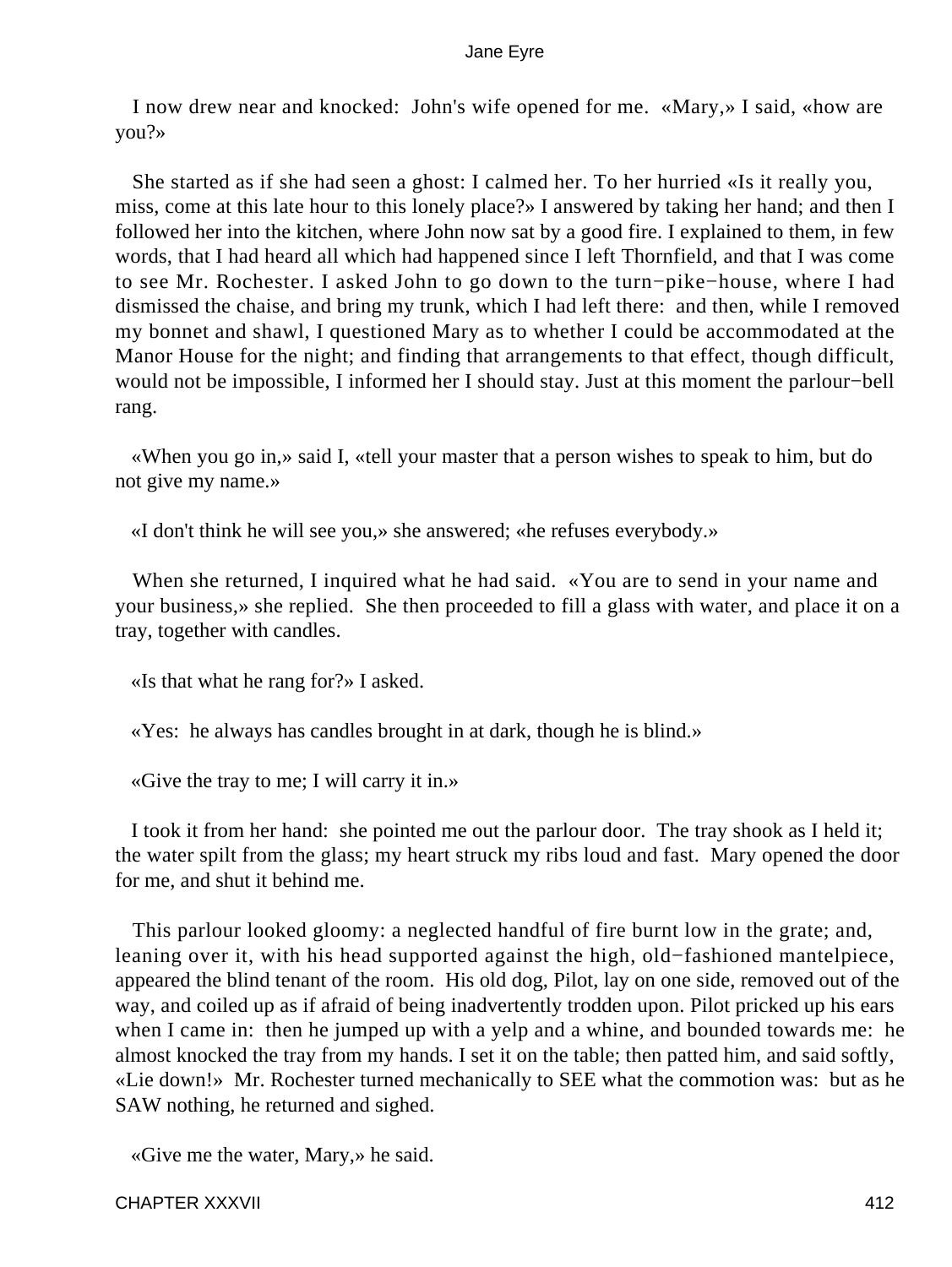I now drew near and knocked: John's wife opened for me. «Mary,» I said, «how are you?»

She started as if she had seen a ghost: I calmed her. To her hurried «Is it really you, miss, come at this late hour to this lonely place?» I answered by taking her hand; and then I followed her into the kitchen, where John now sat by a good fire. I explained to them, in few words, that I had heard all which had happened since I left Thornfield, and that I was come to see Mr. Rochester. I asked John to go down to the turn−pike−house, where I had dismissed the chaise, and bring my trunk, which I had left there: and then, while I removed my bonnet and shawl, I questioned Mary as to whether I could be accommodated at the Manor House for the night; and finding that arrangements to that effect, though difficult, would not be impossible, I informed her I should stay. Just at this moment the parlour−bell rang.

«When you go in,» said I, «tell your master that a person wishes to speak to him, but do not give my name.»

«I don't think he will see you,» she answered; «he refuses everybody.»

When she returned, I inquired what he had said. «You are to send in your name and your business,» she replied. She then proceeded to fill a glass with water, and place it on a tray, together with candles.

«Is that what he rang for?» I asked.

«Yes: he always has candles brought in at dark, though he is blind.»

«Give the tray to me; I will carry it in.»

I took it from her hand: she pointed me out the parlour door. The tray shook as I held it; the water spilt from the glass; my heart struck my ribs loud and fast. Mary opened the door for me, and shut it behind me.

This parlour looked gloomy: a neglected handful of fire burnt low in the grate; and, leaning over it, with his head supported against the high, old−fashioned mantelpiece, appeared the blind tenant of the room. His old dog, Pilot, lay on one side, removed out of the way, and coiled up as if afraid of being inadvertently trodden upon. Pilot pricked up his ears when I came in: then he jumped up with a yelp and a whine, and bounded towards me: he almost knocked the tray from my hands. I set it on the table; then patted him, and said softly, «Lie down!» Mr. Rochester turned mechanically to SEE what the commotion was: but as he SAW nothing, he returned and sighed.

«Give me the water, Mary,» he said.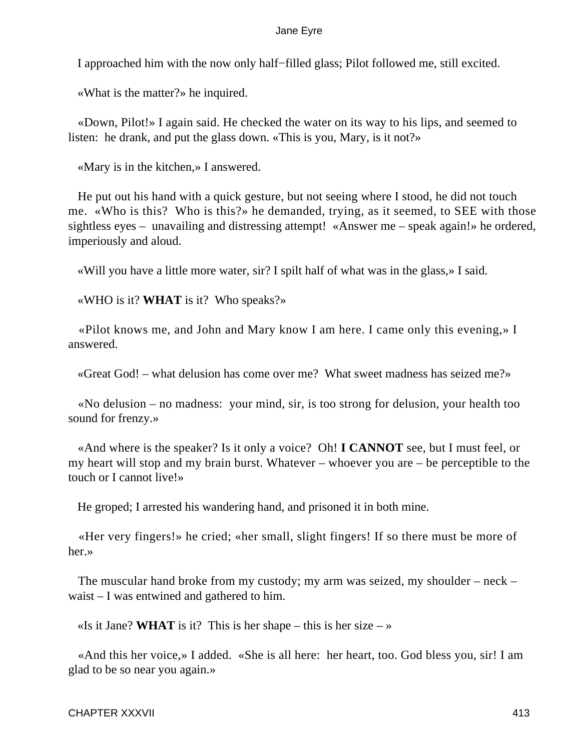I approached him with the now only half−filled glass; Pilot followed me, still excited.

«What is the matter?» he inquired.

«Down, Pilot!» I again said. He checked the water on its way to his lips, and seemed to listen: he drank, and put the glass down. «This is you, Mary, is it not?»

«Mary is in the kitchen,» I answered.

He put out his hand with a quick gesture, but not seeing where I stood, he did not touch me. «Who is this? Who is this?» he demanded, trying, as it seemed, to SEE with those sightless eyes – unavailing and distressing attempt! «Answer me – speak again!» he ordered, imperiously and aloud.

«Will you have a little more water, sir? I spilt half of what was in the glass,» I said.

«WHO is it? **WHAT** is it? Who speaks?»

«Pilot knows me, and John and Mary know I am here. I came only this evening,» I answered.

«Great God! – what delusion has come over me? What sweet madness has seized me?»

«No delusion – no madness: your mind, sir, is too strong for delusion, your health too sound for frenzy.»

«And where is the speaker? Is it only a voice? Oh! **I CANNOT** see, but I must feel, or my heart will stop and my brain burst. Whatever – whoever you are – be perceptible to the touch or I cannot live!»

He groped; I arrested his wandering hand, and prisoned it in both mine.

«Her very fingers!» he cried; «her small, slight fingers! If so there must be more of her.»

The muscular hand broke from my custody; my arm was seized, my shoulder – neck – waist – I was entwined and gathered to him.

«Is it Jane? **WHAT** is it? This is her shape – this is her size – »

«And this her voice,» I added. «She is all here: her heart, too. God bless you, sir! I am glad to be so near you again.»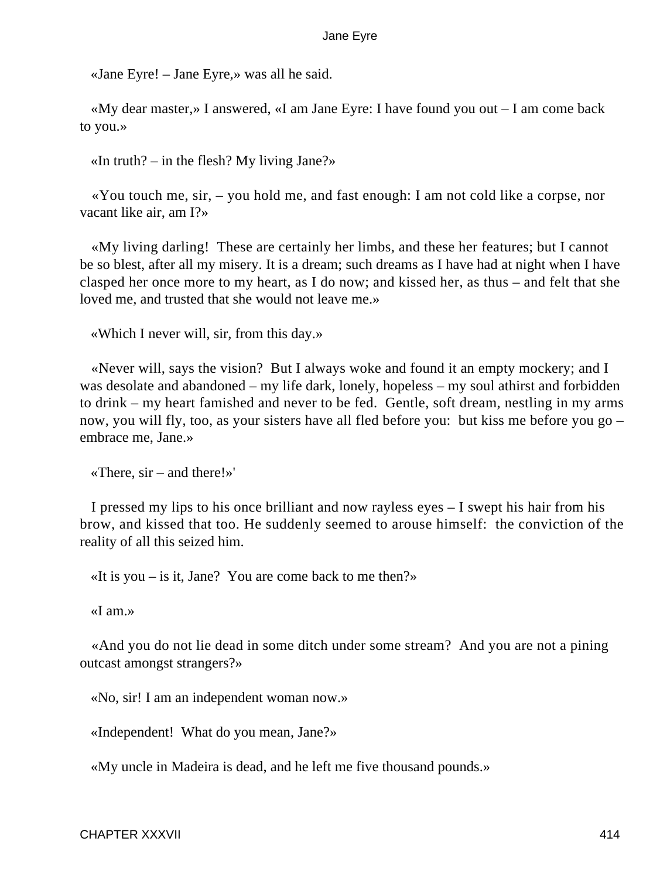«Jane Eyre! – Jane Eyre,» was all he said.

«My dear master,» I answered, «I am Jane Eyre: I have found you out – I am come back to you.»

«In truth? – in the flesh? My living Jane?»

«You touch me, sir, – you hold me, and fast enough: I am not cold like a corpse, nor vacant like air, am I?»

«My living darling! These are certainly her limbs, and these her features; but I cannot be so blest, after all my misery. It is a dream; such dreams as I have had at night when I have clasped her once more to my heart, as I do now; and kissed her, as thus – and felt that she loved me, and trusted that she would not leave me.»

«Which I never will, sir, from this day.»

«Never will, says the vision? But I always woke and found it an empty mockery; and I was desolate and abandoned – my life dark, lonely, hopeless – my soul athirst and forbidden to drink – my heart famished and never to be fed. Gentle, soft dream, nestling in my arms now, you will fly, too, as your sisters have all fled before you: but kiss me before you go – embrace me, Jane.»

«There, sir – and there!»'

I pressed my lips to his once brilliant and now rayless eyes – I swept his hair from his brow, and kissed that too. He suddenly seemed to arouse himself: the conviction of the reality of all this seized him.

«It is you – is it, Jane? You are come back to me then?»

«I am.»

«And you do not lie dead in some ditch under some stream? And you are not a pining outcast amongst strangers?»

«No, sir! I am an independent woman now.»

«Independent! What do you mean, Jane?»

«My uncle in Madeira is dead, and he left me five thousand pounds.»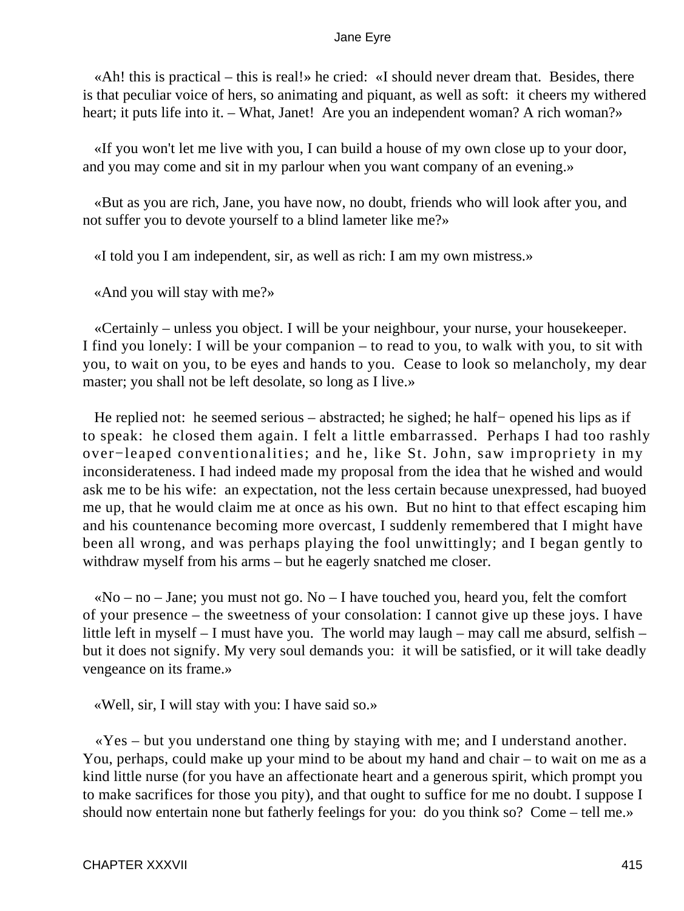«Ah! this is practical – this is real!» he cried: «I should never dream that. Besides, there is that peculiar voice of hers, so animating and piquant, as well as soft: it cheers my withered heart; it puts life into it. – What, Janet! Are you an independent woman? A rich woman?»

«If you won't let me live with you, I can build a house of my own close up to your door, and you may come and sit in my parlour when you want company of an evening.»

«But as you are rich, Jane, you have now, no doubt, friends who will look after you, and not suffer you to devote yourself to a blind lameter like me?»

«I told you I am independent, sir, as well as rich: I am my own mistress.»

«And you will stay with me?»

«Certainly – unless you object. I will be your neighbour, your nurse, your housekeeper. I find you lonely: I will be your companion – to read to you, to walk with you, to sit with you, to wait on you, to be eyes and hands to you. Cease to look so melancholy, my dear master; you shall not be left desolate, so long as I live.»

He replied not: he seemed serious – abstracted; he sighed; he half−opened his lips as if to speak: he closed them again. I felt a little embarrassed. Perhaps I had too rashly over−leaped conventionalities; and he, like St. John, saw impropriety in my inconsiderateness. I had indeed made my proposal from the idea that he wished and would ask me to be his wife: an expectation, not the less certain because unexpressed, had buoyed me up, that he would claim me at once as his own. But no hint to that effect escaping him and his countenance becoming more overcast, I suddenly remembered that I might have been all wrong, and was perhaps playing the fool unwittingly; and I began gently to withdraw myself from his arms – but he eagerly snatched me closer.

«No – no – Jane; you must not go. No – I have touched you, heard you, felt the comfort of your presence – the sweetness of your consolation: I cannot give up these joys. I have little left in myself – I must have you. The world may laugh – may call me absurd, selfish – but it does not signify. My very soul demands you: it will be satisfied, or it will take deadly vengeance on its frame.»

«Well, sir, I will stay with you: I have said so.»

«Yes – but you understand one thing by staying with me; and I understand another. You, perhaps, could make up your mind to be about my hand and chair – to wait on me as a kind little nurse (for you have an affectionate heart and a generous spirit, which prompt you to make sacrifices for those you pity), and that ought to suffice for me no doubt. I suppose I should now entertain none but fatherly feelings for you: do you think so? Come – tell me.»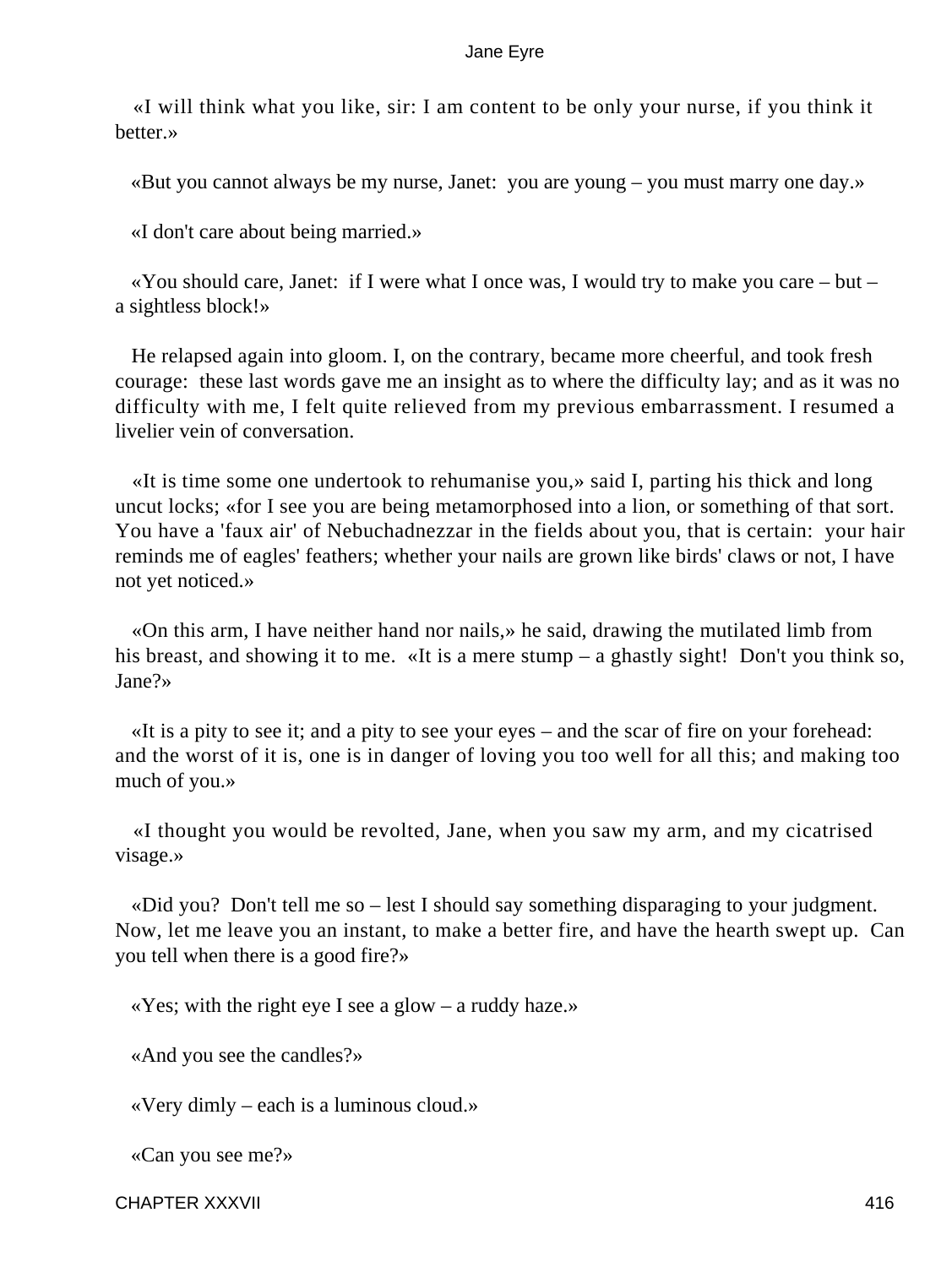«I will think what you like, sir: I am content to be only your nurse, if you think it better.»

«But you cannot always be my nurse, Janet: you are young – you must marry one day.»

«I don't care about being married.»

«You should care, Janet: if I were what I once was, I would try to make you care – but – a sightless block!»

He relapsed again into gloom. I, on the contrary, became more cheerful, and took fresh courage: these last words gave me an insight as to where the difficulty lay; and as it was no difficulty with me, I felt quite relieved from my previous embarrassment. I resumed a livelier vein of conversation.

«It is time some one undertook to rehumanise you,» said I, parting his thick and long uncut locks; «for I see you are being metamorphosed into a lion, or something of that sort. You have a 'faux air' of Nebuchadnezzar in the fields about you, that is certain: your hair reminds me of eagles' feathers; whether your nails are grown like birds' claws or not, I have not yet noticed.»

«On this arm, I have neither hand nor nails,» he said, drawing the mutilated limb from his breast, and showing it to me. «It is a mere stump – a ghastly sight! Don't you think so, Jane?»

«It is a pity to see it; and a pity to see your eyes – and the scar of fire on your forehead: and the worst of it is, one is in danger of loving you too well for all this; and making too much of you.»

«I thought you would be revolted, Jane, when you saw my arm, and my cicatrised visage.»

«Did you? Don't tell me so – lest I should say something disparaging to your judgment. Now, let me leave you an instant, to make a better fire, and have the hearth swept up. Can you tell when there is a good fire?»

«Yes; with the right eye I see a glow – a ruddy haze.»

«And you see the candles?»

«Very dimly – each is a luminous cloud.»

«Can you see me?»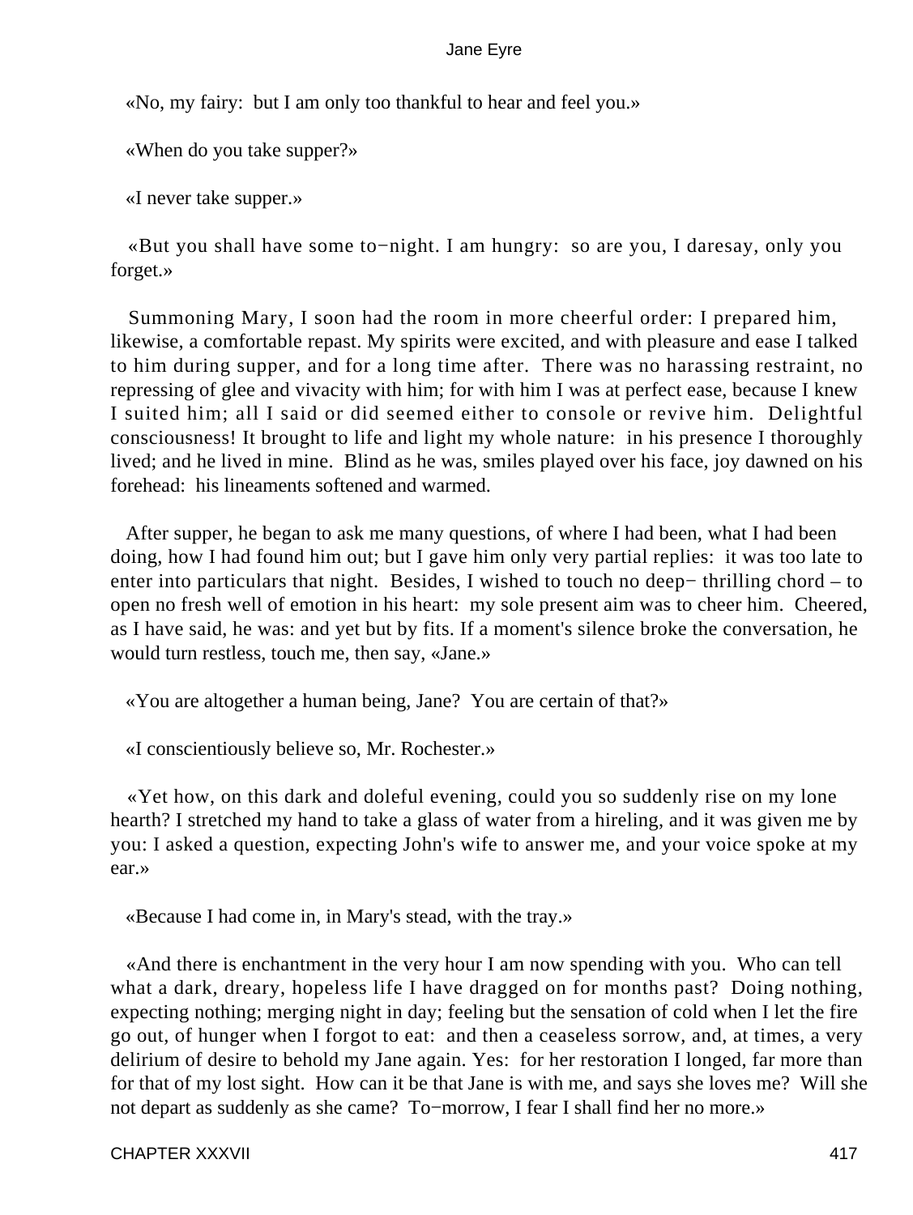«No, my fairy: but I am only too thankful to hear and feel you.»

«When do you take supper?»

«I never take supper.»

«But you shall have some to−night. I am hungry: so are you, I daresay, only you forget.»

Summoning Mary, I soon had the room in more cheerful order: I prepared him, likewise, a comfortable repast. My spirits were excited, and with pleasure and ease I talked to him during supper, and for a long time after. There was no harassing restraint, no repressing of glee and vivacity with him; for with him I was at perfect ease, because I knew I suited him; all I said or did seemed either to console or revive him. Delightful consciousness! It brought to life and light my whole nature: in his presence I thoroughly lived; and he lived in mine. Blind as he was, smiles played over his face, joy dawned on his forehead: his lineaments softened and warmed.

After supper, he began to ask me many questions, of where I had been, what I had been doing, how I had found him out; but I gave him only very partial replies: it was too late to enter into particulars that night. Besides, I wished to touch no deep− thrilling chord – to open no fresh well of emotion in his heart: my sole present aim was to cheer him. Cheered, as I have said, he was: and yet but by fits. If a moment's silence broke the conversation, he would turn restless, touch me, then say, «Jane.»

«You are altogether a human being, Jane? You are certain of that?»

«I conscientiously believe so, Mr. Rochester.»

«Yet how, on this dark and doleful evening, could you so suddenly rise on my lone hearth? I stretched my hand to take a glass of water from a hireling, and it was given me by you: I asked a question, expecting John's wife to answer me, and your voice spoke at my ear.»

«Because I had come in, in Mary's stead, with the tray.»

«And there is enchantment in the very hour I am now spending with you. Who can tell what a dark, dreary, hopeless life I have dragged on for months past? Doing nothing, expecting nothing; merging night in day; feeling but the sensation of cold when I let the fire go out, of hunger when I forgot to eat: and then a ceaseless sorrow, and, at times, a very delirium of desire to behold my Jane again. Yes: for her restoration I longed, far more than for that of my lost sight. How can it be that Jane is with me, and says she loves me? Will she not depart as suddenly as she came? To−morrow, I fear I shall find her no more.»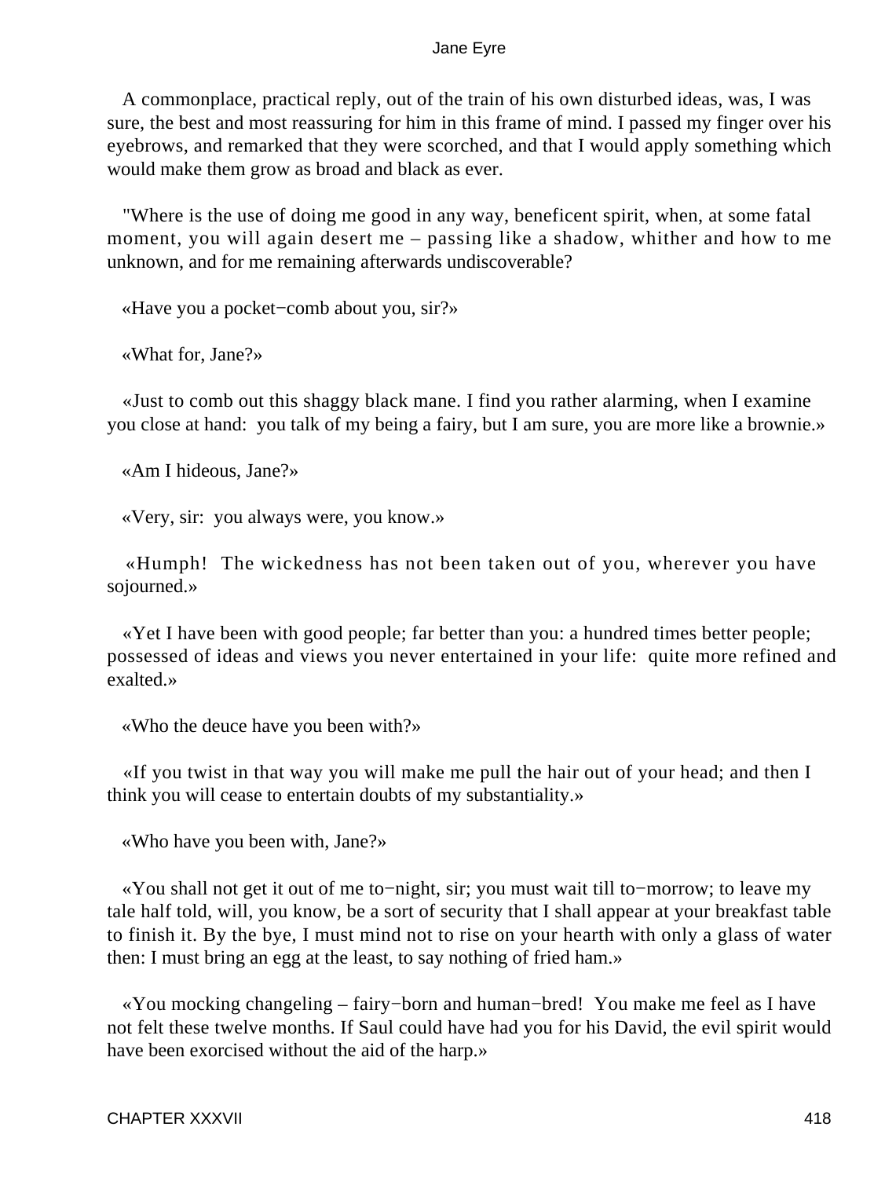A commonplace, practical reply, out of the train of his own disturbed ideas, was, I was sure, the best and most reassuring for him in this frame of mind. I passed my finger over his eyebrows, and remarked that they were scorched, and that I would apply something which would make them grow as broad and black as ever.

"Where is the use of doing me good in any way, beneficent spirit, when, at some fatal moment, you will again desert me – passing like a shadow, whither and how to me unknown, and for me remaining afterwards undiscoverable?

«Have you a pocket−comb about you, sir?»

«What for, Jane?»

«Just to comb out this shaggy black mane. I find you rather alarming, when I examine you close at hand: you talk of my being a fairy, but I am sure, you are more like a brownie.»

«Am I hideous, Jane?»

«Very, sir: you always were, you know.»

«Humph! The wickedness has not been taken out of you, wherever you have sojourned.»

«Yet I have been with good people; far better than you: a hundred times better people; possessed of ideas and views you never entertained in your life: quite more refined and exalted.»

«Who the deuce have you been with?»

«If you twist in that way you will make me pull the hair out of your head; and then I think you will cease to entertain doubts of my substantiality.»

«Who have you been with, Jane?»

«You shall not get it out of me to−night, sir; you must wait till to−morrow; to leave my tale half told, will, you know, be a sort of security that I shall appear at your breakfast table to finish it. By the bye, I must mind not to rise on your hearth with only a glass of water then: I must bring an egg at the least, to say nothing of fried ham.»

«You mocking changeling – fairy−born and human−bred! You make me feel as I have not felt these twelve months. If Saul could have had you for his David, the evil spirit would have been exorcised without the aid of the harp.»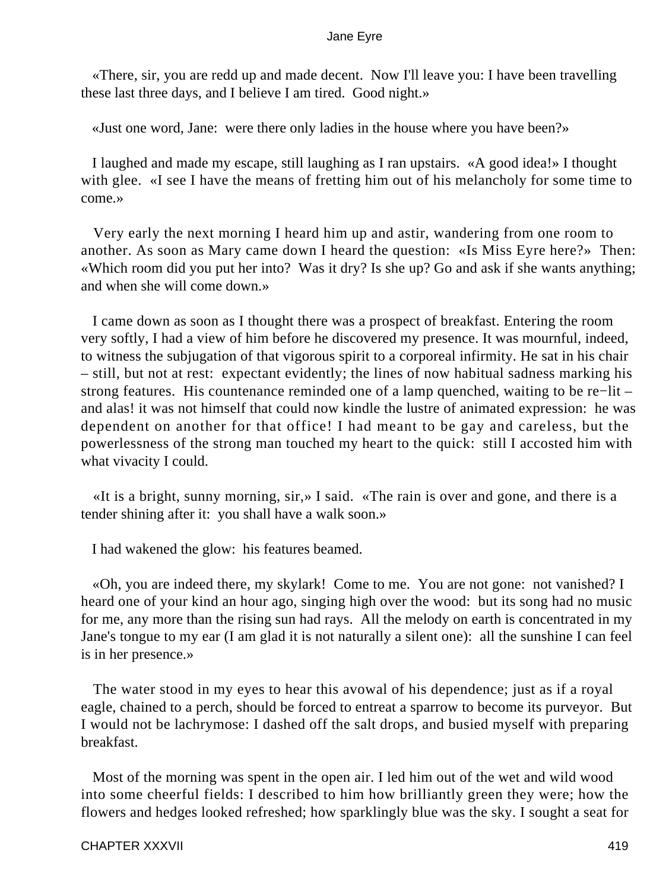«There, sir, you are redd up and made decent.  Now I'll leave you: I have been travelling these last three days, and I believe I am tired.  Good night.»

«Just one word, Jane:  were there only ladies in the house where you have been?»

I laughed and made my escape, still laughing as I ran upstairs.  «A good idea!» I thought with glee.  «I see I have the means of fretting him out of his melancholy for some time to come.»

Very early the next morning I heard him up and astir, wandering from one room to another. As soon as Mary came down I heard the question:  «Is Miss Eyre here?»  Then: «Which room did you put her into?  Was it dry? Is she up? Go and ask if she wants anything; and when she will come down.»

I came down as soon as I thought there was a prospect of breakfast. Entering the room very softly, I had a view of him before he discovered my presence. It was mournful, indeed, to witness the subjugation of that vigorous spirit to a corporeal infirmity. He sat in his chair – still, but not at rest:  expectant evidently; the lines of now habitual sadness marking his strong features.  His countenance reminded one of a lamp quenched, waiting to be re−lit – and alas! it was not himself that could now kindle the lustre of animated expression:  he was dependent on another for that office! I had meant to be gay and careless, but the powerlessness of the strong man touched my heart to the quick:  still I accosted him with what vivacity I could.

«It is a bright, sunny morning, sir,» I said.  «The rain is over and gone, and there is a tender shining after it:  you shall have a walk soon.»

I had wakened the glow:  his features beamed.

«Oh, you are indeed there, my skylark!  Come to me.  You are not gone:  not vanished? I heard one of your kind an hour ago, singing high over the wood:  but its song had no music for me, any more than the rising sun had rays.  All the melody on earth is concentrated in my Jane's tongue to my ear (I am glad it is not naturally a silent one):  all the sunshine I can feel is in her presence.»

The water stood in my eyes to hear this avowal of his dependence; just as if a royal eagle, chained to a perch, should be forced to entreat a sparrow to become its purveyor.  But I would not be lachrymose: I dashed off the salt drops, and busied myself with preparing breakfast.

Most of the morning was spent in the open air. I led him out of the wet and wild wood into some cheerful fields: I described to him how brilliantly green they were; how the flowers and hedges looked refreshed; how sparklingly blue was the sky. I sought a seat for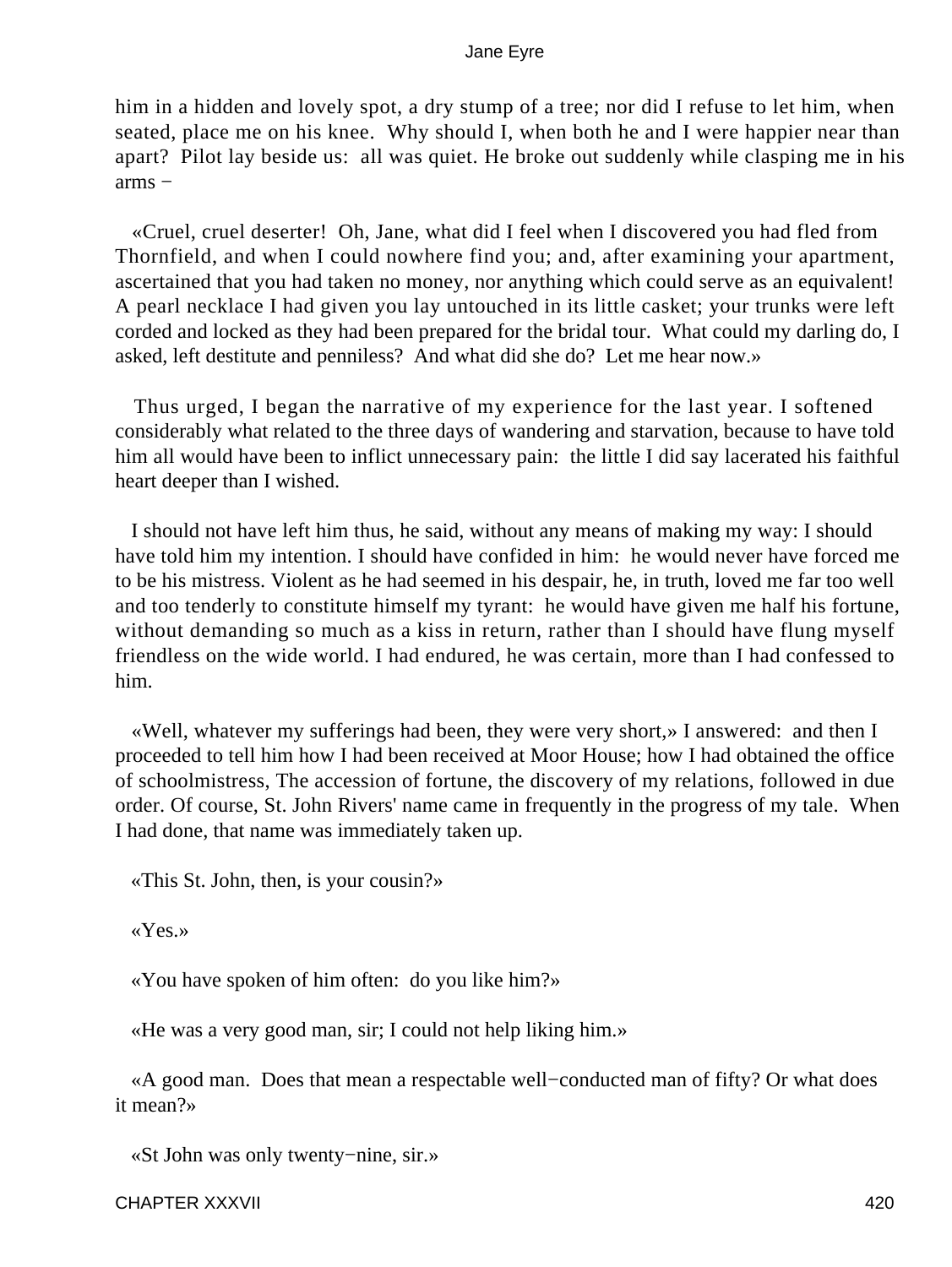him in a hidden and lovely spot, a dry stump of a tree; nor did I refuse to let him, when seated, place me on his knee. Why should I, when both he and I were happier near than apart? Pilot lay beside us: all was quiet. He broke out suddenly while clasping me in his arms −

«Cruel, cruel deserter! Oh, Jane, what did I feel when I discovered you had fled from Thornfield, and when I could nowhere find you; and, after examining your apartment, ascertained that you had taken no money, nor anything which could serve as an equivalent! A pearl necklace I had given you lay untouched in its little casket; your trunks were left corded and locked as they had been prepared for the bridal tour. What could my darling do, I asked, left destitute and penniless? And what did she do? Let me hear now.»

Thus urged, I began the narrative of my experience for the last year. I softened considerably what related to the three days of wandering and starvation, because to have told him all would have been to inflict unnecessary pain: the little I did say lacerated his faithful heart deeper than I wished.

I should not have left him thus, he said, without any means of making my way: I should have told him my intention. I should have confided in him: he would never have forced me to be his mistress. Violent as he had seemed in his despair, he, in truth, loved me far too well and too tenderly to constitute himself my tyrant: he would have given me half his fortune, without demanding so much as a kiss in return, rather than I should have flung myself friendless on the wide world. I had endured, he was certain, more than I had confessed to him.

«Well, whatever my sufferings had been, they were very short,» I answered: and then I proceeded to tell him how I had been received at Moor House; how I had obtained the office of schoolmistress, The accession of fortune, the discovery of my relations, followed in due order. Of course, St. John Rivers' name came in frequently in the progress of my tale. When I had done, that name was immediately taken up.

«This St. John, then, is your cousin?»

«Yes.»

«You have spoken of him often: do you like him?»

«He was a very good man, sir; I could not help liking him.»

«A good man. Does that mean a respectable well−conducted man of fifty? Or what does it mean?»

«St John was only twenty−nine, sir.»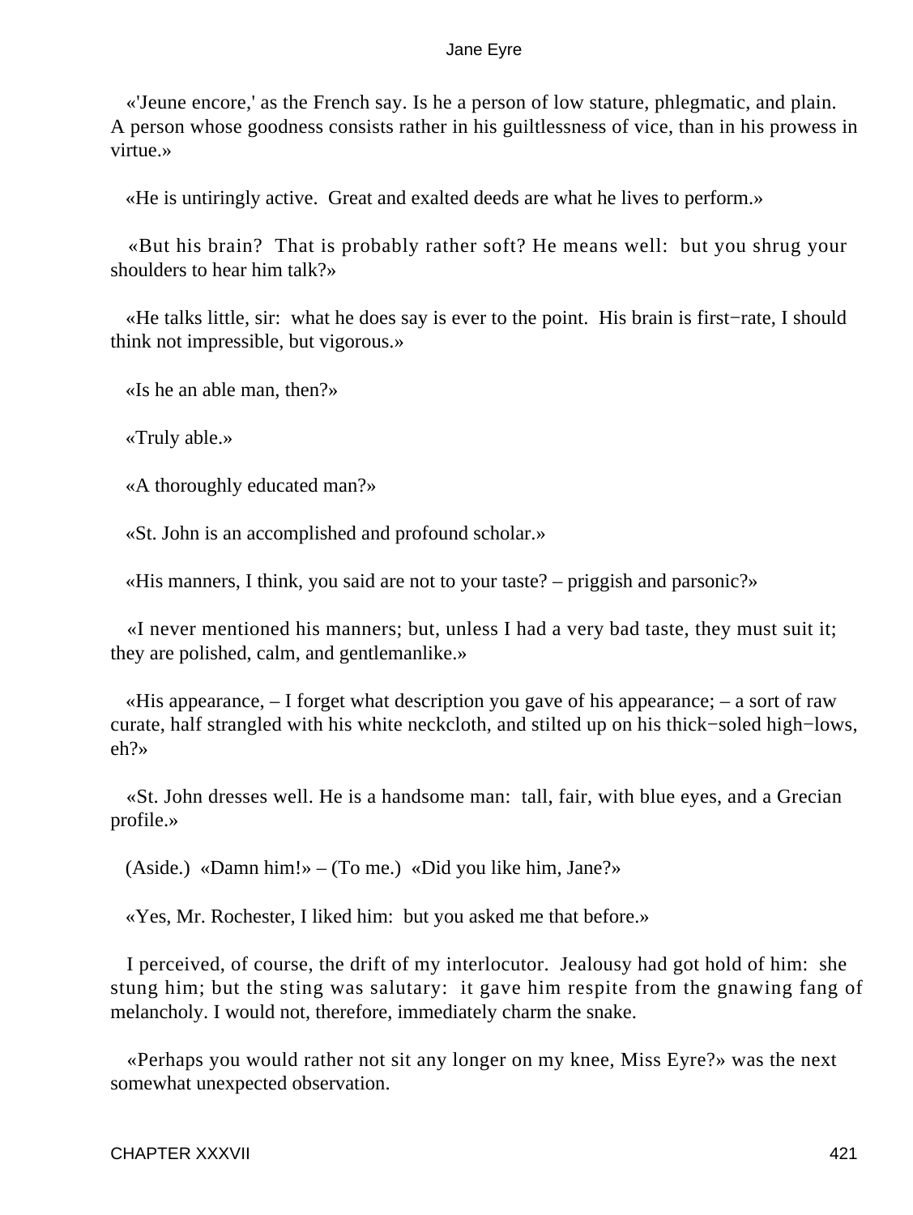«'Jeune encore,' as the French say. Is he a person of low stature, phlegmatic, and plain. A person whose goodness consists rather in his guiltlessness of vice, than in his prowess in virtue.»

«He is untiringly active. Great and exalted deeds are what he lives to perform.»

«But his brain? That is probably rather soft? He means well: but you shrug your shoulders to hear him talk?»

«He talks little, sir: what he does say is ever to the point. His brain is first−rate, I should think not impressible, but vigorous.»

«Is he an able man, then?»

«Truly able.»

«A thoroughly educated man?»

«St. John is an accomplished and profound scholar.»

«His manners, I think, you said are not to your taste? – priggish and parsonic?»

«I never mentioned his manners; but, unless I had a very bad taste, they must suit it; they are polished, calm, and gentlemanlike.»

«His appearance, – I forget what description you gave of his appearance; – a sort of raw curate, half strangled with his white neckcloth, and stilted up on his thick−soled high−lows, eh?»

«St. John dresses well. He is a handsome man: tall, fair, with blue eyes, and a Grecian profile.»

(Aside.) «Damn him!» – (To me.) «Did you like him, Jane?»

«Yes, Mr. Rochester, I liked him: but you asked me that before.»

I perceived, of course, the drift of my interlocutor. Jealousy had got hold of him: she stung him; but the sting was salutary: it gave him respite from the gnawing fang of melancholy. I would not, therefore, immediately charm the snake.

«Perhaps you would rather not sit any longer on my knee, Miss Eyre?» was the next somewhat unexpected observation.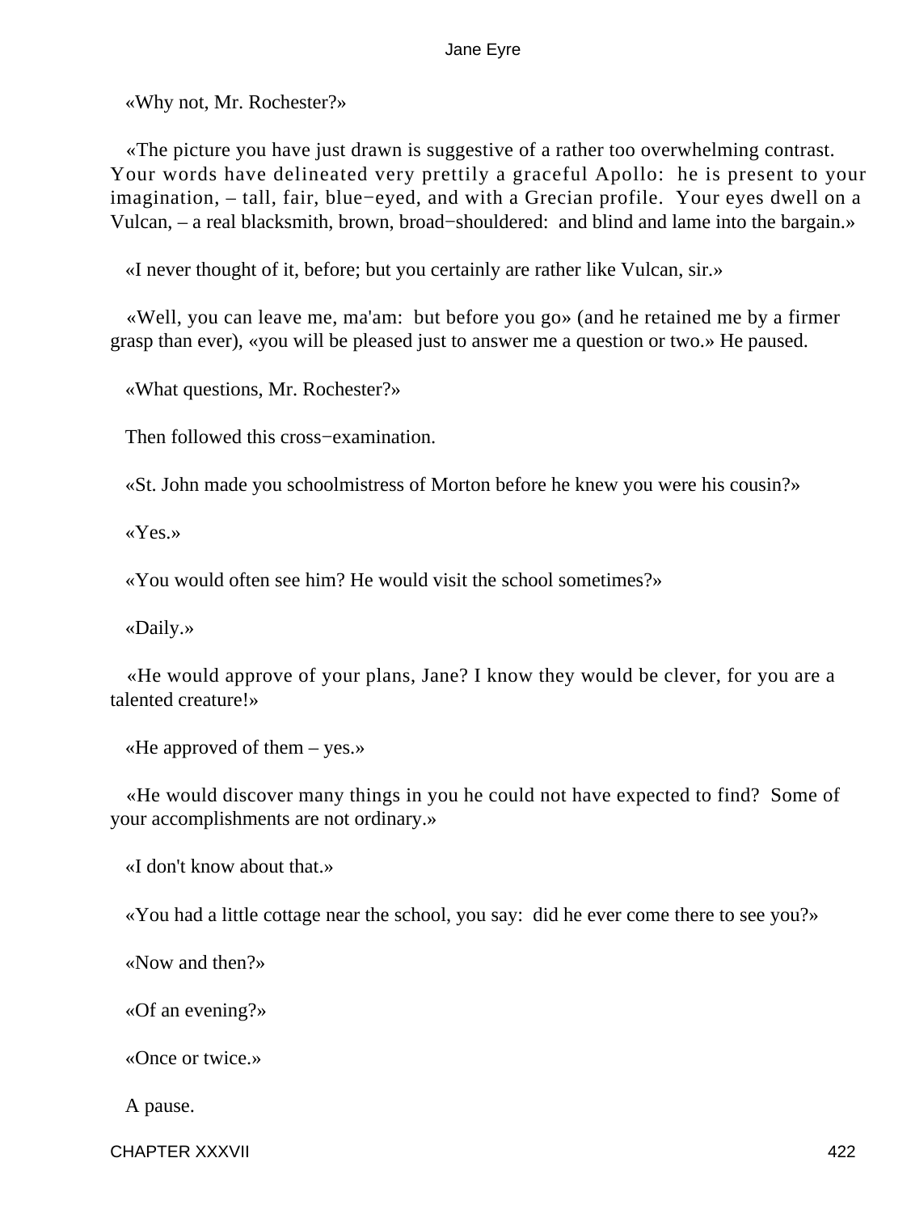«Why not, Mr. Rochester?»

«The picture you have just drawn is suggestive of a rather too overwhelming contrast. Your words have delineated very prettily a graceful Apollo: he is present to your imagination, – tall, fair, blue−eyed, and with a Grecian profile. Your eyes dwell on a Vulcan, – a real blacksmith, brown, broad−shouldered: and blind and lame into the bargain.»

«I never thought of it, before; but you certainly are rather like Vulcan, sir.»

«Well, you can leave me, ma'am: but before you go» (and he retained me by a firmer grasp than ever), «you will be pleased just to answer me a question or two.» He paused.

«What questions, Mr. Rochester?»

Then followed this cross−examination.

«St. John made you schoolmistress of Morton before he knew you were his cousin?»

«Yes.»

«You would often see him? He would visit the school sometimes?»

«Daily.»

«He would approve of your plans, Jane? I know they would be clever, for you are a talented creature!»

«He approved of them – yes.»

«He would discover many things in you he could not have expected to find? Some of your accomplishments are not ordinary.»

«I don't know about that.»

«You had a little cottage near the school, you say: did he ever come there to see you?»

«Now and then?»

«Of an evening?»

«Once or twice.»

A pause.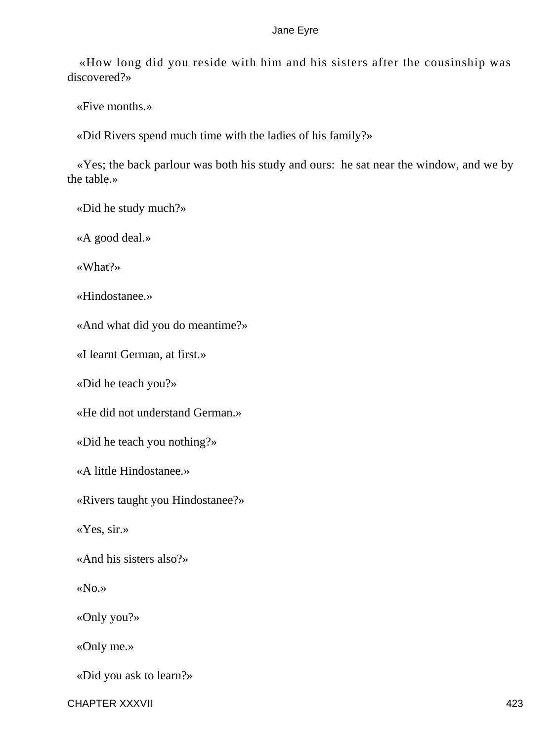«How long did you reside with him and his sisters after the cousinship was discovered?»

«Five months.»

«Did Rivers spend much time with the ladies of his family?»

«Yes; the back parlour was both his study and ours: he sat near the window, and we by the table.»

«Did he study much?»

«A good deal.»

«What?»

«Hindostanee.»

«And what did you do meantime?»

«I learnt German, at first.»

«Did he teach you?»

«He did not understand German.»

«Did he teach you nothing?»

«A little Hindostanee.»

«Rivers taught you Hindostanee?»

«Yes, sir.»

«And his sisters also?»

«No.»

«Only you?»

«Only me.»

«Did you ask to learn?»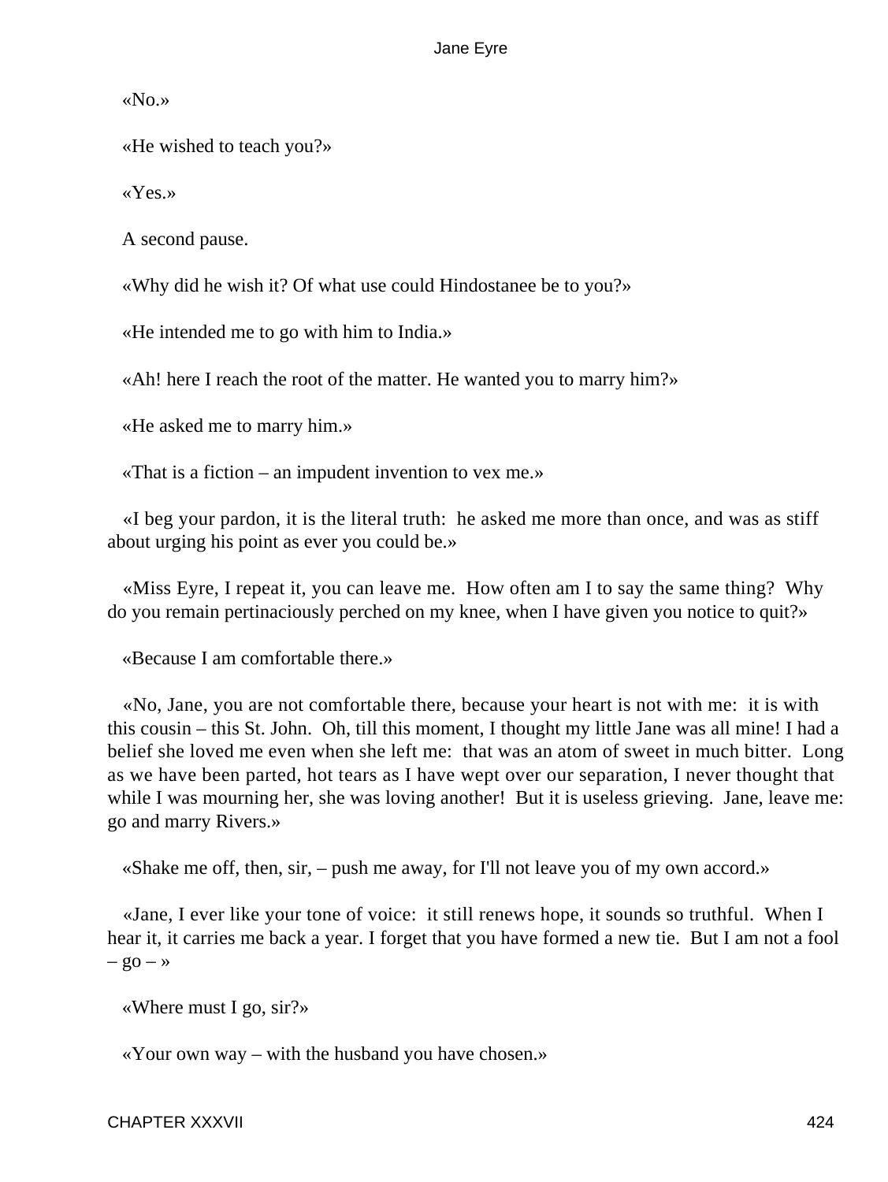«No.»

«He wished to teach you?»

«Yes.»

A second pause.

«Why did he wish it? Of what use could Hindostanee be to you?»

«He intended me to go with him to India.»

«Ah! here I reach the root of the matter. He wanted you to marry him?»

«He asked me to marry him.»

«That is a fiction – an impudent invention to vex me.»

«I beg your pardon, it is the literal truth: he asked me more than once, and was as stiff about urging his point as ever you could be.»

«Miss Eyre, I repeat it, you can leave me. How often am I to say the same thing? Why do you remain pertinaciously perched on my knee, when I have given you notice to quit?»

«Because I am comfortable there.»

«No, Jane, you are not comfortable there, because your heart is not with me: it is with this cousin – this St. John. Oh, till this moment, I thought my little Jane was all mine! I had a belief she loved me even when she left me: that was an atom of sweet in much bitter. Long as we have been parted, hot tears as I have wept over our separation, I never thought that while I was mourning her, she was loving another! But it is useless grieving. Jane, leave me: go and marry Rivers.»

«Shake me off, then, sir, – push me away, for I'll not leave you of my own accord.»

«Jane, I ever like your tone of voice: it still renews hope, it sounds so truthful. When I hear it, it carries me back a year. I forget that you have formed a new tie. But I am not a fool – go – »

«Where must I go, sir?»

«Your own way – with the husband you have chosen.»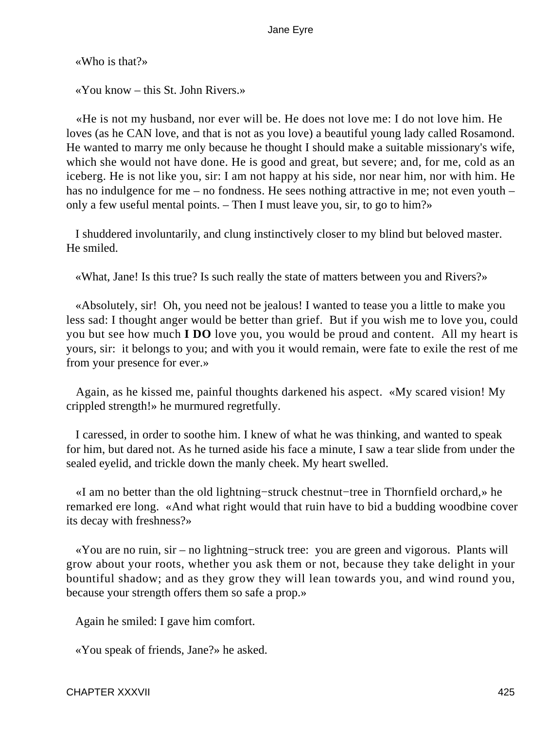«Who is that?»

«You know – this St. John Rivers.»

«He is not my husband, nor ever will be. He does not love me: I do not love him. He loves (as he CAN love, and that is not as you love) a beautiful young lady called Rosamond. He wanted to marry me only because he thought I should make a suitable missionary's wife, which she would not have done. He is good and great, but severe; and, for me, cold as an iceberg. He is not like you, sir: I am not happy at his side, nor near him, nor with him. He has no indulgence for me – no fondness. He sees nothing attractive in me; not even youth – only a few useful mental points. – Then I must leave you, sir, to go to him?»

I shuddered involuntarily, and clung instinctively closer to my blind but beloved master. He smiled.

«What, Jane! Is this true? Is such really the state of matters between you and Rivers?»

«Absolutely, sir! Oh, you need not be jealous! I wanted to tease you a little to make you less sad: I thought anger would be better than grief. But if you wish me to love you, could you but see how much **I DO** love you, you would be proud and content. All my heart is yours, sir: it belongs to you; and with you it would remain, were fate to exile the rest of me from your presence for ever.»

Again, as he kissed me, painful thoughts darkened his aspect. «My scared vision! My crippled strength!» he murmured regretfully.

I caressed, in order to soothe him. I knew of what he was thinking, and wanted to speak for him, but dared not. As he turned aside his face a minute, I saw a tear slide from under the sealed eyelid, and trickle down the manly cheek. My heart swelled.

«I am no better than the old lightning−struck chestnut−tree in Thornfield orchard,» he remarked ere long. «And what right would that ruin have to bid a budding woodbine cover its decay with freshness?»

«You are no ruin, sir – no lightning−struck tree: you are green and vigorous. Plants will grow about your roots, whether you ask them or not, because they take delight in your bountiful shadow; and as they grow they will lean towards you, and wind round you, because your strength offers them so safe a prop.»

Again he smiled: I gave him comfort.

«You speak of friends, Jane?» he asked.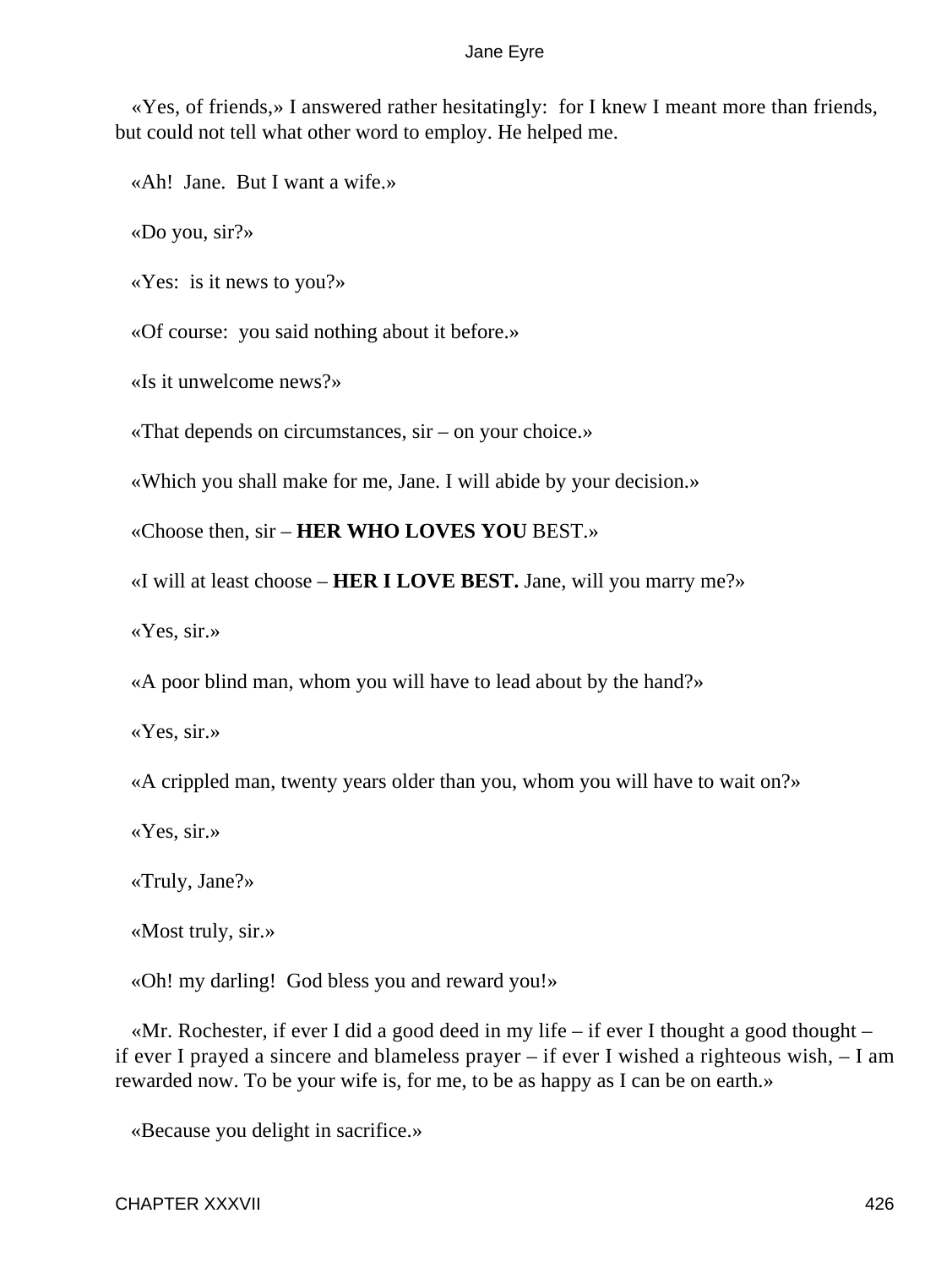«Yes, of friends,» I answered rather hesitatingly: for I knew I meant more than friends, but could not tell what other word to employ. He helped me.

«Ah! Jane. But I want a wife.»

«Do you, sir?»

«Yes: is it news to you?»

«Of course: you said nothing about it before.»

«Is it unwelcome news?»

«That depends on circumstances, sir – on your choice.»

«Which you shall make for me, Jane. I will abide by your decision.»

«Choose then, sir – **HER WHO LOVES YOU** BEST.»

«I will at least choose – **HER I LOVE BEST.** Jane, will you marry me?»

«Yes, sir.»

«A poor blind man, whom you will have to lead about by the hand?»

«Yes, sir.»

«A crippled man, twenty years older than you, whom you will have to wait on?»

«Yes, sir.»

«Truly, Jane?»

«Most truly, sir.»

«Oh! my darling! God bless you and reward you!»

«Mr. Rochester, if ever I did a good deed in my life – if ever I thought a good thought – if ever I prayed a sincere and blameless prayer – if ever I wished a righteous wish, – I am rewarded now. To be your wife is, for me, to be as happy as I can be on earth.»

«Because you delight in sacrifice.»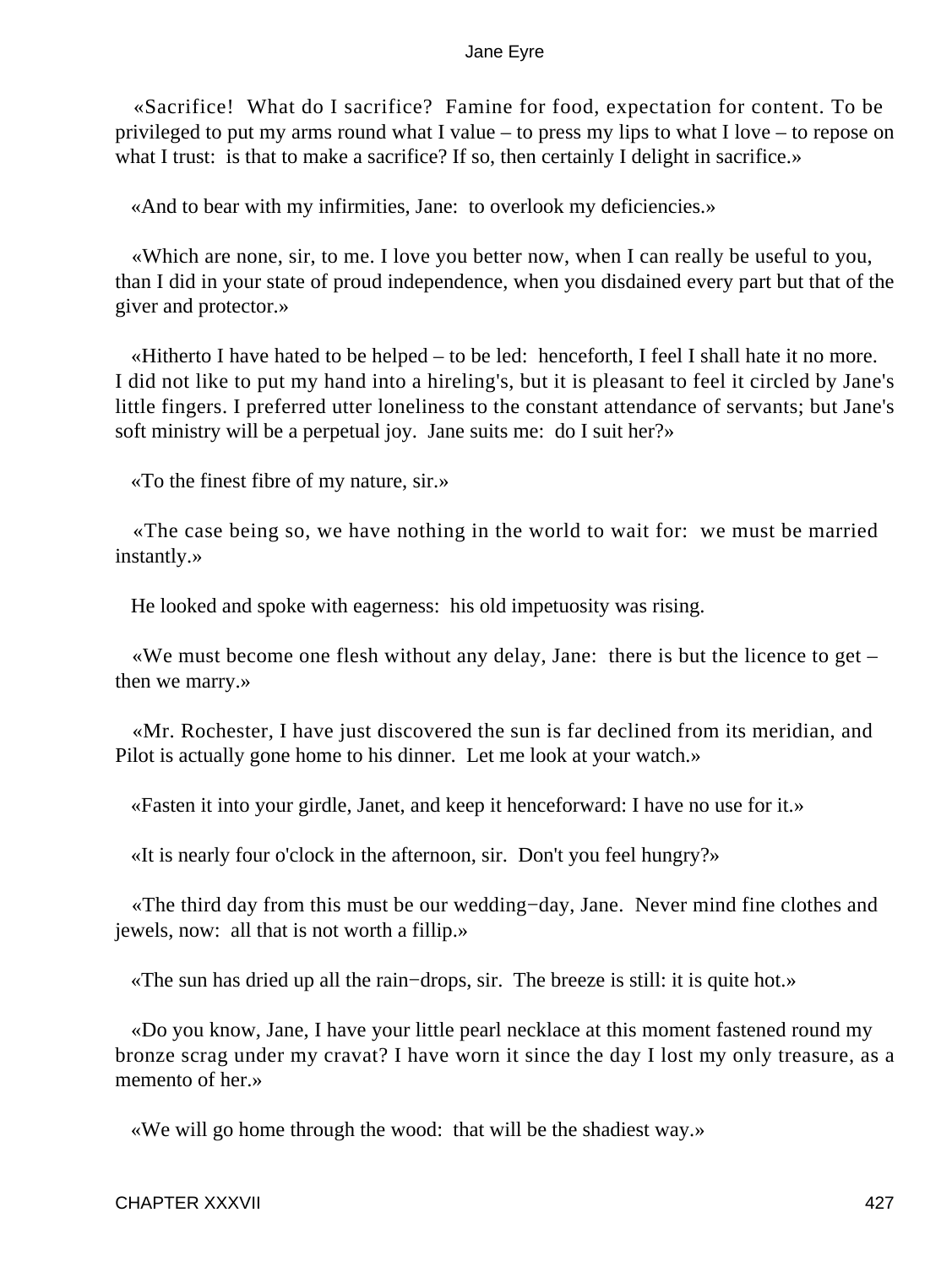«Sacrifice! What do I sacrifice? Famine for food, expectation for content. To be privileged to put my arms round what I value – to press my lips to what I love – to repose on what I trust: is that to make a sacrifice? If so, then certainly I delight in sacrifice.»

«And to bear with my infirmities, Jane: to overlook my deficiencies.»

«Which are none, sir, to me. I love you better now, when I can really be useful to you, than I did in your state of proud independence, when you disdained every part but that of the giver and protector.»

«Hitherto I have hated to be helped – to be led: henceforth, I feel I shall hate it no more. I did not like to put my hand into a hireling's, but it is pleasant to feel it circled by Jane's little fingers. I preferred utter loneliness to the constant attendance of servants; but Jane's soft ministry will be a perpetual joy. Jane suits me: do I suit her?»

«To the finest fibre of my nature, sir.»

«The case being so, we have nothing in the world to wait for: we must be married instantly.»

He looked and spoke with eagerness: his old impetuosity was rising.

«We must become one flesh without any delay, Jane: there is but the licence to get – then we marry.»

«Mr. Rochester, I have just discovered the sun is far declined from its meridian, and Pilot is actually gone home to his dinner. Let me look at your watch.»

«Fasten it into your girdle, Janet, and keep it henceforward: I have no use for it.»

«It is nearly four o'clock in the afternoon, sir. Don't you feel hungry?»

«The third day from this must be our wedding−day, Jane. Never mind fine clothes and jewels, now: all that is not worth a fillip.»

«The sun has dried up all the rain−drops, sir. The breeze is still: it is quite hot.»

«Do you know, Jane, I have your little pearl necklace at this moment fastened round my bronze scrag under my cravat? I have worn it since the day I lost my only treasure, as a memento of her.»

«We will go home through the wood: that will be the shadiest way.»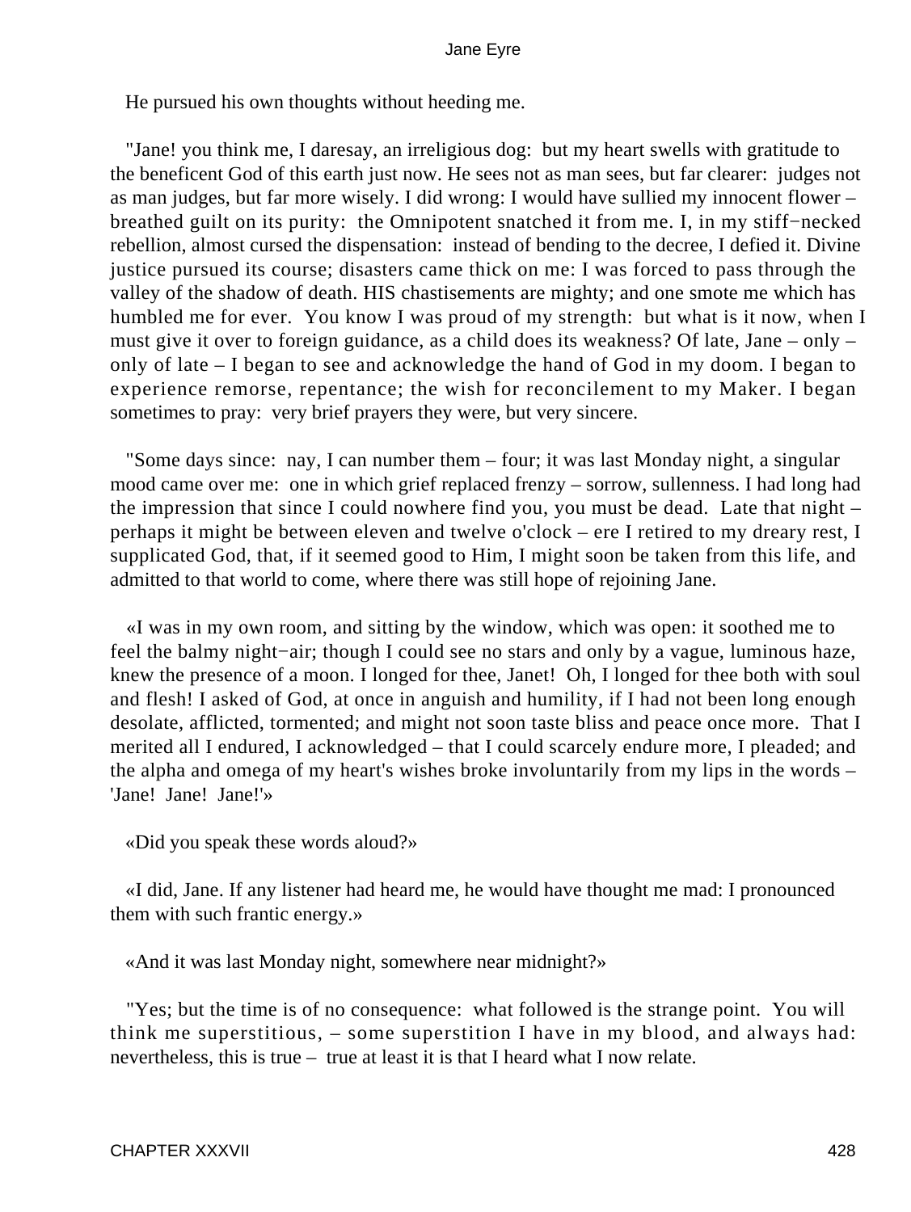He pursued his own thoughts without heeding me.

"Jane! you think me, I daresay, an irreligious dog: but my heart swells with gratitude to the beneficent God of this earth just now. He sees not as man sees, but far clearer: judges not as man judges, but far more wisely. I did wrong: I would have sullied my innocent flower – breathed guilt on its purity: the Omnipotent snatched it from me. I, in my stiff−necked rebellion, almost cursed the dispensation: instead of bending to the decree, I defied it. Divine justice pursued its course; disasters came thick on me: I was forced to pass through the valley of the shadow of death. HIS chastisements are mighty; and one smote me which has humbled me for ever. You know I was proud of my strength: but what is it now, when I must give it over to foreign guidance, as a child does its weakness? Of late, Jane – only – only of late – I began to see and acknowledge the hand of God in my doom. I began to experience remorse, repentance; the wish for reconcilement to my Maker. I began sometimes to pray: very brief prayers they were, but very sincere.

"Some days since: nay, I can number them – four; it was last Monday night, a singular mood came over me: one in which grief replaced frenzy – sorrow, sullenness. I had long had the impression that since I could nowhere find you, you must be dead. Late that night – perhaps it might be between eleven and twelve o'clock – ere I retired to my dreary rest, I supplicated God, that, if it seemed good to Him, I might soon be taken from this life, and admitted to that world to come, where there was still hope of rejoining Jane.

«I was in my own room, and sitting by the window, which was open: it soothed me to feel the balmy night−air; though I could see no stars and only by a vague, luminous haze, knew the presence of a moon. I longed for thee, Janet! Oh, I longed for thee both with soul and flesh! I asked of God, at once in anguish and humility, if I had not been long enough desolate, afflicted, tormented; and might not soon taste bliss and peace once more. That I merited all I endured, I acknowledged – that I could scarcely endure more, I pleaded; and the alpha and omega of my heart's wishes broke involuntarily from my lips in the words – 'Jane! Jane! Jane!'»

«Did you speak these words aloud?»

«I did, Jane. If any listener had heard me, he would have thought me mad: I pronounced them with such frantic energy.»

«And it was last Monday night, somewhere near midnight?»

"Yes; but the time is of no consequence: what followed is the strange point. You will think me superstitious, – some superstition I have in my blood, and always had: nevertheless, this is true – true at least it is that I heard what I now relate.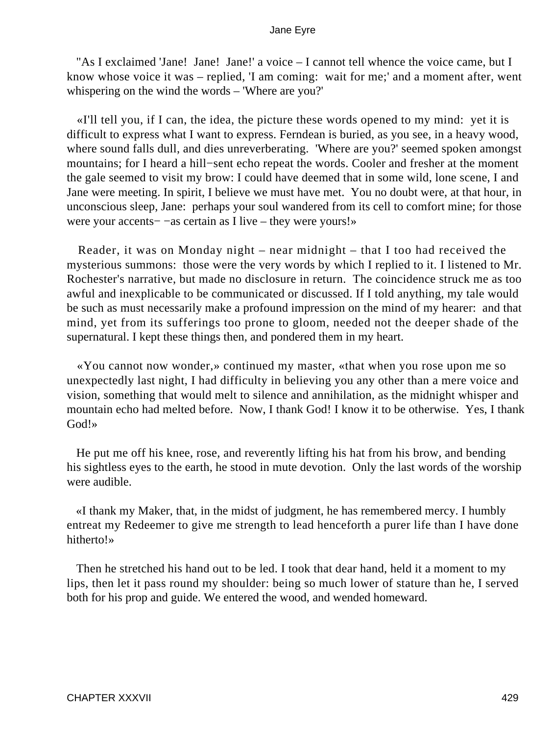"As I exclaimed 'Jane! Jane! Jane!' a voice – I cannot tell whence the voice came, but I know whose voice it was – replied, 'I am coming: wait for me;' and a moment after, went whispering on the wind the words – 'Where are you?'

«I'll tell you, if I can, the idea, the picture these words opened to my mind: yet it is difficult to express what I want to express. Ferndean is buried, as you see, in a heavy wood, where sound falls dull, and dies unreverberating. 'Where are you?' seemed spoken amongst mountains; for I heard a hill−sent echo repeat the words. Cooler and fresher at the moment the gale seemed to visit my brow: I could have deemed that in some wild, lone scene, I and Jane were meeting. In spirit, I believe we must have met. You no doubt were, at that hour, in unconscious sleep, Jane: perhaps your soul wandered from its cell to comfort mine; for those were your accents− −as certain as I live – they were yours!»

Reader, it was on Monday night – near midnight – that I too had received the mysterious summons: those were the very words by which I replied to it. I listened to Mr. Rochester's narrative, but made no disclosure in return. The coincidence struck me as too awful and inexplicable to be communicated or discussed. If I told anything, my tale would be such as must necessarily make a profound impression on the mind of my hearer: and that mind, yet from its sufferings too prone to gloom, needed not the deeper shade of the supernatural. I kept these things then, and pondered them in my heart.

«You cannot now wonder,» continued my master, «that when you rose upon me so unexpectedly last night, I had difficulty in believing you any other than a mere voice and vision, something that would melt to silence and annihilation, as the midnight whisper and mountain echo had melted before. Now, I thank God! I know it to be otherwise. Yes, I thank God!»

He put me off his knee, rose, and reverently lifting his hat from his brow, and bending his sightless eyes to the earth, he stood in mute devotion. Only the last words of the worship were audible.

«I thank my Maker, that, in the midst of judgment, he has remembered mercy. I humbly entreat my Redeemer to give me strength to lead henceforth a purer life than I have done hitherto!»

Then he stretched his hand out to be led. I took that dear hand, held it a moment to my lips, then let it pass round my shoulder: being so much lower of stature than he, I served both for his prop and guide. We entered the wood, and wended homeward.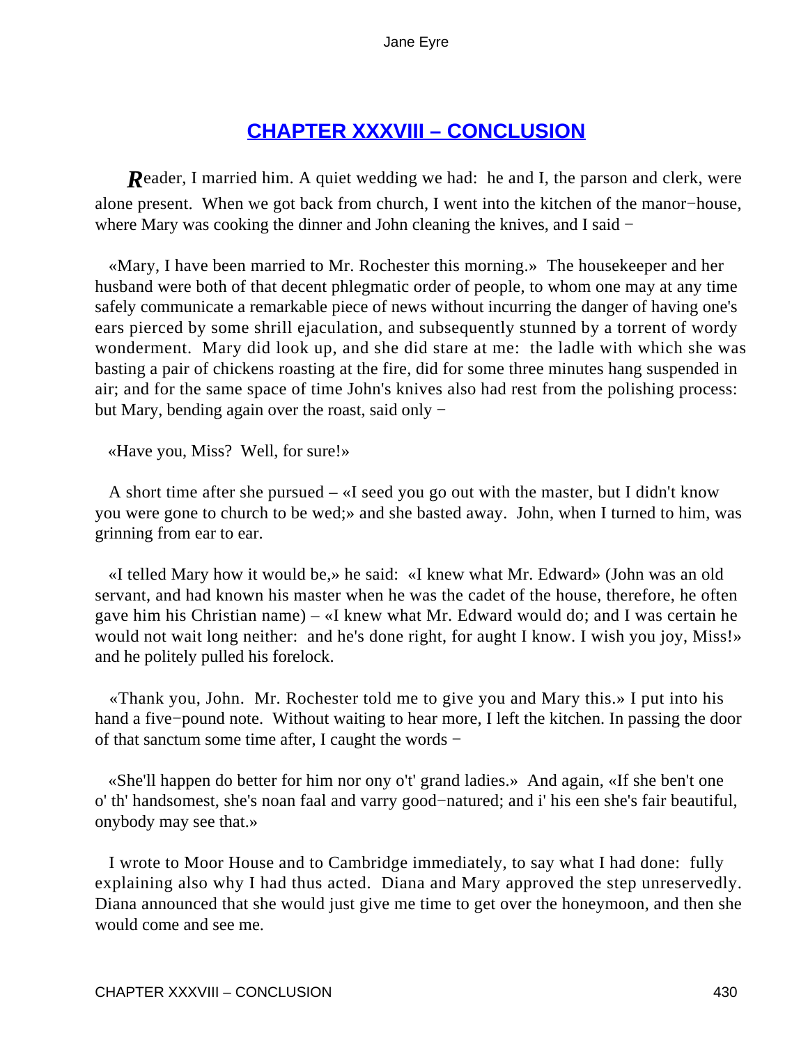## CHAPTER XXXVIII – CONCLUSION

**R**eader, I married him. A quiet wedding we had: he and I, the parson and clerk, were alone present. When we got back from church, I went into the kitchen of the manor−house, where Mary was cooking the dinner and John cleaning the knives, and I said −

«Mary, I have been married to Mr. Rochester this morning.» The housekeeper and her husband were both of that decent phlegmatic order of people, to whom one may at any time safely communicate a remarkable piece of news without incurring the danger of having one's ears pierced by some shrill ejaculation, and subsequently stunned by a torrent of wordy wonderment. Mary did look up, and she did stare at me: the ladle with which she was basting a pair of chickens roasting at the fire, did for some three minutes hang suspended in air; and for the same space of time John's knives also had rest from the polishing process: but Mary, bending again over the roast, said only −

«Have you, Miss? Well, for sure!»

A short time after she pursued – «I seed you go out with the master, but I didn't know you were gone to church to be wed;» and she basted away. John, when I turned to him, was grinning from ear to ear.

«I telled Mary how it would be,» he said: «I knew what Mr. Edward» (John was an old servant, and had known his master when he was the cadet of the house, therefore, he often gave him his Christian name) – «I knew what Mr. Edward would do; and I was certain he would not wait long neither: and he's done right, for aught I know. I wish you joy, Miss!» and he politely pulled his forelock.

«Thank you, John. Mr. Rochester told me to give you and Mary this.» I put into his hand a five−pound note. Without waiting to hear more, I left the kitchen. In passing the door of that sanctum some time after, I caught the words −

«She'll happen do better for him nor ony o't' grand ladies.» And again, «If she ben't one o' th' handsomest, she's noan faal and varry good−natured; and i' his een she's fair beautiful, onybody may see that.»

I wrote to Moor House and to Cambridge immediately, to say what I had done: fully explaining also why I had thus acted. Diana and Mary approved the step unreservedly. Diana announced that she would just give me time to get over the honeymoon, and then she would come and see me.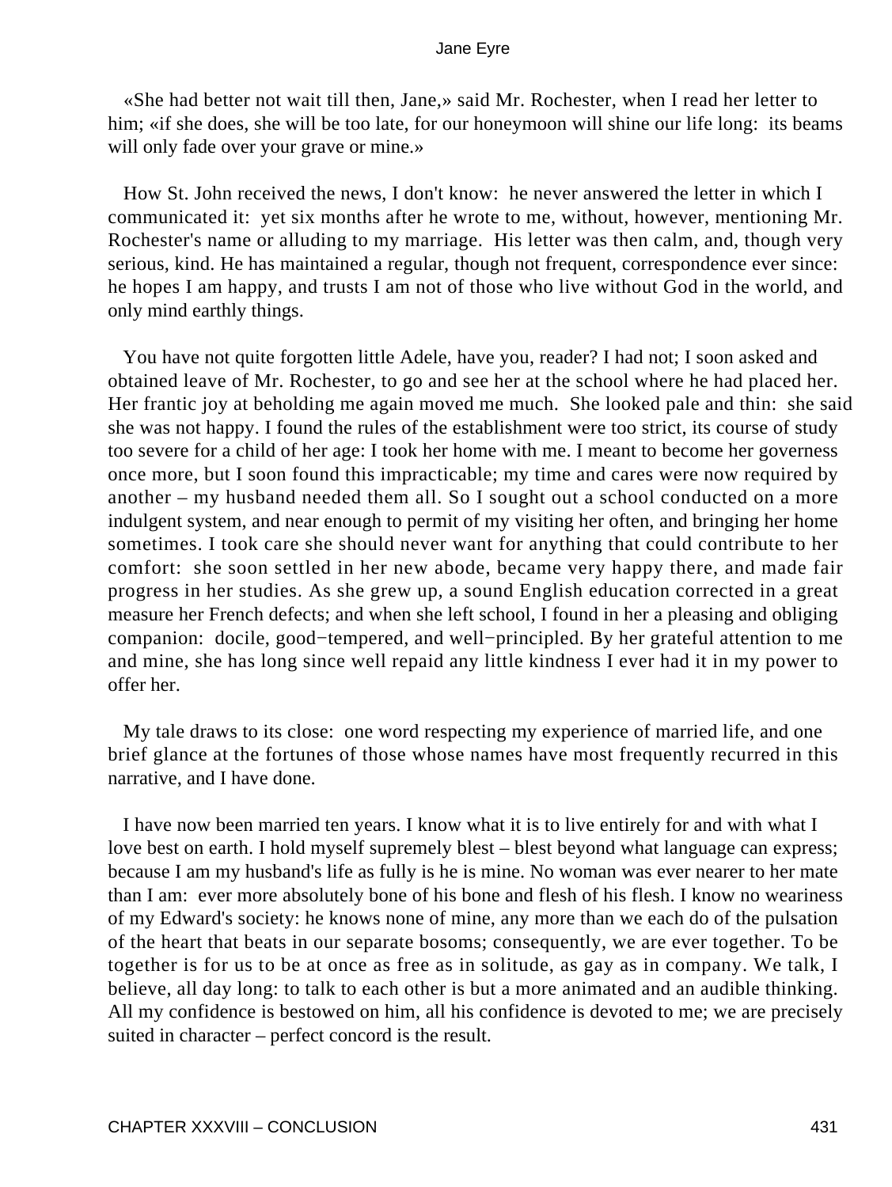«She had better not wait till then, Jane,» said Mr. Rochester, when I read her letter to him; «if she does, she will be too late, for our honeymoon will shine our life long: its beams will only fade over your grave or mine.»

How St. John received the news, I don't know: he never answered the letter in which I communicated it: yet six months after he wrote to me, without, however, mentioning Mr. Rochester's name or alluding to my marriage. His letter was then calm, and, though very serious, kind. He has maintained a regular, though not frequent, correspondence ever since: he hopes I am happy, and trusts I am not of those who live without God in the world, and only mind earthly things.

You have not quite forgotten little Adele, have you, reader? I had not; I soon asked and obtained leave of Mr. Rochester, to go and see her at the school where he had placed her. Her frantic joy at beholding me again moved me much. She looked pale and thin: she said she was not happy. I found the rules of the establishment were too strict, its course of study too severe for a child of her age: I took her home with me. I meant to become her governess once more, but I soon found this impracticable; my time and cares were now required by another – my husband needed them all. So I sought out a school conducted on a more indulgent system, and near enough to permit of my visiting her often, and bringing her home sometimes. I took care she should never want for anything that could contribute to her comfort: she soon settled in her new abode, became very happy there, and made fair progress in her studies. As she grew up, a sound English education corrected in a great measure her French defects; and when she left school, I found in her a pleasing and obliging companion: docile, good−tempered, and well−principled. By her grateful attention to me and mine, she has long since well repaid any little kindness I ever had it in my power to offer her.

My tale draws to its close: one word respecting my experience of married life, and one brief glance at the fortunes of those whose names have most frequently recurred in this narrative, and I have done.

I have now been married ten years. I know what it is to live entirely for and with what I love best on earth. I hold myself supremely blest – blest beyond what language can express; because I am my husband's life as fully is he is mine. No woman was ever nearer to her mate than I am: ever more absolutely bone of his bone and flesh of his flesh. I know no weariness of my Edward's society: he knows none of mine, any more than we each do of the pulsation of the heart that beats in our separate bosoms; consequently, we are ever together. To be together is for us to be at once as free as in solitude, as gay as in company. We talk, I believe, all day long: to talk to each other is but a more animated and an audible thinking. All my confidence is bestowed on him, all his confidence is devoted to me; we are precisely suited in character – perfect concord is the result.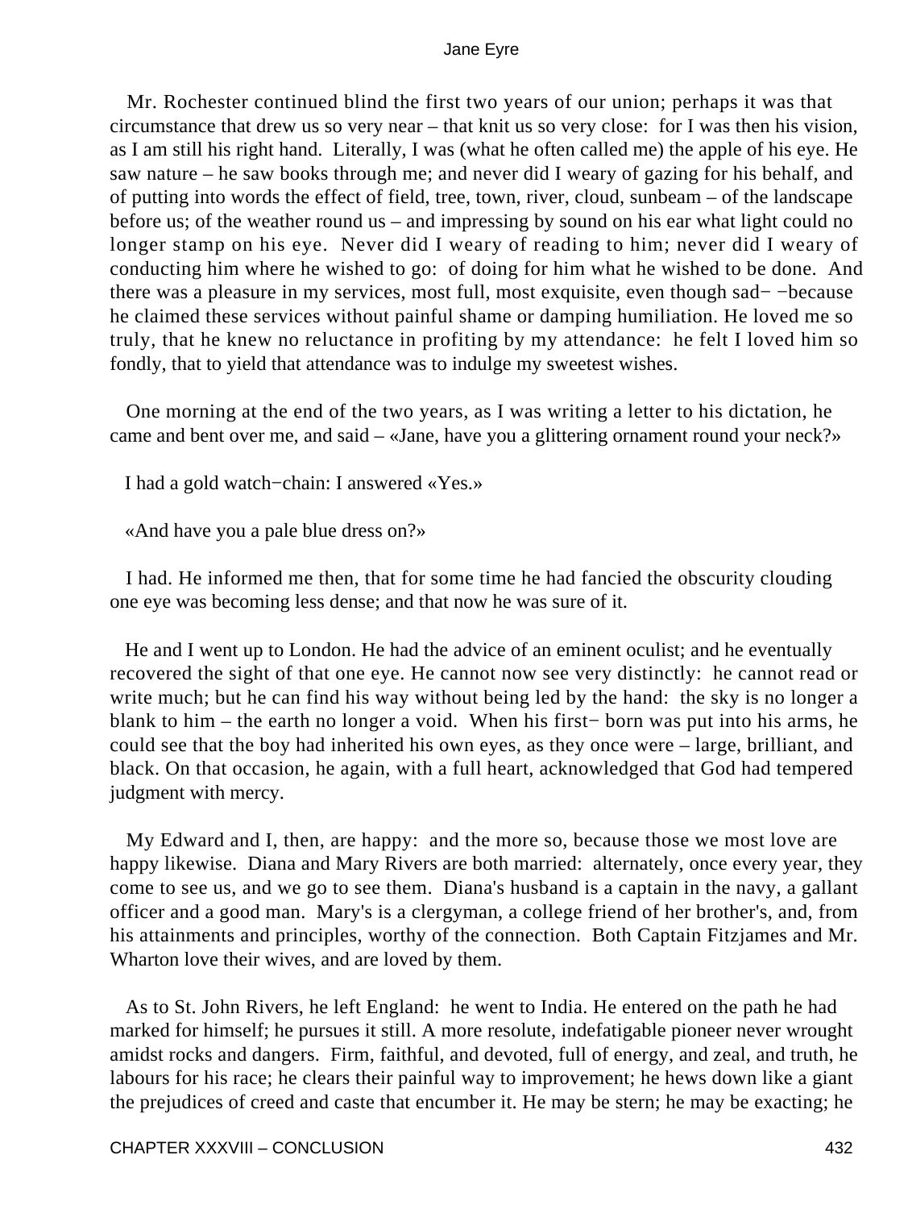Mr. Rochester continued blind the first two years of our union; perhaps it was that circumstance that drew us so very near – that knit us so very close: for I was then his vision, as I am still his right hand. Literally, I was (what he often called me) the apple of his eye. He saw nature – he saw books through me; and never did I weary of gazing for his behalf, and of putting into words the effect of field, tree, town, river, cloud, sunbeam – of the landscape before us; of the weather round us – and impressing by sound on his ear what light could no longer stamp on his eye. Never did I weary of reading to him; never did I weary of conducting him where he wished to go: of doing for him what he wished to be done. And there was a pleasure in my services, most full, most exquisite, even though sad− −because he claimed these services without painful shame or damping humiliation. He loved me so truly, that he knew no reluctance in profiting by my attendance: he felt I loved him so fondly, that to yield that attendance was to indulge my sweetest wishes.

One morning at the end of the two years, as I was writing a letter to his dictation, he came and bent over me, and said – «Jane, have you a glittering ornament round your neck?»

I had a gold watch−chain: I answered «Yes.»

«And have you a pale blue dress on?»

I had. He informed me then, that for some time he had fancied the obscurity clouding one eye was becoming less dense; and that now he was sure of it.

He and I went up to London. He had the advice of an eminent oculist; and he eventually recovered the sight of that one eye. He cannot now see very distinctly: he cannot read or write much; but he can find his way without being led by the hand: the sky is no longer a blank to him – the earth no longer a void. When his first− born was put into his arms, he could see that the boy had inherited his own eyes, as they once were – large, brilliant, and black. On that occasion, he again, with a full heart, acknowledged that God had tempered judgment with mercy.

My Edward and I, then, are happy: and the more so, because those we most love are happy likewise. Diana and Mary Rivers are both married: alternately, once every year, they come to see us, and we go to see them. Diana's husband is a captain in the navy, a gallant officer and a good man. Mary's is a clergyman, a college friend of her brother's, and, from his attainments and principles, worthy of the connection. Both Captain Fitzjames and Mr. Wharton love their wives, and are loved by them.

As to St. John Rivers, he left England: he went to India. He entered on the path he had marked for himself; he pursues it still. A more resolute, indefatigable pioneer never wrought amidst rocks and dangers. Firm, faithful, and devoted, full of energy, and zeal, and truth, he labours for his race; he clears their painful way to improvement; he hews down like a giant the prejudices of creed and caste that encumber it. He may be stern; he may be exacting; he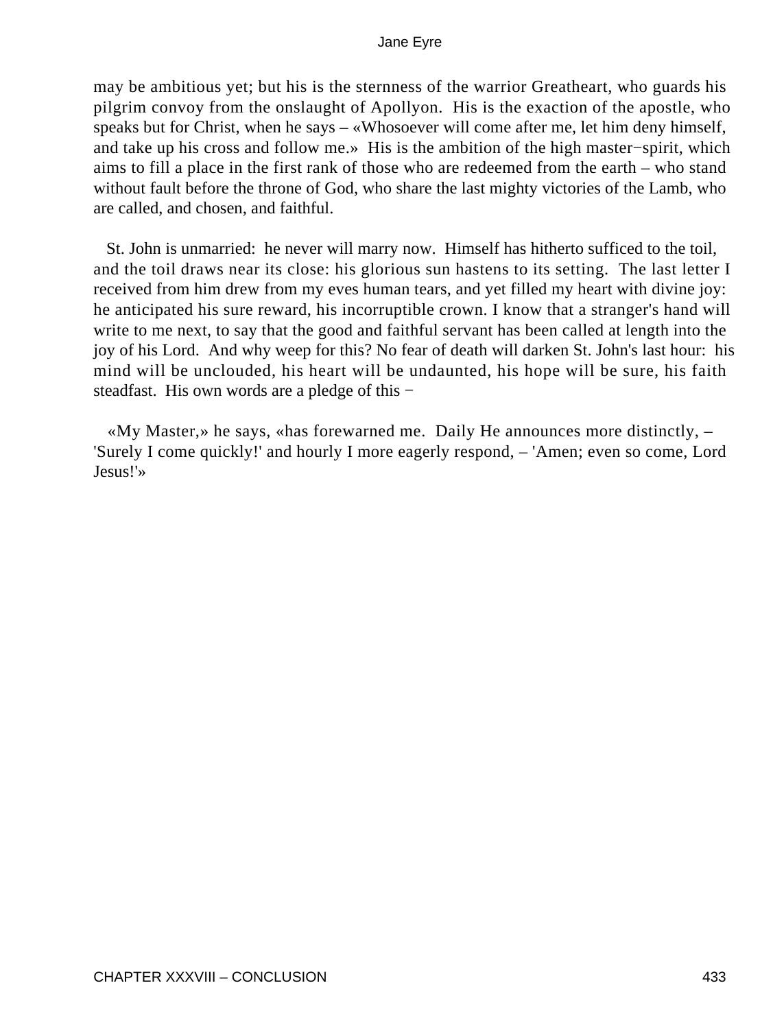may be ambitious yet; but his is the sternness of the warrior Greatheart, who guards his pilgrim convoy from the onslaught of Apollyon. His is the exaction of the apostle, who speaks but for Christ, when he says – «Whosoever will come after me, let him deny himself, and take up his cross and follow me.» His is the ambition of the high master−spirit, which aims to fill a place in the first rank of those who are redeemed from the earth – who stand without fault before the throne of God, who share the last mighty victories of the Lamb, who are called, and chosen, and faithful.

St. John is unmarried: he never will marry now. Himself has hitherto sufficed to the toil, and the toil draws near its close: his glorious sun hastens to its setting. The last letter I received from him drew from my eves human tears, and yet filled my heart with divine joy: he anticipated his sure reward, his incorruptible crown. I know that a stranger's hand will write to me next, to say that the good and faithful servant has been called at length into the joy of his Lord. And why weep for this? No fear of death will darken St. John's last hour: his mind will be unclouded, his heart will be undaunted, his hope will be sure, his faith steadfast. His own words are a pledge of this −

«My Master,» he says, «has forewarned me. Daily He announces more distinctly, – 'Surely I come quickly!' and hourly I more eagerly respond, – 'Amen; even so come, Lord Jesus!'»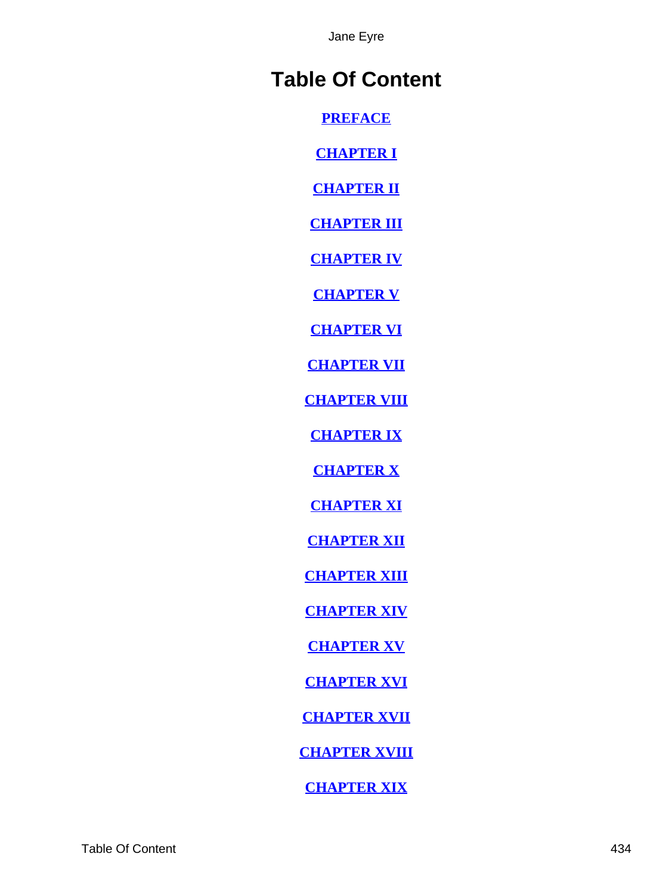# Table Of Content

**PREFACE**

**CHAPTER I**

**CHAPTER II**

**CHAPTER III**

**CHAPTER IV**

**CHAPTER V**

**CHAPTER VI**

**CHAPTER VII**

**CHAPTER VIII**

**CHAPTER IX**

**CHAPTER X**

**CHAPTER XI**

**CHAPTER XII**

**CHAPTER XIII**

**CHAPTER XIV**

**CHAPTER XV**

**CHAPTER XVI**

**CHAPTER XVII**

**CHAPTER XVIII**

**CHAPTER XIX**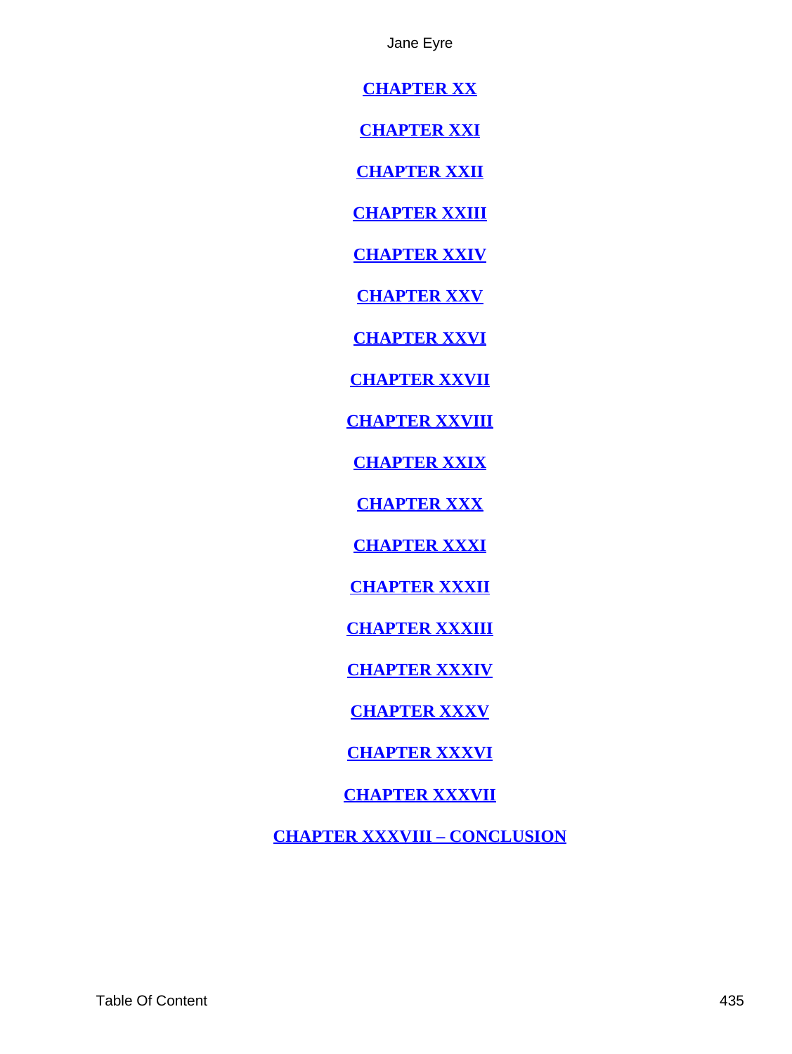**CHAPTER XX**

**CHAPTER XXI**

**CHAPTER XXII**

**CHAPTER XXIII**

**CHAPTER XXIV**

**CHAPTER XXV**

**CHAPTER XXVI**

**CHAPTER XXVII**

**CHAPTER XXVIII**

**CHAPTER XXIX**

**CHAPTER XXX**

**CHAPTER XXXI**

**CHAPTER XXXII**

**CHAPTER XXXIII**

**CHAPTER XXXIV**

**CHAPTER XXXV**

**CHAPTER XXXVI**

**CHAPTER XXXVII**

**CHAPTER XXXVIII – CONCLUSION**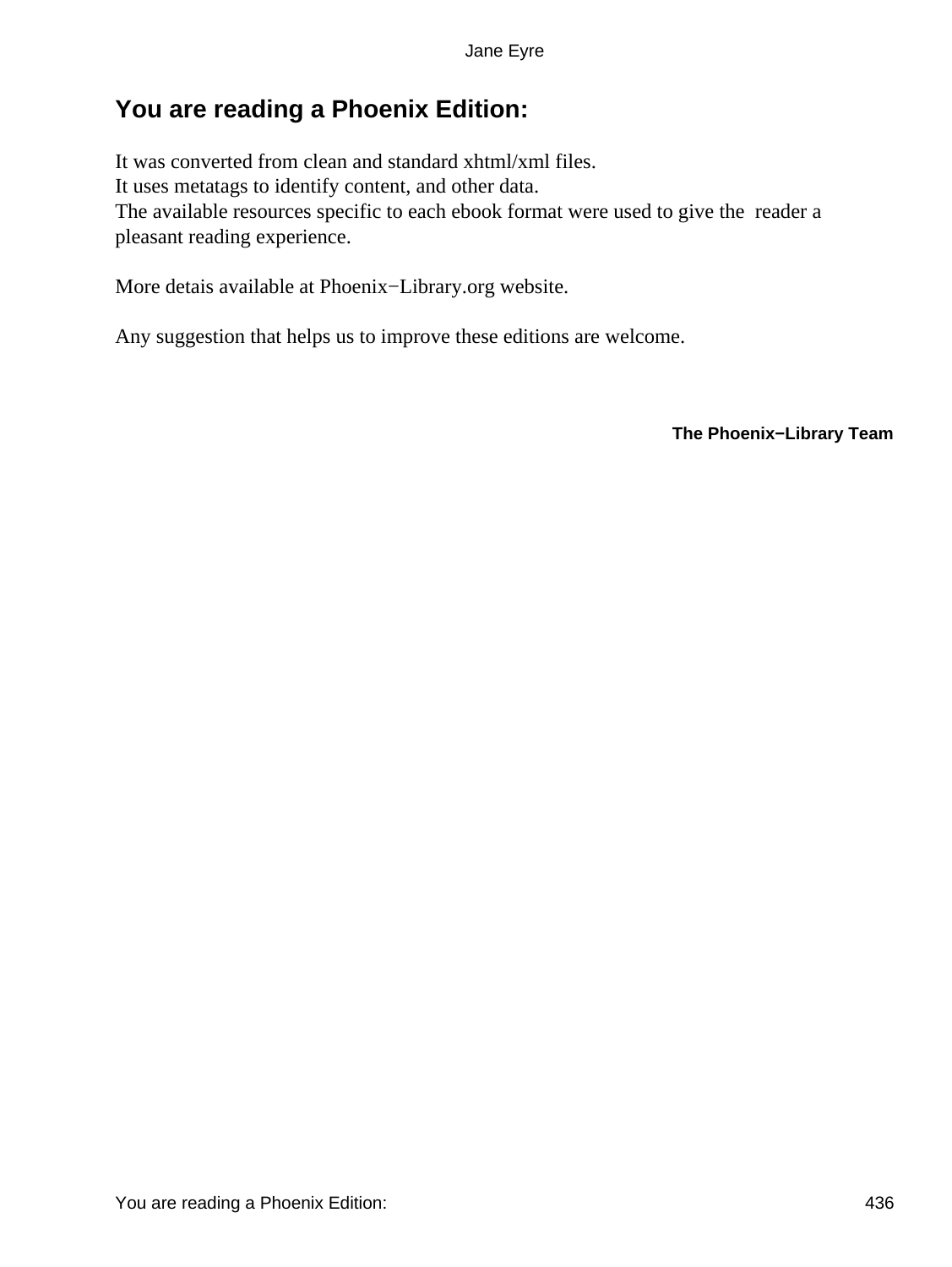## You are reading a Phoenix Edition:

It was converted from clean and standard xhtml/xml files.
It uses metatags to identify content, and other data.
The available resources specific to each ebook format were used to give the reader a pleasant reading experience.

More detais available at Phoenix−Library.org website.

Any suggestion that helps us to improve these editions are welcome.

**The Phoenix−Library Team**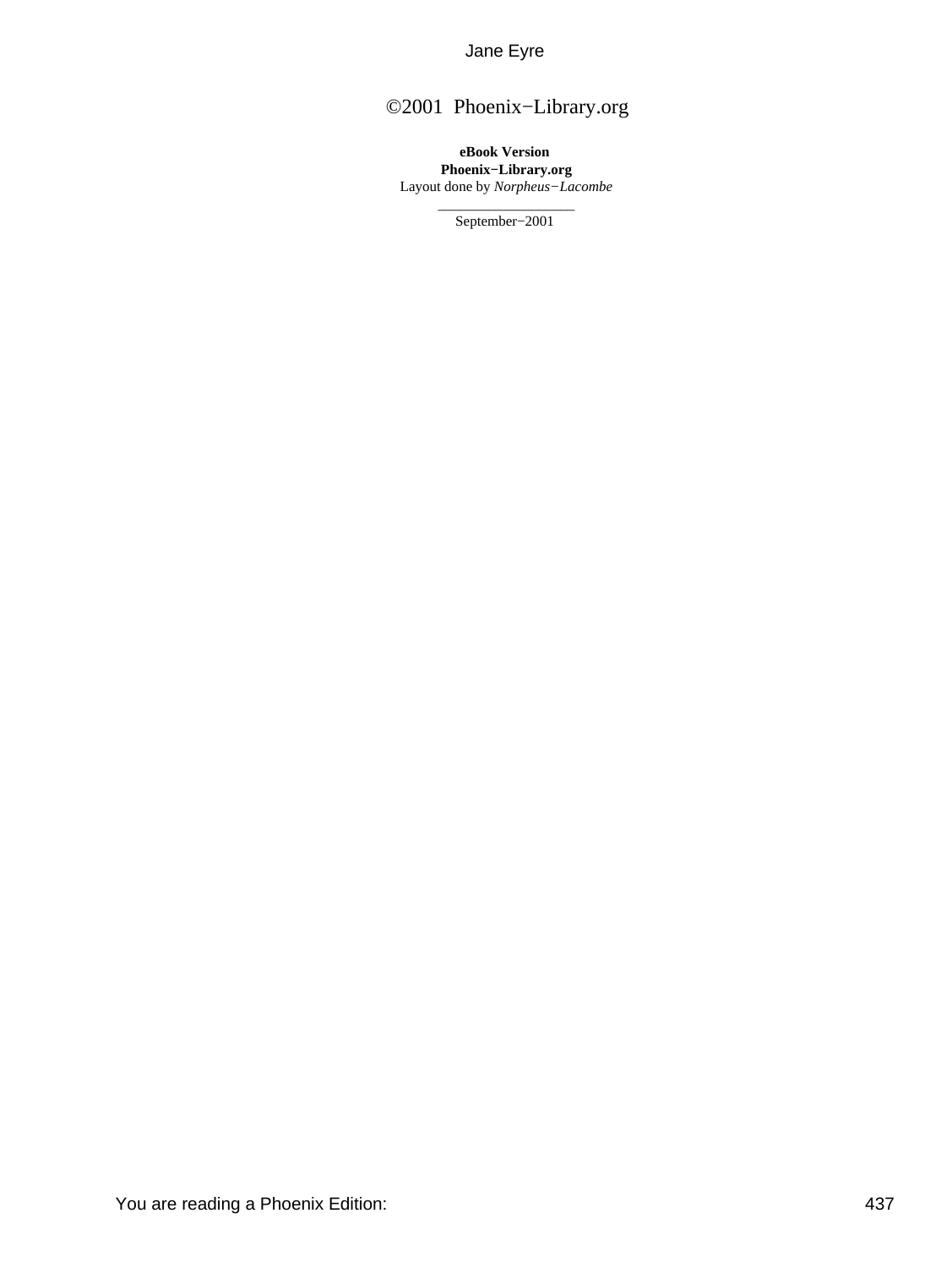©2001 Phoenix−Library.org

**eBook Version**
**Phoenix−Library.org**
Layout done by *Norpheus−Lacombe*

\_\_\_\_\_\_\_\_\_\_\_\_\_\_\_\_\_\_\_\_
September−2001